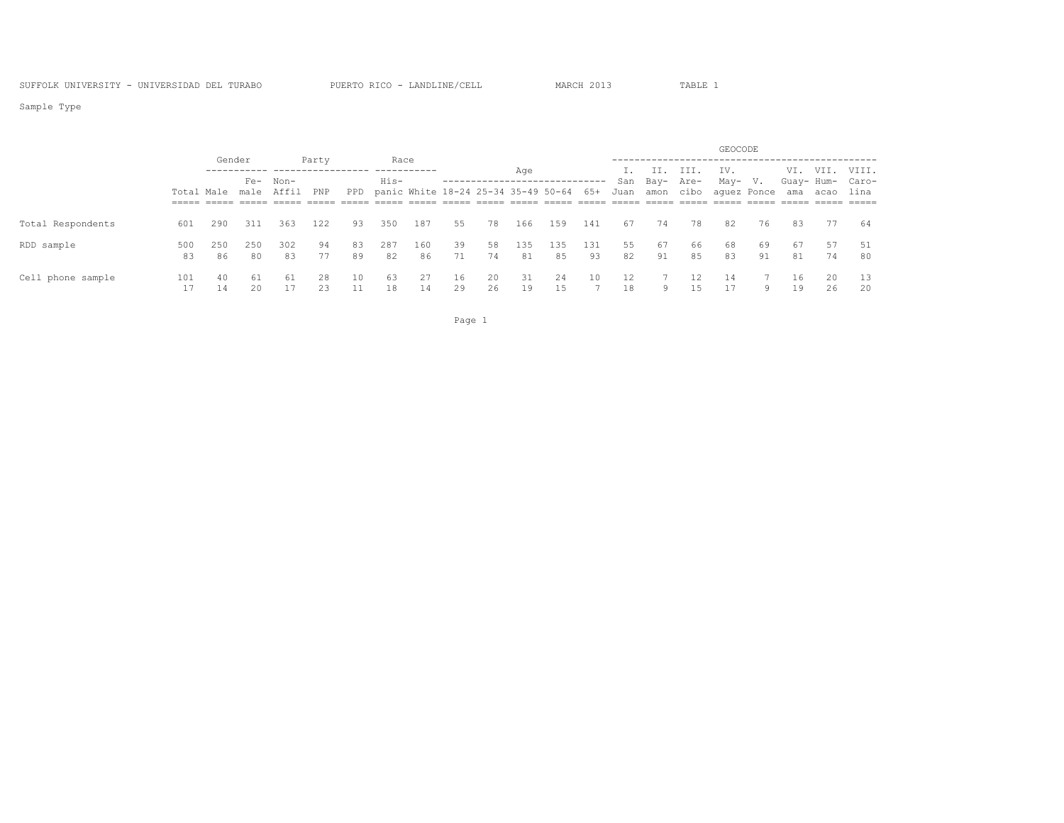SUFFOLK UNIVERSITY - UNIVERSIDAD DEL TURABO PUERTO RICO - LANDLINE/CELL MARCH 2013 TABLE 1

Sample Type

| | | Gender | | Party | | | Race | | Age | | | | | GEOCODE | | | | | | | |
|---|---|---|---|---|---|---|---|---|---|---|---|---|---|---|---|---|---|---|---|---|---|
| | Total | Male | Fe-male | Non-Affil | PNP | PPD | His-panic | White | 18-24 | 25-34 | 35-49 | 50-64 | 65+ | I. San Juan | II. Bay-amon | III. Are-cibo | IV. May-aguez | V. Ponce | VI. Guay-ama | VII. Hum-acao | VIII. Caro-lina |
| Total Respondents | 601 | 290 | 311 | 363 | 122 | 93 | 350 | 187 | 55 | 78 | 166 | 159 | 141 | 67 | 74 | 78 | 82 | 76 | 83 | 77 | 64 |
| RDD sample | 500 | 250 | 250 | 302 | 94 | 83 | 287 | 160 | 39 | 58 | 135 | 135 | 131 | 55 | 67 | 66 | 68 | 69 | 67 | 57 | 51 |
| | 83 | 86 | 80 | 83 | 77 | 89 | 82 | 86 | 71 | 74 | 81 | 85 | 93 | 82 | 91 | 85 | 83 | 91 | 81 | 74 | 80 |
| Cell phone sample | 101 | 40 | 61 | 61 | 28 | 10 | 63 | 27 | 16 | 20 | 31 | 24 | 10 | 12 | 7 | 12 | 14 | 7 | 16 | 20 | 13 |
| | 17 | 14 | 20 | 17 | 23 | 11 | 18 | 14 | 29 | 26 | 19 | 15 | 7 | 18 | 9 | 15 | 17 | 9 | 19 | 26 | 20 |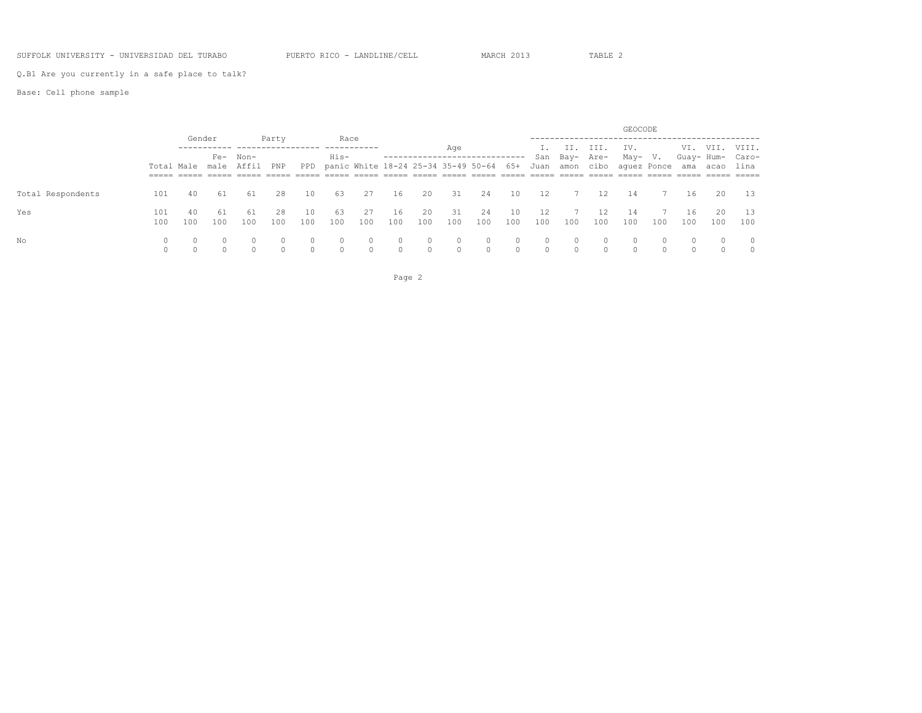Q.B1 Are you currently in a safe place to talk?

Base: Cell phone sample

| | | Gender | | Party | | | Race | | Age | | | | | GEOCODE | | | | | | | |
|---|---|---|---|---|---|---|---|---|---|---|---|---|---|---|---|---|---|---|---|---|---|
| | Total | Male | Fe-male | Non-Affil | PNP | PPD | His-panic | White | 18-24 | 25-34 | 35-49 | 50-64 | 65+ | I. San Juan | II. Bay-amon | III. Are-cibo | IV. May-aguez | V. Ponce | VI. Guay-ama | VII. Hum-acao | VIII. Caro-lina |
| Total Respondents | 101 | 40 | 61 | 61 | 28 | 10 | 63 | 27 | 16 | 20 | 31 | 24 | 10 | 12 | 7 | 12 | 14 | 7 | 16 | 20 | 13 |
| Yes | 101 | 40 | 61 | 61 | 28 | 10 | 63 | 27 | 16 | 20 | 31 | 24 | 10 | 12 | 7 | 12 | 14 | 7 | 16 | 20 | 13 |
| | 100 | 100 | 100 | 100 | 100 | 100 | 100 | 100 | 100 | 100 | 100 | 100 | 100 | 100 | 100 | 100 | 100 | 100 | 100 | 100 | 100 |
| No | 0 | 0 | 0 | 0 | 0 | 0 | 0 | 0 | 0 | 0 | 0 | 0 | 0 | 0 | 0 | 0 | 0 | 0 | 0 | 0 | 0 |
| | 0 | 0 | 0 | 0 | 0 | 0 | 0 | 0 | 0 | 0 | 0 | 0 | 0 | 0 | 0 | 0 | 0 | 0 | 0 | 0 | 0 |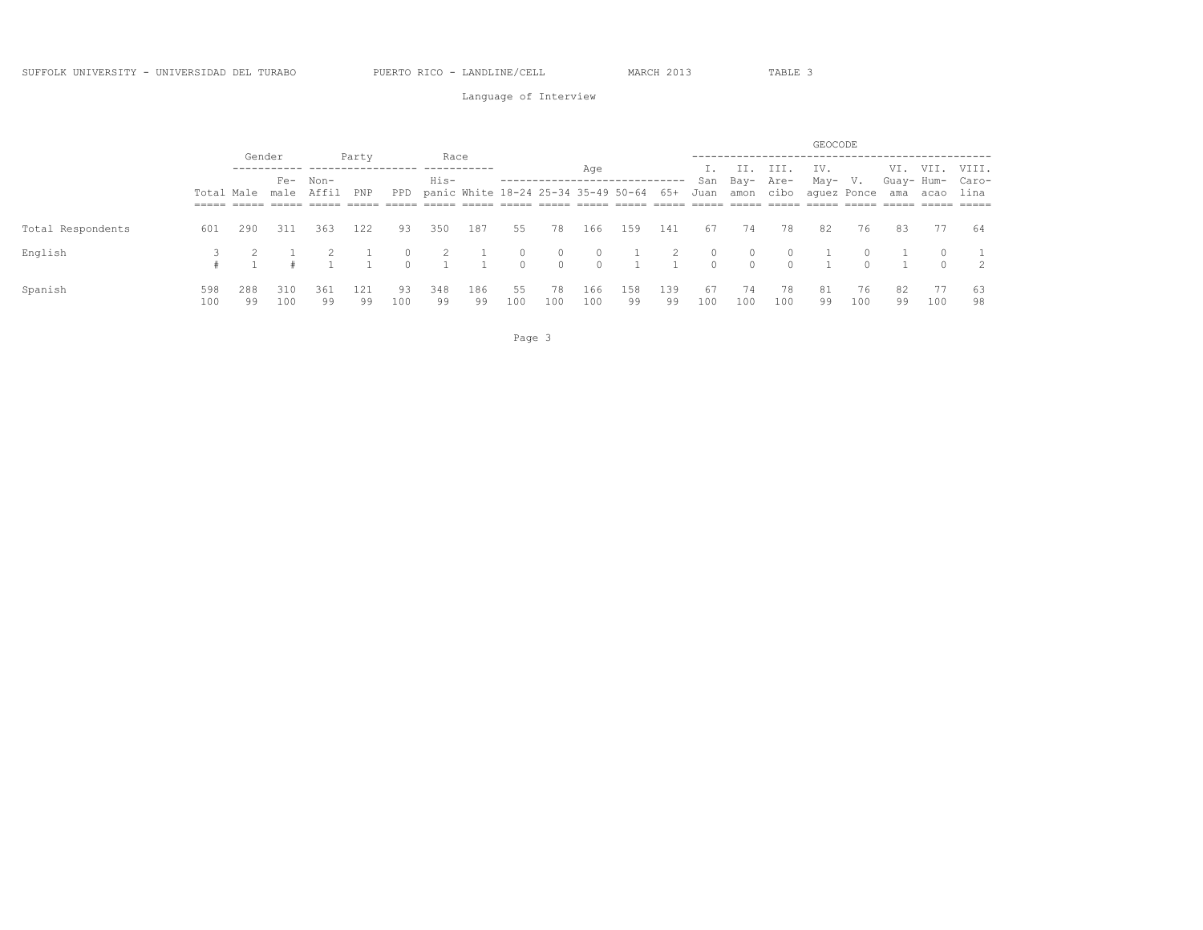SUFFOLK UNIVERSITY - UNIVERSIDAD DEL TURABO PUERTO RICO - LANDLINE/CELL MARCH 2013 TABLE 3

## Language of Interview

| | | Gender | | Party | | | Race | | Age | | | | | GEOCODE | | | | | | | |
|---|---|---|---|---|---|---|---|---|---|---|---|---|---|---|---|---|---|---|---|---|---|
| | Total | Male | Female | Non-Affil | PNP | PPD | Hispanic | White | 18-24 | 25-34 | 35-49 | 50-64 | 65+ | I. San Juan | II. Bayamon | III. Arecibo | IV. Mayaguez | V. Ponce | VI. Guayama | VII. Humacao | VIII. Carolina |
| Total Respondents | 601 | 290 | 311 | 363 | 122 | 93 | 350 | 187 | 55 | 78 | 166 | 159 | 141 | 67 | 74 | 78 | 82 | 76 | 83 | 77 | 64 |
| English | 3 | 2 | 1 | 2 | 1 | 0 | 2 | 1 | 0 | 0 | 0 | 1 | 2 | 0 | 0 | 0 | 1 | 0 | 1 | 0 | 1 |
| | # | 1 | # | 1 | 1 | 0 | 1 | 1 | 0 | 0 | 0 | 1 | 1 | 0 | 0 | 0 | 1 | 0 | 1 | 0 | 2 |
| Spanish | 598 | 288 | 310 | 361 | 121 | 93 | 348 | 186 | 55 | 78 | 166 | 158 | 139 | 67 | 74 | 78 | 81 | 76 | 82 | 77 | 63 |
| | 100 | 99 | 100 | 99 | 99 | 100 | 99 | 99 | 100 | 100 | 100 | 99 | 99 | 100 | 100 | 100 | 99 | 100 | 99 | 100 | 98 |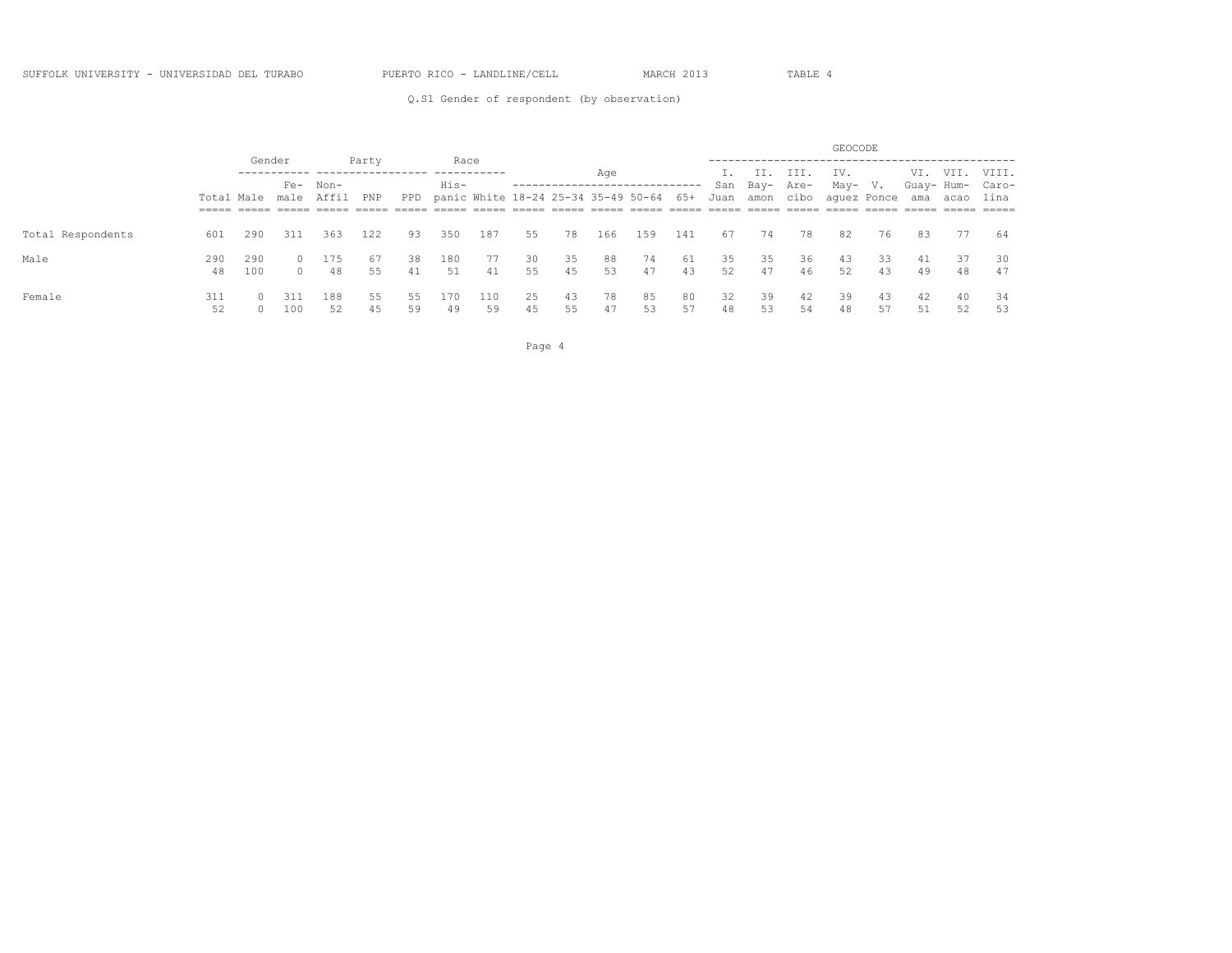SUFFOLK UNIVERSITY - UNIVERSIDAD DEL TURABO PUERTO RICO - LANDLINE/CELL MARCH 2013 TABLE 4

Q.S1 Gender of respondent (by observation)

| | | Gender | | Party | | | Race | | Age | | | | | GEOCODE | | | | | | | |
|---|---|---|---|---|---|---|---|---|---|---|---|---|---|---|---|---|---|---|---|---|---|
| | Total | Male | Fe- male | Non- Affil | PNP | PPD | His- panic | White | 18-24 | 25-34 | 35-49 | 50-64 | 65+ | I. San Juan | II. Bay- amon | III. Are- cibo | IV. May- aguez | V. Ponce | VI. Guay- ama | VII. Hum- acao | VIII. Caro- lina |
| Total Respondents | 601 | 290 | 311 | 363 | 122 | 93 | 350 | 187 | 55 | 78 | 166 | 159 | 141 | 67 | 74 | 78 | 82 | 76 | 83 | 77 | 64 |
| Male | 290 | 290 | 0 | 175 | 67 | 38 | 180 | 77 | 30 | 35 | 88 | 74 | 61 | 35 | 35 | 36 | 43 | 33 | 41 | 37 | 30 |
| | 48 | 100 | 0 | 48 | 55 | 41 | 51 | 41 | 55 | 45 | 53 | 47 | 43 | 52 | 47 | 46 | 52 | 43 | 49 | 48 | 47 |
| Female | 311 | 0 | 311 | 188 | 55 | 55 | 170 | 110 | 25 | 43 | 78 | 85 | 80 | 32 | 39 | 42 | 39 | 43 | 42 | 40 | 34 |
| | 52 | 0 | 100 | 52 | 45 | 59 | 49 | 59 | 45 | 55 | 47 | 53 | 57 | 48 | 53 | 54 | 48 | 57 | 51 | 52 | 53 |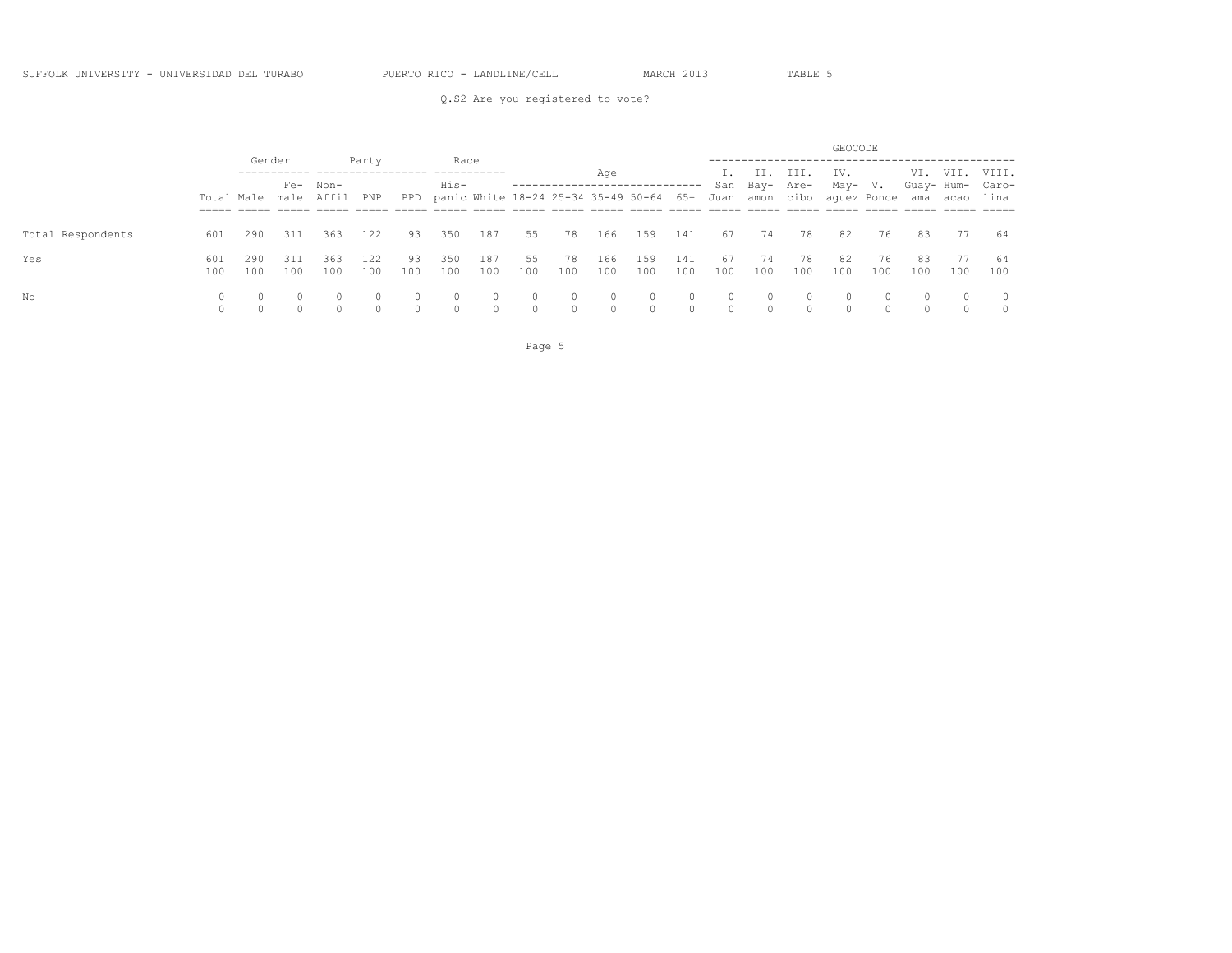SUFFOLK UNIVERSITY - UNIVERSIDAD DEL TURABO    PUERTO RICO - LANDLINE/CELL    MARCH 2013    TABLE 5

Q.S2 Are you registered to vote?

| | | Gender | | Party | | | Race | | Age | | | | | GEOCODE | | | | | | | |
|---|---|---|---|---|---|---|---|---|---|---|---|---|---|---|---|---|---|---|---|---|---|
| | Total | Male | Female | Non-Affil | PNP | PPD | Hispanic | White | 18-24 | 25-34 | 35-49 | 50-64 | 65+ | I. San Juan | II. Bayamon | III. Arecibo | IV. Mayaguez | V. Ponce | VI. Guayama | VII. Humacao | VIII. Carolina |
| Total Respondents | 601 | 290 | 311 | 363 | 122 | 93 | 350 | 187 | 55 | 78 | 166 | 159 | 141 | 67 | 74 | 78 | 82 | 76 | 83 | 77 | 64 |
| Yes | 601 | 290 | 311 | 363 | 122 | 93 | 350 | 187 | 55 | 78 | 166 | 159 | 141 | 67 | 74 | 78 | 82 | 76 | 83 | 77 | 64 |
| | 100 | 100 | 100 | 100 | 100 | 100 | 100 | 100 | 100 | 100 | 100 | 100 | 100 | 100 | 100 | 100 | 100 | 100 | 100 | 100 | 100 |
| No | 0 | 0 | 0 | 0 | 0 | 0 | 0 | 0 | 0 | 0 | 0 | 0 | 0 | 0 | 0 | 0 | 0 | 0 | 0 | 0 | 0 |
| | 0 | 0 | 0 | 0 | 0 | 0 | 0 | 0 | 0 | 0 | 0 | 0 | 0 | 0 | 0 | 0 | 0 | 0 | 0 | 0 | 0 |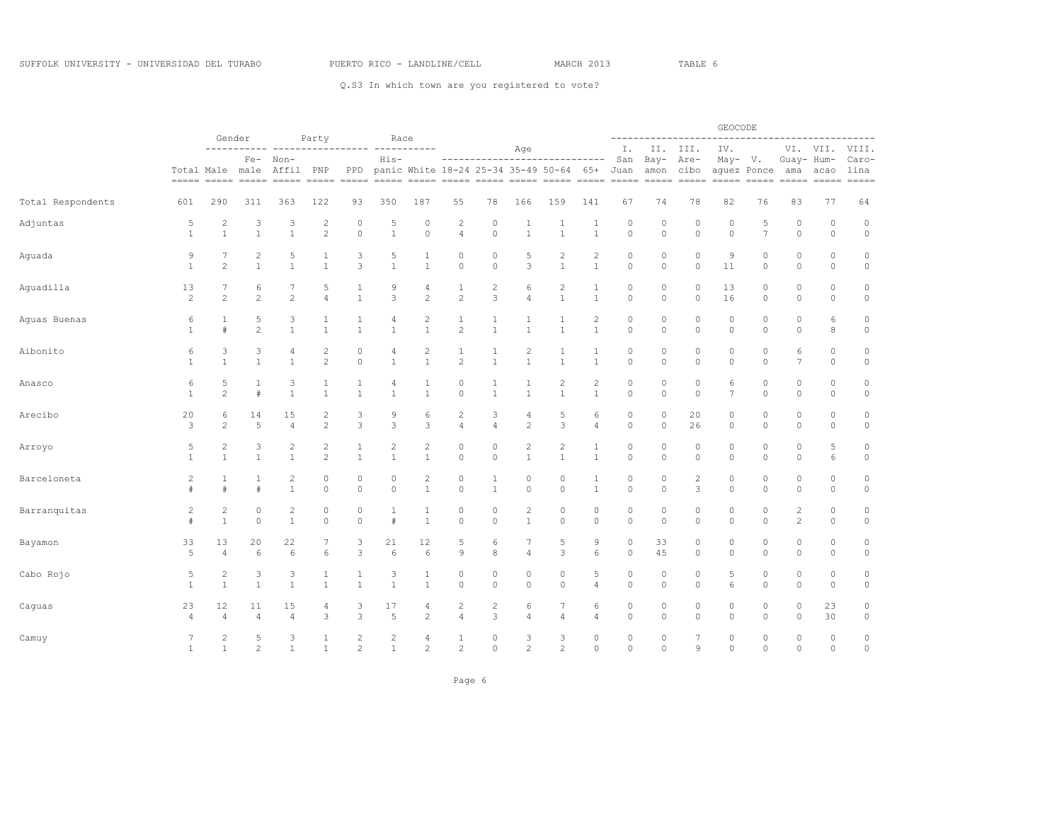Q.S3 In which town are you registered to vote?

| | | Gender | | Party | | | Race | | Age | | | | | GEOCODE | | | | | | | |
|---|---|---|---|---|---|---|---|---|---|---|---|---|---|---|---|---|---|---|---|---|---|
| | Total | Male | Female | Non-Affil | PNP | PPD | Hispanic | White | 18-24 | 25-34 | 35-49 | 50-64 | 65+ | I. San Juan | II. Bayamon | III. Arecibo | IV. Mayaguez | V. Ponce | VI. Guayama | VII. Humacao | VIII. Carolina |
| Total Respondents | 601 | 290 | 311 | 363 | 122 | 93 | 350 | 187 | 55 | 78 | 166 | 159 | 141 | 67 | 74 | 78 | 82 | 76 | 83 | 77 | 64 |
| Adjuntas | 5 | 2 | 3 | 3 | 2 | 0 | 5 | 0 | 2 | 0 | 1 | 1 | 1 | 0 | 0 | 0 | 0 | 5 | 0 | 0 | 0 |
| | 1 | 1 | 1 | 1 | 2 | 0 | 1 | 0 | 4 | 0 | 1 | 1 | 1 | 0 | 0 | 0 | 0 | 7 | 0 | 0 | 0 |
| Aguada | 9 | 7 | 2 | 5 | 1 | 3 | 5 | 1 | 0 | 0 | 5 | 2 | 2 | 0 | 0 | 0 | 9 | 0 | 0 | 0 | 0 |
| | 1 | 2 | 1 | 1 | 1 | 3 | 1 | 1 | 0 | 0 | 3 | 1 | 1 | 0 | 0 | 0 | 11 | 0 | 0 | 0 | 0 |
| Aguadilla | 13 | 7 | 6 | 7 | 5 | 1 | 9 | 4 | 1 | 2 | 6 | 2 | 1 | 0 | 0 | 0 | 13 | 0 | 0 | 0 | 0 |
| | 2 | 2 | 2 | 2 | 4 | 1 | 3 | 2 | 2 | 3 | 4 | 1 | 1 | 0 | 0 | 0 | 16 | 0 | 0 | 0 | 0 |
| Aguas Buenas | 6 | 1 | 5 | 3 | 1 | 1 | 4 | 2 | 1 | 1 | 1 | 1 | 2 | 0 | 0 | 0 | 0 | 0 | 0 | 6 | 0 |
| | 1 | # | 2 | 1 | 1 | 1 | 1 | 1 | 2 | 1 | 1 | 1 | 1 | 0 | 0 | 0 | 0 | 0 | 0 | 8 | 0 |
| Aibonito | 6 | 3 | 3 | 4 | 2 | 0 | 4 | 2 | 1 | 1 | 2 | 1 | 1 | 0 | 0 | 0 | 0 | 0 | 6 | 0 | 0 |
| | 1 | 1 | 1 | 1 | 2 | 0 | 1 | 1 | 2 | 1 | 1 | 1 | 1 | 0 | 0 | 0 | 0 | 0 | 7 | 0 | 0 |
| Anasco | 6 | 5 | 1 | 3 | 1 | 1 | 4 | 1 | 0 | 1 | 1 | 2 | 2 | 0 | 0 | 0 | 6 | 0 | 0 | 0 | 0 |
| | 1 | 2 | # | 1 | 1 | 1 | 1 | 1 | 0 | 1 | 1 | 1 | 1 | 0 | 0 | 0 | 7 | 0 | 0 | 0 | 0 |
| Arecibo | 20 | 6 | 14 | 15 | 2 | 3 | 9 | 6 | 2 | 3 | 4 | 5 | 6 | 0 | 0 | 20 | 0 | 0 | 0 | 0 | 0 |
| | 3 | 2 | 5 | 4 | 2 | 3 | 3 | 3 | 4 | 4 | 2 | 3 | 4 | 0 | 0 | 26 | 0 | 0 | 0 | 0 | 0 |
| Arroyo | 5 | 2 | 3 | 2 | 2 | 1 | 2 | 2 | 0 | 0 | 2 | 2 | 1 | 0 | 0 | 0 | 0 | 0 | 0 | 5 | 0 |
| | 1 | 1 | 1 | 1 | 2 | 1 | 1 | 1 | 0 | 0 | 1 | 1 | 1 | 0 | 0 | 0 | 0 | 0 | 0 | 6 | 0 |
| Barceloneta | 2 | 1 | 1 | 2 | 0 | 0 | 0 | 2 | 0 | 1 | 0 | 0 | 1 | 0 | 0 | 2 | 0 | 0 | 0 | 0 | 0 |
| | # | # | # | 1 | 0 | 0 | 0 | 1 | 0 | 1 | 0 | 0 | 1 | 0 | 0 | 3 | 0 | 0 | 0 | 0 | 0 |
| Barranquitas | 2 | 2 | 0 | 2 | 0 | 0 | 1 | 1 | 0 | 0 | 2 | 0 | 0 | 0 | 0 | 0 | 0 | 0 | 2 | 0 | 0 |
| | # | 1 | 0 | 1 | 0 | 0 | # | 1 | 0 | 0 | 1 | 0 | 0 | 0 | 0 | 0 | 0 | 0 | 2 | 0 | 0 |
| Bayamon | 33 | 13 | 20 | 22 | 7 | 3 | 21 | 12 | 5 | 6 | 7 | 5 | 9 | 0 | 33 | 0 | 0 | 0 | 0 | 0 | 0 |
| | 5 | 4 | 6 | 6 | 6 | 3 | 6 | 6 | 9 | 8 | 4 | 3 | 6 | 0 | 45 | 0 | 0 | 0 | 0 | 0 | 0 |
| Cabo Rojo | 5 | 2 | 3 | 3 | 1 | 1 | 3 | 1 | 0 | 0 | 0 | 0 | 5 | 0 | 0 | 0 | 5 | 0 | 0 | 0 | 0 |
| | 1 | 1 | 1 | 1 | 1 | 1 | 1 | 1 | 0 | 0 | 0 | 0 | 4 | 0 | 0 | 0 | 6 | 0 | 0 | 0 | 0 |
| Caguas | 23 | 12 | 11 | 15 | 4 | 3 | 17 | 4 | 2 | 2 | 6 | 7 | 6 | 0 | 0 | 0 | 0 | 0 | 0 | 23 | 0 |
| | 4 | 4 | 4 | 4 | 3 | 3 | 5 | 2 | 4 | 3 | 4 | 4 | 4 | 0 | 0 | 0 | 0 | 0 | 0 | 30 | 0 |
| Camuy | 7 | 2 | 5 | 3 | 1 | 2 | 2 | 4 | 1 | 0 | 3 | 3 | 0 | 0 | 0 | 7 | 0 | 0 | 0 | 0 | 0 |
| | 1 | 1 | 2 | 1 | 1 | 2 | 1 | 2 | 2 | 0 | 2 | 2 | 0 | 0 | 0 | 9 | 0 | 0 | 0 | 0 | 0 |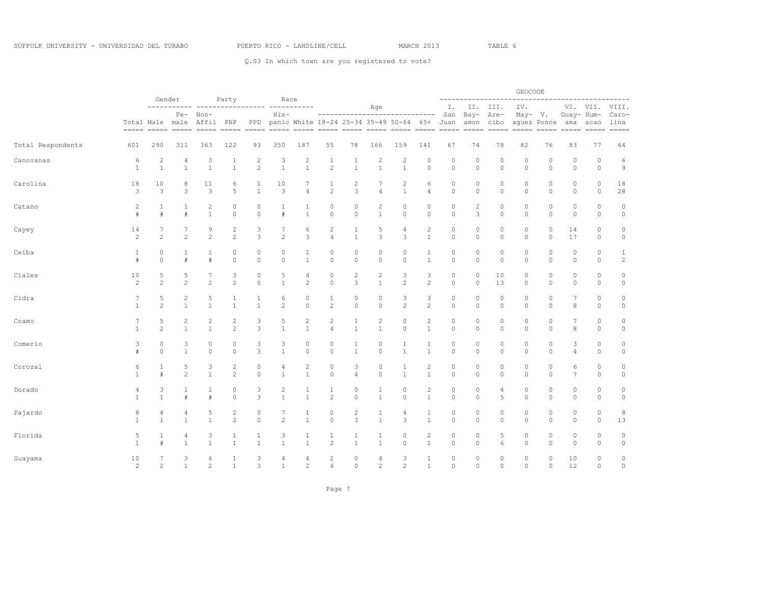Q.S3 In which town are you registered to vote?

| | Total | Gender | | Party | | | Race | | Age | | | | | GEOCODE | | | | | | | |
|---|---|---|---|---|---|---|---|---|---|---|---|---|---|---|---|---|---|---|---|---|---|
| | | Male | Female | Non-Affil | PNP | PPD | Hispanic | White | 18-24 | 25-34 | 35-49 | 50-64 | 65+ | I. San Juan | II. Bayamon | III. Arecibo | IV. Mayaguez | V. Ponce | VI. Guayama | VII. Humacao | VIII. Carolina |
| Total Respondents | 601 | 290 | 311 | 363 | 122 | 93 | 350 | 187 | 55 | 78 | 166 | 159 | 141 | 67 | 74 | 78 | 82 | 76 | 83 | 77 | 64 |
| Canovanas | 6 | 2 | 4 | 3 | 1 | 2 | 3 | 2 | 1 | 1 | 2 | 2 | 0 | 0 | 0 | 0 | 0 | 0 | 0 | 0 | 6 |
| | 1 | 1 | 1 | 1 | 1 | 2 | 1 | 1 | 2 | 1 | 1 | 1 | 0 | 0 | 0 | 0 | 0 | 0 | 0 | 0 | 9 |
| Carolina | 18 | 10 | 8 | 11 | 6 | 1 | 10 | 7 | 1 | 2 | 7 | 2 | 6 | 0 | 0 | 0 | 0 | 0 | 0 | 0 | 18 |
| | 3 | 3 | 3 | 3 | 5 | 1 | 3 | 4 | 2 | 3 | 4 | 1 | 4 | 0 | 0 | 0 | 0 | 0 | 0 | 0 | 28 |
| Catano | 2 | 1 | 1 | 2 | 0 | 0 | 1 | 1 | 0 | 0 | 2 | 0 | 0 | 0 | 2 | 0 | 0 | 0 | 0 | 0 | 0 |
| | # | # | # | 1 | 0 | 0 | # | 1 | 0 | 0 | 1 | 0 | 0 | 0 | 3 | 0 | 0 | 0 | 0 | 0 | 0 |
| Cayey | 14 | 7 | 7 | 9 | 2 | 3 | 7 | 6 | 2 | 1 | 5 | 4 | 2 | 0 | 0 | 0 | 0 | 0 | 14 | 0 | 0 |
| | 2 | 2 | 2 | 2 | 2 | 3 | 2 | 3 | 4 | 1 | 3 | 3 | 1 | 0 | 0 | 0 | 0 | 0 | 17 | 0 | 0 |
| Ceiba | 1 | 0 | 1 | 1 | 0 | 0 | 0 | 1 | 0 | 0 | 0 | 0 | 1 | 0 | 0 | 0 | 0 | 0 | 0 | 0 | 1 |
| | # | 0 | # | # | 0 | 0 | 0 | 1 | 0 | 0 | 0 | 0 | 1 | 0 | 0 | 0 | 0 | 0 | 0 | 0 | 2 |
| Ciales | 10 | 5 | 5 | 7 | 3 | 0 | 5 | 4 | 0 | 2 | 2 | 3 | 3 | 0 | 0 | 10 | 0 | 0 | 0 | 0 | 0 |
| | 2 | 2 | 2 | 2 | 2 | 0 | 1 | 2 | 0 | 3 | 1 | 2 | 2 | 0 | 0 | 13 | 0 | 0 | 0 | 0 | 0 |
| Cidra | 7 | 5 | 2 | 5 | 1 | 1 | 6 | 0 | 1 | 0 | 0 | 3 | 3 | 0 | 0 | 0 | 0 | 0 | 7 | 0 | 0 |
| | 1 | 2 | 1 | 1 | 1 | 1 | 2 | 0 | 2 | 0 | 0 | 2 | 2 | 0 | 0 | 0 | 0 | 0 | 8 | 0 | 0 |
| Coamo | 7 | 5 | 2 | 2 | 2 | 3 | 5 | 2 | 2 | 1 | 2 | 0 | 2 | 0 | 0 | 0 | 0 | 0 | 7 | 0 | 0 |
| | 1 | 2 | 1 | 1 | 2 | 3 | 1 | 1 | 4 | 1 | 1 | 0 | 1 | 0 | 0 | 0 | 0 | 0 | 8 | 0 | 0 |
| Comerio | 3 | 0 | 3 | 0 | 0 | 3 | 3 | 0 | 0 | 1 | 0 | 1 | 1 | 0 | 0 | 0 | 0 | 0 | 3 | 0 | 0 |
| | # | 0 | 1 | 0 | 0 | 3 | 1 | 0 | 0 | 1 | 0 | 1 | 1 | 0 | 0 | 0 | 0 | 0 | 4 | 0 | 0 |
| Corozal | 6 | 1 | 5 | 3 | 2 | 0 | 4 | 2 | 0 | 3 | 0 | 1 | 2 | 0 | 0 | 0 | 0 | 0 | 6 | 0 | 0 |
| | 1 | # | 2 | 1 | 2 | 0 | 1 | 1 | 0 | 4 | 0 | 1 | 1 | 0 | 0 | 0 | 0 | 0 | 7 | 0 | 0 |
| Dorado | 4 | 3 | 1 | 1 | 0 | 3 | 2 | 1 | 1 | 0 | 1 | 0 | 2 | 0 | 0 | 4 | 0 | 0 | 0 | 0 | 0 |
| | 1 | 1 | # | # | 0 | 3 | 1 | 1 | 2 | 0 | 1 | 0 | 1 | 0 | 0 | 5 | 0 | 0 | 0 | 0 | 0 |
| Fajardo | 8 | 4 | 4 | 5 | 2 | 0 | 7 | 1 | 0 | 2 | 1 | 4 | 1 | 0 | 0 | 0 | 0 | 0 | 0 | 0 | 8 |
| | 1 | 1 | 1 | 1 | 2 | 0 | 2 | 1 | 0 | 3 | 1 | 3 | 1 | 0 | 0 | 0 | 0 | 0 | 0 | 0 | 13 |
| Florida | 5 | 1 | 4 | 3 | 1 | 1 | 3 | 1 | 1 | 1 | 1 | 0 | 2 | 0 | 0 | 5 | 0 | 0 | 0 | 0 | 0 |
| | 1 | # | 1 | 1 | 1 | 1 | 1 | 1 | 2 | 1 | 1 | 0 | 1 | 0 | 0 | 6 | 0 | 0 | 0 | 0 | 0 |
| Guayama | 10 | 7 | 3 | 6 | 1 | 3 | 4 | 4 | 2 | 0 | 4 | 3 | 1 | 0 | 0 | 0 | 0 | 0 | 10 | 0 | 0 |
| | 2 | 2 | 1 | 2 | 1 | 3 | 1 | 2 | 4 | 0 | 2 | 2 | 1 | 0 | 0 | 0 | 0 | 0 | 12 | 0 | 0 |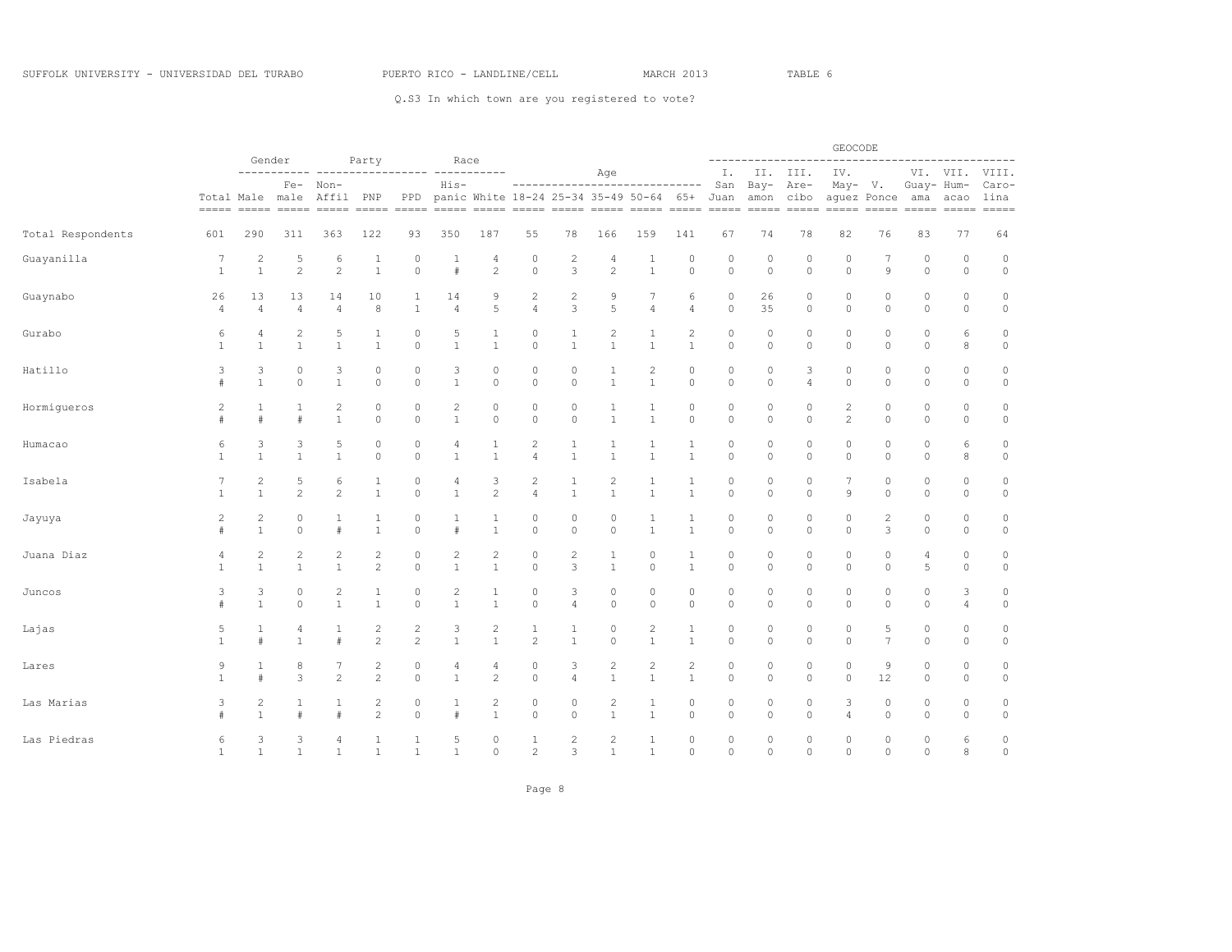SUFFOLK UNIVERSITY - UNIVERSIDAD DEL TURABO PUERTO RICO - LANDLINE/CELL MARCH 2013 TABLE 6

Q.S3 In which town are you registered to vote?

| | | Gender | | Party | | | Race | | Age | | | | | GEOCODE | | | | | | | |
|---|---|---|---|---|---|---|---|---|---|---|---|---|---|---|---|---|---|---|---|---|---|
| | Total | Male | Fe-male | Non-Affil | PNP | PPD | His-panic | White | 18-24 | 25-34 | 35-49 | 50-64 | 65+ | I. San Juan | II. Bay-amon | III. Are-cibo | IV. May-aguez | V. Ponce | VI. Guay-ama | VII. Hum-acao | VIII. Caro-lina |
| Total Respondents | 601 | 290 | 311 | 363 | 122 | 93 | 350 | 187 | 55 | 78 | 166 | 159 | 141 | 67 | 74 | 78 | 82 | 76 | 83 | 77 | 64 |
| Guayanilla | 7 | 2 | 5 | 6 | 1 | 0 | 1 | 4 | 0 | 2 | 4 | 1 | 0 | 0 | 0 | 0 | 0 | 7 | 0 | 0 | 0 |
| | 1 | 1 | 2 | 2 | 1 | 0 | # | 2 | 0 | 3 | 2 | 1 | 0 | 0 | 0 | 0 | 0 | 9 | 0 | 0 | 0 |
| Guaynabo | 26 | 13 | 13 | 14 | 10 | 1 | 14 | 9 | 2 | 2 | 9 | 7 | 6 | 0 | 26 | 0 | 0 | 0 | 0 | 0 | 0 |
| | 4 | 4 | 4 | 4 | 8 | 1 | 4 | 5 | 4 | 3 | 5 | 4 | 4 | 0 | 35 | 0 | 0 | 0 | 0 | 0 | 0 |
| Gurabo | 6 | 4 | 2 | 5 | 1 | 0 | 5 | 1 | 0 | 1 | 2 | 1 | 2 | 0 | 0 | 0 | 0 | 0 | 0 | 6 | 0 |
| | 1 | 1 | 1 | 1 | 1 | 0 | 1 | 1 | 0 | 1 | 1 | 1 | 1 | 0 | 0 | 0 | 0 | 0 | 0 | 8 | 0 |
| Hatillo | 3 | 3 | 0 | 3 | 0 | 0 | 3 | 0 | 0 | 0 | 1 | 2 | 0 | 0 | 0 | 3 | 0 | 0 | 0 | 0 | 0 |
| | # | 1 | 0 | 1 | 0 | 0 | 1 | 0 | 0 | 0 | 1 | 1 | 0 | 0 | 0 | 4 | 0 | 0 | 0 | 0 | 0 |
| Hormigueros | 2 | 1 | 1 | 2 | 0 | 0 | 2 | 0 | 0 | 0 | 1 | 1 | 0 | 0 | 0 | 0 | 2 | 0 | 0 | 0 | 0 |
| | # | # | # | 1 | 0 | 0 | 1 | 0 | 0 | 0 | 1 | 1 | 0 | 0 | 0 | 0 | 2 | 0 | 0 | 0 | 0 |
| Humacao | 6 | 3 | 3 | 5 | 0 | 0 | 4 | 1 | 2 | 1 | 1 | 1 | 1 | 0 | 0 | 0 | 0 | 0 | 0 | 6 | 0 |
| | 1 | 1 | 1 | 1 | 0 | 0 | 1 | 1 | 4 | 1 | 1 | 1 | 1 | 0 | 0 | 0 | 0 | 0 | 0 | 8 | 0 |
| Isabela | 7 | 2 | 5 | 6 | 1 | 0 | 4 | 3 | 2 | 1 | 2 | 1 | 1 | 0 | 0 | 0 | 7 | 0 | 0 | 0 | 0 |
| | 1 | 1 | 2 | 2 | 1 | 0 | 1 | 2 | 4 | 1 | 1 | 1 | 1 | 0 | 0 | 0 | 9 | 0 | 0 | 0 | 0 |
| Jayuya | 2 | 2 | 0 | 1 | 1 | 0 | 1 | 1 | 0 | 0 | 0 | 1 | 1 | 0 | 0 | 0 | 0 | 2 | 0 | 0 | 0 |
| | # | 1 | 0 | # | 1 | 0 | # | 1 | 0 | 0 | 0 | 1 | 1 | 0 | 0 | 0 | 0 | 3 | 0 | 0 | 0 |
| Juana Diaz | 4 | 2 | 2 | 2 | 2 | 0 | 2 | 2 | 0 | 2 | 1 | 0 | 1 | 0 | 0 | 0 | 0 | 0 | 4 | 0 | 0 |
| | 1 | 1 | 1 | 1 | 2 | 0 | 1 | 1 | 0 | 3 | 1 | 0 | 1 | 0 | 0 | 0 | 0 | 0 | 5 | 0 | 0 |
| Juncos | 3 | 3 | 0 | 2 | 1 | 0 | 2 | 1 | 0 | 3 | 0 | 0 | 0 | 0 | 0 | 0 | 0 | 0 | 0 | 3 | 0 |
| | # | 1 | 0 | 1 | 1 | 0 | 1 | 1 | 0 | 4 | 0 | 0 | 0 | 0 | 0 | 0 | 0 | 0 | 0 | 4 | 0 |
| Lajas | 5 | 1 | 4 | 1 | 2 | 2 | 3 | 2 | 1 | 1 | 0 | 2 | 1 | 0 | 0 | 0 | 0 | 5 | 0 | 0 | 0 |
| | 1 | # | 1 | # | 2 | 2 | 1 | 1 | 2 | 1 | 0 | 1 | 1 | 0 | 0 | 0 | 0 | 7 | 0 | 0 | 0 |
| Lares | 9 | 1 | 8 | 7 | 2 | 0 | 4 | 4 | 0 | 3 | 2 | 2 | 2 | 0 | 0 | 0 | 0 | 9 | 0 | 0 | 0 |
| | 1 | # | 3 | 2 | 2 | 0 | 1 | 2 | 0 | 4 | 1 | 1 | 1 | 0 | 0 | 0 | 0 | 12 | 0 | 0 | 0 |
| Las Marias | 3 | 2 | 1 | 1 | 2 | 0 | 1 | 2 | 0 | 0 | 2 | 1 | 0 | 0 | 0 | 0 | 3 | 0 | 0 | 0 | 0 |
| | # | 1 | # | # | 2 | 0 | # | 1 | 0 | 0 | 1 | 1 | 0 | 0 | 0 | 0 | 4 | 0 | 0 | 0 | 0 |
| Las Piedras | 6 | 3 | 3 | 4 | 1 | 1 | 5 | 0 | 1 | 2 | 2 | 1 | 0 | 0 | 0 | 0 | 0 | 0 | 0 | 6 | 0 |
| | 1 | 1 | 1 | 1 | 1 | 1 | 1 | 0 | 2 | 3 | 1 | 1 | 0 | 0 | 0 | 0 | 0 | 0 | 0 | 8 | 0 |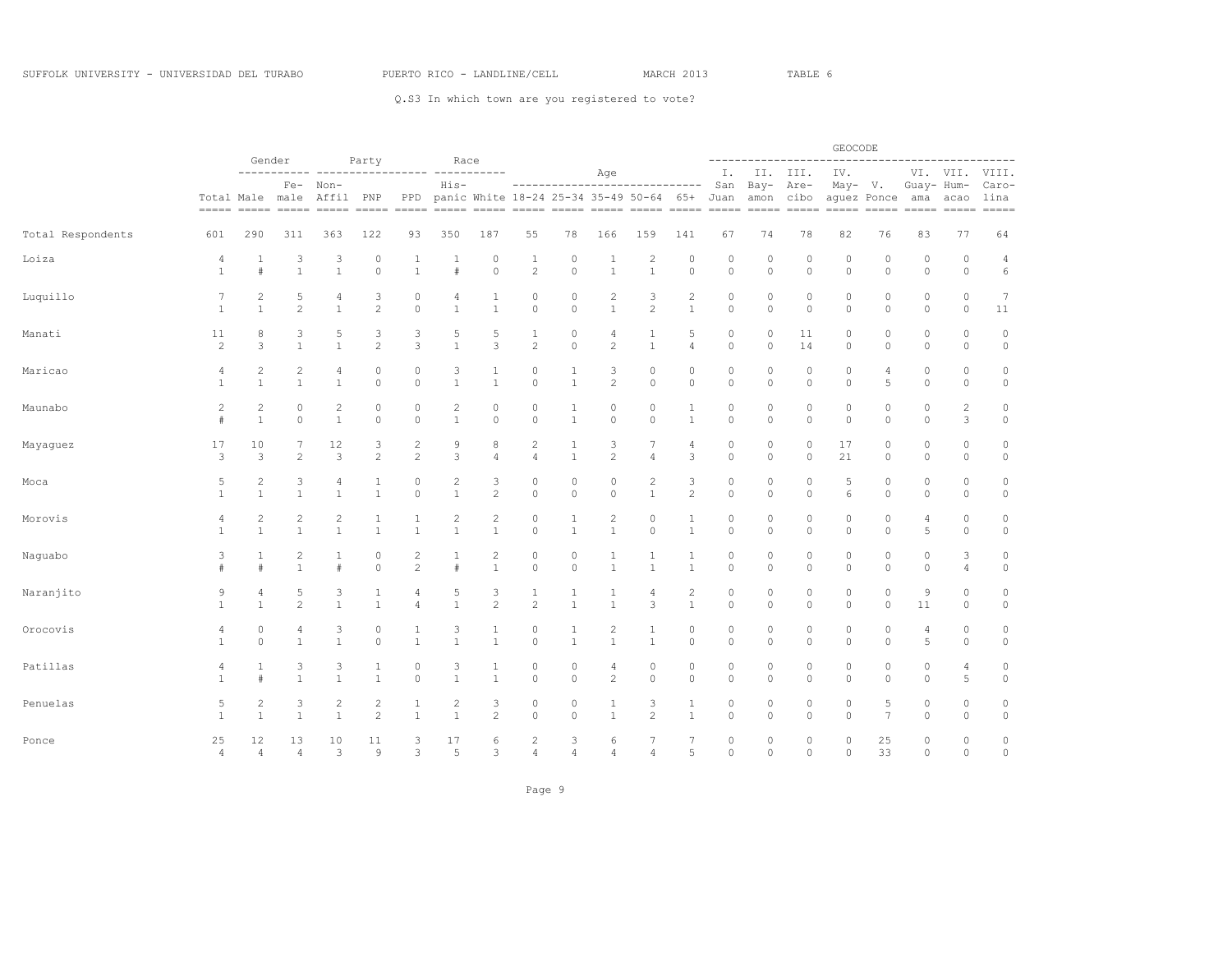SUFFOLK UNIVERSITY - UNIVERSIDAD DEL TURABO PUERTO RICO - LANDLINE/CELL MARCH 2013 TABLE 6

Q.S3 In which town are you registered to vote?

| | Total | Gender | | Party | | | Race | | Age | | | | | GEOCODE | | | | | | | |
|---|---|---|---|---|---|---|---|---|---|---|---|---|---|---|---|---|---|---|---|---|---|
| | | Male | Female | Non-Affil | PNP | PPD | Hispanic | White | 18-24 | 25-34 | 35-49 | 50-64 | 65+ | I. San Juan | II. Bayamon | III. Arecibo | IV. Mayaguez | V. Ponce | VI. Guayama | VII. Humacao | VIII. Carolina |
| Total Respondents | 601 | 290 | 311 | 363 | 122 | 93 | 350 | 187 | 55 | 78 | 166 | 159 | 141 | 67 | 74 | 78 | 82 | 76 | 83 | 77 | 64 |
| Loiza | 4 | 1 | 3 | 3 | 0 | 1 | 1 | 0 | 1 | 0 | 1 | 2 | 0 | 0 | 0 | 0 | 0 | 0 | 0 | 0 | 4 |
| | 1 | # | 1 | 1 | 0 | 1 | # | 0 | 2 | 0 | 1 | 1 | 0 | 0 | 0 | 0 | 0 | 0 | 0 | 0 | 6 |
| Luquillo | 7 | 2 | 5 | 4 | 3 | 0 | 4 | 1 | 0 | 0 | 2 | 3 | 2 | 0 | 0 | 0 | 0 | 0 | 0 | 0 | 7 |
| | 1 | 1 | 2 | 1 | 2 | 0 | 1 | 1 | 0 | 0 | 1 | 2 | 1 | 0 | 0 | 0 | 0 | 0 | 0 | 0 | 11 |
| Manati | 11 | 8 | 3 | 5 | 3 | 3 | 5 | 5 | 1 | 0 | 4 | 1 | 5 | 0 | 0 | 11 | 0 | 0 | 0 | 0 | 0 |
| | 2 | 3 | 1 | 1 | 2 | 3 | 1 | 3 | 2 | 0 | 2 | 1 | 4 | 0 | 0 | 14 | 0 | 0 | 0 | 0 | 0 |
| Maricao | 4 | 2 | 2 | 4 | 0 | 0 | 3 | 1 | 0 | 1 | 3 | 0 | 0 | 0 | 0 | 0 | 0 | 4 | 0 | 0 | 0 |
| | 1 | 1 | 1 | 1 | 0 | 0 | 1 | 1 | 0 | 1 | 2 | 0 | 0 | 0 | 0 | 0 | 0 | 5 | 0 | 0 | 0 |
| Maunabo | 2 | 2 | 0 | 2 | 0 | 0 | 2 | 0 | 0 | 1 | 0 | 0 | 1 | 0 | 0 | 0 | 0 | 0 | 0 | 2 | 0 |
| | # | 1 | 0 | 1 | 0 | 0 | 1 | 0 | 0 | 1 | 0 | 0 | 1 | 0 | 0 | 0 | 0 | 0 | 0 | 3 | 0 |
| Mayaguez | 17 | 10 | 7 | 12 | 3 | 2 | 9 | 8 | 2 | 1 | 3 | 7 | 4 | 0 | 0 | 0 | 17 | 0 | 0 | 0 | 0 |
| | 3 | 3 | 2 | 3 | 2 | 2 | 3 | 4 | 4 | 1 | 2 | 4 | 3 | 0 | 0 | 0 | 21 | 0 | 0 | 0 | 0 |
| Moca | 5 | 2 | 3 | 4 | 1 | 0 | 2 | 3 | 0 | 0 | 0 | 2 | 3 | 0 | 0 | 0 | 5 | 0 | 0 | 0 | 0 |
| | 1 | 1 | 1 | 1 | 1 | 0 | 1 | 2 | 0 | 0 | 0 | 1 | 2 | 0 | 0 | 0 | 6 | 0 | 0 | 0 | 0 |
| Morovis | 4 | 2 | 2 | 2 | 1 | 1 | 2 | 2 | 0 | 1 | 2 | 0 | 1 | 0 | 0 | 0 | 0 | 0 | 4 | 0 | 0 |
| | 1 | 1 | 1 | 1 | 1 | 1 | 1 | 1 | 0 | 1 | 1 | 0 | 1 | 0 | 0 | 0 | 0 | 0 | 5 | 0 | 0 |
| Naguabo | 3 | 1 | 2 | 1 | 0 | 2 | 1 | 2 | 0 | 0 | 1 | 1 | 1 | 0 | 0 | 0 | 0 | 0 | 0 | 3 | 0 |
| | # | # | 1 | # | 0 | 2 | # | 1 | 0 | 0 | 1 | 1 | 1 | 0 | 0 | 0 | 0 | 0 | 0 | 4 | 0 |
| Naranjito | 9 | 4 | 5 | 3 | 1 | 4 | 5 | 3 | 1 | 1 | 1 | 4 | 2 | 0 | 0 | 0 | 0 | 0 | 9 | 0 | 0 |
| | 1 | 1 | 2 | 1 | 1 | 4 | 1 | 2 | 2 | 1 | 1 | 3 | 1 | 0 | 0 | 0 | 0 | 0 | 11 | 0 | 0 |
| Orocovis | 4 | 0 | 4 | 3 | 0 | 1 | 3 | 1 | 0 | 1 | 2 | 1 | 0 | 0 | 0 | 0 | 0 | 0 | 4 | 0 | 0 |
| | 1 | 0 | 1 | 1 | 0 | 1 | 1 | 1 | 0 | 1 | 1 | 1 | 0 | 0 | 0 | 0 | 0 | 0 | 5 | 0 | 0 |
| Patillas | 4 | 1 | 3 | 3 | 1 | 0 | 3 | 1 | 0 | 0 | 4 | 0 | 0 | 0 | 0 | 0 | 0 | 0 | 0 | 4 | 0 |
| | 1 | # | 1 | 1 | 1 | 0 | 1 | 1 | 0 | 0 | 2 | 0 | 0 | 0 | 0 | 0 | 0 | 0 | 0 | 5 | 0 |
| Penuelas | 5 | 2 | 3 | 2 | 2 | 1 | 2 | 3 | 0 | 0 | 1 | 3 | 1 | 0 | 0 | 0 | 0 | 5 | 0 | 0 | 0 |
| | 1 | 1 | 1 | 1 | 2 | 1 | 1 | 2 | 0 | 0 | 1 | 2 | 1 | 0 | 0 | 0 | 0 | 7 | 0 | 0 | 0 |
| Ponce | 25 | 12 | 13 | 10 | 11 | 3 | 17 | 6 | 2 | 3 | 6 | 7 | 7 | 0 | 0 | 0 | 0 | 25 | 0 | 0 | 0 |
| | 4 | 4 | 4 | 3 | 9 | 3 | 5 | 3 | 4 | 4 | 4 | 4 | 5 | 0 | 0 | 0 | 0 | 33 | 0 | 0 | 0 |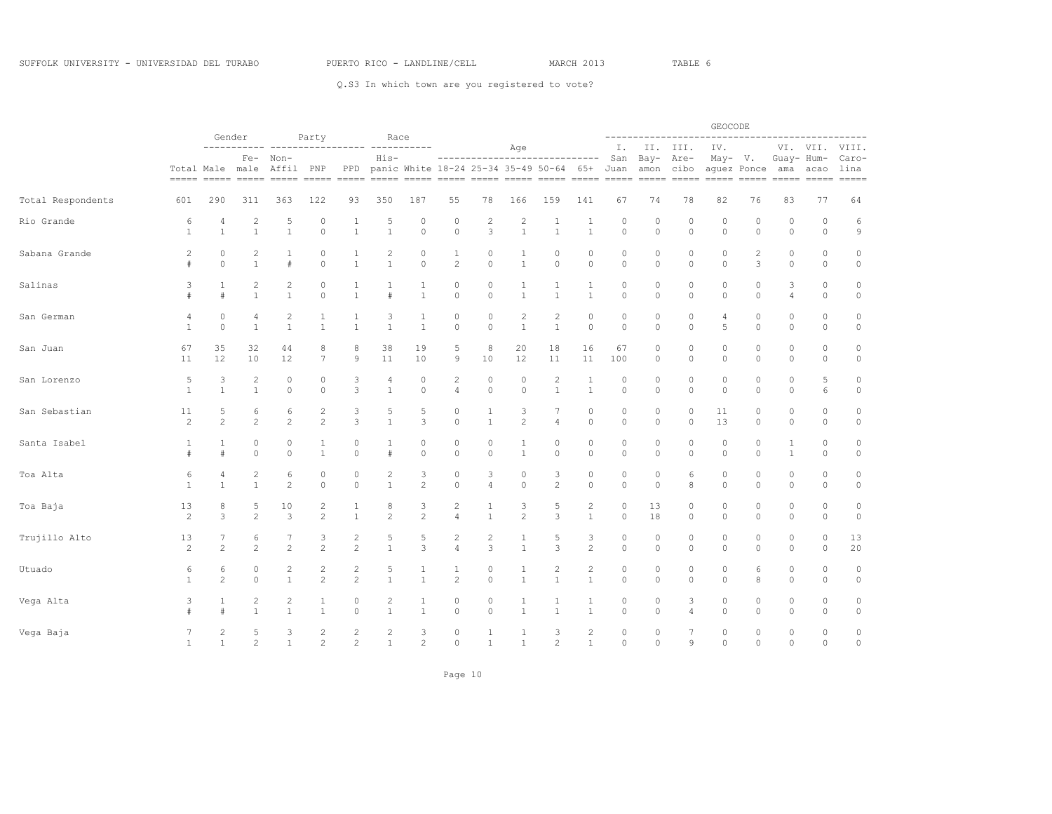SUFFOLK UNIVERSITY - UNIVERSIDAD DEL TURABO PUERTO RICO - LANDLINE/CELL MARCH 2013 TABLE 6

Q.S3 In which town are you registered to vote?

| | | Gender | | Party | | | Race | | Age | | | | | GEOCODE | | | | | | | |
|---|---|---|---|---|---|---|---|---|---|---|---|---|---|---|---|---|---|---|---|---|---|
| | Total | Male | Fe-male | Non-Affil | PNP | PPD | His-panic | White | 18-24 | 25-34 | 35-49 | 50-64 | 65+ | I. San Juan | II. Bay-amon | III. Are-cibo | IV. May-aguez | V. Ponce | VI. Guay-ama | VII. Hum-acao | VIII. Caro-lina |
| Total Respondents | 601 | 290 | 311 | 363 | 122 | 93 | 350 | 187 | 55 | 78 | 166 | 159 | 141 | 67 | 74 | 78 | 82 | 76 | 83 | 77 | 64 |
| Rio Grande | 6 | 4 | 2 | 5 | 0 | 1 | 5 | 0 | 0 | 2 | 2 | 1 | 1 | 0 | 0 | 0 | 0 | 0 | 0 | 0 | 6 |
| | 1 | 1 | 1 | 1 | 0 | 1 | 1 | 0 | 0 | 3 | 1 | 1 | 1 | 0 | 0 | 0 | 0 | 0 | 0 | 0 | 9 |
| Sabana Grande | 2 | 0 | 2 | 1 | 0 | 1 | 2 | 0 | 1 | 0 | 1 | 0 | 0 | 0 | 0 | 0 | 0 | 2 | 0 | 0 | 0 |
| | # | 0 | 1 | # | 0 | 1 | 1 | 0 | 2 | 0 | 1 | 0 | 0 | 0 | 0 | 0 | 0 | 3 | 0 | 0 | 0 |
| Salinas | 3 | 1 | 2 | 2 | 0 | 1 | 1 | 1 | 0 | 0 | 1 | 1 | 1 | 0 | 0 | 0 | 0 | 0 | 3 | 0 | 0 |
| | # | # | 1 | 1 | 0 | 1 | # | 1 | 0 | 0 | 1 | 1 | 1 | 0 | 0 | 0 | 0 | 0 | 4 | 0 | 0 |
| San German | 4 | 0 | 4 | 2 | 1 | 1 | 3 | 1 | 0 | 0 | 2 | 2 | 0 | 0 | 0 | 0 | 4 | 0 | 0 | 0 | 0 |
| | 1 | 0 | 1 | 1 | 1 | 1 | 1 | 1 | 0 | 0 | 1 | 1 | 0 | 0 | 0 | 0 | 5 | 0 | 0 | 0 | 0 |
| San Juan | 67 | 35 | 32 | 44 | 8 | 8 | 38 | 19 | 5 | 8 | 20 | 18 | 16 | 67 | 0 | 0 | 0 | 0 | 0 | 0 | 0 |
| | 11 | 12 | 10 | 12 | 7 | 9 | 11 | 10 | 9 | 10 | 12 | 11 | 11 | 100 | 0 | 0 | 0 | 0 | 0 | 0 | 0 |
| San Lorenzo | 5 | 3 | 2 | 0 | 0 | 3 | 4 | 0 | 2 | 0 | 0 | 2 | 1 | 0 | 0 | 0 | 0 | 0 | 0 | 5 | 0 |
| | 1 | 1 | 1 | 0 | 0 | 3 | 1 | 0 | 4 | 0 | 0 | 1 | 1 | 0 | 0 | 0 | 0 | 0 | 0 | 6 | 0 |
| San Sebastian | 11 | 5 | 6 | 6 | 2 | 3 | 5 | 5 | 0 | 1 | 3 | 7 | 0 | 0 | 0 | 0 | 11 | 0 | 0 | 0 | 0 |
| | 2 | 2 | 2 | 2 | 2 | 3 | 1 | 3 | 0 | 1 | 2 | 4 | 0 | 0 | 0 | 0 | 13 | 0 | 0 | 0 | 0 |
| Santa Isabel | 1 | 1 | 0 | 0 | 1 | 0 | 1 | 0 | 0 | 0 | 1 | 0 | 0 | 0 | 0 | 0 | 0 | 0 | 1 | 0 | 0 |
| | # | # | 0 | 0 | 1 | 0 | # | 0 | 0 | 0 | 1 | 0 | 0 | 0 | 0 | 0 | 0 | 0 | 1 | 0 | 0 |
| Toa Alta | 6 | 4 | 2 | 6 | 0 | 0 | 2 | 3 | 0 | 3 | 0 | 3 | 0 | 0 | 0 | 6 | 0 | 0 | 0 | 0 | 0 |
| | 1 | 1 | 1 | 2 | 0 | 0 | 1 | 2 | 0 | 4 | 0 | 2 | 0 | 0 | 0 | 8 | 0 | 0 | 0 | 0 | 0 |
| Toa Baja | 13 | 8 | 5 | 10 | 2 | 1 | 8 | 3 | 2 | 1 | 3 | 5 | 2 | 0 | 13 | 0 | 0 | 0 | 0 | 0 | 0 |
| | 2 | 3 | 2 | 3 | 2 | 1 | 2 | 2 | 4 | 1 | 2 | 3 | 1 | 0 | 18 | 0 | 0 | 0 | 0 | 0 | 0 |
| Trujillo Alto | 13 | 7 | 6 | 7 | 3 | 2 | 5 | 5 | 2 | 2 | 1 | 5 | 3 | 0 | 0 | 0 | 0 | 0 | 0 | 0 | 13 |
| | 2 | 2 | 2 | 2 | 2 | 2 | 1 | 3 | 4 | 3 | 1 | 3 | 2 | 0 | 0 | 0 | 0 | 0 | 0 | 0 | 20 |
| Utuado | 6 | 6 | 0 | 2 | 2 | 2 | 5 | 1 | 1 | 0 | 1 | 2 | 2 | 0 | 0 | 0 | 0 | 6 | 0 | 0 | 0 |
| | 1 | 2 | 0 | 1 | 2 | 2 | 1 | 1 | 2 | 0 | 1 | 1 | 1 | 0 | 0 | 0 | 0 | 8 | 0 | 0 | 0 |
| Vega Alta | 3 | 1 | 2 | 2 | 1 | 0 | 2 | 1 | 0 | 0 | 1 | 1 | 1 | 0 | 0 | 3 | 0 | 0 | 0 | 0 | 0 |
| | # | # | 1 | 1 | 1 | 0 | 1 | 1 | 0 | 0 | 1 | 1 | 1 | 0 | 0 | 4 | 0 | 0 | 0 | 0 | 0 |
| Vega Baja | 7 | 2 | 5 | 3 | 2 | 2 | 2 | 3 | 0 | 1 | 1 | 3 | 2 | 0 | 0 | 7 | 0 | 0 | 0 | 0 | 0 |
| | 1 | 1 | 2 | 1 | 2 | 2 | 1 | 2 | 0 | 1 | 1 | 2 | 1 | 0 | 0 | 9 | 0 | 0 | 0 | 0 | 0 |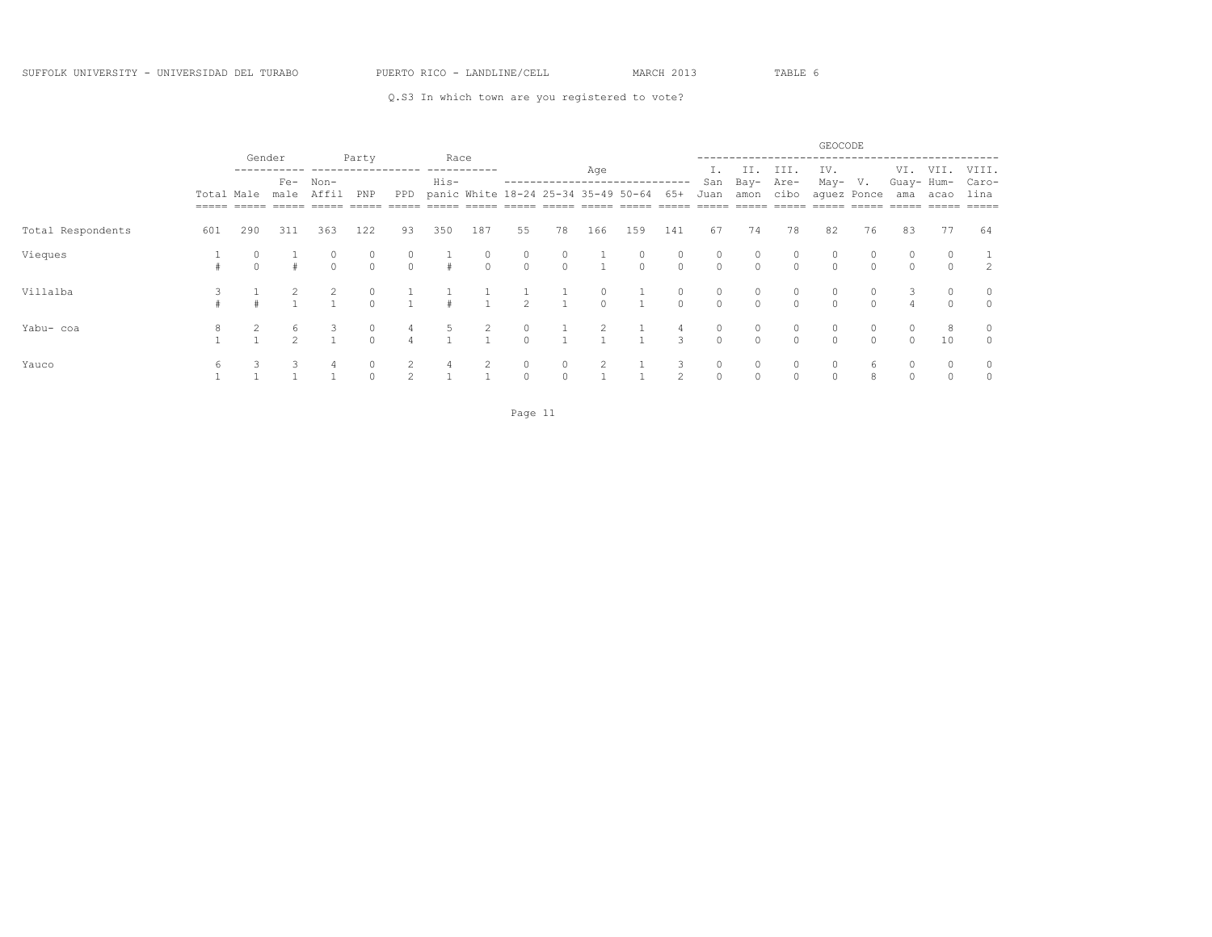Q.S3 In which town are you registered to vote?

| | Total | Gender: Male | Gender: Female | Party: Non-Affil | Party: PNP | Party: PPD | Race: Hispanic | Race: White | Age: 18-24 | Age: 25-34 | Age: 35-49 | Age: 50-64 | Age: 65+ | GEOCODE: I. San Juan | GEOCODE: II. Bayamon | GEOCODE: III. Arecibo | GEOCODE: IV. Mayaguez | GEOCODE: V. Ponce | GEOCODE: VI. Guayama | GEOCODE: VII. Humacao | GEOCODE: VIII. Carolina |
|---|---|---|---|---|---|---|---|---|---|---|---|---|---|---|---|---|---|---|---|---|---|
| Total Respondents | 601 | 290 | 311 | 363 | 122 | 93 | 350 | 187 | 55 | 78 | 166 | 159 | 141 | 67 | 74 | 78 | 82 | 76 | 83 | 77 | 64 |
| Vieques | 1 | 0 | 1 | 0 | 0 | 0 | 1 | 0 | 0 | 0 | 1 | 0 | 0 | 0 | 0 | 0 | 0 | 0 | 0 | 0 | 1 |
| | # | 0 | # | 0 | 0 | 0 | # | 0 | 0 | 0 | 1 | 0 | 0 | 0 | 0 | 0 | 0 | 0 | 0 | 0 | 2 |
| Villalba | 3 | 1 | 2 | 2 | 0 | 1 | 1 | 1 | 1 | 1 | 0 | 1 | 0 | 0 | 0 | 0 | 0 | 0 | 3 | 0 | 0 |
| | # | # | 1 | 1 | 0 | 1 | # | 1 | 2 | 1 | 0 | 1 | 0 | 0 | 0 | 0 | 0 | 0 | 4 | 0 | 0 |
| Yabu- coa | 8 | 2 | 6 | 3 | 0 | 4 | 5 | 2 | 0 | 1 | 2 | 1 | 4 | 0 | 0 | 0 | 0 | 0 | 0 | 8 | 0 |
| | 1 | 1 | 2 | 1 | 0 | 4 | 1 | 1 | 0 | 1 | 1 | 1 | 3 | 0 | 0 | 0 | 0 | 0 | 0 | 10 | 0 |
| Yauco | 6 | 3 | 3 | 4 | 0 | 2 | 4 | 2 | 0 | 0 | 2 | 1 | 3 | 0 | 0 | 0 | 0 | 6 | 0 | 0 | 0 |
| | 1 | 1 | 1 | 1 | 0 | 2 | 1 | 1 | 0 | 0 | 1 | 1 | 2 | 0 | 0 | 0 | 0 | 8 | 0 | 0 | 0 |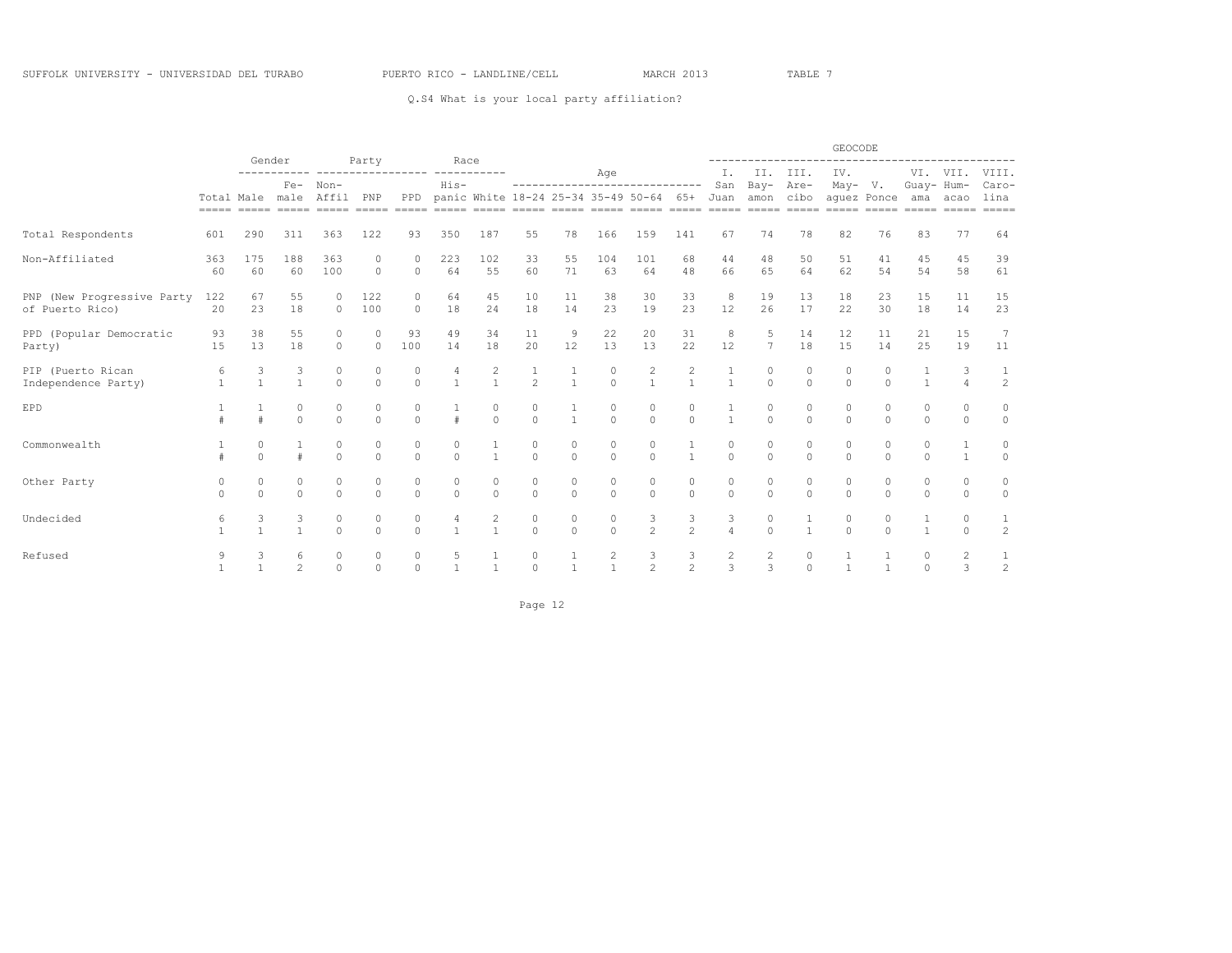Q.S4 What is your local party affiliation?

| | | Gender | | Party | | | Race | | Age | | | | | GEOCODE | | | | | | | |
|---|---|---|---|---|---|---|---|---|---|---|---|---|---|---|---|---|---|---|---|---|---|
| | Total | Male | Female | Non-Affil | PNP | PPD | Hispanic | White | 18-24 | 25-34 | 35-49 | 50-64 | 65+ | I. San Juan | II. Bayamon | III. Arecibo | IV. Mayaguez | V. Ponce | VI. Guayama | VII. Humacao | VIII. Carolina |
| Total Respondents | 601 | 290 | 311 | 363 | 122 | 93 | 350 | 187 | 55 | 78 | 166 | 159 | 141 | 67 | 74 | 78 | 82 | 76 | 83 | 77 | 64 |
| Non-Affiliated | 363 | 175 | 188 | 363 | 0 | 0 | 223 | 102 | 33 | 55 | 104 | 101 | 68 | 44 | 48 | 50 | 51 | 41 | 45 | 45 | 39 |
| | 60 | 60 | 60 | 100 | 0 | 0 | 64 | 55 | 60 | 71 | 63 | 64 | 48 | 66 | 65 | 64 | 62 | 54 | 54 | 58 | 61 |
| PNP (New Progressive Party of Puerto Rico) | 122 | 67 | 55 | 0 | 122 | 0 | 64 | 45 | 10 | 11 | 38 | 30 | 33 | 8 | 19 | 13 | 18 | 23 | 15 | 11 | 15 |
| | 20 | 23 | 18 | 0 | 100 | 0 | 18 | 24 | 18 | 14 | 23 | 19 | 23 | 12 | 26 | 17 | 22 | 30 | 18 | 14 | 23 |
| PPD (Popular Democratic Party) | 93 | 38 | 55 | 0 | 0 | 93 | 49 | 34 | 11 | 9 | 22 | 20 | 31 | 8 | 5 | 14 | 12 | 11 | 21 | 15 | 7 |
| | 15 | 13 | 18 | 0 | 0 | 100 | 14 | 18 | 20 | 12 | 13 | 13 | 22 | 12 | 7 | 18 | 15 | 14 | 25 | 19 | 11 |
| PIP (Puerto Rican Independence Party) | 6 | 3 | 3 | 0 | 0 | 0 | 4 | 2 | 1 | 1 | 0 | 2 | 2 | 1 | 0 | 0 | 0 | 0 | 1 | 3 | 1 |
| | 1 | 1 | 1 | 0 | 0 | 0 | 1 | 1 | 2 | 1 | 0 | 1 | 1 | 1 | 0 | 0 | 0 | 0 | 1 | 4 | 2 |
| EPD | 1 | 1 | 0 | 0 | 0 | 0 | 1 | 0 | 0 | 1 | 0 | 0 | 0 | 1 | 0 | 0 | 0 | 0 | 0 | 0 | 0 |
| | # | # | 0 | 0 | 0 | 0 | # | 0 | 0 | 1 | 0 | 0 | 0 | 1 | 0 | 0 | 0 | 0 | 0 | 0 | 0 |
| Commonwealth | 1 | 0 | 1 | 0 | 0 | 0 | 0 | 1 | 0 | 0 | 0 | 0 | 1 | 0 | 0 | 0 | 0 | 0 | 0 | 1 | 0 |
| | # | 0 | # | 0 | 0 | 0 | 0 | 1 | 0 | 0 | 0 | 0 | 1 | 0 | 0 | 0 | 0 | 0 | 0 | 1 | 0 |
| Other Party | 0 | 0 | 0 | 0 | 0 | 0 | 0 | 0 | 0 | 0 | 0 | 0 | 0 | 0 | 0 | 0 | 0 | 0 | 0 | 0 | 0 |
| | 0 | 0 | 0 | 0 | 0 | 0 | 0 | 0 | 0 | 0 | 0 | 0 | 0 | 0 | 0 | 0 | 0 | 0 | 0 | 0 | 0 |
| Undecided | 6 | 3 | 3 | 0 | 0 | 0 | 4 | 2 | 0 | 0 | 0 | 3 | 3 | 3 | 0 | 1 | 0 | 0 | 1 | 0 | 1 |
| | 1 | 1 | 1 | 0 | 0 | 0 | 1 | 1 | 0 | 0 | 0 | 2 | 2 | 4 | 0 | 1 | 0 | 0 | 1 | 0 | 2 |
| Refused | 9 | 3 | 6 | 0 | 0 | 0 | 5 | 1 | 0 | 1 | 2 | 3 | 3 | 2 | 2 | 0 | 1 | 1 | 0 | 2 | 1 |
| | 1 | 1 | 2 | 0 | 0 | 0 | 1 | 1 | 0 | 1 | 1 | 2 | 2 | 3 | 3 | 0 | 1 | 1 | 0 | 3 | 2 |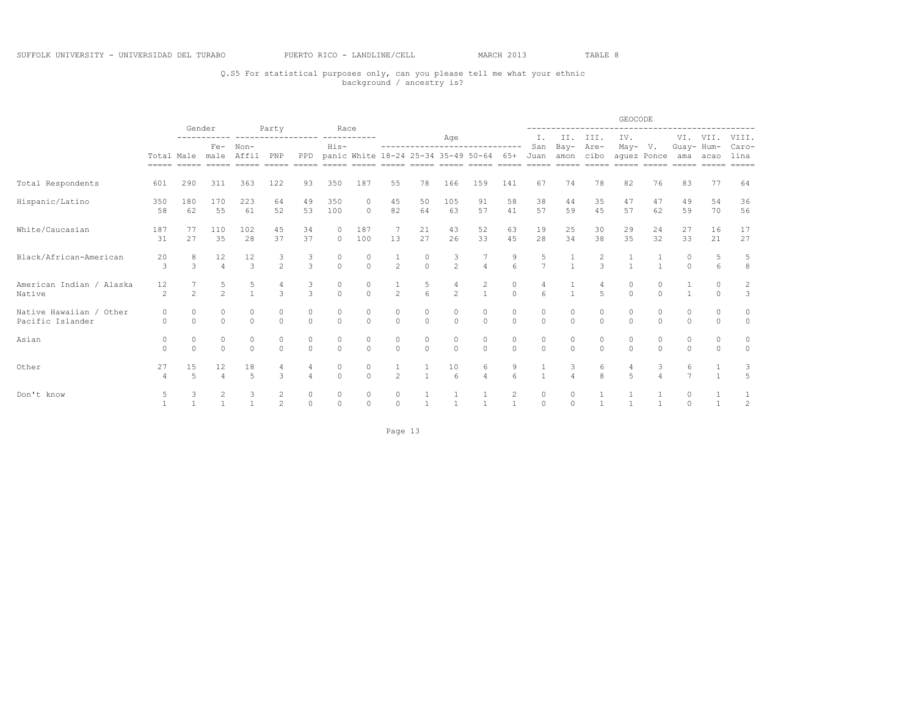SUFFOLK UNIVERSITY - UNIVERSIDAD DEL TURABO PUERTO RICO - LANDLINE/CELL MARCH 2013 TABLE 8

Q.S5 For statistical purposes only, can you please tell me what your ethnic background / ancestry is?

| | | Gender | | Party | | | Race | | Age | | | | | GEOCODE | | | | | | | |
|---|---|---|---|---|---|---|---|---|---|---|---|---|---|---|---|---|---|---|---|---|---|
| | Total | Male | Female | Non-Affil | PNP | PPD | Hispanic | White | 18-24 | 25-34 | 35-49 | 50-64 | 65+ | I. San Juan | II. Bayamon | III. Arecibo | IV. Mayaguez | V. Ponce | VI. Guayama | VII. Humacao | VIII. Carolina |
| Total Respondents | 601 | 290 | 311 | 363 | 122 | 93 | 350 | 187 | 55 | 78 | 166 | 159 | 141 | 67 | 74 | 78 | 82 | 76 | 83 | 77 | 64 |
| Hispanic/Latino | 350 | 180 | 170 | 223 | 64 | 49 | 350 | 0 | 45 | 50 | 105 | 91 | 58 | 38 | 44 | 35 | 47 | 47 | 49 | 54 | 36 |
| | 58 | 62 | 55 | 61 | 52 | 53 | 100 | 0 | 82 | 64 | 63 | 57 | 41 | 57 | 59 | 45 | 57 | 62 | 59 | 70 | 56 |
| White/Caucasian | 187 | 77 | 110 | 102 | 45 | 34 | 0 | 187 | 7 | 21 | 43 | 52 | 63 | 19 | 25 | 30 | 29 | 24 | 27 | 16 | 17 |
| | 31 | 27 | 35 | 28 | 37 | 37 | 0 | 100 | 13 | 27 | 26 | 33 | 45 | 28 | 34 | 38 | 35 | 32 | 33 | 21 | 27 |
| Black/African-American | 20 | 8 | 12 | 12 | 3 | 3 | 0 | 0 | 1 | 0 | 3 | 7 | 9 | 5 | 1 | 2 | 1 | 1 | 0 | 5 | 5 |
| | 3 | 3 | 4 | 3 | 2 | 3 | 0 | 0 | 2 | 0 | 2 | 4 | 6 | 7 | 1 | 3 | 1 | 1 | 0 | 6 | 8 |
| American Indian / Alaska Native | 12 | 7 | 5 | 5 | 4 | 3 | 0 | 0 | 1 | 5 | 4 | 2 | 0 | 4 | 1 | 4 | 0 | 0 | 1 | 0 | 2 |
| | 2 | 2 | 2 | 1 | 3 | 3 | 0 | 0 | 2 | 6 | 2 | 1 | 0 | 6 | 1 | 5 | 0 | 0 | 1 | 0 | 3 |
| Native Hawaiian / Other Pacific Islander | 0 | 0 | 0 | 0 | 0 | 0 | 0 | 0 | 0 | 0 | 0 | 0 | 0 | 0 | 0 | 0 | 0 | 0 | 0 | 0 | 0 |
| | 0 | 0 | 0 | 0 | 0 | 0 | 0 | 0 | 0 | 0 | 0 | 0 | 0 | 0 | 0 | 0 | 0 | 0 | 0 | 0 | 0 |
| Asian | 0 | 0 | 0 | 0 | 0 | 0 | 0 | 0 | 0 | 0 | 0 | 0 | 0 | 0 | 0 | 0 | 0 | 0 | 0 | 0 | 0 |
| | 0 | 0 | 0 | 0 | 0 | 0 | 0 | 0 | 0 | 0 | 0 | 0 | 0 | 0 | 0 | 0 | 0 | 0 | 0 | 0 | 0 |
| Other | 27 | 15 | 12 | 18 | 4 | 4 | 0 | 0 | 1 | 1 | 10 | 6 | 9 | 1 | 3 | 6 | 4 | 3 | 6 | 1 | 3 |
| | 4 | 5 | 4 | 5 | 3 | 4 | 0 | 0 | 2 | 1 | 6 | 4 | 6 | 1 | 4 | 8 | 5 | 4 | 7 | 1 | 5 |
| Don't know | 5 | 3 | 2 | 3 | 2 | 0 | 0 | 0 | 0 | 1 | 1 | 1 | 2 | 0 | 0 | 1 | 1 | 1 | 0 | 1 | 1 |
| | 1 | 1 | 1 | 1 | 2 | 0 | 0 | 0 | 0 | 1 | 1 | 1 | 1 | 0 | 0 | 1 | 1 | 1 | 0 | 1 | 2 |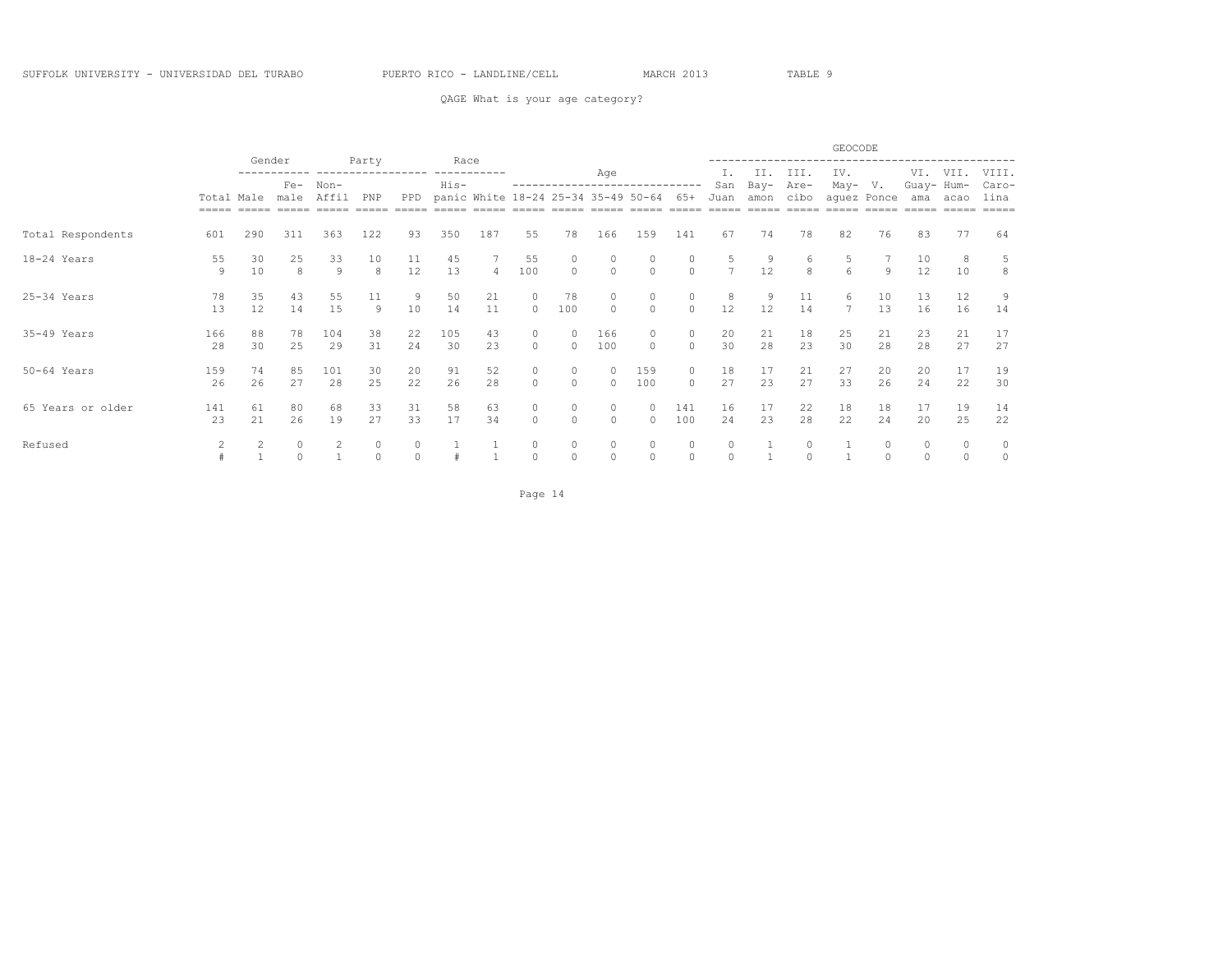SUFFOLK UNIVERSITY - UNIVERSIDAD DEL TURABO PUERTO RICO - LANDLINE/CELL MARCH 2013 TABLE 9

QAGE What is your age category?

| | Total | Gender | | Party | | | Race | | Age | | | | | GEOCODE | | | | | | | |
|---|---|---|---|---|---|---|---|---|---|---|---|---|---|---|---|---|---|---|---|---|---|
| | | Male | Fe-male | Non-Affil | PNP | PPD | His-panic | White | 18-24 | 25-34 | 35-49 | 50-64 | 65+ | I. San Juan | II. Bay-amon | III. Are-cibo | IV. May-aguez | V. Ponce | VI. Guay-ama | VII. Hum-acao | VIII. Caro-lina |
| Total Respondents | 601 | 290 | 311 | 363 | 122 | 93 | 350 | 187 | 55 | 78 | 166 | 159 | 141 | 67 | 74 | 78 | 82 | 76 | 83 | 77 | 64 |
| 18-24 Years | 55 | 30 | 25 | 33 | 10 | 11 | 45 | 7 | 55 | 0 | 0 | 0 | 0 | 5 | 9 | 6 | 5 | 7 | 10 | 8 | 5 |
| | 9 | 10 | 8 | 9 | 8 | 12 | 13 | 4 | 100 | 0 | 0 | 0 | 0 | 7 | 12 | 8 | 6 | 9 | 12 | 10 | 8 |
| 25-34 Years | 78 | 35 | 43 | 55 | 11 | 9 | 50 | 21 | 0 | 78 | 0 | 0 | 0 | 8 | 9 | 11 | 6 | 10 | 13 | 12 | 9 |
| | 13 | 12 | 14 | 15 | 9 | 10 | 14 | 11 | 0 | 100 | 0 | 0 | 0 | 12 | 12 | 14 | 7 | 13 | 16 | 16 | 14 |
| 35-49 Years | 166 | 88 | 78 | 104 | 38 | 22 | 105 | 43 | 0 | 0 | 166 | 0 | 0 | 20 | 21 | 18 | 25 | 21 | 23 | 21 | 17 |
| | 28 | 30 | 25 | 29 | 31 | 24 | 30 | 23 | 0 | 0 | 100 | 0 | 0 | 30 | 28 | 23 | 30 | 28 | 28 | 27 | 27 |
| 50-64 Years | 159 | 74 | 85 | 101 | 30 | 20 | 91 | 52 | 0 | 0 | 0 | 159 | 0 | 18 | 17 | 21 | 27 | 20 | 20 | 17 | 19 |
| | 26 | 26 | 27 | 28 | 25 | 22 | 26 | 28 | 0 | 0 | 0 | 100 | 0 | 27 | 23 | 27 | 33 | 26 | 24 | 22 | 30 |
| 65 Years or older | 141 | 61 | 80 | 68 | 33 | 31 | 58 | 63 | 0 | 0 | 0 | 0 | 141 | 16 | 17 | 22 | 18 | 18 | 17 | 19 | 14 |
| | 23 | 21 | 26 | 19 | 27 | 33 | 17 | 34 | 0 | 0 | 0 | 0 | 100 | 24 | 23 | 28 | 22 | 24 | 20 | 25 | 22 |
| Refused | 2 | 2 | 0 | 2 | 0 | 0 | 1 | 1 | 0 | 0 | 0 | 0 | 0 | 0 | 1 | 0 | 1 | 0 | 0 | 0 | 0 |
| | # | 1 | 0 | 1 | 0 | 0 | # | 1 | 0 | 0 | 0 | 0 | 0 | 0 | 1 | 0 | 1 | 0 | 0 | 0 | 0 |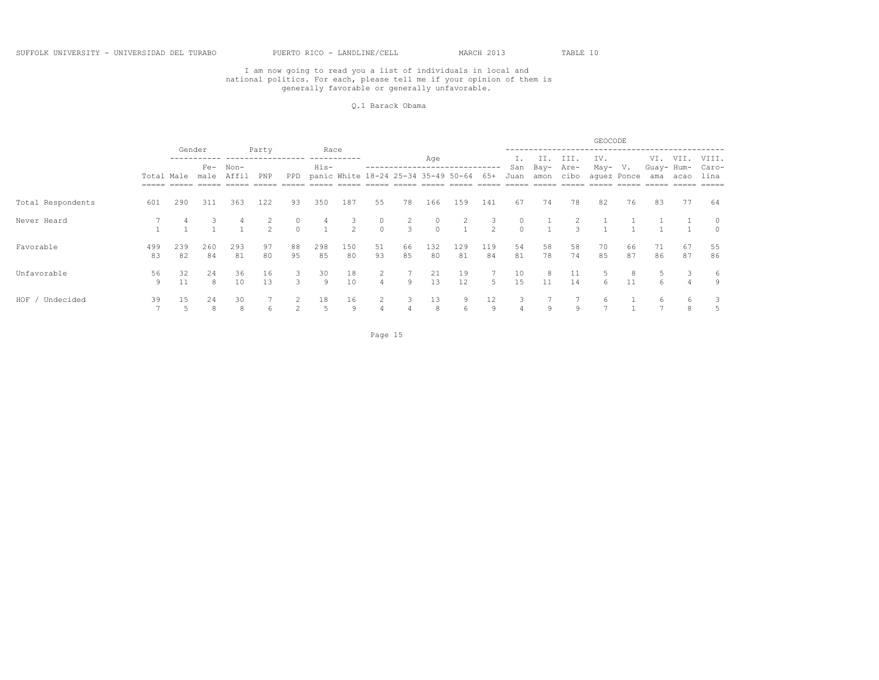SUFFOLK UNIVERSITY - UNIVERSIDAD DEL TURABO PUERTO RICO - LANDLINE/CELL MARCH 2013 TABLE 10

I am now going to read you a list of individuals in local and national politics. For each, please tell me if your opinion of them is generally favorable or generally unfavorable.

Q.1 Barack Obama

| | | Gender | | Party | | | Race | | Age | | | | | GEOCODE | | | | | | | |
|---|---|---|---|---|---|---|---|---|---|---|---|---|---|---|---|---|---|---|---|---|---|
| | Total | Male | Female | Non-Affil | PNP | PPD | Hispanic | White | 18-24 | 25-34 | 35-49 | 50-64 | 65+ | I. San Juan | II. Bayamon | III. Arecibo | IV. Mayaguez | V. Ponce | VI. Guayama | VII. Humacao | VIII. Carolina |
| Total Respondents | 601 | 290 | 311 | 363 | 122 | 93 | 350 | 187 | 55 | 78 | 166 | 159 | 141 | 67 | 74 | 78 | 82 | 76 | 83 | 77 | 64 |
| Never Heard | 7 | 4 | 3 | 4 | 2 | 0 | 4 | 3 | 0 | 2 | 0 | 2 | 3 | 0 | 1 | 2 | 1 | 1 | 1 | 1 | 0 |
| | 1 | 1 | 1 | 1 | 2 | 0 | 1 | 2 | 0 | 3 | 0 | 1 | 2 | 0 | 1 | 3 | 1 | 1 | 1 | 1 | 0 |
| Favorable | 499 | 239 | 260 | 293 | 97 | 88 | 298 | 150 | 51 | 66 | 132 | 129 | 119 | 54 | 58 | 58 | 70 | 66 | 71 | 67 | 55 |
| | 83 | 82 | 84 | 81 | 80 | 95 | 85 | 80 | 93 | 85 | 80 | 81 | 84 | 81 | 78 | 74 | 85 | 87 | 86 | 87 | 86 |
| Unfavorable | 56 | 32 | 24 | 36 | 16 | 3 | 30 | 18 | 2 | 7 | 21 | 19 | 7 | 10 | 8 | 11 | 5 | 8 | 5 | 3 | 6 |
| | 9 | 11 | 8 | 10 | 13 | 3 | 9 | 10 | 4 | 9 | 13 | 12 | 5 | 15 | 11 | 14 | 6 | 11 | 6 | 4 | 9 |
| HOF / Undecided | 39 | 15 | 24 | 30 | 7 | 2 | 18 | 16 | 2 | 3 | 13 | 9 | 12 | 3 | 7 | 7 | 6 | 1 | 6 | 6 | 3 |
| | 7 | 5 | 8 | 8 | 6 | 2 | 5 | 9 | 4 | 4 | 8 | 6 | 9 | 4 | 9 | 9 | 7 | 1 | 7 | 8 | 5 |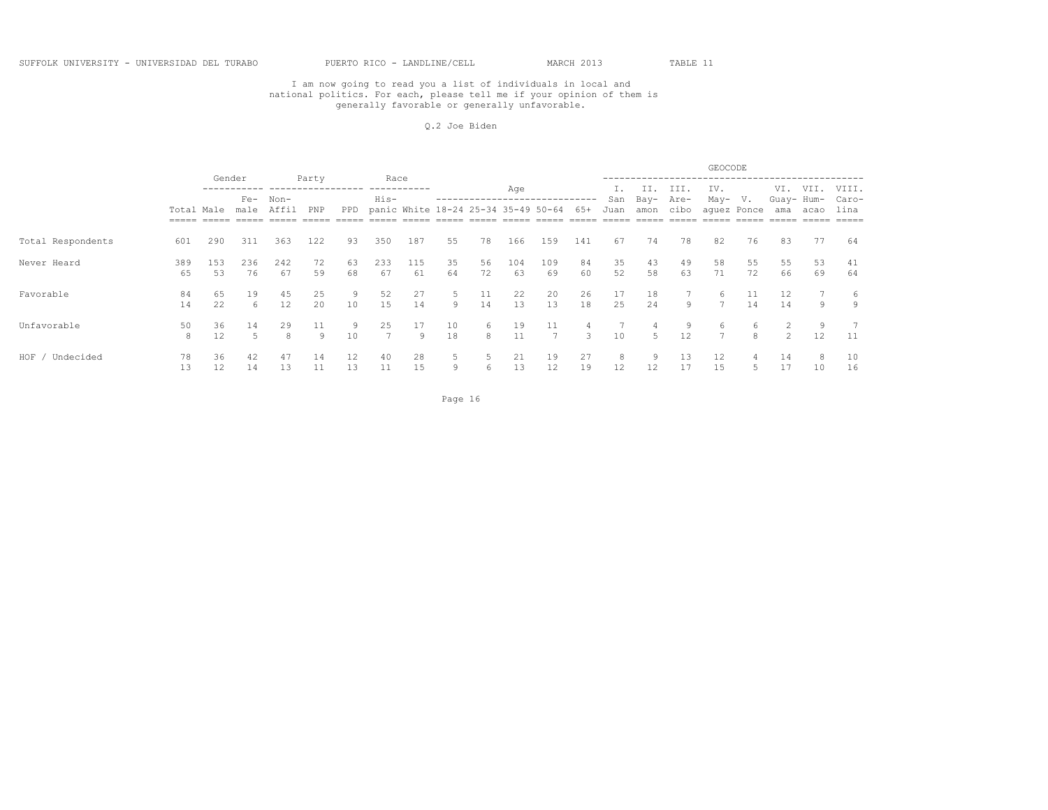SUFFOLK UNIVERSITY - UNIVERSIDAD DEL TURABO     PUERTO RICO - LANDLINE/CELL     MARCH 2013     TABLE 11

I am now going to read you a list of individuals in local and national politics. For each, please tell me if your opinion of them is generally favorable or generally unfavorable.

Q.2 Joe Biden

| | | Gender | | Party | | | Race | | Age | | | | | GEOCODE | | | | | | | |
|---|---|---|---|---|---|---|---|---|---|---|---|---|---|---|---|---|---|---|---|---|---|
| | Total | Male | Female | Non-Affil | PNP | PPD | Hispanic | White | 18-24 | 25-34 | 35-49 | 50-64 | 65+ | I. San Juan | II. Bayamon | III. Arecibo | IV. Mayaguez | V. Ponce | VI. Guayama | VII. Humacao | VIII. Carolina |
| Total Respondents | 601 | 290 | 311 | 363 | 122 | 93 | 350 | 187 | 55 | 78 | 166 | 159 | 141 | 67 | 74 | 78 | 82 | 76 | 83 | 77 | 64 |
| Never Heard | 389 | 153 | 236 | 242 | 72 | 63 | 233 | 115 | 35 | 56 | 104 | 109 | 84 | 35 | 43 | 49 | 58 | 55 | 55 | 53 | 41 |
| | 65 | 53 | 76 | 67 | 59 | 68 | 67 | 61 | 64 | 72 | 63 | 69 | 60 | 52 | 58 | 63 | 71 | 72 | 66 | 69 | 64 |
| Favorable | 84 | 65 | 19 | 45 | 25 | 9 | 52 | 27 | 5 | 11 | 22 | 20 | 26 | 17 | 18 | 7 | 6 | 11 | 12 | 7 | 6 |
| | 14 | 22 | 6 | 12 | 20 | 10 | 15 | 14 | 9 | 14 | 13 | 13 | 18 | 25 | 24 | 9 | 7 | 14 | 14 | 9 | 9 |
| Unfavorable | 50 | 36 | 14 | 29 | 11 | 9 | 25 | 17 | 10 | 6 | 19 | 11 | 4 | 7 | 4 | 9 | 6 | 6 | 2 | 9 | 7 |
| | 8 | 12 | 5 | 8 | 9 | 10 | 7 | 9 | 18 | 8 | 11 | 7 | 3 | 10 | 5 | 12 | 7 | 8 | 2 | 12 | 11 |
| HOF / Undecided | 78 | 36 | 42 | 47 | 14 | 12 | 40 | 28 | 5 | 5 | 21 | 19 | 27 | 8 | 9 | 13 | 12 | 4 | 14 | 8 | 10 |
| | 13 | 12 | 14 | 13 | 11 | 13 | 11 | 15 | 9 | 6 | 13 | 12 | 19 | 12 | 12 | 17 | 15 | 5 | 17 | 10 | 16 |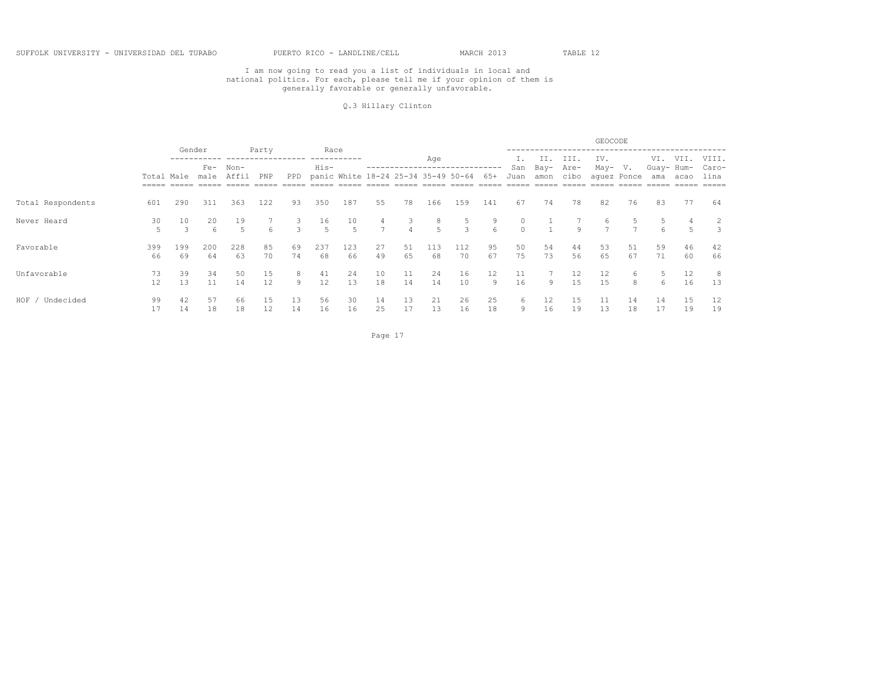SUFFOLK UNIVERSITY - UNIVERSIDAD DEL TURABO PUERTO RICO - LANDLINE/CELL MARCH 2013 TABLE 12

I am now going to read you a list of individuals in local and national politics. For each, please tell me if your opinion of them is generally favorable or generally unfavorable.

Q.3 Hillary Clinton

| | | Gender | | Party | | | Race | | Age | | | | | GEOCODE | | | | | | | |
|---|---|---|---|---|---|---|---|---|---|---|---|---|---|---|---|---|---|---|---|---|---|
| | Total | Male | Female | Non-Affil | PNP | PPD | Hispanic | White | 18-24 | 25-34 | 35-49 | 50-64 | 65+ | I. San Juan | II. Bayamon | III. Arecibo | IV. Mayaguez | V. Ponce | VI. Guayama | VII. Humacao | VIII. Carolina |
| Total Respondents | 601 | 290 | 311 | 363 | 122 | 93 | 350 | 187 | 55 | 78 | 166 | 159 | 141 | 67 | 74 | 78 | 82 | 76 | 83 | 77 | 64 |
| Never Heard | 30 | 10 | 20 | 19 | 7 | 3 | 16 | 10 | 4 | 3 | 8 | 5 | 9 | 0 | 1 | 7 | 6 | 5 | 5 | 4 | 2 |
| | 5 | 3 | 6 | 5 | 6 | 3 | 5 | 5 | 7 | 4 | 5 | 3 | 6 | 0 | 1 | 9 | 7 | 7 | 6 | 5 | 3 |
| Favorable | 399 | 199 | 200 | 228 | 85 | 69 | 237 | 123 | 27 | 51 | 113 | 112 | 95 | 50 | 54 | 44 | 53 | 51 | 59 | 46 | 42 |
| | 66 | 69 | 64 | 63 | 70 | 74 | 68 | 66 | 49 | 65 | 68 | 70 | 67 | 75 | 73 | 56 | 65 | 67 | 71 | 60 | 66 |
| Unfavorable | 73 | 39 | 34 | 50 | 15 | 8 | 41 | 24 | 10 | 11 | 24 | 16 | 12 | 11 | 7 | 12 | 12 | 6 | 5 | 12 | 8 |
| | 12 | 13 | 11 | 14 | 12 | 9 | 12 | 13 | 18 | 14 | 14 | 10 | 9 | 16 | 9 | 15 | 15 | 8 | 6 | 16 | 13 |
| HOF / Undecided | 99 | 42 | 57 | 66 | 15 | 13 | 56 | 30 | 14 | 13 | 21 | 26 | 25 | 6 | 12 | 15 | 11 | 14 | 14 | 15 | 12 |
| | 17 | 14 | 18 | 18 | 12 | 14 | 16 | 16 | 25 | 17 | 13 | 16 | 18 | 9 | 16 | 19 | 13 | 18 | 17 | 19 | 19 |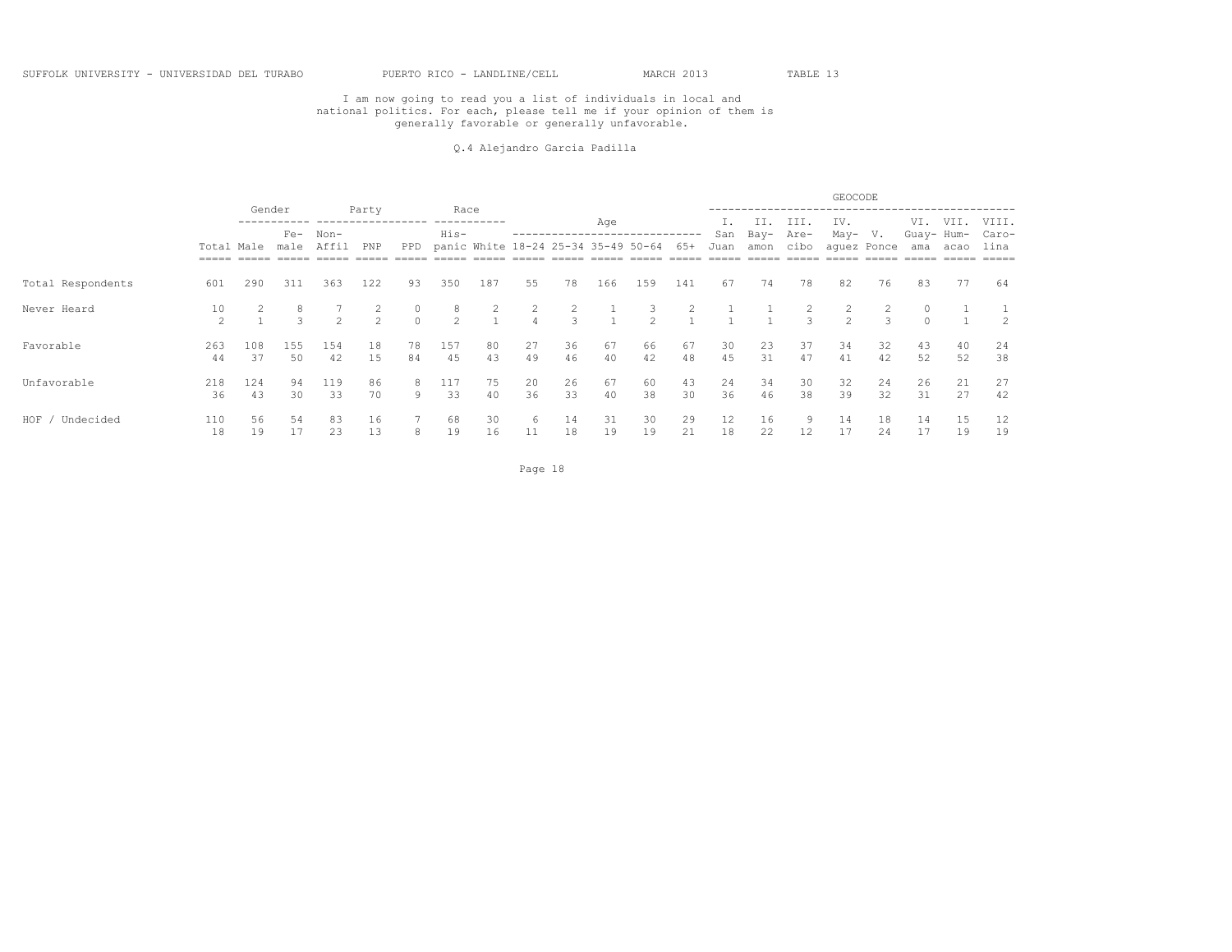SUFFOLK UNIVERSITY - UNIVERSIDAD DEL TURABO PUERTO RICO - LANDLINE/CELL MARCH 2013 TABLE 13

I am now going to read you a list of individuals in local and national politics. For each, please tell me if your opinion of them is generally favorable or generally unfavorable.

Q.4 Alejandro Garcia Padilla

| | | Gender | | Party | | | Race | | Age | | | | | GEOCODE | | | | | | | |
|---|---|---|---|---|---|---|---|---|---|---|---|---|---|---|---|---|---|---|---|---|---|
| | Total | Male | Female | Non-Affil | PNP | PPD | Hispanic | White | 18-24 | 25-34 | 35-49 | 50-64 | 65+ | I. San Juan | II. Bayamon | III. Arecibo | IV. Mayaguez | V. Ponce | VI. Guayama | VII. Humacao | VIII. Carolina |
| Total Respondents | 601 | 290 | 311 | 363 | 122 | 93 | 350 | 187 | 55 | 78 | 166 | 159 | 141 | 67 | 74 | 78 | 82 | 76 | 83 | 77 | 64 |
| Never Heard | 10 | 2 | 8 | 7 | 2 | 0 | 8 | 2 | 2 | 2 | 1 | 3 | 2 | 1 | 1 | 2 | 2 | 2 | 0 | 1 | 1 |
| | 2 | 1 | 3 | 2 | 2 | 0 | 2 | 1 | 4 | 3 | 1 | 2 | 1 | 1 | 1 | 3 | 2 | 3 | 0 | 1 | 2 |
| Favorable | 263 | 108 | 155 | 154 | 18 | 78 | 157 | 80 | 27 | 36 | 67 | 66 | 67 | 30 | 23 | 37 | 34 | 32 | 43 | 40 | 24 |
| | 44 | 37 | 50 | 42 | 15 | 84 | 45 | 43 | 49 | 46 | 40 | 42 | 48 | 45 | 31 | 47 | 41 | 42 | 52 | 52 | 38 |
| Unfavorable | 218 | 124 | 94 | 119 | 86 | 8 | 117 | 75 | 20 | 26 | 67 | 60 | 43 | 24 | 34 | 30 | 32 | 24 | 26 | 21 | 27 |
| | 36 | 43 | 30 | 33 | 70 | 9 | 33 | 40 | 36 | 33 | 40 | 38 | 30 | 36 | 46 | 38 | 39 | 32 | 31 | 27 | 42 |
| HOF / Undecided | 110 | 56 | 54 | 83 | 16 | 7 | 68 | 30 | 6 | 14 | 31 | 30 | 29 | 12 | 16 | 9 | 14 | 18 | 14 | 15 | 12 |
| | 18 | 19 | 17 | 23 | 13 | 8 | 19 | 16 | 11 | 18 | 19 | 19 | 21 | 18 | 22 | 12 | 17 | 24 | 17 | 19 | 19 |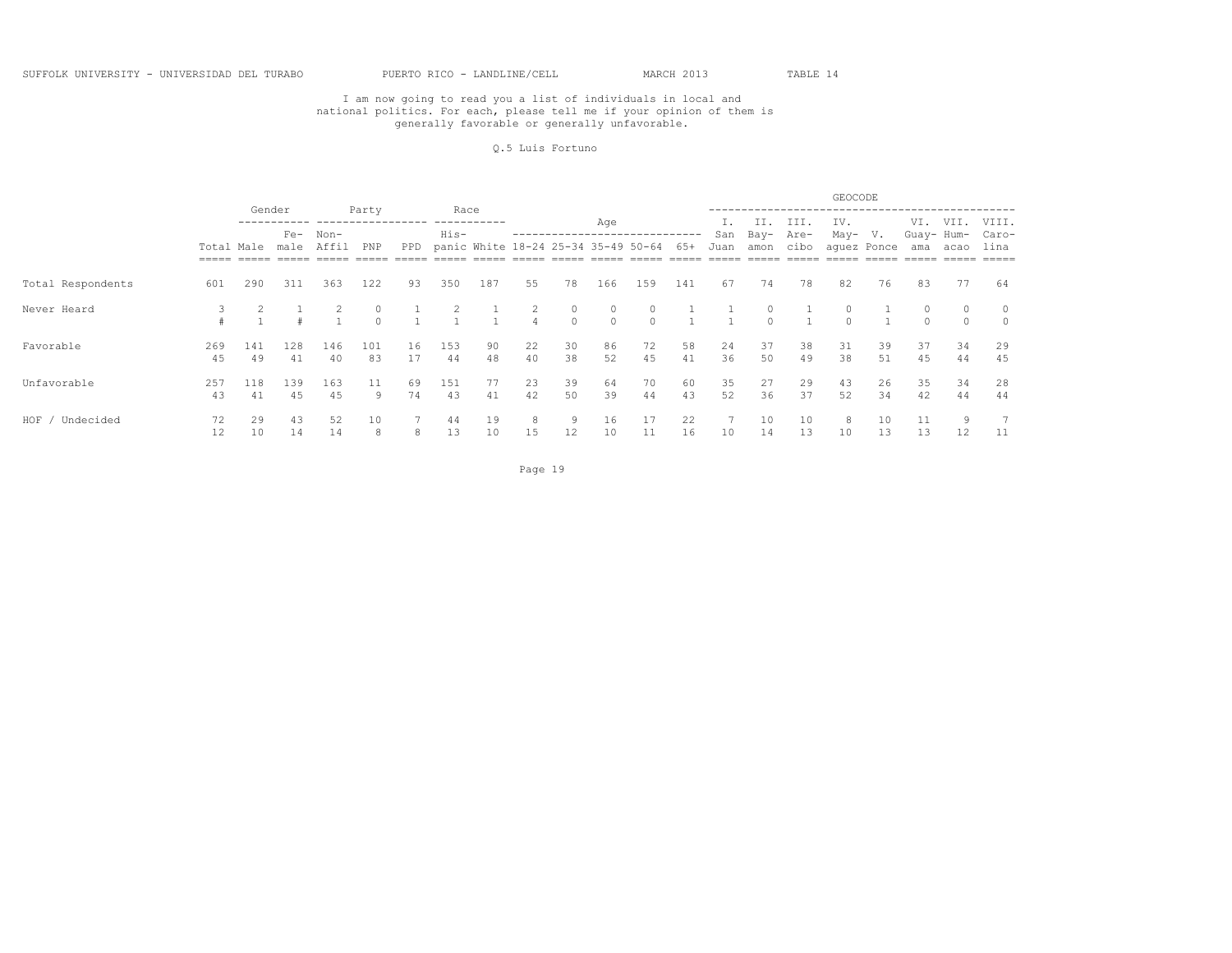SUFFOLK UNIVERSITY - UNIVERSIDAD DEL TURABO PUERTO RICO - LANDLINE/CELL MARCH 2013 TABLE 14

I am now going to read you a list of individuals in local and national politics. For each, please tell me if your opinion of them is generally favorable or generally unfavorable.

Q.5 Luis Fortuno

| | | Gender | | Party | | | Race | | Age | | | | | GEOCODE | | | | | | | |
|---|---|---|---|---|---|---|---|---|---|---|---|---|---|---|---|---|---|---|---|---|---|
| | Total | Male | Fe-male | Non-Affil | PNP | PPD | His-panic | White | 18-24 | 25-34 | 35-49 | 50-64 | 65+ | I. San Juan | II. Bay-amon | III. Are-cibo | IV. May-aguez | V. Ponce | VI. Guay-ama | VII. Hum-acao | VIII. Caro-lina |
| Total Respondents | 601 | 290 | 311 | 363 | 122 | 93 | 350 | 187 | 55 | 78 | 166 | 159 | 141 | 67 | 74 | 78 | 82 | 76 | 83 | 77 | 64 |
| Never Heard | 3 | 2 | 1 | 2 | 0 | 1 | 2 | 1 | 2 | 0 | 0 | 0 | 1 | 1 | 0 | 1 | 0 | 1 | 0 | 0 | 0 |
| | # | 1 | # | 1 | 0 | 1 | 1 | 1 | 4 | 0 | 0 | 0 | 1 | 1 | 0 | 1 | 0 | 1 | 0 | 0 | 0 |
| Favorable | 269 | 141 | 128 | 146 | 101 | 16 | 153 | 90 | 22 | 30 | 86 | 72 | 58 | 24 | 37 | 38 | 31 | 39 | 37 | 34 | 29 |
| | 45 | 49 | 41 | 40 | 83 | 17 | 44 | 48 | 40 | 38 | 52 | 45 | 41 | 36 | 50 | 49 | 38 | 51 | 45 | 44 | 45 |
| Unfavorable | 257 | 118 | 139 | 163 | 11 | 69 | 151 | 77 | 23 | 39 | 64 | 70 | 60 | 35 | 27 | 29 | 43 | 26 | 35 | 34 | 28 |
| | 43 | 41 | 45 | 45 | 9 | 74 | 43 | 41 | 42 | 50 | 39 | 44 | 43 | 52 | 36 | 37 | 52 | 34 | 42 | 44 | 44 |
| HOF / Undecided | 72 | 29 | 43 | 52 | 10 | 7 | 44 | 19 | 8 | 9 | 16 | 17 | 22 | 7 | 10 | 10 | 8 | 10 | 11 | 9 | 7 |
| | 12 | 10 | 14 | 14 | 8 | 8 | 13 | 10 | 15 | 12 | 10 | 11 | 16 | 10 | 14 | 13 | 10 | 13 | 13 | 12 | 11 |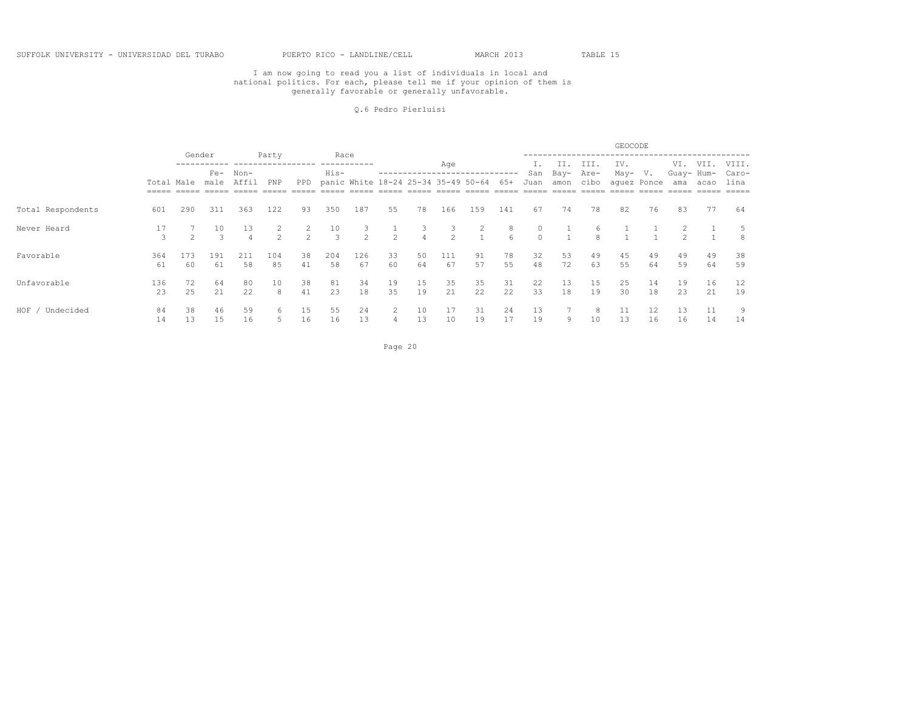SUFFOLK UNIVERSITY - UNIVERSIDAD DEL TURABO PUERTO RICO - LANDLINE/CELL MARCH 2013 TABLE 15

I am now going to read you a list of individuals in local and national politics. For each, please tell me if your opinion of them is generally favorable or generally unfavorable.

Q.6 Pedro Pierluisi

| | | Gender | | Party | | | Race | | Age | | | | | GEOCODE | | | | | | | |
|---|---|---|---|---|---|---|---|---|---|---|---|---|---|---|---|---|---|---|---|---|---|
| | Total | Male | Fe-male | Non-Affil | PNP | PPD | His-panic | White | 18-24 | 25-34 | 35-49 | 50-64 | 65+ | I. San Juan | II. Bay-amon | III. Are-cibo | IV. May-aguez | V. Ponce | VI. Guay-ama | VII. Hum-acao | VIII. Caro-lina |
| Total Respondents | 601 | 290 | 311 | 363 | 122 | 93 | 350 | 187 | 55 | 78 | 166 | 159 | 141 | 67 | 74 | 78 | 82 | 76 | 83 | 77 | 64 |
| Never Heard | 17 | 7 | 10 | 13 | 2 | 2 | 10 | 3 | 1 | 3 | 3 | 2 | 8 | 0 | 1 | 6 | 1 | 1 | 2 | 1 | 5 |
| | 3 | 2 | 3 | 4 | 2 | 2 | 3 | 2 | 2 | 4 | 2 | 1 | 6 | 0 | 1 | 8 | 1 | 1 | 2 | 1 | 8 |
| Favorable | 364 | 173 | 191 | 211 | 104 | 38 | 204 | 126 | 33 | 50 | 111 | 91 | 78 | 32 | 53 | 49 | 45 | 49 | 49 | 49 | 38 |
| | 61 | 60 | 61 | 58 | 85 | 41 | 58 | 67 | 60 | 64 | 67 | 57 | 55 | 48 | 72 | 63 | 55 | 64 | 59 | 64 | 59 |
| Unfavorable | 136 | 72 | 64 | 80 | 10 | 38 | 81 | 34 | 19 | 15 | 35 | 35 | 31 | 22 | 13 | 15 | 25 | 14 | 19 | 16 | 12 |
| | 23 | 25 | 21 | 22 | 8 | 41 | 23 | 18 | 35 | 19 | 21 | 22 | 22 | 33 | 18 | 19 | 30 | 18 | 23 | 21 | 19 |
| HOF / Undecided | 84 | 38 | 46 | 59 | 6 | 15 | 55 | 24 | 2 | 10 | 17 | 31 | 24 | 13 | 7 | 8 | 11 | 12 | 13 | 11 | 9 |
| | 14 | 13 | 15 | 16 | 5 | 16 | 16 | 13 | 4 | 13 | 10 | 19 | 17 | 19 | 9 | 10 | 13 | 16 | 16 | 14 | 14 |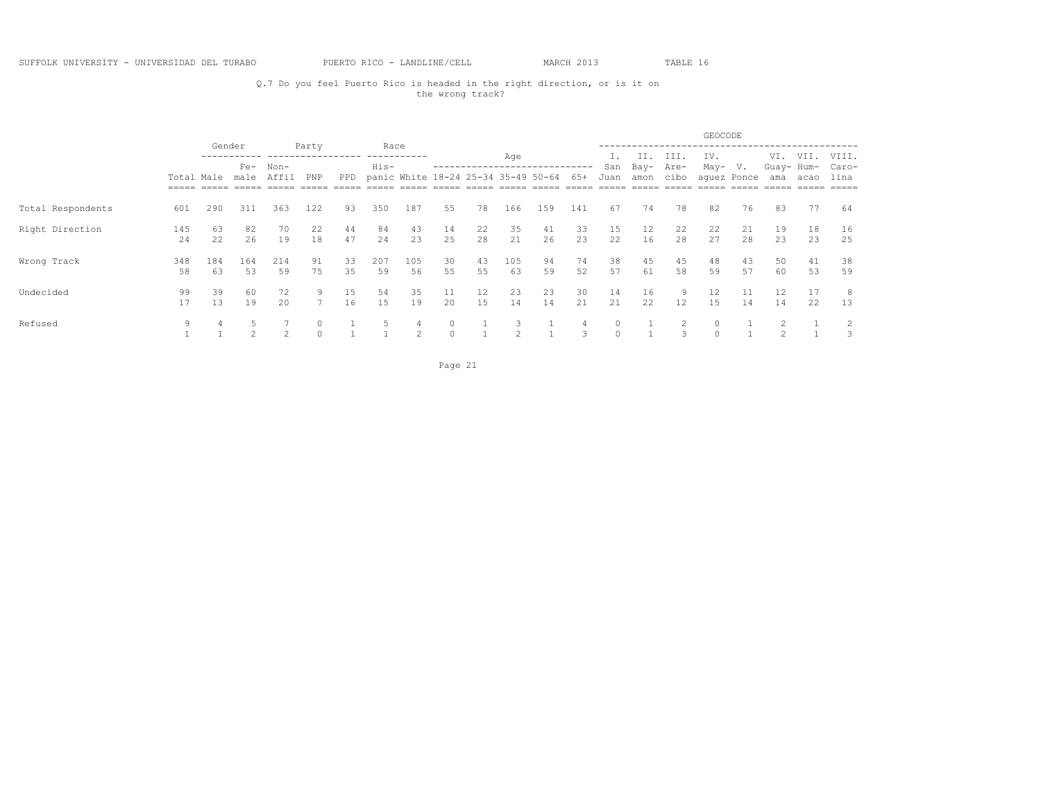SUFFOLK UNIVERSITY - UNIVERSIDAD DEL TURABO PUERTO RICO - LANDLINE/CELL MARCH 2013 TABLE 16

Q.7 Do you feel Puerto Rico is headed in the right direction, or is it on the wrong track?

| | | Gender | | Party | | | Race | | Age | | | | | GEOCODE | | | | | | | |
|---|---|---|---|---|---|---|---|---|---|---|---|---|---|---|---|---|---|---|---|---|---|
| | Total | Male | Fe-male | Non-Affil | PNP | PPD | His-panic | White | 18-24 | 25-34 | 35-49 | 50-64 | 65+ | I. San Juan | II. Bay-amon | III. Are-cibo | IV. May-aguez | V. Ponce | VI. Guay-ama | VII. Hum-acao | VIII. Caro-lina |
| Total Respondents | 601 | 290 | 311 | 363 | 122 | 93 | 350 | 187 | 55 | 78 | 166 | 159 | 141 | 67 | 74 | 78 | 82 | 76 | 83 | 77 | 64 |
| Right Direction | 145 | 63 | 82 | 70 | 22 | 44 | 84 | 43 | 14 | 22 | 35 | 41 | 33 | 15 | 12 | 22 | 22 | 21 | 19 | 18 | 16 |
| | 24 | 22 | 26 | 19 | 18 | 47 | 24 | 23 | 25 | 28 | 21 | 26 | 23 | 22 | 16 | 28 | 27 | 28 | 23 | 23 | 25 |
| Wrong Track | 348 | 184 | 164 | 214 | 91 | 33 | 207 | 105 | 30 | 43 | 105 | 94 | 74 | 38 | 45 | 45 | 48 | 43 | 50 | 41 | 38 |
| | 58 | 63 | 53 | 59 | 75 | 35 | 59 | 56 | 55 | 55 | 63 | 59 | 52 | 57 | 61 | 58 | 59 | 57 | 60 | 53 | 59 |
| Undecided | 99 | 39 | 60 | 72 | 9 | 15 | 54 | 35 | 11 | 12 | 23 | 23 | 30 | 14 | 16 | 9 | 12 | 11 | 12 | 17 | 8 |
| | 17 | 13 | 19 | 20 | 7 | 16 | 15 | 19 | 20 | 15 | 14 | 14 | 21 | 21 | 22 | 12 | 15 | 14 | 14 | 22 | 13 |
| Refused | 9 | 4 | 5 | 7 | 0 | 1 | 5 | 4 | 0 | 1 | 3 | 1 | 4 | 0 | 1 | 2 | 0 | 1 | 2 | 1 | 2 |
| | 1 | 1 | 2 | 2 | 0 | 1 | 1 | 2 | 0 | 1 | 2 | 1 | 3 | 0 | 1 | 3 | 0 | 1 | 2 | 1 | 3 |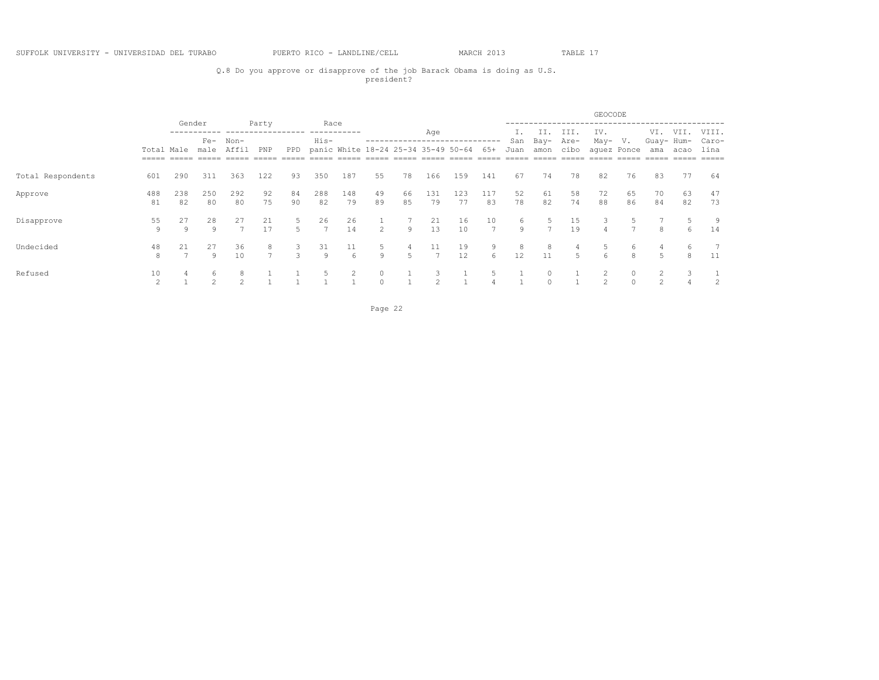SUFFOLK UNIVERSITY - UNIVERSIDAD DEL TURABO PUERTO RICO - LANDLINE/CELL MARCH 2013 TABLE 17

Q.8 Do you approve or disapprove of the job Barack Obama is doing as U.S. president?

| | | Gender | | Party | | | Race | | Age | | | | | GEOCODE | | | | | | | |
|---|---|---|---|---|---|---|---|---|---|---|---|---|---|---|---|---|---|---|---|---|---|
| | Total | Male | Female | Non-Affil | PNP | PPD | Hispanic | White | 18-24 | 25-34 | 35-49 | 50-64 | 65+ | I. San Juan | II. Bayamon | III. Arecibo | IV. Mayaguez | V. Ponce | VI. Guayama | VII. Humacao | VIII. Carolina |
| Total Respondents | 601 | 290 | 311 | 363 | 122 | 93 | 350 | 187 | 55 | 78 | 166 | 159 | 141 | 67 | 74 | 78 | 82 | 76 | 83 | 77 | 64 |
| Approve | 488 | 238 | 250 | 292 | 92 | 84 | 288 | 148 | 49 | 66 | 131 | 123 | 117 | 52 | 61 | 58 | 72 | 65 | 70 | 63 | 47 |
| | 81 | 82 | 80 | 80 | 75 | 90 | 82 | 79 | 89 | 85 | 79 | 77 | 83 | 78 | 82 | 74 | 88 | 86 | 84 | 82 | 73 |
| Disapprove | 55 | 27 | 28 | 27 | 21 | 5 | 26 | 26 | 1 | 7 | 21 | 16 | 10 | 6 | 5 | 15 | 3 | 5 | 7 | 5 | 9 |
| | 9 | 9 | 9 | 7 | 17 | 5 | 7 | 14 | 2 | 9 | 13 | 10 | 7 | 9 | 7 | 19 | 4 | 7 | 8 | 6 | 14 |
| Undecided | 48 | 21 | 27 | 36 | 8 | 3 | 31 | 11 | 5 | 4 | 11 | 19 | 9 | 8 | 8 | 4 | 5 | 6 | 4 | 6 | 7 |
| | 8 | 7 | 9 | 10 | 7 | 3 | 9 | 6 | 9 | 5 | 7 | 12 | 6 | 12 | 11 | 5 | 6 | 8 | 5 | 8 | 11 |
| Refused | 10 | 4 | 6 | 8 | 1 | 1 | 5 | 2 | 0 | 1 | 3 | 1 | 5 | 1 | 0 | 1 | 2 | 0 | 2 | 3 | 1 |
| | 2 | 1 | 2 | 2 | 1 | 1 | 1 | 1 | 0 | 1 | 2 | 1 | 4 | 1 | 0 | 1 | 2 | 0 | 2 | 4 | 2 |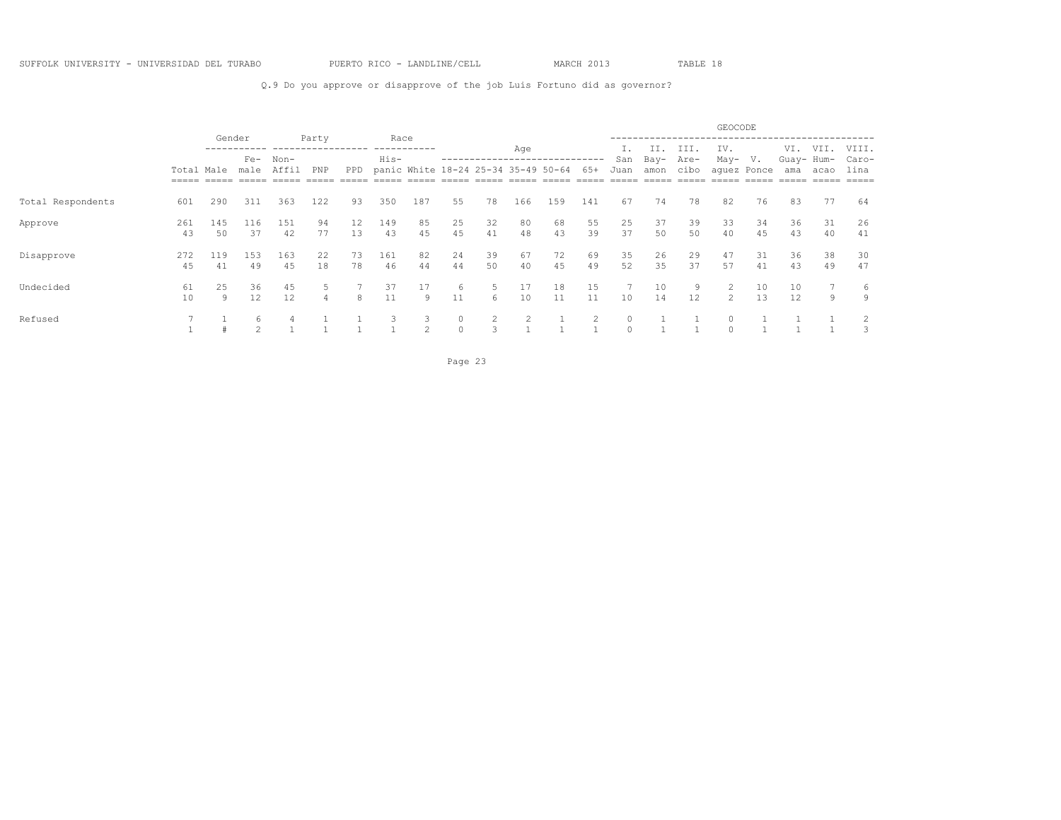SUFFOLK UNIVERSITY - UNIVERSIDAD DEL TURABO PUERTO RICO - LANDLINE/CELL MARCH 2013 TABLE 18

Q.9 Do you approve or disapprove of the job Luis Fortuno did as governor?

| | | Gender | | Party | | | Race | | Age | | | | | GEOCODE | | | | | | | |
|---|---|---|---|---|---|---|---|---|---|---|---|---|---|---|---|---|---|---|---|---|---|
| | Total | Male | Female | Non-Affil | PNP | PPD | Hispanic | White | 18-24 | 25-34 | 35-49 | 50-64 | 65+ | I. San Juan | II. Bayamon | III. Arecibo | IV. Mayaguez | V. Ponce | VI. Guayama | VII. Humacao | VIII. Carolina |
| Total Respondents | 601 | 290 | 311 | 363 | 122 | 93 | 350 | 187 | 55 | 78 | 166 | 159 | 141 | 67 | 74 | 78 | 82 | 76 | 83 | 77 | 64 |
| Approve | 261 | 145 | 116 | 151 | 94 | 12 | 149 | 85 | 25 | 32 | 80 | 68 | 55 | 25 | 37 | 39 | 33 | 34 | 36 | 31 | 26 |
| | 43 | 50 | 37 | 42 | 77 | 13 | 43 | 45 | 45 | 41 | 48 | 43 | 39 | 37 | 50 | 50 | 40 | 45 | 43 | 40 | 41 |
| Disapprove | 272 | 119 | 153 | 163 | 22 | 73 | 161 | 82 | 24 | 39 | 67 | 72 | 69 | 35 | 26 | 29 | 47 | 31 | 36 | 38 | 30 |
| | 45 | 41 | 49 | 45 | 18 | 78 | 46 | 44 | 44 | 50 | 40 | 45 | 49 | 52 | 35 | 37 | 57 | 41 | 43 | 49 | 47 |
| Undecided | 61 | 25 | 36 | 45 | 5 | 7 | 37 | 17 | 6 | 5 | 17 | 18 | 15 | 7 | 10 | 9 | 2 | 10 | 10 | 7 | 6 |
| | 10 | 9 | 12 | 12 | 4 | 8 | 11 | 9 | 11 | 6 | 10 | 11 | 11 | 10 | 14 | 12 | 2 | 13 | 12 | 9 | 9 |
| Refused | 7 | 1 | 6 | 4 | 1 | 1 | 3 | 3 | 0 | 2 | 2 | 1 | 2 | 0 | 1 | 1 | 0 | 1 | 1 | 1 | 2 |
| | 1 | # | 2 | 1 | 1 | 1 | 1 | 2 | 0 | 3 | 1 | 1 | 1 | 0 | 1 | 1 | 0 | 1 | 1 | 1 | 3 |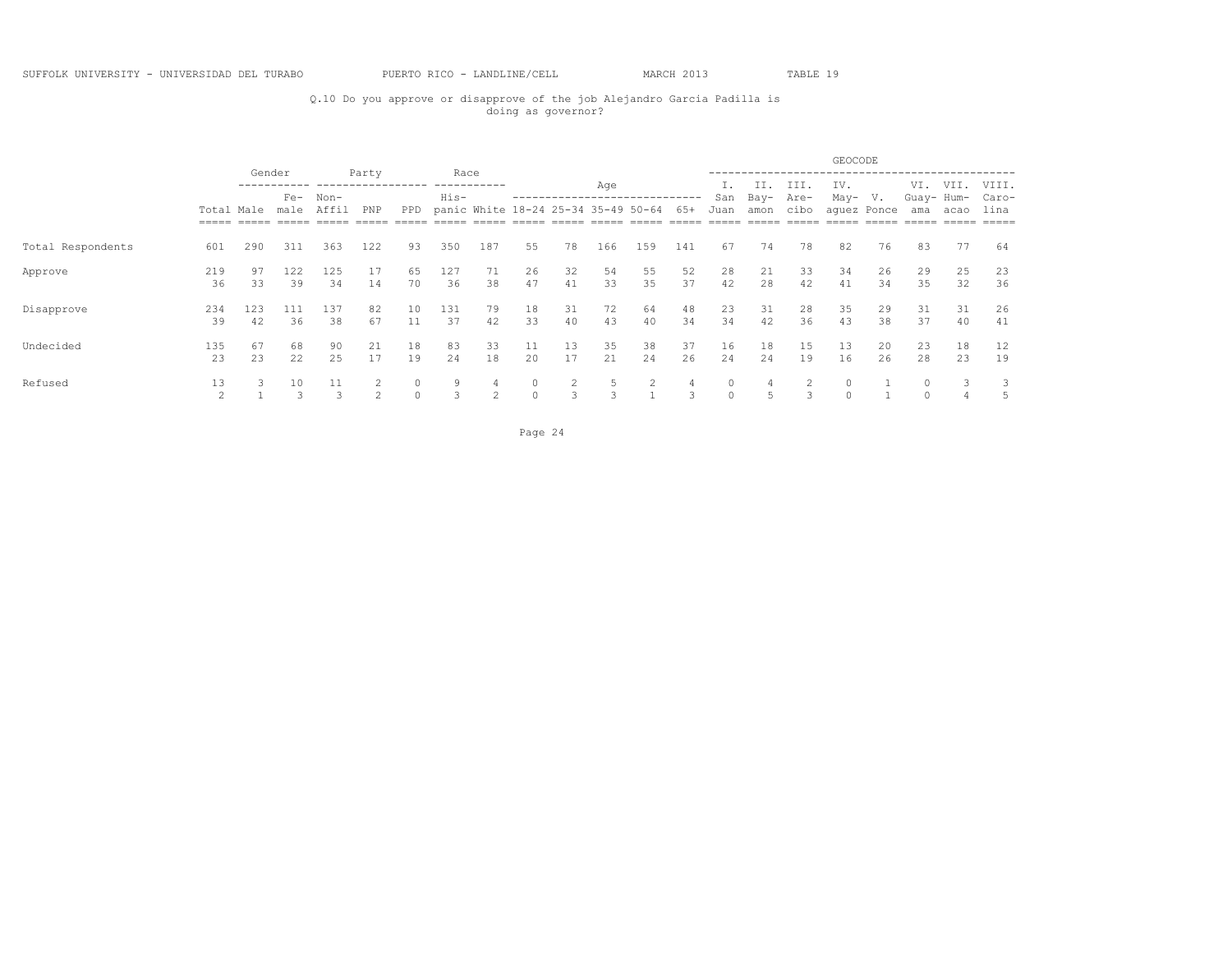SUFFOLK UNIVERSITY - UNIVERSIDAD DEL TURABO    PUERTO RICO - LANDLINE/CELL    MARCH 2013    TABLE 19

Q.10 Do you approve or disapprove of the job Alejandro Garcia Padilla is doing as governor?

| | | Gender | | Party | | | Race | | Age | | | | | GEOCODE | | | | | | | |
|---|---|---|---|---|---|---|---|---|---|---|---|---|---|---|---|---|---|---|---|---|---|
| | Total | Male | Fe-male | Non-Affil | PNP | PPD | His-panic | White | 18-24 | 25-34 | 35-49 | 50-64 | 65+ | I. San Juan | II. Bay-amon | III. Are-cibo | IV. May-aguez | V. Ponce | VI. Guay-ama | VII. Hum-acao | VIII. Caro-lina |
| Total Respondents | 601 | 290 | 311 | 363 | 122 | 93 | 350 | 187 | 55 | 78 | 166 | 159 | 141 | 67 | 74 | 78 | 82 | 76 | 83 | 77 | 64 |
| Approve | 219 | 97 | 122 | 125 | 17 | 65 | 127 | 71 | 26 | 32 | 54 | 55 | 52 | 28 | 21 | 33 | 34 | 26 | 29 | 25 | 23 |
| | 36 | 33 | 39 | 34 | 14 | 70 | 36 | 38 | 47 | 41 | 33 | 35 | 37 | 42 | 28 | 42 | 41 | 34 | 35 | 32 | 36 |
| Disapprove | 234 | 123 | 111 | 137 | 82 | 10 | 131 | 79 | 18 | 31 | 72 | 64 | 48 | 23 | 31 | 28 | 35 | 29 | 31 | 31 | 26 |
| | 39 | 42 | 36 | 38 | 67 | 11 | 37 | 42 | 33 | 40 | 43 | 40 | 34 | 34 | 42 | 36 | 43 | 38 | 37 | 40 | 41 |
| Undecided | 135 | 67 | 68 | 90 | 21 | 18 | 83 | 33 | 11 | 13 | 35 | 38 | 37 | 16 | 18 | 15 | 13 | 20 | 23 | 18 | 12 |
| | 23 | 23 | 22 | 25 | 17 | 19 | 24 | 18 | 20 | 17 | 21 | 24 | 26 | 24 | 24 | 19 | 16 | 26 | 28 | 23 | 19 |
| Refused | 13 | 3 | 10 | 11 | 2 | 0 | 9 | 4 | 0 | 2 | 5 | 2 | 4 | 0 | 4 | 2 | 0 | 1 | 0 | 3 | 3 |
| | 2 | 1 | 3 | 3 | 2 | 0 | 3 | 2 | 0 | 3 | 3 | 1 | 3 | 0 | 5 | 3 | 0 | 1 | 0 | 4 | 5 |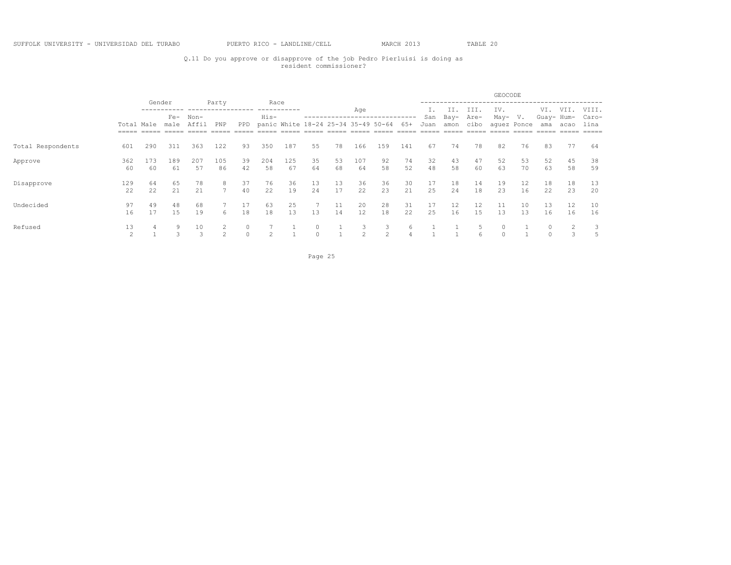SUFFOLK UNIVERSITY - UNIVERSIDAD DEL TURABO PUERTO RICO - LANDLINE/CELL MARCH 2013 TABLE 20

Q.11 Do you approve or disapprove of the job Pedro Pierluisi is doing as resident commissioner?

| | | Gender | | Party | | | Race | | Age | | | | | GEOCODE | | | | | | | |
|---|---|---|---|---|---|---|---|---|---|---|---|---|---|---|---|---|---|---|---|---|---|
| | Total | Male | Fe-male | Non-Affil | PNP | PPD | His-panic | White | 18-24 | 25-34 | 35-49 | 50-64 | 65+ | I. San Juan | II. Bay-amon | III. Are-cibo | IV. May-aguez | V. Ponce | VI. Guay-ama | VII. Hum-acao | VIII. Caro-lina |
| Total Respondents | 601 | 290 | 311 | 363 | 122 | 93 | 350 | 187 | 55 | 78 | 166 | 159 | 141 | 67 | 74 | 78 | 82 | 76 | 83 | 77 | 64 |
| Approve | 362 | 173 | 189 | 207 | 105 | 39 | 204 | 125 | 35 | 53 | 107 | 92 | 74 | 32 | 43 | 47 | 52 | 53 | 52 | 45 | 38 |
| | 60 | 60 | 61 | 57 | 86 | 42 | 58 | 67 | 64 | 68 | 64 | 58 | 52 | 48 | 58 | 60 | 63 | 70 | 63 | 58 | 59 |
| Disapprove | 129 | 64 | 65 | 78 | 8 | 37 | 76 | 36 | 13 | 13 | 36 | 36 | 30 | 17 | 18 | 14 | 19 | 12 | 18 | 18 | 13 |
| | 22 | 22 | 21 | 21 | 7 | 40 | 22 | 19 | 24 | 17 | 22 | 23 | 21 | 25 | 24 | 18 | 23 | 16 | 22 | 23 | 20 |
| Undecided | 97 | 49 | 48 | 68 | 7 | 17 | 63 | 25 | 7 | 11 | 20 | 28 | 31 | 17 | 12 | 12 | 11 | 10 | 13 | 12 | 10 |
| | 16 | 17 | 15 | 19 | 6 | 18 | 18 | 13 | 13 | 14 | 12 | 18 | 22 | 25 | 16 | 15 | 13 | 13 | 16 | 16 | 16 |
| Refused | 13 | 4 | 9 | 10 | 2 | 0 | 7 | 1 | 0 | 1 | 3 | 3 | 6 | 1 | 1 | 5 | 0 | 1 | 0 | 2 | 3 |
| | 2 | 1 | 3 | 3 | 2 | 0 | 2 | 1 | 0 | 1 | 2 | 2 | 4 | 1 | 1 | 6 | 0 | 1 | 0 | 3 | 5 |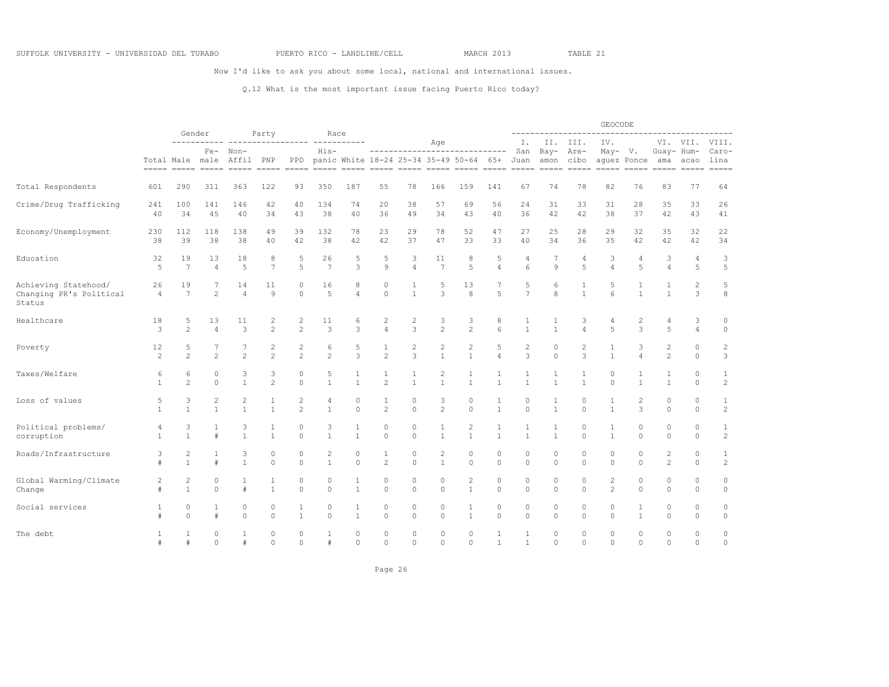SUFFOLK UNIVERSITY - UNIVERSIDAD DEL TURABO PUERTO RICO - LANDLINE/CELL MARCH 2013 TABLE 21

Now I'd like to ask you about some local, national and international issues.

Q.12 What is the most important issue facing Puerto Rico today?

| | | Gender | | Party | | | Race | | Age | | | | | GEOCODE | | | | | | | |
|---|---|---|---|---|---|---|---|---|---|---|---|---|---|---|---|---|---|---|---|---|---|
| | Total | Male | Female | Non-Affil | PNP | PPD | Hispanic | White | 18-24 | 25-34 | 35-49 | 50-64 | 65+ | I. San Juan | II. Bayamon | III. Arecibo | IV. Mayaguez | V. Ponce | VI. Guayama | VII. Humacao | VIII. Carolina |
| Total Respondents | 601 | 290 | 311 | 363 | 122 | 93 | 350 | 187 | 55 | 78 | 166 | 159 | 141 | 67 | 74 | 78 | 82 | 76 | 83 | 77 | 64 |
| Crime/Drug Trafficking | 241 | 100 | 141 | 146 | 42 | 40 | 134 | 74 | 20 | 38 | 57 | 69 | 56 | 24 | 31 | 33 | 31 | 28 | 35 | 33 | 26 |
| | 40 | 34 | 45 | 40 | 34 | 43 | 38 | 40 | 36 | 49 | 34 | 43 | 40 | 36 | 42 | 42 | 38 | 37 | 42 | 43 | 41 |
| Economy/Unemployment | 230 | 112 | 118 | 138 | 49 | 39 | 132 | 78 | 23 | 29 | 78 | 52 | 47 | 27 | 25 | 28 | 29 | 32 | 35 | 32 | 22 |
| | 38 | 39 | 38 | 38 | 40 | 42 | 38 | 42 | 42 | 37 | 47 | 33 | 33 | 40 | 34 | 36 | 35 | 42 | 42 | 42 | 34 |
| Education | 32 | 19 | 13 | 18 | 8 | 5 | 26 | 5 | 5 | 3 | 11 | 8 | 5 | 4 | 7 | 4 | 3 | 4 | 3 | 4 | 3 |
| | 5 | 7 | 4 | 5 | 7 | 5 | 7 | 3 | 9 | 4 | 7 | 5 | 4 | 6 | 9 | 5 | 4 | 5 | 4 | 5 | 5 |
| Achieving Statehood/ Changing PR's Political Status | 26 | 19 | 7 | 14 | 11 | 0 | 16 | 8 | 0 | 1 | 5 | 13 | 7 | 5 | 6 | 1 | 5 | 1 | 1 | 2 | 5 |
| | 4 | 7 | 2 | 4 | 9 | 0 | 5 | 4 | 0 | 1 | 3 | 8 | 5 | 7 | 8 | 1 | 6 | 1 | 1 | 3 | 8 |
| Healthcare | 18 | 5 | 13 | 11 | 2 | 2 | 11 | 6 | 2 | 2 | 3 | 3 | 8 | 1 | 1 | 3 | 4 | 2 | 4 | 3 | 0 |
| | 3 | 2 | 4 | 3 | 2 | 2 | 3 | 3 | 4 | 3 | 2 | 2 | 6 | 1 | 1 | 4 | 5 | 3 | 5 | 4 | 0 |
| Poverty | 12 | 5 | 7 | 7 | 2 | 2 | 6 | 5 | 1 | 2 | 2 | 2 | 5 | 2 | 0 | 2 | 1 | 3 | 2 | 0 | 2 |
| | 2 | 2 | 2 | 2 | 2 | 2 | 2 | 3 | 2 | 3 | 1 | 1 | 4 | 3 | 0 | 3 | 1 | 4 | 2 | 0 | 3 |
| Taxes/Welfare | 6 | 6 | 0 | 3 | 3 | 0 | 5 | 1 | 1 | 1 | 2 | 1 | 1 | 1 | 1 | 1 | 0 | 1 | 1 | 0 | 1 |
| | 1 | 2 | 0 | 1 | 2 | 0 | 1 | 1 | 2 | 1 | 1 | 1 | 1 | 1 | 1 | 1 | 0 | 1 | 1 | 0 | 2 |
| Loss of values | 5 | 3 | 2 | 2 | 1 | 2 | 4 | 0 | 1 | 0 | 3 | 0 | 1 | 0 | 1 | 0 | 1 | 2 | 0 | 0 | 1 |
| | 1 | 1 | 1 | 1 | 1 | 2 | 1 | 0 | 2 | 0 | 2 | 0 | 1 | 0 | 1 | 0 | 1 | 3 | 0 | 0 | 2 |
| Political problems/ corruption | 4 | 3 | 1 | 3 | 1 | 0 | 3 | 1 | 0 | 0 | 1 | 2 | 1 | 1 | 1 | 0 | 1 | 0 | 0 | 0 | 1 |
| | 1 | 1 | # | 1 | 1 | 0 | 1 | 1 | 0 | 0 | 1 | 1 | 1 | 1 | 1 | 0 | 1 | 0 | 0 | 0 | 2 |
| Roads/Infrastructure | 3 | 2 | 1 | 3 | 0 | 0 | 2 | 0 | 1 | 0 | 2 | 0 | 0 | 0 | 0 | 0 | 0 | 0 | 2 | 0 | 1 |
| | # | 1 | # | 1 | 0 | 0 | 1 | 0 | 2 | 0 | 1 | 0 | 0 | 0 | 0 | 0 | 0 | 0 | 2 | 0 | 2 |
| Global Warming/Climate Change | 2 | 2 | 0 | 1 | 1 | 0 | 0 | 1 | 0 | 0 | 0 | 2 | 0 | 0 | 0 | 0 | 2 | 0 | 0 | 0 | 0 |
| | # | 1 | 0 | # | 1 | 0 | 0 | 1 | 0 | 0 | 0 | 1 | 0 | 0 | 0 | 0 | 2 | 0 | 0 | 0 | 0 |
| Social services | 1 | 0 | 1 | 0 | 0 | 1 | 0 | 1 | 0 | 0 | 0 | 1 | 0 | 0 | 0 | 0 | 0 | 1 | 0 | 0 | 0 |
| | # | 0 | # | 0 | 0 | 1 | 0 | 1 | 0 | 0 | 0 | 1 | 0 | 0 | 0 | 0 | 0 | 1 | 0 | 0 | 0 |
| The debt | 1 | 1 | 0 | 1 | 0 | 0 | 1 | 0 | 0 | 0 | 0 | 0 | 1 | 1 | 0 | 0 | 0 | 0 | 0 | 0 | 0 |
| | # | # | 0 | # | 0 | 0 | # | 0 | 0 | 0 | 0 | 0 | 1 | 1 | 0 | 0 | 0 | 0 | 0 | 0 | 0 |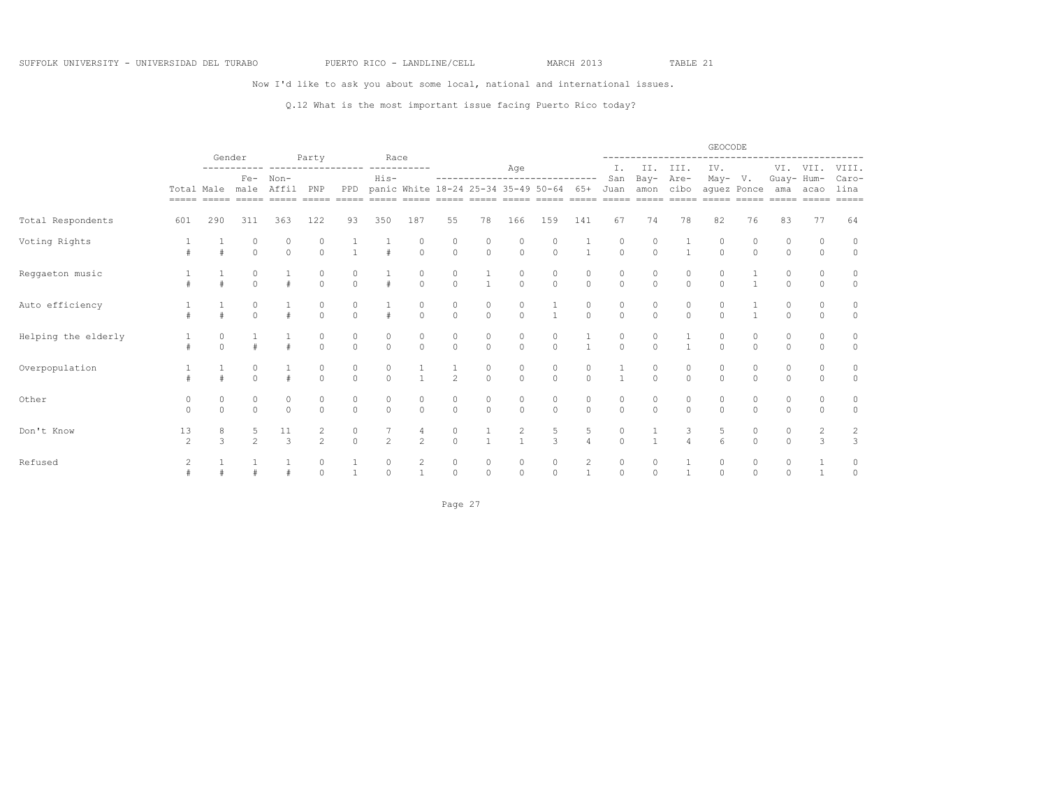SUFFOLK UNIVERSITY - UNIVERSIDAD DEL TURABO PUERTO RICO - LANDLINE/CELL MARCH 2013 TABLE 21

Now I'd like to ask you about some local, national and international issues.

Q.12 What is the most important issue facing Puerto Rico today?

| | | Gender | | Party | | | Race | | Age | | | | | GEOCODE | | | | | | | |
|---|---|---|---|---|---|---|---|---|---|---|---|---|---|---|---|---|---|---|---|---|---|
| | Total | Male | Fe-male | Non-Affil | PNP | PPD | His-panic | White | 18-24 | 25-34 | 35-49 | 50-64 | 65+ | I. San Juan | II. Bay-amon | III. Are-cibo | IV. May-aguez | V. Ponce | VI. Guay-ama | VII. Hum-acao | VIII. Caro-lina |
| Total Respondents | 601 | 290 | 311 | 363 | 122 | 93 | 350 | 187 | 55 | 78 | 166 | 159 | 141 | 67 | 74 | 78 | 82 | 76 | 83 | 77 | 64 |
| Voting Rights | 1 | 1 | 0 | 0 | 0 | 1 | 1 | 0 | 0 | 0 | 0 | 0 | 1 | 0 | 0 | 1 | 0 | 0 | 0 | 0 | 0 |
| | # | # | 0 | 0 | 0 | 1 | # | 0 | 0 | 0 | 0 | 0 | 1 | 0 | 0 | 1 | 0 | 0 | 0 | 0 | 0 |
| Reggaeton music | 1 | 1 | 0 | 1 | 0 | 0 | 1 | 0 | 0 | 1 | 0 | 0 | 0 | 0 | 0 | 0 | 0 | 1 | 0 | 0 | 0 |
| | # | # | 0 | # | 0 | 0 | # | 0 | 0 | 1 | 0 | 0 | 0 | 0 | 0 | 0 | 0 | 1 | 0 | 0 | 0 |
| Auto efficiency | 1 | 1 | 0 | 1 | 0 | 0 | 1 | 0 | 0 | 0 | 0 | 1 | 0 | 0 | 0 | 0 | 0 | 1 | 0 | 0 | 0 |
| | # | # | 0 | # | 0 | 0 | # | 0 | 0 | 0 | 0 | 1 | 0 | 0 | 0 | 0 | 0 | 1 | 0 | 0 | 0 |
| Helping the elderly | 1 | 0 | 1 | 1 | 0 | 0 | 0 | 0 | 0 | 0 | 0 | 0 | 1 | 0 | 0 | 1 | 0 | 0 | 0 | 0 | 0 |
| | # | 0 | # | # | 0 | 0 | 0 | 0 | 0 | 0 | 0 | 0 | 1 | 0 | 0 | 1 | 0 | 0 | 0 | 0 | 0 |
| Overpopulation | 1 | 1 | 0 | 1 | 0 | 0 | 0 | 1 | 1 | 0 | 0 | 0 | 0 | 1 | 0 | 0 | 0 | 0 | 0 | 0 | 0 |
| | # | # | 0 | # | 0 | 0 | 0 | 1 | 2 | 0 | 0 | 0 | 0 | 1 | 0 | 0 | 0 | 0 | 0 | 0 | 0 |
| Other | 0 | 0 | 0 | 0 | 0 | 0 | 0 | 0 | 0 | 0 | 0 | 0 | 0 | 0 | 0 | 0 | 0 | 0 | 0 | 0 | 0 |
| | 0 | 0 | 0 | 0 | 0 | 0 | 0 | 0 | 0 | 0 | 0 | 0 | 0 | 0 | 0 | 0 | 0 | 0 | 0 | 0 | 0 |
| Don't Know | 13 | 8 | 5 | 11 | 2 | 0 | 7 | 4 | 0 | 1 | 2 | 5 | 5 | 0 | 1 | 3 | 5 | 0 | 0 | 2 | 2 |
| | 2 | 3 | 2 | 3 | 2 | 0 | 2 | 2 | 0 | 1 | 1 | 3 | 4 | 0 | 1 | 4 | 6 | 0 | 0 | 3 | 3 |
| Refused | 2 | 1 | 1 | 1 | 0 | 1 | 0 | 2 | 0 | 0 | 0 | 0 | 2 | 0 | 0 | 1 | 0 | 0 | 0 | 1 | 0 |
| | # | # | # | # | 0 | 1 | 0 | 1 | 0 | 0 | 0 | 0 | 1 | 0 | 0 | 1 | 0 | 0 | 0 | 1 | 0 |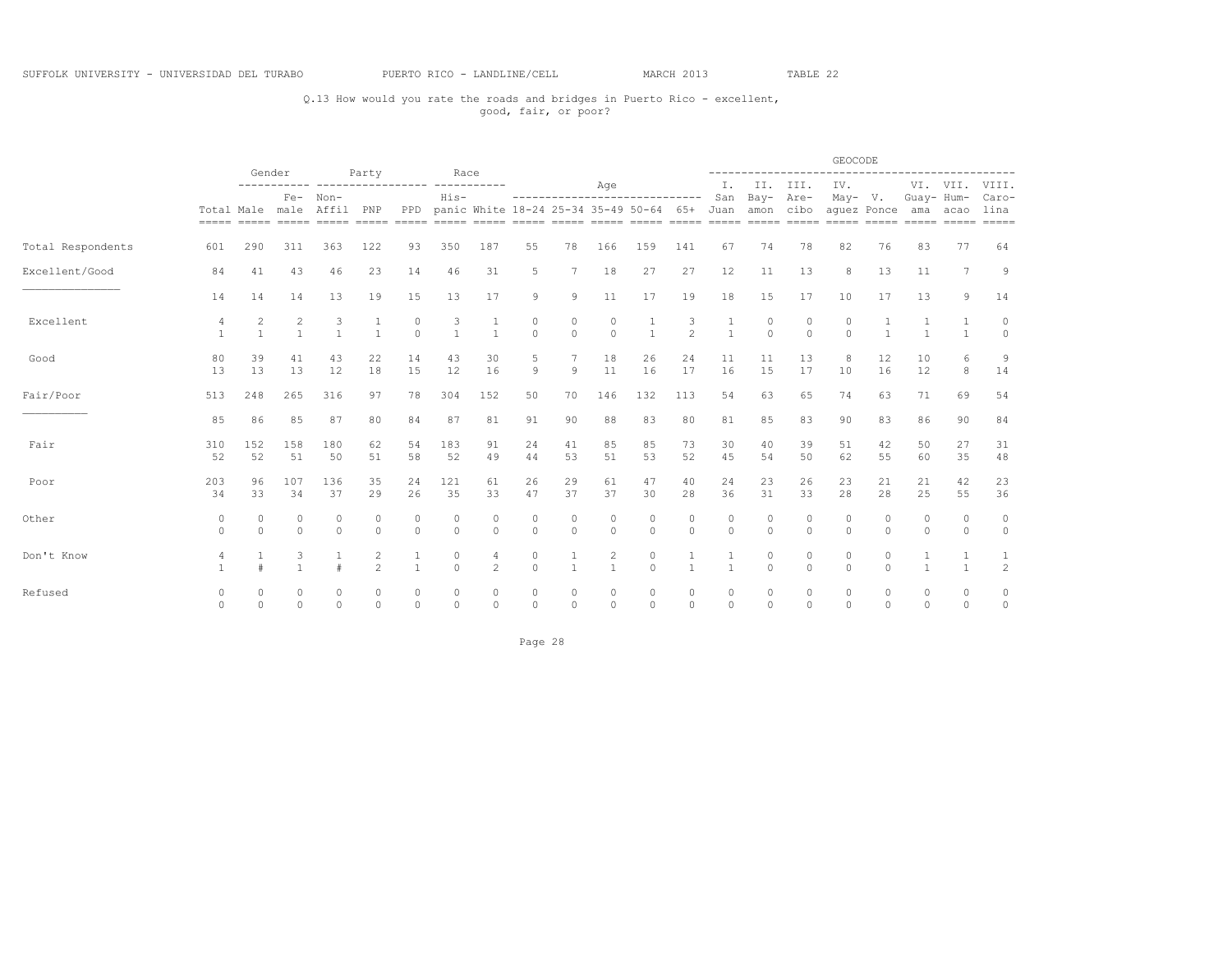SUFFOLK UNIVERSITY - UNIVERSIDAD DEL TURABO PUERTO RICO - LANDLINE/CELL MARCH 2013 TABLE 22

Q.13 How would you rate the roads and bridges in Puerto Rico - excellent, good, fair, or poor?

| | | Gender | | Party | | | Race | | Age | | | | | GEOCODE | | | | | | | |
|---|---|---|---|---|---|---|---|---|---|---|---|---|---|---|---|---|---|---|---|---|---|
| | Total | Male | Female | Non-Affil | PNP | PPD | Hispanic | White | 18-24 | 25-34 | 35-49 | 50-64 | 65+ | I. San Juan | II. Bayamon | III. Arecibo | IV. Mayaguez | V. Ponce | VI. Guayama | VII. Humacao | VIII. Carolina |
| Total Respondents | 601 | 290 | 311 | 363 | 122 | 93 | 350 | 187 | 55 | 78 | 166 | 159 | 141 | 67 | 74 | 78 | 82 | 76 | 83 | 77 | 64 |
| Excellent/Good | 84 | 41 | 43 | 46 | 23 | 14 | 46 | 31 | 5 | 7 | 18 | 27 | 27 | 12 | 11 | 13 | 8 | 13 | 11 | 7 | 9 |
| | 14 | 14 | 14 | 13 | 19 | 15 | 13 | 17 | 9 | 9 | 11 | 17 | 19 | 18 | 15 | 17 | 10 | 17 | 13 | 9 | 14 |
| Excellent | 4 | 2 | 2 | 3 | 1 | 0 | 3 | 1 | 0 | 0 | 0 | 1 | 3 | 1 | 0 | 0 | 0 | 1 | 1 | 1 | 0 |
| | 1 | 1 | 1 | 1 | 1 | 0 | 1 | 1 | 0 | 0 | 0 | 1 | 2 | 1 | 0 | 0 | 0 | 1 | 1 | 1 | 0 |
| Good | 80 | 39 | 41 | 43 | 22 | 14 | 43 | 30 | 5 | 7 | 18 | 26 | 24 | 11 | 11 | 13 | 8 | 12 | 10 | 6 | 9 |
| | 13 | 13 | 13 | 12 | 18 | 15 | 12 | 16 | 9 | 9 | 11 | 16 | 17 | 16 | 15 | 17 | 10 | 16 | 12 | 8 | 14 |
| Fair/Poor | 513 | 248 | 265 | 316 | 97 | 78 | 304 | 152 | 50 | 70 | 146 | 132 | 113 | 54 | 63 | 65 | 74 | 63 | 71 | 69 | 54 |
| | 85 | 86 | 85 | 87 | 80 | 84 | 87 | 81 | 91 | 90 | 88 | 83 | 80 | 81 | 85 | 83 | 90 | 83 | 86 | 90 | 84 |
| Fair | 310 | 152 | 158 | 180 | 62 | 54 | 183 | 91 | 24 | 41 | 85 | 85 | 73 | 30 | 40 | 39 | 51 | 42 | 50 | 27 | 31 |
| | 52 | 52 | 51 | 50 | 51 | 58 | 52 | 49 | 44 | 53 | 51 | 53 | 52 | 45 | 54 | 50 | 62 | 55 | 60 | 35 | 48 |
| Poor | 203 | 96 | 107 | 136 | 35 | 24 | 121 | 61 | 26 | 29 | 61 | 47 | 40 | 24 | 23 | 26 | 23 | 21 | 21 | 42 | 23 |
| | 34 | 33 | 34 | 37 | 29 | 26 | 35 | 33 | 47 | 37 | 37 | 30 | 28 | 36 | 31 | 33 | 28 | 28 | 25 | 55 | 36 |
| Other | 0 | 0 | 0 | 0 | 0 | 0 | 0 | 0 | 0 | 0 | 0 | 0 | 0 | 0 | 0 | 0 | 0 | 0 | 0 | 0 | 0 |
| | 0 | 0 | 0 | 0 | 0 | 0 | 0 | 0 | 0 | 0 | 0 | 0 | 0 | 0 | 0 | 0 | 0 | 0 | 0 | 0 | 0 |
| Don't Know | 4 | 1 | 3 | 1 | 2 | 1 | 0 | 4 | 0 | 1 | 2 | 0 | 1 | 1 | 0 | 0 | 0 | 0 | 1 | 1 | 1 |
| | 1 | # | 1 | # | 2 | 1 | 0 | 2 | 0 | 1 | 1 | 0 | 1 | 1 | 0 | 0 | 0 | 0 | 1 | 1 | 2 |
| Refused | 0 | 0 | 0 | 0 | 0 | 0 | 0 | 0 | 0 | 0 | 0 | 0 | 0 | 0 | 0 | 0 | 0 | 0 | 0 | 0 | 0 |
| | 0 | 0 | 0 | 0 | 0 | 0 | 0 | 0 | 0 | 0 | 0 | 0 | 0 | 0 | 0 | 0 | 0 | 0 | 0 | 0 | 0 |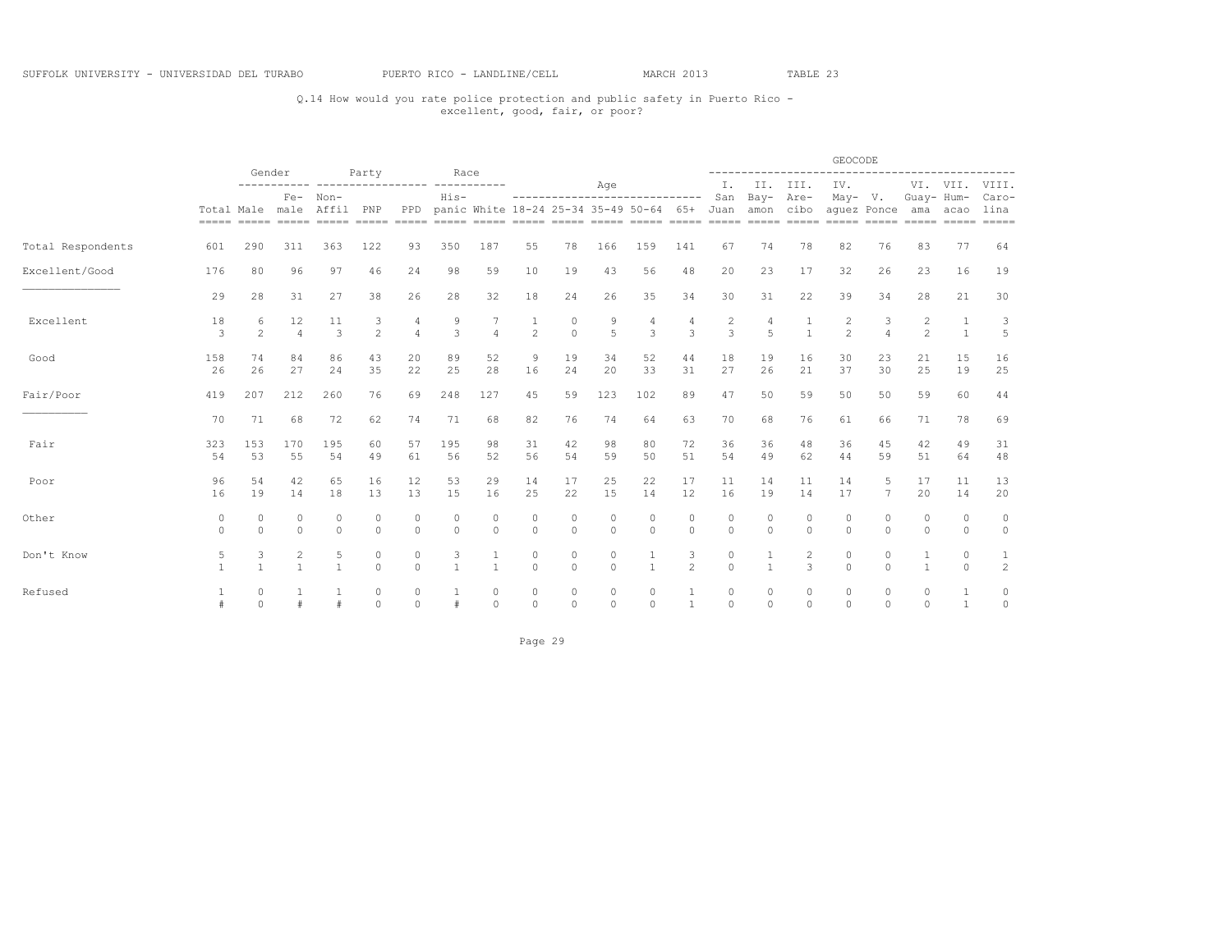SUFFOLK UNIVERSITY - UNIVERSIDAD DEL TURABO PUERTO RICO - LANDLINE/CELL MARCH 2013 TABLE 23

Q.14 How would you rate police protection and public safety in Puerto Rico - excellent, good, fair, or poor?

| | | Gender | | Party | | | Race | | Age | | | | | GEOCODE | | | | | | | |
|---|---|---|---|---|---|---|---|---|---|---|---|---|---|---|---|---|---|---|---|---|---|
| | Total | Male | Fe-male | Non-Affil | PNP | PPD | His-panic | White | 18-24 | 25-34 | 35-49 | 50-64 | 65+ | I. San Juan | II. Bay-amon | III. Are-cibo | IV. May-aguez | V. Ponce | VI. Guay-ama | VII. Hum-acao | VIII. Caro-lina |
| Total Respondents | 601 | 290 | 311 | 363 | 122 | 93 | 350 | 187 | 55 | 78 | 166 | 159 | 141 | 67 | 74 | 78 | 82 | 76 | 83 | 77 | 64 |
| Excellent/Good | 176 | 80 | 96 | 97 | 46 | 24 | 98 | 59 | 10 | 19 | 43 | 56 | 48 | 20 | 23 | 17 | 32 | 26 | 23 | 16 | 19 |
| | 29 | 28 | 31 | 27 | 38 | 26 | 28 | 32 | 18 | 24 | 26 | 35 | 34 | 30 | 31 | 22 | 39 | 34 | 28 | 21 | 30 |
| Excellent | 18 | 6 | 12 | 11 | 3 | 4 | 9 | 7 | 1 | 0 | 9 | 4 | 4 | 2 | 4 | 1 | 2 | 3 | 2 | 1 | 3 |
| | 3 | 2 | 4 | 3 | 2 | 4 | 3 | 4 | 2 | 0 | 5 | 3 | 3 | 3 | 5 | 1 | 2 | 4 | 2 | 1 | 5 |
| Good | 158 | 74 | 84 | 86 | 43 | 20 | 89 | 52 | 9 | 19 | 34 | 52 | 44 | 18 | 19 | 16 | 30 | 23 | 21 | 15 | 16 |
| | 26 | 26 | 27 | 24 | 35 | 22 | 25 | 28 | 16 | 24 | 20 | 33 | 31 | 27 | 26 | 21 | 37 | 30 | 25 | 19 | 25 |
| Fair/Poor | 419 | 207 | 212 | 260 | 76 | 69 | 248 | 127 | 45 | 59 | 123 | 102 | 89 | 47 | 50 | 59 | 50 | 50 | 59 | 60 | 44 |
| | 70 | 71 | 68 | 72 | 62 | 74 | 71 | 68 | 82 | 76 | 74 | 64 | 63 | 70 | 68 | 76 | 61 | 66 | 71 | 78 | 69 |
| Fair | 323 | 153 | 170 | 195 | 60 | 57 | 195 | 98 | 31 | 42 | 98 | 80 | 72 | 36 | 36 | 48 | 36 | 45 | 42 | 49 | 31 |
| | 54 | 53 | 55 | 54 | 49 | 61 | 56 | 52 | 56 | 54 | 59 | 50 | 51 | 54 | 49 | 62 | 44 | 59 | 51 | 64 | 48 |
| Poor | 96 | 54 | 42 | 65 | 16 | 12 | 53 | 29 | 14 | 17 | 25 | 22 | 17 | 11 | 14 | 11 | 14 | 5 | 17 | 11 | 13 |
| | 16 | 19 | 14 | 18 | 13 | 13 | 15 | 16 | 25 | 22 | 15 | 14 | 12 | 16 | 19 | 14 | 17 | 7 | 20 | 14 | 20 |
| Other | 0 | 0 | 0 | 0 | 0 | 0 | 0 | 0 | 0 | 0 | 0 | 0 | 0 | 0 | 0 | 0 | 0 | 0 | 0 | 0 | 0 |
| | 0 | 0 | 0 | 0 | 0 | 0 | 0 | 0 | 0 | 0 | 0 | 0 | 0 | 0 | 0 | 0 | 0 | 0 | 0 | 0 | 0 |
| Don't Know | 5 | 3 | 2 | 5 | 0 | 0 | 3 | 1 | 0 | 0 | 0 | 1 | 3 | 0 | 1 | 2 | 0 | 0 | 1 | 0 | 1 |
| | 1 | 1 | 1 | 1 | 0 | 0 | 1 | 1 | 0 | 0 | 0 | 1 | 2 | 0 | 1 | 3 | 0 | 0 | 1 | 0 | 2 |
| Refused | 1 | 0 | 1 | 1 | 0 | 0 | 1 | 0 | 0 | 0 | 0 | 0 | 1 | 0 | 0 | 0 | 0 | 0 | 0 | 1 | 0 |
| | # | 0 | # | # | 0 | 0 | # | 0 | 0 | 0 | 0 | 0 | 1 | 0 | 0 | 0 | 0 | 0 | 0 | 1 | 0 |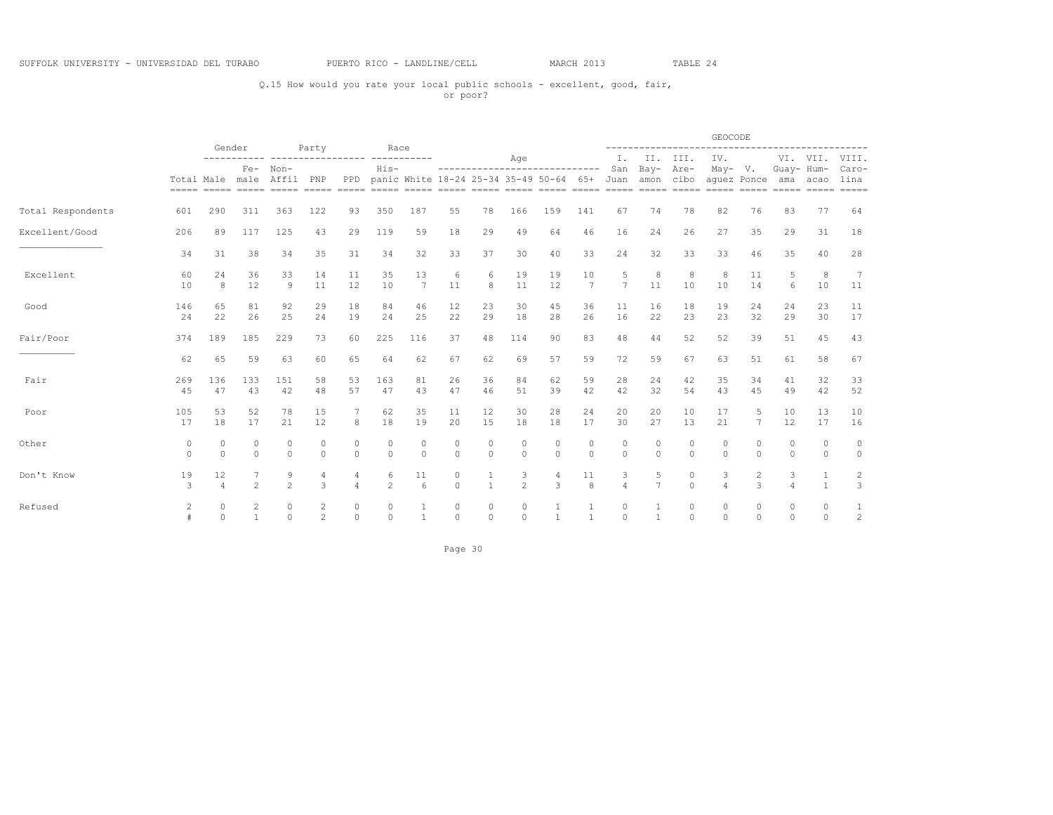SUFFOLK UNIVERSITY - UNIVERSIDAD DEL TURABO PUERTO RICO - LANDLINE/CELL MARCH 2013 TABLE 24

Q.15 How would you rate your local public schools - excellent, good, fair, or poor?

| | | Gender | | Party | | | Race | | Age | | | | | GEOCODE | | | | | | | |
|---|---|---|---|---|---|---|---|---|---|---|---|---|---|---|---|---|---|---|---|---|---|
| | Total | Male | Fe-male | Non-Affil | PNP | PPD | His-panic | White | 18-24 | 25-34 | 35-49 | 50-64 | 65+ | I. San Juan | II. Bay-amon | III. Are-cibo | IV. May-aguez | V. Ponce | VI. Guay-ama | VII. Hum-acao | VIII. Caro-lina |
| Total Respondents | 601 | 290 | 311 | 363 | 122 | 93 | 350 | 187 | 55 | 78 | 166 | 159 | 141 | 67 | 74 | 78 | 82 | 76 | 83 | 77 | 64 |
| Excellent/Good | 206 | 89 | 117 | 125 | 43 | 29 | 119 | 59 | 18 | 29 | 49 | 64 | 46 | 16 | 24 | 26 | 27 | 35 | 29 | 31 | 18 |
| | 34 | 31 | 38 | 34 | 35 | 31 | 34 | 32 | 33 | 37 | 30 | 40 | 33 | 24 | 32 | 33 | 33 | 46 | 35 | 40 | 28 |
| Excellent | 60 | 24 | 36 | 33 | 14 | 11 | 35 | 13 | 6 | 6 | 19 | 19 | 10 | 5 | 8 | 8 | 8 | 11 | 5 | 8 | 7 |
| | 10 | 8 | 12 | 9 | 11 | 12 | 10 | 7 | 11 | 8 | 11 | 12 | 7 | 7 | 11 | 10 | 10 | 14 | 6 | 10 | 11 |
| Good | 146 | 65 | 81 | 92 | 29 | 18 | 84 | 46 | 12 | 23 | 30 | 45 | 36 | 11 | 16 | 18 | 19 | 24 | 24 | 23 | 11 |
| | 24 | 22 | 26 | 25 | 24 | 19 | 24 | 25 | 22 | 29 | 18 | 28 | 26 | 16 | 22 | 23 | 23 | 32 | 29 | 30 | 17 |
| Fair/Poor | 374 | 189 | 185 | 229 | 73 | 60 | 225 | 116 | 37 | 48 | 114 | 90 | 83 | 48 | 44 | 52 | 52 | 39 | 51 | 45 | 43 |
| | 62 | 65 | 59 | 63 | 60 | 65 | 64 | 62 | 67 | 62 | 69 | 57 | 59 | 72 | 59 | 67 | 63 | 51 | 61 | 58 | 67 |
| Fair | 269 | 136 | 133 | 151 | 58 | 53 | 163 | 81 | 26 | 36 | 84 | 62 | 59 | 28 | 24 | 42 | 35 | 34 | 41 | 32 | 33 |
| | 45 | 47 | 43 | 42 | 48 | 57 | 47 | 43 | 47 | 46 | 51 | 39 | 42 | 42 | 32 | 54 | 43 | 45 | 49 | 42 | 52 |
| Poor | 105 | 53 | 52 | 78 | 15 | 7 | 62 | 35 | 11 | 12 | 30 | 28 | 24 | 20 | 20 | 10 | 17 | 5 | 10 | 13 | 10 |
| | 17 | 18 | 17 | 21 | 12 | 8 | 18 | 19 | 20 | 15 | 18 | 18 | 17 | 30 | 27 | 13 | 21 | 7 | 12 | 17 | 16 |
| Other | 0 | 0 | 0 | 0 | 0 | 0 | 0 | 0 | 0 | 0 | 0 | 0 | 0 | 0 | 0 | 0 | 0 | 0 | 0 | 0 | 0 |
| | 0 | 0 | 0 | 0 | 0 | 0 | 0 | 0 | 0 | 0 | 0 | 0 | 0 | 0 | 0 | 0 | 0 | 0 | 0 | 0 | 0 |
| Don't Know | 19 | 12 | 7 | 9 | 4 | 4 | 6 | 11 | 0 | 1 | 3 | 4 | 11 | 3 | 5 | 0 | 3 | 2 | 3 | 1 | 2 |
| | 3 | 4 | 2 | 2 | 3 | 4 | 2 | 6 | 0 | 1 | 2 | 3 | 8 | 4 | 7 | 0 | 4 | 3 | 4 | 1 | 3 |
| Refused | 2 | 0 | 2 | 0 | 2 | 0 | 0 | 1 | 0 | 0 | 0 | 1 | 1 | 0 | 1 | 0 | 0 | 0 | 0 | 0 | 1 |
| | # | 0 | 1 | 0 | 2 | 0 | 0 | 1 | 0 | 0 | 0 | 1 | 1 | 0 | 1 | 0 | 0 | 0 | 0 | 0 | 2 |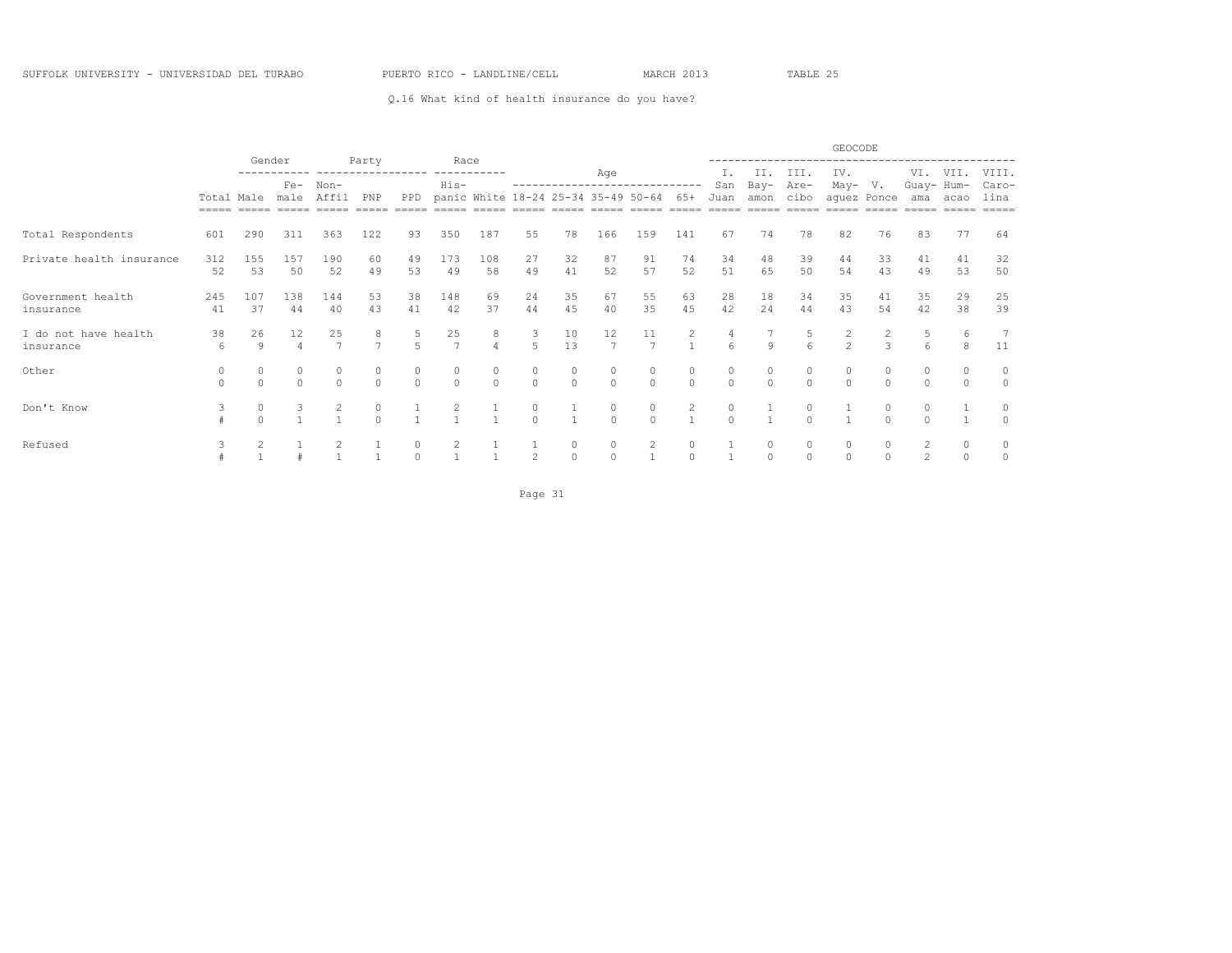SUFFOLK UNIVERSITY - UNIVERSIDAD DEL TURABO PUERTO RICO - LANDLINE/CELL MARCH 2013 TABLE 25

Q.16 What kind of health insurance do you have?

| | | Gender | | Party | | | Race | | Age | | | | | GEOCODE | | | | | | | |
|---|---|---|---|---|---|---|---|---|---|---|---|---|---|---|---|---|---|---|---|---|---|
| | Total | Male | Fe-male | Non-Affil | PNP | PPD | His-panic | White | 18-24 | 25-34 | 35-49 | 50-64 | 65+ | I. San Juan | II. Bay-amon | III. Are-cibo | IV. May-aguez | V. Ponce | VI. Guay-ama | VII. Hum-acao | VIII. Caro-lina |
| Total Respondents | 601 | 290 | 311 | 363 | 122 | 93 | 350 | 187 | 55 | 78 | 166 | 159 | 141 | 67 | 74 | 78 | 82 | 76 | 83 | 77 | 64 |
| Private health insurance | 312 | 155 | 157 | 190 | 60 | 49 | 173 | 108 | 27 | 32 | 87 | 91 | 74 | 34 | 48 | 39 | 44 | 33 | 41 | 41 | 32 |
| | 52 | 53 | 50 | 52 | 49 | 53 | 49 | 58 | 49 | 41 | 52 | 57 | 52 | 51 | 65 | 50 | 54 | 43 | 49 | 53 | 50 |
| Government health insurance | 245 | 107 | 138 | 144 | 53 | 38 | 148 | 69 | 24 | 35 | 67 | 55 | 63 | 28 | 18 | 34 | 35 | 41 | 35 | 29 | 25 |
| | 41 | 37 | 44 | 40 | 43 | 41 | 42 | 37 | 44 | 45 | 40 | 35 | 45 | 42 | 24 | 44 | 43 | 54 | 42 | 38 | 39 |
| I do not have health insurance | 38 | 26 | 12 | 25 | 8 | 5 | 25 | 8 | 3 | 10 | 12 | 11 | 2 | 4 | 7 | 5 | 2 | 2 | 5 | 6 | 7 |
| | 6 | 9 | 4 | 7 | 7 | 5 | 7 | 4 | 5 | 13 | 7 | 7 | 1 | 6 | 9 | 6 | 2 | 3 | 6 | 8 | 11 |
| Other | 0 | 0 | 0 | 0 | 0 | 0 | 0 | 0 | 0 | 0 | 0 | 0 | 0 | 0 | 0 | 0 | 0 | 0 | 0 | 0 | 0 |
| | 0 | 0 | 0 | 0 | 0 | 0 | 0 | 0 | 0 | 0 | 0 | 0 | 0 | 0 | 0 | 0 | 0 | 0 | 0 | 0 | 0 |
| Don't Know | 3 | 0 | 3 | 2 | 0 | 1 | 2 | 1 | 0 | 1 | 0 | 0 | 2 | 0 | 1 | 0 | 1 | 0 | 0 | 1 | 0 |
| | # | 0 | 1 | 1 | 0 | 1 | 1 | 1 | 0 | 1 | 0 | 0 | 1 | 0 | 1 | 0 | 1 | 0 | 0 | 1 | 0 |
| Refused | 3 | 2 | 1 | 2 | 1 | 0 | 2 | 1 | 1 | 0 | 0 | 2 | 0 | 1 | 0 | 0 | 0 | 0 | 2 | 0 | 0 |
| | # | 1 | # | 1 | 1 | 0 | 1 | 1 | 2 | 0 | 0 | 1 | 0 | 1 | 0 | 0 | 0 | 0 | 2 | 0 | 0 |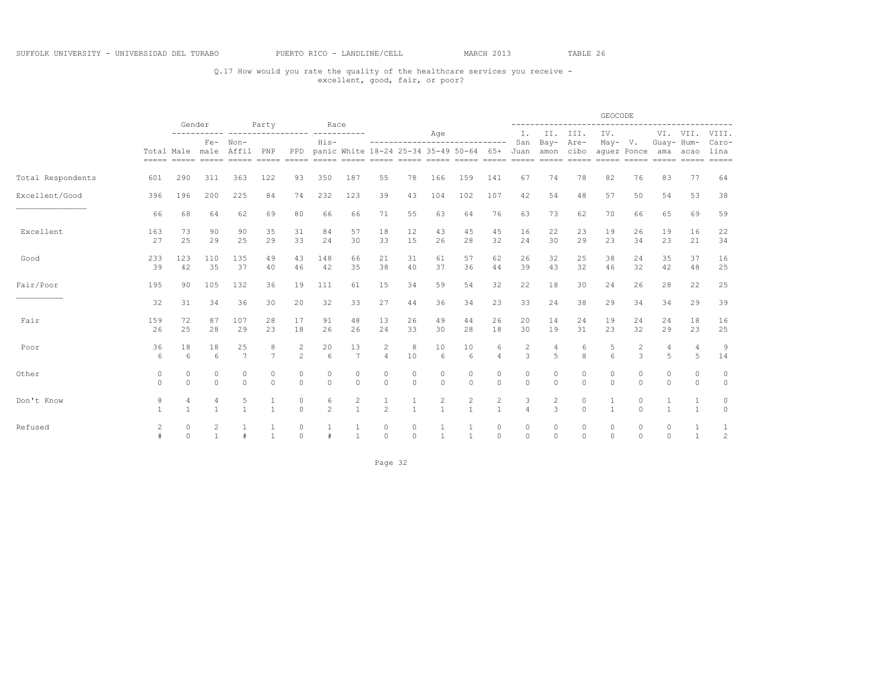SUFFOLK UNIVERSITY - UNIVERSIDAD DEL TURABO PUERTO RICO - LANDLINE/CELL MARCH 2013 TABLE 26

Q.17 How would you rate the quality of the healthcare services you receive - excellent, good, fair, or poor?

| | | Gender | | Party | | | Race | | Age | | | | | GEOCODE | | | | | | | |
|---|---|---|---|---|---|---|---|---|---|---|---|---|---|---|---|---|---|---|---|---|---|
| | Total | Male | Fe- male | Non- Affil | PNP | PPD | His- panic | White | 18-24 | 25-34 | 35-49 | 50-64 | 65+ | I. San Juan | II. Bay- amon | III. Are- cibo | IV. May- aguez | V. Ponce | VI. Guay- ama | VII. Hum- acao | VIII. Caro- lina |
| Total Respondents | 601 | 290 | 311 | 363 | 122 | 93 | 350 | 187 | 55 | 78 | 166 | 159 | 141 | 67 | 74 | 78 | 82 | 76 | 83 | 77 | 64 |
| Excellent/Good | 396 | 196 | 200 | 225 | 84 | 74 | 232 | 123 | 39 | 43 | 104 | 102 | 107 | 42 | 54 | 48 | 57 | 50 | 54 | 53 | 38 |
| | 66 | 68 | 64 | 62 | 69 | 80 | 66 | 66 | 71 | 55 | 63 | 64 | 76 | 63 | 73 | 62 | 70 | 66 | 65 | 69 | 59 |
| Excellent | 163 | 73 | 90 | 90 | 35 | 31 | 84 | 57 | 18 | 12 | 43 | 45 | 45 | 16 | 22 | 23 | 19 | 26 | 19 | 16 | 22 |
| | 27 | 25 | 29 | 25 | 29 | 33 | 24 | 30 | 33 | 15 | 26 | 28 | 32 | 24 | 30 | 29 | 23 | 34 | 23 | 21 | 34 |
| Good | 233 | 123 | 110 | 135 | 49 | 43 | 148 | 66 | 21 | 31 | 61 | 57 | 62 | 26 | 32 | 25 | 38 | 24 | 35 | 37 | 16 |
| | 39 | 42 | 35 | 37 | 40 | 46 | 42 | 35 | 38 | 40 | 37 | 36 | 44 | 39 | 43 | 32 | 46 | 32 | 42 | 48 | 25 |
| Fair/Poor | 195 | 90 | 105 | 132 | 36 | 19 | 111 | 61 | 15 | 34 | 59 | 54 | 32 | 22 | 18 | 30 | 24 | 26 | 28 | 22 | 25 |
| | 32 | 31 | 34 | 36 | 30 | 20 | 32 | 33 | 27 | 44 | 36 | 34 | 23 | 33 | 24 | 38 | 29 | 34 | 34 | 29 | 39 |
| Fair | 159 | 72 | 87 | 107 | 28 | 17 | 91 | 48 | 13 | 26 | 49 | 44 | 26 | 20 | 14 | 24 | 19 | 24 | 24 | 18 | 16 |
| | 26 | 25 | 28 | 29 | 23 | 18 | 26 | 26 | 24 | 33 | 30 | 28 | 18 | 30 | 19 | 31 | 23 | 32 | 29 | 23 | 25 |
| Poor | 36 | 18 | 18 | 25 | 8 | 2 | 20 | 13 | 2 | 8 | 10 | 10 | 6 | 2 | 4 | 6 | 5 | 2 | 4 | 4 | 9 |
| | 6 | 6 | 6 | 7 | 7 | 2 | 6 | 7 | 4 | 10 | 6 | 6 | 4 | 3 | 5 | 8 | 6 | 3 | 5 | 5 | 14 |
| Other | 0 | 0 | 0 | 0 | 0 | 0 | 0 | 0 | 0 | 0 | 0 | 0 | 0 | 0 | 0 | 0 | 0 | 0 | 0 | 0 | 0 |
| | 0 | 0 | 0 | 0 | 0 | 0 | 0 | 0 | 0 | 0 | 0 | 0 | 0 | 0 | 0 | 0 | 0 | 0 | 0 | 0 | 0 |
| Don't Know | 8 | 4 | 4 | 5 | 1 | 0 | 6 | 2 | 1 | 1 | 2 | 2 | 2 | 3 | 2 | 0 | 1 | 0 | 1 | 1 | 0 |
| | 1 | 1 | 1 | 1 | 1 | 0 | 2 | 1 | 2 | 1 | 1 | 1 | 1 | 4 | 3 | 0 | 1 | 0 | 1 | 1 | 0 |
| Refused | 2 | 0 | 2 | 1 | 1 | 0 | 1 | 1 | 0 | 0 | 1 | 1 | 0 | 0 | 0 | 0 | 0 | 0 | 0 | 1 | 1 |
| | # | 0 | 1 | # | 1 | 0 | # | 1 | 0 | 0 | 1 | 1 | 0 | 0 | 0 | 0 | 0 | 0 | 0 | 1 | 2 |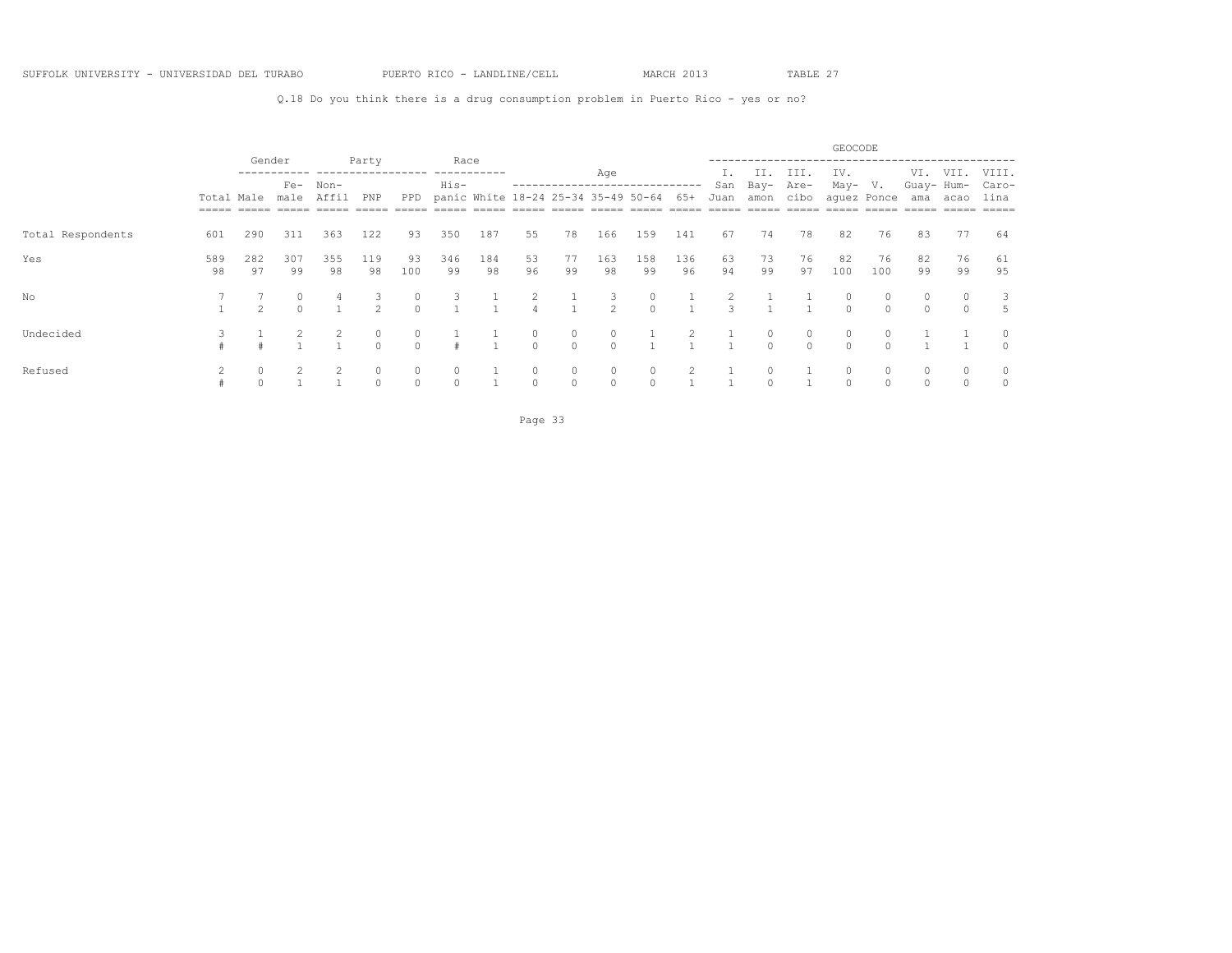SUFFOLK UNIVERSITY - UNIVERSIDAD DEL TURABO PUERTO RICO - LANDLINE/CELL MARCH 2013 TABLE 27

Q.18 Do you think there is a drug consumption problem in Puerto Rico - yes or no?

| | | Gender | | Party | | | Race | | Age | | | | | GEOCODE | | | | | | | |
|---|---|---|---|---|---|---|---|---|---|---|---|---|---|---|---|---|---|---|---|---|---|
| | Total | Male | Fe-male | Non-Affil | PNP | PPD | His-panic | White | 18-24 | 25-34 | 35-49 | 50-64 | 65+ | I. San Juan | II. Bay-amon | III. Are-cibo | IV. May-aguez | V. Ponce | VI. Guay-ama | VII. Hum-acao | VIII. Caro-lina |
| Total Respondents | 601 | 290 | 311 | 363 | 122 | 93 | 350 | 187 | 55 | 78 | 166 | 159 | 141 | 67 | 74 | 78 | 82 | 76 | 83 | 77 | 64 |
| Yes | 589 | 282 | 307 | 355 | 119 | 93 | 346 | 184 | 53 | 77 | 163 | 158 | 136 | 63 | 73 | 76 | 82 | 76 | 82 | 76 | 61 |
| | 98 | 97 | 99 | 98 | 98 | 100 | 99 | 98 | 96 | 99 | 98 | 99 | 96 | 94 | 99 | 97 | 100 | 100 | 99 | 99 | 95 |
| No | 7 | 7 | 0 | 4 | 3 | 0 | 3 | 1 | 2 | 1 | 3 | 0 | 1 | 2 | 1 | 1 | 0 | 0 | 0 | 0 | 3 |
| | 1 | 2 | 0 | 1 | 2 | 0 | 1 | 1 | 4 | 1 | 2 | 0 | 1 | 3 | 1 | 1 | 0 | 0 | 0 | 0 | 5 |
| Undecided | 3 | 1 | 2 | 2 | 0 | 0 | 1 | 1 | 0 | 0 | 0 | 1 | 2 | 1 | 0 | 0 | 0 | 0 | 1 | 1 | 0 |
| | # | # | 1 | 1 | 0 | 0 | # | 1 | 0 | 0 | 0 | 1 | 1 | 1 | 0 | 0 | 0 | 0 | 1 | 1 | 0 |
| Refused | 2 | 0 | 2 | 2 | 0 | 0 | 0 | 1 | 0 | 0 | 0 | 0 | 2 | 1 | 0 | 1 | 0 | 0 | 0 | 0 | 0 |
| | # | 0 | 1 | 1 | 0 | 0 | 0 | 1 | 0 | 0 | 0 | 0 | 1 | 1 | 0 | 1 | 0 | 0 | 0 | 0 | 0 |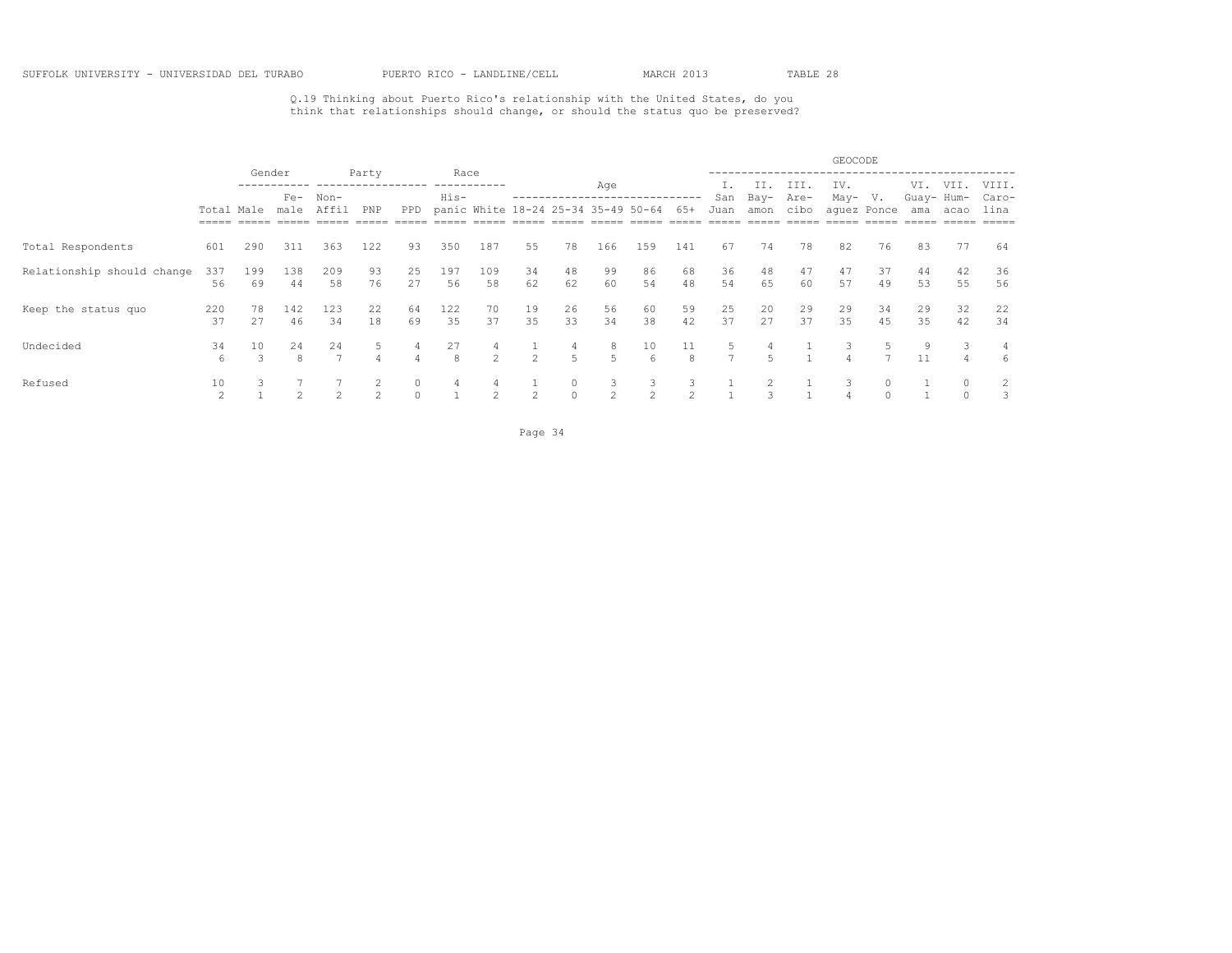Q.19 Thinking about Puerto Rico's relationship with the United States, do you think that relationships should change, or should the status quo be preserved?

| | Total | Gender: Male | Gender: Female | Party: Non-Affil | Party: PNP | Party: PPD | Race: Hispanic | Race: White | Age: 18-24 | Age: 25-34 | Age: 35-49 | Age: 50-64 | Age: 65+ | GEOCODE: I. San Juan | GEOCODE: II. Bayamon | GEOCODE: III. Arecibo | GEOCODE: IV. Mayaguez | GEOCODE: V. Ponce | GEOCODE: VI. Guayama | GEOCODE: VII. Humacao | GEOCODE: VIII. Carolina |
|---|---|---|---|---|---|---|---|---|---|---|---|---|---|---|---|---|---|---|---|---|---|
| Total Respondents | 601 | 290 | 311 | 363 | 122 | 93 | 350 | 187 | 55 | 78 | 166 | 159 | 141 | 67 | 74 | 78 | 82 | 76 | 83 | 77 | 64 |
| Relationship should change | 337 | 199 | 138 | 209 | 93 | 25 | 197 | 109 | 34 | 48 | 99 | 86 | 68 | 36 | 48 | 47 | 47 | 37 | 44 | 42 | 36 |
| | 56 | 69 | 44 | 58 | 76 | 27 | 56 | 58 | 62 | 62 | 60 | 54 | 48 | 54 | 65 | 60 | 57 | 49 | 53 | 55 | 56 |
| Keep the status quo | 220 | 78 | 142 | 123 | 22 | 64 | 122 | 70 | 19 | 26 | 56 | 60 | 59 | 25 | 20 | 29 | 29 | 34 | 29 | 32 | 22 |
| | 37 | 27 | 46 | 34 | 18 | 69 | 35 | 37 | 35 | 33 | 34 | 38 | 42 | 37 | 27 | 37 | 35 | 45 | 35 | 42 | 34 |
| Undecided | 34 | 10 | 24 | 24 | 5 | 4 | 27 | 4 | 1 | 4 | 8 | 10 | 11 | 5 | 4 | 1 | 3 | 5 | 9 | 3 | 4 |
| | 6 | 3 | 8 | 7 | 4 | 4 | 8 | 2 | 2 | 5 | 5 | 6 | 8 | 7 | 5 | 1 | 4 | 7 | 11 | 4 | 6 |
| Refused | 10 | 3 | 7 | 7 | 2 | 0 | 4 | 4 | 1 | 0 | 3 | 3 | 3 | 1 | 2 | 1 | 3 | 0 | 1 | 0 | 2 |
| | 2 | 1 | 2 | 2 | 2 | 0 | 1 | 2 | 2 | 0 | 2 | 2 | 2 | 1 | 3 | 1 | 4 | 0 | 1 | 0 | 3 |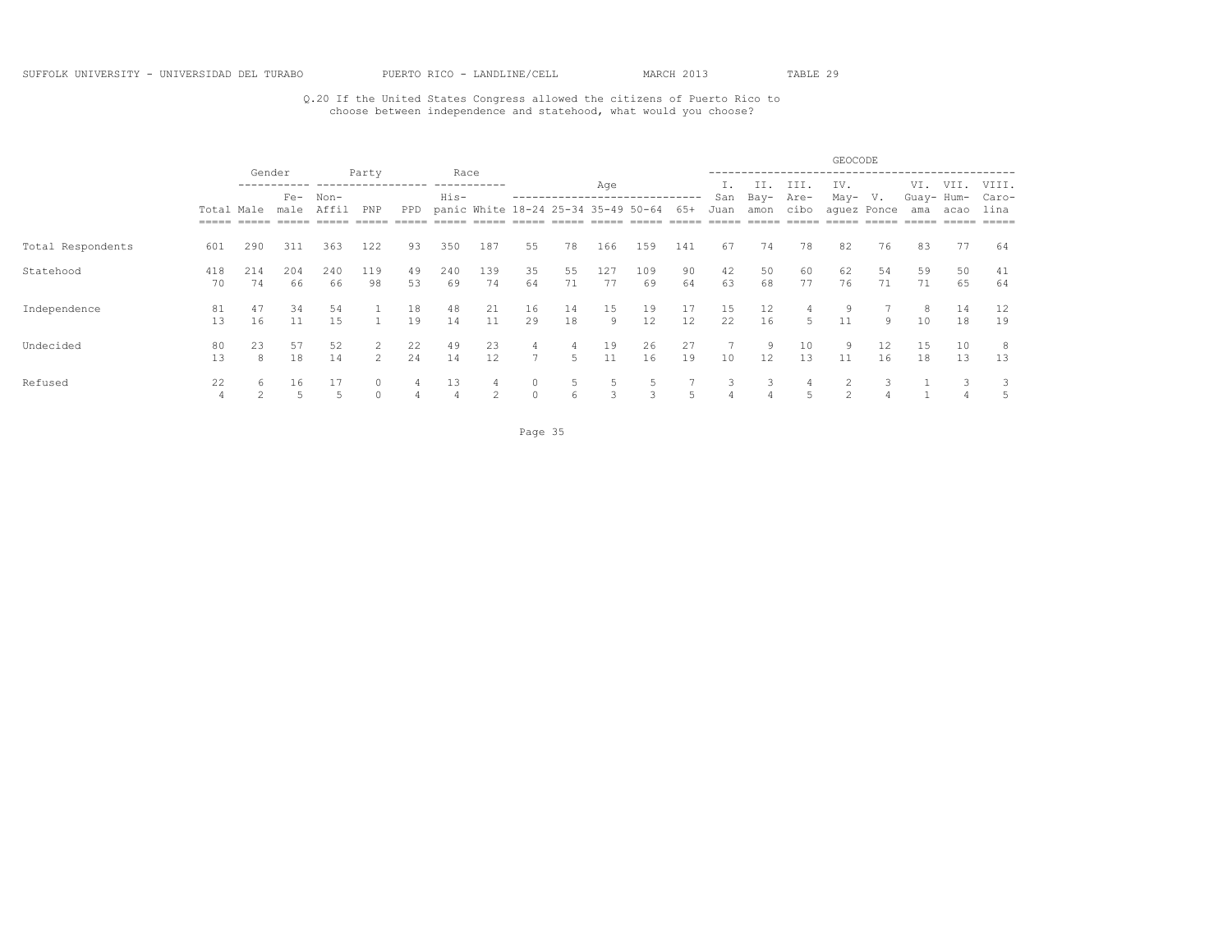SUFFOLK UNIVERSITY - UNIVERSIDAD DEL TURABO PUERTO RICO - LANDLINE/CELL MARCH 2013 TABLE 29

Q.20 If the United States Congress allowed the citizens of Puerto Rico to choose between independence and statehood, what would you choose?

| | | Gender | | Party | | | Race | | Age | | | | | GEOCODE | | | | | | | |
|---|---|---|---|---|---|---|---|---|---|---|---|---|---|---|---|---|---|---|---|---|---|
| | Total | Male | Fe-male | Non-Affil | PNP | PPD | His-panic | White | 18-24 | 25-34 | 35-49 | 50-64 | 65+ | I. San Juan | II. Bay-amon | III. Are-cibo | IV. May-aguez | V. Ponce | VI. Guay-ama | VII. Hum-acao | VIII. Caro-lina |
| Total Respondents | 601 | 290 | 311 | 363 | 122 | 93 | 350 | 187 | 55 | 78 | 166 | 159 | 141 | 67 | 74 | 78 | 82 | 76 | 83 | 77 | 64 |
| Statehood | 418 | 214 | 204 | 240 | 119 | 49 | 240 | 139 | 35 | 55 | 127 | 109 | 90 | 42 | 50 | 60 | 62 | 54 | 59 | 50 | 41 |
| | 70 | 74 | 66 | 66 | 98 | 53 | 69 | 74 | 64 | 71 | 77 | 69 | 64 | 63 | 68 | 77 | 76 | 71 | 71 | 65 | 64 |
| Independence | 81 | 47 | 34 | 54 | 1 | 18 | 48 | 21 | 16 | 14 | 15 | 19 | 17 | 15 | 12 | 4 | 9 | 7 | 8 | 14 | 12 |
| | 13 | 16 | 11 | 15 | 1 | 19 | 14 | 11 | 29 | 18 | 9 | 12 | 12 | 22 | 16 | 5 | 11 | 9 | 10 | 18 | 19 |
| Undecided | 80 | 23 | 57 | 52 | 2 | 22 | 49 | 23 | 4 | 4 | 19 | 26 | 27 | 7 | 9 | 10 | 9 | 12 | 15 | 10 | 8 |
| | 13 | 8 | 18 | 14 | 2 | 24 | 14 | 12 | 7 | 5 | 11 | 16 | 19 | 10 | 12 | 13 | 11 | 16 | 18 | 13 | 13 |
| Refused | 22 | 6 | 16 | 17 | 0 | 4 | 13 | 4 | 0 | 5 | 5 | 5 | 7 | 3 | 3 | 4 | 2 | 3 | 1 | 3 | 3 |
| | 4 | 2 | 5 | 5 | 0 | 4 | 4 | 2 | 0 | 6 | 3 | 3 | 5 | 4 | 4 | 5 | 2 | 4 | 1 | 4 | 5 |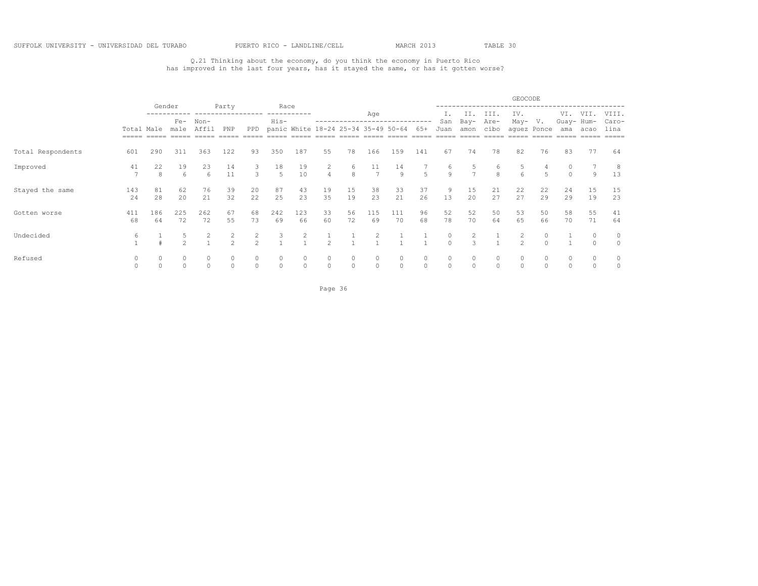SUFFOLK UNIVERSITY - UNIVERSIDAD DEL TURABO PUERTO RICO - LANDLINE/CELL MARCH 2013 TABLE 30

Q.21 Thinking about the economy, do you think the economy in Puerto Rico has improved in the last four years, has it stayed the same, or has it gotten worse?

| | | Gender | | Party | | | Race | | Age | | | | | GEOCODE | | | | | | | |
|---|---|---|---|---|---|---|---|---|---|---|---|---|---|---|---|---|---|---|---|---|---|
| | Total | Male | Fe-male | Non-Affil | PNP | PPD | His-panic | White | 18-24 | 25-34 | 35-49 | 50-64 | 65+ | I. San Juan | II. Bay-amon | III. Are-cibo | IV. May-aguez | V. Ponce | VI. Guay-ama | VII. Hum-acao | VIII. Caro-lina |
| Total Respondents | 601 | 290 | 311 | 363 | 122 | 93 | 350 | 187 | 55 | 78 | 166 | 159 | 141 | 67 | 74 | 78 | 82 | 76 | 83 | 77 | 64 |
| Improved | 41 | 22 | 19 | 23 | 14 | 3 | 18 | 19 | 2 | 6 | 11 | 14 | 7 | 6 | 5 | 6 | 5 | 4 | 0 | 7 | 8 |
| | 7 | 8 | 6 | 6 | 11 | 3 | 5 | 10 | 4 | 8 | 7 | 9 | 5 | 9 | 7 | 8 | 6 | 5 | 0 | 9 | 13 |
| Stayed the same | 143 | 81 | 62 | 76 | 39 | 20 | 87 | 43 | 19 | 15 | 38 | 33 | 37 | 9 | 15 | 21 | 22 | 22 | 24 | 15 | 15 |
| | 24 | 28 | 20 | 21 | 32 | 22 | 25 | 23 | 35 | 19 | 23 | 21 | 26 | 13 | 20 | 27 | 27 | 29 | 29 | 19 | 23 |
| Gotten worse | 411 | 186 | 225 | 262 | 67 | 68 | 242 | 123 | 33 | 56 | 115 | 111 | 96 | 52 | 52 | 50 | 53 | 50 | 58 | 55 | 41 |
| | 68 | 64 | 72 | 72 | 55 | 73 | 69 | 66 | 60 | 72 | 69 | 70 | 68 | 78 | 70 | 64 | 65 | 66 | 70 | 71 | 64 |
| Undecided | 6 | 1 | 5 | 2 | 2 | 2 | 3 | 2 | 1 | 1 | 2 | 1 | 1 | 0 | 2 | 1 | 2 | 0 | 1 | 0 | 0 |
| | 1 | # | 2 | 1 | 2 | 2 | 1 | 1 | 2 | 1 | 1 | 1 | 1 | 0 | 3 | 1 | 2 | 0 | 1 | 0 | 0 |
| Refused | 0 | 0 | 0 | 0 | 0 | 0 | 0 | 0 | 0 | 0 | 0 | 0 | 0 | 0 | 0 | 0 | 0 | 0 | 0 | 0 | 0 |
| | 0 | 0 | 0 | 0 | 0 | 0 | 0 | 0 | 0 | 0 | 0 | 0 | 0 | 0 | 0 | 0 | 0 | 0 | 0 | 0 | 0 |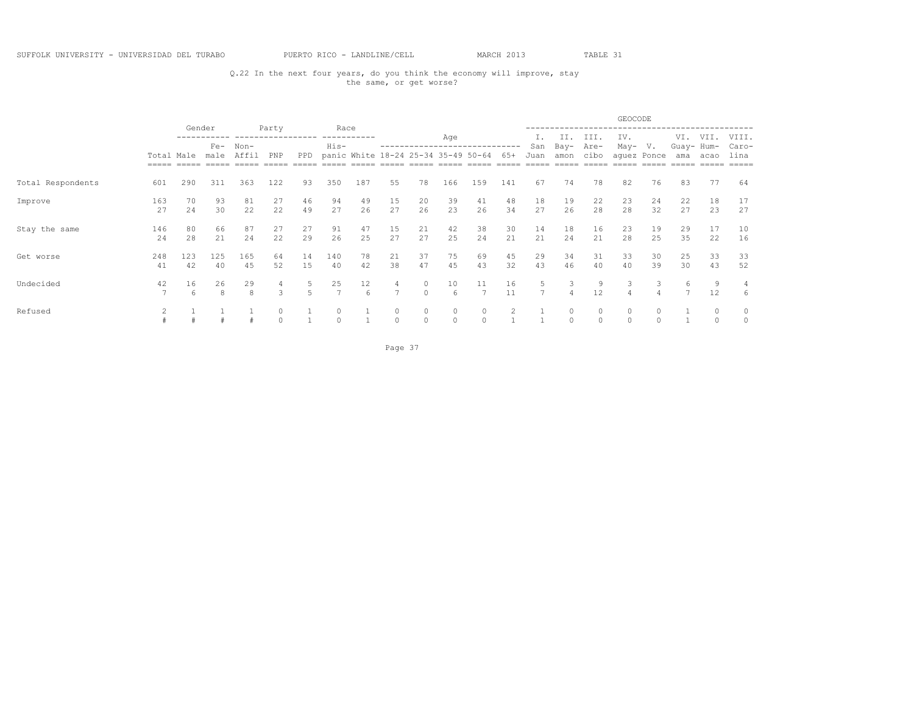SUFFOLK UNIVERSITY - UNIVERSIDAD DEL TURABO    PUERTO RICO - LANDLINE/CELL    MARCH 2013    TABLE 31

Q.22 In the next four years, do you think the economy will improve, stay the same, or get worse?

| | | Gender | | Party | | | Race | | Age | | | | | GEOCODE | | | | | | | |
|---|---|---|---|---|---|---|---|---|---|---|---|---|---|---|---|---|---|---|---|---|---|
| | Total | Male | Fe-male | Non-Affil | PNP | PPD | His-panic | White | 18-24 | 25-34 | 35-49 | 50-64 | 65+ | I. San Juan | II. Bay-amon | III. Are-cibo | IV. May-aguez | V. Ponce | VI. Guay-ama | VII. Hum-acao | VIII. Caro-lina |
| Total Respondents | 601 | 290 | 311 | 363 | 122 | 93 | 350 | 187 | 55 | 78 | 166 | 159 | 141 | 67 | 74 | 78 | 82 | 76 | 83 | 77 | 64 |
| Improve | 163 | 70 | 93 | 81 | 27 | 46 | 94 | 49 | 15 | 20 | 39 | 41 | 48 | 18 | 19 | 22 | 23 | 24 | 22 | 18 | 17 |
| | 27 | 24 | 30 | 22 | 22 | 49 | 27 | 26 | 27 | 26 | 23 | 26 | 34 | 27 | 26 | 28 | 28 | 32 | 27 | 23 | 27 |
| Stay the same | 146 | 80 | 66 | 87 | 27 | 27 | 91 | 47 | 15 | 21 | 42 | 38 | 30 | 14 | 18 | 16 | 23 | 19 | 29 | 17 | 10 |
| | 24 | 28 | 21 | 24 | 22 | 29 | 26 | 25 | 27 | 27 | 25 | 24 | 21 | 21 | 24 | 21 | 28 | 25 | 35 | 22 | 16 |
| Get worse | 248 | 123 | 125 | 165 | 64 | 14 | 140 | 78 | 21 | 37 | 75 | 69 | 45 | 29 | 34 | 31 | 33 | 30 | 25 | 33 | 33 |
| | 41 | 42 | 40 | 45 | 52 | 15 | 40 | 42 | 38 | 47 | 45 | 43 | 32 | 43 | 46 | 40 | 40 | 39 | 30 | 43 | 52 |
| Undecided | 42 | 16 | 26 | 29 | 4 | 5 | 25 | 12 | 4 | 0 | 10 | 11 | 16 | 5 | 3 | 9 | 3 | 3 | 6 | 9 | 4 |
| | 7 | 6 | 8 | 8 | 3 | 5 | 7 | 6 | 7 | 0 | 6 | 7 | 11 | 7 | 4 | 12 | 4 | 4 | 7 | 12 | 6 |
| Refused | 2 | 1 | 1 | 1 | 0 | 1 | 0 | 1 | 0 | 0 | 0 | 0 | 2 | 1 | 0 | 0 | 0 | 0 | 1 | 0 | 0 |
| | # | # | # | # | 0 | 1 | 0 | 1 | 0 | 0 | 0 | 0 | 1 | 1 | 0 | 0 | 0 | 0 | 1 | 0 | 0 |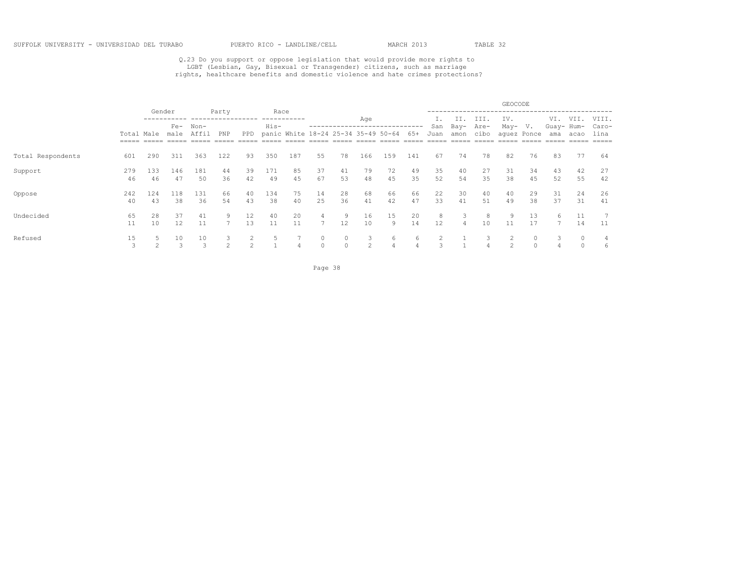Q.23 Do you support or oppose legislation that would provide more rights to LGBT (Lesbian, Gay, Bisexual or Transgender) citizens, such as marriage rights, healthcare benefits and domestic violence and hate crimes protections?

| | | Gender | | Party | | | Race | | Age | | | | | GEOCODE | | | | | | | |
|---|---|---|---|---|---|---|---|---|---|---|---|---|---|---|---|---|---|---|---|---|---|
| | Total | Male | Fe-male | Non-Affil | PNP | PPD | His-panic | White | 18-24 | 25-34 | 35-49 | 50-64 | 65+ | I. San Juan | II. Bay-amon | III. Are-cibo | IV. May-aguez | V. Ponce | VI. Guay-ama | VII. Hum-acao | VIII. Caro-lina |
| Total Respondents | 601 | 290 | 311 | 363 | 122 | 93 | 350 | 187 | 55 | 78 | 166 | 159 | 141 | 67 | 74 | 78 | 82 | 76 | 83 | 77 | 64 |
| Support | 279 | 133 | 146 | 181 | 44 | 39 | 171 | 85 | 37 | 41 | 79 | 72 | 49 | 35 | 40 | 27 | 31 | 34 | 43 | 42 | 27 |
| | 46 | 46 | 47 | 50 | 36 | 42 | 49 | 45 | 67 | 53 | 48 | 45 | 35 | 52 | 54 | 35 | 38 | 45 | 52 | 55 | 42 |
| Oppose | 242 | 124 | 118 | 131 | 66 | 40 | 134 | 75 | 14 | 28 | 68 | 66 | 66 | 22 | 30 | 40 | 40 | 29 | 31 | 24 | 26 |
| | 40 | 43 | 38 | 36 | 54 | 43 | 38 | 40 | 25 | 36 | 41 | 42 | 47 | 33 | 41 | 51 | 49 | 38 | 37 | 31 | 41 |
| Undecided | 65 | 28 | 37 | 41 | 9 | 12 | 40 | 20 | 4 | 9 | 16 | 15 | 20 | 8 | 3 | 8 | 9 | 13 | 6 | 11 | 7 |
| | 11 | 10 | 12 | 11 | 7 | 13 | 11 | 11 | 7 | 12 | 10 | 9 | 14 | 12 | 4 | 10 | 11 | 17 | 7 | 14 | 11 |
| Refused | 15 | 5 | 10 | 10 | 3 | 2 | 5 | 7 | 0 | 0 | 3 | 6 | 6 | 2 | 1 | 3 | 2 | 0 | 3 | 0 | 4 |
| | 3 | 2 | 3 | 3 | 2 | 2 | 1 | 4 | 0 | 0 | 2 | 4 | 4 | 3 | 1 | 4 | 2 | 0 | 4 | 0 | 6 |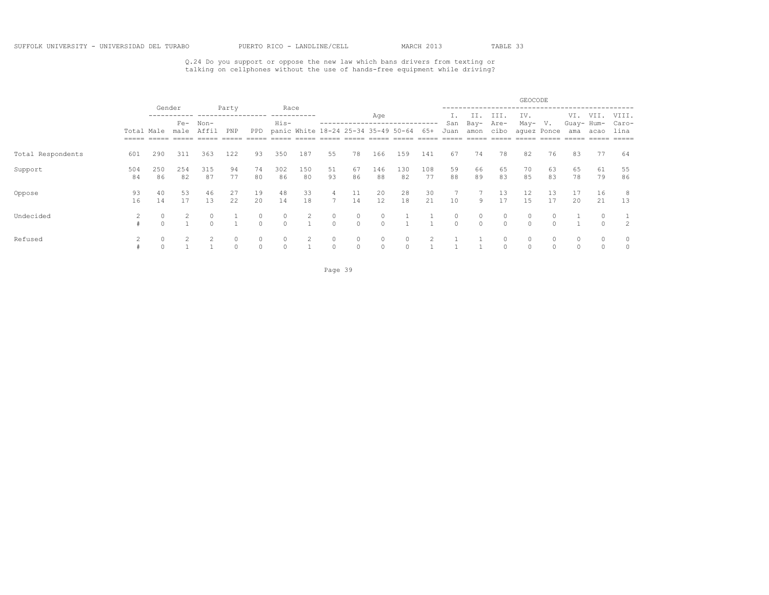SUFFOLK UNIVERSITY - UNIVERSIDAD DEL TURABO    PUERTO RICO - LANDLINE/CELL    MARCH 2013    TABLE 33

Q.24 Do you support or oppose the new law which bans drivers from texting or talking on cellphones without the use of hands-free equipment while driving?

| | | Gender | | Party | | | Race | | Age | | | | | GEOCODE | | | | | | | |
|---|---|---|---|---|---|---|---|---|---|---|---|---|---|---|---|---|---|---|---|---|---|
| | Total | Male | Fe-male | Non-Affil | PNP | PPD | His-panic | White | 18-24 | 25-34 | 35-49 | 50-64 | 65+ | I. San Juan | II. Bay-amon | III. Are-cibo | IV. May-aguez | V. Ponce | VI. Guay-ama | VII. Hum-acao | VIII. Caro-lina |
| Total Respondents | 601 | 290 | 311 | 363 | 122 | 93 | 350 | 187 | 55 | 78 | 166 | 159 | 141 | 67 | 74 | 78 | 82 | 76 | 83 | 77 | 64 |
| Support | 504 | 250 | 254 | 315 | 94 | 74 | 302 | 150 | 51 | 67 | 146 | 130 | 108 | 59 | 66 | 65 | 70 | 63 | 65 | 61 | 55 |
| | 84 | 86 | 82 | 87 | 77 | 80 | 86 | 80 | 93 | 86 | 88 | 82 | 77 | 88 | 89 | 83 | 85 | 83 | 78 | 79 | 86 |
| Oppose | 93 | 40 | 53 | 46 | 27 | 19 | 48 | 33 | 4 | 11 | 20 | 28 | 30 | 7 | 7 | 13 | 12 | 13 | 17 | 16 | 8 |
| | 16 | 14 | 17 | 13 | 22 | 20 | 14 | 18 | 7 | 14 | 12 | 18 | 21 | 10 | 9 | 17 | 15 | 17 | 20 | 21 | 13 |
| Undecided | 2 | 0 | 2 | 0 | 1 | 0 | 0 | 2 | 0 | 0 | 0 | 1 | 1 | 0 | 0 | 0 | 0 | 0 | 1 | 0 | 1 |
| | # | 0 | 1 | 0 | 1 | 0 | 0 | 1 | 0 | 0 | 0 | 1 | 1 | 0 | 0 | 0 | 0 | 0 | 1 | 0 | 2 |
| Refused | 2 | 0 | 2 | 2 | 0 | 0 | 0 | 2 | 0 | 0 | 0 | 0 | 2 | 1 | 1 | 0 | 0 | 0 | 0 | 0 | 0 |
| | # | 0 | 1 | 1 | 0 | 0 | 0 | 1 | 0 | 0 | 0 | 0 | 1 | 1 | 1 | 0 | 0 | 0 | 0 | 0 | 0 |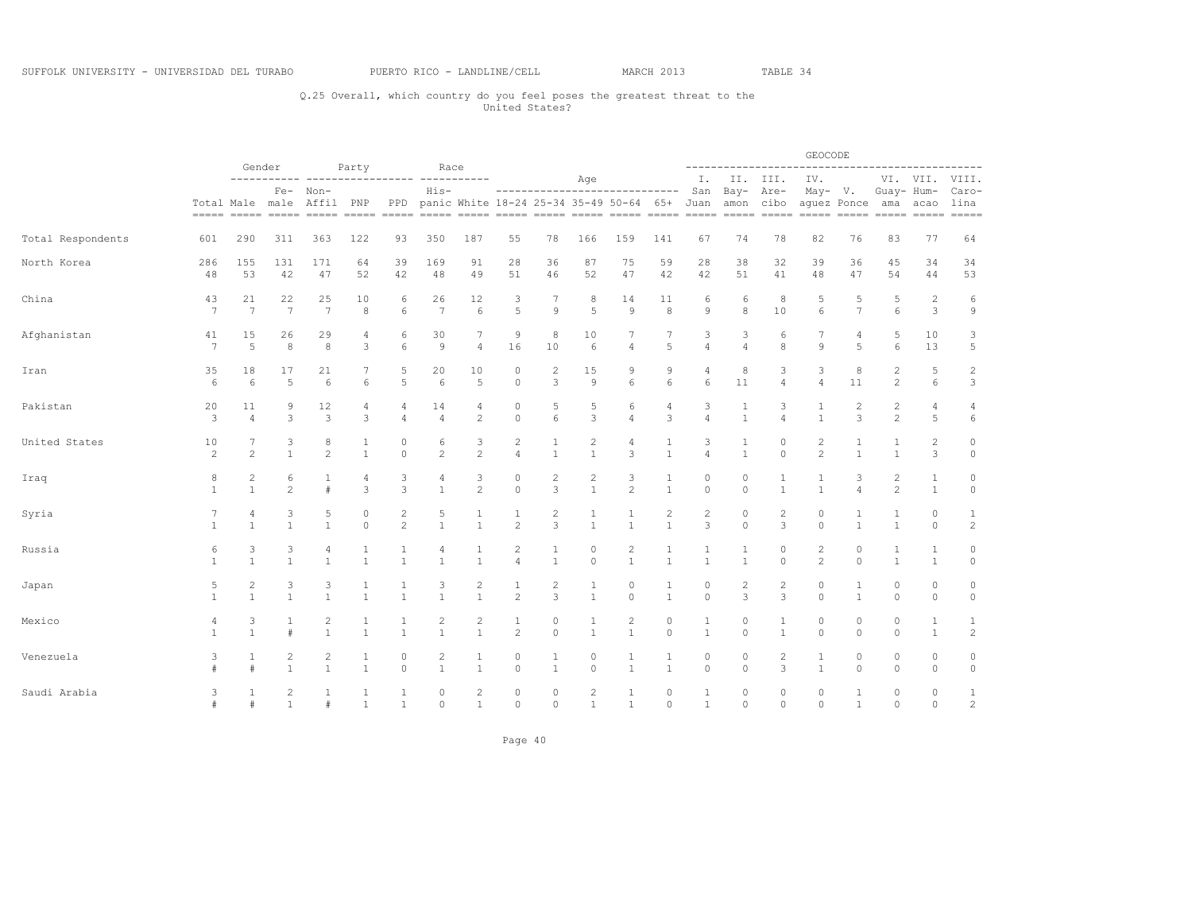SUFFOLK UNIVERSITY - UNIVERSIDAD DEL TURABO PUERTO RICO - LANDLINE/CELL MARCH 2013 TABLE 34

Q.25 Overall, which country do you feel poses the greatest threat to the United States?

| | | Gender | | Party | | | Race | | Age | | | | | GEOCODE | | | | | | | |
|---|---|---|---|---|---|---|---|---|---|---|---|---|---|---|---|---|---|---|---|---|---|
| | Total | Male | Fe-male | Non-Affil | PNP | PPD | His-panic | White | 18-24 | 25-34 | 35-49 | 50-64 | 65+ | I. San Juan | II. Bay-amon | III. Are-cibo | IV. May-aguez | V. Ponce | VI. Guay-ama | VII. Hum-acao | VIII. Caro-lina |
| Total Respondents | 601 | 290 | 311 | 363 | 122 | 93 | 350 | 187 | 55 | 78 | 166 | 159 | 141 | 67 | 74 | 78 | 82 | 76 | 83 | 77 | 64 |
| North Korea | 286 | 155 | 131 | 171 | 64 | 39 | 169 | 91 | 28 | 36 | 87 | 75 | 59 | 28 | 38 | 32 | 39 | 36 | 45 | 34 | 34 |
| | 48 | 53 | 42 | 47 | 52 | 42 | 48 | 49 | 51 | 46 | 52 | 47 | 42 | 42 | 51 | 41 | 48 | 47 | 54 | 44 | 53 |
| China | 43 | 21 | 22 | 25 | 10 | 6 | 26 | 12 | 3 | 7 | 8 | 14 | 11 | 6 | 6 | 8 | 5 | 5 | 5 | 2 | 6 |
| | 7 | 7 | 7 | 7 | 8 | 6 | 7 | 6 | 5 | 9 | 5 | 9 | 8 | 9 | 8 | 10 | 6 | 7 | 6 | 3 | 9 |
| Afghanistan | 41 | 15 | 26 | 29 | 4 | 6 | 30 | 7 | 9 | 8 | 10 | 7 | 7 | 3 | 3 | 6 | 7 | 4 | 5 | 10 | 3 |
| | 7 | 5 | 8 | 8 | 3 | 6 | 9 | 4 | 16 | 10 | 6 | 4 | 5 | 4 | 4 | 8 | 9 | 5 | 6 | 13 | 5 |
| Iran | 35 | 18 | 17 | 21 | 7 | 5 | 20 | 10 | 0 | 2 | 15 | 9 | 9 | 4 | 8 | 3 | 3 | 8 | 2 | 5 | 2 |
| | 6 | 6 | 5 | 6 | 6 | 5 | 6 | 5 | 0 | 3 | 9 | 6 | 6 | 6 | 11 | 4 | 4 | 11 | 2 | 6 | 3 |
| Pakistan | 20 | 11 | 9 | 12 | 4 | 4 | 14 | 4 | 0 | 5 | 5 | 6 | 4 | 3 | 1 | 3 | 1 | 2 | 2 | 4 | 4 |
| | 3 | 4 | 3 | 3 | 3 | 4 | 4 | 2 | 0 | 6 | 3 | 4 | 3 | 4 | 1 | 4 | 1 | 3 | 2 | 5 | 6 |
| United States | 10 | 7 | 3 | 8 | 1 | 0 | 6 | 3 | 2 | 1 | 2 | 4 | 1 | 3 | 1 | 0 | 2 | 1 | 1 | 2 | 0 |
| | 2 | 2 | 1 | 2 | 1 | 0 | 2 | 2 | 4 | 1 | 1 | 3 | 1 | 4 | 1 | 0 | 2 | 1 | 1 | 3 | 0 |
| Iraq | 8 | 2 | 6 | 1 | 4 | 3 | 4 | 3 | 0 | 2 | 2 | 3 | 1 | 0 | 0 | 1 | 1 | 3 | 2 | 1 | 0 |
| | 1 | 1 | 2 | # | 3 | 3 | 1 | 2 | 0 | 3 | 1 | 2 | 1 | 0 | 0 | 1 | 1 | 4 | 2 | 1 | 0 |
| Syria | 7 | 4 | 3 | 5 | 0 | 2 | 5 | 1 | 1 | 2 | 1 | 1 | 2 | 2 | 0 | 2 | 0 | 1 | 1 | 0 | 1 |
| | 1 | 1 | 1 | 1 | 0 | 2 | 1 | 1 | 2 | 3 | 1 | 1 | 1 | 3 | 0 | 3 | 0 | 1 | 1 | 0 | 2 |
| Russia | 6 | 3 | 3 | 4 | 1 | 1 | 4 | 1 | 2 | 1 | 0 | 2 | 1 | 1 | 1 | 0 | 2 | 0 | 1 | 1 | 0 |
| | 1 | 1 | 1 | 1 | 1 | 1 | 1 | 1 | 4 | 1 | 0 | 1 | 1 | 1 | 1 | 0 | 2 | 0 | 1 | 1 | 0 |
| Japan | 5 | 2 | 3 | 3 | 1 | 1 | 3 | 2 | 1 | 2 | 1 | 0 | 1 | 0 | 2 | 2 | 0 | 1 | 0 | 0 | 0 |
| | 1 | 1 | 1 | 1 | 1 | 1 | 1 | 1 | 2 | 3 | 1 | 0 | 1 | 0 | 3 | 3 | 0 | 1 | 0 | 0 | 0 |
| Mexico | 4 | 3 | 1 | 2 | 1 | 1 | 2 | 2 | 1 | 0 | 1 | 2 | 0 | 1 | 0 | 1 | 0 | 0 | 0 | 1 | 1 |
| | 1 | 1 | # | 1 | 1 | 1 | 1 | 1 | 2 | 0 | 1 | 1 | 0 | 1 | 0 | 1 | 0 | 0 | 0 | 1 | 2 |
| Venezuela | 3 | 1 | 2 | 2 | 1 | 0 | 2 | 1 | 0 | 1 | 0 | 1 | 1 | 0 | 0 | 2 | 1 | 0 | 0 | 0 | 0 |
| | # | # | 1 | 1 | 1 | 0 | 1 | 1 | 0 | 1 | 0 | 1 | 1 | 0 | 0 | 3 | 1 | 0 | 0 | 0 | 0 |
| Saudi Arabia | 3 | 1 | 2 | 1 | 1 | 1 | 0 | 2 | 0 | 0 | 2 | 1 | 0 | 1 | 0 | 0 | 0 | 1 | 0 | 0 | 1 |
| | # | # | 1 | # | 1 | 1 | 0 | 1 | 0 | 0 | 1 | 1 | 0 | 1 | 0 | 0 | 0 | 1 | 0 | 0 | 2 |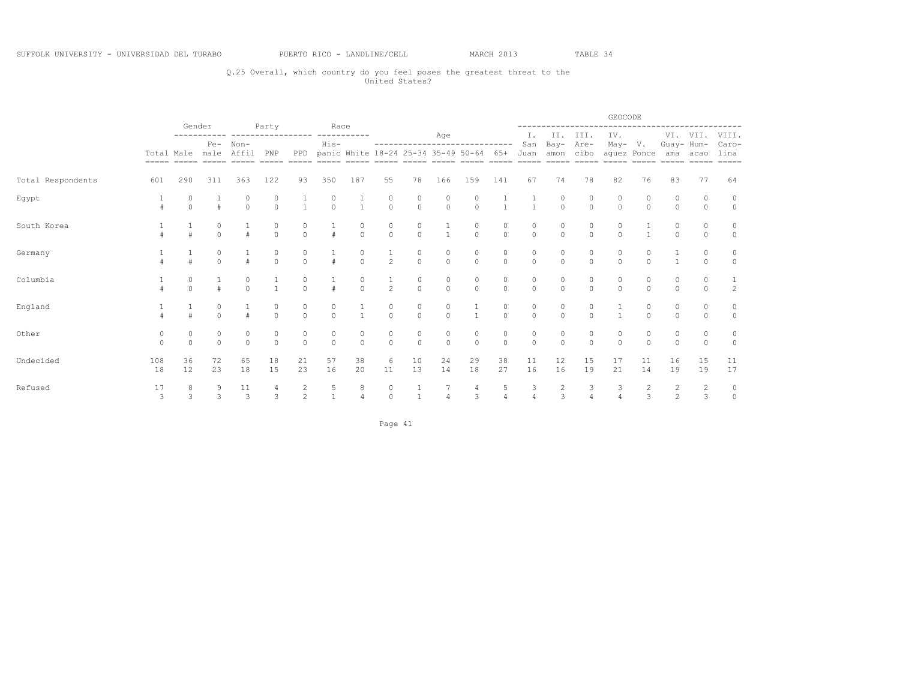SUFFOLK UNIVERSITY - UNIVERSIDAD DEL TURABO PUERTO RICO - LANDLINE/CELL MARCH 2013 TABLE 34

Q.25 Overall, which country do you feel poses the greatest threat to the United States?

| | | Gender | | Party | | | Race | | Age | | | | | GEOCODE | | | | | | | |
|---|---|---|---|---|---|---|---|---|---|---|---|---|---|---|---|---|---|---|---|---|---|
| | Total | Male | Female | Non-Affil | PNP | PPD | Hispanic | White | 18-24 | 25-34 | 35-49 | 50-64 | 65+ | I. San Juan | II. Bayamon | III. Arecibo | IV. Mayaguez | V. Ponce | VI. Guayama | VII. Humacao | VIII. Carolina |
| Total Respondents | 601 | 290 | 311 | 363 | 122 | 93 | 350 | 187 | 55 | 78 | 166 | 159 | 141 | 67 | 74 | 78 | 82 | 76 | 83 | 77 | 64 |
| Egypt | 1 | 0 | 1 | 0 | 0 | 1 | 0 | 1 | 0 | 0 | 0 | 0 | 1 | 1 | 0 | 0 | 0 | 0 | 0 | 0 | 0 |
| | # | 0 | # | 0 | 0 | 1 | 0 | 1 | 0 | 0 | 0 | 0 | 1 | 1 | 0 | 0 | 0 | 0 | 0 | 0 | 0 |
| South Korea | 1 | 1 | 0 | 1 | 0 | 0 | 1 | 0 | 0 | 0 | 1 | 0 | 0 | 0 | 0 | 0 | 0 | 1 | 0 | 0 | 0 |
| | # | # | 0 | # | 0 | 0 | # | 0 | 0 | 0 | 1 | 0 | 0 | 0 | 0 | 0 | 0 | 1 | 0 | 0 | 0 |
| Germany | 1 | 1 | 0 | 1 | 0 | 0 | 1 | 0 | 1 | 0 | 0 | 0 | 0 | 0 | 0 | 0 | 0 | 0 | 1 | 0 | 0 |
| | # | # | 0 | # | 0 | 0 | # | 0 | 2 | 0 | 0 | 0 | 0 | 0 | 0 | 0 | 0 | 0 | 1 | 0 | 0 |
| Columbia | 1 | 0 | 1 | 0 | 1 | 0 | 1 | 0 | 1 | 0 | 0 | 0 | 0 | 0 | 0 | 0 | 0 | 0 | 0 | 0 | 1 |
| | # | 0 | # | 0 | 1 | 0 | # | 0 | 2 | 0 | 0 | 0 | 0 | 0 | 0 | 0 | 0 | 0 | 0 | 0 | 2 |
| England | 1 | 1 | 0 | 1 | 0 | 0 | 0 | 1 | 0 | 0 | 0 | 1 | 0 | 0 | 0 | 0 | 1 | 0 | 0 | 0 | 0 |
| | # | # | 0 | # | 0 | 0 | 0 | 1 | 0 | 0 | 0 | 1 | 0 | 0 | 0 | 0 | 1 | 0 | 0 | 0 | 0 |
| Other | 0 | 0 | 0 | 0 | 0 | 0 | 0 | 0 | 0 | 0 | 0 | 0 | 0 | 0 | 0 | 0 | 0 | 0 | 0 | 0 | 0 |
| | 0 | 0 | 0 | 0 | 0 | 0 | 0 | 0 | 0 | 0 | 0 | 0 | 0 | 0 | 0 | 0 | 0 | 0 | 0 | 0 | 0 |
| Undecided | 108 | 36 | 72 | 65 | 18 | 21 | 57 | 38 | 6 | 10 | 24 | 29 | 38 | 11 | 12 | 15 | 17 | 11 | 16 | 15 | 11 |
| | 18 | 12 | 23 | 18 | 15 | 23 | 16 | 20 | 11 | 13 | 14 | 18 | 27 | 16 | 16 | 19 | 21 | 14 | 19 | 19 | 17 |
| Refused | 17 | 8 | 9 | 11 | 4 | 2 | 5 | 8 | 0 | 1 | 7 | 4 | 5 | 3 | 2 | 3 | 3 | 2 | 2 | 2 | 0 |
| | 3 | 3 | 3 | 3 | 3 | 2 | 1 | 4 | 0 | 1 | 4 | 3 | 4 | 4 | 3 | 4 | 4 | 3 | 2 | 3 | 0 |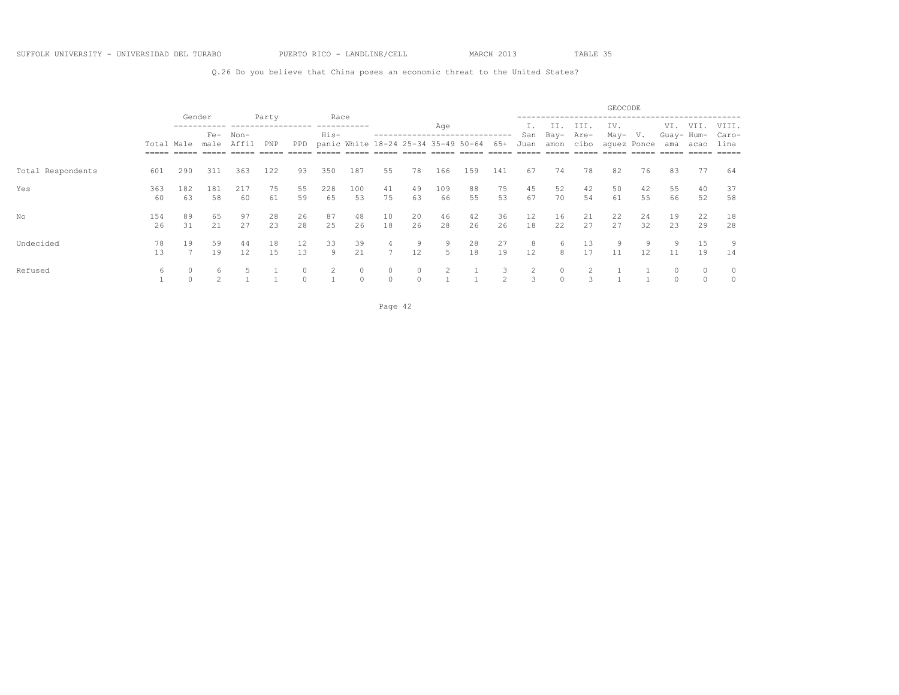SUFFOLK UNIVERSITY - UNIVERSIDAD DEL TURABO PUERTO RICO - LANDLINE/CELL MARCH 2013 TABLE 35

Q.26 Do you believe that China poses an economic threat to the United States?

| | | Gender | | Party | | | Race | | Age | | | | | GEOCODE | | | | | | | |
|---|---|---|---|---|---|---|---|---|---|---|---|---|---|---|---|---|---|---|---|---|---|
| | Total | Male | Fe- male | Non- Affil | PNP | PPD | His- panic | White | 18-24 | 25-34 | 35-49 | 50-64 | 65+ | I. San Juan | II. Bay- amon | III. Are- cibo | IV. May- aguez | V. Ponce | VI. Guay- ama | VII. Hum- acao | VIII. Caro- lina |
| Total Respondents | 601 | 290 | 311 | 363 | 122 | 93 | 350 | 187 | 55 | 78 | 166 | 159 | 141 | 67 | 74 | 78 | 82 | 76 | 83 | 77 | 64 |
| Yes | 363 | 182 | 181 | 217 | 75 | 55 | 228 | 100 | 41 | 49 | 109 | 88 | 75 | 45 | 52 | 42 | 50 | 42 | 55 | 40 | 37 |
| | 60 | 63 | 58 | 60 | 61 | 59 | 65 | 53 | 75 | 63 | 66 | 55 | 53 | 67 | 70 | 54 | 61 | 55 | 66 | 52 | 58 |
| No | 154 | 89 | 65 | 97 | 28 | 26 | 87 | 48 | 10 | 20 | 46 | 42 | 36 | 12 | 16 | 21 | 22 | 24 | 19 | 22 | 18 |
| | 26 | 31 | 21 | 27 | 23 | 28 | 25 | 26 | 18 | 26 | 28 | 26 | 26 | 18 | 22 | 27 | 27 | 32 | 23 | 29 | 28 |
| Undecided | 78 | 19 | 59 | 44 | 18 | 12 | 33 | 39 | 4 | 9 | 9 | 28 | 27 | 8 | 6 | 13 | 9 | 9 | 9 | 15 | 9 |
| | 13 | 7 | 19 | 12 | 15 | 13 | 9 | 21 | 7 | 12 | 5 | 18 | 19 | 12 | 8 | 17 | 11 | 12 | 11 | 19 | 14 |
| Refused | 6 | 0 | 6 | 5 | 1 | 0 | 2 | 0 | 0 | 0 | 2 | 1 | 3 | 2 | 0 | 2 | 1 | 1 | 0 | 0 | 0 |
| | 1 | 0 | 2 | 1 | 1 | 0 | 1 | 0 | 0 | 0 | 1 | 1 | 2 | 3 | 0 | 3 | 1 | 1 | 0 | 0 | 0 |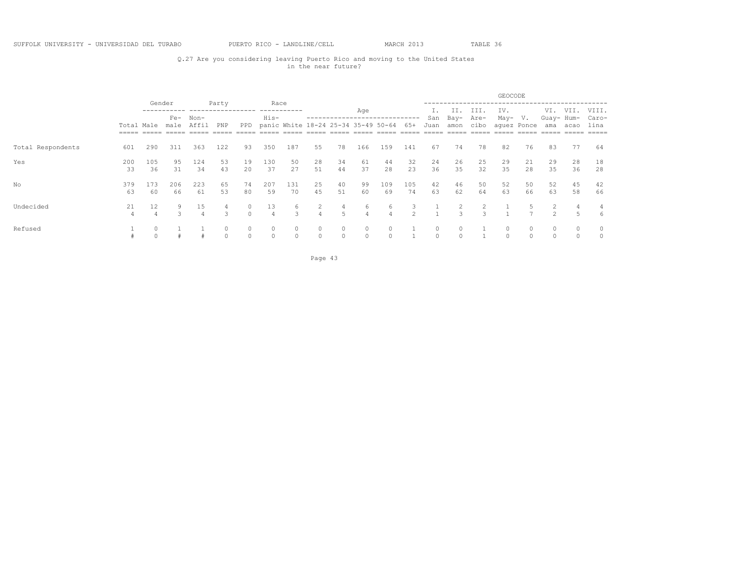SUFFOLK UNIVERSITY - UNIVERSIDAD DEL TURABO PUERTO RICO - LANDLINE/CELL MARCH 2013 TABLE 36

Q.27 Are you considering leaving Puerto Rico and moving to the United States in the near future?

| | Total | Gender | | Party | | | Race | | Age | | | | | GEOCODE | | | | | | | |
|---|---|---|---|---|---|---|---|---|---|---|---|---|---|---|---|---|---|---|---|---|---|
| | Total | Male | Fe-male | Non-Affil | PNP | PPD | His-panic | White | 18-24 | 25-34 | 35-49 | 50-64 | 65+ | I. San Juan | II. Bay-amon | III. Are-cibo | IV. May-aguez | V. Ponce | VI. Guay-ama | VII. Hum-acao | VIII. Caro-lina |
| Total Respondents | 601 | 290 | 311 | 363 | 122 | 93 | 350 | 187 | 55 | 78 | 166 | 159 | 141 | 67 | 74 | 78 | 82 | 76 | 83 | 77 | 64 |
| Yes | 200 | 105 | 95 | 124 | 53 | 19 | 130 | 50 | 28 | 34 | 61 | 44 | 32 | 24 | 26 | 25 | 29 | 21 | 29 | 28 | 18 |
| | 33 | 36 | 31 | 34 | 43 | 20 | 37 | 27 | 51 | 44 | 37 | 28 | 23 | 36 | 35 | 32 | 35 | 28 | 35 | 36 | 28 |
| No | 379 | 173 | 206 | 223 | 65 | 74 | 207 | 131 | 25 | 40 | 99 | 109 | 105 | 42 | 46 | 50 | 52 | 50 | 52 | 45 | 42 |
| | 63 | 60 | 66 | 61 | 53 | 80 | 59 | 70 | 45 | 51 | 60 | 69 | 74 | 63 | 62 | 64 | 63 | 66 | 63 | 58 | 66 |
| Undecided | 21 | 12 | 9 | 15 | 4 | 0 | 13 | 6 | 2 | 4 | 6 | 6 | 3 | 1 | 2 | 2 | 1 | 5 | 2 | 4 | 4 |
| | 4 | 4 | 3 | 4 | 3 | 0 | 4 | 3 | 4 | 5 | 4 | 4 | 2 | 1 | 3 | 3 | 1 | 7 | 2 | 5 | 6 |
| Refused | 1 | 0 | 1 | 1 | 0 | 0 | 0 | 0 | 0 | 0 | 0 | 0 | 1 | 0 | 0 | 1 | 0 | 0 | 0 | 0 | 0 |
| | # | 0 | # | # | 0 | 0 | 0 | 0 | 0 | 0 | 0 | 0 | 1 | 0 | 0 | 1 | 0 | 0 | 0 | 0 | 0 |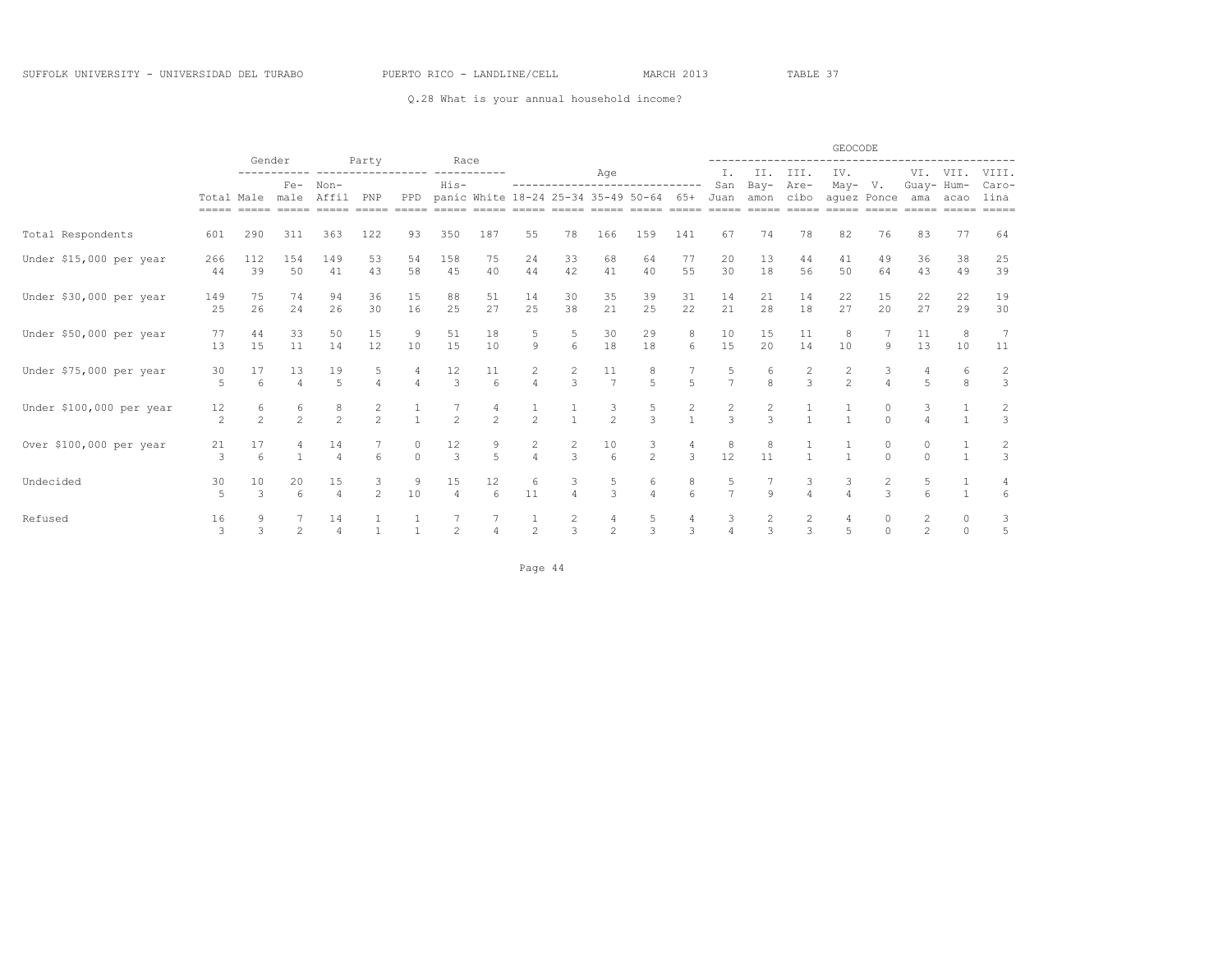SUFFOLK UNIVERSITY - UNIVERSIDAD DEL TURABO PUERTO RICO - LANDLINE/CELL MARCH 2013 TABLE 37

Q.28 What is your annual household income?

| | | Gender | | Party | | | Race | | Age | | | | | GEOCODE | | | | | | | |
|---|---|---|---|---|---|---|---|---|---|---|---|---|---|---|---|---|---|---|---|---|---|
| | Total | Male | Female | Non-Affil | PNP | PPD | Hispanic | White | 18-24 | 25-34 | 35-49 | 50-64 | 65+ | I. San Juan | II. Bayamon | III. Arecibo | IV. Mayaguez | V. Ponce | VI. Guayama | VII. Humacao | VIII. Carolina |
| Total Respondents | 601 | 290 | 311 | 363 | 122 | 93 | 350 | 187 | 55 | 78 | 166 | 159 | 141 | 67 | 74 | 78 | 82 | 76 | 83 | 77 | 64 |
| Under $15,000 per year | 266 | 112 | 154 | 149 | 53 | 54 | 158 | 75 | 24 | 33 | 68 | 64 | 77 | 20 | 13 | 44 | 41 | 49 | 36 | 38 | 25 |
| | 44 | 39 | 50 | 41 | 43 | 58 | 45 | 40 | 44 | 42 | 41 | 40 | 55 | 30 | 18 | 56 | 50 | 64 | 43 | 49 | 39 |
| Under $30,000 per year | 149 | 75 | 74 | 94 | 36 | 15 | 88 | 51 | 14 | 30 | 35 | 39 | 31 | 14 | 21 | 14 | 22 | 15 | 22 | 22 | 19 |
| | 25 | 26 | 24 | 26 | 30 | 16 | 25 | 27 | 25 | 38 | 21 | 25 | 22 | 21 | 28 | 18 | 27 | 20 | 27 | 29 | 30 |
| Under $50,000 per year | 77 | 44 | 33 | 50 | 15 | 9 | 51 | 18 | 5 | 5 | 30 | 29 | 8 | 10 | 15 | 11 | 8 | 7 | 11 | 8 | 7 |
| | 13 | 15 | 11 | 14 | 12 | 10 | 15 | 10 | 9 | 6 | 18 | 18 | 6 | 15 | 20 | 14 | 10 | 9 | 13 | 10 | 11 |
| Under $75,000 per year | 30 | 17 | 13 | 19 | 5 | 4 | 12 | 11 | 2 | 2 | 11 | 8 | 7 | 5 | 6 | 2 | 2 | 3 | 4 | 6 | 2 |
| | 5 | 6 | 4 | 5 | 4 | 4 | 3 | 6 | 4 | 3 | 7 | 5 | 5 | 7 | 8 | 3 | 2 | 4 | 5 | 8 | 3 |
| Under $100,000 per year | 12 | 6 | 6 | 8 | 2 | 1 | 7 | 4 | 1 | 1 | 3 | 5 | 2 | 2 | 2 | 1 | 1 | 0 | 3 | 1 | 2 |
| | 2 | 2 | 2 | 2 | 2 | 1 | 2 | 2 | 2 | 1 | 2 | 3 | 1 | 3 | 3 | 1 | 1 | 0 | 4 | 1 | 3 |
| Over $100,000 per year | 21 | 17 | 4 | 14 | 7 | 0 | 12 | 9 | 2 | 2 | 10 | 3 | 4 | 8 | 8 | 1 | 1 | 0 | 0 | 1 | 2 |
| | 3 | 6 | 1 | 4 | 6 | 0 | 3 | 5 | 4 | 3 | 6 | 2 | 3 | 12 | 11 | 1 | 1 | 0 | 0 | 1 | 3 |
| Undecided | 30 | 10 | 20 | 15 | 3 | 9 | 15 | 12 | 6 | 3 | 5 | 6 | 8 | 5 | 7 | 3 | 3 | 2 | 5 | 1 | 4 |
| | 5 | 3 | 6 | 4 | 2 | 10 | 4 | 6 | 11 | 4 | 3 | 4 | 6 | 7 | 9 | 4 | 4 | 3 | 6 | 1 | 6 |
| Refused | 16 | 9 | 7 | 14 | 1 | 1 | 7 | 7 | 1 | 2 | 4 | 5 | 4 | 3 | 2 | 2 | 4 | 0 | 2 | 0 | 3 |
| | 3 | 3 | 2 | 4 | 1 | 1 | 2 | 4 | 2 | 3 | 2 | 3 | 3 | 4 | 3 | 3 | 5 | 0 | 2 | 0 | 5 |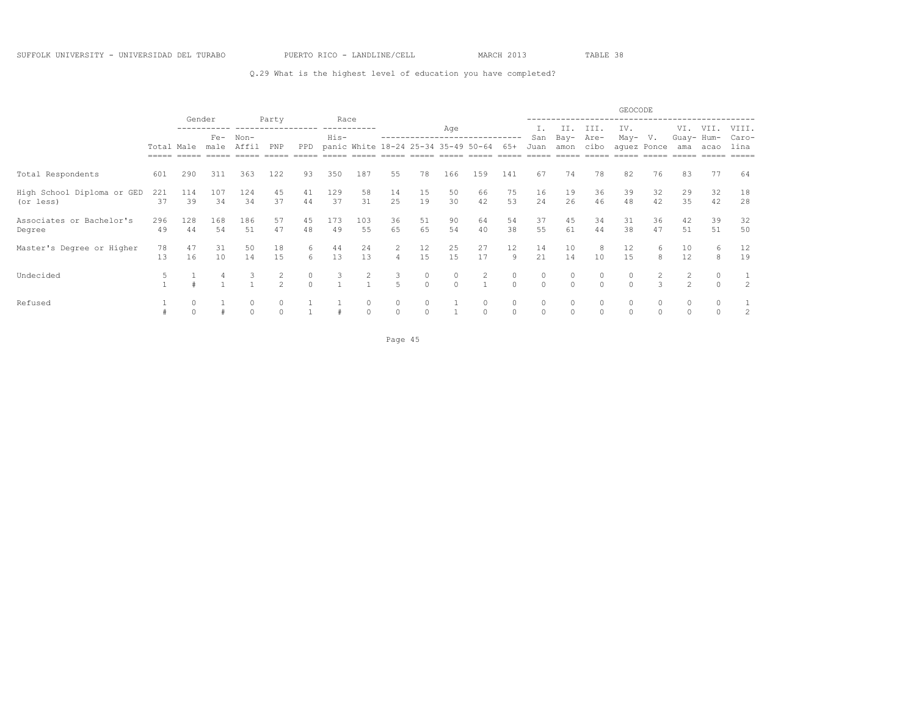Q.29 What is the highest level of education you have completed?

| | | Gender | | Party | | | Race | | Age | | | | | GEOCODE | | | | | | | |
|---|---|---|---|---|---|---|---|---|---|---|---|---|---|---|---|---|---|---|---|---|---|
| | Total | Male | Female | Non-Affil | PNP | PPD | Hispanic | White | 18-24 | 25-34 | 35-49 | 50-64 | 65+ | I. San Juan | II. Bayamon | III. Arecibo | IV. Mayaguez | V. Ponce | VI. Guayama | VII. Humacao | VIII. Carolina |
| Total Respondents | 601 | 290 | 311 | 363 | 122 | 93 | 350 | 187 | 55 | 78 | 166 | 159 | 141 | 67 | 74 | 78 | 82 | 76 | 83 | 77 | 64 |
| High School Diploma or GED (or less) | 221 | 114 | 107 | 124 | 45 | 41 | 129 | 58 | 14 | 15 | 50 | 66 | 75 | 16 | 19 | 36 | 39 | 32 | 29 | 32 | 18 |
| | 37 | 39 | 34 | 34 | 37 | 44 | 37 | 31 | 25 | 19 | 30 | 42 | 53 | 24 | 26 | 46 | 48 | 42 | 35 | 42 | 28 |
| Associates or Bachelor's Degree | 296 | 128 | 168 | 186 | 57 | 45 | 173 | 103 | 36 | 51 | 90 | 64 | 54 | 37 | 45 | 34 | 31 | 36 | 42 | 39 | 32 |
| | 49 | 44 | 54 | 51 | 47 | 48 | 49 | 55 | 65 | 65 | 54 | 40 | 38 | 55 | 61 | 44 | 38 | 47 | 51 | 51 | 50 |
| Master's Degree or Higher | 78 | 47 | 31 | 50 | 18 | 6 | 44 | 24 | 2 | 12 | 25 | 27 | 12 | 14 | 10 | 8 | 12 | 6 | 10 | 6 | 12 |
| | 13 | 16 | 10 | 14 | 15 | 6 | 13 | 13 | 4 | 15 | 15 | 17 | 9 | 21 | 14 | 10 | 15 | 8 | 12 | 8 | 19 |
| Undecided | 5 | 1 | 4 | 3 | 2 | 0 | 3 | 2 | 3 | 0 | 0 | 2 | 0 | 0 | 0 | 0 | 0 | 2 | 2 | 0 | 1 |
| | 1 | # | 1 | 1 | 2 | 0 | 1 | 1 | 5 | 0 | 0 | 1 | 0 | 0 | 0 | 0 | 0 | 3 | 2 | 0 | 2 |
| Refused | 1 | 0 | 1 | 0 | 0 | 1 | 1 | 0 | 0 | 0 | 1 | 0 | 0 | 0 | 0 | 0 | 0 | 0 | 0 | 0 | 1 |
| | # | 0 | # | 0 | 0 | 1 | # | 0 | 0 | 0 | 1 | 0 | 0 | 0 | 0 | 0 | 0 | 0 | 0 | 0 | 2 |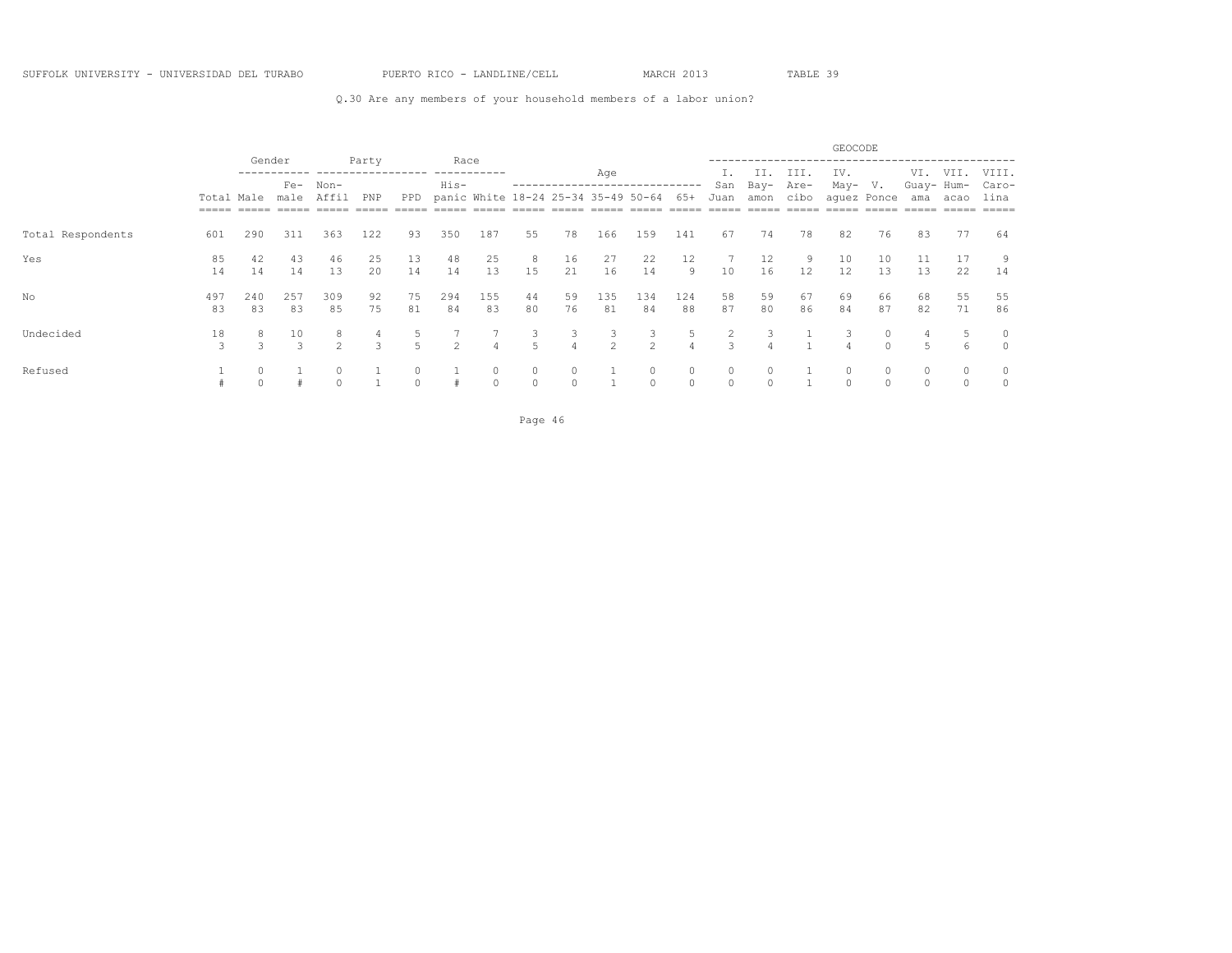SUFFOLK UNIVERSITY - UNIVERSIDAD DEL TURABO PUERTO RICO - LANDLINE/CELL MARCH 2013 TABLE 39

Q.30 Are any members of your household members of a labor union?

| | | Gender | | Party | | | Race | | Age | | | | | GEOCODE | | | | | | | |
|---|---|---|---|---|---|---|---|---|---|---|---|---|---|---|---|---|---|---|---|---|---|
| | Total | Male | Fe-male | Non-Affil | PNP | PPD | His-panic | White | 18-24 | 25-34 | 35-49 | 50-64 | 65+ | I. San Juan | II. Bay-amon | III. Are-cibo | IV. May-aguez | V. Ponce | VI. Guay-ama | VII. Hum-acao | VIII. Caro-lina |
| Total Respondents | 601 | 290 | 311 | 363 | 122 | 93 | 350 | 187 | 55 | 78 | 166 | 159 | 141 | 67 | 74 | 78 | 82 | 76 | 83 | 77 | 64 |
| Yes | 85 | 42 | 43 | 46 | 25 | 13 | 48 | 25 | 8 | 16 | 27 | 22 | 12 | 7 | 12 | 9 | 10 | 10 | 11 | 17 | 9 |
| | 14 | 14 | 14 | 13 | 20 | 14 | 14 | 13 | 15 | 21 | 16 | 14 | 9 | 10 | 16 | 12 | 12 | 13 | 13 | 22 | 14 |
| No | 497 | 240 | 257 | 309 | 92 | 75 | 294 | 155 | 44 | 59 | 135 | 134 | 124 | 58 | 59 | 67 | 69 | 66 | 68 | 55 | 55 |
| | 83 | 83 | 83 | 85 | 75 | 81 | 84 | 83 | 80 | 76 | 81 | 84 | 88 | 87 | 80 | 86 | 84 | 87 | 82 | 71 | 86 |
| Undecided | 18 | 8 | 10 | 8 | 4 | 5 | 7 | 7 | 3 | 3 | 3 | 3 | 5 | 2 | 3 | 1 | 3 | 0 | 4 | 5 | 0 |
| | 3 | 3 | 3 | 2 | 3 | 5 | 2 | 4 | 5 | 4 | 2 | 2 | 4 | 3 | 4 | 1 | 4 | 0 | 5 | 6 | 0 |
| Refused | 1 | 0 | 1 | 0 | 1 | 0 | 1 | 0 | 0 | 0 | 1 | 0 | 0 | 0 | 0 | 1 | 0 | 0 | 0 | 0 | 0 |
| | # | 0 | # | 0 | 1 | 0 | # | 0 | 0 | 0 | 1 | 0 | 0 | 0 | 0 | 1 | 0 | 0 | 0 | 0 | 0 |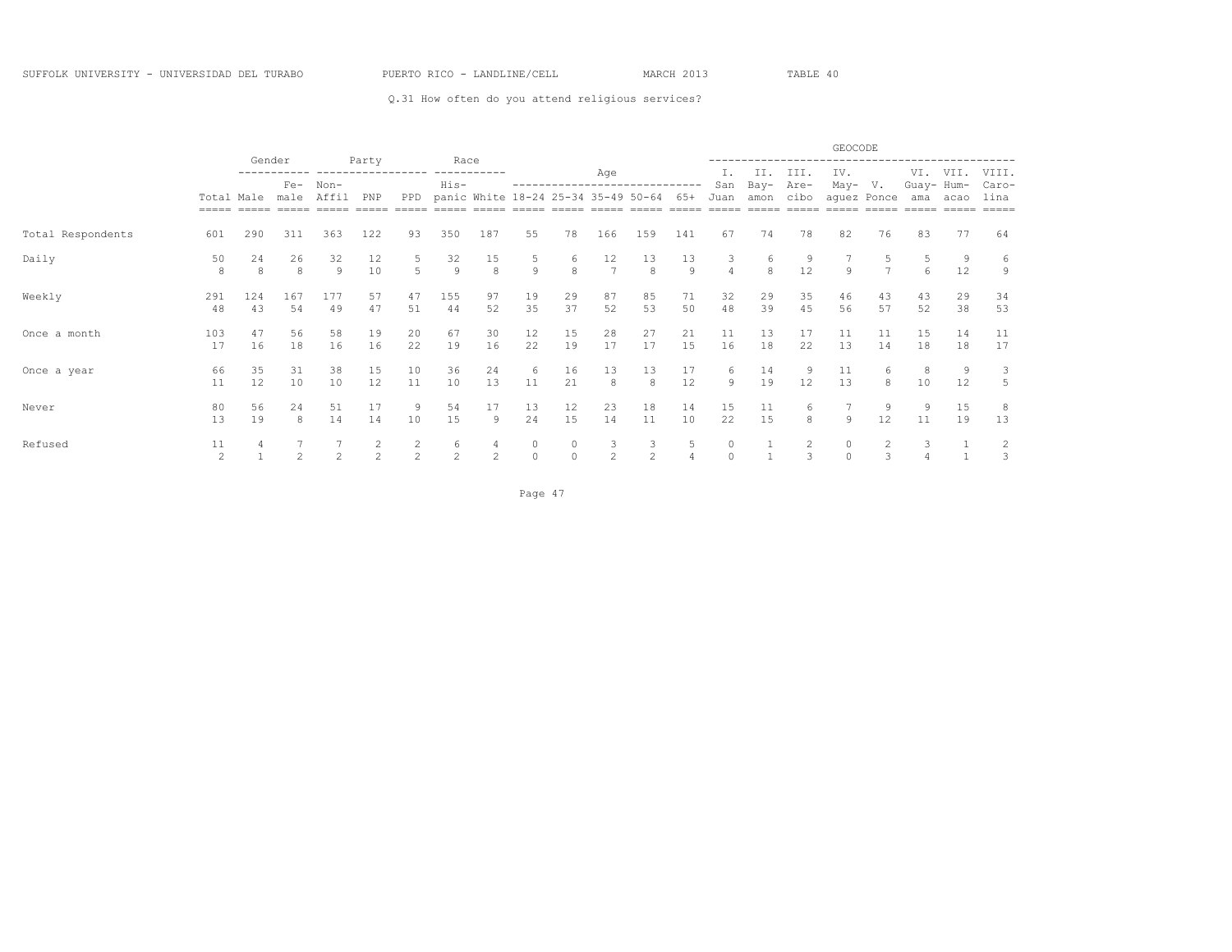SUFFOLK UNIVERSITY - UNIVERSIDAD DEL TURABO PUERTO RICO - LANDLINE/CELL MARCH 2013 TABLE 40

Q.31 How often do you attend religious services?

| | | Gender | | Party | | | Race | | Age | | | | | GEOCODE | | | | | | | |
|---|---|---|---|---|---|---|---|---|---|---|---|---|---|---|---|---|---|---|---|---|---|
| | Total | Male | Fe-male | Non-Affil | PNP | PPD | His-panic | White | 18-24 | 25-34 | 35-49 | 50-64 | 65+ | I. San Juan | II. Bay-amon | III. Are-cibo | IV. May-aguez | V. Ponce | VI. Guay-ama | VII. Hum-acao | VIII. Caro-lina |
| Total Respondents | 601 | 290 | 311 | 363 | 122 | 93 | 350 | 187 | 55 | 78 | 166 | 159 | 141 | 67 | 74 | 78 | 82 | 76 | 83 | 77 | 64 |
| Daily | 50 | 24 | 26 | 32 | 12 | 5 | 32 | 15 | 5 | 6 | 12 | 13 | 13 | 3 | 6 | 9 | 7 | 5 | 5 | 9 | 6 |
| | 8 | 8 | 8 | 9 | 10 | 5 | 9 | 8 | 9 | 8 | 7 | 8 | 9 | 4 | 8 | 12 | 9 | 7 | 6 | 12 | 9 |
| Weekly | 291 | 124 | 167 | 177 | 57 | 47 | 155 | 97 | 19 | 29 | 87 | 85 | 71 | 32 | 29 | 35 | 46 | 43 | 43 | 29 | 34 |
| | 48 | 43 | 54 | 49 | 47 | 51 | 44 | 52 | 35 | 37 | 52 | 53 | 50 | 48 | 39 | 45 | 56 | 57 | 52 | 38 | 53 |
| Once a month | 103 | 47 | 56 | 58 | 19 | 20 | 67 | 30 | 12 | 15 | 28 | 27 | 21 | 11 | 13 | 17 | 11 | 11 | 15 | 14 | 11 |
| | 17 | 16 | 18 | 16 | 16 | 22 | 19 | 16 | 22 | 19 | 17 | 17 | 15 | 16 | 18 | 22 | 13 | 14 | 18 | 18 | 17 |
| Once a year | 66 | 35 | 31 | 38 | 15 | 10 | 36 | 24 | 6 | 16 | 13 | 13 | 17 | 6 | 14 | 9 | 11 | 6 | 8 | 9 | 3 |
| | 11 | 12 | 10 | 10 | 12 | 11 | 10 | 13 | 11 | 21 | 8 | 8 | 12 | 9 | 19 | 12 | 13 | 8 | 10 | 12 | 5 |
| Never | 80 | 56 | 24 | 51 | 17 | 9 | 54 | 17 | 13 | 12 | 23 | 18 | 14 | 15 | 11 | 6 | 7 | 9 | 9 | 15 | 8 |
| | 13 | 19 | 8 | 14 | 14 | 10 | 15 | 9 | 24 | 15 | 14 | 11 | 10 | 22 | 15 | 8 | 9 | 12 | 11 | 19 | 13 |
| Refused | 11 | 4 | 7 | 7 | 2 | 2 | 6 | 4 | 0 | 0 | 3 | 3 | 5 | 0 | 1 | 2 | 0 | 2 | 3 | 1 | 2 |
| | 2 | 1 | 2 | 2 | 2 | 2 | 2 | 2 | 0 | 0 | 2 | 2 | 4 | 0 | 1 | 3 | 0 | 3 | 4 | 1 | 3 |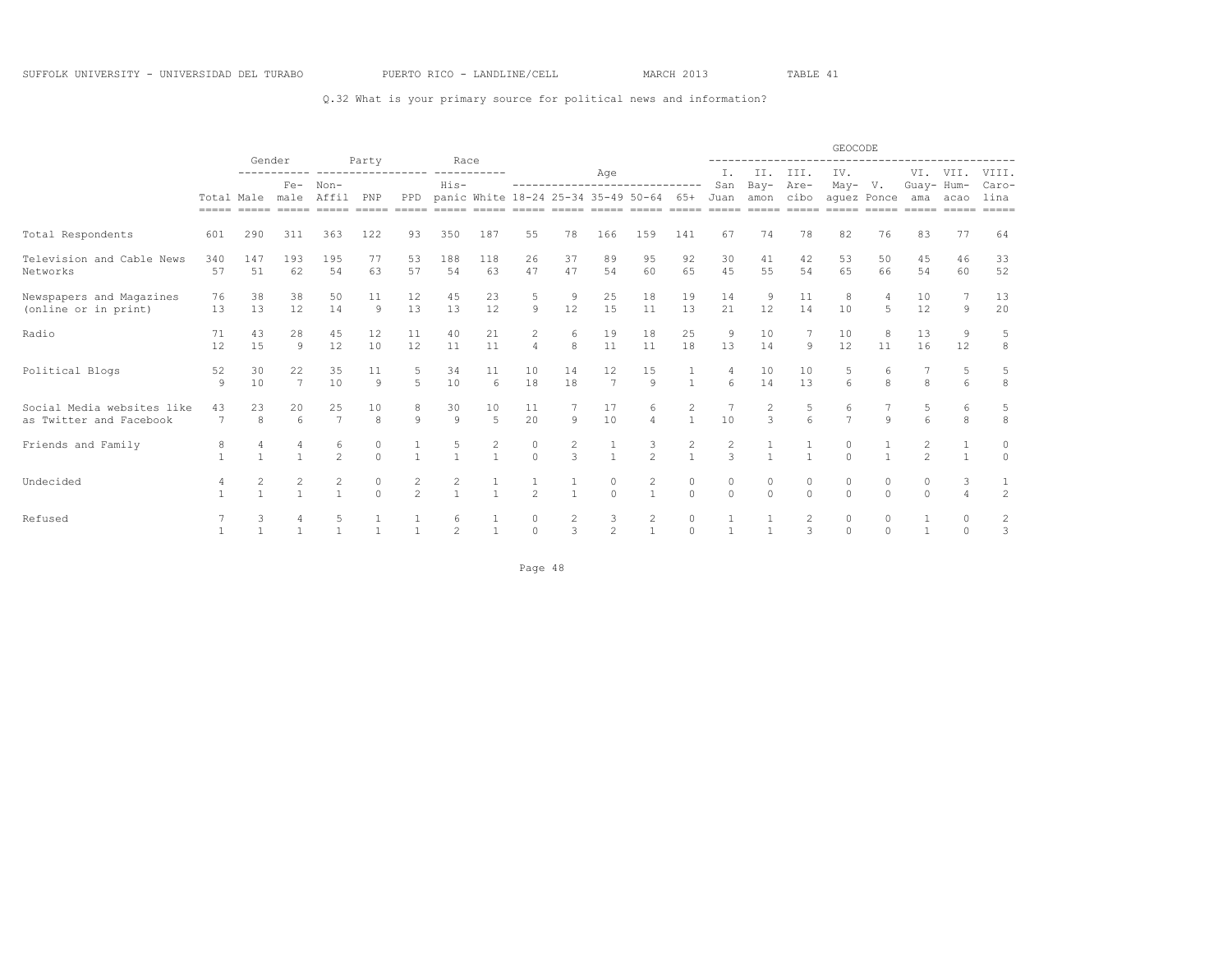SUFFOLK UNIVERSITY - UNIVERSIDAD DEL TURABO PUERTO RICO - LANDLINE/CELL MARCH 2013 TABLE 41

Q.32 What is your primary source for political news and information?

| | | Gender | | Party | | | Race | | Age | | | | | GEOCODE | | | | | | | |
|---|---|---|---|---|---|---|---|---|---|---|---|---|---|---|---|---|---|---|---|---|---|
| | Total | Male | Fe-male | Non-Affil | PNP | PPD | His-panic | White | 18-24 | 25-34 | 35-49 | 50-64 | 65+ | I. San Juan | II. Bay-amon | III. Are-cibo | IV. May-aguez | V. Ponce | VI. Guay-ama | VII. Hum-acao | VIII. Caro-lina |
| Total Respondents | 601 | 290 | 311 | 363 | 122 | 93 | 350 | 187 | 55 | 78 | 166 | 159 | 141 | 67 | 74 | 78 | 82 | 76 | 83 | 77 | 64 |
| Television and Cable News Networks | 340 | 147 | 193 | 195 | 77 | 53 | 188 | 118 | 26 | 37 | 89 | 95 | 92 | 30 | 41 | 42 | 53 | 50 | 45 | 46 | 33 |
| | 57 | 51 | 62 | 54 | 63 | 57 | 54 | 63 | 47 | 47 | 54 | 60 | 65 | 45 | 55 | 54 | 65 | 66 | 54 | 60 | 52 |
| Newspapers and Magazines (online or in print) | 76 | 38 | 38 | 50 | 11 | 12 | 45 | 23 | 5 | 9 | 25 | 18 | 19 | 14 | 9 | 11 | 8 | 4 | 10 | 7 | 13 |
| | 13 | 13 | 12 | 14 | 9 | 13 | 13 | 12 | 9 | 12 | 15 | 11 | 13 | 21 | 12 | 14 | 10 | 5 | 12 | 9 | 20 |
| Radio | 71 | 43 | 28 | 45 | 12 | 11 | 40 | 21 | 2 | 6 | 19 | 18 | 25 | 9 | 10 | 7 | 10 | 8 | 13 | 9 | 5 |
| | 12 | 15 | 9 | 12 | 10 | 12 | 11 | 11 | 4 | 8 | 11 | 11 | 18 | 13 | 14 | 9 | 12 | 11 | 16 | 12 | 8 |
| Political Blogs | 52 | 30 | 22 | 35 | 11 | 5 | 34 | 11 | 10 | 14 | 12 | 15 | 1 | 4 | 10 | 10 | 5 | 6 | 7 | 5 | 5 |
| | 9 | 10 | 7 | 10 | 9 | 5 | 10 | 6 | 18 | 18 | 7 | 9 | 1 | 6 | 14 | 13 | 6 | 8 | 8 | 6 | 8 |
| Social Media websites like as Twitter and Facebook | 43 | 23 | 20 | 25 | 10 | 8 | 30 | 10 | 11 | 7 | 17 | 6 | 2 | 7 | 2 | 5 | 6 | 7 | 5 | 6 | 5 |
| | 7 | 8 | 6 | 7 | 8 | 9 | 9 | 5 | 20 | 9 | 10 | 4 | 1 | 10 | 3 | 6 | 7 | 9 | 6 | 8 | 8 |
| Friends and Family | 8 | 4 | 4 | 6 | 0 | 1 | 5 | 2 | 0 | 2 | 1 | 3 | 2 | 2 | 1 | 1 | 0 | 1 | 2 | 1 | 0 |
| | 1 | 1 | 1 | 2 | 0 | 1 | 1 | 1 | 0 | 3 | 1 | 2 | 1 | 3 | 1 | 1 | 0 | 1 | 2 | 1 | 0 |
| Undecided | 4 | 2 | 2 | 2 | 0 | 2 | 2 | 1 | 1 | 1 | 0 | 2 | 0 | 0 | 0 | 0 | 0 | 0 | 0 | 3 | 1 |
| | 1 | 1 | 1 | 1 | 0 | 2 | 1 | 1 | 2 | 1 | 0 | 1 | 0 | 0 | 0 | 0 | 0 | 0 | 0 | 4 | 2 |
| Refused | 7 | 3 | 4 | 5 | 1 | 1 | 6 | 1 | 0 | 2 | 3 | 2 | 0 | 1 | 1 | 2 | 0 | 0 | 1 | 0 | 2 |
| | 1 | 1 | 1 | 1 | 1 | 1 | 2 | 1 | 0 | 3 | 2 | 1 | 0 | 1 | 1 | 3 | 0 | 0 | 1 | 0 | 3 |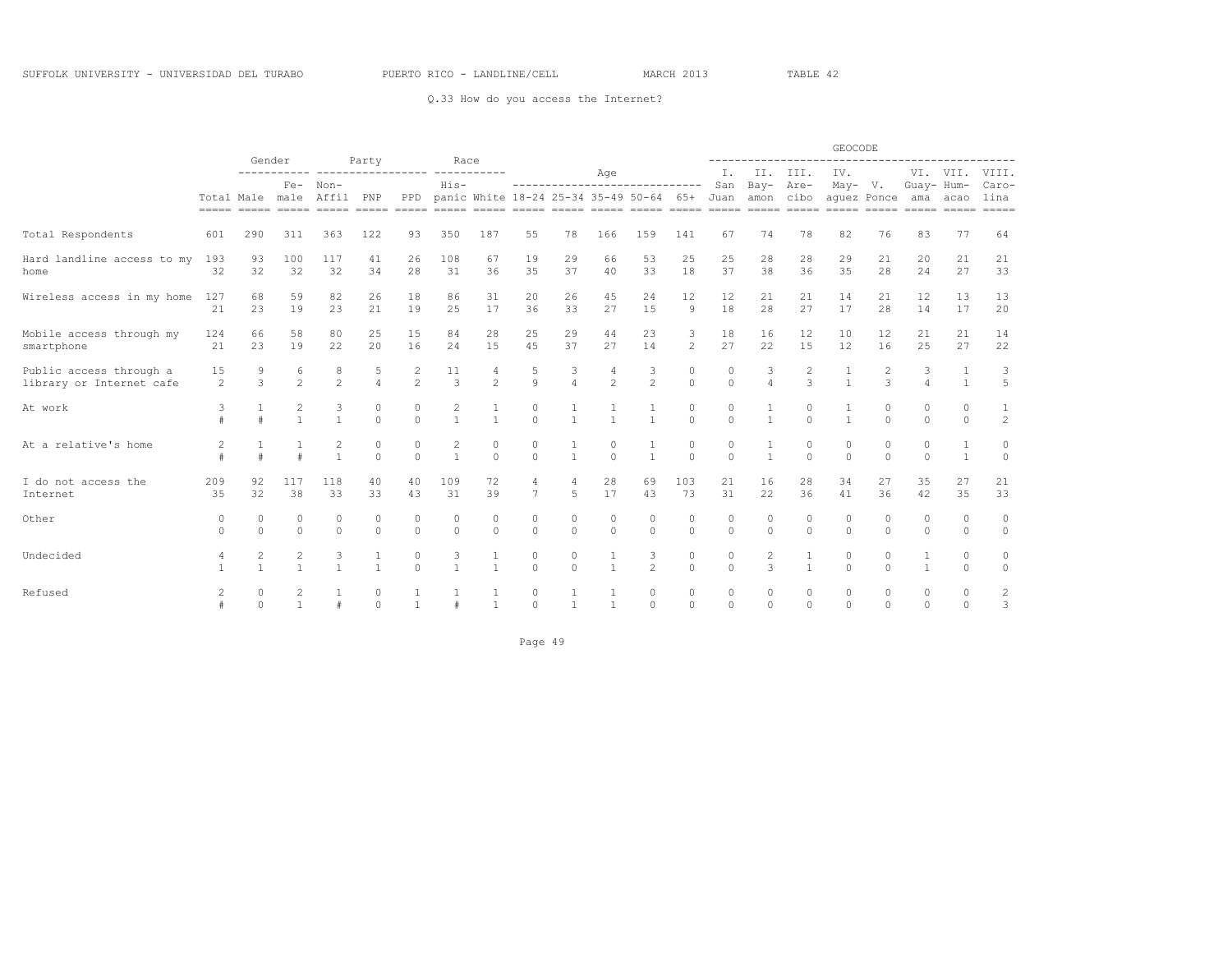SUFFOLK UNIVERSITY - UNIVERSIDAD DEL TURABO PUERTO RICO - LANDLINE/CELL MARCH 2013 TABLE 42

Q.33 How do you access the Internet?

| | | Gender | | Party | | | Race | | Age | | | | | GEOCODE | | | | | | | |
|---|---|---|---|---|---|---|---|---|---|---|---|---|---|---|---|---|---|---|---|---|---|
| | Total | Male | Female | Non-Affil | PNP | PPD | Hispanic | White | 18-24 | 25-34 | 35-49 | 50-64 | 65+ | I. San Juan | II. Bayamon | III. Arecibo | IV. Mayaguez | V. Ponce | VI. Guayama | VII. Humacao | VIII. Carolina |
| Total Respondents | 601 | 290 | 311 | 363 | 122 | 93 | 350 | 187 | 55 | 78 | 166 | 159 | 141 | 67 | 74 | 78 | 82 | 76 | 83 | 77 | 64 |
| Hard landline access to my home | 193 | 93 | 100 | 117 | 41 | 26 | 108 | 67 | 19 | 29 | 66 | 53 | 25 | 25 | 28 | 28 | 29 | 21 | 20 | 21 | 21 |
| | 32 | 32 | 32 | 32 | 34 | 28 | 31 | 36 | 35 | 37 | 40 | 33 | 18 | 37 | 38 | 36 | 35 | 28 | 24 | 27 | 33 |
| Wireless access in my home | 127 | 68 | 59 | 82 | 26 | 18 | 86 | 31 | 20 | 26 | 45 | 24 | 12 | 12 | 21 | 21 | 14 | 21 | 12 | 13 | 13 |
| | 21 | 23 | 19 | 23 | 21 | 19 | 25 | 17 | 36 | 33 | 27 | 15 | 9 | 18 | 28 | 27 | 17 | 28 | 14 | 17 | 20 |
| Mobile access through my smartphone | 124 | 66 | 58 | 80 | 25 | 15 | 84 | 28 | 25 | 29 | 44 | 23 | 3 | 18 | 16 | 12 | 10 | 12 | 21 | 21 | 14 |
| | 21 | 23 | 19 | 22 | 20 | 16 | 24 | 15 | 45 | 37 | 27 | 14 | 2 | 27 | 22 | 15 | 12 | 16 | 25 | 27 | 22 |
| Public access through a library or Internet cafe | 15 | 9 | 6 | 8 | 5 | 2 | 11 | 4 | 5 | 3 | 4 | 3 | 0 | 0 | 3 | 2 | 1 | 2 | 3 | 1 | 3 |
| | 2 | 3 | 2 | 2 | 4 | 2 | 3 | 2 | 9 | 4 | 2 | 2 | 0 | 0 | 4 | 3 | 1 | 3 | 4 | 1 | 5 |
| At work | 3 | 1 | 2 | 3 | 0 | 0 | 2 | 1 | 0 | 1 | 1 | 1 | 0 | 0 | 1 | 0 | 1 | 0 | 0 | 0 | 1 |
| | # | # | 1 | 1 | 0 | 0 | 1 | 1 | 0 | 1 | 1 | 1 | 0 | 0 | 1 | 0 | 1 | 0 | 0 | 0 | 2 |
| At a relative's home | 2 | 1 | 1 | 2 | 0 | 0 | 2 | 0 | 0 | 1 | 0 | 1 | 0 | 0 | 1 | 0 | 0 | 0 | 0 | 1 | 0 |
| | # | # | # | 1 | 0 | 0 | 1 | 0 | 0 | 1 | 0 | 1 | 0 | 0 | 1 | 0 | 0 | 0 | 0 | 1 | 0 |
| I do not access the Internet | 209 | 92 | 117 | 118 | 40 | 40 | 109 | 72 | 4 | 4 | 28 | 69 | 103 | 21 | 16 | 28 | 34 | 27 | 35 | 27 | 21 |
| | 35 | 32 | 38 | 33 | 33 | 43 | 31 | 39 | 7 | 5 | 17 | 43 | 73 | 31 | 22 | 36 | 41 | 36 | 42 | 35 | 33 |
| Other | 0 | 0 | 0 | 0 | 0 | 0 | 0 | 0 | 0 | 0 | 0 | 0 | 0 | 0 | 0 | 0 | 0 | 0 | 0 | 0 | 0 |
| | 0 | 0 | 0 | 0 | 0 | 0 | 0 | 0 | 0 | 0 | 0 | 0 | 0 | 0 | 0 | 0 | 0 | 0 | 0 | 0 | 0 |
| Undecided | 4 | 2 | 2 | 3 | 1 | 0 | 3 | 1 | 0 | 0 | 1 | 3 | 0 | 0 | 2 | 1 | 0 | 0 | 1 | 0 | 0 |
| | 1 | 1 | 1 | 1 | 1 | 0 | 1 | 1 | 0 | 0 | 1 | 2 | 0 | 0 | 3 | 1 | 0 | 0 | 1 | 0 | 0 |
| Refused | 2 | 0 | 2 | 1 | 0 | 1 | 1 | 1 | 0 | 1 | 1 | 0 | 0 | 0 | 0 | 0 | 0 | 0 | 0 | 0 | 2 |
| | # | 0 | 1 | # | 0 | 1 | # | 1 | 0 | 1 | 1 | 0 | 0 | 0 | 0 | 0 | 0 | 0 | 0 | 0 | 3 |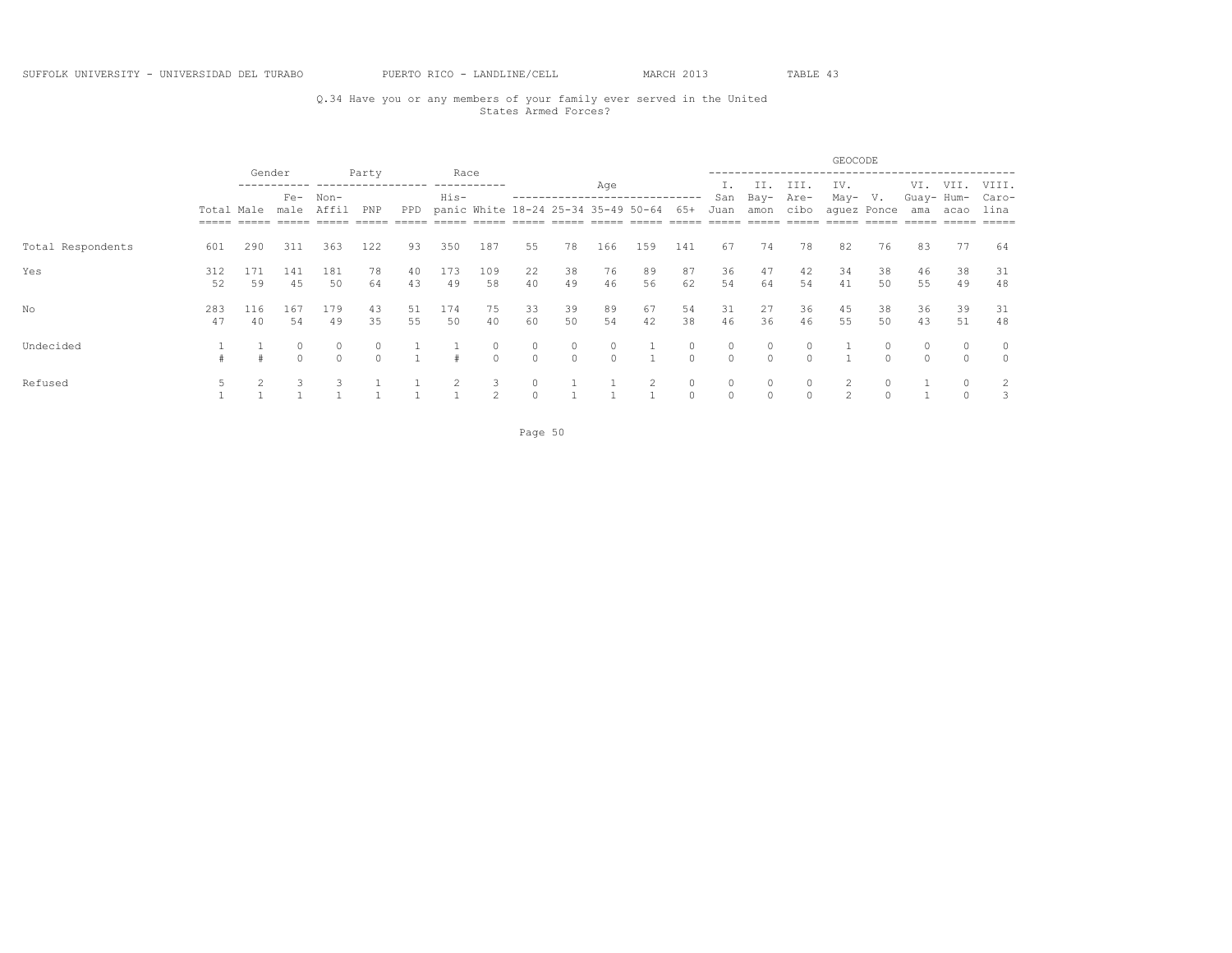SUFFOLK UNIVERSITY - UNIVERSIDAD DEL TURABO PUERTO RICO - LANDLINE/CELL MARCH 2013 TABLE 43

Q.34 Have you or any members of your family ever served in the United States Armed Forces?

| | | Gender | | Party | | | Race | | Age | | | | | GEOCODE | | | | | | | |
|---|---|---|---|---|---|---|---|---|---|---|---|---|---|---|---|---|---|---|---|---|---|
| | Total | Male | Female | Non-Affil | PNP | PPD | Hispanic | White | 18-24 | 25-34 | 35-49 | 50-64 | 65+ | I. San Juan | II. Bayamon | III. Arecibo | IV. Mayaguez | V. Ponce | VI. Guayama | VII. Humacao | VIII. Carolina |
| Total Respondents | 601 | 290 | 311 | 363 | 122 | 93 | 350 | 187 | 55 | 78 | 166 | 159 | 141 | 67 | 74 | 78 | 82 | 76 | 83 | 77 | 64 |
| Yes | 312 | 171 | 141 | 181 | 78 | 40 | 173 | 109 | 22 | 38 | 76 | 89 | 87 | 36 | 47 | 42 | 34 | 38 | 46 | 38 | 31 |
| | 52 | 59 | 45 | 50 | 64 | 43 | 49 | 58 | 40 | 49 | 46 | 56 | 62 | 54 | 64 | 54 | 41 | 50 | 55 | 49 | 48 |
| No | 283 | 116 | 167 | 179 | 43 | 51 | 174 | 75 | 33 | 39 | 89 | 67 | 54 | 31 | 27 | 36 | 45 | 38 | 36 | 39 | 31 |
| | 47 | 40 | 54 | 49 | 35 | 55 | 50 | 40 | 60 | 50 | 54 | 42 | 38 | 46 | 36 | 46 | 55 | 50 | 43 | 51 | 48 |
| Undecided | 1 | 1 | 0 | 0 | 0 | 1 | 1 | 0 | 0 | 0 | 0 | 1 | 0 | 0 | 0 | 0 | 1 | 0 | 0 | 0 | 0 |
| | # | # | 0 | 0 | 0 | 1 | # | 0 | 0 | 0 | 0 | 1 | 0 | 0 | 0 | 0 | 1 | 0 | 0 | 0 | 0 |
| Refused | 5 | 2 | 3 | 3 | 1 | 1 | 2 | 3 | 0 | 1 | 1 | 2 | 0 | 0 | 0 | 0 | 2 | 0 | 1 | 0 | 2 |
| | 1 | 1 | 1 | 1 | 1 | 1 | 1 | 2 | 0 | 1 | 1 | 1 | 0 | 0 | 0 | 0 | 2 | 0 | 1 | 0 | 3 |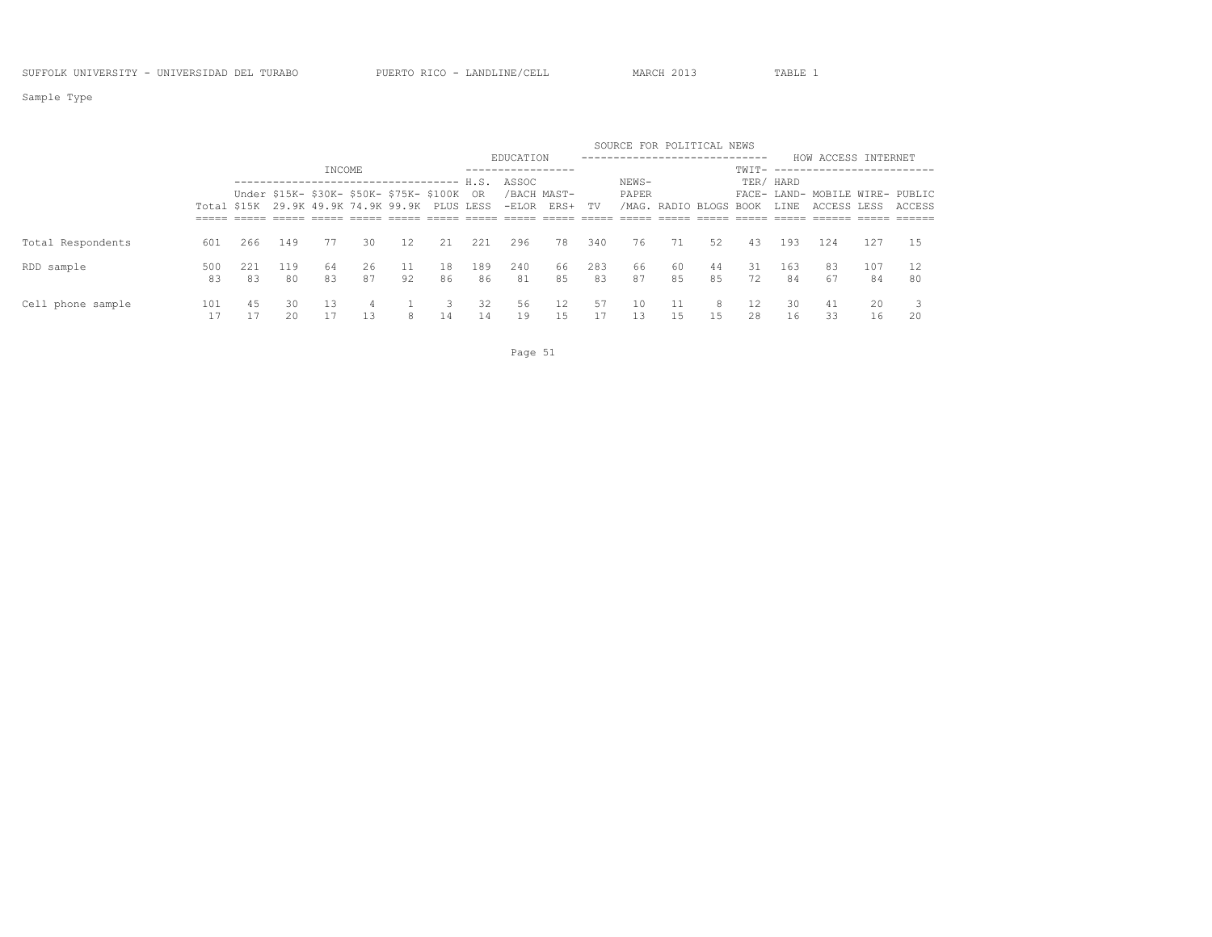SUFFOLK UNIVERSITY - UNIVERSIDAD DEL TURABO PUERTO RICO - LANDLINE/CELL MARCH 2013 TABLE 1

Sample Type

| | | INCOME | | | | | | EDUCATION | | | SOURCE FOR POLITICAL NEWS | | | | | HOW ACCESS INTERNET | | | |
|---|---|---|---|---|---|---|---|---|---|---|---|---|---|---|---|---|---|---|---|
| | Total | Under $15K | $15K-29.9K | $30K-49.9K | $50K-74.9K | $75K-99.9K | $100K PLUS | H.S. OR LESS | ASSOC /BACH -ELOR | MASTERS+ | TV | NEWSPAPER /MAG. | RADIO | BLOGS | TWITTER/ FACEBOOK | HARD LANDLINE | MOBILE ACCESS | WIRELESS | PUBLIC ACCESS |
| Total Respondents | 601 | 266 | 149 | 77 | 30 | 12 | 21 | 221 | 296 | 78 | 340 | 76 | 71 | 52 | 43 | 193 | 124 | 127 | 15 |
| RDD sample | 500 | 221 | 119 | 64 | 26 | 11 | 18 | 189 | 240 | 66 | 283 | 66 | 60 | 44 | 31 | 163 | 83 | 107 | 12 |
| | 83 | 83 | 80 | 83 | 87 | 92 | 86 | 86 | 81 | 85 | 83 | 87 | 85 | 85 | 72 | 84 | 67 | 84 | 80 |
| Cell phone sample | 101 | 45 | 30 | 13 | 4 | 1 | 3 | 32 | 56 | 12 | 57 | 10 | 11 | 8 | 12 | 30 | 41 | 20 | 3 |
| | 17 | 17 | 20 | 17 | 13 | 8 | 14 | 14 | 19 | 15 | 17 | 13 | 15 | 15 | 28 | 16 | 33 | 16 | 20 |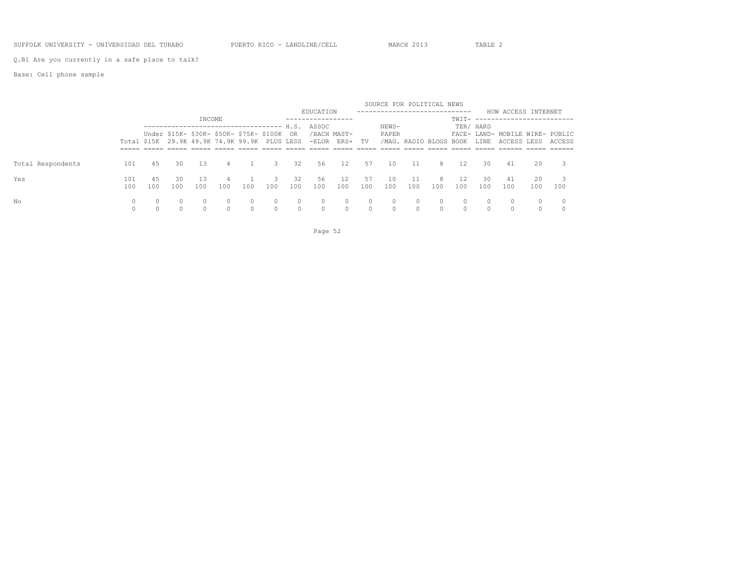SUFFOLK UNIVERSITY - UNIVERSIDAD DEL TURABO PUERTO RICO - LANDLINE/CELL MARCH 2013 TABLE 2

Q.B1 Are you currently in a safe place to talk?

Base: Cell phone sample

| | | INCOME | | | | | | EDUCATION | | | SOURCE FOR POLITICAL NEWS | | | | | HOW ACCESS INTERNET | | | |
|---|---|---|---|---|---|---|---|---|---|---|---|---|---|---|---|---|---|---|---|
| | Total | Under $15K | $15K-29.9K | $30K-49.9K | $50K-74.9K | $75K-99.9K | $100K PLUS | H.S. OR LESS | ASSOC /BACH-ELOR | MAST-ERS+ | TV | NEWS-PAPER /MAG. | RADIO | BLOGS | TWIT-TER/ FACE-BOOK | HARD LAND-LINE | MOBILE ACCESS | WIRE-LESS | PUBLIC ACCESS |
| Total Respondents | 101 | 45 | 30 | 13 | 4 | 1 | 3 | 32 | 56 | 12 | 57 | 10 | 11 | 8 | 12 | 30 | 41 | 20 | 3 |
| Yes | 101 | 45 | 30 | 13 | 4 | 1 | 3 | 32 | 56 | 12 | 57 | 10 | 11 | 8 | 12 | 30 | 41 | 20 | 3 |
| | 100 | 100 | 100 | 100 | 100 | 100 | 100 | 100 | 100 | 100 | 100 | 100 | 100 | 100 | 100 | 100 | 100 | 100 | 100 |
| No | 0 | 0 | 0 | 0 | 0 | 0 | 0 | 0 | 0 | 0 | 0 | 0 | 0 | 0 | 0 | 0 | 0 | 0 | 0 |
| | 0 | 0 | 0 | 0 | 0 | 0 | 0 | 0 | 0 | 0 | 0 | 0 | 0 | 0 | 0 | 0 | 0 | 0 | 0 |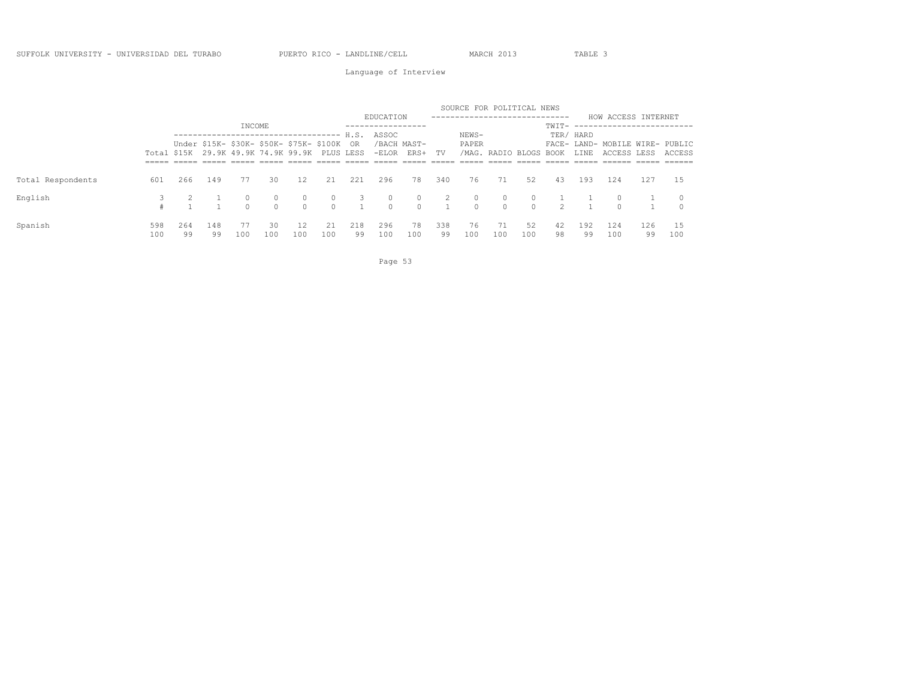Language of Interview

| | Total | INCOME: Under $15K | INCOME: $15K-29.9K | INCOME: $30K-49.9K | INCOME: $50K-74.9K | INCOME: $75K-99.9K | INCOME: $100K PLUS | EDUCATION: H.S. OR LESS | EDUCATION: ASSOC/BACH-ELOR | EDUCATION: MAST-ERS+ | SOURCE FOR POLITICAL NEWS: TV | SOURCE FOR POLITICAL NEWS: NEWS-PAPER/MAG. | SOURCE FOR POLITICAL NEWS: RADIO | SOURCE FOR POLITICAL NEWS: BLOGS | SOURCE FOR POLITICAL NEWS: TWIT-TER/FACE-BOOK | HOW ACCESS INTERNET: HARD LAND-LINE | HOW ACCESS INTERNET: MOBILE ACCESS | HOW ACCESS INTERNET: WIRE-LESS | HOW ACCESS INTERNET: PUBLIC ACCESS |
|---|---|---|---|---|---|---|---|---|---|---|---|---|---|---|---|---|---|---|---|
| Total Respondents | 601 | 266 | 149 | 77 | 30 | 12 | 21 | 221 | 296 | 78 | 340 | 76 | 71 | 52 | 43 | 193 | 124 | 127 | 15 |
| English | 3 | 2 | 1 | 0 | 0 | 0 | 0 | 3 | 0 | 0 | 2 | 0 | 0 | 0 | 1 | 1 | 0 | 1 | 0 |
| | # | 1 | 1 | 0 | 0 | 0 | 0 | 1 | 0 | 0 | 1 | 0 | 0 | 0 | 2 | 1 | 0 | 1 | 0 |
| Spanish | 598 | 264 | 148 | 77 | 30 | 12 | 21 | 218 | 296 | 78 | 338 | 76 | 71 | 52 | 42 | 192 | 124 | 126 | 15 |
| | 100 | 99 | 99 | 100 | 100 | 100 | 100 | 99 | 100 | 100 | 99 | 100 | 100 | 100 | 98 | 99 | 100 | 99 | 100 |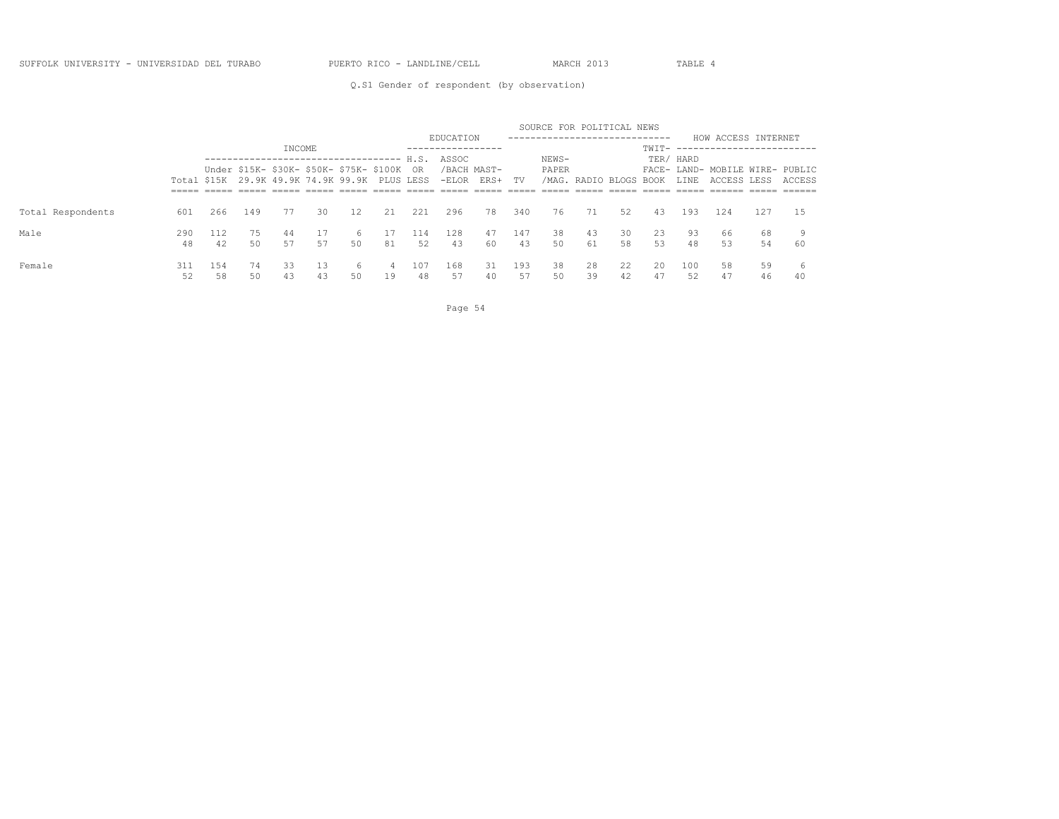Q.S1 Gender of respondent (by observation)

| | | INCOME | | | | | | EDUCATION | | | SOURCE FOR POLITICAL NEWS | | | | | HOW ACCESS INTERNET | | | |
|---|---|---|---|---|---|---|---|---|---|---|---|---|---|---|---|---|---|---|---|
| | Total | Under $15K | $15K-29.9K | $30K-49.9K | $50K-74.9K | $75K-99.9K | $100K PLUS | H.S. OR LESS | ASSOC/BACH-ELOR | MAST-ERS+ | TV | NEWS-PAPER/MAG. | RADIO | BLOGS | TWIT-TER/FACE-BOOK | HARD LAND-LINE | MOBILE ACCESS | WIRE-LESS | PUBLIC ACCESS |
| Total Respondents | 601 | 266 | 149 | 77 | 30 | 12 | 21 | 221 | 296 | 78 | 340 | 76 | 71 | 52 | 43 | 193 | 124 | 127 | 15 |
| Male | 290 | 112 | 75 | 44 | 17 | 6 | 17 | 114 | 128 | 47 | 147 | 38 | 43 | 30 | 23 | 93 | 66 | 68 | 9 |
| | 48 | 42 | 50 | 57 | 57 | 50 | 81 | 52 | 43 | 60 | 43 | 50 | 61 | 58 | 53 | 48 | 53 | 54 | 60 |
| Female | 311 | 154 | 74 | 33 | 13 | 6 | 4 | 107 | 168 | 31 | 193 | 38 | 28 | 22 | 20 | 100 | 58 | 59 | 6 |
| | 52 | 58 | 50 | 43 | 43 | 50 | 19 | 48 | 57 | 40 | 57 | 50 | 39 | 42 | 47 | 52 | 47 | 46 | 40 |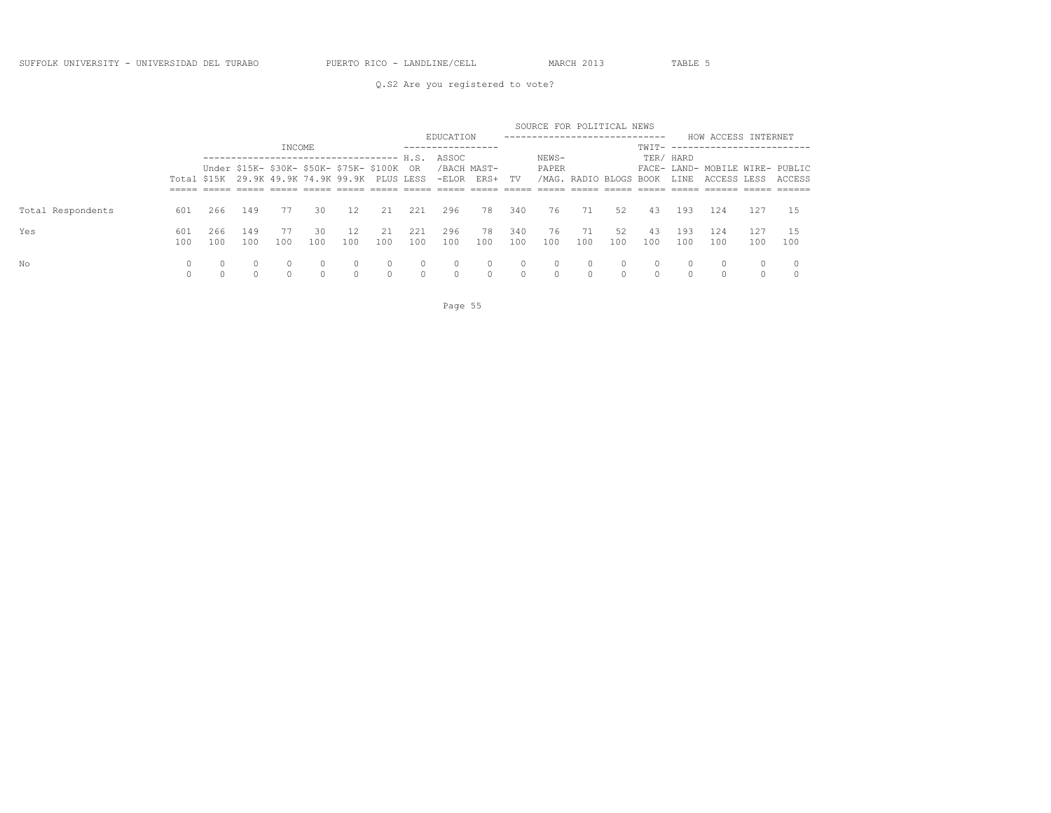SUFFOLK UNIVERSITY - UNIVERSIDAD DEL TURABO    PUERTO RICO - LANDLINE/CELL    MARCH 2013    TABLE 5

Q.S2 Are you registered to vote?

| | | INCOME | | | | | | EDUCATION | | | SOURCE FOR POLITICAL NEWS | | | | | HOW ACCESS INTERNET | | | |
|---|---|---|---|---|---|---|---|---|---|---|---|---|---|---|---|---|---|---|---|
| | Total | Under $15K | $15K-29.9K | $30K-49.9K | $50K-74.9K | $75K-99.9K | $100K PLUS | H.S. OR LESS | ASSOC /BACH -ELOR | MAST-ERS+ | TV | NEWS-PAPER /MAG. | RADIO | BLOGS | TWIT-TER/ FACE-BOOK | HARD LAND-LINE | MOBILE ACCESS | WIRE-LESS | PUBLIC ACCESS |
| Total Respondents | 601 | 266 | 149 | 77 | 30 | 12 | 21 | 221 | 296 | 78 | 340 | 76 | 71 | 52 | 43 | 193 | 124 | 127 | 15 |
| Yes | 601 | 266 | 149 | 77 | 30 | 12 | 21 | 221 | 296 | 78 | 340 | 76 | 71 | 52 | 43 | 193 | 124 | 127 | 15 |
| | 100 | 100 | 100 | 100 | 100 | 100 | 100 | 100 | 100 | 100 | 100 | 100 | 100 | 100 | 100 | 100 | 100 | 100 | 100 |
| No | 0 | 0 | 0 | 0 | 0 | 0 | 0 | 0 | 0 | 0 | 0 | 0 | 0 | 0 | 0 | 0 | 0 | 0 | 0 |
| | 0 | 0 | 0 | 0 | 0 | 0 | 0 | 0 | 0 | 0 | 0 | 0 | 0 | 0 | 0 | 0 | 0 | 0 | 0 |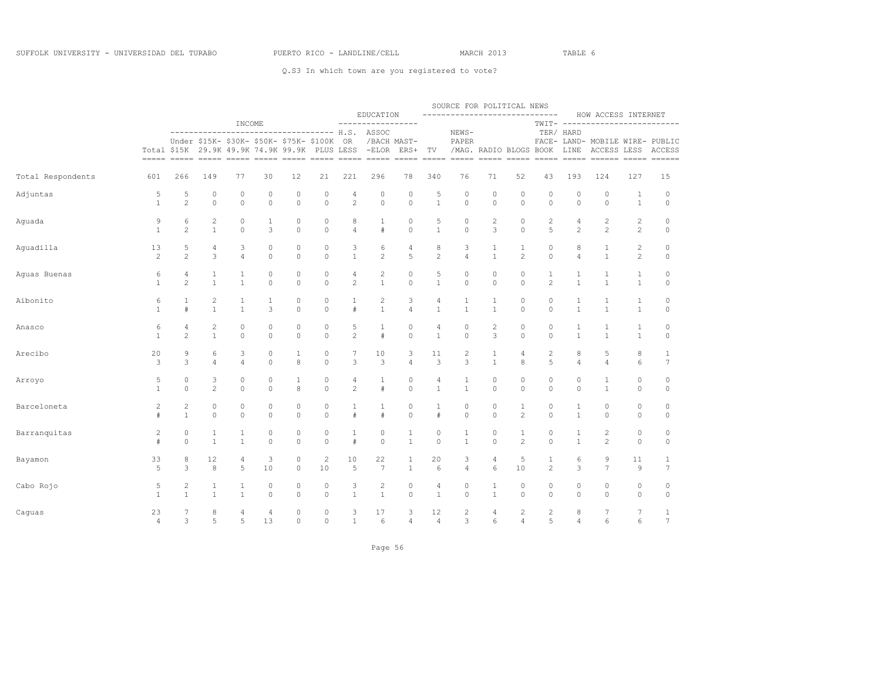SUFFOLK UNIVERSITY - UNIVERSIDAD DEL TURABO PUERTO RICO - LANDLINE/CELL MARCH 2013 TABLE 6

Q.S3 In which town are you registered to vote?

| | | INCOME | | | | | | EDUCATION | | | SOURCE FOR POLITICAL NEWS | | | | | HOW ACCESS INTERNET | | | |
|---|---|---|---|---|---|---|---|---|---|---|---|---|---|---|---|---|---|---|---|
| | Total | Under $15K | $15K-29.9K | $30K-49.9K | $50K-74.9K | $75K-99.9K | $100K PLUS | H.S. OR LESS | ASSOC /BACH -ELOR | MAST-ERS+ | TV | NEWS-PAPER /MAG. | RADIO | BLOGS | TWIT-TER/ FACE-BOOK | HARD LAND-LINE | MOBILE ACCESS | WIRE-LESS | PUBLIC ACCESS |
| Total Respondents | 601 | 266 | 149 | 77 | 30 | 12 | 21 | 221 | 296 | 78 | 340 | 76 | 71 | 52 | 43 | 193 | 124 | 127 | 15 |
| Adjuntas | 5 | 5 | 0 | 0 | 0 | 0 | 0 | 4 | 0 | 0 | 5 | 0 | 0 | 0 | 0 | 0 | 0 | 1 | 0 |
| | 1 | 2 | 0 | 0 | 0 | 0 | 0 | 2 | 0 | 0 | 1 | 0 | 0 | 0 | 0 | 0 | 0 | 1 | 0 |
| Aguada | 9 | 6 | 2 | 0 | 1 | 0 | 0 | 8 | 1 | 0 | 5 | 0 | 2 | 0 | 2 | 4 | 2 | 2 | 0 |
| | 1 | 2 | 1 | 0 | 3 | 0 | 0 | 4 | # | 0 | 1 | 0 | 3 | 0 | 5 | 2 | 2 | 2 | 0 |
| Aguadilla | 13 | 5 | 4 | 3 | 0 | 0 | 0 | 3 | 6 | 4 | 8 | 3 | 1 | 1 | 0 | 8 | 1 | 2 | 0 |
| | 2 | 2 | 3 | 4 | 0 | 0 | 0 | 1 | 2 | 5 | 2 | 4 | 1 | 2 | 0 | 4 | 1 | 2 | 0 |
| Aguas Buenas | 6 | 4 | 1 | 1 | 0 | 0 | 0 | 4 | 2 | 0 | 5 | 0 | 0 | 0 | 1 | 1 | 1 | 1 | 0 |
| | 1 | 2 | 1 | 1 | 0 | 0 | 0 | 2 | 1 | 0 | 1 | 0 | 0 | 0 | 2 | 1 | 1 | 1 | 0 |
| Aibonito | 6 | 1 | 2 | 1 | 1 | 0 | 0 | 1 | 2 | 3 | 4 | 1 | 1 | 0 | 0 | 1 | 1 | 1 | 0 |
| | 1 | # | 1 | 1 | 3 | 0 | 0 | # | 1 | 4 | 1 | 1 | 1 | 0 | 0 | 1 | 1 | 1 | 0 |
| Anasco | 6 | 4 | 2 | 0 | 0 | 0 | 0 | 5 | 1 | 0 | 4 | 0 | 2 | 0 | 0 | 1 | 1 | 1 | 0 |
| | 1 | 2 | 1 | 0 | 0 | 0 | 0 | 2 | # | 0 | 1 | 0 | 3 | 0 | 0 | 1 | 1 | 1 | 0 |
| Arecibo | 20 | 9 | 6 | 3 | 0 | 1 | 0 | 7 | 10 | 3 | 11 | 2 | 1 | 4 | 2 | 8 | 5 | 8 | 1 |
| | 3 | 3 | 4 | 4 | 0 | 8 | 0 | 3 | 3 | 4 | 3 | 3 | 1 | 8 | 5 | 4 | 4 | 6 | 7 |
| Arroyo | 5 | 0 | 3 | 0 | 0 | 1 | 0 | 4 | 1 | 0 | 4 | 1 | 0 | 0 | 0 | 0 | 1 | 0 | 0 |
| | 1 | 0 | 2 | 0 | 0 | 8 | 0 | 2 | # | 0 | 1 | 1 | 0 | 0 | 0 | 0 | 1 | 0 | 0 |
| Barceloneta | 2 | 2 | 0 | 0 | 0 | 0 | 0 | 1 | 1 | 0 | 1 | 0 | 0 | 1 | 0 | 1 | 0 | 0 | 0 |
| | # | 1 | 0 | 0 | 0 | 0 | 0 | # | # | 0 | # | 0 | 0 | 2 | 0 | 1 | 0 | 0 | 0 |
| Barranquitas | 2 | 0 | 1 | 1 | 0 | 0 | 0 | 1 | 0 | 1 | 0 | 1 | 0 | 1 | 0 | 1 | 2 | 0 | 0 |
| | # | 0 | 1 | 1 | 0 | 0 | 0 | # | 0 | 1 | 0 | 1 | 0 | 2 | 0 | 1 | 2 | 0 | 0 |
| Bayamon | 33 | 8 | 12 | 4 | 3 | 0 | 2 | 10 | 22 | 1 | 20 | 3 | 4 | 5 | 1 | 6 | 9 | 11 | 1 |
| | 5 | 3 | 8 | 5 | 10 | 0 | 10 | 5 | 7 | 1 | 6 | 4 | 6 | 10 | 2 | 3 | 7 | 9 | 7 |
| Cabo Rojo | 5 | 2 | 1 | 1 | 0 | 0 | 0 | 3 | 2 | 0 | 4 | 0 | 1 | 0 | 0 | 0 | 0 | 0 | 0 |
| | 1 | 1 | 1 | 1 | 0 | 0 | 0 | 1 | 1 | 0 | 1 | 0 | 1 | 0 | 0 | 0 | 0 | 0 | 0 |
| Caguas | 23 | 7 | 8 | 4 | 4 | 0 | 0 | 3 | 17 | 3 | 12 | 2 | 4 | 2 | 2 | 8 | 7 | 7 | 1 |
| | 4 | 3 | 5 | 5 | 13 | 0 | 0 | 1 | 6 | 4 | 4 | 3 | 6 | 4 | 5 | 4 | 6 | 6 | 7 |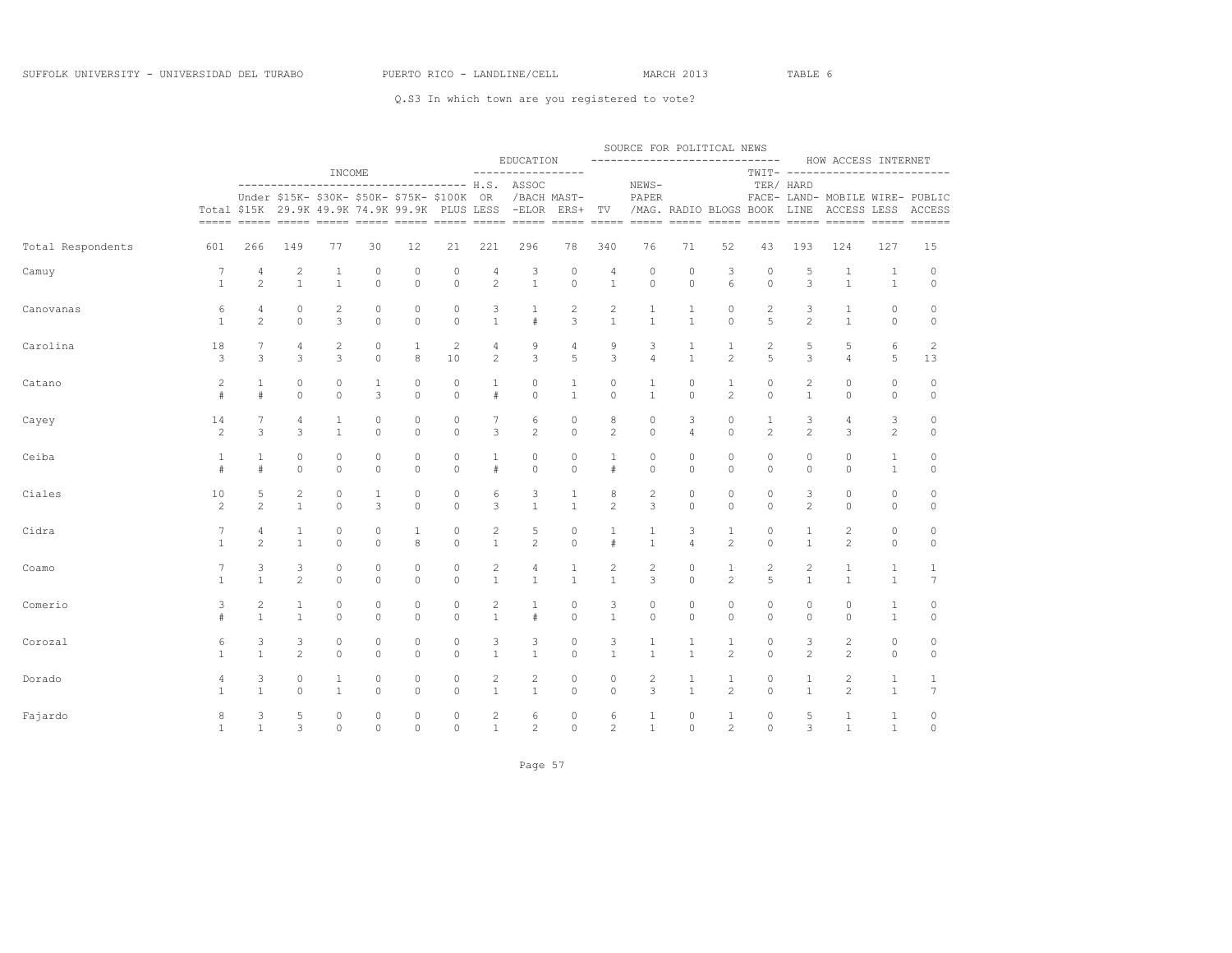SUFFOLK UNIVERSITY - UNIVERSIDAD DEL TURABO PUERTO RICO - LANDLINE/CELL MARCH 2013 TABLE 6

Q.S3 In which town are you registered to vote?

| | | INCOME | | | | | | EDUCATION | | | SOURCE FOR POLITICAL NEWS | | | | | HOW ACCESS INTERNET | | | |
|---|---|---|---|---|---|---|---|---|---|---|---|---|---|---|---|---|---|---|---|
| | Total | Under $15K | $15K-29.9K | $30K-49.9K | $50K-74.9K | $75K-99.9K | $100K PLUS | H.S. OR LESS | ASSOC /BACH -ELOR | MAST-ERS+ | TV | NEWS-PAPER /MAG. | RADIO | BLOGS | TWIT-TER/ FACE-BOOK | HARD LAND-LINE | MOBILE ACCESS | WIRE-LESS | PUBLIC ACCESS |
| Total Respondents | 601 | 266 | 149 | 77 | 30 | 12 | 21 | 221 | 296 | 78 | 340 | 76 | 71 | 52 | 43 | 193 | 124 | 127 | 15 |
| Camuy | 7 | 4 | 2 | 1 | 0 | 0 | 0 | 4 | 3 | 0 | 4 | 0 | 0 | 3 | 0 | 5 | 1 | 1 | 0 |
| | 1 | 2 | 1 | 1 | 0 | 0 | 0 | 2 | 1 | 0 | 1 | 0 | 0 | 6 | 0 | 3 | 1 | 1 | 0 |
| Canovanas | 6 | 4 | 0 | 2 | 0 | 0 | 0 | 3 | 1 | 2 | 2 | 1 | 1 | 0 | 2 | 3 | 1 | 0 | 0 |
| | 1 | 2 | 0 | 3 | 0 | 0 | 0 | 1 | # | 3 | 1 | 1 | 1 | 0 | 5 | 2 | 1 | 0 | 0 |
| Carolina | 18 | 7 | 4 | 2 | 0 | 1 | 2 | 4 | 9 | 4 | 9 | 3 | 1 | 1 | 2 | 5 | 5 | 6 | 2 |
| | 3 | 3 | 3 | 3 | 0 | 8 | 10 | 2 | 3 | 5 | 3 | 4 | 1 | 2 | 5 | 3 | 4 | 5 | 13 |
| Catano | 2 | 1 | 0 | 0 | 1 | 0 | 0 | 1 | 0 | 1 | 0 | 1 | 0 | 1 | 0 | 2 | 0 | 0 | 0 |
| | # | # | 0 | 0 | 3 | 0 | 0 | # | 0 | 1 | 0 | 1 | 0 | 2 | 0 | 1 | 0 | 0 | 0 |
| Cayey | 14 | 7 | 4 | 1 | 0 | 0 | 0 | 7 | 6 | 0 | 8 | 0 | 3 | 0 | 1 | 3 | 4 | 3 | 0 |
| | 2 | 3 | 3 | 1 | 0 | 0 | 0 | 3 | 2 | 0 | 2 | 0 | 4 | 0 | 2 | 2 | 3 | 2 | 0 |
| Ceiba | 1 | 1 | 0 | 0 | 0 | 0 | 0 | 1 | 0 | 0 | 1 | 0 | 0 | 0 | 0 | 0 | 0 | 1 | 0 |
| | # | # | 0 | 0 | 0 | 0 | 0 | # | 0 | 0 | # | 0 | 0 | 0 | 0 | 0 | 0 | 1 | 0 |
| Ciales | 10 | 5 | 2 | 0 | 1 | 0 | 0 | 6 | 3 | 1 | 8 | 2 | 0 | 0 | 0 | 3 | 0 | 0 | 0 |
| | 2 | 2 | 1 | 0 | 3 | 0 | 0 | 3 | 1 | 1 | 2 | 3 | 0 | 0 | 0 | 2 | 0 | 0 | 0 |
| Cidra | 7 | 4 | 1 | 0 | 0 | 1 | 0 | 2 | 5 | 0 | 1 | 1 | 3 | 1 | 0 | 1 | 2 | 0 | 0 |
| | 1 | 2 | 1 | 0 | 0 | 8 | 0 | 1 | 2 | 0 | # | 1 | 4 | 2 | 0 | 1 | 2 | 0 | 0 |
| Coamo | 7 | 3 | 3 | 0 | 0 | 0 | 0 | 2 | 4 | 1 | 2 | 2 | 0 | 1 | 2 | 2 | 1 | 1 | 1 |
| | 1 | 1 | 2 | 0 | 0 | 0 | 0 | 1 | 1 | 1 | 1 | 3 | 0 | 2 | 5 | 1 | 1 | 1 | 7 |
| Comerio | 3 | 2 | 1 | 0 | 0 | 0 | 0 | 2 | 1 | 0 | 3 | 0 | 0 | 0 | 0 | 0 | 0 | 1 | 0 |
| | # | 1 | 1 | 0 | 0 | 0 | 0 | 1 | # | 0 | 1 | 0 | 0 | 0 | 0 | 0 | 0 | 1 | 0 |
| Corozal | 6 | 3 | 3 | 0 | 0 | 0 | 0 | 3 | 3 | 0 | 3 | 1 | 1 | 1 | 0 | 3 | 2 | 0 | 0 |
| | 1 | 1 | 2 | 0 | 0 | 0 | 0 | 1 | 1 | 0 | 1 | 1 | 1 | 2 | 0 | 2 | 2 | 0 | 0 |
| Dorado | 4 | 3 | 0 | 1 | 0 | 0 | 0 | 2 | 2 | 0 | 0 | 2 | 1 | 1 | 0 | 1 | 2 | 1 | 1 |
| | 1 | 1 | 0 | 1 | 0 | 0 | 0 | 1 | 1 | 0 | 0 | 3 | 1 | 2 | 0 | 1 | 2 | 1 | 7 |
| Fajardo | 8 | 3 | 5 | 0 | 0 | 0 | 0 | 2 | 6 | 0 | 6 | 1 | 0 | 1 | 0 | 5 | 1 | 1 | 0 |
| | 1 | 1 | 3 | 0 | 0 | 0 | 0 | 1 | 2 | 0 | 2 | 1 | 0 | 2 | 0 | 3 | 1 | 1 | 0 |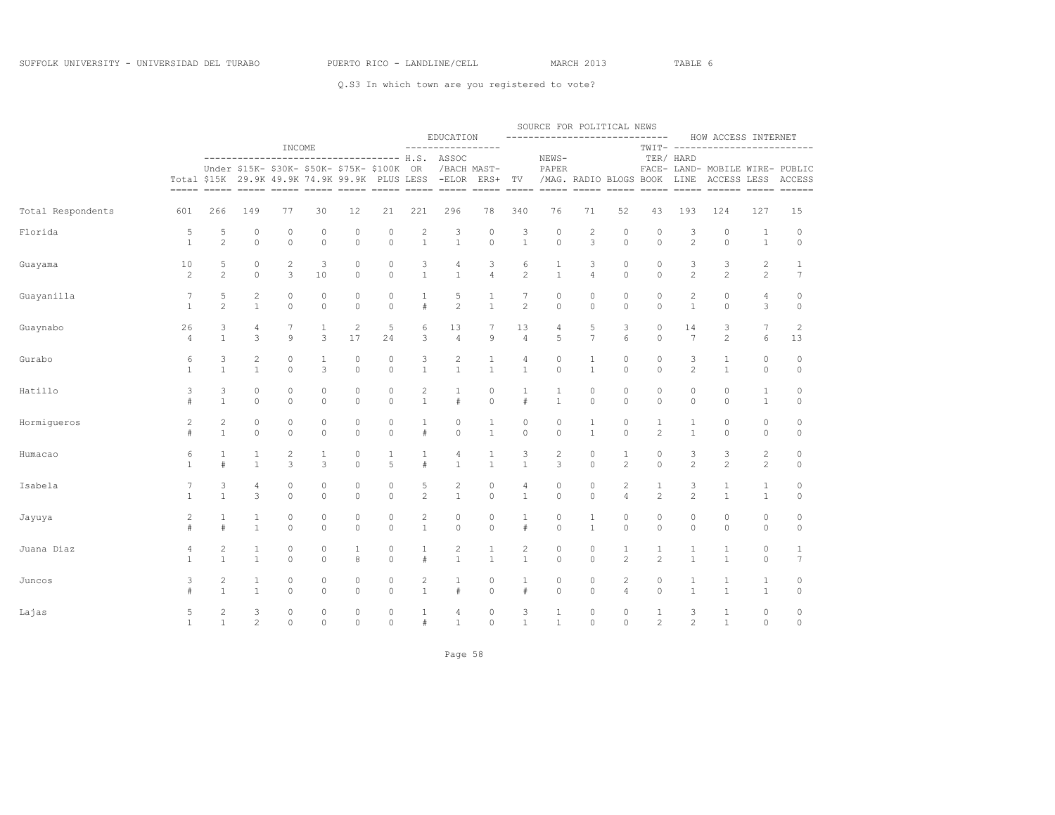SUFFOLK UNIVERSITY - UNIVERSIDAD DEL TURABO PUERTO RICO - LANDLINE/CELL MARCH 2013 TABLE 6

Q.S3 In which town are you registered to vote?

| | | INCOME | | | | | | EDUCATION | | | SOURCE FOR POLITICAL NEWS | | | | | HOW ACCESS INTERNET | | | | |
|---|---|---|---|---|---|---|---|---|---|---|---|---|---|---|---|---|---|---|---|---|
| | Total | Under $15K | $15K-29.9K | $30K-49.9K | $50K-74.9K | $75K-99.9K | $100K PLUS | H.S. OR LESS | ASSOC /BACH -ELOR | MAST-ERS+ | TV | NEWS-PAPER /MAG. | RADIO | BLOGS | TWIT-TER/ FACE-BOOK | HARD LAND-LINE | MOBILE ACCESS | WIRE-LESS | PUBLIC ACCESS |
| Total Respondents | 601 | 266 | 149 | 77 | 30 | 12 | 21 | 221 | 296 | 78 | 340 | 76 | 71 | 52 | 43 | 193 | 124 | 127 | 15 |
| Florida | 5 | 5 | 0 | 0 | 0 | 0 | 0 | 2 | 3 | 0 | 3 | 0 | 2 | 0 | 0 | 3 | 0 | 1 | 0 |
| | 1 | 2 | 0 | 0 | 0 | 0 | 0 | 1 | 1 | 0 | 1 | 0 | 3 | 0 | 0 | 2 | 0 | 1 | 0 |
| Guayama | 10 | 5 | 0 | 2 | 3 | 0 | 0 | 3 | 4 | 3 | 6 | 1 | 3 | 0 | 0 | 3 | 3 | 2 | 1 |
| | 2 | 2 | 0 | 3 | 10 | 0 | 0 | 1 | 1 | 4 | 2 | 1 | 4 | 0 | 0 | 2 | 2 | 2 | 7 |
| Guayanilla | 7 | 5 | 2 | 0 | 0 | 0 | 0 | 1 | 5 | 1 | 7 | 0 | 0 | 0 | 0 | 2 | 0 | 4 | 0 |
| | 1 | 2 | 1 | 0 | 0 | 0 | 0 | # | 2 | 1 | 2 | 0 | 0 | 0 | 0 | 1 | 0 | 3 | 0 |
| Guaynabo | 26 | 3 | 4 | 7 | 1 | 2 | 5 | 6 | 13 | 7 | 13 | 4 | 5 | 3 | 0 | 14 | 3 | 7 | 2 |
| | 4 | 1 | 3 | 9 | 3 | 17 | 24 | 3 | 4 | 9 | 4 | 5 | 7 | 6 | 0 | 7 | 2 | 6 | 13 |
| Gurabo | 6 | 3 | 2 | 0 | 1 | 0 | 0 | 3 | 2 | 1 | 4 | 0 | 1 | 0 | 0 | 3 | 1 | 0 | 0 |
| | 1 | 1 | 1 | 0 | 3 | 0 | 0 | 1 | 1 | 1 | 1 | 0 | 1 | 0 | 0 | 2 | 1 | 0 | 0 |
| Hatillo | 3 | 3 | 0 | 0 | 0 | 0 | 0 | 2 | 1 | 0 | 1 | 1 | 0 | 0 | 0 | 0 | 0 | 1 | 0 |
| | # | 1 | 0 | 0 | 0 | 0 | 0 | 1 | # | 0 | # | 1 | 0 | 0 | 0 | 0 | 0 | 1 | 0 |
| Hormigueros | 2 | 2 | 0 | 0 | 0 | 0 | 0 | 1 | 0 | 1 | 0 | 0 | 1 | 0 | 1 | 1 | 0 | 0 | 0 |
| | # | 1 | 0 | 0 | 0 | 0 | 0 | # | 0 | 1 | 0 | 0 | 1 | 0 | 2 | 1 | 0 | 0 | 0 |
| Humacao | 6 | 1 | 1 | 2 | 1 | 0 | 1 | 1 | 4 | 1 | 3 | 2 | 0 | 1 | 0 | 3 | 3 | 2 | 0 |
| | 1 | # | 1 | 3 | 3 | 0 | 5 | # | 1 | 1 | 1 | 3 | 0 | 2 | 0 | 2 | 2 | 2 | 0 |
| Isabela | 7 | 3 | 4 | 0 | 0 | 0 | 0 | 5 | 2 | 0 | 4 | 0 | 0 | 2 | 1 | 3 | 1 | 1 | 0 |
| | 1 | 1 | 3 | 0 | 0 | 0 | 0 | 2 | 1 | 0 | 1 | 0 | 0 | 4 | 2 | 2 | 1 | 1 | 0 |
| Jayuya | 2 | 1 | 1 | 0 | 0 | 0 | 0 | 2 | 0 | 0 | 1 | 0 | 1 | 0 | 0 | 0 | 0 | 0 | 0 |
| | # | # | 1 | 0 | 0 | 0 | 0 | 1 | 0 | 0 | # | 0 | 1 | 0 | 0 | 0 | 0 | 0 | 0 |
| Juana Diaz | 4 | 2 | 1 | 0 | 0 | 1 | 0 | 1 | 2 | 1 | 2 | 0 | 0 | 1 | 1 | 1 | 1 | 0 | 1 |
| | 1 | 1 | 1 | 0 | 0 | 8 | 0 | # | 1 | 1 | 1 | 0 | 0 | 2 | 2 | 1 | 1 | 0 | 7 |
| Juncos | 3 | 2 | 1 | 0 | 0 | 0 | 0 | 2 | 1 | 0 | 1 | 0 | 0 | 2 | 0 | 1 | 1 | 1 | 0 |
| | # | 1 | 1 | 0 | 0 | 0 | 0 | 1 | # | 0 | # | 0 | 0 | 4 | 0 | 1 | 1 | 1 | 0 |
| Lajas | 5 | 2 | 3 | 0 | 0 | 0 | 0 | 1 | 4 | 0 | 3 | 1 | 0 | 0 | 1 | 3 | 1 | 0 | 0 |
| | 1 | 1 | 2 | 0 | 0 | 0 | 0 | # | 1 | 0 | 1 | 1 | 0 | 0 | 2 | 2 | 1 | 0 | 0 |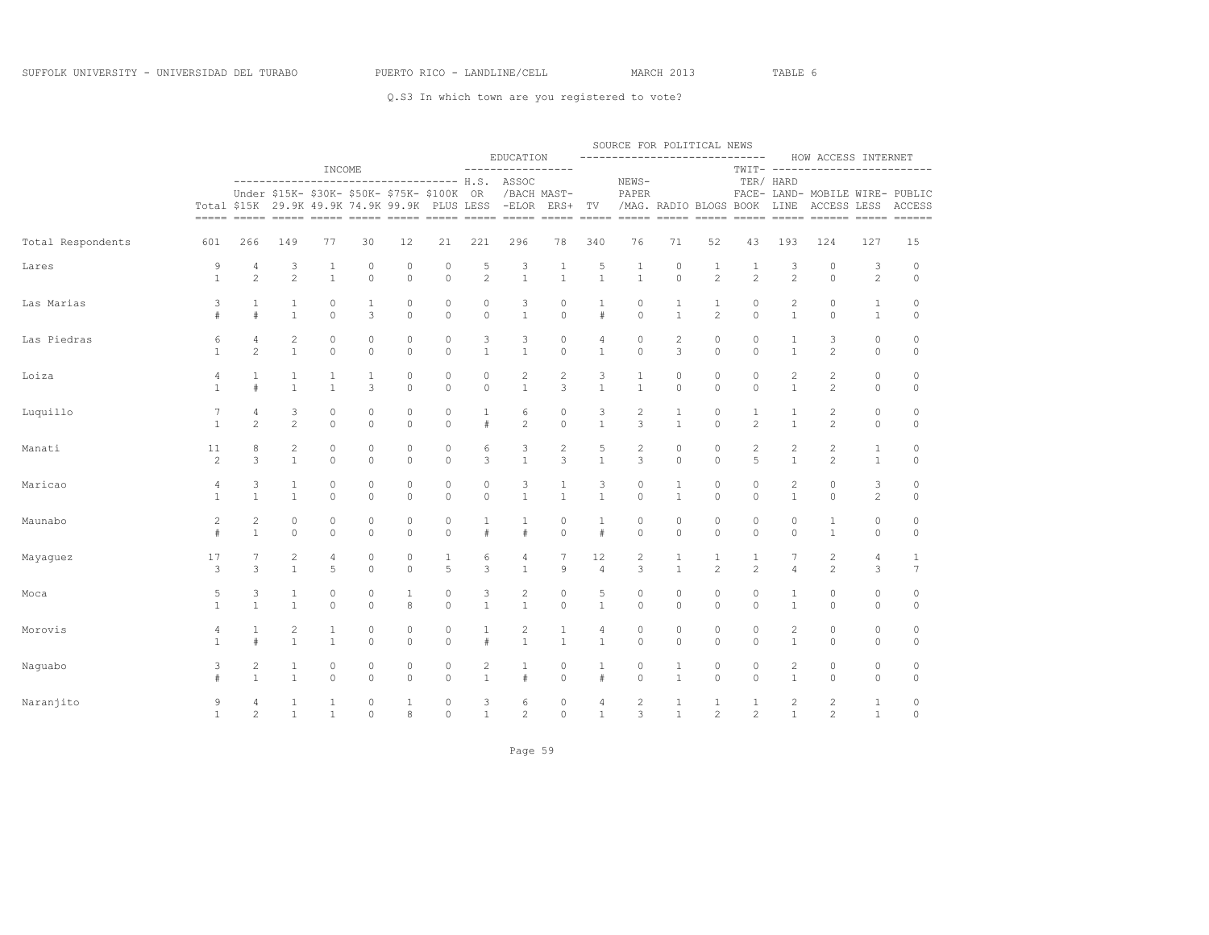SUFFOLK UNIVERSITY - UNIVERSIDAD DEL TURABO PUERTO RICO - LANDLINE/CELL MARCH 2013 TABLE 6

Q.S3 In which town are you registered to vote?

| | Total | INCOME Under $15K | INCOME $15K-29.9K | INCOME $30K-49.9K | INCOME $50K-74.9K | INCOME $75K-99.9K | INCOME $100K PLUS | EDUCATION H.S. OR LESS | EDUCATION ASSOC/BACH-ELOR | EDUCATION MAST-ERS+ | SOURCE FOR POLITICAL NEWS TV | SOURCE FOR POLITICAL NEWS NEWS-PAPER/MAG. | SOURCE FOR POLITICAL NEWS RADIO | SOURCE FOR POLITICAL NEWS BLOGS | SOURCE FOR POLITICAL NEWS TWIT-TER/FACE-BOOK | HOW ACCESS INTERNET HARD LINE | HOW ACCESS INTERNET LAND-ACCESS | HOW ACCESS INTERNET MOBILE WIRE-LESS | HOW ACCESS INTERNET PUBLIC ACCESS |
|---|---|---|---|---|---|---|---|---|---|---|---|---|---|---|---|---|---|---|---|
| Total Respondents | 601 | 266 | 149 | 77 | 30 | 12 | 21 | 221 | 296 | 78 | 340 | 76 | 71 | 52 | 43 | 193 | 124 | 127 | 15 |
| Lares | 9 | 4 | 3 | 1 | 0 | 0 | 0 | 5 | 3 | 1 | 5 | 1 | 0 | 1 | 1 | 3 | 0 | 3 | 0 |
| | 1 | 2 | 2 | 1 | 0 | 0 | 0 | 2 | 1 | 1 | 1 | 1 | 0 | 2 | 2 | 2 | 0 | 2 | 0 |
| Las Marias | 3 | 1 | 1 | 0 | 1 | 0 | 0 | 0 | 3 | 0 | 1 | 0 | 1 | 1 | 0 | 2 | 0 | 1 | 0 |
| | # | # | 1 | 0 | 3 | 0 | 0 | 0 | 1 | 0 | # | 0 | 1 | 2 | 0 | 1 | 0 | 1 | 0 |
| Las Piedras | 6 | 4 | 2 | 0 | 0 | 0 | 0 | 3 | 3 | 0 | 4 | 0 | 2 | 0 | 0 | 1 | 3 | 0 | 0 |
| | 1 | 2 | 1 | 0 | 0 | 0 | 0 | 1 | 1 | 0 | 1 | 0 | 3 | 0 | 0 | 1 | 2 | 0 | 0 |
| Loiza | 4 | 1 | 1 | 1 | 1 | 0 | 0 | 0 | 2 | 2 | 3 | 1 | 0 | 0 | 0 | 2 | 2 | 0 | 0 |
| | 1 | # | 1 | 1 | 3 | 0 | 0 | 0 | 1 | 3 | 1 | 1 | 0 | 0 | 0 | 1 | 2 | 0 | 0 |
| Luquillo | 7 | 4 | 3 | 0 | 0 | 0 | 0 | 1 | 6 | 0 | 3 | 2 | 1 | 0 | 1 | 1 | 2 | 0 | 0 |
| | 1 | 2 | 2 | 0 | 0 | 0 | 0 | # | 2 | 0 | 1 | 3 | 1 | 0 | 2 | 1 | 2 | 0 | 0 |
| Manati | 11 | 8 | 2 | 0 | 0 | 0 | 0 | 6 | 3 | 2 | 5 | 2 | 0 | 0 | 2 | 2 | 2 | 1 | 0 |
| | 2 | 3 | 1 | 0 | 0 | 0 | 0 | 3 | 1 | 3 | 1 | 3 | 0 | 0 | 5 | 1 | 2 | 1 | 0 |
| Maricao | 4 | 3 | 1 | 0 | 0 | 0 | 0 | 0 | 3 | 1 | 3 | 0 | 1 | 0 | 0 | 2 | 0 | 3 | 0 |
| | 1 | 1 | 1 | 0 | 0 | 0 | 0 | 0 | 1 | 1 | 1 | 0 | 1 | 0 | 0 | 1 | 0 | 2 | 0 |
| Maunabo | 2 | 2 | 0 | 0 | 0 | 0 | 0 | 1 | 1 | 0 | 1 | 0 | 0 | 0 | 0 | 0 | 1 | 0 | 0 |
| | # | 1 | 0 | 0 | 0 | 0 | 0 | # | # | 0 | # | 0 | 0 | 0 | 0 | 0 | 1 | 0 | 0 |
| Mayaguez | 17 | 7 | 2 | 4 | 0 | 0 | 1 | 6 | 4 | 7 | 12 | 2 | 1 | 1 | 1 | 7 | 2 | 4 | 1 |
| | 3 | 3 | 1 | 5 | 0 | 0 | 5 | 3 | 1 | 9 | 4 | 3 | 1 | 2 | 2 | 4 | 2 | 3 | 7 |
| Moca | 5 | 3 | 1 | 0 | 0 | 1 | 0 | 3 | 2 | 0 | 5 | 0 | 0 | 0 | 0 | 1 | 0 | 0 | 0 |
| | 1 | 1 | 1 | 0 | 0 | 8 | 0 | 1 | 1 | 0 | 1 | 0 | 0 | 0 | 0 | 1 | 0 | 0 | 0 |
| Morovis | 4 | 1 | 2 | 1 | 0 | 0 | 0 | 1 | 2 | 1 | 4 | 0 | 0 | 0 | 0 | 2 | 0 | 0 | 0 |
| | 1 | # | 1 | 1 | 0 | 0 | 0 | # | 1 | 1 | 1 | 0 | 0 | 0 | 0 | 1 | 0 | 0 | 0 |
| Naguabo | 3 | 2 | 1 | 0 | 0 | 0 | 0 | 2 | 1 | 0 | 1 | 0 | 1 | 0 | 0 | 2 | 0 | 0 | 0 |
| | # | 1 | 1 | 0 | 0 | 0 | 0 | 1 | # | 0 | # | 0 | 1 | 0 | 0 | 1 | 0 | 0 | 0 |
| Naranjito | 9 | 4 | 1 | 1 | 0 | 1 | 0 | 3 | 6 | 0 | 4 | 2 | 1 | 1 | 1 | 2 | 2 | 1 | 0 |
| | 1 | 2 | 1 | 1 | 0 | 8 | 0 | 1 | 2 | 0 | 1 | 3 | 1 | 2 | 2 | 1 | 2 | 1 | 0 |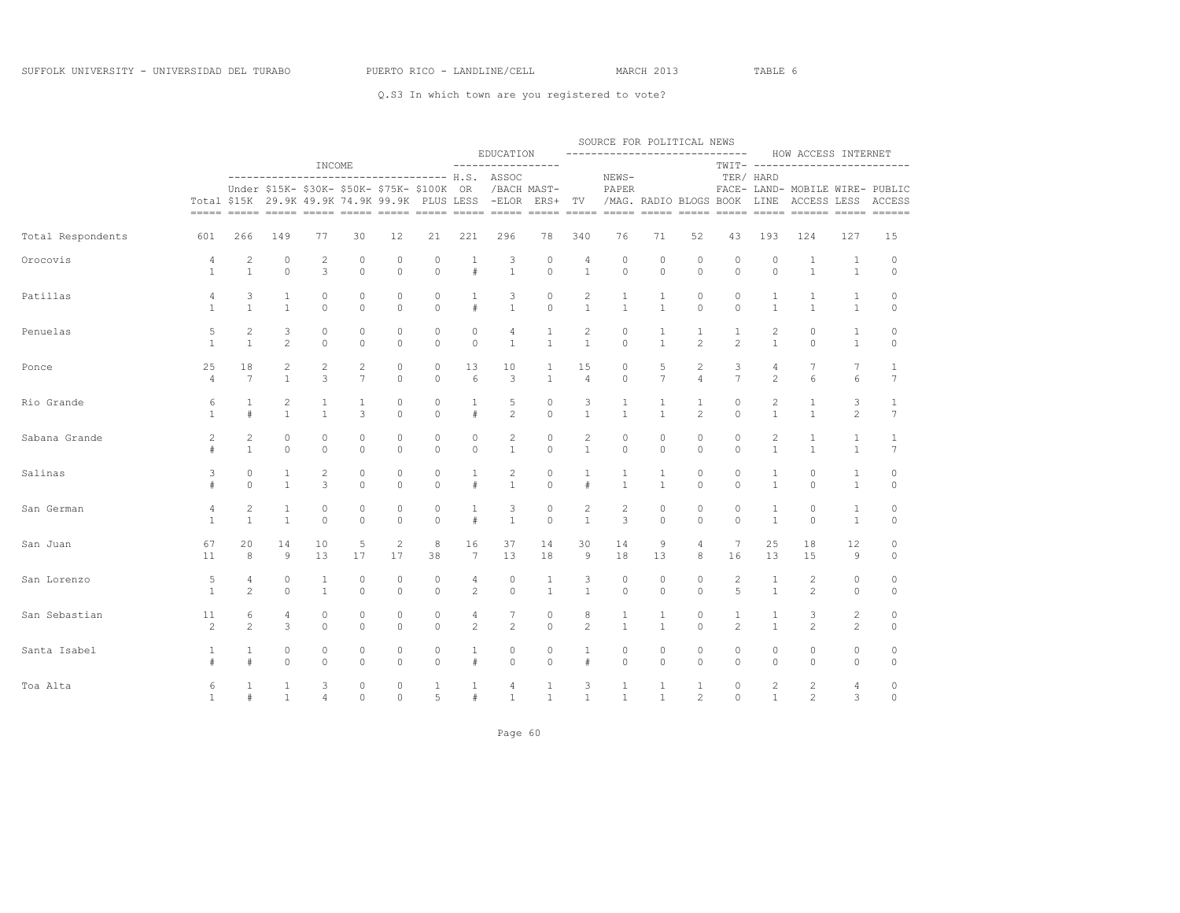Q.S3 In which town are you registered to vote?

| | | INCOME | | | | | | EDUCATION | | | SOURCE FOR POLITICAL NEWS | | | | | HOW ACCESS INTERNET | | | |
|---|---|---|---|---|---|---|---|---|---|---|---|---|---|---|---|---|---|---|---|
| | Total | Under $15K | $15K-29.9K | $30K-49.9K | $50K-74.9K | $75K-99.9K | $100K PLUS | H.S. OR LESS | ASSOC/BACH-ELOR | MAST-ERS+ | TV | NEWS-PAPER/MAG. | RADIO | BLOGS | TWIT-TER/FACE-BOOK | HARD LAND-LINE | MOBILE ACCESS | WIRE-LESS | PUBLIC ACCESS |
| Total Respondents | 601 | 266 | 149 | 77 | 30 | 12 | 21 | 221 | 296 | 78 | 340 | 76 | 71 | 52 | 43 | 193 | 124 | 127 | 15 |
| Orocovis | 4 | 2 | 0 | 2 | 0 | 0 | 0 | 1 | 3 | 0 | 4 | 0 | 0 | 0 | 0 | 0 | 1 | 1 | 0 |
| | 1 | 1 | 0 | 3 | 0 | 0 | 0 | # | 1 | 0 | 1 | 0 | 0 | 0 | 0 | 0 | 1 | 1 | 0 |
| Patillas | 4 | 3 | 1 | 0 | 0 | 0 | 0 | 1 | 3 | 0 | 2 | 1 | 1 | 0 | 0 | 1 | 1 | 1 | 0 |
| | 1 | 1 | 1 | 0 | 0 | 0 | 0 | # | 1 | 0 | 1 | 1 | 1 | 0 | 0 | 1 | 1 | 1 | 0 |
| Penuelas | 5 | 2 | 3 | 0 | 0 | 0 | 0 | 0 | 4 | 1 | 2 | 0 | 1 | 1 | 1 | 2 | 0 | 1 | 0 |
| | 1 | 1 | 2 | 0 | 0 | 0 | 0 | 0 | 1 | 1 | 1 | 0 | 1 | 2 | 2 | 1 | 0 | 1 | 0 |
| Ponce | 25 | 18 | 2 | 2 | 2 | 0 | 0 | 13 | 10 | 1 | 15 | 0 | 5 | 2 | 3 | 4 | 7 | 7 | 1 |
| | 4 | 7 | 1 | 3 | 7 | 0 | 0 | 6 | 3 | 1 | 4 | 0 | 7 | 4 | 7 | 2 | 6 | 6 | 7 |
| Rio Grande | 6 | 1 | 2 | 1 | 1 | 0 | 0 | 1 | 5 | 0 | 3 | 1 | 1 | 1 | 0 | 2 | 1 | 3 | 1 |
| | 1 | # | 1 | 1 | 3 | 0 | 0 | # | 2 | 0 | 1 | 1 | 1 | 2 | 0 | 1 | 1 | 2 | 7 |
| Sabana Grande | 2 | 2 | 0 | 0 | 0 | 0 | 0 | 0 | 2 | 0 | 2 | 0 | 0 | 0 | 0 | 2 | 1 | 1 | 1 |
| | # | 1 | 0 | 0 | 0 | 0 | 0 | 0 | 1 | 0 | 1 | 0 | 0 | 0 | 0 | 1 | 1 | 1 | 7 |
| Salinas | 3 | 0 | 1 | 2 | 0 | 0 | 0 | 1 | 2 | 0 | 1 | 1 | 1 | 0 | 0 | 1 | 0 | 1 | 0 |
| | # | 0 | 1 | 3 | 0 | 0 | 0 | # | 1 | 0 | # | 1 | 1 | 0 | 0 | 1 | 0 | 1 | 0 |
| San German | 4 | 2 | 1 | 0 | 0 | 0 | 0 | 1 | 3 | 0 | 2 | 2 | 0 | 0 | 0 | 1 | 0 | 1 | 0 |
| | 1 | 1 | 1 | 0 | 0 | 0 | 0 | # | 1 | 0 | 1 | 3 | 0 | 0 | 0 | 1 | 0 | 1 | 0 |
| San Juan | 67 | 20 | 14 | 10 | 5 | 2 | 8 | 16 | 37 | 14 | 30 | 14 | 9 | 4 | 7 | 25 | 18 | 12 | 0 |
| | 11 | 8 | 9 | 13 | 17 | 17 | 38 | 7 | 13 | 18 | 9 | 18 | 13 | 8 | 16 | 13 | 15 | 9 | 0 |
| San Lorenzo | 5 | 4 | 0 | 1 | 0 | 0 | 0 | 4 | 0 | 1 | 3 | 0 | 0 | 0 | 2 | 1 | 2 | 0 | 0 |
| | 1 | 2 | 0 | 1 | 0 | 0 | 0 | 2 | 0 | 1 | 1 | 0 | 0 | 0 | 5 | 1 | 2 | 0 | 0 |
| San Sebastian | 11 | 6 | 4 | 0 | 0 | 0 | 0 | 4 | 7 | 0 | 8 | 1 | 1 | 0 | 1 | 1 | 3 | 2 | 0 |
| | 2 | 2 | 3 | 0 | 0 | 0 | 0 | 2 | 2 | 0 | 2 | 1 | 1 | 0 | 2 | 1 | 2 | 2 | 0 |
| Santa Isabel | 1 | 1 | 0 | 0 | 0 | 0 | 0 | 1 | 0 | 0 | 1 | 0 | 0 | 0 | 0 | 0 | 0 | 0 | 0 |
| | # | # | 0 | 0 | 0 | 0 | 0 | # | 0 | 0 | # | 0 | 0 | 0 | 0 | 0 | 0 | 0 | 0 |
| Toa Alta | 6 | 1 | 1 | 3 | 0 | 0 | 1 | 1 | 4 | 1 | 3 | 1 | 1 | 1 | 0 | 2 | 2 | 4 | 0 |
| | 1 | # | 1 | 4 | 0 | 0 | 5 | # | 1 | 1 | 1 | 1 | 1 | 2 | 0 | 1 | 2 | 3 | 0 |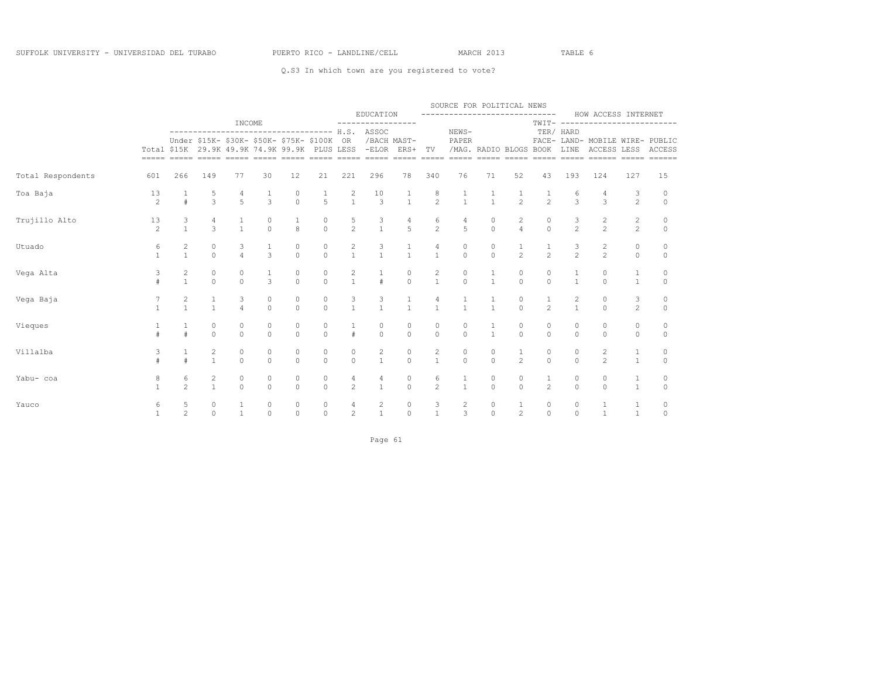SUFFOLK UNIVERSITY - UNIVERSIDAD DEL TURABO PUERTO RICO - LANDLINE/CELL MARCH 2013 TABLE 6

Q.S3 In which town are you registered to vote?

| | | INCOME | | | | | | EDUCATION | | | SOURCE FOR POLITICAL NEWS | | | | | HOW ACCESS INTERNET | | | |
|---|---|---|---|---|---|---|---|---|---|---|---|---|---|---|---|---|---|---|---|
| | Total | Under $15K | $15K-29.9K | $30K-49.9K | $50K-74.9K | $75K-99.9K | $100K PLUS | H.S. OR LESS | ASSOC /BACH -ELOR | MAST-ERS+ | TV | NEWS-PAPER /MAG. | RADIO | BLOGS | TWIT-TER/ FACE-BOOK | HARD LAND-LINE | MOBILE ACCESS | WIRE-LESS | PUBLIC ACCESS |
| Total Respondents | 601 | 266 | 149 | 77 | 30 | 12 | 21 | 221 | 296 | 78 | 340 | 76 | 71 | 52 | 43 | 193 | 124 | 127 | 15 |
| Toa Baja | 13 | 1 | 5 | 4 | 1 | 0 | 1 | 2 | 10 | 1 | 8 | 1 | 1 | 1 | 1 | 6 | 4 | 3 | 0 |
| | 2 | # | 3 | 5 | 3 | 0 | 5 | 1 | 3 | 1 | 2 | 1 | 1 | 2 | 2 | 3 | 3 | 2 | 0 |
| Trujillo Alto | 13 | 3 | 4 | 1 | 0 | 1 | 0 | 5 | 3 | 4 | 6 | 4 | 0 | 2 | 0 | 3 | 2 | 2 | 0 |
| | 2 | 1 | 3 | 1 | 0 | 8 | 0 | 2 | 1 | 5 | 2 | 5 | 0 | 4 | 0 | 2 | 2 | 2 | 0 |
| Utuado | 6 | 2 | 0 | 3 | 1 | 0 | 0 | 2 | 3 | 1 | 4 | 0 | 0 | 1 | 1 | 3 | 2 | 0 | 0 |
| | 1 | 1 | 0 | 4 | 3 | 0 | 0 | 1 | 1 | 1 | 1 | 0 | 0 | 2 | 2 | 2 | 2 | 0 | 0 |
| Vega Alta | 3 | 2 | 0 | 0 | 1 | 0 | 0 | 2 | 1 | 0 | 2 | 0 | 1 | 0 | 0 | 1 | 0 | 1 | 0 |
| | # | 1 | 0 | 0 | 3 | 0 | 0 | 1 | # | 0 | 1 | 0 | 1 | 0 | 0 | 1 | 0 | 1 | 0 |
| Vega Baja | 7 | 2 | 1 | 3 | 0 | 0 | 0 | 3 | 3 | 1 | 4 | 1 | 1 | 0 | 1 | 2 | 0 | 3 | 0 |
| | 1 | 1 | 1 | 4 | 0 | 0 | 0 | 1 | 1 | 1 | 1 | 1 | 1 | 0 | 2 | 1 | 0 | 2 | 0 |
| Vieques | 1 | 1 | 0 | 0 | 0 | 0 | 0 | 1 | 0 | 0 | 0 | 0 | 1 | 0 | 0 | 0 | 0 | 0 | 0 |
| | # | # | 0 | 0 | 0 | 0 | 0 | # | 0 | 0 | 0 | 0 | 1 | 0 | 0 | 0 | 0 | 0 | 0 |
| Villalba | 3 | 1 | 2 | 0 | 0 | 0 | 0 | 0 | 2 | 0 | 2 | 0 | 0 | 1 | 0 | 0 | 2 | 1 | 0 |
| | # | # | 1 | 0 | 0 | 0 | 0 | 0 | 1 | 0 | 1 | 0 | 0 | 2 | 0 | 0 | 2 | 1 | 0 |
| Yabu- coa | 8 | 6 | 2 | 0 | 0 | 0 | 0 | 4 | 4 | 0 | 6 | 1 | 0 | 0 | 1 | 0 | 0 | 1 | 0 |
| | 1 | 2 | 1 | 0 | 0 | 0 | 0 | 2 | 1 | 0 | 2 | 1 | 0 | 0 | 2 | 0 | 0 | 1 | 0 |
| Yauco | 6 | 5 | 0 | 1 | 0 | 0 | 0 | 4 | 2 | 0 | 3 | 2 | 0 | 1 | 0 | 0 | 1 | 1 | 0 |
| | 1 | 2 | 0 | 1 | 0 | 0 | 0 | 2 | 1 | 0 | 1 | 3 | 0 | 2 | 0 | 0 | 1 | 1 | 0 |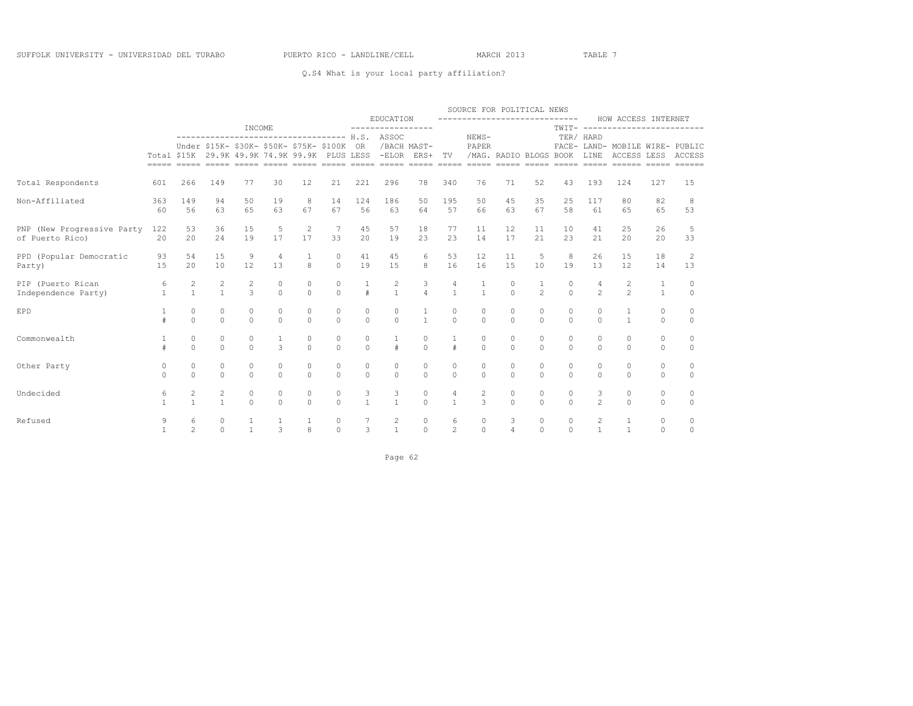Q.S4 What is your local party affiliation?

| | Total | INCOME | | | | | | EDUCATION | | | SOURCE FOR POLITICAL NEWS | | | | | HOW ACCESS INTERNET | | | |
|---|---|---|---|---|---|---|---|---|---|---|---|---|---|---|---|---|---|---|---|
| | | Under $15K | $15K-29.9K | $30K-49.9K | $50K-74.9K | $75K-99.9K | $100K PLUS | H.S. OR LESS | ASSOC /BACH -ELOR | MAST-ERS+ | TV | NEWS-PAPER /MAG. | RADIO | BLOGS | TWIT-TER/ FACE-BOOK | HARD LAND-LINE | MOBILE ACCESS | WIRE-LESS | PUBLIC ACCESS |
| Total Respondents | 601 | 266 | 149 | 77 | 30 | 12 | 21 | 221 | 296 | 78 | 340 | 76 | 71 | 52 | 43 | 193 | 124 | 127 | 15 |
| Non-Affiliated | 363 | 149 | 94 | 50 | 19 | 8 | 14 | 124 | 186 | 50 | 195 | 50 | 45 | 35 | 25 | 117 | 80 | 82 | 8 |
| | 60 | 56 | 63 | 65 | 63 | 67 | 67 | 56 | 63 | 64 | 57 | 66 | 63 | 67 | 58 | 61 | 65 | 65 | 53 |
| PNP (New Progressive Party of Puerto Rico) | 122 | 53 | 36 | 15 | 5 | 2 | 7 | 45 | 57 | 18 | 77 | 11 | 12 | 11 | 10 | 41 | 25 | 26 | 5 |
| | 20 | 20 | 24 | 19 | 17 | 17 | 33 | 20 | 19 | 23 | 23 | 14 | 17 | 21 | 23 | 21 | 20 | 20 | 33 |
| PPD (Popular Democratic Party) | 93 | 54 | 15 | 9 | 4 | 1 | 0 | 41 | 45 | 6 | 53 | 12 | 11 | 5 | 8 | 26 | 15 | 18 | 2 |
| | 15 | 20 | 10 | 12 | 13 | 8 | 0 | 19 | 15 | 8 | 16 | 16 | 15 | 10 | 19 | 13 | 12 | 14 | 13 |
| PIP (Puerto Rican Independence Party) | 6 | 2 | 2 | 2 | 0 | 0 | 0 | 1 | 2 | 3 | 4 | 1 | 0 | 1 | 0 | 4 | 2 | 1 | 0 |
| | 1 | 1 | 1 | 3 | 0 | 0 | 0 | # | 1 | 4 | 1 | 1 | 0 | 2 | 0 | 2 | 2 | 1 | 0 |
| EPD | 1 | 0 | 0 | 0 | 0 | 0 | 0 | 0 | 0 | 1 | 0 | 0 | 0 | 0 | 0 | 0 | 1 | 0 | 0 |
| | # | 0 | 0 | 0 | 0 | 0 | 0 | 0 | 0 | 1 | 0 | 0 | 0 | 0 | 0 | 0 | 1 | 0 | 0 |
| Commonwealth | 1 | 0 | 0 | 0 | 1 | 0 | 0 | 0 | 1 | 0 | 1 | 0 | 0 | 0 | 0 | 0 | 0 | 0 | 0 |
| | # | 0 | 0 | 0 | 3 | 0 | 0 | 0 | # | 0 | # | 0 | 0 | 0 | 0 | 0 | 0 | 0 | 0 |
| Other Party | 0 | 0 | 0 | 0 | 0 | 0 | 0 | 0 | 0 | 0 | 0 | 0 | 0 | 0 | 0 | 0 | 0 | 0 | 0 |
| | 0 | 0 | 0 | 0 | 0 | 0 | 0 | 0 | 0 | 0 | 0 | 0 | 0 | 0 | 0 | 0 | 0 | 0 | 0 |
| Undecided | 6 | 2 | 2 | 0 | 0 | 0 | 0 | 3 | 3 | 0 | 4 | 2 | 0 | 0 | 0 | 3 | 0 | 0 | 0 |
| | 1 | 1 | 1 | 0 | 0 | 0 | 0 | 1 | 1 | 0 | 1 | 3 | 0 | 0 | 0 | 2 | 0 | 0 | 0 |
| Refused | 9 | 6 | 0 | 1 | 1 | 1 | 0 | 7 | 2 | 0 | 6 | 0 | 3 | 0 | 0 | 2 | 1 | 0 | 0 |
| | 1 | 2 | 0 | 1 | 3 | 8 | 0 | 3 | 1 | 0 | 2 | 0 | 4 | 0 | 0 | 1 | 1 | 0 | 0 |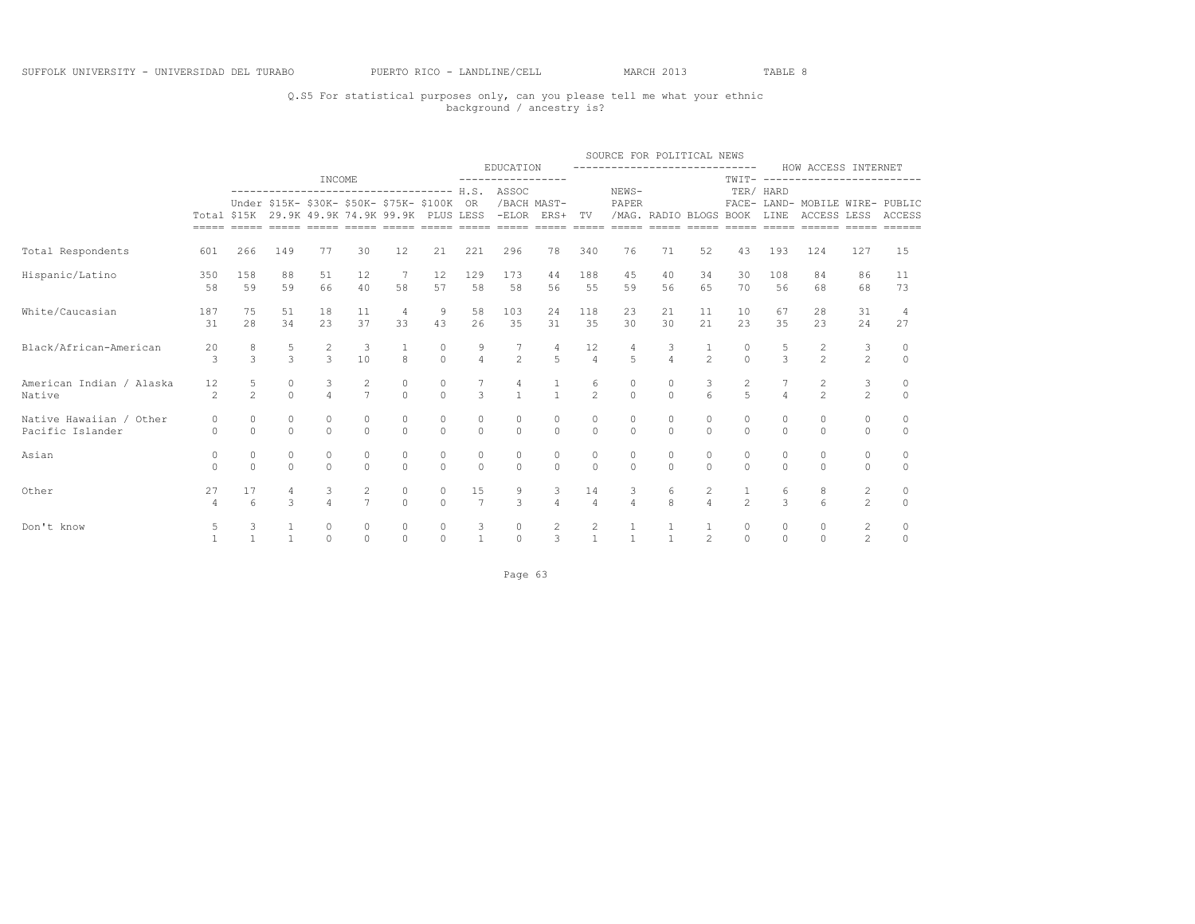SUFFOLK UNIVERSITY - UNIVERSIDAD DEL TURABO PUERTO RICO - LANDLINE/CELL MARCH 2013 TABLE 8

Q.S5 For statistical purposes only, can you please tell me what your ethnic background / ancestry is?

| | | INCOME | | | | | | EDUCATION | | | SOURCE FOR POLITICAL NEWS | | | | | HOW ACCESS INTERNET | | | |
|---|---|---|---|---|---|---|---|---|---|---|---|---|---|---|---|---|---|---|---|
| | Total | Under $15K | $15K-29.9K | $30K-49.9K | $50K-74.9K | $75K-99.9K | $100K PLUS | H.S. OR LESS | ASSOC /BACH -ELOR | MAST-ERS+ | TV | NEWS-PAPER /MAG. | RADIO | BLOGS | TWIT-TER/ FACE-BOOK | HARD LAND-LINE | MOBILE ACCESS | WIRE-LESS | PUBLIC ACCESS |
| Total Respondents | 601 | 266 | 149 | 77 | 30 | 12 | 21 | 221 | 296 | 78 | 340 | 76 | 71 | 52 | 43 | 193 | 124 | 127 | 15 |
| Hispanic/Latino | 350 | 158 | 88 | 51 | 12 | 7 | 12 | 129 | 173 | 44 | 188 | 45 | 40 | 34 | 30 | 108 | 84 | 86 | 11 |
| | 58 | 59 | 59 | 66 | 40 | 58 | 57 | 58 | 58 | 56 | 55 | 59 | 56 | 65 | 70 | 56 | 68 | 68 | 73 |
| White/Caucasian | 187 | 75 | 51 | 18 | 11 | 4 | 9 | 58 | 103 | 24 | 118 | 23 | 21 | 11 | 10 | 67 | 28 | 31 | 4 |
| | 31 | 28 | 34 | 23 | 37 | 33 | 43 | 26 | 35 | 31 | 35 | 30 | 30 | 21 | 23 | 35 | 23 | 24 | 27 |
| Black/African-American | 20 | 8 | 5 | 2 | 3 | 1 | 0 | 9 | 7 | 4 | 12 | 4 | 3 | 1 | 0 | 5 | 2 | 3 | 0 |
| | 3 | 3 | 3 | 3 | 10 | 8 | 0 | 4 | 2 | 5 | 4 | 5 | 4 | 2 | 0 | 3 | 2 | 2 | 0 |
| American Indian / Alaska Native | 12 | 5 | 0 | 3 | 2 | 0 | 0 | 7 | 4 | 1 | 6 | 0 | 0 | 3 | 2 | 7 | 2 | 3 | 0 |
| | 2 | 2 | 0 | 4 | 7 | 0 | 0 | 3 | 1 | 1 | 2 | 0 | 0 | 6 | 5 | 4 | 2 | 2 | 0 |
| Native Hawaiian / Other Pacific Islander | 0 | 0 | 0 | 0 | 0 | 0 | 0 | 0 | 0 | 0 | 0 | 0 | 0 | 0 | 0 | 0 | 0 | 0 | 0 |
| | 0 | 0 | 0 | 0 | 0 | 0 | 0 | 0 | 0 | 0 | 0 | 0 | 0 | 0 | 0 | 0 | 0 | 0 | 0 |
| Asian | 0 | 0 | 0 | 0 | 0 | 0 | 0 | 0 | 0 | 0 | 0 | 0 | 0 | 0 | 0 | 0 | 0 | 0 | 0 |
| | 0 | 0 | 0 | 0 | 0 | 0 | 0 | 0 | 0 | 0 | 0 | 0 | 0 | 0 | 0 | 0 | 0 | 0 | 0 |
| Other | 27 | 17 | 4 | 3 | 2 | 0 | 0 | 15 | 9 | 3 | 14 | 3 | 6 | 2 | 1 | 6 | 8 | 2 | 0 |
| | 4 | 6 | 3 | 4 | 7 | 0 | 0 | 7 | 3 | 4 | 4 | 4 | 8 | 4 | 2 | 3 | 6 | 2 | 0 |
| Don't know | 5 | 3 | 1 | 0 | 0 | 0 | 0 | 3 | 0 | 2 | 2 | 1 | 1 | 1 | 0 | 0 | 0 | 2 | 0 |
| | 1 | 1 | 1 | 0 | 0 | 0 | 0 | 1 | 0 | 3 | 1 | 1 | 1 | 2 | 0 | 0 | 0 | 2 | 0 |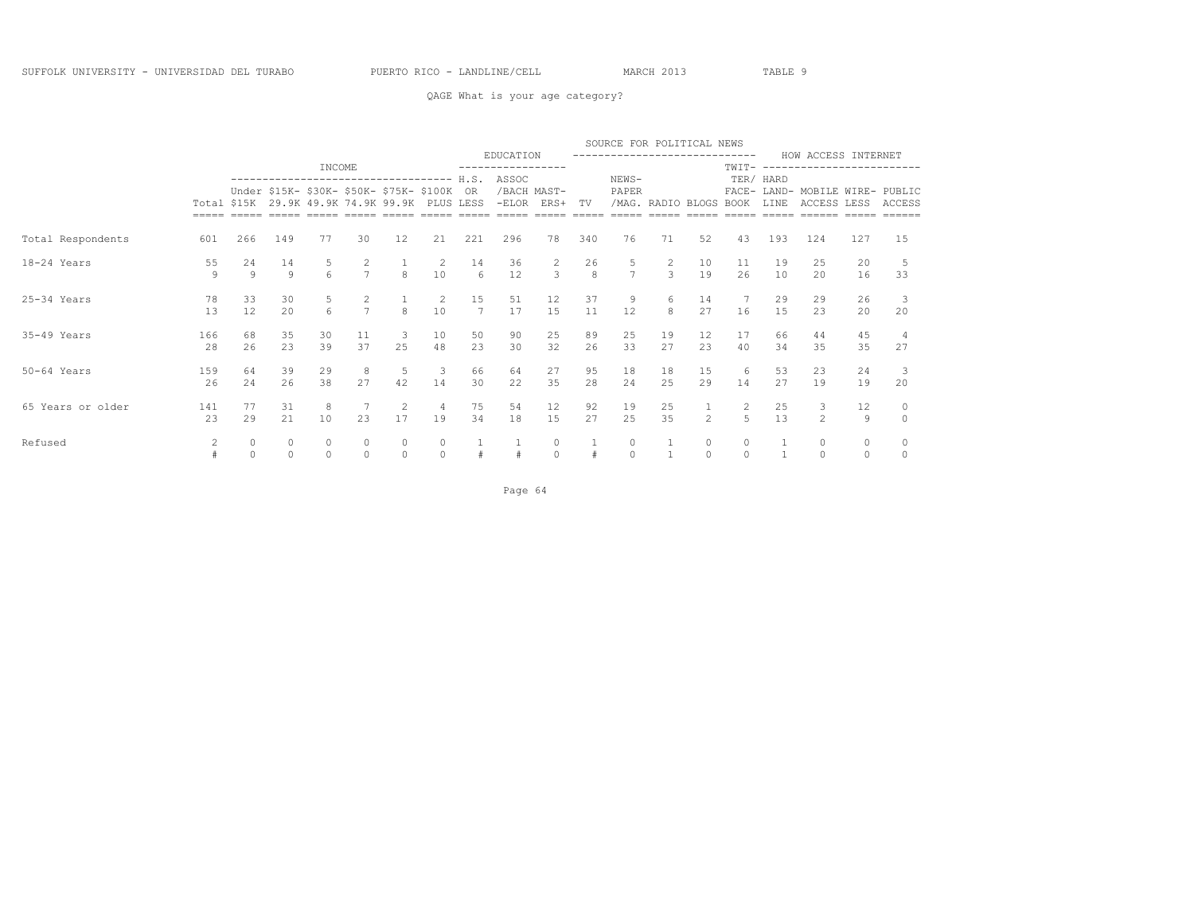SUFFOLK UNIVERSITY - UNIVERSIDAD DEL TURABO PUERTO RICO - LANDLINE/CELL MARCH 2013 TABLE 9

QAGE What is your age category?

| | | INCOME | | | | | | EDUCATION | | | SOURCE FOR POLITICAL NEWS | | | | | HOW ACCESS INTERNET | | | |
|---|---|---|---|---|---|---|---|---|---|---|---|---|---|---|---|---|---|---|---|
| | Total | Under $15K | $15K-29.9K | $30K-49.9K | $50K-74.9K | $75K-99.9K | $100K PLUS | H.S. OR LESS | ASSOC/BACH-ELOR | MAST-ERS+ | TV | NEWS-PAPER/MAG. | RADIO | BLOGS | TWIT-TER/FACE-BOOK | HARD LAND-LINE | MOBILE ACCESS | WIRE-LESS | PUBLIC ACCESS |
| Total Respondents | 601 | 266 | 149 | 77 | 30 | 12 | 21 | 221 | 296 | 78 | 340 | 76 | 71 | 52 | 43 | 193 | 124 | 127 | 15 |
| 18-24 Years | 55 | 24 | 14 | 5 | 2 | 1 | 2 | 14 | 36 | 2 | 26 | 5 | 2 | 10 | 11 | 19 | 25 | 20 | 5 |
| | 9 | 9 | 9 | 6 | 7 | 8 | 10 | 6 | 12 | 3 | 8 | 7 | 3 | 19 | 26 | 10 | 20 | 16 | 33 |
| 25-34 Years | 78 | 33 | 30 | 5 | 2 | 1 | 2 | 15 | 51 | 12 | 37 | 9 | 6 | 14 | 7 | 29 | 29 | 26 | 3 |
| | 13 | 12 | 20 | 6 | 7 | 8 | 10 | 7 | 17 | 15 | 11 | 12 | 8 | 27 | 16 | 15 | 23 | 20 | 20 |
| 35-49 Years | 166 | 68 | 35 | 30 | 11 | 3 | 10 | 50 | 90 | 25 | 89 | 25 | 19 | 12 | 17 | 66 | 44 | 45 | 4 |
| | 28 | 26 | 23 | 39 | 37 | 25 | 48 | 23 | 30 | 32 | 26 | 33 | 27 | 23 | 40 | 34 | 35 | 35 | 27 |
| 50-64 Years | 159 | 64 | 39 | 29 | 8 | 5 | 3 | 66 | 64 | 27 | 95 | 18 | 18 | 15 | 6 | 53 | 23 | 24 | 3 |
| | 26 | 24 | 26 | 38 | 27 | 42 | 14 | 30 | 22 | 35 | 28 | 24 | 25 | 29 | 14 | 27 | 19 | 19 | 20 |
| 65 Years or older | 141 | 77 | 31 | 8 | 7 | 2 | 4 | 75 | 54 | 12 | 92 | 19 | 25 | 1 | 2 | 25 | 3 | 12 | 0 |
| | 23 | 29 | 21 | 10 | 23 | 17 | 19 | 34 | 18 | 15 | 27 | 25 | 35 | 2 | 5 | 13 | 2 | 9 | 0 |
| Refused | 2 | 0 | 0 | 0 | 0 | 0 | 0 | 1 | 1 | 0 | 1 | 0 | 1 | 0 | 0 | 1 | 0 | 0 | 0 |
| | # | 0 | 0 | 0 | 0 | 0 | 0 | # | # | 0 | # | 0 | 1 | 0 | 0 | 1 | 0 | 0 | 0 |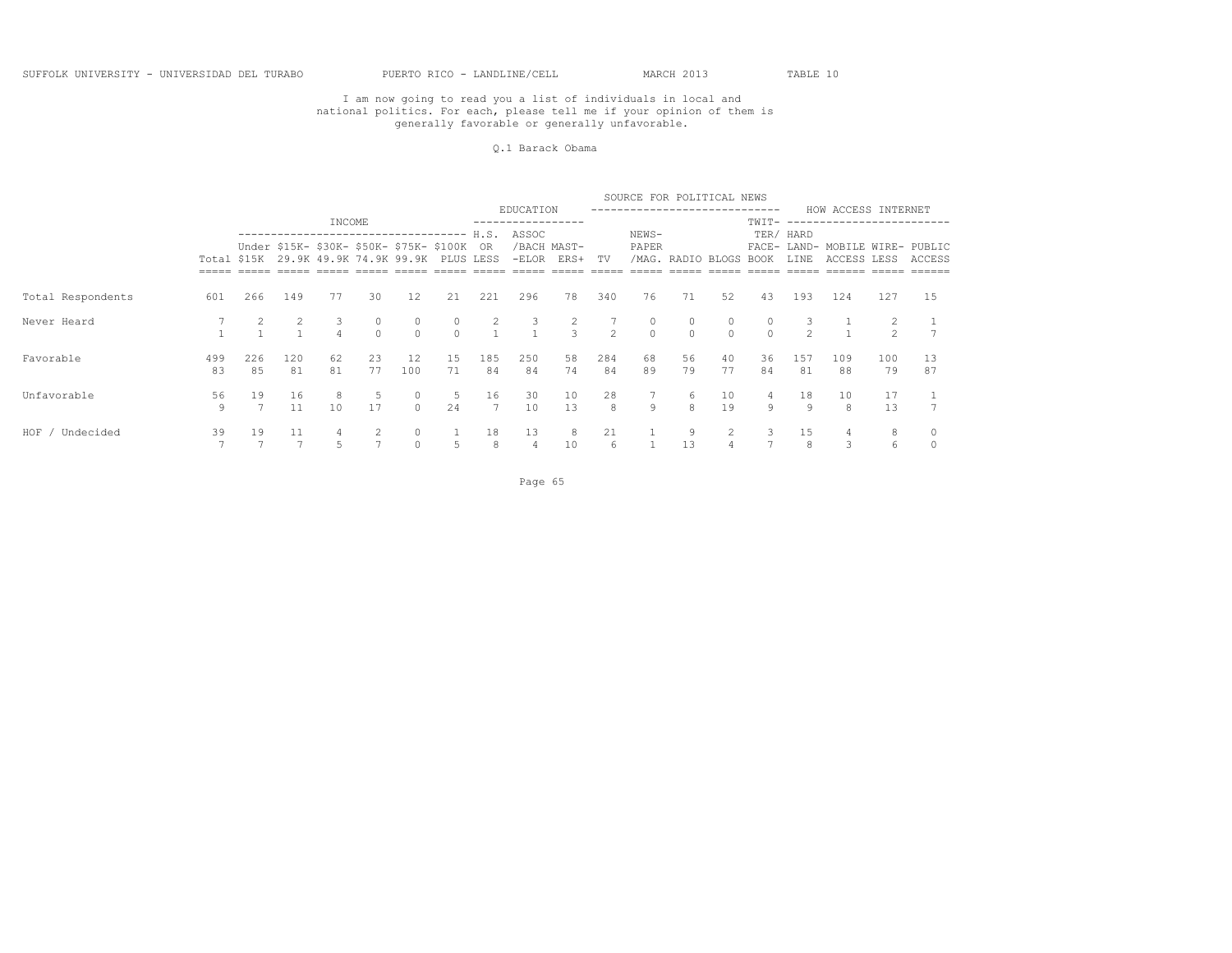SUFFOLK UNIVERSITY - UNIVERSIDAD DEL TURABO PUERTO RICO - LANDLINE/CELL MARCH 2013 TABLE 10

I am now going to read you a list of individuals in local and national politics. For each, please tell me if your opinion of them is generally favorable or generally unfavorable.

Q.1 Barack Obama

| | | INCOME | | | | | | EDUCATION | | | SOURCE FOR POLITICAL NEWS | | | | | HOW ACCESS INTERNET | | | |
|---|---|---|---|---|---|---|---|---|---|---|---|---|---|---|---|---|---|---|---|
| | Total | Under $15K | $15K-29.9K | $30K-49.9K | $50K-74.9K | $75K-99.9K | $100K PLUS | H.S. OR LESS | ASSOC /BACH -ELOR | MAST-ERS+ | TV | NEWS-PAPER /MAG. | RADIO | BLOGS | TWIT-TER/ FACE-BOOK | HARD LAND-LINE | MOBILE ACCESS | WIRE-LESS | PUBLIC ACCESS |
| Total Respondents | 601 | 266 | 149 | 77 | 30 | 12 | 21 | 221 | 296 | 78 | 340 | 76 | 71 | 52 | 43 | 193 | 124 | 127 | 15 |
| Never Heard | 7 | 2 | 2 | 3 | 0 | 0 | 0 | 2 | 3 | 2 | 7 | 0 | 0 | 0 | 0 | 3 | 1 | 2 | 1 |
| | 1 | 1 | 1 | 4 | 0 | 0 | 0 | 1 | 1 | 3 | 2 | 0 | 0 | 0 | 0 | 2 | 1 | 2 | 7 |
| Favorable | 499 | 226 | 120 | 62 | 23 | 12 | 15 | 185 | 250 | 58 | 284 | 68 | 56 | 40 | 36 | 157 | 109 | 100 | 13 |
| | 83 | 85 | 81 | 81 | 77 | 100 | 71 | 84 | 84 | 74 | 84 | 89 | 79 | 77 | 84 | 81 | 88 | 79 | 87 |
| Unfavorable | 56 | 19 | 16 | 8 | 5 | 0 | 5 | 16 | 30 | 10 | 28 | 7 | 6 | 10 | 4 | 18 | 10 | 17 | 1 |
| | 9 | 7 | 11 | 10 | 17 | 0 | 24 | 7 | 10 | 13 | 8 | 9 | 8 | 19 | 9 | 9 | 8 | 13 | 7 |
| HOF / Undecided | 39 | 19 | 11 | 4 | 2 | 0 | 1 | 18 | 13 | 8 | 21 | 1 | 9 | 2 | 3 | 15 | 4 | 8 | 0 |
| | 7 | 7 | 7 | 5 | 7 | 0 | 5 | 8 | 4 | 10 | 6 | 1 | 13 | 4 | 7 | 8 | 3 | 6 | 0 |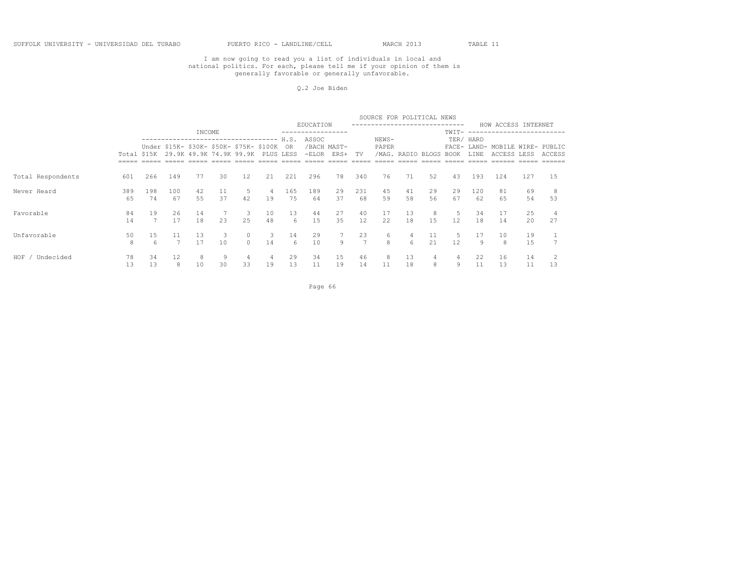SUFFOLK UNIVERSITY - UNIVERSIDAD DEL TURABO PUERTO RICO - LANDLINE/CELL MARCH 2013 TABLE 11

I am now going to read you a list of individuals in local and national politics. For each, please tell me if your opinion of them is generally favorable or generally unfavorable.

Q.2 Joe Biden

| | | INCOME | | | | | | EDUCATION | | | SOURCE FOR POLITICAL NEWS | | | | | HOW ACCESS INTERNET | | | |
|---|---|---|---|---|---|---|---|---|---|---|---|---|---|---|---|---|---|---|---|
| | Total | Under $15K | $15K-29.9K | $30K-49.9K | $50K-74.9K | $75K-99.9K | $100K PLUS | H.S. OR LESS | ASSOC /BACH-ELOR | MAST-ERS+ | TV | NEWS-PAPER /MAG. | RADIO | BLOGS | TWIT-TER/ FACE-BOOK | HARD LAND-LINE | MOBILE ACCESS | WIRE-LESS | PUBLIC ACCESS |
| Total Respondents | 601 | 266 | 149 | 77 | 30 | 12 | 21 | 221 | 296 | 78 | 340 | 76 | 71 | 52 | 43 | 193 | 124 | 127 | 15 |
| Never Heard | 389 | 198 | 100 | 42 | 11 | 5 | 4 | 165 | 189 | 29 | 231 | 45 | 41 | 29 | 29 | 120 | 81 | 69 | 8 |
| | 65 | 74 | 67 | 55 | 37 | 42 | 19 | 75 | 64 | 37 | 68 | 59 | 58 | 56 | 67 | 62 | 65 | 54 | 53 |
| Favorable | 84 | 19 | 26 | 14 | 7 | 3 | 10 | 13 | 44 | 27 | 40 | 17 | 13 | 8 | 5 | 34 | 17 | 25 | 4 |
| | 14 | 7 | 17 | 18 | 23 | 25 | 48 | 6 | 15 | 35 | 12 | 22 | 18 | 15 | 12 | 18 | 14 | 20 | 27 |
| Unfavorable | 50 | 15 | 11 | 13 | 3 | 0 | 3 | 14 | 29 | 7 | 23 | 6 | 4 | 11 | 5 | 17 | 10 | 19 | 1 |
| | 8 | 6 | 7 | 17 | 10 | 0 | 14 | 6 | 10 | 9 | 7 | 8 | 6 | 21 | 12 | 9 | 8 | 15 | 7 |
| HOF / Undecided | 78 | 34 | 12 | 8 | 9 | 4 | 4 | 29 | 34 | 15 | 46 | 8 | 13 | 4 | 4 | 22 | 16 | 14 | 2 |
| | 13 | 13 | 8 | 10 | 30 | 33 | 19 | 13 | 11 | 19 | 14 | 11 | 18 | 8 | 9 | 11 | 13 | 11 | 13 |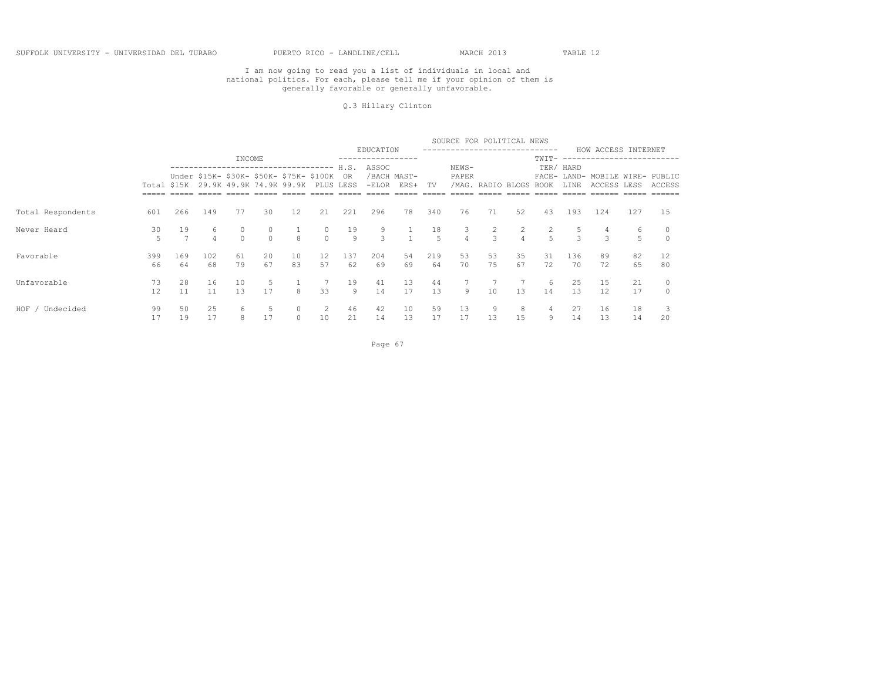SUFFOLK UNIVERSITY - UNIVERSIDAD DEL TURABO PUERTO RICO - LANDLINE/CELL MARCH 2013 TABLE 12

I am now going to read you a list of individuals in local and national politics. For each, please tell me if your opinion of them is generally favorable or generally unfavorable.

Q.3 Hillary Clinton

| | | INCOME | | | | | | EDUCATION | | | SOURCE FOR POLITICAL NEWS | | | | | HOW ACCESS INTERNET | | | |
|---|---|---|---|---|---|---|---|---|---|---|---|---|---|---|---|---|---|---|---|
| | Total | Under $15K | $15K-29.9K | $30K-49.9K | $50K-74.9K | $75K-99.9K | $100K PLUS | H.S. OR LESS | ASSOC /BACH -ELOR | MAST-ERS+ | TV | NEWS-PAPER /MAG. | RADIO | BLOGS | TWIT-TER/ FACE-BOOK | HARD LAND-LINE | MOBILE ACCESS | WIRE-LESS | PUBLIC ACCESS |
| Total Respondents | 601 | 266 | 149 | 77 | 30 | 12 | 21 | 221 | 296 | 78 | 340 | 76 | 71 | 52 | 43 | 193 | 124 | 127 | 15 |
| Never Heard | 30 | 19 | 6 | 0 | 0 | 1 | 0 | 19 | 9 | 1 | 18 | 3 | 2 | 2 | 2 | 5 | 4 | 6 | 0 |
| | 5 | 7 | 4 | 0 | 0 | 8 | 0 | 9 | 3 | 1 | 5 | 4 | 3 | 4 | 5 | 3 | 3 | 5 | 0 |
| Favorable | 399 | 169 | 102 | 61 | 20 | 10 | 12 | 137 | 204 | 54 | 219 | 53 | 53 | 35 | 31 | 136 | 89 | 82 | 12 |
| | 66 | 64 | 68 | 79 | 67 | 83 | 57 | 62 | 69 | 69 | 64 | 70 | 75 | 67 | 72 | 70 | 72 | 65 | 80 |
| Unfavorable | 73 | 28 | 16 | 10 | 5 | 1 | 7 | 19 | 41 | 13 | 44 | 7 | 7 | 7 | 6 | 25 | 15 | 21 | 0 |
| | 12 | 11 | 11 | 13 | 17 | 8 | 33 | 9 | 14 | 17 | 13 | 9 | 10 | 13 | 14 | 13 | 12 | 17 | 0 |
| HOF / Undecided | 99 | 50 | 25 | 6 | 5 | 0 | 2 | 46 | 42 | 10 | 59 | 13 | 9 | 8 | 4 | 27 | 16 | 18 | 3 |
| | 17 | 19 | 17 | 8 | 17 | 0 | 10 | 21 | 14 | 13 | 17 | 17 | 13 | 15 | 9 | 14 | 13 | 14 | 20 |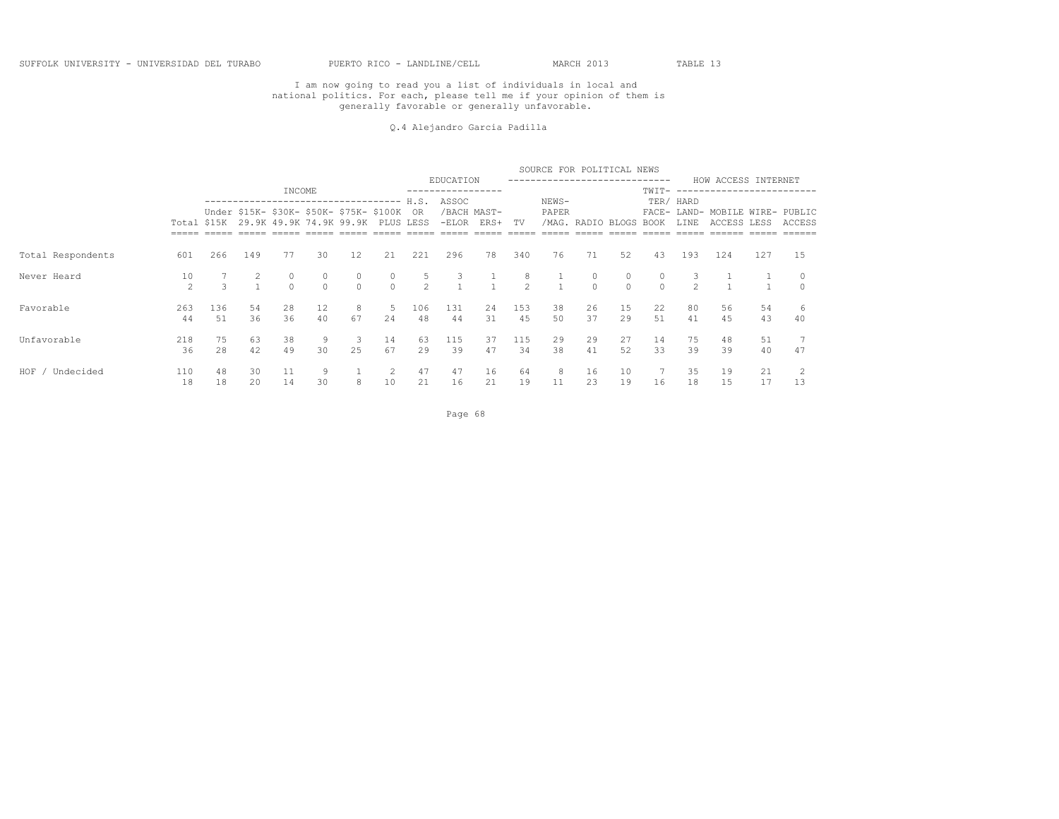I am now going to read you a list of individuals in local and national politics. For each, please tell me if your opinion of them is generally favorable or generally unfavorable.

Q.4 Alejandro Garcia Padilla

| | Total | INCOME | | | | | | EDUCATION | | | SOURCE FOR POLITICAL NEWS | | | | | HOW ACCESS INTERNET | | | |
|---|---|---|---|---|---|---|---|---|---|---|---|---|---|---|---|---|---|---|---|
| | | Under $15K | $15K-29.9K | $30K-49.9K | $50K-74.9K | $75K-99.9K | $100K PLUS | H.S. OR LESS | ASSOC /BACH -ELOR | MAST-ERS+ | TV | NEWS-PAPER /MAG. | RADIO | BLOGS | TWIT-TER/ FACE-BOOK | HARD LAND-LINE | MOBILE ACCESS | WIRE-LESS | PUBLIC ACCESS |
| Total Respondents | 601 | 266 | 149 | 77 | 30 | 12 | 21 | 221 | 296 | 78 | 340 | 76 | 71 | 52 | 43 | 193 | 124 | 127 | 15 |
| Never Heard | 10 | 7 | 2 | 0 | 0 | 0 | 0 | 5 | 3 | 1 | 8 | 1 | 0 | 0 | 0 | 3 | 1 | 1 | 0 |
| | 2 | 3 | 1 | 0 | 0 | 0 | 0 | 2 | 1 | 1 | 2 | 1 | 0 | 0 | 0 | 2 | 1 | 1 | 0 |
| Favorable | 263 | 136 | 54 | 28 | 12 | 8 | 5 | 106 | 131 | 24 | 153 | 38 | 26 | 15 | 22 | 80 | 56 | 54 | 6 |
| | 44 | 51 | 36 | 36 | 40 | 67 | 24 | 48 | 44 | 31 | 45 | 50 | 37 | 29 | 51 | 41 | 45 | 43 | 40 |
| Unfavorable | 218 | 75 | 63 | 38 | 9 | 3 | 14 | 63 | 115 | 37 | 115 | 29 | 29 | 27 | 14 | 75 | 48 | 51 | 7 |
| | 36 | 28 | 42 | 49 | 30 | 25 | 67 | 29 | 39 | 47 | 34 | 38 | 41 | 52 | 33 | 39 | 39 | 40 | 47 |
| HOF / Undecided | 110 | 48 | 30 | 11 | 9 | 1 | 2 | 47 | 47 | 16 | 64 | 8 | 16 | 10 | 7 | 35 | 19 | 21 | 2 |
| | 18 | 18 | 20 | 14 | 30 | 8 | 10 | 21 | 16 | 21 | 19 | 11 | 23 | 19 | 16 | 18 | 15 | 17 | 13 |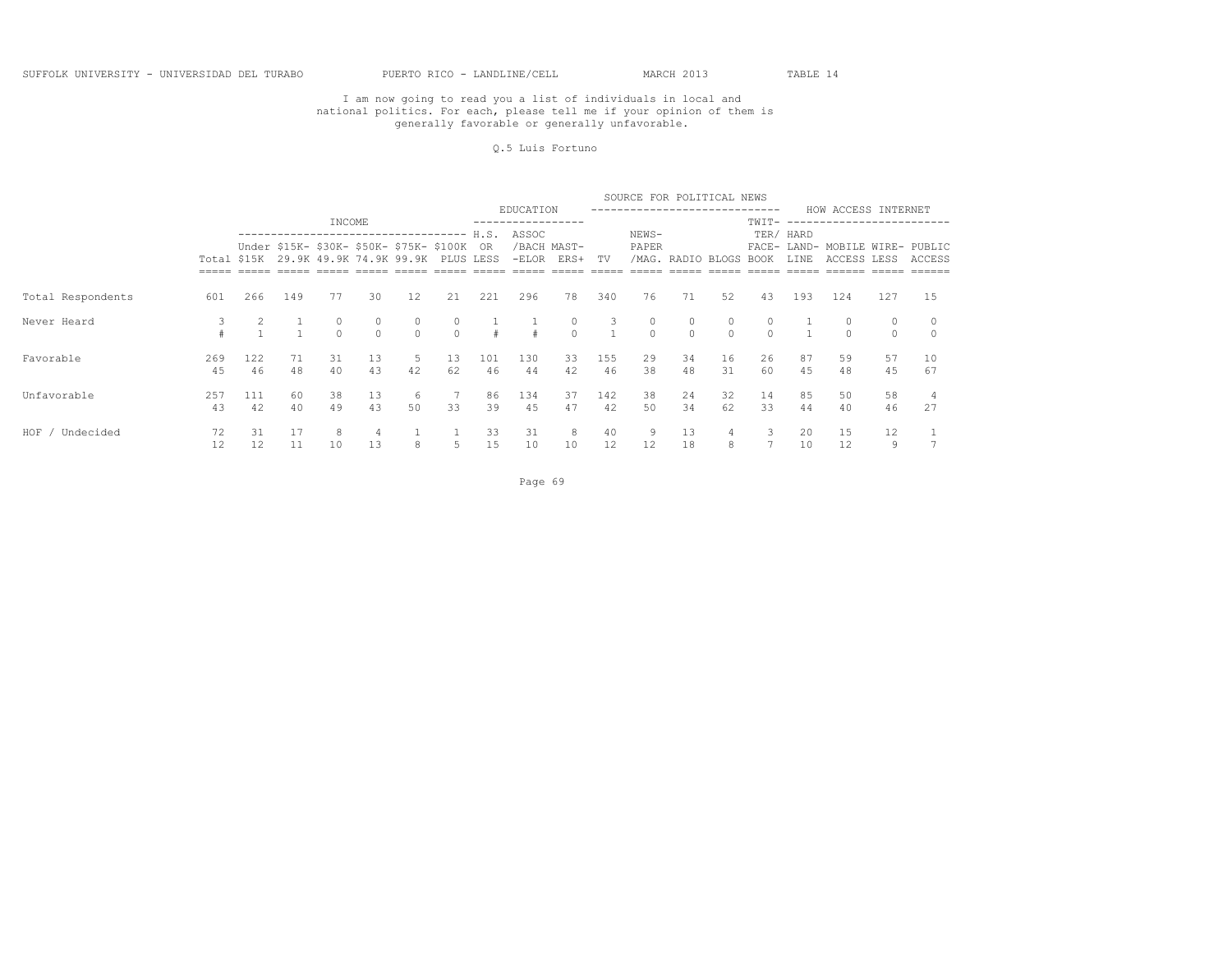SUFFOLK UNIVERSITY - UNIVERSIDAD DEL TURABO PUERTO RICO - LANDLINE/CELL MARCH 2013 TABLE 14

I am now going to read you a list of individuals in local and national politics. For each, please tell me if your opinion of them is generally favorable or generally unfavorable.

Q.5 Luis Fortuno

| | | INCOME | | | | | | EDUCATION | | | SOURCE FOR POLITICAL NEWS | | | | | HOW ACCESS INTERNET | | | |
|---|---|---|---|---|---|---|---|---|---|---|---|---|---|---|---|---|---|---|---|
| | Total | Under $15K | $15K-29.9K | $30K-49.9K | $50K-74.9K | $75K-99.9K | $100K PLUS | H.S. OR LESS | ASSOC /BACH-ELOR | MAST-ERS+ | TV | NEWS-PAPER /MAG. | RADIO | BLOGS | TWIT-TER/ FACE-BOOK | HARD LAND-LINE | MOBILE ACCESS | WIRE-LESS | PUBLIC ACCESS |
| Total Respondents | 601 | 266 | 149 | 77 | 30 | 12 | 21 | 221 | 296 | 78 | 340 | 76 | 71 | 52 | 43 | 193 | 124 | 127 | 15 |
| Never Heard | 3 | 2 | 1 | 0 | 0 | 0 | 0 | 1 | 1 | 0 | 3 | 0 | 0 | 0 | 0 | 1 | 0 | 0 | 0 |
| | # | 1 | 1 | 0 | 0 | 0 | 0 | # | # | 0 | 1 | 0 | 0 | 0 | 0 | 1 | 0 | 0 | 0 |
| Favorable | 269 | 122 | 71 | 31 | 13 | 5 | 13 | 101 | 130 | 33 | 155 | 29 | 34 | 16 | 26 | 87 | 59 | 57 | 10 |
| | 45 | 46 | 48 | 40 | 43 | 42 | 62 | 46 | 44 | 42 | 46 | 38 | 48 | 31 | 60 | 45 | 48 | 45 | 67 |
| Unfavorable | 257 | 111 | 60 | 38 | 13 | 6 | 7 | 86 | 134 | 37 | 142 | 38 | 24 | 32 | 14 | 85 | 50 | 58 | 4 |
| | 43 | 42 | 40 | 49 | 43 | 50 | 33 | 39 | 45 | 47 | 42 | 50 | 34 | 62 | 33 | 44 | 40 | 46 | 27 |
| HOF / Undecided | 72 | 31 | 17 | 8 | 4 | 1 | 1 | 33 | 31 | 8 | 40 | 9 | 13 | 4 | 3 | 20 | 15 | 12 | 1 |
| | 12 | 12 | 11 | 10 | 13 | 8 | 5 | 15 | 10 | 10 | 12 | 12 | 18 | 8 | 7 | 10 | 12 | 9 | 7 |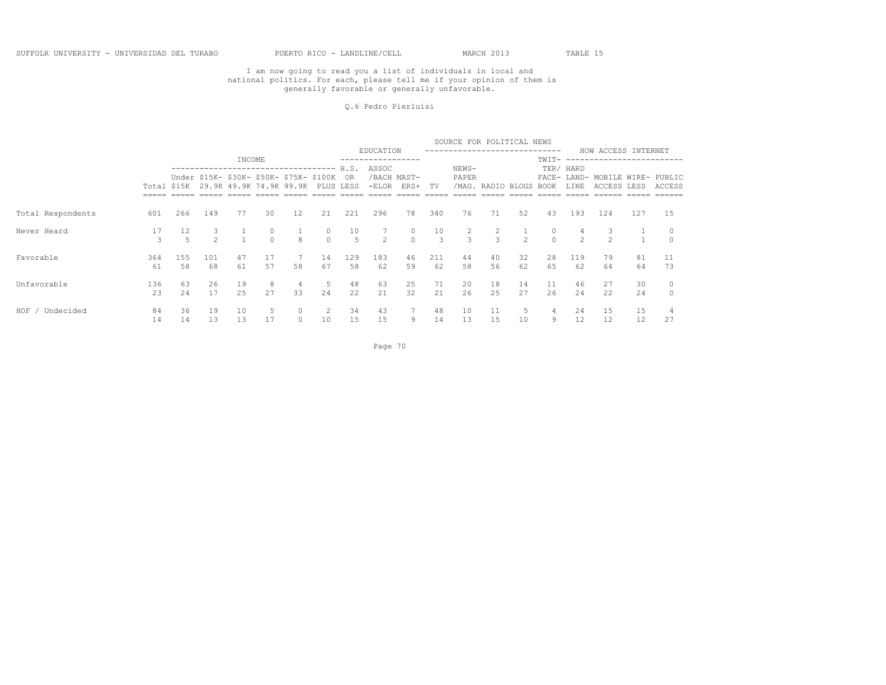SUFFOLK UNIVERSITY - UNIVERSIDAD DEL TURABO PUERTO RICO - LANDLINE/CELL MARCH 2013 TABLE 15

I am now going to read you a list of individuals in local and national politics. For each, please tell me if your opinion of them is generally favorable or generally unfavorable.

Q.6 Pedro Pierluisi

| | | INCOME | | | | | | EDUCATION | | | SOURCE FOR POLITICAL NEWS | | | | | HOW ACCESS INTERNET | | | |
|---|---|---|---|---|---|---|---|---|---|---|---|---|---|---|---|---|---|---|---|
| | Total | Under $15K | $15K-29.9K | $30K-49.9K | $50K-74.9K | $75K-99.9K | $100K PLUS | H.S. OR LESS | ASSOC/BACH-ELOR | MAST-ERS+ | TV | NEWS-PAPER/MAG. | RADIO | BLOGS | TWIT-TER/FACE-BOOK | HARD LAND-LINE | MOBILE ACCESS | WIRE-LESS | PUBLIC ACCESS |
| Total Respondents | 601 | 266 | 149 | 77 | 30 | 12 | 21 | 221 | 296 | 78 | 340 | 76 | 71 | 52 | 43 | 193 | 124 | 127 | 15 |
| Never Heard | 17 | 12 | 3 | 1 | 0 | 1 | 0 | 10 | 7 | 0 | 10 | 2 | 2 | 1 | 0 | 4 | 3 | 1 | 0 |
| | 3 | 5 | 2 | 1 | 0 | 8 | 0 | 5 | 2 | 0 | 3 | 3 | 3 | 2 | 0 | 2 | 2 | 1 | 0 |
| Favorable | 364 | 155 | 101 | 47 | 17 | 7 | 14 | 129 | 183 | 46 | 211 | 44 | 40 | 32 | 28 | 119 | 79 | 81 | 11 |
| | 61 | 58 | 68 | 61 | 57 | 58 | 67 | 58 | 62 | 59 | 62 | 58 | 56 | 62 | 65 | 62 | 64 | 64 | 73 |
| Unfavorable | 136 | 63 | 26 | 19 | 8 | 4 | 5 | 48 | 63 | 25 | 71 | 20 | 18 | 14 | 11 | 46 | 27 | 30 | 0 |
| | 23 | 24 | 17 | 25 | 27 | 33 | 24 | 22 | 21 | 32 | 21 | 26 | 25 | 27 | 26 | 24 | 22 | 24 | 0 |
| HOF / Undecided | 84 | 36 | 19 | 10 | 5 | 0 | 2 | 34 | 43 | 7 | 48 | 10 | 11 | 5 | 4 | 24 | 15 | 15 | 4 |
| | 14 | 14 | 13 | 13 | 17 | 0 | 10 | 15 | 15 | 9 | 14 | 13 | 15 | 10 | 9 | 12 | 12 | 12 | 27 |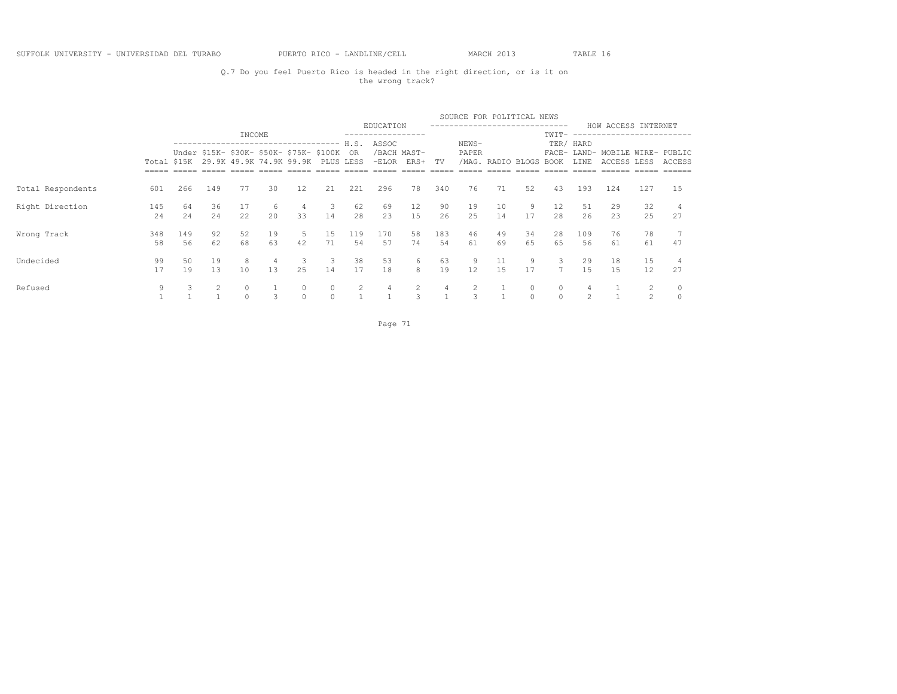SUFFOLK UNIVERSITY - UNIVERSIDAD DEL TURABO PUERTO RICO - LANDLINE/CELL MARCH 2013 TABLE 16

Q.7 Do you feel Puerto Rico is headed in the right direction, or is it on the wrong track?

| | | INCOME | | | | | | EDUCATION | | | SOURCE FOR POLITICAL NEWS | | | | | HOW ACCESS INTERNET | | | |
|---|---|---|---|---|---|---|---|---|---|---|---|---|---|---|---|---|---|---|---|
| | Total | Under $15K | $15K-29.9K | $30K-49.9K | $50K-74.9K | $75K-99.9K | $100K PLUS | H.S. OR LESS | ASSOC /BACH-ELOR | MAST-ERS+ | TV | NEWS-PAPER /MAG. | RADIO | BLOGS | TWIT-TER/ FACE-BOOK | HARD LAND-LINE | MOBILE ACCESS | WIRE-LESS | PUBLIC ACCESS |
| Total Respondents | 601 | 266 | 149 | 77 | 30 | 12 | 21 | 221 | 296 | 78 | 340 | 76 | 71 | 52 | 43 | 193 | 124 | 127 | 15 |
| Right Direction | 145 | 64 | 36 | 17 | 6 | 4 | 3 | 62 | 69 | 12 | 90 | 19 | 10 | 9 | 12 | 51 | 29 | 32 | 4 |
| | 24 | 24 | 24 | 22 | 20 | 33 | 14 | 28 | 23 | 15 | 26 | 25 | 14 | 17 | 28 | 26 | 23 | 25 | 27 |
| Wrong Track | 348 | 149 | 92 | 52 | 19 | 5 | 15 | 119 | 170 | 58 | 183 | 46 | 49 | 34 | 28 | 109 | 76 | 78 | 7 |
| | 58 | 56 | 62 | 68 | 63 | 42 | 71 | 54 | 57 | 74 | 54 | 61 | 69 | 65 | 65 | 56 | 61 | 61 | 47 |
| Undecided | 99 | 50 | 19 | 8 | 4 | 3 | 3 | 38 | 53 | 6 | 63 | 9 | 11 | 9 | 3 | 29 | 18 | 15 | 4 |
| | 17 | 19 | 13 | 10 | 13 | 25 | 14 | 17 | 18 | 8 | 19 | 12 | 15 | 17 | 7 | 15 | 15 | 12 | 27 |
| Refused | 9 | 3 | 2 | 0 | 1 | 0 | 0 | 2 | 4 | 2 | 4 | 2 | 1 | 0 | 0 | 4 | 1 | 2 | 0 |
| | 1 | 1 | 1 | 0 | 3 | 0 | 0 | 1 | 1 | 3 | 1 | 3 | 1 | 0 | 0 | 2 | 1 | 2 | 0 |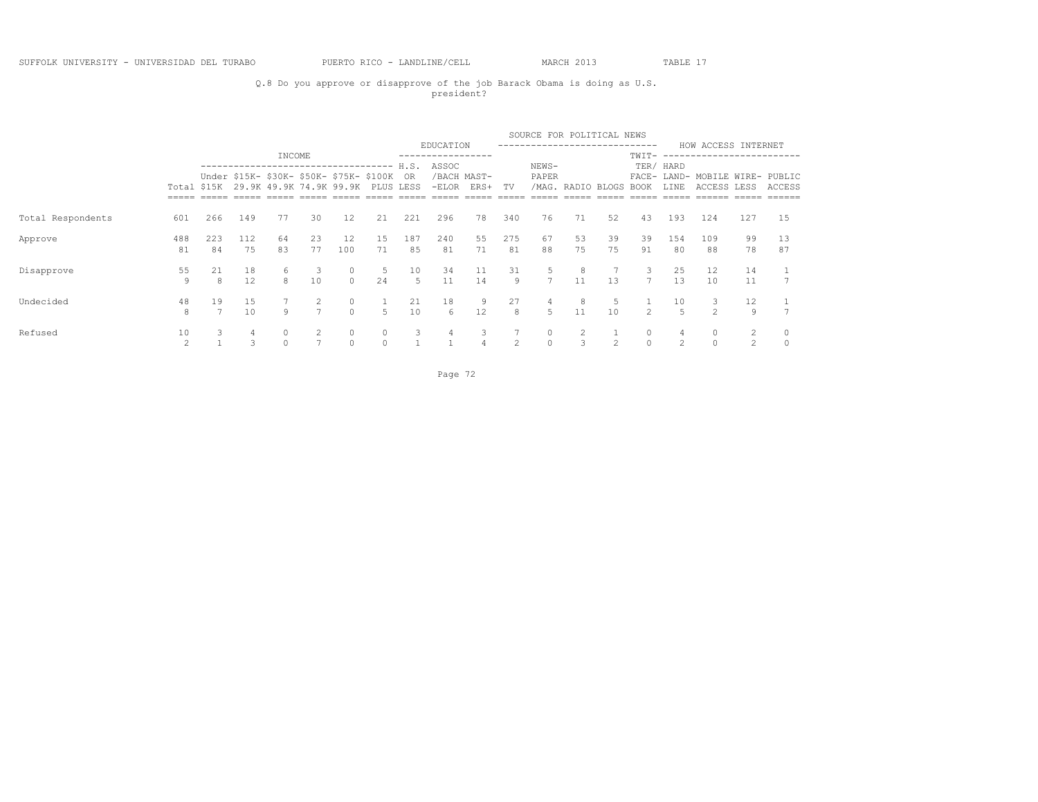SUFFOLK UNIVERSITY - UNIVERSIDAD DEL TURABO PUERTO RICO - LANDLINE/CELL MARCH 2013 TABLE 17

Q.8 Do you approve or disapprove of the job Barack Obama is doing as U.S. president?

| | | INCOME | | | | | | EDUCATION | | | SOURCE FOR POLITICAL NEWS | | | | | HOW ACCESS INTERNET | | | |
|---|---|---|---|---|---|---|---|---|---|---|---|---|---|---|---|---|---|---|---|
| | Total | Under $15K | $15K-29.9K | $30K-49.9K | $50K-74.9K | $75K-99.9K | $100K PLUS | H.S. OR LESS | ASSOC /BACH -ELOR | MAST-ERS+ | TV | NEWS-PAPER /MAG. | RADIO | BLOGS | TWIT-TER/ FACE-BOOK | HARD LAND-LINE | MOBILE ACCESS | WIRE-LESS | PUBLIC ACCESS |
| Total Respondents | 601 | 266 | 149 | 77 | 30 | 12 | 21 | 221 | 296 | 78 | 340 | 76 | 71 | 52 | 43 | 193 | 124 | 127 | 15 |
| Approve | 488 | 223 | 112 | 64 | 23 | 12 | 15 | 187 | 240 | 55 | 275 | 67 | 53 | 39 | 39 | 154 | 109 | 99 | 13 |
| | 81 | 84 | 75 | 83 | 77 | 100 | 71 | 85 | 81 | 71 | 81 | 88 | 75 | 75 | 91 | 80 | 88 | 78 | 87 |
| Disapprove | 55 | 21 | 18 | 6 | 3 | 0 | 5 | 10 | 34 | 11 | 31 | 5 | 8 | 7 | 3 | 25 | 12 | 14 | 1 |
| | 9 | 8 | 12 | 8 | 10 | 0 | 24 | 5 | 11 | 14 | 9 | 7 | 11 | 13 | 7 | 13 | 10 | 11 | 7 |
| Undecided | 48 | 19 | 15 | 7 | 2 | 0 | 1 | 21 | 18 | 9 | 27 | 4 | 8 | 5 | 1 | 10 | 3 | 12 | 1 |
| | 8 | 7 | 10 | 9 | 7 | 0 | 5 | 10 | 6 | 12 | 8 | 5 | 11 | 10 | 2 | 5 | 2 | 9 | 7 |
| Refused | 10 | 3 | 4 | 0 | 2 | 0 | 0 | 3 | 4 | 3 | 7 | 0 | 2 | 1 | 0 | 4 | 0 | 2 | 0 |
| | 2 | 1 | 3 | 0 | 7 | 0 | 0 | 1 | 1 | 4 | 2 | 0 | 3 | 2 | 0 | 2 | 0 | 2 | 0 |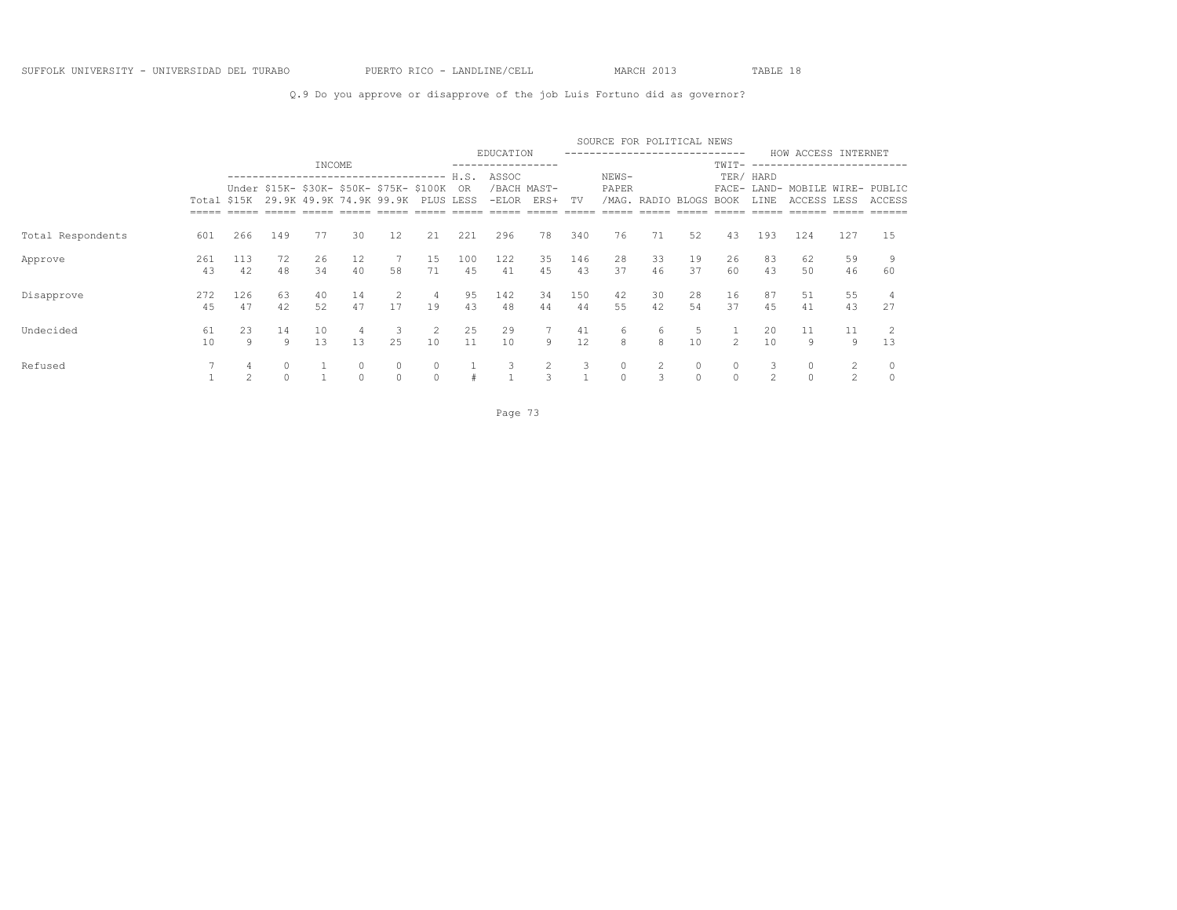Q.9 Do you approve or disapprove of the job Luis Fortuno did as governor?

| | | INCOME | | | | | | EDUCATION | | | SOURCE FOR POLITICAL NEWS | | | | | HOW ACCESS INTERNET | | | |
|---|---|---|---|---|---|---|---|---|---|---|---|---|---|---|---|---|---|---|---|
| | Total | Under $15K | $15K-29.9K | $30K-49.9K | $50K-74.9K | $75K-99.9K | $100K PLUS | H.S. OR LESS | ASSOC/BACH-ELOR | MASTERS+ | TV | NEWSPAPER/MAG. | RADIO | BLOGS | TWITTER/FACEBOOK | HARD LAND-LINE | MOBILE ACCESS | WIRELESS | PUBLIC ACCESS |
| Total Respondents | 601 | 266 | 149 | 77 | 30 | 12 | 21 | 221 | 296 | 78 | 340 | 76 | 71 | 52 | 43 | 193 | 124 | 127 | 15 |
| Approve | 261 | 113 | 72 | 26 | 12 | 7 | 15 | 100 | 122 | 35 | 146 | 28 | 33 | 19 | 26 | 83 | 62 | 59 | 9 |
| | 43 | 42 | 48 | 34 | 40 | 58 | 71 | 45 | 41 | 45 | 43 | 37 | 46 | 37 | 60 | 43 | 50 | 46 | 60 |
| Disapprove | 272 | 126 | 63 | 40 | 14 | 2 | 4 | 95 | 142 | 34 | 150 | 42 | 30 | 28 | 16 | 87 | 51 | 55 | 4 |
| | 45 | 47 | 42 | 52 | 47 | 17 | 19 | 43 | 48 | 44 | 44 | 55 | 42 | 54 | 37 | 45 | 41 | 43 | 27 |
| Undecided | 61 | 23 | 14 | 10 | 4 | 3 | 2 | 25 | 29 | 7 | 41 | 6 | 6 | 5 | 1 | 20 | 11 | 11 | 2 |
| | 10 | 9 | 9 | 13 | 13 | 25 | 10 | 11 | 10 | 9 | 12 | 8 | 8 | 10 | 2 | 10 | 9 | 9 | 13 |
| Refused | 7 | 4 | 0 | 1 | 0 | 0 | 0 | 1 | 3 | 2 | 3 | 0 | 2 | 0 | 0 | 3 | 0 | 2 | 0 |
| | 1 | 2 | 0 | 1 | 0 | 0 | 0 | # | 1 | 3 | 1 | 0 | 3 | 0 | 0 | 2 | 0 | 2 | 0 |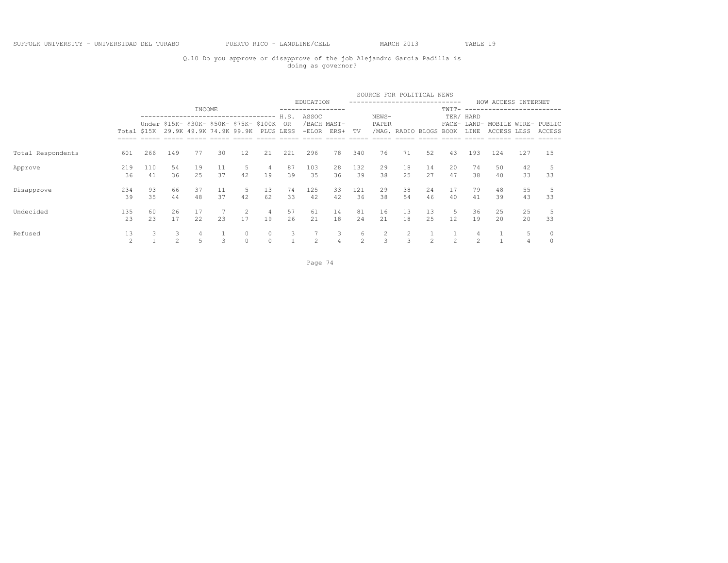SUFFOLK UNIVERSITY - UNIVERSIDAD DEL TURABO PUERTO RICO - LANDLINE/CELL MARCH 2013 TABLE 19

Q.10 Do you approve or disapprove of the job Alejandro Garcia Padilla is doing as governor?

| | | INCOME | | | | | | EDUCATION | | | SOURCE FOR POLITICAL NEWS | | | | | HOW ACCESS INTERNET | | | |
|---|---|---|---|---|---|---|---|---|---|---|---|---|---|---|---|---|---|---|---|
| | Total | Under $15K | $15K-29.9K | $30K-49.9K | $50K-74.9K | $75K-99.9K | $100K PLUS | H.S. OR LESS | ASSOC/BACH-ELOR | MAST-ERS+ | TV | NEWS-PAPER/MAG. | RADIO | BLOGS | TWIT-TER/FACE-BOOK | HARD LAND-LINE | MOBILE ACCESS | WIRE-LESS | PUBLIC ACCESS |
| Total Respondents | 601 | 266 | 149 | 77 | 30 | 12 | 21 | 221 | 296 | 78 | 340 | 76 | 71 | 52 | 43 | 193 | 124 | 127 | 15 |
| Approve | 219 | 110 | 54 | 19 | 11 | 5 | 4 | 87 | 103 | 28 | 132 | 29 | 18 | 14 | 20 | 74 | 50 | 42 | 5 |
| | 36 | 41 | 36 | 25 | 37 | 42 | 19 | 39 | 35 | 36 | 39 | 38 | 25 | 27 | 47 | 38 | 40 | 33 | 33 |
| Disapprove | 234 | 93 | 66 | 37 | 11 | 5 | 13 | 74 | 125 | 33 | 121 | 29 | 38 | 24 | 17 | 79 | 48 | 55 | 5 |
| | 39 | 35 | 44 | 48 | 37 | 42 | 62 | 33 | 42 | 42 | 36 | 38 | 54 | 46 | 40 | 41 | 39 | 43 | 33 |
| Undecided | 135 | 60 | 26 | 17 | 7 | 2 | 4 | 57 | 61 | 14 | 81 | 16 | 13 | 13 | 5 | 36 | 25 | 25 | 5 |
| | 23 | 23 | 17 | 22 | 23 | 17 | 19 | 26 | 21 | 18 | 24 | 21 | 18 | 25 | 12 | 19 | 20 | 20 | 33 |
| Refused | 13 | 3 | 3 | 4 | 1 | 0 | 0 | 3 | 7 | 3 | 6 | 2 | 2 | 1 | 1 | 4 | 1 | 5 | 0 |
| | 2 | 1 | 2 | 5 | 3 | 0 | 0 | 1 | 2 | 4 | 2 | 3 | 3 | 2 | 2 | 2 | 1 | 4 | 0 |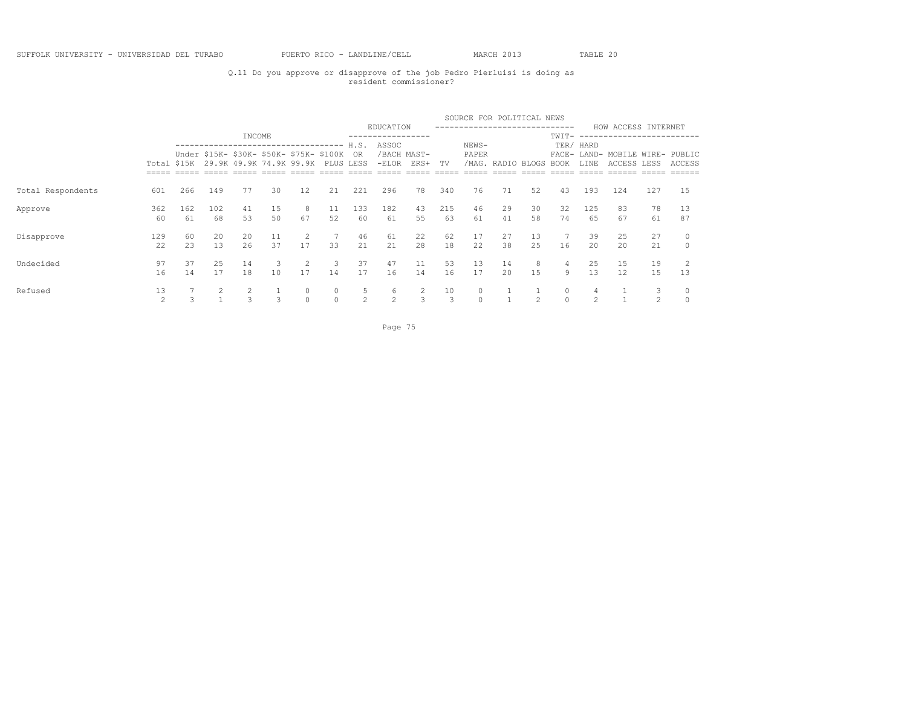SUFFOLK UNIVERSITY - UNIVERSIDAD DEL TURABO PUERTO RICO - LANDLINE/CELL MARCH 2013 TABLE 20

Q.11 Do you approve or disapprove of the job Pedro Pierluisi is doing as resident commissioner?

| | | INCOME | | | | | | EDUCATION | | | SOURCE FOR POLITICAL NEWS | | | | | HOW ACCESS INTERNET | | | |
|---|---|---|---|---|---|---|---|---|---|---|---|---|---|---|---|---|---|---|---|
| | Total | Under $15K | $15K-29.9K | $30K-49.9K | $50K-74.9K | $75K-99.9K | $100K PLUS | H.S. OR LESS | ASSOC/BACH-ELOR | MAST-ERS+ | TV | NEWS-PAPER/MAG. | RADIO | BLOGS | TWIT-TER/FACE-BOOK | HARD LAND-LINE | MOBILE ACCESS | WIRE-LESS | PUBLIC ACCESS |
| Total Respondents | 601 | 266 | 149 | 77 | 30 | 12 | 21 | 221 | 296 | 78 | 340 | 76 | 71 | 52 | 43 | 193 | 124 | 127 | 15 |
| Approve | 362 | 162 | 102 | 41 | 15 | 8 | 11 | 133 | 182 | 43 | 215 | 46 | 29 | 30 | 32 | 125 | 83 | 78 | 13 |
| | 60 | 61 | 68 | 53 | 50 | 67 | 52 | 60 | 61 | 55 | 63 | 61 | 41 | 58 | 74 | 65 | 67 | 61 | 87 |
| Disapprove | 129 | 60 | 20 | 20 | 11 | 2 | 7 | 46 | 61 | 22 | 62 | 17 | 27 | 13 | 7 | 39 | 25 | 27 | 0 |
| | 22 | 23 | 13 | 26 | 37 | 17 | 33 | 21 | 21 | 28 | 18 | 22 | 38 | 25 | 16 | 20 | 20 | 21 | 0 |
| Undecided | 97 | 37 | 25 | 14 | 3 | 2 | 3 | 37 | 47 | 11 | 53 | 13 | 14 | 8 | 4 | 25 | 15 | 19 | 2 |
| | 16 | 14 | 17 | 18 | 10 | 17 | 14 | 17 | 16 | 14 | 16 | 17 | 20 | 15 | 9 | 13 | 12 | 15 | 13 |
| Refused | 13 | 7 | 2 | 2 | 1 | 0 | 0 | 5 | 6 | 2 | 10 | 0 | 1 | 1 | 0 | 4 | 1 | 3 | 0 |
| | 2 | 3 | 1 | 3 | 3 | 0 | 0 | 2 | 2 | 3 | 3 | 0 | 1 | 2 | 0 | 2 | 1 | 2 | 0 |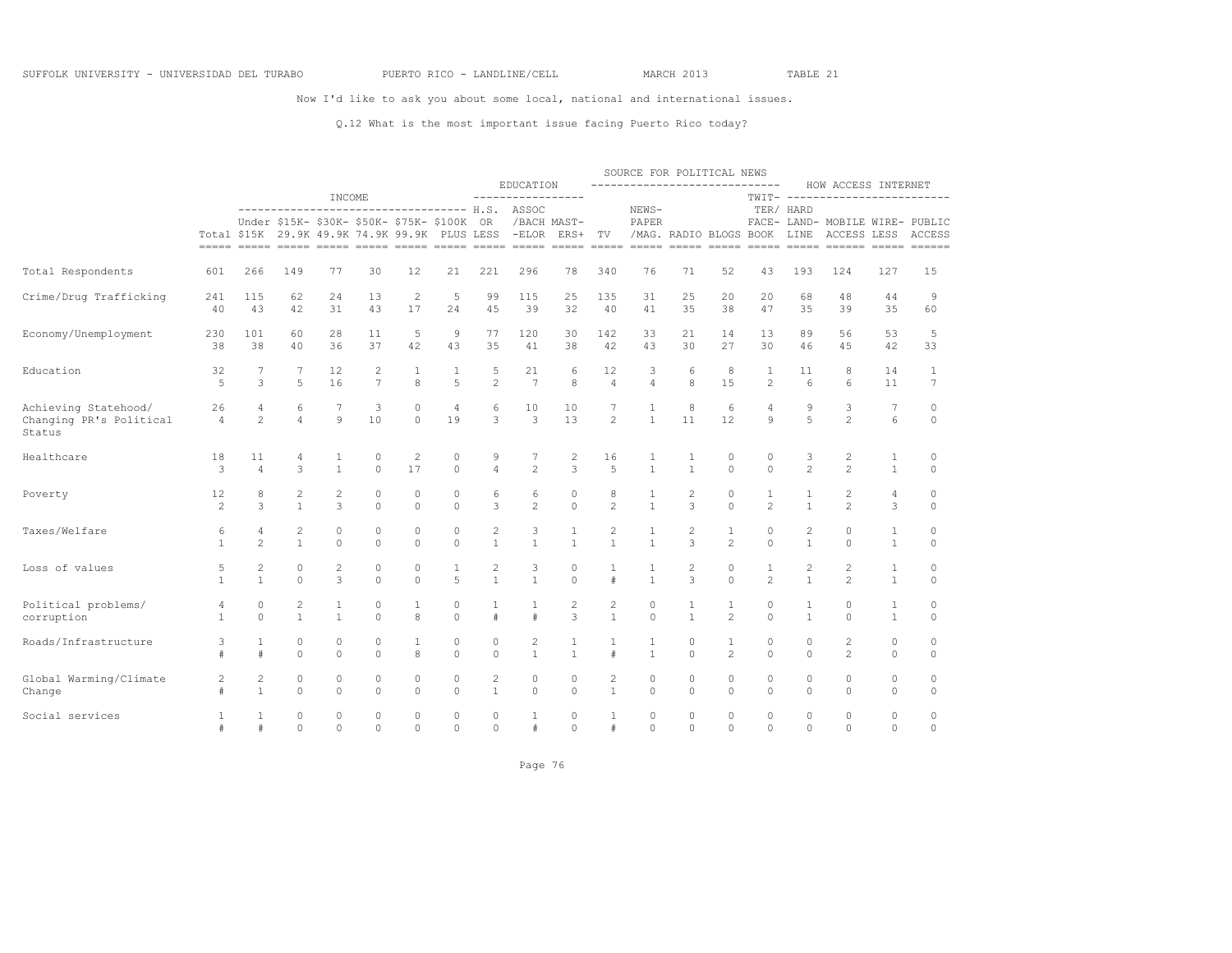SUFFOLK UNIVERSITY - UNIVERSIDAD DEL TURABO PUERTO RICO - LANDLINE/CELL MARCH 2013 TABLE 21

Now I'd like to ask you about some local, national and international issues.

Q.12 What is the most important issue facing Puerto Rico today?

| | | INCOME | | | | | | EDUCATION | | | SOURCE FOR POLITICAL NEWS | | | | | HOW ACCESS INTERNET | | | |
|---|---|---|---|---|---|---|---|---|---|---|---|---|---|---|---|---|---|---|---|
| | Total | Under $15K | $15K-29.9K | $30K-49.9K | $50K-74.9K | $75K-99.9K | $100K PLUS | H.S. OR LESS | ASSOC/BACH-ELOR | MASTERS+ | TV | NEWSPAPER/MAG. | RADIO | BLOGS | TWITTER/FACEBOOK | HARD LAND-LINE | MOBILE ACCESS | WIRELESS | PUBLIC ACCESS |
| Total Respondents | 601 | 266 | 149 | 77 | 30 | 12 | 21 | 221 | 296 | 78 | 340 | 76 | 71 | 52 | 43 | 193 | 124 | 127 | 15 |
| Crime/Drug Trafficking | 241 | 115 | 62 | 24 | 13 | 2 | 5 | 99 | 115 | 25 | 135 | 31 | 25 | 20 | 20 | 68 | 48 | 44 | 9 |
| | 40 | 43 | 42 | 31 | 43 | 17 | 24 | 45 | 39 | 32 | 40 | 41 | 35 | 38 | 47 | 35 | 39 | 35 | 60 |
| Economy/Unemployment | 230 | 101 | 60 | 28 | 11 | 5 | 9 | 77 | 120 | 30 | 142 | 33 | 21 | 14 | 13 | 89 | 56 | 53 | 5 |
| | 38 | 38 | 40 | 36 | 37 | 42 | 43 | 35 | 41 | 38 | 42 | 43 | 30 | 27 | 30 | 46 | 45 | 42 | 33 |
| Education | 32 | 7 | 7 | 12 | 2 | 1 | 1 | 5 | 21 | 6 | 12 | 3 | 6 | 8 | 1 | 11 | 8 | 14 | 1 |
| | 5 | 3 | 5 | 16 | 7 | 8 | 5 | 2 | 7 | 8 | 4 | 4 | 8 | 15 | 2 | 6 | 6 | 11 | 7 |
| Achieving Statehood/ Changing PR's Political Status | 26 | 4 | 6 | 7 | 3 | 0 | 4 | 6 | 10 | 10 | 7 | 1 | 8 | 6 | 4 | 9 | 3 | 7 | 0 |
| | 4 | 2 | 4 | 9 | 10 | 0 | 19 | 3 | 3 | 13 | 2 | 1 | 11 | 12 | 9 | 5 | 2 | 6 | 0 |
| Healthcare | 18 | 11 | 4 | 1 | 0 | 2 | 0 | 9 | 7 | 2 | 16 | 1 | 1 | 0 | 0 | 3 | 2 | 1 | 0 |
| | 3 | 4 | 3 | 1 | 0 | 17 | 0 | 4 | 2 | 3 | 5 | 1 | 1 | 0 | 0 | 2 | 2 | 1 | 0 |
| Poverty | 12 | 8 | 2 | 2 | 0 | 0 | 0 | 6 | 6 | 0 | 8 | 1 | 2 | 0 | 1 | 1 | 2 | 4 | 0 |
| | 2 | 3 | 1 | 3 | 0 | 0 | 0 | 3 | 2 | 0 | 2 | 1 | 3 | 0 | 2 | 1 | 2 | 3 | 0 |
| Taxes/Welfare | 6 | 4 | 2 | 0 | 0 | 0 | 0 | 2 | 3 | 1 | 2 | 1 | 2 | 1 | 0 | 2 | 0 | 1 | 0 |
| | 1 | 2 | 1 | 0 | 0 | 0 | 0 | 1 | 1 | 1 | 1 | 1 | 3 | 2 | 0 | 1 | 0 | 1 | 0 |
| Loss of values | 5 | 2 | 0 | 2 | 0 | 0 | 1 | 2 | 3 | 0 | 1 | 1 | 2 | 0 | 1 | 2 | 2 | 1 | 0 |
| | 1 | 1 | 0 | 3 | 0 | 0 | 5 | 1 | 1 | 0 | # | 1 | 3 | 0 | 2 | 1 | 2 | 1 | 0 |
| Political problems/ corruption | 4 | 0 | 2 | 1 | 0 | 1 | 0 | 1 | 1 | 2 | 2 | 0 | 1 | 1 | 0 | 1 | 0 | 1 | 0 |
| | 1 | 0 | 1 | 1 | 0 | 8 | 0 | # | # | 3 | 1 | 0 | 1 | 2 | 0 | 1 | 0 | 1 | 0 |
| Roads/Infrastructure | 3 | 1 | 0 | 0 | 0 | 1 | 0 | 0 | 2 | 1 | 1 | 1 | 0 | 1 | 0 | 0 | 2 | 0 | 0 |
| | # | # | 0 | 0 | 0 | 8 | 0 | 0 | 1 | 1 | # | 1 | 0 | 2 | 0 | 0 | 2 | 0 | 0 |
| Global Warming/Climate Change | 2 | 2 | 0 | 0 | 0 | 0 | 0 | 2 | 0 | 0 | 2 | 0 | 0 | 0 | 0 | 0 | 0 | 0 | 0 |
| | # | 1 | 0 | 0 | 0 | 0 | 0 | 1 | 0 | 0 | 1 | 0 | 0 | 0 | 0 | 0 | 0 | 0 | 0 |
| Social services | 1 | 1 | 0 | 0 | 0 | 0 | 0 | 0 | 1 | 0 | 1 | 0 | 0 | 0 | 0 | 0 | 0 | 0 | 0 |
| | # | # | 0 | 0 | 0 | 0 | 0 | 0 | # | 0 | # | 0 | 0 | 0 | 0 | 0 | 0 | 0 | 0 |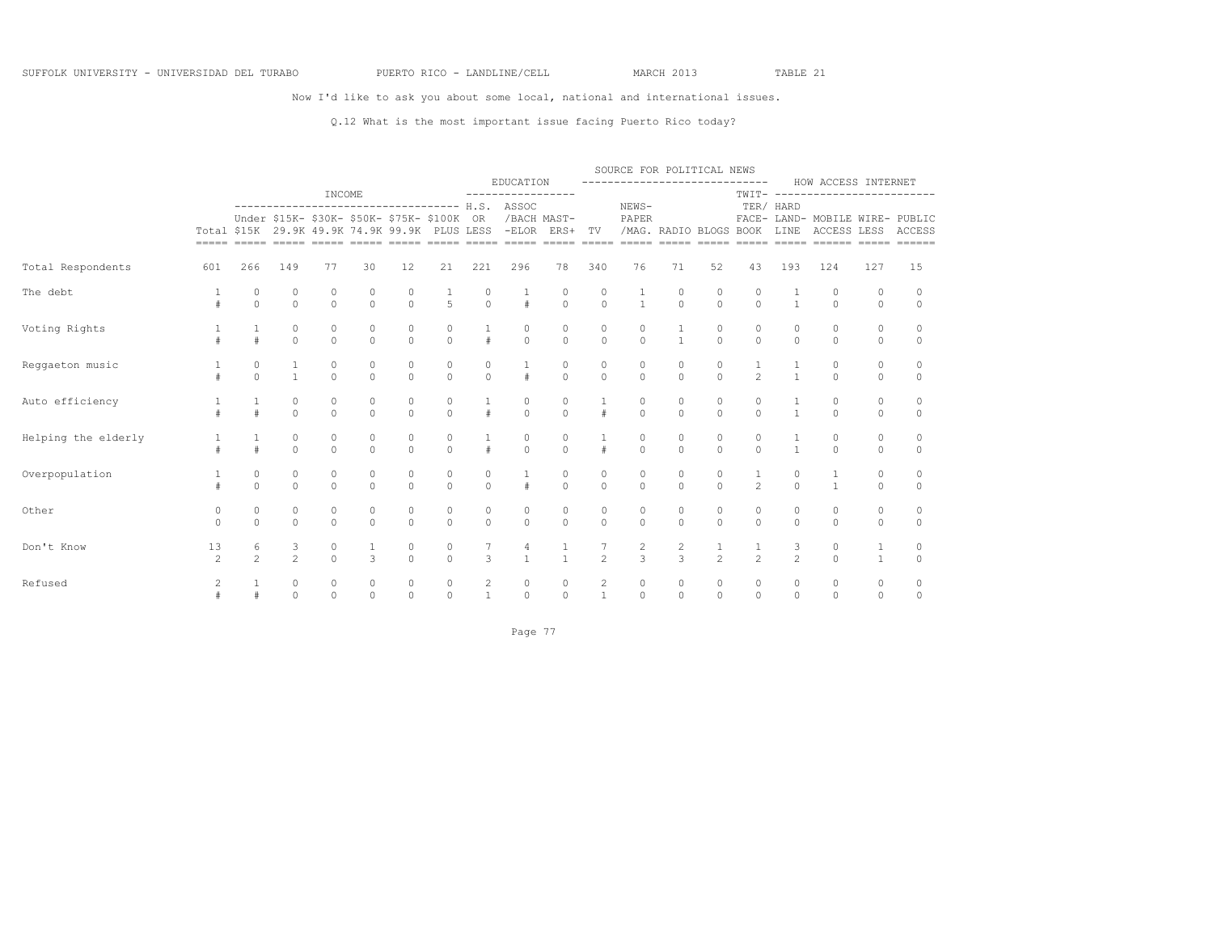Now I'd like to ask you about some local, national and international issues.

Q.12 What is the most important issue facing Puerto Rico today?

| | Total | INCOME | | | | | | EDUCATION | | | SOURCE FOR POLITICAL NEWS | | | | | HOW ACCESS INTERNET | | | |
|---|---|---|---|---|---|---|---|---|---|---|---|---|---|---|---|---|---|---|---|
| | | Under $15K | $15K-29.9K | $30K-49.9K | $50K-74.9K | $75K-99.9K | $100K PLUS | H.S. OR LESS | ASSOC /BACH-ELOR | MAST-ERS+ | TV | NEWS-PAPER /MAG. | RADIO | BLOGS | TWIT-TER/FACE-BOOK | HARD LAND-LINE | MOBILE ACCESS | WIRE-LESS | PUBLIC ACCESS |
| Total Respondents | 601 | 266 | 149 | 77 | 30 | 12 | 21 | 221 | 296 | 78 | 340 | 76 | 71 | 52 | 43 | 193 | 124 | 127 | 15 |
| The debt | 1 | 0 | 0 | 0 | 0 | 0 | 1 | 0 | 1 | 0 | 0 | 1 | 0 | 0 | 0 | 1 | 0 | 0 | 0 |
| | # | 0 | 0 | 0 | 0 | 0 | 5 | 0 | # | 0 | 0 | 1 | 0 | 0 | 0 | 1 | 0 | 0 | 0 |
| Voting Rights | 1 | 1 | 0 | 0 | 0 | 0 | 0 | 1 | 0 | 0 | 0 | 0 | 1 | 0 | 0 | 0 | 0 | 0 | 0 |
| | # | # | 0 | 0 | 0 | 0 | 0 | # | 0 | 0 | 0 | 0 | 1 | 0 | 0 | 0 | 0 | 0 | 0 |
| Reggaeton music | 1 | 0 | 1 | 0 | 0 | 0 | 0 | 0 | 1 | 0 | 0 | 0 | 0 | 0 | 1 | 1 | 0 | 0 | 0 |
| | # | 0 | 1 | 0 | 0 | 0 | 0 | 0 | # | 0 | 0 | 0 | 0 | 0 | 2 | 1 | 0 | 0 | 0 |
| Auto efficiency | 1 | 1 | 0 | 0 | 0 | 0 | 0 | 1 | 0 | 0 | 1 | 0 | 0 | 0 | 0 | 1 | 0 | 0 | 0 |
| | # | # | 0 | 0 | 0 | 0 | 0 | # | 0 | 0 | # | 0 | 0 | 0 | 0 | 1 | 0 | 0 | 0 |
| Helping the elderly | 1 | 1 | 0 | 0 | 0 | 0 | 0 | 1 | 0 | 0 | 1 | 0 | 0 | 0 | 0 | 1 | 0 | 0 | 0 |
| | # | # | 0 | 0 | 0 | 0 | 0 | # | 0 | 0 | # | 0 | 0 | 0 | 0 | 1 | 0 | 0 | 0 |
| Overpopulation | 1 | 0 | 0 | 0 | 0 | 0 | 0 | 0 | 1 | 0 | 0 | 0 | 0 | 0 | 1 | 0 | 1 | 0 | 0 |
| | # | 0 | 0 | 0 | 0 | 0 | 0 | 0 | # | 0 | 0 | 0 | 0 | 0 | 2 | 0 | 1 | 0 | 0 |
| Other | 0 | 0 | 0 | 0 | 0 | 0 | 0 | 0 | 0 | 0 | 0 | 0 | 0 | 0 | 0 | 0 | 0 | 0 | 0 |
| | 0 | 0 | 0 | 0 | 0 | 0 | 0 | 0 | 0 | 0 | 0 | 0 | 0 | 0 | 0 | 0 | 0 | 0 | 0 |
| Don't Know | 13 | 6 | 3 | 0 | 1 | 0 | 0 | 7 | 4 | 1 | 7 | 2 | 2 | 1 | 1 | 3 | 0 | 1 | 0 |
| | 2 | 2 | 2 | 0 | 3 | 0 | 0 | 3 | 1 | 1 | 2 | 3 | 3 | 2 | 2 | 2 | 0 | 1 | 0 |
| Refused | 2 | 1 | 0 | 0 | 0 | 0 | 0 | 2 | 0 | 0 | 2 | 0 | 0 | 0 | 0 | 0 | 0 | 0 | 0 |
| | # | # | 0 | 0 | 0 | 0 | 0 | 1 | 0 | 0 | 1 | 0 | 0 | 0 | 0 | 0 | 0 | 0 | 0 |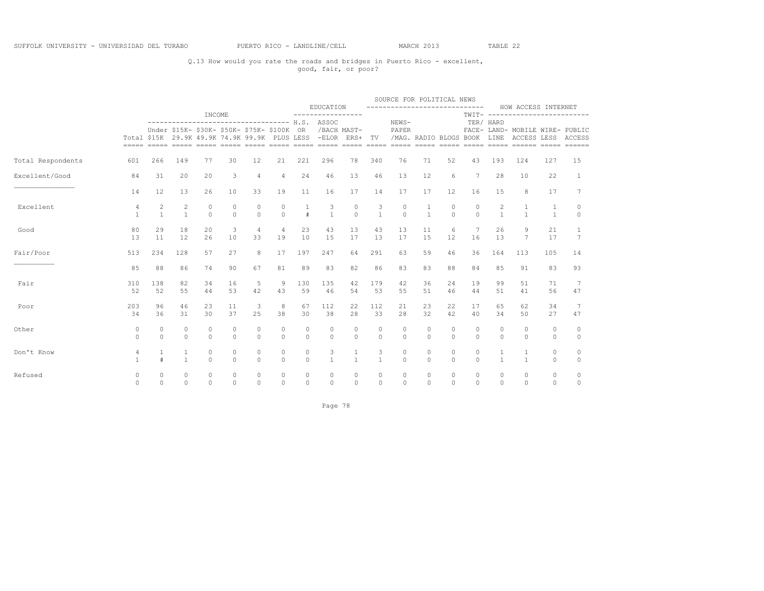SUFFOLK UNIVERSITY - UNIVERSIDAD DEL TURABO PUERTO RICO - LANDLINE/CELL MARCH 2013 TABLE 22

Q.13 How would you rate the roads and bridges in Puerto Rico - excellent, good, fair, or poor?

| | | INCOME | | | | | | EDUCATION | | | SOURCE FOR POLITICAL NEWS | | | | | HOW ACCESS INTERNET | | | |
|---|---|---|---|---|---|---|---|---|---|---|---|---|---|---|---|---|---|---|---|
| | Total | Under $15K | $15K-29.9K | $30K-49.9K | $50K-74.9K | $75K-99.9K | $100K PLUS | H.S. OR LESS | ASSOC /BACH -ELOR | MAST-ERS+ | TV | NEWS-PAPER /MAG. | RADIO | BLOGS | TWIT-TER/ FACE-BOOK | HARD LAND-LINE | MOBILE ACCESS | WIRE-LESS | PUBLIC ACCESS |
| Total Respondents | 601 | 266 | 149 | 77 | 30 | 12 | 21 | 221 | 296 | 78 | 340 | 76 | 71 | 52 | 43 | 193 | 124 | 127 | 15 |
| Excellent/Good | 84 | 31 | 20 | 20 | 3 | 4 | 4 | 24 | 46 | 13 | 46 | 13 | 12 | 6 | 7 | 28 | 10 | 22 | 1 |
| | 14 | 12 | 13 | 26 | 10 | 33 | 19 | 11 | 16 | 17 | 14 | 17 | 17 | 12 | 16 | 15 | 8 | 17 | 7 |
| Excellent | 4 | 2 | 2 | 0 | 0 | 0 | 0 | 1 | 3 | 0 | 3 | 0 | 1 | 0 | 0 | 2 | 1 | 1 | 0 |
| | 1 | 1 | 1 | 0 | 0 | 0 | 0 | # | 1 | 0 | 1 | 0 | 1 | 0 | 0 | 1 | 1 | 1 | 0 |
| Good | 80 | 29 | 18 | 20 | 3 | 4 | 4 | 23 | 43 | 13 | 43 | 13 | 11 | 6 | 7 | 26 | 9 | 21 | 1 |
| | 13 | 11 | 12 | 26 | 10 | 33 | 19 | 10 | 15 | 17 | 13 | 17 | 15 | 12 | 16 | 13 | 7 | 17 | 7 |
| Fair/Poor | 513 | 234 | 128 | 57 | 27 | 8 | 17 | 197 | 247 | 64 | 291 | 63 | 59 | 46 | 36 | 164 | 113 | 105 | 14 |
| | 85 | 88 | 86 | 74 | 90 | 67 | 81 | 89 | 83 | 82 | 86 | 83 | 83 | 88 | 84 | 85 | 91 | 83 | 93 |
| Fair | 310 | 138 | 82 | 34 | 16 | 5 | 9 | 130 | 135 | 42 | 179 | 42 | 36 | 24 | 19 | 99 | 51 | 71 | 7 |
| | 52 | 52 | 55 | 44 | 53 | 42 | 43 | 59 | 46 | 54 | 53 | 55 | 51 | 46 | 44 | 51 | 41 | 56 | 47 |
| Poor | 203 | 96 | 46 | 23 | 11 | 3 | 8 | 67 | 112 | 22 | 112 | 21 | 23 | 22 | 17 | 65 | 62 | 34 | 7 |
| | 34 | 36 | 31 | 30 | 37 | 25 | 38 | 30 | 38 | 28 | 33 | 28 | 32 | 42 | 40 | 34 | 50 | 27 | 47 |
| Other | 0 | 0 | 0 | 0 | 0 | 0 | 0 | 0 | 0 | 0 | 0 | 0 | 0 | 0 | 0 | 0 | 0 | 0 | 0 |
| | 0 | 0 | 0 | 0 | 0 | 0 | 0 | 0 | 0 | 0 | 0 | 0 | 0 | 0 | 0 | 0 | 0 | 0 | 0 |
| Don't Know | 4 | 1 | 1 | 0 | 0 | 0 | 0 | 0 | 3 | 1 | 3 | 0 | 0 | 0 | 0 | 1 | 1 | 0 | 0 |
| | 1 | # | 1 | 0 | 0 | 0 | 0 | 0 | 1 | 1 | 1 | 0 | 0 | 0 | 0 | 1 | 1 | 0 | 0 |
| Refused | 0 | 0 | 0 | 0 | 0 | 0 | 0 | 0 | 0 | 0 | 0 | 0 | 0 | 0 | 0 | 0 | 0 | 0 | 0 |
| | 0 | 0 | 0 | 0 | 0 | 0 | 0 | 0 | 0 | 0 | 0 | 0 | 0 | 0 | 0 | 0 | 0 | 0 | 0 |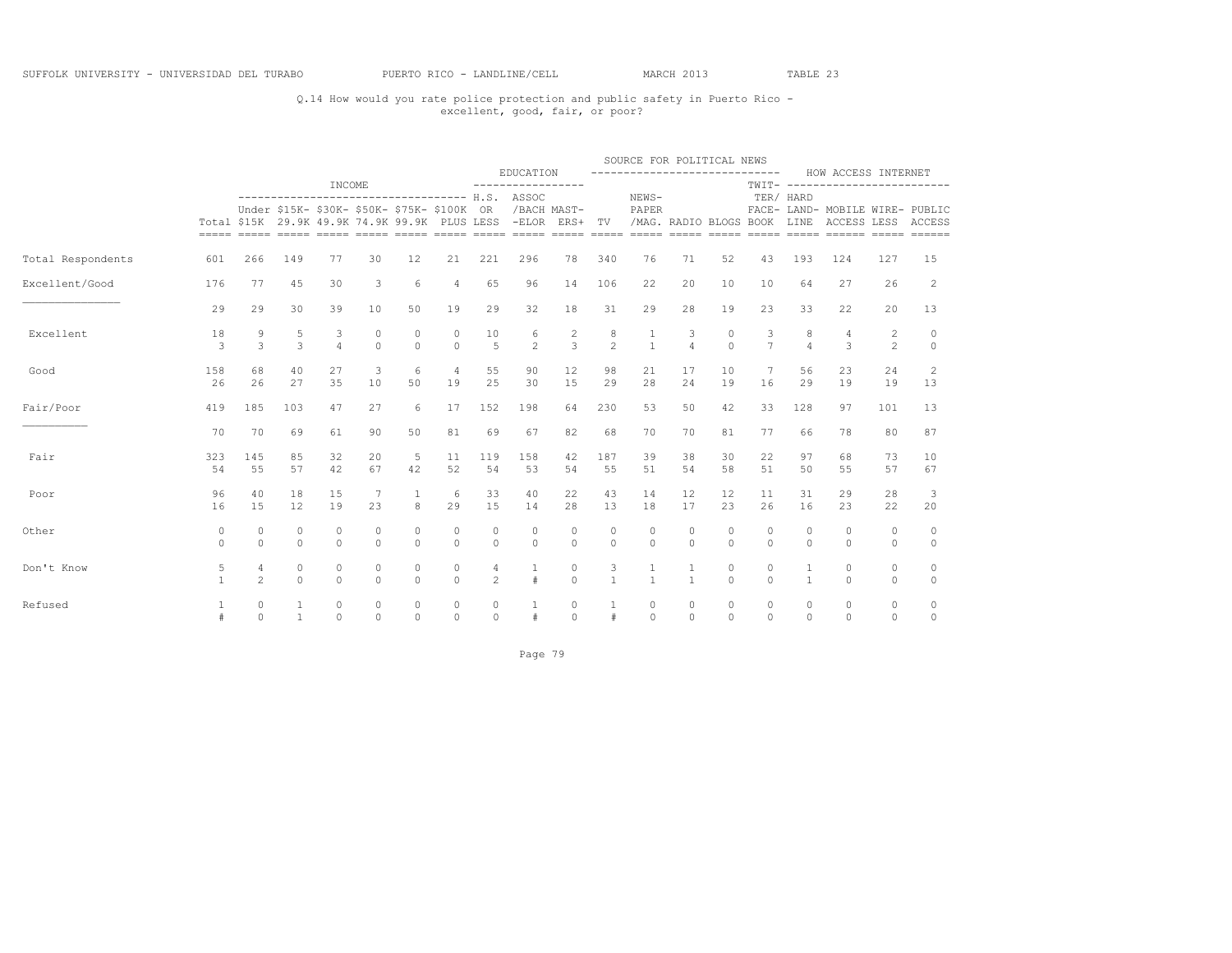SUFFOLK UNIVERSITY - UNIVERSIDAD DEL TURABO PUERTO RICO - LANDLINE/CELL MARCH 2013 TABLE 23

Q.14 How would you rate police protection and public safety in Puerto Rico - excellent, good, fair, or poor?

| | | INCOME | | | | | | EDUCATION | | | SOURCE FOR POLITICAL NEWS | | | | | HOW ACCESS INTERNET | | | |
|---|---|---|---|---|---|---|---|---|---|---|---|---|---|---|---|---|---|---|---|
| | Total | Under $15K | $15K-29.9K | $30K-49.9K | $50K-74.9K | $75K-99.9K | $100K PLUS | H.S. OR LESS | ASSOC /BACH -ELOR | MAST-ERS+ | TV | NEWS-PAPER /MAG. | RADIO | BLOGS | TWIT-TER/ FACE-BOOK | HARD LAND-LINE | MOBILE ACCESS | WIRE-LESS | PUBLIC ACCESS |
| Total Respondents | 601 | 266 | 149 | 77 | 30 | 12 | 21 | 221 | 296 | 78 | 340 | 76 | 71 | 52 | 43 | 193 | 124 | 127 | 15 |
| Excellent/Good | 176 | 77 | 45 | 30 | 3 | 6 | 4 | 65 | 96 | 14 | 106 | 22 | 20 | 10 | 10 | 64 | 27 | 26 | 2 |
| | 29 | 29 | 30 | 39 | 10 | 50 | 19 | 29 | 32 | 18 | 31 | 29 | 28 | 19 | 23 | 33 | 22 | 20 | 13 |
| Excellent | 18 | 9 | 5 | 3 | 0 | 0 | 0 | 10 | 6 | 2 | 8 | 1 | 3 | 0 | 3 | 8 | 4 | 2 | 0 |
| | 3 | 3 | 3 | 4 | 0 | 0 | 0 | 5 | 2 | 3 | 2 | 1 | 4 | 0 | 7 | 4 | 3 | 2 | 0 |
| Good | 158 | 68 | 40 | 27 | 3 | 6 | 4 | 55 | 90 | 12 | 98 | 21 | 17 | 10 | 7 | 56 | 23 | 24 | 2 |
| | 26 | 26 | 27 | 35 | 10 | 50 | 19 | 25 | 30 | 15 | 29 | 28 | 24 | 19 | 16 | 29 | 19 | 19 | 13 |
| Fair/Poor | 419 | 185 | 103 | 47 | 27 | 6 | 17 | 152 | 198 | 64 | 230 | 53 | 50 | 42 | 33 | 128 | 97 | 101 | 13 |
| | 70 | 70 | 69 | 61 | 90 | 50 | 81 | 69 | 67 | 82 | 68 | 70 | 70 | 81 | 77 | 66 | 78 | 80 | 87 |
| Fair | 323 | 145 | 85 | 32 | 20 | 5 | 11 | 119 | 158 | 42 | 187 | 39 | 38 | 30 | 22 | 97 | 68 | 73 | 10 |
| | 54 | 55 | 57 | 42 | 67 | 42 | 52 | 54 | 53 | 54 | 55 | 51 | 54 | 58 | 51 | 50 | 55 | 57 | 67 |
| Poor | 96 | 40 | 18 | 15 | 7 | 1 | 6 | 33 | 40 | 22 | 43 | 14 | 12 | 12 | 11 | 31 | 29 | 28 | 3 |
| | 16 | 15 | 12 | 19 | 23 | 8 | 29 | 15 | 14 | 28 | 13 | 18 | 17 | 23 | 26 | 16 | 23 | 22 | 20 |
| Other | 0 | 0 | 0 | 0 | 0 | 0 | 0 | 0 | 0 | 0 | 0 | 0 | 0 | 0 | 0 | 0 | 0 | 0 | 0 |
| | 0 | 0 | 0 | 0 | 0 | 0 | 0 | 0 | 0 | 0 | 0 | 0 | 0 | 0 | 0 | 0 | 0 | 0 | 0 |
| Don't Know | 5 | 4 | 0 | 0 | 0 | 0 | 0 | 4 | 1 | 0 | 3 | 1 | 1 | 0 | 0 | 1 | 0 | 0 | 0 |
| | 1 | 2 | 0 | 0 | 0 | 0 | 0 | 2 | # | 0 | 1 | 1 | 1 | 0 | 0 | 1 | 0 | 0 | 0 |
| Refused | 1 | 0 | 1 | 0 | 0 | 0 | 0 | 0 | 1 | 0 | 1 | 0 | 0 | 0 | 0 | 0 | 0 | 0 | 0 |
| | # | 0 | 1 | 0 | 0 | 0 | 0 | 0 | # | 0 | # | 0 | 0 | 0 | 0 | 0 | 0 | 0 | 0 |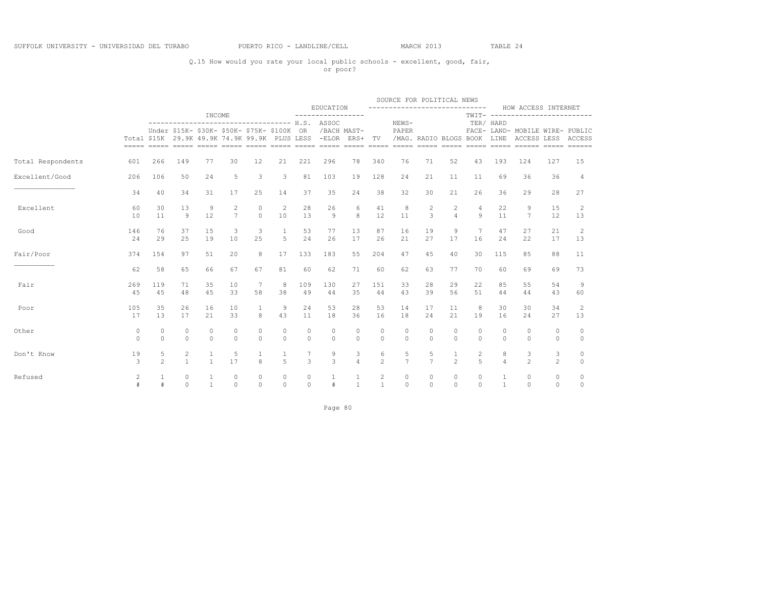SUFFOLK UNIVERSITY - UNIVERSIDAD DEL TURABO PUERTO RICO - LANDLINE/CELL MARCH 2013 TABLE 24

Q.15 How would you rate your local public schools - excellent, good, fair, or poor?

| | | INCOME | | | | | | EDUCATION | | | SOURCE FOR POLITICAL NEWS | | | | | HOW ACCESS INTERNET | | | |
|---|---|---|---|---|---|---|---|---|---|---|---|---|---|---|---|---|---|---|---|
| | Total | Under $15K | $15K-29.9K | $30K-49.9K | $50K-74.9K | $75K-99.9K | $100K PLUS | H.S. OR LESS | ASSOC /BACH -ELOR | MAST-ERS+ | TV | NEWS-PAPER /MAG. | RADIO | BLOGS | TWIT-TER/ FACE-BOOK | HARD LAND-LINE | MOBILE ACCESS | WIRE-LESS | PUBLIC ACCESS |
| Total Respondents | 601 | 266 | 149 | 77 | 30 | 12 | 21 | 221 | 296 | 78 | 340 | 76 | 71 | 52 | 43 | 193 | 124 | 127 | 15 |
| Excellent/Good | 206 | 106 | 50 | 24 | 5 | 3 | 3 | 81 | 103 | 19 | 128 | 24 | 21 | 11 | 11 | 69 | 36 | 36 | 4 |
| | 34 | 40 | 34 | 31 | 17 | 25 | 14 | 37 | 35 | 24 | 38 | 32 | 30 | 21 | 26 | 36 | 29 | 28 | 27 |
| Excellent | 60 | 30 | 13 | 9 | 2 | 0 | 2 | 28 | 26 | 6 | 41 | 8 | 2 | 2 | 4 | 22 | 9 | 15 | 2 |
| | 10 | 11 | 9 | 12 | 7 | 0 | 10 | 13 | 9 | 8 | 12 | 11 | 3 | 4 | 9 | 11 | 7 | 12 | 13 |
| Good | 146 | 76 | 37 | 15 | 3 | 3 | 1 | 53 | 77 | 13 | 87 | 16 | 19 | 9 | 7 | 47 | 27 | 21 | 2 |
| | 24 | 29 | 25 | 19 | 10 | 25 | 5 | 24 | 26 | 17 | 26 | 21 | 27 | 17 | 16 | 24 | 22 | 17 | 13 |
| Fair/Poor | 374 | 154 | 97 | 51 | 20 | 8 | 17 | 133 | 183 | 55 | 204 | 47 | 45 | 40 | 30 | 115 | 85 | 88 | 11 |
| | 62 | 58 | 65 | 66 | 67 | 67 | 81 | 60 | 62 | 71 | 60 | 62 | 63 | 77 | 70 | 60 | 69 | 69 | 73 |
| Fair | 269 | 119 | 71 | 35 | 10 | 7 | 8 | 109 | 130 | 27 | 151 | 33 | 28 | 29 | 22 | 85 | 55 | 54 | 9 |
| | 45 | 45 | 48 | 45 | 33 | 58 | 38 | 49 | 44 | 35 | 44 | 43 | 39 | 56 | 51 | 44 | 44 | 43 | 60 |
| Poor | 105 | 35 | 26 | 16 | 10 | 1 | 9 | 24 | 53 | 28 | 53 | 14 | 17 | 11 | 8 | 30 | 30 | 34 | 2 |
| | 17 | 13 | 17 | 21 | 33 | 8 | 43 | 11 | 18 | 36 | 16 | 18 | 24 | 21 | 19 | 16 | 24 | 27 | 13 |
| Other | 0 | 0 | 0 | 0 | 0 | 0 | 0 | 0 | 0 | 0 | 0 | 0 | 0 | 0 | 0 | 0 | 0 | 0 | 0 |
| | 0 | 0 | 0 | 0 | 0 | 0 | 0 | 0 | 0 | 0 | 0 | 0 | 0 | 0 | 0 | 0 | 0 | 0 | 0 |
| Don't Know | 19 | 5 | 2 | 1 | 5 | 1 | 1 | 7 | 9 | 3 | 6 | 5 | 5 | 1 | 2 | 8 | 3 | 3 | 0 |
| | 3 | 2 | 1 | 1 | 17 | 8 | 5 | 3 | 3 | 4 | 2 | 7 | 7 | 2 | 5 | 4 | 2 | 2 | 0 |
| Refused | 2 | 1 | 0 | 1 | 0 | 0 | 0 | 0 | 1 | 1 | 2 | 0 | 0 | 0 | 0 | 1 | 0 | 0 | 0 |
| | # | # | 0 | 1 | 0 | 0 | 0 | 0 | # | 1 | 1 | 0 | 0 | 0 | 0 | 1 | 0 | 0 | 0 |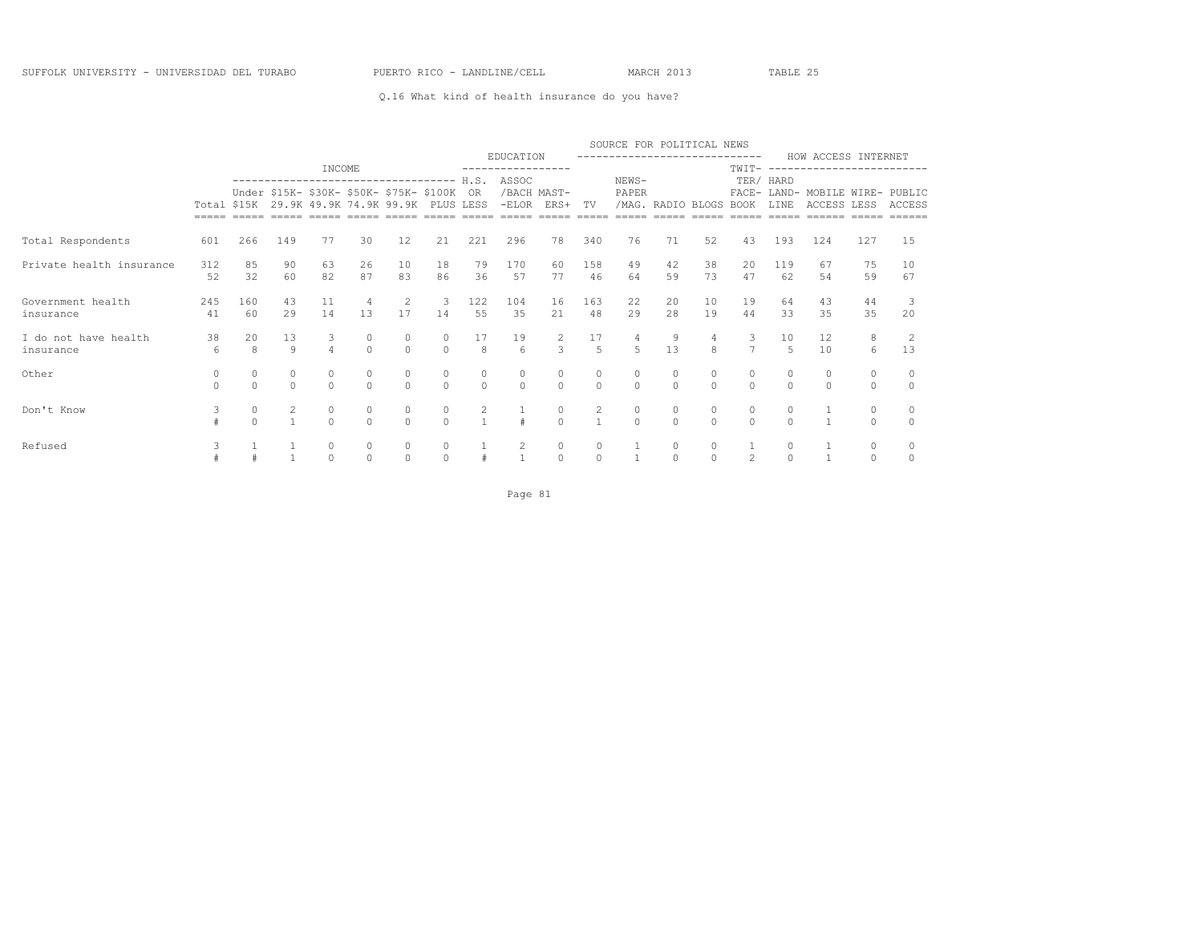SUFFOLK UNIVERSITY - UNIVERSIDAD DEL TURABO PUERTO RICO - LANDLINE/CELL MARCH 2013 TABLE 25

Q.16 What kind of health insurance do you have?

| | | INCOME | | | | | | EDUCATION | | | SOURCE FOR POLITICAL NEWS | | | | | HOW ACCESS INTERNET | | | |
|---|---|---|---|---|---|---|---|---|---|---|---|---|---|---|---|---|---|---|---|
| | Total | Under $15K | $15K-29.9K | $30K-49.9K | $50K-74.9K | $75K-99.9K | $100K PLUS | H.S. OR LESS | ASSOC /BACH-ELOR | MAST-ERS+ | TV | NEWS-PAPER /MAG. | RADIO | BLOGS | TWIT-TER/ FACE-BOOK | HARD LAND-LINE | MOBILE ACCESS | WIRE-LESS | PUBLIC ACCESS |
| Total Respondents | 601 | 266 | 149 | 77 | 30 | 12 | 21 | 221 | 296 | 78 | 340 | 76 | 71 | 52 | 43 | 193 | 124 | 127 | 15 |
| Private health insurance | 312 | 85 | 90 | 63 | 26 | 10 | 18 | 79 | 170 | 60 | 158 | 49 | 42 | 38 | 20 | 119 | 67 | 75 | 10 |
| | 52 | 32 | 60 | 82 | 87 | 83 | 86 | 36 | 57 | 77 | 46 | 64 | 59 | 73 | 47 | 62 | 54 | 59 | 67 |
| Government health insurance | 245 | 160 | 43 | 11 | 4 | 2 | 3 | 122 | 104 | 16 | 163 | 22 | 20 | 10 | 19 | 64 | 43 | 44 | 3 |
| | 41 | 60 | 29 | 14 | 13 | 17 | 14 | 55 | 35 | 21 | 48 | 29 | 28 | 19 | 44 | 33 | 35 | 35 | 20 |
| I do not have health insurance | 38 | 20 | 13 | 3 | 0 | 0 | 0 | 17 | 19 | 2 | 17 | 4 | 9 | 4 | 3 | 10 | 12 | 8 | 2 |
| | 6 | 8 | 9 | 4 | 0 | 0 | 0 | 8 | 6 | 3 | 5 | 5 | 13 | 8 | 7 | 5 | 10 | 6 | 13 |
| Other | 0 | 0 | 0 | 0 | 0 | 0 | 0 | 0 | 0 | 0 | 0 | 0 | 0 | 0 | 0 | 0 | 0 | 0 | 0 |
| | 0 | 0 | 0 | 0 | 0 | 0 | 0 | 0 | 0 | 0 | 0 | 0 | 0 | 0 | 0 | 0 | 0 | 0 | 0 |
| Don't Know | 3 | 0 | 2 | 0 | 0 | 0 | 0 | 2 | 1 | 0 | 2 | 0 | 0 | 0 | 0 | 0 | 1 | 0 | 0 |
| | # | 0 | 1 | 0 | 0 | 0 | 0 | 1 | # | 0 | 1 | 0 | 0 | 0 | 0 | 0 | 1 | 0 | 0 |
| Refused | 3 | 1 | 1 | 0 | 0 | 0 | 0 | 1 | 2 | 0 | 0 | 1 | 0 | 0 | 1 | 0 | 1 | 0 | 0 |
| | # | # | 1 | 0 | 0 | 0 | 0 | # | 1 | 0 | 0 | 1 | 0 | 0 | 2 | 0 | 1 | 0 | 0 |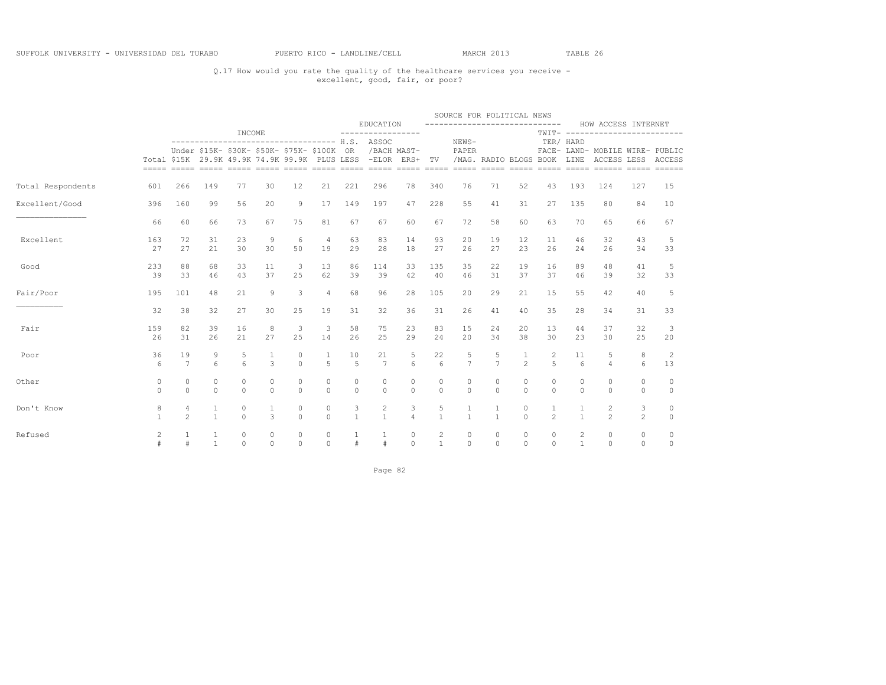SUFFOLK UNIVERSITY - UNIVERSIDAD DEL TURABO PUERTO RICO - LANDLINE/CELL MARCH 2013 TABLE 26

Q.17 How would you rate the quality of the healthcare services you receive - excellent, good, fair, or poor?

| | | INCOME | | | | | | EDUCATION | | | SOURCE FOR POLITICAL NEWS | | | | | HOW ACCESS INTERNET | | | |
|---|---|---|---|---|---|---|---|---|---|---|---|---|---|---|---|---|---|---|---|
| | Total | Under $15K | $15K-29.9K | $30K-49.9K | $50K-74.9K | $75K-99.9K | $100K PLUS | H.S. OR LESS | ASSOC /BACH-ELOR | MAST-ERS+ | TV | NEWS-PAPER /MAG. | RADIO | BLOGS | TWIT-TER/ FACE-BOOK | HARD LAND-LINE | MOBILE ACCESS | WIRE-LESS | PUBLIC ACCESS |
| Total Respondents | 601 | 266 | 149 | 77 | 30 | 12 | 21 | 221 | 296 | 78 | 340 | 76 | 71 | 52 | 43 | 193 | 124 | 127 | 15 |
| Excellent/Good | 396 | 160 | 99 | 56 | 20 | 9 | 17 | 149 | 197 | 47 | 228 | 55 | 41 | 31 | 27 | 135 | 80 | 84 | 10 |
| | 66 | 60 | 66 | 73 | 67 | 75 | 81 | 67 | 67 | 60 | 67 | 72 | 58 | 60 | 63 | 70 | 65 | 66 | 67 |
| Excellent | 163 | 72 | 31 | 23 | 9 | 6 | 4 | 63 | 83 | 14 | 93 | 20 | 19 | 12 | 11 | 46 | 32 | 43 | 5 |
| | 27 | 27 | 21 | 30 | 30 | 50 | 19 | 29 | 28 | 18 | 27 | 26 | 27 | 23 | 26 | 24 | 26 | 34 | 33 |
| Good | 233 | 88 | 68 | 33 | 11 | 3 | 13 | 86 | 114 | 33 | 135 | 35 | 22 | 19 | 16 | 89 | 48 | 41 | 5 |
| | 39 | 33 | 46 | 43 | 37 | 25 | 62 | 39 | 39 | 42 | 40 | 46 | 31 | 37 | 37 | 46 | 39 | 32 | 33 |
| Fair/Poor | 195 | 101 | 48 | 21 | 9 | 3 | 4 | 68 | 96 | 28 | 105 | 20 | 29 | 21 | 15 | 55 | 42 | 40 | 5 |
| | 32 | 38 | 32 | 27 | 30 | 25 | 19 | 31 | 32 | 36 | 31 | 26 | 41 | 40 | 35 | 28 | 34 | 31 | 33 |
| Fair | 159 | 82 | 39 | 16 | 8 | 3 | 3 | 58 | 75 | 23 | 83 | 15 | 24 | 20 | 13 | 44 | 37 | 32 | 3 |
| | 26 | 31 | 26 | 21 | 27 | 25 | 14 | 26 | 25 | 29 | 24 | 20 | 34 | 38 | 30 | 23 | 30 | 25 | 20 |
| Poor | 36 | 19 | 9 | 5 | 1 | 0 | 1 | 10 | 21 | 5 | 22 | 5 | 5 | 1 | 2 | 11 | 5 | 8 | 2 |
| | 6 | 7 | 6 | 6 | 3 | 0 | 5 | 5 | 7 | 6 | 6 | 7 | 7 | 2 | 5 | 6 | 4 | 6 | 13 |
| Other | 0 | 0 | 0 | 0 | 0 | 0 | 0 | 0 | 0 | 0 | 0 | 0 | 0 | 0 | 0 | 0 | 0 | 0 | 0 |
| | 0 | 0 | 0 | 0 | 0 | 0 | 0 | 0 | 0 | 0 | 0 | 0 | 0 | 0 | 0 | 0 | 0 | 0 | 0 |
| Don't Know | 8 | 4 | 1 | 0 | 1 | 0 | 0 | 3 | 2 | 3 | 5 | 1 | 1 | 0 | 1 | 1 | 2 | 3 | 0 |
| | 1 | 2 | 1 | 0 | 3 | 0 | 0 | 1 | 1 | 4 | 1 | 1 | 1 | 0 | 2 | 1 | 2 | 2 | 0 |
| Refused | 2 | 1 | 1 | 0 | 0 | 0 | 0 | 1 | 1 | 0 | 2 | 0 | 0 | 0 | 0 | 2 | 0 | 0 | 0 |
| | # | # | 1 | 0 | 0 | 0 | 0 | # | # | 0 | 1 | 0 | 0 | 0 | 0 | 1 | 0 | 0 | 0 |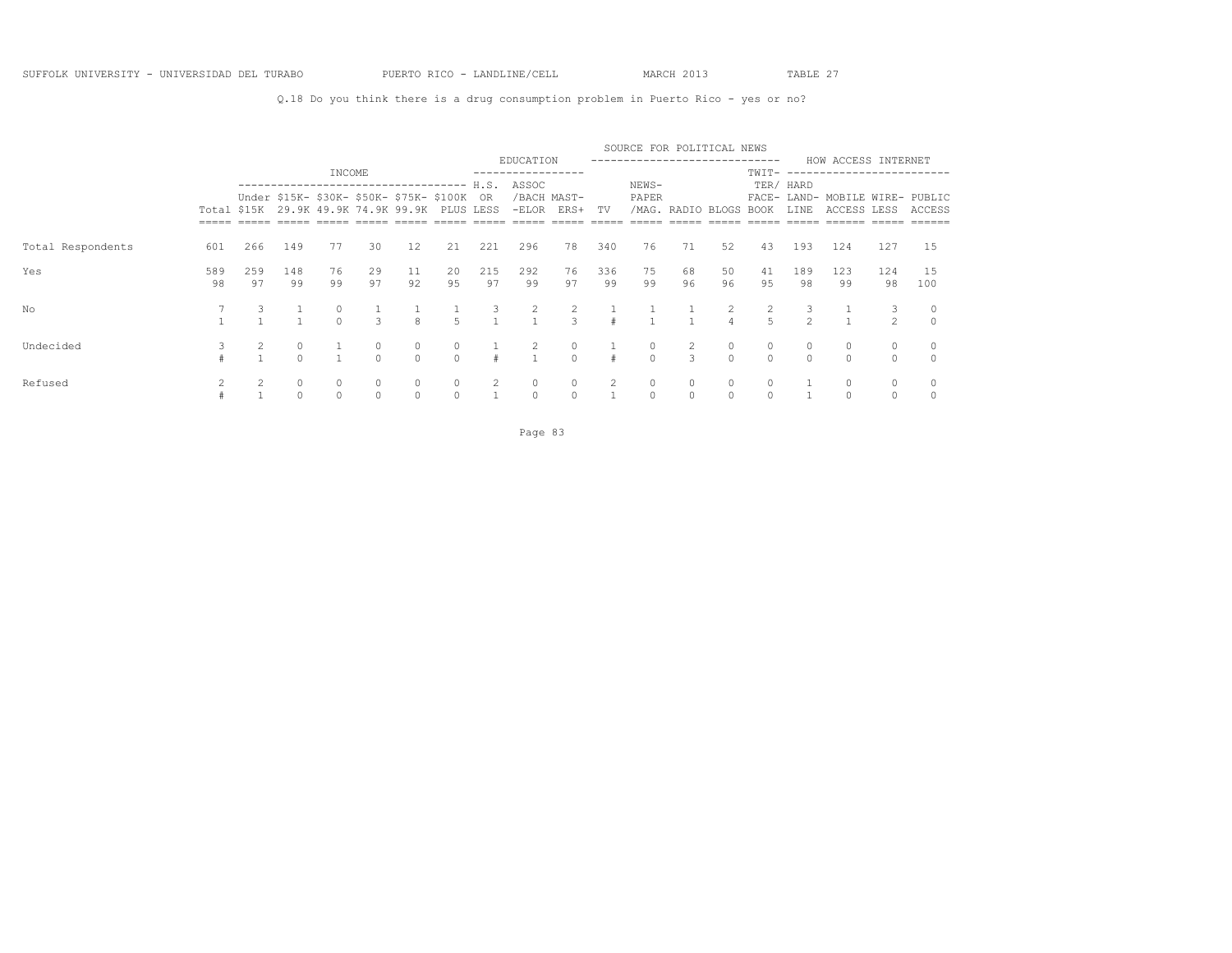SUFFOLK UNIVERSITY - UNIVERSIDAD DEL TURABO    PUERTO RICO - LANDLINE/CELL    MARCH 2013    TABLE 27

Q.18 Do you think there is a drug consumption problem in Puerto Rico - yes or no?

| | | INCOME | | | | | | EDUCATION | | | SOURCE FOR POLITICAL NEWS | | | | | HOW ACCESS INTERNET | | | |
|---|---|---|---|---|---|---|---|---|---|---|---|---|---|---|---|---|---|---|---|
| | Total | Under $15K | $15K-29.9K | $30K-49.9K | $50K-74.9K | $75K-99.9K | $100K PLUS | H.S. OR LESS | ASSOC/BACH-ELOR | MAST-ERS+ | TV | NEWS-PAPER/MAG. | RADIO | BLOGS | TWIT-TER/FACE-BOOK | HARD LAND-LINE | MOBILE ACCESS | WIRE-LESS | PUBLIC ACCESS |
| Total Respondents | 601 | 266 | 149 | 77 | 30 | 12 | 21 | 221 | 296 | 78 | 340 | 76 | 71 | 52 | 43 | 193 | 124 | 127 | 15 |
| Yes | 589 | 259 | 148 | 76 | 29 | 11 | 20 | 215 | 292 | 76 | 336 | 75 | 68 | 50 | 41 | 189 | 123 | 124 | 15 |
| | 98 | 97 | 99 | 99 | 97 | 92 | 95 | 97 | 99 | 97 | 99 | 99 | 96 | 96 | 95 | 98 | 99 | 98 | 100 |
| No | 7 | 3 | 1 | 0 | 1 | 1 | 1 | 3 | 2 | 2 | 1 | 1 | 1 | 2 | 2 | 3 | 1 | 3 | 0 |
| | 1 | 1 | 1 | 0 | 3 | 8 | 5 | 1 | 1 | 3 | # | 1 | 1 | 4 | 5 | 2 | 1 | 2 | 0 |
| Undecided | 3 | 2 | 0 | 1 | 0 | 0 | 0 | 1 | 2 | 0 | 1 | 0 | 2 | 0 | 0 | 0 | 0 | 0 | 0 |
| | # | 1 | 0 | 1 | 0 | 0 | 0 | # | 1 | 0 | # | 0 | 3 | 0 | 0 | 0 | 0 | 0 | 0 |
| Refused | 2 | 2 | 0 | 0 | 0 | 0 | 0 | 2 | 0 | 0 | 2 | 0 | 0 | 0 | 0 | 1 | 0 | 0 | 0 |
| | # | 1 | 0 | 0 | 0 | 0 | 0 | 1 | 0 | 0 | 1 | 0 | 0 | 0 | 0 | 1 | 0 | 0 | 0 |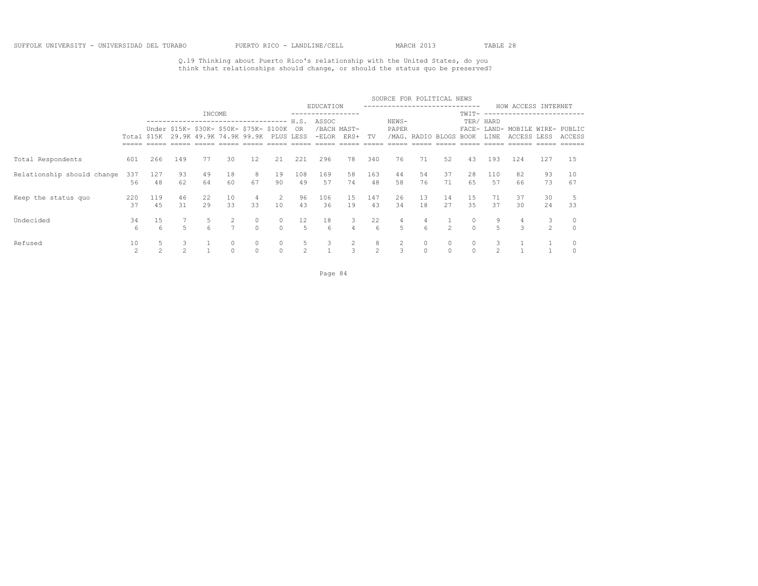SUFFOLK UNIVERSITY - UNIVERSIDAD DEL TURABO　　PUERTO RICO - LANDLINE/CELL　　MARCH 2013　　TABLE 28

Q.19 Thinking about Puerto Rico's relationship with the United States, do you think that relationships should change, or should the status quo be preserved?

| | | INCOME | | | | | | EDUCATION | | | SOURCE FOR POLITICAL NEWS | | | | | HOW ACCESS INTERNET | | | |
|---|---|---|---|---|---|---|---|---|---|---|---|---|---|---|---|---|---|---|---|
| | Total | Under $15K | $15K-29.9K | $30K-49.9K | $50K-74.9K | $75K-99.9K | $100K PLUS | H.S. OR LESS | ASSOC /BACH -ELOR | MAST-ERS+ | TV | NEWS-PAPER /MAG. | RADIO | BLOGS | TWIT-TER/ FACE-BOOK | HARD LAND-LINE | MOBILE ACCESS | WIRE-LESS | PUBLIC ACCESS |
| Total Respondents | 601 | 266 | 149 | 77 | 30 | 12 | 21 | 221 | 296 | 78 | 340 | 76 | 71 | 52 | 43 | 193 | 124 | 127 | 15 |
| Relationship should change | 337 | 127 | 93 | 49 | 18 | 8 | 19 | 108 | 169 | 58 | 163 | 44 | 54 | 37 | 28 | 110 | 82 | 93 | 10 |
| | 56 | 48 | 62 | 64 | 60 | 67 | 90 | 49 | 57 | 74 | 48 | 58 | 76 | 71 | 65 | 57 | 66 | 73 | 67 |
| Keep the status quo | 220 | 119 | 46 | 22 | 10 | 4 | 2 | 96 | 106 | 15 | 147 | 26 | 13 | 14 | 15 | 71 | 37 | 30 | 5 |
| | 37 | 45 | 31 | 29 | 33 | 33 | 10 | 43 | 36 | 19 | 43 | 34 | 18 | 27 | 35 | 37 | 30 | 24 | 33 |
| Undecided | 34 | 15 | 7 | 5 | 2 | 0 | 0 | 12 | 18 | 3 | 22 | 4 | 4 | 1 | 0 | 9 | 4 | 3 | 0 |
| | 6 | 6 | 5 | 6 | 7 | 0 | 0 | 5 | 6 | 4 | 6 | 5 | 6 | 2 | 0 | 5 | 3 | 2 | 0 |
| Refused | 10 | 5 | 3 | 1 | 0 | 0 | 0 | 5 | 3 | 2 | 8 | 2 | 0 | 0 | 0 | 3 | 1 | 1 | 0 |
| | 2 | 2 | 2 | 1 | 0 | 0 | 0 | 2 | 1 | 3 | 2 | 3 | 0 | 0 | 0 | 2 | 1 | 1 | 0 |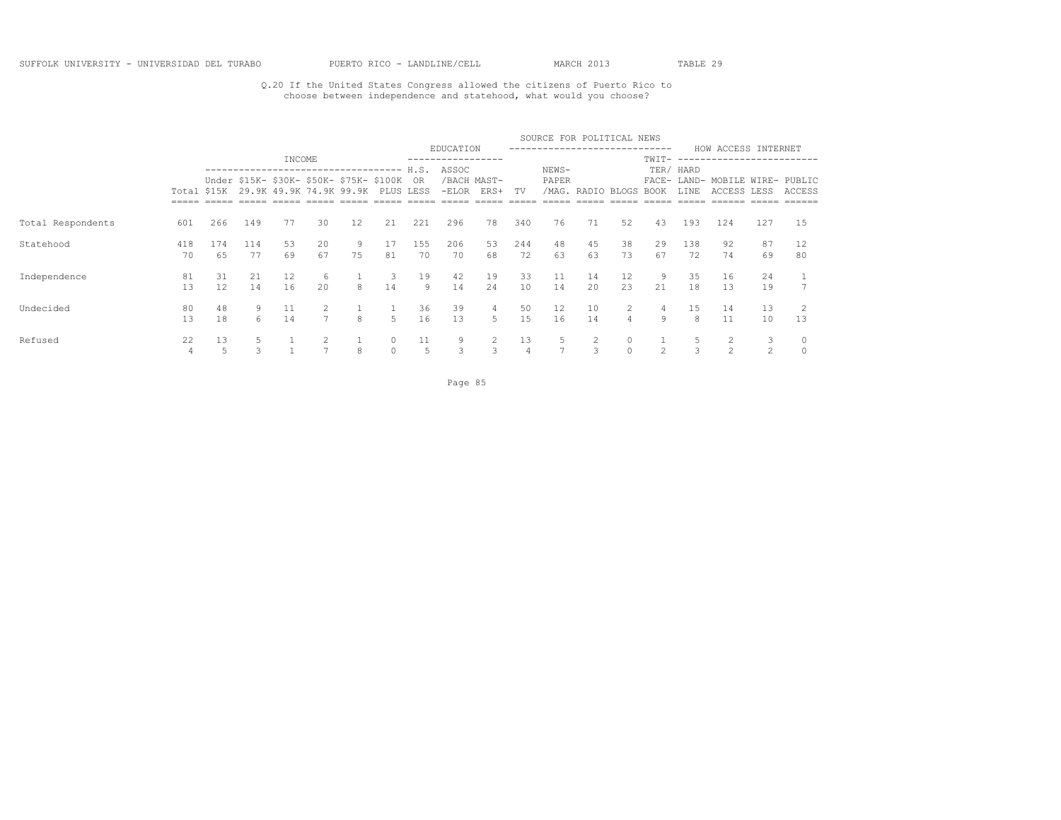Q.20 If the United States Congress allowed the citizens of Puerto Rico to choose between independence and statehood, what would you choose?

| | Total | INCOME | | | | | | EDUCATION | | | SOURCE FOR POLITICAL NEWS | | | | | HOW ACCESS INTERNET | | | |
|---|---|---|---|---|---|---|---|---|---|---|---|---|---|---|---|---|---|---|---|
| | | Under $15K | $15K-29.9K | $30K-49.9K | $50K-74.9K | $75K-99.9K | $100K PLUS | H.S. OR LESS | ASSOC /BACH -ELOR | MAST-ERS+ | TV | NEWS-PAPER /MAG. | RADIO | BLOGS | TWIT-TER/ FACE-BOOK | HARD LAND-LINE | MOBILE ACCESS | WIRE-LESS | PUBLIC ACCESS |
| Total Respondents | 601 | 266 | 149 | 77 | 30 | 12 | 21 | 221 | 296 | 78 | 340 | 76 | 71 | 52 | 43 | 193 | 124 | 127 | 15 |
| Statehood | 418 | 174 | 114 | 53 | 20 | 9 | 17 | 155 | 206 | 53 | 244 | 48 | 45 | 38 | 29 | 138 | 92 | 87 | 12 |
| | 70 | 65 | 77 | 69 | 67 | 75 | 81 | 70 | 70 | 68 | 72 | 63 | 63 | 73 | 67 | 72 | 74 | 69 | 80 |
| Independence | 81 | 31 | 21 | 12 | 6 | 1 | 3 | 19 | 42 | 19 | 33 | 11 | 14 | 12 | 9 | 35 | 16 | 24 | 1 |
| | 13 | 12 | 14 | 16 | 20 | 8 | 14 | 9 | 14 | 24 | 10 | 14 | 20 | 23 | 21 | 18 | 13 | 19 | 7 |
| Undecided | 80 | 48 | 9 | 11 | 2 | 1 | 1 | 36 | 39 | 4 | 50 | 12 | 10 | 2 | 4 | 15 | 14 | 13 | 2 |
| | 13 | 18 | 6 | 14 | 7 | 8 | 5 | 16 | 13 | 5 | 15 | 16 | 14 | 4 | 9 | 8 | 11 | 10 | 13 |
| Refused | 22 | 13 | 5 | 1 | 2 | 1 | 0 | 11 | 9 | 2 | 13 | 5 | 2 | 0 | 1 | 5 | 2 | 3 | 0 |
| | 4 | 5 | 3 | 1 | 7 | 8 | 0 | 5 | 3 | 3 | 4 | 7 | 3 | 0 | 2 | 3 | 2 | 2 | 0 |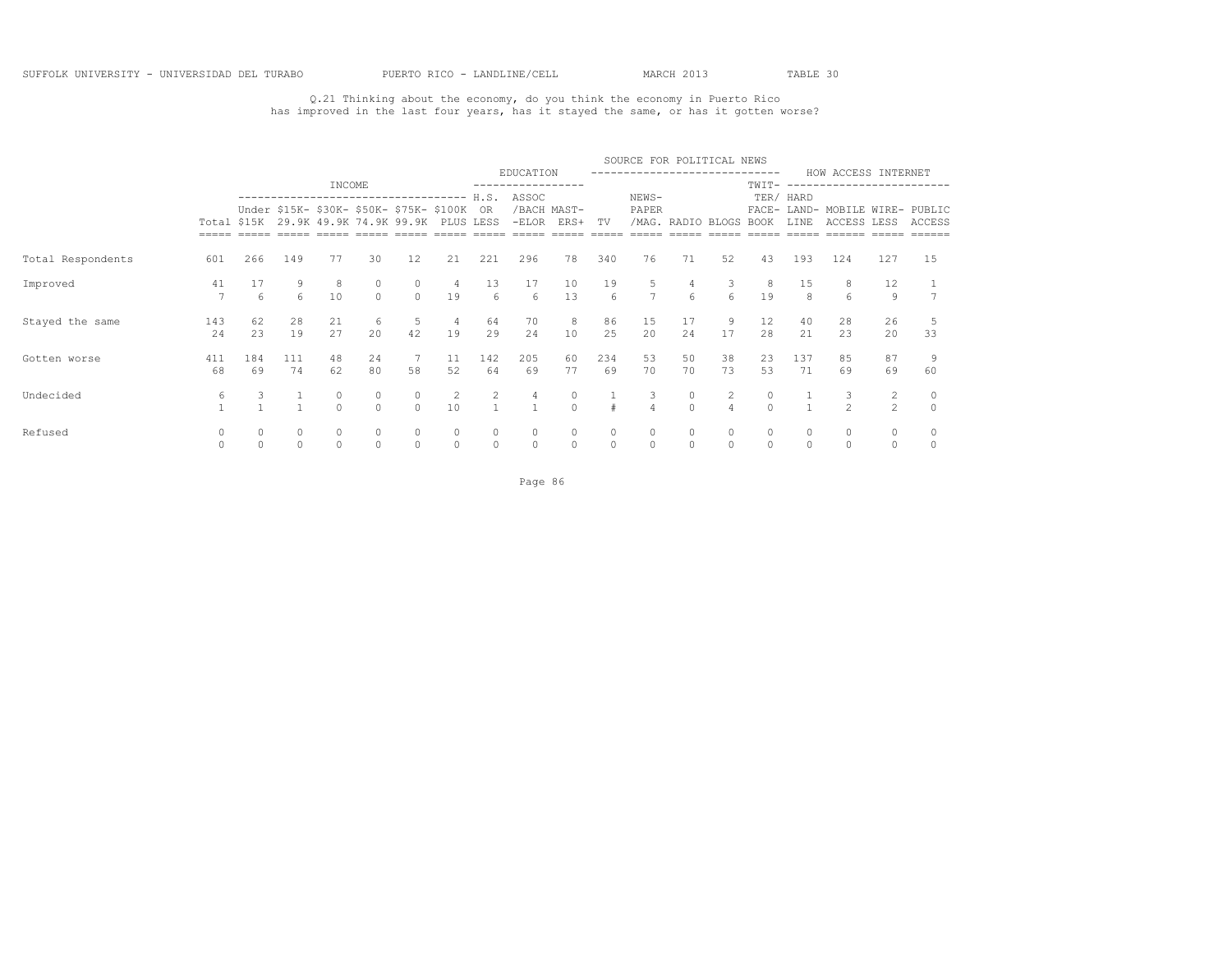SUFFOLK UNIVERSITY - UNIVERSIDAD DEL TURABO PUERTO RICO - LANDLINE/CELL MARCH 2013 TABLE 30

Q.21 Thinking about the economy, do you think the economy in Puerto Rico has improved in the last four years, has it stayed the same, or has it gotten worse?

| | | INCOME | | | | | | EDUCATION | | | SOURCE FOR POLITICAL NEWS | | | | | HOW ACCESS INTERNET | | | |
|---|---|---|---|---|---|---|---|---|---|---|---|---|---|---|---|---|---|---|---|
| | Total | Under $15K | $15K-29.9K | $30K-49.9K | $50K-74.9K | $75K-99.9K | $100K PLUS | H.S. OR LESS | ASSOC /BACH -ELOR | MAST-ERS+ | TV | NEWS-PAPER /MAG. | RADIO | BLOGS | TWIT-TER/ FACE-BOOK | HARD LAND-LINE | MOBILE ACCESS | WIRE-LESS | PUBLIC ACCESS |
| Total Respondents | 601 | 266 | 149 | 77 | 30 | 12 | 21 | 221 | 296 | 78 | 340 | 76 | 71 | 52 | 43 | 193 | 124 | 127 | 15 |
| Improved | 41 | 17 | 9 | 8 | 0 | 0 | 4 | 13 | 17 | 10 | 19 | 5 | 4 | 3 | 8 | 15 | 8 | 12 | 1 |
| | 7 | 6 | 6 | 10 | 0 | 0 | 19 | 6 | 6 | 13 | 6 | 7 | 6 | 6 | 19 | 8 | 6 | 9 | 7 |
| Stayed the same | 143 | 62 | 28 | 21 | 6 | 5 | 4 | 64 | 70 | 8 | 86 | 15 | 17 | 9 | 12 | 40 | 28 | 26 | 5 |
| | 24 | 23 | 19 | 27 | 20 | 42 | 19 | 29 | 24 | 10 | 25 | 20 | 24 | 17 | 28 | 21 | 23 | 20 | 33 |
| Gotten worse | 411 | 184 | 111 | 48 | 24 | 7 | 11 | 142 | 205 | 60 | 234 | 53 | 50 | 38 | 23 | 137 | 85 | 87 | 9 |
| | 68 | 69 | 74 | 62 | 80 | 58 | 52 | 64 | 69 | 77 | 69 | 70 | 70 | 73 | 53 | 71 | 69 | 69 | 60 |
| Undecided | 6 | 3 | 1 | 0 | 0 | 0 | 2 | 2 | 4 | 0 | 1 | 3 | 0 | 2 | 0 | 1 | 3 | 2 | 0 |
| | 1 | 1 | 1 | 0 | 0 | 0 | 10 | 1 | 1 | 0 | # | 4 | 0 | 4 | 0 | 1 | 2 | 2 | 0 |
| Refused | 0 | 0 | 0 | 0 | 0 | 0 | 0 | 0 | 0 | 0 | 0 | 0 | 0 | 0 | 0 | 0 | 0 | 0 | 0 |
| | 0 | 0 | 0 | 0 | 0 | 0 | 0 | 0 | 0 | 0 | 0 | 0 | 0 | 0 | 0 | 0 | 0 | 0 | 0 |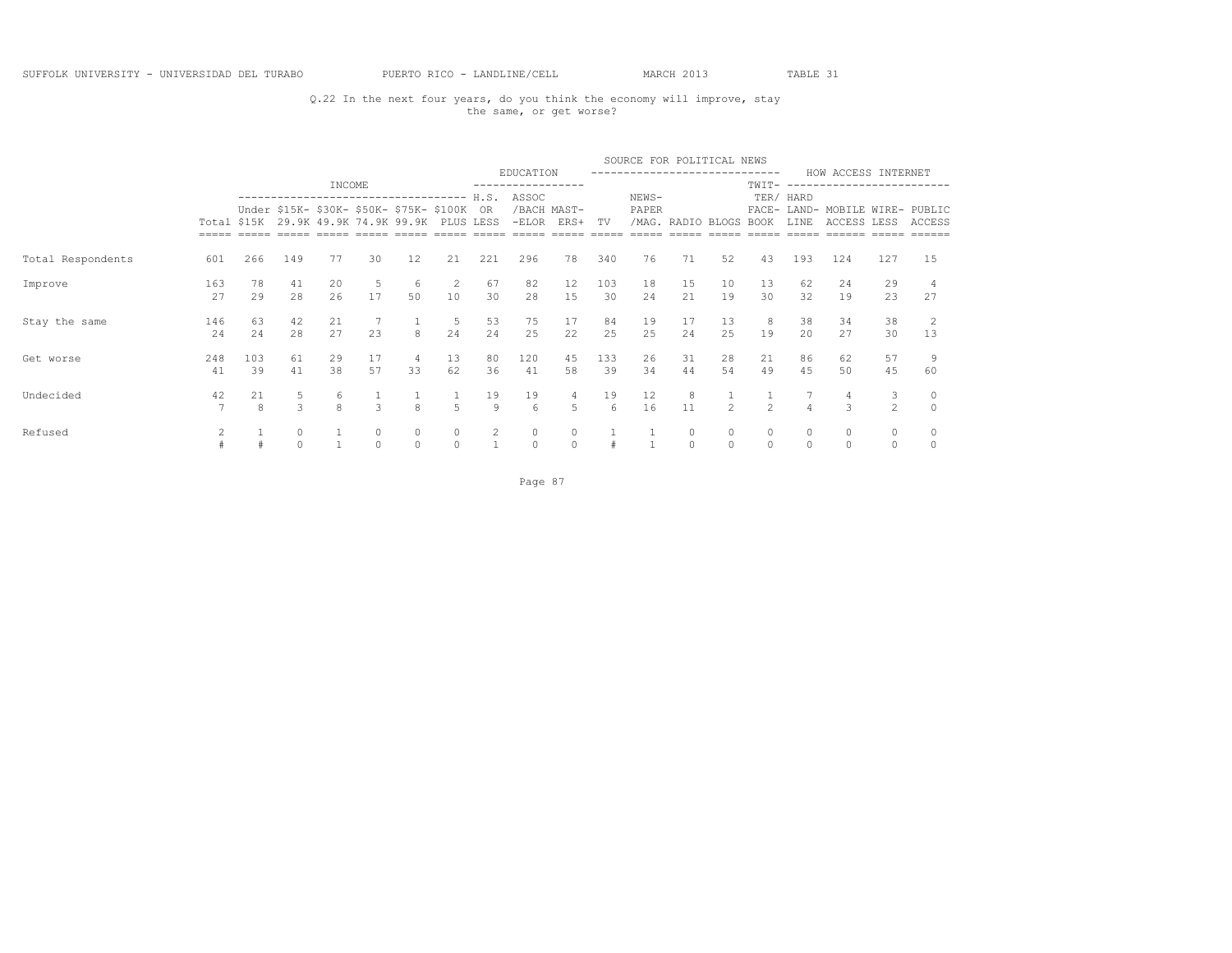SUFFOLK UNIVERSITY - UNIVERSIDAD DEL TURABO PUERTO RICO - LANDLINE/CELL MARCH 2013 TABLE 31

Q.22 In the next four years, do you think the economy will improve, stay the same, or get worse?

| | | INCOME | | | | | | EDUCATION | | | SOURCE FOR POLITICAL NEWS | | | | | HOW ACCESS INTERNET | | | |
|---|---|---|---|---|---|---|---|---|---|---|---|---|---|---|---|---|---|---|---|
| | Total | Under $15K | $15K-29.9K | $30K-49.9K | $50K-74.9K | $75K-99.9K | $100K PLUS | H.S. OR LESS | ASSOC/BACH-ELOR | MASTERS+ | TV | NEWSPAPER/MAG. | RADIO | BLOGS | TWITTER/FACEBOOK | HARD LAND-LINE | MOBILE ACCESS | WIRELESS | PUBLIC ACCESS |
| Total Respondents | 601 | 266 | 149 | 77 | 30 | 12 | 21 | 221 | 296 | 78 | 340 | 76 | 71 | 52 | 43 | 193 | 124 | 127 | 15 |
| Improve | 163 | 78 | 41 | 20 | 5 | 6 | 2 | 67 | 82 | 12 | 103 | 18 | 15 | 10 | 13 | 62 | 24 | 29 | 4 |
| | 27 | 29 | 28 | 26 | 17 | 50 | 10 | 30 | 28 | 15 | 30 | 24 | 21 | 19 | 30 | 32 | 19 | 23 | 27 |
| Stay the same | 146 | 63 | 42 | 21 | 7 | 1 | 5 | 53 | 75 | 17 | 84 | 19 | 17 | 13 | 8 | 38 | 34 | 38 | 2 |
| | 24 | 24 | 28 | 27 | 23 | 8 | 24 | 24 | 25 | 22 | 25 | 25 | 24 | 25 | 19 | 20 | 27 | 30 | 13 |
| Get worse | 248 | 103 | 61 | 29 | 17 | 4 | 13 | 80 | 120 | 45 | 133 | 26 | 31 | 28 | 21 | 86 | 62 | 57 | 9 |
| | 41 | 39 | 41 | 38 | 57 | 33 | 62 | 36 | 41 | 58 | 39 | 34 | 44 | 54 | 49 | 45 | 50 | 45 | 60 |
| Undecided | 42 | 21 | 5 | 6 | 1 | 1 | 1 | 19 | 19 | 4 | 19 | 12 | 8 | 1 | 1 | 7 | 4 | 3 | 0 |
| | 7 | 8 | 3 | 8 | 3 | 8 | 5 | 9 | 6 | 5 | 6 | 16 | 11 | 2 | 2 | 4 | 3 | 2 | 0 |
| Refused | 2 | 1 | 0 | 1 | 0 | 0 | 0 | 2 | 0 | 0 | 1 | 1 | 0 | 0 | 0 | 0 | 0 | 0 | 0 |
| | # | # | 0 | 1 | 0 | 0 | 0 | 1 | 0 | 0 | # | 1 | 0 | 0 | 0 | 0 | 0 | 0 | 0 |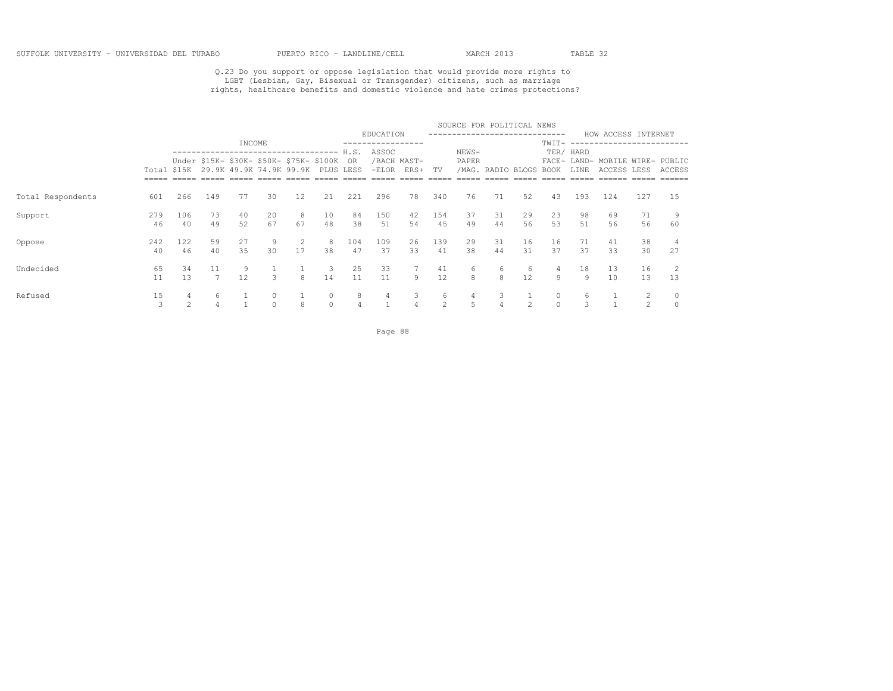Q.23 Do you support or oppose legislation that would provide more rights to LGBT (Lesbian, Gay, Bisexual or Transgender) citizens, such as marriage rights, healthcare benefits and domestic violence and hate crimes protections?

| | | INCOME | | | | | | EDUCATION | | | SOURCE FOR POLITICAL NEWS | | | | | HOW ACCESS INTERNET | | | |
|---|---|---|---|---|---|---|---|---|---|---|---|---|---|---|---|---|---|---|---|
| | Total | Under $15K | $15K-29.9K | $30K-49.9K | $50K-74.9K | $75K-99.9K | $100K PLUS | H.S. OR LESS | ASSOC /BACH-ELOR | MAST-ERS+ | TV | NEWS-PAPER /MAG. | RADIO | BLOGS | TWIT-TER/ FACE-BOOK | HARD LAND-LINE | MOBILE ACCESS | WIRE-LESS | PUBLIC ACCESS |
| Total Respondents | 601 | 266 | 149 | 77 | 30 | 12 | 21 | 221 | 296 | 78 | 340 | 76 | 71 | 52 | 43 | 193 | 124 | 127 | 15 |
| Support | 279 | 106 | 73 | 40 | 20 | 8 | 10 | 84 | 150 | 42 | 154 | 37 | 31 | 29 | 23 | 98 | 69 | 71 | 9 |
| | 46 | 40 | 49 | 52 | 67 | 67 | 48 | 38 | 51 | 54 | 45 | 49 | 44 | 56 | 53 | 51 | 56 | 56 | 60 |
| Oppose | 242 | 122 | 59 | 27 | 9 | 2 | 8 | 104 | 109 | 26 | 139 | 29 | 31 | 16 | 16 | 71 | 41 | 38 | 4 |
| | 40 | 46 | 40 | 35 | 30 | 17 | 38 | 47 | 37 | 33 | 41 | 38 | 44 | 31 | 37 | 37 | 33 | 30 | 27 |
| Undecided | 65 | 34 | 11 | 9 | 1 | 1 | 3 | 25 | 33 | 7 | 41 | 6 | 6 | 6 | 4 | 18 | 13 | 16 | 2 |
| | 11 | 13 | 7 | 12 | 3 | 8 | 14 | 11 | 11 | 9 | 12 | 8 | 8 | 12 | 9 | 9 | 10 | 13 | 13 |
| Refused | 15 | 4 | 6 | 1 | 0 | 1 | 0 | 8 | 4 | 3 | 6 | 4 | 3 | 1 | 0 | 6 | 1 | 2 | 0 |
| | 3 | 2 | 4 | 1 | 0 | 8 | 0 | 4 | 1 | 4 | 2 | 5 | 4 | 2 | 0 | 3 | 1 | 2 | 0 |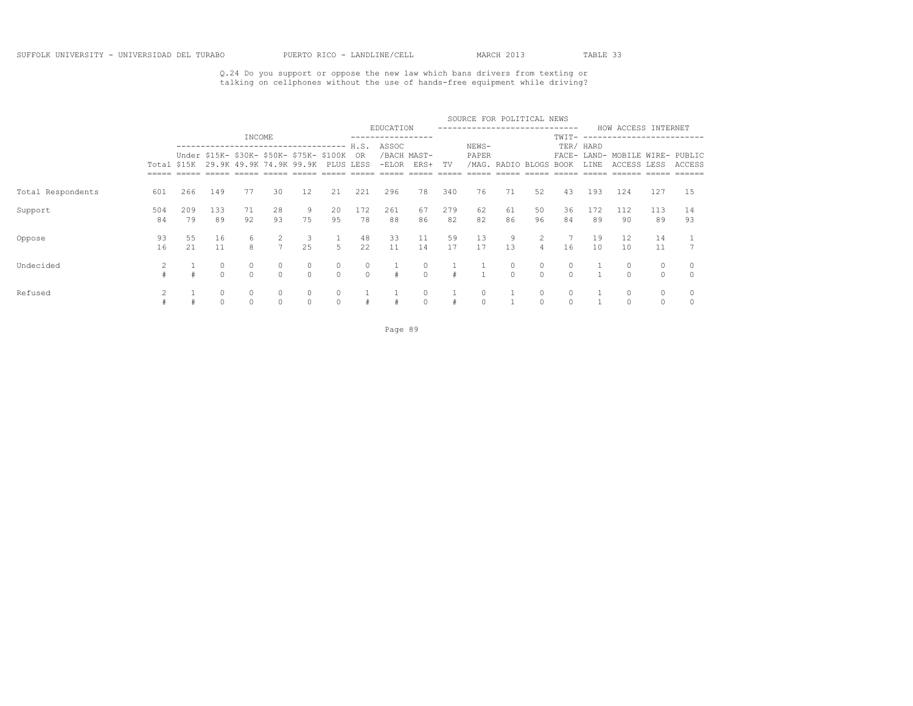SUFFOLK UNIVERSITY - UNIVERSIDAD DEL TURABO PUERTO RICO - LANDLINE/CELL MARCH 2013 TABLE 33

Q.24 Do you support or oppose the new law which bans drivers from texting or talking on cellphones without the use of hands-free equipment while driving?

| | | INCOME | | | | | | EDUCATION | | | SOURCE FOR POLITICAL NEWS | | | | | HOW ACCESS INTERNET | | | |
|---|---|---|---|---|---|---|---|---|---|---|---|---|---|---|---|---|---|---|---|
| | Total | Under $15K | $15K-29.9K | $30K-49.9K | $50K-74.9K | $75K-99.9K | $100K PLUS | H.S. OR LESS | ASSOC/BACH-ELOR | MAST-ERS+ | TV | NEWS-PAPER/MAG. | RADIO | BLOGS | TWIT-TER/FACE-BOOK | HARD LAND-LINE | MOBILE ACCESS | WIRE-LESS | PUBLIC ACCESS |
| Total Respondents | 601 | 266 | 149 | 77 | 30 | 12 | 21 | 221 | 296 | 78 | 340 | 76 | 71 | 52 | 43 | 193 | 124 | 127 | 15 |
| Support | 504 | 209 | 133 | 71 | 28 | 9 | 20 | 172 | 261 | 67 | 279 | 62 | 61 | 50 | 36 | 172 | 112 | 113 | 14 |
| | 84 | 79 | 89 | 92 | 93 | 75 | 95 | 78 | 88 | 86 | 82 | 82 | 86 | 96 | 84 | 89 | 90 | 89 | 93 |
| Oppose | 93 | 55 | 16 | 6 | 2 | 3 | 1 | 48 | 33 | 11 | 59 | 13 | 9 | 2 | 7 | 19 | 12 | 14 | 1 |
| | 16 | 21 | 11 | 8 | 7 | 25 | 5 | 22 | 11 | 14 | 17 | 17 | 13 | 4 | 16 | 10 | 10 | 11 | 7 |
| Undecided | 2 | 1 | 0 | 0 | 0 | 0 | 0 | 0 | 1 | 0 | 1 | 1 | 0 | 0 | 0 | 1 | 0 | 0 | 0 |
| | # | # | 0 | 0 | 0 | 0 | 0 | 0 | # | 0 | # | 1 | 0 | 0 | 0 | 1 | 0 | 0 | 0 |
| Refused | 2 | 1 | 0 | 0 | 0 | 0 | 0 | 1 | 1 | 0 | 1 | 0 | 1 | 0 | 0 | 1 | 0 | 0 | 0 |
| | # | # | 0 | 0 | 0 | 0 | 0 | # | # | 0 | # | 0 | 1 | 0 | 0 | 1 | 0 | 0 | 0 |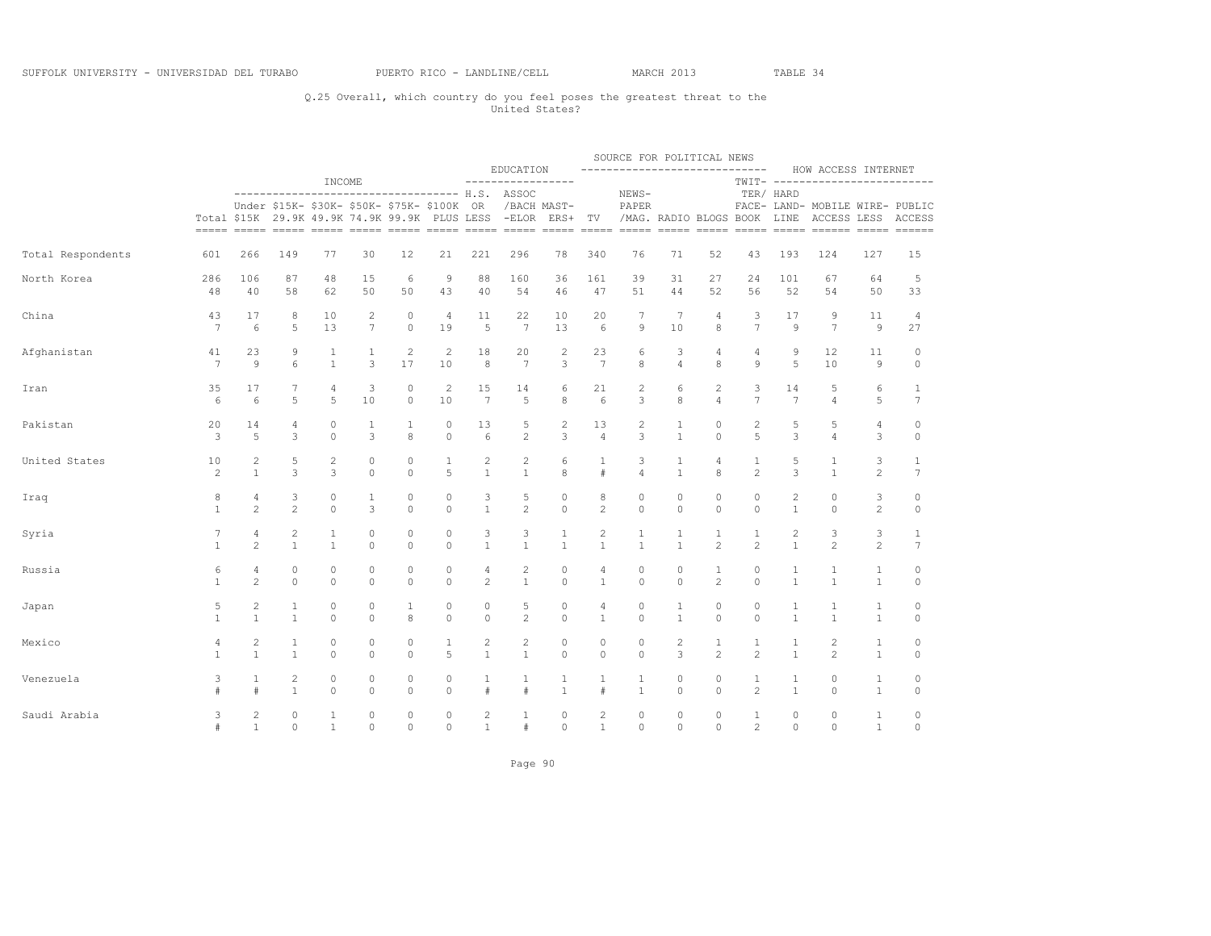SUFFOLK UNIVERSITY - UNIVERSIDAD DEL TURABO PUERTO RICO - LANDLINE/CELL MARCH 2013 TABLE 34

Q.25 Overall, which country do you feel poses the greatest threat to the United States?

| | | INCOME | | | | | | EDUCATION | | | SOURCE FOR POLITICAL NEWS | | | | | HOW ACCESS INTERNET | | | |
|---|---|---|---|---|---|---|---|---|---|---|---|---|---|---|---|---|---|---|---|
| | Total | Under $15K | $15K-29.9K | $30K-49.9K | $50K-74.9K | $75K-99.9K | $100K PLUS | H.S. OR LESS | ASSOC /BACH -ELOR | MAST-ERS+ | TV | NEWS-PAPER /MAG. | RADIO | BLOGS | TWIT-TER/ FACE-BOOK | HARD LAND-LINE | MOBILE ACCESS | WIRE-LESS | PUBLIC ACCESS |
| Total Respondents | 601 | 266 | 149 | 77 | 30 | 12 | 21 | 221 | 296 | 78 | 340 | 76 | 71 | 52 | 43 | 193 | 124 | 127 | 15 |
| North Korea | 286 | 106 | 87 | 48 | 15 | 6 | 9 | 88 | 160 | 36 | 161 | 39 | 31 | 27 | 24 | 101 | 67 | 64 | 5 |
| | 48 | 40 | 58 | 62 | 50 | 50 | 43 | 40 | 54 | 46 | 47 | 51 | 44 | 52 | 56 | 52 | 54 | 50 | 33 |
| China | 43 | 17 | 8 | 10 | 2 | 0 | 4 | 11 | 22 | 10 | 20 | 7 | 7 | 4 | 3 | 17 | 9 | 11 | 4 |
| | 7 | 6 | 5 | 13 | 7 | 0 | 19 | 5 | 7 | 13 | 6 | 9 | 10 | 8 | 7 | 9 | 7 | 9 | 27 |
| Afghanistan | 41 | 23 | 9 | 1 | 1 | 2 | 2 | 18 | 20 | 2 | 23 | 6 | 3 | 4 | 4 | 9 | 12 | 11 | 0 |
| | 7 | 9 | 6 | 1 | 3 | 17 | 10 | 8 | 7 | 3 | 7 | 8 | 4 | 8 | 9 | 5 | 10 | 9 | 0 |
| Iran | 35 | 17 | 7 | 4 | 3 | 0 | 2 | 15 | 14 | 6 | 21 | 2 | 6 | 2 | 3 | 14 | 5 | 6 | 1 |
| | 6 | 6 | 5 | 5 | 10 | 0 | 10 | 7 | 5 | 8 | 6 | 3 | 8 | 4 | 7 | 7 | 4 | 5 | 7 |
| Pakistan | 20 | 14 | 4 | 0 | 1 | 1 | 0 | 13 | 5 | 2 | 13 | 2 | 1 | 0 | 2 | 5 | 5 | 4 | 0 |
| | 3 | 5 | 3 | 0 | 3 | 8 | 0 | 6 | 2 | 3 | 4 | 3 | 1 | 0 | 5 | 3 | 4 | 3 | 0 |
| United States | 10 | 2 | 5 | 2 | 0 | 0 | 1 | 2 | 2 | 6 | 1 | 3 | 1 | 4 | 1 | 5 | 1 | 3 | 1 |
| | 2 | 1 | 3 | 3 | 0 | 0 | 5 | 1 | 1 | 8 | # | 4 | 1 | 8 | 2 | 3 | 1 | 2 | 7 |
| Iraq | 8 | 4 | 3 | 0 | 1 | 0 | 0 | 3 | 5 | 0 | 8 | 0 | 0 | 0 | 0 | 2 | 0 | 3 | 0 |
| | 1 | 2 | 2 | 0 | 3 | 0 | 0 | 1 | 2 | 0 | 2 | 0 | 0 | 0 | 0 | 1 | 0 | 2 | 0 |
| Syria | 7 | 4 | 2 | 1 | 0 | 0 | 0 | 3 | 3 | 1 | 2 | 1 | 1 | 1 | 1 | 2 | 3 | 3 | 1 |
| | 1 | 2 | 1 | 1 | 0 | 0 | 0 | 1 | 1 | 1 | 1 | 1 | 1 | 2 | 2 | 1 | 2 | 2 | 7 |
| Russia | 6 | 4 | 0 | 0 | 0 | 0 | 0 | 4 | 2 | 0 | 4 | 0 | 0 | 1 | 0 | 1 | 1 | 1 | 0 |
| | 1 | 2 | 0 | 0 | 0 | 0 | 0 | 2 | 1 | 0 | 1 | 0 | 0 | 2 | 0 | 1 | 1 | 1 | 0 |
| Japan | 5 | 2 | 1 | 0 | 0 | 1 | 0 | 0 | 5 | 0 | 4 | 0 | 1 | 0 | 0 | 1 | 1 | 1 | 0 |
| | 1 | 1 | 1 | 0 | 0 | 8 | 0 | 0 | 2 | 0 | 1 | 0 | 1 | 0 | 0 | 1 | 1 | 1 | 0 |
| Mexico | 4 | 2 | 1 | 0 | 0 | 0 | 1 | 2 | 2 | 0 | 0 | 0 | 2 | 1 | 1 | 1 | 2 | 1 | 0 |
| | 1 | 1 | 1 | 0 | 0 | 0 | 5 | 1 | 1 | 0 | 0 | 0 | 3 | 2 | 2 | 1 | 2 | 1 | 0 |
| Venezuela | 3 | 1 | 2 | 0 | 0 | 0 | 0 | 1 | 1 | 1 | 1 | 1 | 0 | 0 | 1 | 1 | 0 | 1 | 0 |
| | # | # | 1 | 0 | 0 | 0 | 0 | # | # | 1 | # | 1 | 0 | 0 | 2 | 1 | 0 | 1 | 0 |
| Saudi Arabia | 3 | 2 | 0 | 1 | 0 | 0 | 0 | 2 | 1 | 0 | 2 | 0 | 0 | 0 | 1 | 0 | 0 | 1 | 0 |
| | # | 1 | 0 | 1 | 0 | 0 | 0 | 1 | # | 0 | 1 | 0 | 0 | 0 | 2 | 0 | 0 | 1 | 0 |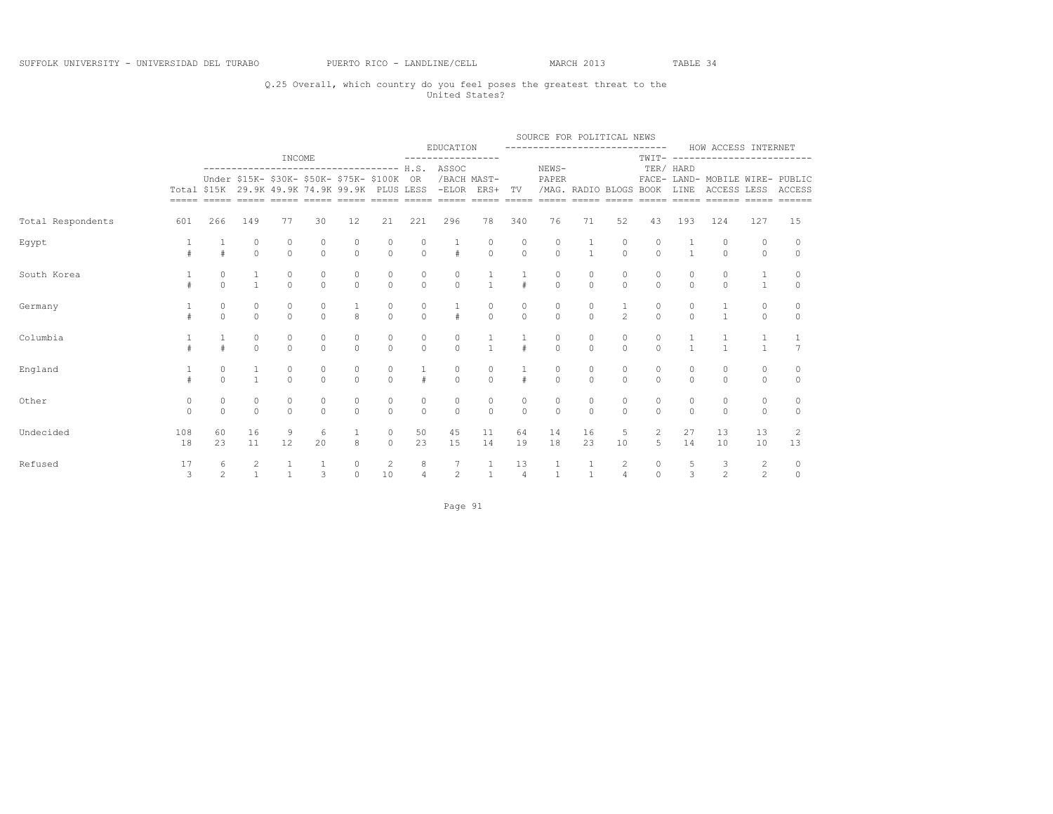SUFFOLK UNIVERSITY - UNIVERSIDAD DEL TURABO　　PUERTO RICO - LANDLINE/CELL　　MARCH 2013　　TABLE 34

Q.25 Overall, which country do you feel poses the greatest threat to the United States?

| | | INCOME | | | | | | EDUCATION | | | SOURCE FOR POLITICAL NEWS | | | | | HOW ACCESS INTERNET | | | |
|---|---|---|---|---|---|---|---|---|---|---|---|---|---|---|---|---|---|---|---|
| | Total | Under $15K | $15K-29.9K | $30K-49.9K | $50K-74.9K | $75K-99.9K | $100K PLUS | H.S. OR LESS | ASSOC /BACH -ELOR | MAST-ERS+ | TV | NEWS-PAPER /MAG. | RADIO | BLOGS | TWIT-TER/ FACE-BOOK | HARD LAND-LINE | MOBILE ACCESS | WIRE-LESS | PUBLIC ACCESS |
| Total Respondents | 601 | 266 | 149 | 77 | 30 | 12 | 21 | 221 | 296 | 78 | 340 | 76 | 71 | 52 | 43 | 193 | 124 | 127 | 15 |
| Egypt | 1 | 1 | 0 | 0 | 0 | 0 | 0 | 0 | 1 | 0 | 0 | 0 | 1 | 0 | 0 | 1 | 0 | 0 | 0 |
| | # | # | 0 | 0 | 0 | 0 | 0 | 0 | # | 0 | 0 | 0 | 1 | 0 | 0 | 1 | 0 | 0 | 0 |
| South Korea | 1 | 0 | 1 | 0 | 0 | 0 | 0 | 0 | 0 | 1 | 1 | 0 | 0 | 0 | 0 | 0 | 0 | 1 | 0 |
| | # | 0 | 1 | 0 | 0 | 0 | 0 | 0 | 0 | 1 | # | 0 | 0 | 0 | 0 | 0 | 0 | 1 | 0 |
| Germany | 1 | 0 | 0 | 0 | 0 | 1 | 0 | 0 | 1 | 0 | 0 | 0 | 0 | 1 | 0 | 0 | 1 | 0 | 0 |
| | # | 0 | 0 | 0 | 0 | 8 | 0 | 0 | # | 0 | 0 | 0 | 0 | 2 | 0 | 0 | 1 | 0 | 0 |
| Columbia | 1 | 1 | 0 | 0 | 0 | 0 | 0 | 0 | 0 | 1 | 1 | 0 | 0 | 0 | 0 | 1 | 1 | 1 | 1 |
| | # | # | 0 | 0 | 0 | 0 | 0 | 0 | 0 | 1 | # | 0 | 0 | 0 | 0 | 1 | 1 | 1 | 7 |
| England | 1 | 0 | 1 | 0 | 0 | 0 | 0 | 1 | 0 | 0 | 1 | 0 | 0 | 0 | 0 | 0 | 0 | 0 | 0 |
| | # | 0 | 1 | 0 | 0 | 0 | 0 | # | 0 | 0 | # | 0 | 0 | 0 | 0 | 0 | 0 | 0 | 0 |
| Other | 0 | 0 | 0 | 0 | 0 | 0 | 0 | 0 | 0 | 0 | 0 | 0 | 0 | 0 | 0 | 0 | 0 | 0 | 0 |
| | 0 | 0 | 0 | 0 | 0 | 0 | 0 | 0 | 0 | 0 | 0 | 0 | 0 | 0 | 0 | 0 | 0 | 0 | 0 |
| Undecided | 108 | 60 | 16 | 9 | 6 | 1 | 0 | 50 | 45 | 11 | 64 | 14 | 16 | 5 | 2 | 27 | 13 | 13 | 2 |
| | 18 | 23 | 11 | 12 | 20 | 8 | 0 | 23 | 15 | 14 | 19 | 18 | 23 | 10 | 5 | 14 | 10 | 10 | 13 |
| Refused | 17 | 6 | 2 | 1 | 1 | 0 | 2 | 8 | 7 | 1 | 13 | 1 | 1 | 2 | 0 | 5 | 3 | 2 | 0 |
| | 3 | 2 | 1 | 1 | 3 | 0 | 10 | 4 | 2 | 1 | 4 | 1 | 1 | 4 | 0 | 3 | 2 | 2 | 0 |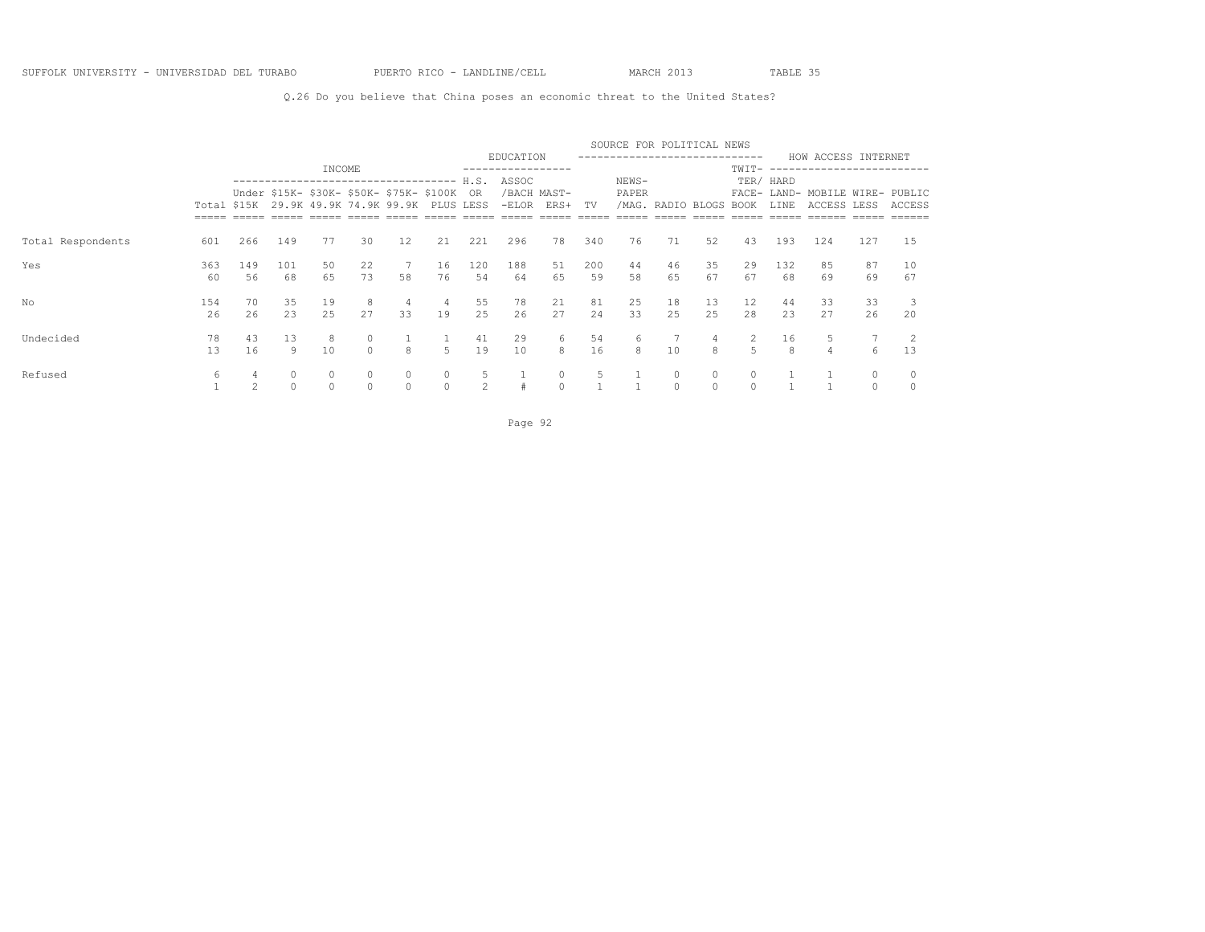SUFFOLK UNIVERSITY - UNIVERSIDAD DEL TURABO PUERTO RICO - LANDLINE/CELL MARCH 2013 TABLE 35

Q.26 Do you believe that China poses an economic threat to the United States?

| | | INCOME | | | | | | EDUCATION | | | SOURCE FOR POLITICAL NEWS | | | | | HOW ACCESS INTERNET | | | |
|---|---|---|---|---|---|---|---|---|---|---|---|---|---|---|---|---|---|---|---|
| | Total | Under $15K | $15K-29.9K | $30K-49.9K | $50K-74.9K | $75K-99.9K | $100K PLUS | H.S. OR LESS | ASSOC /BACH-ELOR | MAST-ERS+ | TV | NEWS-PAPER /MAG. | RADIO | BLOGS | TWIT-TER/ FACE-BOOK | HARD LAND-LINE | MOBILE ACCESS | WIRE-LESS | PUBLIC ACCESS |
| Total Respondents | 601 | 266 | 149 | 77 | 30 | 12 | 21 | 221 | 296 | 78 | 340 | 76 | 71 | 52 | 43 | 193 | 124 | 127 | 15 |
| Yes | 363 | 149 | 101 | 50 | 22 | 7 | 16 | 120 | 188 | 51 | 200 | 44 | 46 | 35 | 29 | 132 | 85 | 87 | 10 |
| | 60 | 56 | 68 | 65 | 73 | 58 | 76 | 54 | 64 | 65 | 59 | 58 | 65 | 67 | 67 | 68 | 69 | 69 | 67 |
| No | 154 | 70 | 35 | 19 | 8 | 4 | 4 | 55 | 78 | 21 | 81 | 25 | 18 | 13 | 12 | 44 | 33 | 33 | 3 |
| | 26 | 26 | 23 | 25 | 27 | 33 | 19 | 25 | 26 | 27 | 24 | 33 | 25 | 25 | 28 | 23 | 27 | 26 | 20 |
| Undecided | 78 | 43 | 13 | 8 | 0 | 1 | 1 | 41 | 29 | 6 | 54 | 6 | 7 | 4 | 2 | 16 | 5 | 7 | 2 |
| | 13 | 16 | 9 | 10 | 0 | 8 | 5 | 19 | 10 | 8 | 16 | 8 | 10 | 8 | 5 | 8 | 4 | 6 | 13 |
| Refused | 6 | 4 | 0 | 0 | 0 | 0 | 0 | 5 | 1 | 0 | 5 | 1 | 0 | 0 | 0 | 1 | 1 | 0 | 0 |
| | 1 | 2 | 0 | 0 | 0 | 0 | 0 | 2 | # | 0 | 1 | 1 | 0 | 0 | 0 | 1 | 1 | 0 | 0 |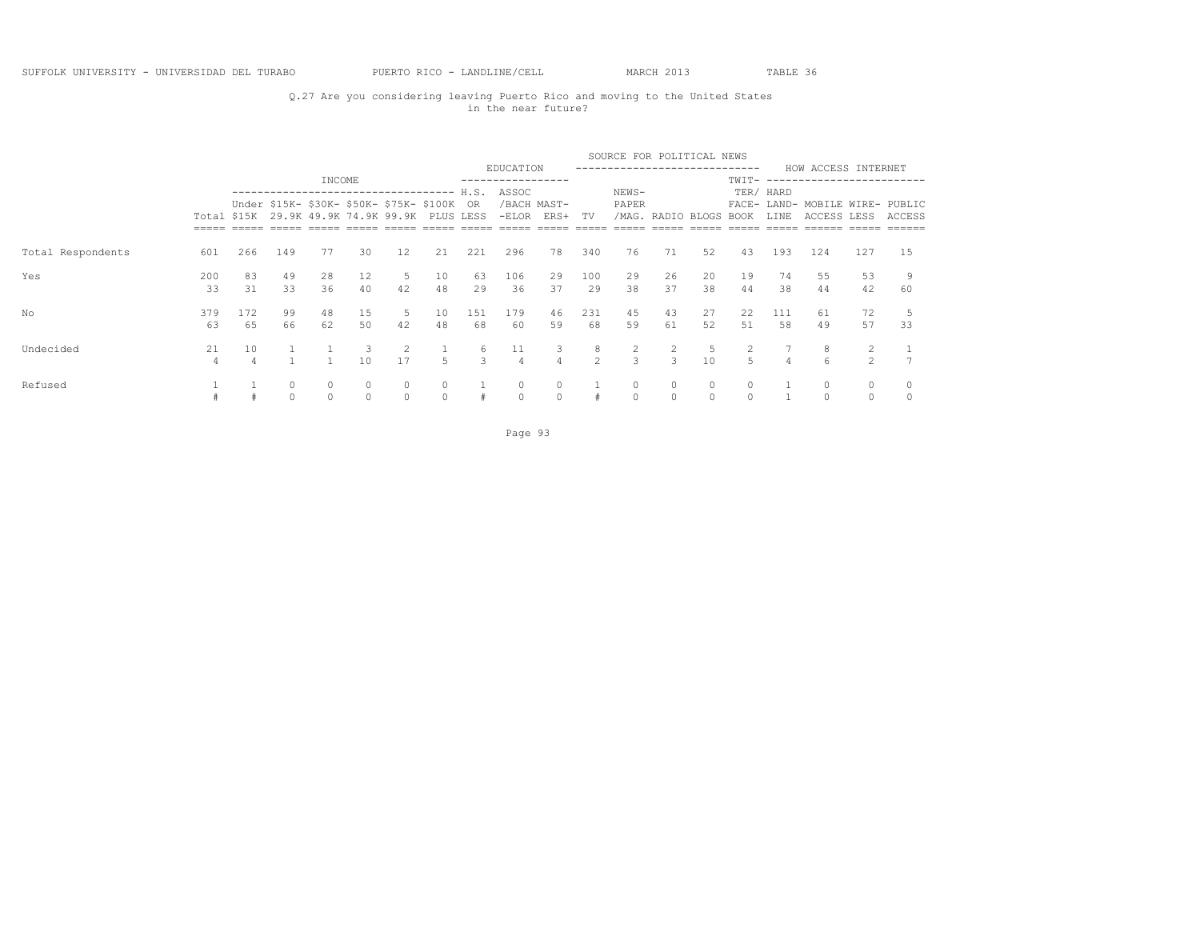SUFFOLK UNIVERSITY - UNIVERSIDAD DEL TURABO PUERTO RICO - LANDLINE/CELL MARCH 2013 TABLE 36

Q.27 Are you considering leaving Puerto Rico and moving to the United States in the near future?

| | Total | INCOME | | | | | | EDUCATION | | | SOURCE FOR POLITICAL NEWS | | | | | HOW ACCESS INTERNET | | | |
|---|---|---|---|---|---|---|---|---|---|---|---|---|---|---|---|---|---|---|---|
| | | Under $15K | $15K-29.9K | $30K-49.9K | $50K-74.9K | $75K-99.9K | $100K PLUS | H.S. OR LESS | ASSOC/BACH-ELOR | MAST-ERS+ | TV | NEWS-PAPER/MAG. | RADIO | BLOGS | TWIT-TER/FACE-BOOK | HARD LAND-LINE | MOBILE ACCESS | WIRE-LESS | PUBLIC ACCESS |
| Total Respondents | 601 | 266 | 149 | 77 | 30 | 12 | 21 | 221 | 296 | 78 | 340 | 76 | 71 | 52 | 43 | 193 | 124 | 127 | 15 |
| Yes | 200 | 83 | 49 | 28 | 12 | 5 | 10 | 63 | 106 | 29 | 100 | 29 | 26 | 20 | 19 | 74 | 55 | 53 | 9 |
| | 33 | 31 | 33 | 36 | 40 | 42 | 48 | 29 | 36 | 37 | 29 | 38 | 37 | 38 | 44 | 38 | 44 | 42 | 60 |
| No | 379 | 172 | 99 | 48 | 15 | 5 | 10 | 151 | 179 | 46 | 231 | 45 | 43 | 27 | 22 | 111 | 61 | 72 | 5 |
| | 63 | 65 | 66 | 62 | 50 | 42 | 48 | 68 | 60 | 59 | 68 | 59 | 61 | 52 | 51 | 58 | 49 | 57 | 33 |
| Undecided | 21 | 10 | 1 | 1 | 3 | 2 | 1 | 6 | 11 | 3 | 8 | 2 | 2 | 5 | 2 | 7 | 8 | 2 | 1 |
| | 4 | 4 | 1 | 1 | 10 | 17 | 5 | 3 | 4 | 4 | 2 | 3 | 3 | 10 | 5 | 4 | 6 | 2 | 7 |
| Refused | 1 | 1 | 0 | 0 | 0 | 0 | 0 | 1 | 0 | 0 | 1 | 0 | 0 | 0 | 0 | 1 | 0 | 0 | 0 |
| | # | # | 0 | 0 | 0 | 0 | 0 | # | 0 | 0 | # | 0 | 0 | 0 | 0 | 1 | 0 | 0 | 0 |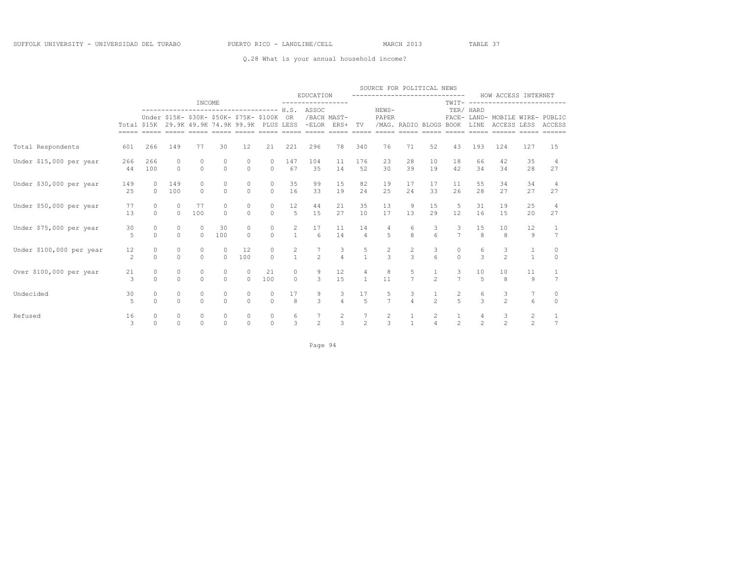SUFFOLK UNIVERSITY - UNIVERSIDAD DEL TURABO PUERTO RICO - LANDLINE/CELL MARCH 2013 TABLE 37

Q.28 What is your annual household income?

| | Total | INCOME: Under $15K | $15K-29.9K | $30K-49.9K | $50K-74.9K | $75K-99.9K | $100K PLUS | EDUCATION: H.S. OR LESS | ASSOC/BACH-ELOR | MASTERS+ | SOURCE FOR POLITICAL NEWS: TV | NEWSPAPER/MAG. | RADIO | BLOGS | TWITTER/FACEBOOK | HOW ACCESS INTERNET: HARD LAND-LINE | MOBILE ACCESS | WIRELESS | PUBLIC ACCESS |
|---|---|---|---|---|---|---|---|---|---|---|---|---|---|---|---|---|---|---|---|
| Total Respondents | 601 | 266 | 149 | 77 | 30 | 12 | 21 | 221 | 296 | 78 | 340 | 76 | 71 | 52 | 43 | 193 | 124 | 127 | 15 |
| Under $15,000 per year | 266 | 266 | 0 | 0 | 0 | 0 | 0 | 147 | 104 | 11 | 176 | 23 | 28 | 10 | 18 | 66 | 42 | 35 | 4 |
| | 44 | 100 | 0 | 0 | 0 | 0 | 0 | 67 | 35 | 14 | 52 | 30 | 39 | 19 | 42 | 34 | 34 | 28 | 27 |
| Under $30,000 per year | 149 | 0 | 149 | 0 | 0 | 0 | 0 | 35 | 99 | 15 | 82 | 19 | 17 | 17 | 11 | 55 | 34 | 34 | 4 |
| | 25 | 0 | 100 | 0 | 0 | 0 | 0 | 16 | 33 | 19 | 24 | 25 | 24 | 33 | 26 | 28 | 27 | 27 | 27 |
| Under $50,000 per year | 77 | 0 | 0 | 77 | 0 | 0 | 0 | 12 | 44 | 21 | 35 | 13 | 9 | 15 | 5 | 31 | 19 | 25 | 4 |
| | 13 | 0 | 0 | 100 | 0 | 0 | 0 | 5 | 15 | 27 | 10 | 17 | 13 | 29 | 12 | 16 | 15 | 20 | 27 |
| Under $75,000 per year | 30 | 0 | 0 | 0 | 30 | 0 | 0 | 2 | 17 | 11 | 14 | 4 | 6 | 3 | 3 | 15 | 10 | 12 | 1 |
| | 5 | 0 | 0 | 0 | 100 | 0 | 0 | 1 | 6 | 14 | 4 | 5 | 8 | 6 | 7 | 8 | 8 | 9 | 7 |
| Under $100,000 per year | 12 | 0 | 0 | 0 | 0 | 12 | 0 | 2 | 7 | 3 | 5 | 2 | 2 | 3 | 0 | 6 | 3 | 1 | 0 |
| | 2 | 0 | 0 | 0 | 0 | 100 | 0 | 1 | 2 | 4 | 1 | 3 | 3 | 6 | 0 | 3 | 2 | 1 | 0 |
| Over $100,000 per year | 21 | 0 | 0 | 0 | 0 | 0 | 21 | 0 | 9 | 12 | 4 | 8 | 5 | 1 | 3 | 10 | 10 | 11 | 1 |
| | 3 | 0 | 0 | 0 | 0 | 0 | 100 | 0 | 3 | 15 | 1 | 11 | 7 | 2 | 7 | 5 | 8 | 9 | 7 |
| Undecided | 30 | 0 | 0 | 0 | 0 | 0 | 0 | 17 | 9 | 3 | 17 | 5 | 3 | 1 | 2 | 6 | 3 | 7 | 0 |
| | 5 | 0 | 0 | 0 | 0 | 0 | 0 | 8 | 3 | 4 | 5 | 7 | 4 | 2 | 5 | 3 | 2 | 6 | 0 |
| Refused | 16 | 0 | 0 | 0 | 0 | 0 | 0 | 6 | 7 | 2 | 7 | 2 | 1 | 2 | 1 | 4 | 3 | 2 | 1 |
| | 3 | 0 | 0 | 0 | 0 | 0 | 0 | 3 | 2 | 3 | 2 | 3 | 1 | 4 | 2 | 2 | 2 | 2 | 7 |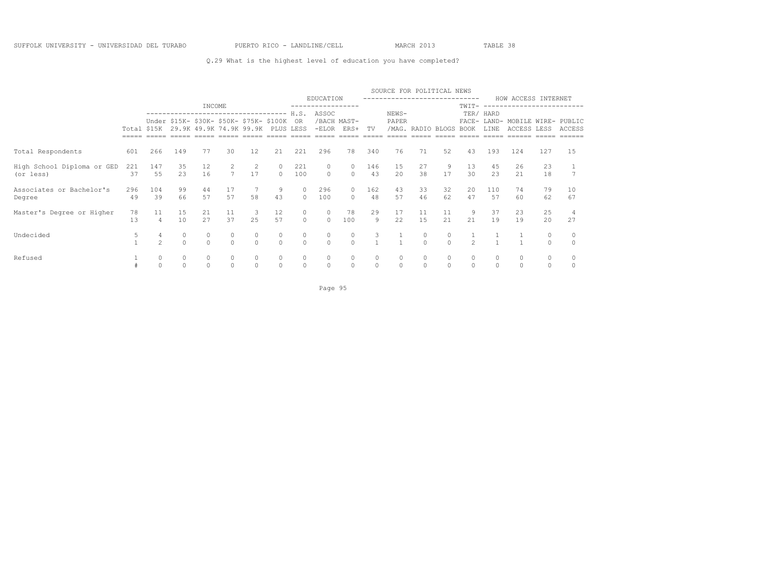SUFFOLK UNIVERSITY - UNIVERSIDAD DEL TURABO PUERTO RICO - LANDLINE/CELL MARCH 2013 TABLE 38

Q.29 What is the highest level of education you have completed?

| | | INCOME | | | | | | EDUCATION | | | SOURCE FOR POLITICAL NEWS | | | | | HOW ACCESS INTERNET | | | |
|---|---|---|---|---|---|---|---|---|---|---|---|---|---|---|---|---|---|---|---|
| | Total | Under $15K | $15K-29.9K | $30K-49.9K | $50K-74.9K | $75K-99.9K | $100K PLUS | H.S. OR LESS | ASSOC /BACH-ELOR | MAST-ERS+ | TV | NEWS-PAPER /MAG. | RADIO | BLOGS | TWIT-TER/ FACE-BOOK | HARD LAND-LINE | MOBILE ACCESS | WIRE-LESS | PUBLIC ACCESS |
| Total Respondents | 601 | 266 | 149 | 77 | 30 | 12 | 21 | 221 | 296 | 78 | 340 | 76 | 71 | 52 | 43 | 193 | 124 | 127 | 15 |
| High School Diploma or GED (or less) | 221 | 147 | 35 | 12 | 2 | 2 | 0 | 221 | 0 | 0 | 146 | 15 | 27 | 9 | 13 | 45 | 26 | 23 | 1 |
| | 37 | 55 | 23 | 16 | 7 | 17 | 0 | 100 | 0 | 0 | 43 | 20 | 38 | 17 | 30 | 23 | 21 | 18 | 7 |
| Associates or Bachelor's Degree | 296 | 104 | 99 | 44 | 17 | 7 | 9 | 0 | 296 | 0 | 162 | 43 | 33 | 32 | 20 | 110 | 74 | 79 | 10 |
| | 49 | 39 | 66 | 57 | 57 | 58 | 43 | 0 | 100 | 0 | 48 | 57 | 46 | 62 | 47 | 57 | 60 | 62 | 67 |
| Master's Degree or Higher | 78 | 11 | 15 | 21 | 11 | 3 | 12 | 0 | 0 | 78 | 29 | 17 | 11 | 11 | 9 | 37 | 23 | 25 | 4 |
| | 13 | 4 | 10 | 27 | 37 | 25 | 57 | 0 | 0 | 100 | 9 | 22 | 15 | 21 | 21 | 19 | 19 | 20 | 27 |
| Undecided | 5 | 4 | 0 | 0 | 0 | 0 | 0 | 0 | 0 | 0 | 3 | 1 | 0 | 0 | 1 | 1 | 1 | 0 | 0 |
| | 1 | 2 | 0 | 0 | 0 | 0 | 0 | 0 | 0 | 0 | 1 | 1 | 0 | 0 | 2 | 1 | 1 | 0 | 0 |
| Refused | 1 | 0 | 0 | 0 | 0 | 0 | 0 | 0 | 0 | 0 | 0 | 0 | 0 | 0 | 0 | 0 | 0 | 0 | 0 |
| | # | 0 | 0 | 0 | 0 | 0 | 0 | 0 | 0 | 0 | 0 | 0 | 0 | 0 | 0 | 0 | 0 | 0 | 0 |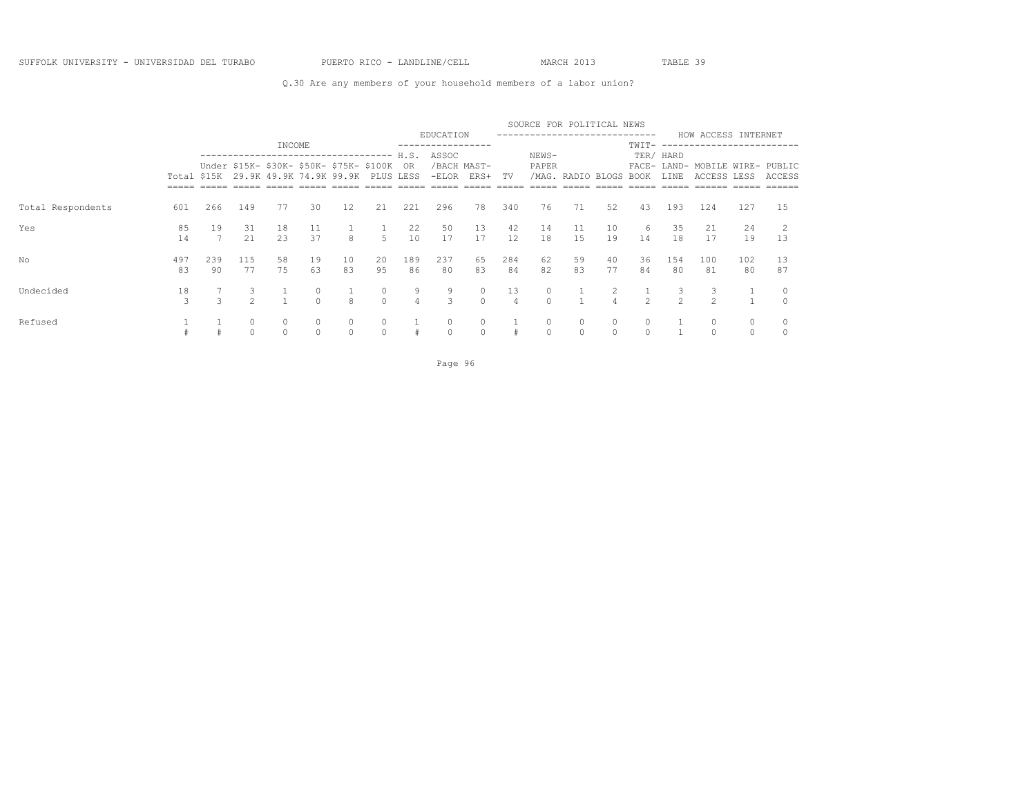SUFFOLK UNIVERSITY - UNIVERSIDAD DEL TURABO PUERTO RICO - LANDLINE/CELL MARCH 2013 TABLE 39

Q.30 Are any members of your household members of a labor union?

| | | INCOME | | | | | | EDUCATION | | | SOURCE FOR POLITICAL NEWS | | | | | HOW ACCESS INTERNET | | | |
|---|---|---|---|---|---|---|---|---|---|---|---|---|---|---|---|---|---|---|---|
| | Total | Under $15K | $15K-29.9K | $30K-49.9K | $50K-74.9K | $75K-99.9K | $100K PLUS | H.S. OR LESS | ASSOC/BACH-ELOR | MAST-ERS+ | TV | NEWS-PAPER/MAG. | RADIO | BLOGS | TWIT-TER/FACE-BOOK | HARD LAND-LINE | MOBILE ACCESS | WIRE-LESS | PUBLIC ACCESS |
| Total Respondents | 601 | 266 | 149 | 77 | 30 | 12 | 21 | 221 | 296 | 78 | 340 | 76 | 71 | 52 | 43 | 193 | 124 | 127 | 15 |
| Yes | 85 | 19 | 31 | 18 | 11 | 1 | 1 | 22 | 50 | 13 | 42 | 14 | 11 | 10 | 6 | 35 | 21 | 24 | 2 |
| | 14 | 7 | 21 | 23 | 37 | 8 | 5 | 10 | 17 | 17 | 12 | 18 | 15 | 19 | 14 | 18 | 17 | 19 | 13 |
| No | 497 | 239 | 115 | 58 | 19 | 10 | 20 | 189 | 237 | 65 | 284 | 62 | 59 | 40 | 36 | 154 | 100 | 102 | 13 |
| | 83 | 90 | 77 | 75 | 63 | 83 | 95 | 86 | 80 | 83 | 84 | 82 | 83 | 77 | 84 | 80 | 81 | 80 | 87 |
| Undecided | 18 | 7 | 3 | 1 | 0 | 1 | 0 | 9 | 9 | 0 | 13 | 0 | 1 | 2 | 1 | 3 | 3 | 1 | 0 |
| | 3 | 3 | 2 | 1 | 0 | 8 | 0 | 4 | 3 | 0 | 4 | 0 | 1 | 4 | 2 | 2 | 2 | 1 | 0 |
| Refused | 1 | 1 | 0 | 0 | 0 | 0 | 0 | 1 | 0 | 0 | 1 | 0 | 0 | 0 | 0 | 1 | 0 | 0 | 0 |
| | # | # | 0 | 0 | 0 | 0 | 0 | # | 0 | 0 | # | 0 | 0 | 0 | 0 | 1 | 0 | 0 | 0 |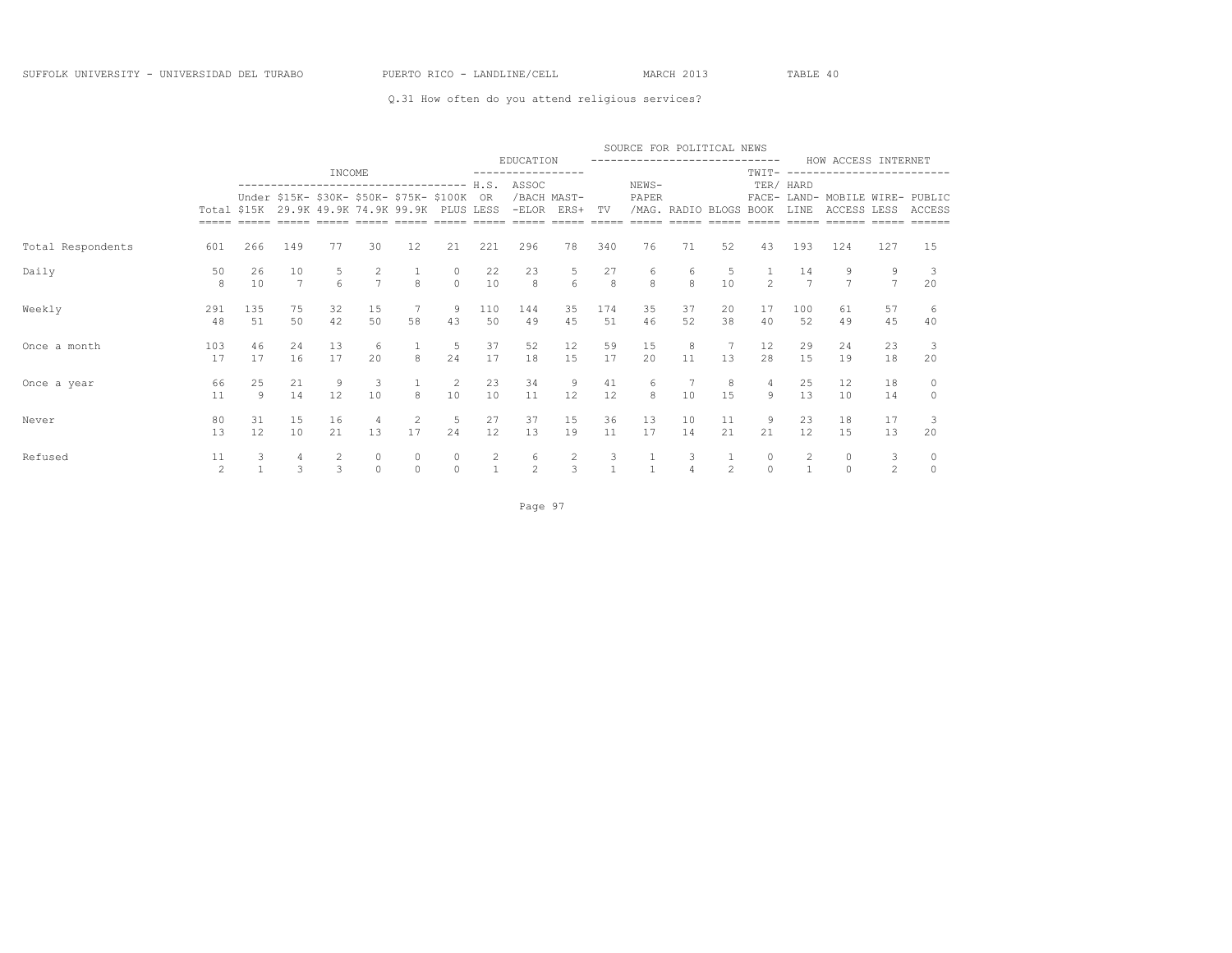SUFFOLK UNIVERSITY - UNIVERSIDAD DEL TURABO    PUERTO RICO - LANDLINE/CELL    MARCH 2013    TABLE 40

Q.31 How often do you attend religious services?

| | | INCOME | | | | | | EDUCATION | | | SOURCE FOR POLITICAL NEWS | | | | | HOW ACCESS INTERNET | | | |
|---|---|---|---|---|---|---|---|---|---|---|---|---|---|---|---|---|---|---|---|
| | Total | Under $15K | $15K-29.9K | $30K-49.9K | $50K-74.9K | $75K-99.9K | $100K PLUS | H.S. OR LESS | ASSOC /BACH-ELOR | MAST-ERS+ | TV | NEWS-PAPER /MAG. | RADIO | BLOGS | TWIT-TER/ FACE-BOOK | HARD LAND-LINE | MOBILE ACCESS | WIRE-LESS | PUBLIC ACCESS |
| Total Respondents | 601 | 266 | 149 | 77 | 30 | 12 | 21 | 221 | 296 | 78 | 340 | 76 | 71 | 52 | 43 | 193 | 124 | 127 | 15 |
| Daily | 50 | 26 | 10 | 5 | 2 | 1 | 0 | 22 | 23 | 5 | 27 | 6 | 6 | 5 | 1 | 14 | 9 | 9 | 3 |
| | 8 | 10 | 7 | 6 | 7 | 8 | 0 | 10 | 8 | 6 | 8 | 8 | 8 | 10 | 2 | 7 | 7 | 7 | 20 |
| Weekly | 291 | 135 | 75 | 32 | 15 | 7 | 9 | 110 | 144 | 35 | 174 | 35 | 37 | 20 | 17 | 100 | 61 | 57 | 6 |
| | 48 | 51 | 50 | 42 | 50 | 58 | 43 | 50 | 49 | 45 | 51 | 46 | 52 | 38 | 40 | 52 | 49 | 45 | 40 |
| Once a month | 103 | 46 | 24 | 13 | 6 | 1 | 5 | 37 | 52 | 12 | 59 | 15 | 8 | 7 | 12 | 29 | 24 | 23 | 3 |
| | 17 | 17 | 16 | 17 | 20 | 8 | 24 | 17 | 18 | 15 | 17 | 20 | 11 | 13 | 28 | 15 | 19 | 18 | 20 |
| Once a year | 66 | 25 | 21 | 9 | 3 | 1 | 2 | 23 | 34 | 9 | 41 | 6 | 7 | 8 | 4 | 25 | 12 | 18 | 0 |
| | 11 | 9 | 14 | 12 | 10 | 8 | 10 | 10 | 11 | 12 | 12 | 8 | 10 | 15 | 9 | 13 | 10 | 14 | 0 |
| Never | 80 | 31 | 15 | 16 | 4 | 2 | 5 | 27 | 37 | 15 | 36 | 13 | 10 | 11 | 9 | 23 | 18 | 17 | 3 |
| | 13 | 12 | 10 | 21 | 13 | 17 | 24 | 12 | 13 | 19 | 11 | 17 | 14 | 21 | 21 | 12 | 15 | 13 | 20 |
| Refused | 11 | 3 | 4 | 2 | 0 | 0 | 0 | 2 | 6 | 2 | 3 | 1 | 3 | 1 | 0 | 2 | 0 | 3 | 0 |
| | 2 | 1 | 3 | 3 | 0 | 0 | 0 | 1 | 2 | 3 | 1 | 1 | 4 | 2 | 0 | 1 | 0 | 2 | 0 |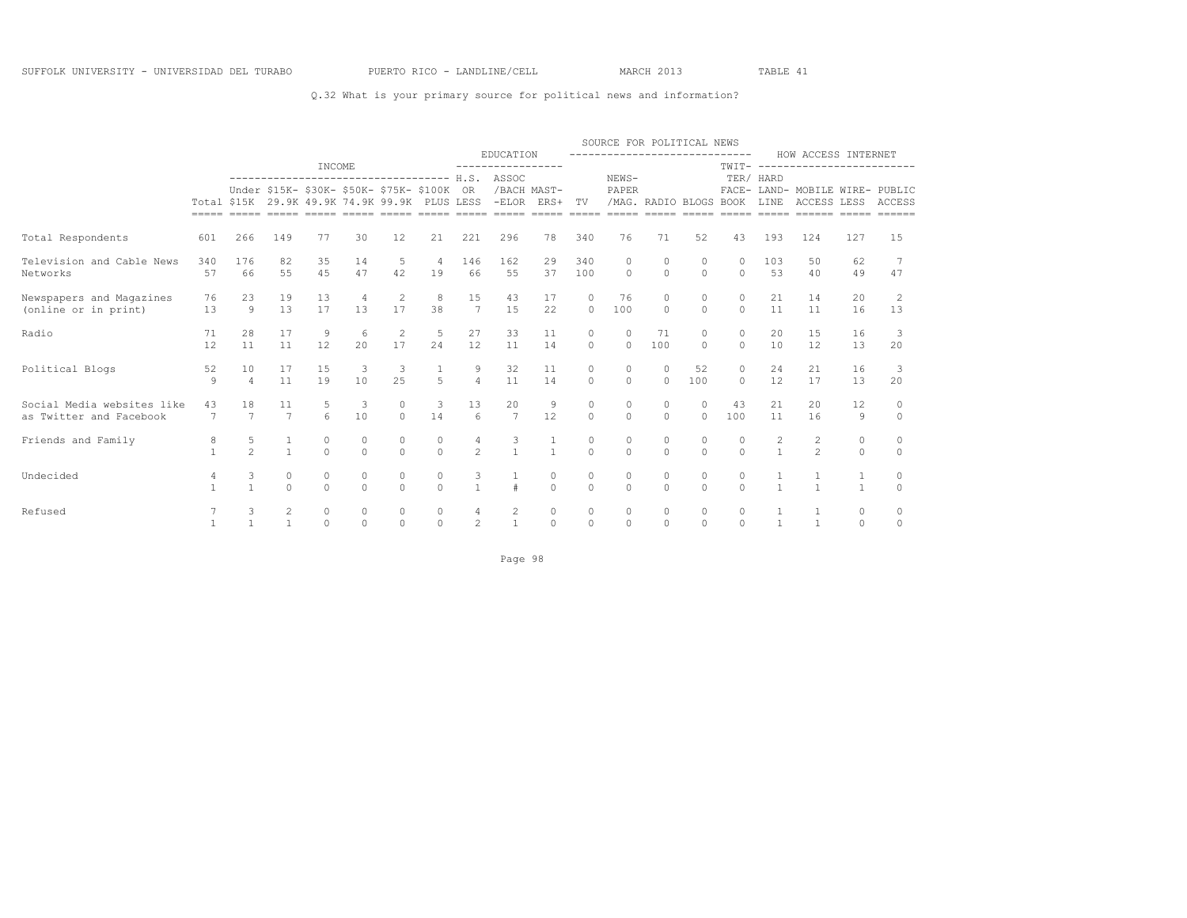SUFFOLK UNIVERSITY - UNIVERSIDAD DEL TURABO PUERTO RICO - LANDLINE/CELL MARCH 2013 TABLE 41

Q.32 What is your primary source for political news and information?

| | | INCOME | | | | | | EDUCATION | | | SOURCE FOR POLITICAL NEWS | | | | | HOW ACCESS INTERNET | | | |
|---|---|---|---|---|---|---|---|---|---|---|---|---|---|---|---|---|---|---|---|
| | Total | Under $15K | $15K-29.9K | $30K-49.9K | $50K-74.9K | $75K-99.9K | $100K PLUS | H.S. OR LESS | ASSOC/BACH-ELOR | MAST-ERS+ | TV | NEWS-PAPER/MAG. | RADIO | BLOGS | TWIT-TER/FACE-BOOK | HARD LAND-LINE | MOBILE ACCESS | WIRE-LESS | PUBLIC ACCESS |
| Total Respondents | 601 | 266 | 149 | 77 | 30 | 12 | 21 | 221 | 296 | 78 | 340 | 76 | 71 | 52 | 43 | 193 | 124 | 127 | 15 |
| Television and Cable News Networks | 340 | 176 | 82 | 35 | 14 | 5 | 4 | 146 | 162 | 29 | 340 | 0 | 0 | 0 | 0 | 103 | 50 | 62 | 7 |
| | 57 | 66 | 55 | 45 | 47 | 42 | 19 | 66 | 55 | 37 | 100 | 0 | 0 | 0 | 0 | 53 | 40 | 49 | 47 |
| Newspapers and Magazines (online or in print) | 76 | 23 | 19 | 13 | 4 | 2 | 8 | 15 | 43 | 17 | 0 | 76 | 0 | 0 | 0 | 21 | 14 | 20 | 2 |
| | 13 | 9 | 13 | 17 | 13 | 17 | 38 | 7 | 15 | 22 | 0 | 100 | 0 | 0 | 0 | 11 | 11 | 16 | 13 |
| Radio | 71 | 28 | 17 | 9 | 6 | 2 | 5 | 27 | 33 | 11 | 0 | 0 | 71 | 0 | 0 | 20 | 15 | 16 | 3 |
| | 12 | 11 | 11 | 12 | 20 | 17 | 24 | 12 | 11 | 14 | 0 | 0 | 100 | 0 | 0 | 10 | 12 | 13 | 20 |
| Political Blogs | 52 | 10 | 17 | 15 | 3 | 3 | 1 | 9 | 32 | 11 | 0 | 0 | 0 | 52 | 0 | 24 | 21 | 16 | 3 |
| | 9 | 4 | 11 | 19 | 10 | 25 | 5 | 4 | 11 | 14 | 0 | 0 | 0 | 100 | 0 | 12 | 17 | 13 | 20 |
| Social Media websites like as Twitter and Facebook | 43 | 18 | 11 | 5 | 3 | 0 | 3 | 13 | 20 | 9 | 0 | 0 | 0 | 0 | 43 | 21 | 20 | 12 | 0 |
| | 7 | 7 | 7 | 6 | 10 | 0 | 14 | 6 | 7 | 12 | 0 | 0 | 0 | 0 | 100 | 11 | 16 | 9 | 0 |
| Friends and Family | 8 | 5 | 1 | 0 | 0 | 0 | 0 | 4 | 3 | 1 | 0 | 0 | 0 | 0 | 0 | 2 | 2 | 0 | 0 |
| | 1 | 2 | 1 | 0 | 0 | 0 | 0 | 2 | 1 | 1 | 0 | 0 | 0 | 0 | 0 | 1 | 2 | 0 | 0 |
| Undecided | 4 | 3 | 0 | 0 | 0 | 0 | 0 | 3 | 1 | 0 | 0 | 0 | 0 | 0 | 0 | 1 | 1 | 1 | 0 |
| | 1 | 1 | 0 | 0 | 0 | 0 | 0 | 1 | # | 0 | 0 | 0 | 0 | 0 | 0 | 1 | 1 | 1 | 0 |
| Refused | 7 | 3 | 2 | 0 | 0 | 0 | 0 | 4 | 2 | 0 | 0 | 0 | 0 | 0 | 0 | 1 | 1 | 0 | 0 |
| | 1 | 1 | 1 | 0 | 0 | 0 | 0 | 2 | 1 | 0 | 0 | 0 | 0 | 0 | 0 | 1 | 1 | 0 | 0 |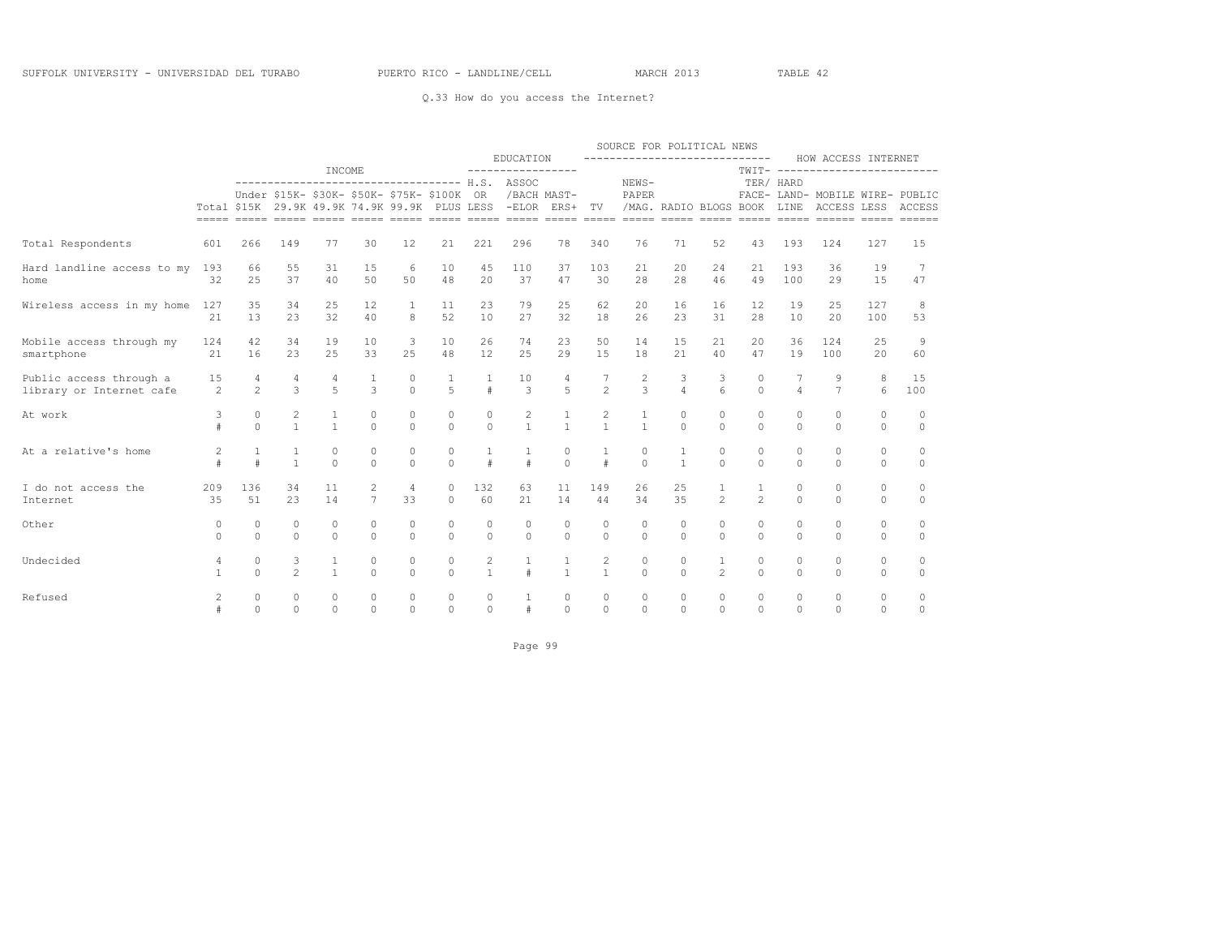SUFFOLK UNIVERSITY - UNIVERSIDAD DEL TURABO PUERTO RICO - LANDLINE/CELL MARCH 2013 TABLE 42

Q.33 How do you access the Internet?

| | Total | INCOME | | | | | | EDUCATION | | | SOURCE FOR POLITICAL NEWS | | | | | HOW ACCESS INTERNET | | | |
|---|---|---|---|---|---|---|---|---|---|---|---|---|---|---|---|---|---|---|---|
| | | Under $15K | $15K-29.9K | $30K-49.9K | $50K-74.9K | $75K-99.9K | $100K PLUS | H.S. OR LESS | ASSOC/BACH-ELOR | MAST-ERS+ | TV | NEWS-PAPER/MAG. | RADIO | BLOGS | TWIT-TER/FACE-BOOK | HARD LAND-LINE | MOBILE ACCESS | WIRE-LESS | PUBLIC ACCESS |
| Total Respondents | 601 | 266 | 149 | 77 | 30 | 12 | 21 | 221 | 296 | 78 | 340 | 76 | 71 | 52 | 43 | 193 | 124 | 127 | 15 |
| Hard landline access to my home | 193 | 66 | 55 | 31 | 15 | 6 | 10 | 45 | 110 | 37 | 103 | 21 | 20 | 24 | 21 | 193 | 36 | 19 | 7 |
| | 32 | 25 | 37 | 40 | 50 | 50 | 48 | 20 | 37 | 47 | 30 | 28 | 28 | 46 | 49 | 100 | 29 | 15 | 47 |
| Wireless access in my home | 127 | 35 | 34 | 25 | 12 | 1 | 11 | 23 | 79 | 25 | 62 | 20 | 16 | 16 | 12 | 19 | 25 | 127 | 8 |
| | 21 | 13 | 23 | 32 | 40 | 8 | 52 | 10 | 27 | 32 | 18 | 26 | 23 | 31 | 28 | 10 | 20 | 100 | 53 |
| Mobile access through my smartphone | 124 | 42 | 34 | 19 | 10 | 3 | 10 | 26 | 74 | 23 | 50 | 14 | 15 | 21 | 20 | 36 | 124 | 25 | 9 |
| | 21 | 16 | 23 | 25 | 33 | 25 | 48 | 12 | 25 | 29 | 15 | 18 | 21 | 40 | 47 | 19 | 100 | 20 | 60 |
| Public access through a library or Internet cafe | 15 | 4 | 4 | 4 | 1 | 0 | 1 | 1 | 10 | 4 | 7 | 2 | 3 | 3 | 0 | 7 | 9 | 8 | 15 |
| | 2 | 2 | 3 | 5 | 3 | 0 | 5 | # | 3 | 5 | 2 | 3 | 4 | 6 | 0 | 4 | 7 | 6 | 100 |
| At work | 3 | 0 | 2 | 1 | 0 | 0 | 0 | 0 | 2 | 1 | 2 | 1 | 0 | 0 | 0 | 0 | 0 | 0 | 0 |
| | # | 0 | 1 | 1 | 0 | 0 | 0 | 0 | 1 | 1 | 1 | 1 | 0 | 0 | 0 | 0 | 0 | 0 | 0 |
| At a relative's home | 2 | 1 | 1 | 0 | 0 | 0 | 0 | 1 | 1 | 0 | 1 | 0 | 1 | 0 | 0 | 0 | 0 | 0 | 0 |
| | # | # | 1 | 0 | 0 | 0 | 0 | # | # | 0 | # | 0 | 1 | 0 | 0 | 0 | 0 | 0 | 0 |
| I do not access the Internet | 209 | 136 | 34 | 11 | 2 | 4 | 0 | 132 | 63 | 11 | 149 | 26 | 25 | 1 | 1 | 0 | 0 | 0 | 0 |
| | 35 | 51 | 23 | 14 | 7 | 33 | 0 | 60 | 21 | 14 | 44 | 34 | 35 | 2 | 2 | 0 | 0 | 0 | 0 |
| Other | 0 | 0 | 0 | 0 | 0 | 0 | 0 | 0 | 0 | 0 | 0 | 0 | 0 | 0 | 0 | 0 | 0 | 0 | 0 |
| | 0 | 0 | 0 | 0 | 0 | 0 | 0 | 0 | 0 | 0 | 0 | 0 | 0 | 0 | 0 | 0 | 0 | 0 | 0 |
| Undecided | 4 | 0 | 3 | 1 | 0 | 0 | 0 | 2 | 1 | 1 | 2 | 0 | 0 | 1 | 0 | 0 | 0 | 0 | 0 |
| | 1 | 0 | 2 | 1 | 0 | 0 | 0 | 1 | # | 1 | 1 | 0 | 0 | 2 | 0 | 0 | 0 | 0 | 0 |
| Refused | 2 | 0 | 0 | 0 | 0 | 0 | 0 | 0 | 1 | 0 | 0 | 0 | 0 | 0 | 0 | 0 | 0 | 0 | 0 |
| | # | 0 | 0 | 0 | 0 | 0 | 0 | 0 | # | 0 | 0 | 0 | 0 | 0 | 0 | 0 | 0 | 0 | 0 |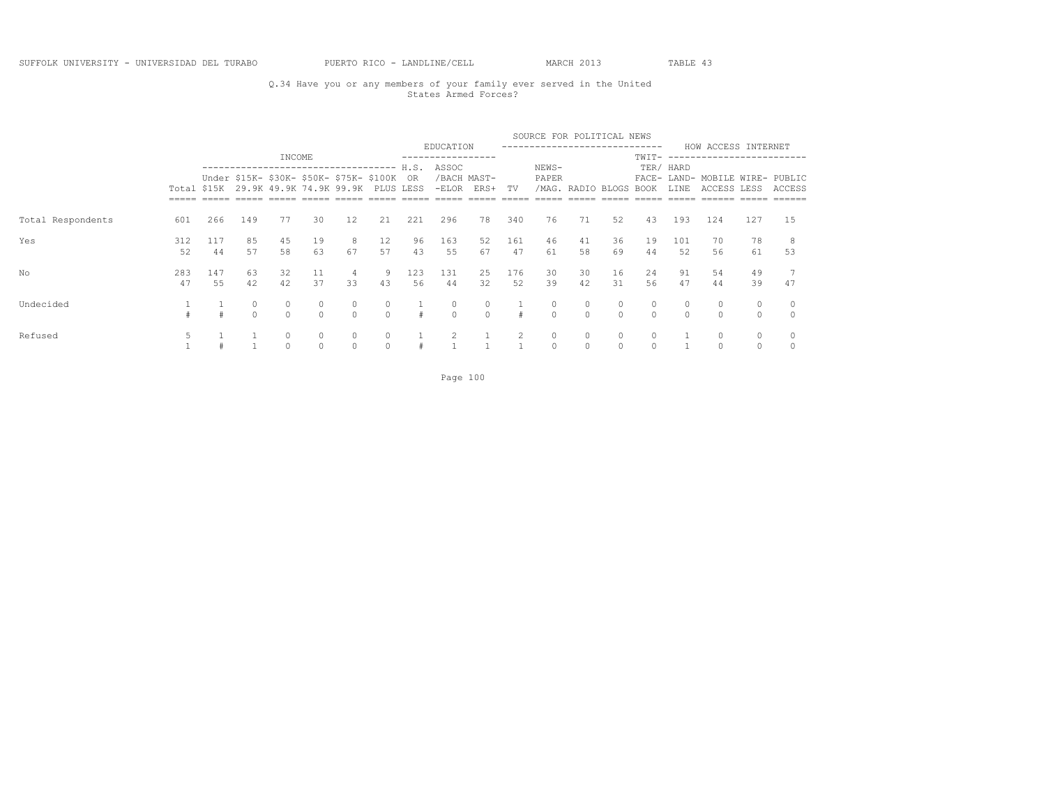SUFFOLK UNIVERSITY - UNIVERSIDAD DEL TURABO PUERTO RICO - LANDLINE/CELL MARCH 2013 TABLE 43

Q.34 Have you or any members of your family ever served in the United States Armed Forces?

| | | INCOME | | | | | | EDUCATION | | | SOURCE FOR POLITICAL NEWS | | | | | HOW ACCESS INTERNET | | | |
|---|---|---|---|---|---|---|---|---|---|---|---|---|---|---|---|---|---|---|---|
| | Total | Under $15K | $15K-29.9K | $30K-49.9K | $50K-74.9K | $75K-99.9K | $100K PLUS | H.S. OR LESS | ASSOC /BACH -ELOR | MAST-ERS+ | TV | NEWS-PAPER /MAG. | RADIO | BLOGS | TWIT-TER/ FACE-BOOK | HARD LAND-LINE | MOBILE ACCESS | WIRE-LESS | PUBLIC ACCESS |
| Total Respondents | 601 | 266 | 149 | 77 | 30 | 12 | 21 | 221 | 296 | 78 | 340 | 76 | 71 | 52 | 43 | 193 | 124 | 127 | 15 |
| Yes | 312 | 117 | 85 | 45 | 19 | 8 | 12 | 96 | 163 | 52 | 161 | 46 | 41 | 36 | 19 | 101 | 70 | 78 | 8 |
| | 52 | 44 | 57 | 58 | 63 | 67 | 57 | 43 | 55 | 67 | 47 | 61 | 58 | 69 | 44 | 52 | 56 | 61 | 53 |
| No | 283 | 147 | 63 | 32 | 11 | 4 | 9 | 123 | 131 | 25 | 176 | 30 | 30 | 16 | 24 | 91 | 54 | 49 | 7 |
| | 47 | 55 | 42 | 42 | 37 | 33 | 43 | 56 | 44 | 32 | 52 | 39 | 42 | 31 | 56 | 47 | 44 | 39 | 47 |
| Undecided | 1 | 1 | 0 | 0 | 0 | 0 | 0 | 1 | 0 | 0 | 1 | 0 | 0 | 0 | 0 | 0 | 0 | 0 | 0 |
| | # | # | 0 | 0 | 0 | 0 | 0 | # | 0 | 0 | # | 0 | 0 | 0 | 0 | 0 | 0 | 0 | 0 |
| Refused | 5 | 1 | 1 | 0 | 0 | 0 | 0 | 1 | 2 | 1 | 2 | 0 | 0 | 0 | 0 | 1 | 0 | 0 | 0 |
| | 1 | # | 1 | 0 | 0 | 0 | 0 | # | 1 | 1 | 1 | 0 | 0 | 0 | 0 | 1 | 0 | 0 | 0 |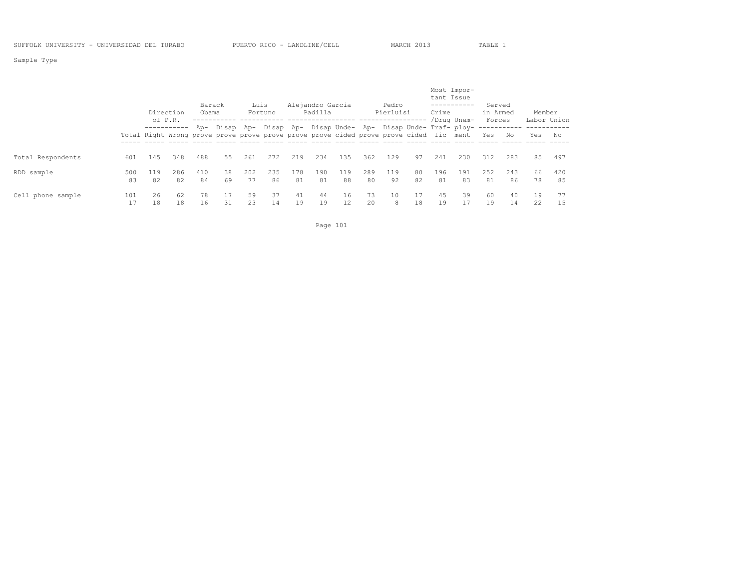Sample Type

| | Total | Direction of P.R. Right | Direction of P.R. Wrong | Barack Obama Approve | Barack Obama Disapprove | Luis Fortuno Approve | Luis Fortuno Disapprove | Alejandro Garcia Padilla Approve | Alejandro Garcia Padilla Disapprove | Alejandro Garcia Padilla Undecided | Pedro Pierluisi Approve | Pedro Pierluisi Disapprove | Pedro Pierluisi Undecided | Most Important Issue Crime /Drug Traffic | Most Important Issue Unemployment | Served in Armed Forces Yes | Served in Armed Forces No | Member Labor Union Yes | Member Labor Union No |
|---|---|---|---|---|---|---|---|---|---|---|---|---|---|---|---|---|---|---|---|
| Total Respondents | 601 | 145 | 348 | 488 | 55 | 261 | 272 | 219 | 234 | 135 | 362 | 129 | 97 | 241 | 230 | 312 | 283 | 85 | 497 |
| RDD sample | 500 | 119 | 286 | 410 | 38 | 202 | 235 | 178 | 190 | 119 | 289 | 119 | 80 | 196 | 191 | 252 | 243 | 66 | 420 |
| | 83 | 82 | 82 | 84 | 69 | 77 | 86 | 81 | 81 | 88 | 80 | 92 | 82 | 81 | 83 | 81 | 86 | 78 | 85 |
| Cell phone sample | 101 | 26 | 62 | 78 | 17 | 59 | 37 | 41 | 44 | 16 | 73 | 10 | 17 | 45 | 39 | 60 | 40 | 19 | 77 |
| | 17 | 18 | 18 | 16 | 31 | 23 | 14 | 19 | 19 | 12 | 20 | 8 | 18 | 19 | 17 | 19 | 14 | 22 | 15 |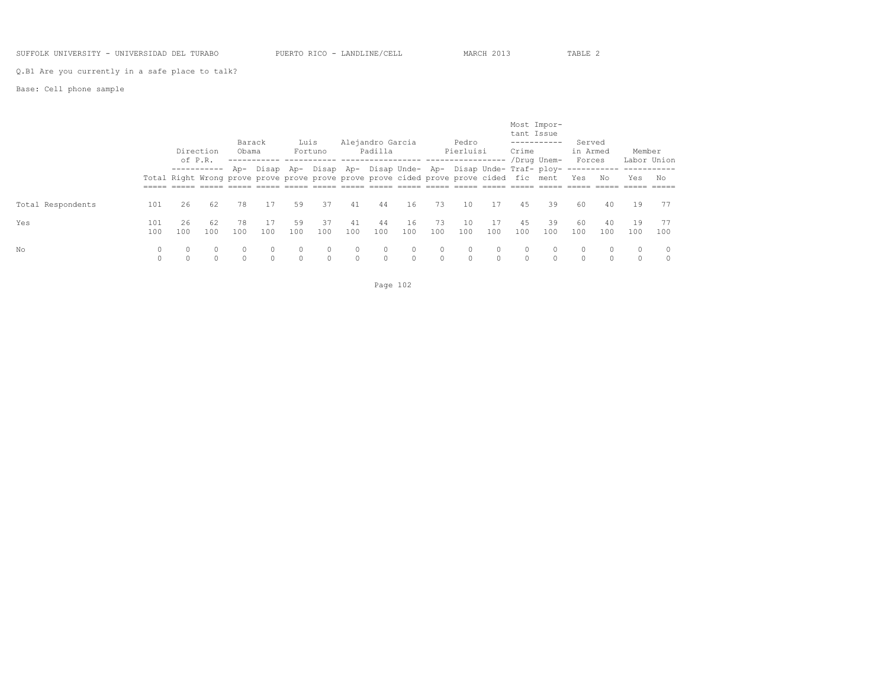SUFFOLK UNIVERSITY - UNIVERSIDAD DEL TURABO PUERTO RICO - LANDLINE/CELL MARCH 2013 TABLE 2

Q.B1 Are you currently in a safe place to talk?

Base: Cell phone sample

| | | Direction of P.R. | | Barack Obama | | Luis Fortuno | | Alejandro Garcia Padilla | | | Pedro Pierluisi | | | Most Important Issue | | Served in Armed Forces | | Member Labor Union | |
|---|---|---|---|---|---|---|---|---|---|---|---|---|---|---|---|---|---|---|---|
| | Total | Right | Wrong | Approve | Disapprove | Approve | Disapprove | Approve | Disapprove | Undecided | Approve | Disapprove | Undecided | Crime /Drug Traffic | Unemployment | Yes | No | Yes | No |
| Total Respondents | 101 | 26 | 62 | 78 | 17 | 59 | 37 | 41 | 44 | 16 | 73 | 10 | 17 | 45 | 39 | 60 | 40 | 19 | 77 |
| Yes | 101 | 26 | 62 | 78 | 17 | 59 | 37 | 41 | 44 | 16 | 73 | 10 | 17 | 45 | 39 | 60 | 40 | 19 | 77 |
| | 100 | 100 | 100 | 100 | 100 | 100 | 100 | 100 | 100 | 100 | 100 | 100 | 100 | 100 | 100 | 100 | 100 | 100 | 100 |
| No | 0 | 0 | 0 | 0 | 0 | 0 | 0 | 0 | 0 | 0 | 0 | 0 | 0 | 0 | 0 | 0 | 0 | 0 | 0 |
| | 0 | 0 | 0 | 0 | 0 | 0 | 0 | 0 | 0 | 0 | 0 | 0 | 0 | 0 | 0 | 0 | 0 | 0 | 0 |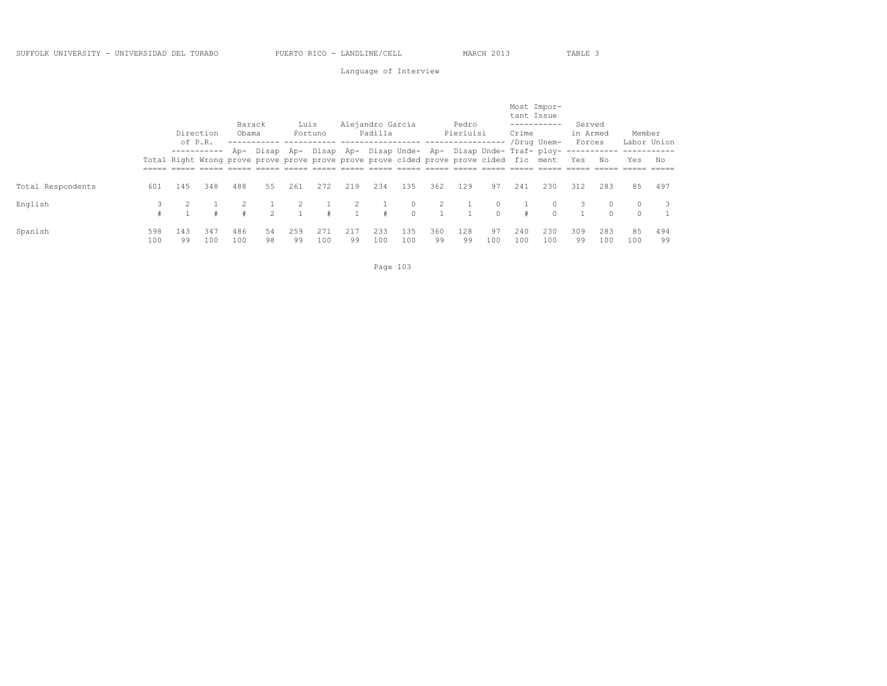SUFFOLK UNIVERSITY - UNIVERSIDAD DEL TURABO PUERTO RICO - LANDLINE/CELL MARCH 2013 TABLE 3

Language of Interview

| | | Direction of P.R. | | Barack Obama | | Luis Fortuno | | Alejandro Garcia Padilla | | | Pedro Pierluisi | | | Most Important Issue | | Served in Armed Forces | | Member Labor Union | |
|---|---|---|---|---|---|---|---|---|---|---|---|---|---|---|---|---|---|---|---|
| | Total | Right | Wrong | Approve | Disapprove | Approve | Disapprove | Approve | Disapprove | Undecided | Approve | Disapprove | Undecided | Crime /Drug Traffic | Unemployment | Yes | No | Yes | No |
| Total Respondents | 601 | 145 | 348 | 488 | 55 | 261 | 272 | 219 | 234 | 135 | 362 | 129 | 97 | 241 | 230 | 312 | 283 | 85 | 497 |
| English | 3 | 2 | 1 | 2 | 1 | 2 | 1 | 2 | 1 | 0 | 2 | 1 | 0 | 1 | 0 | 3 | 0 | 0 | 3 |
| | # | 1 | # | # | 2 | 1 | # | 1 | # | 0 | 1 | 1 | 0 | # | 0 | 1 | 0 | 0 | 1 |
| Spanish | 598 | 143 | 347 | 486 | 54 | 259 | 271 | 217 | 233 | 135 | 360 | 128 | 97 | 240 | 230 | 309 | 283 | 85 | 494 |
| | 100 | 99 | 100 | 100 | 98 | 99 | 100 | 99 | 100 | 100 | 99 | 99 | 100 | 100 | 100 | 99 | 100 | 100 | 99 |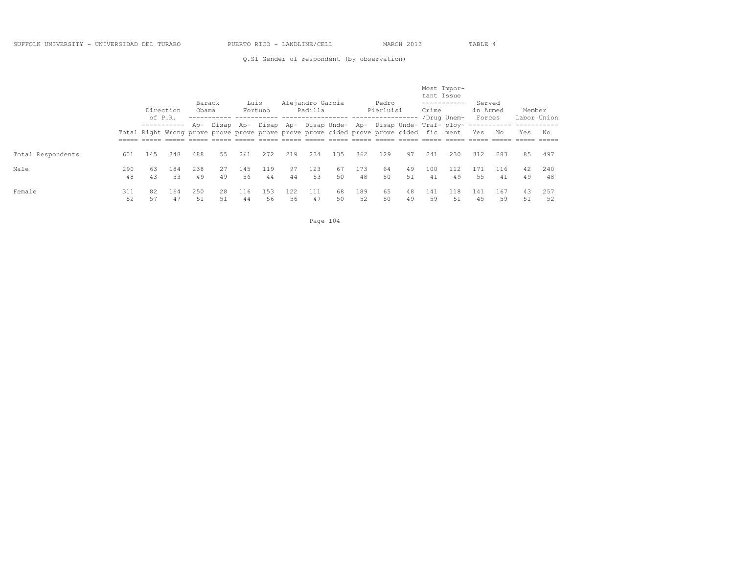SUFFOLK UNIVERSITY - UNIVERSIDAD DEL TURABO PUERTO RICO - LANDLINE/CELL MARCH 2013 TABLE 4

Q.S1 Gender of respondent (by observation)

| | | Direction of P.R. | | Barack Obama | | Luis Fortuno | | Alejandro Garcia Padilla | | | Pedro Pierluisi | | | Most Important Issue | | Served in Armed Forces | | Member Labor Union | |
|---|---|---|---|---|---|---|---|---|---|---|---|---|---|---|---|---|---|---|---|
| | Total | Right | Wrong | Approve | Disapprove | Approve | Disapprove | Approve | Disapprove | Undecided | Approve | Disapprove | Undecided | Crime/Drug Traffic | Unemployment | Yes | No | Yes | No |
| Total Respondents | 601 | 145 | 348 | 488 | 55 | 261 | 272 | 219 | 234 | 135 | 362 | 129 | 97 | 241 | 230 | 312 | 283 | 85 | 497 |
| Male | 290 | 63 | 184 | 238 | 27 | 145 | 119 | 97 | 123 | 67 | 173 | 64 | 49 | 100 | 112 | 171 | 116 | 42 | 240 |
| | 48 | 43 | 53 | 49 | 49 | 56 | 44 | 44 | 53 | 50 | 48 | 50 | 51 | 41 | 49 | 55 | 41 | 49 | 48 |
| Female | 311 | 82 | 164 | 250 | 28 | 116 | 153 | 122 | 111 | 68 | 189 | 65 | 48 | 141 | 118 | 141 | 167 | 43 | 257 |
| | 52 | 57 | 47 | 51 | 51 | 44 | 56 | 56 | 47 | 50 | 52 | 50 | 49 | 59 | 51 | 45 | 59 | 51 | 52 |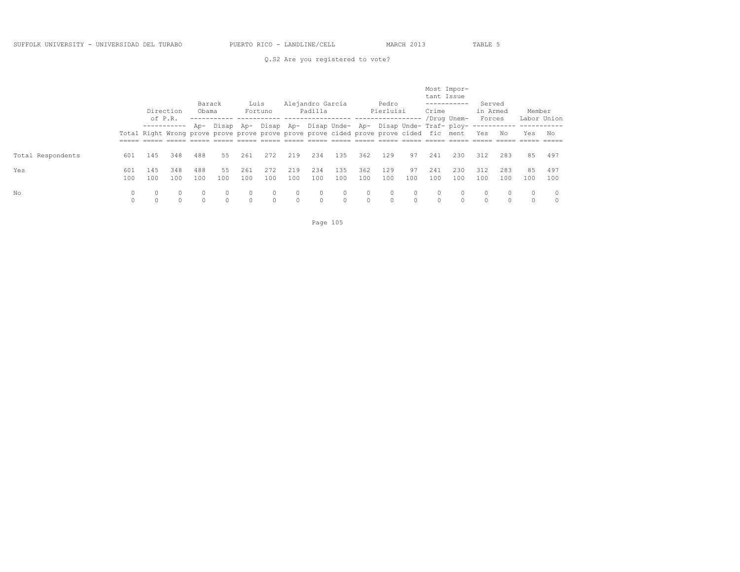Q.S2 Are you registered to vote?

| | Total | Direction of P.R. | | Barack Obama | | Luis Fortuno | | Alejandro Garcia Padilla | | | Pedro Pierluisi | | | Most Important Issue | | Served in Armed Forces | | Member Labor Union | |
|---|---|---|---|---|---|---|---|---|---|---|---|---|---|---|---|---|---|---|---|
| | | Right | Wrong | Approve | Disapprove | Approve | Disapprove | Approve | Disapprove | Undecided | Approve | Disapprove | Undecided | Crime/Drug Traffic | Unemployment | Yes | No | Yes | No |
| Total Respondents | 601 | 145 | 348 | 488 | 55 | 261 | 272 | 219 | 234 | 135 | 362 | 129 | 97 | 241 | 230 | 312 | 283 | 85 | 497 |
| Yes | 601 | 145 | 348 | 488 | 55 | 261 | 272 | 219 | 234 | 135 | 362 | 129 | 97 | 241 | 230 | 312 | 283 | 85 | 497 |
| | 100 | 100 | 100 | 100 | 100 | 100 | 100 | 100 | 100 | 100 | 100 | 100 | 100 | 100 | 100 | 100 | 100 | 100 | 100 |
| No | 0 | 0 | 0 | 0 | 0 | 0 | 0 | 0 | 0 | 0 | 0 | 0 | 0 | 0 | 0 | 0 | 0 | 0 | 0 |
| | 0 | 0 | 0 | 0 | 0 | 0 | 0 | 0 | 0 | 0 | 0 | 0 | 0 | 0 | 0 | 0 | 0 | 0 | 0 |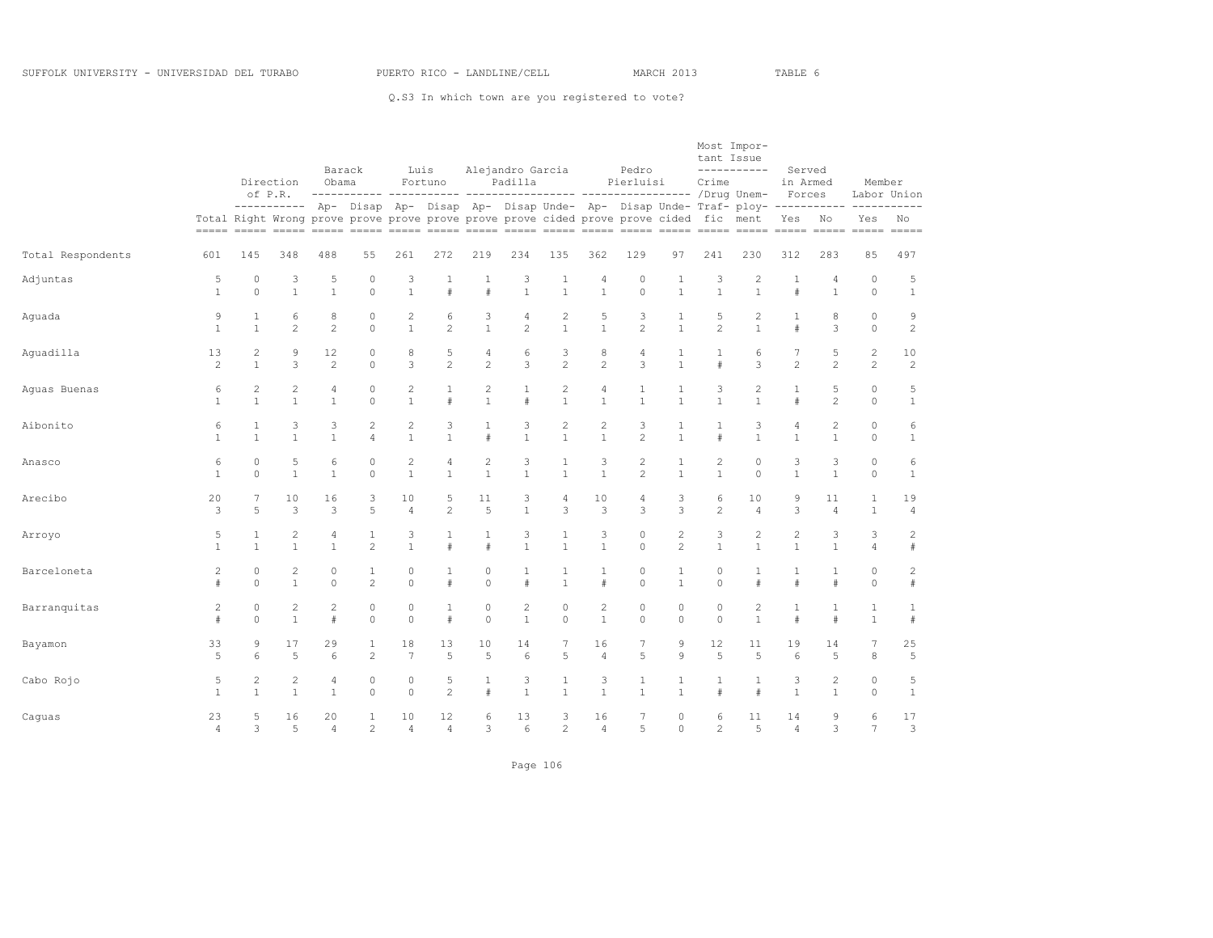SUFFOLK UNIVERSITY - UNIVERSIDAD DEL TURABO PUERTO RICO - LANDLINE/CELL MARCH 2013 TABLE 6

Q.S3 In which town are you registered to vote?

| | Total | Direction of P.R. | | Barack Obama | | Luis Fortuno | | Alejandro Garcia Padilla | | | Pedro Pierluisi | | | Most Important Issue | | Served in Armed Forces | | Member Labor Union | |
|---|---|---|---|---|---|---|---|---|---|---|---|---|---|---|---|---|---|---|---|
| | | Right | Wrong | Approve | Disapprove | Approve | Disapprove | Approve | Disapprove | Undecided | Approve | Disapprove | Undecided | Crime /Drug Traffic | Unemployment | Yes | No | Yes | No |
| Total Respondents | 601 | 145 | 348 | 488 | 55 | 261 | 272 | 219 | 234 | 135 | 362 | 129 | 97 | 241 | 230 | 312 | 283 | 85 | 497 |
| Adjuntas | 5 | 0 | 3 | 5 | 0 | 3 | 1 | 1 | 3 | 1 | 4 | 0 | 1 | 3 | 2 | 1 | 4 | 0 | 5 |
| | 1 | 0 | 1 | 1 | 0 | 1 | # | # | 1 | 1 | 1 | 0 | 1 | 1 | 1 | # | 1 | 0 | 1 |
| Aguada | 9 | 1 | 6 | 8 | 0 | 2 | 6 | 3 | 4 | 2 | 5 | 3 | 1 | 5 | 2 | 1 | 8 | 0 | 9 |
| | 1 | 1 | 2 | 2 | 0 | 1 | 2 | 1 | 2 | 1 | 1 | 2 | 1 | 2 | 1 | # | 3 | 0 | 2 |
| Aguadilla | 13 | 2 | 9 | 12 | 0 | 8 | 5 | 4 | 6 | 3 | 8 | 4 | 1 | 1 | 6 | 7 | 5 | 2 | 10 |
| | 2 | 1 | 3 | 2 | 0 | 3 | 2 | 2 | 3 | 2 | 2 | 3 | 1 | # | 3 | 2 | 2 | 2 | 2 |
| Aguas Buenas | 6 | 2 | 2 | 4 | 0 | 2 | 1 | 2 | 1 | 2 | 4 | 1 | 1 | 3 | 2 | 1 | 5 | 0 | 5 |
| | 1 | 1 | 1 | 1 | 0 | 1 | # | 1 | # | 1 | 1 | 1 | 1 | 1 | 1 | # | 2 | 0 | 1 |
| Aibonito | 6 | 1 | 3 | 3 | 2 | 2 | 3 | 1 | 3 | 2 | 2 | 3 | 1 | 1 | 3 | 4 | 2 | 0 | 6 |
| | 1 | 1 | 1 | 1 | 4 | 1 | 1 | # | 1 | 1 | 1 | 2 | 1 | # | 1 | 1 | 1 | 0 | 1 |
| Anasco | 6 | 0 | 5 | 6 | 0 | 2 | 4 | 2 | 3 | 1 | 3 | 2 | 1 | 2 | 0 | 3 | 3 | 0 | 6 |
| | 1 | 0 | 1 | 1 | 0 | 1 | 1 | 1 | 1 | 1 | 1 | 2 | 1 | 1 | 0 | 1 | 1 | 0 | 1 |
| Arecibo | 20 | 7 | 10 | 16 | 3 | 10 | 5 | 11 | 3 | 4 | 10 | 4 | 3 | 6 | 10 | 9 | 11 | 1 | 19 |
| | 3 | 5 | 3 | 3 | 5 | 4 | 2 | 5 | 1 | 3 | 3 | 3 | 3 | 2 | 4 | 3 | 4 | 1 | 4 |
| Arroyo | 5 | 1 | 2 | 4 | 1 | 3 | 1 | 1 | 3 | 1 | 3 | 0 | 2 | 3 | 2 | 2 | 3 | 3 | 2 |
| | 1 | 1 | 1 | 1 | 2 | 1 | # | # | 1 | 1 | 1 | 0 | 2 | 1 | 1 | 1 | 1 | 4 | # |
| Barceloneta | 2 | 0 | 2 | 0 | 1 | 0 | 1 | 0 | 1 | 1 | 1 | 0 | 1 | 0 | 1 | 1 | 1 | 0 | 2 |
| | # | 0 | 1 | 0 | 2 | 0 | # | 0 | # | 1 | # | 0 | 1 | 0 | # | # | # | 0 | # |
| Barranquitas | 2 | 0 | 2 | 2 | 0 | 0 | 1 | 0 | 2 | 0 | 2 | 0 | 0 | 0 | 2 | 1 | 1 | 1 | 1 |
| | # | 0 | 1 | # | 0 | 0 | # | 0 | 1 | 0 | 1 | 0 | 0 | 0 | 1 | # | # | 1 | # |
| Bayamon | 33 | 9 | 17 | 29 | 1 | 18 | 13 | 10 | 14 | 7 | 16 | 7 | 9 | 12 | 11 | 19 | 14 | 7 | 25 |
| | 5 | 6 | 5 | 6 | 2 | 7 | 5 | 5 | 6 | 5 | 4 | 5 | 9 | 5 | 5 | 6 | 5 | 8 | 5 |
| Cabo Rojo | 5 | 2 | 2 | 4 | 0 | 0 | 5 | 1 | 3 | 1 | 3 | 1 | 1 | 1 | 1 | 3 | 2 | 0 | 5 |
| | 1 | 1 | 1 | 1 | 0 | 0 | 2 | # | 1 | 1 | 1 | 1 | 1 | # | # | 1 | 1 | 0 | 1 |
| Caguas | 23 | 5 | 16 | 20 | 1 | 10 | 12 | 6 | 13 | 3 | 16 | 7 | 0 | 6 | 11 | 14 | 9 | 6 | 17 |
| | 4 | 3 | 5 | 4 | 2 | 4 | 4 | 3 | 6 | 2 | 4 | 5 | 0 | 2 | 5 | 4 | 3 | 7 | 3 |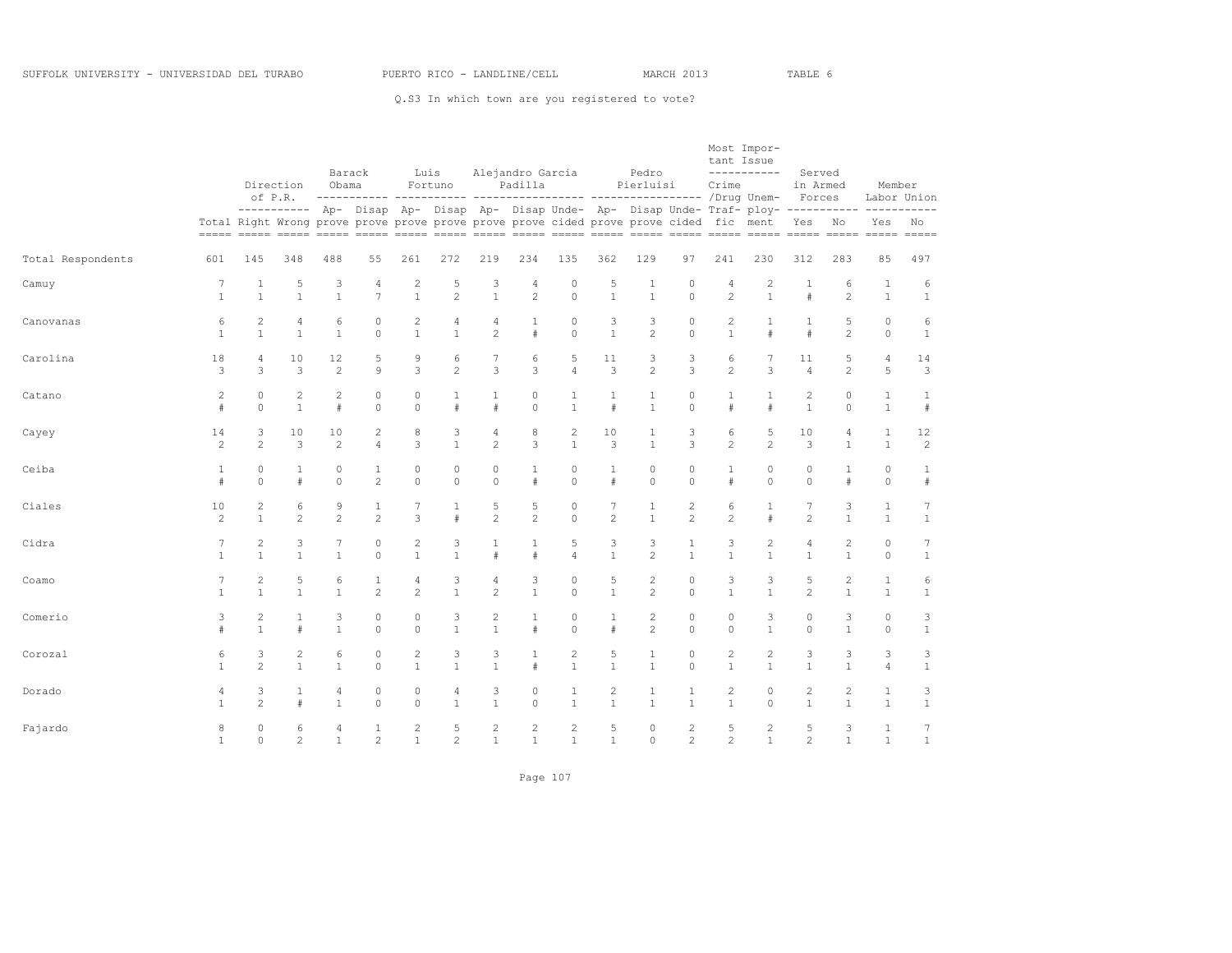SUFFOLK UNIVERSITY - UNIVERSIDAD DEL TURABO PUERTO RICO - LANDLINE/CELL MARCH 2013 TABLE 6

Q.S3 In which town are you registered to vote?

| | Total | Direction of P.R. | | Barack Obama | | Luis Fortuno | | Alejandro Garcia Padilla | | | Pedro Pierluisi | | | Most Important Issue | | Served in Armed Forces | | Member Labor Union | |
|---|---|---|---|---|---|---|---|---|---|---|---|---|---|---|---|---|---|---|---|
| | | Right | Wrong | Approve | Disapprove | Approve | Disapprove | Approve | Disapprove | Undecided | Approve | Disapprove | Undecided | Crime /Drug Traffic | Unemployment | Yes | No | Yes | No |
| Total Respondents | 601 | 145 | 348 | 488 | 55 | 261 | 272 | 219 | 234 | 135 | 362 | 129 | 97 | 241 | 230 | 312 | 283 | 85 | 497 |
| Camuy | 7 | 1 | 5 | 3 | 4 | 2 | 5 | 3 | 4 | 0 | 5 | 1 | 0 | 4 | 2 | 1 | 6 | 1 | 6 |
| | 1 | 1 | 1 | 1 | 7 | 1 | 2 | 1 | 2 | 0 | 1 | 1 | 0 | 2 | 1 | # | 2 | 1 | 1 |
| Canovanas | 6 | 2 | 4 | 6 | 0 | 2 | 4 | 4 | 1 | 0 | 3 | 3 | 0 | 2 | 1 | 1 | 5 | 0 | 6 |
| | 1 | 1 | 1 | 1 | 0 | 1 | 1 | 2 | # | 0 | 1 | 2 | 0 | 1 | # | # | 2 | 0 | 1 |
| Carolina | 18 | 4 | 10 | 12 | 5 | 9 | 6 | 7 | 6 | 5 | 11 | 3 | 3 | 6 | 7 | 11 | 5 | 4 | 14 |
| | 3 | 3 | 3 | 2 | 9 | 3 | 2 | 3 | 3 | 4 | 3 | 2 | 3 | 2 | 3 | 4 | 2 | 5 | 3 |
| Catano | 2 | 0 | 2 | 2 | 0 | 0 | 1 | 1 | 0 | 1 | 1 | 1 | 0 | 1 | 1 | 2 | 0 | 1 | 1 |
| | # | 0 | 1 | # | 0 | 0 | # | # | 0 | 1 | # | 1 | 0 | # | # | 1 | 0 | 1 | # |
| Cayey | 14 | 3 | 10 | 10 | 2 | 8 | 3 | 4 | 8 | 2 | 10 | 1 | 3 | 6 | 5 | 10 | 4 | 1 | 12 |
| | 2 | 2 | 3 | 2 | 4 | 3 | 1 | 2 | 3 | 1 | 3 | 1 | 3 | 2 | 2 | 3 | 1 | 1 | 2 |
| Ceiba | 1 | 0 | 1 | 0 | 1 | 0 | 0 | 0 | 1 | 0 | 1 | 0 | 0 | 1 | 0 | 0 | 1 | 0 | 1 |
| | # | 0 | # | 0 | 2 | 0 | 0 | 0 | # | 0 | # | 0 | 0 | # | 0 | 0 | # | 0 | # |
| Ciales | 10 | 2 | 6 | 9 | 1 | 7 | 1 | 5 | 5 | 0 | 7 | 1 | 2 | 6 | 1 | 7 | 3 | 1 | 7 |
| | 2 | 1 | 2 | 2 | 2 | 3 | # | 2 | 2 | 0 | 2 | 1 | 2 | 2 | # | 2 | 1 | 1 | 1 |
| Cidra | 7 | 2 | 3 | 7 | 0 | 2 | 3 | 1 | 1 | 5 | 3 | 3 | 1 | 3 | 2 | 4 | 2 | 0 | 7 |
| | 1 | 1 | 1 | 1 | 0 | 1 | 1 | # | # | 4 | 1 | 2 | 1 | 1 | 1 | 1 | 1 | 0 | 1 |
| Coamo | 7 | 2 | 5 | 6 | 1 | 4 | 3 | 4 | 3 | 0 | 5 | 2 | 0 | 3 | 3 | 5 | 2 | 1 | 6 |
| | 1 | 1 | 1 | 1 | 2 | 2 | 1 | 2 | 1 | 0 | 1 | 2 | 0 | 1 | 1 | 2 | 1 | 1 | 1 |
| Comerio | 3 | 2 | 1 | 3 | 0 | 0 | 3 | 2 | 1 | 0 | 1 | 2 | 0 | 0 | 3 | 0 | 3 | 0 | 3 |
| | # | 1 | # | 1 | 0 | 0 | 1 | 1 | # | 0 | # | 2 | 0 | 0 | 1 | 0 | 1 | 0 | 1 |
| Corozal | 6 | 3 | 2 | 6 | 0 | 2 | 3 | 3 | 1 | 2 | 5 | 1 | 0 | 2 | 2 | 3 | 3 | 3 | 3 |
| | 1 | 2 | 1 | 1 | 0 | 1 | 1 | 1 | # | 1 | 1 | 1 | 0 | 1 | 1 | 1 | 1 | 4 | 1 |
| Dorado | 4 | 3 | 1 | 4 | 0 | 0 | 4 | 3 | 0 | 1 | 2 | 1 | 1 | 2 | 0 | 2 | 2 | 1 | 3 |
| | 1 | 2 | # | 1 | 0 | 0 | 1 | 1 | 0 | 1 | 1 | 1 | 1 | 1 | 0 | 1 | 1 | 1 | 1 |
| Fajardo | 8 | 0 | 6 | 4 | 1 | 2 | 5 | 2 | 2 | 2 | 5 | 0 | 2 | 5 | 2 | 5 | 3 | 1 | 7 |
| | 1 | 0 | 2 | 1 | 2 | 1 | 2 | 1 | 1 | 1 | 1 | 0 | 2 | 2 | 1 | 2 | 1 | 1 | 1 |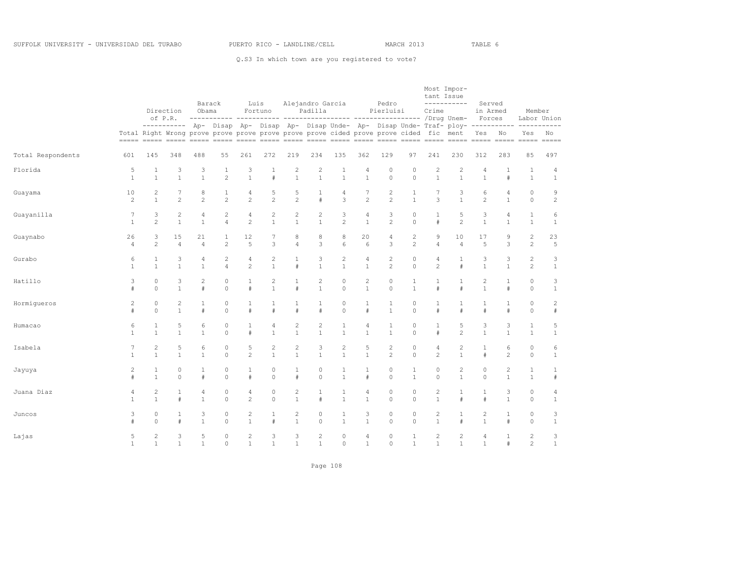SUFFOLK UNIVERSITY - UNIVERSIDAD DEL TURABO PUERTO RICO - LANDLINE/CELL MARCH 2013 TABLE 6

Q.S3 In which town are you registered to vote?

| | Total | Direction of P.R. | | Barack Obama | | Luis Fortuno | | Alejandro Garcia Padilla | | | Pedro Pierluisi | | | Most Important Issue | | Served in Armed Forces | | Member Labor Union | |
|---|---|---|---|---|---|---|---|---|---|---|---|---|---|---|---|---|---|---|---|
| | | Right | Wrong | Approve | Disapprove | Approve | Disapprove | Approve | Disapprove | Undecided | Approve | Disapprove | Undecided | Crime /Drug Traffic | Unemployment | Yes | No | Yes | No |
| Total Respondents | 601 | 145 | 348 | 488 | 55 | 261 | 272 | 219 | 234 | 135 | 362 | 129 | 97 | 241 | 230 | 312 | 283 | 85 | 497 |
| Florida | 5 | 1 | 3 | 3 | 1 | 3 | 1 | 2 | 2 | 1 | 4 | 0 | 0 | 2 | 2 | 4 | 1 | 1 | 4 |
| | 1 | 1 | 1 | 1 | 2 | 1 | # | 1 | 1 | 1 | 1 | 0 | 0 | 1 | 1 | 1 | # | 1 | 1 |
| Guayama | 10 | 2 | 7 | 8 | 1 | 4 | 5 | 5 | 1 | 4 | 7 | 2 | 1 | 7 | 3 | 6 | 4 | 0 | 9 |
| | 2 | 1 | 2 | 2 | 2 | 2 | 2 | 2 | # | 3 | 2 | 2 | 1 | 3 | 1 | 2 | 1 | 0 | 2 |
| Guayanilla | 7 | 3 | 2 | 4 | 2 | 4 | 2 | 2 | 2 | 3 | 4 | 3 | 0 | 1 | 5 | 3 | 4 | 1 | 6 |
| | 1 | 2 | 1 | 1 | 4 | 2 | 1 | 1 | 1 | 2 | 1 | 2 | 0 | # | 2 | 1 | 1 | 1 | 1 |
| Guaynabo | 26 | 3 | 15 | 21 | 1 | 12 | 7 | 8 | 8 | 8 | 20 | 4 | 2 | 9 | 10 | 17 | 9 | 2 | 23 |
| | 4 | 2 | 4 | 4 | 2 | 5 | 3 | 4 | 3 | 6 | 6 | 3 | 2 | 4 | 4 | 5 | 3 | 2 | 5 |
| Gurabo | 6 | 1 | 3 | 4 | 2 | 4 | 2 | 1 | 3 | 2 | 4 | 2 | 0 | 4 | 1 | 3 | 3 | 2 | 3 |
| | 1 | 1 | 1 | 1 | 4 | 2 | 1 | # | 1 | 1 | 1 | 2 | 0 | 2 | # | 1 | 1 | 2 | 1 |
| Hatillo | 3 | 0 | 3 | 2 | 0 | 1 | 2 | 1 | 2 | 0 | 2 | 0 | 1 | 1 | 1 | 2 | 1 | 0 | 3 |
| | # | 0 | 1 | # | 0 | # | 1 | # | 1 | 0 | 1 | 0 | 1 | # | # | 1 | # | 0 | 1 |
| Hormigueros | 2 | 0 | 2 | 1 | 0 | 1 | 1 | 1 | 1 | 0 | 1 | 1 | 0 | 1 | 1 | 1 | 1 | 0 | 2 |
| | # | 0 | 1 | # | 0 | # | # | # | # | 0 | # | 1 | 0 | # | # | # | # | 0 | # |
| Humacao | 6 | 1 | 5 | 6 | 0 | 1 | 4 | 2 | 2 | 1 | 4 | 1 | 0 | 1 | 5 | 3 | 3 | 1 | 5 |
| | 1 | 1 | 1 | 1 | 0 | # | 1 | 1 | 1 | 1 | 1 | 1 | 0 | # | 2 | 1 | 1 | 1 | 1 |
| Isabela | 7 | 2 | 5 | 6 | 0 | 5 | 2 | 2 | 3 | 2 | 5 | 2 | 0 | 4 | 2 | 1 | 6 | 0 | 6 |
| | 1 | 1 | 1 | 1 | 0 | 2 | 1 | 1 | 1 | 1 | 1 | 2 | 0 | 2 | 1 | # | 2 | 0 | 1 |
| Jayuya | 2 | 1 | 0 | 1 | 0 | 1 | 0 | 1 | 0 | 1 | 1 | 0 | 1 | 0 | 2 | 0 | 2 | 1 | 1 |
| | # | 1 | 0 | # | 0 | # | 0 | # | 0 | 1 | # | 0 | 1 | 0 | 1 | 0 | 1 | 1 | # |
| Juana Diaz | 4 | 2 | 1 | 4 | 0 | 4 | 0 | 2 | 1 | 1 | 4 | 0 | 0 | 2 | 1 | 1 | 3 | 0 | 4 |
| | 1 | 1 | # | 1 | 0 | 2 | 0 | 1 | # | 1 | 1 | 0 | 0 | 1 | # | # | 1 | 0 | 1 |
| Juncos | 3 | 0 | 1 | 3 | 0 | 2 | 1 | 2 | 0 | 1 | 3 | 0 | 0 | 2 | 1 | 2 | 1 | 0 | 3 |
| | # | 0 | # | 1 | 0 | 1 | # | 1 | 0 | 1 | 1 | 0 | 0 | 1 | # | 1 | # | 0 | 1 |
| Lajas | 5 | 2 | 3 | 5 | 0 | 2 | 3 | 3 | 2 | 0 | 4 | 0 | 1 | 2 | 2 | 4 | 1 | 2 | 3 |
| | 1 | 1 | 1 | 1 | 0 | 1 | 1 | 1 | 1 | 0 | 1 | 0 | 1 | 1 | 1 | 1 | # | 2 | 1 |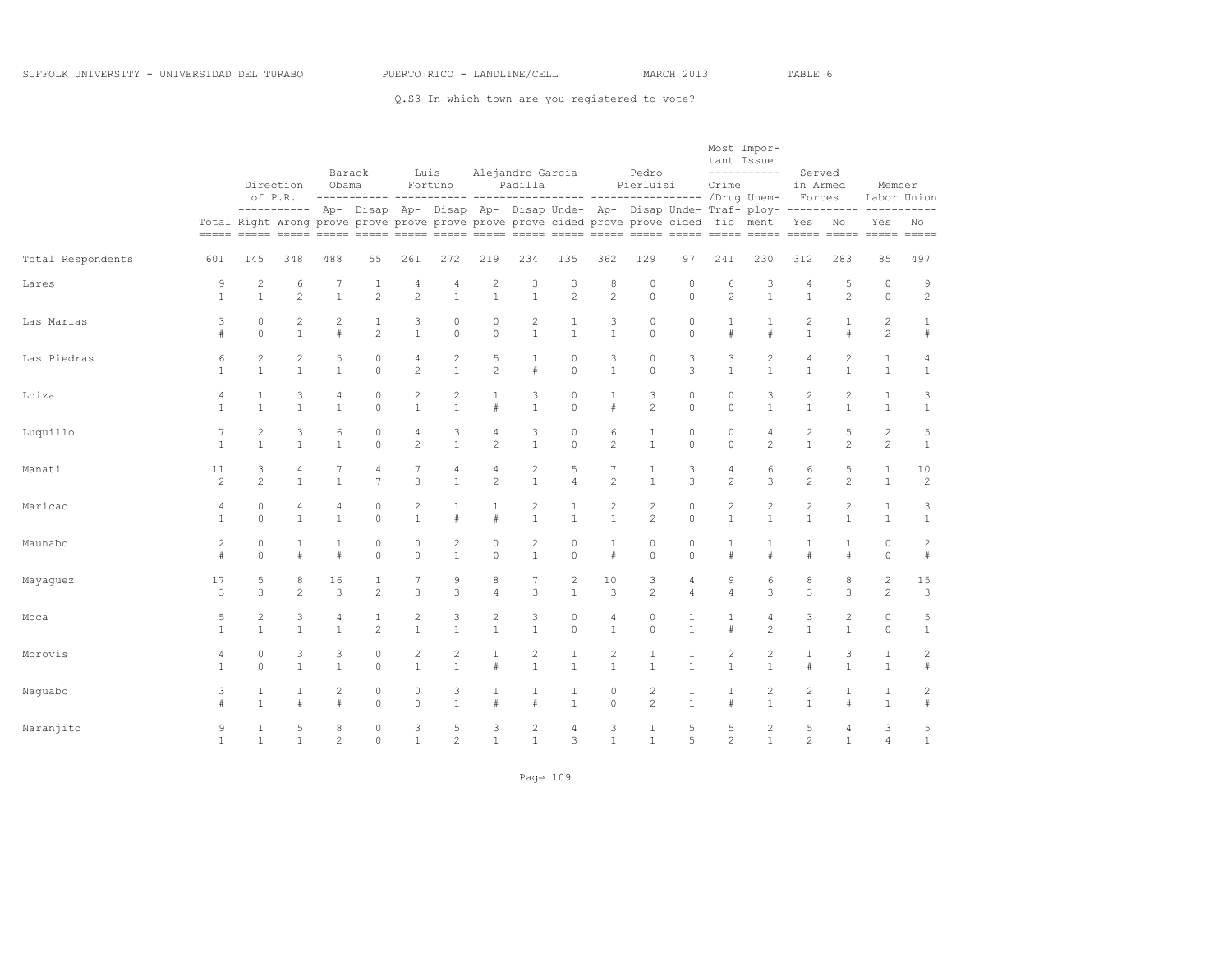Q.S3 In which town are you registered to vote?

| | Total | Direction of P.R. | | Barack Obama | | Luis Fortuno | | Alejandro Garcia Padilla | | | Pedro Pierluisi | | | Most Important Issue | | Served in Armed Forces | | Member Labor Union | |
|---|---|---|---|---|---|---|---|---|---|---|---|---|---|---|---|---|---|---|---|
| | | Right | Wrong | Approve | Disapprove | Approve | Disapprove | Approve | Disapprove | Undecided | Approve | Disapprove | Undecided | Crime /Drug Traffic | Unemployment | Yes | No | Yes | No |
| Total Respondents | 601 | 145 | 348 | 488 | 55 | 261 | 272 | 219 | 234 | 135 | 362 | 129 | 97 | 241 | 230 | 312 | 283 | 85 | 497 |
| Lares | 9 | 2 | 6 | 7 | 1 | 4 | 4 | 2 | 3 | 3 | 8 | 0 | 0 | 6 | 3 | 4 | 5 | 0 | 9 |
| | 1 | 1 | 2 | 1 | 2 | 2 | 1 | 1 | 1 | 2 | 2 | 0 | 0 | 2 | 1 | 1 | 2 | 0 | 2 |
| Las Marias | 3 | 0 | 2 | 2 | 1 | 3 | 0 | 0 | 2 | 1 | 3 | 0 | 0 | 1 | 1 | 2 | 1 | 2 | 1 |
| | # | 0 | 1 | # | 2 | 1 | 0 | 0 | 1 | 1 | 1 | 0 | 0 | # | # | 1 | # | 2 | # |
| Las Piedras | 6 | 2 | 2 | 5 | 0 | 4 | 2 | 5 | 1 | 0 | 3 | 0 | 3 | 3 | 2 | 4 | 2 | 1 | 4 |
| | 1 | 1 | 1 | 1 | 0 | 2 | 1 | 2 | # | 0 | 1 | 0 | 3 | 1 | 1 | 1 | 1 | 1 | 1 |
| Loiza | 4 | 1 | 3 | 4 | 0 | 2 | 2 | 1 | 3 | 0 | 1 | 3 | 0 | 0 | 3 | 2 | 2 | 1 | 3 |
| | 1 | 1 | 1 | 1 | 0 | 1 | 1 | # | 1 | 0 | # | 2 | 0 | 0 | 1 | 1 | 1 | 1 | 1 |
| Luquillo | 7 | 2 | 3 | 6 | 0 | 4 | 3 | 4 | 3 | 0 | 6 | 1 | 0 | 0 | 4 | 2 | 5 | 2 | 5 |
| | 1 | 1 | 1 | 1 | 0 | 2 | 1 | 2 | 1 | 0 | 2 | 1 | 0 | 0 | 2 | 1 | 2 | 2 | 1 |
| Manati | 11 | 3 | 4 | 7 | 4 | 7 | 4 | 4 | 2 | 5 | 7 | 1 | 3 | 4 | 6 | 6 | 5 | 1 | 10 |
| | 2 | 2 | 1 | 1 | 7 | 3 | 1 | 2 | 1 | 4 | 2 | 1 | 3 | 2 | 3 | 2 | 2 | 1 | 2 |
| Maricao | 4 | 0 | 4 | 4 | 0 | 2 | 1 | 1 | 2 | 1 | 2 | 2 | 0 | 2 | 2 | 2 | 2 | 1 | 3 |
| | 1 | 0 | 1 | 1 | 0 | 1 | # | # | 1 | 1 | 1 | 2 | 0 | 1 | 1 | 1 | 1 | 1 | 1 |
| Maunabo | 2 | 0 | 1 | 1 | 0 | 0 | 2 | 0 | 2 | 0 | 1 | 0 | 0 | 1 | 1 | 1 | 1 | 0 | 2 |
| | # | 0 | # | # | 0 | 0 | 1 | 0 | 1 | 0 | # | 0 | 0 | # | # | # | # | 0 | # |
| Mayaguez | 17 | 5 | 8 | 16 | 1 | 7 | 9 | 8 | 7 | 2 | 10 | 3 | 4 | 9 | 6 | 8 | 8 | 2 | 15 |
| | 3 | 3 | 2 | 3 | 2 | 3 | 3 | 4 | 3 | 1 | 3 | 2 | 4 | 4 | 3 | 3 | 3 | 2 | 3 |
| Moca | 5 | 2 | 3 | 4 | 1 | 2 | 3 | 2 | 3 | 0 | 4 | 0 | 1 | 1 | 4 | 3 | 2 | 0 | 5 |
| | 1 | 1 | 1 | 1 | 2 | 1 | 1 | 1 | 1 | 0 | 1 | 0 | 1 | # | 2 | 1 | 1 | 0 | 1 |
| Morovis | 4 | 0 | 3 | 3 | 0 | 2 | 2 | 1 | 2 | 1 | 2 | 1 | 1 | 2 | 2 | 1 | 3 | 1 | 2 |
| | 1 | 0 | 1 | 1 | 0 | 1 | 1 | # | 1 | 1 | 1 | 1 | 1 | 1 | 1 | # | 1 | 1 | # |
| Naguabo | 3 | 1 | 1 | 2 | 0 | 0 | 3 | 1 | 1 | 1 | 0 | 2 | 1 | 1 | 2 | 2 | 1 | 1 | 2 |
| | # | 1 | # | # | 0 | 0 | 1 | # | # | 1 | 0 | 2 | 1 | # | 1 | 1 | # | 1 | # |
| Naranjito | 9 | 1 | 5 | 8 | 0 | 3 | 5 | 3 | 2 | 4 | 3 | 1 | 5 | 5 | 2 | 5 | 4 | 3 | 5 |
| | 1 | 1 | 1 | 2 | 0 | 1 | 2 | 1 | 1 | 3 | 1 | 1 | 5 | 2 | 1 | 2 | 1 | 4 | 1 |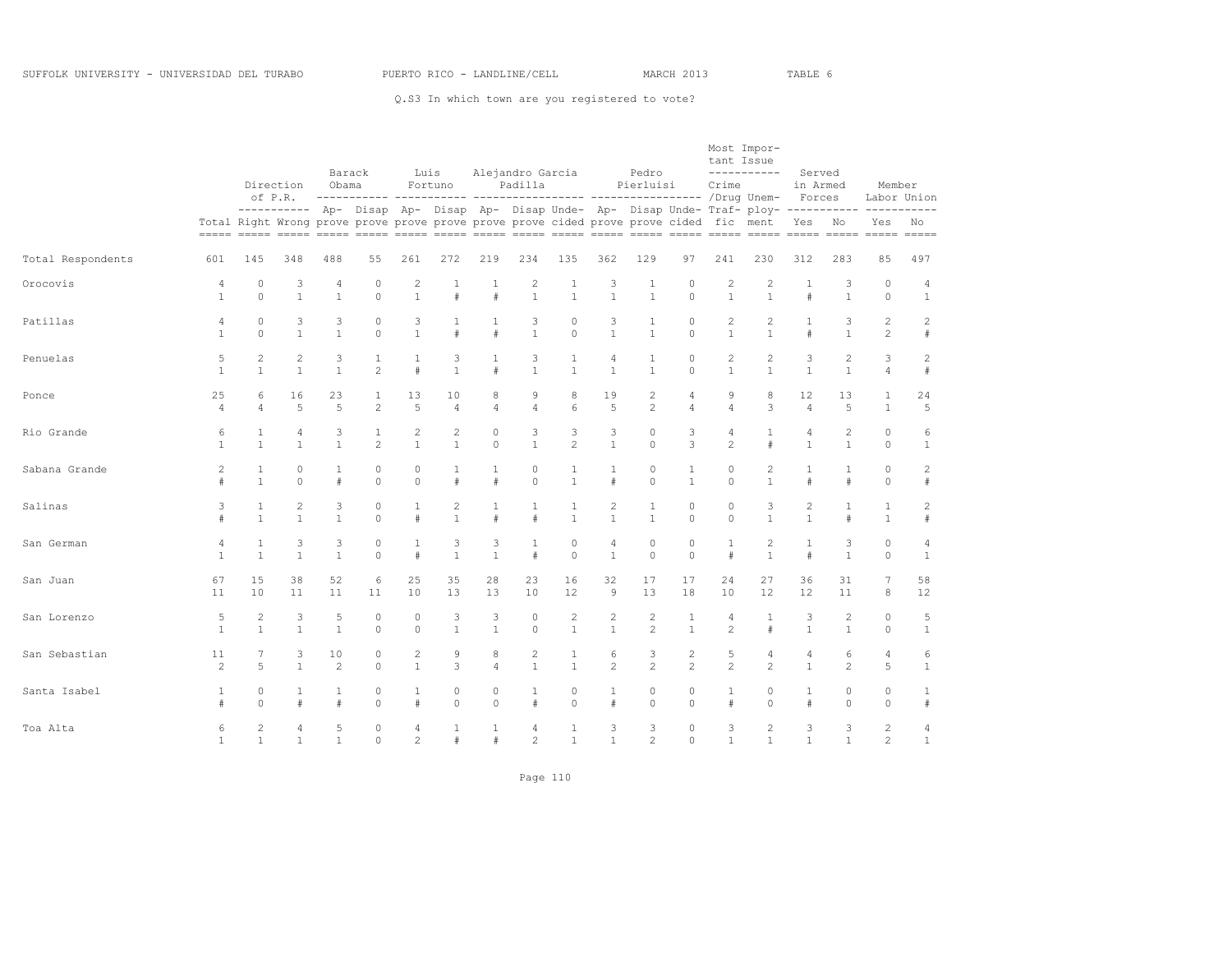SUFFOLK UNIVERSITY - UNIVERSIDAD DEL TURABO PUERTO RICO - LANDLINE/CELL MARCH 2013 TABLE 6

Q.S3 In which town are you registered to vote?

| | Total | Direction of P.R. | | Barack Obama | | Luis Fortuno | | Alejandro Garcia Padilla | | | Pedro Pierluisi | | | Most Important Issue | | Served in Armed Forces | | Member Labor Union | |
|---|---|---|---|---|---|---|---|---|---|---|---|---|---|---|---|---|---|---|---|
| | | Right | Wrong | Approve | Disapprove | Approve | Disapprove | Approve | Disapprove | Undecided | Approve | Disapprove | Undecided | Crime /Drug Traffic | Unemployment | Yes | No | Yes | No |
| Total Respondents | 601 | 145 | 348 | 488 | 55 | 261 | 272 | 219 | 234 | 135 | 362 | 129 | 97 | 241 | 230 | 312 | 283 | 85 | 497 |
| Orocovis | 4 | 0 | 3 | 4 | 0 | 2 | 1 | 1 | 2 | 1 | 3 | 1 | 0 | 2 | 2 | 1 | 3 | 0 | 4 |
| | 1 | 0 | 1 | 1 | 0 | 1 | # | # | 1 | 1 | 1 | 1 | 0 | 1 | 1 | # | 1 | 0 | 1 |
| Patillas | 4 | 0 | 3 | 3 | 0 | 3 | 1 | 1 | 3 | 0 | 3 | 1 | 0 | 2 | 2 | 1 | 3 | 2 | 2 |
| | 1 | 0 | 1 | 1 | 0 | 1 | # | # | 1 | 0 | 1 | 1 | 0 | 1 | 1 | # | 1 | 2 | # |
| Penuelas | 5 | 2 | 2 | 3 | 1 | 1 | 3 | 1 | 3 | 1 | 4 | 1 | 0 | 2 | 2 | 3 | 2 | 3 | 2 |
| | 1 | 1 | 1 | 1 | 2 | # | 1 | # | 1 | 1 | 1 | 1 | 0 | 1 | 1 | 1 | 1 | 4 | # |
| Ponce | 25 | 6 | 16 | 23 | 1 | 13 | 10 | 8 | 9 | 8 | 19 | 2 | 4 | 9 | 8 | 12 | 13 | 1 | 24 |
| | 4 | 4 | 5 | 5 | 2 | 5 | 4 | 4 | 4 | 6 | 5 | 2 | 4 | 4 | 3 | 4 | 5 | 1 | 5 |
| Rio Grande | 6 | 1 | 4 | 3 | 1 | 2 | 2 | 0 | 3 | 3 | 3 | 0 | 3 | 4 | 1 | 4 | 2 | 0 | 6 |
| | 1 | 1 | 1 | 1 | 2 | 1 | 1 | 0 | 1 | 2 | 1 | 0 | 3 | 2 | # | 1 | 1 | 0 | 1 |
| Sabana Grande | 2 | 1 | 0 | 1 | 0 | 0 | 1 | 1 | 0 | 1 | 1 | 0 | 1 | 0 | 2 | 1 | 1 | 0 | 2 |
| | # | 1 | 0 | # | 0 | 0 | # | # | 0 | 1 | # | 0 | 1 | 0 | 1 | # | # | 0 | # |
| Salinas | 3 | 1 | 2 | 3 | 0 | 1 | 2 | 1 | 1 | 1 | 2 | 1 | 0 | 0 | 3 | 2 | 1 | 1 | 2 |
| | # | 1 | 1 | 1 | 0 | # | 1 | # | # | 1 | 1 | 1 | 0 | 0 | 1 | 1 | # | 1 | # |
| San German | 4 | 1 | 3 | 3 | 0 | 1 | 3 | 3 | 1 | 0 | 4 | 0 | 0 | 1 | 2 | 1 | 3 | 0 | 4 |
| | 1 | 1 | 1 | 1 | 0 | # | 1 | 1 | # | 0 | 1 | 0 | 0 | # | 1 | # | 1 | 0 | 1 |
| San Juan | 67 | 15 | 38 | 52 | 6 | 25 | 35 | 28 | 23 | 16 | 32 | 17 | 17 | 24 | 27 | 36 | 31 | 7 | 58 |
| | 11 | 10 | 11 | 11 | 11 | 10 | 13 | 13 | 10 | 12 | 9 | 13 | 18 | 10 | 12 | 12 | 11 | 8 | 12 |
| San Lorenzo | 5 | 2 | 3 | 5 | 0 | 0 | 3 | 3 | 0 | 2 | 2 | 2 | 1 | 4 | 1 | 3 | 2 | 0 | 5 |
| | 1 | 1 | 1 | 1 | 0 | 0 | 1 | 1 | 0 | 1 | 1 | 2 | 1 | 2 | # | 1 | 1 | 0 | 1 |
| San Sebastian | 11 | 7 | 3 | 10 | 0 | 2 | 9 | 8 | 2 | 1 | 6 | 3 | 2 | 5 | 4 | 4 | 6 | 4 | 6 |
| | 2 | 5 | 1 | 2 | 0 | 1 | 3 | 4 | 1 | 1 | 2 | 2 | 2 | 2 | 2 | 1 | 2 | 5 | 1 |
| Santa Isabel | 1 | 0 | 1 | 1 | 0 | 1 | 0 | 0 | 1 | 0 | 1 | 0 | 0 | 1 | 0 | 1 | 0 | 0 | 1 |
| | # | 0 | # | # | 0 | # | 0 | 0 | # | 0 | # | 0 | 0 | # | 0 | # | 0 | 0 | # |
| Toa Alta | 6 | 2 | 4 | 5 | 0 | 4 | 1 | 1 | 4 | 1 | 3 | 3 | 0 | 3 | 2 | 3 | 3 | 2 | 4 |
| | 1 | 1 | 1 | 1 | 0 | 2 | # | # | 2 | 1 | 1 | 2 | 0 | 1 | 1 | 1 | 1 | 2 | 1 |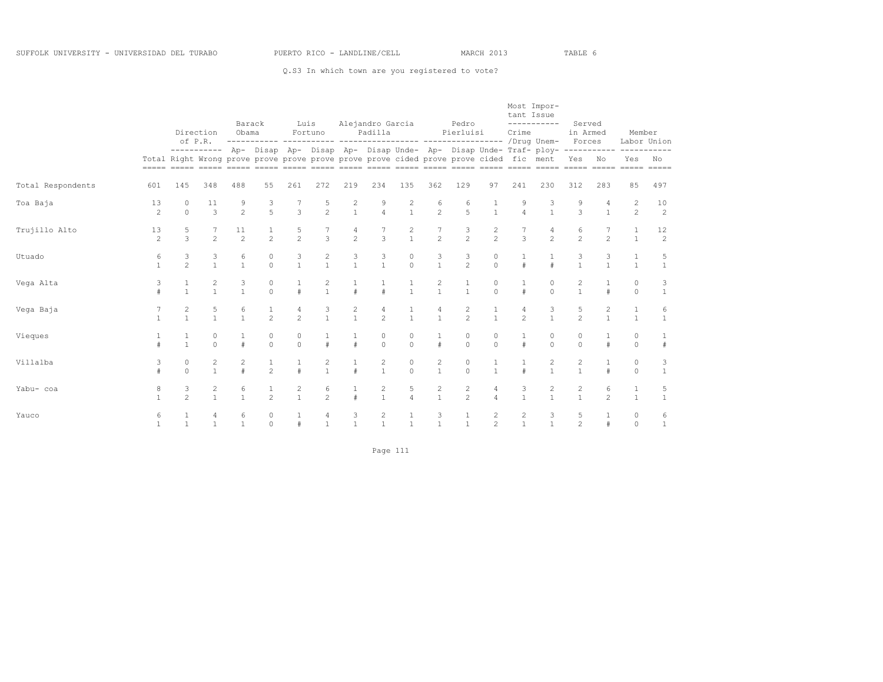SUFFOLK UNIVERSITY - UNIVERSIDAD DEL TURABO PUERTO RICO - LANDLINE/CELL MARCH 2013 TABLE 6

Q.S3 In which town are you registered to vote?

| | Total | Direction of P.R. | | Barack Obama | | Luis Fortuno | | Alejandro Garcia Padilla | | | Pedro Pierluisi | | | Most Important Issue | | Served in Armed Forces | | Member Labor Union | |
|---|---|---|---|---|---|---|---|---|---|---|---|---|---|---|---|---|---|---|---|
| | | Right | Wrong | Approve | Disapprove | Approve | Disapprove | Approve | Disapprove | Undecided | Approve | Disapprove | Undecided | Crime /Drug Traffic | Unemployment | Yes | No | Yes | No |
| Total Respondents | 601 | 145 | 348 | 488 | 55 | 261 | 272 | 219 | 234 | 135 | 362 | 129 | 97 | 241 | 230 | 312 | 283 | 85 | 497 |
| Toa Baja | 13 | 0 | 11 | 9 | 3 | 7 | 5 | 2 | 9 | 2 | 6 | 6 | 1 | 9 | 3 | 9 | 4 | 2 | 10 |
| | 2 | 0 | 3 | 2 | 5 | 3 | 2 | 1 | 4 | 1 | 2 | 5 | 1 | 4 | 1 | 3 | 1 | 2 | 2 |
| Trujillo Alto | 13 | 5 | 7 | 11 | 1 | 5 | 7 | 4 | 7 | 2 | 7 | 3 | 2 | 7 | 4 | 6 | 7 | 1 | 12 |
| | 2 | 3 | 2 | 2 | 2 | 2 | 3 | 2 | 3 | 1 | 2 | 2 | 2 | 3 | 2 | 2 | 2 | 1 | 2 |
| Utuado | 6 | 3 | 3 | 6 | 0 | 3 | 2 | 3 | 3 | 0 | 3 | 3 | 0 | 1 | 1 | 3 | 3 | 1 | 5 |
| | 1 | 2 | 1 | 1 | 0 | 1 | 1 | 1 | 1 | 0 | 1 | 2 | 0 | # | # | 1 | 1 | 1 | 1 |
| Vega Alta | 3 | 1 | 2 | 3 | 0 | 1 | 2 | 1 | 1 | 1 | 2 | 1 | 0 | 1 | 0 | 2 | 1 | 0 | 3 |
| | # | 1 | 1 | 1 | 0 | # | 1 | # | # | 1 | 1 | 1 | 0 | # | 0 | 1 | # | 0 | 1 |
| Vega Baja | 7 | 2 | 5 | 6 | 1 | 4 | 3 | 2 | 4 | 1 | 4 | 2 | 1 | 4 | 3 | 5 | 2 | 1 | 6 |
| | 1 | 1 | 1 | 1 | 2 | 2 | 1 | 1 | 2 | 1 | 1 | 2 | 1 | 2 | 1 | 2 | 1 | 1 | 1 |
| Vieques | 1 | 1 | 0 | 1 | 0 | 0 | 1 | 1 | 0 | 0 | 1 | 0 | 0 | 1 | 0 | 0 | 1 | 0 | 1 |
| | # | 1 | 0 | # | 0 | 0 | # | # | 0 | 0 | # | 0 | 0 | # | 0 | 0 | # | 0 | # |
| Villalba | 3 | 0 | 2 | 2 | 1 | 1 | 2 | 1 | 2 | 0 | 2 | 0 | 1 | 1 | 2 | 2 | 1 | 0 | 3 |
| | # | 0 | 1 | # | 2 | # | 1 | # | 1 | 0 | 1 | 0 | 1 | # | 1 | 1 | # | 0 | 1 |
| Yabu- coa | 8 | 3 | 2 | 6 | 1 | 2 | 6 | 1 | 2 | 5 | 2 | 2 | 4 | 3 | 2 | 2 | 6 | 1 | 5 |
| | 1 | 2 | 1 | 1 | 2 | 1 | 2 | # | 1 | 4 | 1 | 2 | 4 | 1 | 1 | 1 | 2 | 1 | 1 |
| Yauco | 6 | 1 | 4 | 6 | 0 | 1 | 4 | 3 | 2 | 1 | 3 | 1 | 2 | 2 | 3 | 5 | 1 | 0 | 6 |
| | 1 | 1 | 1 | 1 | 0 | # | 1 | 1 | 1 | 1 | 1 | 1 | 2 | 1 | 1 | 2 | # | 0 | 1 |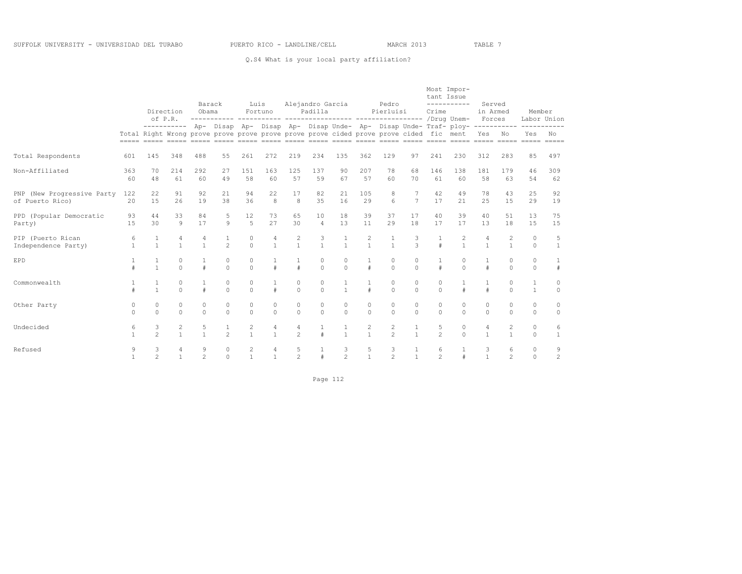SUFFOLK UNIVERSITY - UNIVERSIDAD DEL TURABO PUERTO RICO - LANDLINE/CELL MARCH 2013 TABLE 7

Q.S4 What is your local party affiliation?

| | Total | Direction of P.R. | | Barack Obama | | Luis Fortuno | | Alejandro Garcia Padilla | | | Pedro Pierluisi | | | Most Important Issue | | Served in Armed Forces | | Member Labor Union | |
|---|---|---|---|---|---|---|---|---|---|---|---|---|---|---|---|---|---|---|---|
| | Total | Right | Wrong | Approve | Disapprove | Approve | Disapprove | Approve | Disapprove | Undecided | Approve | Disapprove | Undecided | Crime /Drug Traffic | Unemployment | Yes | No | Yes | No |
| Total Respondents | 601 | 145 | 348 | 488 | 55 | 261 | 272 | 219 | 234 | 135 | 362 | 129 | 97 | 241 | 230 | 312 | 283 | 85 | 497 |
| Non-Affiliated | 363 | 70 | 214 | 292 | 27 | 151 | 163 | 125 | 137 | 90 | 207 | 78 | 68 | 146 | 138 | 181 | 179 | 46 | 309 |
| | 60 | 48 | 61 | 60 | 49 | 58 | 60 | 57 | 59 | 67 | 57 | 60 | 70 | 61 | 60 | 58 | 63 | 54 | 62 |
| PNP (New Progressive Party of Puerto Rico) | 122 | 22 | 91 | 92 | 21 | 94 | 22 | 17 | 82 | 21 | 105 | 8 | 7 | 42 | 49 | 78 | 43 | 25 | 92 |
| | 20 | 15 | 26 | 19 | 38 | 36 | 8 | 8 | 35 | 16 | 29 | 6 | 7 | 17 | 21 | 25 | 15 | 29 | 19 |
| PPD (Popular Democratic Party) | 93 | 44 | 33 | 84 | 5 | 12 | 73 | 65 | 10 | 18 | 39 | 37 | 17 | 40 | 39 | 40 | 51 | 13 | 75 |
| | 15 | 30 | 9 | 17 | 9 | 5 | 27 | 30 | 4 | 13 | 11 | 29 | 18 | 17 | 17 | 13 | 18 | 15 | 15 |
| PIP (Puerto Rican Independence Party) | 6 | 1 | 4 | 4 | 1 | 0 | 4 | 2 | 3 | 1 | 2 | 1 | 3 | 1 | 2 | 4 | 2 | 0 | 5 |
| | 1 | 1 | 1 | 1 | 2 | 0 | 1 | 1 | 1 | 1 | 1 | 1 | 3 | # | 1 | 1 | 1 | 0 | 1 |
| EPD | 1 | 1 | 0 | 1 | 0 | 0 | 1 | 1 | 0 | 0 | 1 | 0 | 0 | 1 | 0 | 1 | 0 | 0 | 1 |
| | # | 1 | 0 | # | 0 | 0 | # | # | 0 | 0 | # | 0 | 0 | # | 0 | # | 0 | 0 | # |
| Commonwealth | 1 | 1 | 0 | 1 | 0 | 0 | 1 | 0 | 0 | 1 | 1 | 0 | 0 | 0 | 1 | 1 | 0 | 1 | 0 |
| | # | 1 | 0 | # | 0 | 0 | # | 0 | 0 | 1 | # | 0 | 0 | 0 | # | # | 0 | 1 | 0 |
| Other Party | 0 | 0 | 0 | 0 | 0 | 0 | 0 | 0 | 0 | 0 | 0 | 0 | 0 | 0 | 0 | 0 | 0 | 0 | 0 |
| | 0 | 0 | 0 | 0 | 0 | 0 | 0 | 0 | 0 | 0 | 0 | 0 | 0 | 0 | 0 | 0 | 0 | 0 | 0 |
| Undecided | 6 | 3 | 2 | 5 | 1 | 2 | 4 | 4 | 1 | 1 | 2 | 2 | 1 | 5 | 0 | 4 | 2 | 0 | 6 |
| | 1 | 2 | 1 | 1 | 2 | 1 | 1 | 2 | # | 1 | 1 | 2 | 1 | 2 | 0 | 1 | 1 | 0 | 1 |
| Refused | 9 | 3 | 4 | 9 | 0 | 2 | 4 | 5 | 1 | 3 | 5 | 3 | 1 | 6 | 1 | 3 | 6 | 0 | 9 |
| | 1 | 2 | 1 | 2 | 0 | 1 | 1 | 2 | # | 2 | 1 | 2 | 1 | 2 | # | 1 | 2 | 0 | 2 |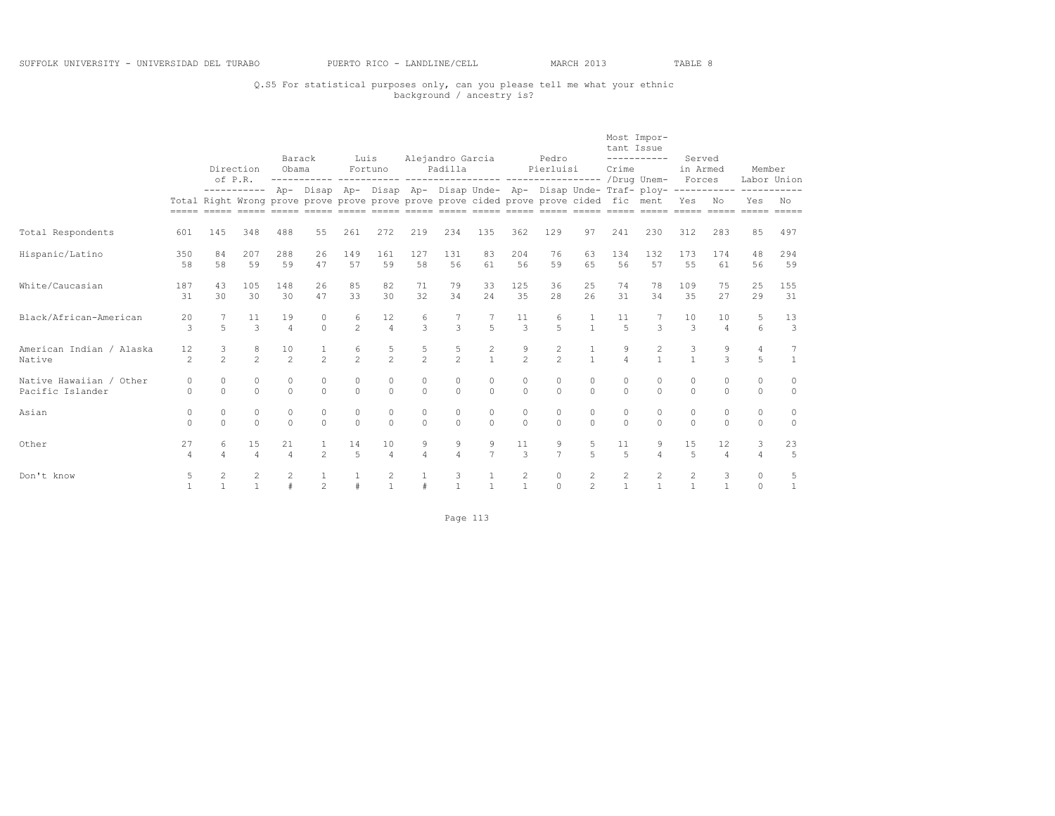SUFFOLK UNIVERSITY - UNIVERSIDAD DEL TURABO PUERTO RICO - LANDLINE/CELL MARCH 2013 TABLE 8

Q.S5 For statistical purposes only, can you please tell me what your ethnic background / ancestry is?

| | | Direction of P.R. | | Barack Obama | | Luis Fortuno | | Alejandro Garcia Padilla | | | Pedro Pierluisi | | | Most Important Issue | | Served in Armed Forces | | Member Labor Union | |
|---|---|---|---|---|---|---|---|---|---|---|---|---|---|---|---|---|---|---|---|
| | Total | Right | Wrong | Approve | Disapprove | Approve | Disapprove | Approve | Disapprove | Undecided | Approve | Disapprove | Undecided | Crime /Drug Traffic | Unemployment | Yes | No | Yes | No |
| Total Respondents | 601 | 145 | 348 | 488 | 55 | 261 | 272 | 219 | 234 | 135 | 362 | 129 | 97 | 241 | 230 | 312 | 283 | 85 | 497 |
| Hispanic/Latino | 350 | 84 | 207 | 288 | 26 | 149 | 161 | 127 | 131 | 83 | 204 | 76 | 63 | 134 | 132 | 173 | 174 | 48 | 294 |
| | 58 | 58 | 59 | 59 | 47 | 57 | 59 | 58 | 56 | 61 | 56 | 59 | 65 | 56 | 57 | 55 | 61 | 56 | 59 |
| White/Caucasian | 187 | 43 | 105 | 148 | 26 | 85 | 82 | 71 | 79 | 33 | 125 | 36 | 25 | 74 | 78 | 109 | 75 | 25 | 155 |
| | 31 | 30 | 30 | 30 | 47 | 33 | 30 | 32 | 34 | 24 | 35 | 28 | 26 | 31 | 34 | 35 | 27 | 29 | 31 |
| Black/African-American | 20 | 7 | 11 | 19 | 0 | 6 | 12 | 6 | 7 | 7 | 11 | 6 | 1 | 11 | 7 | 10 | 10 | 5 | 13 |
| | 3 | 5 | 3 | 4 | 0 | 2 | 4 | 3 | 3 | 5 | 3 | 5 | 1 | 5 | 3 | 3 | 4 | 6 | 3 |
| American Indian / Alaska Native | 12 | 3 | 8 | 10 | 1 | 6 | 5 | 5 | 5 | 2 | 9 | 2 | 1 | 9 | 2 | 3 | 9 | 4 | 7 |
| | 2 | 2 | 2 | 2 | 2 | 2 | 2 | 2 | 2 | 1 | 2 | 2 | 1 | 4 | 1 | 1 | 3 | 5 | 1 |
| Native Hawaiian / Other Pacific Islander | 0 | 0 | 0 | 0 | 0 | 0 | 0 | 0 | 0 | 0 | 0 | 0 | 0 | 0 | 0 | 0 | 0 | 0 | 0 |
| | 0 | 0 | 0 | 0 | 0 | 0 | 0 | 0 | 0 | 0 | 0 | 0 | 0 | 0 | 0 | 0 | 0 | 0 | 0 |
| Asian | 0 | 0 | 0 | 0 | 0 | 0 | 0 | 0 | 0 | 0 | 0 | 0 | 0 | 0 | 0 | 0 | 0 | 0 | 0 |
| | 0 | 0 | 0 | 0 | 0 | 0 | 0 | 0 | 0 | 0 | 0 | 0 | 0 | 0 | 0 | 0 | 0 | 0 | 0 |
| Other | 27 | 6 | 15 | 21 | 1 | 14 | 10 | 9 | 9 | 9 | 11 | 9 | 5 | 11 | 9 | 15 | 12 | 3 | 23 |
| | 4 | 4 | 4 | 4 | 2 | 5 | 4 | 4 | 4 | 7 | 3 | 7 | 5 | 5 | 4 | 5 | 4 | 4 | 5 |
| Don't know | 5 | 2 | 2 | 2 | 1 | 1 | 2 | 1 | 3 | 1 | 2 | 0 | 2 | 2 | 2 | 2 | 3 | 0 | 5 |
| | 1 | 1 | 1 | # | 2 | # | 1 | # | 1 | 1 | 1 | 0 | 2 | 1 | 1 | 1 | 1 | 0 | 1 |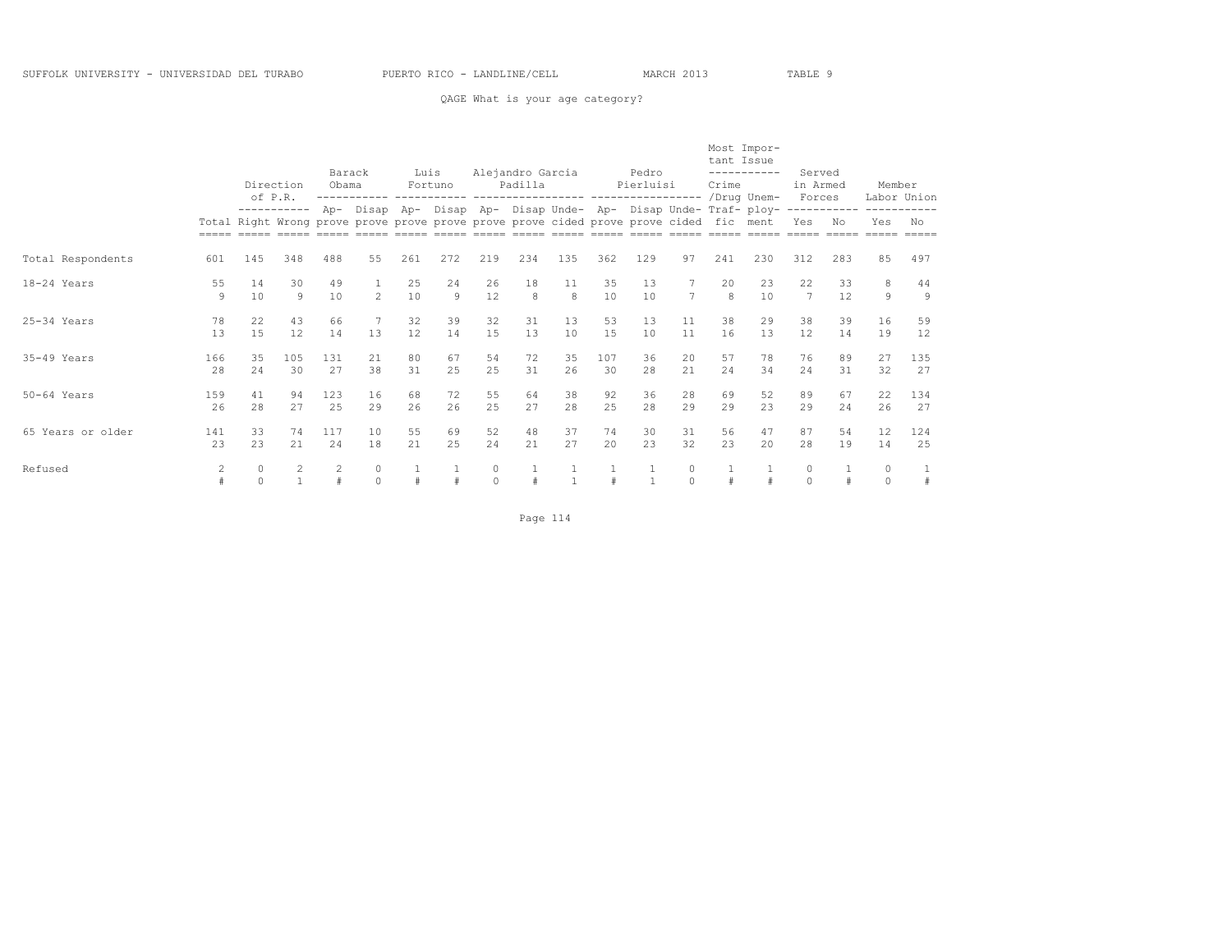SUFFOLK UNIVERSITY - UNIVERSIDAD DEL TURABO PUERTO RICO - LANDLINE/CELL MARCH 2013 TABLE 9

QAGE What is your age category?

| | Total | Direction of P.R. | | Barack Obama | | Luis Fortuno | | Alejandro Garcia Padilla | | | Pedro Pierluisi | | | Most Important Issue | | Served in Armed Forces | | Member Labor Union | |
|---|---|---|---|---|---|---|---|---|---|---|---|---|---|---|---|---|---|---|---|
| | | Right | Wrong | Approve | Disapprove | Approve | Disapprove | Approve | Disapprove | Undecided | Approve | Disapprove | Undecided | Crime/Drug Traffic | Unemployment | Yes | No | Yes | No |
| Total Respondents | 601 | 145 | 348 | 488 | 55 | 261 | 272 | 219 | 234 | 135 | 362 | 129 | 97 | 241 | 230 | 312 | 283 | 85 | 497 |
| 18-24 Years | 55 | 14 | 30 | 49 | 1 | 25 | 24 | 26 | 18 | 11 | 35 | 13 | 7 | 20 | 23 | 22 | 33 | 8 | 44 |
| | 9 | 10 | 9 | 10 | 2 | 10 | 9 | 12 | 8 | 8 | 10 | 10 | 7 | 8 | 10 | 7 | 12 | 9 | 9 |
| 25-34 Years | 78 | 22 | 43 | 66 | 7 | 32 | 39 | 32 | 31 | 13 | 53 | 13 | 11 | 38 | 29 | 38 | 39 | 16 | 59 |
| | 13 | 15 | 12 | 14 | 13 | 12 | 14 | 15 | 13 | 10 | 15 | 10 | 11 | 16 | 13 | 12 | 14 | 19 | 12 |
| 35-49 Years | 166 | 35 | 105 | 131 | 21 | 80 | 67 | 54 | 72 | 35 | 107 | 36 | 20 | 57 | 78 | 76 | 89 | 27 | 135 |
| | 28 | 24 | 30 | 27 | 38 | 31 | 25 | 25 | 31 | 26 | 30 | 28 | 21 | 24 | 34 | 24 | 31 | 32 | 27 |
| 50-64 Years | 159 | 41 | 94 | 123 | 16 | 68 | 72 | 55 | 64 | 38 | 92 | 36 | 28 | 69 | 52 | 89 | 67 | 22 | 134 |
| | 26 | 28 | 27 | 25 | 29 | 26 | 26 | 25 | 27 | 28 | 25 | 28 | 29 | 29 | 23 | 29 | 24 | 26 | 27 |
| 65 Years or older | 141 | 33 | 74 | 117 | 10 | 55 | 69 | 52 | 48 | 37 | 74 | 30 | 31 | 56 | 47 | 87 | 54 | 12 | 124 |
| | 23 | 23 | 21 | 24 | 18 | 21 | 25 | 24 | 21 | 27 | 20 | 23 | 32 | 23 | 20 | 28 | 19 | 14 | 25 |
| Refused | 2 | 0 | 2 | 2 | 0 | 1 | 1 | 0 | 1 | 1 | 1 | 1 | 0 | 1 | 1 | 0 | 1 | 0 | 1 |
| | # | 0 | 1 | # | 0 | # | # | 0 | # | 1 | # | 1 | 0 | # | # | 0 | # | 0 | # |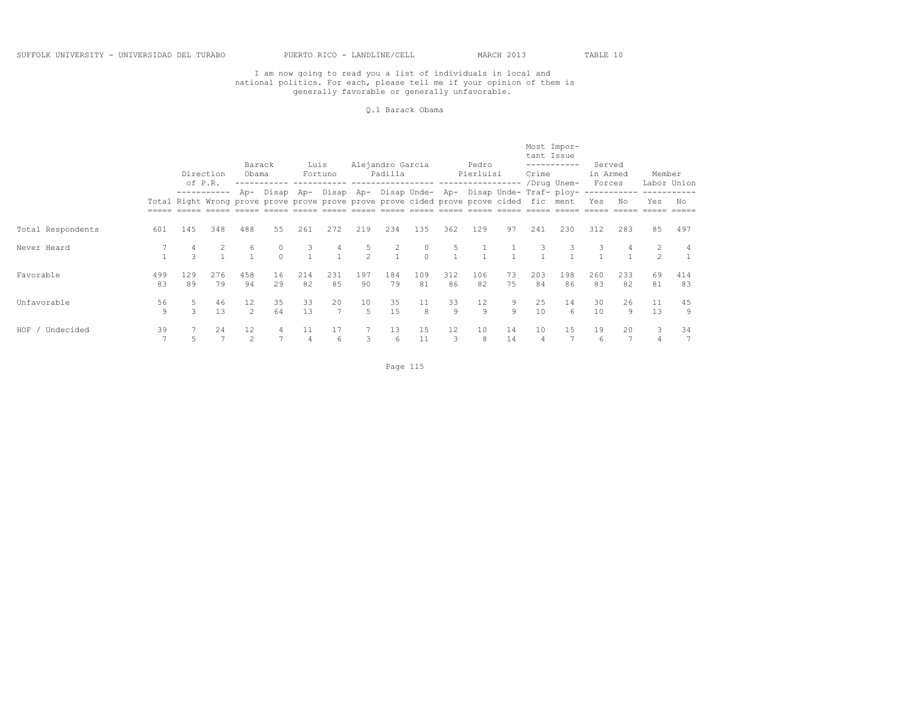SUFFOLK UNIVERSITY - UNIVERSIDAD DEL TURABO PUERTO RICO - LANDLINE/CELL MARCH 2013 TABLE 10

I am now going to read you a list of individuals in local and national politics. For each, please tell me if your opinion of them is generally favorable or generally unfavorable.

Q.1 Barack Obama

| | | Direction of P.R. | | Barack Obama | | Luis Fortuno | | Alejandro Garcia Padilla | | | Pedro Pierluisi | | | Most Important Issue | | Served in Armed Forces | | Member Labor Union | |
|---|---|---|---|---|---|---|---|---|---|---|---|---|---|---|---|---|---|---|---|
| | Total | Right | Wrong | Approve | Disap prove | Approve | Disap prove | Approve | Disap prove | Undecided | Approve | Disap prove | Undecided | Crime /Drug Traffic | Unemployment | Yes | No | Yes | No |
| Total Respondents | 601 | 145 | 348 | 488 | 55 | 261 | 272 | 219 | 234 | 135 | 362 | 129 | 97 | 241 | 230 | 312 | 283 | 85 | 497 |
| Never Heard | 7 | 4 | 2 | 6 | 0 | 3 | 4 | 5 | 2 | 0 | 5 | 1 | 1 | 3 | 3 | 3 | 4 | 2 | 4 |
| | 1 | 3 | 1 | 1 | 0 | 1 | 1 | 2 | 1 | 0 | 1 | 1 | 1 | 1 | 1 | 1 | 1 | 2 | 1 |
| Favorable | 499 | 129 | 276 | 458 | 16 | 214 | 231 | 197 | 184 | 109 | 312 | 106 | 73 | 203 | 198 | 260 | 233 | 69 | 414 |
| | 83 | 89 | 79 | 94 | 29 | 82 | 85 | 90 | 79 | 81 | 86 | 82 | 75 | 84 | 86 | 83 | 82 | 81 | 83 |
| Unfavorable | 56 | 5 | 46 | 12 | 35 | 33 | 20 | 10 | 35 | 11 | 33 | 12 | 9 | 25 | 14 | 30 | 26 | 11 | 45 |
| | 9 | 3 | 13 | 2 | 64 | 13 | 7 | 5 | 15 | 8 | 9 | 9 | 9 | 10 | 6 | 10 | 9 | 13 | 9 |
| HOF / Undecided | 39 | 7 | 24 | 12 | 4 | 11 | 17 | 7 | 13 | 15 | 12 | 10 | 14 | 10 | 15 | 19 | 20 | 3 | 34 |
| | 7 | 5 | 7 | 2 | 7 | 4 | 6 | 3 | 6 | 11 | 3 | 8 | 14 | 4 | 7 | 6 | 7 | 4 | 7 |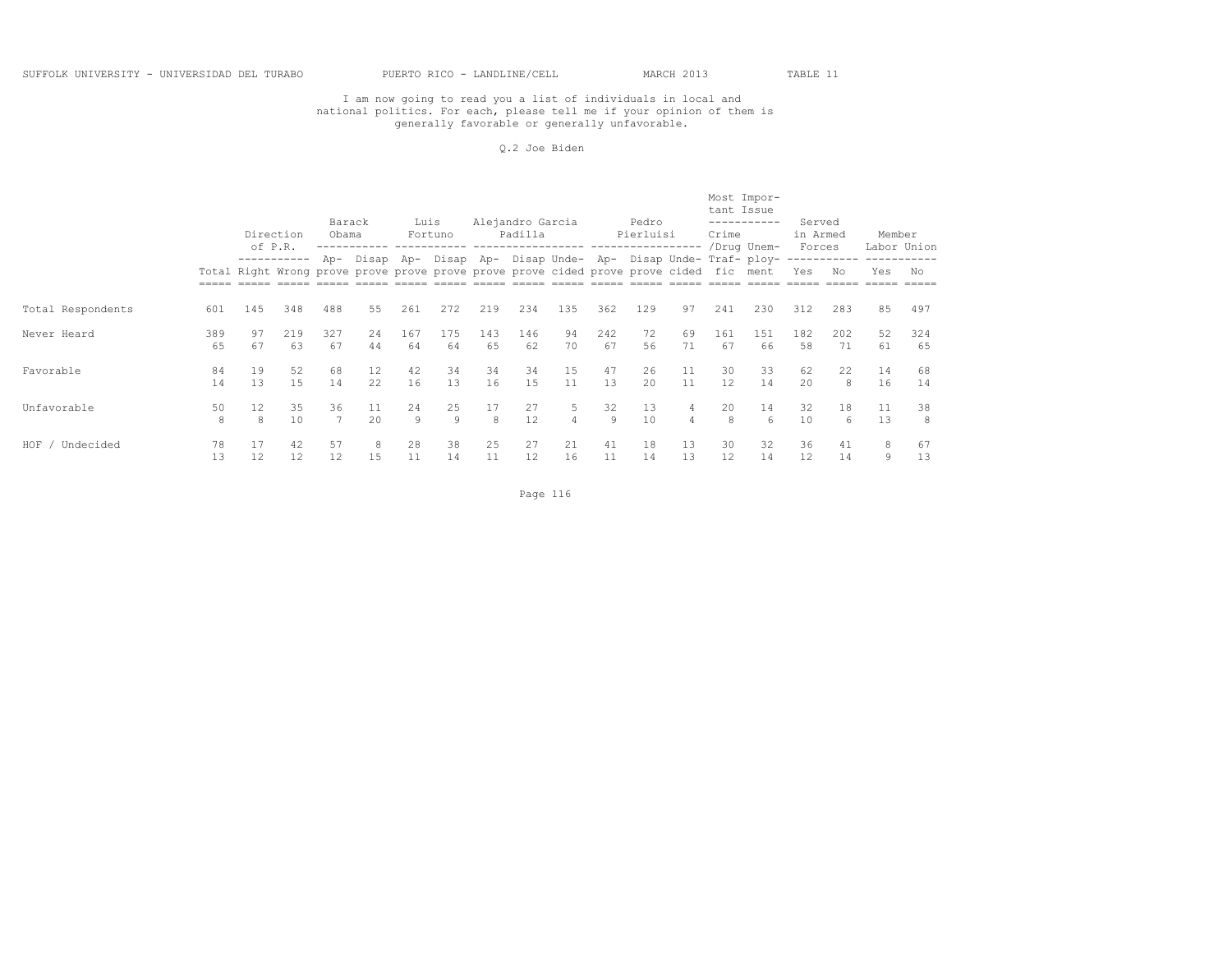I am now going to read you a list of individuals in local and national politics. For each, please tell me if your opinion of them is generally favorable or generally unfavorable.

Q.2 Joe Biden

| | Total | Direction of P.R. | | Barack Obama | | Luis Fortuno | | Alejandro Garcia Padilla | | | Pedro Pierluisi | | | Most Important Issue | | Served in Armed Forces | | Member Labor Union | |
|---|---|---|---|---|---|---|---|---|---|---|---|---|---|---|---|---|---|---|---|
| | | Right | Wrong | Approve | Disapprove | Approve | Disapprove | Approve | Disapprove | Undecided | Approve | Disapprove | Undecided | Crime/Drug Traffic | Unemployment | Yes | No | Yes | No |
| Total Respondents | 601 | 145 | 348 | 488 | 55 | 261 | 272 | 219 | 234 | 135 | 362 | 129 | 97 | 241 | 230 | 312 | 283 | 85 | 497 |
| Never Heard | 389 | 97 | 219 | 327 | 24 | 167 | 175 | 143 | 146 | 94 | 242 | 72 | 69 | 161 | 151 | 182 | 202 | 52 | 324 |
| | 65 | 67 | 63 | 67 | 44 | 64 | 64 | 65 | 62 | 70 | 67 | 56 | 71 | 67 | 66 | 58 | 71 | 61 | 65 |
| Favorable | 84 | 19 | 52 | 68 | 12 | 42 | 34 | 34 | 34 | 15 | 47 | 26 | 11 | 30 | 33 | 62 | 22 | 14 | 68 |
| | 14 | 13 | 15 | 14 | 22 | 16 | 13 | 16 | 15 | 11 | 13 | 20 | 11 | 12 | 14 | 20 | 8 | 16 | 14 |
| Unfavorable | 50 | 12 | 35 | 36 | 11 | 24 | 25 | 17 | 27 | 5 | 32 | 13 | 4 | 20 | 14 | 32 | 18 | 11 | 38 |
| | 8 | 8 | 10 | 7 | 20 | 9 | 9 | 8 | 12 | 4 | 9 | 10 | 4 | 8 | 6 | 10 | 6 | 13 | 8 |
| HOF / Undecided | 78 | 17 | 42 | 57 | 8 | 28 | 38 | 25 | 27 | 21 | 41 | 18 | 13 | 30 | 32 | 36 | 41 | 8 | 67 |
| | 13 | 12 | 12 | 12 | 15 | 11 | 14 | 11 | 12 | 16 | 11 | 14 | 13 | 12 | 14 | 12 | 14 | 9 | 13 |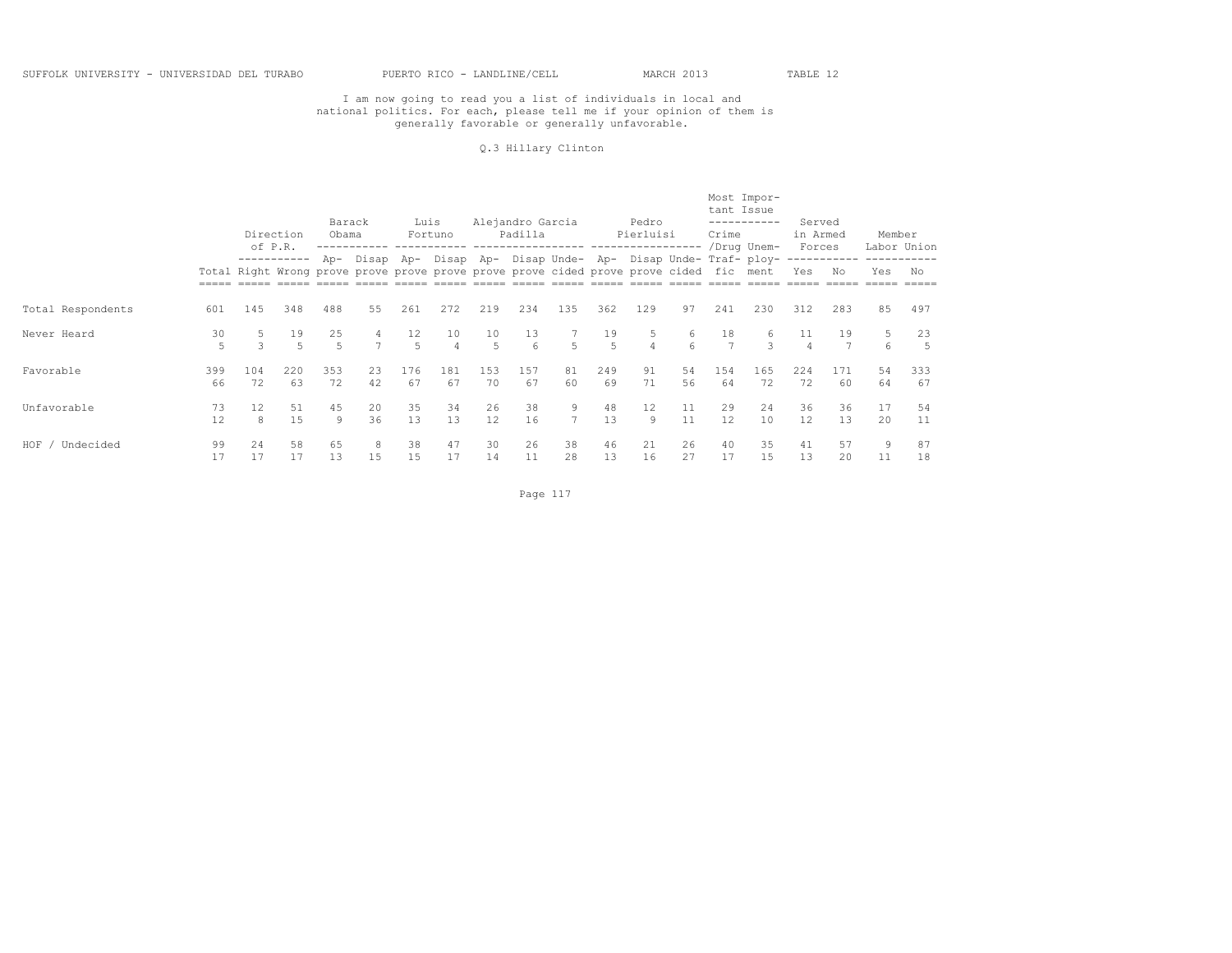I am now going to read you a list of individuals in local and national politics. For each, please tell me if your opinion of them is generally favorable or generally unfavorable.

Q.3 Hillary Clinton

| | | Direction of P.R. | | Barack Obama | | Luis Fortuno | | Alejandro Garcia Padilla | | | Pedro Pierluisi | | | Most Important Issue | | Served in Armed Forces | | Member Labor Union | |
|---|---|---|---|---|---|---|---|---|---|---|---|---|---|---|---|---|---|---|---|
| | Total | Right | Wrong | Approve | Disapprove | Approve | Disapprove | Approve | Disapprove | Undecided | Approve | Disapprove | Undecided | Crime/Drug Traffic | Unemployment | Yes | No | Yes | No |
| Total Respondents | 601 | 145 | 348 | 488 | 55 | 261 | 272 | 219 | 234 | 135 | 362 | 129 | 97 | 241 | 230 | 312 | 283 | 85 | 497 |
| Never Heard | 30 | 5 | 19 | 25 | 4 | 12 | 10 | 10 | 13 | 7 | 19 | 5 | 6 | 18 | 6 | 11 | 19 | 5 | 23 |
| | 5 | 3 | 5 | 5 | 7 | 5 | 4 | 5 | 6 | 5 | 5 | 4 | 6 | 7 | 3 | 4 | 7 | 6 | 5 |
| Favorable | 399 | 104 | 220 | 353 | 23 | 176 | 181 | 153 | 157 | 81 | 249 | 91 | 54 | 154 | 165 | 224 | 171 | 54 | 333 |
| | 66 | 72 | 63 | 72 | 42 | 67 | 67 | 70 | 67 | 60 | 69 | 71 | 56 | 64 | 72 | 72 | 60 | 64 | 67 |
| Unfavorable | 73 | 12 | 51 | 45 | 20 | 35 | 34 | 26 | 38 | 9 | 48 | 12 | 11 | 29 | 24 | 36 | 36 | 17 | 54 |
| | 12 | 8 | 15 | 9 | 36 | 13 | 13 | 12 | 16 | 7 | 13 | 9 | 11 | 12 | 10 | 12 | 13 | 20 | 11 |
| HOF / Undecided | 99 | 24 | 58 | 65 | 8 | 38 | 47 | 30 | 26 | 38 | 46 | 21 | 26 | 40 | 35 | 41 | 57 | 9 | 87 |
| | 17 | 17 | 17 | 13 | 15 | 15 | 17 | 14 | 11 | 28 | 13 | 16 | 27 | 17 | 15 | 13 | 20 | 11 | 18 |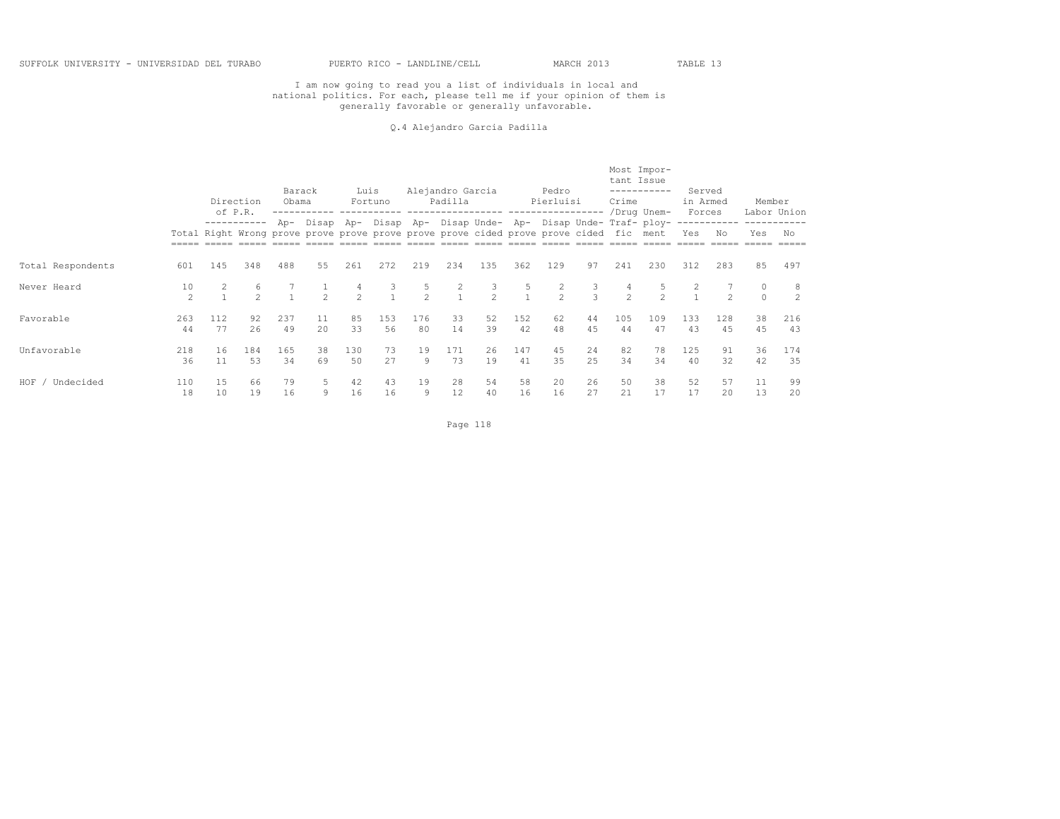I am now going to read you a list of individuals in local and national politics. For each, please tell me if your opinion of them is generally favorable or generally unfavorable.

Q.4 Alejandro Garcia Padilla

| | Total | Direction of P.R. | | Barack Obama | | Luis Fortuno | | Alejandro Garcia Padilla | | | Pedro Pierluisi | | | Most Important Issue | | Served in Armed Forces | | Member Labor Union | |
|---|---|---|---|---|---|---|---|---|---|---|---|---|---|---|---|---|---|---|---|
| | | Right | Wrong | Approve | Disapprove | Approve | Disapprove | Approve | Disapprove | Undecided | Approve | Disapprove | Undecided | Crime/Drug Traffic | Unemployment | Yes | No | Yes | No |
| Total Respondents | 601 | 145 | 348 | 488 | 55 | 261 | 272 | 219 | 234 | 135 | 362 | 129 | 97 | 241 | 230 | 312 | 283 | 85 | 497 |
| Never Heard | 10 | 2 | 6 | 7 | 1 | 4 | 3 | 5 | 2 | 3 | 5 | 2 | 3 | 4 | 5 | 2 | 7 | 0 | 8 |
| | 2 | 1 | 2 | 1 | 2 | 2 | 1 | 2 | 1 | 2 | 1 | 2 | 3 | 2 | 2 | 1 | 2 | 0 | 2 |
| Favorable | 263 | 112 | 92 | 237 | 11 | 85 | 153 | 176 | 33 | 52 | 152 | 62 | 44 | 105 | 109 | 133 | 128 | 38 | 216 |
| | 44 | 77 | 26 | 49 | 20 | 33 | 56 | 80 | 14 | 39 | 42 | 48 | 45 | 44 | 47 | 43 | 45 | 45 | 43 |
| Unfavorable | 218 | 16 | 184 | 165 | 38 | 130 | 73 | 19 | 171 | 26 | 147 | 45 | 24 | 82 | 78 | 125 | 91 | 36 | 174 |
| | 36 | 11 | 53 | 34 | 69 | 50 | 27 | 9 | 73 | 19 | 41 | 35 | 25 | 34 | 34 | 40 | 32 | 42 | 35 |
| HOF / Undecided | 110 | 15 | 66 | 79 | 5 | 42 | 43 | 19 | 28 | 54 | 58 | 20 | 26 | 50 | 38 | 52 | 57 | 11 | 99 |
| | 18 | 10 | 19 | 16 | 9 | 16 | 16 | 9 | 12 | 40 | 16 | 16 | 27 | 21 | 17 | 17 | 20 | 13 | 20 |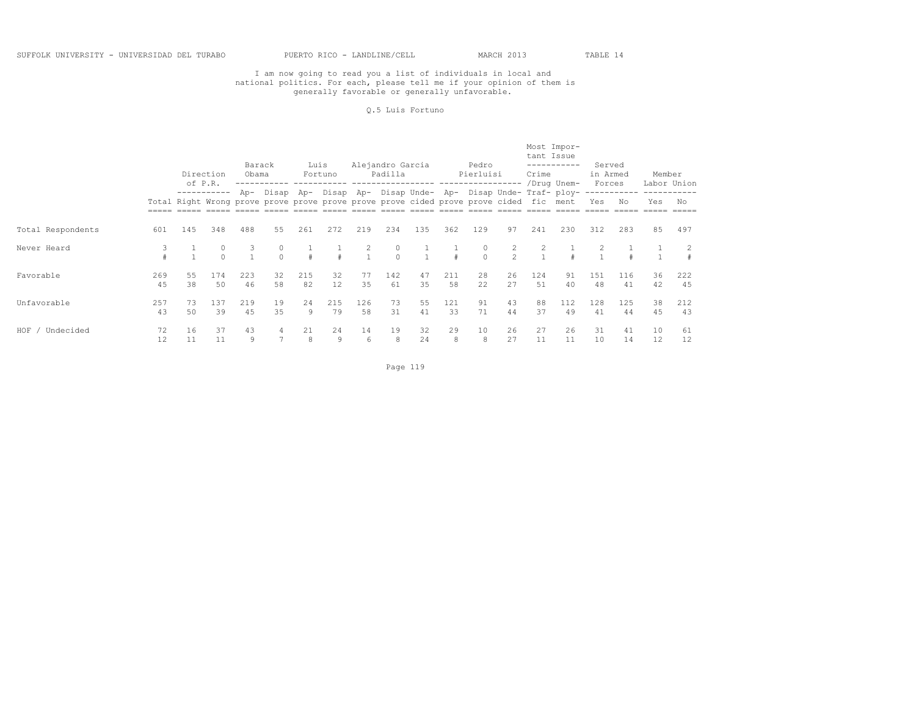SUFFOLK UNIVERSITY - UNIVERSIDAD DEL TURABO PUERTO RICO - LANDLINE/CELL MARCH 2013 TABLE 14

I am now going to read you a list of individuals in local and national politics. For each, please tell me if your opinion of them is generally favorable or generally unfavorable.

Q.5 Luis Fortuno

| | | Direction of P.R. | | Barack Obama | | Luis Fortuno | | Alejandro Garcia Padilla | | | Pedro Pierluisi | | | Most Important Issue | | Served in Armed Forces | | Member Labor Union | |
|---|---|---|---|---|---|---|---|---|---|---|---|---|---|---|---|---|---|---|---|
| | Total | Right | Wrong | Approve | Disapprove | Approve | Disapprove | Approve | Disapprove | Undecided | Approve | Disapprove | Undecided | Crime/Drug Traffic | Unemployment | Yes | No | Yes | No |
| Total Respondents | 601 | 145 | 348 | 488 | 55 | 261 | 272 | 219 | 234 | 135 | 362 | 129 | 97 | 241 | 230 | 312 | 283 | 85 | 497 |
| Never Heard | 3 | 1 | 0 | 3 | 0 | 1 | 1 | 2 | 0 | 1 | 1 | 0 | 2 | 2 | 1 | 2 | 1 | 1 | 2 |
| | # | 1 | 0 | 1 | 0 | # | # | 1 | 0 | 1 | # | 0 | 2 | 1 | # | 1 | # | 1 | # |
| Favorable | 269 | 55 | 174 | 223 | 32 | 215 | 32 | 77 | 142 | 47 | 211 | 28 | 26 | 124 | 91 | 151 | 116 | 36 | 222 |
| | 45 | 38 | 50 | 46 | 58 | 82 | 12 | 35 | 61 | 35 | 58 | 22 | 27 | 51 | 40 | 48 | 41 | 42 | 45 |
| Unfavorable | 257 | 73 | 137 | 219 | 19 | 24 | 215 | 126 | 73 | 55 | 121 | 91 | 43 | 88 | 112 | 128 | 125 | 38 | 212 |
| | 43 | 50 | 39 | 45 | 35 | 9 | 79 | 58 | 31 | 41 | 33 | 71 | 44 | 37 | 49 | 41 | 44 | 45 | 43 |
| HOF / Undecided | 72 | 16 | 37 | 43 | 4 | 21 | 24 | 14 | 19 | 32 | 29 | 10 | 26 | 27 | 26 | 31 | 41 | 10 | 61 |
| | 12 | 11 | 11 | 9 | 7 | 8 | 9 | 6 | 8 | 24 | 8 | 8 | 27 | 11 | 11 | 10 | 14 | 12 | 12 |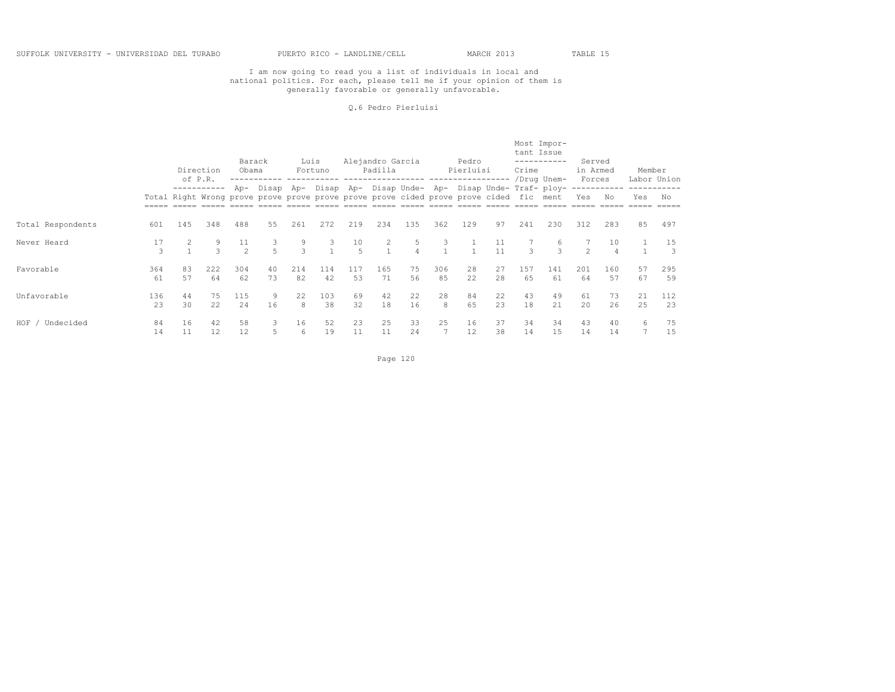I am now going to read you a list of individuals in local and national politics. For each, please tell me if your opinion of them is generally favorable or generally unfavorable.

Q.6 Pedro Pierluisi

| | Total | Direction of P.R. | | Barack Obama | | Luis Fortuno | | Alejandro Garcia Padilla | | | Pedro Pierluisi | | | Most Important Issue | | Served in Armed Forces | | Member Labor Union | |
|---|---|---|---|---|---|---|---|---|---|---|---|---|---|---|---|---|---|---|---|
| | | Right | Wrong | Approve | Disapprove | Approve | Disapprove | Approve | Disapprove | Undecided | Approve | Disapprove | Undecided | Crime /Drug Traffic | Unemployment | Yes | No | Yes | No |
| Total Respondents | 601 | 145 | 348 | 488 | 55 | 261 | 272 | 219 | 234 | 135 | 362 | 129 | 97 | 241 | 230 | 312 | 283 | 85 | 497 |
| Never Heard | 17 | 2 | 9 | 11 | 3 | 9 | 3 | 10 | 2 | 5 | 3 | 1 | 11 | 7 | 6 | 7 | 10 | 1 | 15 |
| | 3 | 1 | 3 | 2 | 5 | 3 | 1 | 5 | 1 | 4 | 1 | 1 | 11 | 3 | 3 | 2 | 4 | 1 | 3 |
| Favorable | 364 | 83 | 222 | 304 | 40 | 214 | 114 | 117 | 165 | 75 | 306 | 28 | 27 | 157 | 141 | 201 | 160 | 57 | 295 |
| | 61 | 57 | 64 | 62 | 73 | 82 | 42 | 53 | 71 | 56 | 85 | 22 | 28 | 65 | 61 | 64 | 57 | 67 | 59 |
| Unfavorable | 136 | 44 | 75 | 115 | 9 | 22 | 103 | 69 | 42 | 22 | 28 | 84 | 22 | 43 | 49 | 61 | 73 | 21 | 112 |
| | 23 | 30 | 22 | 24 | 16 | 8 | 38 | 32 | 18 | 16 | 8 | 65 | 23 | 18 | 21 | 20 | 26 | 25 | 23 |
| HOF / Undecided | 84 | 16 | 42 | 58 | 3 | 16 | 52 | 23 | 25 | 33 | 25 | 16 | 37 | 34 | 34 | 43 | 40 | 6 | 75 |
| | 14 | 11 | 12 | 12 | 5 | 6 | 19 | 11 | 11 | 24 | 7 | 12 | 38 | 14 | 15 | 14 | 14 | 7 | 15 |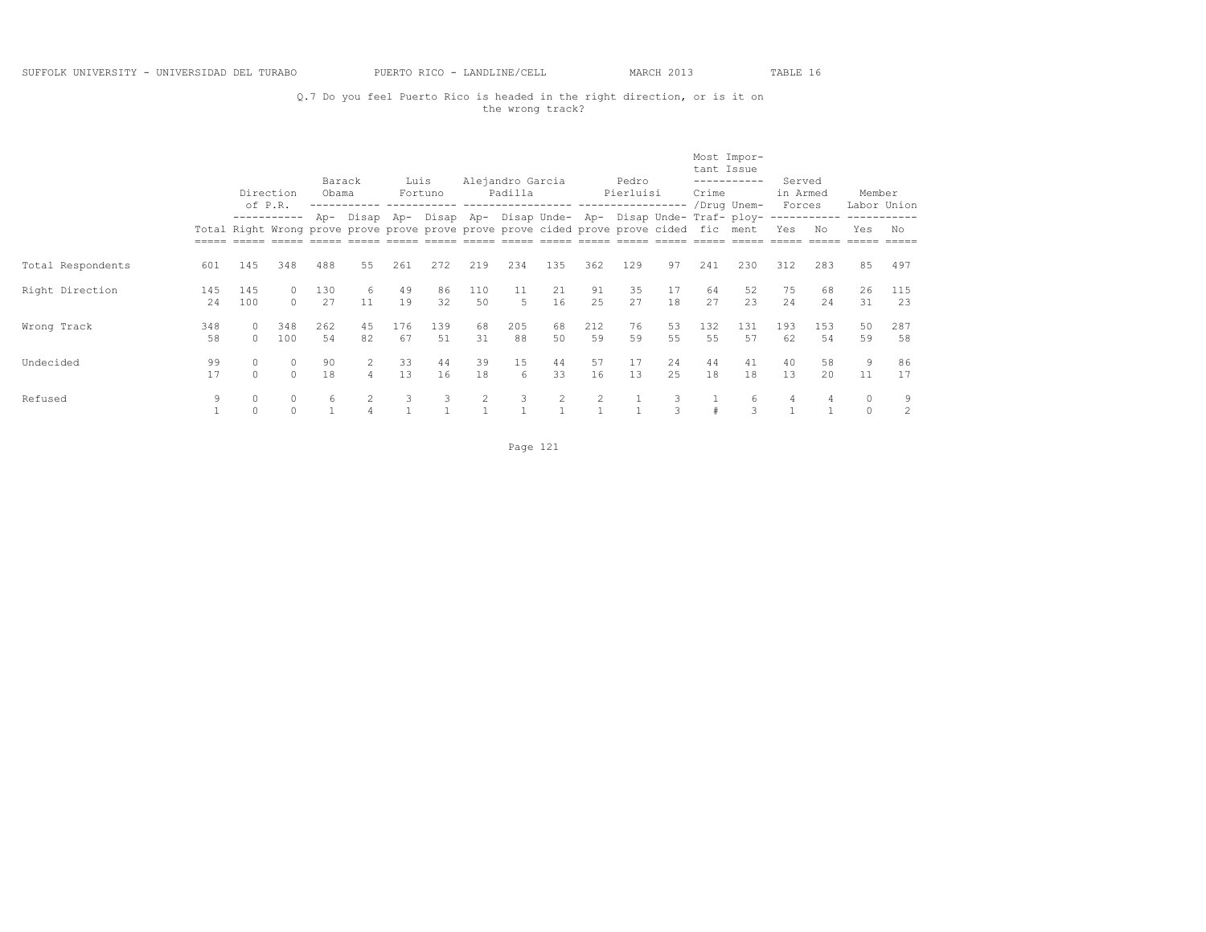SUFFOLK UNIVERSITY - UNIVERSIDAD DEL TURABO PUERTO RICO - LANDLINE/CELL MARCH 2013 TABLE 16

Q.7 Do you feel Puerto Rico is headed in the right direction, or is it on the wrong track?

| | | Direction of P.R. | | Barack Obama | | Luis Fortuno | | Alejandro Garcia Padilla | | | Pedro Pierluisi | | | Most Important Issue | | Served in Armed Forces | | Member Labor Union | |
|---|---|---|---|---|---|---|---|---|---|---|---|---|---|---|---|---|---|---|---|
| | Total | Right | Wrong | Approve | Disapprove | Approve | Disapprove | Approve | Disapprove | Undecided | Approve | Disapprove | Undecided | Crime/Drug Traffic | Unemployment | Yes | No | Yes | No |
| Total Respondents | 601 | 145 | 348 | 488 | 55 | 261 | 272 | 219 | 234 | 135 | 362 | 129 | 97 | 241 | 230 | 312 | 283 | 85 | 497 |
| Right Direction | 145 | 145 | 0 | 130 | 6 | 49 | 86 | 110 | 11 | 21 | 91 | 35 | 17 | 64 | 52 | 75 | 68 | 26 | 115 |
| | 24 | 100 | 0 | 27 | 11 | 19 | 32 | 50 | 5 | 16 | 25 | 27 | 18 | 27 | 23 | 24 | 24 | 31 | 23 |
| Wrong Track | 348 | 0 | 348 | 262 | 45 | 176 | 139 | 68 | 205 | 68 | 212 | 76 | 53 | 132 | 131 | 193 | 153 | 50 | 287 |
| | 58 | 0 | 100 | 54 | 82 | 67 | 51 | 31 | 88 | 50 | 59 | 59 | 55 | 55 | 57 | 62 | 54 | 59 | 58 |
| Undecided | 99 | 0 | 0 | 90 | 2 | 33 | 44 | 39 | 15 | 44 | 57 | 17 | 24 | 44 | 41 | 40 | 58 | 9 | 86 |
| | 17 | 0 | 0 | 18 | 4 | 13 | 16 | 18 | 6 | 33 | 16 | 13 | 25 | 18 | 18 | 13 | 20 | 11 | 17 |
| Refused | 9 | 0 | 0 | 6 | 2 | 3 | 3 | 2 | 3 | 2 | 2 | 1 | 3 | 1 | 6 | 4 | 4 | 0 | 9 |
| | 1 | 0 | 0 | 1 | 4 | 1 | 1 | 1 | 1 | 1 | 1 | 1 | 3 | # | 3 | 1 | 1 | 0 | 2 |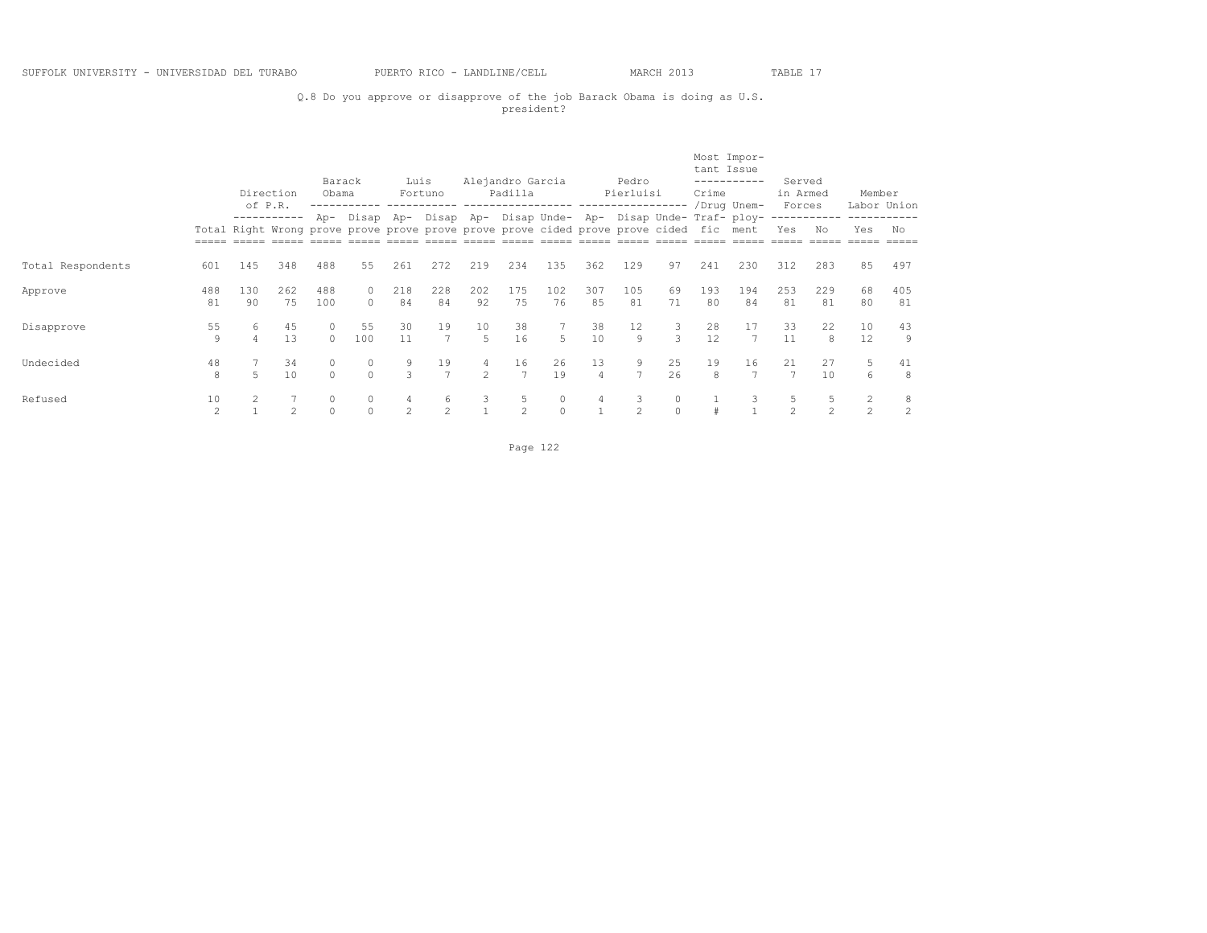SUFFOLK UNIVERSITY - UNIVERSIDAD DEL TURABO PUERTO RICO - LANDLINE/CELL MARCH 2013 TABLE 17

Q.8 Do you approve or disapprove of the job Barack Obama is doing as U.S. president?

| | | Direction of P.R. | | Barack Obama | | Luis Fortuno | | Alejandro Garcia Padilla | | | Pedro Pierluisi | | | Most Important Issue | | Served in Armed Forces | | Member Labor Union | |
|---|---|---|---|---|---|---|---|---|---|---|---|---|---|---|---|---|---|---|---|
| | Total | Right | Wrong | Approve | Disapprove | Approve | Disapprove | Approve | Disapprove | Undecided | Approve | Disapprove | Undecided | Crime /Drug Traffic | Unemployment | Yes | No | Yes | No |
| Total Respondents | 601 | 145 | 348 | 488 | 55 | 261 | 272 | 219 | 234 | 135 | 362 | 129 | 97 | 241 | 230 | 312 | 283 | 85 | 497 |
| Approve | 488 | 130 | 262 | 488 | 0 | 218 | 228 | 202 | 175 | 102 | 307 | 105 | 69 | 193 | 194 | 253 | 229 | 68 | 405 |
| | 81 | 90 | 75 | 100 | 0 | 84 | 84 | 92 | 75 | 76 | 85 | 81 | 71 | 80 | 84 | 81 | 81 | 80 | 81 |
| Disapprove | 55 | 6 | 45 | 0 | 55 | 30 | 19 | 10 | 38 | 7 | 38 | 12 | 3 | 28 | 17 | 33 | 22 | 10 | 43 |
| | 9 | 4 | 13 | 0 | 100 | 11 | 7 | 5 | 16 | 5 | 10 | 9 | 3 | 12 | 7 | 11 | 8 | 12 | 9 |
| Undecided | 48 | 7 | 34 | 0 | 0 | 9 | 19 | 4 | 16 | 26 | 13 | 9 | 25 | 19 | 16 | 21 | 27 | 5 | 41 |
| | 8 | 5 | 10 | 0 | 0 | 3 | 7 | 2 | 7 | 19 | 4 | 7 | 26 | 8 | 7 | 7 | 10 | 6 | 8 |
| Refused | 10 | 2 | 7 | 0 | 0 | 4 | 6 | 3 | 5 | 0 | 4 | 3 | 0 | 1 | 3 | 5 | 5 | 2 | 8 |
| | 2 | 1 | 2 | 0 | 0 | 2 | 2 | 1 | 2 | 0 | 1 | 2 | 0 | # | 1 | 2 | 2 | 2 | 2 |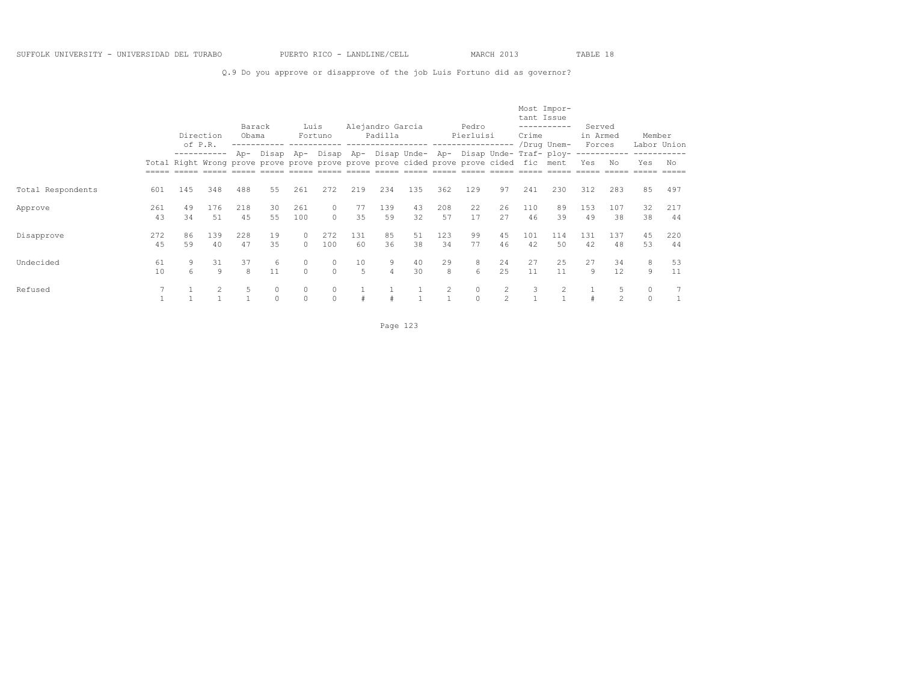SUFFOLK UNIVERSITY - UNIVERSIDAD DEL TURABO PUERTO RICO - LANDLINE/CELL MARCH 2013 TABLE 18

Q.9 Do you approve or disapprove of the job Luis Fortuno did as governor?

| | | Direction of P.R. | | Barack Obama | | Luis Fortuno | | Alejandro Garcia Padilla | | | Pedro Pierluisi | | | Most Important Issue | | Served in Armed Forces | | Member Labor Union | |
|---|---|---|---|---|---|---|---|---|---|---|---|---|---|---|---|---|---|---|---|
| | Total | Right | Wrong | Approve | Disapprove | Approve | Disapprove | Approve | Disapprove | Undecided | Approve | Disapprove | Undecided | Crime /Drug Traffic | Unemployment | Yes | No | Yes | No |
| Total Respondents | 601 | 145 | 348 | 488 | 55 | 261 | 272 | 219 | 234 | 135 | 362 | 129 | 97 | 241 | 230 | 312 | 283 | 85 | 497 |
| Approve | 261 | 49 | 176 | 218 | 30 | 261 | 0 | 77 | 139 | 43 | 208 | 22 | 26 | 110 | 89 | 153 | 107 | 32 | 217 |
| | 43 | 34 | 51 | 45 | 55 | 100 | 0 | 35 | 59 | 32 | 57 | 17 | 27 | 46 | 39 | 49 | 38 | 38 | 44 |
| Disapprove | 272 | 86 | 139 | 228 | 19 | 0 | 272 | 131 | 85 | 51 | 123 | 99 | 45 | 101 | 114 | 131 | 137 | 45 | 220 |
| | 45 | 59 | 40 | 47 | 35 | 0 | 100 | 60 | 36 | 38 | 34 | 77 | 46 | 42 | 50 | 42 | 48 | 53 | 44 |
| Undecided | 61 | 9 | 31 | 37 | 6 | 0 | 0 | 10 | 9 | 40 | 29 | 8 | 24 | 27 | 25 | 27 | 34 | 8 | 53 |
| | 10 | 6 | 9 | 8 | 11 | 0 | 0 | 5 | 4 | 30 | 8 | 6 | 25 | 11 | 11 | 9 | 12 | 9 | 11 |
| Refused | 7 | 1 | 2 | 5 | 0 | 0 | 0 | 1 | 1 | 1 | 2 | 0 | 2 | 3 | 2 | 1 | 5 | 0 | 7 |
| | 1 | 1 | 1 | 1 | 0 | 0 | 0 | # | # | 1 | 1 | 0 | 2 | 1 | 1 | # | 2 | 0 | 1 |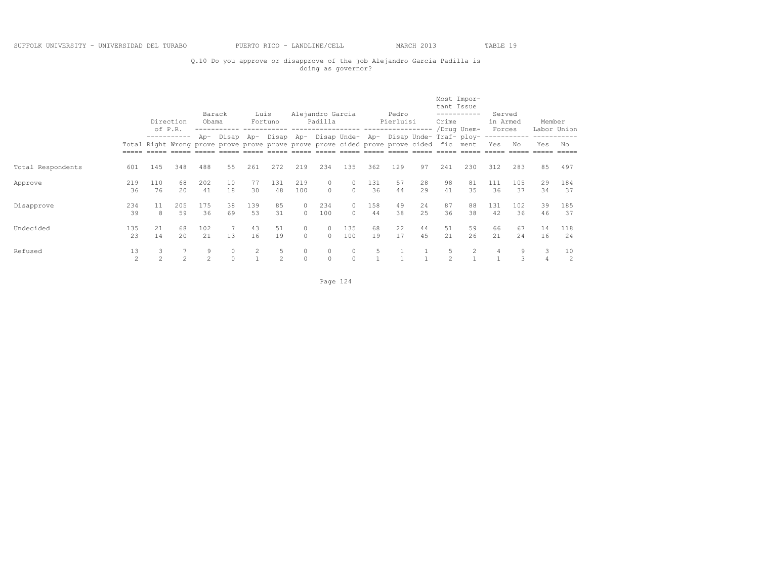SUFFOLK UNIVERSITY - UNIVERSIDAD DEL TURABO PUERTO RICO - LANDLINE/CELL MARCH 2013 TABLE 19

Q.10 Do you approve or disapprove of the job Alejandro Garcia Padilla is doing as governor?

| | | Direction of P.R. | | Barack Obama | | Luis Fortuno | | Alejandro Garcia Padilla | | | Pedro Pierluisi | | | Most Important Issue | | Served in Armed Forces | | Member Labor Union | |
|---|---|---|---|---|---|---|---|---|---|---|---|---|---|---|---|---|---|---|---|
| | Total | Right | Wrong | Approve | Disapprove | Approve | Disapprove | Approve | Disapprove | Undecided | Approve | Disapprove | Undecided | Crime/Drug Traffic | Unemployment | Yes | No | Yes | No |
| Total Respondents | 601 | 145 | 348 | 488 | 55 | 261 | 272 | 219 | 234 | 135 | 362 | 129 | 97 | 241 | 230 | 312 | 283 | 85 | 497 |
| Approve | 219 | 110 | 68 | 202 | 10 | 77 | 131 | 219 | 0 | 0 | 131 | 57 | 28 | 98 | 81 | 111 | 105 | 29 | 184 |
| | 36 | 76 | 20 | 41 | 18 | 30 | 48 | 100 | 0 | 0 | 36 | 44 | 29 | 41 | 35 | 36 | 37 | 34 | 37 |
| Disapprove | 234 | 11 | 205 | 175 | 38 | 139 | 85 | 0 | 234 | 0 | 158 | 49 | 24 | 87 | 88 | 131 | 102 | 39 | 185 |
| | 39 | 8 | 59 | 36 | 69 | 53 | 31 | 0 | 100 | 0 | 44 | 38 | 25 | 36 | 38 | 42 | 36 | 46 | 37 |
| Undecided | 135 | 21 | 68 | 102 | 7 | 43 | 51 | 0 | 0 | 135 | 68 | 22 | 44 | 51 | 59 | 66 | 67 | 14 | 118 |
| | 23 | 14 | 20 | 21 | 13 | 16 | 19 | 0 | 0 | 100 | 19 | 17 | 45 | 21 | 26 | 21 | 24 | 16 | 24 |
| Refused | 13 | 3 | 7 | 9 | 0 | 2 | 5 | 0 | 0 | 0 | 5 | 1 | 1 | 5 | 2 | 4 | 9 | 3 | 10 |
| | 2 | 2 | 2 | 2 | 0 | 1 | 2 | 0 | 0 | 0 | 1 | 1 | 1 | 2 | 1 | 1 | 3 | 4 | 2 |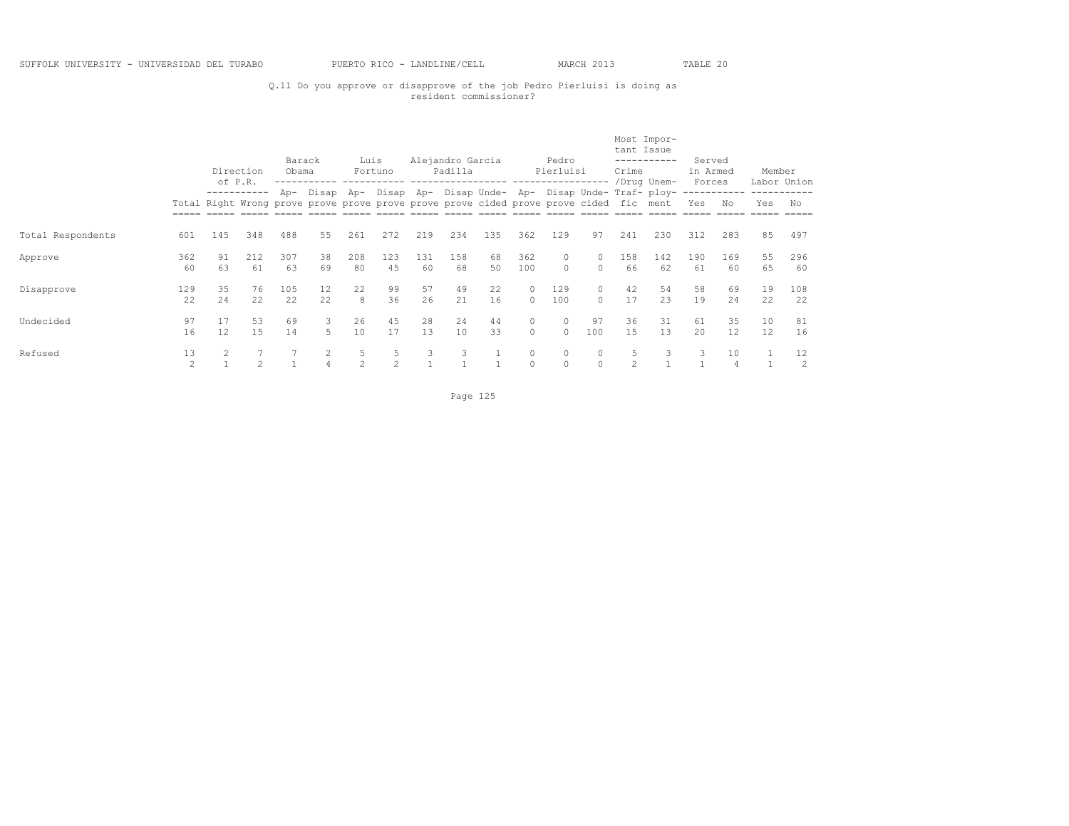SUFFOLK UNIVERSITY - UNIVERSIDAD DEL TURABO PUERTO RICO - LANDLINE/CELL MARCH 2013 TABLE 20

Q.11 Do you approve or disapprove of the job Pedro Pierluisi is doing as resident commissioner?

| | | Direction of P.R. | | Barack Obama | | Luis Fortuno | | Alejandro Garcia Padilla | | | Pedro Pierluisi | | | Most Important Issue | | Served in Armed Forces | | Member Labor Union | |
|---|---|---|---|---|---|---|---|---|---|---|---|---|---|---|---|---|---|---|---|
| | Total | Right | Wrong | Approve | Disapprove | Approve | Disapprove | Approve | Disapprove | Undecided | Approve | Disapprove | Undecided | Crime /Drug Traffic | Unemployment | Yes | No | Yes | No |
| Total Respondents | 601 | 145 | 348 | 488 | 55 | 261 | 272 | 219 | 234 | 135 | 362 | 129 | 97 | 241 | 230 | 312 | 283 | 85 | 497 |
| Approve | 362 | 91 | 212 | 307 | 38 | 208 | 123 | 131 | 158 | 68 | 362 | 0 | 0 | 158 | 142 | 190 | 169 | 55 | 296 |
| | 60 | 63 | 61 | 63 | 69 | 80 | 45 | 60 | 68 | 50 | 100 | 0 | 0 | 66 | 62 | 61 | 60 | 65 | 60 |
| Disapprove | 129 | 35 | 76 | 105 | 12 | 22 | 99 | 57 | 49 | 22 | 0 | 129 | 0 | 42 | 54 | 58 | 69 | 19 | 108 |
| | 22 | 24 | 22 | 22 | 22 | 8 | 36 | 26 | 21 | 16 | 0 | 100 | 0 | 17 | 23 | 19 | 24 | 22 | 22 |
| Undecided | 97 | 17 | 53 | 69 | 3 | 26 | 45 | 28 | 24 | 44 | 0 | 0 | 97 | 36 | 31 | 61 | 35 | 10 | 81 |
| | 16 | 12 | 15 | 14 | 5 | 10 | 17 | 13 | 10 | 33 | 0 | 0 | 100 | 15 | 13 | 20 | 12 | 12 | 16 |
| Refused | 13 | 2 | 7 | 7 | 2 | 5 | 5 | 3 | 3 | 1 | 0 | 0 | 0 | 5 | 3 | 3 | 10 | 1 | 12 |
| | 2 | 1 | 2 | 1 | 4 | 2 | 2 | 1 | 1 | 1 | 0 | 0 | 0 | 2 | 1 | 1 | 4 | 1 | 2 |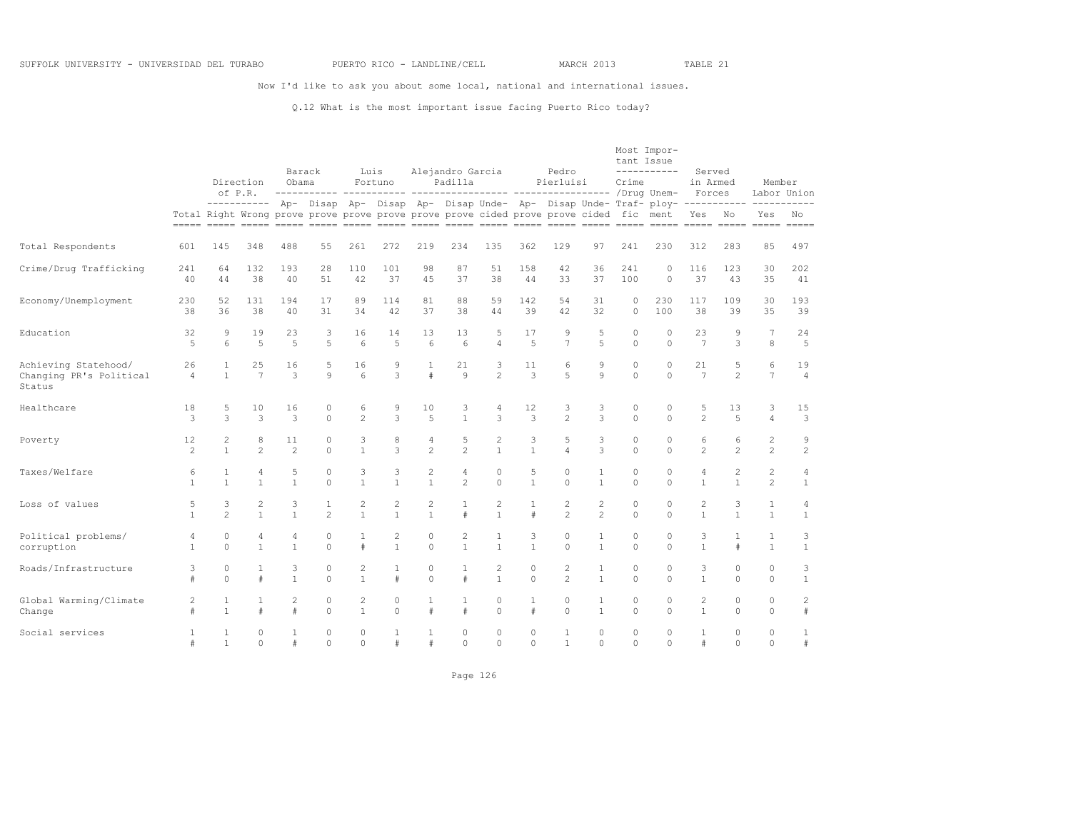SUFFOLK UNIVERSITY - UNIVERSIDAD DEL TURABO PUERTO RICO - LANDLINE/CELL MARCH 2013 TABLE 21

Now I'd like to ask you about some local, national and international issues.

Q.12 What is the most important issue facing Puerto Rico today?

| | | Direction of P.R. | | Barack Obama | | Luis Fortuno | | Alejandro Garcia Padilla | | | Pedro Pierluisi | | | Most Important Issue | | Served in Armed Forces | | Member Labor Union | |
|---|---|---|---|---|---|---|---|---|---|---|---|---|---|---|---|---|---|---|---|
| | Total | Right | Wrong | Approve | Disapprove | Approve | Disapprove | Approve | Disapprove | Undecided | Approve | Disapprove | Undecided | Crime /Drug Traffic | Unemployment | Yes | No | Yes | No |
| Total Respondents | 601 | 145 | 348 | 488 | 55 | 261 | 272 | 219 | 234 | 135 | 362 | 129 | 97 | 241 | 230 | 312 | 283 | 85 | 497 |
| Crime/Drug Trafficking | 241 | 64 | 132 | 193 | 28 | 110 | 101 | 98 | 87 | 51 | 158 | 42 | 36 | 241 | 0 | 116 | 123 | 30 | 202 |
| | 40 | 44 | 38 | 40 | 51 | 42 | 37 | 45 | 37 | 38 | 44 | 33 | 37 | 100 | 0 | 37 | 43 | 35 | 41 |
| Economy/Unemployment | 230 | 52 | 131 | 194 | 17 | 89 | 114 | 81 | 88 | 59 | 142 | 54 | 31 | 0 | 230 | 117 | 109 | 30 | 193 |
| | 38 | 36 | 38 | 40 | 31 | 34 | 42 | 37 | 38 | 44 | 39 | 42 | 32 | 0 | 100 | 38 | 39 | 35 | 39 |
| Education | 32 | 9 | 19 | 23 | 3 | 16 | 14 | 13 | 13 | 5 | 17 | 9 | 5 | 0 | 0 | 23 | 9 | 7 | 24 |
| | 5 | 6 | 5 | 5 | 5 | 6 | 5 | 6 | 6 | 4 | 5 | 7 | 5 | 0 | 0 | 7 | 3 | 8 | 5 |
| Achieving Statehood/ Changing PR's Political Status | 26 | 1 | 25 | 16 | 5 | 16 | 9 | 1 | 21 | 3 | 11 | 6 | 9 | 0 | 0 | 21 | 5 | 6 | 19 |
| | 4 | 1 | 7 | 3 | 9 | 6 | 3 | # | 9 | 2 | 3 | 5 | 9 | 0 | 0 | 7 | 2 | 7 | 4 |
| Healthcare | 18 | 5 | 10 | 16 | 0 | 6 | 9 | 10 | 3 | 4 | 12 | 3 | 3 | 0 | 0 | 5 | 13 | 3 | 15 |
| | 3 | 3 | 3 | 3 | 0 | 2 | 3 | 5 | 1 | 3 | 3 | 2 | 3 | 0 | 0 | 2 | 5 | 4 | 3 |
| Poverty | 12 | 2 | 8 | 11 | 0 | 3 | 8 | 4 | 5 | 2 | 3 | 5 | 3 | 0 | 0 | 6 | 6 | 2 | 9 |
| | 2 | 1 | 2 | 2 | 0 | 1 | 3 | 2 | 2 | 1 | 1 | 4 | 3 | 0 | 0 | 2 | 2 | 2 | 2 |
| Taxes/Welfare | 6 | 1 | 4 | 5 | 0 | 3 | 3 | 2 | 4 | 0 | 5 | 0 | 1 | 0 | 0 | 4 | 2 | 2 | 4 |
| | 1 | 1 | 1 | 1 | 0 | 1 | 1 | 1 | 2 | 0 | 1 | 0 | 1 | 0 | 0 | 1 | 1 | 2 | 1 |
| Loss of values | 5 | 3 | 2 | 3 | 1 | 2 | 2 | 2 | 1 | 2 | 1 | 2 | 2 | 0 | 0 | 2 | 3 | 1 | 4 |
| | 1 | 2 | 1 | 1 | 2 | 1 | 1 | 1 | # | 1 | # | 2 | 2 | 0 | 0 | 1 | 1 | 1 | 1 |
| Political problems/ corruption | 4 | 0 | 4 | 4 | 0 | 1 | 2 | 0 | 2 | 1 | 3 | 0 | 1 | 0 | 0 | 3 | 1 | 1 | 3 |
| | 1 | 0 | 1 | 1 | 0 | # | 1 | 0 | 1 | 1 | 1 | 0 | 1 | 0 | 0 | 1 | # | 1 | 1 |
| Roads/Infrastructure | 3 | 0 | 1 | 3 | 0 | 2 | 1 | 0 | 1 | 2 | 0 | 2 | 1 | 0 | 0 | 3 | 0 | 0 | 3 |
| | # | 0 | # | 1 | 0 | 1 | # | 0 | # | 1 | 0 | 2 | 1 | 0 | 0 | 1 | 0 | 0 | 1 |
| Global Warming/Climate Change | 2 | 1 | 1 | 2 | 0 | 2 | 0 | 1 | 1 | 0 | 1 | 0 | 1 | 0 | 0 | 2 | 0 | 0 | 2 |
| | # | 1 | # | # | 0 | 1 | 0 | # | # | 0 | # | 0 | 1 | 0 | 0 | 1 | 0 | 0 | # |
| Social services | 1 | 1 | 0 | 1 | 0 | 0 | 1 | 1 | 0 | 0 | 0 | 1 | 0 | 0 | 0 | 1 | 0 | 0 | 1 |
| | # | 1 | 0 | # | 0 | 0 | # | # | 0 | 0 | 0 | 1 | 0 | 0 | 0 | # | 0 | 0 | # |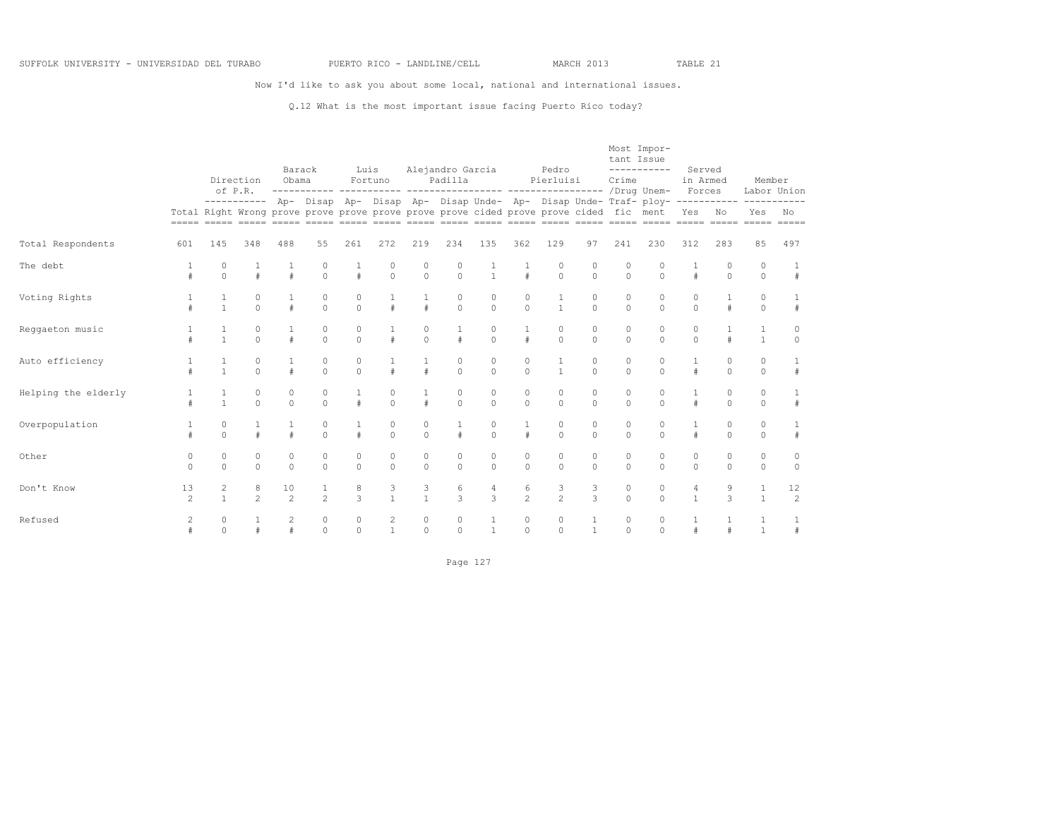SUFFOLK UNIVERSITY - UNIVERSIDAD DEL TURABO PUERTO RICO - LANDLINE/CELL MARCH 2013 TABLE 21

Now I'd like to ask you about some local, national and international issues.

Q.12 What is the most important issue facing Puerto Rico today?

| | | Direction of P.R. | | Barack Obama | | Luis Fortuno | | Alejandro Garcia Padilla | | | Pedro Pierluisi | | | Most Important Issue | | Served in Armed Forces | | Member Labor Union | |
|---|---|---|---|---|---|---|---|---|---|---|---|---|---|---|---|---|---|---|---|
| | Total | Right | Wrong | Approve | Disapprove | Approve | Disapprove | Approve | Disapprove | Undecided | Approve | Disapprove | Undecided | Crime/Drug Traffic | Unemployment | Yes | No | Yes | No |
| Total Respondents | 601 | 145 | 348 | 488 | 55 | 261 | 272 | 219 | 234 | 135 | 362 | 129 | 97 | 241 | 230 | 312 | 283 | 85 | 497 |
| The debt | 1 | 0 | 1 | 1 | 0 | 1 | 0 | 0 | 0 | 1 | 1 | 0 | 0 | 0 | 0 | 1 | 0 | 0 | 1 |
| | # | 0 | # | # | 0 | # | 0 | 0 | 0 | 1 | # | 0 | 0 | 0 | 0 | # | 0 | 0 | # |
| Voting Rights | 1 | 1 | 0 | 1 | 0 | 0 | 1 | 1 | 0 | 0 | 0 | 1 | 0 | 0 | 0 | 0 | 1 | 0 | 1 |
| | # | 1 | 0 | # | 0 | 0 | # | # | 0 | 0 | 0 | 1 | 0 | 0 | 0 | 0 | # | 0 | # |
| Reggaeton music | 1 | 1 | 0 | 1 | 0 | 0 | 1 | 0 | 1 | 0 | 1 | 0 | 0 | 0 | 0 | 0 | 1 | 1 | 0 |
| | # | 1 | 0 | # | 0 | 0 | # | 0 | # | 0 | # | 0 | 0 | 0 | 0 | 0 | # | 1 | 0 |
| Auto efficiency | 1 | 1 | 0 | 1 | 0 | 0 | 1 | 1 | 0 | 0 | 0 | 1 | 0 | 0 | 0 | 1 | 0 | 0 | 1 |
| | # | 1 | 0 | # | 0 | 0 | # | # | 0 | 0 | 0 | 1 | 0 | 0 | 0 | # | 0 | 0 | # |
| Helping the elderly | 1 | 1 | 0 | 0 | 0 | 1 | 0 | 1 | 0 | 0 | 0 | 0 | 0 | 0 | 0 | 1 | 0 | 0 | 1 |
| | # | 1 | 0 | 0 | 0 | # | 0 | # | 0 | 0 | 0 | 0 | 0 | 0 | 0 | # | 0 | 0 | # |
| Overpopulation | 1 | 0 | 1 | 1 | 0 | 1 | 0 | 0 | 1 | 0 | 1 | 0 | 0 | 0 | 0 | 1 | 0 | 0 | 1 |
| | # | 0 | # | # | 0 | # | 0 | 0 | # | 0 | # | 0 | 0 | 0 | 0 | # | 0 | 0 | # |
| Other | 0 | 0 | 0 | 0 | 0 | 0 | 0 | 0 | 0 | 0 | 0 | 0 | 0 | 0 | 0 | 0 | 0 | 0 | 0 |
| | 0 | 0 | 0 | 0 | 0 | 0 | 0 | 0 | 0 | 0 | 0 | 0 | 0 | 0 | 0 | 0 | 0 | 0 | 0 |
| Don't Know | 13 | 2 | 8 | 10 | 1 | 8 | 3 | 3 | 6 | 4 | 6 | 3 | 3 | 0 | 0 | 4 | 9 | 1 | 12 |
| | 2 | 1 | 2 | 2 | 2 | 3 | 1 | 1 | 3 | 3 | 2 | 2 | 3 | 0 | 0 | 1 | 3 | 1 | 2 |
| Refused | 2 | 0 | 1 | 2 | 0 | 0 | 2 | 0 | 0 | 1 | 0 | 0 | 1 | 0 | 0 | 1 | 1 | 1 | 1 |
| | # | 0 | # | # | 0 | 0 | 1 | 0 | 0 | 1 | 0 | 0 | 1 | 0 | 0 | # | # | 1 | # |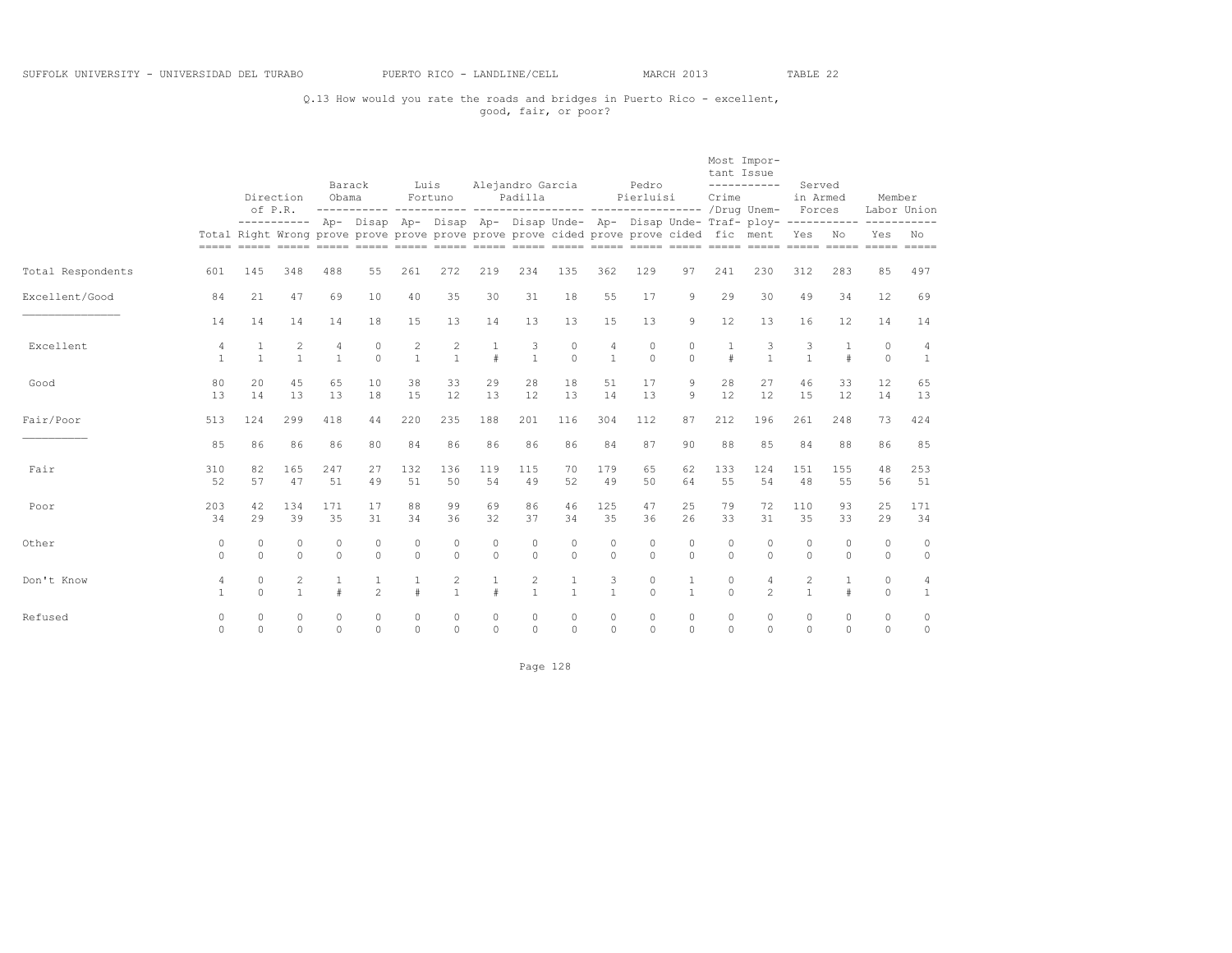SUFFOLK UNIVERSITY - UNIVERSIDAD DEL TURABO PUERTO RICO - LANDLINE/CELL MARCH 2013 TABLE 22

Q.13 How would you rate the roads and bridges in Puerto Rico - excellent, good, fair, or poor?

| | Total | Direction of P.R. | | Barack Obama | | Luis Fortuno | | Alejandro Garcia Padilla | | | Pedro Pierluisi | | | Most Important Issue | | Served in Armed Forces | | Member Labor Union | |
|---|---|---|---|---|---|---|---|---|---|---|---|---|---|---|---|---|---|---|---|
| | | Right | Wrong | Approve | Disapprove | Approve | Disapprove | Approve | Disapprove | Undecided | Approve | Disapprove | Undecided | Crime /Drug Traffic | Unemployment | Yes | No | Yes | No |
| Total Respondents | 601 | 145 | 348 | 488 | 55 | 261 | 272 | 219 | 234 | 135 | 362 | 129 | 97 | 241 | 230 | 312 | 283 | 85 | 497 |
| Excellent/Good | 84 | 21 | 47 | 69 | 10 | 40 | 35 | 30 | 31 | 18 | 55 | 17 | 9 | 29 | 30 | 49 | 34 | 12 | 69 |
| | 14 | 14 | 14 | 14 | 18 | 15 | 13 | 14 | 13 | 13 | 15 | 13 | 9 | 12 | 13 | 16 | 12 | 14 | 14 |
| Excellent | 4 | 1 | 2 | 4 | 0 | 2 | 2 | 1 | 3 | 0 | 4 | 0 | 0 | 1 | 3 | 3 | 1 | 0 | 4 |
| | 1 | 1 | 1 | 1 | 0 | 1 | 1 | # | 1 | 0 | 1 | 0 | 0 | # | 1 | 1 | # | 0 | 1 |
| Good | 80 | 20 | 45 | 65 | 10 | 38 | 33 | 29 | 28 | 18 | 51 | 17 | 9 | 28 | 27 | 46 | 33 | 12 | 65 |
| | 13 | 14 | 13 | 13 | 18 | 15 | 12 | 13 | 12 | 13 | 14 | 13 | 9 | 12 | 12 | 15 | 12 | 14 | 13 |
| Fair/Poor | 513 | 124 | 299 | 418 | 44 | 220 | 235 | 188 | 201 | 116 | 304 | 112 | 87 | 212 | 196 | 261 | 248 | 73 | 424 |
| | 85 | 86 | 86 | 86 | 80 | 84 | 86 | 86 | 86 | 86 | 84 | 87 | 90 | 88 | 85 | 84 | 88 | 86 | 85 |
| Fair | 310 | 82 | 165 | 247 | 27 | 132 | 136 | 119 | 115 | 70 | 179 | 65 | 62 | 133 | 124 | 151 | 155 | 48 | 253 |
| | 52 | 57 | 47 | 51 | 49 | 51 | 50 | 54 | 49 | 52 | 49 | 50 | 64 | 55 | 54 | 48 | 55 | 56 | 51 |
| Poor | 203 | 42 | 134 | 171 | 17 | 88 | 99 | 69 | 86 | 46 | 125 | 47 | 25 | 79 | 72 | 110 | 93 | 25 | 171 |
| | 34 | 29 | 39 | 35 | 31 | 34 | 36 | 32 | 37 | 34 | 35 | 36 | 26 | 33 | 31 | 35 | 33 | 29 | 34 |
| Other | 0 | 0 | 0 | 0 | 0 | 0 | 0 | 0 | 0 | 0 | 0 | 0 | 0 | 0 | 0 | 0 | 0 | 0 | 0 |
| | 0 | 0 | 0 | 0 | 0 | 0 | 0 | 0 | 0 | 0 | 0 | 0 | 0 | 0 | 0 | 0 | 0 | 0 | 0 |
| Don't Know | 4 | 0 | 2 | 1 | 1 | 1 | 2 | 1 | 2 | 1 | 3 | 0 | 1 | 0 | 4 | 2 | 1 | 0 | 4 |
| | 1 | 0 | 1 | # | 2 | # | 1 | # | 1 | 1 | 1 | 0 | 1 | 0 | 2 | 1 | # | 0 | 1 |
| Refused | 0 | 0 | 0 | 0 | 0 | 0 | 0 | 0 | 0 | 0 | 0 | 0 | 0 | 0 | 0 | 0 | 0 | 0 | 0 |
| | 0 | 0 | 0 | 0 | 0 | 0 | 0 | 0 | 0 | 0 | 0 | 0 | 0 | 0 | 0 | 0 | 0 | 0 | 0 |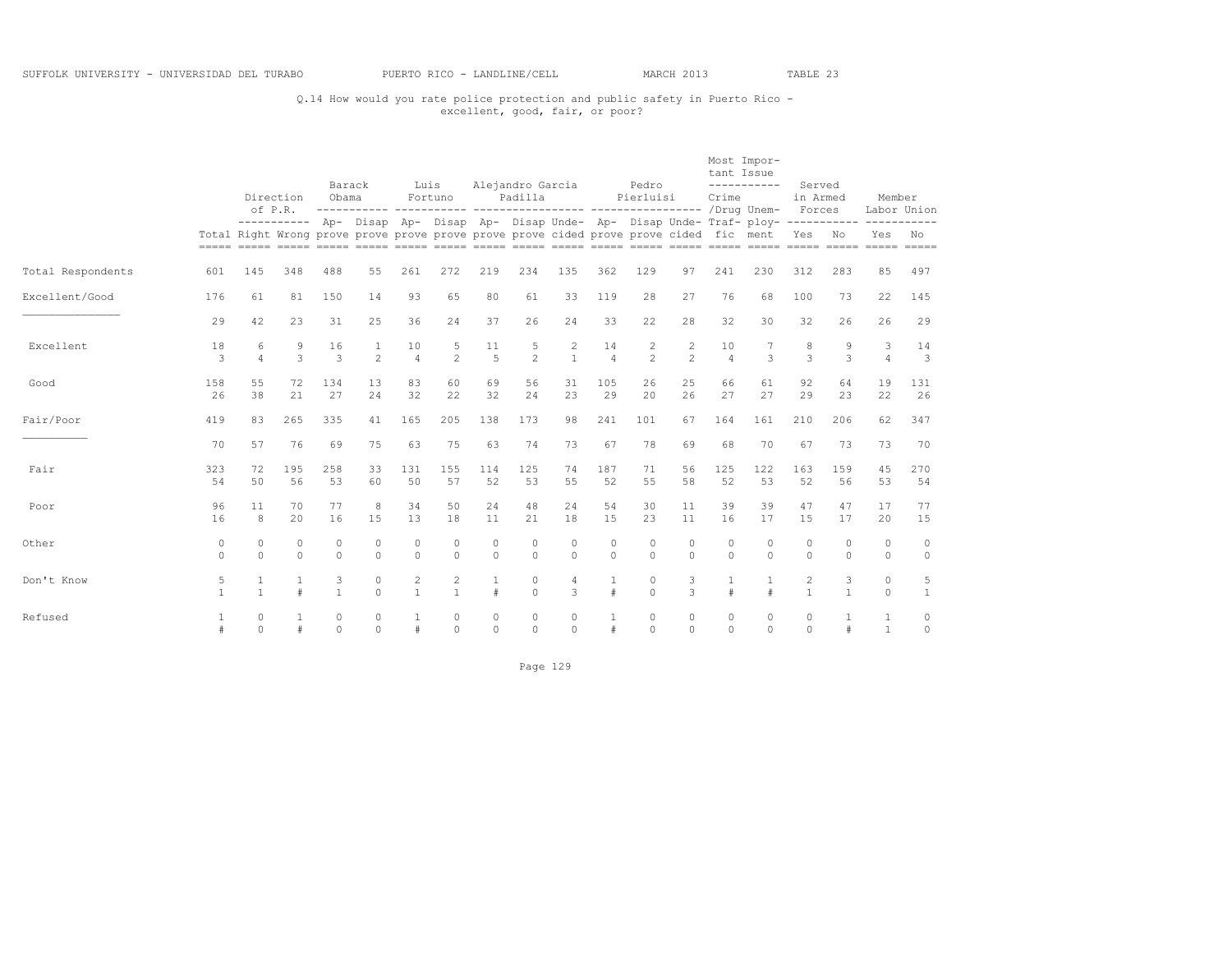SUFFOLK UNIVERSITY - UNIVERSIDAD DEL TURABO PUERTO RICO - LANDLINE/CELL MARCH 2013 TABLE 23

Q.14 How would you rate police protection and public safety in Puerto Rico - excellent, good, fair, or poor?

| | | Direction of P.R. | | Barack Obama | | Luis Fortuno | | Alejandro Garcia Padilla | | | Pedro Pierluisi | | | Most Important Issue | | Served in Armed Forces | | Member Labor Union | |
|---|---|---|---|---|---|---|---|---|---|---|---|---|---|---|---|---|---|---|---|
| | Total | Right | Wrong | Approve | Disapprove | Approve | Disapprove | Approve | Disapprove | Undecided | Approve | Disapprove | Undecided | Crime/Drug Traffic | Unemployment | Yes | No | Yes | No |
| Total Respondents | 601 | 145 | 348 | 488 | 55 | 261 | 272 | 219 | 234 | 135 | 362 | 129 | 97 | 241 | 230 | 312 | 283 | 85 | 497 |
| Excellent/Good | 176 | 61 | 81 | 150 | 14 | 93 | 65 | 80 | 61 | 33 | 119 | 28 | 27 | 76 | 68 | 100 | 73 | 22 | 145 |
| | 29 | 42 | 23 | 31 | 25 | 36 | 24 | 37 | 26 | 24 | 33 | 22 | 28 | 32 | 30 | 32 | 26 | 26 | 29 |
| Excellent | 18 | 6 | 9 | 16 | 1 | 10 | 5 | 11 | 5 | 2 | 14 | 2 | 2 | 10 | 7 | 8 | 9 | 3 | 14 |
| | 3 | 4 | 3 | 3 | 2 | 4 | 2 | 5 | 2 | 1 | 4 | 2 | 2 | 4 | 3 | 3 | 3 | 4 | 3 |
| Good | 158 | 55 | 72 | 134 | 13 | 83 | 60 | 69 | 56 | 31 | 105 | 26 | 25 | 66 | 61 | 92 | 64 | 19 | 131 |
| | 26 | 38 | 21 | 27 | 24 | 32 | 22 | 32 | 24 | 23 | 29 | 20 | 26 | 27 | 27 | 29 | 23 | 22 | 26 |
| Fair/Poor | 419 | 83 | 265 | 335 | 41 | 165 | 205 | 138 | 173 | 98 | 241 | 101 | 67 | 164 | 161 | 210 | 206 | 62 | 347 |
| | 70 | 57 | 76 | 69 | 75 | 63 | 75 | 63 | 74 | 73 | 67 | 78 | 69 | 68 | 70 | 67 | 73 | 73 | 70 |
| Fair | 323 | 72 | 195 | 258 | 33 | 131 | 155 | 114 | 125 | 74 | 187 | 71 | 56 | 125 | 122 | 163 | 159 | 45 | 270 |
| | 54 | 50 | 56 | 53 | 60 | 50 | 57 | 52 | 53 | 55 | 52 | 55 | 58 | 52 | 53 | 52 | 56 | 53 | 54 |
| Poor | 96 | 11 | 70 | 77 | 8 | 34 | 50 | 24 | 48 | 24 | 54 | 30 | 11 | 39 | 39 | 47 | 47 | 17 | 77 |
| | 16 | 8 | 20 | 16 | 15 | 13 | 18 | 11 | 21 | 18 | 15 | 23 | 11 | 16 | 17 | 15 | 17 | 20 | 15 |
| Other | 0 | 0 | 0 | 0 | 0 | 0 | 0 | 0 | 0 | 0 | 0 | 0 | 0 | 0 | 0 | 0 | 0 | 0 | 0 |
| | 0 | 0 | 0 | 0 | 0 | 0 | 0 | 0 | 0 | 0 | 0 | 0 | 0 | 0 | 0 | 0 | 0 | 0 | 0 |
| Don't Know | 5 | 1 | 1 | 3 | 0 | 2 | 2 | 1 | 0 | 4 | 1 | 0 | 3 | 1 | 1 | 2 | 3 | 0 | 5 |
| | 1 | 1 | # | 1 | 0 | 1 | 1 | # | 0 | 3 | # | 0 | 3 | # | # | 1 | 1 | 0 | 1 |
| Refused | 1 | 0 | 1 | 0 | 0 | 1 | 0 | 0 | 0 | 0 | 1 | 0 | 0 | 0 | 0 | 0 | 1 | 1 | 0 |
| | # | 0 | # | 0 | 0 | # | 0 | 0 | 0 | 0 | # | 0 | 0 | 0 | 0 | 0 | # | 1 | 0 |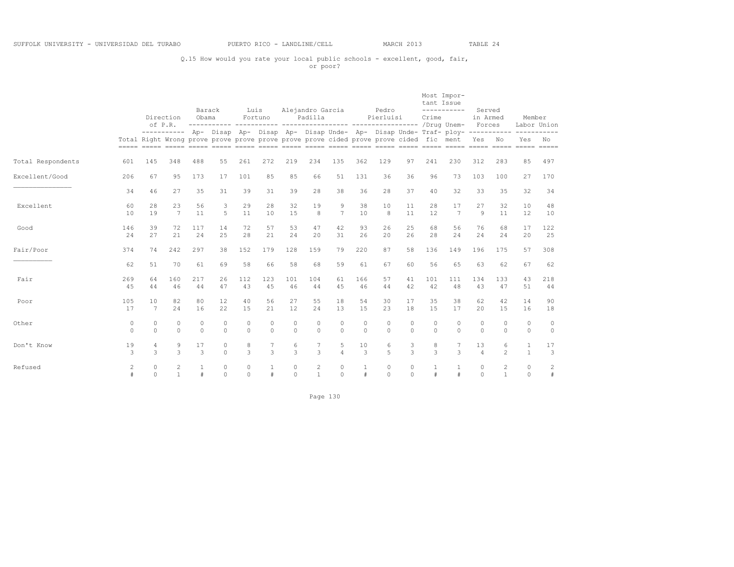SUFFOLK UNIVERSITY - UNIVERSIDAD DEL TURABO PUERTO RICO - LANDLINE/CELL MARCH 2013 TABLE 24

Q.15 How would you rate your local public schools - excellent, good, fair, or poor?

| | | Direction of P.R. | | Barack Obama | | Luis Fortuno | | Alejandro Garcia Padilla | | | Pedro Pierluisi | | | Most Important Issue | | Served in Armed Forces | | Member Labor Union | |
|---|---|---|---|---|---|---|---|---|---|---|---|---|---|---|---|---|---|---|---|
| | Total | Right | Wrong | Approve | Disapprove | Approve | Disapprove | Approve | Disapprove | Undecided | Approve | Disapprove | Undecided | Crime/Drug Traffic | Unemployment | Yes | No | Yes | No |
| Total Respondents | 601 | 145 | 348 | 488 | 55 | 261 | 272 | 219 | 234 | 135 | 362 | 129 | 97 | 241 | 230 | 312 | 283 | 85 | 497 |
| Excellent/Good | 206 | 67 | 95 | 173 | 17 | 101 | 85 | 85 | 66 | 51 | 131 | 36 | 36 | 96 | 73 | 103 | 100 | 27 | 170 |
| | 34 | 46 | 27 | 35 | 31 | 39 | 31 | 39 | 28 | 38 | 36 | 28 | 37 | 40 | 32 | 33 | 35 | 32 | 34 |
| Excellent | 60 | 28 | 23 | 56 | 3 | 29 | 28 | 32 | 19 | 9 | 38 | 10 | 11 | 28 | 17 | 27 | 32 | 10 | 48 |
| | 10 | 19 | 7 | 11 | 5 | 11 | 10 | 15 | 8 | 7 | 10 | 8 | 11 | 12 | 7 | 9 | 11 | 12 | 10 |
| Good | 146 | 39 | 72 | 117 | 14 | 72 | 57 | 53 | 47 | 42 | 93 | 26 | 25 | 68 | 56 | 76 | 68 | 17 | 122 |
| | 24 | 27 | 21 | 24 | 25 | 28 | 21 | 24 | 20 | 31 | 26 | 20 | 26 | 28 | 24 | 24 | 24 | 20 | 25 |
| Fair/Poor | 374 | 74 | 242 | 297 | 38 | 152 | 179 | 128 | 159 | 79 | 220 | 87 | 58 | 136 | 149 | 196 | 175 | 57 | 308 |
| | 62 | 51 | 70 | 61 | 69 | 58 | 66 | 58 | 68 | 59 | 61 | 67 | 60 | 56 | 65 | 63 | 62 | 67 | 62 |
| Fair | 269 | 64 | 160 | 217 | 26 | 112 | 123 | 101 | 104 | 61 | 166 | 57 | 41 | 101 | 111 | 134 | 133 | 43 | 218 |
| | 45 | 44 | 46 | 44 | 47 | 43 | 45 | 46 | 44 | 45 | 46 | 44 | 42 | 42 | 48 | 43 | 47 | 51 | 44 |
| Poor | 105 | 10 | 82 | 80 | 12 | 40 | 56 | 27 | 55 | 18 | 54 | 30 | 17 | 35 | 38 | 62 | 42 | 14 | 90 |
| | 17 | 7 | 24 | 16 | 22 | 15 | 21 | 12 | 24 | 13 | 15 | 23 | 18 | 15 | 17 | 20 | 15 | 16 | 18 |
| Other | 0 | 0 | 0 | 0 | 0 | 0 | 0 | 0 | 0 | 0 | 0 | 0 | 0 | 0 | 0 | 0 | 0 | 0 | 0 |
| | 0 | 0 | 0 | 0 | 0 | 0 | 0 | 0 | 0 | 0 | 0 | 0 | 0 | 0 | 0 | 0 | 0 | 0 | 0 |
| Don't Know | 19 | 4 | 9 | 17 | 0 | 8 | 7 | 6 | 7 | 5 | 10 | 6 | 3 | 8 | 7 | 13 | 6 | 1 | 17 |
| | 3 | 3 | 3 | 3 | 0 | 3 | 3 | 3 | 3 | 4 | 3 | 5 | 3 | 3 | 3 | 4 | 2 | 1 | 3 |
| Refused | 2 | 0 | 2 | 1 | 0 | 0 | 1 | 0 | 2 | 0 | 1 | 0 | 0 | 1 | 1 | 0 | 2 | 0 | 2 |
| | # | 0 | 1 | # | 0 | 0 | # | 0 | 1 | 0 | # | 0 | 0 | # | # | 0 | 1 | 0 | # |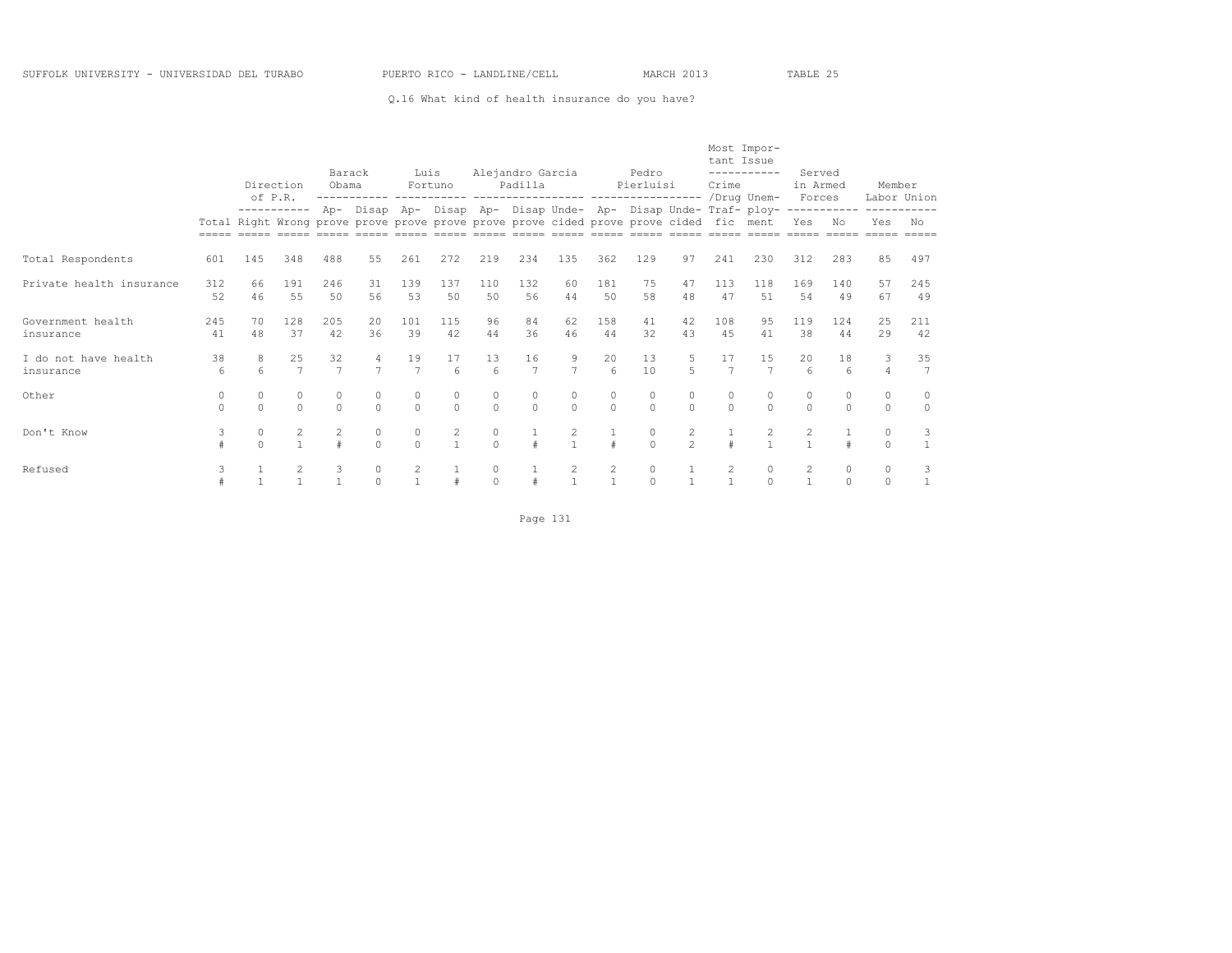SUFFOLK UNIVERSITY - UNIVERSIDAD DEL TURABO PUERTO RICO - LANDLINE/CELL MARCH 2013 TABLE 25

Q.16 What kind of health insurance do you have?

| | | Direction of P.R. | | Barack Obama | | Luis Fortuno | | Alejandro Garcia Padilla | | | Pedro Pierluisi | | | Most Important Issue | | Served in Armed Forces | | Member Labor Union | |
|---|---|---|---|---|---|---|---|---|---|---|---|---|---|---|---|---|---|---|---|
| | Total | Right | Wrong | Approve | Disapprove | Approve | Disapprove | Approve | Disapprove | Undecided | Approve | Disapprove | Undecided | Crime /Drug Traffic | Unemployment | Yes | No | Yes | No |
| Total Respondents | 601 | 145 | 348 | 488 | 55 | 261 | 272 | 219 | 234 | 135 | 362 | 129 | 97 | 241 | 230 | 312 | 283 | 85 | 497 |
| Private health insurance | 312 | 66 | 191 | 246 | 31 | 139 | 137 | 110 | 132 | 60 | 181 | 75 | 47 | 113 | 118 | 169 | 140 | 57 | 245 |
| | 52 | 46 | 55 | 50 | 56 | 53 | 50 | 50 | 56 | 44 | 50 | 58 | 48 | 47 | 51 | 54 | 49 | 67 | 49 |
| Government health insurance | 245 | 70 | 128 | 205 | 20 | 101 | 115 | 96 | 84 | 62 | 158 | 41 | 42 | 108 | 95 | 119 | 124 | 25 | 211 |
| | 41 | 48 | 37 | 42 | 36 | 39 | 42 | 44 | 36 | 46 | 44 | 32 | 43 | 45 | 41 | 38 | 44 | 29 | 42 |
| I do not have health insurance | 38 | 8 | 25 | 32 | 4 | 19 | 17 | 13 | 16 | 9 | 20 | 13 | 5 | 17 | 15 | 20 | 18 | 3 | 35 |
| | 6 | 6 | 7 | 7 | 7 | 7 | 6 | 6 | 7 | 7 | 6 | 10 | 5 | 7 | 7 | 6 | 6 | 4 | 7 |
| Other | 0 | 0 | 0 | 0 | 0 | 0 | 0 | 0 | 0 | 0 | 0 | 0 | 0 | 0 | 0 | 0 | 0 | 0 | 0 |
| | 0 | 0 | 0 | 0 | 0 | 0 | 0 | 0 | 0 | 0 | 0 | 0 | 0 | 0 | 0 | 0 | 0 | 0 | 0 |
| Don't Know | 3 | 0 | 2 | 2 | 0 | 0 | 2 | 0 | 1 | 2 | 1 | 0 | 2 | 1 | 2 | 2 | 1 | 0 | 3 |
| | # | 0 | 1 | # | 0 | 0 | 1 | 0 | # | 1 | # | 0 | 2 | # | 1 | 1 | # | 0 | 1 |
| Refused | 3 | 1 | 2 | 3 | 0 | 2 | 1 | 0 | 1 | 2 | 2 | 0 | 1 | 2 | 0 | 2 | 0 | 0 | 3 |
| | # | 1 | 1 | 1 | 0 | 1 | # | 0 | # | 1 | 1 | 0 | 1 | 1 | 0 | 1 | 0 | 0 | 1 |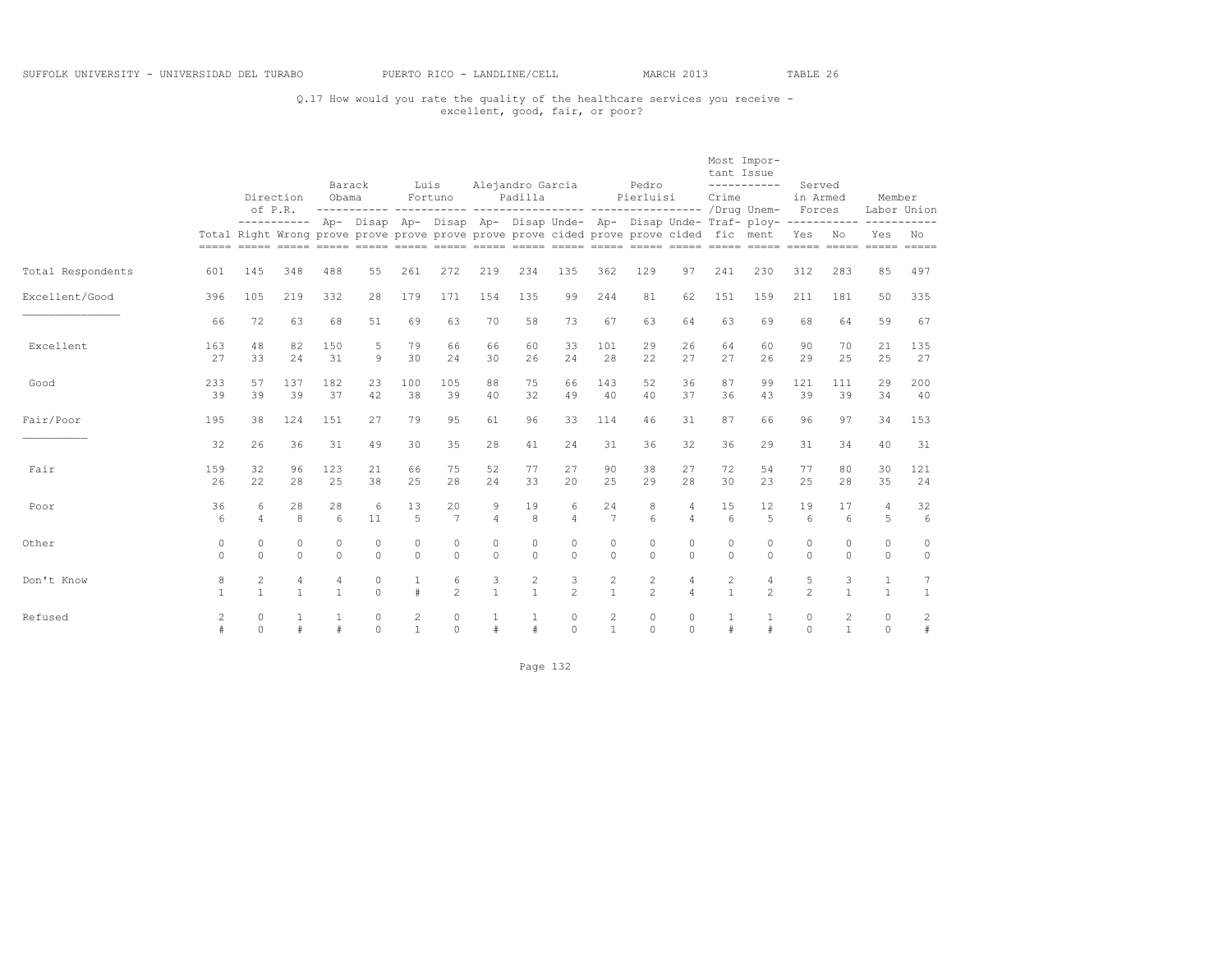SUFFOLK UNIVERSITY - UNIVERSIDAD DEL TURABO PUERTO RICO - LANDLINE/CELL MARCH 2013 TABLE 26

Q.17 How would you rate the quality of the healthcare services you receive - excellent, good, fair, or poor?

| | | Direction of P.R. | | Barack Obama | | Luis Fortuno | | Alejandro Garcia Padilla | | | Pedro Pierluisi | | | Most Important Issue | | Served in Armed Forces | | Member Labor Union | |
|---|---|---|---|---|---|---|---|---|---|---|---|---|---|---|---|---|---|---|---|
| | Total | Right | Wrong | Approve | Disapprove | Approve | Disapprove | Approve | Disapprove | Undecided | Approve | Disapprove | Undecided | Crime/Drug Traffic | Unemployment | Yes | No | Yes | No |
| Total Respondents | 601 | 145 | 348 | 488 | 55 | 261 | 272 | 219 | 234 | 135 | 362 | 129 | 97 | 241 | 230 | 312 | 283 | 85 | 497 |
| Excellent/Good | 396 | 105 | 219 | 332 | 28 | 179 | 171 | 154 | 135 | 99 | 244 | 81 | 62 | 151 | 159 | 211 | 181 | 50 | 335 |
| | 66 | 72 | 63 | 68 | 51 | 69 | 63 | 70 | 58 | 73 | 67 | 63 | 64 | 63 | 69 | 68 | 64 | 59 | 67 |
| Excellent | 163 | 48 | 82 | 150 | 5 | 79 | 66 | 66 | 60 | 33 | 101 | 29 | 26 | 64 | 60 | 90 | 70 | 21 | 135 |
| | 27 | 33 | 24 | 31 | 9 | 30 | 24 | 30 | 26 | 24 | 28 | 22 | 27 | 27 | 26 | 29 | 25 | 25 | 27 |
| Good | 233 | 57 | 137 | 182 | 23 | 100 | 105 | 88 | 75 | 66 | 143 | 52 | 36 | 87 | 99 | 121 | 111 | 29 | 200 |
| | 39 | 39 | 39 | 37 | 42 | 38 | 39 | 40 | 32 | 49 | 40 | 40 | 37 | 36 | 43 | 39 | 39 | 34 | 40 |
| Fair/Poor | 195 | 38 | 124 | 151 | 27 | 79 | 95 | 61 | 96 | 33 | 114 | 46 | 31 | 87 | 66 | 96 | 97 | 34 | 153 |
| | 32 | 26 | 36 | 31 | 49 | 30 | 35 | 28 | 41 | 24 | 31 | 36 | 32 | 36 | 29 | 31 | 34 | 40 | 31 |
| Fair | 159 | 32 | 96 | 123 | 21 | 66 | 75 | 52 | 77 | 27 | 90 | 38 | 27 | 72 | 54 | 77 | 80 | 30 | 121 |
| | 26 | 22 | 28 | 25 | 38 | 25 | 28 | 24 | 33 | 20 | 25 | 29 | 28 | 30 | 23 | 25 | 28 | 35 | 24 |
| Poor | 36 | 6 | 28 | 28 | 6 | 13 | 20 | 9 | 19 | 6 | 24 | 8 | 4 | 15 | 12 | 19 | 17 | 4 | 32 |
| | 6 | 4 | 8 | 6 | 11 | 5 | 7 | 4 | 8 | 4 | 7 | 6 | 4 | 6 | 5 | 6 | 6 | 5 | 6 |
| Other | 0 | 0 | 0 | 0 | 0 | 0 | 0 | 0 | 0 | 0 | 0 | 0 | 0 | 0 | 0 | 0 | 0 | 0 | 0 |
| | 0 | 0 | 0 | 0 | 0 | 0 | 0 | 0 | 0 | 0 | 0 | 0 | 0 | 0 | 0 | 0 | 0 | 0 | 0 |
| Don't Know | 8 | 2 | 4 | 4 | 0 | 1 | 6 | 3 | 2 | 3 | 2 | 2 | 4 | 2 | 4 | 5 | 3 | 1 | 7 |
| | 1 | 1 | 1 | 1 | 0 | # | 2 | 1 | 1 | 2 | 1 | 2 | 4 | 1 | 2 | 2 | 1 | 1 | 1 |
| Refused | 2 | 0 | 1 | 1 | 0 | 2 | 0 | 1 | 1 | 0 | 2 | 0 | 0 | 1 | 1 | 0 | 2 | 0 | 2 |
| | # | 0 | # | # | 0 | 1 | 0 | # | # | 0 | 1 | 0 | 0 | # | # | 0 | 1 | 0 | # |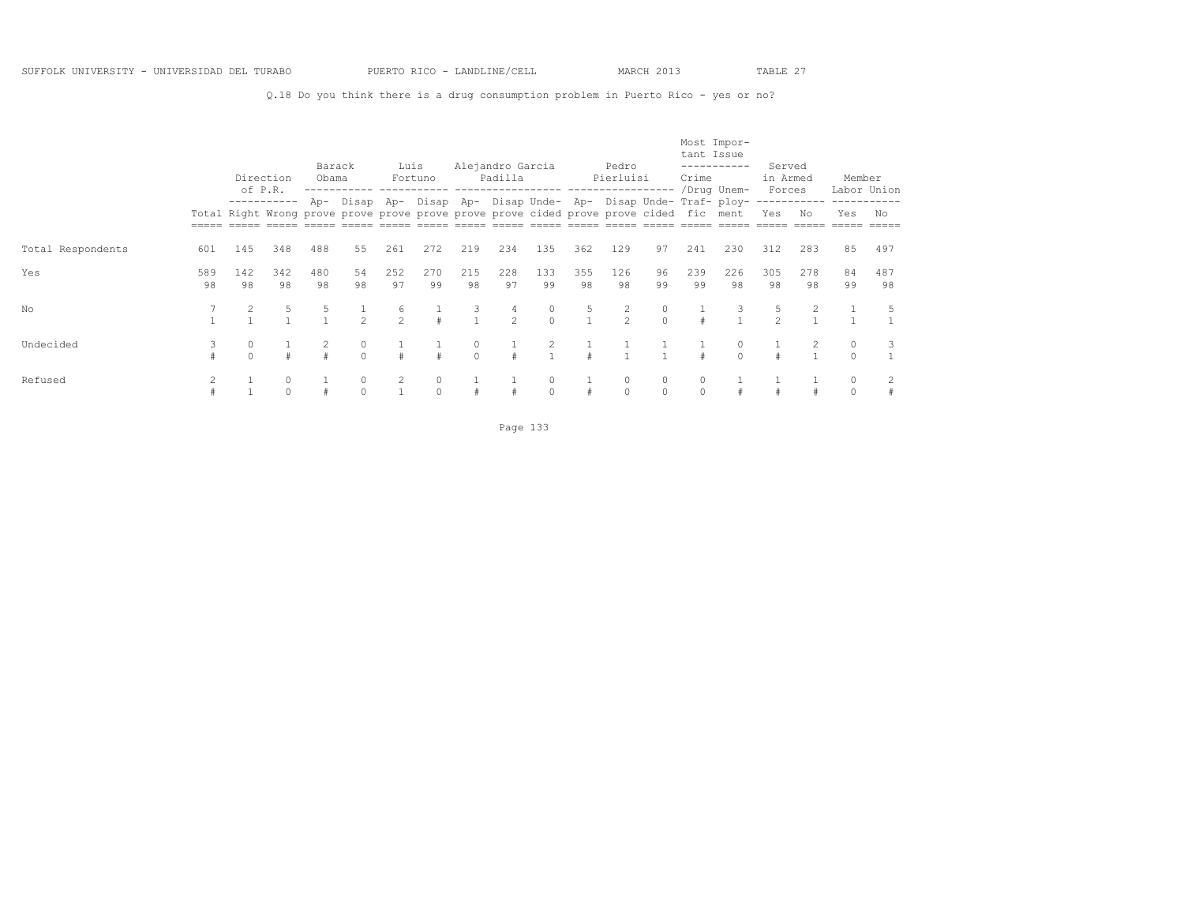SUFFOLK UNIVERSITY - UNIVERSIDAD DEL TURABO PUERTO RICO - LANDLINE/CELL MARCH 2013 TABLE 27

Q.18 Do you think there is a drug consumption problem in Puerto Rico - yes or no?

| | | Direction of P.R. | | Barack Obama | | Luis Fortuno | | Alejandro Garcia Padilla | | | Pedro Pierluisi | | | Most Important Issue | | Served in Armed Forces | | Member Labor Union | |
|---|---|---|---|---|---|---|---|---|---|---|---|---|---|---|---|---|---|---|---|
| | Total | Right | Wrong | Approve | Disapprove | Approve | Disapprove | Approve | Disapprove | Undecided | Approve | Disapprove | Undecided | Crime /Drug Traffic | Unemployment | Yes | No | Yes | No |
| Total Respondents | 601 | 145 | 348 | 488 | 55 | 261 | 272 | 219 | 234 | 135 | 362 | 129 | 97 | 241 | 230 | 312 | 283 | 85 | 497 |
| Yes | 589 | 142 | 342 | 480 | 54 | 252 | 270 | 215 | 228 | 133 | 355 | 126 | 96 | 239 | 226 | 305 | 278 | 84 | 487 |
| | 98 | 98 | 98 | 98 | 98 | 97 | 99 | 98 | 97 | 99 | 98 | 98 | 99 | 99 | 98 | 98 | 98 | 99 | 98 |
| No | 7 | 2 | 5 | 5 | 1 | 6 | 1 | 3 | 4 | 0 | 5 | 2 | 0 | 1 | 3 | 5 | 2 | 1 | 5 |
| | 1 | 1 | 1 | 1 | 2 | 2 | # | 1 | 2 | 0 | 1 | 2 | 0 | # | 1 | 2 | 1 | 1 | 1 |
| Undecided | 3 | 0 | 1 | 2 | 0 | 1 | 1 | 0 | 1 | 2 | 1 | 1 | 1 | 1 | 0 | 1 | 2 | 0 | 3 |
| | # | 0 | # | # | 0 | # | # | 0 | # | 1 | # | 1 | 1 | # | 0 | # | 1 | 0 | 1 |
| Refused | 2 | 1 | 0 | 1 | 0 | 2 | 0 | 1 | 1 | 0 | 1 | 0 | 0 | 0 | 1 | 1 | 1 | 0 | 2 |
| | # | 1 | 0 | # | 0 | 1 | 0 | # | # | 0 | # | 0 | 0 | 0 | # | # | # | 0 | # |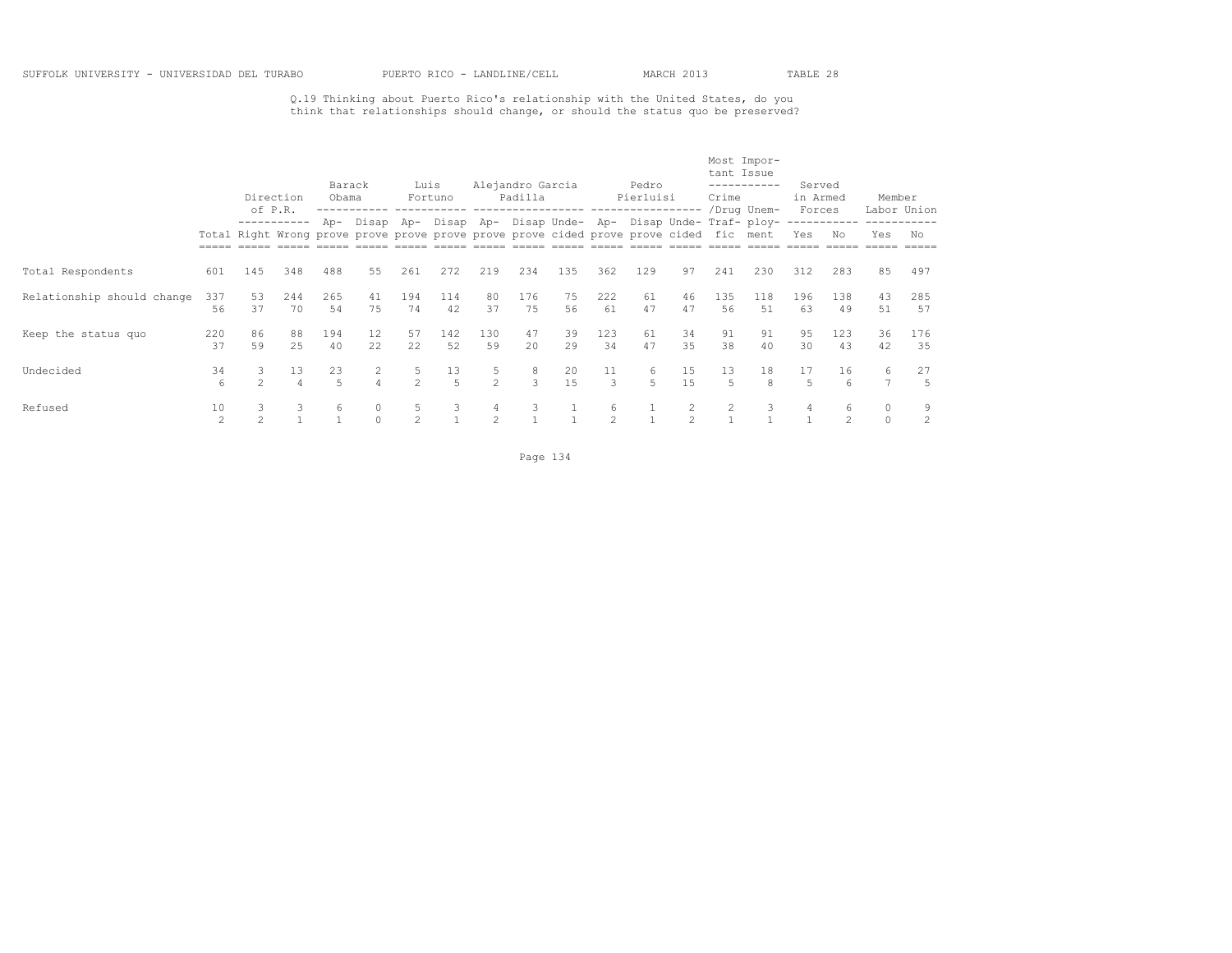Q.19 Thinking about Puerto Rico's relationship with the United States, do you think that relationships should change, or should the status quo be preserved?

| | Total | Direction of P.R. | | Barack Obama | | Luis Fortuno | | Alejandro Garcia Padilla | | | Pedro Pierluisi | | | Most Important Issue | | Served in Armed Forces | | Member Labor Union | |
|---|---|---|---|---|---|---|---|---|---|---|---|---|---|---|---|---|---|---|---|
| | | Right | Wrong | Approve | Disapprove | Approve | Disapprove | Approve | Disapprove | Undecided | Approve | Disapprove | Undecided | Crime/Drug Traffic | Unemployment | Yes | No | Yes | No |
| Total Respondents | 601 | 145 | 348 | 488 | 55 | 261 | 272 | 219 | 234 | 135 | 362 | 129 | 97 | 241 | 230 | 312 | 283 | 85 | 497 |
| Relationship should change | 337 | 53 | 244 | 265 | 41 | 194 | 114 | 80 | 176 | 75 | 222 | 61 | 46 | 135 | 118 | 196 | 138 | 43 | 285 |
| | 56 | 37 | 70 | 54 | 75 | 74 | 42 | 37 | 75 | 56 | 61 | 47 | 47 | 56 | 51 | 63 | 49 | 51 | 57 |
| Keep the status quo | 220 | 86 | 88 | 194 | 12 | 57 | 142 | 130 | 47 | 39 | 123 | 61 | 34 | 91 | 91 | 95 | 123 | 36 | 176 |
| | 37 | 59 | 25 | 40 | 22 | 22 | 52 | 59 | 20 | 29 | 34 | 47 | 35 | 38 | 40 | 30 | 43 | 42 | 35 |
| Undecided | 34 | 3 | 13 | 23 | 2 | 5 | 13 | 5 | 8 | 20 | 11 | 6 | 15 | 13 | 18 | 17 | 16 | 6 | 27 |
| | 6 | 2 | 4 | 5 | 4 | 2 | 5 | 2 | 3 | 15 | 3 | 5 | 15 | 5 | 8 | 5 | 6 | 7 | 5 |
| Refused | 10 | 3 | 3 | 6 | 0 | 5 | 3 | 4 | 3 | 1 | 6 | 1 | 2 | 2 | 3 | 4 | 6 | 0 | 9 |
| | 2 | 2 | 1 | 1 | 0 | 2 | 1 | 2 | 1 | 1 | 2 | 1 | 2 | 1 | 1 | 1 | 2 | 0 | 2 |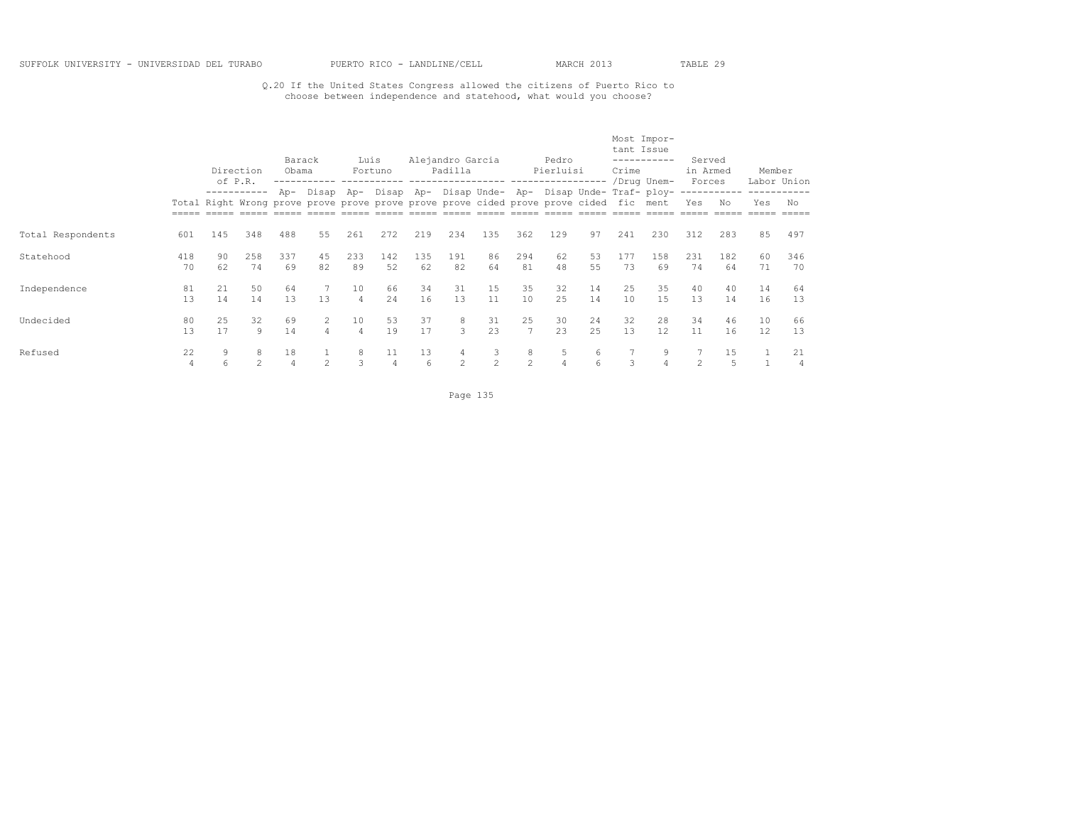SUFFOLK UNIVERSITY - UNIVERSIDAD DEL TURABO PUERTO RICO - LANDLINE/CELL MARCH 2013 TABLE 29

Q.20 If the United States Congress allowed the citizens of Puerto Rico to choose between independence and statehood, what would you choose?

| | | Direction of P.R. | | Barack Obama | | Luis Fortuno | | Alejandro Garcia Padilla | | | Pedro Pierluisi | | | Most Important Issue | | Served in Armed Forces | | Member Labor Union | |
|---|---|---|---|---|---|---|---|---|---|---|---|---|---|---|---|---|---|---|---|
| | Total | Right | Wrong | Approve | Disapprove | Approve | Disapprove | Approve | Disapprove | Undecided | Approve | Disapprove | Undecided | Crime /Drug Traffic | Unemployment | Yes | No | Yes | No |
| Total Respondents | 601 | 145 | 348 | 488 | 55 | 261 | 272 | 219 | 234 | 135 | 362 | 129 | 97 | 241 | 230 | 312 | 283 | 85 | 497 |
| Statehood | 418 | 90 | 258 | 337 | 45 | 233 | 142 | 135 | 191 | 86 | 294 | 62 | 53 | 177 | 158 | 231 | 182 | 60 | 346 |
| | 70 | 62 | 74 | 69 | 82 | 89 | 52 | 62 | 82 | 64 | 81 | 48 | 55 | 73 | 69 | 74 | 64 | 71 | 70 |
| Independence | 81 | 21 | 50 | 64 | 7 | 10 | 66 | 34 | 31 | 15 | 35 | 32 | 14 | 25 | 35 | 40 | 40 | 14 | 64 |
| | 13 | 14 | 14 | 13 | 13 | 4 | 24 | 16 | 13 | 11 | 10 | 25 | 14 | 10 | 15 | 13 | 14 | 16 | 13 |
| Undecided | 80 | 25 | 32 | 69 | 2 | 10 | 53 | 37 | 8 | 31 | 25 | 30 | 24 | 32 | 28 | 34 | 46 | 10 | 66 |
| | 13 | 17 | 9 | 14 | 4 | 4 | 19 | 17 | 3 | 23 | 7 | 23 | 25 | 13 | 12 | 11 | 16 | 12 | 13 |
| Refused | 22 | 9 | 8 | 18 | 1 | 8 | 11 | 13 | 4 | 3 | 8 | 5 | 6 | 7 | 9 | 7 | 15 | 1 | 21 |
| | 4 | 6 | 2 | 4 | 2 | 3 | 4 | 6 | 2 | 2 | 2 | 4 | 6 | 3 | 4 | 2 | 5 | 1 | 4 |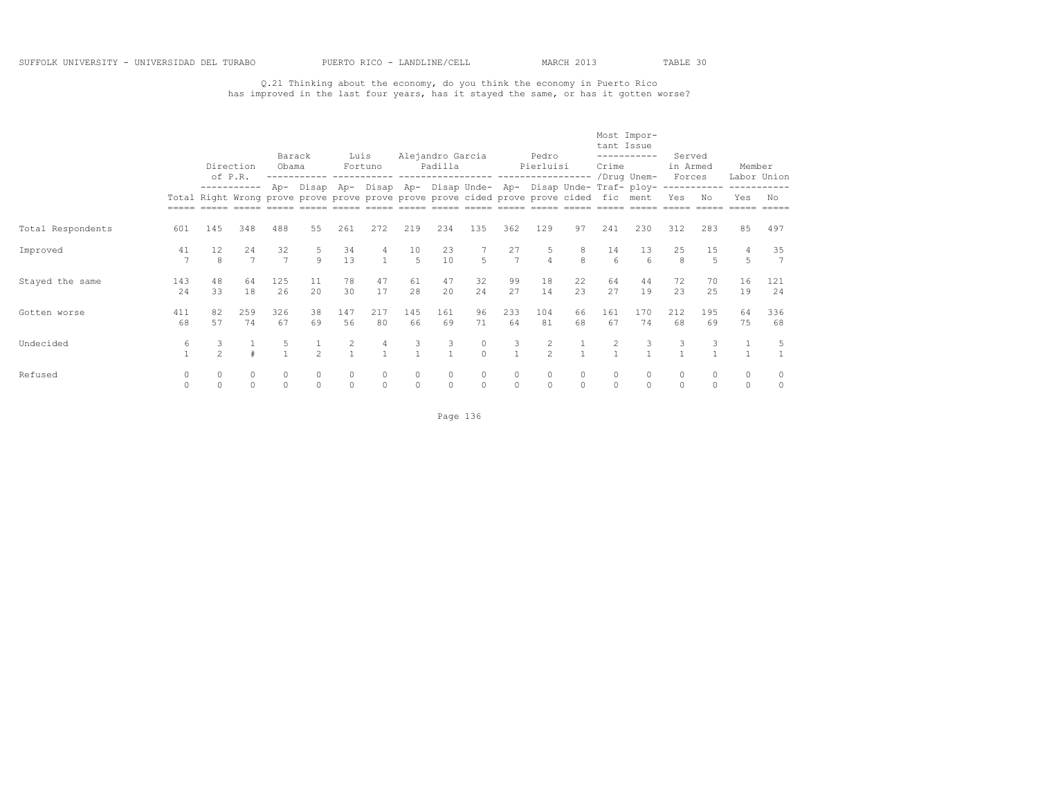Q.21 Thinking about the economy, do you think the economy in Puerto Rico has improved in the last four years, has it stayed the same, or has it gotten worse?

| | | Direction of P.R. | | Barack Obama | | Luis Fortuno | | Alejandro Garcia Padilla | | | Pedro Pierluisi | | | Most Important Issue | | Served in Armed Forces | | Member Labor Union | |
|---|---|---|---|---|---|---|---|---|---|---|---|---|---|---|---|---|---|---|---|
| | Total | Right | Wrong | Approve | Disapprove | Approve | Disapprove | Approve | Disapprove | Undecided | Approve | Disapprove | Undecided | Crime /Drug Traffic | Unemployment | Yes | No | Yes | No |
| Total Respondents | 601 | 145 | 348 | 488 | 55 | 261 | 272 | 219 | 234 | 135 | 362 | 129 | 97 | 241 | 230 | 312 | 283 | 85 | 497 |
| Improved | 41 | 12 | 24 | 32 | 5 | 34 | 4 | 10 | 23 | 7 | 27 | 5 | 8 | 14 | 13 | 25 | 15 | 4 | 35 |
| | 7 | 8 | 7 | 7 | 9 | 13 | 1 | 5 | 10 | 5 | 7 | 4 | 8 | 6 | 6 | 8 | 5 | 5 | 7 |
| Stayed the same | 143 | 48 | 64 | 125 | 11 | 78 | 47 | 61 | 47 | 32 | 99 | 18 | 22 | 64 | 44 | 72 | 70 | 16 | 121 |
| | 24 | 33 | 18 | 26 | 20 | 30 | 17 | 28 | 20 | 24 | 27 | 14 | 23 | 27 | 19 | 23 | 25 | 19 | 24 |
| Gotten worse | 411 | 82 | 259 | 326 | 38 | 147 | 217 | 145 | 161 | 96 | 233 | 104 | 66 | 161 | 170 | 212 | 195 | 64 | 336 |
| | 68 | 57 | 74 | 67 | 69 | 56 | 80 | 66 | 69 | 71 | 64 | 81 | 68 | 67 | 74 | 68 | 69 | 75 | 68 |
| Undecided | 6 | 3 | 1 | 5 | 1 | 2 | 4 | 3 | 3 | 0 | 3 | 2 | 1 | 2 | 3 | 3 | 3 | 1 | 5 |
| | 1 | 2 | # | 1 | 2 | 1 | 1 | 1 | 1 | 0 | 1 | 2 | 1 | 1 | 1 | 1 | 1 | 1 | 1 |
| Refused | 0 | 0 | 0 | 0 | 0 | 0 | 0 | 0 | 0 | 0 | 0 | 0 | 0 | 0 | 0 | 0 | 0 | 0 | 0 |
| | 0 | 0 | 0 | 0 | 0 | 0 | 0 | 0 | 0 | 0 | 0 | 0 | 0 | 0 | 0 | 0 | 0 | 0 | 0 |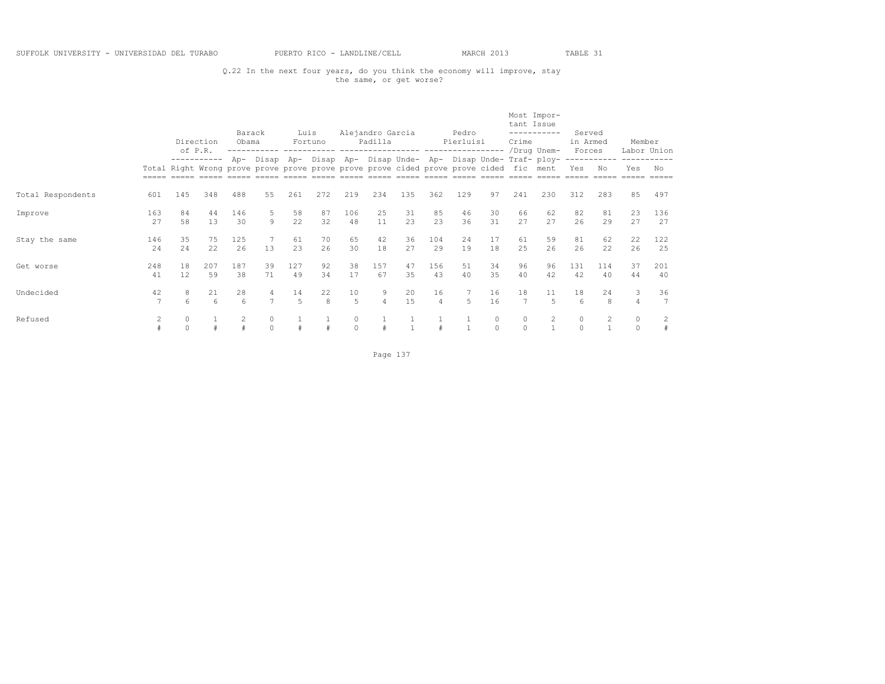SUFFOLK UNIVERSITY - UNIVERSIDAD DEL TURABO PUERTO RICO - LANDLINE/CELL MARCH 2013 TABLE 31

Q.22 In the next four years, do you think the economy will improve, stay the same, or get worse?

| | Total | Direction of P.R. | | Barack Obama | | Luis Fortuno | | Alejandro Garcia Padilla | | | Pedro Pierluisi | | | Most Important Issue | | Served in Armed Forces | | Member Labor Union | |
|---|---|---|---|---|---|---|---|---|---|---|---|---|---|---|---|---|---|---|---|
| | | Right | Wrong | Approve | Disapprove | Approve | Disapprove | Approve | Disapprove | Undecided | Approve | Disapprove | Undecided | Crime /Drug Traffic | Unemployment | Yes | No | Yes | No |
| Total Respondents | 601 | 145 | 348 | 488 | 55 | 261 | 272 | 219 | 234 | 135 | 362 | 129 | 97 | 241 | 230 | 312 | 283 | 85 | 497 |
| Improve | 163 | 84 | 44 | 146 | 5 | 58 | 87 | 106 | 25 | 31 | 85 | 46 | 30 | 66 | 62 | 82 | 81 | 23 | 136 |
| | 27 | 58 | 13 | 30 | 9 | 22 | 32 | 48 | 11 | 23 | 23 | 36 | 31 | 27 | 27 | 26 | 29 | 27 | 27 |
| Stay the same | 146 | 35 | 75 | 125 | 7 | 61 | 70 | 65 | 42 | 36 | 104 | 24 | 17 | 61 | 59 | 81 | 62 | 22 | 122 |
| | 24 | 24 | 22 | 26 | 13 | 23 | 26 | 30 | 18 | 27 | 29 | 19 | 18 | 25 | 26 | 26 | 22 | 26 | 25 |
| Get worse | 248 | 18 | 207 | 187 | 39 | 127 | 92 | 38 | 157 | 47 | 156 | 51 | 34 | 96 | 96 | 131 | 114 | 37 | 201 |
| | 41 | 12 | 59 | 38 | 71 | 49 | 34 | 17 | 67 | 35 | 43 | 40 | 35 | 40 | 42 | 42 | 40 | 44 | 40 |
| Undecided | 42 | 8 | 21 | 28 | 4 | 14 | 22 | 10 | 9 | 20 | 16 | 7 | 16 | 18 | 11 | 18 | 24 | 3 | 36 |
| | 7 | 6 | 6 | 6 | 7 | 5 | 8 | 5 | 4 | 15 | 4 | 5 | 16 | 7 | 5 | 6 | 8 | 4 | 7 |
| Refused | 2 | 0 | 1 | 2 | 0 | 1 | 1 | 0 | 1 | 1 | 1 | 1 | 0 | 0 | 2 | 0 | 2 | 0 | 2 |
| | # | 0 | # | # | 0 | # | # | 0 | # | 1 | # | 1 | 0 | 0 | 1 | 0 | 1 | 0 | # |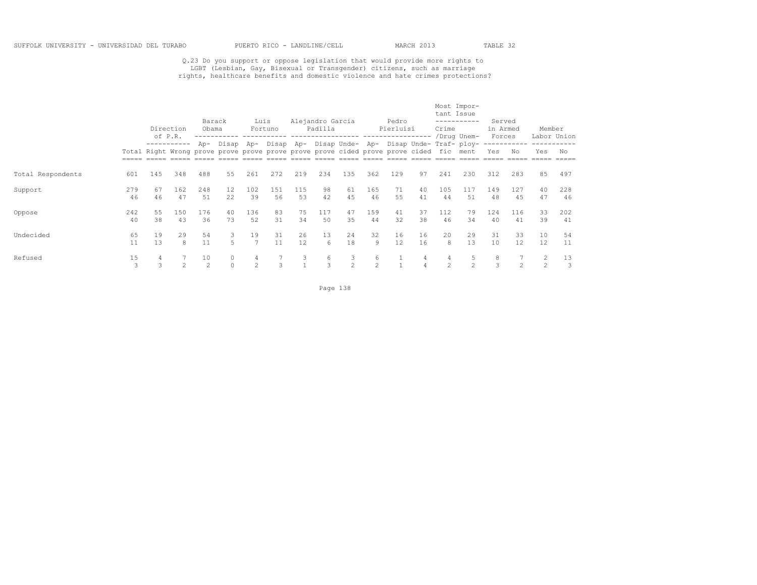Q.23 Do you support or oppose legislation that would provide more rights to LGBT (Lesbian, Gay, Bisexual or Transgender) citizens, such as marriage rights, healthcare benefits and domestic violence and hate crimes protections?

| | | Direction of P.R. | | Barack Obama | | Luis Fortuno | | Alejandro Garcia Padilla | | | Pedro Pierluisi | | | Most Important Issue | | Served in Armed Forces | | Member Labor Union | |
|---|---|---|---|---|---|---|---|---|---|---|---|---|---|---|---|---|---|---|---|
| | Total | Right | Wrong | Approve | Disapprove | Approve | Disapprove | Approve | Disapprove | Undecided | Approve | Disapprove | Undecided | Crime /Drug Traffic | Unemployment | Yes | No | Yes | No |
| Total Respondents | 601 | 145 | 348 | 488 | 55 | 261 | 272 | 219 | 234 | 135 | 362 | 129 | 97 | 241 | 230 | 312 | 283 | 85 | 497 |
| Support | 279 | 67 | 162 | 248 | 12 | 102 | 151 | 115 | 98 | 61 | 165 | 71 | 40 | 105 | 117 | 149 | 127 | 40 | 228 |
| | 46 | 46 | 47 | 51 | 22 | 39 | 56 | 53 | 42 | 45 | 46 | 55 | 41 | 44 | 51 | 48 | 45 | 47 | 46 |
| Oppose | 242 | 55 | 150 | 176 | 40 | 136 | 83 | 75 | 117 | 47 | 159 | 41 | 37 | 112 | 79 | 124 | 116 | 33 | 202 |
| | 40 | 38 | 43 | 36 | 73 | 52 | 31 | 34 | 50 | 35 | 44 | 32 | 38 | 46 | 34 | 40 | 41 | 39 | 41 |
| Undecided | 65 | 19 | 29 | 54 | 3 | 19 | 31 | 26 | 13 | 24 | 32 | 16 | 16 | 20 | 29 | 31 | 33 | 10 | 54 |
| | 11 | 13 | 8 | 11 | 5 | 7 | 11 | 12 | 6 | 18 | 9 | 12 | 16 | 8 | 13 | 10 | 12 | 12 | 11 |
| Refused | 15 | 4 | 7 | 10 | 0 | 4 | 7 | 3 | 6 | 3 | 6 | 1 | 4 | 4 | 5 | 8 | 7 | 2 | 13 |
| | 3 | 3 | 2 | 2 | 0 | 2 | 3 | 1 | 3 | 2 | 2 | 1 | 4 | 2 | 2 | 3 | 2 | 2 | 3 |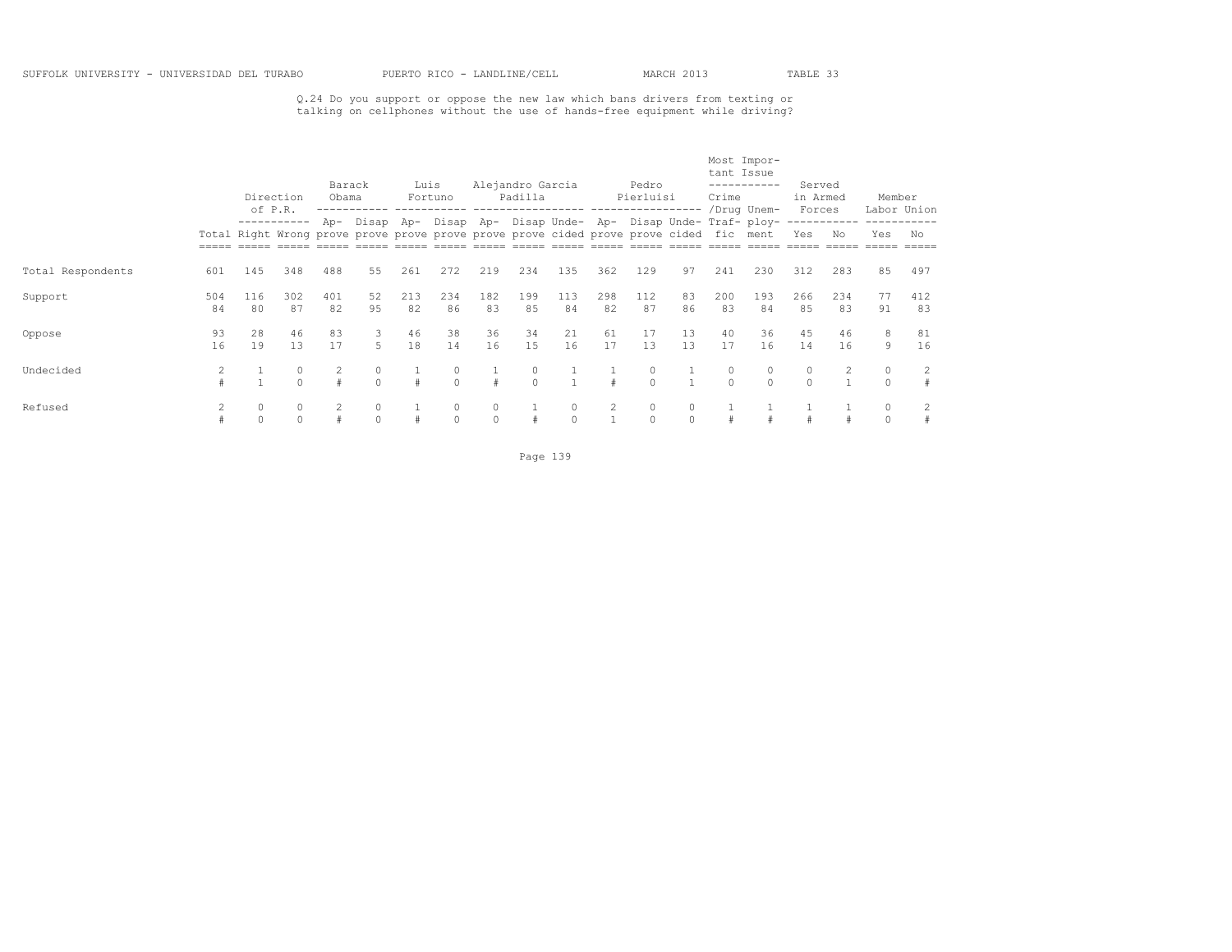SUFFOLK UNIVERSITY - UNIVERSIDAD DEL TURABO PUERTO RICO - LANDLINE/CELL MARCH 2013 TABLE 33

Q.24 Do you support or oppose the new law which bans drivers from texting or talking on cellphones without the use of hands-free equipment while driving?

| | | Direction of P.R. | | Barack Obama | | Luis Fortuno | | Alejandro Garcia Padilla | | | Pedro Pierluisi | | | Most Important Issue | | Served in Armed Forces | | Member Labor Union | |
|---|---|---|---|---|---|---|---|---|---|---|---|---|---|---|---|---|---|---|---|
| | Total | Right | Wrong | Approve | Disapprove | Approve | Disapprove | Approve | Disapprove | Undecided | Approve | Disapprove | Undecided | Crime/Drug Traffic | Unemployment | Yes | No | Yes | No |
| Total Respondents | 601 | 145 | 348 | 488 | 55 | 261 | 272 | 219 | 234 | 135 | 362 | 129 | 97 | 241 | 230 | 312 | 283 | 85 | 497 |
| Support | 504 | 116 | 302 | 401 | 52 | 213 | 234 | 182 | 199 | 113 | 298 | 112 | 83 | 200 | 193 | 266 | 234 | 77 | 412 |
| | 84 | 80 | 87 | 82 | 95 | 82 | 86 | 83 | 85 | 84 | 82 | 87 | 86 | 83 | 84 | 85 | 83 | 91 | 83 |
| Oppose | 93 | 28 | 46 | 83 | 3 | 46 | 38 | 36 | 34 | 21 | 61 | 17 | 13 | 40 | 36 | 45 | 46 | 8 | 81 |
| | 16 | 19 | 13 | 17 | 5 | 18 | 14 | 16 | 15 | 16 | 17 | 13 | 13 | 17 | 16 | 14 | 16 | 9 | 16 |
| Undecided | 2 | 1 | 0 | 2 | 0 | 1 | 0 | 1 | 0 | 1 | 1 | 0 | 1 | 0 | 0 | 0 | 2 | 0 | 2 |
| | # | 1 | 0 | # | 0 | # | 0 | # | 0 | 1 | # | 0 | 1 | 0 | 0 | 0 | 1 | 0 | # |
| Refused | 2 | 0 | 0 | 2 | 0 | 1 | 0 | 0 | 1 | 0 | 2 | 0 | 0 | 1 | 1 | 1 | 1 | 0 | 2 |
| | # | 0 | 0 | # | 0 | # | 0 | 0 | # | 0 | 1 | 0 | 0 | # | # | # | # | 0 | # |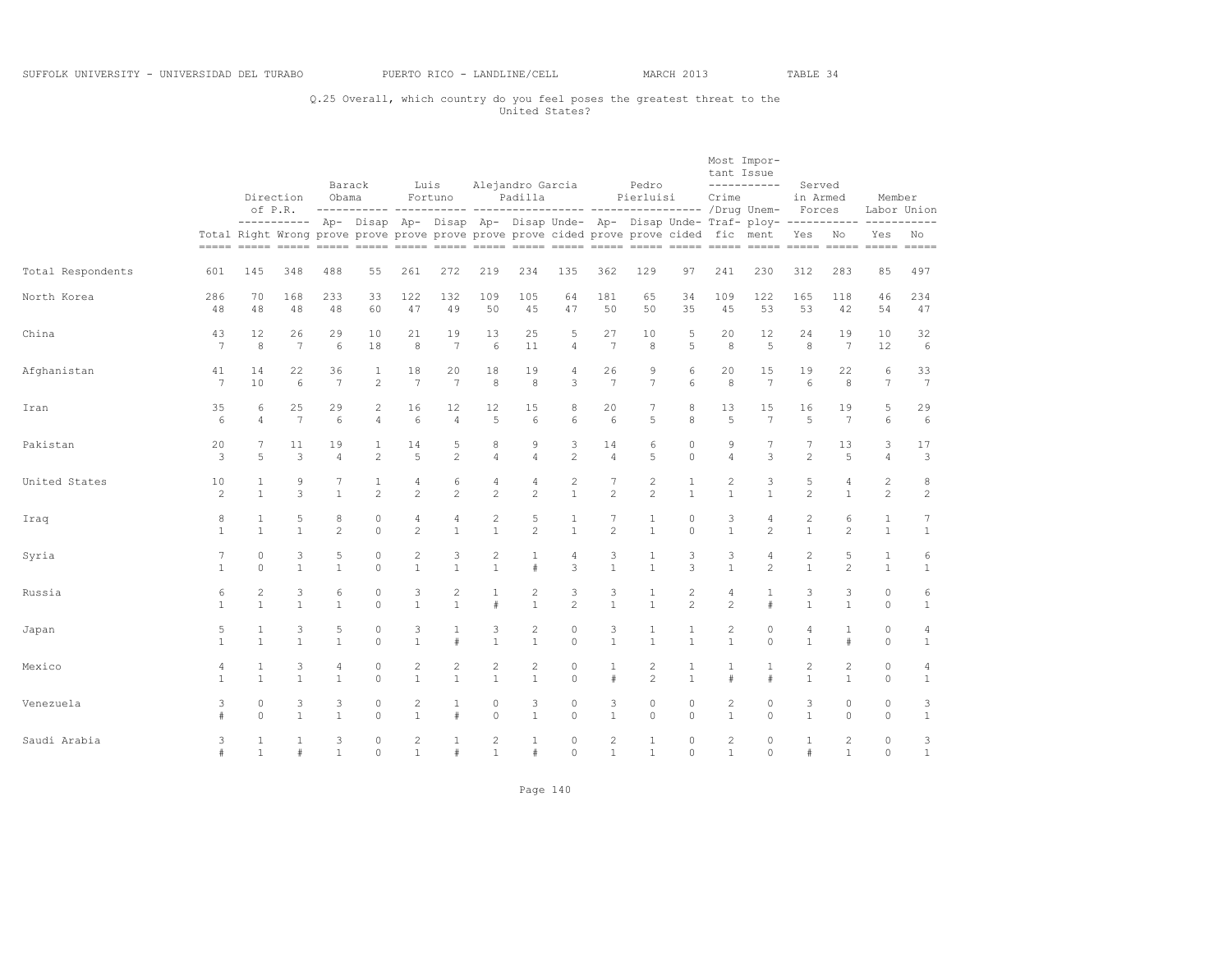SUFFOLK UNIVERSITY - UNIVERSIDAD DEL TURABO PUERTO RICO - LANDLINE/CELL MARCH 2013 TABLE 34

Q.25 Overall, which country do you feel poses the greatest threat to the United States?

| | | Direction of P.R. | | Barack Obama | | Luis Fortuno | | Alejandro Garcia Padilla | | | Pedro Pierluisi | | | Most Important Issue | | Served in Armed Forces | | Member Labor Union | |
|---|---|---|---|---|---|---|---|---|---|---|---|---|---|---|---|---|---|---|---|
| | Total | Right | Wrong | Approve | Disapprove | Approve | Disapprove | Approve | Disapprove | Undecided | Approve | Disapprove | Undecided | Crime /Drug Traffic | Unemployment | Yes | No | Yes | No |
| Total Respondents | 601 | 145 | 348 | 488 | 55 | 261 | 272 | 219 | 234 | 135 | 362 | 129 | 97 | 241 | 230 | 312 | 283 | 85 | 497 |
| North Korea | 286 | 70 | 168 | 233 | 33 | 122 | 132 | 109 | 105 | 64 | 181 | 65 | 34 | 109 | 122 | 165 | 118 | 46 | 234 |
| | 48 | 48 | 48 | 48 | 60 | 47 | 49 | 50 | 45 | 47 | 50 | 50 | 35 | 45 | 53 | 53 | 42 | 54 | 47 |
| China | 43 | 12 | 26 | 29 | 10 | 21 | 19 | 13 | 25 | 5 | 27 | 10 | 5 | 20 | 12 | 24 | 19 | 10 | 32 |
| | 7 | 8 | 7 | 6 | 18 | 8 | 7 | 6 | 11 | 4 | 7 | 8 | 5 | 8 | 5 | 8 | 7 | 12 | 6 |
| Afghanistan | 41 | 14 | 22 | 36 | 1 | 18 | 20 | 18 | 19 | 4 | 26 | 9 | 6 | 20 | 15 | 19 | 22 | 6 | 33 |
| | 7 | 10 | 6 | 7 | 2 | 7 | 7 | 8 | 8 | 3 | 7 | 7 | 6 | 8 | 7 | 6 | 8 | 7 | 7 |
| Iran | 35 | 6 | 25 | 29 | 2 | 16 | 12 | 12 | 15 | 8 | 20 | 7 | 8 | 13 | 15 | 16 | 19 | 5 | 29 |
| | 6 | 4 | 7 | 6 | 4 | 6 | 4 | 5 | 6 | 6 | 6 | 5 | 8 | 5 | 7 | 5 | 7 | 6 | 6 |
| Pakistan | 20 | 7 | 11 | 19 | 1 | 14 | 5 | 8 | 9 | 3 | 14 | 6 | 0 | 9 | 7 | 7 | 13 | 3 | 17 |
| | 3 | 5 | 3 | 4 | 2 | 5 | 2 | 4 | 4 | 2 | 4 | 5 | 0 | 4 | 3 | 2 | 5 | 4 | 3 |
| United States | 10 | 1 | 9 | 7 | 1 | 4 | 6 | 4 | 4 | 2 | 7 | 2 | 1 | 2 | 3 | 5 | 4 | 2 | 8 |
| | 2 | 1 | 3 | 1 | 2 | 2 | 2 | 2 | 2 | 1 | 2 | 2 | 1 | 1 | 1 | 2 | 1 | 2 | 2 |
| Iraq | 8 | 1 | 5 | 8 | 0 | 4 | 4 | 2 | 5 | 1 | 7 | 1 | 0 | 3 | 4 | 2 | 6 | 1 | 7 |
| | 1 | 1 | 1 | 2 | 0 | 2 | 1 | 1 | 2 | 1 | 2 | 1 | 0 | 1 | 2 | 1 | 2 | 1 | 1 |
| Syria | 7 | 0 | 3 | 5 | 0 | 2 | 3 | 2 | 1 | 4 | 3 | 1 | 3 | 3 | 4 | 2 | 5 | 1 | 6 |
| | 1 | 0 | 1 | 1 | 0 | 1 | 1 | 1 | # | 3 | 1 | 1 | 3 | 1 | 2 | 1 | 2 | 1 | 1 |
| Russia | 6 | 2 | 3 | 6 | 0 | 3 | 2 | 1 | 2 | 3 | 3 | 1 | 2 | 4 | 1 | 3 | 3 | 0 | 6 |
| | 1 | 1 | 1 | 1 | 0 | 1 | 1 | # | 1 | 2 | 1 | 1 | 2 | 2 | # | 1 | 1 | 0 | 1 |
| Japan | 5 | 1 | 3 | 5 | 0 | 3 | 1 | 3 | 2 | 0 | 3 | 1 | 1 | 2 | 0 | 4 | 1 | 0 | 4 |
| | 1 | 1 | 1 | 1 | 0 | 1 | # | 1 | 1 | 0 | 1 | 1 | 1 | 1 | 0 | 1 | # | 0 | 1 |
| Mexico | 4 | 1 | 3 | 4 | 0 | 2 | 2 | 2 | 2 | 0 | 1 | 2 | 1 | 1 | 1 | 2 | 2 | 0 | 4 |
| | 1 | 1 | 1 | 1 | 0 | 1 | 1 | 1 | 1 | 0 | # | 2 | 1 | # | # | 1 | 1 | 0 | 1 |
| Venezuela | 3 | 0 | 3 | 3 | 0 | 2 | 1 | 0 | 3 | 0 | 3 | 0 | 0 | 2 | 0 | 3 | 0 | 0 | 3 |
| | # | 0 | 1 | 1 | 0 | 1 | # | 0 | 1 | 0 | 1 | 0 | 0 | 1 | 0 | 1 | 0 | 0 | 1 |
| Saudi Arabia | 3 | 1 | 1 | 3 | 0 | 2 | 1 | 2 | 1 | 0 | 2 | 1 | 0 | 2 | 0 | 1 | 2 | 0 | 3 |
| | # | 1 | # | 1 | 0 | 1 | # | 1 | # | 0 | 1 | 1 | 0 | 1 | 0 | # | 1 | 0 | 1 |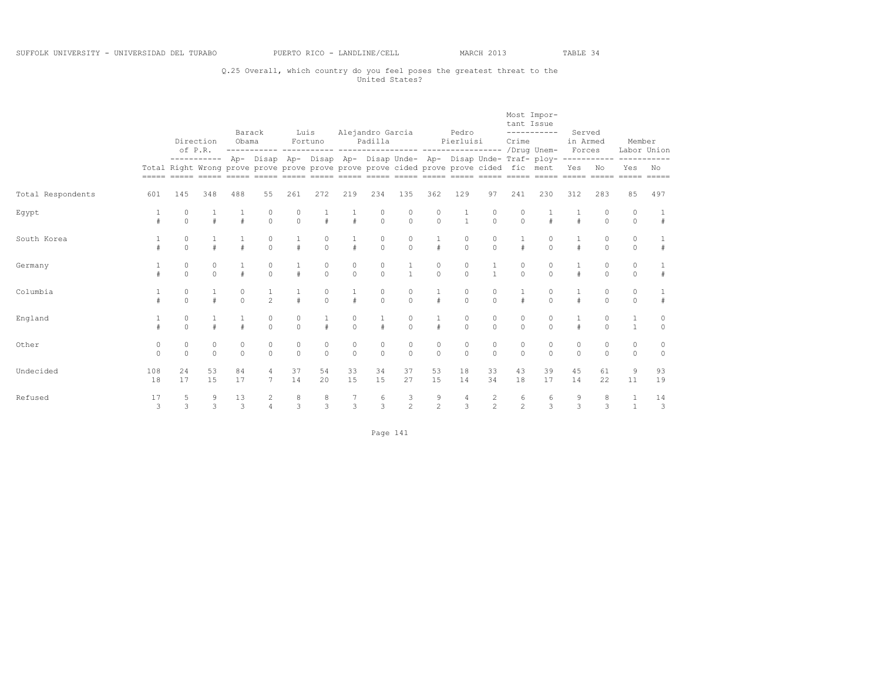Q.25 Overall, which country do you feel poses the greatest threat to the United States?

| | | Direction of P.R. | | Barack Obama | | Luis Fortuno | | Alejandro Garcia Padilla | | | Pedro Pierluisi | | | Most Important Issue | | Served in Armed Forces | | Member Labor Union | |
|---|---|---|---|---|---|---|---|---|---|---|---|---|---|---|---|---|---|---|---|
| | Total | Right | Wrong | Approve | Disapprove | Approve | Disapprove | Approve | Disapprove | Undecided | Approve | Disapprove | Undecided | Crime/Drug Traffic | Unemployment | Yes | No | Yes | No |
| Total Respondents | 601 | 145 | 348 | 488 | 55 | 261 | 272 | 219 | 234 | 135 | 362 | 129 | 97 | 241 | 230 | 312 | 283 | 85 | 497 |
| Egypt | 1 | 0 | 1 | 1 | 0 | 0 | 1 | 1 | 0 | 0 | 0 | 1 | 0 | 0 | 1 | 1 | 0 | 0 | 1 |
| | # | 0 | # | # | 0 | 0 | # | # | 0 | 0 | 0 | 1 | 0 | 0 | # | # | 0 | 0 | # |
| South Korea | 1 | 0 | 1 | 1 | 0 | 1 | 0 | 1 | 0 | 0 | 1 | 0 | 0 | 1 | 0 | 1 | 0 | 0 | 1 |
| | # | 0 | # | # | 0 | # | 0 | # | 0 | 0 | # | 0 | 0 | # | 0 | # | 0 | 0 | # |
| Germany | 1 | 0 | 0 | 1 | 0 | 1 | 0 | 0 | 0 | 1 | 0 | 0 | 1 | 0 | 0 | 1 | 0 | 0 | 1 |
| | # | 0 | 0 | # | 0 | # | 0 | 0 | 0 | 1 | 0 | 0 | 1 | 0 | 0 | # | 0 | 0 | # |
| Columbia | 1 | 0 | 1 | 0 | 1 | 1 | 0 | 1 | 0 | 0 | 1 | 0 | 0 | 1 | 0 | 1 | 0 | 0 | 1 |
| | # | 0 | # | 0 | 2 | # | 0 | # | 0 | 0 | # | 0 | 0 | # | 0 | # | 0 | 0 | # |
| England | 1 | 0 | 1 | 1 | 0 | 0 | 1 | 0 | 1 | 0 | 1 | 0 | 0 | 0 | 0 | 1 | 0 | 1 | 0 |
| | # | 0 | # | # | 0 | 0 | # | 0 | # | 0 | # | 0 | 0 | 0 | 0 | # | 0 | 1 | 0 |
| Other | 0 | 0 | 0 | 0 | 0 | 0 | 0 | 0 | 0 | 0 | 0 | 0 | 0 | 0 | 0 | 0 | 0 | 0 | 0 |
| | 0 | 0 | 0 | 0 | 0 | 0 | 0 | 0 | 0 | 0 | 0 | 0 | 0 | 0 | 0 | 0 | 0 | 0 | 0 |
| Undecided | 108 | 24 | 53 | 84 | 4 | 37 | 54 | 33 | 34 | 37 | 53 | 18 | 33 | 43 | 39 | 45 | 61 | 9 | 93 |
| | 18 | 17 | 15 | 17 | 7 | 14 | 20 | 15 | 15 | 27 | 15 | 14 | 34 | 18 | 17 | 14 | 22 | 11 | 19 |
| Refused | 17 | 5 | 9 | 13 | 2 | 8 | 8 | 7 | 6 | 3 | 9 | 4 | 2 | 6 | 6 | 9 | 8 | 1 | 14 |
| | 3 | 3 | 3 | 3 | 4 | 3 | 3 | 3 | 3 | 2 | 2 | 3 | 2 | 2 | 3 | 3 | 3 | 1 | 3 |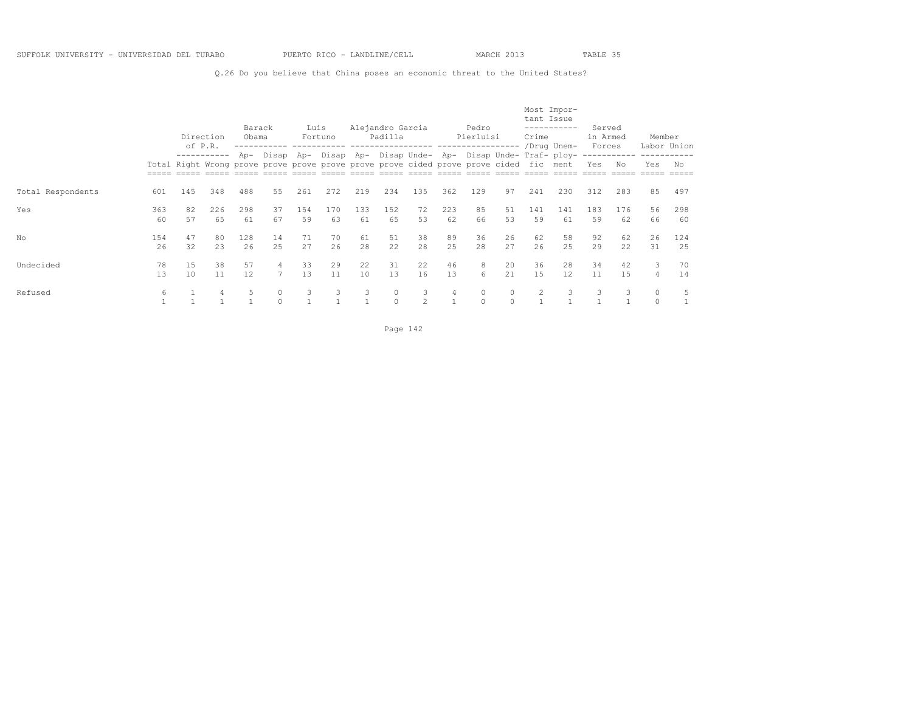SUFFOLK UNIVERSITY - UNIVERSIDAD DEL TURABO PUERTO RICO - LANDLINE/CELL MARCH 2013 TABLE 35

Q.26 Do you believe that China poses an economic threat to the United States?

| | | Direction of P.R. | | Barack Obama | | Luis Fortuno | | Alejandro Garcia Padilla | | | Pedro Pierluisi | | | Most Important Issue | | Served in Armed Forces | | Member Labor Union | |
|---|---|---|---|---|---|---|---|---|---|---|---|---|---|---|---|---|---|---|---|
| | Total | Right | Wrong | Approve | Disapprove | Approve | Disapprove | Approve | Disapprove | Undecided | Approve | Disapprove | Undecided | Crime/Drug Traffic | Unemployment | Yes | No | Yes | No |
| Total Respondents | 601 | 145 | 348 | 488 | 55 | 261 | 272 | 219 | 234 | 135 | 362 | 129 | 97 | 241 | 230 | 312 | 283 | 85 | 497 |
| Yes | 363 | 82 | 226 | 298 | 37 | 154 | 170 | 133 | 152 | 72 | 223 | 85 | 51 | 141 | 141 | 183 | 176 | 56 | 298 |
| | 60 | 57 | 65 | 61 | 67 | 59 | 63 | 61 | 65 | 53 | 62 | 66 | 53 | 59 | 61 | 59 | 62 | 66 | 60 |
| No | 154 | 47 | 80 | 128 | 14 | 71 | 70 | 61 | 51 | 38 | 89 | 36 | 26 | 62 | 58 | 92 | 62 | 26 | 124 |
| | 26 | 32 | 23 | 26 | 25 | 27 | 26 | 28 | 22 | 28 | 25 | 28 | 27 | 26 | 25 | 29 | 22 | 31 | 25 |
| Undecided | 78 | 15 | 38 | 57 | 4 | 33 | 29 | 22 | 31 | 22 | 46 | 8 | 20 | 36 | 28 | 34 | 42 | 3 | 70 |
| | 13 | 10 | 11 | 12 | 7 | 13 | 11 | 10 | 13 | 16 | 13 | 6 | 21 | 15 | 12 | 11 | 15 | 4 | 14 |
| Refused | 6 | 1 | 4 | 5 | 0 | 3 | 3 | 3 | 0 | 3 | 4 | 0 | 0 | 2 | 3 | 3 | 3 | 0 | 5 |
| | 1 | 1 | 1 | 1 | 0 | 1 | 1 | 1 | 0 | 2 | 1 | 0 | 0 | 1 | 1 | 1 | 1 | 0 | 1 |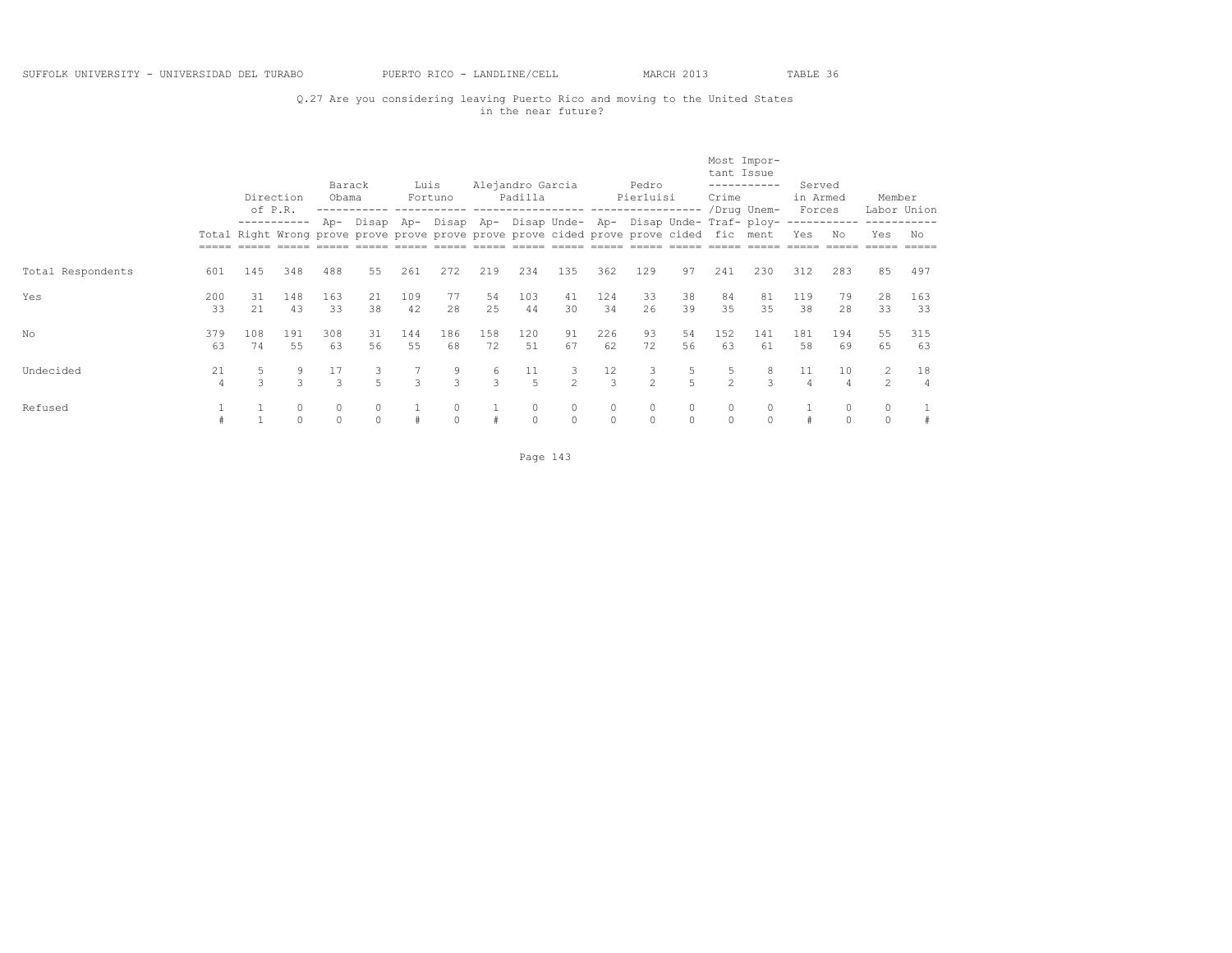SUFFOLK UNIVERSITY - UNIVERSIDAD DEL TURABO PUERTO RICO - LANDLINE/CELL MARCH 2013 TABLE 36

Q.27 Are you considering leaving Puerto Rico and moving to the United States in the near future?

| | | Direction of P.R. | | Barack Obama | | Luis Fortuno | | Alejandro Garcia Padilla | | | Pedro Pierluisi | | | Most Important Issue | | Served in Armed Forces | | Member Labor Union | |
|---|---|---|---|---|---|---|---|---|---|---|---|---|---|---|---|---|---|---|---|
| | Total | Right | Wrong | Approve | Disapprove | Approve | Disapprove | Approve | Disapprove | Undecided | Approve | Disapprove | Undecided | Crime /Drug Traffic | Unemployment | Yes | No | Yes | No |
| Total Respondents | 601 | 145 | 348 | 488 | 55 | 261 | 272 | 219 | 234 | 135 | 362 | 129 | 97 | 241 | 230 | 312 | 283 | 85 | 497 |
| Yes | 200 | 31 | 148 | 163 | 21 | 109 | 77 | 54 | 103 | 41 | 124 | 33 | 38 | 84 | 81 | 119 | 79 | 28 | 163 |
| | 33 | 21 | 43 | 33 | 38 | 42 | 28 | 25 | 44 | 30 | 34 | 26 | 39 | 35 | 35 | 38 | 28 | 33 | 33 |
| No | 379 | 108 | 191 | 308 | 31 | 144 | 186 | 158 | 120 | 91 | 226 | 93 | 54 | 152 | 141 | 181 | 194 | 55 | 315 |
| | 63 | 74 | 55 | 63 | 56 | 55 | 68 | 72 | 51 | 67 | 62 | 72 | 56 | 63 | 61 | 58 | 69 | 65 | 63 |
| Undecided | 21 | 5 | 9 | 17 | 3 | 7 | 9 | 6 | 11 | 3 | 12 | 3 | 5 | 5 | 8 | 11 | 10 | 2 | 18 |
| | 4 | 3 | 3 | 3 | 5 | 3 | 3 | 3 | 5 | 2 | 3 | 2 | 5 | 2 | 3 | 4 | 4 | 2 | 4 |
| Refused | 1 | 1 | 0 | 0 | 0 | 1 | 0 | 1 | 0 | 0 | 0 | 0 | 0 | 0 | 0 | 1 | 0 | 0 | 1 |
| | # | 1 | 0 | 0 | 0 | # | 0 | # | 0 | 0 | 0 | 0 | 0 | 0 | 0 | # | 0 | 0 | # |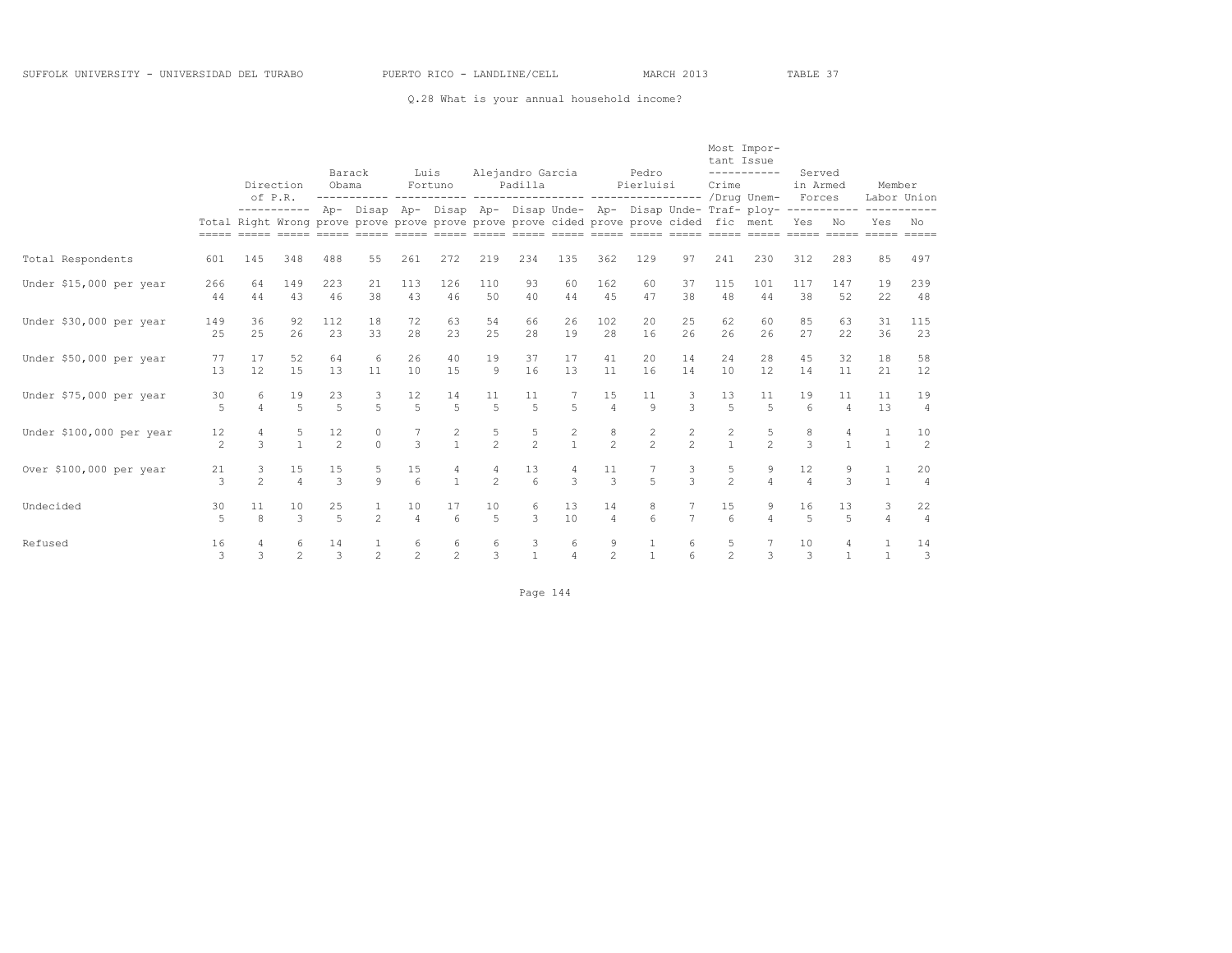SUFFOLK UNIVERSITY - UNIVERSIDAD DEL TURABO PUERTO RICO - LANDLINE/CELL MARCH 2013 TABLE 37

Q.28 What is your annual household income?

| | Total | Direction of P.R. | | Barack Obama | | Luis Fortuno | | Alejandro Garcia Padilla | | | Pedro Pierluisi | | | Most Important Issue | | Served in Armed Forces | | Member Labor Union | |
|---|---|---|---|---|---|---|---|---|---|---|---|---|---|---|---|---|---|---|---|
| | | Right | Wrong | Approve | Disapprove | Approve | Disapprove | Approve | Disapprove | Undecided | Approve | Disapprove | Undecided | Crime/Drug Traffic | Unemployment | Yes | No | Yes | No |
| Total Respondents | 601 | 145 | 348 | 488 | 55 | 261 | 272 | 219 | 234 | 135 | 362 | 129 | 97 | 241 | 230 | 312 | 283 | 85 | 497 |
| Under $15,000 per year | 266 | 64 | 149 | 223 | 21 | 113 | 126 | 110 | 93 | 60 | 162 | 60 | 37 | 115 | 101 | 117 | 147 | 19 | 239 |
| | 44 | 44 | 43 | 46 | 38 | 43 | 46 | 50 | 40 | 44 | 45 | 47 | 38 | 48 | 44 | 38 | 52 | 22 | 48 |
| Under $30,000 per year | 149 | 36 | 92 | 112 | 18 | 72 | 63 | 54 | 66 | 26 | 102 | 20 | 25 | 62 | 60 | 85 | 63 | 31 | 115 |
| | 25 | 25 | 26 | 23 | 33 | 28 | 23 | 25 | 28 | 19 | 28 | 16 | 26 | 26 | 26 | 27 | 22 | 36 | 23 |
| Under $50,000 per year | 77 | 17 | 52 | 64 | 6 | 26 | 40 | 19 | 37 | 17 | 41 | 20 | 14 | 24 | 28 | 45 | 32 | 18 | 58 |
| | 13 | 12 | 15 | 13 | 11 | 10 | 15 | 9 | 16 | 13 | 11 | 16 | 14 | 10 | 12 | 14 | 11 | 21 | 12 |
| Under $75,000 per year | 30 | 6 | 19 | 23 | 3 | 12 | 14 | 11 | 11 | 7 | 15 | 11 | 3 | 13 | 11 | 19 | 11 | 11 | 19 |
| | 5 | 4 | 5 | 5 | 5 | 5 | 5 | 5 | 5 | 5 | 4 | 9 | 3 | 5 | 5 | 6 | 4 | 13 | 4 |
| Under $100,000 per year | 12 | 4 | 5 | 12 | 0 | 7 | 2 | 5 | 5 | 2 | 8 | 2 | 2 | 2 | 5 | 8 | 4 | 1 | 10 |
| | 2 | 3 | 1 | 2 | 0 | 3 | 1 | 2 | 2 | 1 | 2 | 2 | 2 | 1 | 2 | 3 | 1 | 1 | 2 |
| Over $100,000 per year | 21 | 3 | 15 | 15 | 5 | 15 | 4 | 4 | 13 | 4 | 11 | 7 | 3 | 5 | 9 | 12 | 9 | 1 | 20 |
| | 3 | 2 | 4 | 3 | 9 | 6 | 1 | 2 | 6 | 3 | 3 | 5 | 3 | 2 | 4 | 4 | 3 | 1 | 4 |
| Undecided | 30 | 11 | 10 | 25 | 1 | 10 | 17 | 10 | 6 | 13 | 14 | 8 | 7 | 15 | 9 | 16 | 13 | 3 | 22 |
| | 5 | 8 | 3 | 5 | 2 | 4 | 6 | 5 | 3 | 10 | 4 | 6 | 7 | 6 | 4 | 5 | 5 | 4 | 4 |
| Refused | 16 | 4 | 6 | 14 | 1 | 6 | 6 | 6 | 3 | 6 | 9 | 1 | 6 | 5 | 7 | 10 | 4 | 1 | 14 |
| | 3 | 3 | 2 | 3 | 2 | 2 | 2 | 3 | 1 | 4 | 2 | 1 | 6 | 2 | 3 | 3 | 1 | 1 | 3 |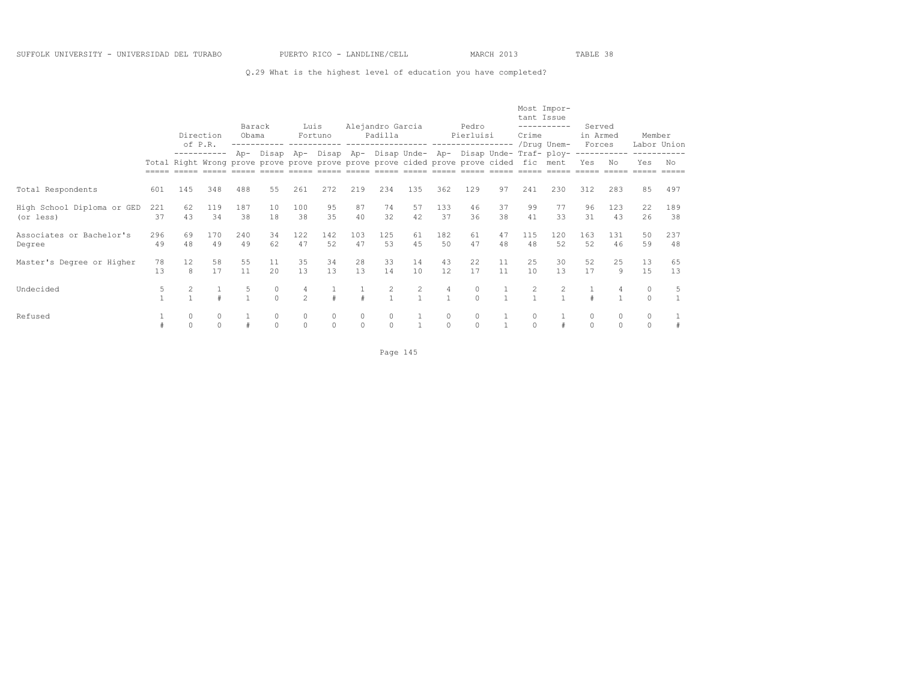Q.29 What is the highest level of education you have completed?

| | | Direction of P.R. | | Barack Obama | | Luis Fortuno | | Alejandro Garcia Padilla | | | Pedro Pierluisi | | | Most Important Issue | | Served in Armed Forces | | Member Labor Union | |
|---|---|---|---|---|---|---|---|---|---|---|---|---|---|---|---|---|---|---|---|
| | Total | Right | Wrong | Approve | Disapprove | Approve | Disapprove | Approve | Disapprove | Undecided | Approve | Disapprove | Undecided | Crime /Drug Traffic | Unemployment | Yes | No | Yes | No |
| Total Respondents | 601 | 145 | 348 | 488 | 55 | 261 | 272 | 219 | 234 | 135 | 362 | 129 | 97 | 241 | 230 | 312 | 283 | 85 | 497 |
| High School Diploma or GED (or less) | 221 | 62 | 119 | 187 | 10 | 100 | 95 | 87 | 74 | 57 | 133 | 46 | 37 | 99 | 77 | 96 | 123 | 22 | 189 |
| | 37 | 43 | 34 | 38 | 18 | 38 | 35 | 40 | 32 | 42 | 37 | 36 | 38 | 41 | 33 | 31 | 43 | 26 | 38 |
| Associates or Bachelor's Degree | 296 | 69 | 170 | 240 | 34 | 122 | 142 | 103 | 125 | 61 | 182 | 61 | 47 | 115 | 120 | 163 | 131 | 50 | 237 |
| | 49 | 48 | 49 | 49 | 62 | 47 | 52 | 47 | 53 | 45 | 50 | 47 | 48 | 48 | 52 | 52 | 46 | 59 | 48 |
| Master's Degree or Higher | 78 | 12 | 58 | 55 | 11 | 35 | 34 | 28 | 33 | 14 | 43 | 22 | 11 | 25 | 30 | 52 | 25 | 13 | 65 |
| | 13 | 8 | 17 | 11 | 20 | 13 | 13 | 13 | 14 | 10 | 12 | 17 | 11 | 10 | 13 | 17 | 9 | 15 | 13 |
| Undecided | 5 | 2 | 1 | 5 | 0 | 4 | 1 | 1 | 2 | 2 | 4 | 0 | 1 | 2 | 2 | 1 | 4 | 0 | 5 |
| | 1 | 1 | # | 1 | 0 | 2 | # | # | 1 | 1 | 1 | 0 | 1 | 1 | 1 | # | 1 | 0 | 1 |
| Refused | 1 | 0 | 0 | 1 | 0 | 0 | 0 | 0 | 0 | 1 | 0 | 0 | 1 | 0 | 1 | 0 | 0 | 0 | 1 |
| | # | 0 | 0 | # | 0 | 0 | 0 | 0 | 0 | 1 | 0 | 0 | 1 | 0 | # | 0 | 0 | 0 | # |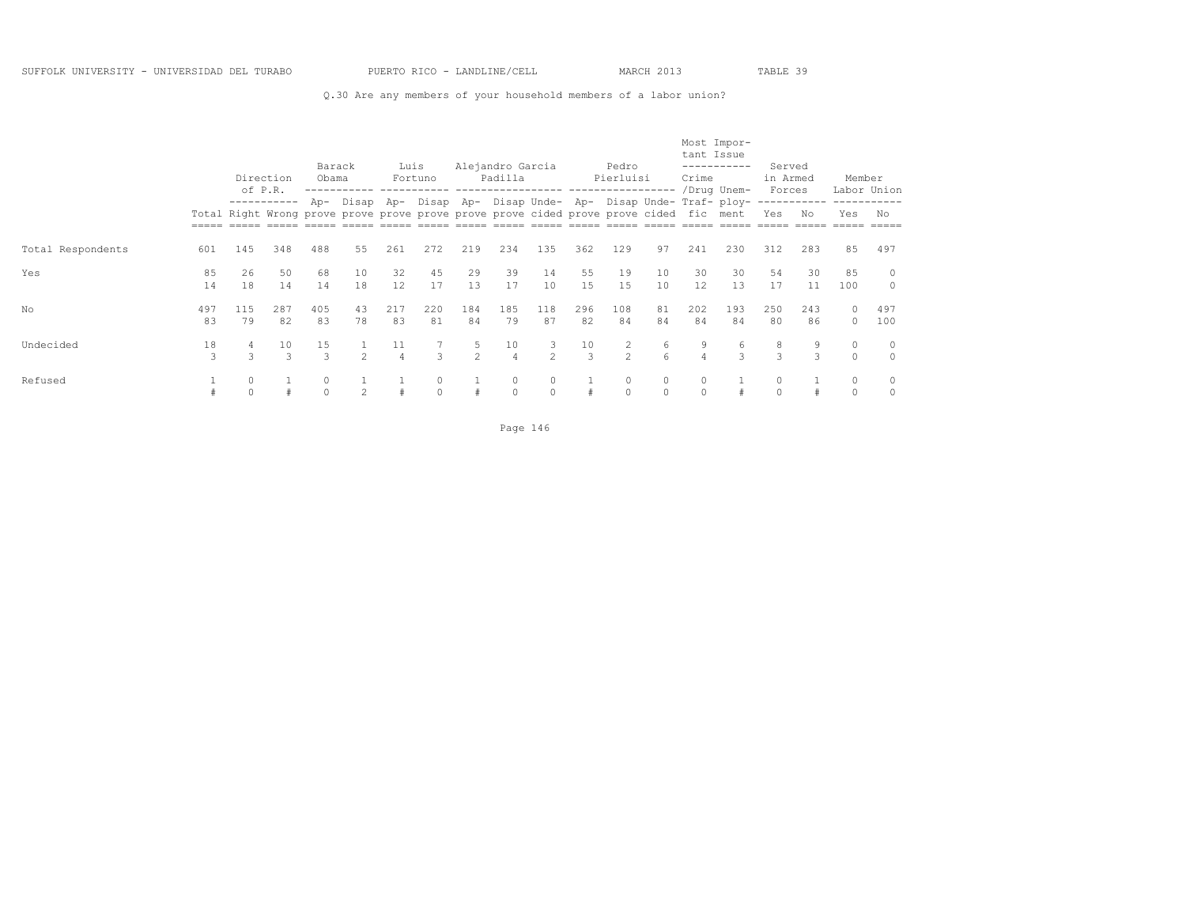SUFFOLK UNIVERSITY - UNIVERSIDAD DEL TURABO PUERTO RICO - LANDLINE/CELL MARCH 2013 TABLE 39

Q.30 Are any members of your household members of a labor union?

| | | Direction of P.R. | | Barack Obama | | Luis Fortuno | | Alejandro Garcia Padilla | | | Pedro Pierluisi | | | Most Important Issue | | Served in Armed Forces | | Member Labor Union | |
|---|---|---|---|---|---|---|---|---|---|---|---|---|---|---|---|---|---|---|---|
| | Total | Right | Wrong | Approve | Disapprove | Approve | Disapprove | Approve | Disapprove | Undecided | Approve | Disapprove | Undecided | Crime /Drug Traffic | Unemployment | Yes | No | Yes | No |
| Total Respondents | 601 | 145 | 348 | 488 | 55 | 261 | 272 | 219 | 234 | 135 | 362 | 129 | 97 | 241 | 230 | 312 | 283 | 85 | 497 |
| Yes | 85 | 26 | 50 | 68 | 10 | 32 | 45 | 29 | 39 | 14 | 55 | 19 | 10 | 30 | 30 | 54 | 30 | 85 | 0 |
| | 14 | 18 | 14 | 14 | 18 | 12 | 17 | 13 | 17 | 10 | 15 | 15 | 10 | 12 | 13 | 17 | 11 | 100 | 0 |
| No | 497 | 115 | 287 | 405 | 43 | 217 | 220 | 184 | 185 | 118 | 296 | 108 | 81 | 202 | 193 | 250 | 243 | 0 | 497 |
| | 83 | 79 | 82 | 83 | 78 | 83 | 81 | 84 | 79 | 87 | 82 | 84 | 84 | 84 | 84 | 80 | 86 | 0 | 100 |
| Undecided | 18 | 4 | 10 | 15 | 1 | 11 | 7 | 5 | 10 | 3 | 10 | 2 | 6 | 9 | 6 | 8 | 9 | 0 | 0 |
| | 3 | 3 | 3 | 3 | 2 | 4 | 3 | 2 | 4 | 2 | 3 | 2 | 6 | 4 | 3 | 3 | 3 | 0 | 0 |
| Refused | 1 | 0 | 1 | 0 | 1 | 1 | 0 | 1 | 0 | 0 | 1 | 0 | 0 | 0 | 1 | 0 | 1 | 0 | 0 |
| | # | 0 | # | 0 | 2 | # | 0 | # | 0 | 0 | # | 0 | 0 | 0 | # | 0 | # | 0 | 0 |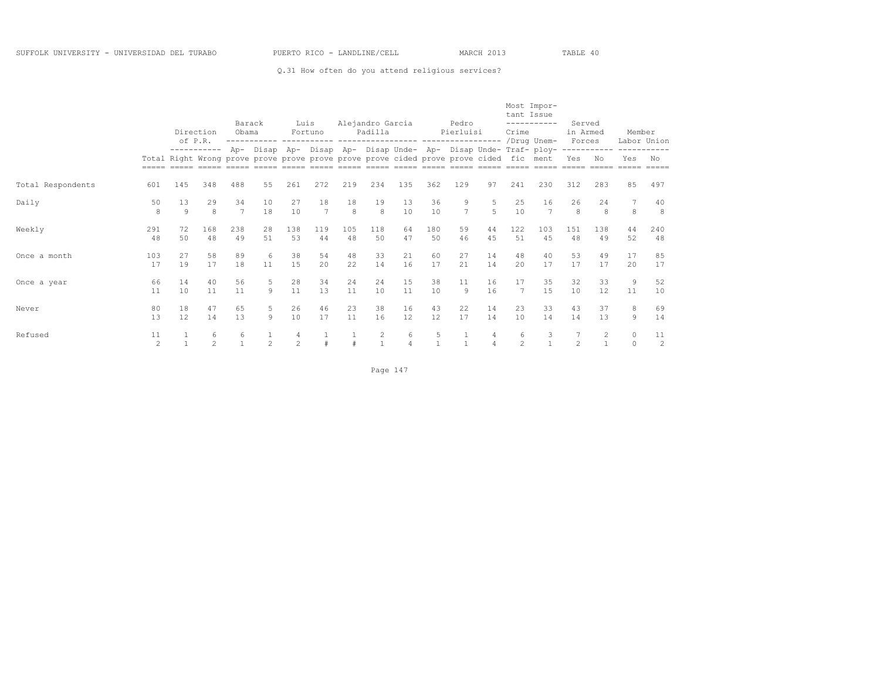SUFFOLK UNIVERSITY - UNIVERSIDAD DEL TURABO PUERTO RICO - LANDLINE/CELL MARCH 2013 TABLE 40

Q.31 How often do you attend religious services?

| | | Direction of P.R. | | Barack Obama | | Luis Fortuno | | Alejandro Garcia Padilla | | | Pedro Pierluisi | | | Most Important Issue | | Served in Armed Forces | | Member Labor Union | |
|---|---|---|---|---|---|---|---|---|---|---|---|---|---|---|---|---|---|---|---|
| | Total | Right | Wrong | Approve | Disapprove | Approve | Disapprove | Approve | Disapprove | Undecided | Approve | Disapprove | Undecided | Crime/Drug Traffic | Unemployment | Yes | No | Yes | No |
| Total Respondents | 601 | 145 | 348 | 488 | 55 | 261 | 272 | 219 | 234 | 135 | 362 | 129 | 97 | 241 | 230 | 312 | 283 | 85 | 497 |
| Daily | 50 | 13 | 29 | 34 | 10 | 27 | 18 | 18 | 19 | 13 | 36 | 9 | 5 | 25 | 16 | 26 | 24 | 7 | 40 |
| | 8 | 9 | 8 | 7 | 18 | 10 | 7 | 8 | 8 | 10 | 10 | 7 | 5 | 10 | 7 | 8 | 8 | 8 | 8 |
| Weekly | 291 | 72 | 168 | 238 | 28 | 138 | 119 | 105 | 118 | 64 | 180 | 59 | 44 | 122 | 103 | 151 | 138 | 44 | 240 |
| | 48 | 50 | 48 | 49 | 51 | 53 | 44 | 48 | 50 | 47 | 50 | 46 | 45 | 51 | 45 | 48 | 49 | 52 | 48 |
| Once a month | 103 | 27 | 58 | 89 | 6 | 38 | 54 | 48 | 33 | 21 | 60 | 27 | 14 | 48 | 40 | 53 | 49 | 17 | 85 |
| | 17 | 19 | 17 | 18 | 11 | 15 | 20 | 22 | 14 | 16 | 17 | 21 | 14 | 20 | 17 | 17 | 17 | 20 | 17 |
| Once a year | 66 | 14 | 40 | 56 | 5 | 28 | 34 | 24 | 24 | 15 | 38 | 11 | 16 | 17 | 35 | 32 | 33 | 9 | 52 |
| | 11 | 10 | 11 | 11 | 9 | 11 | 13 | 11 | 10 | 11 | 10 | 9 | 16 | 7 | 15 | 10 | 12 | 11 | 10 |
| Never | 80 | 18 | 47 | 65 | 5 | 26 | 46 | 23 | 38 | 16 | 43 | 22 | 14 | 23 | 33 | 43 | 37 | 8 | 69 |
| | 13 | 12 | 14 | 13 | 9 | 10 | 17 | 11 | 16 | 12 | 12 | 17 | 14 | 10 | 14 | 14 | 13 | 9 | 14 |
| Refused | 11 | 1 | 6 | 6 | 1 | 4 | 1 | 1 | 2 | 6 | 5 | 1 | 4 | 6 | 3 | 7 | 2 | 0 | 11 |
| | 2 | 1 | 2 | 1 | 2 | 2 | # | # | 1 | 4 | 1 | 1 | 4 | 2 | 1 | 2 | 1 | 0 | 2 |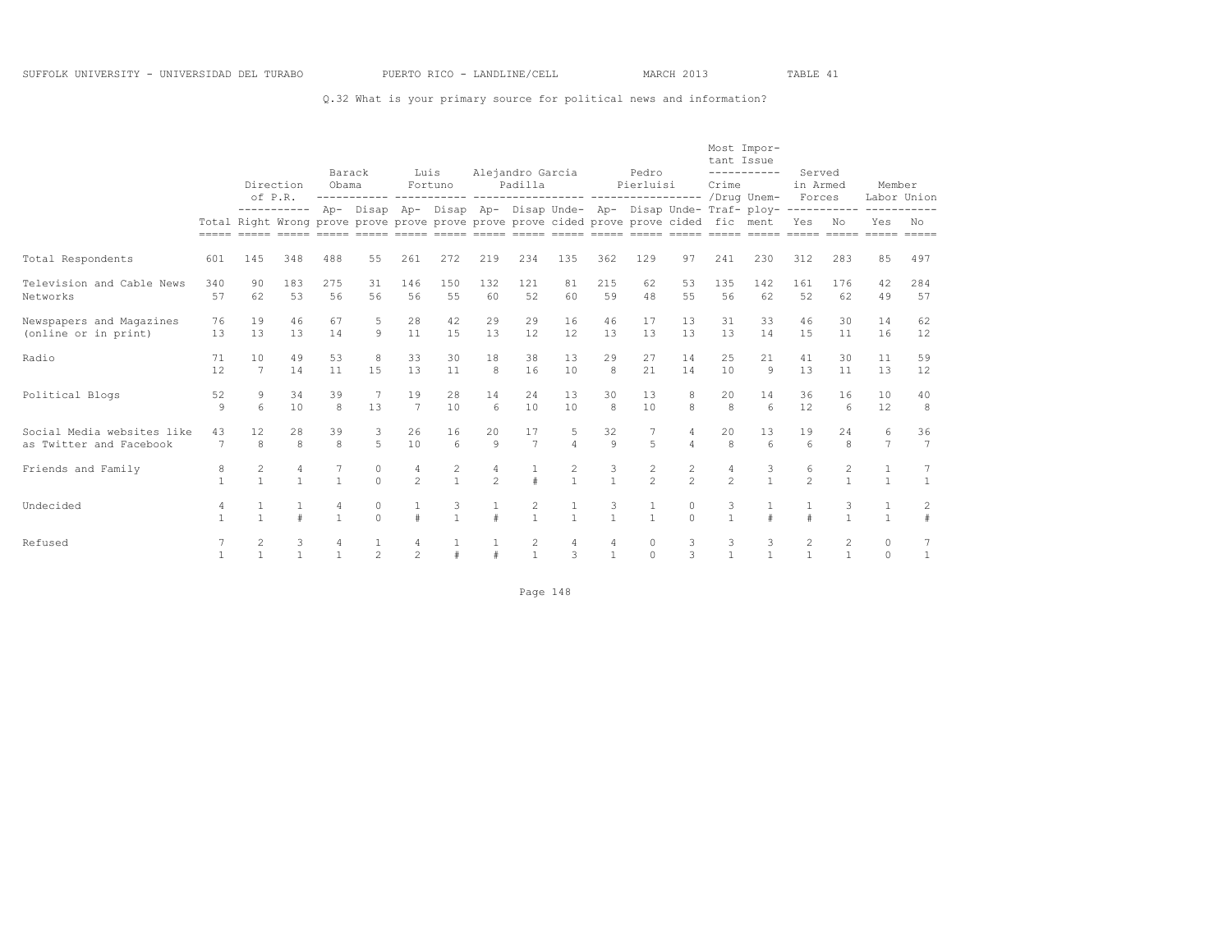SUFFOLK UNIVERSITY - UNIVERSIDAD DEL TURABO PUERTO RICO - LANDLINE/CELL MARCH 2013 TABLE 41

Q.32 What is your primary source for political news and information?

| | Total | Direction of P.R. | | Barack Obama | | Luis Fortuno | | Alejandro Garcia Padilla | | | Pedro Pierluisi | | | Most Important Issue | | Served in Armed Forces | | Member Labor Union | |
|---|---|---|---|---|---|---|---|---|---|---|---|---|---|---|---|---|---|---|---|
| | Total | Right | Wrong | Approve | Disapprove | Approve | Disapprove | Approve | Disapprove | Undecided | Approve | Disapprove | Undecided | Crime /Drug Traffic | Unemployment | Yes | No | Yes | No |
| Total Respondents | 601 | 145 | 348 | 488 | 55 | 261 | 272 | 219 | 234 | 135 | 362 | 129 | 97 | 241 | 230 | 312 | 283 | 85 | 497 |
| Television and Cable News Networks | 340 | 90 | 183 | 275 | 31 | 146 | 150 | 132 | 121 | 81 | 215 | 62 | 53 | 135 | 142 | 161 | 176 | 42 | 284 |
| | 57 | 62 | 53 | 56 | 56 | 56 | 55 | 60 | 52 | 60 | 59 | 48 | 55 | 56 | 62 | 52 | 62 | 49 | 57 |
| Newspapers and Magazines (online or in print) | 76 | 19 | 46 | 67 | 5 | 28 | 42 | 29 | 29 | 16 | 46 | 17 | 13 | 31 | 33 | 46 | 30 | 14 | 62 |
| | 13 | 13 | 13 | 14 | 9 | 11 | 15 | 13 | 12 | 12 | 13 | 13 | 13 | 13 | 14 | 15 | 11 | 16 | 12 |
| Radio | 71 | 10 | 49 | 53 | 8 | 33 | 30 | 18 | 38 | 13 | 29 | 27 | 14 | 25 | 21 | 41 | 30 | 11 | 59 |
| | 12 | 7 | 14 | 11 | 15 | 13 | 11 | 8 | 16 | 10 | 8 | 21 | 14 | 10 | 9 | 13 | 11 | 13 | 12 |
| Political Blogs | 52 | 9 | 34 | 39 | 7 | 19 | 28 | 14 | 24 | 13 | 30 | 13 | 8 | 20 | 14 | 36 | 16 | 10 | 40 |
| | 9 | 6 | 10 | 8 | 13 | 7 | 10 | 6 | 10 | 10 | 8 | 10 | 8 | 8 | 6 | 12 | 6 | 12 | 8 |
| Social Media websites like as Twitter and Facebook | 43 | 12 | 28 | 39 | 3 | 26 | 16 | 20 | 17 | 5 | 32 | 7 | 4 | 20 | 13 | 19 | 24 | 6 | 36 |
| | 7 | 8 | 8 | 8 | 5 | 10 | 6 | 9 | 7 | 4 | 9 | 5 | 4 | 8 | 6 | 6 | 8 | 7 | 7 |
| Friends and Family | 8 | 2 | 4 | 7 | 0 | 4 | 2 | 4 | 1 | 2 | 3 | 2 | 2 | 4 | 3 | 6 | 2 | 1 | 7 |
| | 1 | 1 | 1 | 1 | 0 | 2 | 1 | 2 | # | 1 | 1 | 2 | 2 | 2 | 1 | 2 | 1 | 1 | 1 |
| Undecided | 4 | 1 | 1 | 4 | 0 | 1 | 3 | 1 | 2 | 1 | 3 | 1 | 0 | 3 | 1 | 1 | 3 | 1 | 2 |
| | 1 | 1 | # | 1 | 0 | # | 1 | # | 1 | 1 | 1 | 1 | 0 | 1 | # | # | 1 | 1 | # |
| Refused | 7 | 2 | 3 | 4 | 1 | 4 | 1 | 1 | 2 | 4 | 4 | 0 | 3 | 3 | 3 | 2 | 2 | 0 | 7 |
| | 1 | 1 | 1 | 1 | 2 | 2 | # | # | 1 | 3 | 1 | 0 | 3 | 1 | 1 | 1 | 1 | 0 | 1 |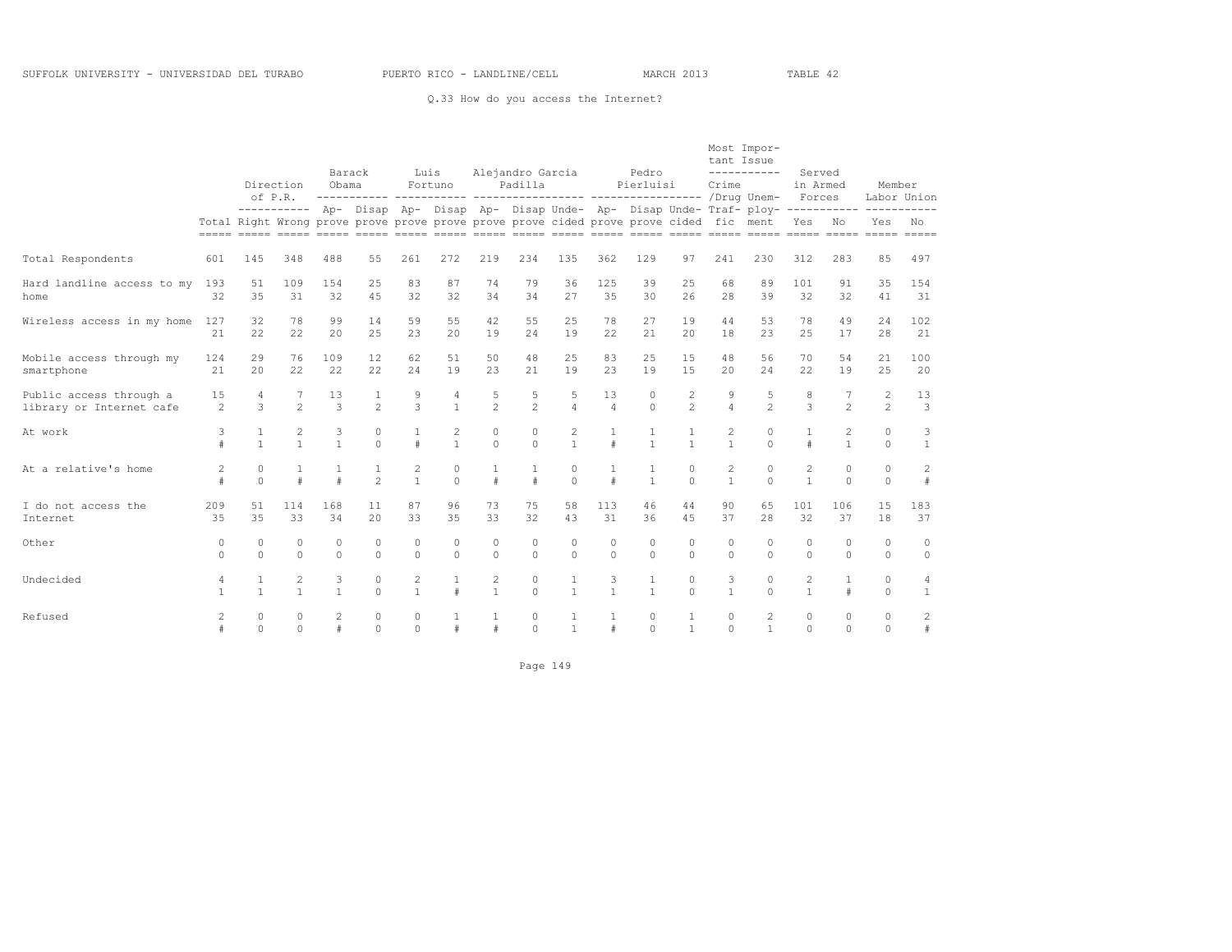SUFFOLK UNIVERSITY - UNIVERSIDAD DEL TURABO PUERTO RICO - LANDLINE/CELL MARCH 2013 TABLE 42

Q.33 How do you access the Internet?

| | Total | Direction of P.R. | | Barack Obama | | Luis Fortuno | | Alejandro Garcia Padilla | | | Pedro Pierluisi | | | Most Important Issue | | Served in Armed Forces | | Member Labor Union | |
|---|---|---|---|---|---|---|---|---|---|---|---|---|---|---|---|---|---|---|---|
| | | Right | Wrong | Approve | Disapprove | Approve | Disapprove | Approve | Disapprove | Undecided | Approve | Disapprove | Undecided | Crime /Drug Traffic | Unemployment | Yes | No | Yes | No |
| Total Respondents | 601 | 145 | 348 | 488 | 55 | 261 | 272 | 219 | 234 | 135 | 362 | 129 | 97 | 241 | 230 | 312 | 283 | 85 | 497 |
| Hard landline access to my home | 193 | 51 | 109 | 154 | 25 | 83 | 87 | 74 | 79 | 36 | 125 | 39 | 25 | 68 | 89 | 101 | 91 | 35 | 154 |
| | 32 | 35 | 31 | 32 | 45 | 32 | 32 | 34 | 34 | 27 | 35 | 30 | 26 | 28 | 39 | 32 | 32 | 41 | 31 |
| Wireless access in my home | 127 | 32 | 78 | 99 | 14 | 59 | 55 | 42 | 55 | 25 | 78 | 27 | 19 | 44 | 53 | 78 | 49 | 24 | 102 |
| | 21 | 22 | 22 | 20 | 25 | 23 | 20 | 19 | 24 | 19 | 22 | 21 | 20 | 18 | 23 | 25 | 17 | 28 | 21 |
| Mobile access through my smartphone | 124 | 29 | 76 | 109 | 12 | 62 | 51 | 50 | 48 | 25 | 83 | 25 | 15 | 48 | 56 | 70 | 54 | 21 | 100 |
| | 21 | 20 | 22 | 22 | 22 | 24 | 19 | 23 | 21 | 19 | 23 | 19 | 15 | 20 | 24 | 22 | 19 | 25 | 20 |
| Public access through a library or Internet cafe | 15 | 4 | 7 | 13 | 1 | 9 | 4 | 5 | 5 | 5 | 13 | 0 | 2 | 9 | 5 | 8 | 7 | 2 | 13 |
| | 2 | 3 | 2 | 3 | 2 | 3 | 1 | 2 | 2 | 4 | 4 | 0 | 2 | 4 | 2 | 3 | 2 | 2 | 3 |
| At work | 3 | 1 | 2 | 3 | 0 | 1 | 2 | 0 | 0 | 2 | 1 | 1 | 1 | 2 | 0 | 1 | 2 | 0 | 3 |
| | # | 1 | 1 | 1 | 0 | # | 1 | 0 | 0 | 1 | # | 1 | 1 | 1 | 0 | # | 1 | 0 | 1 |
| At a relative's home | 2 | 0 | 1 | 1 | 1 | 2 | 0 | 1 | 1 | 0 | 1 | 1 | 0 | 2 | 0 | 2 | 0 | 0 | 2 |
| | # | 0 | # | # | 2 | 1 | 0 | # | # | 0 | # | 1 | 0 | 1 | 0 | 1 | 0 | 0 | # |
| I do not access the Internet | 209 | 51 | 114 | 168 | 11 | 87 | 96 | 73 | 75 | 58 | 113 | 46 | 44 | 90 | 65 | 101 | 106 | 15 | 183 |
| | 35 | 35 | 33 | 34 | 20 | 33 | 35 | 33 | 32 | 43 | 31 | 36 | 45 | 37 | 28 | 32 | 37 | 18 | 37 |
| Other | 0 | 0 | 0 | 0 | 0 | 0 | 0 | 0 | 0 | 0 | 0 | 0 | 0 | 0 | 0 | 0 | 0 | 0 | 0 |
| | 0 | 0 | 0 | 0 | 0 | 0 | 0 | 0 | 0 | 0 | 0 | 0 | 0 | 0 | 0 | 0 | 0 | 0 | 0 |
| Undecided | 4 | 1 | 2 | 3 | 0 | 2 | 1 | 2 | 0 | 1 | 3 | 1 | 0 | 3 | 0 | 2 | 1 | 0 | 4 |
| | 1 | 1 | 1 | 1 | 0 | 1 | # | 1 | 0 | 1 | 1 | 1 | 0 | 1 | 0 | 1 | # | 0 | 1 |
| Refused | 2 | 0 | 0 | 2 | 0 | 0 | 1 | 1 | 0 | 1 | 1 | 0 | 1 | 0 | 2 | 0 | 0 | 0 | 2 |
| | # | 0 | 0 | # | 0 | 0 | # | # | 0 | 1 | # | 0 | 1 | 0 | 1 | 0 | 0 | 0 | # |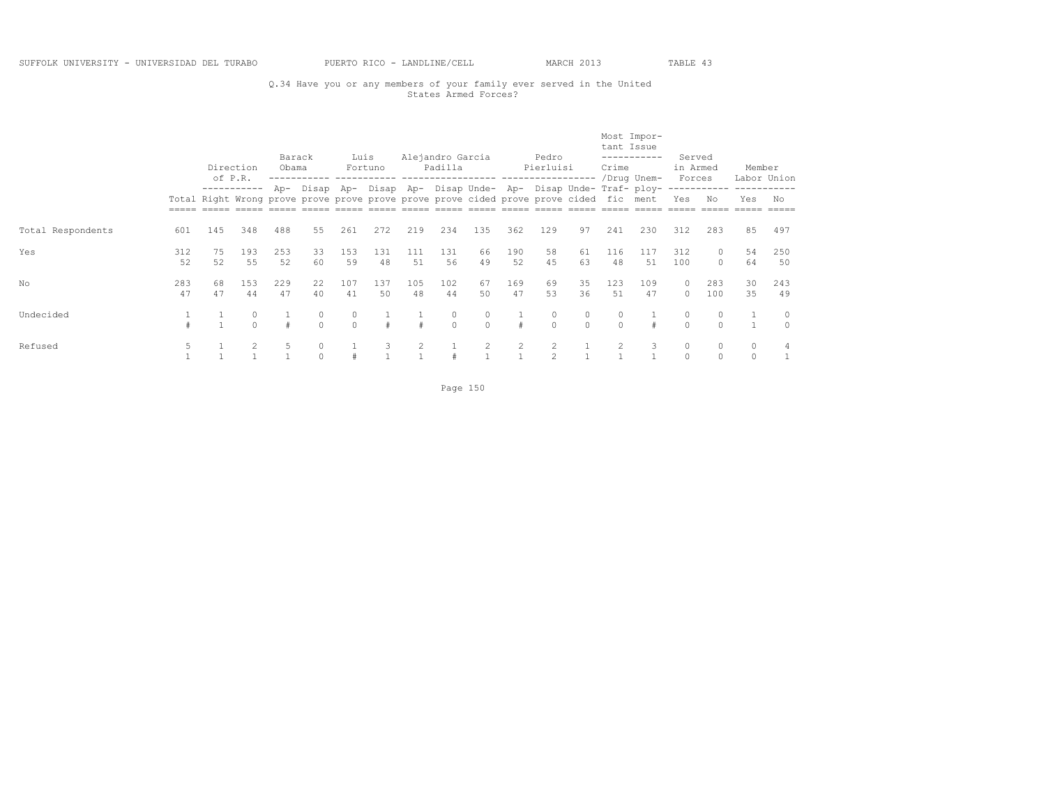SUFFOLK UNIVERSITY - UNIVERSIDAD DEL TURABO PUERTO RICO - LANDLINE/CELL MARCH 2013 TABLE 43

Q.34 Have you or any members of your family ever served in the United States Armed Forces?

| | | Direction of P.R. | | Barack Obama | | Luis Fortuno | | Alejandro Garcia Padilla | | | Pedro Pierluisi | | | Most Important Issue | | Served in Armed Forces | | Member Labor Union | |
|---|---|---|---|---|---|---|---|---|---|---|---|---|---|---|---|---|---|---|---|
| | Total | Right | Wrong | Approve | Disapprove | Approve | Disapprove | Approve | Disapprove | Undecided | Approve | Disapprove | Undecided | Crime/Drug Traffic | Unemployment | Yes | No | Yes | No |
| Total Respondents | 601 | 145 | 348 | 488 | 55 | 261 | 272 | 219 | 234 | 135 | 362 | 129 | 97 | 241 | 230 | 312 | 283 | 85 | 497 |
| Yes | 312 | 75 | 193 | 253 | 33 | 153 | 131 | 111 | 131 | 66 | 190 | 58 | 61 | 116 | 117 | 312 | 0 | 54 | 250 |
| | 52 | 52 | 55 | 52 | 60 | 59 | 48 | 51 | 56 | 49 | 52 | 45 | 63 | 48 | 51 | 100 | 0 | 64 | 50 |
| No | 283 | 68 | 153 | 229 | 22 | 107 | 137 | 105 | 102 | 67 | 169 | 69 | 35 | 123 | 109 | 0 | 283 | 30 | 243 |
| | 47 | 47 | 44 | 47 | 40 | 41 | 50 | 48 | 44 | 50 | 47 | 53 | 36 | 51 | 47 | 0 | 100 | 35 | 49 |
| Undecided | 1 | 1 | 0 | 1 | 0 | 0 | 1 | 1 | 0 | 0 | 1 | 0 | 0 | 0 | 1 | 0 | 0 | 1 | 0 |
| | # | 1 | 0 | # | 0 | 0 | # | # | 0 | 0 | # | 0 | 0 | 0 | # | 0 | 0 | 1 | 0 |
| Refused | 5 | 1 | 2 | 5 | 0 | 1 | 3 | 2 | 1 | 2 | 2 | 2 | 1 | 2 | 3 | 0 | 0 | 0 | 4 |
| | 1 | 1 | 1 | 1 | 0 | # | 1 | 1 | # | 1 | 1 | 2 | 1 | 1 | 1 | 0 | 0 | 0 | 1 |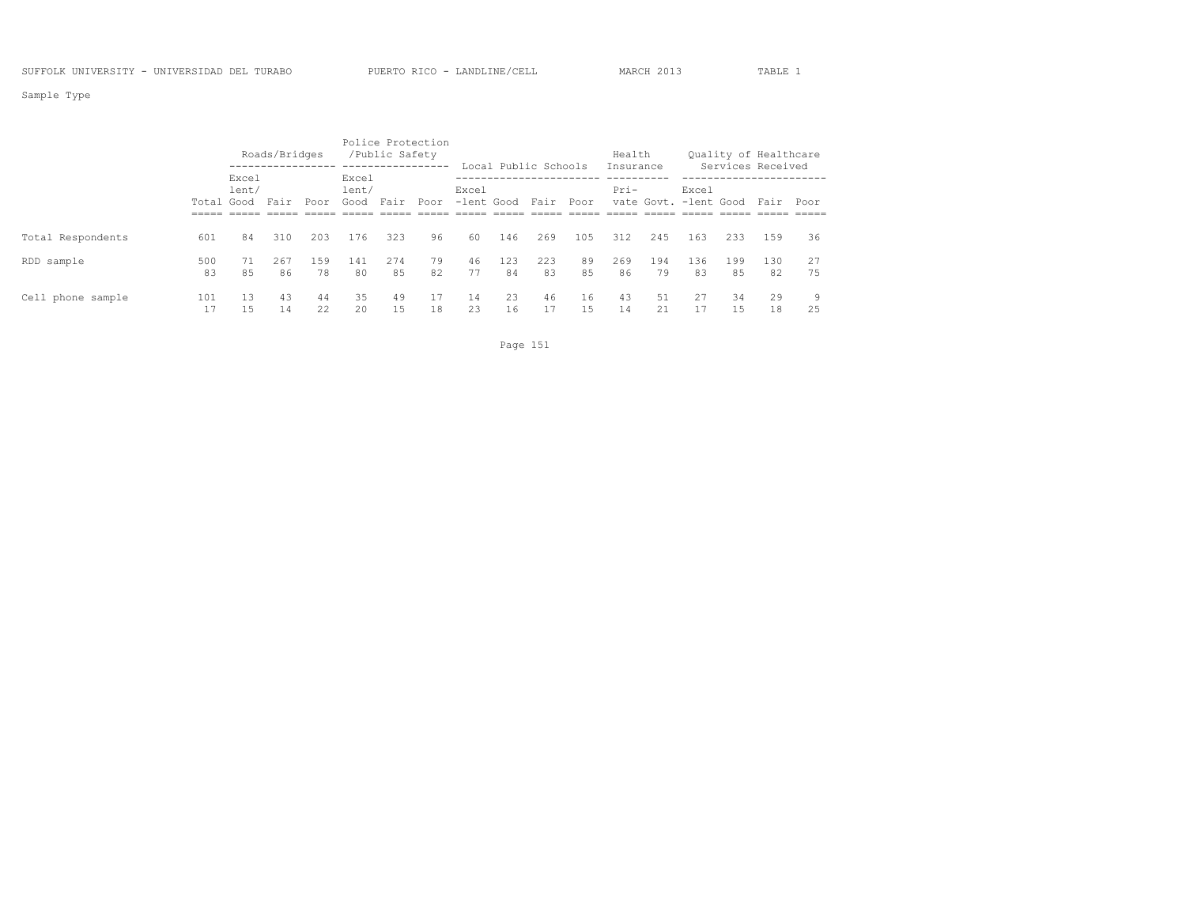Sample Type

| | | Roads/Bridges | | | Police Protection /Public Safety | | | Local Public Schools | | | | Health Insurance | | Quality of Healthcare Services Received | | | |
|---|---|---|---|---|---|---|---|---|---|---|---|---|---|---|---|---|---|
| | Total | Excel lent/ Good | Fair | Poor | Excel lent/ Good | Fair | Poor | Excel -lent | Good | Fair | Poor | Pri- vate | Govt. | Excel -lent | Good | Fair | Poor |
| Total Respondents | 601 | 84 | 310 | 203 | 176 | 323 | 96 | 60 | 146 | 269 | 105 | 312 | 245 | 163 | 233 | 159 | 36 |
| RDD sample | 500 | 71 | 267 | 159 | 141 | 274 | 79 | 46 | 123 | 223 | 89 | 269 | 194 | 136 | 199 | 130 | 27 |
| | 83 | 85 | 86 | 78 | 80 | 85 | 82 | 77 | 84 | 83 | 85 | 86 | 79 | 83 | 85 | 82 | 75 |
| Cell phone sample | 101 | 13 | 43 | 44 | 35 | 49 | 17 | 14 | 23 | 46 | 16 | 43 | 51 | 27 | 34 | 29 | 9 |
| | 17 | 15 | 14 | 22 | 20 | 15 | 18 | 23 | 16 | 17 | 15 | 14 | 21 | 17 | 15 | 18 | 25 |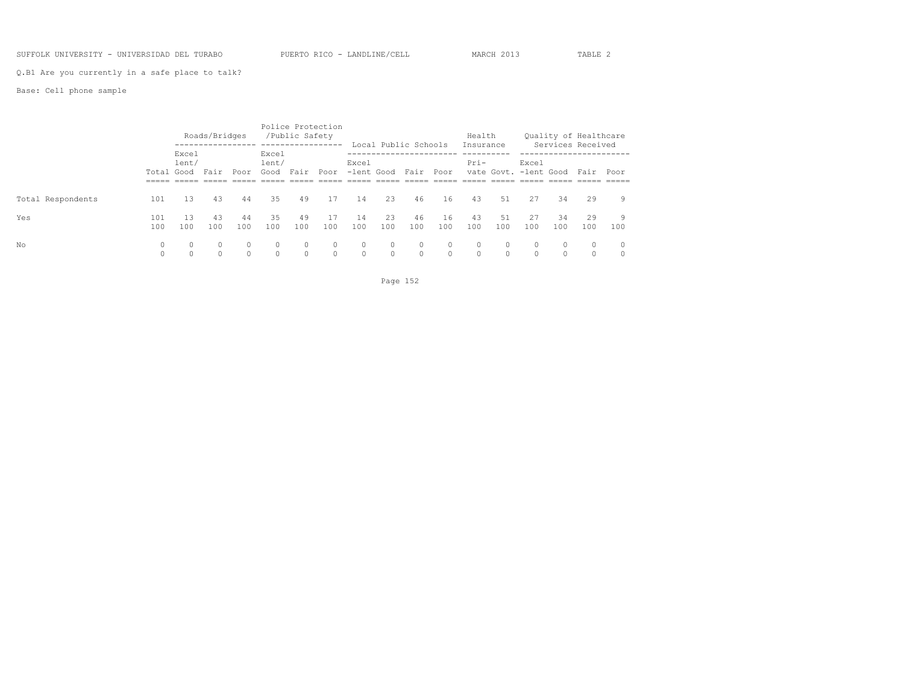Q.B1 Are you currently in a safe place to talk?

Base: Cell phone sample

| | | Roads/Bridges | | | Police Protection /Public Safety | | | Local Public Schools | | | | Health Insurance | | Quality of Healthcare Services Received | | | |
|---|---|---|---|---|---|---|---|---|---|---|---|---|---|---|---|---|---|
| | Total | Excel lent/ Good | Fair | Poor | Excel lent/ Good | Fair | Poor | Excel -lent | Good | Fair | Poor | Pri- vate | Govt. | Excel -lent | Good | Fair | Poor |
| Total Respondents | 101 | 13 | 43 | 44 | 35 | 49 | 17 | 14 | 23 | 46 | 16 | 43 | 51 | 27 | 34 | 29 | 9 |
| Yes | 101 | 13 | 43 | 44 | 35 | 49 | 17 | 14 | 23 | 46 | 16 | 43 | 51 | 27 | 34 | 29 | 9 |
| | 100 | 100 | 100 | 100 | 100 | 100 | 100 | 100 | 100 | 100 | 100 | 100 | 100 | 100 | 100 | 100 | 100 |
| No | 0 | 0 | 0 | 0 | 0 | 0 | 0 | 0 | 0 | 0 | 0 | 0 | 0 | 0 | 0 | 0 | 0 |
| | 0 | 0 | 0 | 0 | 0 | 0 | 0 | 0 | 0 | 0 | 0 | 0 | 0 | 0 | 0 | 0 | 0 |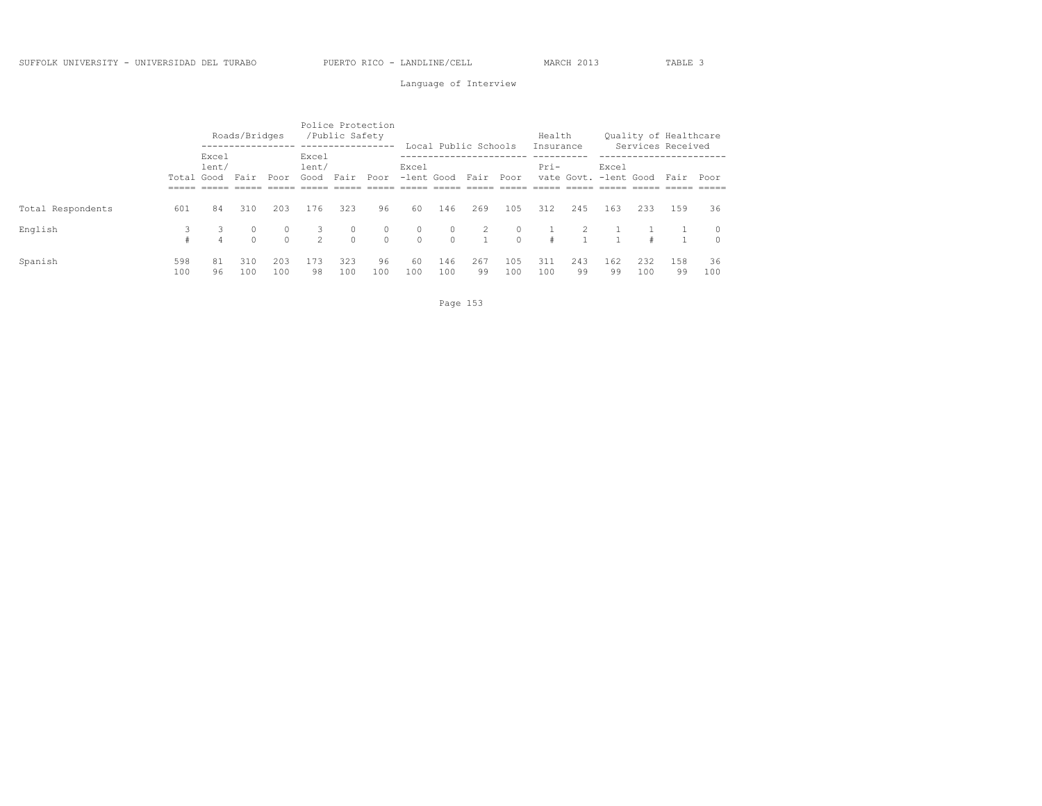SUFFOLK UNIVERSITY - UNIVERSIDAD DEL TURABO PUERTO RICO - LANDLINE/CELL MARCH 2013 TABLE 3

Language of Interview

| | | Roads/Bridges | | | Police Protection /Public Safety | | | Local Public Schools | | | | Health Insurance | | Quality of Healthcare Services Received | | | |
|---|---|---|---|---|---|---|---|---|---|---|---|---|---|---|---|---|---|
| | Total | Excel lent/ Good | Fair | Poor | Excel lent/ Good | Fair | Poor | Excel -lent | Good | Fair | Poor | Pri- vate | Govt. | Excel -lent | Good | Fair | Poor |
| Total Respondents | 601 | 84 | 310 | 203 | 176 | 323 | 96 | 60 | 146 | 269 | 105 | 312 | 245 | 163 | 233 | 159 | 36 |
| English | 3 | 3 | 0 | 0 | 3 | 0 | 0 | 0 | 0 | 2 | 0 | 1 | 2 | 1 | 1 | 1 | 0 |
| | # | 4 | 0 | 0 | 2 | 0 | 0 | 0 | 0 | 1 | 0 | # | 1 | 1 | # | 1 | 0 |
| Spanish | 598 | 81 | 310 | 203 | 173 | 323 | 96 | 60 | 146 | 267 | 105 | 311 | 243 | 162 | 232 | 158 | 36 |
| | 100 | 96 | 100 | 100 | 98 | 100 | 100 | 100 | 100 | 99 | 100 | 100 | 99 | 99 | 100 | 99 | 100 |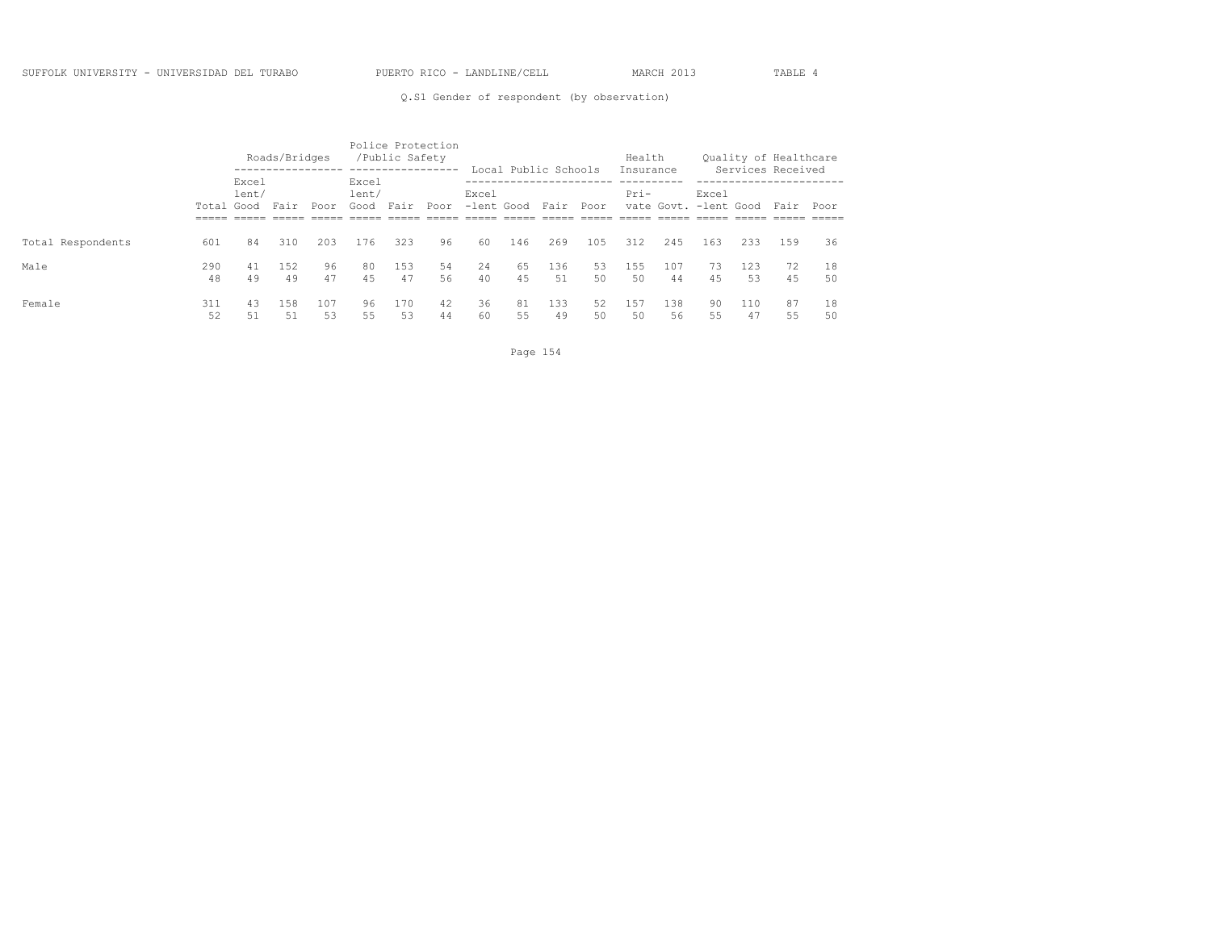SUFFOLK UNIVERSITY - UNIVERSIDAD DEL TURABO PUERTO RICO - LANDLINE/CELL MARCH 2013 TABLE 4

Q.S1 Gender of respondent (by observation)

| | | Roads/Bridges | | | Police Protection /Public Safety | | | Local Public Schools | | | | Health Insurance | | Quality of Healthcare Services Received | | | |
|---|---|---|---|---|---|---|---|---|---|---|---|---|---|---|---|---|---|
| | Total | Excel lent/ Good | Fair | Poor | Excel lent/ Good | Fair | Poor | Excel -lent | Good | Fair | Poor | Pri- vate | Govt. | Excel -lent | Good | Fair | Poor |
| Total Respondents | 601 | 84 | 310 | 203 | 176 | 323 | 96 | 60 | 146 | 269 | 105 | 312 | 245 | 163 | 233 | 159 | 36 |
| Male | 290 | 41 | 152 | 96 | 80 | 153 | 54 | 24 | 65 | 136 | 53 | 155 | 107 | 73 | 123 | 72 | 18 |
| | 48 | 49 | 49 | 47 | 45 | 47 | 56 | 40 | 45 | 51 | 50 | 50 | 44 | 45 | 53 | 45 | 50 |
| Female | 311 | 43 | 158 | 107 | 96 | 170 | 42 | 36 | 81 | 133 | 52 | 157 | 138 | 90 | 110 | 87 | 18 |
| | 52 | 51 | 51 | 53 | 55 | 53 | 44 | 60 | 55 | 49 | 50 | 50 | 56 | 55 | 47 | 55 | 50 |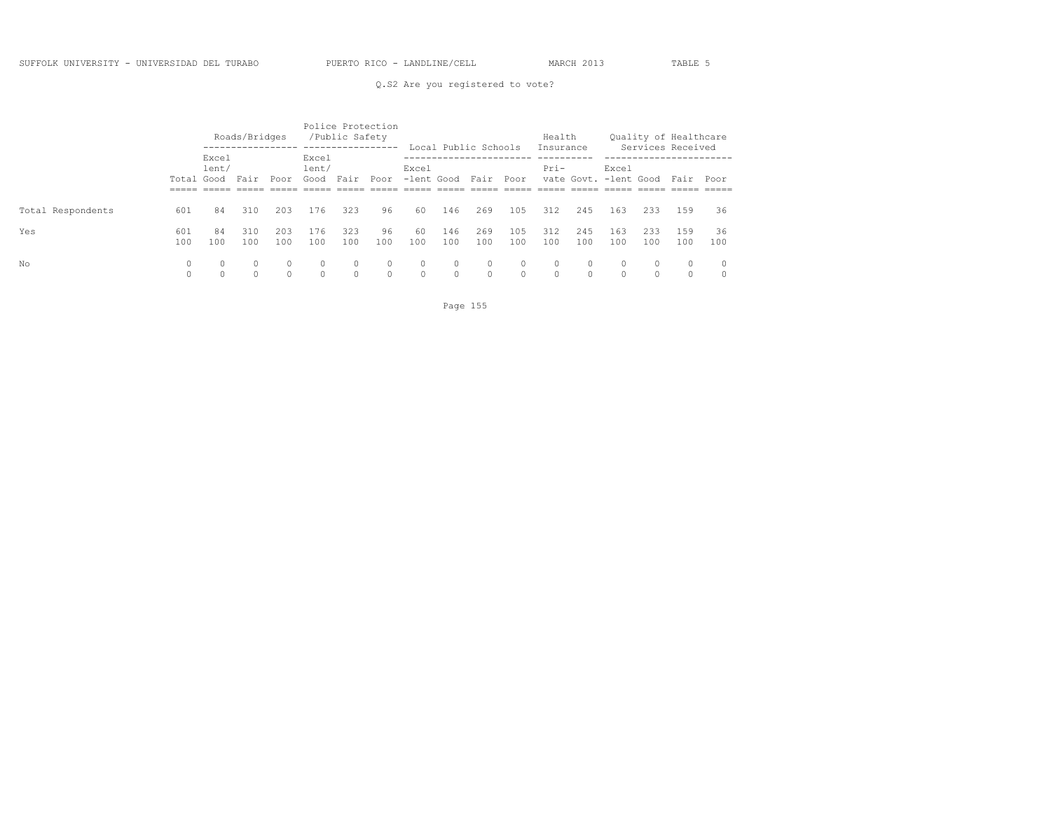SUFFOLK UNIVERSITY - UNIVERSIDAD DEL TURABO    PUERTO RICO - LANDLINE/CELL    MARCH 2013    TABLE 5

Q.S2 Are you registered to vote?

| | | Roads/Bridges | | | Police Protection /Public Safety | | | Local Public Schools | | | | Health Insurance | | Quality of Healthcare Services Received | | | |
|---|---|---|---|---|---|---|---|---|---|---|---|---|---|---|---|---|---|
| | Total | Excel lent/ Good | Fair | Poor | Excel lent/ Good | Fair | Poor | Excel -lent | Good | Fair | Poor | Pri- vate | Govt. | Excel -lent | Good | Fair | Poor |
| Total Respondents | 601 | 84 | 310 | 203 | 176 | 323 | 96 | 60 | 146 | 269 | 105 | 312 | 245 | 163 | 233 | 159 | 36 |
| Yes | 601 | 84 | 310 | 203 | 176 | 323 | 96 | 60 | 146 | 269 | 105 | 312 | 245 | 163 | 233 | 159 | 36 |
| | 100 | 100 | 100 | 100 | 100 | 100 | 100 | 100 | 100 | 100 | 100 | 100 | 100 | 100 | 100 | 100 | 100 |
| No | 0 | 0 | 0 | 0 | 0 | 0 | 0 | 0 | 0 | 0 | 0 | 0 | 0 | 0 | 0 | 0 | 0 |
| | 0 | 0 | 0 | 0 | 0 | 0 | 0 | 0 | 0 | 0 | 0 | 0 | 0 | 0 | 0 | 0 | 0 |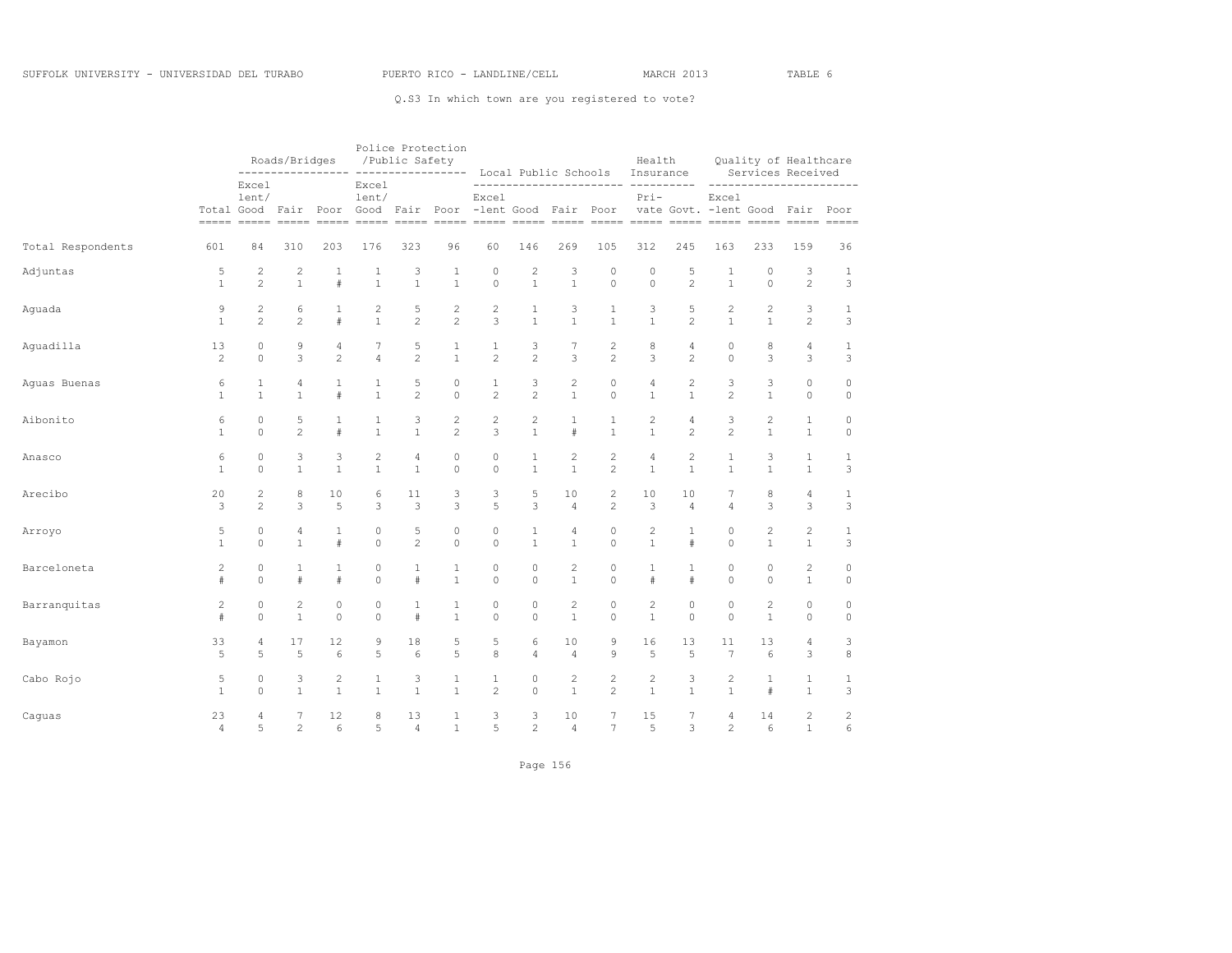SUFFOLK UNIVERSITY - UNIVERSIDAD DEL TURABO PUERTO RICO - LANDLINE/CELL MARCH 2013 TABLE 6

Q.S3 In which town are you registered to vote?

| | | Roads/Bridges | | | Police Protection /Public Safety | | | Local Public Schools | | | | Health Insurance | | Quality of Healthcare Services Received | | | |
|---|---|---|---|---|---|---|---|---|---|---|---|---|---|---|---|---|---|
| | Total | Excel lent/ Good | Fair | Poor | Excel lent/ Good | Fair | Poor | Excel -lent | Good | Fair | Poor | Pri- vate | Govt. | Excel -lent | Good | Fair | Poor |
| Total Respondents | 601 | 84 | 310 | 203 | 176 | 323 | 96 | 60 | 146 | 269 | 105 | 312 | 245 | 163 | 233 | 159 | 36 |
| Adjuntas | 5 | 2 | 2 | 1 | 1 | 3 | 1 | 0 | 2 | 3 | 0 | 0 | 5 | 1 | 0 | 3 | 1 |
| | 1 | 2 | 1 | # | 1 | 1 | 1 | 0 | 1 | 1 | 0 | 0 | 2 | 1 | 0 | 2 | 3 |
| Aguada | 9 | 2 | 6 | 1 | 2 | 5 | 2 | 2 | 1 | 3 | 1 | 3 | 5 | 2 | 2 | 3 | 1 |
| | 1 | 2 | 2 | # | 1 | 2 | 2 | 3 | 1 | 1 | 1 | 1 | 2 | 1 | 1 | 2 | 3 |
| Aguadilla | 13 | 0 | 9 | 4 | 7 | 5 | 1 | 1 | 3 | 7 | 2 | 8 | 4 | 0 | 8 | 4 | 1 |
| | 2 | 0 | 3 | 2 | 4 | 2 | 1 | 2 | 2 | 3 | 2 | 3 | 2 | 0 | 3 | 3 | 3 |
| Aguas Buenas | 6 | 1 | 4 | 1 | 1 | 5 | 0 | 1 | 3 | 2 | 0 | 4 | 2 | 3 | 3 | 0 | 0 |
| | 1 | 1 | 1 | # | 1 | 2 | 0 | 2 | 2 | 1 | 0 | 1 | 1 | 2 | 1 | 0 | 0 |
| Aibonito | 6 | 0 | 5 | 1 | 1 | 3 | 2 | 2 | 2 | 1 | 1 | 2 | 4 | 3 | 2 | 1 | 0 |
| | 1 | 0 | 2 | # | 1 | 1 | 2 | 3 | 1 | # | 1 | 1 | 2 | 2 | 1 | 1 | 0 |
| Anasco | 6 | 0 | 3 | 3 | 2 | 4 | 0 | 0 | 1 | 2 | 2 | 4 | 2 | 1 | 3 | 1 | 1 |
| | 1 | 0 | 1 | 1 | 1 | 1 | 0 | 0 | 1 | 1 | 2 | 1 | 1 | 1 | 1 | 1 | 3 |
| Arecibo | 20 | 2 | 8 | 10 | 6 | 11 | 3 | 3 | 5 | 10 | 2 | 10 | 10 | 7 | 8 | 4 | 1 |
| | 3 | 2 | 3 | 5 | 3 | 3 | 3 | 5 | 3 | 4 | 2 | 3 | 4 | 4 | 3 | 3 | 3 |
| Arroyo | 5 | 0 | 4 | 1 | 0 | 5 | 0 | 0 | 1 | 4 | 0 | 2 | 1 | 0 | 2 | 2 | 1 |
| | 1 | 0 | 1 | # | 0 | 2 | 0 | 0 | 1 | 1 | 0 | 1 | # | 0 | 1 | 1 | 3 |
| Barceloneta | 2 | 0 | 1 | 1 | 0 | 1 | 1 | 0 | 0 | 2 | 0 | 1 | 1 | 0 | 0 | 2 | 0 |
| | # | 0 | # | # | 0 | # | 1 | 0 | 0 | 1 | 0 | # | # | 0 | 0 | 1 | 0 |
| Barranquitas | 2 | 0 | 2 | 0 | 0 | 1 | 1 | 0 | 0 | 2 | 0 | 2 | 0 | 0 | 2 | 0 | 0 |
| | # | 0 | 1 | 0 | 0 | # | 1 | 0 | 0 | 1 | 0 | 1 | 0 | 0 | 1 | 0 | 0 |
| Bayamon | 33 | 4 | 17 | 12 | 9 | 18 | 5 | 5 | 6 | 10 | 9 | 16 | 13 | 11 | 13 | 4 | 3 |
| | 5 | 5 | 5 | 6 | 5 | 6 | 5 | 8 | 4 | 4 | 9 | 5 | 5 | 7 | 6 | 3 | 8 |
| Cabo Rojo | 5 | 0 | 3 | 2 | 1 | 3 | 1 | 1 | 0 | 2 | 2 | 2 | 3 | 2 | 1 | 1 | 1 |
| | 1 | 0 | 1 | 1 | 1 | 1 | 1 | 2 | 0 | 1 | 2 | 1 | 1 | 1 | # | 1 | 3 |
| Caguas | 23 | 4 | 7 | 12 | 8 | 13 | 1 | 3 | 3 | 10 | 7 | 15 | 7 | 4 | 14 | 2 | 2 |
| | 4 | 5 | 2 | 6 | 5 | 4 | 1 | 5 | 2 | 4 | 7 | 5 | 3 | 2 | 6 | 1 | 6 |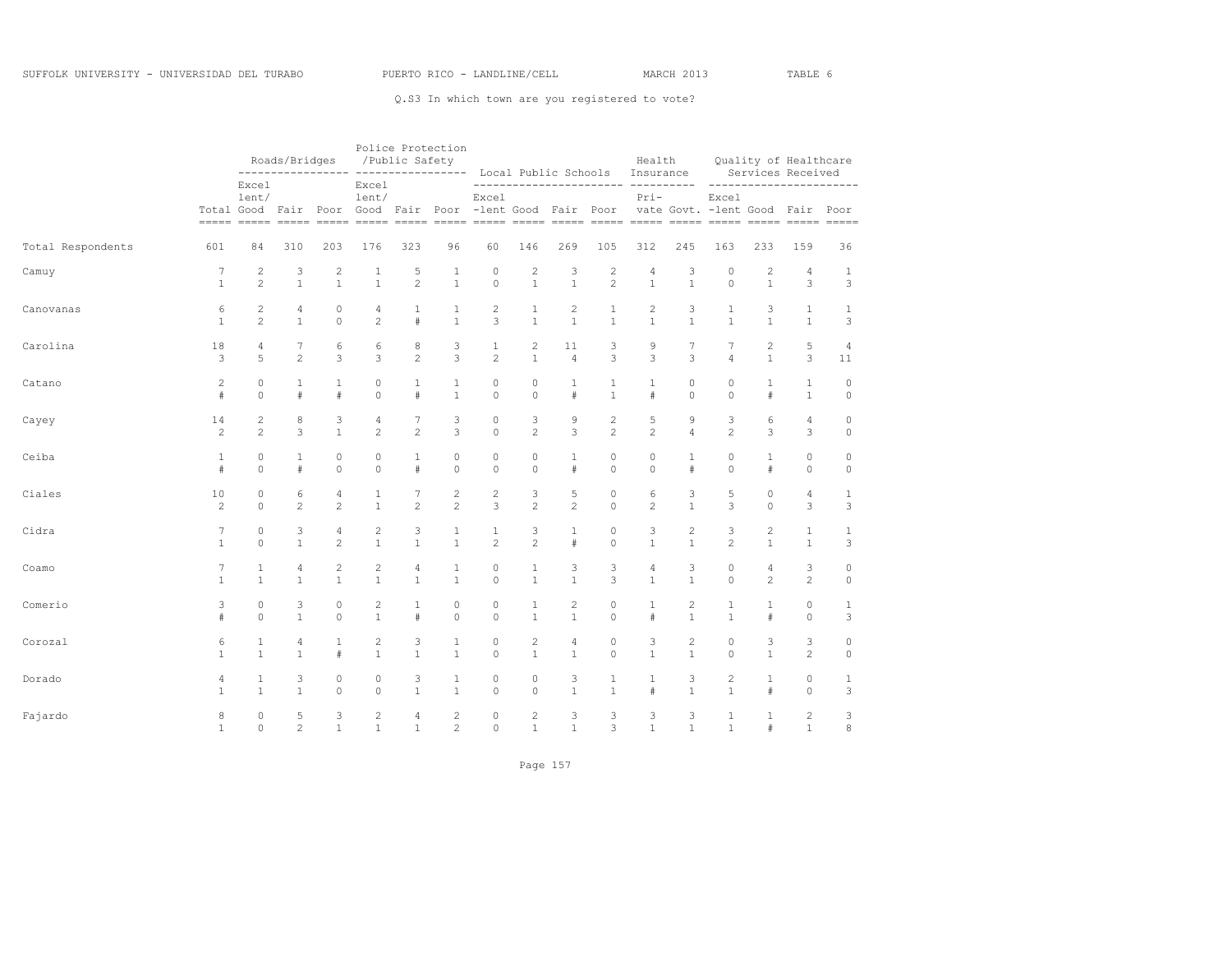SUFFOLK UNIVERSITY - UNIVERSIDAD DEL TURABO PUERTO RICO - LANDLINE/CELL MARCH 2013 TABLE 6

Q.S3 In which town are you registered to vote?

| | Total | Roads/Bridges | | | Police Protection /Public Safety | | | Local Public Schools | | | | Health Insurance | | Quality of Healthcare Services Received | | | |
|---|---|---|---|---|---|---|---|---|---|---|---|---|---|---|---|---|---|
| | | Excel lent/ Good | Fair | Poor | Excel lent/ Good | Fair | Poor | Excel -lent | Good | Fair | Poor | Pri- vate | Govt. | Excel -lent | Good | Fair | Poor |
| Total Respondents | 601 | 84 | 310 | 203 | 176 | 323 | 96 | 60 | 146 | 269 | 105 | 312 | 245 | 163 | 233 | 159 | 36 |
| Camuy | 7 | 2 | 3 | 2 | 1 | 5 | 1 | 0 | 2 | 3 | 2 | 4 | 3 | 0 | 2 | 4 | 1 |
| | 1 | 2 | 1 | 1 | 1 | 2 | 1 | 0 | 1 | 1 | 2 | 1 | 1 | 0 | 1 | 3 | 3 |
| Canovanas | 6 | 2 | 4 | 0 | 4 | 1 | 1 | 2 | 1 | 2 | 1 | 2 | 3 | 1 | 3 | 1 | 1 |
| | 1 | 2 | 1 | 0 | 2 | # | 1 | 3 | 1 | 1 | 1 | 1 | 1 | 1 | 1 | 1 | 3 |
| Carolina | 18 | 4 | 7 | 6 | 6 | 8 | 3 | 1 | 2 | 11 | 3 | 9 | 7 | 7 | 2 | 5 | 4 |
| | 3 | 5 | 2 | 3 | 3 | 2 | 3 | 2 | 1 | 4 | 3 | 3 | 3 | 4 | 1 | 3 | 11 |
| Catano | 2 | 0 | 1 | 1 | 0 | 1 | 1 | 0 | 0 | 1 | 1 | 1 | 0 | 0 | 1 | 1 | 0 |
| | # | 0 | # | # | 0 | # | 1 | 0 | 0 | # | 1 | # | 0 | 0 | # | 1 | 0 |
| Cayey | 14 | 2 | 8 | 3 | 4 | 7 | 3 | 0 | 3 | 9 | 2 | 5 | 9 | 3 | 6 | 4 | 0 |
| | 2 | 2 | 3 | 1 | 2 | 2 | 3 | 0 | 2 | 3 | 2 | 2 | 4 | 2 | 3 | 3 | 0 |
| Ceiba | 1 | 0 | 1 | 0 | 0 | 1 | 0 | 0 | 0 | 1 | 0 | 0 | 1 | 0 | 1 | 0 | 0 |
| | # | 0 | # | 0 | 0 | # | 0 | 0 | 0 | # | 0 | 0 | # | 0 | # | 0 | 0 |
| Ciales | 10 | 0 | 6 | 4 | 1 | 7 | 2 | 2 | 3 | 5 | 0 | 6 | 3 | 5 | 0 | 4 | 1 |
| | 2 | 0 | 2 | 2 | 1 | 2 | 2 | 3 | 2 | 2 | 0 | 2 | 1 | 3 | 0 | 3 | 3 |
| Cidra | 7 | 0 | 3 | 4 | 2 | 3 | 1 | 1 | 3 | 1 | 0 | 3 | 2 | 3 | 2 | 1 | 1 |
| | 1 | 0 | 1 | 2 | 1 | 1 | 1 | 2 | 2 | # | 0 | 1 | 1 | 2 | 1 | 1 | 3 |
| Coamo | 7 | 1 | 4 | 2 | 2 | 4 | 1 | 0 | 1 | 3 | 3 | 4 | 3 | 0 | 4 | 3 | 0 |
| | 1 | 1 | 1 | 1 | 1 | 1 | 1 | 0 | 1 | 1 | 3 | 1 | 1 | 0 | 2 | 2 | 0 |
| Comerio | 3 | 0 | 3 | 0 | 2 | 1 | 0 | 0 | 1 | 2 | 0 | 1 | 2 | 1 | 1 | 0 | 1 |
| | # | 0 | 1 | 0 | 1 | # | 0 | 0 | 1 | 1 | 0 | # | 1 | 1 | # | 0 | 3 |
| Corozal | 6 | 1 | 4 | 1 | 2 | 3 | 1 | 0 | 2 | 4 | 0 | 3 | 2 | 0 | 3 | 3 | 0 |
| | 1 | 1 | 1 | # | 1 | 1 | 1 | 0 | 1 | 1 | 0 | 1 | 1 | 0 | 1 | 2 | 0 |
| Dorado | 4 | 1 | 3 | 0 | 0 | 3 | 1 | 0 | 0 | 3 | 1 | 1 | 3 | 2 | 1 | 0 | 1 |
| | 1 | 1 | 1 | 0 | 0 | 1 | 1 | 0 | 0 | 1 | 1 | # | 1 | 1 | # | 0 | 3 |
| Fajardo | 8 | 0 | 5 | 3 | 2 | 4 | 2 | 0 | 2 | 3 | 3 | 3 | 3 | 1 | 1 | 2 | 3 |
| | 1 | 0 | 2 | 1 | 1 | 1 | 2 | 0 | 1 | 1 | 3 | 1 | 1 | 1 | # | 1 | 8 |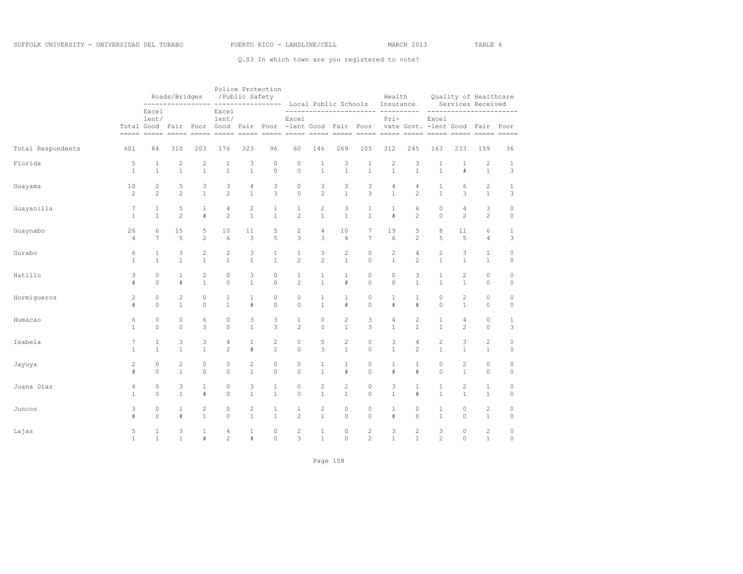SUFFOLK UNIVERSITY - UNIVERSIDAD DEL TURABO PUERTO RICO - LANDLINE/CELL MARCH 2013 TABLE 6

Q.S3 In which town are you registered to vote?

| | | Roads/Bridges | | | Police Protection /Public Safety | | | Local Public Schools | | | | Health Insurance | | Quality of Healthcare Services Received | | | |
|---|---|---|---|---|---|---|---|---|---|---|---|---|---|---|---|---|---|
| | Total | Excel lent/ Good | Fair | Poor | Excel lent/ Good | Fair | Poor | Excel -lent | Good | Fair | Poor | Pri- vate | Govt. | Excel -lent | Good | Fair | Poor |
| Total Respondents | 601 | 84 | 310 | 203 | 176 | 323 | 96 | 60 | 146 | 269 | 105 | 312 | 245 | 163 | 233 | 159 | 36 |
| Florida | 5 | 1 | 2 | 2 | 1 | 3 | 0 | 0 | 1 | 3 | 1 | 2 | 3 | 1 | 1 | 2 | 1 |
| | 1 | 1 | 1 | 1 | 1 | 1 | 0 | 0 | 1 | 1 | 1 | 1 | 1 | 1 | # | 1 | 3 |
| Guayama | 10 | 2 | 5 | 3 | 3 | 4 | 3 | 0 | 3 | 3 | 3 | 4 | 4 | 1 | 6 | 2 | 1 |
| | 2 | 2 | 2 | 1 | 2 | 1 | 3 | 0 | 2 | 1 | 3 | 1 | 2 | 1 | 3 | 1 | 3 |
| Guayanilla | 7 | 1 | 5 | 1 | 4 | 2 | 1 | 1 | 2 | 3 | 1 | 1 | 6 | 0 | 4 | 3 | 0 |
| | 1 | 1 | 2 | # | 2 | 1 | 1 | 2 | 1 | 1 | 1 | # | 2 | 0 | 2 | 2 | 0 |
| Guaynabo | 26 | 6 | 15 | 5 | 10 | 11 | 5 | 2 | 4 | 10 | 7 | 19 | 5 | 8 | 11 | 6 | 1 |
| | 4 | 7 | 5 | 2 | 6 | 3 | 5 | 3 | 3 | 4 | 7 | 6 | 2 | 5 | 5 | 4 | 3 |
| Gurabo | 6 | 1 | 3 | 2 | 2 | 3 | 1 | 1 | 3 | 2 | 0 | 2 | 4 | 2 | 3 | 1 | 0 |
| | 1 | 1 | 1 | 1 | 1 | 1 | 1 | 2 | 2 | 1 | 0 | 1 | 2 | 1 | 1 | 1 | 0 |
| Hatillo | 3 | 0 | 1 | 2 | 0 | 3 | 0 | 1 | 1 | 1 | 0 | 0 | 3 | 1 | 2 | 0 | 0 |
| | # | 0 | # | 1 | 0 | 1 | 0 | 2 | 1 | # | 0 | 0 | 1 | 1 | 1 | 0 | 0 |
| Hormigueros | 2 | 0 | 2 | 0 | 1 | 1 | 0 | 0 | 1 | 1 | 0 | 1 | 1 | 0 | 2 | 0 | 0 |
| | # | 0 | 1 | 0 | 1 | # | 0 | 0 | 1 | # | 0 | # | # | 0 | 1 | 0 | 0 |
| Humacao | 6 | 0 | 0 | 6 | 0 | 3 | 3 | 1 | 0 | 2 | 3 | 4 | 2 | 1 | 4 | 0 | 1 |
| | 1 | 0 | 0 | 3 | 0 | 1 | 3 | 2 | 0 | 1 | 3 | 1 | 1 | 1 | 2 | 0 | 3 |
| Isabela | 7 | 1 | 3 | 3 | 4 | 1 | 2 | 0 | 5 | 2 | 0 | 3 | 4 | 2 | 3 | 2 | 0 |
| | 1 | 1 | 1 | 1 | 2 | # | 2 | 0 | 3 | 1 | 0 | 1 | 2 | 1 | 1 | 1 | 0 |
| Jayuya | 2 | 0 | 2 | 0 | 0 | 2 | 0 | 0 | 1 | 1 | 0 | 1 | 1 | 0 | 2 | 0 | 0 |
| | # | 0 | 1 | 0 | 0 | 1 | 0 | 0 | 1 | # | 0 | # | # | 0 | 1 | 0 | 0 |
| Juana Diaz | 4 | 0 | 3 | 1 | 0 | 3 | 1 | 0 | 2 | 2 | 0 | 3 | 1 | 1 | 2 | 1 | 0 |
| | 1 | 0 | 1 | # | 0 | 1 | 1 | 0 | 1 | 1 | 0 | 1 | # | 1 | 1 | 1 | 0 |
| Juncos | 3 | 0 | 1 | 2 | 0 | 2 | 1 | 1 | 2 | 0 | 0 | 1 | 0 | 1 | 0 | 2 | 0 |
| | # | 0 | # | 1 | 0 | 1 | 1 | 2 | 1 | 0 | 0 | # | 0 | 1 | 0 | 1 | 0 |
| Lajas | 5 | 1 | 3 | 1 | 4 | 1 | 0 | 2 | 1 | 0 | 2 | 3 | 2 | 3 | 0 | 2 | 0 |
| | 1 | 1 | 1 | # | 2 | # | 0 | 3 | 1 | 0 | 2 | 1 | 1 | 2 | 0 | 1 | 0 |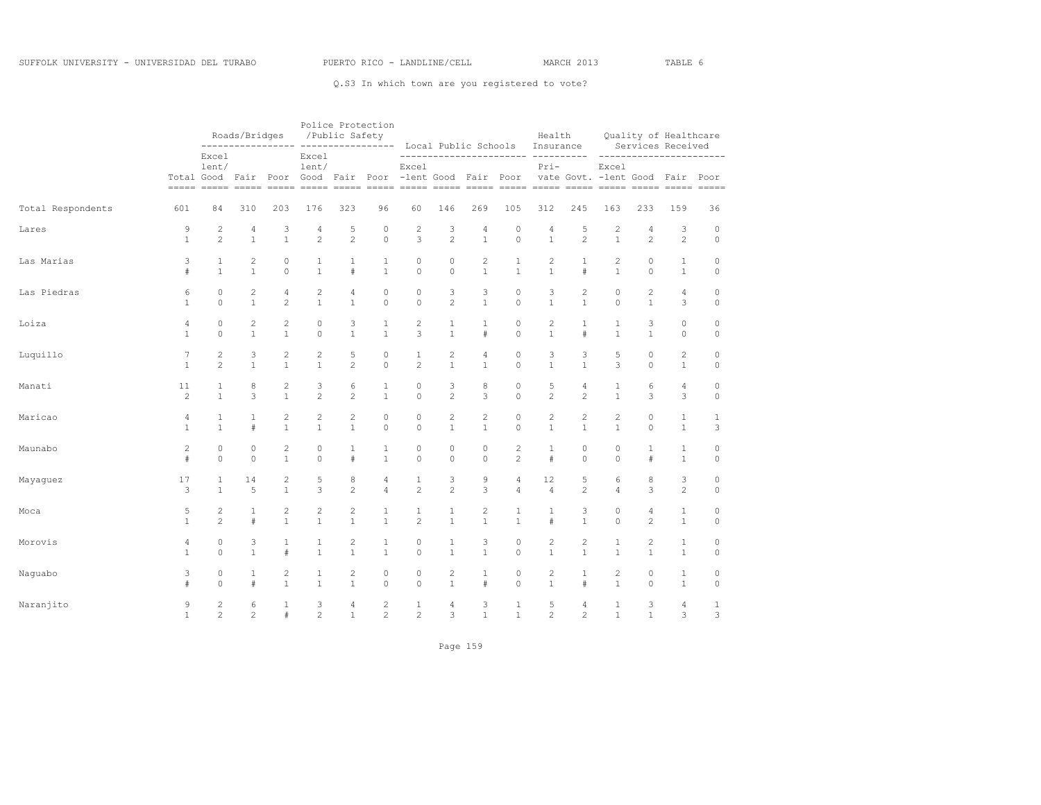SUFFOLK UNIVERSITY - UNIVERSIDAD DEL TURABO PUERTO RICO - LANDLINE/CELL MARCH 2013 TABLE 6

Q.S3 In which town are you registered to vote?

| | | Roads/Bridges | | | Police Protection /Public Safety | | | Local Public Schools | | | | Health Insurance | | Quality of Healthcare Services Received | | | |
|---|---|---|---|---|---|---|---|---|---|---|---|---|---|---|---|---|---|
| | Total | Excel lent/ Good | Fair | Poor | Excel lent/ Good | Fair | Poor | Excel -lent | Good | Fair | Poor | Pri- vate | Govt. | Excel -lent | Good | Fair | Poor |
| Total Respondents | 601 | 84 | 310 | 203 | 176 | 323 | 96 | 60 | 146 | 269 | 105 | 312 | 245 | 163 | 233 | 159 | 36 |
| Lares | 9 | 2 | 4 | 3 | 4 | 5 | 0 | 2 | 3 | 4 | 0 | 4 | 5 | 2 | 4 | 3 | 0 |
| | 1 | 2 | 1 | 1 | 2 | 2 | 0 | 3 | 2 | 1 | 0 | 1 | 2 | 1 | 2 | 2 | 0 |
| Las Marias | 3 | 1 | 2 | 0 | 1 | 1 | 1 | 0 | 0 | 2 | 1 | 2 | 1 | 2 | 0 | 1 | 0 |
| | # | 1 | 1 | 0 | 1 | # | 1 | 0 | 0 | 1 | 1 | 1 | # | 1 | 0 | 1 | 0 |
| Las Piedras | 6 | 0 | 2 | 4 | 2 | 4 | 0 | 0 | 3 | 3 | 0 | 3 | 2 | 0 | 2 | 4 | 0 |
| | 1 | 0 | 1 | 2 | 1 | 1 | 0 | 0 | 2 | 1 | 0 | 1 | 1 | 0 | 1 | 3 | 0 |
| Loiza | 4 | 0 | 2 | 2 | 0 | 3 | 1 | 2 | 1 | 1 | 0 | 2 | 1 | 1 | 3 | 0 | 0 |
| | 1 | 0 | 1 | 1 | 0 | 1 | 1 | 3 | 1 | # | 0 | 1 | # | 1 | 1 | 0 | 0 |
| Luquillo | 7 | 2 | 3 | 2 | 2 | 5 | 0 | 1 | 2 | 4 | 0 | 3 | 3 | 5 | 0 | 2 | 0 |
| | 1 | 2 | 1 | 1 | 1 | 2 | 0 | 2 | 1 | 1 | 0 | 1 | 1 | 3 | 0 | 1 | 0 |
| Manati | 11 | 1 | 8 | 2 | 3 | 6 | 1 | 0 | 3 | 8 | 0 | 5 | 4 | 1 | 6 | 4 | 0 |
| | 2 | 1 | 3 | 1 | 2 | 2 | 1 | 0 | 2 | 3 | 0 | 2 | 2 | 1 | 3 | 3 | 0 |
| Maricao | 4 | 1 | 1 | 2 | 2 | 2 | 0 | 0 | 2 | 2 | 0 | 2 | 2 | 2 | 0 | 1 | 1 |
| | 1 | 1 | # | 1 | 1 | 1 | 0 | 0 | 1 | 1 | 0 | 1 | 1 | 1 | 0 | 1 | 3 |
| Maunabo | 2 | 0 | 0 | 2 | 0 | 1 | 1 | 0 | 0 | 0 | 2 | 1 | 0 | 0 | 1 | 1 | 0 |
| | # | 0 | 0 | 1 | 0 | # | 1 | 0 | 0 | 0 | 2 | # | 0 | 0 | # | 1 | 0 |
| Mayaguez | 17 | 1 | 14 | 2 | 5 | 8 | 4 | 1 | 3 | 9 | 4 | 12 | 5 | 6 | 8 | 3 | 0 |
| | 3 | 1 | 5 | 1 | 3 | 2 | 4 | 2 | 2 | 3 | 4 | 4 | 2 | 4 | 3 | 2 | 0 |
| Moca | 5 | 2 | 1 | 2 | 2 | 2 | 1 | 1 | 1 | 2 | 1 | 1 | 3 | 0 | 4 | 1 | 0 |
| | 1 | 2 | # | 1 | 1 | 1 | 1 | 2 | 1 | 1 | 1 | # | 1 | 0 | 2 | 1 | 0 |
| Morovis | 4 | 0 | 3 | 1 | 1 | 2 | 1 | 0 | 1 | 3 | 0 | 2 | 2 | 1 | 2 | 1 | 0 |
| | 1 | 0 | 1 | # | 1 | 1 | 1 | 0 | 1 | 1 | 0 | 1 | 1 | 1 | 1 | 1 | 0 |
| Naguabo | 3 | 0 | 1 | 2 | 1 | 2 | 0 | 0 | 2 | 1 | 0 | 2 | 1 | 2 | 0 | 1 | 0 |
| | # | 0 | # | 1 | 1 | 1 | 0 | 0 | 1 | # | 0 | 1 | # | 1 | 0 | 1 | 0 |
| Naranjito | 9 | 2 | 6 | 1 | 3 | 4 | 2 | 1 | 4 | 3 | 1 | 5 | 4 | 1 | 3 | 4 | 1 |
| | 1 | 2 | 2 | # | 2 | 1 | 2 | 2 | 3 | 1 | 1 | 2 | 2 | 1 | 1 | 3 | 3 |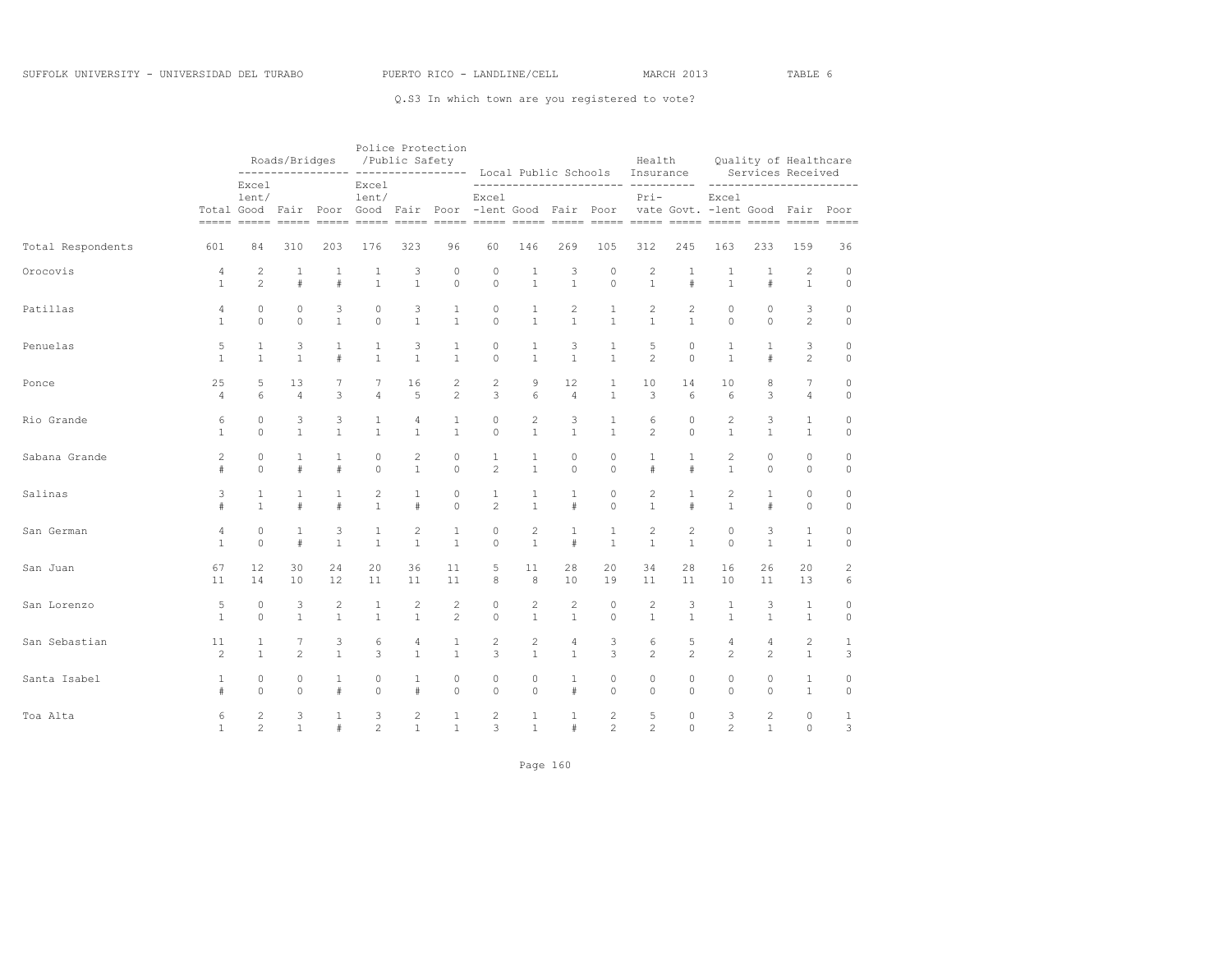SUFFOLK UNIVERSITY - UNIVERSIDAD DEL TURABO PUERTO RICO - LANDLINE/CELL MARCH 2013 TABLE 6

Q.S3 In which town are you registered to vote?

| | | Roads/Bridges | | | Police Protection /Public Safety | | | Local Public Schools | | | | Health Insurance | | Quality of Healthcare Services Received | | | |
|---|---|---|---|---|---|---|---|---|---|---|---|---|---|---|---|---|---|
| | Total | Excel lent/ Good | Fair | Poor | Excel lent/ Good | Fair | Poor | Excel -lent | Good | Fair | Poor | Pri- vate | Govt. | Excel -lent | Good | Fair | Poor |
| Total Respondents | 601 | 84 | 310 | 203 | 176 | 323 | 96 | 60 | 146 | 269 | 105 | 312 | 245 | 163 | 233 | 159 | 36 |
| Orocovis | 4 | 2 | 1 | 1 | 1 | 3 | 0 | 0 | 1 | 3 | 0 | 2 | 1 | 1 | 1 | 2 | 0 |
| | 1 | 2 | # | # | 1 | 1 | 0 | 0 | 1 | 1 | 0 | 1 | # | 1 | # | 1 | 0 |
| Patillas | 4 | 0 | 0 | 3 | 0 | 3 | 1 | 0 | 1 | 2 | 1 | 2 | 2 | 0 | 0 | 3 | 0 |
| | 1 | 0 | 0 | 1 | 0 | 1 | 1 | 0 | 1 | 1 | 1 | 1 | 1 | 0 | 0 | 2 | 0 |
| Penuelas | 5 | 1 | 3 | 1 | 1 | 3 | 1 | 0 | 1 | 3 | 1 | 5 | 0 | 1 | 1 | 3 | 0 |
| | 1 | 1 | 1 | # | 1 | 1 | 1 | 0 | 1 | 1 | 1 | 2 | 0 | 1 | # | 2 | 0 |
| Ponce | 25 | 5 | 13 | 7 | 7 | 16 | 2 | 2 | 9 | 12 | 1 | 10 | 14 | 10 | 8 | 7 | 0 |
| | 4 | 6 | 4 | 3 | 4 | 5 | 2 | 3 | 6 | 4 | 1 | 3 | 6 | 6 | 3 | 4 | 0 |
| Rio Grande | 6 | 0 | 3 | 3 | 1 | 4 | 1 | 0 | 2 | 3 | 1 | 6 | 0 | 2 | 3 | 1 | 0 |
| | 1 | 0 | 1 | 1 | 1 | 1 | 1 | 0 | 1 | 1 | 1 | 2 | 0 | 1 | 1 | 1 | 0 |
| Sabana Grande | 2 | 0 | 1 | 1 | 0 | 2 | 0 | 1 | 1 | 0 | 0 | 1 | 1 | 2 | 0 | 0 | 0 |
| | # | 0 | # | # | 0 | 1 | 0 | 2 | 1 | 0 | 0 | # | # | 1 | 0 | 0 | 0 |
| Salinas | 3 | 1 | 1 | 1 | 2 | 1 | 0 | 1 | 1 | 1 | 0 | 2 | 1 | 2 | 1 | 0 | 0 |
| | # | 1 | # | # | 1 | # | 0 | 2 | 1 | # | 0 | 1 | # | 1 | # | 0 | 0 |
| San German | 4 | 0 | 1 | 3 | 1 | 2 | 1 | 0 | 2 | 1 | 1 | 2 | 2 | 0 | 3 | 1 | 0 |
| | 1 | 0 | # | 1 | 1 | 1 | 1 | 0 | 1 | # | 1 | 1 | 1 | 0 | 1 | 1 | 0 |
| San Juan | 67 | 12 | 30 | 24 | 20 | 36 | 11 | 5 | 11 | 28 | 20 | 34 | 28 | 16 | 26 | 20 | 2 |
| | 11 | 14 | 10 | 12 | 11 | 11 | 11 | 8 | 8 | 10 | 19 | 11 | 11 | 10 | 11 | 13 | 6 |
| San Lorenzo | 5 | 0 | 3 | 2 | 1 | 2 | 2 | 0 | 2 | 2 | 0 | 2 | 3 | 1 | 3 | 1 | 0 |
| | 1 | 0 | 1 | 1 | 1 | 1 | 2 | 0 | 1 | 1 | 0 | 1 | 1 | 1 | 1 | 1 | 0 |
| San Sebastian | 11 | 1 | 7 | 3 | 6 | 4 | 1 | 2 | 2 | 4 | 3 | 6 | 5 | 4 | 4 | 2 | 1 |
| | 2 | 1 | 2 | 1 | 3 | 1 | 1 | 3 | 1 | 1 | 3 | 2 | 2 | 2 | 2 | 1 | 3 |
| Santa Isabel | 1 | 0 | 0 | 1 | 0 | 1 | 0 | 0 | 0 | 1 | 0 | 0 | 0 | 0 | 0 | 1 | 0 |
| | # | 0 | 0 | # | 0 | # | 0 | 0 | 0 | # | 0 | 0 | 0 | 0 | 0 | 1 | 0 |
| Toa Alta | 6 | 2 | 3 | 1 | 3 | 2 | 1 | 2 | 1 | 1 | 2 | 5 | 0 | 3 | 2 | 0 | 1 |
| | 1 | 2 | 1 | # | 2 | 1 | 1 | 3 | 1 | # | 2 | 2 | 0 | 2 | 1 | 0 | 3 |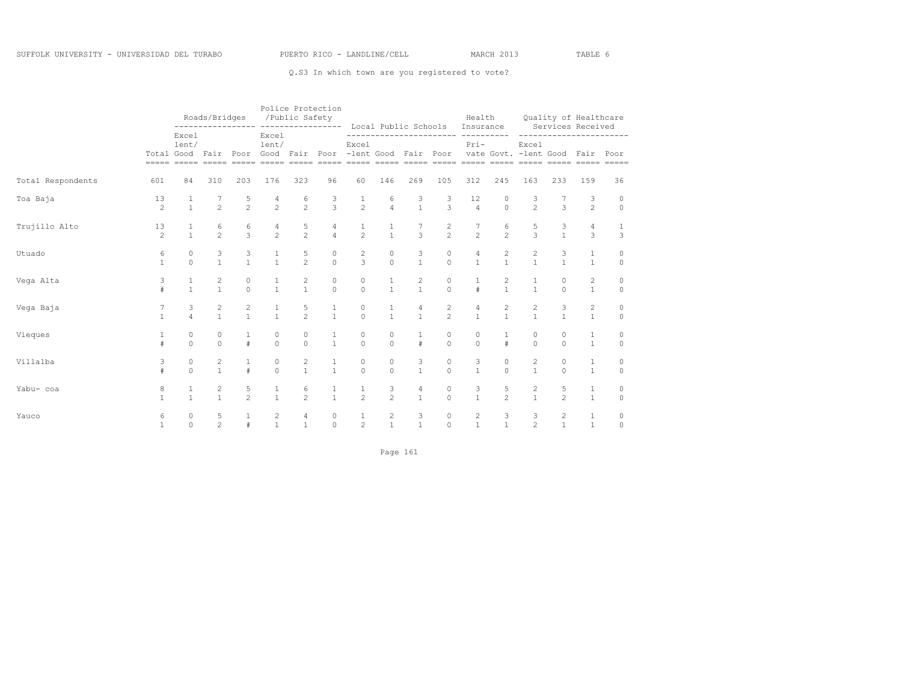Q.S3 In which town are you registered to vote?

| | | Roads/Bridges | | | Police Protection /Public Safety | | | Local Public Schools | | | | Health Insurance | | Quality of Healthcare Services Received | | | |
|---|---|---|---|---|---|---|---|---|---|---|---|---|---|---|---|---|---|
| | Total | Excel lent/ Good | Fair | Poor | Excel lent/ Good | Fair | Poor | Excel -lent | Good | Fair | Poor | Pri- vate | Govt. | Excel -lent | Good | Fair | Poor |
| Total Respondents | 601 | 84 | 310 | 203 | 176 | 323 | 96 | 60 | 146 | 269 | 105 | 312 | 245 | 163 | 233 | 159 | 36 |
| Toa Baja | 13 | 1 | 7 | 5 | 4 | 6 | 3 | 1 | 6 | 3 | 3 | 12 | 0 | 3 | 7 | 3 | 0 |
| | 2 | 1 | 2 | 2 | 2 | 2 | 3 | 2 | 4 | 1 | 3 | 4 | 0 | 2 | 3 | 2 | 0 |
| Trujillo Alto | 13 | 1 | 6 | 6 | 4 | 5 | 4 | 1 | 1 | 7 | 2 | 7 | 6 | 5 | 3 | 4 | 1 |
| | 2 | 1 | 2 | 3 | 2 | 2 | 4 | 2 | 1 | 3 | 2 | 2 | 2 | 3 | 1 | 3 | 3 |
| Utuado | 6 | 0 | 3 | 3 | 1 | 5 | 0 | 2 | 0 | 3 | 0 | 4 | 2 | 2 | 3 | 1 | 0 |
| | 1 | 0 | 1 | 1 | 1 | 2 | 0 | 3 | 0 | 1 | 0 | 1 | 1 | 1 | 1 | 1 | 0 |
| Vega Alta | 3 | 1 | 2 | 0 | 1 | 2 | 0 | 0 | 1 | 2 | 0 | 1 | 2 | 1 | 0 | 2 | 0 |
| | # | 1 | 1 | 0 | 1 | 1 | 0 | 0 | 1 | 1 | 0 | # | 1 | 1 | 0 | 1 | 0 |
| Vega Baja | 7 | 3 | 2 | 2 | 1 | 5 | 1 | 0 | 1 | 4 | 2 | 4 | 2 | 2 | 3 | 2 | 0 |
| | 1 | 4 | 1 | 1 | 1 | 2 | 1 | 0 | 1 | 1 | 2 | 1 | 1 | 1 | 1 | 1 | 0 |
| Vieques | 1 | 0 | 0 | 1 | 0 | 0 | 1 | 0 | 0 | 1 | 0 | 0 | 1 | 0 | 0 | 1 | 0 |
| | # | 0 | 0 | # | 0 | 0 | 1 | 0 | 0 | # | 0 | 0 | # | 0 | 0 | 1 | 0 |
| Villalba | 3 | 0 | 2 | 1 | 0 | 2 | 1 | 0 | 0 | 3 | 0 | 3 | 0 | 2 | 0 | 1 | 0 |
| | # | 0 | 1 | # | 0 | 1 | 1 | 0 | 0 | 1 | 0 | 1 | 0 | 1 | 0 | 1 | 0 |
| Yabu- coa | 8 | 1 | 2 | 5 | 1 | 6 | 1 | 1 | 3 | 4 | 0 | 3 | 5 | 2 | 5 | 1 | 0 |
| | 1 | 1 | 1 | 2 | 1 | 2 | 1 | 2 | 2 | 1 | 0 | 1 | 2 | 1 | 2 | 1 | 0 |
| Yauco | 6 | 0 | 5 | 1 | 2 | 4 | 0 | 1 | 2 | 3 | 0 | 2 | 3 | 3 | 2 | 1 | 0 |
| | 1 | 0 | 2 | # | 1 | 1 | 0 | 2 | 1 | 1 | 0 | 1 | 1 | 2 | 1 | 1 | 0 |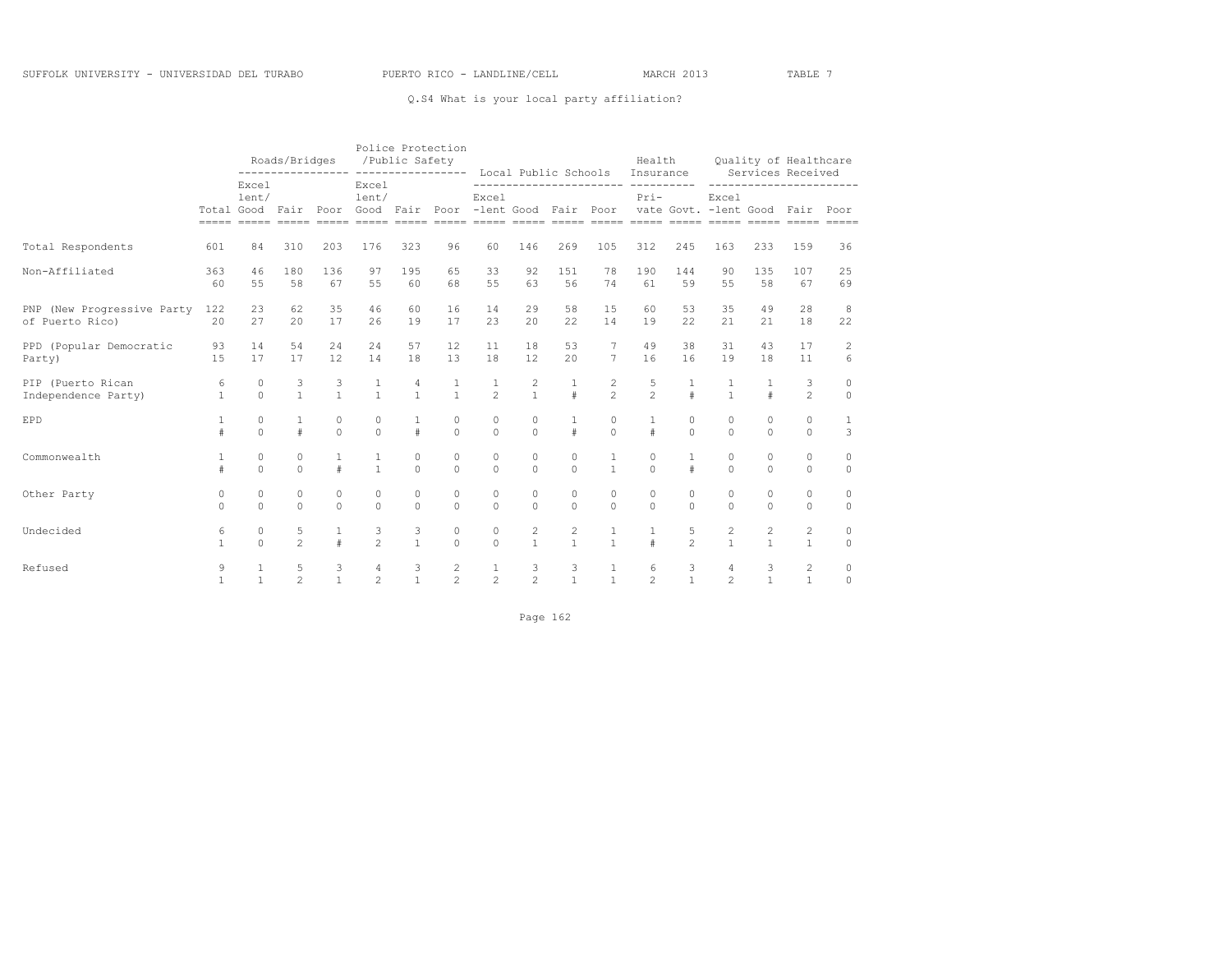SUFFOLK UNIVERSITY - UNIVERSIDAD DEL TURABO PUERTO RICO - LANDLINE/CELL MARCH 2013 TABLE 7

Q.S4 What is your local party affiliation?

| | Total | Roads/Bridges | | | Police Protection /Public Safety | | | Local Public Schools | | | | Health Insurance | | Quality of Healthcare Services Received | | | |
|---|---|---|---|---|---|---|---|---|---|---|---|---|---|---|---|---|---|
| | | Excel lent/ Good | Fair | Poor | Excel lent/ Good | Fair | Poor | Excel -lent | Good | Fair | Poor | Pri- vate | Govt. | Excel -lent | Good | Fair | Poor |
| Total Respondents | 601 | 84 | 310 | 203 | 176 | 323 | 96 | 60 | 146 | 269 | 105 | 312 | 245 | 163 | 233 | 159 | 36 |
| Non-Affiliated | 363 | 46 | 180 | 136 | 97 | 195 | 65 | 33 | 92 | 151 | 78 | 190 | 144 | 90 | 135 | 107 | 25 |
| | 60 | 55 | 58 | 67 | 55 | 60 | 68 | 55 | 63 | 56 | 74 | 61 | 59 | 55 | 58 | 67 | 69 |
| PNP (New Progressive Party of Puerto Rico) | 122 | 23 | 62 | 35 | 46 | 60 | 16 | 14 | 29 | 58 | 15 | 60 | 53 | 35 | 49 | 28 | 8 |
| | 20 | 27 | 20 | 17 | 26 | 19 | 17 | 23 | 20 | 22 | 14 | 19 | 22 | 21 | 21 | 18 | 22 |
| PPD (Popular Democratic Party) | 93 | 14 | 54 | 24 | 24 | 57 | 12 | 11 | 18 | 53 | 7 | 49 | 38 | 31 | 43 | 17 | 2 |
| | 15 | 17 | 17 | 12 | 14 | 18 | 13 | 18 | 12 | 20 | 7 | 16 | 16 | 19 | 18 | 11 | 6 |
| PIP (Puerto Rican Independence Party) | 6 | 0 | 3 | 3 | 1 | 4 | 1 | 1 | 2 | 1 | 2 | 5 | 1 | 1 | 1 | 3 | 0 |
| | 1 | 0 | 1 | 1 | 1 | 1 | 1 | 2 | 1 | # | 2 | 2 | # | 1 | # | 2 | 0 |
| EPD | 1 | 0 | 1 | 0 | 0 | 1 | 0 | 0 | 0 | 1 | 0 | 1 | 0 | 0 | 0 | 0 | 1 |
| | # | 0 | # | 0 | 0 | # | 0 | 0 | 0 | # | 0 | # | 0 | 0 | 0 | 0 | 3 |
| Commonwealth | 1 | 0 | 0 | 1 | 1 | 0 | 0 | 0 | 0 | 0 | 1 | 0 | 1 | 0 | 0 | 0 | 0 |
| | # | 0 | 0 | # | 1 | 0 | 0 | 0 | 0 | 0 | 1 | 0 | # | 0 | 0 | 0 | 0 |
| Other Party | 0 | 0 | 0 | 0 | 0 | 0 | 0 | 0 | 0 | 0 | 0 | 0 | 0 | 0 | 0 | 0 | 0 |
| | 0 | 0 | 0 | 0 | 0 | 0 | 0 | 0 | 0 | 0 | 0 | 0 | 0 | 0 | 0 | 0 | 0 |
| Undecided | 6 | 0 | 5 | 1 | 3 | 3 | 0 | 0 | 2 | 2 | 1 | 1 | 5 | 2 | 2 | 2 | 0 |
| | 1 | 0 | 2 | # | 2 | 1 | 0 | 0 | 1 | 1 | 1 | # | 2 | 1 | 1 | 1 | 0 |
| Refused | 9 | 1 | 5 | 3 | 4 | 3 | 2 | 1 | 3 | 3 | 1 | 6 | 3 | 4 | 3 | 2 | 0 |
| | 1 | 1 | 2 | 1 | 2 | 1 | 2 | 2 | 2 | 1 | 1 | 2 | 1 | 2 | 1 | 1 | 0 |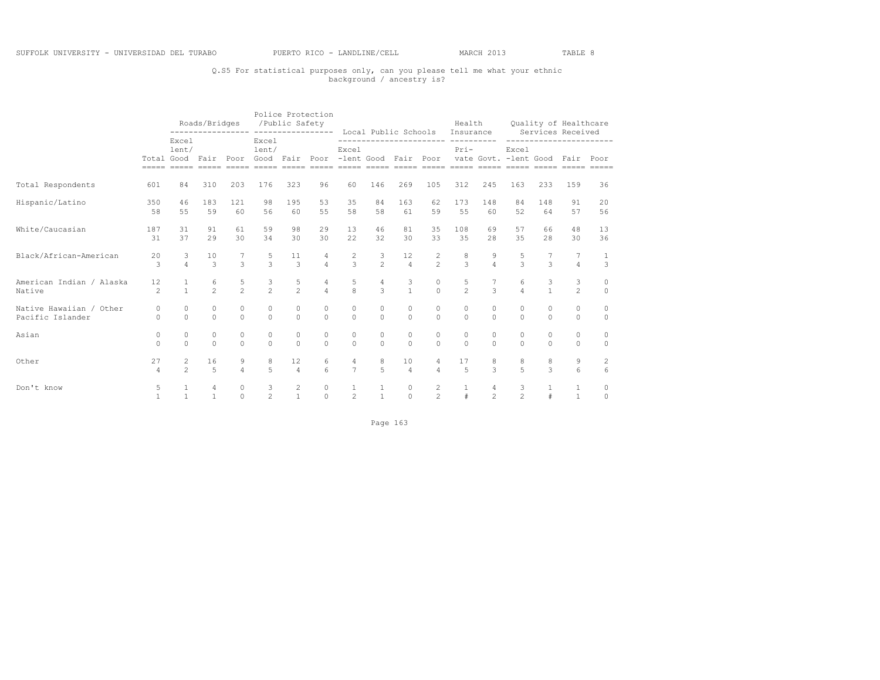SUFFOLK UNIVERSITY - UNIVERSIDAD DEL TURABO PUERTO RICO - LANDLINE/CELL MARCH 2013 TABLE 8

Q.S5 For statistical purposes only, can you please tell me what your ethnic background / ancestry is?

| | | Roads/Bridges | | | Police Protection /Public Safety | | | Local Public Schools | | | | Health Insurance | | Quality of Healthcare Services Received | | | |
|---|---|---|---|---|---|---|---|---|---|---|---|---|---|---|---|---|---|
| | Total | Excel lent/ Good | Fair | Poor | Excel lent/ Good | Fair | Poor | Excel -lent | Good | Fair | Poor | Pri- vate | Govt. | Excel -lent | Good | Fair | Poor |
| Total Respondents | 601 | 84 | 310 | 203 | 176 | 323 | 96 | 60 | 146 | 269 | 105 | 312 | 245 | 163 | 233 | 159 | 36 |
| Hispanic/Latino | 350 | 46 | 183 | 121 | 98 | 195 | 53 | 35 | 84 | 163 | 62 | 173 | 148 | 84 | 148 | 91 | 20 |
| | 58 | 55 | 59 | 60 | 56 | 60 | 55 | 58 | 58 | 61 | 59 | 55 | 60 | 52 | 64 | 57 | 56 |
| White/Caucasian | 187 | 31 | 91 | 61 | 59 | 98 | 29 | 13 | 46 | 81 | 35 | 108 | 69 | 57 | 66 | 48 | 13 |
| | 31 | 37 | 29 | 30 | 34 | 30 | 30 | 22 | 32 | 30 | 33 | 35 | 28 | 35 | 28 | 30 | 36 |
| Black/African-American | 20 | 3 | 10 | 7 | 5 | 11 | 4 | 2 | 3 | 12 | 2 | 8 | 9 | 5 | 7 | 7 | 1 |
| | 3 | 4 | 3 | 3 | 3 | 3 | 4 | 3 | 2 | 4 | 2 | 3 | 4 | 3 | 3 | 4 | 3 |
| American Indian / Alaska Native | 12 | 1 | 6 | 5 | 3 | 5 | 4 | 5 | 4 | 3 | 0 | 5 | 7 | 6 | 3 | 3 | 0 |
| | 2 | 1 | 2 | 2 | 2 | 2 | 4 | 8 | 3 | 1 | 0 | 2 | 3 | 4 | 1 | 2 | 0 |
| Native Hawaiian / Other Pacific Islander | 0 | 0 | 0 | 0 | 0 | 0 | 0 | 0 | 0 | 0 | 0 | 0 | 0 | 0 | 0 | 0 | 0 |
| | 0 | 0 | 0 | 0 | 0 | 0 | 0 | 0 | 0 | 0 | 0 | 0 | 0 | 0 | 0 | 0 | 0 |
| Asian | 0 | 0 | 0 | 0 | 0 | 0 | 0 | 0 | 0 | 0 | 0 | 0 | 0 | 0 | 0 | 0 | 0 |
| | 0 | 0 | 0 | 0 | 0 | 0 | 0 | 0 | 0 | 0 | 0 | 0 | 0 | 0 | 0 | 0 | 0 |
| Other | 27 | 2 | 16 | 9 | 8 | 12 | 6 | 4 | 8 | 10 | 4 | 17 | 8 | 8 | 8 | 9 | 2 |
| | 4 | 2 | 5 | 4 | 5 | 4 | 6 | 7 | 5 | 4 | 4 | 5 | 3 | 5 | 3 | 6 | 6 |
| Don't know | 5 | 1 | 4 | 0 | 3 | 2 | 0 | 1 | 1 | 0 | 2 | 1 | 4 | 3 | 1 | 1 | 0 |
| | 1 | 1 | 1 | 0 | 2 | 1 | 0 | 2 | 1 | 0 | 2 | # | 2 | 2 | # | 1 | 0 |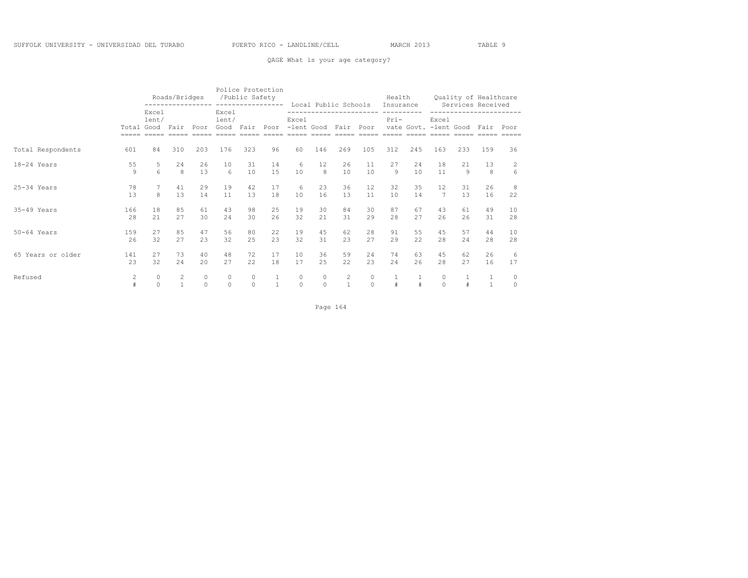QAGE What is your age category?

| | | Roads/Bridges | | | Police Protection /Public Safety | | | Local Public Schools | | | | Health Insurance | | Quality of Healthcare Services Received | | | |
|---|---|---|---|---|---|---|---|---|---|---|---|---|---|---|---|---|---|
| | Total | Excel lent/ Good | Fair | Poor | Excel lent/ Good | Fair | Poor | Excel -lent | Good | Fair | Poor | Pri- vate | Govt. | Excel -lent | Good | Fair | Poor |
| Total Respondents | 601 | 84 | 310 | 203 | 176 | 323 | 96 | 60 | 146 | 269 | 105 | 312 | 245 | 163 | 233 | 159 | 36 |
| 18-24 Years | 55 | 5 | 24 | 26 | 10 | 31 | 14 | 6 | 12 | 26 | 11 | 27 | 24 | 18 | 21 | 13 | 2 |
| | 9 | 6 | 8 | 13 | 6 | 10 | 15 | 10 | 8 | 10 | 10 | 9 | 10 | 11 | 9 | 8 | 6 |
| 25-34 Years | 78 | 7 | 41 | 29 | 19 | 42 | 17 | 6 | 23 | 36 | 12 | 32 | 35 | 12 | 31 | 26 | 8 |
| | 13 | 8 | 13 | 14 | 11 | 13 | 18 | 10 | 16 | 13 | 11 | 10 | 14 | 7 | 13 | 16 | 22 |
| 35-49 Years | 166 | 18 | 85 | 61 | 43 | 98 | 25 | 19 | 30 | 84 | 30 | 87 | 67 | 43 | 61 | 49 | 10 |
| | 28 | 21 | 27 | 30 | 24 | 30 | 26 | 32 | 21 | 31 | 29 | 28 | 27 | 26 | 26 | 31 | 28 |
| 50-64 Years | 159 | 27 | 85 | 47 | 56 | 80 | 22 | 19 | 45 | 62 | 28 | 91 | 55 | 45 | 57 | 44 | 10 |
| | 26 | 32 | 27 | 23 | 32 | 25 | 23 | 32 | 31 | 23 | 27 | 29 | 22 | 28 | 24 | 28 | 28 |
| 65 Years or older | 141 | 27 | 73 | 40 | 48 | 72 | 17 | 10 | 36 | 59 | 24 | 74 | 63 | 45 | 62 | 26 | 6 |
| | 23 | 32 | 24 | 20 | 27 | 22 | 18 | 17 | 25 | 22 | 23 | 24 | 26 | 28 | 27 | 16 | 17 |
| Refused | 2 | 0 | 2 | 0 | 0 | 0 | 1 | 0 | 0 | 2 | 0 | 1 | 1 | 0 | 1 | 1 | 0 |
| | # | 0 | 1 | 0 | 0 | 0 | 1 | 0 | 0 | 1 | 0 | # | # | 0 | # | 1 | 0 |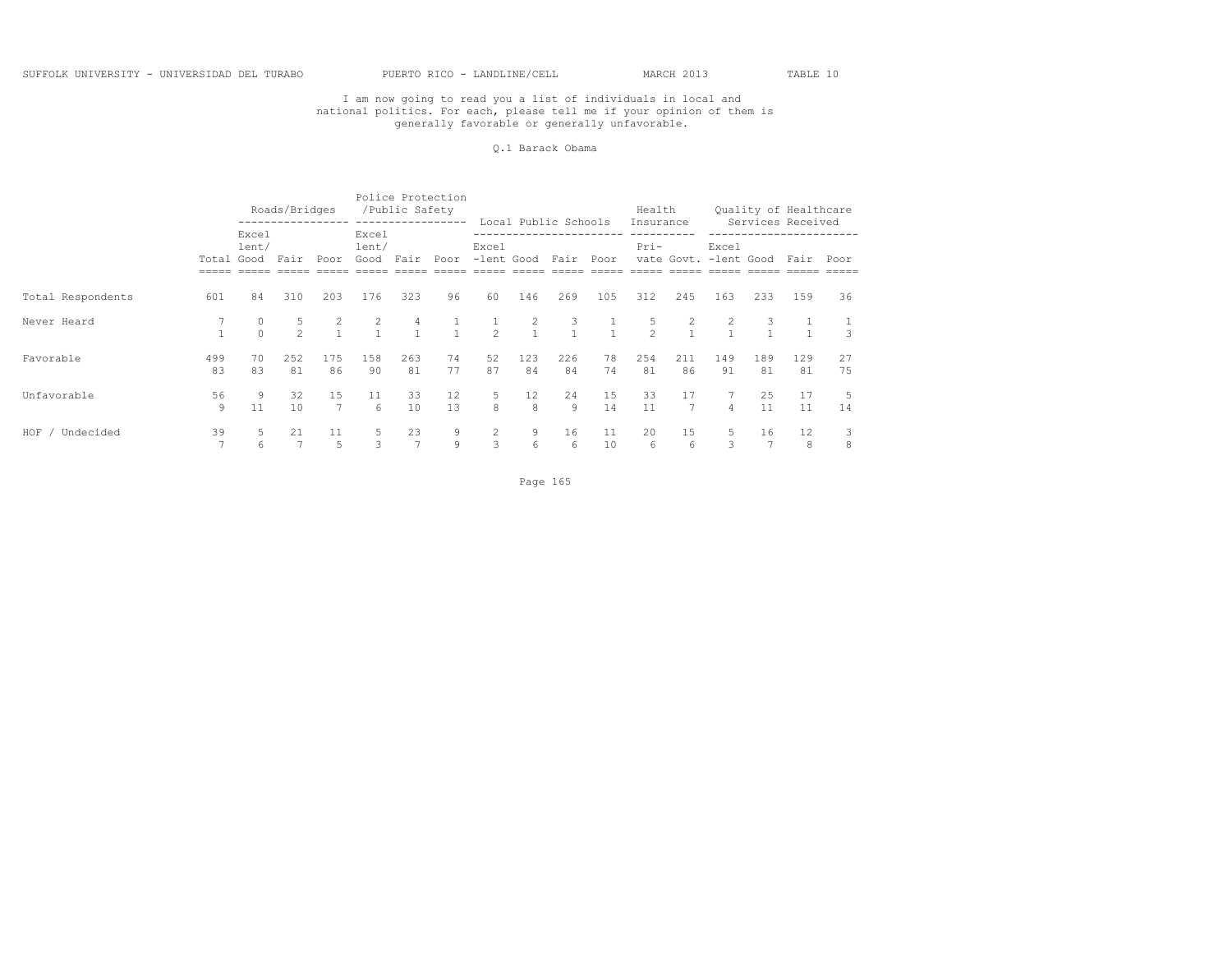I am now going to read you a list of individuals in local and national politics. For each, please tell me if your opinion of them is generally favorable or generally unfavorable.

Q.1 Barack Obama

| | | Roads/Bridges | | | Police Protection /Public Safety | | | Local Public Schools | | | | Health Insurance | | Quality of Healthcare Services Received | | | |
|---|---|---|---|---|---|---|---|---|---|---|---|---|---|---|---|---|---|
| | Total | Excel lent/ Good | Fair | Poor | Excel lent/ Good | Fair | Poor | Excel -lent | Good | Fair | Poor | Pri- vate | Govt. | Excel -lent | Good | Fair | Poor |
| Total Respondents | 601 | 84 | 310 | 203 | 176 | 323 | 96 | 60 | 146 | 269 | 105 | 312 | 245 | 163 | 233 | 159 | 36 |
| Never Heard | 7 | 0 | 5 | 2 | 2 | 4 | 1 | 1 | 2 | 3 | 1 | 5 | 2 | 2 | 3 | 1 | 1 |
| | 1 | 0 | 2 | 1 | 1 | 1 | 1 | 2 | 1 | 1 | 1 | 2 | 1 | 1 | 1 | 1 | 3 |
| Favorable | 499 | 70 | 252 | 175 | 158 | 263 | 74 | 52 | 123 | 226 | 78 | 254 | 211 | 149 | 189 | 129 | 27 |
| | 83 | 83 | 81 | 86 | 90 | 81 | 77 | 87 | 84 | 84 | 74 | 81 | 86 | 91 | 81 | 81 | 75 |
| Unfavorable | 56 | 9 | 32 | 15 | 11 | 33 | 12 | 5 | 12 | 24 | 15 | 33 | 17 | 7 | 25 | 17 | 5 |
| | 9 | 11 | 10 | 7 | 6 | 10 | 13 | 8 | 8 | 9 | 14 | 11 | 7 | 4 | 11 | 11 | 14 |
| HOF / Undecided | 39 | 5 | 21 | 11 | 5 | 23 | 9 | 2 | 9 | 16 | 11 | 20 | 15 | 5 | 16 | 12 | 3 |
| | 7 | 6 | 7 | 5 | 3 | 7 | 9 | 3 | 6 | 6 | 10 | 6 | 6 | 3 | 7 | 8 | 8 |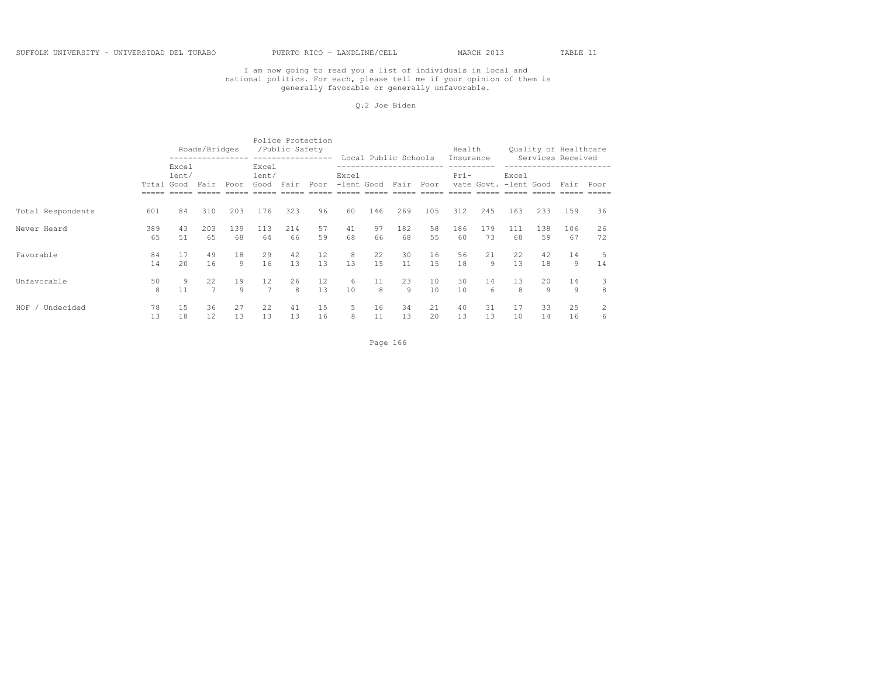SUFFOLK UNIVERSITY - UNIVERSIDAD DEL TURABO PUERTO RICO - LANDLINE/CELL MARCH 2013 TABLE 11

I am now going to read you a list of individuals in local and national politics. For each, please tell me if your opinion of them is generally favorable or generally unfavorable.

Q.2 Joe Biden

| | | Roads/Bridges | | | Police Protection /Public Safety | | | Local Public Schools | | | | Health Insurance | | Quality of Healthcare Services Received | | | |
|---|---|---|---|---|---|---|---|---|---|---|---|---|---|---|---|---|---|
| | Total | Excel lent/ Good | Fair | Poor | Excel lent/ Good | Fair | Poor | Excel -lent | Good | Fair | Poor | Pri- vate | Govt. | Excel -lent | Good | Fair | Poor |
| Total Respondents | 601 | 84 | 310 | 203 | 176 | 323 | 96 | 60 | 146 | 269 | 105 | 312 | 245 | 163 | 233 | 159 | 36 |
| Never Heard | 389 | 43 | 203 | 139 | 113 | 214 | 57 | 41 | 97 | 182 | 58 | 186 | 179 | 111 | 138 | 106 | 26 |
| | 65 | 51 | 65 | 68 | 64 | 66 | 59 | 68 | 66 | 68 | 55 | 60 | 73 | 68 | 59 | 67 | 72 |
| Favorable | 84 | 17 | 49 | 18 | 29 | 42 | 12 | 8 | 22 | 30 | 16 | 56 | 21 | 22 | 42 | 14 | 5 |
| | 14 | 20 | 16 | 9 | 16 | 13 | 13 | 13 | 15 | 11 | 15 | 18 | 9 | 13 | 18 | 9 | 14 |
| Unfavorable | 50 | 9 | 22 | 19 | 12 | 26 | 12 | 6 | 11 | 23 | 10 | 30 | 14 | 13 | 20 | 14 | 3 |
| | 8 | 11 | 7 | 9 | 7 | 8 | 13 | 10 | 8 | 9 | 10 | 10 | 6 | 8 | 9 | 9 | 8 |
| HOF / Undecided | 78 | 15 | 36 | 27 | 22 | 41 | 15 | 5 | 16 | 34 | 21 | 40 | 31 | 17 | 33 | 25 | 2 |
| | 13 | 18 | 12 | 13 | 13 | 13 | 16 | 8 | 11 | 13 | 20 | 13 | 13 | 10 | 14 | 16 | 6 |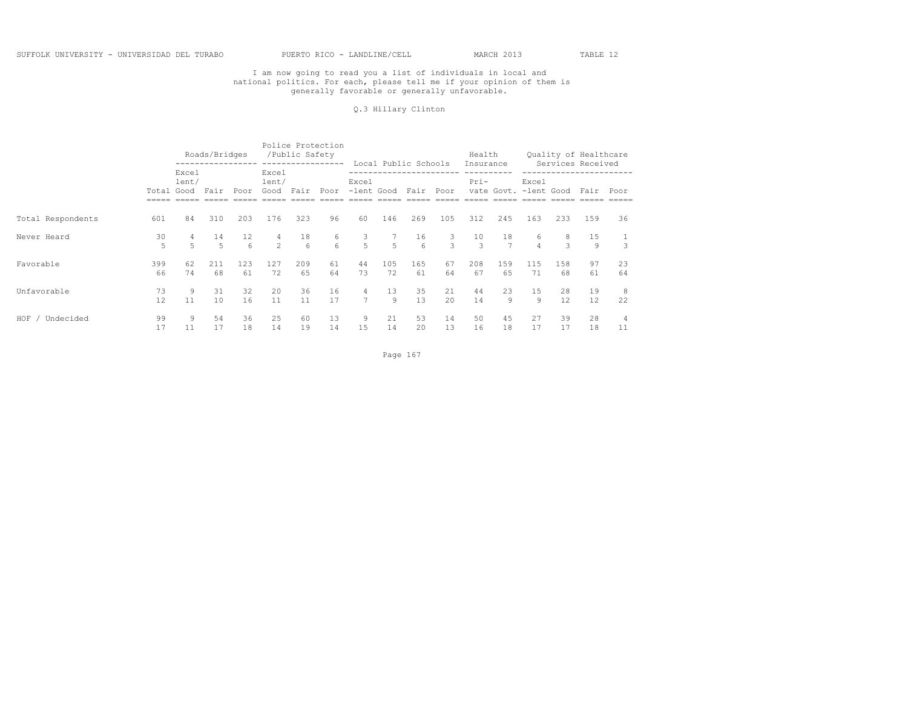SUFFOLK UNIVERSITY - UNIVERSIDAD DEL TURABO PUERTO RICO - LANDLINE/CELL MARCH 2013 TABLE 12

I am now going to read you a list of individuals in local and national politics. For each, please tell me if your opinion of them is generally favorable or generally unfavorable.

Q.3 Hillary Clinton

| | | Roads/Bridges | | | Police Protection /Public Safety | | | Local Public Schools | | | | Health Insurance | | Quality of Healthcare Services Received | | | |
|---|---|---|---|---|---|---|---|---|---|---|---|---|---|---|---|---|---|
| | Total | Excel lent/ Good | Fair | Poor | Excel lent/ Good | Fair | Poor | Excel -lent | Good | Fair | Poor | Pri- vate | Govt. | Excel -lent | Good | Fair | Poor |
| Total Respondents | 601 | 84 | 310 | 203 | 176 | 323 | 96 | 60 | 146 | 269 | 105 | 312 | 245 | 163 | 233 | 159 | 36 |
| Never Heard | 30 | 4 | 14 | 12 | 4 | 18 | 6 | 3 | 7 | 16 | 3 | 10 | 18 | 6 | 8 | 15 | 1 |
| | 5 | 5 | 5 | 6 | 2 | 6 | 6 | 5 | 5 | 6 | 3 | 3 | 7 | 4 | 3 | 9 | 3 |
| Favorable | 399 | 62 | 211 | 123 | 127 | 209 | 61 | 44 | 105 | 165 | 67 | 208 | 159 | 115 | 158 | 97 | 23 |
| | 66 | 74 | 68 | 61 | 72 | 65 | 64 | 73 | 72 | 61 | 64 | 67 | 65 | 71 | 68 | 61 | 64 |
| Unfavorable | 73 | 9 | 31 | 32 | 20 | 36 | 16 | 4 | 13 | 35 | 21 | 44 | 23 | 15 | 28 | 19 | 8 |
| | 12 | 11 | 10 | 16 | 11 | 11 | 17 | 7 | 9 | 13 | 20 | 14 | 9 | 9 | 12 | 12 | 22 |
| HOF / Undecided | 99 | 9 | 54 | 36 | 25 | 60 | 13 | 9 | 21 | 53 | 14 | 50 | 45 | 27 | 39 | 28 | 4 |
| | 17 | 11 | 17 | 18 | 14 | 19 | 14 | 15 | 14 | 20 | 13 | 16 | 18 | 17 | 17 | 18 | 11 |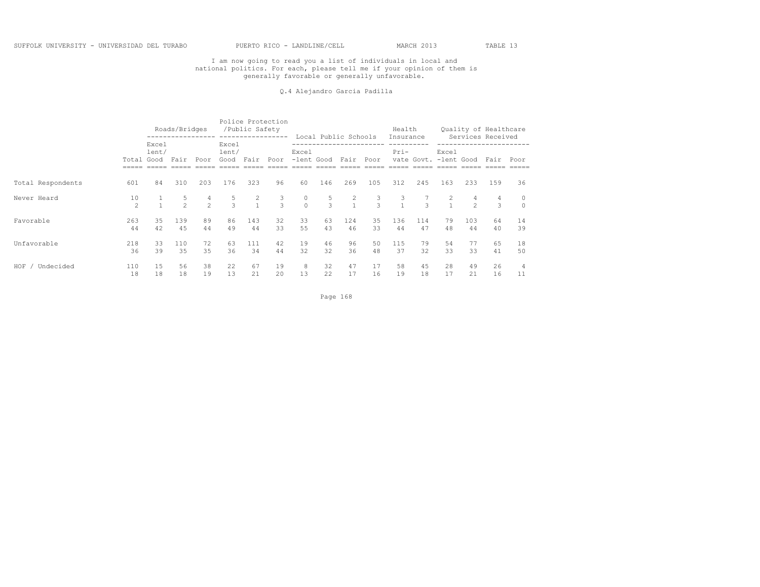SUFFOLK UNIVERSITY - UNIVERSIDAD DEL TURABO PUERTO RICO - LANDLINE/CELL MARCH 2013 TABLE 13

I am now going to read you a list of individuals in local and national politics. For each, please tell me if your opinion of them is generally favorable or generally unfavorable.

Q.4 Alejandro Garcia Padilla

| | | Roads/Bridges | | | Police Protection /Public Safety | | | Local Public Schools | | | | Health Insurance | | Quality of Healthcare Services Received | | | |
|---|---|---|---|---|---|---|---|---|---|---|---|---|---|---|---|---|---|
| | Total | Excel lent/ Good | Fair | Poor | Excel lent/ Good | Fair | Poor | Excel -lent | Good | Fair | Poor | Pri- vate | Govt. | Excel -lent | Good | Fair | Poor |
| Total Respondents | 601 | 84 | 310 | 203 | 176 | 323 | 96 | 60 | 146 | 269 | 105 | 312 | 245 | 163 | 233 | 159 | 36 |
| Never Heard | 10 | 1 | 5 | 4 | 5 | 2 | 3 | 0 | 5 | 2 | 3 | 3 | 7 | 2 | 4 | 4 | 0 |
| | 2 | 1 | 2 | 2 | 3 | 1 | 3 | 0 | 3 | 1 | 3 | 1 | 3 | 1 | 2 | 3 | 0 |
| Favorable | 263 | 35 | 139 | 89 | 86 | 143 | 32 | 33 | 63 | 124 | 35 | 136 | 114 | 79 | 103 | 64 | 14 |
| | 44 | 42 | 45 | 44 | 49 | 44 | 33 | 55 | 43 | 46 | 33 | 44 | 47 | 48 | 44 | 40 | 39 |
| Unfavorable | 218 | 33 | 110 | 72 | 63 | 111 | 42 | 19 | 46 | 96 | 50 | 115 | 79 | 54 | 77 | 65 | 18 |
| | 36 | 39 | 35 | 35 | 36 | 34 | 44 | 32 | 32 | 36 | 48 | 37 | 32 | 33 | 33 | 41 | 50 |
| HOF / Undecided | 110 | 15 | 56 | 38 | 22 | 67 | 19 | 8 | 32 | 47 | 17 | 58 | 45 | 28 | 49 | 26 | 4 |
| | 18 | 18 | 18 | 19 | 13 | 21 | 20 | 13 | 22 | 17 | 16 | 19 | 18 | 17 | 21 | 16 | 11 |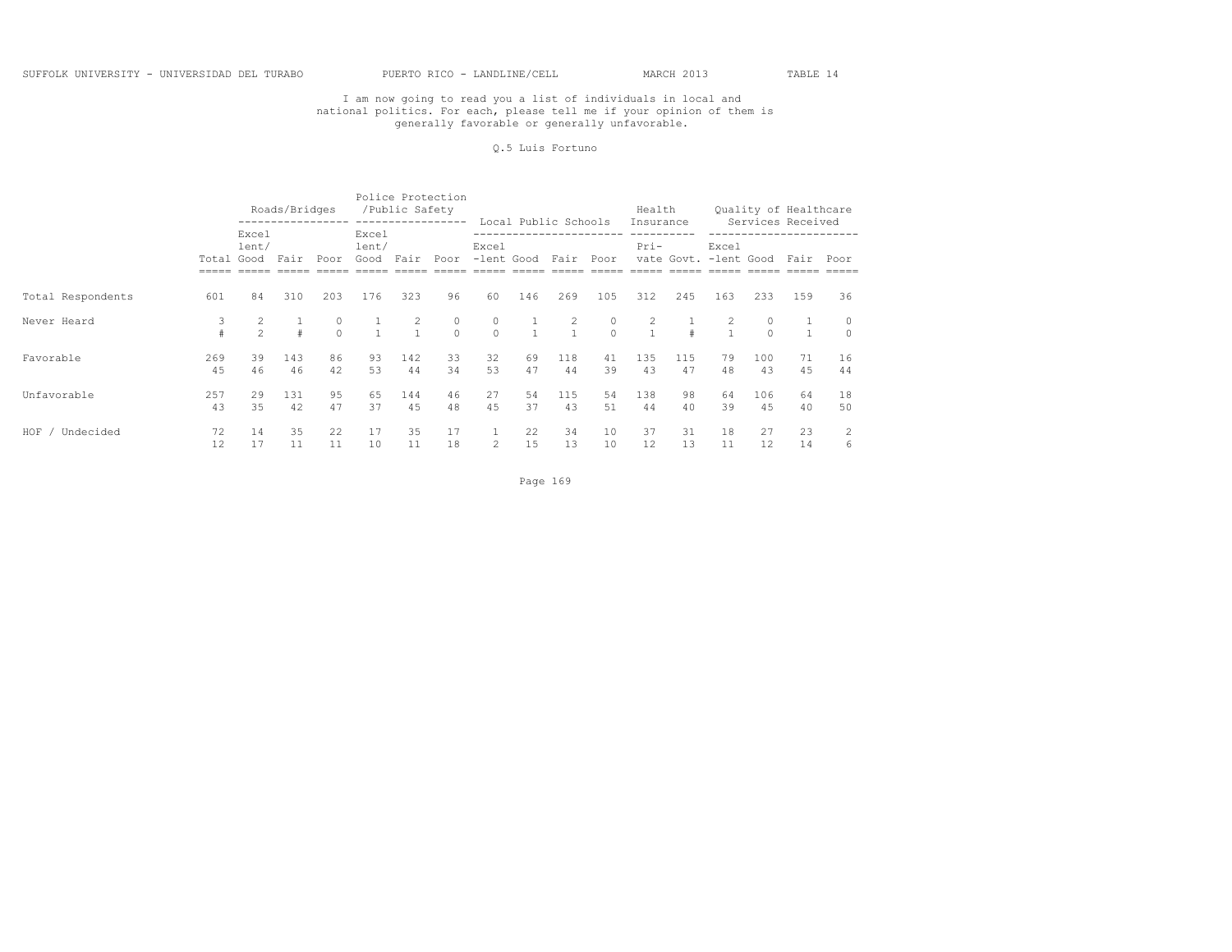SUFFOLK UNIVERSITY - UNIVERSIDAD DEL TURABO PUERTO RICO - LANDLINE/CELL MARCH 2013 TABLE 14

I am now going to read you a list of individuals in local and national politics. For each, please tell me if your opinion of them is generally favorable or generally unfavorable.

Q.5 Luis Fortuno

| | | Roads/Bridges | | | Police Protection /Public Safety | | | Local Public Schools | | | | Health Insurance | | Quality of Healthcare Services Received | | | |
|---|---|---|---|---|---|---|---|---|---|---|---|---|---|---|---|---|---|
| | Total | Excel lent/ Good | Fair | Poor | Excel lent/ Good | Fair | Poor | Excel -lent | Good | Fair | Poor | Pri- vate | Govt. | Excel -lent | Good | Fair | Poor |
| Total Respondents | 601 | 84 | 310 | 203 | 176 | 323 | 96 | 60 | 146 | 269 | 105 | 312 | 245 | 163 | 233 | 159 | 36 |
| Never Heard | 3 | 2 | 1 | 0 | 1 | 2 | 0 | 0 | 1 | 2 | 0 | 2 | 1 | 2 | 0 | 1 | 0 |
| | # | 2 | # | 0 | 1 | 1 | 0 | 0 | 1 | 1 | 0 | 1 | # | 1 | 0 | 1 | 0 |
| Favorable | 269 | 39 | 143 | 86 | 93 | 142 | 33 | 32 | 69 | 118 | 41 | 135 | 115 | 79 | 100 | 71 | 16 |
| | 45 | 46 | 46 | 42 | 53 | 44 | 34 | 53 | 47 | 44 | 39 | 43 | 47 | 48 | 43 | 45 | 44 |
| Unfavorable | 257 | 29 | 131 | 95 | 65 | 144 | 46 | 27 | 54 | 115 | 54 | 138 | 98 | 64 | 106 | 64 | 18 |
| | 43 | 35 | 42 | 47 | 37 | 45 | 48 | 45 | 37 | 43 | 51 | 44 | 40 | 39 | 45 | 40 | 50 |
| HOF / Undecided | 72 | 14 | 35 | 22 | 17 | 35 | 17 | 1 | 22 | 34 | 10 | 37 | 31 | 18 | 27 | 23 | 2 |
| | 12 | 17 | 11 | 11 | 10 | 11 | 18 | 2 | 15 | 13 | 10 | 12 | 13 | 11 | 12 | 14 | 6 |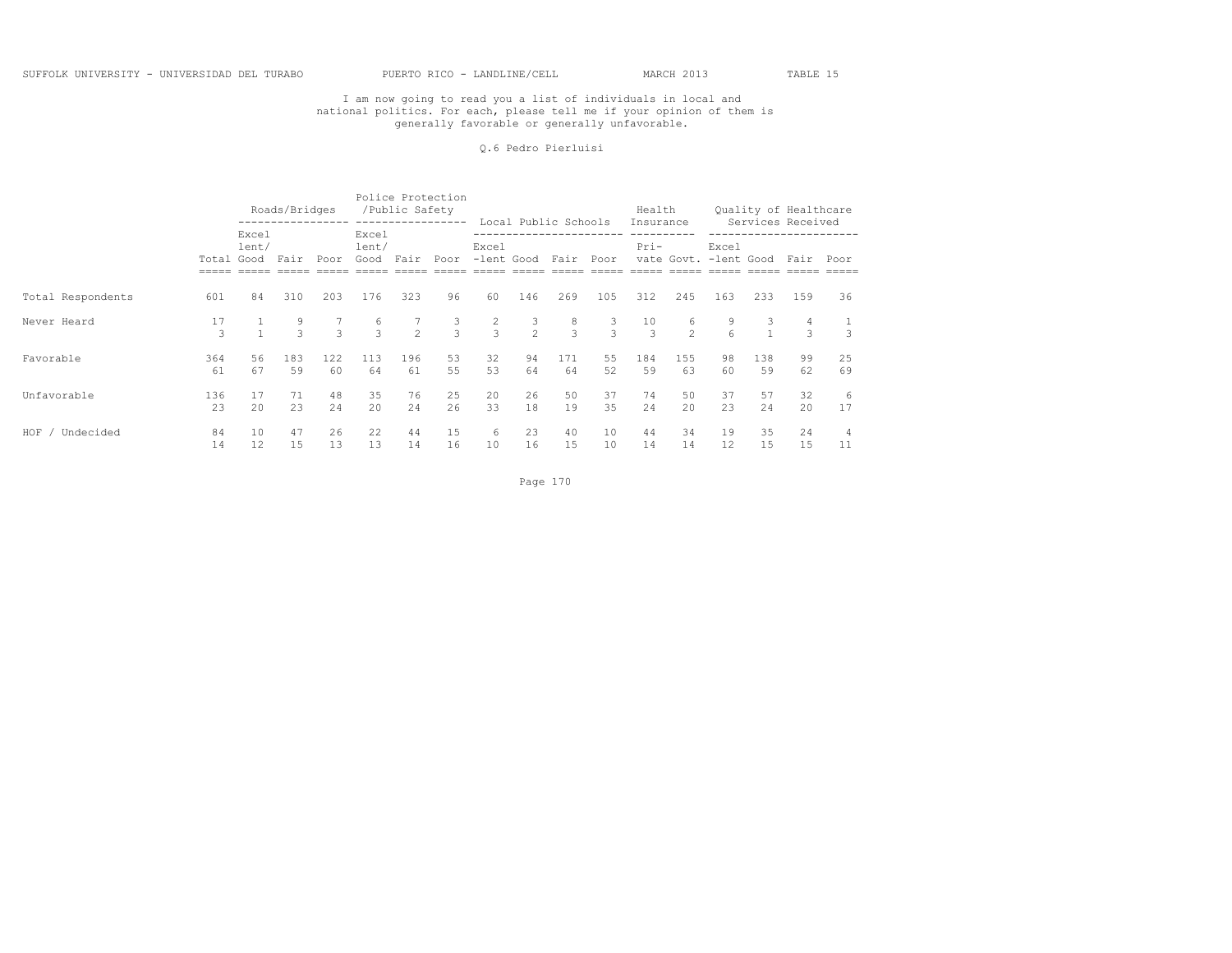I am now going to read you a list of individuals in local and national politics. For each, please tell me if your opinion of them is generally favorable or generally unfavorable.

Q.6 Pedro Pierluisi

| | | Roads/Bridges | | | Police Protection /Public Safety | | | Local Public Schools | | | | Health Insurance | | Quality of Healthcare Services Received | | | |
|---|---|---|---|---|---|---|---|---|---|---|---|---|---|---|---|---|---|
| | Total | Excel lent/ Good | Fair | Poor | Excel lent/ Good | Fair | Poor | Excel -lent | Good | Fair | Poor | Pri- vate | Govt. | Excel -lent | Good | Fair | Poor |
| Total Respondents | 601 | 84 | 310 | 203 | 176 | 323 | 96 | 60 | 146 | 269 | 105 | 312 | 245 | 163 | 233 | 159 | 36 |
| Never Heard | 17 | 1 | 9 | 7 | 6 | 7 | 3 | 2 | 3 | 8 | 3 | 10 | 6 | 9 | 3 | 4 | 1 |
| | 3 | 1 | 3 | 3 | 3 | 2 | 3 | 3 | 2 | 3 | 3 | 3 | 2 | 6 | 1 | 3 | 3 |
| Favorable | 364 | 56 | 183 | 122 | 113 | 196 | 53 | 32 | 94 | 171 | 55 | 184 | 155 | 98 | 138 | 99 | 25 |
| | 61 | 67 | 59 | 60 | 64 | 61 | 55 | 53 | 64 | 64 | 52 | 59 | 63 | 60 | 59 | 62 | 69 |
| Unfavorable | 136 | 17 | 71 | 48 | 35 | 76 | 25 | 20 | 26 | 50 | 37 | 74 | 50 | 37 | 57 | 32 | 6 |
| | 23 | 20 | 23 | 24 | 20 | 24 | 26 | 33 | 18 | 19 | 35 | 24 | 20 | 23 | 24 | 20 | 17 |
| HOF / Undecided | 84 | 10 | 47 | 26 | 22 | 44 | 15 | 6 | 23 | 40 | 10 | 44 | 34 | 19 | 35 | 24 | 4 |
| | 14 | 12 | 15 | 13 | 13 | 14 | 16 | 10 | 16 | 15 | 10 | 14 | 14 | 12 | 15 | 15 | 11 |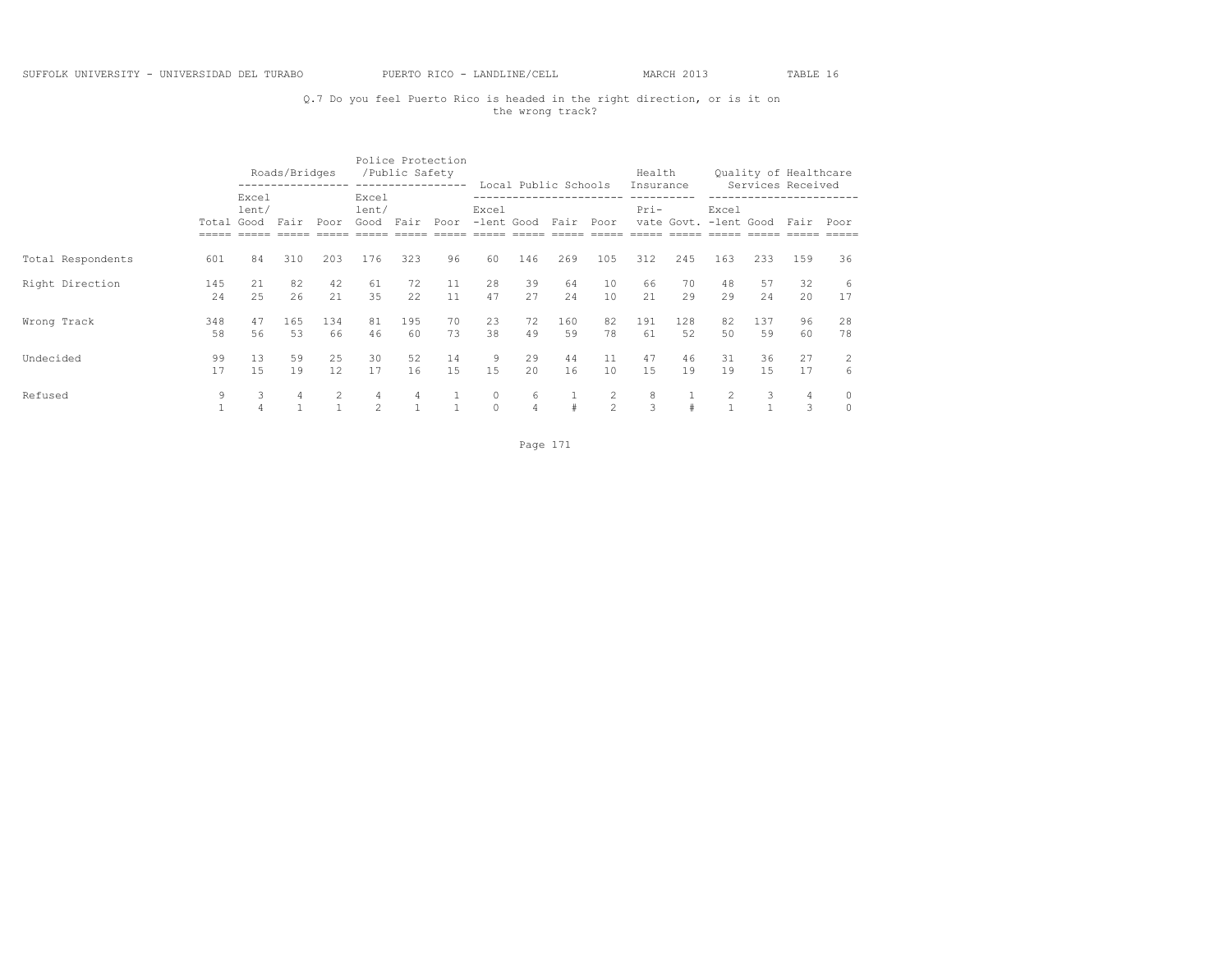Q.7 Do you feel Puerto Rico is headed in the right direction, or is it on the wrong track?

| | Total | Roads/Bridges | | | Police Protection /Public Safety | | | Local Public Schools | | | | Health Insurance | | Quality of Healthcare Services Received | | | |
|---|---|---|---|---|---|---|---|---|---|---|---|---|---|---|---|---|---|
| | | Excellent/Good | Fair | Poor | Excellent/Good | Fair | Poor | Excel-lent | Good | Fair | Poor | Private | Govt. | Excel-lent | Good | Fair | Poor |
| Total Respondents | 601 | 84 | 310 | 203 | 176 | 323 | 96 | 60 | 146 | 269 | 105 | 312 | 245 | 163 | 233 | 159 | 36 |
| Right Direction | 145 | 21 | 82 | 42 | 61 | 72 | 11 | 28 | 39 | 64 | 10 | 66 | 70 | 48 | 57 | 32 | 6 |
| | 24 | 25 | 26 | 21 | 35 | 22 | 11 | 47 | 27 | 24 | 10 | 21 | 29 | 29 | 24 | 20 | 17 |
| Wrong Track | 348 | 47 | 165 | 134 | 81 | 195 | 70 | 23 | 72 | 160 | 82 | 191 | 128 | 82 | 137 | 96 | 28 |
| | 58 | 56 | 53 | 66 | 46 | 60 | 73 | 38 | 49 | 59 | 78 | 61 | 52 | 50 | 59 | 60 | 78 |
| Undecided | 99 | 13 | 59 | 25 | 30 | 52 | 14 | 9 | 29 | 44 | 11 | 47 | 46 | 31 | 36 | 27 | 2 |
| | 17 | 15 | 19 | 12 | 17 | 16 | 15 | 15 | 20 | 16 | 10 | 15 | 19 | 19 | 15 | 17 | 6 |
| Refused | 9 | 3 | 4 | 2 | 4 | 4 | 1 | 0 | 6 | 1 | 2 | 8 | 1 | 2 | 3 | 4 | 0 |
| | 1 | 4 | 1 | 1 | 2 | 1 | 1 | 0 | 4 | # | 2 | 3 | # | 1 | 1 | 3 | 0 |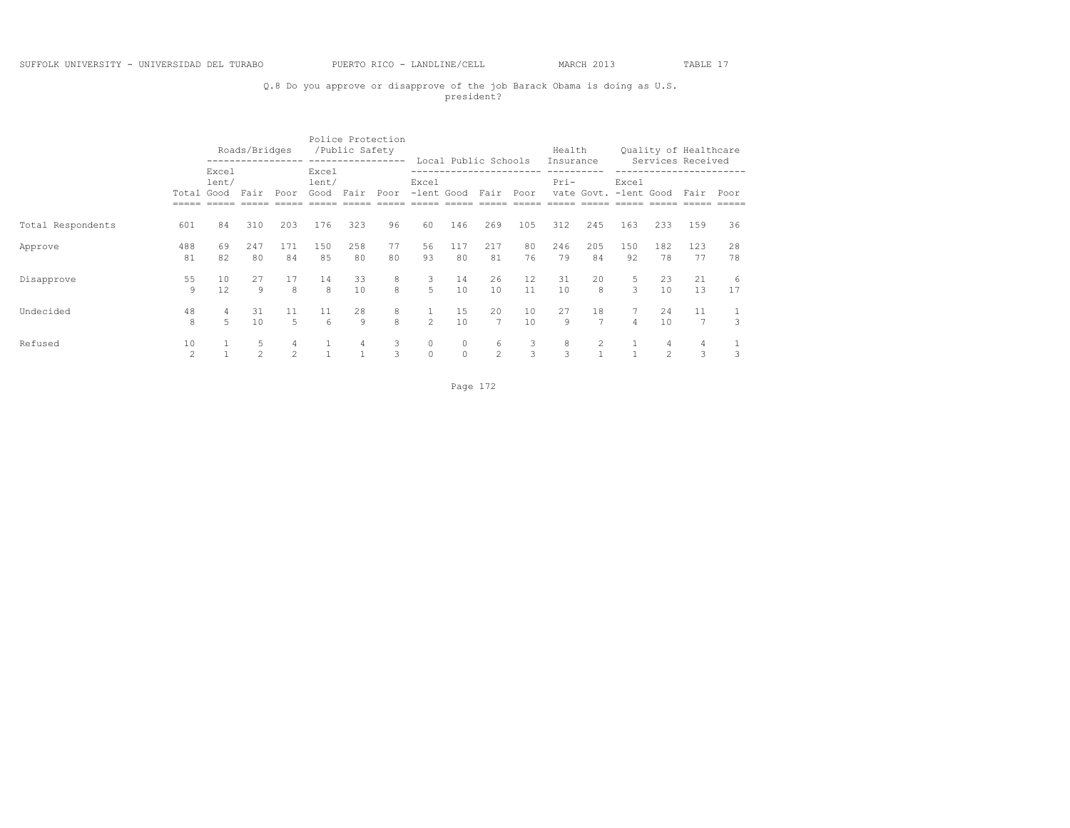SUFFOLK UNIVERSITY - UNIVERSIDAD DEL TURABO PUERTO RICO - LANDLINE/CELL MARCH 2013 TABLE 17

Q.8 Do you approve or disapprove of the job Barack Obama is doing as U.S. president?

| | | Roads/Bridges | | | Police Protection /Public Safety | | | Local Public Schools | | | | Health Insurance | | Quality of Healthcare Services Received | | | |
|---|---|---|---|---|---|---|---|---|---|---|---|---|---|---|---|---|---|
| | Total | Excellent/Good | Fair | Poor | Excellent/Good | Fair | Poor | Excel-lent | Good | Fair | Poor | Pri-vate | Govt. | Excel-lent | Good | Fair | Poor |
| Total Respondents | 601 | 84 | 310 | 203 | 176 | 323 | 96 | 60 | 146 | 269 | 105 | 312 | 245 | 163 | 233 | 159 | 36 |
| Approve | 488 | 69 | 247 | 171 | 150 | 258 | 77 | 56 | 117 | 217 | 80 | 246 | 205 | 150 | 182 | 123 | 28 |
| | 81 | 82 | 80 | 84 | 85 | 80 | 80 | 93 | 80 | 81 | 76 | 79 | 84 | 92 | 78 | 77 | 78 |
| Disapprove | 55 | 10 | 27 | 17 | 14 | 33 | 8 | 3 | 14 | 26 | 12 | 31 | 20 | 5 | 23 | 21 | 6 |
| | 9 | 12 | 9 | 8 | 8 | 10 | 8 | 5 | 10 | 10 | 11 | 10 | 8 | 3 | 10 | 13 | 17 |
| Undecided | 48 | 4 | 31 | 11 | 11 | 28 | 8 | 1 | 15 | 20 | 10 | 27 | 18 | 7 | 24 | 11 | 1 |
| | 8 | 5 | 10 | 5 | 6 | 9 | 8 | 2 | 10 | 7 | 10 | 9 | 7 | 4 | 10 | 7 | 3 |
| Refused | 10 | 1 | 5 | 4 | 1 | 4 | 3 | 0 | 0 | 6 | 3 | 8 | 2 | 1 | 4 | 4 | 1 |
| | 2 | 1 | 2 | 2 | 1 | 1 | 3 | 0 | 0 | 2 | 3 | 3 | 1 | 1 | 2 | 3 | 3 |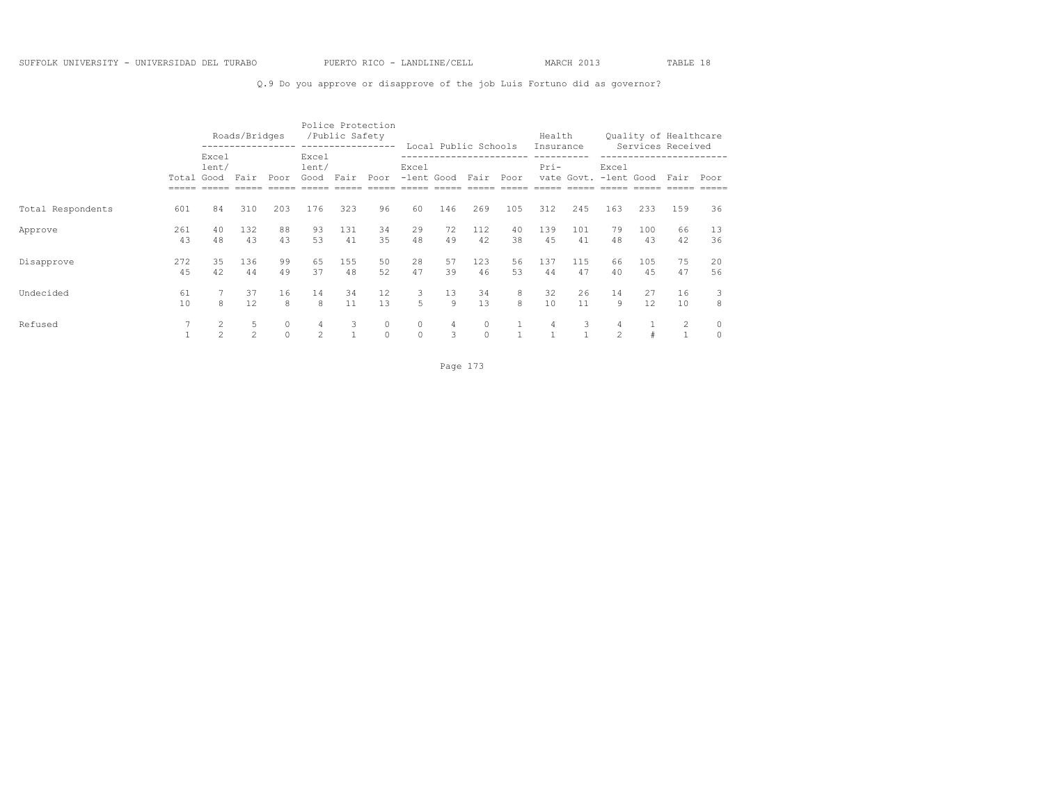SUFFOLK UNIVERSITY - UNIVERSIDAD DEL TURABO PUERTO RICO - LANDLINE/CELL MARCH 2013 TABLE 18

Q.9 Do you approve or disapprove of the job Luis Fortuno did as governor?

| | | Roads/Bridges | | | Police Protection /Public Safety | | | Local Public Schools | | | | Health Insurance | | Quality of Healthcare Services Received | | | |
|---|---|---|---|---|---|---|---|---|---|---|---|---|---|---|---|---|---|
| | Total | Excel lent/ Good | Fair | Poor | Excel lent/ Good | Fair | Poor | Excel -lent | Good | Fair | Poor | Pri- vate | Govt. | Excel -lent | Good | Fair | Poor |
| Total Respondents | 601 | 84 | 310 | 203 | 176 | 323 | 96 | 60 | 146 | 269 | 105 | 312 | 245 | 163 | 233 | 159 | 36 |
| Approve | 261 | 40 | 132 | 88 | 93 | 131 | 34 | 29 | 72 | 112 | 40 | 139 | 101 | 79 | 100 | 66 | 13 |
| | 43 | 48 | 43 | 43 | 53 | 41 | 35 | 48 | 49 | 42 | 38 | 45 | 41 | 48 | 43 | 42 | 36 |
| Disapprove | 272 | 35 | 136 | 99 | 65 | 155 | 50 | 28 | 57 | 123 | 56 | 137 | 115 | 66 | 105 | 75 | 20 |
| | 45 | 42 | 44 | 49 | 37 | 48 | 52 | 47 | 39 | 46 | 53 | 44 | 47 | 40 | 45 | 47 | 56 |
| Undecided | 61 | 7 | 37 | 16 | 14 | 34 | 12 | 3 | 13 | 34 | 8 | 32 | 26 | 14 | 27 | 16 | 3 |
| | 10 | 8 | 12 | 8 | 8 | 11 | 13 | 5 | 9 | 13 | 8 | 10 | 11 | 9 | 12 | 10 | 8 |
| Refused | 7 | 2 | 5 | 0 | 4 | 3 | 0 | 0 | 4 | 0 | 1 | 4 | 3 | 4 | 1 | 2 | 0 |
| | 1 | 2 | 2 | 0 | 2 | 1 | 0 | 0 | 3 | 0 | 1 | 1 | 1 | 2 | # | 1 | 0 |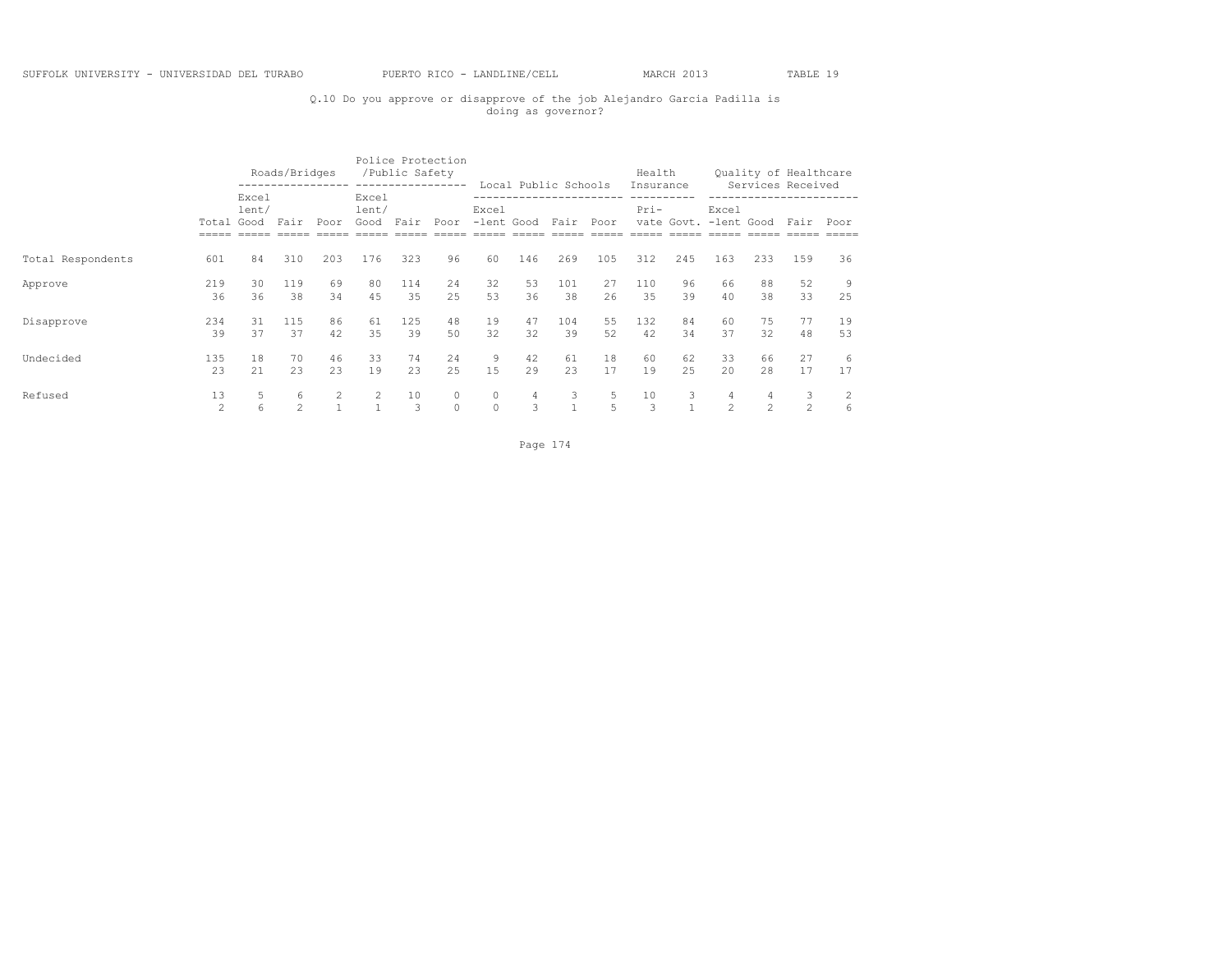SUFFOLK UNIVERSITY - UNIVERSIDAD DEL TURABO PUERTO RICO - LANDLINE/CELL MARCH 2013 TABLE 19

Q.10 Do you approve or disapprove of the job Alejandro Garcia Padilla is doing as governor?

| | | Roads/Bridges | | | Police Protection /Public Safety | | | Local Public Schools | | | | Health Insurance | | Quality of Healthcare Services Received | | | |
|---|---|---|---|---|---|---|---|---|---|---|---|---|---|---|---|---|---|
| | Total | Excel lent/ Good | Fair | Poor | Excel lent/ Good | Fair | Poor | Excel -lent | Good | Fair | Poor | Pri- vate | Govt. | Excel -lent | Good | Fair | Poor |
| Total Respondents | 601 | 84 | 310 | 203 | 176 | 323 | 96 | 60 | 146 | 269 | 105 | 312 | 245 | 163 | 233 | 159 | 36 |
| Approve | 219 | 30 | 119 | 69 | 80 | 114 | 24 | 32 | 53 | 101 | 27 | 110 | 96 | 66 | 88 | 52 | 9 |
| | 36 | 36 | 38 | 34 | 45 | 35 | 25 | 53 | 36 | 38 | 26 | 35 | 39 | 40 | 38 | 33 | 25 |
| Disapprove | 234 | 31 | 115 | 86 | 61 | 125 | 48 | 19 | 47 | 104 | 55 | 132 | 84 | 60 | 75 | 77 | 19 |
| | 39 | 37 | 37 | 42 | 35 | 39 | 50 | 32 | 32 | 39 | 52 | 42 | 34 | 37 | 32 | 48 | 53 |
| Undecided | 135 | 18 | 70 | 46 | 33 | 74 | 24 | 9 | 42 | 61 | 18 | 60 | 62 | 33 | 66 | 27 | 6 |
| | 23 | 21 | 23 | 23 | 19 | 23 | 25 | 15 | 29 | 23 | 17 | 19 | 25 | 20 | 28 | 17 | 17 |
| Refused | 13 | 5 | 6 | 2 | 2 | 10 | 0 | 0 | 4 | 3 | 5 | 10 | 3 | 4 | 4 | 3 | 2 |
| | 2 | 6 | 2 | 1 | 1 | 3 | 0 | 0 | 3 | 1 | 5 | 3 | 1 | 2 | 2 | 2 | 6 |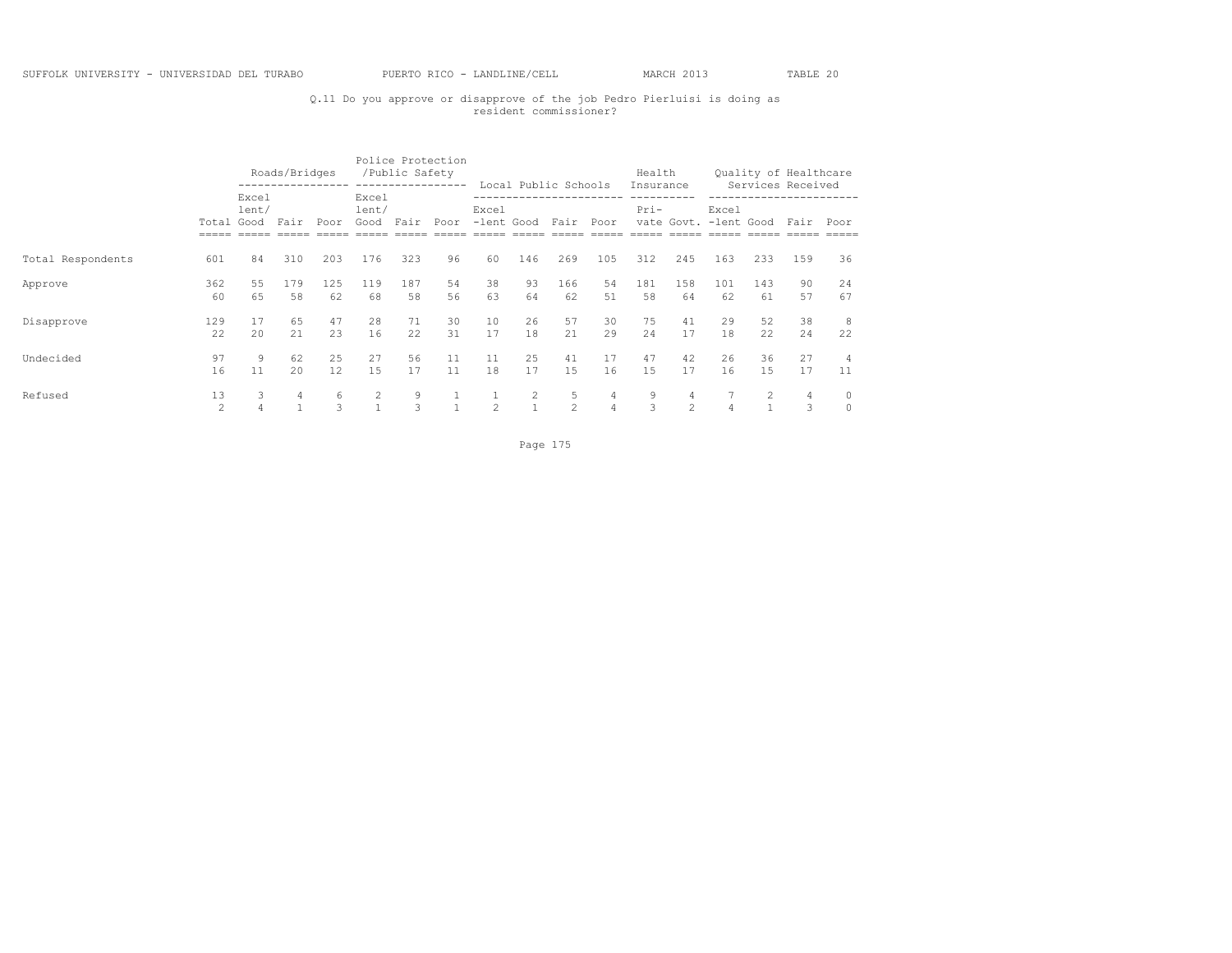SUFFOLK UNIVERSITY - UNIVERSIDAD DEL TURABO PUERTO RICO - LANDLINE/CELL MARCH 2013 TABLE 20

Q.11 Do you approve or disapprove of the job Pedro Pierluisi is doing as resident commissioner?

| | | Roads/Bridges | | | Police Protection /Public Safety | | | Local Public Schools | | | | Health Insurance | | Quality of Healthcare Services Received | | | |
|---|---|---|---|---|---|---|---|---|---|---|---|---|---|---|---|---|---|
| | Total | Excel lent/ Good | Fair | Poor | Excel lent/ Good | Fair | Poor | Excel -lent | Good | Fair | Poor | Pri- vate | Govt. | Excel -lent | Good | Fair | Poor |
| Total Respondents | 601 | 84 | 310 | 203 | 176 | 323 | 96 | 60 | 146 | 269 | 105 | 312 | 245 | 163 | 233 | 159 | 36 |
| Approve | 362 | 55 | 179 | 125 | 119 | 187 | 54 | 38 | 93 | 166 | 54 | 181 | 158 | 101 | 143 | 90 | 24 |
| | 60 | 65 | 58 | 62 | 68 | 58 | 56 | 63 | 64 | 62 | 51 | 58 | 64 | 62 | 61 | 57 | 67 |
| Disapprove | 129 | 17 | 65 | 47 | 28 | 71 | 30 | 10 | 26 | 57 | 30 | 75 | 41 | 29 | 52 | 38 | 8 |
| | 22 | 20 | 21 | 23 | 16 | 22 | 31 | 17 | 18 | 21 | 29 | 24 | 17 | 18 | 22 | 24 | 22 |
| Undecided | 97 | 9 | 62 | 25 | 27 | 56 | 11 | 11 | 25 | 41 | 17 | 47 | 42 | 26 | 36 | 27 | 4 |
| | 16 | 11 | 20 | 12 | 15 | 17 | 11 | 18 | 17 | 15 | 16 | 15 | 17 | 16 | 15 | 17 | 11 |
| Refused | 13 | 3 | 4 | 6 | 2 | 9 | 1 | 1 | 2 | 5 | 4 | 9 | 4 | 7 | 2 | 4 | 0 |
| | 2 | 4 | 1 | 3 | 1 | 3 | 1 | 2 | 1 | 2 | 4 | 3 | 2 | 4 | 1 | 3 | 0 |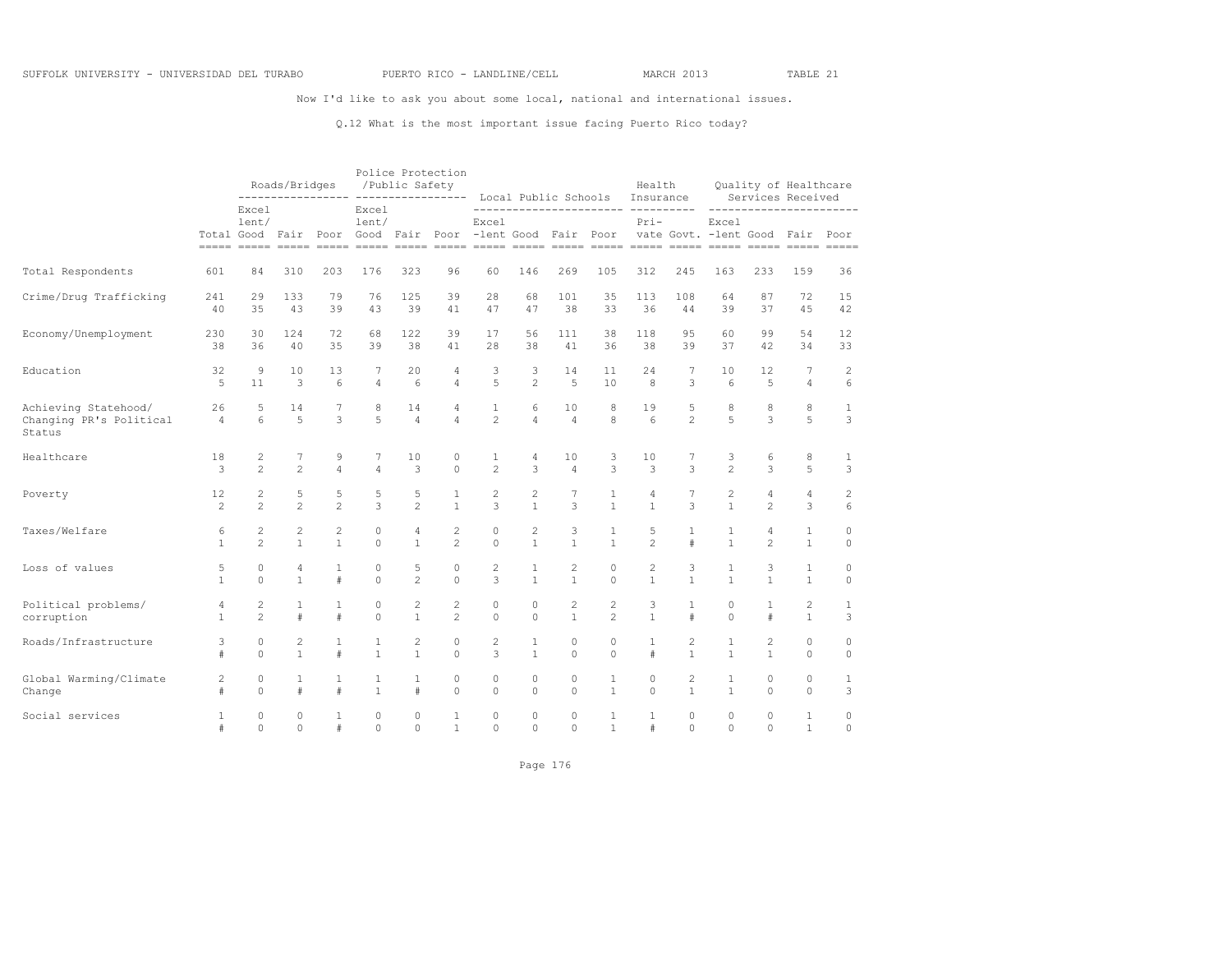Now I'd like to ask you about some local, national and international issues.

Q.12 What is the most important issue facing Puerto Rico today?

| | | Roads/Bridges | | | Police Protection /Public Safety | | | Local Public Schools | | | | Health Insurance | | Quality of Healthcare Services Received | | | |
|---|---|---|---|---|---|---|---|---|---|---|---|---|---|---|---|---|---|
| | Total | Excel lent/ Good | Fair | Poor | Excel lent/ Good | Fair | Poor | Excel -lent | Good | Fair | Poor | Pri- vate | Govt. | Excel -lent | Good | Fair | Poor |
| Total Respondents | 601 | 84 | 310 | 203 | 176 | 323 | 96 | 60 | 146 | 269 | 105 | 312 | 245 | 163 | 233 | 159 | 36 |
| Crime/Drug Trafficking | 241 | 29 | 133 | 79 | 76 | 125 | 39 | 28 | 68 | 101 | 35 | 113 | 108 | 64 | 87 | 72 | 15 |
| | 40 | 35 | 43 | 39 | 43 | 39 | 41 | 47 | 47 | 38 | 33 | 36 | 44 | 39 | 37 | 45 | 42 |
| Economy/Unemployment | 230 | 30 | 124 | 72 | 68 | 122 | 39 | 17 | 56 | 111 | 38 | 118 | 95 | 60 | 99 | 54 | 12 |
| | 38 | 36 | 40 | 35 | 39 | 38 | 41 | 28 | 38 | 41 | 36 | 38 | 39 | 37 | 42 | 34 | 33 |
| Education | 32 | 9 | 10 | 13 | 7 | 20 | 4 | 3 | 3 | 14 | 11 | 24 | 7 | 10 | 12 | 7 | 2 |
| | 5 | 11 | 3 | 6 | 4 | 6 | 4 | 5 | 2 | 5 | 10 | 8 | 3 | 6 | 5 | 4 | 6 |
| Achieving Statehood/ Changing PR's Political Status | 26 | 5 | 14 | 7 | 8 | 14 | 4 | 1 | 6 | 10 | 8 | 19 | 5 | 8 | 8 | 8 | 1 |
| | 4 | 6 | 5 | 3 | 5 | 4 | 4 | 2 | 4 | 4 | 8 | 6 | 2 | 5 | 3 | 5 | 3 |
| Healthcare | 18 | 2 | 7 | 9 | 7 | 10 | 0 | 1 | 4 | 10 | 3 | 10 | 7 | 3 | 6 | 8 | 1 |
| | 3 | 2 | 2 | 4 | 4 | 3 | 0 | 2 | 3 | 4 | 3 | 3 | 3 | 2 | 3 | 5 | 3 |
| Poverty | 12 | 2 | 5 | 5 | 5 | 5 | 1 | 2 | 2 | 7 | 1 | 4 | 7 | 2 | 4 | 4 | 2 |
| | 2 | 2 | 2 | 2 | 3 | 2 | 1 | 3 | 1 | 3 | 1 | 1 | 3 | 1 | 2 | 3 | 6 |
| Taxes/Welfare | 6 | 2 | 2 | 2 | 0 | 4 | 2 | 0 | 2 | 3 | 1 | 5 | 1 | 1 | 4 | 1 | 0 |
| | 1 | 2 | 1 | 1 | 0 | 1 | 2 | 0 | 1 | 1 | 1 | 2 | # | 1 | 2 | 1 | 0 |
| Loss of values | 5 | 0 | 4 | 1 | 0 | 5 | 0 | 2 | 1 | 2 | 0 | 2 | 3 | 1 | 3 | 1 | 0 |
| | 1 | 0 | 1 | # | 0 | 2 | 0 | 3 | 1 | 1 | 0 | 1 | 1 | 1 | 1 | 1 | 0 |
| Political problems/ corruption | 4 | 2 | 1 | 1 | 0 | 2 | 2 | 0 | 0 | 2 | 2 | 3 | 1 | 0 | 1 | 2 | 1 |
| | 1 | 2 | # | # | 0 | 1 | 2 | 0 | 0 | 1 | 2 | 1 | # | 0 | # | 1 | 3 |
| Roads/Infrastructure | 3 | 0 | 2 | 1 | 1 | 2 | 0 | 2 | 1 | 0 | 0 | 1 | 2 | 1 | 2 | 0 | 0 |
| | # | 0 | 1 | # | 1 | 1 | 0 | 3 | 1 | 0 | 0 | # | 1 | 1 | 1 | 0 | 0 |
| Global Warming/Climate Change | 2 | 0 | 1 | 1 | 1 | 1 | 0 | 0 | 0 | 0 | 1 | 0 | 2 | 1 | 0 | 0 | 1 |
| | # | 0 | # | # | 1 | # | 0 | 0 | 0 | 0 | 1 | 0 | 1 | 1 | 0 | 0 | 3 |
| Social services | 1 | 0 | 0 | 1 | 0 | 0 | 1 | 0 | 0 | 0 | 1 | 1 | 0 | 0 | 0 | 1 | 0 |
| | # | 0 | 0 | # | 0 | 0 | 1 | 0 | 0 | 0 | 1 | # | 0 | 0 | 0 | 1 | 0 |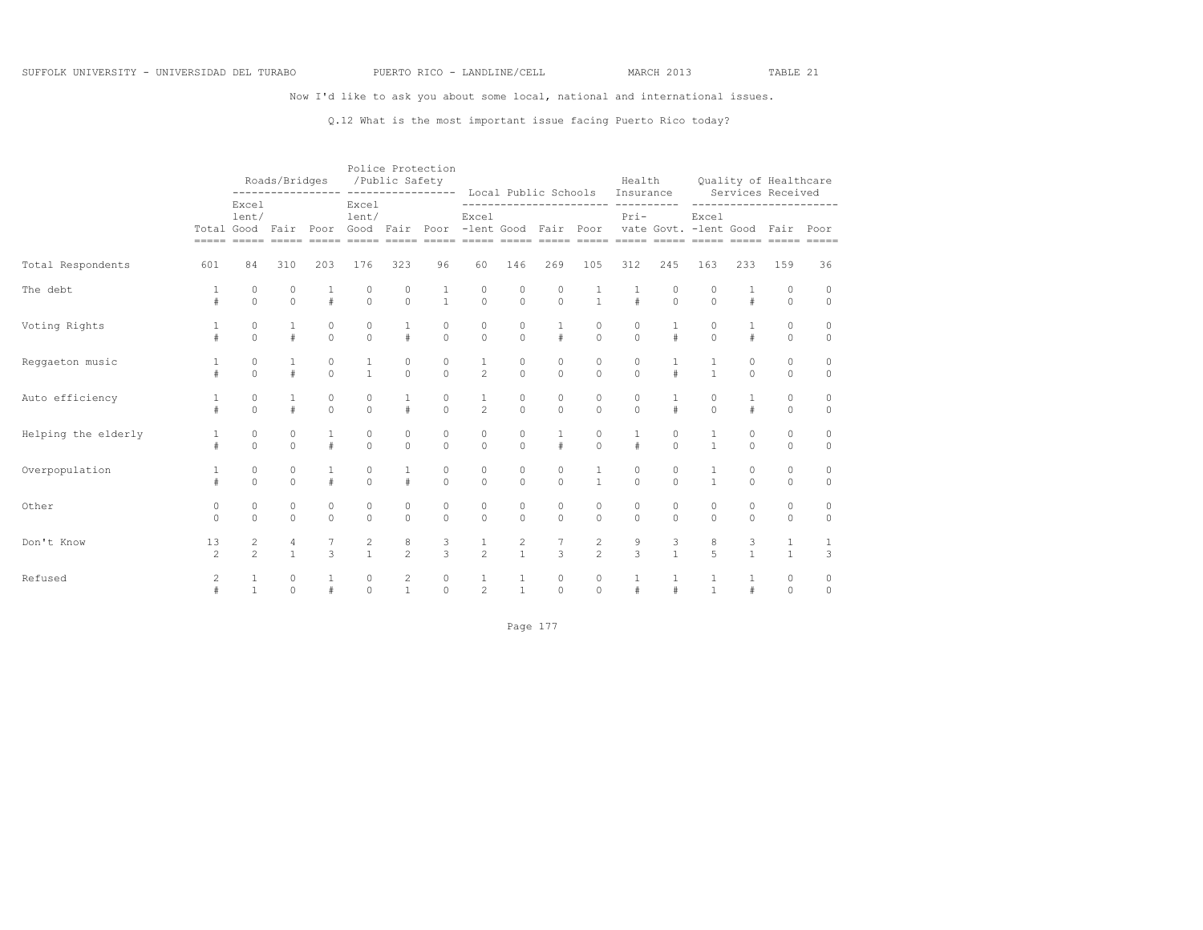SUFFOLK UNIVERSITY - UNIVERSIDAD DEL TURABO PUERTO RICO - LANDLINE/CELL MARCH 2013 TABLE 21

Now I'd like to ask you about some local, national and international issues.

Q.12 What is the most important issue facing Puerto Rico today?

| | | Roads/Bridges | | | Police Protection /Public Safety | | | Local Public Schools | | | | Health Insurance | | Quality of Healthcare Services Received | | | |
|---|---|---|---|---|---|---|---|---|---|---|---|---|---|---|---|---|---|
| | Total | Excellent/ Good | Fair | Poor | Excellent/ Good | Fair | Poor | Excel -lent | Good | Fair | Poor | Private | Govt. | Excel -lent | Good | Fair | Poor |
| Total Respondents | 601 | 84 | 310 | 203 | 176 | 323 | 96 | 60 | 146 | 269 | 105 | 312 | 245 | 163 | 233 | 159 | 36 |
| The debt | 1 | 0 | 0 | 1 | 0 | 0 | 1 | 0 | 0 | 0 | 1 | 1 | 0 | 0 | 1 | 0 | 0 |
| | # | 0 | 0 | # | 0 | 0 | 1 | 0 | 0 | 0 | 1 | # | 0 | 0 | # | 0 | 0 |
| Voting Rights | 1 | 0 | 1 | 0 | 0 | 1 | 0 | 0 | 0 | 1 | 0 | 0 | 1 | 0 | 1 | 0 | 0 |
| | # | 0 | # | 0 | 0 | # | 0 | 0 | 0 | # | 0 | 0 | # | 0 | # | 0 | 0 |
| Reggaeton music | 1 | 0 | 1 | 0 | 1 | 0 | 0 | 1 | 0 | 0 | 0 | 0 | 1 | 1 | 0 | 0 | 0 |
| | # | 0 | # | 0 | 1 | 0 | 0 | 2 | 0 | 0 | 0 | 0 | # | 1 | 0 | 0 | 0 |
| Auto efficiency | 1 | 0 | 1 | 0 | 0 | 1 | 0 | 1 | 0 | 0 | 0 | 0 | 1 | 0 | 1 | 0 | 0 |
| | # | 0 | # | 0 | 0 | # | 0 | 2 | 0 | 0 | 0 | 0 | # | 0 | # | 0 | 0 |
| Helping the elderly | 1 | 0 | 0 | 1 | 0 | 0 | 0 | 0 | 0 | 1 | 0 | 1 | 0 | 1 | 0 | 0 | 0 |
| | # | 0 | 0 | # | 0 | 0 | 0 | 0 | 0 | # | 0 | # | 0 | 1 | 0 | 0 | 0 |
| Overpopulation | 1 | 0 | 0 | 1 | 0 | 1 | 0 | 0 | 0 | 0 | 1 | 0 | 0 | 1 | 0 | 0 | 0 |
| | # | 0 | 0 | # | 0 | # | 0 | 0 | 0 | 0 | 1 | 0 | 0 | 1 | 0 | 0 | 0 |
| Other | 0 | 0 | 0 | 0 | 0 | 0 | 0 | 0 | 0 | 0 | 0 | 0 | 0 | 0 | 0 | 0 | 0 |
| | 0 | 0 | 0 | 0 | 0 | 0 | 0 | 0 | 0 | 0 | 0 | 0 | 0 | 0 | 0 | 0 | 0 |
| Don't Know | 13 | 2 | 4 | 7 | 2 | 8 | 3 | 1 | 2 | 7 | 2 | 9 | 3 | 8 | 3 | 1 | 1 |
| | 2 | 2 | 1 | 3 | 1 | 2 | 3 | 2 | 1 | 3 | 2 | 3 | 1 | 5 | 1 | 1 | 3 |
| Refused | 2 | 1 | 0 | 1 | 0 | 2 | 0 | 1 | 1 | 0 | 0 | 1 | 1 | 1 | 1 | 0 | 0 |
| | # | 1 | 0 | # | 0 | 1 | 0 | 2 | 1 | 0 | 0 | # | # | 1 | # | 0 | 0 |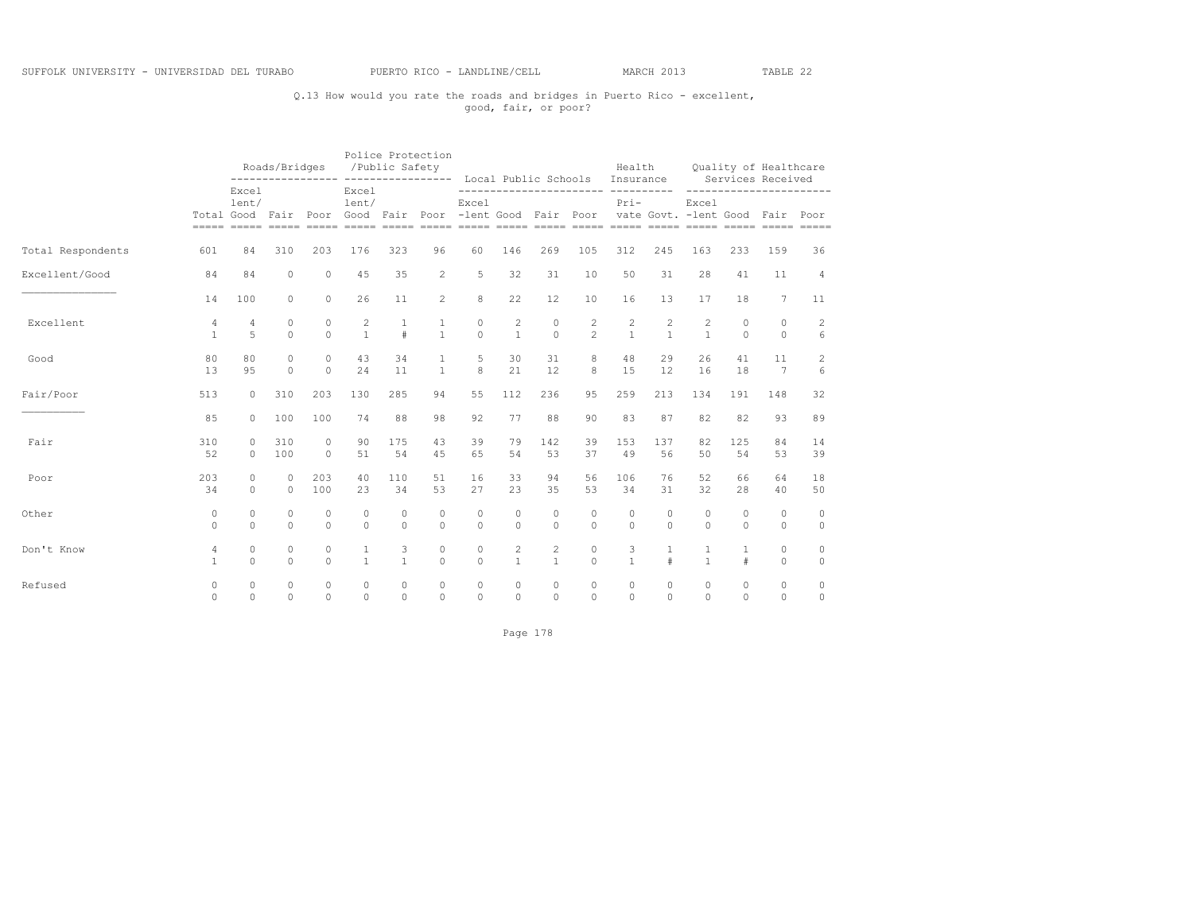Q.13 How would you rate the roads and bridges in Puerto Rico - excellent, good, fair, or poor?

| | | Roads/Bridges | | | Police Protection /Public Safety | | | Local Public Schools | | | | Health Insurance | | Quality of Healthcare Services Received | | | |
|---|---|---|---|---|---|---|---|---|---|---|---|---|---|---|---|---|---|
| | Total | Excellent/ Good | Fair | Poor | Excellent/ Good | Fair | Poor | Excel -lent | Good | Fair | Poor | Private | Govt. | Excel -lent | Good | Fair | Poor |
| Total Respondents | 601 | 84 | 310 | 203 | 176 | 323 | 96 | 60 | 146 | 269 | 105 | 312 | 245 | 163 | 233 | 159 | 36 |
| Excellent/Good | 84 | 84 | 0 | 0 | 45 | 35 | 2 | 5 | 32 | 31 | 10 | 50 | 31 | 28 | 41 | 11 | 4 |
| | 14 | 100 | 0 | 0 | 26 | 11 | 2 | 8 | 22 | 12 | 10 | 16 | 13 | 17 | 18 | 7 | 11 |
| Excellent | 4 | 4 | 0 | 0 | 2 | 1 | 1 | 0 | 2 | 0 | 2 | 2 | 2 | 2 | 0 | 0 | 2 |
| | 1 | 5 | 0 | 0 | 1 | # | 1 | 0 | 1 | 0 | 2 | 1 | 1 | 1 | 0 | 0 | 6 |
| Good | 80 | 80 | 0 | 0 | 43 | 34 | 1 | 5 | 30 | 31 | 8 | 48 | 29 | 26 | 41 | 11 | 2 |
| | 13 | 95 | 0 | 0 | 24 | 11 | 1 | 8 | 21 | 12 | 8 | 15 | 12 | 16 | 18 | 7 | 6 |
| Fair/Poor | 513 | 0 | 310 | 203 | 130 | 285 | 94 | 55 | 112 | 236 | 95 | 259 | 213 | 134 | 191 | 148 | 32 |
| | 85 | 0 | 100 | 100 | 74 | 88 | 98 | 92 | 77 | 88 | 90 | 83 | 87 | 82 | 82 | 93 | 89 |
| Fair | 310 | 0 | 310 | 0 | 90 | 175 | 43 | 39 | 79 | 142 | 39 | 153 | 137 | 82 | 125 | 84 | 14 |
| | 52 | 0 | 100 | 0 | 51 | 54 | 45 | 65 | 54 | 53 | 37 | 49 | 56 | 50 | 54 | 53 | 39 |
| Poor | 203 | 0 | 0 | 203 | 40 | 110 | 51 | 16 | 33 | 94 | 56 | 106 | 76 | 52 | 66 | 64 | 18 |
| | 34 | 0 | 0 | 100 | 23 | 34 | 53 | 27 | 23 | 35 | 53 | 34 | 31 | 32 | 28 | 40 | 50 |
| Other | 0 | 0 | 0 | 0 | 0 | 0 | 0 | 0 | 0 | 0 | 0 | 0 | 0 | 0 | 0 | 0 | 0 |
| | 0 | 0 | 0 | 0 | 0 | 0 | 0 | 0 | 0 | 0 | 0 | 0 | 0 | 0 | 0 | 0 | 0 |
| Don't Know | 4 | 0 | 0 | 0 | 1 | 3 | 0 | 0 | 2 | 2 | 0 | 3 | 1 | 1 | 1 | 0 | 0 |
| | 1 | 0 | 0 | 0 | 1 | 1 | 0 | 0 | 1 | 1 | 0 | 1 | # | 1 | # | 0 | 0 |
| Refused | 0 | 0 | 0 | 0 | 0 | 0 | 0 | 0 | 0 | 0 | 0 | 0 | 0 | 0 | 0 | 0 | 0 |
| | 0 | 0 | 0 | 0 | 0 | 0 | 0 | 0 | 0 | 0 | 0 | 0 | 0 | 0 | 0 | 0 | 0 |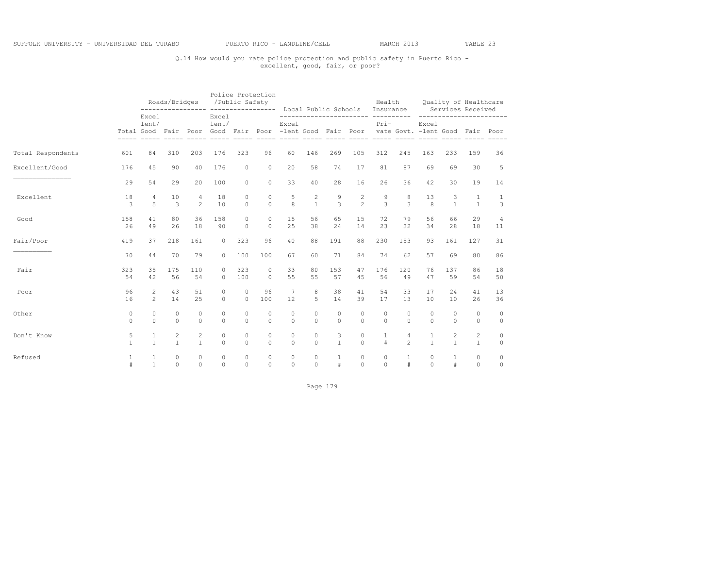Q.14 How would you rate police protection and public safety in Puerto Rico - excellent, good, fair, or poor?

| | | Roads/Bridges | | | Police Protection /Public Safety | | | Local Public Schools | | | | Health Insurance | | Quality of Healthcare Services Received | | | |
|---|---|---|---|---|---|---|---|---|---|---|---|---|---|---|---|---|---|
| | Total | Excellent/Good | Fair | Poor | Excellent/Good | Fair | Poor | Excel-lent | Good | Fair | Poor | Private | Govt. | Excel-lent | Good | Fair | Poor |
| Total Respondents | 601 | 84 | 310 | 203 | 176 | 323 | 96 | 60 | 146 | 269 | 105 | 312 | 245 | 163 | 233 | 159 | 36 |
| Excellent/Good | 176 | 45 | 90 | 40 | 176 | 0 | 0 | 20 | 58 | 74 | 17 | 81 | 87 | 69 | 69 | 30 | 5 |
| | 29 | 54 | 29 | 20 | 100 | 0 | 0 | 33 | 40 | 28 | 16 | 26 | 36 | 42 | 30 | 19 | 14 |
| Excellent | 18 | 4 | 10 | 4 | 18 | 0 | 0 | 5 | 2 | 9 | 2 | 9 | 8 | 13 | 3 | 1 | 1 |
| | 3 | 5 | 3 | 2 | 10 | 0 | 0 | 8 | 1 | 3 | 2 | 3 | 3 | 8 | 1 | 1 | 3 |
| Good | 158 | 41 | 80 | 36 | 158 | 0 | 0 | 15 | 56 | 65 | 15 | 72 | 79 | 56 | 66 | 29 | 4 |
| | 26 | 49 | 26 | 18 | 90 | 0 | 0 | 25 | 38 | 24 | 14 | 23 | 32 | 34 | 28 | 18 | 11 |
| Fair/Poor | 419 | 37 | 218 | 161 | 0 | 323 | 96 | 40 | 88 | 191 | 88 | 230 | 153 | 93 | 161 | 127 | 31 |
| | 70 | 44 | 70 | 79 | 0 | 100 | 100 | 67 | 60 | 71 | 84 | 74 | 62 | 57 | 69 | 80 | 86 |
| Fair | 323 | 35 | 175 | 110 | 0 | 323 | 0 | 33 | 80 | 153 | 47 | 176 | 120 | 76 | 137 | 86 | 18 |
| | 54 | 42 | 56 | 54 | 0 | 100 | 0 | 55 | 55 | 57 | 45 | 56 | 49 | 47 | 59 | 54 | 50 |
| Poor | 96 | 2 | 43 | 51 | 0 | 0 | 96 | 7 | 8 | 38 | 41 | 54 | 33 | 17 | 24 | 41 | 13 |
| | 16 | 2 | 14 | 25 | 0 | 0 | 100 | 12 | 5 | 14 | 39 | 17 | 13 | 10 | 10 | 26 | 36 |
| Other | 0 | 0 | 0 | 0 | 0 | 0 | 0 | 0 | 0 | 0 | 0 | 0 | 0 | 0 | 0 | 0 | 0 |
| | 0 | 0 | 0 | 0 | 0 | 0 | 0 | 0 | 0 | 0 | 0 | 0 | 0 | 0 | 0 | 0 | 0 |
| Don't Know | 5 | 1 | 2 | 2 | 0 | 0 | 0 | 0 | 0 | 3 | 0 | 1 | 4 | 1 | 2 | 2 | 0 |
| | 1 | 1 | 1 | 1 | 0 | 0 | 0 | 0 | 0 | 1 | 0 | # | 2 | 1 | 1 | 1 | 0 |
| Refused | 1 | 1 | 0 | 0 | 0 | 0 | 0 | 0 | 0 | 1 | 0 | 0 | 1 | 0 | 1 | 0 | 0 |
| | # | 1 | 0 | 0 | 0 | 0 | 0 | 0 | 0 | # | 0 | 0 | # | 0 | # | 0 | 0 |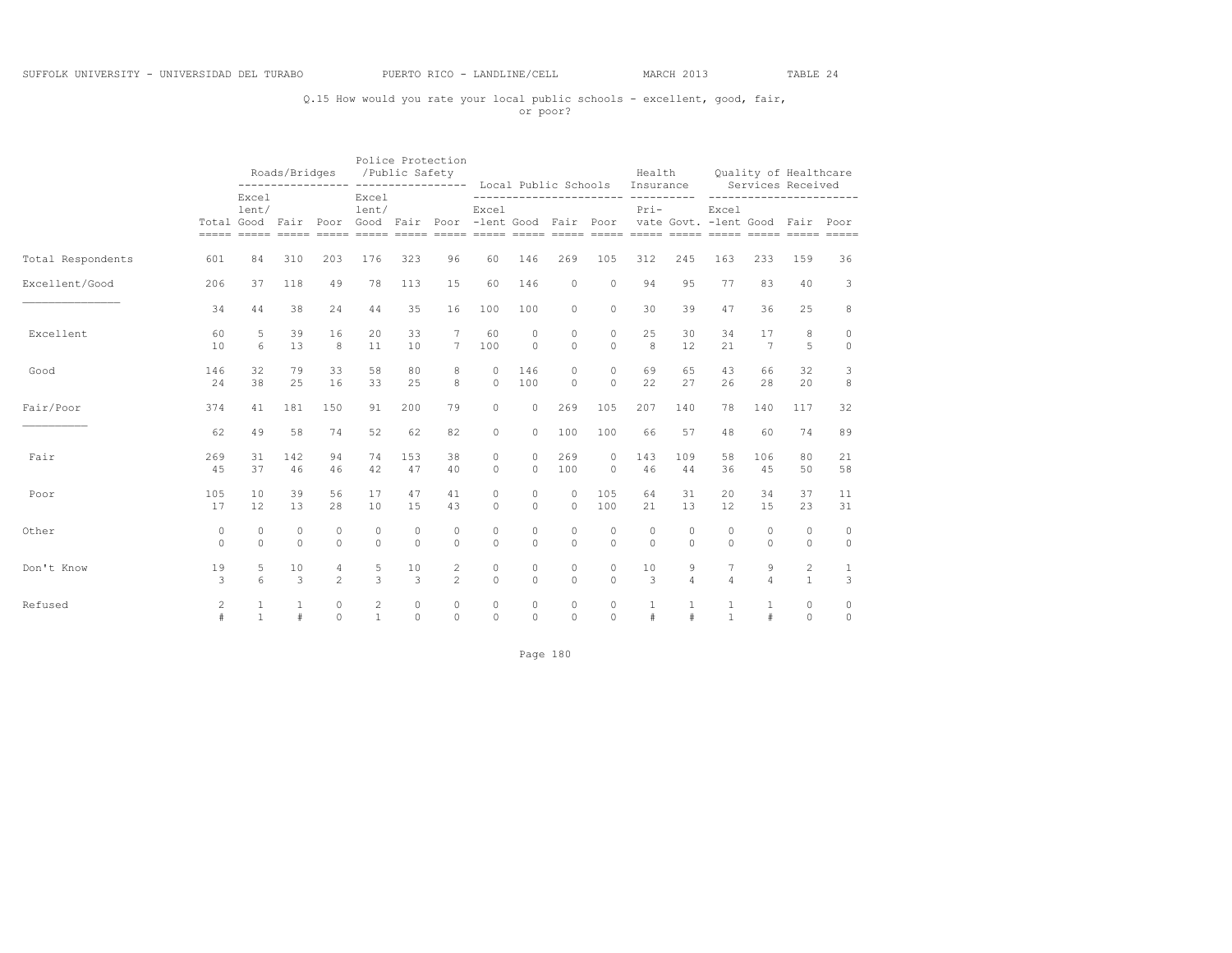SUFFOLK UNIVERSITY - UNIVERSIDAD DEL TURABO PUERTO RICO - LANDLINE/CELL MARCH 2013 TABLE 24

Q.15 How would you rate your local public schools - excellent, good, fair, or poor?

| | | Roads/Bridges | | | Police Protection /Public Safety | | | Local Public Schools | | | | Health Insurance | | Quality of Healthcare Services Received | | | |
|---|---|---|---|---|---|---|---|---|---|---|---|---|---|---|---|---|---|
| | Total | Excellent/Good | Fair | Poor | Excellent/Good | Fair | Poor | Excellent | Good | Fair | Poor | Private | Govt. | Excellent | Good | Fair | Poor |
| Total Respondents | 601 | 84 | 310 | 203 | 176 | 323 | 96 | 60 | 146 | 269 | 105 | 312 | 245 | 163 | 233 | 159 | 36 |
| Excellent/Good | 206 | 37 | 118 | 49 | 78 | 113 | 15 | 60 | 146 | 0 | 0 | 94 | 95 | 77 | 83 | 40 | 3 |
| | 34 | 44 | 38 | 24 | 44 | 35 | 16 | 100 | 100 | 0 | 0 | 30 | 39 | 47 | 36 | 25 | 8 |
| Excellent | 60 | 5 | 39 | 16 | 20 | 33 | 7 | 60 | 0 | 0 | 0 | 25 | 30 | 34 | 17 | 8 | 0 |
| | 10 | 6 | 13 | 8 | 11 | 10 | 7 | 100 | 0 | 0 | 0 | 8 | 12 | 21 | 7 | 5 | 0 |
| Good | 146 | 32 | 79 | 33 | 58 | 80 | 8 | 0 | 146 | 0 | 0 | 69 | 65 | 43 | 66 | 32 | 3 |
| | 24 | 38 | 25 | 16 | 33 | 25 | 8 | 0 | 100 | 0 | 0 | 22 | 27 | 26 | 28 | 20 | 8 |
| Fair/Poor | 374 | 41 | 181 | 150 | 91 | 200 | 79 | 0 | 0 | 269 | 105 | 207 | 140 | 78 | 140 | 117 | 32 |
| | 62 | 49 | 58 | 74 | 52 | 62 | 82 | 0 | 0 | 100 | 100 | 66 | 57 | 48 | 60 | 74 | 89 |
| Fair | 269 | 31 | 142 | 94 | 74 | 153 | 38 | 0 | 0 | 269 | 0 | 143 | 109 | 58 | 106 | 80 | 21 |
| | 45 | 37 | 46 | 46 | 42 | 47 | 40 | 0 | 0 | 100 | 0 | 46 | 44 | 36 | 45 | 50 | 58 |
| Poor | 105 | 10 | 39 | 56 | 17 | 47 | 41 | 0 | 0 | 0 | 105 | 64 | 31 | 20 | 34 | 37 | 11 |
| | 17 | 12 | 13 | 28 | 10 | 15 | 43 | 0 | 0 | 0 | 100 | 21 | 13 | 12 | 15 | 23 | 31 |
| Other | 0 | 0 | 0 | 0 | 0 | 0 | 0 | 0 | 0 | 0 | 0 | 0 | 0 | 0 | 0 | 0 | 0 |
| | 0 | 0 | 0 | 0 | 0 | 0 | 0 | 0 | 0 | 0 | 0 | 0 | 0 | 0 | 0 | 0 | 0 |
| Don't Know | 19 | 5 | 10 | 4 | 5 | 10 | 2 | 0 | 0 | 0 | 0 | 10 | 9 | 7 | 9 | 2 | 1 |
| | 3 | 6 | 3 | 2 | 3 | 3 | 2 | 0 | 0 | 0 | 0 | 3 | 4 | 4 | 4 | 1 | 3 |
| Refused | 2 | 1 | 1 | 0 | 2 | 0 | 0 | 0 | 0 | 0 | 0 | 1 | 1 | 1 | 1 | 0 | 0 |
| | # | 1 | # | 0 | 1 | 0 | 0 | 0 | 0 | 0 | 0 | # | # | 1 | # | 0 | 0 |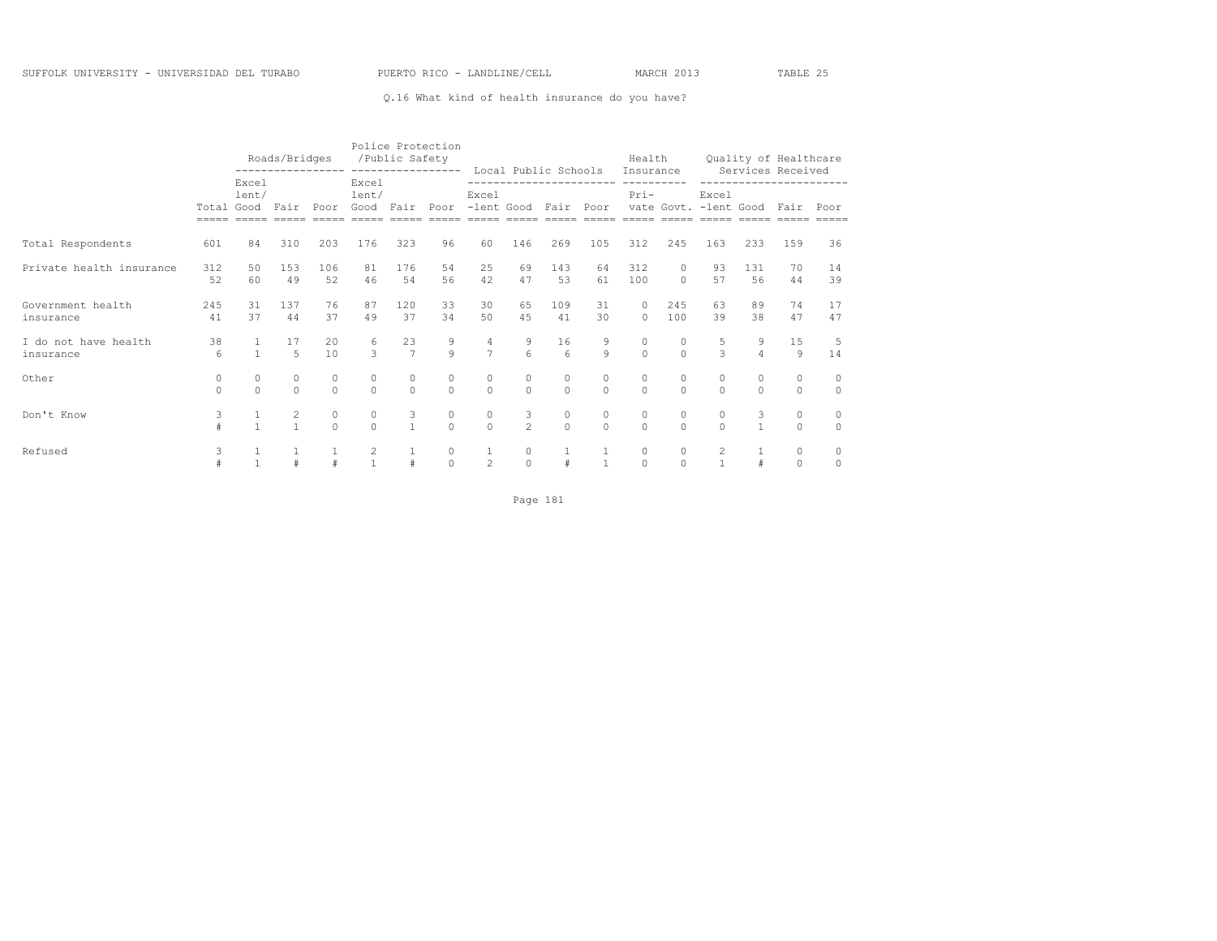Q.16 What kind of health insurance do you have?

| | | Roads/Bridges | | | Police Protection /Public Safety | | | Local Public Schools | | | | Health Insurance | | Quality of Healthcare Services Received | | | |
|---|---|---|---|---|---|---|---|---|---|---|---|---|---|---|---|---|---|
| | Total | Excel lent/ Good | Fair | Poor | Excel lent/ Good | Fair | Poor | Excel -lent | Good | Fair | Poor | Pri- vate | Govt. | Excel -lent | Good | Fair | Poor |
| Total Respondents | 601 | 84 | 310 | 203 | 176 | 323 | 96 | 60 | 146 | 269 | 105 | 312 | 245 | 163 | 233 | 159 | 36 |
| Private health insurance | 312 | 50 | 153 | 106 | 81 | 176 | 54 | 25 | 69 | 143 | 64 | 312 | 0 | 93 | 131 | 70 | 14 |
| | 52 | 60 | 49 | 52 | 46 | 54 | 56 | 42 | 47 | 53 | 61 | 100 | 0 | 57 | 56 | 44 | 39 |
| Government health insurance | 245 | 31 | 137 | 76 | 87 | 120 | 33 | 30 | 65 | 109 | 31 | 0 | 245 | 63 | 89 | 74 | 17 |
| | 41 | 37 | 44 | 37 | 49 | 37 | 34 | 50 | 45 | 41 | 30 | 0 | 100 | 39 | 38 | 47 | 47 |
| I do not have health insurance | 38 | 1 | 17 | 20 | 6 | 23 | 9 | 4 | 9 | 16 | 9 | 0 | 0 | 5 | 9 | 15 | 5 |
| | 6 | 1 | 5 | 10 | 3 | 7 | 9 | 7 | 6 | 6 | 9 | 0 | 0 | 3 | 4 | 9 | 14 |
| Other | 0 | 0 | 0 | 0 | 0 | 0 | 0 | 0 | 0 | 0 | 0 | 0 | 0 | 0 | 0 | 0 | 0 |
| | 0 | 0 | 0 | 0 | 0 | 0 | 0 | 0 | 0 | 0 | 0 | 0 | 0 | 0 | 0 | 0 | 0 |
| Don't Know | 3 | 1 | 2 | 0 | 0 | 3 | 0 | 0 | 3 | 0 | 0 | 0 | 0 | 0 | 3 | 0 | 0 |
| | # | 1 | 1 | 0 | 0 | 1 | 0 | 0 | 2 | 0 | 0 | 0 | 0 | 0 | 1 | 0 | 0 |
| Refused | 3 | 1 | 1 | 1 | 2 | 1 | 0 | 1 | 0 | 1 | 1 | 0 | 0 | 2 | 1 | 0 | 0 |
| | # | 1 | # | # | 1 | # | 0 | 2 | 0 | # | 1 | 0 | 0 | 1 | # | 0 | 0 |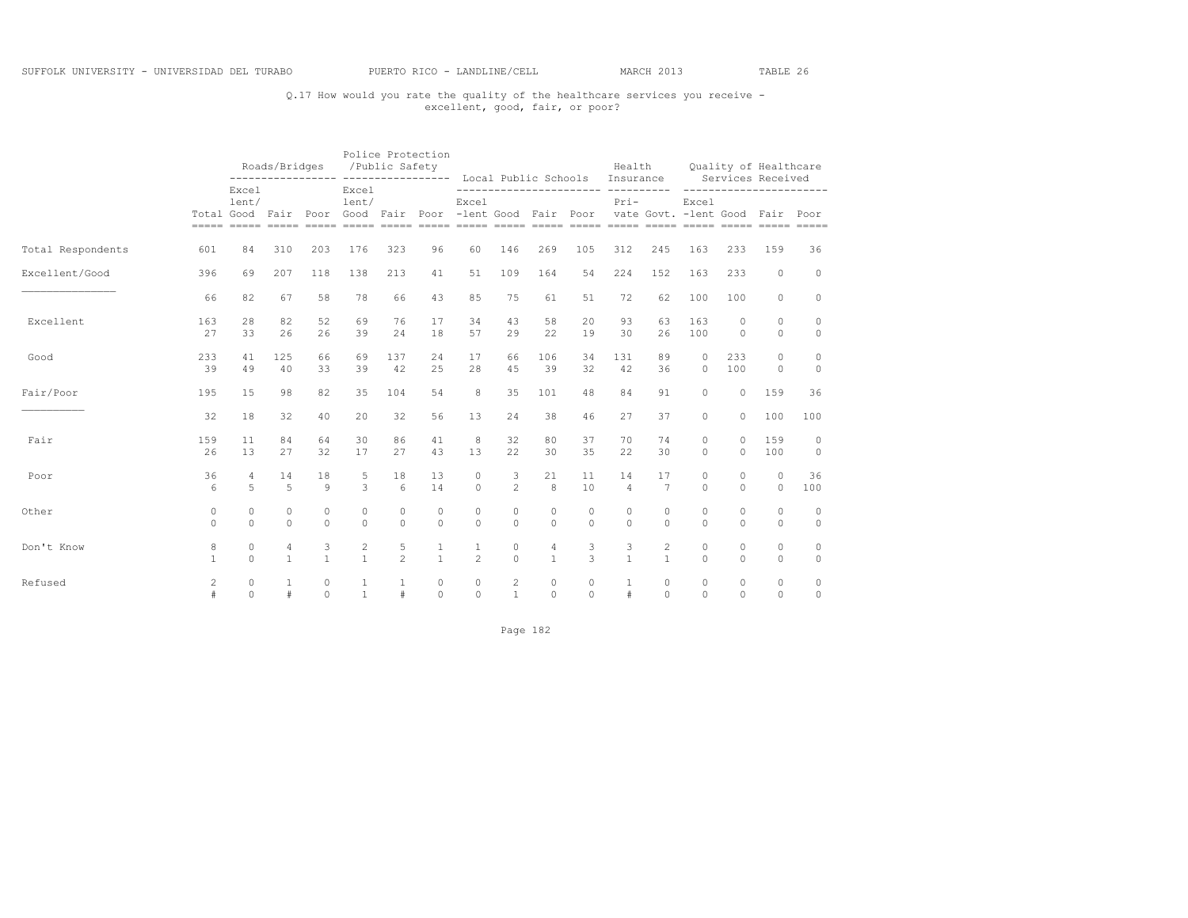SUFFOLK UNIVERSITY - UNIVERSIDAD DEL TURABO PUERTO RICO - LANDLINE/CELL MARCH 2013 TABLE 26

Q.17 How would you rate the quality of the healthcare services you receive - excellent, good, fair, or poor?

| | | Roads/Bridges | | | Police Protection /Public Safety | | | Local Public Schools | | | | Health Insurance | | Quality of Healthcare Services Received | | | |
|---|---|---|---|---|---|---|---|---|---|---|---|---|---|---|---|---|---|
| | Total | Excellent/ Good | Fair | Poor | Excellent/ Good | Fair | Poor | Excel-lent | Good | Fair | Poor | Pri-vate | Govt. | Excel-lent | Good | Fair | Poor |
| Total Respondents | 601 | 84 | 310 | 203 | 176 | 323 | 96 | 60 | 146 | 269 | 105 | 312 | 245 | 163 | 233 | 159 | 36 |
| Excellent/Good | 396 | 69 | 207 | 118 | 138 | 213 | 41 | 51 | 109 | 164 | 54 | 224 | 152 | 163 | 233 | 0 | 0 |
| | 66 | 82 | 67 | 58 | 78 | 66 | 43 | 85 | 75 | 61 | 51 | 72 | 62 | 100 | 100 | 0 | 0 |
| Excellent | 163 | 28 | 82 | 52 | 69 | 76 | 17 | 34 | 43 | 58 | 20 | 93 | 63 | 163 | 0 | 0 | 0 |
| | 27 | 33 | 26 | 26 | 39 | 24 | 18 | 57 | 29 | 22 | 19 | 30 | 26 | 100 | 0 | 0 | 0 |
| Good | 233 | 41 | 125 | 66 | 69 | 137 | 24 | 17 | 66 | 106 | 34 | 131 | 89 | 0 | 233 | 0 | 0 |
| | 39 | 49 | 40 | 33 | 39 | 42 | 25 | 28 | 45 | 39 | 32 | 42 | 36 | 0 | 100 | 0 | 0 |
| Fair/Poor | 195 | 15 | 98 | 82 | 35 | 104 | 54 | 8 | 35 | 101 | 48 | 84 | 91 | 0 | 0 | 159 | 36 |
| | 32 | 18 | 32 | 40 | 20 | 32 | 56 | 13 | 24 | 38 | 46 | 27 | 37 | 0 | 0 | 100 | 100 |
| Fair | 159 | 11 | 84 | 64 | 30 | 86 | 41 | 8 | 32 | 80 | 37 | 70 | 74 | 0 | 0 | 159 | 0 |
| | 26 | 13 | 27 | 32 | 17 | 27 | 43 | 13 | 22 | 30 | 35 | 22 | 30 | 0 | 0 | 100 | 0 |
| Poor | 36 | 4 | 14 | 18 | 5 | 18 | 13 | 0 | 3 | 21 | 11 | 14 | 17 | 0 | 0 | 0 | 36 |
| | 6 | 5 | 5 | 9 | 3 | 6 | 14 | 0 | 2 | 8 | 10 | 4 | 7 | 0 | 0 | 0 | 100 |
| Other | 0 | 0 | 0 | 0 | 0 | 0 | 0 | 0 | 0 | 0 | 0 | 0 | 0 | 0 | 0 | 0 | 0 |
| | 0 | 0 | 0 | 0 | 0 | 0 | 0 | 0 | 0 | 0 | 0 | 0 | 0 | 0 | 0 | 0 | 0 |
| Don't Know | 8 | 0 | 4 | 3 | 2 | 5 | 1 | 1 | 0 | 4 | 3 | 3 | 2 | 0 | 0 | 0 | 0 |
| | 1 | 0 | 1 | 1 | 1 | 2 | 1 | 2 | 0 | 1 | 3 | 1 | 1 | 0 | 0 | 0 | 0 |
| Refused | 2 | 0 | 1 | 0 | 1 | 1 | 0 | 0 | 2 | 0 | 0 | 1 | 0 | 0 | 0 | 0 | 0 |
| | # | 0 | # | 0 | 1 | # | 0 | 0 | 1 | 0 | 0 | # | 0 | 0 | 0 | 0 | 0 |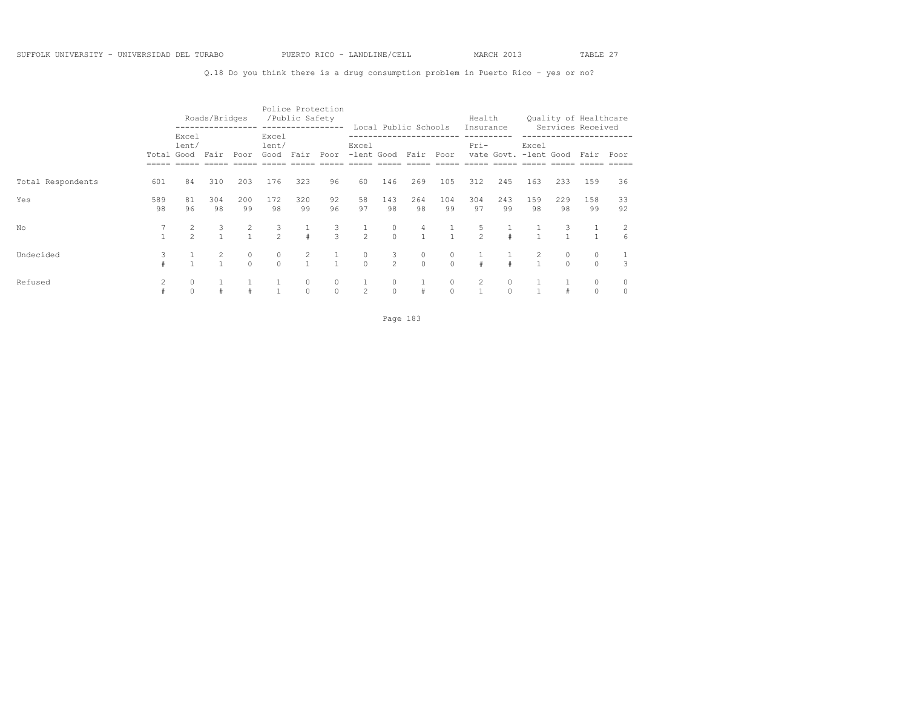SUFFOLK UNIVERSITY - UNIVERSIDAD DEL TURABO PUERTO RICO - LANDLINE/CELL MARCH 2013 TABLE 27

Q.18 Do you think there is a drug consumption problem in Puerto Rico - yes or no?

| | | Roads/Bridges | | | Police Protection /Public Safety | | | Local Public Schools | | | | Health Insurance | | Quality of Healthcare Services Received | | | |
|---|---|---|---|---|---|---|---|---|---|---|---|---|---|---|---|---|---|
| | Total | Excel lent/ Good | Fair | Poor | Excel lent/ Good | Fair | Poor | Excel -lent | Good | Fair | Poor | Pri- vate | Govt. | Excel -lent | Good | Fair | Poor |
| Total Respondents | 601 | 84 | 310 | 203 | 176 | 323 | 96 | 60 | 146 | 269 | 105 | 312 | 245 | 163 | 233 | 159 | 36 |
| Yes | 589 | 81 | 304 | 200 | 172 | 320 | 92 | 58 | 143 | 264 | 104 | 304 | 243 | 159 | 229 | 158 | 33 |
| | 98 | 96 | 98 | 99 | 98 | 99 | 96 | 97 | 98 | 98 | 99 | 97 | 99 | 98 | 98 | 99 | 92 |
| No | 7 | 2 | 3 | 2 | 3 | 1 | 3 | 1 | 0 | 4 | 1 | 5 | 1 | 1 | 3 | 1 | 2 |
| | 1 | 2 | 1 | 1 | 2 | # | 3 | 2 | 0 | 1 | 1 | 2 | # | 1 | 1 | 1 | 6 |
| Undecided | 3 | 1 | 2 | 0 | 0 | 2 | 1 | 0 | 3 | 0 | 0 | 1 | 1 | 2 | 0 | 0 | 1 |
| | # | 1 | 1 | 0 | 0 | 1 | 1 | 0 | 2 | 0 | 0 | # | # | 1 | 0 | 0 | 3 |
| Refused | 2 | 0 | 1 | 1 | 1 | 0 | 0 | 1 | 0 | 1 | 0 | 2 | 0 | 1 | 1 | 0 | 0 |
| | # | 0 | # | # | 1 | 0 | 0 | 2 | 0 | # | 0 | 1 | 0 | 1 | # | 0 | 0 |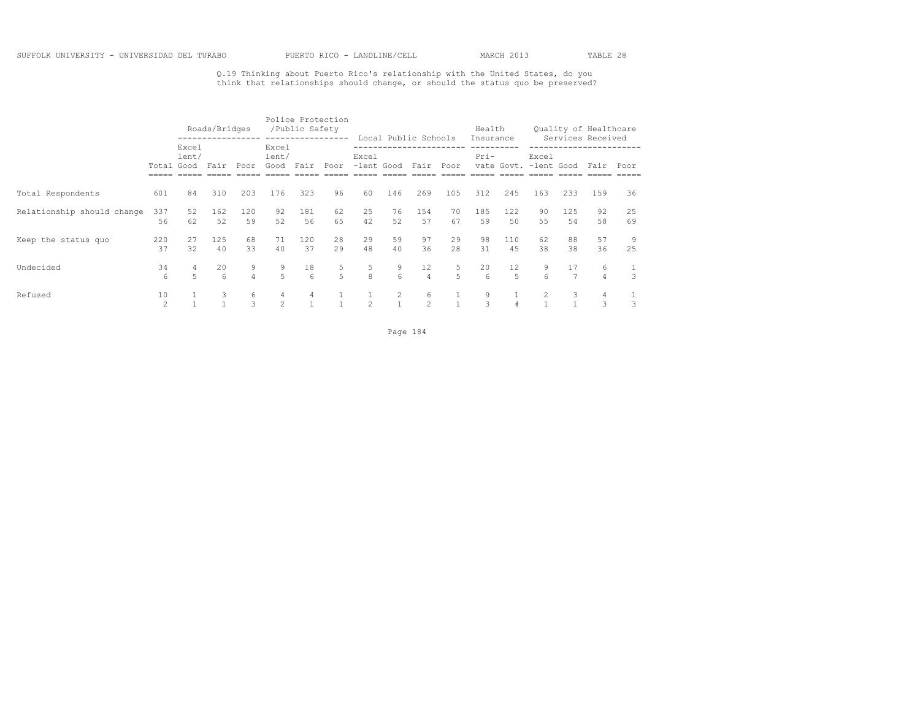SUFFOLK UNIVERSITY - UNIVERSIDAD DEL TURABO PUERTO RICO - LANDLINE/CELL MARCH 2013 TABLE 28

Q.19 Thinking about Puerto Rico's relationship with the United States, do you think that relationships should change, or should the status quo be preserved?

| | | Roads/Bridges | | | Police Protection /Public Safety | | | Local Public Schools | | | | Health Insurance | | Quality of Healthcare Services Received | | | |
|---|---|---|---|---|---|---|---|---|---|---|---|---|---|---|---|---|---|
| | Total | Excellent/ Good | Fair | Poor | Excellent/ Good | Fair | Poor | Excel -lent | Good | Fair | Poor | Pri- vate | Govt. | Excel -lent | Good | Fair | Poor |
| Total Respondents | 601 | 84 | 310 | 203 | 176 | 323 | 96 | 60 | 146 | 269 | 105 | 312 | 245 | 163 | 233 | 159 | 36 |
| Relationship should change | 337 | 52 | 162 | 120 | 92 | 181 | 62 | 25 | 76 | 154 | 70 | 185 | 122 | 90 | 125 | 92 | 25 |
| | 56 | 62 | 52 | 59 | 52 | 56 | 65 | 42 | 52 | 57 | 67 | 59 | 50 | 55 | 54 | 58 | 69 |
| Keep the status quo | 220 | 27 | 125 | 68 | 71 | 120 | 28 | 29 | 59 | 97 | 29 | 98 | 110 | 62 | 88 | 57 | 9 |
| | 37 | 32 | 40 | 33 | 40 | 37 | 29 | 48 | 40 | 36 | 28 | 31 | 45 | 38 | 38 | 36 | 25 |
| Undecided | 34 | 4 | 20 | 9 | 9 | 18 | 5 | 5 | 9 | 12 | 5 | 20 | 12 | 9 | 17 | 6 | 1 |
| | 6 | 5 | 6 | 4 | 5 | 6 | 5 | 8 | 6 | 4 | 5 | 6 | 5 | 6 | 7 | 4 | 3 |
| Refused | 10 | 1 | 3 | 6 | 4 | 4 | 1 | 1 | 2 | 6 | 1 | 9 | 1 | 2 | 3 | 4 | 1 |
| | 2 | 1 | 1 | 3 | 2 | 1 | 1 | 2 | 1 | 2 | 1 | 3 | # | 1 | 1 | 3 | 3 |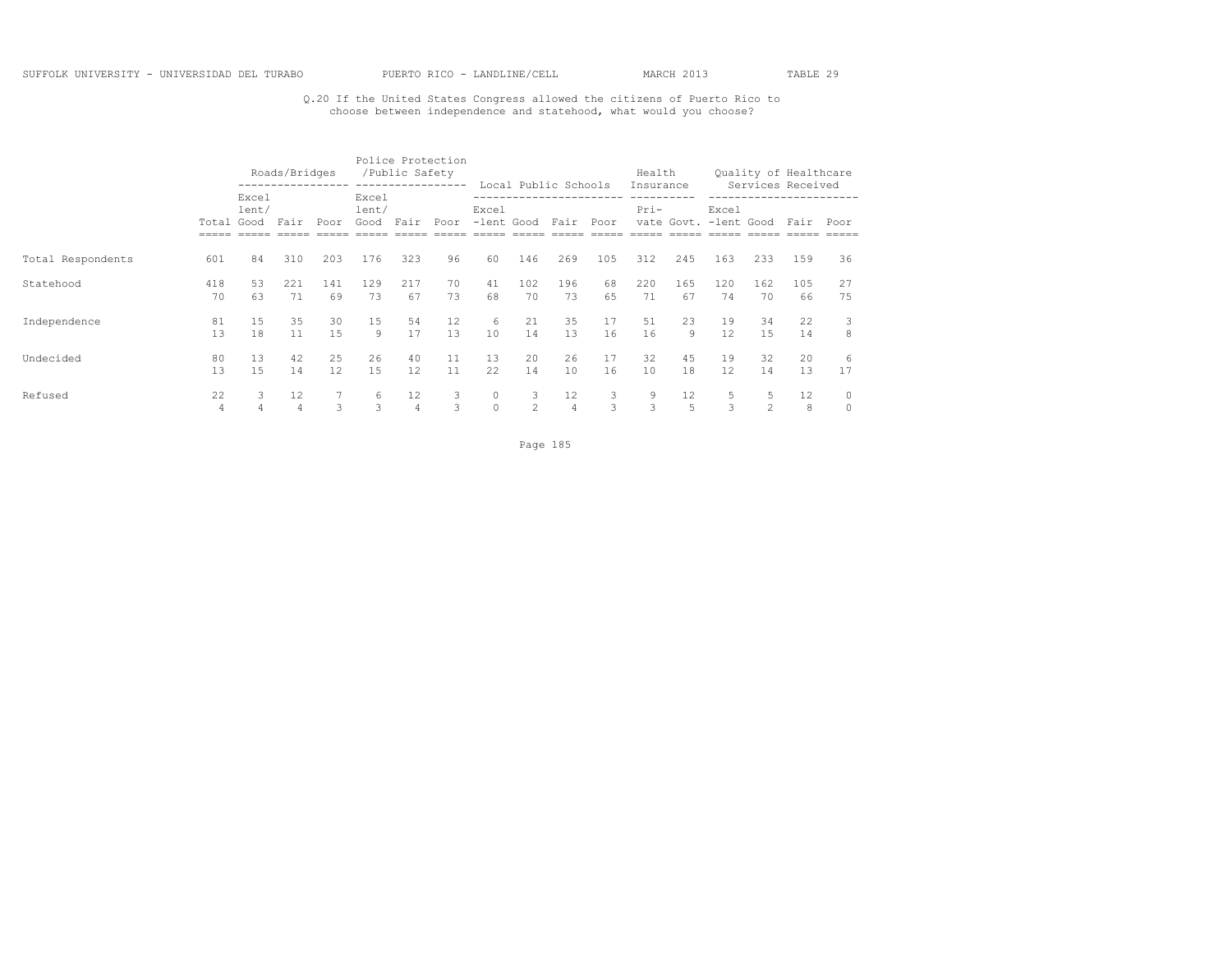Q.20 If the United States Congress allowed the citizens of Puerto Rico to choose between independence and statehood, what would you choose?

| | | Roads/Bridges | | | Police Protection /Public Safety | | | Local Public Schools | | | | Health Insurance | | Quality of Healthcare Services Received | | | |
|---|---|---|---|---|---|---|---|---|---|---|---|---|---|---|---|---|---|
| | Total | Excel lent/ Good | Fair | Poor | Excel lent/ Good | Fair | Poor | Excel -lent | Good | Fair | Poor | Pri- vate | Govt. | Excel -lent | Good | Fair | Poor |
| Total Respondents | 601 | 84 | 310 | 203 | 176 | 323 | 96 | 60 | 146 | 269 | 105 | 312 | 245 | 163 | 233 | 159 | 36 |
| Statehood | 418 | 53 | 221 | 141 | 129 | 217 | 70 | 41 | 102 | 196 | 68 | 220 | 165 | 120 | 162 | 105 | 27 |
| | 70 | 63 | 71 | 69 | 73 | 67 | 73 | 68 | 70 | 73 | 65 | 71 | 67 | 74 | 70 | 66 | 75 |
| Independence | 81 | 15 | 35 | 30 | 15 | 54 | 12 | 6 | 21 | 35 | 17 | 51 | 23 | 19 | 34 | 22 | 3 |
| | 13 | 18 | 11 | 15 | 9 | 17 | 13 | 10 | 14 | 13 | 16 | 16 | 9 | 12 | 15 | 14 | 8 |
| Undecided | 80 | 13 | 42 | 25 | 26 | 40 | 11 | 13 | 20 | 26 | 17 | 32 | 45 | 19 | 32 | 20 | 6 |
| | 13 | 15 | 14 | 12 | 15 | 12 | 11 | 22 | 14 | 10 | 16 | 10 | 18 | 12 | 14 | 13 | 17 |
| Refused | 22 | 3 | 12 | 7 | 6 | 12 | 3 | 0 | 3 | 12 | 3 | 9 | 12 | 5 | 5 | 12 | 0 |
| | 4 | 4 | 4 | 3 | 3 | 4 | 3 | 0 | 2 | 4 | 3 | 3 | 5 | 3 | 2 | 8 | 0 |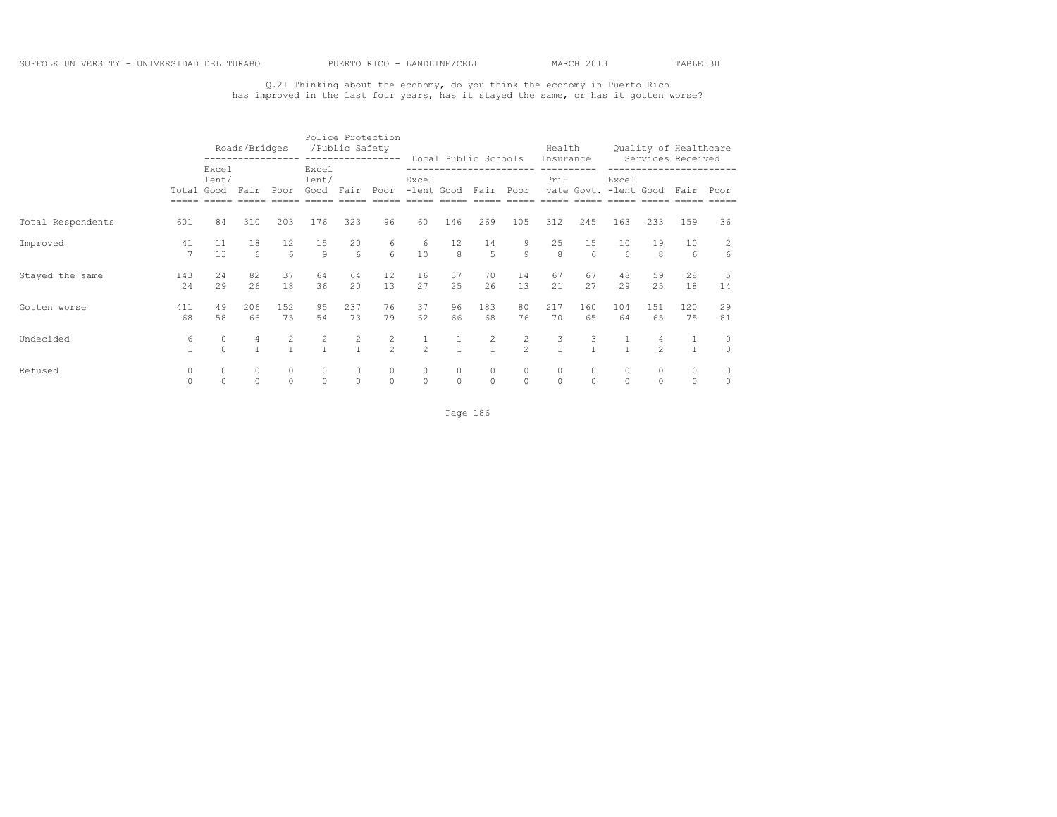SUFFOLK UNIVERSITY - UNIVERSIDAD DEL TURABO PUERTO RICO - LANDLINE/CELL MARCH 2013 TABLE 30

Q.21 Thinking about the economy, do you think the economy in Puerto Rico has improved in the last four years, has it stayed the same, or has it gotten worse?

| | | Roads/Bridges | | | Police Protection /Public Safety | | | Local Public Schools | | | | Health Insurance | | Quality of Healthcare Services Received | | | |
|---|---|---|---|---|---|---|---|---|---|---|---|---|---|---|---|---|---|
| | Total | Excel lent/ Good | Fair | Poor | Excel lent/ Good | Fair | Poor | Excel -lent | Good | Fair | Poor | Pri- vate | Govt. | Excel -lent | Good | Fair | Poor |
| Total Respondents | 601 | 84 | 310 | 203 | 176 | 323 | 96 | 60 | 146 | 269 | 105 | 312 | 245 | 163 | 233 | 159 | 36 |
| Improved | 41 | 11 | 18 | 12 | 15 | 20 | 6 | 6 | 12 | 14 | 9 | 25 | 15 | 10 | 19 | 10 | 2 |
| | 7 | 13 | 6 | 6 | 9 | 6 | 6 | 10 | 8 | 5 | 9 | 8 | 6 | 6 | 8 | 6 | 6 |
| Stayed the same | 143 | 24 | 82 | 37 | 64 | 64 | 12 | 16 | 37 | 70 | 14 | 67 | 67 | 48 | 59 | 28 | 5 |
| | 24 | 29 | 26 | 18 | 36 | 20 | 13 | 27 | 25 | 26 | 13 | 21 | 27 | 29 | 25 | 18 | 14 |
| Gotten worse | 411 | 49 | 206 | 152 | 95 | 237 | 76 | 37 | 96 | 183 | 80 | 217 | 160 | 104 | 151 | 120 | 29 |
| | 68 | 58 | 66 | 75 | 54 | 73 | 79 | 62 | 66 | 68 | 76 | 70 | 65 | 64 | 65 | 75 | 81 |
| Undecided | 6 | 0 | 4 | 2 | 2 | 2 | 2 | 1 | 1 | 2 | 2 | 3 | 3 | 1 | 4 | 1 | 0 |
| | 1 | 0 | 1 | 1 | 1 | 1 | 2 | 2 | 1 | 1 | 2 | 1 | 1 | 1 | 2 | 1 | 0 |
| Refused | 0 | 0 | 0 | 0 | 0 | 0 | 0 | 0 | 0 | 0 | 0 | 0 | 0 | 0 | 0 | 0 | 0 |
| | 0 | 0 | 0 | 0 | 0 | 0 | 0 | 0 | 0 | 0 | 0 | 0 | 0 | 0 | 0 | 0 | 0 |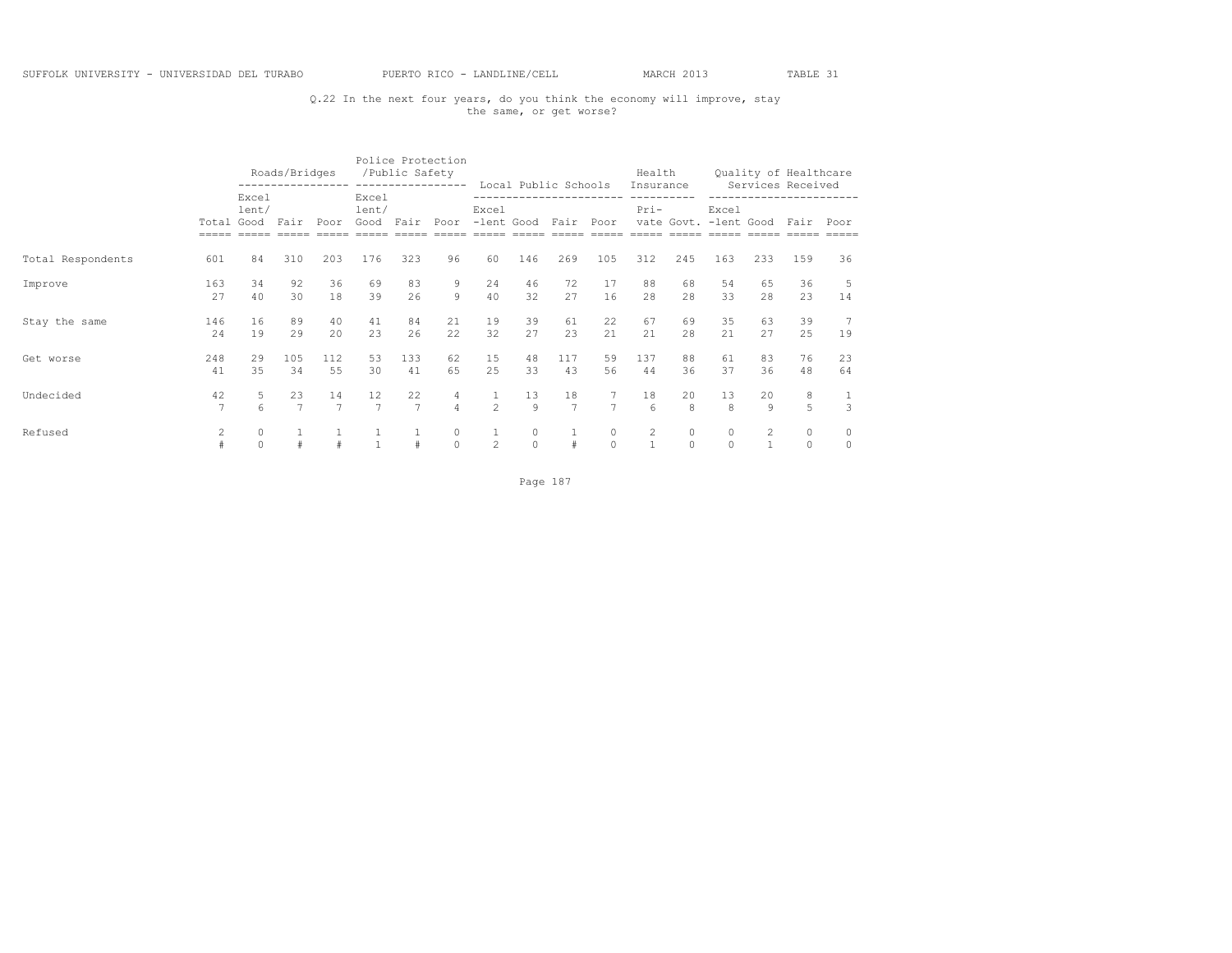SUFFOLK UNIVERSITY - UNIVERSIDAD DEL TURABO PUERTO RICO - LANDLINE/CELL MARCH 2013 TABLE 31

Q.22 In the next four years, do you think the economy will improve, stay the same, or get worse?

| | | Roads/Bridges | | | Police Protection /Public Safety | | | Local Public Schools | | | | Health Insurance | | Quality of Healthcare Services Received | | | |
|---|---|---|---|---|---|---|---|---|---|---|---|---|---|---|---|---|---|
| | Total | Excel lent/ Good | Fair | Poor | Excel lent/ Good | Fair | Poor | Excel -lent | Good | Fair | Poor | Pri- vate | Govt. | Excel -lent | Good | Fair | Poor |
| Total Respondents | 601 | 84 | 310 | 203 | 176 | 323 | 96 | 60 | 146 | 269 | 105 | 312 | 245 | 163 | 233 | 159 | 36 |
| Improve | 163 | 34 | 92 | 36 | 69 | 83 | 9 | 24 | 46 | 72 | 17 | 88 | 68 | 54 | 65 | 36 | 5 |
| | 27 | 40 | 30 | 18 | 39 | 26 | 9 | 40 | 32 | 27 | 16 | 28 | 28 | 33 | 28 | 23 | 14 |
| Stay the same | 146 | 16 | 89 | 40 | 41 | 84 | 21 | 19 | 39 | 61 | 22 | 67 | 69 | 35 | 63 | 39 | 7 |
| | 24 | 19 | 29 | 20 | 23 | 26 | 22 | 32 | 27 | 23 | 21 | 21 | 28 | 21 | 27 | 25 | 19 |
| Get worse | 248 | 29 | 105 | 112 | 53 | 133 | 62 | 15 | 48 | 117 | 59 | 137 | 88 | 61 | 83 | 76 | 23 |
| | 41 | 35 | 34 | 55 | 30 | 41 | 65 | 25 | 33 | 43 | 56 | 44 | 36 | 37 | 36 | 48 | 64 |
| Undecided | 42 | 5 | 23 | 14 | 12 | 22 | 4 | 1 | 13 | 18 | 7 | 18 | 20 | 13 | 20 | 8 | 1 |
| | 7 | 6 | 7 | 7 | 7 | 7 | 4 | 2 | 9 | 7 | 7 | 6 | 8 | 8 | 9 | 5 | 3 |
| Refused | 2 | 0 | 1 | 1 | 1 | 1 | 0 | 1 | 0 | 1 | 0 | 2 | 0 | 0 | 2 | 0 | 0 |
| | # | 0 | # | # | 1 | # | 0 | 2 | 0 | # | 0 | 1 | 0 | 0 | 1 | 0 | 0 |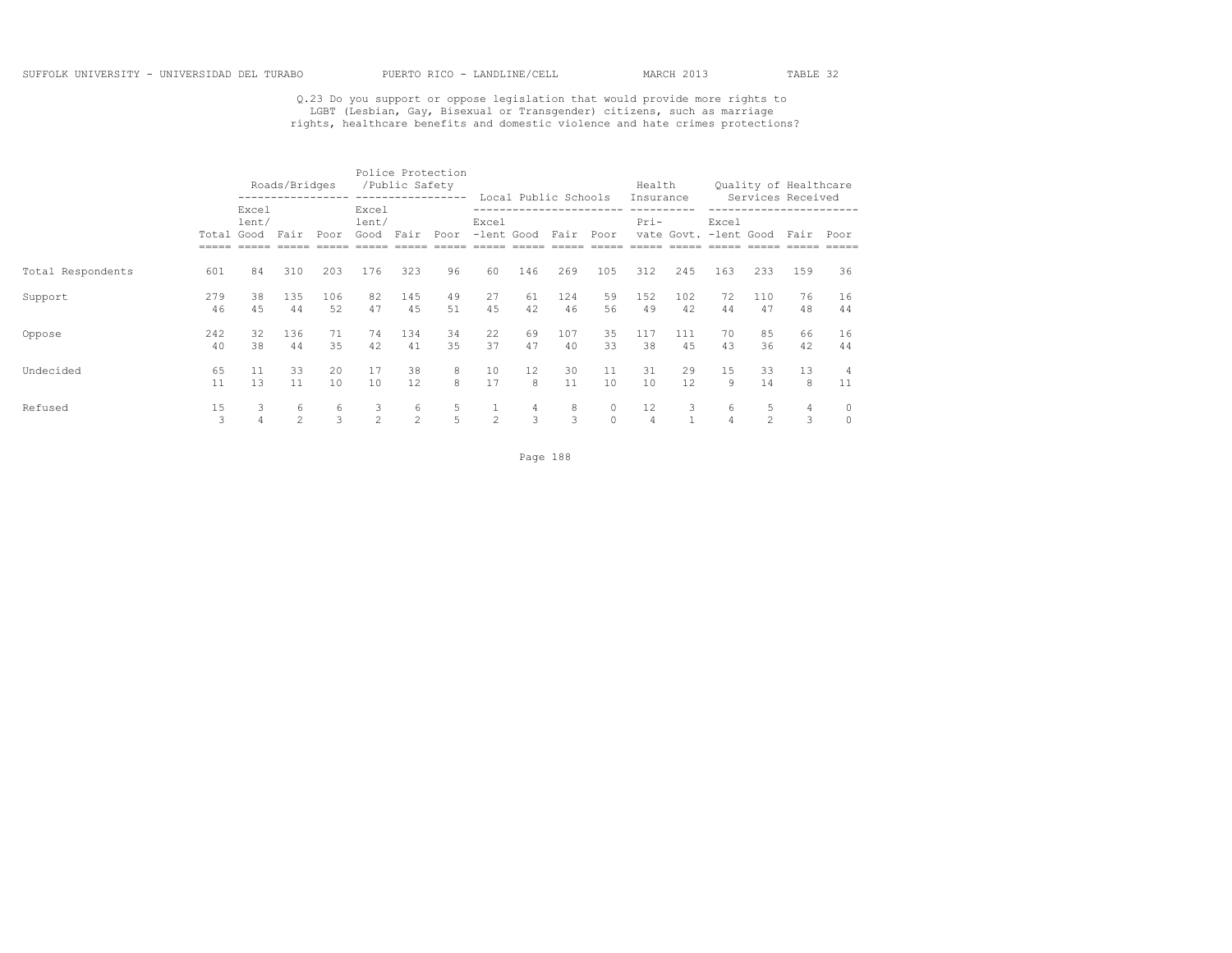SUFFOLK UNIVERSITY - UNIVERSIDAD DEL TURABO PUERTO RICO - LANDLINE/CELL MARCH 2013 TABLE 32

Q.23 Do you support or oppose legislation that would provide more rights to LGBT (Lesbian, Gay, Bisexual or Transgender) citizens, such as marriage rights, healthcare benefits and domestic violence and hate crimes protections?

| | | Roads/Bridges | | | Police Protection /Public Safety | | | Local Public Schools | | | | Health Insurance | | Quality of Healthcare Services Received | | | |
|---|---|---|---|---|---|---|---|---|---|---|---|---|---|---|---|---|---|
| | Total | Excel lent/ Good | Fair | Poor | Excel lent/ Good | Fair | Poor | Excel -lent | Good | Fair | Poor | Pri- vate | Govt. | Excel -lent | Good | Fair | Poor |
| Total Respondents | 601 | 84 | 310 | 203 | 176 | 323 | 96 | 60 | 146 | 269 | 105 | 312 | 245 | 163 | 233 | 159 | 36 |
| Support | 279 | 38 | 135 | 106 | 82 | 145 | 49 | 27 | 61 | 124 | 59 | 152 | 102 | 72 | 110 | 76 | 16 |
| | 46 | 45 | 44 | 52 | 47 | 45 | 51 | 45 | 42 | 46 | 56 | 49 | 42 | 44 | 47 | 48 | 44 |
| Oppose | 242 | 32 | 136 | 71 | 74 | 134 | 34 | 22 | 69 | 107 | 35 | 117 | 111 | 70 | 85 | 66 | 16 |
| | 40 | 38 | 44 | 35 | 42 | 41 | 35 | 37 | 47 | 40 | 33 | 38 | 45 | 43 | 36 | 42 | 44 |
| Undecided | 65 | 11 | 33 | 20 | 17 | 38 | 8 | 10 | 12 | 30 | 11 | 31 | 29 | 15 | 33 | 13 | 4 |
| | 11 | 13 | 11 | 10 | 10 | 12 | 8 | 17 | 8 | 11 | 10 | 10 | 12 | 9 | 14 | 8 | 11 |
| Refused | 15 | 3 | 6 | 6 | 3 | 6 | 5 | 1 | 4 | 8 | 0 | 12 | 3 | 6 | 5 | 4 | 0 |
| | 3 | 4 | 2 | 3 | 2 | 2 | 5 | 2 | 3 | 3 | 0 | 4 | 1 | 4 | 2 | 3 | 0 |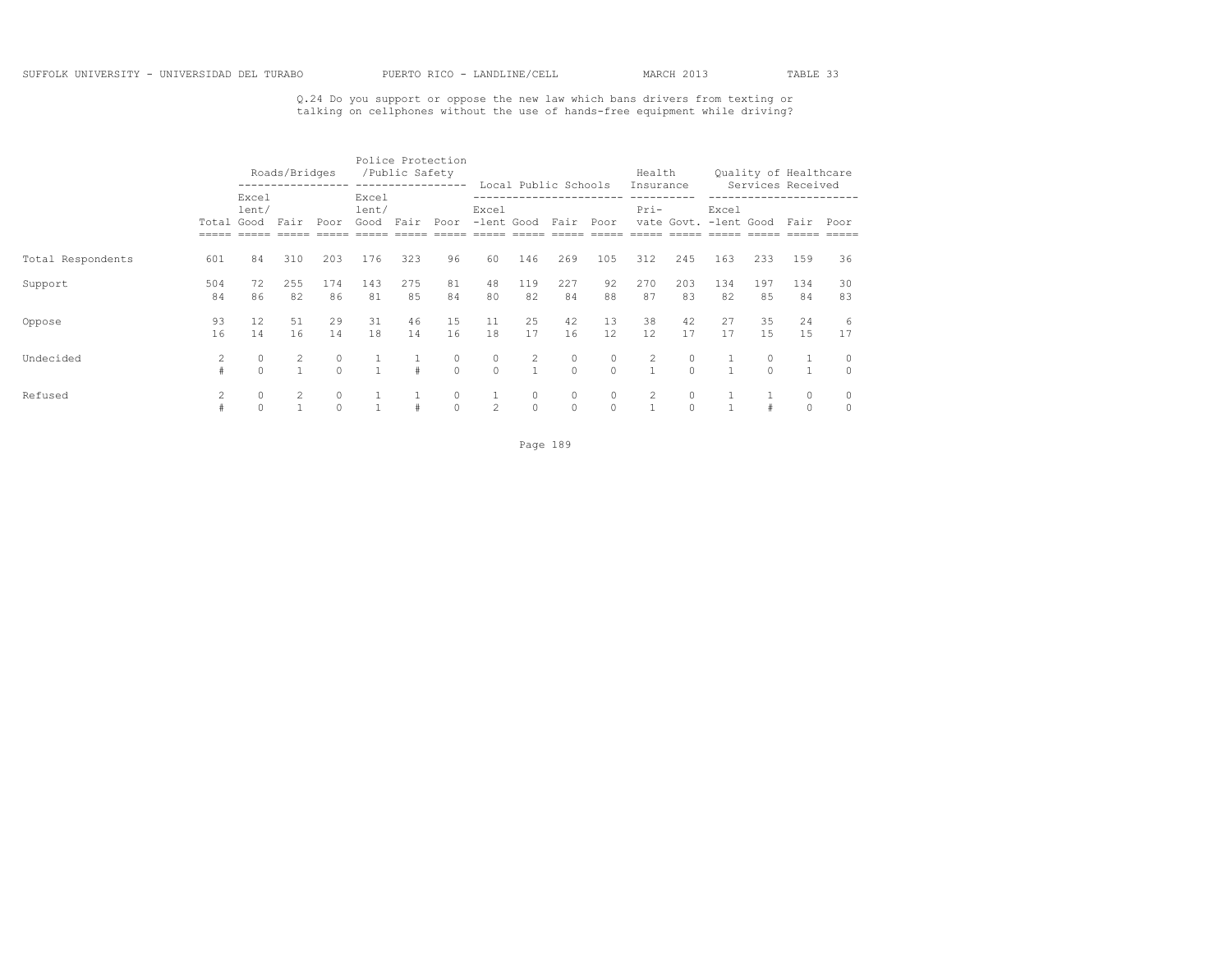SUFFOLK UNIVERSITY - UNIVERSIDAD DEL TURABO PUERTO RICO - LANDLINE/CELL MARCH 2013 TABLE 33

Q.24 Do you support or oppose the new law which bans drivers from texting or talking on cellphones without the use of hands-free equipment while driving?

| | | Roads/Bridges | | | Police Protection /Public Safety | | | Local Public Schools | | | | Health Insurance | | Quality of Healthcare Services Received | | | |
|---|---|---|---|---|---|---|---|---|---|---|---|---|---|---|---|---|---|
| | Total | Excellent/ Good | Fair | Poor | Excellent/ Good | Fair | Poor | Excel -lent | Good | Fair | Poor | Private | Govt. | Excel -lent | Good | Fair | Poor |
| Total Respondents | 601 | 84 | 310 | 203 | 176 | 323 | 96 | 60 | 146 | 269 | 105 | 312 | 245 | 163 | 233 | 159 | 36 |
| Support | 504 | 72 | 255 | 174 | 143 | 275 | 81 | 48 | 119 | 227 | 92 | 270 | 203 | 134 | 197 | 134 | 30 |
| | 84 | 86 | 82 | 86 | 81 | 85 | 84 | 80 | 82 | 84 | 88 | 87 | 83 | 82 | 85 | 84 | 83 |
| Oppose | 93 | 12 | 51 | 29 | 31 | 46 | 15 | 11 | 25 | 42 | 13 | 38 | 42 | 27 | 35 | 24 | 6 |
| | 16 | 14 | 16 | 14 | 18 | 14 | 16 | 18 | 17 | 16 | 12 | 12 | 17 | 17 | 15 | 15 | 17 |
| Undecided | 2 | 0 | 2 | 0 | 1 | 1 | 0 | 0 | 2 | 0 | 0 | 2 | 0 | 1 | 0 | 1 | 0 |
| | # | 0 | 1 | 0 | 1 | # | 0 | 0 | 1 | 0 | 0 | 1 | 0 | 1 | 0 | 1 | 0 |
| Refused | 2 | 0 | 2 | 0 | 1 | 1 | 0 | 1 | 0 | 0 | 0 | 2 | 0 | 1 | 1 | 0 | 0 |
| | # | 0 | 1 | 0 | 1 | # | 0 | 2 | 0 | 0 | 0 | 1 | 0 | 1 | # | 0 | 0 |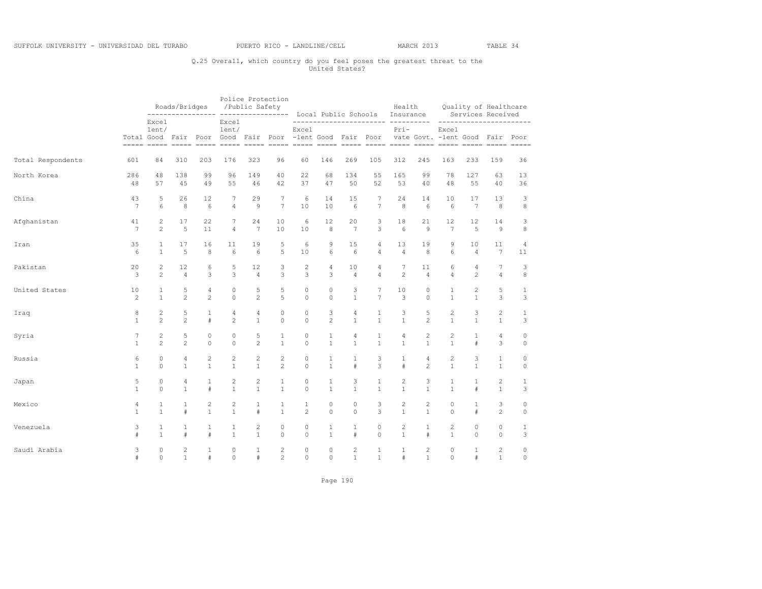SUFFOLK UNIVERSITY - UNIVERSIDAD DEL TURABO PUERTO RICO - LANDLINE/CELL MARCH 2013 TABLE 34

Q.25 Overall, which country do you feel poses the greatest threat to the United States?

| | | Roads/Bridges | | | Police Protection /Public Safety | | | Local Public Schools | | | | Health Insurance | | Quality of Healthcare Services Received | | | |
|---|---|---|---|---|---|---|---|---|---|---|---|---|---|---|---|---|---|
| | Total | Excellent/Good | Fair | Poor | Excellent/Good | Fair | Poor | Excellent | Good | Fair | Poor | Private | Govt. | Excellent | Good | Fair | Poor |
| Total Respondents | 601 | 84 | 310 | 203 | 176 | 323 | 96 | 60 | 146 | 269 | 105 | 312 | 245 | 163 | 233 | 159 | 36 |
| North Korea | 286 | 48 | 138 | 99 | 96 | 149 | 40 | 22 | 68 | 134 | 55 | 165 | 99 | 78 | 127 | 63 | 13 |
| | 48 | 57 | 45 | 49 | 55 | 46 | 42 | 37 | 47 | 50 | 52 | 53 | 40 | 48 | 55 | 40 | 36 |
| China | 43 | 5 | 26 | 12 | 7 | 29 | 7 | 6 | 14 | 15 | 7 | 24 | 14 | 10 | 17 | 13 | 3 |
| | 7 | 6 | 8 | 6 | 4 | 9 | 7 | 10 | 10 | 6 | 7 | 8 | 6 | 6 | 7 | 8 | 8 |
| Afghanistan | 41 | 2 | 17 | 22 | 7 | 24 | 10 | 6 | 12 | 20 | 3 | 18 | 21 | 12 | 12 | 14 | 3 |
| | 7 | 2 | 5 | 11 | 4 | 7 | 10 | 10 | 8 | 7 | 3 | 6 | 9 | 7 | 5 | 9 | 8 |
| Iran | 35 | 1 | 17 | 16 | 11 | 19 | 5 | 6 | 9 | 15 | 4 | 13 | 19 | 9 | 10 | 11 | 4 |
| | 6 | 1 | 5 | 8 | 6 | 6 | 5 | 10 | 6 | 6 | 4 | 4 | 8 | 6 | 4 | 7 | 11 |
| Pakistan | 20 | 2 | 12 | 6 | 5 | 12 | 3 | 2 | 4 | 10 | 4 | 7 | 11 | 6 | 4 | 7 | 3 |
| | 3 | 2 | 4 | 3 | 3 | 4 | 3 | 3 | 3 | 4 | 4 | 2 | 4 | 4 | 2 | 4 | 8 |
| United States | 10 | 1 | 5 | 4 | 0 | 5 | 5 | 0 | 0 | 3 | 7 | 10 | 0 | 1 | 2 | 5 | 1 |
| | 2 | 1 | 2 | 2 | 0 | 2 | 5 | 0 | 0 | 1 | 7 | 3 | 0 | 1 | 1 | 3 | 3 |
| Iraq | 8 | 2 | 5 | 1 | 4 | 4 | 0 | 0 | 3 | 4 | 1 | 3 | 5 | 2 | 3 | 2 | 1 |
| | 1 | 2 | 2 | # | 2 | 1 | 0 | 0 | 2 | 1 | 1 | 1 | 2 | 1 | 1 | 1 | 3 |
| Syria | 7 | 2 | 5 | 0 | 0 | 5 | 1 | 0 | 1 | 4 | 1 | 4 | 2 | 2 | 1 | 4 | 0 |
| | 1 | 2 | 2 | 0 | 0 | 2 | 1 | 0 | 1 | 1 | 1 | 1 | 1 | 1 | # | 3 | 0 |
| Russia | 6 | 0 | 4 | 2 | 2 | 2 | 2 | 0 | 1 | 1 | 3 | 1 | 4 | 2 | 3 | 1 | 0 |
| | 1 | 0 | 1 | 1 | 1 | 1 | 2 | 0 | 1 | # | 3 | # | 2 | 1 | 1 | 1 | 0 |
| Japan | 5 | 0 | 4 | 1 | 2 | 2 | 1 | 0 | 1 | 3 | 1 | 2 | 3 | 1 | 1 | 2 | 1 |
| | 1 | 0 | 1 | # | 1 | 1 | 1 | 0 | 1 | 1 | 1 | 1 | 1 | 1 | # | 1 | 3 |
| Mexico | 4 | 1 | 1 | 2 | 2 | 1 | 1 | 1 | 0 | 0 | 3 | 2 | 2 | 0 | 1 | 3 | 0 |
| | 1 | 1 | # | 1 | 1 | # | 1 | 2 | 0 | 0 | 3 | 1 | 1 | 0 | # | 2 | 0 |
| Venezuela | 3 | 1 | 1 | 1 | 1 | 2 | 0 | 0 | 1 | 1 | 0 | 2 | 1 | 2 | 0 | 0 | 1 |
| | # | 1 | # | # | 1 | 1 | 0 | 0 | 1 | # | 0 | 1 | # | 1 | 0 | 0 | 3 |
| Saudi Arabia | 3 | 0 | 2 | 1 | 0 | 1 | 2 | 0 | 0 | 2 | 1 | 1 | 2 | 0 | 1 | 2 | 0 |
| | # | 0 | 1 | # | 0 | # | 2 | 0 | 0 | 1 | 1 | # | 1 | 0 | # | 1 | 0 |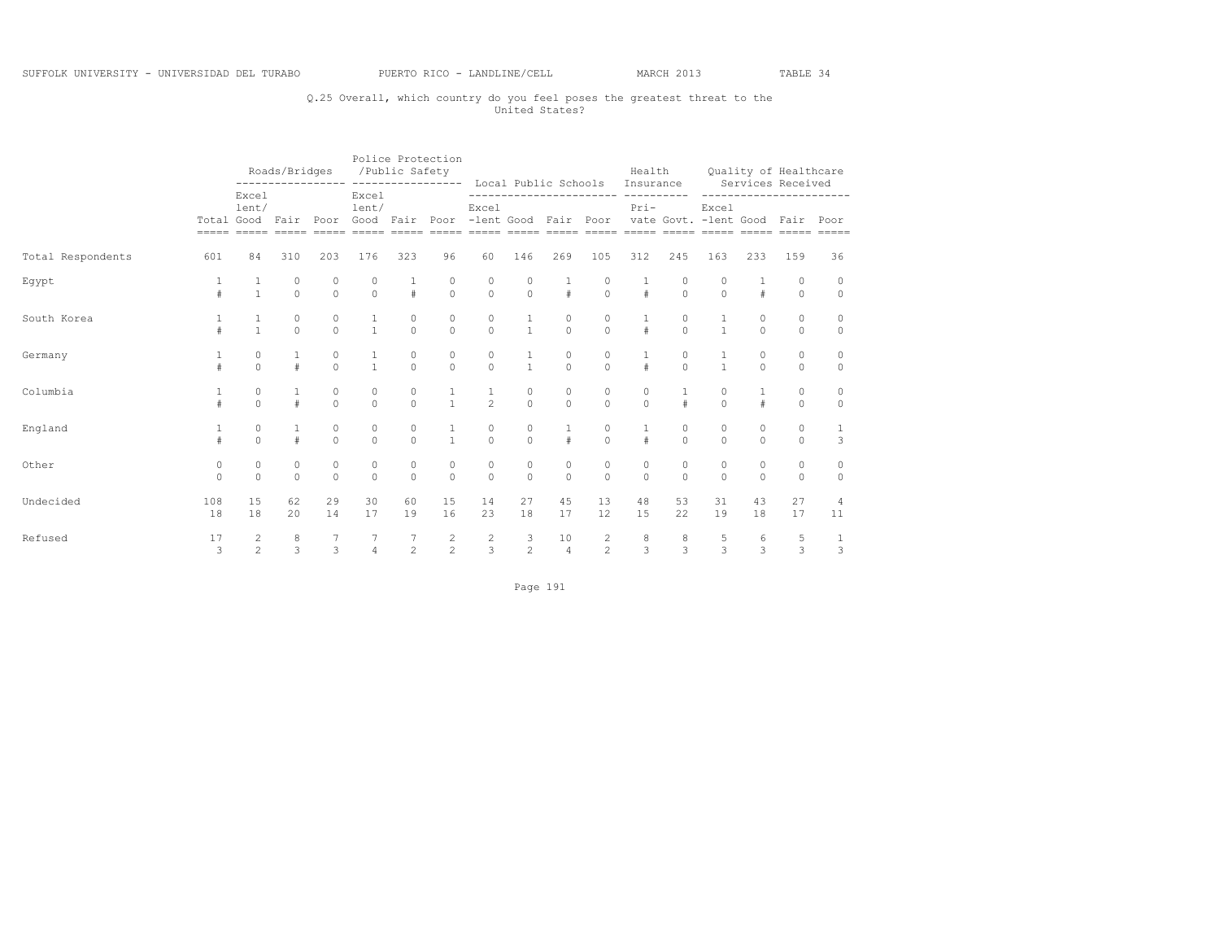SUFFOLK UNIVERSITY - UNIVERSIDAD DEL TURABO PUERTO RICO - LANDLINE/CELL MARCH 2013 TABLE 34

Q.25 Overall, which country do you feel poses the greatest threat to the United States?

| | | Roads/Bridges | | | Police Protection /Public Safety | | | Local Public Schools | | | | Health Insurance | | Quality of Healthcare Services Received | | | |
|---|---|---|---|---|---|---|---|---|---|---|---|---|---|---|---|---|---|
| | Total | Excel lent/ Good | Fair | Poor | Excel lent/ Good | Fair | Poor | Excel -lent | Good | Fair | Poor | Pri- vate | Govt. | Excel -lent | Good | Fair | Poor |
| Total Respondents | 601 | 84 | 310 | 203 | 176 | 323 | 96 | 60 | 146 | 269 | 105 | 312 | 245 | 163 | 233 | 159 | 36 |
| Egypt | 1 | 1 | 0 | 0 | 0 | 1 | 0 | 0 | 0 | 1 | 0 | 1 | 0 | 0 | 1 | 0 | 0 |
| | # | 1 | 0 | 0 | 0 | # | 0 | 0 | 0 | # | 0 | # | 0 | 0 | # | 0 | 0 |
| South Korea | 1 | 1 | 0 | 0 | 1 | 0 | 0 | 0 | 1 | 0 | 0 | 1 | 0 | 1 | 0 | 0 | 0 |
| | # | 1 | 0 | 0 | 1 | 0 | 0 | 0 | 1 | 0 | 0 | # | 0 | 1 | 0 | 0 | 0 |
| Germany | 1 | 0 | 1 | 0 | 1 | 0 | 0 | 0 | 1 | 0 | 0 | 1 | 0 | 1 | 0 | 0 | 0 |
| | # | 0 | # | 0 | 1 | 0 | 0 | 0 | 1 | 0 | 0 | # | 0 | 1 | 0 | 0 | 0 |
| Columbia | 1 | 0 | 1 | 0 | 0 | 0 | 1 | 1 | 0 | 0 | 0 | 0 | 1 | 0 | 1 | 0 | 0 |
| | # | 0 | # | 0 | 0 | 0 | 1 | 2 | 0 | 0 | 0 | 0 | # | 0 | # | 0 | 0 |
| England | 1 | 0 | 1 | 0 | 0 | 0 | 1 | 0 | 0 | 1 | 0 | 1 | 0 | 0 | 0 | 0 | 1 |
| | # | 0 | # | 0 | 0 | 0 | 1 | 0 | 0 | # | 0 | # | 0 | 0 | 0 | 0 | 3 |
| Other | 0 | 0 | 0 | 0 | 0 | 0 | 0 | 0 | 0 | 0 | 0 | 0 | 0 | 0 | 0 | 0 | 0 |
| | 0 | 0 | 0 | 0 | 0 | 0 | 0 | 0 | 0 | 0 | 0 | 0 | 0 | 0 | 0 | 0 | 0 |
| Undecided | 108 | 15 | 62 | 29 | 30 | 60 | 15 | 14 | 27 | 45 | 13 | 48 | 53 | 31 | 43 | 27 | 4 |
| | 18 | 18 | 20 | 14 | 17 | 19 | 16 | 23 | 18 | 17 | 12 | 15 | 22 | 19 | 18 | 17 | 11 |
| Refused | 17 | 2 | 8 | 7 | 7 | 7 | 2 | 2 | 3 | 10 | 2 | 8 | 8 | 5 | 6 | 5 | 1 |
| | 3 | 2 | 3 | 3 | 4 | 2 | 2 | 3 | 2 | 4 | 2 | 3 | 3 | 3 | 3 | 3 | 3 |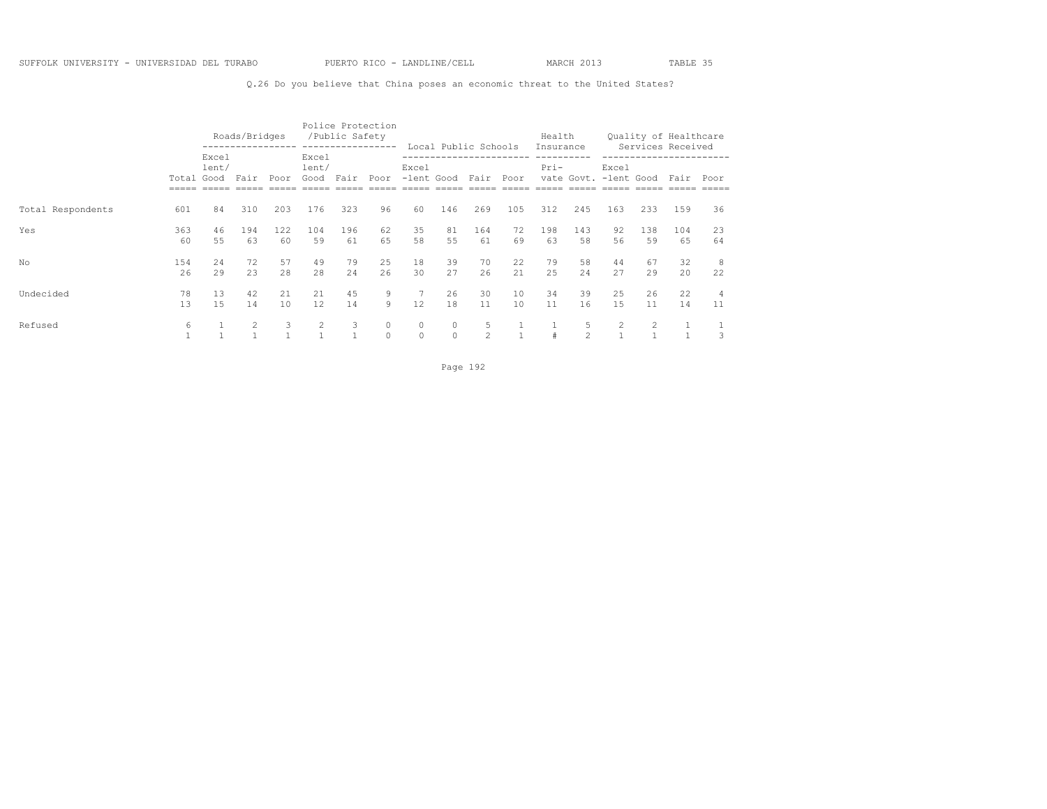SUFFOLK UNIVERSITY - UNIVERSIDAD DEL TURABO PUERTO RICO - LANDLINE/CELL MARCH 2013 TABLE 35

Q.26 Do you believe that China poses an economic threat to the United States?

| | | Roads/Bridges | | | Police Protection /Public Safety | | | Local Public Schools | | | | Health Insurance | | Quality of Healthcare Services Received | | | |
|---|---|---|---|---|---|---|---|---|---|---|---|---|---|---|---|---|---|
| | Total | Excel lent/ Good | Fair | Poor | Excel lent/ Good | Fair | Poor | Excel -lent | Good | Fair | Poor | Pri- vate | Govt. | Excel -lent | Good | Fair | Poor |
| Total Respondents | 601 | 84 | 310 | 203 | 176 | 323 | 96 | 60 | 146 | 269 | 105 | 312 | 245 | 163 | 233 | 159 | 36 |
| Yes | 363 | 46 | 194 | 122 | 104 | 196 | 62 | 35 | 81 | 164 | 72 | 198 | 143 | 92 | 138 | 104 | 23 |
| | 60 | 55 | 63 | 60 | 59 | 61 | 65 | 58 | 55 | 61 | 69 | 63 | 58 | 56 | 59 | 65 | 64 |
| No | 154 | 24 | 72 | 57 | 49 | 79 | 25 | 18 | 39 | 70 | 22 | 79 | 58 | 44 | 67 | 32 | 8 |
| | 26 | 29 | 23 | 28 | 28 | 24 | 26 | 30 | 27 | 26 | 21 | 25 | 24 | 27 | 29 | 20 | 22 |
| Undecided | 78 | 13 | 42 | 21 | 21 | 45 | 9 | 7 | 26 | 30 | 10 | 34 | 39 | 25 | 26 | 22 | 4 |
| | 13 | 15 | 14 | 10 | 12 | 14 | 9 | 12 | 18 | 11 | 10 | 11 | 16 | 15 | 11 | 14 | 11 |
| Refused | 6 | 1 | 2 | 3 | 2 | 3 | 0 | 0 | 0 | 5 | 1 | 1 | 5 | 2 | 2 | 1 | 1 |
| | 1 | 1 | 1 | 1 | 1 | 1 | 0 | 0 | 0 | 2 | 1 | # | 2 | 1 | 1 | 1 | 3 |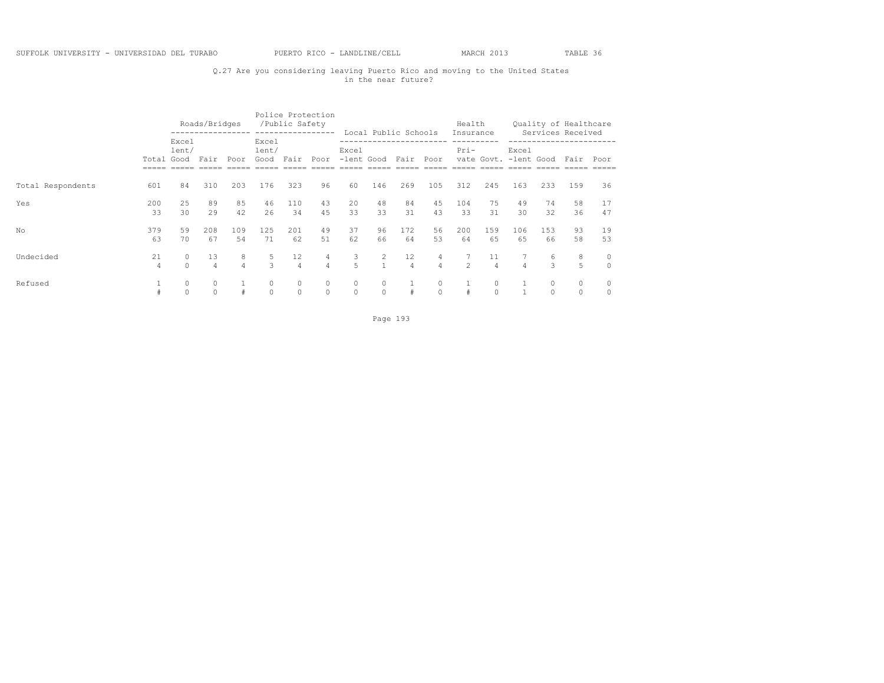Q.27 Are you considering leaving Puerto Rico and moving to the United States in the near future?

| | | Roads/Bridges | | | Police Protection /Public Safety | | | Local Public Schools | | | | Health Insurance | | Quality of Healthcare Services Received | | | |
|---|---|---|---|---|---|---|---|---|---|---|---|---|---|---|---|---|---|
| | Total | Excellent/ Good | Fair | Poor | Excellent/ Good | Fair | Poor | Excel -lent | Good | Fair | Poor | Private | Govt. | Excel -lent | Good | Fair | Poor |
| Total Respondents | 601 | 84 | 310 | 203 | 176 | 323 | 96 | 60 | 146 | 269 | 105 | 312 | 245 | 163 | 233 | 159 | 36 |
| Yes | 200 | 25 | 89 | 85 | 46 | 110 | 43 | 20 | 48 | 84 | 45 | 104 | 75 | 49 | 74 | 58 | 17 |
| | 33 | 30 | 29 | 42 | 26 | 34 | 45 | 33 | 33 | 31 | 43 | 33 | 31 | 30 | 32 | 36 | 47 |
| No | 379 | 59 | 208 | 109 | 125 | 201 | 49 | 37 | 96 | 172 | 56 | 200 | 159 | 106 | 153 | 93 | 19 |
| | 63 | 70 | 67 | 54 | 71 | 62 | 51 | 62 | 66 | 64 | 53 | 64 | 65 | 65 | 66 | 58 | 53 |
| Undecided | 21 | 0 | 13 | 8 | 5 | 12 | 4 | 3 | 2 | 12 | 4 | 7 | 11 | 7 | 6 | 8 | 0 |
| | 4 | 0 | 4 | 4 | 3 | 4 | 4 | 5 | 1 | 4 | 4 | 2 | 4 | 4 | 3 | 5 | 0 |
| Refused | 1 | 0 | 0 | 1 | 0 | 0 | 0 | 0 | 0 | 1 | 0 | 1 | 0 | 1 | 0 | 0 | 0 |
| | # | 0 | 0 | # | 0 | 0 | 0 | 0 | 0 | # | 0 | # | 0 | 1 | 0 | 0 | 0 |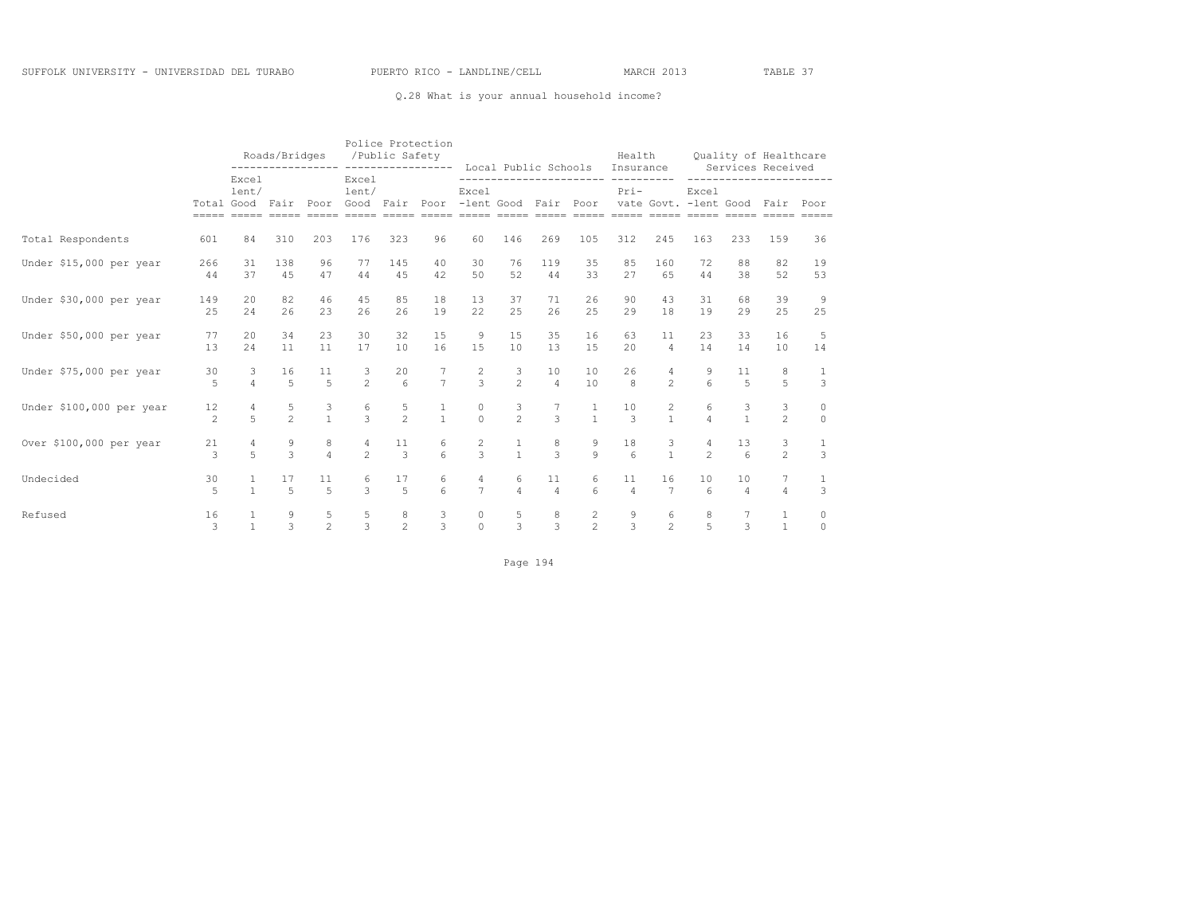SUFFOLK UNIVERSITY - UNIVERSIDAD DEL TURABO PUERTO RICO - LANDLINE/CELL MARCH 2013 TABLE 37

Q.28 What is your annual household income?

| | | Roads/Bridges | | | Police Protection /Public Safety | | | Local Public Schools | | | | Health Insurance | | Quality of Healthcare Services Received | | | |
|---|---|---|---|---|---|---|---|---|---|---|---|---|---|---|---|---|---|
| | Total | Excel lent/ Good | Fair | Poor | Excel lent/ Good | Fair | Poor | Excel -lent | Good | Fair | Poor | Pri- vate | Govt. | Excel -lent | Good | Fair | Poor |
| Total Respondents | 601 | 84 | 310 | 203 | 176 | 323 | 96 | 60 | 146 | 269 | 105 | 312 | 245 | 163 | 233 | 159 | 36 |
| Under $15,000 per year | 266 | 31 | 138 | 96 | 77 | 145 | 40 | 30 | 76 | 119 | 35 | 85 | 160 | 72 | 88 | 82 | 19 |
| | 44 | 37 | 45 | 47 | 44 | 45 | 42 | 50 | 52 | 44 | 33 | 27 | 65 | 44 | 38 | 52 | 53 |
| Under $30,000 per year | 149 | 20 | 82 | 46 | 45 | 85 | 18 | 13 | 37 | 71 | 26 | 90 | 43 | 31 | 68 | 39 | 9 |
| | 25 | 24 | 26 | 23 | 26 | 26 | 19 | 22 | 25 | 26 | 25 | 29 | 18 | 19 | 29 | 25 | 25 |
| Under $50,000 per year | 77 | 20 | 34 | 23 | 30 | 32 | 15 | 9 | 15 | 35 | 16 | 63 | 11 | 23 | 33 | 16 | 5 |
| | 13 | 24 | 11 | 11 | 17 | 10 | 16 | 15 | 10 | 13 | 15 | 20 | 4 | 14 | 14 | 10 | 14 |
| Under $75,000 per year | 30 | 3 | 16 | 11 | 3 | 20 | 7 | 2 | 3 | 10 | 10 | 26 | 4 | 9 | 11 | 8 | 1 |
| | 5 | 4 | 5 | 5 | 2 | 6 | 7 | 3 | 2 | 4 | 10 | 8 | 2 | 6 | 5 | 5 | 3 |
| Under $100,000 per year | 12 | 4 | 5 | 3 | 6 | 5 | 1 | 0 | 3 | 7 | 1 | 10 | 2 | 6 | 3 | 3 | 0 |
| | 2 | 5 | 2 | 1 | 3 | 2 | 1 | 0 | 2 | 3 | 1 | 3 | 1 | 4 | 1 | 2 | 0 |
| Over $100,000 per year | 21 | 4 | 9 | 8 | 4 | 11 | 6 | 2 | 1 | 8 | 9 | 18 | 3 | 4 | 13 | 3 | 1 |
| | 3 | 5 | 3 | 4 | 2 | 3 | 6 | 3 | 1 | 3 | 9 | 6 | 1 | 2 | 6 | 2 | 3 |
| Undecided | 30 | 1 | 17 | 11 | 6 | 17 | 6 | 4 | 6 | 11 | 6 | 11 | 16 | 10 | 10 | 7 | 1 |
| | 5 | 1 | 5 | 5 | 3 | 5 | 6 | 7 | 4 | 4 | 6 | 4 | 7 | 6 | 4 | 4 | 3 |
| Refused | 16 | 1 | 9 | 5 | 5 | 8 | 3 | 0 | 5 | 8 | 2 | 9 | 6 | 8 | 7 | 1 | 0 |
| | 3 | 1 | 3 | 2 | 3 | 2 | 3 | 0 | 3 | 3 | 2 | 3 | 2 | 5 | 3 | 1 | 0 |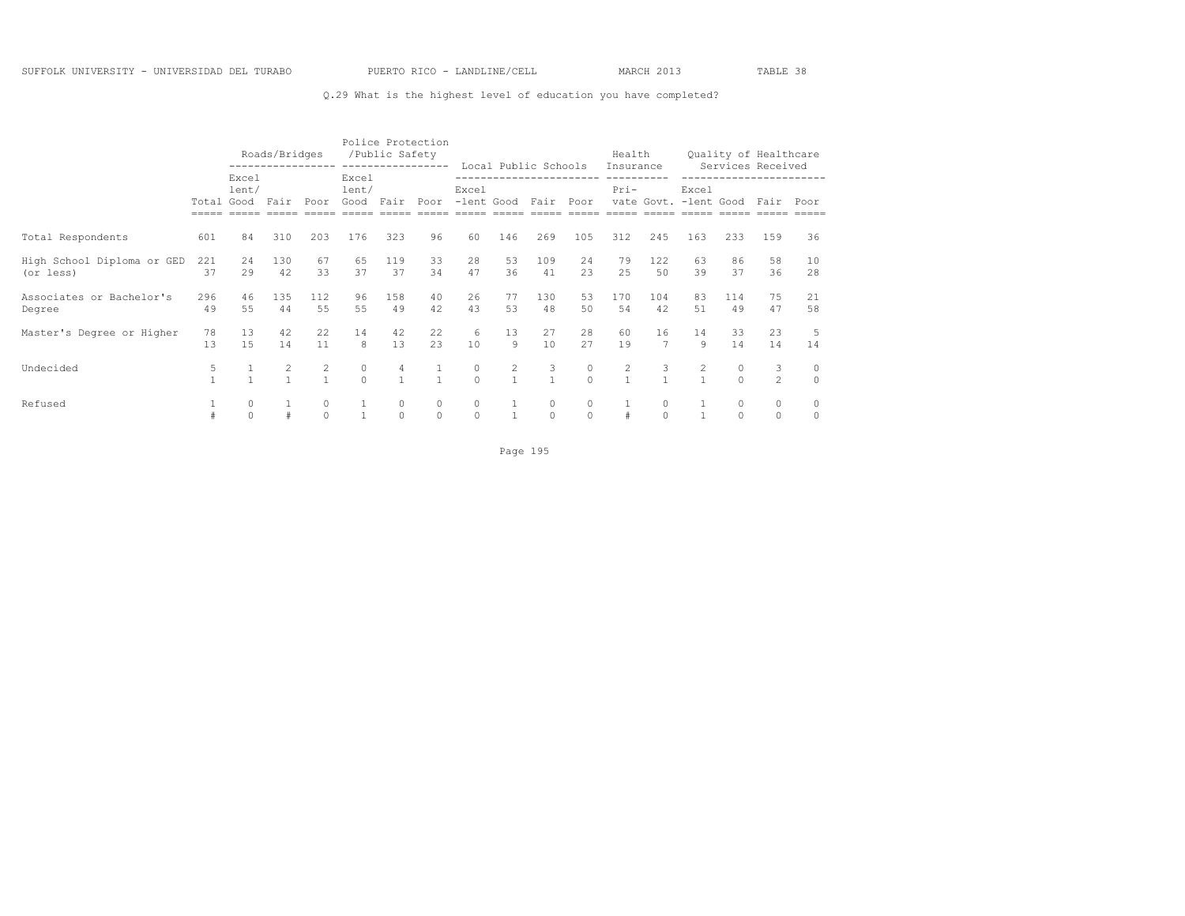SUFFOLK UNIVERSITY - UNIVERSIDAD DEL TURABO PUERTO RICO - LANDLINE/CELL MARCH 2013 TABLE 38

Q.29 What is the highest level of education you have completed?

| | | Roads/Bridges | | | Police Protection /Public Safety | | | Local Public Schools | | | | Health Insurance | | Quality of Healthcare Services Received | | | |
|---|---|---|---|---|---|---|---|---|---|---|---|---|---|---|---|---|---|
| | Total | Excel lent/ Good | Fair | Poor | Excel lent/ Good | Fair | Poor | Excel -lent | Good | Fair | Poor | Pri- vate | Govt. | Excel -lent | Good | Fair | Poor |
| Total Respondents | 601 | 84 | 310 | 203 | 176 | 323 | 96 | 60 | 146 | 269 | 105 | 312 | 245 | 163 | 233 | 159 | 36 |
| High School Diploma or GED (or less) | 221 | 24 | 130 | 67 | 65 | 119 | 33 | 28 | 53 | 109 | 24 | 79 | 122 | 63 | 86 | 58 | 10 |
| | 37 | 29 | 42 | 33 | 37 | 37 | 34 | 47 | 36 | 41 | 23 | 25 | 50 | 39 | 37 | 36 | 28 |
| Associates or Bachelor's Degree | 296 | 46 | 135 | 112 | 96 | 158 | 40 | 26 | 77 | 130 | 53 | 170 | 104 | 83 | 114 | 75 | 21 |
| | 49 | 55 | 44 | 55 | 55 | 49 | 42 | 43 | 53 | 48 | 50 | 54 | 42 | 51 | 49 | 47 | 58 |
| Master's Degree or Higher | 78 | 13 | 42 | 22 | 14 | 42 | 22 | 6 | 13 | 27 | 28 | 60 | 16 | 14 | 33 | 23 | 5 |
| | 13 | 15 | 14 | 11 | 8 | 13 | 23 | 10 | 9 | 10 | 27 | 19 | 7 | 9 | 14 | 14 | 14 |
| Undecided | 5 | 1 | 2 | 2 | 0 | 4 | 1 | 0 | 2 | 3 | 0 | 2 | 3 | 2 | 0 | 3 | 0 |
| | 1 | 1 | 1 | 1 | 0 | 1 | 1 | 0 | 1 | 1 | 0 | 1 | 1 | 1 | 0 | 2 | 0 |
| Refused | 1 | 0 | 1 | 0 | 1 | 0 | 0 | 0 | 1 | 0 | 0 | 1 | 0 | 1 | 0 | 0 | 0 |
| | # | 0 | # | 0 | 1 | 0 | 0 | 0 | 1 | 0 | 0 | # | 0 | 1 | 0 | 0 | 0 |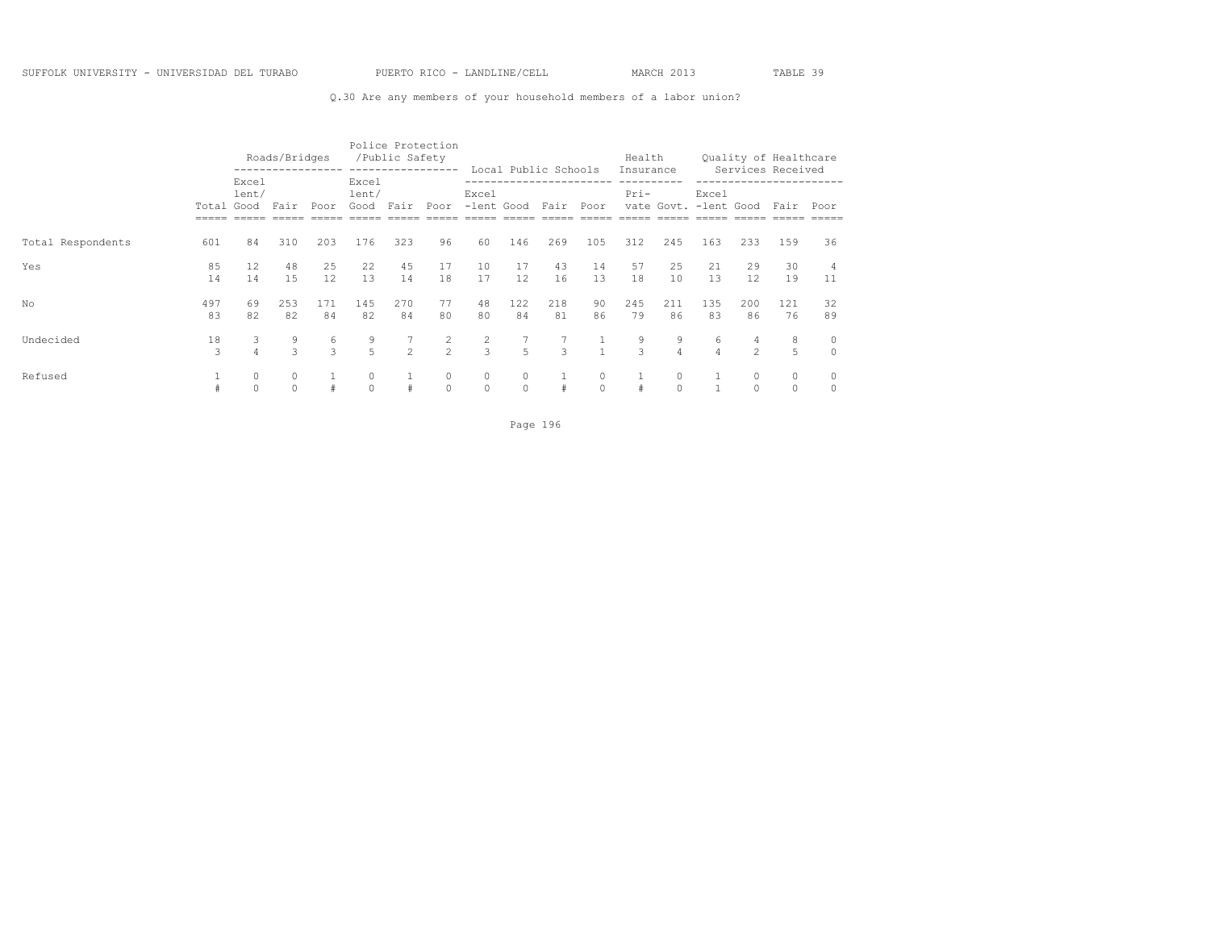SUFFOLK UNIVERSITY - UNIVERSIDAD DEL TURABO PUERTO RICO - LANDLINE/CELL MARCH 2013 TABLE 39

Q.30 Are any members of your household members of a labor union?

| | | Roads/Bridges | | | Police Protection /Public Safety | | | Local Public Schools | | | | Health Insurance | | Quality of Healthcare Services Received | | | |
|---|---|---|---|---|---|---|---|---|---|---|---|---|---|---|---|---|---|
| | Total | Excel lent/ Good | Fair | Poor | Excel lent/ Good | Fair | Poor | Excel -lent | Good | Fair | Poor | Pri- vate | Govt. | Excel -lent | Good | Fair | Poor |
| Total Respondents | 601 | 84 | 310 | 203 | 176 | 323 | 96 | 60 | 146 | 269 | 105 | 312 | 245 | 163 | 233 | 159 | 36 |
| Yes | 85 | 12 | 48 | 25 | 22 | 45 | 17 | 10 | 17 | 43 | 14 | 57 | 25 | 21 | 29 | 30 | 4 |
| | 14 | 14 | 15 | 12 | 13 | 14 | 18 | 17 | 12 | 16 | 13 | 18 | 10 | 13 | 12 | 19 | 11 |
| No | 497 | 69 | 253 | 171 | 145 | 270 | 77 | 48 | 122 | 218 | 90 | 245 | 211 | 135 | 200 | 121 | 32 |
| | 83 | 82 | 82 | 84 | 82 | 84 | 80 | 80 | 84 | 81 | 86 | 79 | 86 | 83 | 86 | 76 | 89 |
| Undecided | 18 | 3 | 9 | 6 | 9 | 7 | 2 | 2 | 7 | 7 | 1 | 9 | 9 | 6 | 4 | 8 | 0 |
| | 3 | 4 | 3 | 3 | 5 | 2 | 2 | 3 | 5 | 3 | 1 | 3 | 4 | 4 | 2 | 5 | 0 |
| Refused | 1 | 0 | 0 | 1 | 0 | 1 | 0 | 0 | 0 | 1 | 0 | 1 | 0 | 1 | 0 | 0 | 0 |
| | # | 0 | 0 | # | 0 | # | 0 | 0 | 0 | # | 0 | # | 0 | 1 | 0 | 0 | 0 |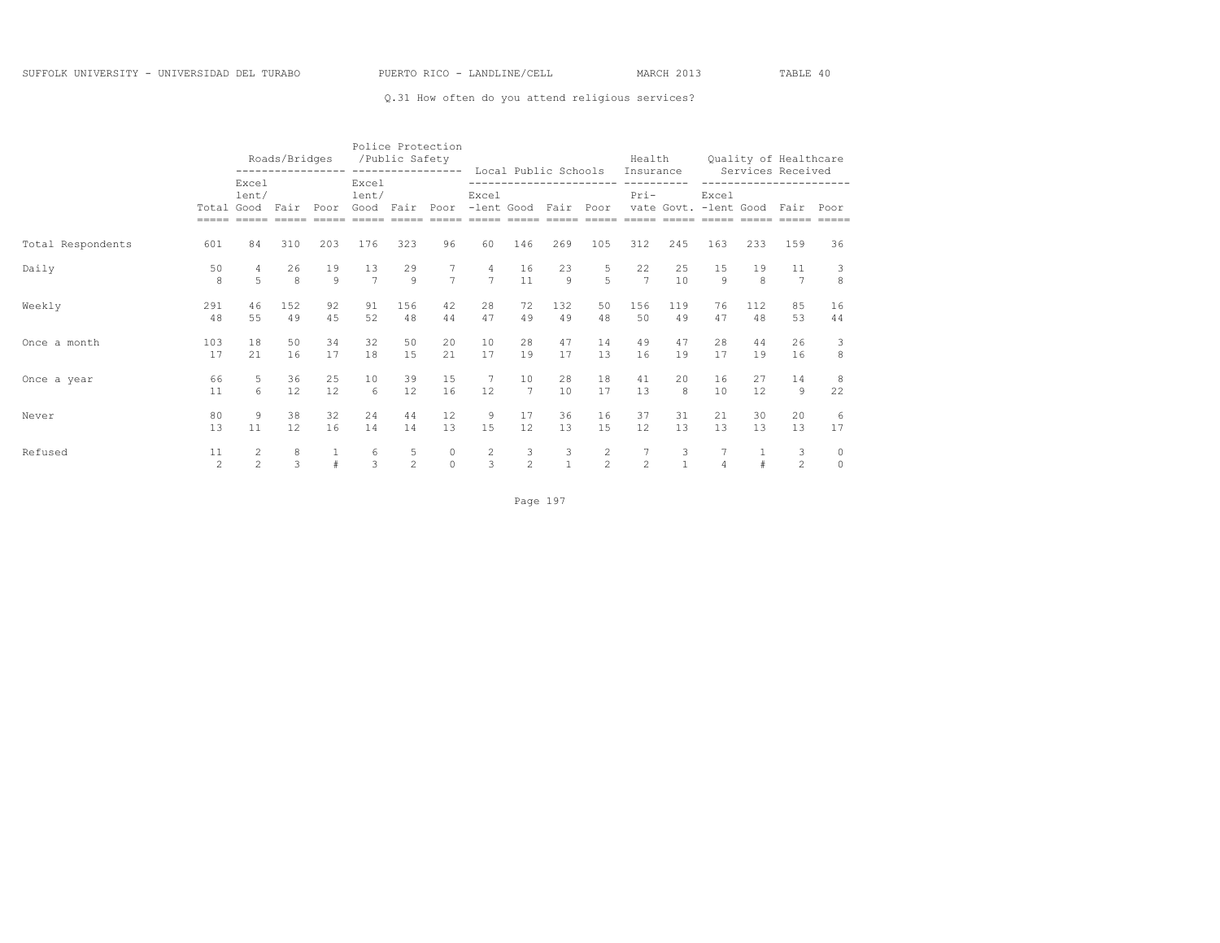SUFFOLK UNIVERSITY - UNIVERSIDAD DEL TURABO PUERTO RICO - LANDLINE/CELL MARCH 2013 TABLE 40

Q.31 How often do you attend religious services?

| | | Roads/Bridges | | | Police Protection /Public Safety | | | Local Public Schools | | | | Health Insurance | | Quality of Healthcare Services Received | | | |
|---|---|---|---|---|---|---|---|---|---|---|---|---|---|---|---|---|---|
| | Total | Excel lent/ Good | Fair | Poor | Excel lent/ Good | Fair | Poor | Excel -lent | Good | Fair | Poor | Pri- vate | Govt. | Excel -lent | Good | Fair | Poor |
| Total Respondents | 601 | 84 | 310 | 203 | 176 | 323 | 96 | 60 | 146 | 269 | 105 | 312 | 245 | 163 | 233 | 159 | 36 |
| Daily | 50 | 4 | 26 | 19 | 13 | 29 | 7 | 4 | 16 | 23 | 5 | 22 | 25 | 15 | 19 | 11 | 3 |
| | 8 | 5 | 8 | 9 | 7 | 9 | 7 | 7 | 11 | 9 | 5 | 7 | 10 | 9 | 8 | 7 | 8 |
| Weekly | 291 | 46 | 152 | 92 | 91 | 156 | 42 | 28 | 72 | 132 | 50 | 156 | 119 | 76 | 112 | 85 | 16 |
| | 48 | 55 | 49 | 45 | 52 | 48 | 44 | 47 | 49 | 49 | 48 | 50 | 49 | 47 | 48 | 53 | 44 |
| Once a month | 103 | 18 | 50 | 34 | 32 | 50 | 20 | 10 | 28 | 47 | 14 | 49 | 47 | 28 | 44 | 26 | 3 |
| | 17 | 21 | 16 | 17 | 18 | 15 | 21 | 17 | 19 | 17 | 13 | 16 | 19 | 17 | 19 | 16 | 8 |
| Once a year | 66 | 5 | 36 | 25 | 10 | 39 | 15 | 7 | 10 | 28 | 18 | 41 | 20 | 16 | 27 | 14 | 8 |
| | 11 | 6 | 12 | 12 | 6 | 12 | 16 | 12 | 7 | 10 | 17 | 13 | 8 | 10 | 12 | 9 | 22 |
| Never | 80 | 9 | 38 | 32 | 24 | 44 | 12 | 9 | 17 | 36 | 16 | 37 | 31 | 21 | 30 | 20 | 6 |
| | 13 | 11 | 12 | 16 | 14 | 14 | 13 | 15 | 12 | 13 | 15 | 12 | 13 | 13 | 13 | 13 | 17 |
| Refused | 11 | 2 | 8 | 1 | 6 | 5 | 0 | 2 | 3 | 3 | 2 | 7 | 3 | 7 | 1 | 3 | 0 |
| | 2 | 2 | 3 | # | 3 | 2 | 0 | 3 | 2 | 1 | 2 | 2 | 1 | 4 | # | 2 | 0 |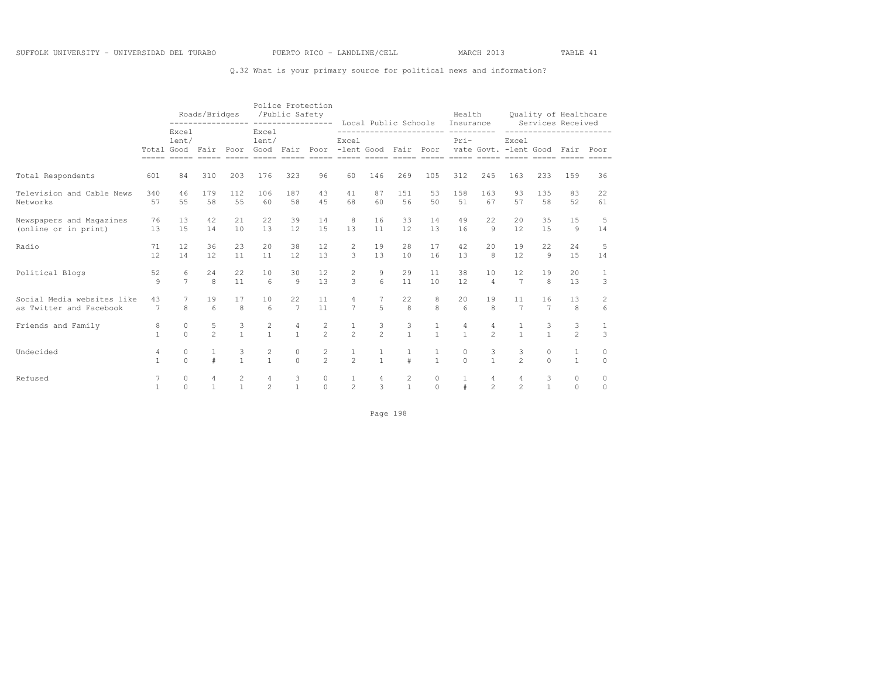SUFFOLK UNIVERSITY - UNIVERSIDAD DEL TURABO PUERTO RICO - LANDLINE/CELL MARCH 2013 TABLE 41

Q.32 What is your primary source for political news and information?

| | | Roads/Bridges | | | Police Protection /Public Safety | | | Local Public Schools | | | | Health Insurance | | Quality of Healthcare Services Received | | | |
|---|---|---|---|---|---|---|---|---|---|---|---|---|---|---|---|---|---|
| | Total | Excel lent/ Good | Fair | Poor | Excel lent/ Good | Fair | Poor | Excel -lent | Good | Fair | Poor | Pri- vate | Govt. | Excel -lent | Good | Fair | Poor |
| Total Respondents | 601 | 84 | 310 | 203 | 176 | 323 | 96 | 60 | 146 | 269 | 105 | 312 | 245 | 163 | 233 | 159 | 36 |
| Television and Cable News Networks | 340 | 46 | 179 | 112 | 106 | 187 | 43 | 41 | 87 | 151 | 53 | 158 | 163 | 93 | 135 | 83 | 22 |
| | 57 | 55 | 58 | 55 | 60 | 58 | 45 | 68 | 60 | 56 | 50 | 51 | 67 | 57 | 58 | 52 | 61 |
| Newspapers and Magazines (online or in print) | 76 | 13 | 42 | 21 | 22 | 39 | 14 | 8 | 16 | 33 | 14 | 49 | 22 | 20 | 35 | 15 | 5 |
| | 13 | 15 | 14 | 10 | 13 | 12 | 15 | 13 | 11 | 12 | 13 | 16 | 9 | 12 | 15 | 9 | 14 |
| Radio | 71 | 12 | 36 | 23 | 20 | 38 | 12 | 2 | 19 | 28 | 17 | 42 | 20 | 19 | 22 | 24 | 5 |
| | 12 | 14 | 12 | 11 | 11 | 12 | 13 | 3 | 13 | 10 | 16 | 13 | 8 | 12 | 9 | 15 | 14 |
| Political Blogs | 52 | 6 | 24 | 22 | 10 | 30 | 12 | 2 | 9 | 29 | 11 | 38 | 10 | 12 | 19 | 20 | 1 |
| | 9 | 7 | 8 | 11 | 6 | 9 | 13 | 3 | 6 | 11 | 10 | 12 | 4 | 7 | 8 | 13 | 3 |
| Social Media websites like as Twitter and Facebook | 43 | 7 | 19 | 17 | 10 | 22 | 11 | 4 | 7 | 22 | 8 | 20 | 19 | 11 | 16 | 13 | 2 |
| | 7 | 8 | 6 | 8 | 6 | 7 | 11 | 7 | 5 | 8 | 8 | 6 | 8 | 7 | 7 | 8 | 6 |
| Friends and Family | 8 | 0 | 5 | 3 | 2 | 4 | 2 | 1 | 3 | 3 | 1 | 4 | 4 | 1 | 3 | 3 | 1 |
| | 1 | 0 | 2 | 1 | 1 | 1 | 2 | 2 | 2 | 1 | 1 | 1 | 2 | 1 | 1 | 2 | 3 |
| Undecided | 4 | 0 | 1 | 3 | 2 | 0 | 2 | 1 | 1 | 1 | 1 | 0 | 3 | 3 | 0 | 1 | 0 |
| | 1 | 0 | # | 1 | 1 | 0 | 2 | 2 | 1 | # | 1 | 0 | 1 | 2 | 0 | 1 | 0 |
| Refused | 7 | 0 | 4 | 2 | 4 | 3 | 0 | 1 | 4 | 2 | 0 | 1 | 4 | 4 | 3 | 0 | 0 |
| | 1 | 0 | 1 | 1 | 2 | 1 | 0 | 2 | 3 | 1 | 0 | # | 2 | 2 | 1 | 0 | 0 |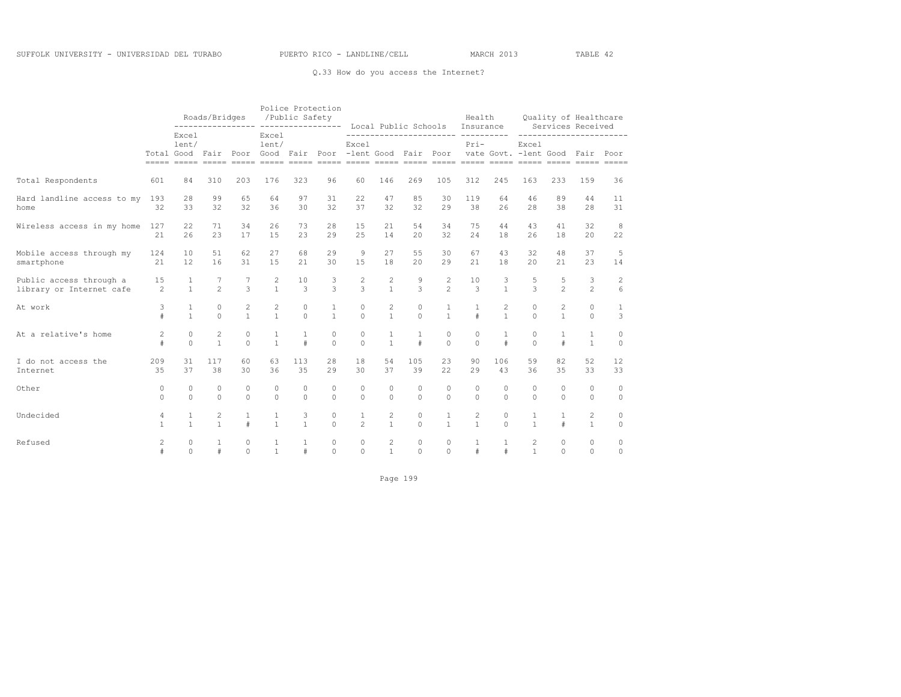Q.33 How do you access the Internet?

| | Total | Roads/Bridges Excel-lent/ Good | Roads/Bridges Fair | Roads/Bridges Poor | Police Protection /Public Safety Excel-lent/ Good | Police Protection /Public Safety Fair | Police Protection /Public Safety Poor | Local Public Schools Excel-lent | Local Public Schools Good | Local Public Schools Fair | Local Public Schools Poor | Health Insurance Pri-vate | Health Insurance Govt. | Quality of Healthcare Services Received Excel-lent | Quality of Healthcare Services Received Good | Quality of Healthcare Services Received Fair | Quality of Healthcare Services Received Poor |
|---|---|---|---|---|---|---|---|---|---|---|---|---|---|---|---|---|---|
| Total Respondents | 601 | 84 | 310 | 203 | 176 | 323 | 96 | 60 | 146 | 269 | 105 | 312 | 245 | 163 | 233 | 159 | 36 |
| Hard landline access to my home | 193 | 28 | 99 | 65 | 64 | 97 | 31 | 22 | 47 | 85 | 30 | 119 | 64 | 46 | 89 | 44 | 11 |
| | 32 | 33 | 32 | 32 | 36 | 30 | 32 | 37 | 32 | 32 | 29 | 38 | 26 | 28 | 38 | 28 | 31 |
| Wireless access in my home | 127 | 22 | 71 | 34 | 26 | 73 | 28 | 15 | 21 | 54 | 34 | 75 | 44 | 43 | 41 | 32 | 8 |
| | 21 | 26 | 23 | 17 | 15 | 23 | 29 | 25 | 14 | 20 | 32 | 24 | 18 | 26 | 18 | 20 | 22 |
| Mobile access through my smartphone | 124 | 10 | 51 | 62 | 27 | 68 | 29 | 9 | 27 | 55 | 30 | 67 | 43 | 32 | 48 | 37 | 5 |
| | 21 | 12 | 16 | 31 | 15 | 21 | 30 | 15 | 18 | 20 | 29 | 21 | 18 | 20 | 21 | 23 | 14 |
| Public access through a library or Internet cafe | 15 | 1 | 7 | 7 | 2 | 10 | 3 | 2 | 2 | 9 | 2 | 10 | 3 | 5 | 5 | 3 | 2 |
| | 2 | 1 | 2 | 3 | 1 | 3 | 3 | 3 | 1 | 3 | 2 | 3 | 1 | 3 | 2 | 2 | 6 |
| At work | 3 | 1 | 0 | 2 | 2 | 0 | 1 | 0 | 2 | 0 | 1 | 1 | 2 | 0 | 2 | 0 | 1 |
| | # | 1 | 0 | 1 | 1 | 0 | 1 | 0 | 1 | 0 | 1 | # | 1 | 0 | 1 | 0 | 3 |
| At a relative's home | 2 | 0 | 2 | 0 | 1 | 1 | 0 | 0 | 1 | 1 | 0 | 0 | 1 | 0 | 1 | 1 | 0 |
| | # | 0 | 1 | 0 | 1 | # | 0 | 0 | 1 | # | 0 | 0 | # | 0 | # | 1 | 0 |
| I do not access the Internet | 209 | 31 | 117 | 60 | 63 | 113 | 28 | 18 | 54 | 105 | 23 | 90 | 106 | 59 | 82 | 52 | 12 |
| | 35 | 37 | 38 | 30 | 36 | 35 | 29 | 30 | 37 | 39 | 22 | 29 | 43 | 36 | 35 | 33 | 33 |
| Other | 0 | 0 | 0 | 0 | 0 | 0 | 0 | 0 | 0 | 0 | 0 | 0 | 0 | 0 | 0 | 0 | 0 |
| | 0 | 0 | 0 | 0 | 0 | 0 | 0 | 0 | 0 | 0 | 0 | 0 | 0 | 0 | 0 | 0 | 0 |
| Undecided | 4 | 1 | 2 | 1 | 1 | 3 | 0 | 1 | 2 | 0 | 1 | 2 | 0 | 1 | 1 | 2 | 0 |
| | 1 | 1 | 1 | # | 1 | 1 | 0 | 2 | 1 | 0 | 1 | 1 | 0 | 1 | # | 1 | 0 |
| Refused | 2 | 0 | 1 | 0 | 1 | 1 | 0 | 0 | 2 | 0 | 0 | 1 | 1 | 2 | 0 | 0 | 0 |
| | # | 0 | # | 0 | 1 | # | 0 | 0 | 1 | 0 | 0 | # | # | 1 | 0 | 0 | 0 |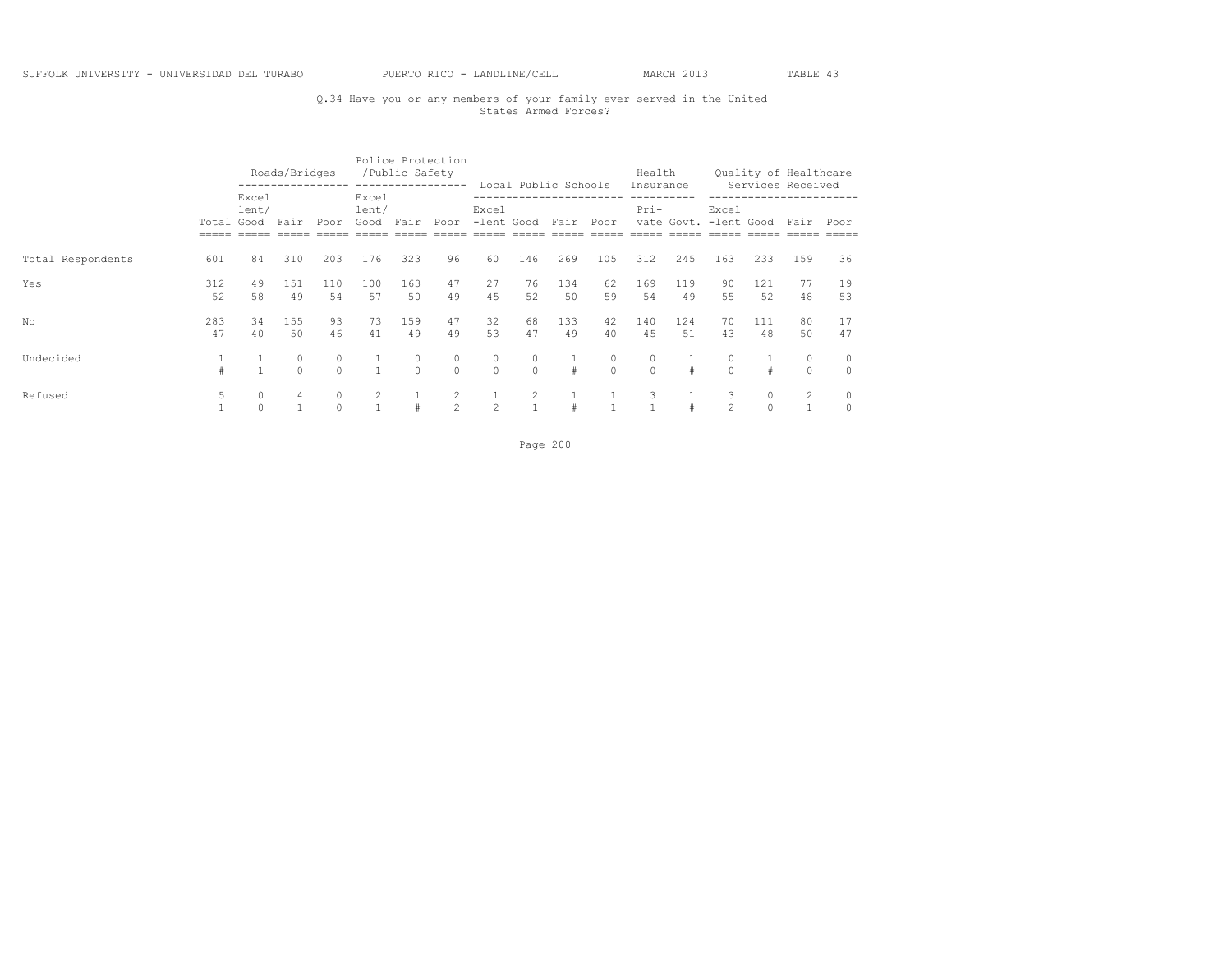SUFFOLK UNIVERSITY - UNIVERSIDAD DEL TURABO PUERTO RICO - LANDLINE/CELL MARCH 2013 TABLE 43

Q.34 Have you or any members of your family ever served in the United States Armed Forces?

| | | Roads/Bridges | | | Police Protection /Public Safety | | | Local Public Schools | | | | Health Insurance | | Quality of Healthcare Services Received | | | |
|---|---|---|---|---|---|---|---|---|---|---|---|---|---|---|---|---|---|
| | Total | Excel lent/ Good | Fair | Poor | Excel lent/ Good | Fair | Poor | Excel -lent | Good | Fair | Poor | Pri- vate | Govt. | Excel -lent | Good | Fair | Poor |
| Total Respondents | 601 | 84 | 310 | 203 | 176 | 323 | 96 | 60 | 146 | 269 | 105 | 312 | 245 | 163 | 233 | 159 | 36 |
| Yes | 312 | 49 | 151 | 110 | 100 | 163 | 47 | 27 | 76 | 134 | 62 | 169 | 119 | 90 | 121 | 77 | 19 |
| | 52 | 58 | 49 | 54 | 57 | 50 | 49 | 45 | 52 | 50 | 59 | 54 | 49 | 55 | 52 | 48 | 53 |
| No | 283 | 34 | 155 | 93 | 73 | 159 | 47 | 32 | 68 | 133 | 42 | 140 | 124 | 70 | 111 | 80 | 17 |
| | 47 | 40 | 50 | 46 | 41 | 49 | 49 | 53 | 47 | 49 | 40 | 45 | 51 | 43 | 48 | 50 | 47 |
| Undecided | 1 | 1 | 0 | 0 | 1 | 0 | 0 | 0 | 0 | 1 | 0 | 0 | 1 | 0 | 1 | 0 | 0 |
| | # | 1 | 0 | 0 | 1 | 0 | 0 | 0 | 0 | # | 0 | 0 | # | 0 | # | 0 | 0 |
| Refused | 5 | 0 | 4 | 0 | 2 | 1 | 2 | 1 | 2 | 1 | 1 | 3 | 1 | 3 | 0 | 2 | 0 |
| | 1 | 0 | 1 | 0 | 1 | # | 2 | 2 | 1 | # | 1 | 1 | # | 2 | 0 | 1 | 0 |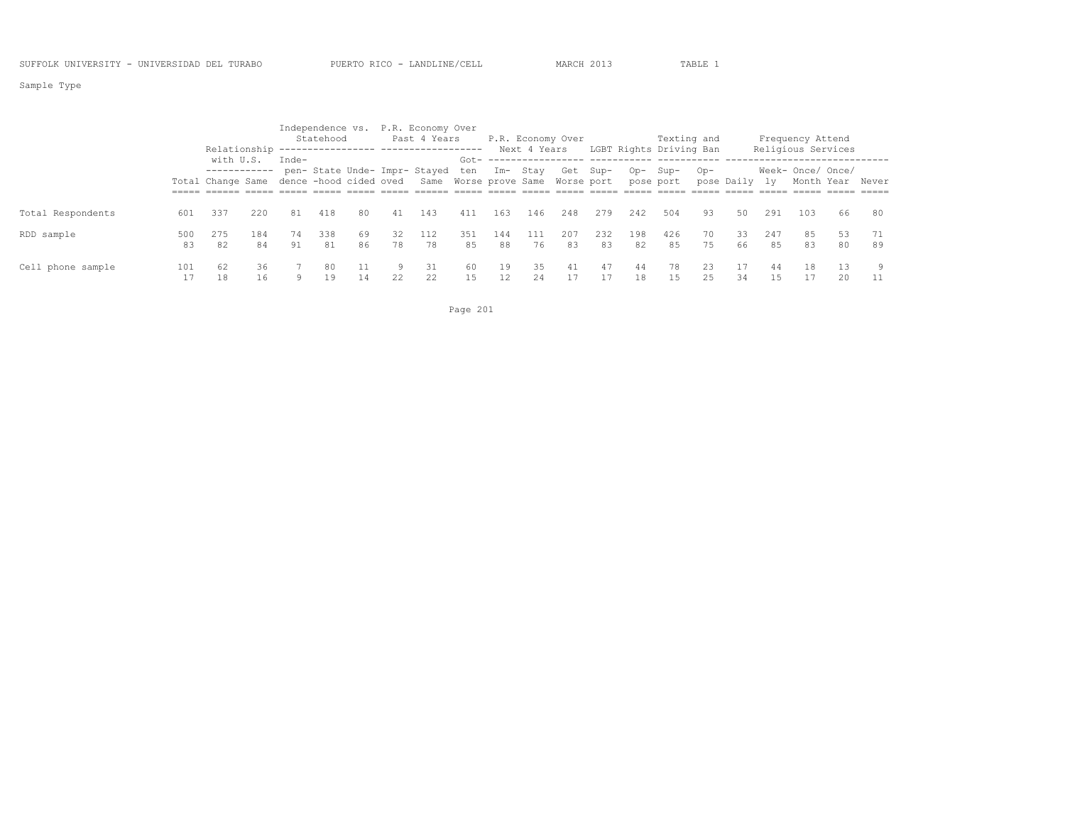Sample Type

| | Total | Relationship with U.S. | | Independence vs. Statehood | | | P.R. Economy Over Past 4 Years | | | P.R. Economy Over Next 4 Years | | | LGBT Rights | | Texting and Driving Ban | | Frequency Attend Religious Services | | | | |
|---|---|---|---|---|---|---|---|---|---|---|---|---|---|---|---|---|---|---|---|---|---|
| | Total | Change | Same | Independence | Statehood | Undecided | Improved | Stayed Same | Gotten Worse | Improve | Stay Same | Get Worse | Support | Oppose | Support | Oppose | Daily | Weekly | Once/ Month | Once/ Year | Never |
| Total Respondents | 601 | 337 | 220 | 81 | 418 | 80 | 41 | 143 | 411 | 163 | 146 | 248 | 279 | 242 | 504 | 93 | 50 | 291 | 103 | 66 | 80 |
| RDD sample | 500 | 275 | 184 | 74 | 338 | 69 | 32 | 112 | 351 | 144 | 111 | 207 | 232 | 198 | 426 | 70 | 33 | 247 | 85 | 53 | 71 |
| | 83 | 82 | 84 | 91 | 81 | 86 | 78 | 78 | 85 | 88 | 76 | 83 | 83 | 82 | 85 | 75 | 66 | 85 | 83 | 80 | 89 |
| Cell phone sample | 101 | 62 | 36 | 7 | 80 | 11 | 9 | 31 | 60 | 19 | 35 | 41 | 47 | 44 | 78 | 23 | 17 | 44 | 18 | 13 | 9 |
| | 17 | 18 | 16 | 9 | 19 | 14 | 22 | 22 | 15 | 12 | 24 | 17 | 17 | 18 | 15 | 25 | 34 | 15 | 17 | 20 | 11 |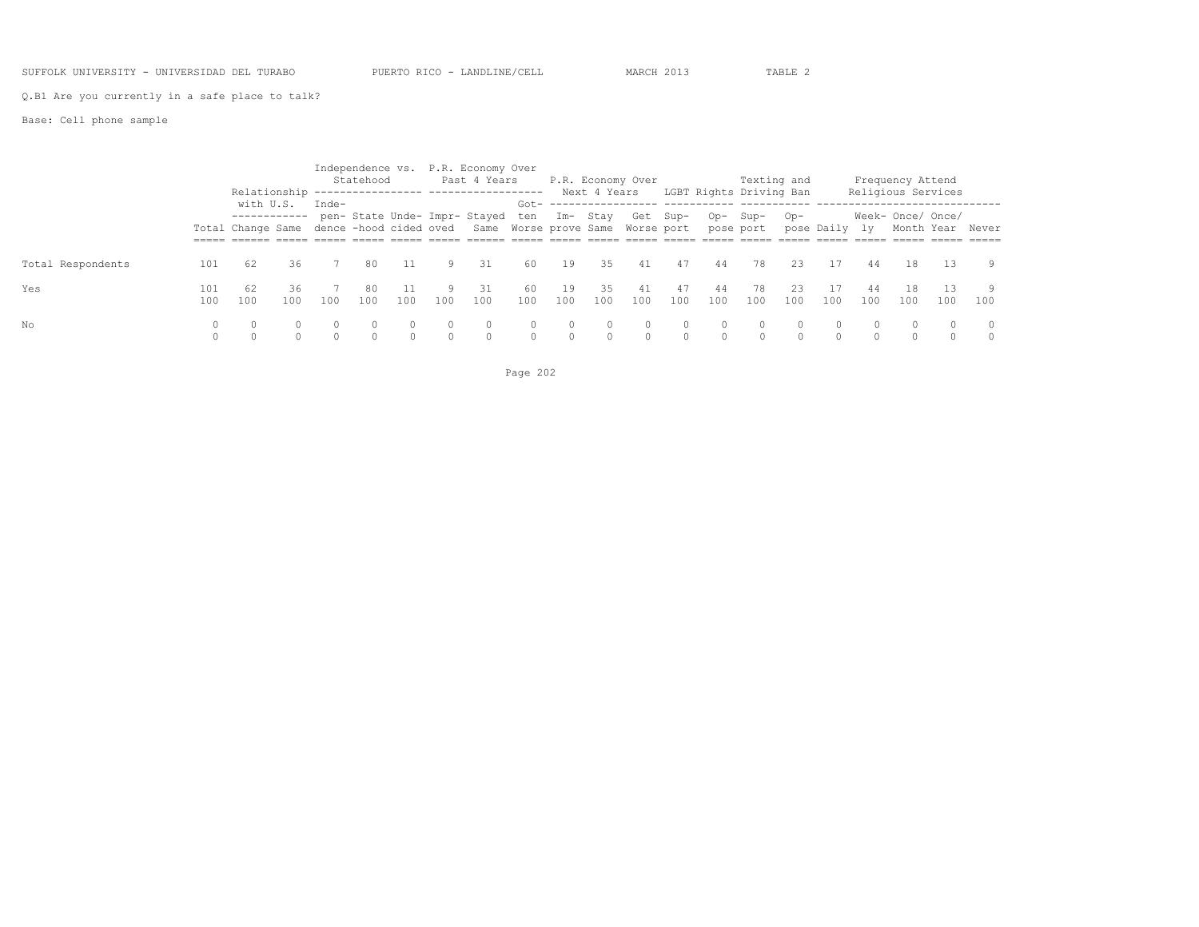SUFFOLK UNIVERSITY - UNIVERSIDAD DEL TURABO          PUERTO RICO - LANDLINE/CELL          MARCH 2013          TABLE 2

Q.B1 Are you currently in a safe place to talk?

Base: Cell phone sample

| | | Relationship with U.S. | | Independence vs. Statehood | | | P.R. Economy Over Past 4 Years | | | P.R. Economy Over Next 4 Years | | | LGBT Rights | | Texting and Driving Ban | | Frequency Attend Religious Services | | | | |
|---|---|---|---|---|---|---|---|---|---|---|---|---|---|---|---|---|---|---|---|---|---|
| | Total | Change | Same | Independence | Statehood | Undecided | Improved | Stayed Same | Gotten Worse | Improve | Stay Same | Get Worse | Support | Oppose | Support | Oppose | Daily | Weekly | Once/Month | Once/Year | Never |
| Total Respondents | 101 | 62 | 36 | 7 | 80 | 11 | 9 | 31 | 60 | 19 | 35 | 41 | 47 | 44 | 78 | 23 | 17 | 44 | 18 | 13 | 9 |
| Yes | 101 | 62 | 36 | 7 | 80 | 11 | 9 | 31 | 60 | 19 | 35 | 41 | 47 | 44 | 78 | 23 | 17 | 44 | 18 | 13 | 9 |
| | 100 | 100 | 100 | 100 | 100 | 100 | 100 | 100 | 100 | 100 | 100 | 100 | 100 | 100 | 100 | 100 | 100 | 100 | 100 | 100 | 100 |
| No | 0 | 0 | 0 | 0 | 0 | 0 | 0 | 0 | 0 | 0 | 0 | 0 | 0 | 0 | 0 | 0 | 0 | 0 | 0 | 0 | 0 |
| | 0 | 0 | 0 | 0 | 0 | 0 | 0 | 0 | 0 | 0 | 0 | 0 | 0 | 0 | 0 | 0 | 0 | 0 | 0 | 0 | 0 |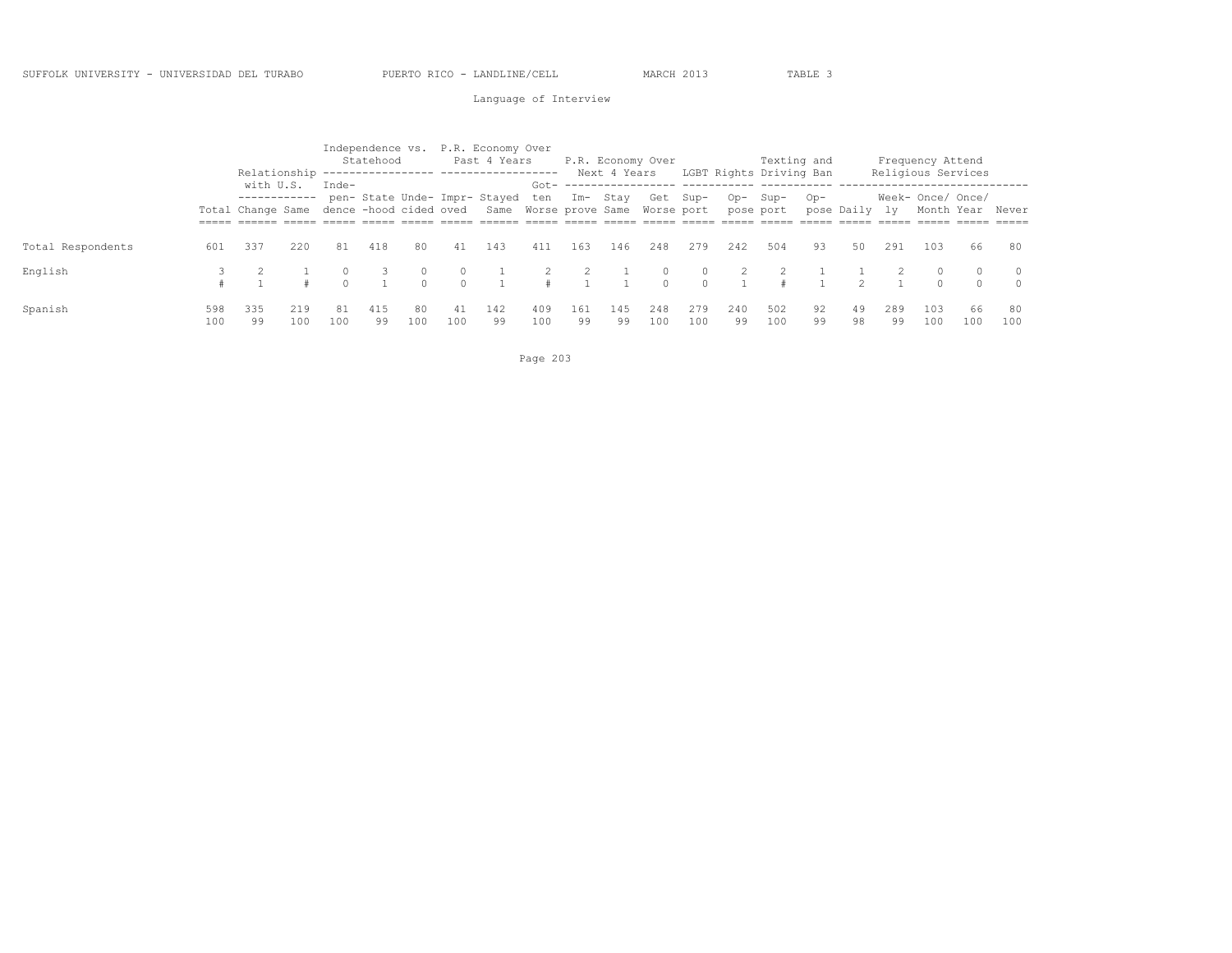Language of Interview

| | Total | Relationship with U.S. | | Independence vs. Statehood | | | P.R. Economy Over Past 4 Years | | | P.R. Economy Over Next 4 Years | | | LGBT Rights | | Texting and Driving Ban | | Frequency Attend Religious Services | | | | |
|---|---|---|---|---|---|---|---|---|---|---|---|---|---|---|---|---|---|---|---|---|---|
| | | Change | Same | Inde-pendence | State-hood | Unde-cided | Impr-oved | Stayed Same | Got-ten Worse | Im-prove | Stay Same | Get Worse | Sup-port | Op-pose | Sup-port | Op-pose | Daily | Week-ly | Once/ Month | Once/ Year | Never |
| Total Respondents | 601 | 337 | 220 | 81 | 418 | 80 | 41 | 143 | 411 | 163 | 146 | 248 | 279 | 242 | 504 | 93 | 50 | 291 | 103 | 66 | 80 |
| English | 3 | 2 | 1 | 0 | 3 | 0 | 0 | 1 | 2 | 2 | 1 | 0 | 0 | 2 | 2 | 1 | 1 | 2 | 0 | 0 | 0 |
| | # | 1 | # | 0 | 1 | 0 | 0 | 1 | # | 1 | 1 | 0 | 0 | 1 | # | 1 | 2 | 1 | 0 | 0 | 0 |
| Spanish | 598 | 335 | 219 | 81 | 415 | 80 | 41 | 142 | 409 | 161 | 145 | 248 | 279 | 240 | 502 | 92 | 49 | 289 | 103 | 66 | 80 |
| | 100 | 99 | 100 | 100 | 99 | 100 | 100 | 99 | 100 | 99 | 99 | 100 | 100 | 99 | 100 | 99 | 98 | 99 | 100 | 100 | 100 |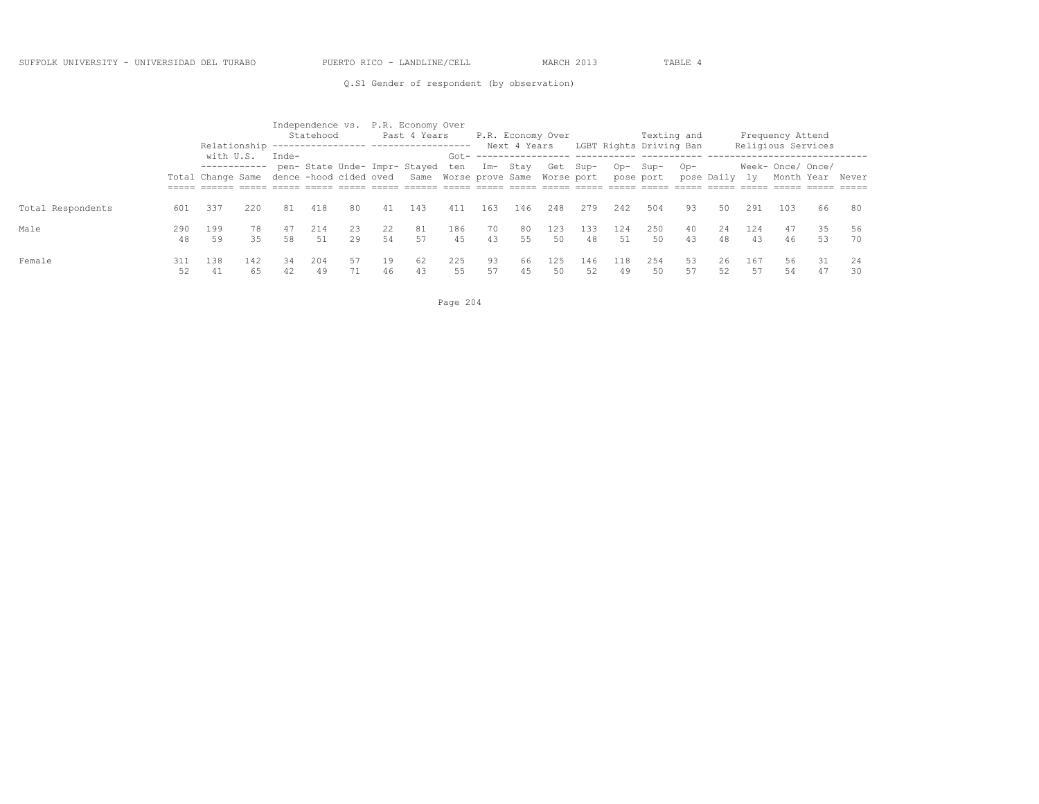SUFFOLK UNIVERSITY - UNIVERSIDAD DEL TURABO PUERTO RICO - LANDLINE/CELL MARCH 2013 TABLE 4

Q.S1 Gender of respondent (by observation)

| | Total | Relationship with U.S. | | Independence vs. Statehood | | | P.R. Economy Over Past 4 Years | | | P.R. Economy Over Next 4 Years | | | LGBT Rights | | Texting and Driving Ban | | Frequency Attend Religious Services | | | | |
|---|---|---|---|---|---|---|---|---|---|---|---|---|---|---|---|---|---|---|---|---|---|
| | | Change | Same | Inde-pendence | State-hood | Unde-cided | Impr-oved | Stayed Same | Got-ten Worse | Im-prove | Stay Same | Get Worse | Sup-port | Op-pose | Sup-port | Op-pose | Daily | Week-ly | Once/ Month | Once/ Year | Never |
| Total Respondents | 601 | 337 | 220 | 81 | 418 | 80 | 41 | 143 | 411 | 163 | 146 | 248 | 279 | 242 | 504 | 93 | 50 | 291 | 103 | 66 | 80 |
| Male | 290 | 199 | 78 | 47 | 214 | 23 | 22 | 81 | 186 | 70 | 80 | 123 | 133 | 124 | 250 | 40 | 24 | 124 | 47 | 35 | 56 |
| | 48 | 59 | 35 | 58 | 51 | 29 | 54 | 57 | 45 | 43 | 55 | 50 | 48 | 51 | 50 | 43 | 48 | 43 | 46 | 53 | 70 |
| Female | 311 | 138 | 142 | 34 | 204 | 57 | 19 | 62 | 225 | 93 | 66 | 125 | 146 | 118 | 254 | 53 | 26 | 167 | 56 | 31 | 24 |
| | 52 | 41 | 65 | 42 | 49 | 71 | 46 | 43 | 55 | 57 | 45 | 50 | 52 | 49 | 50 | 57 | 52 | 57 | 54 | 47 | 30 |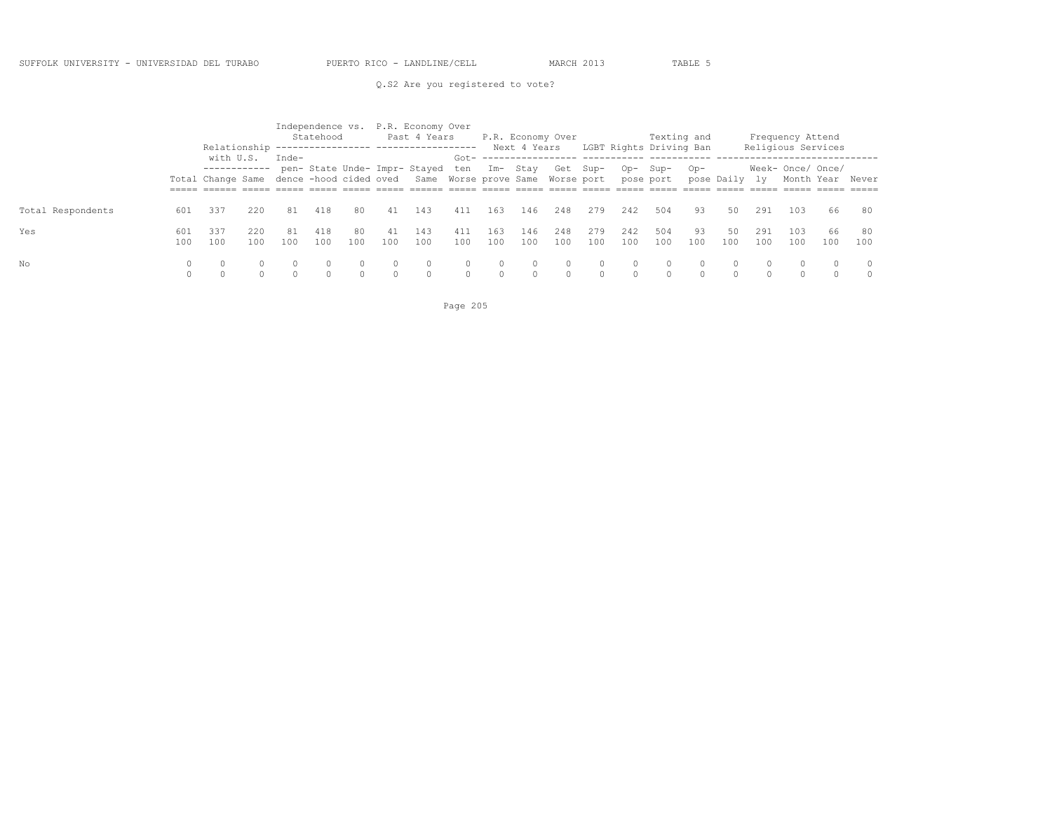SUFFOLK UNIVERSITY - UNIVERSIDAD DEL TURABO PUERTO RICO - LANDLINE/CELL MARCH 2013 TABLE 5

Q.S2 Are you registered to vote?

| | | Relationship with U.S. | | Independence vs. Statehood | | | P.R. Economy Over Past 4 Years | | | P.R. Economy Over Next 4 Years | | | LGBT Rights | | Texting and Driving Ban | | Frequency Attend Religious Services | | | | |
|---|---|---|---|---|---|---|---|---|---|---|---|---|---|---|---|---|---|---|---|---|---|
| | Total | Change | Same | Independence | Statehood | Undecided | Improved | Stayed Same | Gotten Worse | Improve | Stay Same | Get Worse | Support | Oppose | Support | Oppose | Daily | Weekly | Once/ Month | Once/ Year | Never |
| Total Respondents | 601 | 337 | 220 | 81 | 418 | 80 | 41 | 143 | 411 | 163 | 146 | 248 | 279 | 242 | 504 | 93 | 50 | 291 | 103 | 66 | 80 |
| Yes | 601 | 337 | 220 | 81 | 418 | 80 | 41 | 143 | 411 | 163 | 146 | 248 | 279 | 242 | 504 | 93 | 50 | 291 | 103 | 66 | 80 |
| | 100 | 100 | 100 | 100 | 100 | 100 | 100 | 100 | 100 | 100 | 100 | 100 | 100 | 100 | 100 | 100 | 100 | 100 | 100 | 100 | 100 |
| No | 0 | 0 | 0 | 0 | 0 | 0 | 0 | 0 | 0 | 0 | 0 | 0 | 0 | 0 | 0 | 0 | 0 | 0 | 0 | 0 | 0 |
| | 0 | 0 | 0 | 0 | 0 | 0 | 0 | 0 | 0 | 0 | 0 | 0 | 0 | 0 | 0 | 0 | 0 | 0 | 0 | 0 | 0 |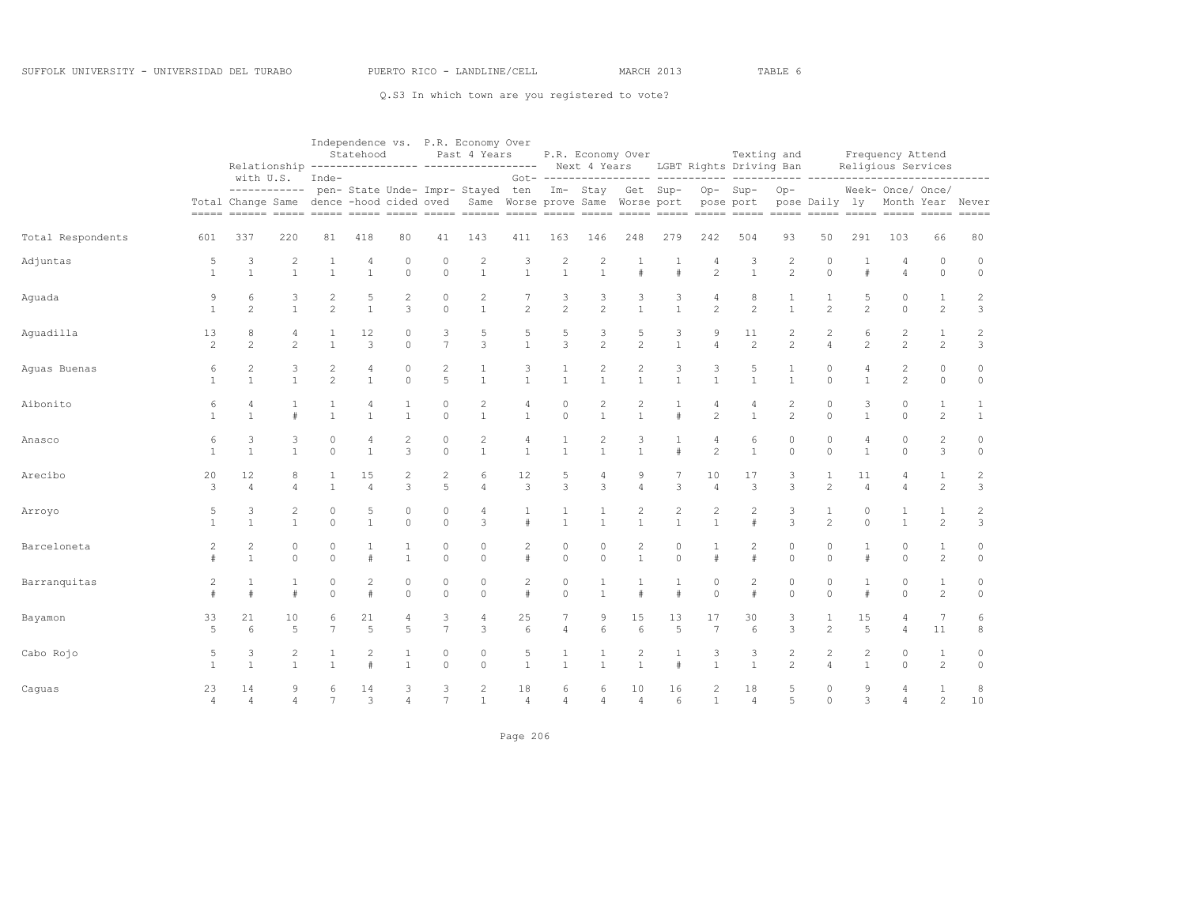Q.S3 In which town are you registered to vote?

| | | Relationship with U.S. | | Independence vs. Statehood | | | P.R. Economy Over Past 4 Years | | | P.R. Economy Over Next 4 Years | | | LGBT Rights | | Texting and Driving Ban | | Frequency Attend Religious Services | | | | |
|---|---|---|---|---|---|---|---|---|---|---|---|---|---|---|---|---|---|---|---|---|---|
| | Total | Change | Same | Independence | Statehood | Undecided | Improved | Stayed Same | Gotten Worse | Improve | Stay Same | Get Worse | Support | Oppose | Support | Oppose | Daily | Weekly | Once/Month | Once/Year | Never |
| Total Respondents | 601 | 337 | 220 | 81 | 418 | 80 | 41 | 143 | 411 | 163 | 146 | 248 | 279 | 242 | 504 | 93 | 50 | 291 | 103 | 66 | 80 |
| Adjuntas | 5 | 3 | 2 | 1 | 4 | 0 | 0 | 2 | 3 | 2 | 2 | 1 | 1 | 4 | 3 | 2 | 0 | 1 | 4 | 0 | 0 |
| | 1 | 1 | 1 | 1 | 1 | 0 | 0 | 1 | 1 | 1 | 1 | # | # | 2 | 1 | 2 | 0 | # | 4 | 0 | 0 |
| Aguada | 9 | 6 | 3 | 2 | 5 | 2 | 0 | 2 | 7 | 3 | 3 | 3 | 3 | 4 | 8 | 1 | 1 | 5 | 0 | 1 | 2 |
| | 1 | 2 | 1 | 2 | 1 | 3 | 0 | 1 | 2 | 2 | 2 | 1 | 1 | 2 | 2 | 1 | 2 | 2 | 0 | 2 | 3 |
| Aguadilla | 13 | 8 | 4 | 1 | 12 | 0 | 3 | 5 | 5 | 5 | 3 | 5 | 3 | 9 | 11 | 2 | 2 | 6 | 2 | 1 | 2 |
| | 2 | 2 | 2 | 1 | 3 | 0 | 7 | 3 | 1 | 3 | 2 | 2 | 1 | 4 | 2 | 2 | 4 | 2 | 2 | 2 | 3 |
| Aguas Buenas | 6 | 2 | 3 | 2 | 4 | 0 | 2 | 1 | 3 | 1 | 2 | 2 | 3 | 3 | 5 | 1 | 0 | 4 | 2 | 0 | 0 |
| | 1 | 1 | 1 | 2 | 1 | 0 | 5 | 1 | 1 | 1 | 1 | 1 | 1 | 1 | 1 | 1 | 0 | 1 | 2 | 0 | 0 |
| Aibonito | 6 | 4 | 1 | 1 | 4 | 1 | 0 | 2 | 4 | 0 | 2 | 2 | 1 | 4 | 4 | 2 | 0 | 3 | 0 | 1 | 1 |
| | 1 | 1 | # | 1 | 1 | 1 | 0 | 1 | 1 | 0 | 1 | 1 | # | 2 | 1 | 2 | 0 | 1 | 0 | 2 | 1 |
| Anasco | 6 | 3 | 3 | 0 | 4 | 2 | 0 | 2 | 4 | 1 | 2 | 3 | 1 | 4 | 6 | 0 | 0 | 4 | 0 | 2 | 0 |
| | 1 | 1 | 1 | 0 | 1 | 3 | 0 | 1 | 1 | 1 | 1 | 1 | # | 2 | 1 | 0 | 0 | 1 | 0 | 3 | 0 |
| Arecibo | 20 | 12 | 8 | 1 | 15 | 2 | 2 | 6 | 12 | 5 | 4 | 9 | 7 | 10 | 17 | 3 | 1 | 11 | 4 | 1 | 2 |
| | 3 | 4 | 4 | 1 | 4 | 3 | 5 | 4 | 3 | 3 | 3 | 4 | 3 | 4 | 3 | 3 | 2 | 4 | 4 | 2 | 3 |
| Arroyo | 5 | 3 | 2 | 0 | 5 | 0 | 0 | 4 | 1 | 1 | 1 | 2 | 2 | 2 | 2 | 3 | 1 | 0 | 1 | 1 | 2 |
| | 1 | 1 | 1 | 0 | 1 | 0 | 0 | 3 | # | 1 | 1 | 1 | 1 | 1 | # | 3 | 2 | 0 | 1 | 2 | 3 |
| Barceloneta | 2 | 2 | 0 | 0 | 1 | 1 | 0 | 0 | 2 | 0 | 0 | 2 | 0 | 1 | 2 | 0 | 0 | 1 | 0 | 1 | 0 |
| | # | 1 | 0 | 0 | # | 1 | 0 | 0 | # | 0 | 0 | 1 | 0 | # | # | 0 | 0 | # | 0 | 2 | 0 |
| Barranquitas | 2 | 1 | 1 | 0 | 2 | 0 | 0 | 0 | 2 | 0 | 1 | 1 | 1 | 0 | 2 | 0 | 0 | 1 | 0 | 1 | 0 |
| | # | # | # | 0 | # | 0 | 0 | 0 | # | 0 | 1 | # | # | 0 | # | 0 | 0 | # | 0 | 2 | 0 |
| Bayamon | 33 | 21 | 10 | 6 | 21 | 4 | 3 | 4 | 25 | 7 | 9 | 15 | 13 | 17 | 30 | 3 | 1 | 15 | 4 | 7 | 6 |
| | 5 | 6 | 5 | 7 | 5 | 5 | 7 | 3 | 6 | 4 | 6 | 6 | 5 | 7 | 6 | 3 | 2 | 5 | 4 | 11 | 8 |
| Cabo Rojo | 5 | 3 | 2 | 1 | 2 | 1 | 0 | 0 | 5 | 1 | 1 | 2 | 1 | 3 | 3 | 2 | 2 | 2 | 0 | 1 | 0 |
| | 1 | 1 | 1 | 1 | # | 1 | 0 | 0 | 1 | 1 | 1 | 1 | # | 1 | 1 | 2 | 4 | 1 | 0 | 2 | 0 |
| Caguas | 23 | 14 | 9 | 6 | 14 | 3 | 3 | 2 | 18 | 6 | 6 | 10 | 16 | 2 | 18 | 5 | 0 | 9 | 4 | 1 | 8 |
| | 4 | 4 | 4 | 7 | 3 | 4 | 7 | 1 | 4 | 4 | 4 | 4 | 6 | 1 | 4 | 5 | 0 | 3 | 4 | 2 | 10 |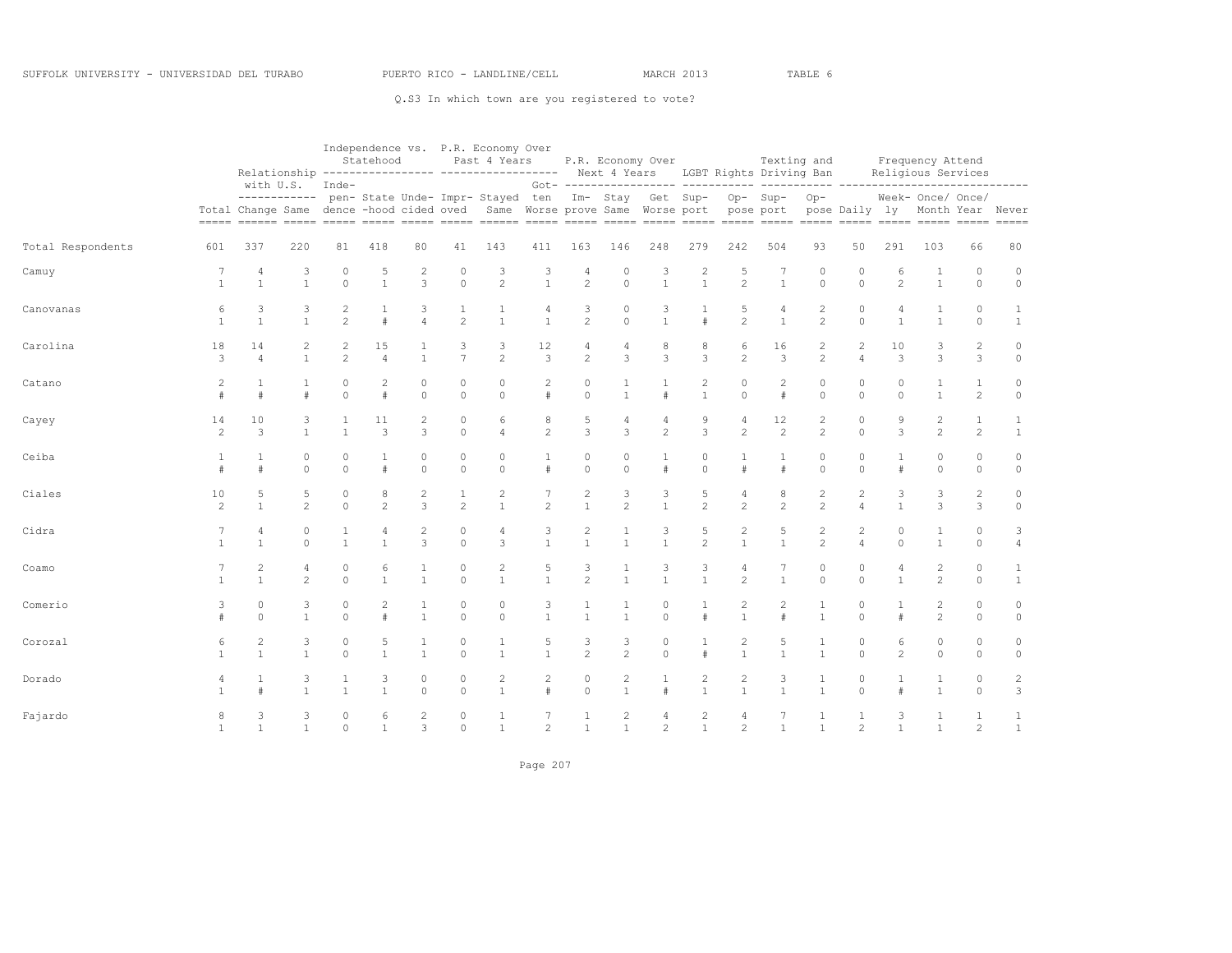SUFFOLK UNIVERSITY - UNIVERSIDAD DEL TURABO    PUERTO RICO - LANDLINE/CELL    MARCH 2013    TABLE 6

Q.S3 In which town are you registered to vote?

| | Total | Relationship with U.S. | | Independence vs. Statehood | | | P.R. Economy Over Past 4 Years | | | P.R. Economy Over Next 4 Years | | | LGBT Rights | | Texting and Driving Ban | | Frequency Attend Religious Services | | | | |
|---|---|---|---|---|---|---|---|---|---|---|---|---|---|---|---|---|---|---|---|---|---|
| | | Change | Same | Independence | State-hood | Undecided | Improved | Stayed Same | Gotten Worse | Improve | Stay Same | Get Worse | Support | Oppose | Support | Oppose | Daily | Weekly | Once/ Month | Once/ Year | Never |
| Total Respondents | 601 | 337 | 220 | 81 | 418 | 80 | 41 | 143 | 411 | 163 | 146 | 248 | 279 | 242 | 504 | 93 | 50 | 291 | 103 | 66 | 80 |
| Camuy | 7 | 4 | 3 | 0 | 5 | 2 | 0 | 3 | 3 | 4 | 0 | 3 | 2 | 5 | 7 | 0 | 0 | 6 | 1 | 0 | 0 |
| | 1 | 1 | 1 | 0 | 1 | 3 | 0 | 2 | 1 | 2 | 0 | 1 | 1 | 2 | 1 | 0 | 0 | 2 | 1 | 0 | 0 |
| Canovanas | 6 | 3 | 3 | 2 | 1 | 3 | 1 | 1 | 4 | 3 | 0 | 3 | 1 | 5 | 4 | 2 | 0 | 4 | 1 | 0 | 1 |
| | 1 | 1 | 1 | 2 | # | 4 | 2 | 1 | 1 | 2 | 0 | 1 | # | 2 | 1 | 2 | 0 | 1 | 1 | 0 | 1 |
| Carolina | 18 | 14 | 2 | 2 | 15 | 1 | 3 | 3 | 12 | 4 | 4 | 8 | 8 | 6 | 16 | 2 | 2 | 10 | 3 | 2 | 0 |
| | 3 | 4 | 1 | 2 | 4 | 1 | 7 | 2 | 3 | 2 | 3 | 3 | 3 | 2 | 3 | 2 | 4 | 3 | 3 | 3 | 0 |
| Catano | 2 | 1 | 1 | 0 | 2 | 0 | 0 | 0 | 2 | 0 | 1 | 1 | 2 | 0 | 2 | 0 | 0 | 0 | 1 | 1 | 0 |
| | # | # | # | 0 | # | 0 | 0 | 0 | # | 0 | 1 | # | 1 | 0 | # | 0 | 0 | 0 | 1 | 2 | 0 |
| Cayey | 14 | 10 | 3 | 1 | 11 | 2 | 0 | 6 | 8 | 5 | 4 | 4 | 9 | 4 | 12 | 2 | 0 | 9 | 2 | 1 | 1 |
| | 2 | 3 | 1 | 1 | 3 | 3 | 0 | 4 | 2 | 3 | 3 | 2 | 3 | 2 | 2 | 2 | 0 | 3 | 2 | 2 | 1 |
| Ceiba | 1 | 1 | 0 | 0 | 1 | 0 | 0 | 0 | 1 | 0 | 0 | 1 | 0 | 1 | 1 | 0 | 0 | 1 | 0 | 0 | 0 |
| | # | # | 0 | 0 | # | 0 | 0 | 0 | # | 0 | 0 | # | 0 | # | # | 0 | 0 | # | 0 | 0 | 0 |
| Ciales | 10 | 5 | 5 | 0 | 8 | 2 | 1 | 2 | 7 | 2 | 3 | 3 | 5 | 4 | 8 | 2 | 2 | 3 | 3 | 2 | 0 |
| | 2 | 1 | 2 | 0 | 2 | 3 | 2 | 1 | 2 | 1 | 2 | 1 | 2 | 2 | 2 | 2 | 4 | 1 | 3 | 3 | 0 |
| Cidra | 7 | 4 | 0 | 1 | 4 | 2 | 0 | 4 | 3 | 2 | 1 | 3 | 5 | 2 | 5 | 2 | 2 | 0 | 1 | 0 | 3 |
| | 1 | 1 | 0 | 1 | 1 | 3 | 0 | 3 | 1 | 1 | 1 | 1 | 2 | 1 | 1 | 2 | 4 | 0 | 1 | 0 | 4 |
| Coamo | 7 | 2 | 4 | 0 | 6 | 1 | 0 | 2 | 5 | 3 | 1 | 3 | 3 | 4 | 7 | 0 | 0 | 4 | 2 | 0 | 1 |
| | 1 | 1 | 2 | 0 | 1 | 1 | 0 | 1 | 1 | 2 | 1 | 1 | 1 | 2 | 1 | 0 | 0 | 1 | 2 | 0 | 1 |
| Comerio | 3 | 0 | 3 | 0 | 2 | 1 | 0 | 0 | 3 | 1 | 1 | 0 | 1 | 2 | 2 | 1 | 0 | 1 | 2 | 0 | 0 |
| | # | 0 | 1 | 0 | # | 1 | 0 | 0 | 1 | 1 | 1 | 0 | # | 1 | # | 1 | 0 | # | 2 | 0 | 0 |
| Corozal | 6 | 2 | 3 | 0 | 5 | 1 | 0 | 1 | 5 | 3 | 3 | 0 | 1 | 2 | 5 | 1 | 0 | 6 | 0 | 0 | 0 |
| | 1 | 1 | 1 | 0 | 1 | 1 | 0 | 1 | 1 | 2 | 2 | 0 | # | 1 | 1 | 1 | 0 | 2 | 0 | 0 | 0 |
| Dorado | 4 | 1 | 3 | 1 | 3 | 0 | 0 | 2 | 2 | 0 | 2 | 1 | 2 | 2 | 3 | 1 | 0 | 1 | 1 | 0 | 2 |
| | 1 | # | 1 | 1 | 1 | 0 | 0 | 1 | # | 0 | 1 | # | 1 | 1 | 1 | 1 | 0 | # | 1 | 0 | 3 |
| Fajardo | 8 | 3 | 3 | 0 | 6 | 2 | 0 | 1 | 7 | 1 | 2 | 4 | 2 | 4 | 7 | 1 | 1 | 3 | 1 | 1 | 1 |
| | 1 | 1 | 1 | 0 | 1 | 3 | 0 | 1 | 2 | 1 | 1 | 2 | 1 | 2 | 1 | 1 | 2 | 1 | 1 | 2 | 1 |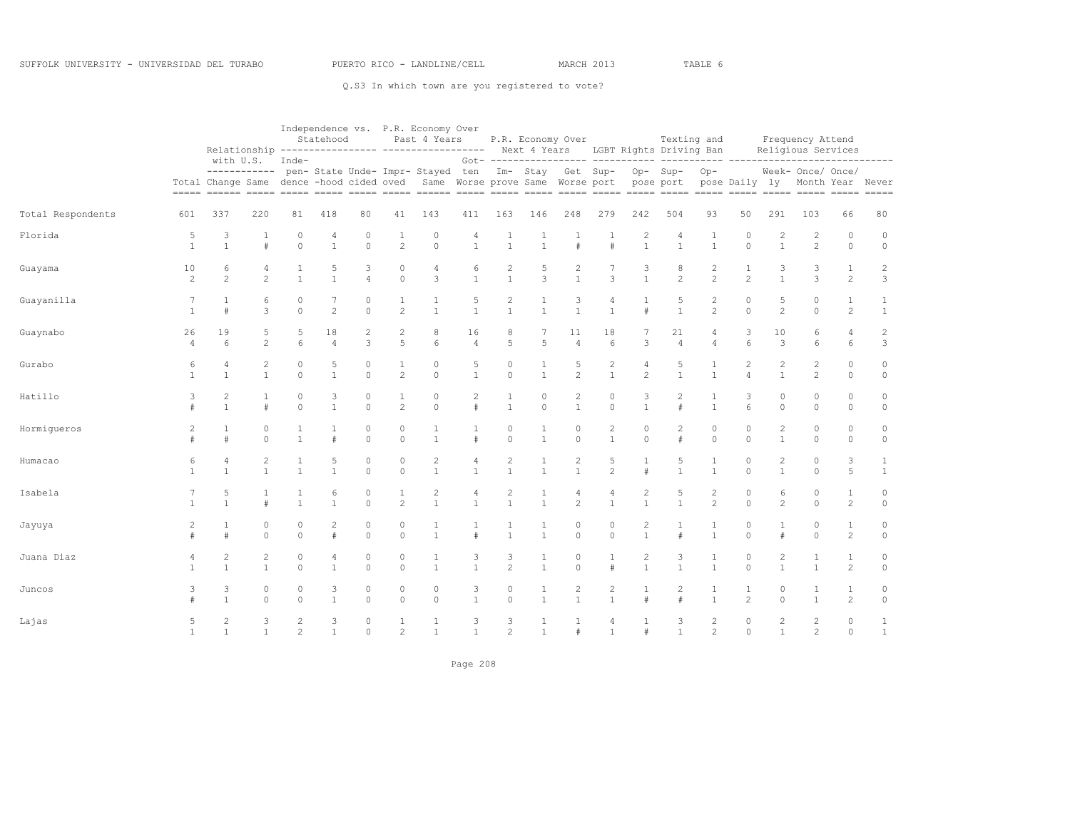SUFFOLK UNIVERSITY - UNIVERSIDAD DEL TURABO PUERTO RICO - LANDLINE/CELL MARCH 2013 TABLE 6

Q.S3 In which town are you registered to vote?

| | Total | Relationship with U.S. | | Independence vs. Statehood | | | P.R. Economy Over Past 4 Years | | | P.R. Economy Over Next 4 Years | | | LGBT Rights | | Texting and Driving Ban | | Frequency Attend Religious Services | | | | |
|---|---|---|---|---|---|---|---|---|---|---|---|---|---|---|---|---|---|---|---|---|---|
| | | Change | Same | Independence | Statehood | Undecided | Improved | Stayed Same | Gotten Worse | Improve | Stay Same | Get Worse | Support | Oppose | Support | Oppose | Daily | Weekly | Once/Month | Once/Year | Never |
| Total Respondents | 601 | 337 | 220 | 81 | 418 | 80 | 41 | 143 | 411 | 163 | 146 | 248 | 279 | 242 | 504 | 93 | 50 | 291 | 103 | 66 | 80 |
| Florida | 5 | 3 | 1 | 0 | 4 | 0 | 1 | 0 | 4 | 1 | 1 | 1 | 1 | 2 | 4 | 1 | 0 | 2 | 2 | 0 | 0 |
| | 1 | 1 | # | 0 | 1 | 0 | 2 | 0 | 1 | 1 | 1 | # | # | 1 | 1 | 1 | 0 | 1 | 2 | 0 | 0 |
| Guayama | 10 | 6 | 4 | 1 | 5 | 3 | 0 | 4 | 6 | 2 | 5 | 2 | 7 | 3 | 8 | 2 | 1 | 3 | 3 | 1 | 2 |
| | 2 | 2 | 2 | 1 | 1 | 4 | 0 | 3 | 1 | 1 | 3 | 1 | 3 | 1 | 2 | 2 | 2 | 1 | 3 | 2 | 3 |
| Guayanilla | 7 | 1 | 6 | 0 | 7 | 0 | 1 | 1 | 5 | 2 | 1 | 3 | 4 | 1 | 5 | 2 | 0 | 5 | 0 | 1 | 1 |
| | 1 | # | 3 | 0 | 2 | 0 | 2 | 1 | 1 | 1 | 1 | 1 | 1 | # | 1 | 2 | 0 | 2 | 0 | 2 | 1 |
| Guaynabo | 26 | 19 | 5 | 5 | 18 | 2 | 2 | 8 | 16 | 8 | 7 | 11 | 18 | 7 | 21 | 4 | 3 | 10 | 6 | 4 | 2 |
| | 4 | 6 | 2 | 6 | 4 | 3 | 5 | 6 | 4 | 5 | 5 | 4 | 6 | 3 | 4 | 4 | 6 | 3 | 6 | 6 | 3 |
| Gurabo | 6 | 4 | 2 | 0 | 5 | 0 | 1 | 0 | 5 | 0 | 1 | 5 | 2 | 4 | 5 | 1 | 2 | 2 | 2 | 0 | 0 |
| | 1 | 1 | 1 | 0 | 1 | 0 | 2 | 0 | 1 | 0 | 1 | 2 | 1 | 2 | 1 | 1 | 4 | 1 | 2 | 0 | 0 |
| Hatillo | 3 | 2 | 1 | 0 | 3 | 0 | 1 | 0 | 2 | 1 | 0 | 2 | 0 | 3 | 2 | 1 | 3 | 0 | 0 | 0 | 0 |
| | # | 1 | # | 0 | 1 | 0 | 2 | 0 | # | 1 | 0 | 1 | 0 | 1 | # | 1 | 6 | 0 | 0 | 0 | 0 |
| Hormigueros | 2 | 1 | 0 | 1 | 1 | 0 | 0 | 1 | 1 | 0 | 1 | 0 | 2 | 0 | 2 | 0 | 0 | 2 | 0 | 0 | 0 |
| | # | # | 0 | 1 | # | 0 | 0 | 1 | # | 0 | 1 | 0 | 1 | 0 | # | 0 | 0 | 1 | 0 | 0 | 0 |
| Humacao | 6 | 4 | 2 | 1 | 5 | 0 | 0 | 2 | 4 | 2 | 1 | 2 | 5 | 1 | 5 | 1 | 0 | 2 | 0 | 3 | 1 |
| | 1 | 1 | 1 | 1 | 1 | 0 | 0 | 1 | 1 | 1 | 1 | 1 | 2 | # | 1 | 1 | 0 | 1 | 0 | 5 | 1 |
| Isabela | 7 | 5 | 1 | 1 | 6 | 0 | 1 | 2 | 4 | 2 | 1 | 4 | 4 | 2 | 5 | 2 | 0 | 6 | 0 | 1 | 0 |
| | 1 | 1 | # | 1 | 1 | 0 | 2 | 1 | 1 | 1 | 1 | 2 | 1 | 1 | 1 | 2 | 0 | 2 | 0 | 2 | 0 |
| Jayuya | 2 | 1 | 0 | 0 | 2 | 0 | 0 | 1 | 1 | 1 | 1 | 0 | 0 | 2 | 1 | 1 | 0 | 1 | 0 | 1 | 0 |
| | # | # | 0 | 0 | # | 0 | 0 | 1 | # | 1 | 1 | 0 | 0 | 1 | # | 1 | 0 | # | 0 | 2 | 0 |
| Juana Diaz | 4 | 2 | 2 | 0 | 4 | 0 | 0 | 1 | 3 | 3 | 1 | 0 | 1 | 2 | 3 | 1 | 0 | 2 | 1 | 1 | 0 |
| | 1 | 1 | 1 | 0 | 1 | 0 | 0 | 1 | 1 | 2 | 1 | 0 | # | 1 | 1 | 1 | 0 | 1 | 1 | 2 | 0 |
| Juncos | 3 | 3 | 0 | 0 | 3 | 0 | 0 | 0 | 3 | 0 | 1 | 2 | 2 | 1 | 2 | 1 | 1 | 0 | 1 | 1 | 0 |
| | # | 1 | 0 | 0 | 1 | 0 | 0 | 0 | 1 | 0 | 1 | 1 | 1 | # | # | 1 | 2 | 0 | 1 | 2 | 0 |
| Lajas | 5 | 2 | 3 | 2 | 3 | 0 | 1 | 1 | 3 | 3 | 1 | 1 | 4 | 1 | 3 | 2 | 0 | 2 | 2 | 0 | 1 |
| | 1 | 1 | 1 | 2 | 1 | 0 | 2 | 1 | 1 | 2 | 1 | # | 1 | # | 1 | 2 | 0 | 1 | 2 | 0 | 1 |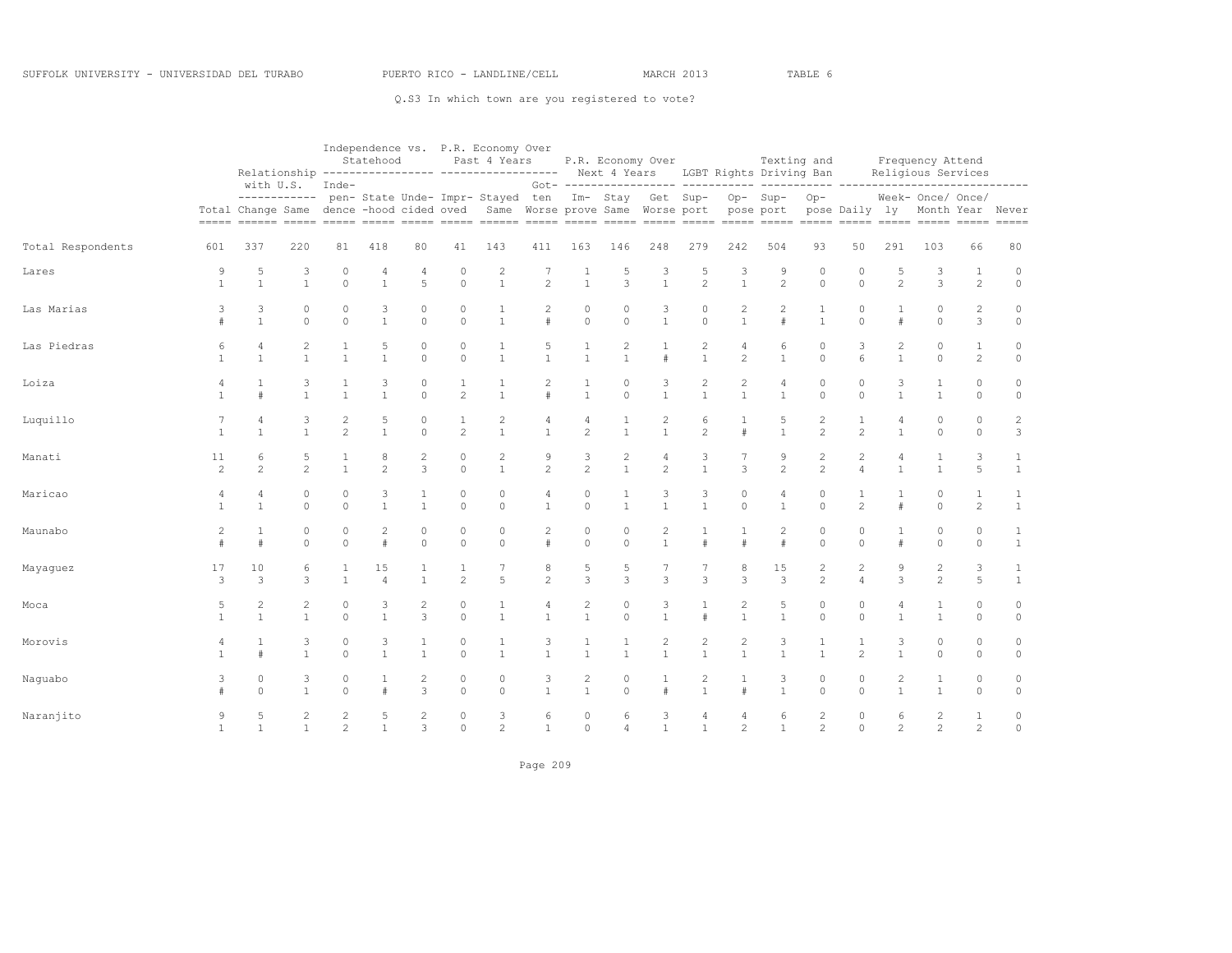SUFFOLK UNIVERSITY - UNIVERSIDAD DEL TURABO PUERTO RICO - LANDLINE/CELL MARCH 2013 TABLE 6

Q.S3 In which town are you registered to vote?

| | Total | Relationship with U.S. | | Independence vs. Statehood | | | P.R. Economy Over Past 4 Years | | | P.R. Economy Over Next 4 Years | | | LGBT Rights | | Texting and Driving Ban | | Frequency Attend Religious Services | | | | |
|---|---|---|---|---|---|---|---|---|---|---|---|---|---|---|---|---|---|---|---|---|---|
| | | Change | Same | Inde-pendence | State-hood | Unde-cided | Impr-oved | Stayed Same | Got-ten Worse | Im-prove | Stay Same | Get Worse | Sup-port | Op-pose | Sup-port | Op-pose | Daily | Week-ly | Once/ Month | Once/ Year | Never |
| Total Respondents | 601 | 337 | 220 | 81 | 418 | 80 | 41 | 143 | 411 | 163 | 146 | 248 | 279 | 242 | 504 | 93 | 50 | 291 | 103 | 66 | 80 |
| Lares | 9 | 5 | 3 | 0 | 4 | 4 | 0 | 2 | 7 | 1 | 5 | 3 | 5 | 3 | 9 | 0 | 0 | 5 | 3 | 1 | 0 |
| | 1 | 1 | 1 | 0 | 1 | 5 | 0 | 1 | 2 | 1 | 3 | 1 | 2 | 1 | 2 | 0 | 0 | 2 | 3 | 2 | 0 |
| Las Marias | 3 | 3 | 0 | 0 | 3 | 0 | 0 | 1 | 2 | 0 | 0 | 3 | 0 | 2 | 2 | 1 | 0 | 1 | 0 | 2 | 0 |
| | # | 1 | 0 | 0 | 1 | 0 | 0 | 1 | # | 0 | 0 | 1 | 0 | 1 | # | 1 | 0 | # | 0 | 3 | 0 |
| Las Piedras | 6 | 4 | 2 | 1 | 5 | 0 | 0 | 1 | 5 | 1 | 2 | 1 | 2 | 4 | 6 | 0 | 3 | 2 | 0 | 1 | 0 |
| | 1 | 1 | 1 | 1 | 1 | 0 | 0 | 1 | 1 | 1 | 1 | # | 1 | 2 | 1 | 0 | 6 | 1 | 0 | 2 | 0 |
| Loiza | 4 | 1 | 3 | 1 | 3 | 0 | 1 | 1 | 2 | 1 | 0 | 3 | 2 | 2 | 4 | 0 | 0 | 3 | 1 | 0 | 0 |
| | 1 | # | 1 | 1 | 1 | 0 | 2 | 1 | # | 1 | 0 | 1 | 1 | 1 | 1 | 0 | 0 | 1 | 1 | 0 | 0 |
| Luquillo | 7 | 4 | 3 | 2 | 5 | 0 | 1 | 2 | 4 | 4 | 1 | 2 | 6 | 1 | 5 | 2 | 1 | 4 | 0 | 0 | 2 |
| | 1 | 1 | 1 | 2 | 1 | 0 | 2 | 1 | 1 | 2 | 1 | 1 | 2 | # | 1 | 2 | 2 | 1 | 0 | 0 | 3 |
| Manati | 11 | 6 | 5 | 1 | 8 | 2 | 0 | 2 | 9 | 3 | 2 | 4 | 3 | 7 | 9 | 2 | 2 | 4 | 1 | 3 | 1 |
| | 2 | 2 | 2 | 1 | 2 | 3 | 0 | 1 | 2 | 2 | 1 | 2 | 1 | 3 | 2 | 2 | 4 | 1 | 1 | 5 | 1 |
| Maricao | 4 | 4 | 0 | 0 | 3 | 1 | 0 | 0 | 4 | 0 | 1 | 3 | 3 | 0 | 4 | 0 | 1 | 1 | 0 | 1 | 1 |
| | 1 | 1 | 0 | 0 | 1 | 1 | 0 | 0 | 1 | 0 | 1 | 1 | 1 | 0 | 1 | 0 | 2 | # | 0 | 2 | 1 |
| Maunabo | 2 | 1 | 0 | 0 | 2 | 0 | 0 | 0 | 2 | 0 | 0 | 2 | 1 | 1 | 2 | 0 | 0 | 1 | 0 | 0 | 1 |
| | # | # | 0 | 0 | # | 0 | 0 | 0 | # | 0 | 0 | 1 | # | # | # | 0 | 0 | # | 0 | 0 | 1 |
| Mayaguez | 17 | 10 | 6 | 1 | 15 | 1 | 1 | 7 | 8 | 5 | 5 | 7 | 7 | 8 | 15 | 2 | 2 | 9 | 2 | 3 | 1 |
| | 3 | 3 | 3 | 1 | 4 | 1 | 2 | 5 | 2 | 3 | 3 | 3 | 3 | 3 | 3 | 2 | 4 | 3 | 2 | 5 | 1 |
| Moca | 5 | 2 | 2 | 0 | 3 | 2 | 0 | 1 | 4 | 2 | 0 | 3 | 1 | 2 | 5 | 0 | 0 | 4 | 1 | 0 | 0 |
| | 1 | 1 | 1 | 0 | 1 | 3 | 0 | 1 | 1 | 1 | 0 | 1 | # | 1 | 1 | 0 | 0 | 1 | 1 | 0 | 0 |
| Morovis | 4 | 1 | 3 | 0 | 3 | 1 | 0 | 1 | 3 | 1 | 1 | 2 | 2 | 2 | 3 | 1 | 1 | 3 | 0 | 0 | 0 |
| | 1 | # | 1 | 0 | 1 | 1 | 0 | 1 | 1 | 1 | 1 | 1 | 1 | 1 | 1 | 1 | 2 | 1 | 0 | 0 | 0 |
| Naguabo | 3 | 0 | 3 | 0 | 1 | 2 | 0 | 0 | 3 | 2 | 0 | 1 | 2 | 1 | 3 | 0 | 0 | 2 | 1 | 0 | 0 |
| | # | 0 | 1 | 0 | # | 3 | 0 | 0 | 1 | 1 | 0 | # | 1 | # | 1 | 0 | 0 | 1 | 1 | 0 | 0 |
| Naranjito | 9 | 5 | 2 | 2 | 5 | 2 | 0 | 3 | 6 | 0 | 6 | 3 | 4 | 4 | 6 | 2 | 0 | 6 | 2 | 1 | 0 |
| | 1 | 1 | 1 | 2 | 1 | 3 | 0 | 2 | 1 | 0 | 4 | 1 | 1 | 2 | 1 | 2 | 0 | 2 | 2 | 2 | 0 |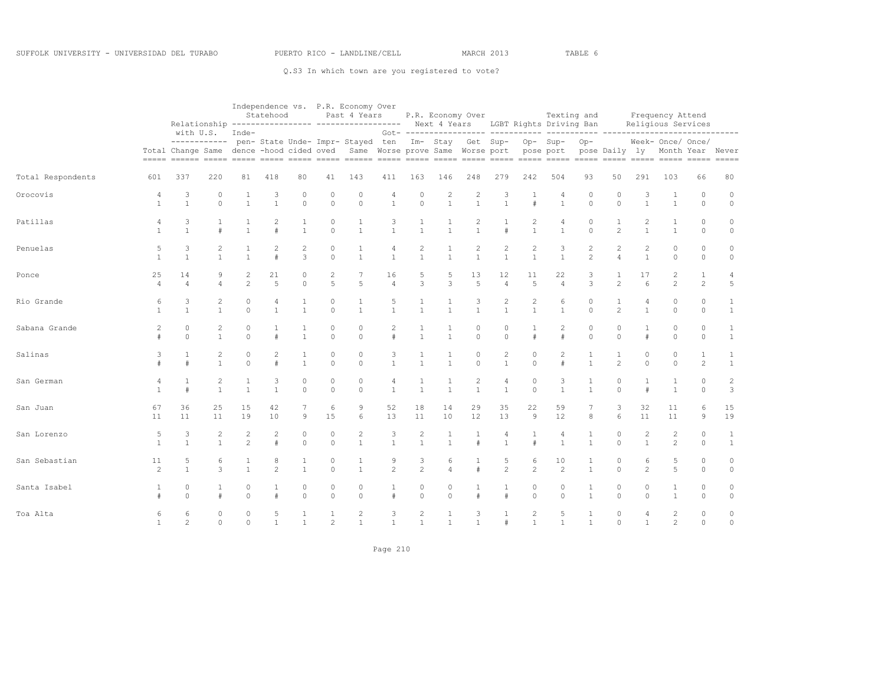Q.S3 In which town are you registered to vote?

| | | Relationship with U.S. | | Independence vs. Statehood | | | P.R. Economy Over Past 4 Years | | | P.R. Economy Over Next 4 Years | | | LGBT Rights | | Texting and Driving Ban | | Frequency Attend Religious Services | | | | |
|---|---|---|---|---|---|---|---|---|---|---|---|---|---|---|---|---|---|---|---|---|---|
| | Total | Change | Same | Independence | State-hood | Undecided | Improved | Stayed Same | Gotten Worse | Improve | Stay Same | Get Worse | Support | Oppose | Support | Oppose | Daily | Weekly | Once/ Month | Once/ Year | Never |
| Total Respondents | 601 | 337 | 220 | 81 | 418 | 80 | 41 | 143 | 411 | 163 | 146 | 248 | 279 | 242 | 504 | 93 | 50 | 291 | 103 | 66 | 80 |
| Orocovis | 4 | 3 | 0 | 1 | 3 | 0 | 0 | 0 | 4 | 0 | 2 | 2 | 3 | 1 | 4 | 0 | 0 | 3 | 1 | 0 | 0 |
| | 1 | 1 | 0 | 1 | 1 | 0 | 0 | 0 | 1 | 0 | 1 | 1 | 1 | # | 1 | 0 | 0 | 1 | 1 | 0 | 0 |
| Patillas | 4 | 3 | 1 | 1 | 2 | 1 | 0 | 1 | 3 | 1 | 1 | 2 | 1 | 2 | 4 | 0 | 1 | 2 | 1 | 0 | 0 |
| | 1 | 1 | # | 1 | # | 1 | 0 | 1 | 1 | 1 | 1 | 1 | # | 1 | 1 | 0 | 2 | 1 | 1 | 0 | 0 |
| Penuelas | 5 | 3 | 2 | 1 | 2 | 2 | 0 | 1 | 4 | 2 | 1 | 2 | 2 | 2 | 3 | 2 | 2 | 2 | 0 | 0 | 0 |
| | 1 | 1 | 1 | 1 | # | 3 | 0 | 1 | 1 | 1 | 1 | 1 | 1 | 1 | 1 | 2 | 4 | 1 | 0 | 0 | 0 |
| Ponce | 25 | 14 | 9 | 2 | 21 | 0 | 2 | 7 | 16 | 5 | 5 | 13 | 12 | 11 | 22 | 3 | 1 | 17 | 2 | 1 | 4 |
| | 4 | 4 | 4 | 2 | 5 | 0 | 5 | 5 | 4 | 3 | 3 | 5 | 4 | 5 | 4 | 3 | 2 | 6 | 2 | 2 | 5 |
| Rio Grande | 6 | 3 | 2 | 0 | 4 | 1 | 0 | 1 | 5 | 1 | 1 | 3 | 2 | 2 | 6 | 0 | 1 | 4 | 0 | 0 | 1 |
| | 1 | 1 | 1 | 0 | 1 | 1 | 0 | 1 | 1 | 1 | 1 | 1 | 1 | 1 | 1 | 0 | 2 | 1 | 0 | 0 | 1 |
| Sabana Grande | 2 | 0 | 2 | 0 | 1 | 1 | 0 | 0 | 2 | 1 | 1 | 0 | 0 | 1 | 2 | 0 | 0 | 1 | 0 | 0 | 1 |
| | # | 0 | 1 | 0 | # | 1 | 0 | 0 | # | 1 | 1 | 0 | 0 | # | # | 0 | 0 | # | 0 | 0 | 1 |
| Salinas | 3 | 1 | 2 | 0 | 2 | 1 | 0 | 0 | 3 | 1 | 1 | 0 | 2 | 0 | 2 | 1 | 1 | 0 | 0 | 1 | 1 |
| | # | # | 1 | 0 | # | 1 | 0 | 0 | 1 | 1 | 1 | 0 | 1 | 0 | # | 1 | 2 | 0 | 0 | 2 | 1 |
| San German | 4 | 1 | 2 | 1 | 3 | 0 | 0 | 0 | 4 | 1 | 1 | 2 | 4 | 0 | 3 | 1 | 0 | 1 | 1 | 0 | 2 |
| | 1 | # | 1 | 1 | 1 | 0 | 0 | 0 | 1 | 1 | 1 | 1 | 1 | 0 | 1 | 1 | 0 | # | 1 | 0 | 3 |
| San Juan | 67 | 36 | 25 | 15 | 42 | 7 | 6 | 9 | 52 | 18 | 14 | 29 | 35 | 22 | 59 | 7 | 3 | 32 | 11 | 6 | 15 |
| | 11 | 11 | 11 | 19 | 10 | 9 | 15 | 6 | 13 | 11 | 10 | 12 | 13 | 9 | 12 | 8 | 6 | 11 | 11 | 9 | 19 |
| San Lorenzo | 5 | 3 | 2 | 2 | 2 | 0 | 0 | 2 | 3 | 2 | 1 | 1 | 4 | 1 | 4 | 1 | 0 | 2 | 2 | 0 | 1 |
| | 1 | 1 | 1 | 2 | # | 0 | 0 | 1 | 1 | 1 | 1 | # | 1 | # | 1 | 1 | 0 | 1 | 2 | 0 | 1 |
| San Sebastian | 11 | 5 | 6 | 1 | 8 | 1 | 0 | 1 | 9 | 3 | 6 | 1 | 5 | 6 | 10 | 1 | 0 | 6 | 5 | 0 | 0 |
| | 2 | 1 | 3 | 1 | 2 | 1 | 0 | 1 | 2 | 2 | 4 | # | 2 | 2 | 2 | 1 | 0 | 2 | 5 | 0 | 0 |
| Santa Isabel | 1 | 0 | 1 | 0 | 1 | 0 | 0 | 0 | 1 | 0 | 0 | 1 | 1 | 0 | 0 | 1 | 0 | 0 | 1 | 0 | 0 |
| | # | 0 | # | 0 | # | 0 | 0 | 0 | # | 0 | 0 | # | # | 0 | 0 | 1 | 0 | 0 | 1 | 0 | 0 |
| Toa Alta | 6 | 6 | 0 | 0 | 5 | 1 | 1 | 2 | 3 | 2 | 1 | 3 | 1 | 2 | 5 | 1 | 0 | 4 | 2 | 0 | 0 |
| | 1 | 2 | 0 | 0 | 1 | 1 | 2 | 1 | 1 | 1 | 1 | 1 | # | 1 | 1 | 1 | 0 | 1 | 2 | 0 | 0 |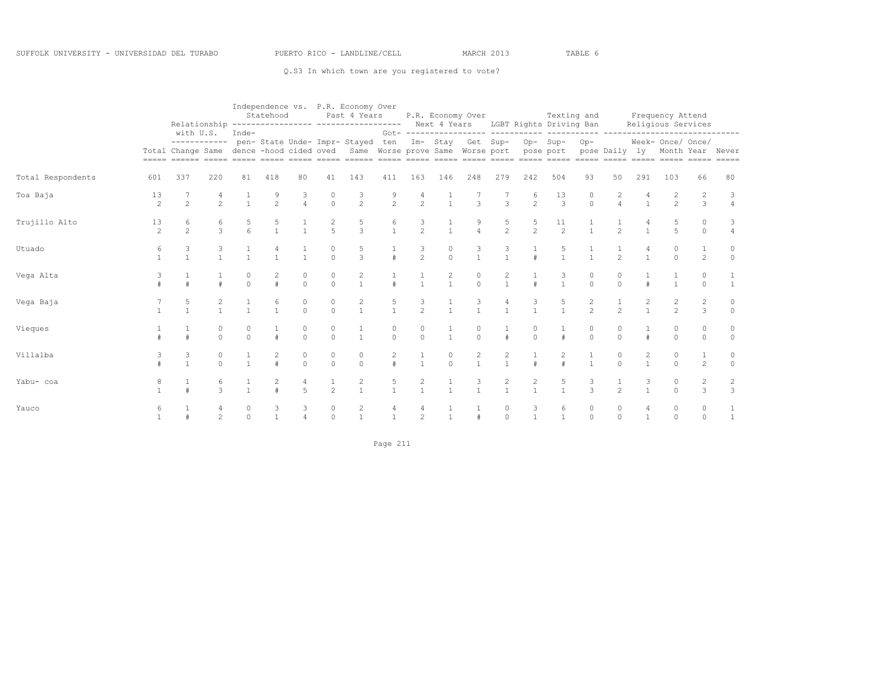SUFFOLK UNIVERSITY - UNIVERSIDAD DEL TURABO PUERTO RICO - LANDLINE/CELL MARCH 2013 TABLE 6

Q.S3 In which town are you registered to vote?

| | | Relationship with U.S. | | Independence vs. Statehood | | | P.R. Economy Over Past 4 Years | | | P.R. Economy Over Next 4 Years | | | LGBT Rights | | Texting and Driving Ban | | Frequency Attend Religious Services | | | | |
|---|---|---|---|---|---|---|---|---|---|---|---|---|---|---|---|---|---|---|---|---|---|
| | Total | Change | Same | Inde-pen-dence | State-hood | Unde-cided | Impr-oved | Stayed Same | Got-ten Worse | Im-prove | Stay Same | Get Worse | Sup-port | Op-pose | Sup-port | Op-pose | Daily | Week-ly | Once/ Month | Once/ Year | Never |
| Total Respondents | 601 | 337 | 220 | 81 | 418 | 80 | 41 | 143 | 411 | 163 | 146 | 248 | 279 | 242 | 504 | 93 | 50 | 291 | 103 | 66 | 80 |
| Toa Baja | 13 | 7 | 4 | 1 | 9 | 3 | 0 | 3 | 9 | 4 | 1 | 7 | 7 | 6 | 13 | 0 | 2 | 4 | 2 | 2 | 3 |
| | 2 | 2 | 2 | 1 | 2 | 4 | 0 | 2 | 2 | 2 | 1 | 3 | 3 | 2 | 3 | 0 | 4 | 1 | 2 | 3 | 4 |
| Trujillo Alto | 13 | 6 | 6 | 5 | 5 | 1 | 2 | 5 | 6 | 3 | 1 | 9 | 5 | 5 | 11 | 1 | 1 | 4 | 5 | 0 | 3 |
| | 2 | 2 | 3 | 6 | 1 | 1 | 5 | 3 | 1 | 2 | 1 | 4 | 2 | 2 | 2 | 1 | 2 | 1 | 5 | 0 | 4 |
| Utuado | 6 | 3 | 3 | 1 | 4 | 1 | 0 | 5 | 1 | 3 | 0 | 3 | 3 | 1 | 5 | 1 | 1 | 4 | 0 | 1 | 0 |
| | 1 | 1 | 1 | 1 | 1 | 1 | 0 | 3 | # | 2 | 0 | 1 | 1 | # | 1 | 1 | 2 | 1 | 0 | 2 | 0 |
| Vega Alta | 3 | 1 | 1 | 0 | 2 | 0 | 0 | 2 | 1 | 1 | 2 | 0 | 2 | 1 | 3 | 0 | 0 | 1 | 1 | 0 | 1 |
| | # | # | # | 0 | # | 0 | 0 | 1 | # | 1 | 1 | 0 | 1 | # | 1 | 0 | 0 | # | 1 | 0 | 1 |
| Vega Baja | 7 | 5 | 2 | 1 | 6 | 0 | 0 | 2 | 5 | 3 | 1 | 3 | 4 | 3 | 5 | 2 | 1 | 2 | 2 | 2 | 0 |
| | 1 | 1 | 1 | 1 | 1 | 0 | 0 | 1 | 1 | 2 | 1 | 1 | 1 | 1 | 1 | 2 | 2 | 1 | 2 | 3 | 0 |
| Vieques | 1 | 1 | 0 | 0 | 1 | 0 | 0 | 1 | 0 | 0 | 1 | 0 | 1 | 0 | 1 | 0 | 0 | 1 | 0 | 0 | 0 |
| | # | # | 0 | 0 | # | 0 | 0 | 1 | 0 | 0 | 1 | 0 | # | 0 | # | 0 | 0 | # | 0 | 0 | 0 |
| Villalba | 3 | 3 | 0 | 1 | 2 | 0 | 0 | 0 | 2 | 1 | 0 | 2 | 2 | 1 | 2 | 1 | 0 | 2 | 0 | 1 | 0 |
| | # | 1 | 0 | 1 | # | 0 | 0 | 0 | # | 1 | 0 | 1 | 1 | # | # | 1 | 0 | 1 | 0 | 2 | 0 |
| Yabu- coa | 8 | 1 | 6 | 1 | 2 | 4 | 1 | 2 | 5 | 2 | 1 | 3 | 2 | 2 | 5 | 3 | 1 | 3 | 0 | 2 | 2 |
| | 1 | # | 3 | 1 | # | 5 | 2 | 1 | 1 | 1 | 1 | 1 | 1 | 1 | 1 | 3 | 2 | 1 | 0 | 3 | 3 |
| Yauco | 6 | 1 | 4 | 0 | 3 | 3 | 0 | 2 | 4 | 4 | 1 | 1 | 0 | 3 | 6 | 0 | 0 | 4 | 0 | 0 | 1 |
| | 1 | # | 2 | 0 | 1 | 4 | 0 | 1 | 1 | 2 | 1 | # | 0 | 1 | 1 | 0 | 0 | 1 | 0 | 0 | 1 |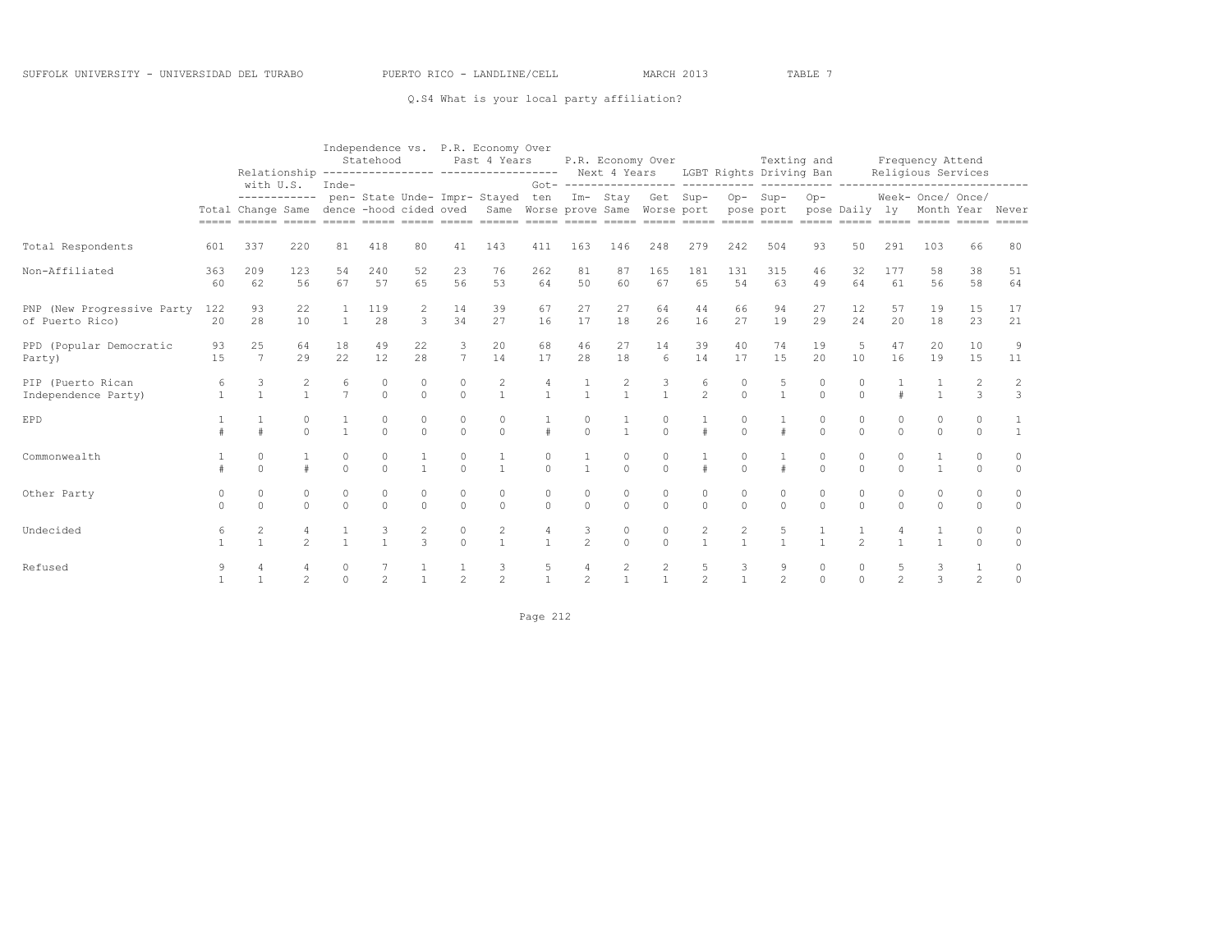SUFFOLK UNIVERSITY - UNIVERSIDAD DEL TURABO PUERTO RICO - LANDLINE/CELL MARCH 2013 TABLE 7

Q.S4 What is your local party affiliation?

| | | Relationship with U.S. | | Independence vs. Statehood | | | P.R. Economy Over Past 4 Years | | | P.R. Economy Over Next 4 Years | | | LGBT Rights | | Texting and Driving Ban | | Frequency Attend Religious Services | | | | |
|---|---|---|---|---|---|---|---|---|---|---|---|---|---|---|---|---|---|---|---|---|---|
| | Total | Change | Same | Independence | State-hood | Undecided | Improved | Stayed Same | Gotten Worse | Improve | Stay Same | Get Worse | Support | Oppose | Support | Oppose | Daily | Weekly | Once/ Month | Once/ Year | Never |
| Total Respondents | 601 | 337 | 220 | 81 | 418 | 80 | 41 | 143 | 411 | 163 | 146 | 248 | 279 | 242 | 504 | 93 | 50 | 291 | 103 | 66 | 80 |
| Non-Affiliated | 363 | 209 | 123 | 54 | 240 | 52 | 23 | 76 | 262 | 81 | 87 | 165 | 181 | 131 | 315 | 46 | 32 | 177 | 58 | 38 | 51 |
| | 60 | 62 | 56 | 67 | 57 | 65 | 56 | 53 | 64 | 50 | 60 | 67 | 65 | 54 | 63 | 49 | 64 | 61 | 56 | 58 | 64 |
| PNP (New Progressive Party of Puerto Rico) | 122 | 93 | 22 | 1 | 119 | 2 | 14 | 39 | 67 | 27 | 27 | 64 | 44 | 66 | 94 | 27 | 12 | 57 | 19 | 15 | 17 |
| | 20 | 28 | 10 | 1 | 28 | 3 | 34 | 27 | 16 | 17 | 18 | 26 | 16 | 27 | 19 | 29 | 24 | 20 | 18 | 23 | 21 |
| PPD (Popular Democratic Party) | 93 | 25 | 64 | 18 | 49 | 22 | 3 | 20 | 68 | 46 | 27 | 14 | 39 | 40 | 74 | 19 | 5 | 47 | 20 | 10 | 9 |
| | 15 | 7 | 29 | 22 | 12 | 28 | 7 | 14 | 17 | 28 | 18 | 6 | 14 | 17 | 15 | 20 | 10 | 16 | 19 | 15 | 11 |
| PIP (Puerto Rican Independence Party) | 6 | 3 | 2 | 6 | 0 | 0 | 0 | 2 | 4 | 1 | 2 | 3 | 6 | 0 | 5 | 0 | 0 | 1 | 1 | 2 | 2 |
| | 1 | 1 | 1 | 7 | 0 | 0 | 0 | 1 | 1 | 1 | 1 | 1 | 2 | 0 | 1 | 0 | 0 | # | 1 | 3 | 3 |
| EPD | 1 | 1 | 0 | 1 | 0 | 0 | 0 | 0 | 1 | 0 | 1 | 0 | 1 | 0 | 1 | 0 | 0 | 0 | 0 | 0 | 1 |
| | # | # | 0 | 1 | 0 | 0 | 0 | 0 | # | 0 | 1 | 0 | # | 0 | # | 0 | 0 | 0 | 0 | 0 | 1 |
| Commonwealth | 1 | 0 | 1 | 0 | 0 | 1 | 0 | 1 | 0 | 1 | 0 | 0 | 1 | 0 | 1 | 0 | 0 | 0 | 1 | 0 | 0 |
| | # | 0 | # | 0 | 0 | 1 | 0 | 1 | 0 | 1 | 0 | 0 | # | 0 | # | 0 | 0 | 0 | 1 | 0 | 0 |
| Other Party | 0 | 0 | 0 | 0 | 0 | 0 | 0 | 0 | 0 | 0 | 0 | 0 | 0 | 0 | 0 | 0 | 0 | 0 | 0 | 0 | 0 |
| | 0 | 0 | 0 | 0 | 0 | 0 | 0 | 0 | 0 | 0 | 0 | 0 | 0 | 0 | 0 | 0 | 0 | 0 | 0 | 0 | 0 |
| Undecided | 6 | 2 | 4 | 1 | 3 | 2 | 0 | 2 | 4 | 3 | 0 | 0 | 2 | 2 | 5 | 1 | 1 | 4 | 1 | 0 | 0 |
| | 1 | 1 | 2 | 1 | 1 | 3 | 0 | 1 | 1 | 2 | 0 | 0 | 1 | 1 | 1 | 1 | 2 | 1 | 1 | 0 | 0 |
| Refused | 9 | 4 | 4 | 0 | 7 | 1 | 1 | 3 | 5 | 4 | 2 | 2 | 5 | 3 | 9 | 0 | 0 | 5 | 3 | 1 | 0 |
| | 1 | 1 | 2 | 0 | 2 | 1 | 2 | 2 | 1 | 2 | 1 | 1 | 2 | 1 | 2 | 0 | 0 | 2 | 3 | 2 | 0 |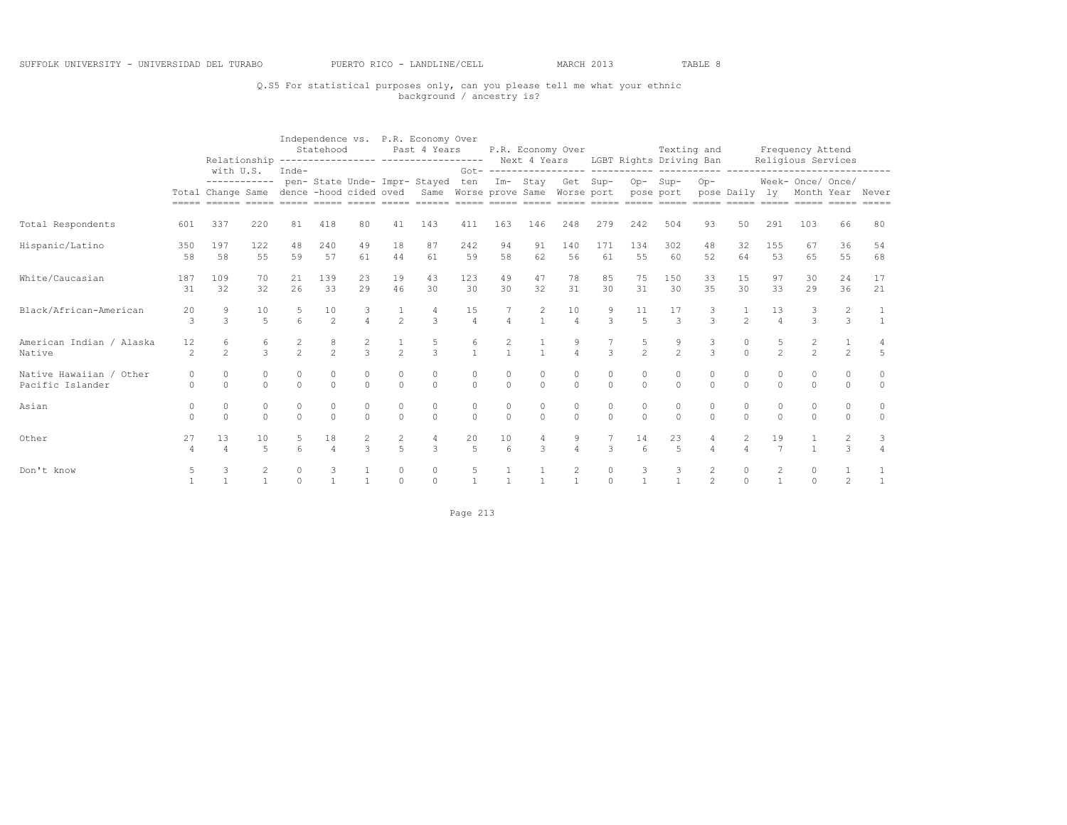SUFFOLK UNIVERSITY - UNIVERSIDAD DEL TURABO PUERTO RICO - LANDLINE/CELL MARCH 2013 TABLE 8

Q.S5 For statistical purposes only, can you please tell me what your ethnic background / ancestry is?

| | | Relationship with U.S. | | Independence vs. Statehood | | | P.R. Economy Over Past 4 Years | | | P.R. Economy Over Next 4 Years | | | LGBT Rights | | Texting and Driving Ban | | Frequency Attend Religious Services | | | | |
|---|---|---|---|---|---|---|---|---|---|---|---|---|---|---|---|---|---|---|---|---|---|
| | Total | Change | Same | Independence | Statehood | Undecided | Improved | Stayed Same | Gotten Worse | Improve | Stay Same | Get Worse | Support | Oppose | Support | Oppose | Daily | Weekly | Once/ Month | Once/ Year | Never |
| Total Respondents | 601 | 337 | 220 | 81 | 418 | 80 | 41 | 143 | 411 | 163 | 146 | 248 | 279 | 242 | 504 | 93 | 50 | 291 | 103 | 66 | 80 |
| Hispanic/Latino | 350 | 197 | 122 | 48 | 240 | 49 | 18 | 87 | 242 | 94 | 91 | 140 | 171 | 134 | 302 | 48 | 32 | 155 | 67 | 36 | 54 |
| | 58 | 58 | 55 | 59 | 57 | 61 | 44 | 61 | 59 | 58 | 62 | 56 | 61 | 55 | 60 | 52 | 64 | 53 | 65 | 55 | 68 |
| White/Caucasian | 187 | 109 | 70 | 21 | 139 | 23 | 19 | 43 | 123 | 49 | 47 | 78 | 85 | 75 | 150 | 33 | 15 | 97 | 30 | 24 | 17 |
| | 31 | 32 | 32 | 26 | 33 | 29 | 46 | 30 | 30 | 30 | 32 | 31 | 30 | 31 | 30 | 35 | 30 | 33 | 29 | 36 | 21 |
| Black/African-American | 20 | 9 | 10 | 5 | 10 | 3 | 1 | 4 | 15 | 7 | 2 | 10 | 9 | 11 | 17 | 3 | 1 | 13 | 3 | 2 | 1 |
| | 3 | 3 | 5 | 6 | 2 | 4 | 2 | 3 | 4 | 4 | 1 | 4 | 3 | 5 | 3 | 3 | 2 | 4 | 3 | 3 | 1 |
| American Indian / Alaska Native | 12 | 6 | 6 | 2 | 8 | 2 | 1 | 5 | 6 | 2 | 1 | 9 | 7 | 5 | 9 | 3 | 0 | 5 | 2 | 1 | 4 |
| | 2 | 2 | 3 | 2 | 2 | 3 | 2 | 3 | 1 | 1 | 1 | 4 | 3 | 2 | 2 | 3 | 0 | 2 | 2 | 2 | 5 |
| Native Hawaiian / Other Pacific Islander | 0 | 0 | 0 | 0 | 0 | 0 | 0 | 0 | 0 | 0 | 0 | 0 | 0 | 0 | 0 | 0 | 0 | 0 | 0 | 0 | 0 |
| | 0 | 0 | 0 | 0 | 0 | 0 | 0 | 0 | 0 | 0 | 0 | 0 | 0 | 0 | 0 | 0 | 0 | 0 | 0 | 0 | 0 |
| Asian | 0 | 0 | 0 | 0 | 0 | 0 | 0 | 0 | 0 | 0 | 0 | 0 | 0 | 0 | 0 | 0 | 0 | 0 | 0 | 0 | 0 |
| | 0 | 0 | 0 | 0 | 0 | 0 | 0 | 0 | 0 | 0 | 0 | 0 | 0 | 0 | 0 | 0 | 0 | 0 | 0 | 0 | 0 |
| Other | 27 | 13 | 10 | 5 | 18 | 2 | 2 | 4 | 20 | 10 | 4 | 9 | 7 | 14 | 23 | 4 | 2 | 19 | 1 | 2 | 3 |
| | 4 | 4 | 5 | 6 | 4 | 3 | 5 | 3 | 5 | 6 | 3 | 4 | 3 | 6 | 5 | 4 | 4 | 7 | 1 | 3 | 4 |
| Don't know | 5 | 3 | 2 | 0 | 3 | 1 | 0 | 0 | 5 | 1 | 1 | 2 | 0 | 3 | 3 | 2 | 0 | 2 | 0 | 1 | 1 |
| | 1 | 1 | 1 | 0 | 1 | 1 | 0 | 0 | 1 | 1 | 1 | 1 | 0 | 1 | 1 | 2 | 0 | 1 | 0 | 2 | 1 |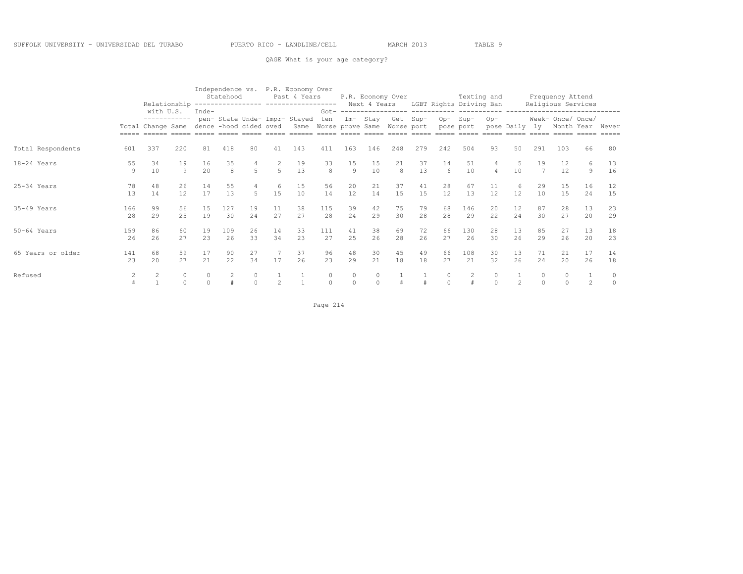SUFFOLK UNIVERSITY - UNIVERSIDAD DEL TURABO PUERTO RICO - LANDLINE/CELL MARCH 2013 TABLE 9

QAGE What is your age category?

| | | Relationship with U.S. | | Independence vs. Statehood | | | P.R. Economy Over Past 4 Years | | | P.R. Economy Over Next 4 Years | | | LGBT Rights | | Texting and Driving Ban | | Frequency Attend Religious Services | | | | |
|---|---|---|---|---|---|---|---|---|---|---|---|---|---|---|---|---|---|---|---|---|---|
| | Total | Change | Same | Inde-pen-dence | State-hood | Unde-cided | Impr-oved | Stayed Same | Got-ten Worse | Im-prove | Stay Same | Get Worse | Sup-port | Op-pose | Sup-port | Op-pose | Daily | Week-ly | Once/ Month | Once/ Year | Never |
| Total Respondents | 601 | 337 | 220 | 81 | 418 | 80 | 41 | 143 | 411 | 163 | 146 | 248 | 279 | 242 | 504 | 93 | 50 | 291 | 103 | 66 | 80 |
| 18-24 Years | 55 | 34 | 19 | 16 | 35 | 4 | 2 | 19 | 33 | 15 | 15 | 21 | 37 | 14 | 51 | 4 | 5 | 19 | 12 | 6 | 13 |
| | 9 | 10 | 9 | 20 | 8 | 5 | 5 | 13 | 8 | 9 | 10 | 8 | 13 | 6 | 10 | 4 | 10 | 7 | 12 | 9 | 16 |
| 25-34 Years | 78 | 48 | 26 | 14 | 55 | 4 | 6 | 15 | 56 | 20 | 21 | 37 | 41 | 28 | 67 | 11 | 6 | 29 | 15 | 16 | 12 |
| | 13 | 14 | 12 | 17 | 13 | 5 | 15 | 10 | 14 | 12 | 14 | 15 | 15 | 12 | 13 | 12 | 12 | 10 | 15 | 24 | 15 |
| 35-49 Years | 166 | 99 | 56 | 15 | 127 | 19 | 11 | 38 | 115 | 39 | 42 | 75 | 79 | 68 | 146 | 20 | 12 | 87 | 28 | 13 | 23 |
| | 28 | 29 | 25 | 19 | 30 | 24 | 27 | 27 | 28 | 24 | 29 | 30 | 28 | 28 | 29 | 22 | 24 | 30 | 27 | 20 | 29 |
| 50-64 Years | 159 | 86 | 60 | 19 | 109 | 26 | 14 | 33 | 111 | 41 | 38 | 69 | 72 | 66 | 130 | 28 | 13 | 85 | 27 | 13 | 18 |
| | 26 | 26 | 27 | 23 | 26 | 33 | 34 | 23 | 27 | 25 | 26 | 28 | 26 | 27 | 26 | 30 | 26 | 29 | 26 | 20 | 23 |
| 65 Years or older | 141 | 68 | 59 | 17 | 90 | 27 | 7 | 37 | 96 | 48 | 30 | 45 | 49 | 66 | 108 | 30 | 13 | 71 | 21 | 17 | 14 |
| | 23 | 20 | 27 | 21 | 22 | 34 | 17 | 26 | 23 | 29 | 21 | 18 | 18 | 27 | 21 | 32 | 26 | 24 | 20 | 26 | 18 |
| Refused | 2 | 2 | 0 | 0 | 2 | 0 | 1 | 1 | 0 | 0 | 0 | 1 | 1 | 0 | 2 | 0 | 1 | 0 | 0 | 1 | 0 |
| | # | 1 | 0 | 0 | # | 0 | 2 | 1 | 0 | 0 | 0 | # | # | 0 | # | 0 | 2 | 0 | 0 | 2 | 0 |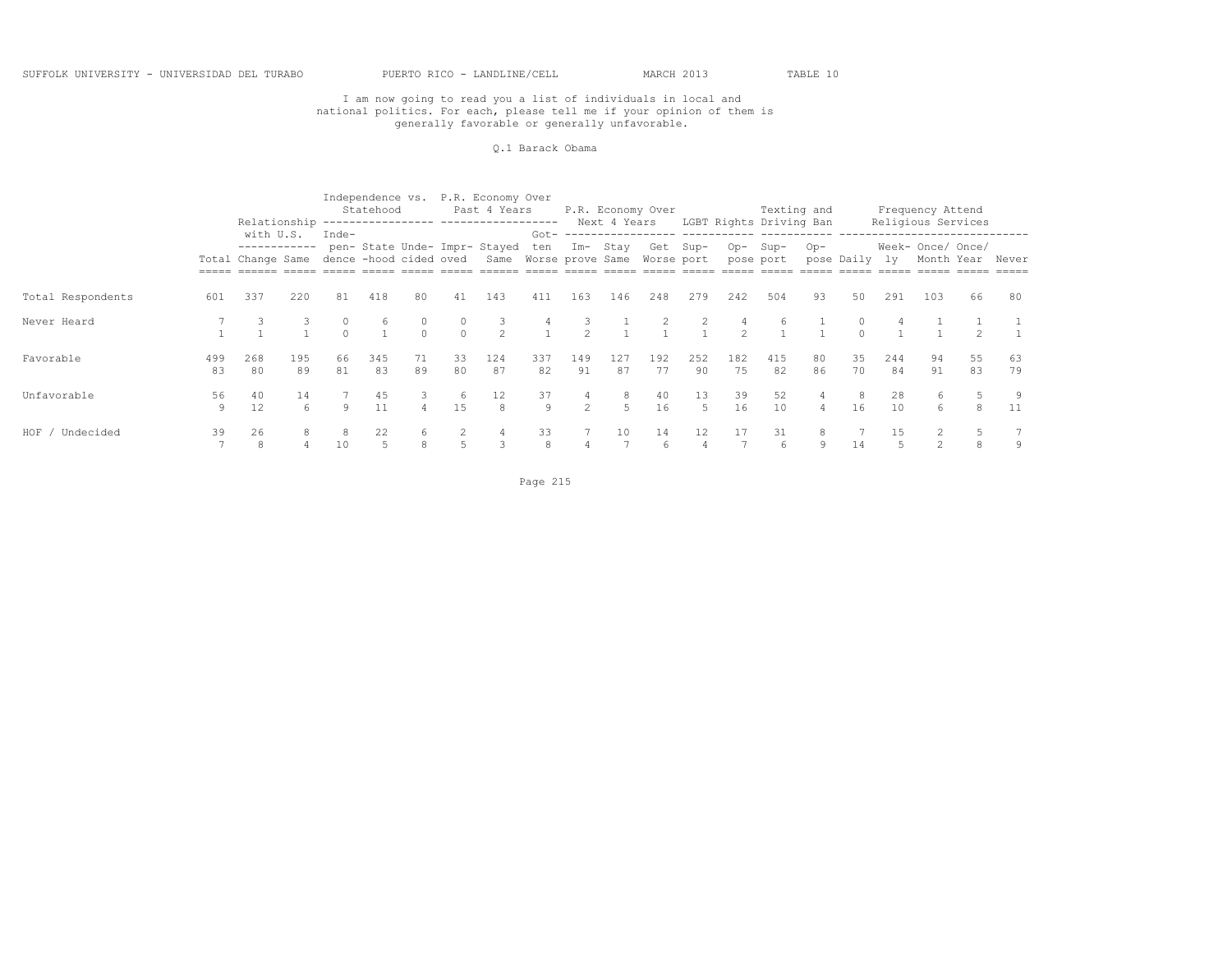SUFFOLK UNIVERSITY - UNIVERSIDAD DEL TURABO PUERTO RICO - LANDLINE/CELL MARCH 2013 TABLE 10

I am now going to read you a list of individuals in local and national politics. For each, please tell me if your opinion of them is generally favorable or generally unfavorable.

Q.1 Barack Obama

| | | Relationship with U.S. | | Independence vs. Statehood | | | P.R. Economy Over Past 4 Years | | | P.R. Economy Over Next 4 Years | | | LGBT Rights | | Texting and Driving Ban | | Frequency Attend Religious Services | | | | |
|---|---|---|---|---|---|---|---|---|---|---|---|---|---|---|---|---|---|---|---|---|---|
| | Total | Change | Same | Independence | Statehood | Undecided | Improved | Stayed Same | Gotten Worse | Improve | Stay Same | Get Worse | Support | Oppose | Support | Oppose | Daily | Weekly | Once/Month | Once/Year | Never |
| Total Respondents | 601 | 337 | 220 | 81 | 418 | 80 | 41 | 143 | 411 | 163 | 146 | 248 | 279 | 242 | 504 | 93 | 50 | 291 | 103 | 66 | 80 |
| Never Heard | 7 | 3 | 3 | 0 | 6 | 0 | 0 | 3 | 4 | 3 | 1 | 2 | 2 | 4 | 6 | 1 | 0 | 4 | 1 | 1 | 1 |
| | 1 | 1 | 1 | 0 | 1 | 0 | 0 | 2 | 1 | 2 | 1 | 1 | 1 | 2 | 1 | 1 | 0 | 1 | 1 | 2 | 1 |
| Favorable | 499 | 268 | 195 | 66 | 345 | 71 | 33 | 124 | 337 | 149 | 127 | 192 | 252 | 182 | 415 | 80 | 35 | 244 | 94 | 55 | 63 |
| | 83 | 80 | 89 | 81 | 83 | 89 | 80 | 87 | 82 | 91 | 87 | 77 | 90 | 75 | 82 | 86 | 70 | 84 | 91 | 83 | 79 |
| Unfavorable | 56 | 40 | 14 | 7 | 45 | 3 | 6 | 12 | 37 | 4 | 8 | 40 | 13 | 39 | 52 | 4 | 8 | 28 | 6 | 5 | 9 |
| | 9 | 12 | 6 | 9 | 11 | 4 | 15 | 8 | 9 | 2 | 5 | 16 | 5 | 16 | 10 | 4 | 16 | 10 | 6 | 8 | 11 |
| HOF / Undecided | 39 | 26 | 8 | 8 | 22 | 6 | 2 | 4 | 33 | 7 | 10 | 14 | 12 | 17 | 31 | 8 | 7 | 15 | 2 | 5 | 7 |
| | 7 | 8 | 4 | 10 | 5 | 8 | 5 | 3 | 8 | 4 | 7 | 6 | 4 | 7 | 6 | 9 | 14 | 5 | 2 | 8 | 9 |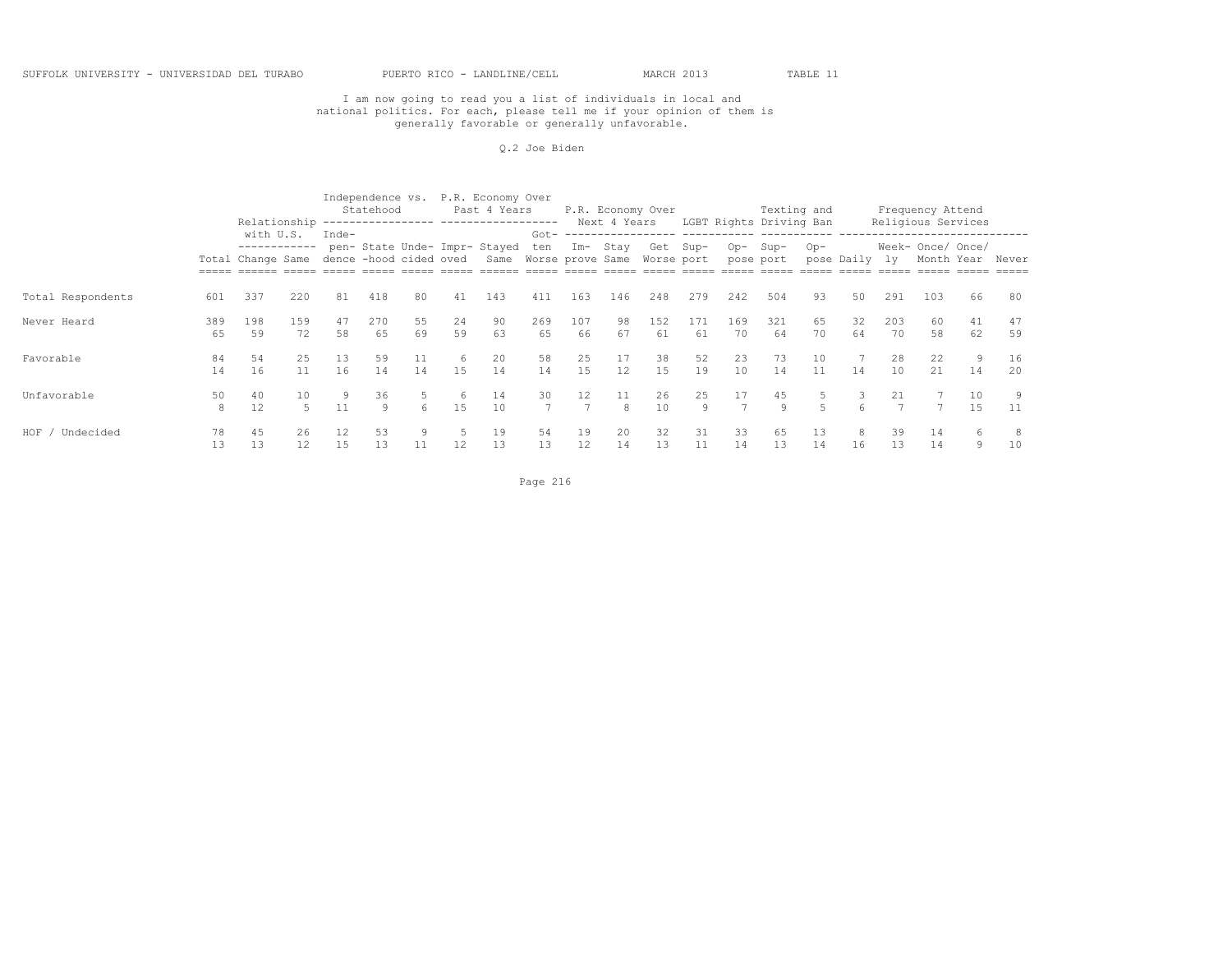I am now going to read you a list of individuals in local and national politics. For each, please tell me if your opinion of them is generally favorable or generally unfavorable.

Q.2 Joe Biden

| | Total | Relationship with U.S. | | Independence vs. Statehood | | | P.R. Economy Over Past 4 Years | | | P.R. Economy Over Next 4 Years | | | LGBT Rights | | Texting and Driving Ban | | Frequency Attend Religious Services | | | | |
|---|---|---|---|---|---|---|---|---|---|---|---|---|---|---|---|---|---|---|---|---|---|
| | | Change | Same | Independence | Statehood | Undecided | Improved | Stayed Same | Gotten Worse | Improve | Stay Same | Get Worse | Support | Oppose | Support | Oppose | Daily | Weekly | Once/ Month | Once/ Year | Never |
| Total Respondents | 601 | 337 | 220 | 81 | 418 | 80 | 41 | 143 | 411 | 163 | 146 | 248 | 279 | 242 | 504 | 93 | 50 | 291 | 103 | 66 | 80 |
| Never Heard | 389 | 198 | 159 | 47 | 270 | 55 | 24 | 90 | 269 | 107 | 98 | 152 | 171 | 169 | 321 | 65 | 32 | 203 | 60 | 41 | 47 |
| | 65 | 59 | 72 | 58 | 65 | 69 | 59 | 63 | 65 | 66 | 67 | 61 | 61 | 70 | 64 | 70 | 64 | 70 | 58 | 62 | 59 |
| Favorable | 84 | 54 | 25 | 13 | 59 | 11 | 6 | 20 | 58 | 25 | 17 | 38 | 52 | 23 | 73 | 10 | 7 | 28 | 22 | 9 | 16 |
| | 14 | 16 | 11 | 16 | 14 | 14 | 15 | 14 | 14 | 15 | 12 | 15 | 19 | 10 | 14 | 11 | 14 | 10 | 21 | 14 | 20 |
| Unfavorable | 50 | 40 | 10 | 9 | 36 | 5 | 6 | 14 | 30 | 12 | 11 | 26 | 25 | 17 | 45 | 5 | 3 | 21 | 7 | 10 | 9 |
| | 8 | 12 | 5 | 11 | 9 | 6 | 15 | 10 | 7 | 7 | 8 | 10 | 9 | 7 | 9 | 5 | 6 | 7 | 7 | 15 | 11 |
| HOF / Undecided | 78 | 45 | 26 | 12 | 53 | 9 | 5 | 19 | 54 | 19 | 20 | 32 | 31 | 33 | 65 | 13 | 8 | 39 | 14 | 6 | 8 |
| | 13 | 13 | 12 | 15 | 13 | 11 | 12 | 13 | 13 | 12 | 14 | 13 | 11 | 14 | 13 | 14 | 16 | 13 | 14 | 9 | 10 |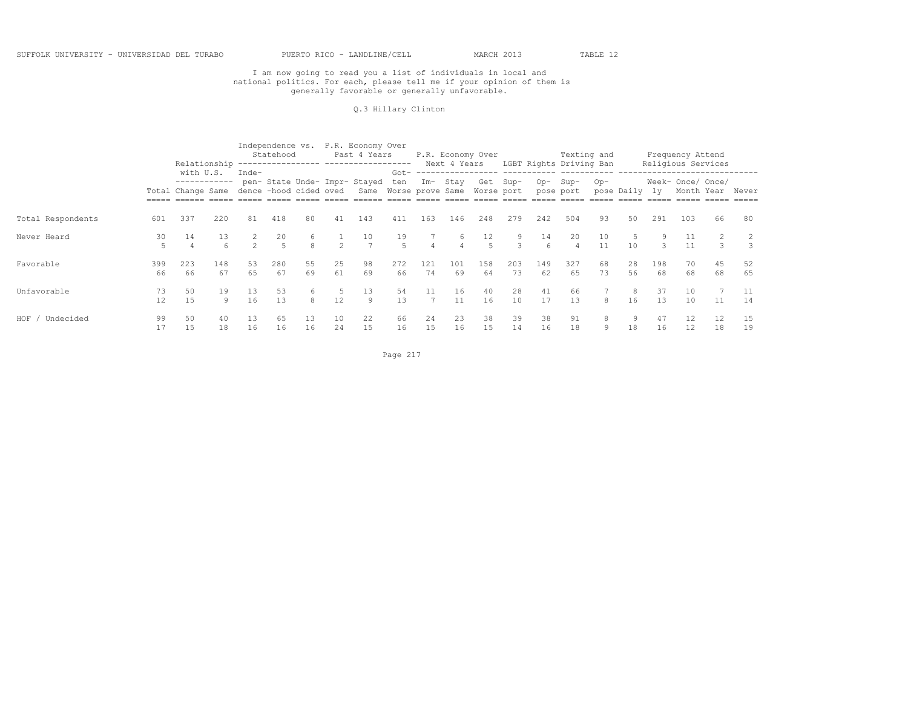SUFFOLK UNIVERSITY - UNIVERSIDAD DEL TURABO PUERTO RICO - LANDLINE/CELL MARCH 2013 TABLE 12

I am now going to read you a list of individuals in local and national politics. For each, please tell me if your opinion of them is generally favorable or generally unfavorable.

Q.3 Hillary Clinton

| | | Relationship with U.S. | | Independence vs. Statehood | | | P.R. Economy Over Past 4 Years | | | P.R. Economy Over Next 4 Years | | | LGBT Rights | | Texting and Driving Ban | | Frequency Attend Religious Services | | | | |
|---|---|---|---|---|---|---|---|---|---|---|---|---|---|---|---|---|---|---|---|---|---|
| | Total | Change | Same | Independence | State-hood | Undecided | Improved | Stayed Same | Gotten Worse | Improve | Stay Same | Get Worse | Support | Oppose | Support | Oppose | Daily | Weekly | Once/ Month | Once/ Year | Never |
| Total Respondents | 601 | 337 | 220 | 81 | 418 | 80 | 41 | 143 | 411 | 163 | 146 | 248 | 279 | 242 | 504 | 93 | 50 | 291 | 103 | 66 | 80 |
| Never Heard | 30 | 14 | 13 | 2 | 20 | 6 | 1 | 10 | 19 | 7 | 6 | 12 | 9 | 14 | 20 | 10 | 5 | 9 | 11 | 2 | 2 |
| | 5 | 4 | 6 | 2 | 5 | 8 | 2 | 7 | 5 | 4 | 4 | 5 | 3 | 6 | 4 | 11 | 10 | 3 | 11 | 3 | 3 |
| Favorable | 399 | 223 | 148 | 53 | 280 | 55 | 25 | 98 | 272 | 121 | 101 | 158 | 203 | 149 | 327 | 68 | 28 | 198 | 70 | 45 | 52 |
| | 66 | 66 | 67 | 65 | 67 | 69 | 61 | 69 | 66 | 74 | 69 | 64 | 73 | 62 | 65 | 73 | 56 | 68 | 68 | 68 | 65 |
| Unfavorable | 73 | 50 | 19 | 13 | 53 | 6 | 5 | 13 | 54 | 11 | 16 | 40 | 28 | 41 | 66 | 7 | 8 | 37 | 10 | 7 | 11 |
| | 12 | 15 | 9 | 16 | 13 | 8 | 12 | 9 | 13 | 7 | 11 | 16 | 10 | 17 | 13 | 8 | 16 | 13 | 10 | 11 | 14 |
| HOF / Undecided | 99 | 50 | 40 | 13 | 65 | 13 | 10 | 22 | 66 | 24 | 23 | 38 | 39 | 38 | 91 | 8 | 9 | 47 | 12 | 12 | 15 |
| | 17 | 15 | 18 | 16 | 16 | 16 | 24 | 15 | 16 | 15 | 16 | 15 | 14 | 16 | 18 | 9 | 18 | 16 | 12 | 18 | 19 |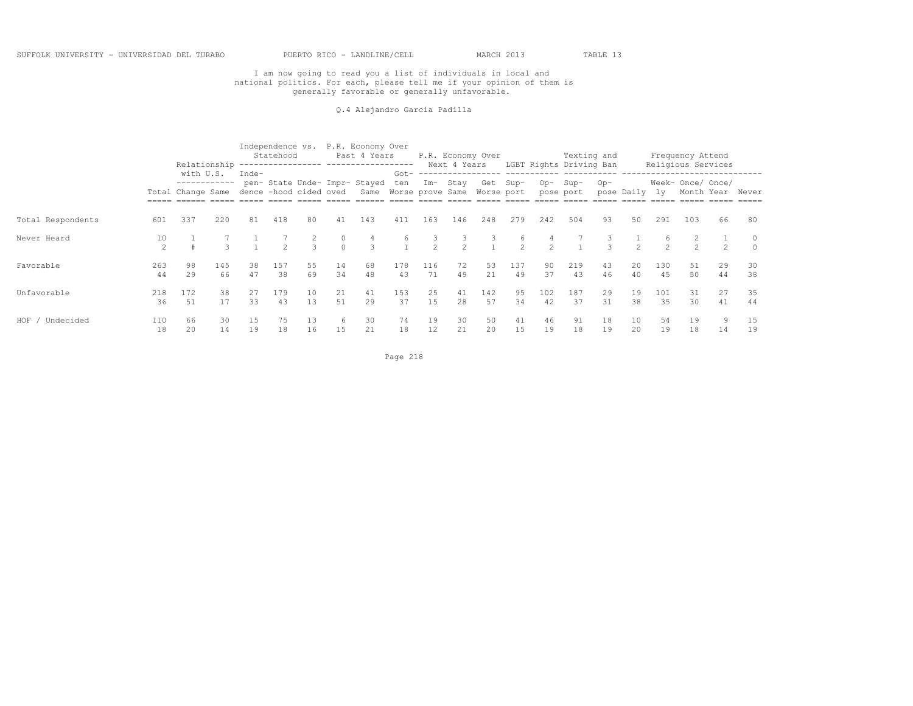SUFFOLK UNIVERSITY - UNIVERSIDAD DEL TURABO PUERTO RICO - LANDLINE/CELL MARCH 2013 TABLE 13

I am now going to read you a list of individuals in local and national politics. For each, please tell me if your opinion of them is generally favorable or generally unfavorable.

Q.4 Alejandro Garcia Padilla

| | | Relationship with U.S. | | Independence vs. Statehood | | | P.R. Economy Over Past 4 Years | | | P.R. Economy Over Next 4 Years | | | LGBT Rights | | Texting and Driving Ban | | Frequency Attend Religious Services | | | | |
|---|---|---|---|---|---|---|---|---|---|---|---|---|---|---|---|---|---|---|---|---|---|
| | Total | Change | Same | Independence | State-hood | Undecided | Improved | Stayed Same | Gotten Worse | Improve | Stay Same | Get Worse | Support | Oppose | Support | Oppose | Daily | Weekly | Once/ Month | Once/ Year | Never |
| Total Respondents | 601 | 337 | 220 | 81 | 418 | 80 | 41 | 143 | 411 | 163 | 146 | 248 | 279 | 242 | 504 | 93 | 50 | 291 | 103 | 66 | 80 |
| Never Heard | 10 | 1 | 7 | 1 | 7 | 2 | 0 | 4 | 6 | 3 | 3 | 3 | 6 | 4 | 7 | 3 | 1 | 6 | 2 | 1 | 0 |
| | 2 | # | 3 | 1 | 2 | 3 | 0 | 3 | 1 | 2 | 2 | 1 | 2 | 2 | 1 | 3 | 2 | 2 | 2 | 2 | 0 |
| Favorable | 263 | 98 | 145 | 38 | 157 | 55 | 14 | 68 | 178 | 116 | 72 | 53 | 137 | 90 | 219 | 43 | 20 | 130 | 51 | 29 | 30 |
| | 44 | 29 | 66 | 47 | 38 | 69 | 34 | 48 | 43 | 71 | 49 | 21 | 49 | 37 | 43 | 46 | 40 | 45 | 50 | 44 | 38 |
| Unfavorable | 218 | 172 | 38 | 27 | 179 | 10 | 21 | 41 | 153 | 25 | 41 | 142 | 95 | 102 | 187 | 29 | 19 | 101 | 31 | 27 | 35 |
| | 36 | 51 | 17 | 33 | 43 | 13 | 51 | 29 | 37 | 15 | 28 | 57 | 34 | 42 | 37 | 31 | 38 | 35 | 30 | 41 | 44 |
| HOF / Undecided | 110 | 66 | 30 | 15 | 75 | 13 | 6 | 30 | 74 | 19 | 30 | 50 | 41 | 46 | 91 | 18 | 10 | 54 | 19 | 9 | 15 |
| | 18 | 20 | 14 | 19 | 18 | 16 | 15 | 21 | 18 | 12 | 21 | 20 | 15 | 19 | 18 | 19 | 20 | 19 | 18 | 14 | 19 |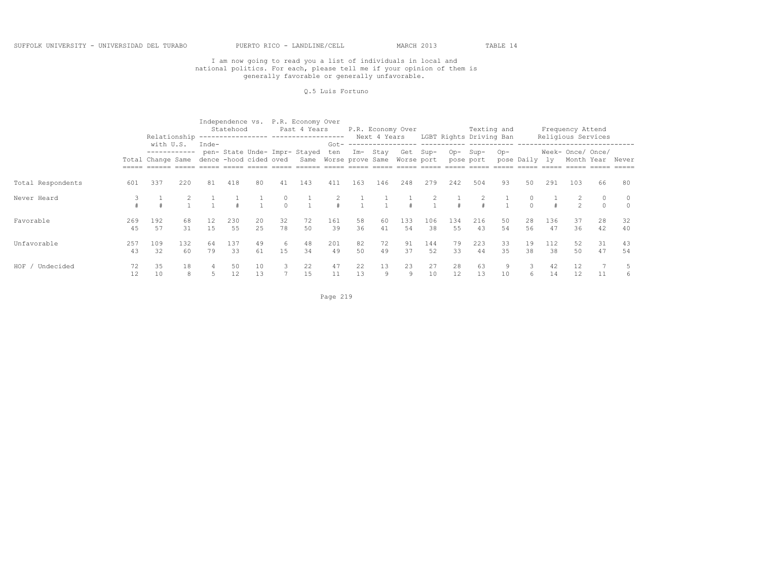SUFFOLK UNIVERSITY - UNIVERSIDAD DEL TURABO PUERTO RICO - LANDLINE/CELL MARCH 2013 TABLE 14

I am now going to read you a list of individuals in local and national politics. For each, please tell me if your opinion of them is generally favorable or generally unfavorable.

Q.5 Luis Fortuno

| | | Relationship with U.S. | | Independence vs. Statehood | | | P.R. Economy Over Past 4 Years | | | P.R. Economy Over Next 4 Years | | | LGBT Rights | | Texting and Driving Ban | | Frequency Attend Religious Services | | | | |
|---|---|---|---|---|---|---|---|---|---|---|---|---|---|---|---|---|---|---|---|---|---|
| | Total | Change | Same | Independence | Statehood | Undecided | Improved | Stayed Same | Gotten Worse | Improve | Stay Same | Get Worse | Support | Oppose | Support | Oppose | Daily | Weekly | Once/ Month | Once/ Year | Never |
| Total Respondents | 601 | 337 | 220 | 81 | 418 | 80 | 41 | 143 | 411 | 163 | 146 | 248 | 279 | 242 | 504 | 93 | 50 | 291 | 103 | 66 | 80 |
| Never Heard | 3 | 1 | 2 | 1 | 1 | 1 | 0 | 1 | 2 | 1 | 1 | 1 | 2 | 1 | 2 | 1 | 0 | 1 | 2 | 0 | 0 |
| | # | # | 1 | 1 | # | 1 | 0 | 1 | # | 1 | 1 | # | 1 | # | # | 1 | 0 | # | 2 | 0 | 0 |
| Favorable | 269 | 192 | 68 | 12 | 230 | 20 | 32 | 72 | 161 | 58 | 60 | 133 | 106 | 134 | 216 | 50 | 28 | 136 | 37 | 28 | 32 |
| | 45 | 57 | 31 | 15 | 55 | 25 | 78 | 50 | 39 | 36 | 41 | 54 | 38 | 55 | 43 | 54 | 56 | 47 | 36 | 42 | 40 |
| Unfavorable | 257 | 109 | 132 | 64 | 137 | 49 | 6 | 48 | 201 | 82 | 72 | 91 | 144 | 79 | 223 | 33 | 19 | 112 | 52 | 31 | 43 |
| | 43 | 32 | 60 | 79 | 33 | 61 | 15 | 34 | 49 | 50 | 49 | 37 | 52 | 33 | 44 | 35 | 38 | 38 | 50 | 47 | 54 |
| HOF / Undecided | 72 | 35 | 18 | 4 | 50 | 10 | 3 | 22 | 47 | 22 | 13 | 23 | 27 | 28 | 63 | 9 | 3 | 42 | 12 | 7 | 5 |
| | 12 | 10 | 8 | 5 | 12 | 13 | 7 | 15 | 11 | 13 | 9 | 9 | 10 | 12 | 13 | 10 | 6 | 14 | 12 | 11 | 6 |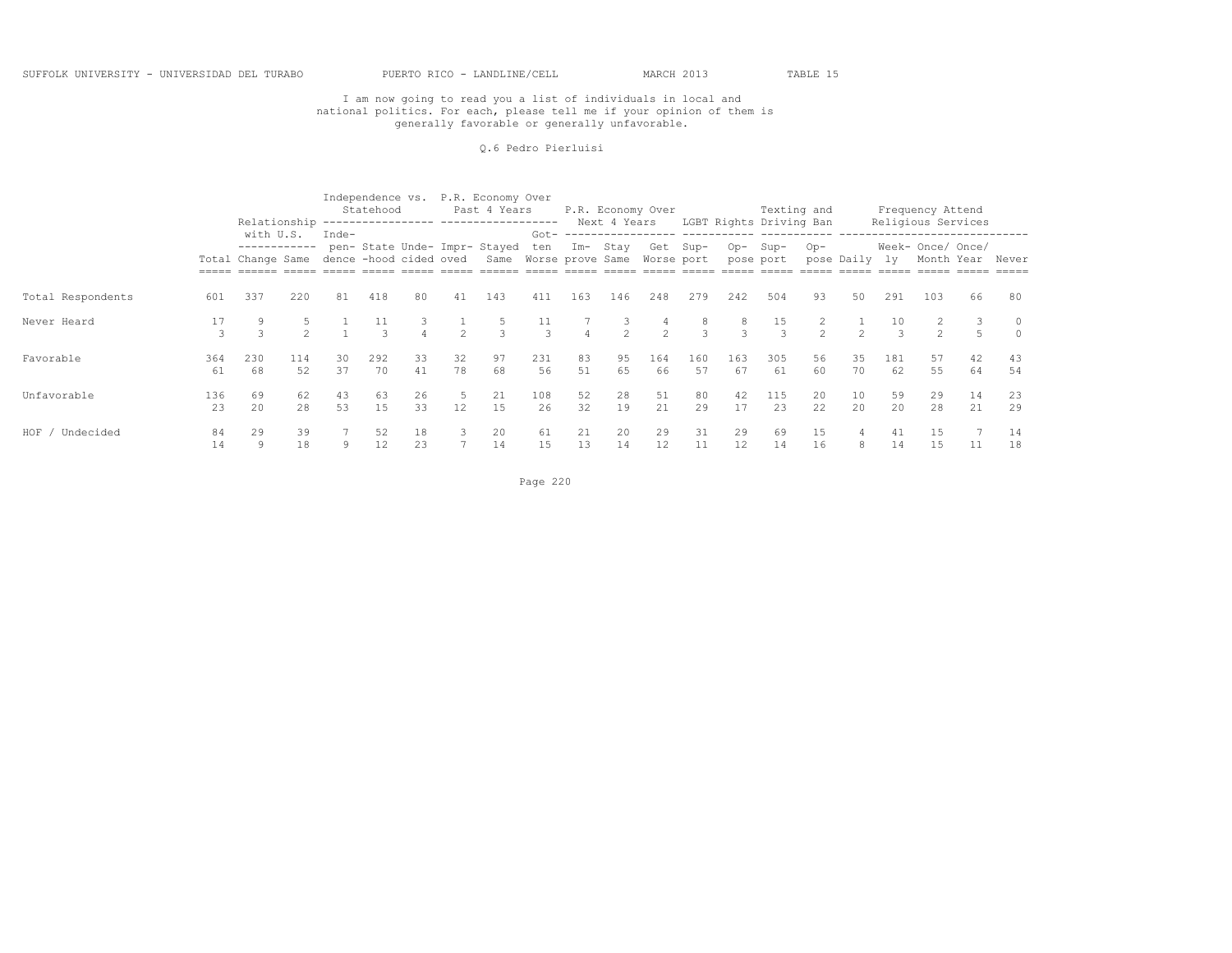I am now going to read you a list of individuals in local and national politics. For each, please tell me if your opinion of them is generally favorable or generally unfavorable.

Q.6 Pedro Pierluisi

| | Total | Relationship with U.S. | | Independence vs. Statehood | | | P.R. Economy Over Past 4 Years | | | P.R. Economy Over Next 4 Years | | | LGBT Rights | | Texting and Driving Ban | | Frequency Attend Religious Services | | | | |
|---|---|---|---|---|---|---|---|---|---|---|---|---|---|---|---|---|---|---|---|---|---|
| | | Change | Same | Independence | State-hood | Undecided | Improved | Stayed Same | Gotten Worse | Improve | Stay Same | Get Worse | Support | Oppose | Support | Oppose | Daily | Weekly | Once/ Month | Once/ Year | Never |
| Total Respondents | 601 | 337 | 220 | 81 | 418 | 80 | 41 | 143 | 411 | 163 | 146 | 248 | 279 | 242 | 504 | 93 | 50 | 291 | 103 | 66 | 80 |
| Never Heard | 17 | 9 | 5 | 1 | 11 | 3 | 1 | 5 | 11 | 7 | 3 | 4 | 8 | 8 | 15 | 2 | 1 | 10 | 2 | 3 | 0 |
| | 3 | 3 | 2 | 1 | 3 | 4 | 2 | 3 | 3 | 4 | 2 | 2 | 3 | 3 | 3 | 2 | 2 | 3 | 2 | 5 | 0 |
| Favorable | 364 | 230 | 114 | 30 | 292 | 33 | 32 | 97 | 231 | 83 | 95 | 164 | 160 | 163 | 305 | 56 | 35 | 181 | 57 | 42 | 43 |
| | 61 | 68 | 52 | 37 | 70 | 41 | 78 | 68 | 56 | 51 | 65 | 66 | 57 | 67 | 61 | 60 | 70 | 62 | 55 | 64 | 54 |
| Unfavorable | 136 | 69 | 62 | 43 | 63 | 26 | 5 | 21 | 108 | 52 | 28 | 51 | 80 | 42 | 115 | 20 | 10 | 59 | 29 | 14 | 23 |
| | 23 | 20 | 28 | 53 | 15 | 33 | 12 | 15 | 26 | 32 | 19 | 21 | 29 | 17 | 23 | 22 | 20 | 20 | 28 | 21 | 29 |
| HOF / Undecided | 84 | 29 | 39 | 7 | 52 | 18 | 3 | 20 | 61 | 21 | 20 | 29 | 31 | 29 | 69 | 15 | 4 | 41 | 15 | 7 | 14 |
| | 14 | 9 | 18 | 9 | 12 | 23 | 7 | 14 | 15 | 13 | 14 | 12 | 11 | 12 | 14 | 16 | 8 | 14 | 15 | 11 | 18 |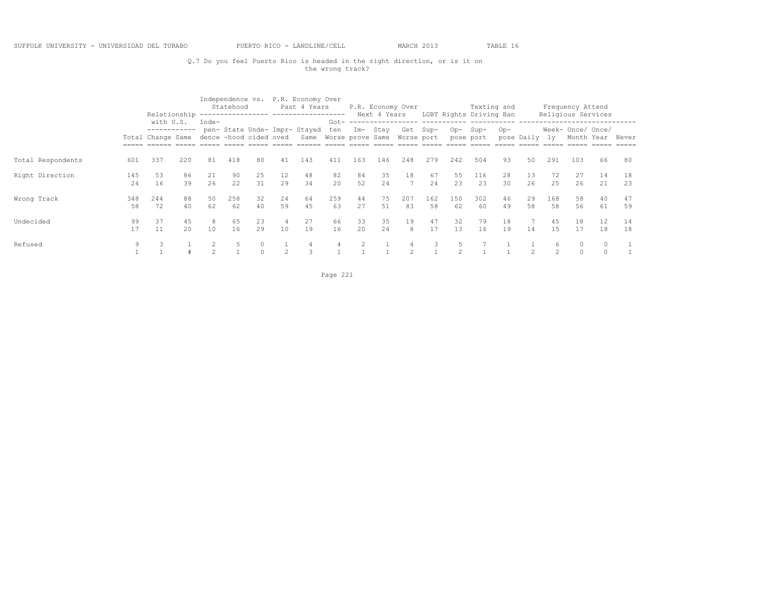SUFFOLK UNIVERSITY - UNIVERSIDAD DEL TURABO PUERTO RICO - LANDLINE/CELL MARCH 2013 TABLE 16

Q.7 Do you feel Puerto Rico is headed in the right direction, or is it on the wrong track?

| | | Relationship with U.S. | | Independence vs. Statehood | | | P.R. Economy Over Past 4 Years | | | P.R. Economy Over Next 4 Years | | | LGBT Rights | | Texting and Driving Ban | | Frequency Attend Religious Services | | | | |
|---|---|---|---|---|---|---|---|---|---|---|---|---|---|---|---|---|---|---|---|---|---|
| | Total | Change | Same | Independence | State-hood | Undecided | Improved | Stayed Same | Gotten Worse | Improve | Stay Same | Get Worse | Support | Oppose | Support | Oppose | Daily | Weekly | Once/ Month | Once/ Year | Never |
| Total Respondents | 601 | 337 | 220 | 81 | 418 | 80 | 41 | 143 | 411 | 163 | 146 | 248 | 279 | 242 | 504 | 93 | 50 | 291 | 103 | 66 | 80 |
| Right Direction | 145 | 53 | 86 | 21 | 90 | 25 | 12 | 48 | 82 | 84 | 35 | 18 | 67 | 55 | 116 | 28 | 13 | 72 | 27 | 14 | 18 |
| | 24 | 16 | 39 | 26 | 22 | 31 | 29 | 34 | 20 | 52 | 24 | 7 | 24 | 23 | 23 | 30 | 26 | 25 | 26 | 21 | 23 |
| Wrong Track | 348 | 244 | 88 | 50 | 258 | 32 | 24 | 64 | 259 | 44 | 75 | 207 | 162 | 150 | 302 | 46 | 29 | 168 | 58 | 40 | 47 |
| | 58 | 72 | 40 | 62 | 62 | 40 | 59 | 45 | 63 | 27 | 51 | 83 | 58 | 62 | 60 | 49 | 58 | 58 | 56 | 61 | 59 |
| Undecided | 99 | 37 | 45 | 8 | 65 | 23 | 4 | 27 | 66 | 33 | 35 | 19 | 47 | 32 | 79 | 18 | 7 | 45 | 18 | 12 | 14 |
| | 17 | 11 | 20 | 10 | 16 | 29 | 10 | 19 | 16 | 20 | 24 | 8 | 17 | 13 | 16 | 19 | 14 | 15 | 17 | 18 | 18 |
| Refused | 9 | 3 | 1 | 2 | 5 | 0 | 1 | 4 | 4 | 2 | 1 | 4 | 3 | 5 | 7 | 1 | 1 | 6 | 0 | 0 | 1 |
| | 1 | 1 | # | 2 | 1 | 0 | 2 | 3 | 1 | 1 | 1 | 2 | 1 | 2 | 1 | 1 | 2 | 2 | 0 | 0 | 1 |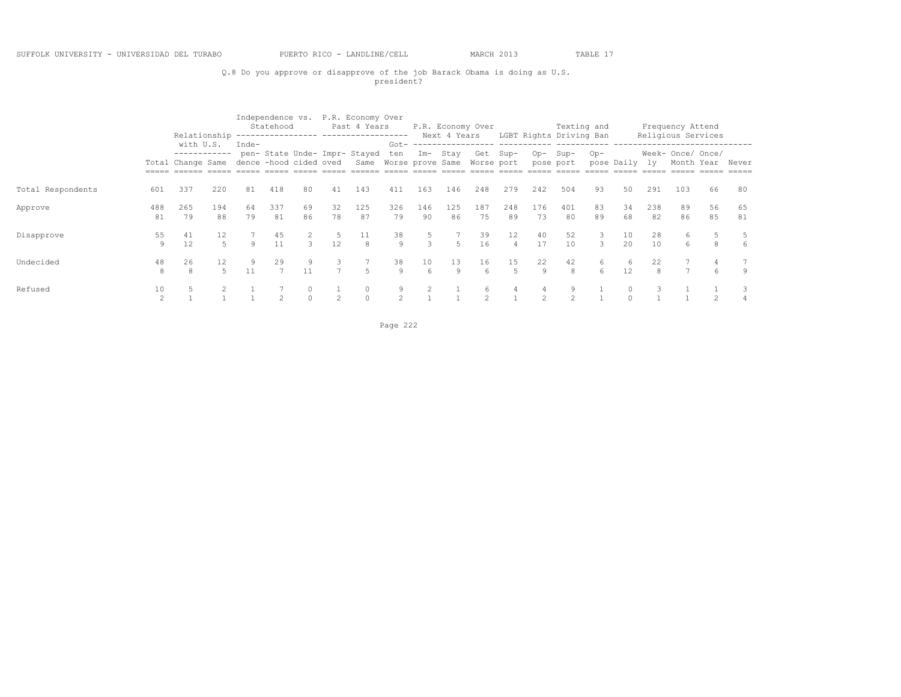SUFFOLK UNIVERSITY - UNIVERSIDAD DEL TURABO PUERTO RICO - LANDLINE/CELL MARCH 2013 TABLE 17

Q.8 Do you approve or disapprove of the job Barack Obama is doing as U.S. president?

| | | Relationship with U.S. | | Independence vs. Statehood | | | P.R. Economy Over Past 4 Years | | | P.R. Economy Over Next 4 Years | | | LGBT Rights | | Texting and Driving Ban | | Frequency Attend Religious Services | | | | |
|---|---|---|---|---|---|---|---|---|---|---|---|---|---|---|---|---|---|---|---|---|---|
| | Total | Change | Same | Independence | State-hood | Undecided | Improved | Stayed Same | Gotten Worse | Improve | Stay Same | Get Worse | Support | Oppose | Support | Oppose | Daily | Weekly | Once/ Month | Once/ Year | Never |
| Total Respondents | 601 | 337 | 220 | 81 | 418 | 80 | 41 | 143 | 411 | 163 | 146 | 248 | 279 | 242 | 504 | 93 | 50 | 291 | 103 | 66 | 80 |
| Approve | 488 | 265 | 194 | 64 | 337 | 69 | 32 | 125 | 326 | 146 | 125 | 187 | 248 | 176 | 401 | 83 | 34 | 238 | 89 | 56 | 65 |
| | 81 | 79 | 88 | 79 | 81 | 86 | 78 | 87 | 79 | 90 | 86 | 75 | 89 | 73 | 80 | 89 | 68 | 82 | 86 | 85 | 81 |
| Disapprove | 55 | 41 | 12 | 7 | 45 | 2 | 5 | 11 | 38 | 5 | 7 | 39 | 12 | 40 | 52 | 3 | 10 | 28 | 6 | 5 | 5 |
| | 9 | 12 | 5 | 9 | 11 | 3 | 12 | 8 | 9 | 3 | 5 | 16 | 4 | 17 | 10 | 3 | 20 | 10 | 6 | 8 | 6 |
| Undecided | 48 | 26 | 12 | 9 | 29 | 9 | 3 | 7 | 38 | 10 | 13 | 16 | 15 | 22 | 42 | 6 | 6 | 22 | 7 | 4 | 7 |
| | 8 | 8 | 5 | 11 | 7 | 11 | 7 | 5 | 9 | 6 | 9 | 6 | 5 | 9 | 8 | 6 | 12 | 8 | 7 | 6 | 9 |
| Refused | 10 | 5 | 2 | 1 | 7 | 0 | 1 | 0 | 9 | 2 | 1 | 6 | 4 | 4 | 9 | 1 | 0 | 3 | 1 | 1 | 3 |
| | 2 | 1 | 1 | 1 | 2 | 0 | 2 | 0 | 2 | 1 | 1 | 2 | 1 | 2 | 2 | 1 | 0 | 1 | 1 | 2 | 4 |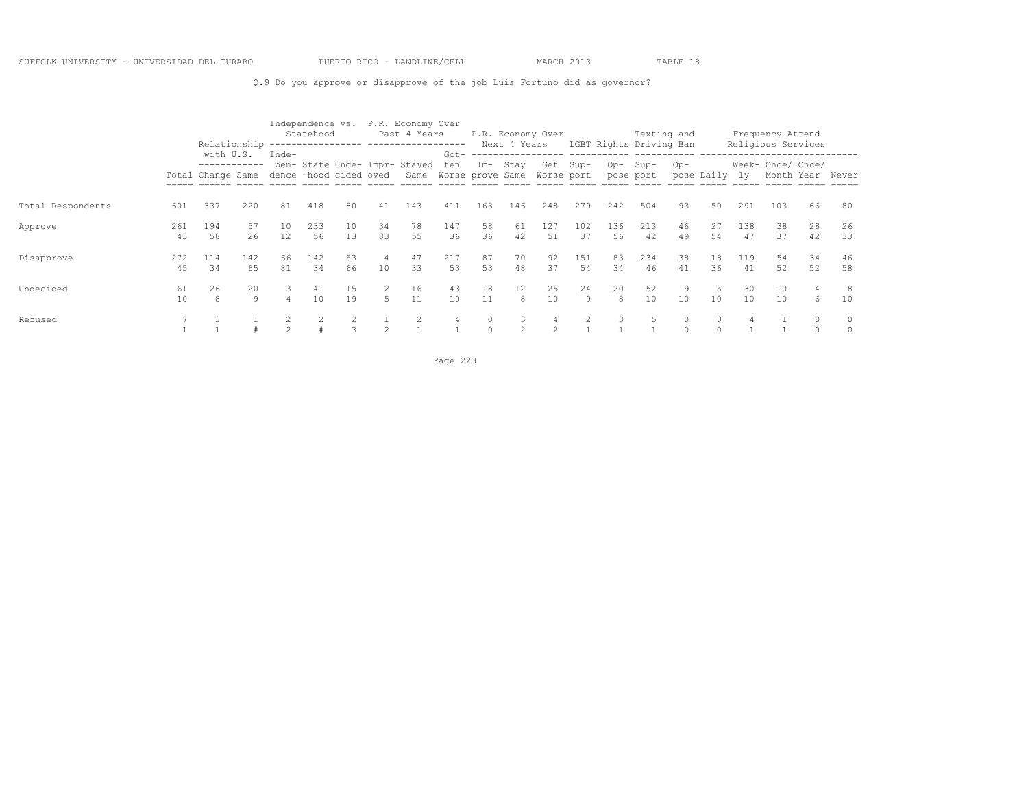SUFFOLK UNIVERSITY - UNIVERSIDAD DEL TURABO PUERTO RICO - LANDLINE/CELL MARCH 2013 TABLE 18

Q.9 Do you approve or disapprove of the job Luis Fortuno did as governor?

| | Total | Relationship with U.S. | | Independence vs. Statehood | | | P.R. Economy Over Past 4 Years | | | P.R. Economy Over Next 4 Years | | | LGBT Rights | | Texting and Driving Ban | | Frequency Attend Religious Services | | | | |
|---|---|---|---|---|---|---|---|---|---|---|---|---|---|---|---|---|---|---|---|---|---|
| | | Change | Same | Independence | Statehood | Undecided | Improved | Stayed Same | Gotten Worse | Improve | Stay Same | Get Worse | Support | Oppose | Support | Oppose | Daily | Weekly | Once/ Month | Once/ Year | Never |
| Total Respondents | 601 | 337 | 220 | 81 | 418 | 80 | 41 | 143 | 411 | 163 | 146 | 248 | 279 | 242 | 504 | 93 | 50 | 291 | 103 | 66 | 80 |
| Approve | 261 | 194 | 57 | 10 | 233 | 10 | 34 | 78 | 147 | 58 | 61 | 127 | 102 | 136 | 213 | 46 | 27 | 138 | 38 | 28 | 26 |
| | 43 | 58 | 26 | 12 | 56 | 13 | 83 | 55 | 36 | 36 | 42 | 51 | 37 | 56 | 42 | 49 | 54 | 47 | 37 | 42 | 33 |
| Disapprove | 272 | 114 | 142 | 66 | 142 | 53 | 4 | 47 | 217 | 87 | 70 | 92 | 151 | 83 | 234 | 38 | 18 | 119 | 54 | 34 | 46 |
| | 45 | 34 | 65 | 81 | 34 | 66 | 10 | 33 | 53 | 53 | 48 | 37 | 54 | 34 | 46 | 41 | 36 | 41 | 52 | 52 | 58 |
| Undecided | 61 | 26 | 20 | 3 | 41 | 15 | 2 | 16 | 43 | 18 | 12 | 25 | 24 | 20 | 52 | 9 | 5 | 30 | 10 | 4 | 8 |
| | 10 | 8 | 9 | 4 | 10 | 19 | 5 | 11 | 10 | 11 | 8 | 10 | 9 | 8 | 10 | 10 | 10 | 10 | 10 | 6 | 10 |
| Refused | 7 | 3 | 1 | 2 | 2 | 2 | 1 | 2 | 4 | 0 | 3 | 4 | 2 | 3 | 5 | 0 | 0 | 4 | 1 | 0 | 0 |
| | 1 | 1 | # | 2 | # | 3 | 2 | 1 | 1 | 0 | 2 | 2 | 1 | 1 | 1 | 0 | 0 | 1 | 1 | 0 | 0 |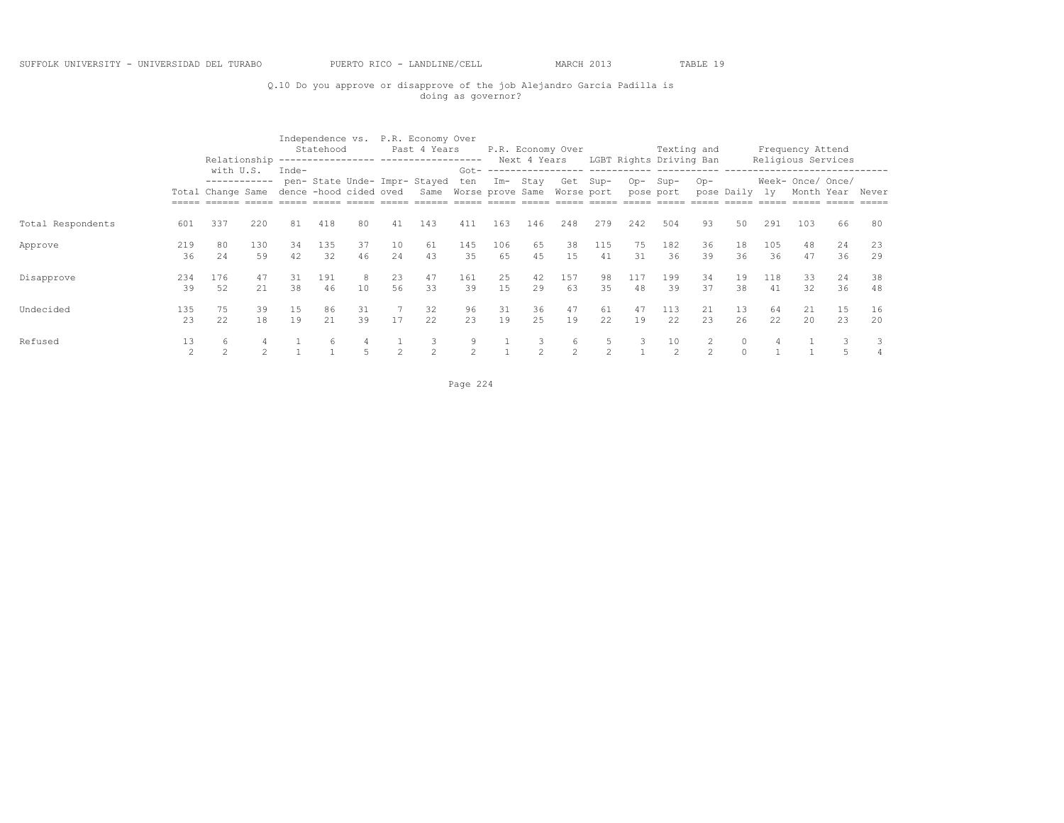Q.10 Do you approve or disapprove of the job Alejandro Garcia Padilla is doing as governor?

| | | Relationship with U.S. | | Independence vs. Statehood | | | P.R. Economy Over Past 4 Years | | | P.R. Economy Over Next 4 Years | | | LGBT Rights | | Texting and Driving Ban | | Frequency Attend Religious Services | | | | |
|---|---|---|---|---|---|---|---|---|---|---|---|---|---|---|---|---|---|---|---|---|---|
| | Total | Change | Same | Independence | Statehood | Undecided | Improved | Stayed Same | Gotten Worse | Improve | Stay Same | Get Worse | Support | Oppose | Support | Oppose | Daily | Weekly | Once/Month | Once/Year | Never |
| Total Respondents | 601 | 337 | 220 | 81 | 418 | 80 | 41 | 143 | 411 | 163 | 146 | 248 | 279 | 242 | 504 | 93 | 50 | 291 | 103 | 66 | 80 |
| Approve | 219 | 80 | 130 | 34 | 135 | 37 | 10 | 61 | 145 | 106 | 65 | 38 | 115 | 75 | 182 | 36 | 18 | 105 | 48 | 24 | 23 |
| | 36 | 24 | 59 | 42 | 32 | 46 | 24 | 43 | 35 | 65 | 45 | 15 | 41 | 31 | 36 | 39 | 36 | 36 | 47 | 36 | 29 |
| Disapprove | 234 | 176 | 47 | 31 | 191 | 8 | 23 | 47 | 161 | 25 | 42 | 157 | 98 | 117 | 199 | 34 | 19 | 118 | 33 | 24 | 38 |
| | 39 | 52 | 21 | 38 | 46 | 10 | 56 | 33 | 39 | 15 | 29 | 63 | 35 | 48 | 39 | 37 | 38 | 41 | 32 | 36 | 48 |
| Undecided | 135 | 75 | 39 | 15 | 86 | 31 | 7 | 32 | 96 | 31 | 36 | 47 | 61 | 47 | 113 | 21 | 13 | 64 | 21 | 15 | 16 |
| | 23 | 22 | 18 | 19 | 21 | 39 | 17 | 22 | 23 | 19 | 25 | 19 | 22 | 19 | 22 | 23 | 26 | 22 | 20 | 23 | 20 |
| Refused | 13 | 6 | 4 | 1 | 6 | 4 | 1 | 3 | 9 | 1 | 3 | 6 | 5 | 3 | 10 | 2 | 0 | 4 | 1 | 3 | 3 |
| | 2 | 2 | 2 | 1 | 1 | 5 | 2 | 2 | 2 | 1 | 2 | 2 | 2 | 1 | 2 | 2 | 0 | 1 | 1 | 5 | 4 |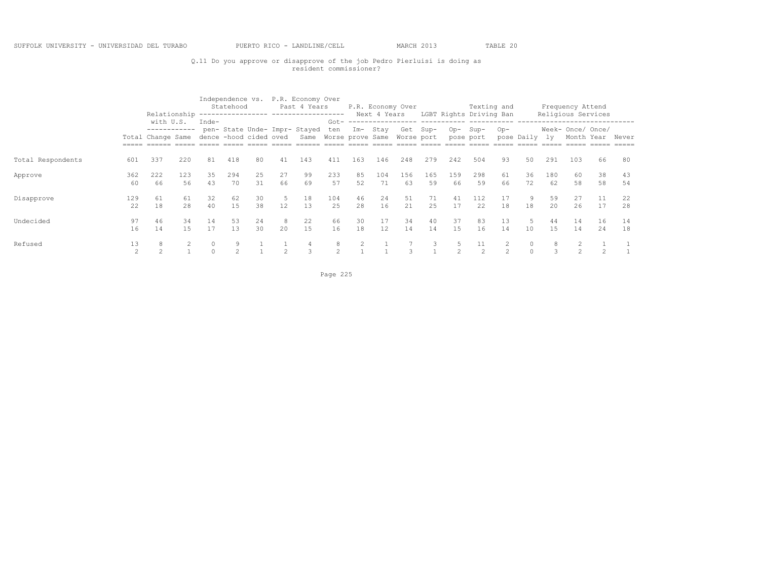SUFFOLK UNIVERSITY - UNIVERSIDAD DEL TURABO PUERTO RICO - LANDLINE/CELL MARCH 2013 TABLE 20

Q.11 Do you approve or disapprove of the job Pedro Pierluisi is doing as resident commissioner?

| | | Relationship with U.S. | | Independence vs. Statehood | | | P.R. Economy Over Past 4 Years | | | P.R. Economy Over Next 4 Years | | | LGBT Rights | | Texting and Driving Ban | | Frequency Attend Religious Services | | | | |
|---|---|---|---|---|---|---|---|---|---|---|---|---|---|---|---|---|---|---|---|---|---|
| | Total | Change | Same | Independence | Statehood | Undecided | Improved | Stayed Same | Gotten Worse | Improve | Stay Same | Get Worse | Support | Oppose | Support | Oppose | Daily | Weekly | Once/ Month | Once/ Year | Never |
| Total Respondents | 601 | 337 | 220 | 81 | 418 | 80 | 41 | 143 | 411 | 163 | 146 | 248 | 279 | 242 | 504 | 93 | 50 | 291 | 103 | 66 | 80 |
| Approve | 362 | 222 | 123 | 35 | 294 | 25 | 27 | 99 | 233 | 85 | 104 | 156 | 165 | 159 | 298 | 61 | 36 | 180 | 60 | 38 | 43 |
| | 60 | 66 | 56 | 43 | 70 | 31 | 66 | 69 | 57 | 52 | 71 | 63 | 59 | 66 | 59 | 66 | 72 | 62 | 58 | 58 | 54 |
| Disapprove | 129 | 61 | 61 | 32 | 62 | 30 | 5 | 18 | 104 | 46 | 24 | 51 | 71 | 41 | 112 | 17 | 9 | 59 | 27 | 11 | 22 |
| | 22 | 18 | 28 | 40 | 15 | 38 | 12 | 13 | 25 | 28 | 16 | 21 | 25 | 17 | 22 | 18 | 18 | 20 | 26 | 17 | 28 |
| Undecided | 97 | 46 | 34 | 14 | 53 | 24 | 8 | 22 | 66 | 30 | 17 | 34 | 40 | 37 | 83 | 13 | 5 | 44 | 14 | 16 | 14 |
| | 16 | 14 | 15 | 17 | 13 | 30 | 20 | 15 | 16 | 18 | 12 | 14 | 14 | 15 | 16 | 14 | 10 | 15 | 14 | 24 | 18 |
| Refused | 13 | 8 | 2 | 0 | 9 | 1 | 1 | 4 | 8 | 2 | 1 | 7 | 3 | 5 | 11 | 2 | 0 | 8 | 2 | 1 | 1 |
| | 2 | 2 | 1 | 0 | 2 | 1 | 2 | 3 | 2 | 1 | 1 | 3 | 1 | 2 | 2 | 2 | 0 | 3 | 2 | 2 | 1 |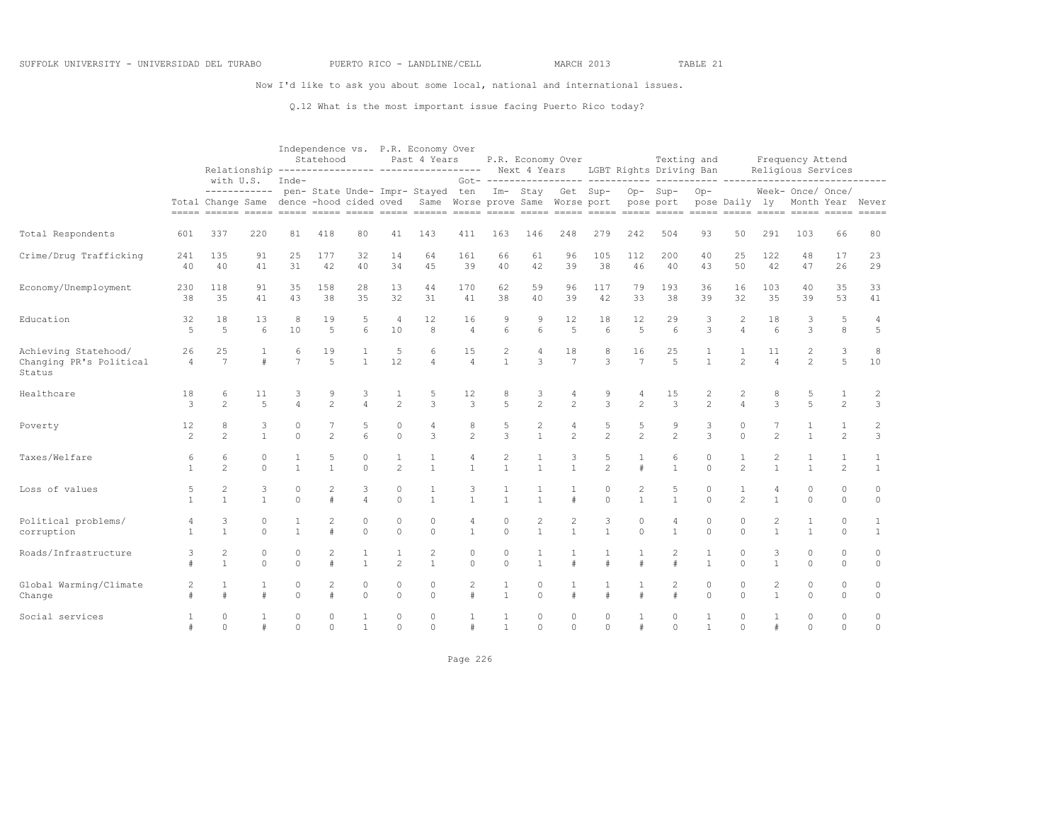SUFFOLK UNIVERSITY - UNIVERSIDAD DEL TURABO PUERTO RICO - LANDLINE/CELL MARCH 2013 TABLE 21

Now I'd like to ask you about some local, national and international issues.

Q.12 What is the most important issue facing Puerto Rico today?

| | | Relationship with U.S. | | Independence vs. Statehood | | | P.R. Economy Over Past 4 Years | | | P.R. Economy Over Next 4 Years | | | LGBT Rights | | Texting and Driving Ban | | Frequency Attend Religious Services | | | | |
|---|---|---|---|---|---|---|---|---|---|---|---|---|---|---|---|---|---|---|---|---|---|
| | Total | Change | Same | Inde-pendence | State-hood | Unde-cided | Impr-oved | Stayed Same | Got-ten Worse | Im-prove | Stay Same | Get Worse | Sup-port | Op-pose | Sup-port | Op-pose | Daily | Week-ly | Once/ Month | Once/ Year | Never |
| Total Respondents | 601 | 337 | 220 | 81 | 418 | 80 | 41 | 143 | 411 | 163 | 146 | 248 | 279 | 242 | 504 | 93 | 50 | 291 | 103 | 66 | 80 |
| Crime/Drug Trafficking | 241 | 135 | 91 | 25 | 177 | 32 | 14 | 64 | 161 | 66 | 61 | 96 | 105 | 112 | 200 | 40 | 25 | 122 | 48 | 17 | 23 |
| | 40 | 40 | 41 | 31 | 42 | 40 | 34 | 45 | 39 | 40 | 42 | 39 | 38 | 46 | 40 | 43 | 50 | 42 | 47 | 26 | 29 |
| Economy/Unemployment | 230 | 118 | 91 | 35 | 158 | 28 | 13 | 44 | 170 | 62 | 59 | 96 | 117 | 79 | 193 | 36 | 16 | 103 | 40 | 35 | 33 |
| | 38 | 35 | 41 | 43 | 38 | 35 | 32 | 31 | 41 | 38 | 40 | 39 | 42 | 33 | 38 | 39 | 32 | 35 | 39 | 53 | 41 |
| Education | 32 | 18 | 13 | 8 | 19 | 5 | 4 | 12 | 16 | 9 | 9 | 12 | 18 | 12 | 29 | 3 | 2 | 18 | 3 | 5 | 4 |
| | 5 | 5 | 6 | 10 | 5 | 6 | 10 | 8 | 4 | 6 | 6 | 5 | 6 | 5 | 6 | 3 | 4 | 6 | 3 | 8 | 5 |
| Achieving Statehood/ Changing PR's Political Status | 26 | 25 | 1 | 6 | 19 | 1 | 5 | 6 | 15 | 2 | 4 | 18 | 8 | 16 | 25 | 1 | 1 | 11 | 2 | 3 | 8 |
| | 4 | 7 | # | 7 | 5 | 1 | 12 | 4 | 4 | 1 | 3 | 7 | 3 | 7 | 5 | 1 | 2 | 4 | 2 | 5 | 10 |
| Healthcare | 18 | 6 | 11 | 3 | 9 | 3 | 1 | 5 | 12 | 8 | 3 | 4 | 9 | 4 | 15 | 2 | 2 | 8 | 5 | 1 | 2 |
| | 3 | 2 | 5 | 4 | 2 | 4 | 2 | 3 | 3 | 5 | 2 | 2 | 3 | 2 | 3 | 2 | 4 | 3 | 5 | 2 | 3 |
| Poverty | 12 | 8 | 3 | 0 | 7 | 5 | 0 | 4 | 8 | 5 | 2 | 4 | 5 | 5 | 9 | 3 | 0 | 7 | 1 | 1 | 2 |
| | 2 | 2 | 1 | 0 | 2 | 6 | 0 | 3 | 2 | 3 | 1 | 2 | 2 | 2 | 2 | 3 | 0 | 2 | 1 | 2 | 3 |
| Taxes/Welfare | 6 | 6 | 0 | 1 | 5 | 0 | 1 | 1 | 4 | 2 | 1 | 3 | 5 | 1 | 6 | 0 | 1 | 2 | 1 | 1 | 1 |
| | 1 | 2 | 0 | 1 | 1 | 0 | 2 | 1 | 1 | 1 | 1 | 1 | 2 | # | 1 | 0 | 2 | 1 | 1 | 2 | 1 |
| Loss of values | 5 | 2 | 3 | 0 | 2 | 3 | 0 | 1 | 3 | 1 | 1 | 1 | 0 | 2 | 5 | 0 | 1 | 4 | 0 | 0 | 0 |
| | 1 | 1 | 1 | 0 | # | 4 | 0 | 1 | 1 | 1 | 1 | # | 0 | 1 | 1 | 0 | 2 | 1 | 0 | 0 | 0 |
| Political problems/ corruption | 4 | 3 | 0 | 1 | 2 | 0 | 0 | 0 | 4 | 0 | 2 | 2 | 3 | 0 | 4 | 0 | 0 | 2 | 1 | 0 | 1 |
| | 1 | 1 | 0 | 1 | # | 0 | 0 | 0 | 1 | 0 | 1 | 1 | 1 | 0 | 1 | 0 | 0 | 1 | 1 | 0 | 1 |
| Roads/Infrastructure | 3 | 2 | 0 | 0 | 2 | 1 | 1 | 2 | 0 | 0 | 1 | 1 | 1 | 1 | 2 | 1 | 0 | 3 | 0 | 0 | 0 |
| | # | 1 | 0 | 0 | # | 1 | 2 | 1 | 0 | 0 | 1 | # | # | # | # | 1 | 0 | 1 | 0 | 0 | 0 |
| Global Warming/Climate Change | 2 | 1 | 1 | 0 | 2 | 0 | 0 | 0 | 2 | 1 | 0 | 1 | 1 | 1 | 2 | 0 | 0 | 2 | 0 | 0 | 0 |
| | # | # | # | 0 | # | 0 | 0 | 0 | # | 1 | 0 | # | # | # | # | 0 | 0 | 1 | 0 | 0 | 0 |
| Social services | 1 | 0 | 1 | 0 | 0 | 1 | 0 | 0 | 1 | 1 | 0 | 0 | 0 | 1 | 0 | 1 | 0 | 1 | 0 | 0 | 0 |
| | # | 0 | # | 0 | 0 | 1 | 0 | 0 | # | 1 | 0 | 0 | 0 | # | 0 | 1 | 0 | # | 0 | 0 | 0 |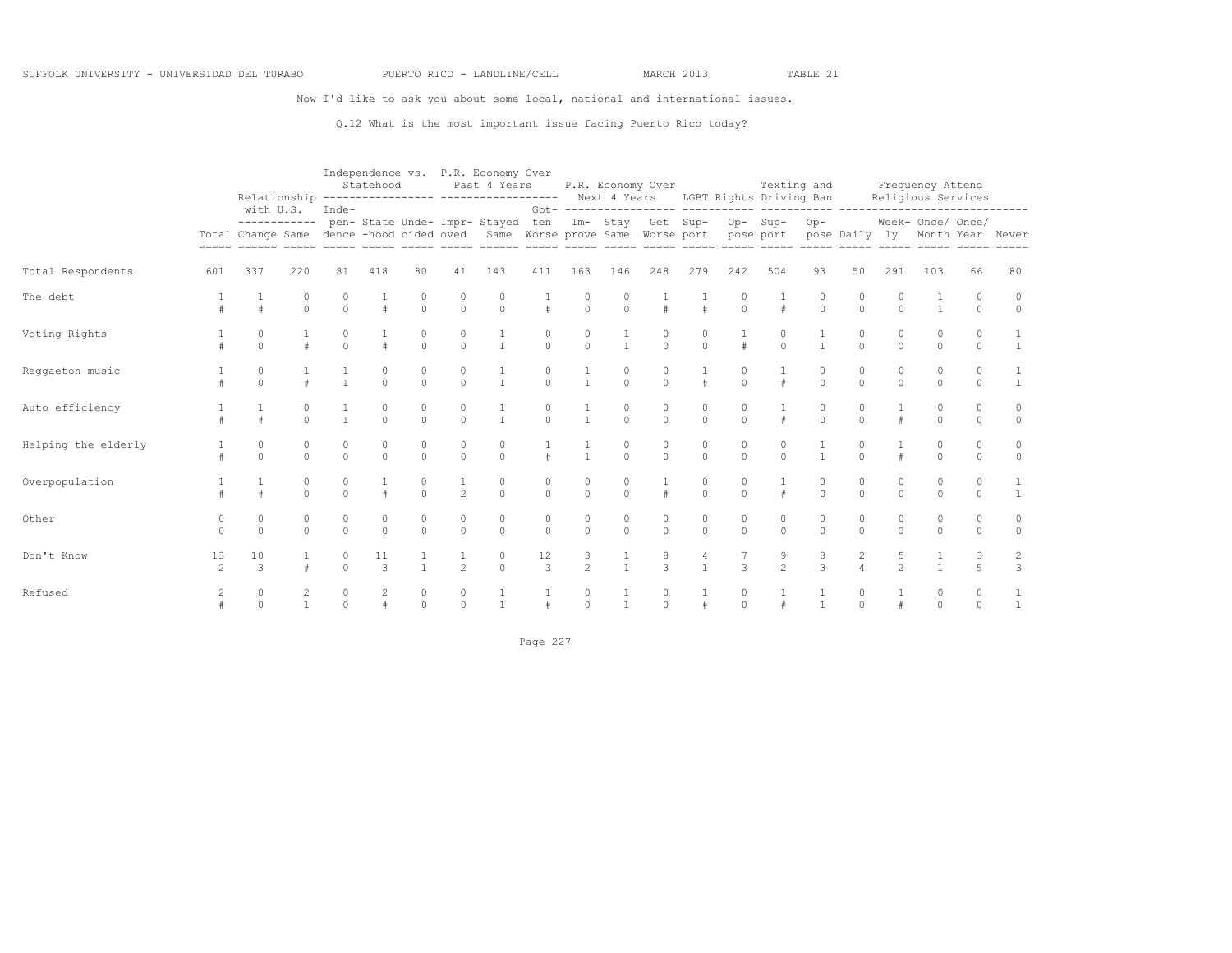SUFFOLK UNIVERSITY - UNIVERSIDAD DEL TURABO　　PUERTO RICO - LANDLINE/CELL　　MARCH 2013　　TABLE 21

Now I'd like to ask you about some local, national and international issues.

Q.12 What is the most important issue facing Puerto Rico today?

| | | Relationship with U.S. | | Independence vs. Statehood | | | P.R. Economy Over Past 4 Years | | | P.R. Economy Over Next 4 Years | | | LGBT Rights | | Texting and Driving Ban | | Frequency Attend Religious Services | | | | |
|---|---|---|---|---|---|---|---|---|---|---|---|---|---|---|---|---|---|---|---|---|---|
| | Total | Change | Same | Independence | State-hood | Undecided | Improved | Stayed Same | Gotten Worse | Improve | Stay Same | Get Worse | Support | Oppose | Support | Oppose | Daily | Weekly | Once/ Month | Once/ Year | Never |
| Total Respondents | 601 | 337 | 220 | 81 | 418 | 80 | 41 | 143 | 411 | 163 | 146 | 248 | 279 | 242 | 504 | 93 | 50 | 291 | 103 | 66 | 80 |
| The debt | 1 | 1 | 0 | 0 | 1 | 0 | 0 | 0 | 1 | 0 | 0 | 1 | 1 | 0 | 1 | 0 | 0 | 0 | 1 | 0 | 0 |
| | # | # | 0 | 0 | # | 0 | 0 | 0 | # | 0 | 0 | # | # | 0 | # | 0 | 0 | 0 | 1 | 0 | 0 |
| Voting Rights | 1 | 0 | 1 | 0 | 1 | 0 | 0 | 1 | 0 | 0 | 1 | 0 | 0 | 1 | 0 | 1 | 0 | 0 | 0 | 0 | 1 |
| | # | 0 | # | 0 | # | 0 | 0 | 1 | 0 | 0 | 1 | 0 | 0 | # | 0 | 1 | 0 | 0 | 0 | 0 | 1 |
| Reggaeton music | 1 | 0 | 1 | 1 | 0 | 0 | 0 | 1 | 0 | 1 | 0 | 0 | 1 | 0 | 1 | 0 | 0 | 0 | 0 | 0 | 1 |
| | # | 0 | # | 1 | 0 | 0 | 0 | 1 | 0 | 1 | 0 | 0 | # | 0 | # | 0 | 0 | 0 | 0 | 0 | 1 |
| Auto efficiency | 1 | 1 | 0 | 1 | 0 | 0 | 0 | 1 | 0 | 1 | 0 | 0 | 0 | 0 | 1 | 0 | 0 | 1 | 0 | 0 | 0 |
| | # | # | 0 | 1 | 0 | 0 | 0 | 1 | 0 | 1 | 0 | 0 | 0 | 0 | # | 0 | 0 | # | 0 | 0 | 0 |
| Helping the elderly | 1 | 0 | 0 | 0 | 0 | 0 | 0 | 0 | 1 | 1 | 0 | 0 | 0 | 0 | 0 | 1 | 0 | 1 | 0 | 0 | 0 |
| | # | 0 | 0 | 0 | 0 | 0 | 0 | 0 | # | 1 | 0 | 0 | 0 | 0 | 0 | 1 | 0 | # | 0 | 0 | 0 |
| Overpopulation | 1 | 1 | 0 | 0 | 1 | 0 | 1 | 0 | 0 | 0 | 0 | 1 | 0 | 0 | 1 | 0 | 0 | 0 | 0 | 0 | 1 |
| | # | # | 0 | 0 | # | 0 | 2 | 0 | 0 | 0 | 0 | # | 0 | 0 | # | 0 | 0 | 0 | 0 | 0 | 1 |
| Other | 0 | 0 | 0 | 0 | 0 | 0 | 0 | 0 | 0 | 0 | 0 | 0 | 0 | 0 | 0 | 0 | 0 | 0 | 0 | 0 | 0 |
| | 0 | 0 | 0 | 0 | 0 | 0 | 0 | 0 | 0 | 0 | 0 | 0 | 0 | 0 | 0 | 0 | 0 | 0 | 0 | 0 | 0 |
| Don't Know | 13 | 10 | 1 | 0 | 11 | 1 | 1 | 0 | 12 | 3 | 1 | 8 | 4 | 7 | 9 | 3 | 2 | 5 | 1 | 3 | 2 |
| | 2 | 3 | # | 0 | 3 | 1 | 2 | 0 | 3 | 2 | 1 | 3 | 1 | 3 | 2 | 3 | 4 | 2 | 1 | 5 | 3 |
| Refused | 2 | 0 | 2 | 0 | 2 | 0 | 0 | 1 | 1 | 0 | 1 | 0 | 1 | 0 | 1 | 1 | 0 | 1 | 0 | 0 | 1 |
| | # | 0 | 1 | 0 | # | 0 | 0 | 1 | # | 0 | 1 | 0 | # | 0 | # | 1 | 0 | # | 0 | 0 | 1 |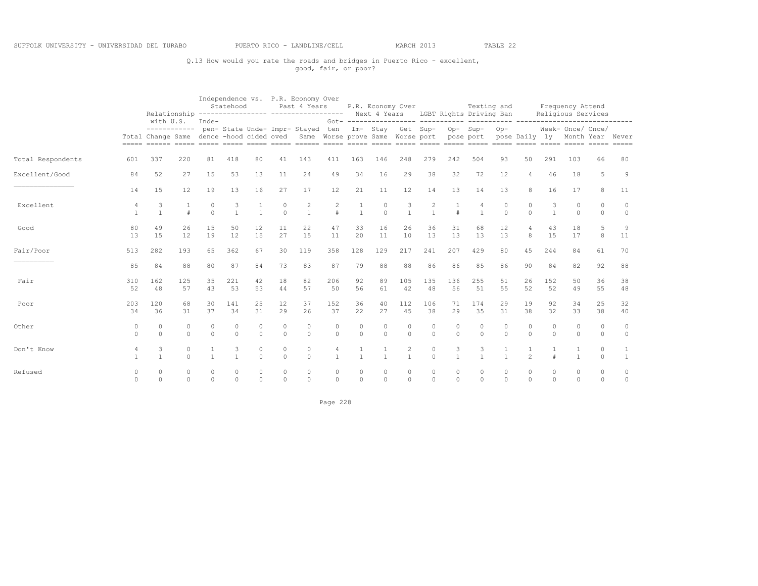SUFFOLK UNIVERSITY - UNIVERSIDAD DEL TURABO PUERTO RICO - LANDLINE/CELL MARCH 2013 TABLE 22

Q.13 How would you rate the roads and bridges in Puerto Rico - excellent, good, fair, or poor?

| | | Relationship with U.S. | | Independence vs. Statehood | | | P.R. Economy Over Past 4 Years | | | P.R. Economy Over Next 4 Years | | | LGBT Rights | | Texting and Driving Ban | | Frequency Attend Religious Services | | | | |
|---|---|---|---|---|---|---|---|---|---|---|---|---|---|---|---|---|---|---|---|---|---|
| | Total | Change | Same | Inde-pendence | State-hood | Unde-cided | Impr-oved | Stayed Same | Got-ten Worse | Im-prove | Stay Same | Get Worse | Sup-port | Op-pose | Sup-port | Op-pose | Daily | Week-ly | Once/ Month | Once/ Year | Never |
| Total Respondents | 601 | 337 | 220 | 81 | 418 | 80 | 41 | 143 | 411 | 163 | 146 | 248 | 279 | 242 | 504 | 93 | 50 | 291 | 103 | 66 | 80 |
| Excellent/Good | 84 | 52 | 27 | 15 | 53 | 13 | 11 | 24 | 49 | 34 | 16 | 29 | 38 | 32 | 72 | 12 | 4 | 46 | 18 | 5 | 9 |
| | 14 | 15 | 12 | 19 | 13 | 16 | 27 | 17 | 12 | 21 | 11 | 12 | 14 | 13 | 14 | 13 | 8 | 16 | 17 | 8 | 11 |
| Excellent | 4 | 3 | 1 | 0 | 3 | 1 | 0 | 2 | 2 | 1 | 0 | 3 | 2 | 1 | 4 | 0 | 0 | 3 | 0 | 0 | 0 |
| | 1 | 1 | # | 0 | 1 | 1 | 0 | 1 | # | 1 | 0 | 1 | 1 | # | 1 | 0 | 0 | 1 | 0 | 0 | 0 |
| Good | 80 | 49 | 26 | 15 | 50 | 12 | 11 | 22 | 47 | 33 | 16 | 26 | 36 | 31 | 68 | 12 | 4 | 43 | 18 | 5 | 9 |
| | 13 | 15 | 12 | 19 | 12 | 15 | 27 | 15 | 11 | 20 | 11 | 10 | 13 | 13 | 13 | 13 | 8 | 15 | 17 | 8 | 11 |
| Fair/Poor | 513 | 282 | 193 | 65 | 362 | 67 | 30 | 119 | 358 | 128 | 129 | 217 | 241 | 207 | 429 | 80 | 45 | 244 | 84 | 61 | 70 |
| | 85 | 84 | 88 | 80 | 87 | 84 | 73 | 83 | 87 | 79 | 88 | 88 | 86 | 86 | 85 | 86 | 90 | 84 | 82 | 92 | 88 |
| Fair | 310 | 162 | 125 | 35 | 221 | 42 | 18 | 82 | 206 | 92 | 89 | 105 | 135 | 136 | 255 | 51 | 26 | 152 | 50 | 36 | 38 |
| | 52 | 48 | 57 | 43 | 53 | 53 | 44 | 57 | 50 | 56 | 61 | 42 | 48 | 56 | 51 | 55 | 52 | 52 | 49 | 55 | 48 |
| Poor | 203 | 120 | 68 | 30 | 141 | 25 | 12 | 37 | 152 | 36 | 40 | 112 | 106 | 71 | 174 | 29 | 19 | 92 | 34 | 25 | 32 |
| | 34 | 36 | 31 | 37 | 34 | 31 | 29 | 26 | 37 | 22 | 27 | 45 | 38 | 29 | 35 | 31 | 38 | 32 | 33 | 38 | 40 |
| Other | 0 | 0 | 0 | 0 | 0 | 0 | 0 | 0 | 0 | 0 | 0 | 0 | 0 | 0 | 0 | 0 | 0 | 0 | 0 | 0 | 0 |
| | 0 | 0 | 0 | 0 | 0 | 0 | 0 | 0 | 0 | 0 | 0 | 0 | 0 | 0 | 0 | 0 | 0 | 0 | 0 | 0 | 0 |
| Don't Know | 4 | 3 | 0 | 1 | 3 | 0 | 0 | 0 | 4 | 1 | 1 | 2 | 0 | 3 | 3 | 1 | 1 | 1 | 1 | 0 | 1 |
| | 1 | 1 | 0 | 1 | 1 | 0 | 0 | 0 | 1 | 1 | 1 | 1 | 0 | 1 | 1 | 1 | 2 | # | 1 | 0 | 1 |
| Refused | 0 | 0 | 0 | 0 | 0 | 0 | 0 | 0 | 0 | 0 | 0 | 0 | 0 | 0 | 0 | 0 | 0 | 0 | 0 | 0 | 0 |
| | 0 | 0 | 0 | 0 | 0 | 0 | 0 | 0 | 0 | 0 | 0 | 0 | 0 | 0 | 0 | 0 | 0 | 0 | 0 | 0 | 0 |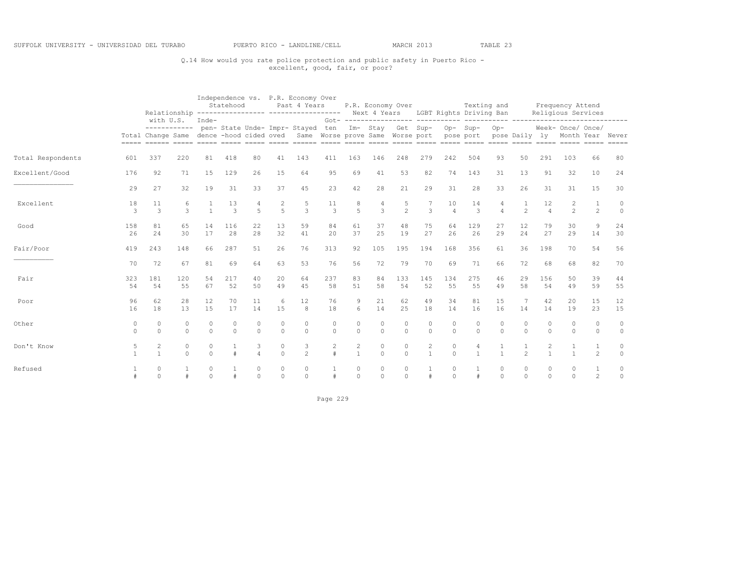SUFFOLK UNIVERSITY - UNIVERSIDAD DEL TURABO PUERTO RICO - LANDLINE/CELL MARCH 2013 TABLE 23

Q.14 How would you rate police protection and public safety in Puerto Rico - excellent, good, fair, or poor?

| | | Relationship with U.S. | | Independence vs. Statehood | | | P.R. Economy Over Past 4 Years | | | P.R. Economy Over Next 4 Years | | | LGBT Rights | | Texting and Driving Ban | | Frequency Attend Religious Services | | | | |
|---|---|---|---|---|---|---|---|---|---|---|---|---|---|---|---|---|---|---|---|---|---|
| | Total | Change | Same | Independence | State-hood | Undecided | Improved | Stayed Same | Gotten Worse | Improve | Stay Same | Get Worse | Support | Oppose | Support | Oppose | Daily | Weekly | Once/Month | Once/Year | Never |
| Total Respondents | 601 | 337 | 220 | 81 | 418 | 80 | 41 | 143 | 411 | 163 | 146 | 248 | 279 | 242 | 504 | 93 | 50 | 291 | 103 | 66 | 80 |
| Excellent/Good | 176 | 92 | 71 | 15 | 129 | 26 | 15 | 64 | 95 | 69 | 41 | 53 | 82 | 74 | 143 | 31 | 13 | 91 | 32 | 10 | 24 |
| | 29 | 27 | 32 | 19 | 31 | 33 | 37 | 45 | 23 | 42 | 28 | 21 | 29 | 31 | 28 | 33 | 26 | 31 | 31 | 15 | 30 |
| Excellent | 18 | 11 | 6 | 1 | 13 | 4 | 2 | 5 | 11 | 8 | 4 | 5 | 7 | 10 | 14 | 4 | 1 | 12 | 2 | 1 | 0 |
| | 3 | 3 | 3 | 1 | 3 | 5 | 5 | 3 | 3 | 5 | 3 | 2 | 3 | 4 | 3 | 4 | 2 | 4 | 2 | 2 | 0 |
| Good | 158 | 81 | 65 | 14 | 116 | 22 | 13 | 59 | 84 | 61 | 37 | 48 | 75 | 64 | 129 | 27 | 12 | 79 | 30 | 9 | 24 |
| | 26 | 24 | 30 | 17 | 28 | 28 | 32 | 41 | 20 | 37 | 25 | 19 | 27 | 26 | 26 | 29 | 24 | 27 | 29 | 14 | 30 |
| Fair/Poor | 419 | 243 | 148 | 66 | 287 | 51 | 26 | 76 | 313 | 92 | 105 | 195 | 194 | 168 | 356 | 61 | 36 | 198 | 70 | 54 | 56 |
| | 70 | 72 | 67 | 81 | 69 | 64 | 63 | 53 | 76 | 56 | 72 | 79 | 70 | 69 | 71 | 66 | 72 | 68 | 68 | 82 | 70 |
| Fair | 323 | 181 | 120 | 54 | 217 | 40 | 20 | 64 | 237 | 83 | 84 | 133 | 145 | 134 | 275 | 46 | 29 | 156 | 50 | 39 | 44 |
| | 54 | 54 | 55 | 67 | 52 | 50 | 49 | 45 | 58 | 51 | 58 | 54 | 52 | 55 | 55 | 49 | 58 | 54 | 49 | 59 | 55 |
| Poor | 96 | 62 | 28 | 12 | 70 | 11 | 6 | 12 | 76 | 9 | 21 | 62 | 49 | 34 | 81 | 15 | 7 | 42 | 20 | 15 | 12 |
| | 16 | 18 | 13 | 15 | 17 | 14 | 15 | 8 | 18 | 6 | 14 | 25 | 18 | 14 | 16 | 16 | 14 | 14 | 19 | 23 | 15 |
| Other | 0 | 0 | 0 | 0 | 0 | 0 | 0 | 0 | 0 | 0 | 0 | 0 | 0 | 0 | 0 | 0 | 0 | 0 | 0 | 0 | 0 |
| | 0 | 0 | 0 | 0 | 0 | 0 | 0 | 0 | 0 | 0 | 0 | 0 | 0 | 0 | 0 | 0 | 0 | 0 | 0 | 0 | 0 |
| Don't Know | 5 | 2 | 0 | 0 | 1 | 3 | 0 | 3 | 2 | 2 | 0 | 0 | 2 | 0 | 4 | 1 | 1 | 2 | 1 | 1 | 0 |
| | 1 | 1 | 0 | 0 | # | 4 | 0 | 2 | # | 1 | 0 | 0 | 1 | 0 | 1 | 1 | 2 | 1 | 1 | 2 | 0 |
| Refused | 1 | 0 | 1 | 0 | 1 | 0 | 0 | 0 | 1 | 0 | 0 | 0 | 1 | 0 | 1 | 0 | 0 | 0 | 0 | 1 | 0 |
| | # | 0 | # | 0 | # | 0 | 0 | 0 | # | 0 | 0 | 0 | # | 0 | # | 0 | 0 | 0 | 0 | 2 | 0 |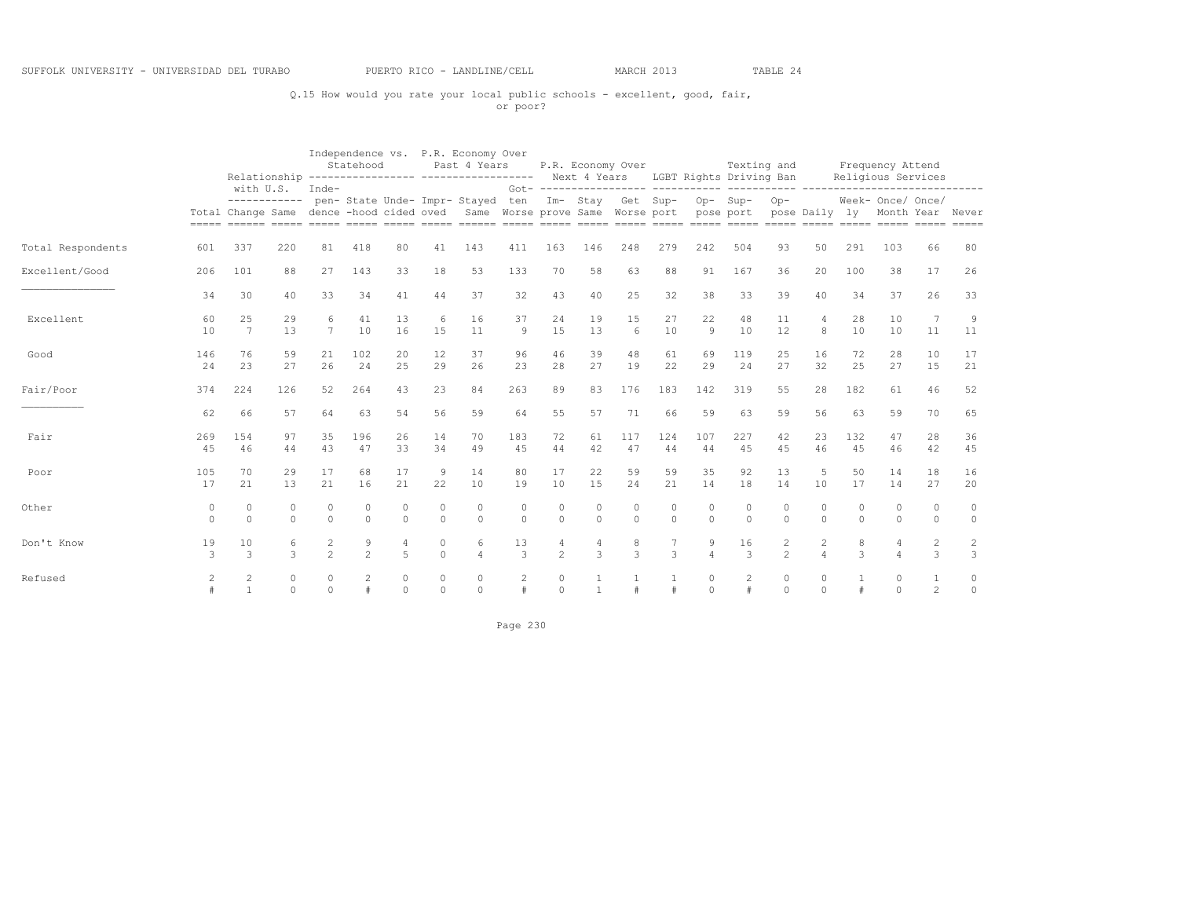SUFFOLK UNIVERSITY - UNIVERSIDAD DEL TURABO    PUERTO RICO - LANDLINE/CELL    MARCH 2013    TABLE 24

Q.15 How would you rate your local public schools - excellent, good, fair, or poor?

| | Total | Relationship with U.S. | | Independence vs. Statehood | | | P.R. Economy Over Past 4 Years | | | P.R. Economy Over Next 4 Years | | | LGBT Rights | | Texting and Driving Ban | | Frequency Attend Religious Services | | | | |
|---|---|---|---|---|---|---|---|---|---|---|---|---|---|---|---|---|---|---|---|---|---|
| | | Change | Same | Independence | State-hood | Undecided | Improved | Stayed Same | Gotten Worse | Improve | Stay Same | Get Worse | Support | Oppose | Support | Oppose | Daily | Weekly | Once/ Month | Once/ Year | Never |
| Total Respondents | 601 | 337 | 220 | 81 | 418 | 80 | 41 | 143 | 411 | 163 | 146 | 248 | 279 | 242 | 504 | 93 | 50 | 291 | 103 | 66 | 80 |
| Excellent/Good | 206 | 101 | 88 | 27 | 143 | 33 | 18 | 53 | 133 | 70 | 58 | 63 | 88 | 91 | 167 | 36 | 20 | 100 | 38 | 17 | 26 |
| | 34 | 30 | 40 | 33 | 34 | 41 | 44 | 37 | 32 | 43 | 40 | 25 | 32 | 38 | 33 | 39 | 40 | 34 | 37 | 26 | 33 |
| Excellent | 60 | 25 | 29 | 6 | 41 | 13 | 6 | 16 | 37 | 24 | 19 | 15 | 27 | 22 | 48 | 11 | 4 | 28 | 10 | 7 | 9 |
| | 10 | 7 | 13 | 7 | 10 | 16 | 15 | 11 | 9 | 15 | 13 | 6 | 10 | 9 | 10 | 12 | 8 | 10 | 10 | 11 | 11 |
| Good | 146 | 76 | 59 | 21 | 102 | 20 | 12 | 37 | 96 | 46 | 39 | 48 | 61 | 69 | 119 | 25 | 16 | 72 | 28 | 10 | 17 |
| | 24 | 23 | 27 | 26 | 24 | 25 | 29 | 26 | 23 | 28 | 27 | 19 | 22 | 29 | 24 | 27 | 32 | 25 | 27 | 15 | 21 |
| Fair/Poor | 374 | 224 | 126 | 52 | 264 | 43 | 23 | 84 | 263 | 89 | 83 | 176 | 183 | 142 | 319 | 55 | 28 | 182 | 61 | 46 | 52 |
| | 62 | 66 | 57 | 64 | 63 | 54 | 56 | 59 | 64 | 55 | 57 | 71 | 66 | 59 | 63 | 59 | 56 | 63 | 59 | 70 | 65 |
| Fair | 269 | 154 | 97 | 35 | 196 | 26 | 14 | 70 | 183 | 72 | 61 | 117 | 124 | 107 | 227 | 42 | 23 | 132 | 47 | 28 | 36 |
| | 45 | 46 | 44 | 43 | 47 | 33 | 34 | 49 | 45 | 44 | 42 | 47 | 44 | 44 | 45 | 45 | 46 | 45 | 46 | 42 | 45 |
| Poor | 105 | 70 | 29 | 17 | 68 | 17 | 9 | 14 | 80 | 17 | 22 | 59 | 59 | 35 | 92 | 13 | 5 | 50 | 14 | 18 | 16 |
| | 17 | 21 | 13 | 21 | 16 | 21 | 22 | 10 | 19 | 10 | 15 | 24 | 21 | 14 | 18 | 14 | 10 | 17 | 14 | 27 | 20 |
| Other | 0 | 0 | 0 | 0 | 0 | 0 | 0 | 0 | 0 | 0 | 0 | 0 | 0 | 0 | 0 | 0 | 0 | 0 | 0 | 0 | 0 |
| | 0 | 0 | 0 | 0 | 0 | 0 | 0 | 0 | 0 | 0 | 0 | 0 | 0 | 0 | 0 | 0 | 0 | 0 | 0 | 0 | 0 |
| Don't Know | 19 | 10 | 6 | 2 | 9 | 4 | 0 | 6 | 13 | 4 | 4 | 8 | 7 | 9 | 16 | 2 | 2 | 8 | 4 | 2 | 2 |
| | 3 | 3 | 3 | 2 | 2 | 5 | 0 | 4 | 3 | 2 | 3 | 3 | 3 | 4 | 3 | 2 | 4 | 3 | 4 | 3 | 3 |
| Refused | 2 | 2 | 0 | 0 | 2 | 0 | 0 | 0 | 2 | 0 | 1 | 1 | 1 | 0 | 2 | 0 | 0 | 1 | 0 | 1 | 0 |
| | # | 1 | 0 | 0 | # | 0 | 0 | 0 | # | 0 | 1 | # | # | 0 | # | 0 | 0 | # | 0 | 2 | 0 |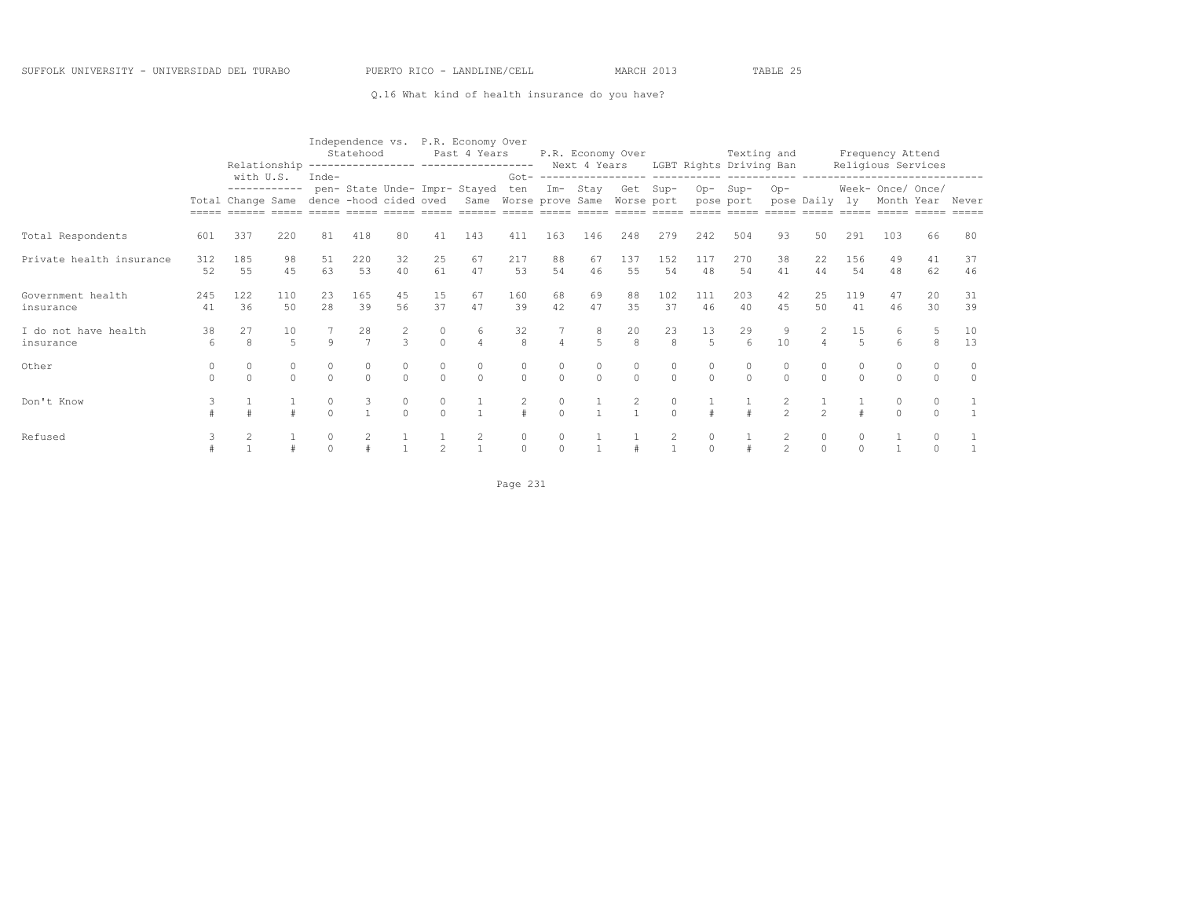SUFFOLK UNIVERSITY - UNIVERSIDAD DEL TURABO PUERTO RICO - LANDLINE/CELL MARCH 2013 TABLE 25

Q.16 What kind of health insurance do you have?

| | | Relationship with U.S. | | Independence vs. Statehood | | | P.R. Economy Over Past 4 Years | | | P.R. Economy Over Next 4 Years | | | LGBT Rights | | Texting and Driving Ban | | Frequency Attend Religious Services | | | | |
|---|---|---|---|---|---|---|---|---|---|---|---|---|---|---|---|---|---|---|---|---|---|
| | Total | Change | Same | Inde-pen-dence | State-hood | Unde-cided | Impr-oved | Stayed Same | Got-ten Worse | Im-prove | Stay Same | Get Worse | Sup-port | Op-pose | Sup-port | Op-pose | Daily | Week-ly | Once/ Month | Once/ Year | Never |
| Total Respondents | 601 | 337 | 220 | 81 | 418 | 80 | 41 | 143 | 411 | 163 | 146 | 248 | 279 | 242 | 504 | 93 | 50 | 291 | 103 | 66 | 80 |
| Private health insurance | 312 | 185 | 98 | 51 | 220 | 32 | 25 | 67 | 217 | 88 | 67 | 137 | 152 | 117 | 270 | 38 | 22 | 156 | 49 | 41 | 37 |
| | 52 | 55 | 45 | 63 | 53 | 40 | 61 | 47 | 53 | 54 | 46 | 55 | 54 | 48 | 54 | 41 | 44 | 54 | 48 | 62 | 46 |
| Government health insurance | 245 | 122 | 110 | 23 | 165 | 45 | 15 | 67 | 160 | 68 | 69 | 88 | 102 | 111 | 203 | 42 | 25 | 119 | 47 | 20 | 31 |
| | 41 | 36 | 50 | 28 | 39 | 56 | 37 | 47 | 39 | 42 | 47 | 35 | 37 | 46 | 40 | 45 | 50 | 41 | 46 | 30 | 39 |
| I do not have health insurance | 38 | 27 | 10 | 7 | 28 | 2 | 0 | 6 | 32 | 7 | 8 | 20 | 23 | 13 | 29 | 9 | 2 | 15 | 6 | 5 | 10 |
| | 6 | 8 | 5 | 9 | 7 | 3 | 0 | 4 | 8 | 4 | 5 | 8 | 8 | 5 | 6 | 10 | 4 | 5 | 6 | 8 | 13 |
| Other | 0 | 0 | 0 | 0 | 0 | 0 | 0 | 0 | 0 | 0 | 0 | 0 | 0 | 0 | 0 | 0 | 0 | 0 | 0 | 0 | 0 |
| | 0 | 0 | 0 | 0 | 0 | 0 | 0 | 0 | 0 | 0 | 0 | 0 | 0 | 0 | 0 | 0 | 0 | 0 | 0 | 0 | 0 |
| Don't Know | 3 | 1 | 1 | 0 | 3 | 0 | 0 | 1 | 2 | 0 | 1 | 2 | 0 | 1 | 1 | 2 | 1 | 1 | 0 | 0 | 1 |
| | # | # | # | 0 | 1 | 0 | 0 | 1 | # | 0 | 1 | 1 | 0 | # | # | 2 | 2 | # | 0 | 0 | 1 |
| Refused | 3 | 2 | 1 | 0 | 2 | 1 | 1 | 2 | 0 | 0 | 1 | 1 | 2 | 0 | 1 | 2 | 0 | 0 | 1 | 0 | 1 |
| | # | 1 | # | 0 | # | 1 | 2 | 1 | 0 | 0 | 1 | # | 1 | 0 | # | 2 | 0 | 0 | 1 | 0 | 1 |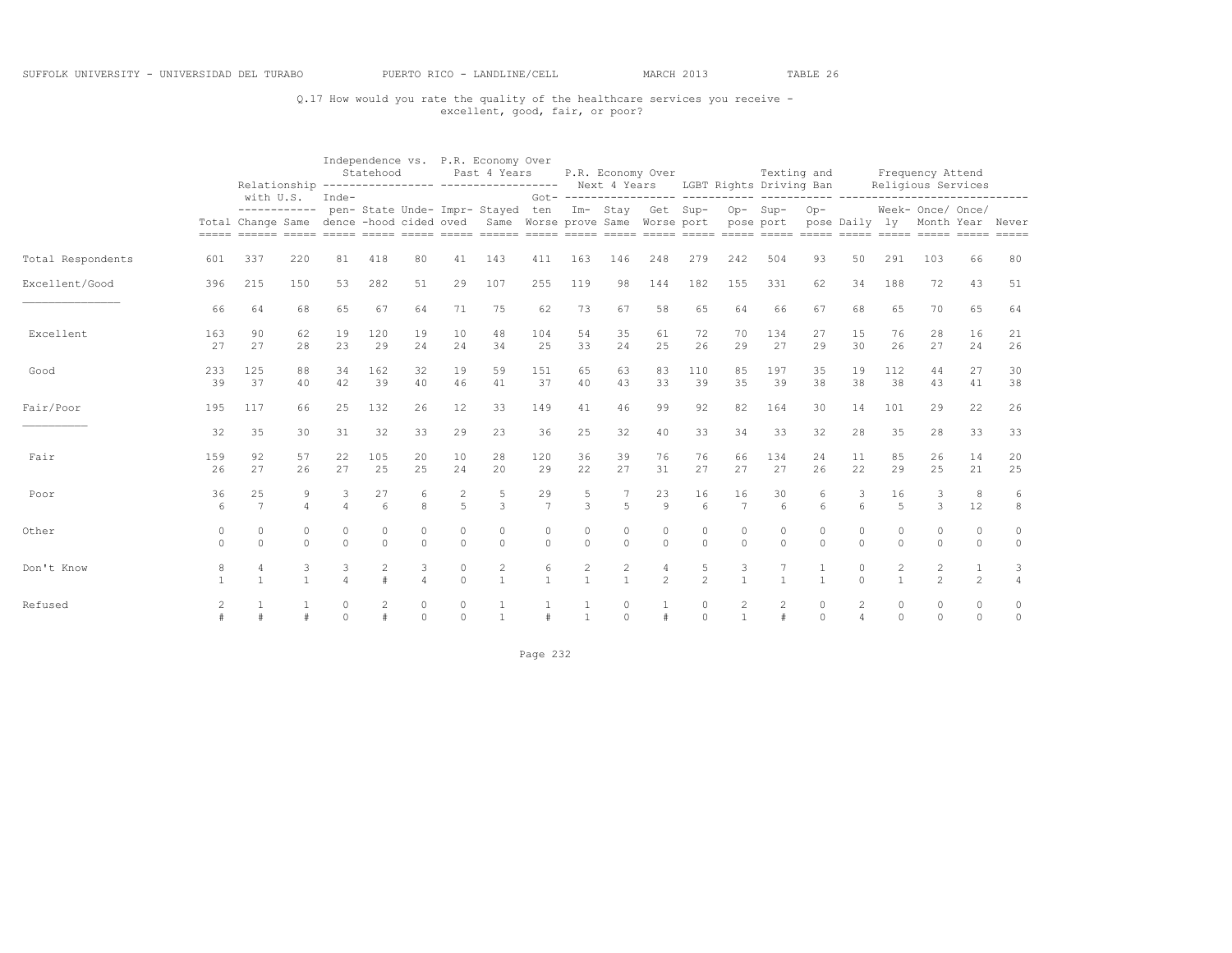SUFFOLK UNIVERSITY - UNIVERSIDAD DEL TURABO PUERTO RICO - LANDLINE/CELL MARCH 2013 TABLE 26

Q.17 How would you rate the quality of the healthcare services you receive - excellent, good, fair, or poor?

| | | Relationship with U.S. | | Independence vs. Statehood | | | P.R. Economy Over Past 4 Years | | | P.R. Economy Over Next 4 Years | | | LGBT Rights | | Texting and Driving Ban | | Frequency Attend Religious Services | | | | |
|---|---|---|---|---|---|---|---|---|---|---|---|---|---|---|---|---|---|---|---|---|---|
| | Total | Change | Same | Inde-pendence | State-hood | Unde-cided | Impr-oved | Stayed Same | Got-ten Worse | Im-prove | Stay Same | Get Worse | Sup-port | Op-pose | Sup-port | Op-pose | Daily | Week-ly | Once/ Month | Once/ Year | Never |
| Total Respondents | 601 | 337 | 220 | 81 | 418 | 80 | 41 | 143 | 411 | 163 | 146 | 248 | 279 | 242 | 504 | 93 | 50 | 291 | 103 | 66 | 80 |
| Excellent/Good | 396 | 215 | 150 | 53 | 282 | 51 | 29 | 107 | 255 | 119 | 98 | 144 | 182 | 155 | 331 | 62 | 34 | 188 | 72 | 43 | 51 |
| | 66 | 64 | 68 | 65 | 67 | 64 | 71 | 75 | 62 | 73 | 67 | 58 | 65 | 64 | 66 | 67 | 68 | 65 | 70 | 65 | 64 |
| Excellent | 163 | 90 | 62 | 19 | 120 | 19 | 10 | 48 | 104 | 54 | 35 | 61 | 72 | 70 | 134 | 27 | 15 | 76 | 28 | 16 | 21 |
| | 27 | 27 | 28 | 23 | 29 | 24 | 24 | 34 | 25 | 33 | 24 | 25 | 26 | 29 | 27 | 29 | 30 | 26 | 27 | 24 | 26 |
| Good | 233 | 125 | 88 | 34 | 162 | 32 | 19 | 59 | 151 | 65 | 63 | 83 | 110 | 85 | 197 | 35 | 19 | 112 | 44 | 27 | 30 |
| | 39 | 37 | 40 | 42 | 39 | 40 | 46 | 41 | 37 | 40 | 43 | 33 | 39 | 35 | 39 | 38 | 38 | 38 | 43 | 41 | 38 |
| Fair/Poor | 195 | 117 | 66 | 25 | 132 | 26 | 12 | 33 | 149 | 41 | 46 | 99 | 92 | 82 | 164 | 30 | 14 | 101 | 29 | 22 | 26 |
| | 32 | 35 | 30 | 31 | 32 | 33 | 29 | 23 | 36 | 25 | 32 | 40 | 33 | 34 | 33 | 32 | 28 | 35 | 28 | 33 | 33 |
| Fair | 159 | 92 | 57 | 22 | 105 | 20 | 10 | 28 | 120 | 36 | 39 | 76 | 76 | 66 | 134 | 24 | 11 | 85 | 26 | 14 | 20 |
| | 26 | 27 | 26 | 27 | 25 | 25 | 24 | 20 | 29 | 22 | 27 | 31 | 27 | 27 | 27 | 26 | 22 | 29 | 25 | 21 | 25 |
| Poor | 36 | 25 | 9 | 3 | 27 | 6 | 2 | 5 | 29 | 5 | 7 | 23 | 16 | 16 | 30 | 6 | 3 | 16 | 3 | 8 | 6 |
| | 6 | 7 | 4 | 4 | 6 | 8 | 5 | 3 | 7 | 3 | 5 | 9 | 6 | 7 | 6 | 6 | 6 | 5 | 3 | 12 | 8 |
| Other | 0 | 0 | 0 | 0 | 0 | 0 | 0 | 0 | 0 | 0 | 0 | 0 | 0 | 0 | 0 | 0 | 0 | 0 | 0 | 0 | 0 |
| | 0 | 0 | 0 | 0 | 0 | 0 | 0 | 0 | 0 | 0 | 0 | 0 | 0 | 0 | 0 | 0 | 0 | 0 | 0 | 0 | 0 |
| Don't Know | 8 | 4 | 3 | 3 | 2 | 3 | 0 | 2 | 6 | 2 | 2 | 4 | 5 | 3 | 7 | 1 | 0 | 2 | 2 | 1 | 3 |
| | 1 | 1 | 1 | 4 | # | 4 | 0 | 1 | 1 | 1 | 1 | 2 | 2 | 1 | 1 | 1 | 0 | 1 | 2 | 2 | 4 |
| Refused | 2 | 1 | 1 | 0 | 2 | 0 | 0 | 1 | 1 | 1 | 0 | 1 | 0 | 2 | 2 | 0 | 2 | 0 | 0 | 0 | 0 |
| | # | # | # | 0 | # | 0 | 0 | 1 | # | 1 | 0 | # | 0 | 1 | # | 0 | 4 | 0 | 0 | 0 | 0 |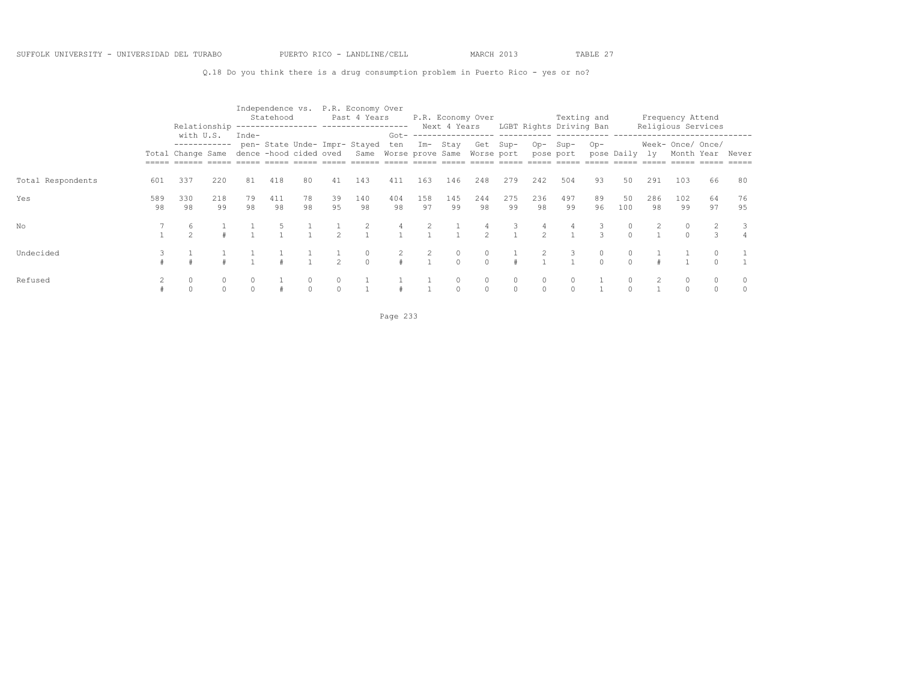SUFFOLK UNIVERSITY - UNIVERSIDAD DEL TURABO PUERTO RICO - LANDLINE/CELL MARCH 2013 TABLE 27

Q.18 Do you think there is a drug consumption problem in Puerto Rico - yes or no?

| | | Relationship with U.S. | | Independence vs. Statehood | | | P.R. Economy Over Past 4 Years | | | P.R. Economy Over Next 4 Years | | | LGBT Rights | | Texting and Driving Ban | | Frequency Attend Religious Services | | | | |
|---|---|---|---|---|---|---|---|---|---|---|---|---|---|---|---|---|---|---|---|---|---|
| | Total | Change | Same | Independence | State-hood | Undecided | Improved | Stayed Same | Gotten Worse | Improve | Stay Same | Get Worse | Support | Oppose | Support | Oppose | Daily | Weekly | Once/ Month | Once/ Year | Never |
| Total Respondents | 601 | 337 | 220 | 81 | 418 | 80 | 41 | 143 | 411 | 163 | 146 | 248 | 279 | 242 | 504 | 93 | 50 | 291 | 103 | 66 | 80 |
| Yes | 589 | 330 | 218 | 79 | 411 | 78 | 39 | 140 | 404 | 158 | 145 | 244 | 275 | 236 | 497 | 89 | 50 | 286 | 102 | 64 | 76 |
| | 98 | 98 | 99 | 98 | 98 | 98 | 95 | 98 | 98 | 97 | 99 | 98 | 99 | 98 | 99 | 96 | 100 | 98 | 99 | 97 | 95 |
| No | 7 | 6 | 1 | 1 | 5 | 1 | 1 | 2 | 4 | 2 | 1 | 4 | 3 | 4 | 4 | 3 | 0 | 2 | 0 | 2 | 3 |
| | 1 | 2 | # | 1 | 1 | 1 | 2 | 1 | 1 | 1 | 1 | 2 | 1 | 2 | 1 | 3 | 0 | 1 | 0 | 3 | 4 |
| Undecided | 3 | 1 | 1 | 1 | 1 | 1 | 1 | 0 | 2 | 2 | 0 | 0 | 1 | 2 | 3 | 0 | 0 | 1 | 1 | 0 | 1 |
| | # | # | # | 1 | # | 1 | 2 | 0 | # | 1 | 0 | 0 | # | 1 | 1 | 0 | 0 | # | 1 | 0 | 1 |
| Refused | 2 | 0 | 0 | 0 | 1 | 0 | 0 | 1 | 1 | 1 | 0 | 0 | 0 | 0 | 0 | 1 | 0 | 2 | 0 | 0 | 0 |
| | # | 0 | 0 | 0 | # | 0 | 0 | 1 | # | 1 | 0 | 0 | 0 | 0 | 0 | 1 | 0 | 1 | 0 | 0 | 0 |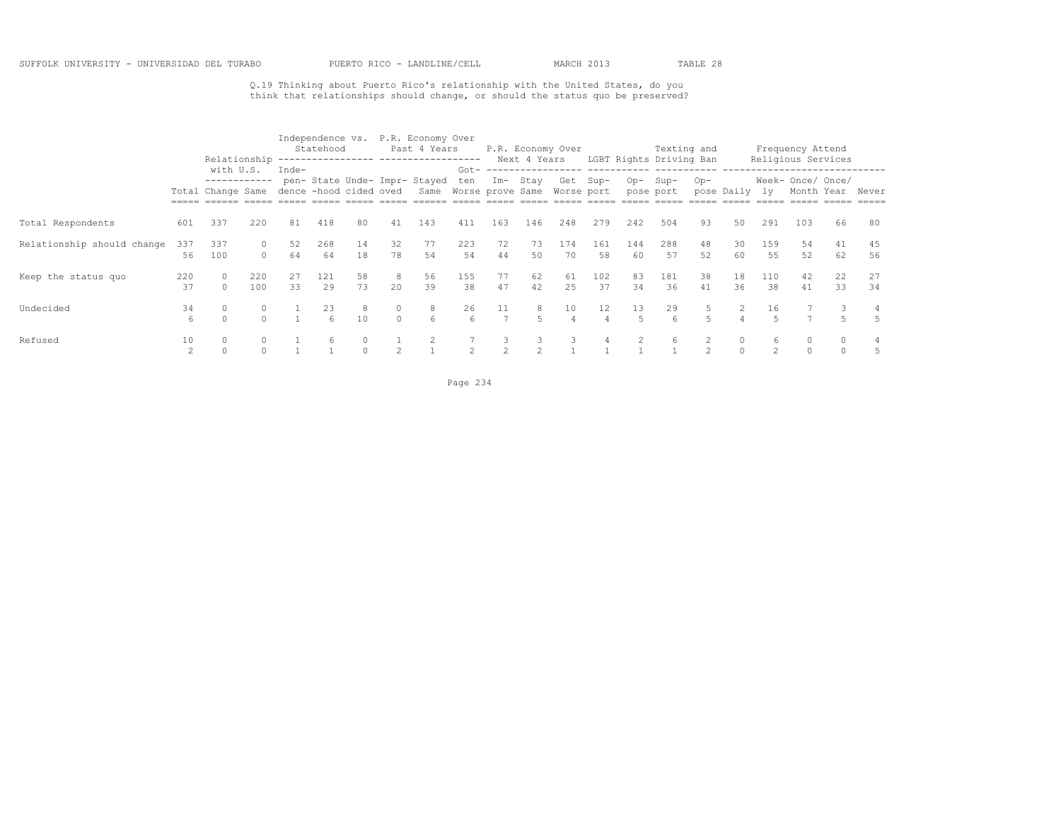SUFFOLK UNIVERSITY - UNIVERSIDAD DEL TURABO PUERTO RICO - LANDLINE/CELL MARCH 2013 TABLE 28

Q.19 Thinking about Puerto Rico's relationship with the United States, do you think that relationships should change, or should the status quo be preserved?

| | | Relationship with U.S. | | Independence vs. Statehood | | | P.R. Economy Over Past 4 Years | | | P.R. Economy Over Next 4 Years | | | LGBT Rights | | Texting and Driving Ban | | Frequency Attend Religious Services | | | | |
|---|---|---|---|---|---|---|---|---|---|---|---|---|---|---|---|---|---|---|---|---|---|
| | Total | Change | Same | Independence | Statehood | Undecided | Improved | Stayed Same | Gotten Worse | Improve | Stay Same | Get Worse | Support | Oppose | Support | Oppose | Daily | Weekly | Once/ Month | Once/ Year | Never |
| Total Respondents | 601 | 337 | 220 | 81 | 418 | 80 | 41 | 143 | 411 | 163 | 146 | 248 | 279 | 242 | 504 | 93 | 50 | 291 | 103 | 66 | 80 |
| Relationship should change | 337 | 337 | 0 | 52 | 268 | 14 | 32 | 77 | 223 | 72 | 73 | 174 | 161 | 144 | 288 | 48 | 30 | 159 | 54 | 41 | 45 |
| | 56 | 100 | 0 | 64 | 64 | 18 | 78 | 54 | 54 | 44 | 50 | 70 | 58 | 60 | 57 | 52 | 60 | 55 | 52 | 62 | 56 |
| Keep the status quo | 220 | 0 | 220 | 27 | 121 | 58 | 8 | 56 | 155 | 77 | 62 | 61 | 102 | 83 | 181 | 38 | 18 | 110 | 42 | 22 | 27 |
| | 37 | 0 | 100 | 33 | 29 | 73 | 20 | 39 | 38 | 47 | 42 | 25 | 37 | 34 | 36 | 41 | 36 | 38 | 41 | 33 | 34 |
| Undecided | 34 | 0 | 0 | 1 | 23 | 8 | 0 | 8 | 26 | 11 | 8 | 10 | 12 | 13 | 29 | 5 | 2 | 16 | 7 | 3 | 4 |
| | 6 | 0 | 0 | 1 | 6 | 10 | 0 | 6 | 6 | 7 | 5 | 4 | 4 | 5 | 6 | 5 | 4 | 5 | 7 | 5 | 5 |
| Refused | 10 | 0 | 0 | 1 | 6 | 0 | 1 | 2 | 7 | 3 | 3 | 3 | 4 | 2 | 6 | 2 | 0 | 6 | 0 | 0 | 4 |
| | 2 | 0 | 0 | 1 | 1 | 0 | 2 | 1 | 2 | 2 | 2 | 1 | 1 | 1 | 1 | 2 | 0 | 2 | 0 | 0 | 5 |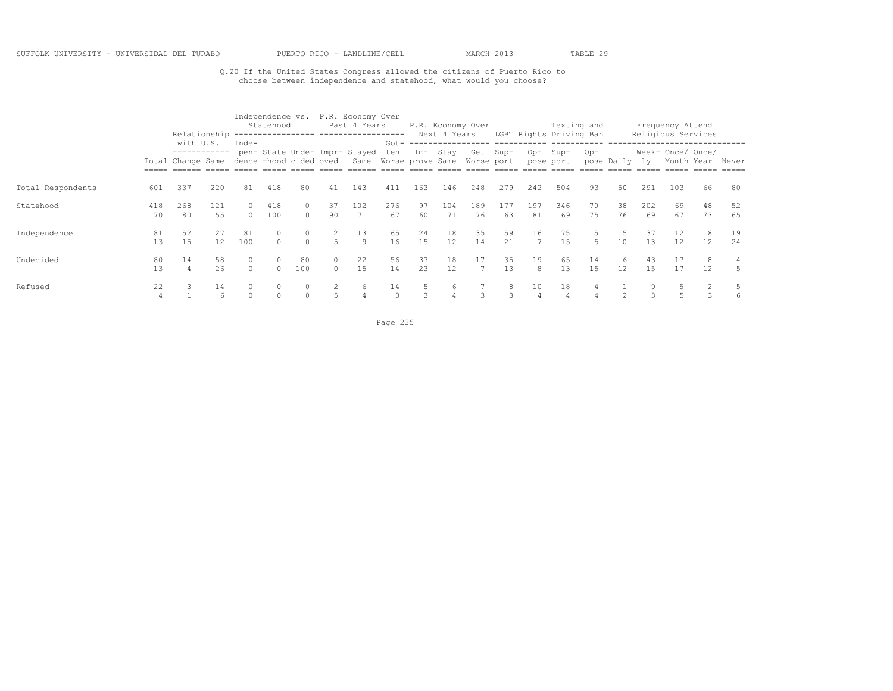SUFFOLK UNIVERSITY - UNIVERSIDAD DEL TURABO    PUERTO RICO - LANDLINE/CELL    MARCH 2013    TABLE 29

Q.20 If the United States Congress allowed the citizens of Puerto Rico to choose between independence and statehood, what would you choose?

| | | Relationship with U.S. | | Independence vs. Statehood | | | P.R. Economy Over Past 4 Years | | | P.R. Economy Over Next 4 Years | | | LGBT Rights | | Texting and Driving Ban | | Frequency Attend Religious Services | | | | |
|---|---|---|---|---|---|---|---|---|---|---|---|---|---|---|---|---|---|---|---|---|---|
| | Total | Change | Same | Independence | State-hood | Undecided | Improved | Stayed Same | Gotten Worse | Improve | Stay Same | Get Worse | Support | Oppose | Support | Oppose | Daily | Weekly | Once/ Month | Once/ Year | Never |
| Total Respondents | 601 | 337 | 220 | 81 | 418 | 80 | 41 | 143 | 411 | 163 | 146 | 248 | 279 | 242 | 504 | 93 | 50 | 291 | 103 | 66 | 80 |
| Statehood | 418 | 268 | 121 | 0 | 418 | 0 | 37 | 102 | 276 | 97 | 104 | 189 | 177 | 197 | 346 | 70 | 38 | 202 | 69 | 48 | 52 |
| | 70 | 80 | 55 | 0 | 100 | 0 | 90 | 71 | 67 | 60 | 71 | 76 | 63 | 81 | 69 | 75 | 76 | 69 | 67 | 73 | 65 |
| Independence | 81 | 52 | 27 | 81 | 0 | 0 | 2 | 13 | 65 | 24 | 18 | 35 | 59 | 16 | 75 | 5 | 5 | 37 | 12 | 8 | 19 |
| | 13 | 15 | 12 | 100 | 0 | 0 | 5 | 9 | 16 | 15 | 12 | 14 | 21 | 7 | 15 | 5 | 10 | 13 | 12 | 12 | 24 |
| Undecided | 80 | 14 | 58 | 0 | 0 | 80 | 0 | 22 | 56 | 37 | 18 | 17 | 35 | 19 | 65 | 14 | 6 | 43 | 17 | 8 | 4 |
| | 13 | 4 | 26 | 0 | 0 | 100 | 0 | 15 | 14 | 23 | 12 | 7 | 13 | 8 | 13 | 15 | 12 | 15 | 17 | 12 | 5 |
| Refused | 22 | 3 | 14 | 0 | 0 | 0 | 2 | 6 | 14 | 5 | 6 | 7 | 8 | 10 | 18 | 4 | 1 | 9 | 5 | 2 | 5 |
| | 4 | 1 | 6 | 0 | 0 | 0 | 5 | 4 | 3 | 3 | 4 | 3 | 3 | 4 | 4 | 4 | 2 | 3 | 5 | 3 | 6 |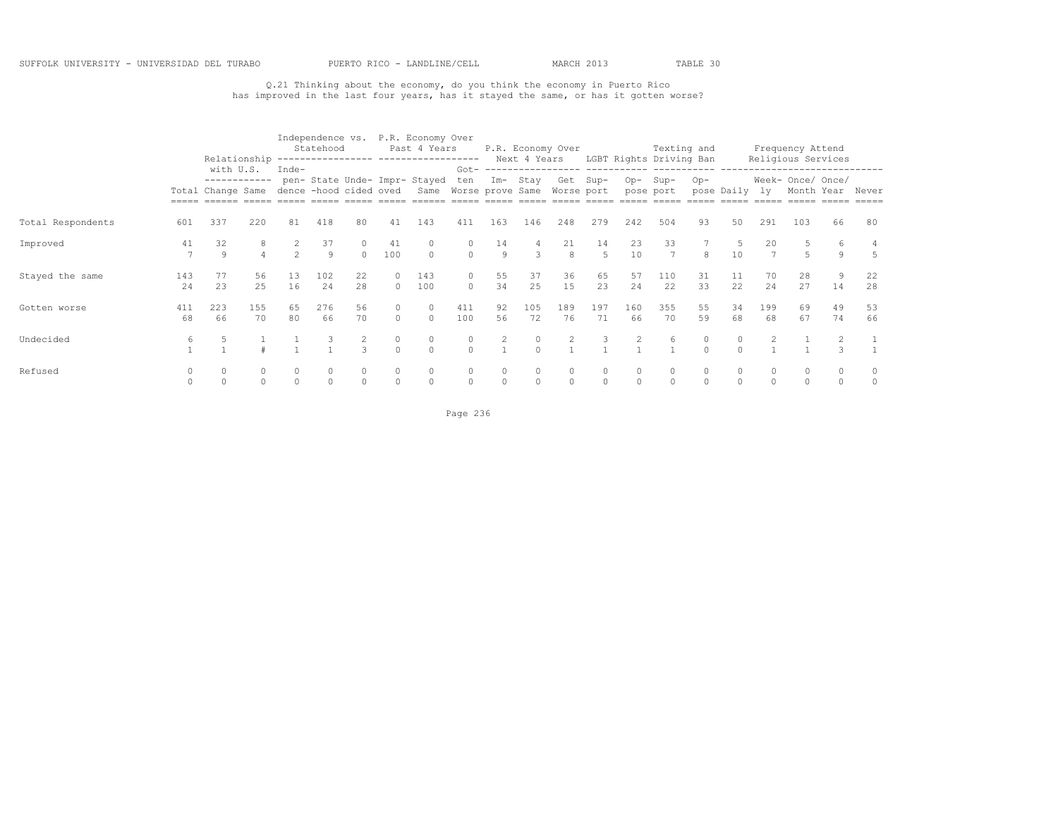SUFFOLK UNIVERSITY - UNIVERSIDAD DEL TURABO PUERTO RICO - LANDLINE/CELL MARCH 2013 TABLE 30

Q.21 Thinking about the economy, do you think the economy in Puerto Rico has improved in the last four years, has it stayed the same, or has it gotten worse?

| | | Relationship with U.S. | | Independence vs. Statehood | | | P.R. Economy Over Past 4 Years | | | P.R. Economy Over Next 4 Years | | | LGBT Rights | | Texting and Driving Ban | | Frequency Attend Religious Services | | | | |
|---|---|---|---|---|---|---|---|---|---|---|---|---|---|---|---|---|---|---|---|---|---|
| | Total | Change | Same | Independence | Statehood | Undecided | Improved | Stayed Same | Gotten Worse | Improve | Stay Same | Get Worse | Support | Oppose | Support | Oppose | Daily | Weekly | Once/ Month | Once/ Year | Never |
| Total Respondents | 601 | 337 | 220 | 81 | 418 | 80 | 41 | 143 | 411 | 163 | 146 | 248 | 279 | 242 | 504 | 93 | 50 | 291 | 103 | 66 | 80 |
| Improved | 41 | 32 | 8 | 2 | 37 | 0 | 41 | 0 | 0 | 14 | 4 | 21 | 14 | 23 | 33 | 7 | 5 | 20 | 5 | 6 | 4 |
| | 7 | 9 | 4 | 2 | 9 | 0 | 100 | 0 | 0 | 9 | 3 | 8 | 5 | 10 | 7 | 8 | 10 | 7 | 5 | 9 | 5 |
| Stayed the same | 143 | 77 | 56 | 13 | 102 | 22 | 0 | 143 | 0 | 55 | 37 | 36 | 65 | 57 | 110 | 31 | 11 | 70 | 28 | 9 | 22 |
| | 24 | 23 | 25 | 16 | 24 | 28 | 0 | 100 | 0 | 34 | 25 | 15 | 23 | 24 | 22 | 33 | 22 | 24 | 27 | 14 | 28 |
| Gotten worse | 411 | 223 | 155 | 65 | 276 | 56 | 0 | 0 | 411 | 92 | 105 | 189 | 197 | 160 | 355 | 55 | 34 | 199 | 69 | 49 | 53 |
| | 68 | 66 | 70 | 80 | 66 | 70 | 0 | 0 | 100 | 56 | 72 | 76 | 71 | 66 | 70 | 59 | 68 | 68 | 67 | 74 | 66 |
| Undecided | 6 | 5 | 1 | 1 | 3 | 2 | 0 | 0 | 0 | 2 | 0 | 2 | 3 | 2 | 6 | 0 | 0 | 2 | 1 | 2 | 1 |
| | 1 | 1 | # | 1 | 1 | 3 | 0 | 0 | 0 | 1 | 0 | 1 | 1 | 1 | 1 | 0 | 0 | 1 | 1 | 3 | 1 |
| Refused | 0 | 0 | 0 | 0 | 0 | 0 | 0 | 0 | 0 | 0 | 0 | 0 | 0 | 0 | 0 | 0 | 0 | 0 | 0 | 0 | 0 |
| | 0 | 0 | 0 | 0 | 0 | 0 | 0 | 0 | 0 | 0 | 0 | 0 | 0 | 0 | 0 | 0 | 0 | 0 | 0 | 0 | 0 |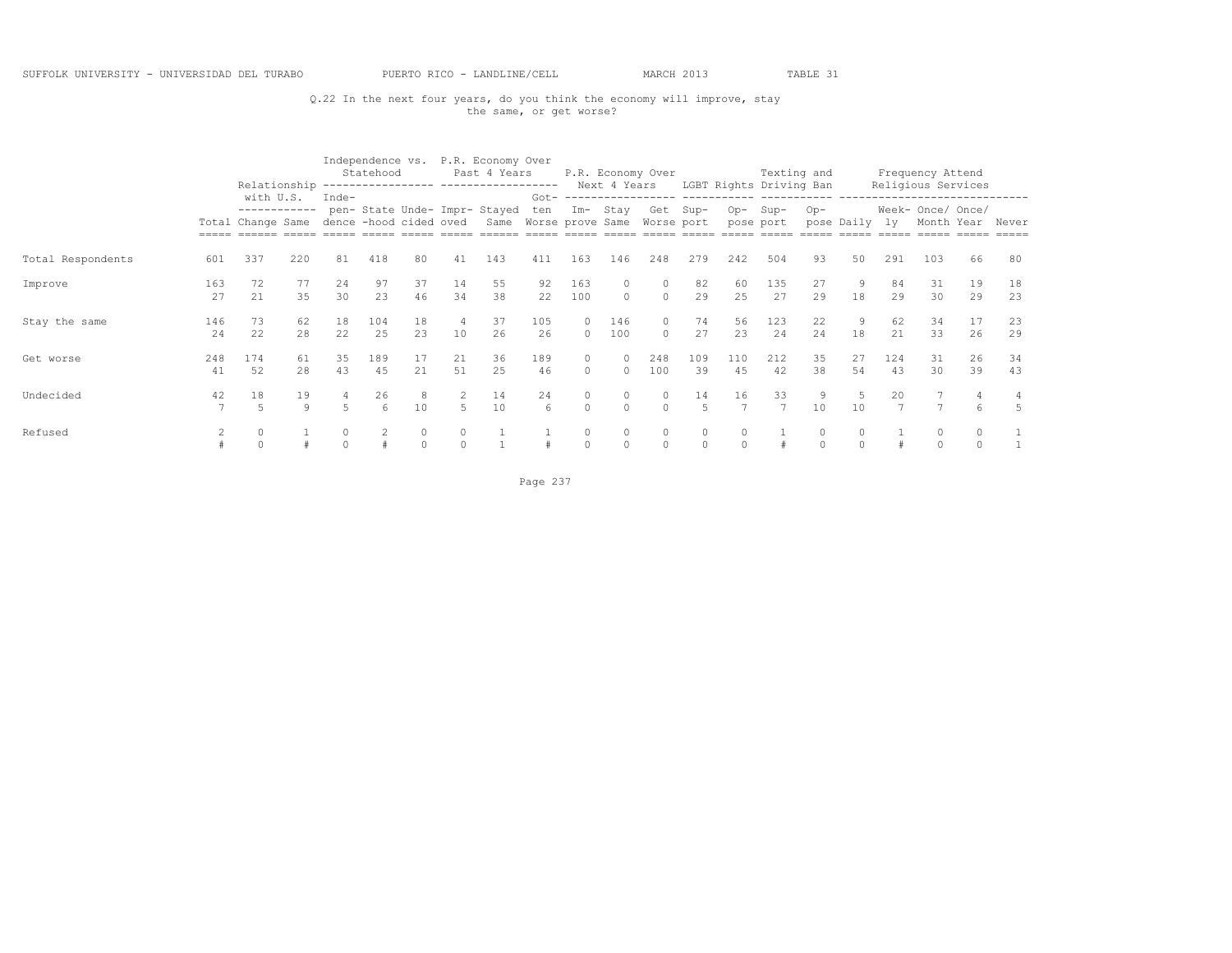SUFFOLK UNIVERSITY - UNIVERSIDAD DEL TURABO PUERTO RICO - LANDLINE/CELL MARCH 2013 TABLE 31

Q.22 In the next four years, do you think the economy will improve, stay the same, or get worse?

| | Total | Relationship with U.S. | | Independence vs. Statehood | | | P.R. Economy Over Past 4 Years | | | P.R. Economy Over Next 4 Years | | | LGBT Rights | | Texting and Driving Ban | | Frequency Attend Religious Services | | | | |
|---|---|---|---|---|---|---|---|---|---|---|---|---|---|---|---|---|---|---|---|---|---|
| | | Change | Same | Independence | State-hood | Undecided | Improved | Stayed Same | Gotten Worse | Improve | Stay Same | Get Worse | Support | Oppose | Support | Oppose | Daily | Weekly | Once/ Month | Once/ Year | Never |
| Total Respondents | 601 | 337 | 220 | 81 | 418 | 80 | 41 | 143 | 411 | 163 | 146 | 248 | 279 | 242 | 504 | 93 | 50 | 291 | 103 | 66 | 80 |
| Improve | 163 | 72 | 77 | 24 | 97 | 37 | 14 | 55 | 92 | 163 | 0 | 0 | 82 | 60 | 135 | 27 | 9 | 84 | 31 | 19 | 18 |
| | 27 | 21 | 35 | 30 | 23 | 46 | 34 | 38 | 22 | 100 | 0 | 0 | 29 | 25 | 27 | 29 | 18 | 29 | 30 | 29 | 23 |
| Stay the same | 146 | 73 | 62 | 18 | 104 | 18 | 4 | 37 | 105 | 0 | 146 | 0 | 74 | 56 | 123 | 22 | 9 | 62 | 34 | 17 | 23 |
| | 24 | 22 | 28 | 22 | 25 | 23 | 10 | 26 | 26 | 0 | 100 | 0 | 27 | 23 | 24 | 24 | 18 | 21 | 33 | 26 | 29 |
| Get worse | 248 | 174 | 61 | 35 | 189 | 17 | 21 | 36 | 189 | 0 | 0 | 248 | 109 | 110 | 212 | 35 | 27 | 124 | 31 | 26 | 34 |
| | 41 | 52 | 28 | 43 | 45 | 21 | 51 | 25 | 46 | 0 | 0 | 100 | 39 | 45 | 42 | 38 | 54 | 43 | 30 | 39 | 43 |
| Undecided | 42 | 18 | 19 | 4 | 26 | 8 | 2 | 14 | 24 | 0 | 0 | 0 | 14 | 16 | 33 | 9 | 5 | 20 | 7 | 4 | 4 |
| | 7 | 5 | 9 | 5 | 6 | 10 | 5 | 10 | 6 | 0 | 0 | 0 | 5 | 7 | 7 | 10 | 10 | 7 | 7 | 6 | 5 |
| Refused | 2 | 0 | 1 | 0 | 2 | 0 | 0 | 1 | 1 | 0 | 0 | 0 | 0 | 0 | 1 | 0 | 0 | 1 | 0 | 0 | 1 |
| | # | 0 | # | 0 | # | 0 | 0 | 1 | # | 0 | 0 | 0 | 0 | 0 | # | 0 | 0 | # | 0 | 0 | 1 |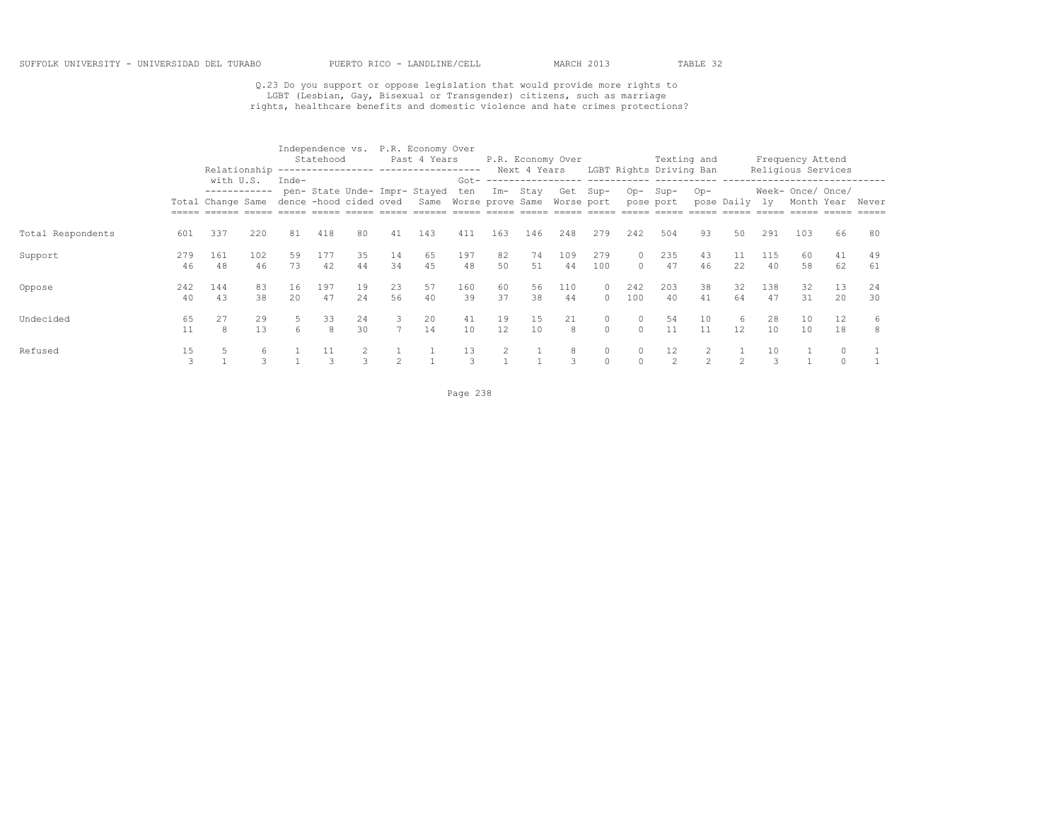SUFFOLK UNIVERSITY - UNIVERSIDAD DEL TURABO PUERTO RICO - LANDLINE/CELL MARCH 2013 TABLE 32

Q.23 Do you support or oppose legislation that would provide more rights to LGBT (Lesbian, Gay, Bisexual or Transgender) citizens, such as marriage rights, healthcare benefits and domestic violence and hate crimes protections?

| | | Relationship with U.S. | | Independence vs. Statehood | | | P.R. Economy Over Past 4 Years | | | P.R. Economy Over Next 4 Years | | | LGBT Rights | | Texting and Driving Ban | | Frequency Attend Religious Services | | | | |
|---|---|---|---|---|---|---|---|---|---|---|---|---|---|---|---|---|---|---|---|---|---|
| | Total | Change | Same | Independence | State-hood | Undecided | Improved | Stayed Same | Gotten Worse | Improve | Stay Same | Get Worse | Support | Oppose | Support | Oppose | Daily | Weekly | Once/ Month | Once/ Year | Never |
| Total Respondents | 601 | 337 | 220 | 81 | 418 | 80 | 41 | 143 | 411 | 163 | 146 | 248 | 279 | 242 | 504 | 93 | 50 | 291 | 103 | 66 | 80 |
| Support | 279 | 161 | 102 | 59 | 177 | 35 | 14 | 65 | 197 | 82 | 74 | 109 | 279 | 0 | 235 | 43 | 11 | 115 | 60 | 41 | 49 |
| | 46 | 48 | 46 | 73 | 42 | 44 | 34 | 45 | 48 | 50 | 51 | 44 | 100 | 0 | 47 | 46 | 22 | 40 | 58 | 62 | 61 |
| Oppose | 242 | 144 | 83 | 16 | 197 | 19 | 23 | 57 | 160 | 60 | 56 | 110 | 0 | 242 | 203 | 38 | 32 | 138 | 32 | 13 | 24 |
| | 40 | 43 | 38 | 20 | 47 | 24 | 56 | 40 | 39 | 37 | 38 | 44 | 0 | 100 | 40 | 41 | 64 | 47 | 31 | 20 | 30 |
| Undecided | 65 | 27 | 29 | 5 | 33 | 24 | 3 | 20 | 41 | 19 | 15 | 21 | 0 | 0 | 54 | 10 | 6 | 28 | 10 | 12 | 6 |
| | 11 | 8 | 13 | 6 | 8 | 30 | 7 | 14 | 10 | 12 | 10 | 8 | 0 | 0 | 11 | 11 | 12 | 10 | 10 | 18 | 8 |
| Refused | 15 | 5 | 6 | 1 | 11 | 2 | 1 | 1 | 13 | 2 | 1 | 8 | 0 | 0 | 12 | 2 | 1 | 10 | 1 | 0 | 1 |
| | 3 | 1 | 3 | 1 | 3 | 3 | 2 | 1 | 3 | 1 | 1 | 3 | 0 | 0 | 2 | 2 | 2 | 3 | 1 | 0 | 1 |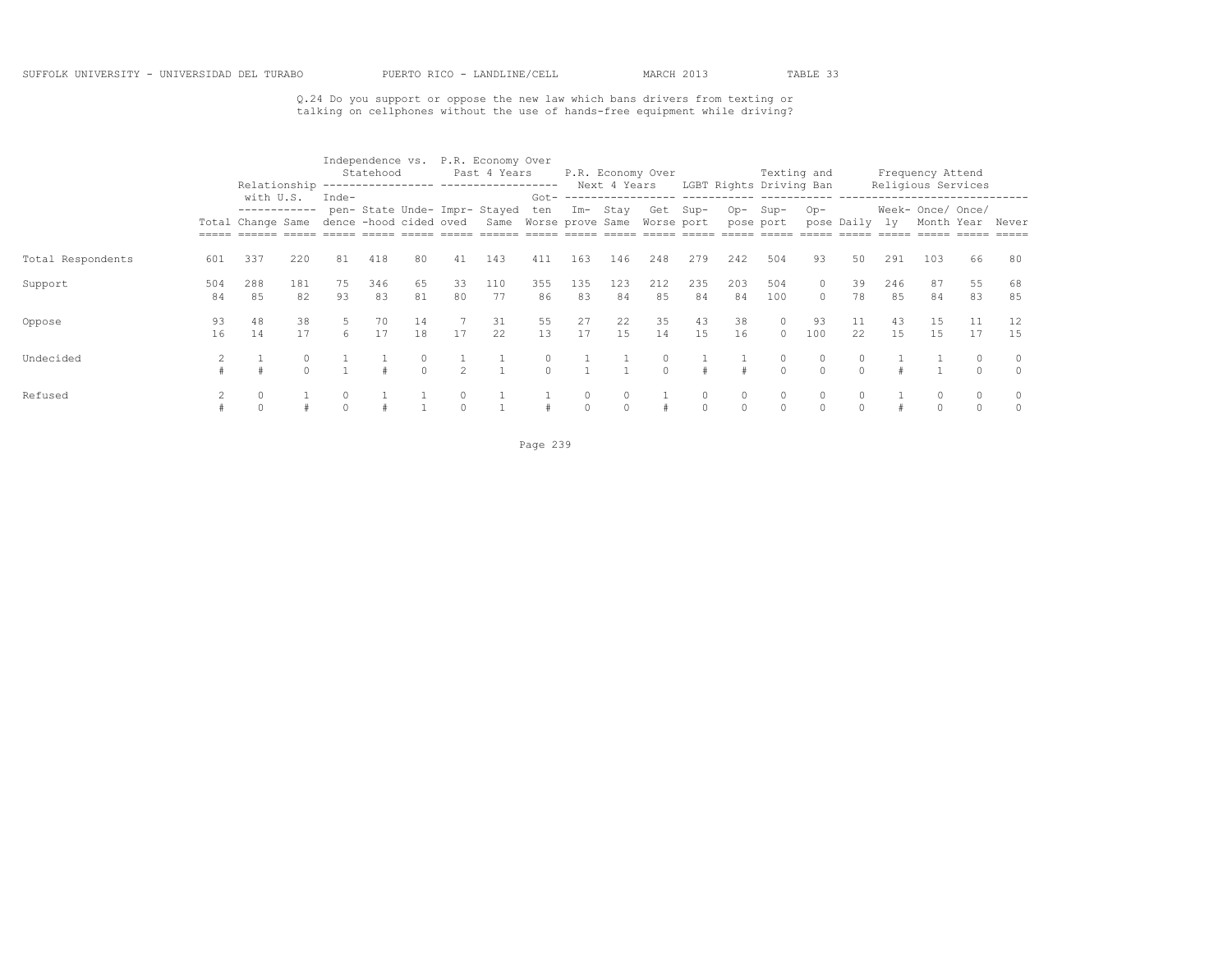SUFFOLK UNIVERSITY - UNIVERSIDAD DEL TURABO PUERTO RICO - LANDLINE/CELL MARCH 2013 TABLE 33

Q.24 Do you support or oppose the new law which bans drivers from texting or talking on cellphones without the use of hands-free equipment while driving?

| | | Relationship with U.S. | | Independence vs. Statehood | | | P.R. Economy Over Past 4 Years | | | P.R. Economy Over Next 4 Years | | | LGBT Rights | | Texting and Driving Ban | | Frequency Attend Religious Services | | | | |
|---|---|---|---|---|---|---|---|---|---|---|---|---|---|---|---|---|---|---|---|---|---|
| | Total | Change | Same | Independence | State-hood | Undecided | Improved | Stayed Same | Gotten Worse | Improve | Stay Same | Get Worse | Support | Oppose | Support | Oppose | Daily | Weekly | Once/ Month | Once/ Year | Never |
| Total Respondents | 601 | 337 | 220 | 81 | 418 | 80 | 41 | 143 | 411 | 163 | 146 | 248 | 279 | 242 | 504 | 93 | 50 | 291 | 103 | 66 | 80 |
| Support | 504 | 288 | 181 | 75 | 346 | 65 | 33 | 110 | 355 | 135 | 123 | 212 | 235 | 203 | 504 | 0 | 39 | 246 | 87 | 55 | 68 |
| | 84 | 85 | 82 | 93 | 83 | 81 | 80 | 77 | 86 | 83 | 84 | 85 | 84 | 84 | 100 | 0 | 78 | 85 | 84 | 83 | 85 |
| Oppose | 93 | 48 | 38 | 5 | 70 | 14 | 7 | 31 | 55 | 27 | 22 | 35 | 43 | 38 | 0 | 93 | 11 | 43 | 15 | 11 | 12 |
| | 16 | 14 | 17 | 6 | 17 | 18 | 17 | 22 | 13 | 17 | 15 | 14 | 15 | 16 | 0 | 100 | 22 | 15 | 15 | 17 | 15 |
| Undecided | 2 | 1 | 0 | 1 | 1 | 0 | 1 | 1 | 0 | 1 | 1 | 0 | 1 | 1 | 0 | 0 | 0 | 1 | 1 | 0 | 0 |
| | # | # | 0 | 1 | # | 0 | 2 | 1 | 0 | 1 | 1 | 0 | # | # | 0 | 0 | 0 | # | 1 | 0 | 0 |
| Refused | 2 | 0 | 1 | 0 | 1 | 1 | 0 | 1 | 1 | 0 | 0 | 1 | 0 | 0 | 0 | 0 | 0 | 1 | 0 | 0 | 0 |
| | # | 0 | # | 0 | # | 1 | 0 | 1 | # | 0 | 0 | # | 0 | 0 | 0 | 0 | 0 | # | 0 | 0 | 0 |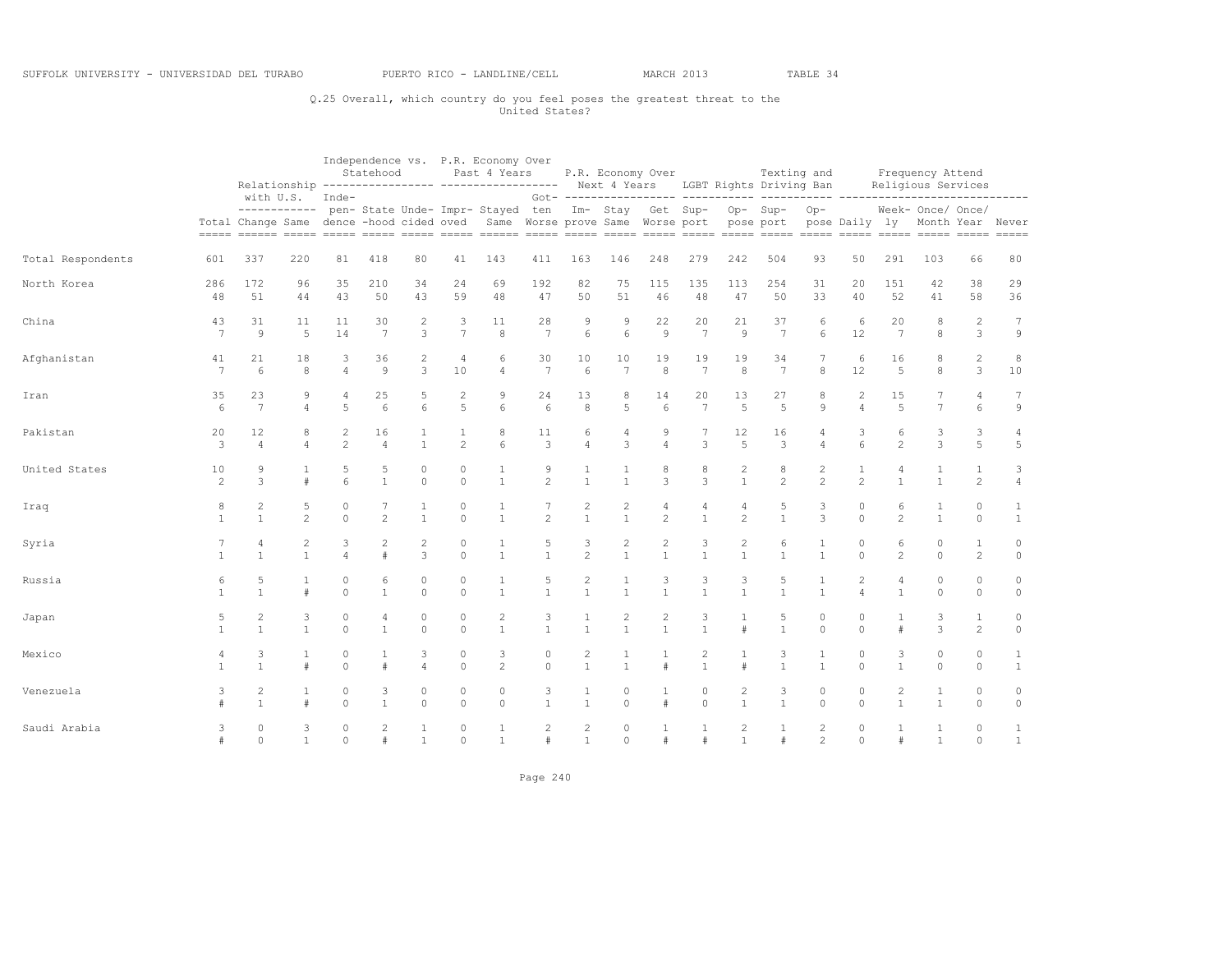SUFFOLK UNIVERSITY - UNIVERSIDAD DEL TURABO PUERTO RICO - LANDLINE/CELL MARCH 2013 TABLE 34

Q.25 Overall, which country do you feel poses the greatest threat to the United States?

| | | Relationship with U.S. | | Independence vs. Statehood | | | P.R. Economy Over Past 4 Years | | | P.R. Economy Over Next 4 Years | | | LGBT Rights | | Texting and Driving Ban | | Frequency Attend Religious Services | | | | |
|---|---|---|---|---|---|---|---|---|---|---|---|---|---|---|---|---|---|---|---|---|---|
| | Total | Change | Same | Independence | State-hood | Undecided | Improved | Stayed Same | Gotten Worse | Improve | Stay Same | Get Worse | Support | Oppose | Support | Oppose | Daily | Weekly | Once/ Month | Once/ Year | Never |
| Total Respondents | 601 | 337 | 220 | 81 | 418 | 80 | 41 | 143 | 411 | 163 | 146 | 248 | 279 | 242 | 504 | 93 | 50 | 291 | 103 | 66 | 80 |
| North Korea | 286 | 172 | 96 | 35 | 210 | 34 | 24 | 69 | 192 | 82 | 75 | 115 | 135 | 113 | 254 | 31 | 20 | 151 | 42 | 38 | 29 |
| | 48 | 51 | 44 | 43 | 50 | 43 | 59 | 48 | 47 | 50 | 51 | 46 | 48 | 47 | 50 | 33 | 40 | 52 | 41 | 58 | 36 |
| China | 43 | 31 | 11 | 11 | 30 | 2 | 3 | 11 | 28 | 9 | 9 | 22 | 20 | 21 | 37 | 6 | 6 | 20 | 8 | 2 | 7 |
| | 7 | 9 | 5 | 14 | 7 | 3 | 7 | 8 | 7 | 6 | 6 | 9 | 7 | 9 | 7 | 6 | 12 | 7 | 8 | 3 | 9 |
| Afghanistan | 41 | 21 | 18 | 3 | 36 | 2 | 4 | 6 | 30 | 10 | 10 | 19 | 19 | 19 | 34 | 7 | 6 | 16 | 8 | 2 | 8 |
| | 7 | 6 | 8 | 4 | 9 | 3 | 10 | 4 | 7 | 6 | 7 | 8 | 7 | 8 | 7 | 8 | 12 | 5 | 8 | 3 | 10 |
| Iran | 35 | 23 | 9 | 4 | 25 | 5 | 2 | 9 | 24 | 13 | 8 | 14 | 20 | 13 | 27 | 8 | 2 | 15 | 7 | 4 | 7 |
| | 6 | 7 | 4 | 5 | 6 | 6 | 5 | 6 | 6 | 8 | 5 | 6 | 7 | 5 | 5 | 9 | 4 | 5 | 7 | 6 | 9 |
| Pakistan | 20 | 12 | 8 | 2 | 16 | 1 | 1 | 8 | 11 | 6 | 4 | 9 | 7 | 12 | 16 | 4 | 3 | 6 | 3 | 3 | 4 |
| | 3 | 4 | 4 | 2 | 4 | 1 | 2 | 6 | 3 | 4 | 3 | 4 | 3 | 5 | 3 | 4 | 6 | 2 | 3 | 5 | 5 |
| United States | 10 | 9 | 1 | 5 | 5 | 0 | 0 | 1 | 9 | 1 | 1 | 8 | 8 | 2 | 8 | 2 | 1 | 4 | 1 | 1 | 3 |
| | 2 | 3 | # | 6 | 1 | 0 | 0 | 1 | 2 | 1 | 1 | 3 | 3 | 1 | 2 | 2 | 2 | 1 | 1 | 2 | 4 |
| Iraq | 8 | 2 | 5 | 0 | 7 | 1 | 0 | 1 | 7 | 2 | 2 | 4 | 4 | 4 | 5 | 3 | 0 | 6 | 1 | 0 | 1 |
| | 1 | 1 | 2 | 0 | 2 | 1 | 0 | 1 | 2 | 1 | 1 | 2 | 1 | 2 | 1 | 3 | 0 | 2 | 1 | 0 | 1 |
| Syria | 7 | 4 | 2 | 3 | 2 | 2 | 0 | 1 | 5 | 3 | 2 | 2 | 3 | 2 | 6 | 1 | 0 | 6 | 0 | 1 | 0 |
| | 1 | 1 | 1 | 4 | # | 3 | 0 | 1 | 1 | 2 | 1 | 1 | 1 | 1 | 1 | 1 | 0 | 2 | 0 | 2 | 0 |
| Russia | 6 | 5 | 1 | 0 | 6 | 0 | 0 | 1 | 5 | 2 | 1 | 3 | 3 | 3 | 5 | 1 | 2 | 4 | 0 | 0 | 0 |
| | 1 | 1 | # | 0 | 1 | 0 | 0 | 1 | 1 | 1 | 1 | 1 | 1 | 1 | 1 | 1 | 4 | 1 | 0 | 0 | 0 |
| Japan | 5 | 2 | 3 | 0 | 4 | 0 | 0 | 2 | 3 | 1 | 2 | 2 | 3 | 1 | 5 | 0 | 0 | 1 | 3 | 1 | 0 |
| | 1 | 1 | 1 | 0 | 1 | 0 | 0 | 1 | 1 | 1 | 1 | 1 | 1 | # | 1 | 0 | 0 | # | 3 | 2 | 0 |
| Mexico | 4 | 3 | 1 | 0 | 1 | 3 | 0 | 3 | 0 | 2 | 1 | 1 | 2 | 1 | 3 | 1 | 0 | 3 | 0 | 0 | 1 |
| | 1 | 1 | # | 0 | # | 4 | 0 | 2 | 0 | 1 | 1 | # | 1 | # | 1 | 1 | 0 | 1 | 0 | 0 | 1 |
| Venezuela | 3 | 2 | 1 | 0 | 3 | 0 | 0 | 0 | 3 | 1 | 0 | 1 | 0 | 2 | 3 | 0 | 0 | 2 | 1 | 0 | 0 |
| | # | 1 | # | 0 | 1 | 0 | 0 | 0 | 1 | 1 | 0 | # | 0 | 1 | 1 | 0 | 0 | 1 | 1 | 0 | 0 |
| Saudi Arabia | 3 | 0 | 3 | 0 | 2 | 1 | 0 | 1 | 2 | 2 | 0 | 1 | 1 | 2 | 1 | 2 | 0 | 1 | 1 | 0 | 1 |
| | # | 0 | 1 | 0 | # | 1 | 0 | 1 | # | 1 | 0 | # | # | 1 | # | 2 | 0 | # | 1 | 0 | 1 |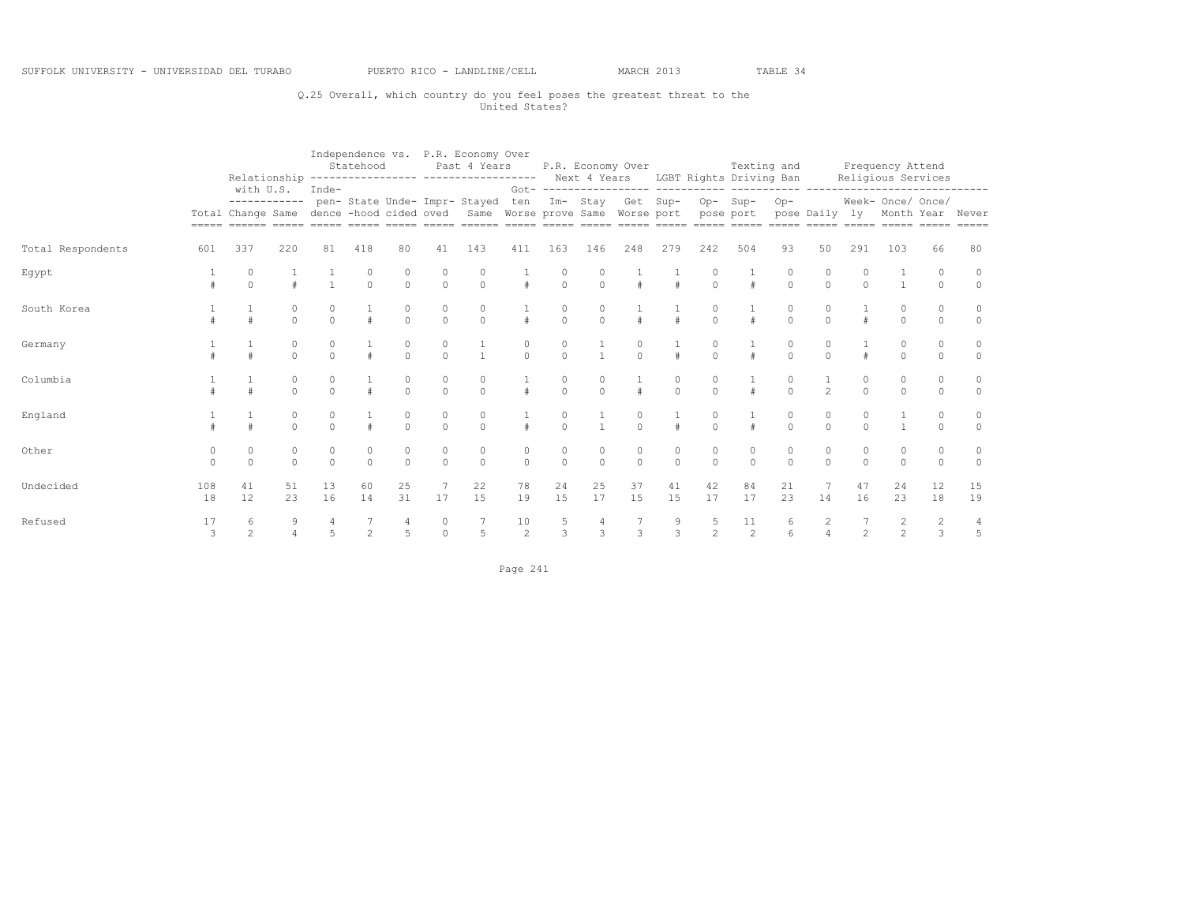SUFFOLK UNIVERSITY - UNIVERSIDAD DEL TURABO PUERTO RICO - LANDLINE/CELL MARCH 2013 TABLE 34

Q.25 Overall, which country do you feel poses the greatest threat to the United States?

| | | Relationship with U.S. | | Independence vs. Statehood | | | P.R. Economy Over Past 4 Years | | | P.R. Economy Over Next 4 Years | | | LGBT Rights | | Texting and Driving Ban | | Frequency Attend Religious Services | | | | |
|---|---|---|---|---|---|---|---|---|---|---|---|---|---|---|---|---|---|---|---|---|---|
| | Total | Change | Same | Inde-pen-dence | State-hood | Unde-cided | Impr-oved | Stayed Same | Got-ten Worse | Im-prove | Stay Same | Get Worse | Sup-port | Op-pose | Sup-port | Op-pose | Daily | Week-ly | Once/ Month | Once/ Year | Never |
| Total Respondents | 601 | 337 | 220 | 81 | 418 | 80 | 41 | 143 | 411 | 163 | 146 | 248 | 279 | 242 | 504 | 93 | 50 | 291 | 103 | 66 | 80 |
| Egypt | 1 | 0 | 1 | 1 | 0 | 0 | 0 | 0 | 1 | 0 | 0 | 1 | 1 | 0 | 1 | 0 | 0 | 0 | 1 | 0 | 0 |
| | # | 0 | # | 1 | 0 | 0 | 0 | 0 | # | 0 | 0 | # | # | 0 | # | 0 | 0 | 0 | 1 | 0 | 0 |
| South Korea | 1 | 1 | 0 | 0 | 1 | 0 | 0 | 0 | 1 | 0 | 0 | 1 | 1 | 0 | 1 | 0 | 0 | 1 | 0 | 0 | 0 |
| | # | # | 0 | 0 | # | 0 | 0 | 0 | # | 0 | 0 | # | # | 0 | # | 0 | 0 | # | 0 | 0 | 0 |
| Germany | 1 | 1 | 0 | 0 | 1 | 0 | 0 | 1 | 0 | 0 | 1 | 0 | 1 | 0 | 1 | 0 | 0 | 1 | 0 | 0 | 0 |
| | # | # | 0 | 0 | # | 0 | 0 | 1 | 0 | 0 | 1 | 0 | # | 0 | # | 0 | 0 | # | 0 | 0 | 0 |
| Columbia | 1 | 1 | 0 | 0 | 1 | 0 | 0 | 0 | 1 | 0 | 0 | 1 | 0 | 0 | 1 | 0 | 1 | 0 | 0 | 0 | 0 |
| | # | # | 0 | 0 | # | 0 | 0 | 0 | # | 0 | 0 | # | 0 | 0 | # | 0 | 2 | 0 | 0 | 0 | 0 |
| England | 1 | 1 | 0 | 0 | 1 | 0 | 0 | 0 | 1 | 0 | 1 | 0 | 1 | 0 | 1 | 0 | 0 | 0 | 1 | 0 | 0 |
| | # | # | 0 | 0 | # | 0 | 0 | 0 | # | 0 | 1 | 0 | # | 0 | # | 0 | 0 | 0 | 1 | 0 | 0 |
| Other | 0 | 0 | 0 | 0 | 0 | 0 | 0 | 0 | 0 | 0 | 0 | 0 | 0 | 0 | 0 | 0 | 0 | 0 | 0 | 0 | 0 |
| | 0 | 0 | 0 | 0 | 0 | 0 | 0 | 0 | 0 | 0 | 0 | 0 | 0 | 0 | 0 | 0 | 0 | 0 | 0 | 0 | 0 |
| Undecided | 108 | 41 | 51 | 13 | 60 | 25 | 7 | 22 | 78 | 24 | 25 | 37 | 41 | 42 | 84 | 21 | 7 | 47 | 24 | 12 | 15 |
| | 18 | 12 | 23 | 16 | 14 | 31 | 17 | 15 | 19 | 15 | 17 | 15 | 15 | 17 | 17 | 23 | 14 | 16 | 23 | 18 | 19 |
| Refused | 17 | 6 | 9 | 4 | 7 | 4 | 0 | 7 | 10 | 5 | 4 | 7 | 9 | 5 | 11 | 6 | 2 | 7 | 2 | 2 | 4 |
| | 3 | 2 | 4 | 5 | 2 | 5 | 0 | 5 | 2 | 3 | 3 | 3 | 3 | 2 | 2 | 6 | 4 | 2 | 2 | 3 | 5 |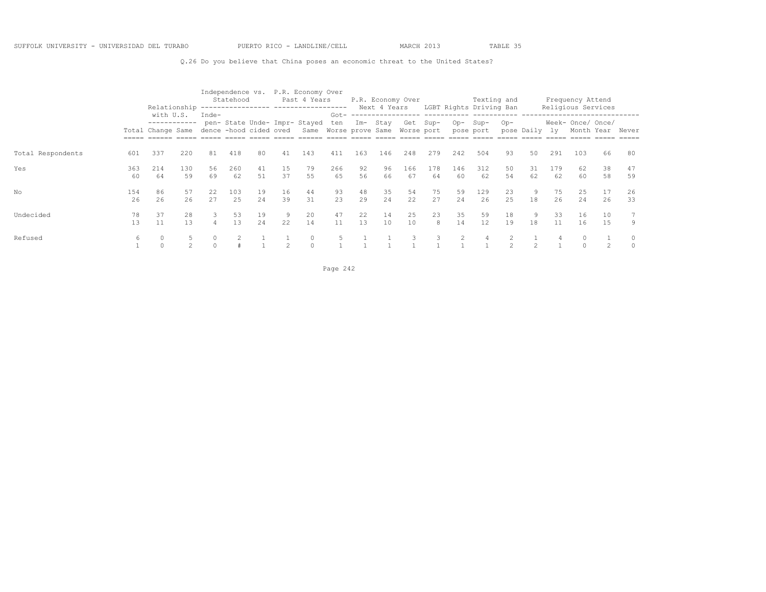SUFFOLK UNIVERSITY - UNIVERSIDAD DEL TURABO PUERTO RICO - LANDLINE/CELL MARCH 2013 TABLE 35

Q.26 Do you believe that China poses an economic threat to the United States?

| | | Relationship with U.S. | | Independence vs. Statehood | | | P.R. Economy Over Past 4 Years | | | P.R. Economy Over Next 4 Years | | | LGBT Rights | | Texting and Driving Ban | | Frequency Attend Religious Services | | | | |
|---|---|---|---|---|---|---|---|---|---|---|---|---|---|---|---|---|---|---|---|---|---|
| | Total | Change | Same | Independence | Statehood | Undecided | Improved | Stayed Same | Gotten Worse | Improve | Stay Same | Get Worse | Support | Oppose | Support | Oppose | Daily | Weekly | Once/ Month | Once/ Year | Never |
| Total Respondents | 601 | 337 | 220 | 81 | 418 | 80 | 41 | 143 | 411 | 163 | 146 | 248 | 279 | 242 | 504 | 93 | 50 | 291 | 103 | 66 | 80 |
| Yes | 363 | 214 | 130 | 56 | 260 | 41 | 15 | 79 | 266 | 92 | 96 | 166 | 178 | 146 | 312 | 50 | 31 | 179 | 62 | 38 | 47 |
| | 60 | 64 | 59 | 69 | 62 | 51 | 37 | 55 | 65 | 56 | 66 | 67 | 64 | 60 | 62 | 54 | 62 | 62 | 60 | 58 | 59 |
| No | 154 | 86 | 57 | 22 | 103 | 19 | 16 | 44 | 93 | 48 | 35 | 54 | 75 | 59 | 129 | 23 | 9 | 75 | 25 | 17 | 26 |
| | 26 | 26 | 26 | 27 | 25 | 24 | 39 | 31 | 23 | 29 | 24 | 22 | 27 | 24 | 26 | 25 | 18 | 26 | 24 | 26 | 33 |
| Undecided | 78 | 37 | 28 | 3 | 53 | 19 | 9 | 20 | 47 | 22 | 14 | 25 | 23 | 35 | 59 | 18 | 9 | 33 | 16 | 10 | 7 |
| | 13 | 11 | 13 | 4 | 13 | 24 | 22 | 14 | 11 | 13 | 10 | 10 | 8 | 14 | 12 | 19 | 18 | 11 | 16 | 15 | 9 |
| Refused | 6 | 0 | 5 | 0 | 2 | 1 | 1 | 0 | 5 | 1 | 1 | 3 | 3 | 2 | 4 | 2 | 1 | 4 | 0 | 1 | 0 |
| | 1 | 0 | 2 | 0 | # | 1 | 2 | 0 | 1 | 1 | 1 | 1 | 1 | 1 | 1 | 2 | 2 | 1 | 0 | 2 | 0 |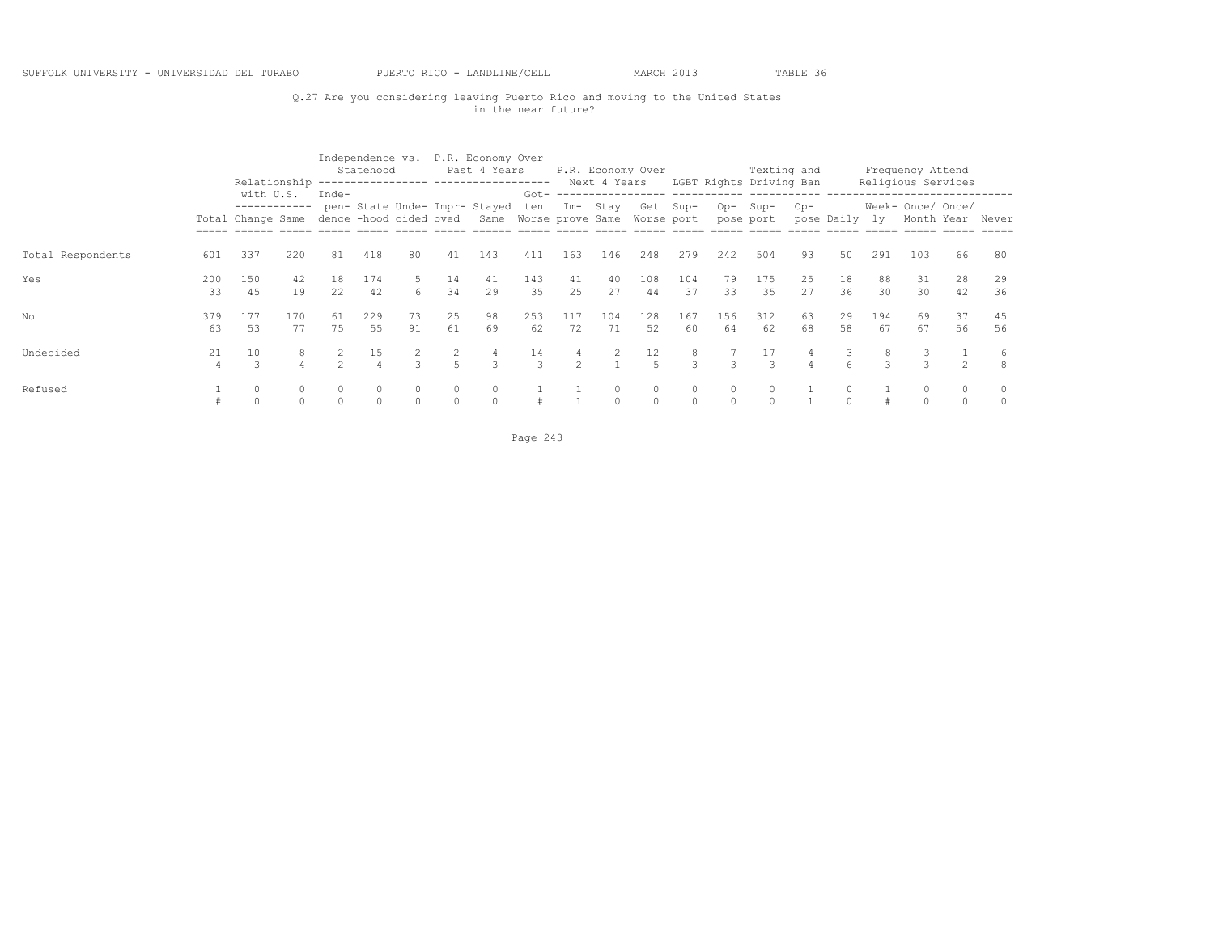Q.27 Are you considering leaving Puerto Rico and moving to the United States in the near future?

| | Total | Relationship with U.S. | | Independence vs. Statehood | | | P.R. Economy Over Past 4 Years | | | P.R. Economy Over Next 4 Years | | | LGBT Rights | | Texting and Driving Ban | | Frequency Attend Religious Services | | | | |
|---|---|---|---|---|---|---|---|---|---|---|---|---|---|---|---|---|---|---|---|---|---|
| | | Change | Same | Independence | State-hood | Undecided | Improved | Stayed Same | Gotten Worse | Improve | Stay Same | Get Worse | Support | Oppose | Support | Oppose | Daily | Weekly | Once/Month | Once/Year | Never |
| Total Respondents | 601 | 337 | 220 | 81 | 418 | 80 | 41 | 143 | 411 | 163 | 146 | 248 | 279 | 242 | 504 | 93 | 50 | 291 | 103 | 66 | 80 |
| Yes | 200 | 150 | 42 | 18 | 174 | 5 | 14 | 41 | 143 | 41 | 40 | 108 | 104 | 79 | 175 | 25 | 18 | 88 | 31 | 28 | 29 |
| | 33 | 45 | 19 | 22 | 42 | 6 | 34 | 29 | 35 | 25 | 27 | 44 | 37 | 33 | 35 | 27 | 36 | 30 | 30 | 42 | 36 |
| No | 379 | 177 | 170 | 61 | 229 | 73 | 25 | 98 | 253 | 117 | 104 | 128 | 167 | 156 | 312 | 63 | 29 | 194 | 69 | 37 | 45 |
| | 63 | 53 | 77 | 75 | 55 | 91 | 61 | 69 | 62 | 72 | 71 | 52 | 60 | 64 | 62 | 68 | 58 | 67 | 67 | 56 | 56 |
| Undecided | 21 | 10 | 8 | 2 | 15 | 2 | 2 | 4 | 14 | 4 | 2 | 12 | 8 | 7 | 17 | 4 | 3 | 8 | 3 | 1 | 6 |
| | 4 | 3 | 4 | 2 | 4 | 3 | 5 | 3 | 3 | 2 | 1 | 5 | 3 | 3 | 3 | 4 | 6 | 3 | 3 | 2 | 8 |
| Refused | 1 | 0 | 0 | 0 | 0 | 0 | 0 | 0 | 1 | 1 | 0 | 0 | 0 | 0 | 0 | 1 | 0 | 1 | 0 | 0 | 0 |
| | # | 0 | 0 | 0 | 0 | 0 | 0 | 0 | # | 1 | 0 | 0 | 0 | 0 | 0 | 1 | 0 | # | 0 | 0 | 0 |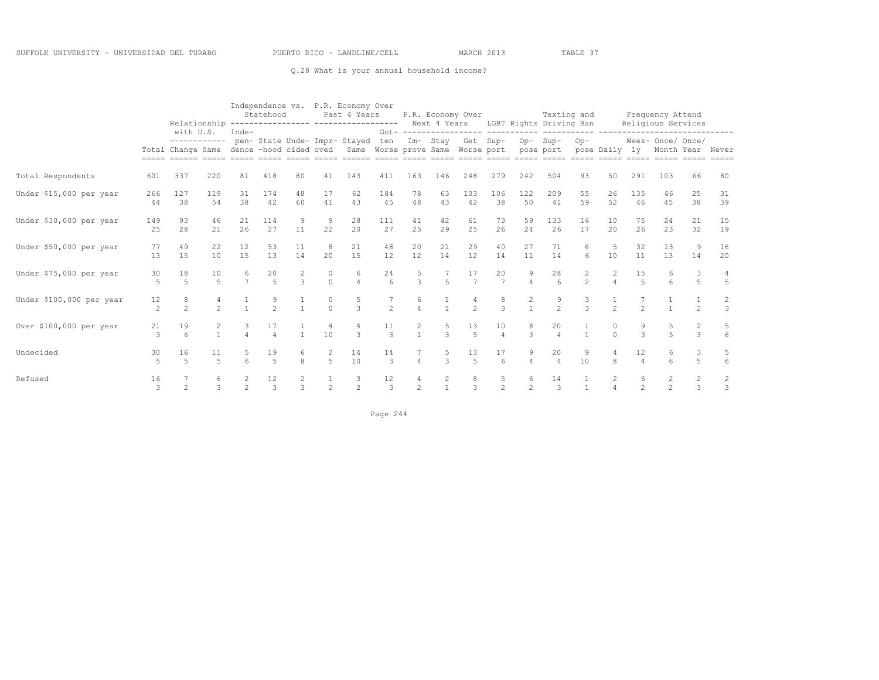SUFFOLK UNIVERSITY - UNIVERSIDAD DEL TURABO PUERTO RICO - LANDLINE/CELL MARCH 2013 TABLE 37

Q.28 What is your annual household income?

| | | Relationship with U.S. | | Independence vs. Statehood | | | P.R. Economy Over Past 4 Years | | | P.R. Economy Over Next 4 Years | | | LGBT Rights | | Texting and Driving Ban | | Frequency Attend Religious Services | | | | |
|---|---|---|---|---|---|---|---|---|---|---|---|---|---|---|---|---|---|---|---|---|---|
| | Total | Change | Same | Independence | Statehood | Undecided | Improved | Stayed Same | Gotten Worse | Improve | Stay Same | Get Worse | Support | Oppose | Support | Oppose | Daily | Weekly | Once/ Month | Once/ Year | Never |
| Total Respondents | 601 | 337 | 220 | 81 | 418 | 80 | 41 | 143 | 411 | 163 | 146 | 248 | 279 | 242 | 504 | 93 | 50 | 291 | 103 | 66 | 80 |
| Under $15,000 per year | 266 | 127 | 119 | 31 | 174 | 48 | 17 | 62 | 184 | 78 | 63 | 103 | 106 | 122 | 209 | 55 | 26 | 135 | 46 | 25 | 31 |
| | 44 | 38 | 54 | 38 | 42 | 60 | 41 | 43 | 45 | 48 | 43 | 42 | 38 | 50 | 41 | 59 | 52 | 46 | 45 | 38 | 39 |
| Under $30,000 per year | 149 | 93 | 46 | 21 | 114 | 9 | 9 | 28 | 111 | 41 | 42 | 61 | 73 | 59 | 133 | 16 | 10 | 75 | 24 | 21 | 15 |
| | 25 | 28 | 21 | 26 | 27 | 11 | 22 | 20 | 27 | 25 | 29 | 25 | 26 | 24 | 26 | 17 | 20 | 26 | 23 | 32 | 19 |
| Under $50,000 per year | 77 | 49 | 22 | 12 | 53 | 11 | 8 | 21 | 48 | 20 | 21 | 29 | 40 | 27 | 71 | 6 | 5 | 32 | 13 | 9 | 16 |
| | 13 | 15 | 10 | 15 | 13 | 14 | 20 | 15 | 12 | 12 | 14 | 12 | 14 | 11 | 14 | 6 | 10 | 11 | 13 | 14 | 20 |
| Under $75,000 per year | 30 | 18 | 10 | 6 | 20 | 2 | 0 | 6 | 24 | 5 | 7 | 17 | 20 | 9 | 28 | 2 | 2 | 15 | 6 | 3 | 4 |
| | 5 | 5 | 5 | 7 | 5 | 3 | 0 | 4 | 6 | 3 | 5 | 7 | 7 | 4 | 6 | 2 | 4 | 5 | 6 | 5 | 5 |
| Under $100,000 per year | 12 | 8 | 4 | 1 | 9 | 1 | 0 | 5 | 7 | 6 | 1 | 4 | 8 | 2 | 9 | 3 | 1 | 7 | 1 | 1 | 2 |
| | 2 | 2 | 2 | 1 | 2 | 1 | 0 | 3 | 2 | 4 | 1 | 2 | 3 | 1 | 2 | 3 | 2 | 2 | 1 | 2 | 3 |
| Over $100,000 per year | 21 | 19 | 2 | 3 | 17 | 1 | 4 | 4 | 11 | 2 | 5 | 13 | 10 | 8 | 20 | 1 | 0 | 9 | 5 | 2 | 5 |
| | 3 | 6 | 1 | 4 | 4 | 1 | 10 | 3 | 3 | 1 | 3 | 5 | 4 | 3 | 4 | 1 | 0 | 3 | 5 | 3 | 6 |
| Undecided | 30 | 16 | 11 | 5 | 19 | 6 | 2 | 14 | 14 | 7 | 5 | 13 | 17 | 9 | 20 | 9 | 4 | 12 | 6 | 3 | 5 |
| | 5 | 5 | 5 | 6 | 5 | 8 | 5 | 10 | 3 | 4 | 3 | 5 | 6 | 4 | 4 | 10 | 8 | 4 | 6 | 5 | 6 |
| Refused | 16 | 7 | 6 | 2 | 12 | 2 | 1 | 3 | 12 | 4 | 2 | 8 | 5 | 6 | 14 | 1 | 2 | 6 | 2 | 2 | 2 |
| | 3 | 2 | 3 | 2 | 3 | 3 | 2 | 2 | 3 | 2 | 1 | 3 | 2 | 2 | 3 | 1 | 4 | 2 | 2 | 3 | 3 |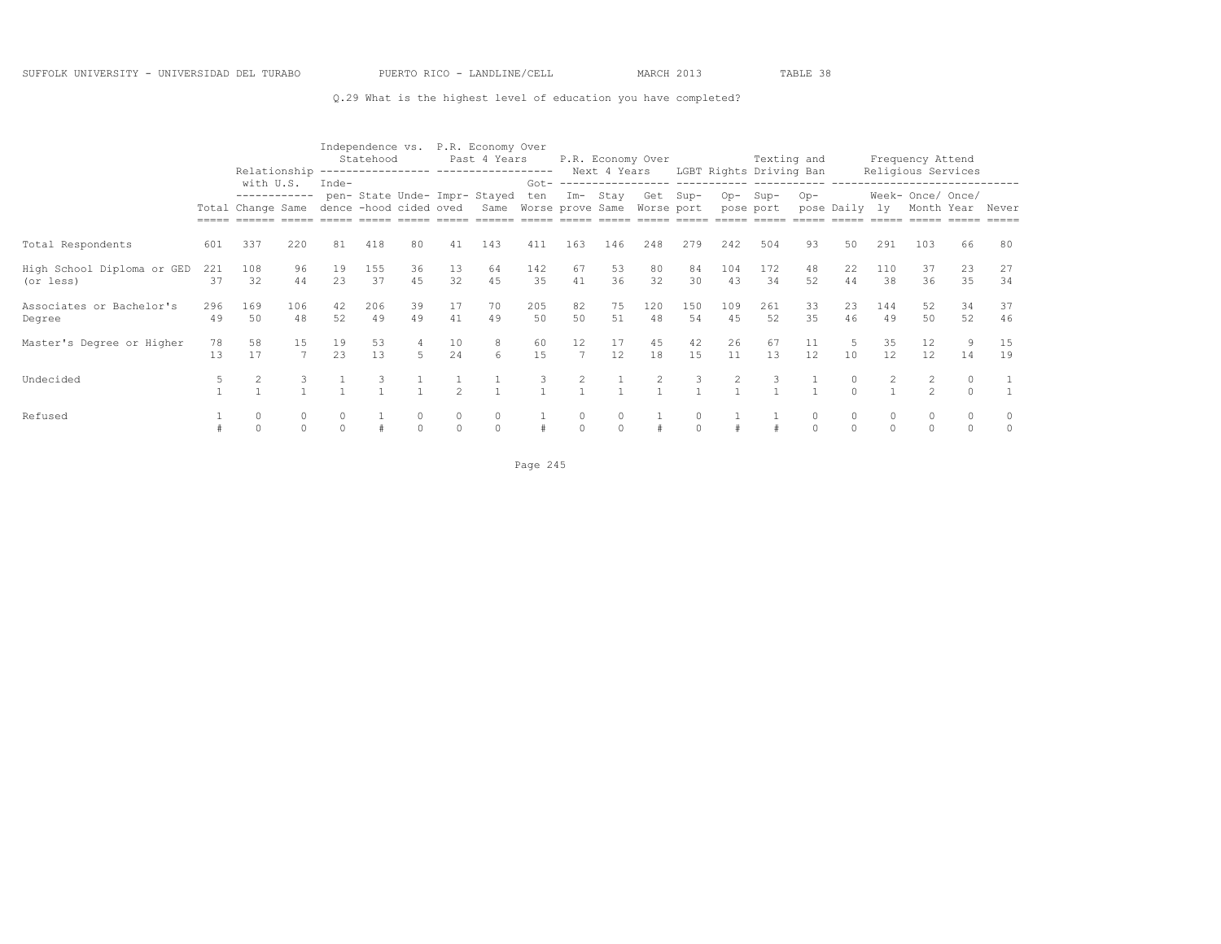SUFFOLK UNIVERSITY - UNIVERSIDAD DEL TURABO PUERTO RICO - LANDLINE/CELL MARCH 2013 TABLE 38

Q.29 What is the highest level of education you have completed?

| | | Relationship with U.S. | | Independence vs. Statehood | | | P.R. Economy Over Past 4 Years | | | P.R. Economy Over Next 4 Years | | | LGBT Rights | | Texting and Driving Ban | | Frequency Attend Religious Services | | | | |
|---|---|---|---|---|---|---|---|---|---|---|---|---|---|---|---|---|---|---|---|---|---|
| | Total | Change | Same | Inde-pen-dence | State-hood | Unde-cided | Impr-oved | Stayed Same | Got-ten Worse | Im-prove | Stay Same | Get Worse | Sup-port | Op-pose | Sup-port | Op-pose | Daily | Week-ly | Once/ Month | Once/ Year | Never |
| Total Respondents | 601 | 337 | 220 | 81 | 418 | 80 | 41 | 143 | 411 | 163 | 146 | 248 | 279 | 242 | 504 | 93 | 50 | 291 | 103 | 66 | 80 |
| High School Diploma or GED (or less) | 221 | 108 | 96 | 19 | 155 | 36 | 13 | 64 | 142 | 67 | 53 | 80 | 84 | 104 | 172 | 48 | 22 | 110 | 37 | 23 | 27 |
| | 37 | 32 | 44 | 23 | 37 | 45 | 32 | 45 | 35 | 41 | 36 | 32 | 30 | 43 | 34 | 52 | 44 | 38 | 36 | 35 | 34 |
| Associates or Bachelor's Degree | 296 | 169 | 106 | 42 | 206 | 39 | 17 | 70 | 205 | 82 | 75 | 120 | 150 | 109 | 261 | 33 | 23 | 144 | 52 | 34 | 37 |
| | 49 | 50 | 48 | 52 | 49 | 49 | 41 | 49 | 50 | 50 | 51 | 48 | 54 | 45 | 52 | 35 | 46 | 49 | 50 | 52 | 46 |
| Master's Degree or Higher | 78 | 58 | 15 | 19 | 53 | 4 | 10 | 8 | 60 | 12 | 17 | 45 | 42 | 26 | 67 | 11 | 5 | 35 | 12 | 9 | 15 |
| | 13 | 17 | 7 | 23 | 13 | 5 | 24 | 6 | 15 | 7 | 12 | 18 | 15 | 11 | 13 | 12 | 10 | 12 | 12 | 14 | 19 |
| Undecided | 5 | 2 | 3 | 1 | 3 | 1 | 1 | 1 | 3 | 2 | 1 | 2 | 3 | 2 | 3 | 1 | 0 | 2 | 2 | 0 | 1 |
| | 1 | 1 | 1 | 1 | 1 | 1 | 2 | 1 | 1 | 1 | 1 | 1 | 1 | 1 | 1 | 1 | 0 | 1 | 2 | 0 | 1 |
| Refused | 1 | 0 | 0 | 0 | 1 | 0 | 0 | 0 | 1 | 0 | 0 | 1 | 0 | 1 | 1 | 0 | 0 | 0 | 0 | 0 | 0 |
| | # | 0 | 0 | 0 | # | 0 | 0 | 0 | # | 0 | 0 | # | 0 | # | # | 0 | 0 | 0 | 0 | 0 | 0 |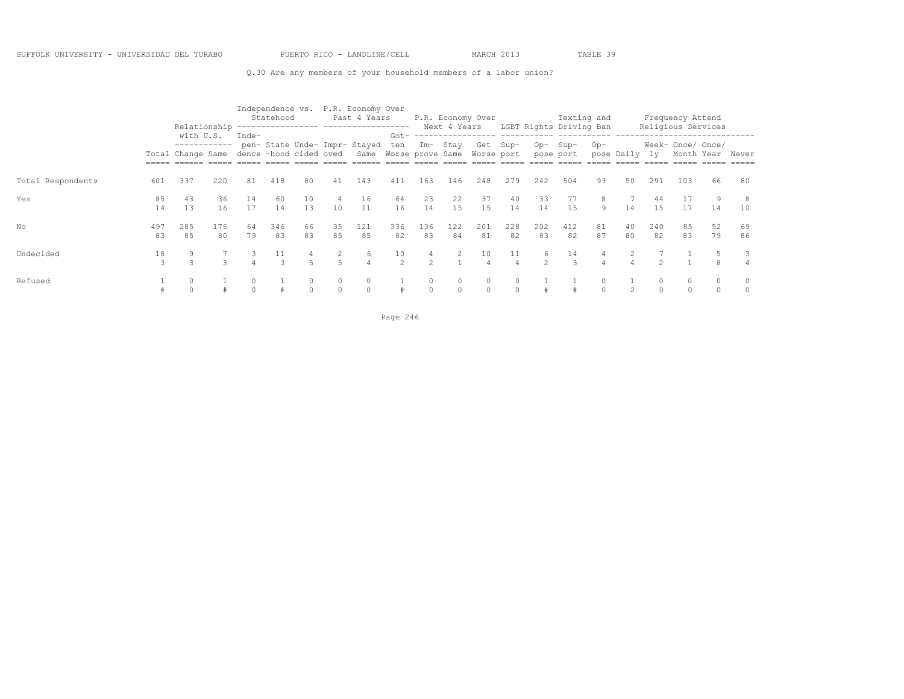SUFFOLK UNIVERSITY - UNIVERSIDAD DEL TURABO PUERTO RICO - LANDLINE/CELL MARCH 2013 TABLE 39

Q.30 Are any members of your household members of a labor union?

| | | Relationship with U.S. | | Independence vs. Statehood | | | P.R. Economy Over Past 4 Years | | | P.R. Economy Over Next 4 Years | | | LGBT Rights | | Texting and Driving Ban | | Frequency Attend Religious Services | | | | |
|---|---|---|---|---|---|---|---|---|---|---|---|---|---|---|---|---|---|---|---|---|---|
| | Total | Change | Same | Inde-pen-dence | State-hood | Unde-cided | Impr-oved | Stayed Same | Got-ten Worse | Im-prove | Stay Same | Get Worse | Sup-port | Op-pose | Sup-port | Op-pose | Daily | Week-ly | Once/ Month | Once/ Year | Never |
| Total Respondents | 601 | 337 | 220 | 81 | 418 | 80 | 41 | 143 | 411 | 163 | 146 | 248 | 279 | 242 | 504 | 93 | 50 | 291 | 103 | 66 | 80 |
| Yes | 85 | 43 | 36 | 14 | 60 | 10 | 4 | 16 | 64 | 23 | 22 | 37 | 40 | 33 | 77 | 8 | 7 | 44 | 17 | 9 | 8 |
| | 14 | 13 | 16 | 17 | 14 | 13 | 10 | 11 | 16 | 14 | 15 | 15 | 14 | 14 | 15 | 9 | 14 | 15 | 17 | 14 | 10 |
| No | 497 | 285 | 176 | 64 | 346 | 66 | 35 | 121 | 336 | 136 | 122 | 201 | 228 | 202 | 412 | 81 | 40 | 240 | 85 | 52 | 69 |
| | 83 | 85 | 80 | 79 | 83 | 83 | 85 | 85 | 82 | 83 | 84 | 81 | 82 | 83 | 82 | 87 | 80 | 82 | 83 | 79 | 86 |
| Undecided | 18 | 9 | 7 | 3 | 11 | 4 | 2 | 6 | 10 | 4 | 2 | 10 | 11 | 6 | 14 | 4 | 2 | 7 | 1 | 5 | 3 |
| | 3 | 3 | 3 | 4 | 3 | 5 | 5 | 4 | 2 | 2 | 1 | 4 | 4 | 2 | 3 | 4 | 4 | 2 | 1 | 8 | 4 |
| Refused | 1 | 0 | 1 | 0 | 1 | 0 | 0 | 0 | 1 | 0 | 0 | 0 | 0 | 1 | 1 | 0 | 1 | 0 | 0 | 0 | 0 |
| | # | 0 | # | 0 | # | 0 | 0 | 0 | # | 0 | 0 | 0 | 0 | # | # | 0 | 2 | 0 | 0 | 0 | 0 |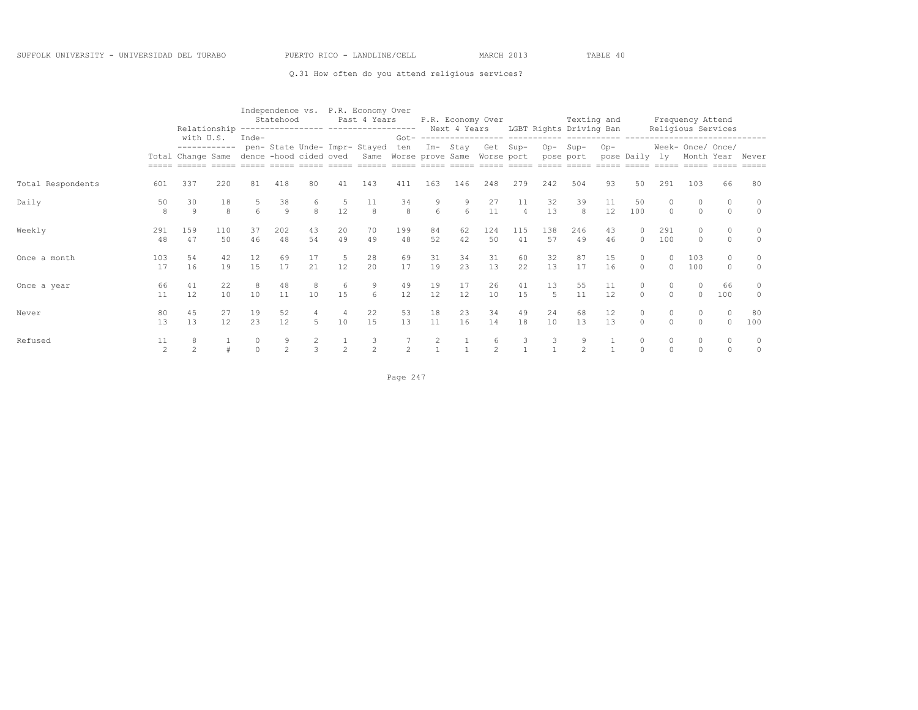SUFFOLK UNIVERSITY - UNIVERSIDAD DEL TURABO PUERTO RICO - LANDLINE/CELL MARCH 2013 TABLE 40

Q.31 How often do you attend religious services?

| | Total | Relationship with U.S. | | Independence vs. Statehood | | | P.R. Economy Over Past 4 Years | | | P.R. Economy Over Next 4 Years | | | LGBT Rights | | Texting and Driving Ban | | Frequency Attend Religious Services | | | | |
|---|---|---|---|---|---|---|---|---|---|---|---|---|---|---|---|---|---|---|---|---|---|
| | Total | Change | Same | Independence | Statehood | Undecided | Improved | Stayed Same | Gotten Worse | Improve | Stay Same | Get Worse | Support | Oppose | Support | Oppose | Daily | Weekly | Once/ Month | Once/ Year | Never |
| Total Respondents | 601 | 337 | 220 | 81 | 418 | 80 | 41 | 143 | 411 | 163 | 146 | 248 | 279 | 242 | 504 | 93 | 50 | 291 | 103 | 66 | 80 |
| Daily | 50 | 30 | 18 | 5 | 38 | 6 | 5 | 11 | 34 | 9 | 9 | 27 | 11 | 32 | 39 | 11 | 50 | 0 | 0 | 0 | 0 |
| | 8 | 9 | 8 | 6 | 9 | 8 | 12 | 8 | 8 | 6 | 6 | 11 | 4 | 13 | 8 | 12 | 100 | 0 | 0 | 0 | 0 |
| Weekly | 291 | 159 | 110 | 37 | 202 | 43 | 20 | 70 | 199 | 84 | 62 | 124 | 115 | 138 | 246 | 43 | 0 | 291 | 0 | 0 | 0 |
| | 48 | 47 | 50 | 46 | 48 | 54 | 49 | 49 | 48 | 52 | 42 | 50 | 41 | 57 | 49 | 46 | 0 | 100 | 0 | 0 | 0 |
| Once a month | 103 | 54 | 42 | 12 | 69 | 17 | 5 | 28 | 69 | 31 | 34 | 31 | 60 | 32 | 87 | 15 | 0 | 0 | 103 | 0 | 0 |
| | 17 | 16 | 19 | 15 | 17 | 21 | 12 | 20 | 17 | 19 | 23 | 13 | 22 | 13 | 17 | 16 | 0 | 0 | 100 | 0 | 0 |
| Once a year | 66 | 41 | 22 | 8 | 48 | 8 | 6 | 9 | 49 | 19 | 17 | 26 | 41 | 13 | 55 | 11 | 0 | 0 | 0 | 66 | 0 |
| | 11 | 12 | 10 | 10 | 11 | 10 | 15 | 6 | 12 | 12 | 12 | 10 | 15 | 5 | 11 | 12 | 0 | 0 | 0 | 100 | 0 |
| Never | 80 | 45 | 27 | 19 | 52 | 4 | 4 | 22 | 53 | 18 | 23 | 34 | 49 | 24 | 68 | 12 | 0 | 0 | 0 | 0 | 80 |
| | 13 | 13 | 12 | 23 | 12 | 5 | 10 | 15 | 13 | 11 | 16 | 14 | 18 | 10 | 13 | 13 | 0 | 0 | 0 | 0 | 100 |
| Refused | 11 | 8 | 1 | 0 | 9 | 2 | 1 | 3 | 7 | 2 | 1 | 6 | 3 | 3 | 9 | 1 | 0 | 0 | 0 | 0 | 0 |
| | 2 | 2 | # | 0 | 2 | 3 | 2 | 2 | 2 | 1 | 1 | 2 | 1 | 1 | 2 | 1 | 0 | 0 | 0 | 0 | 0 |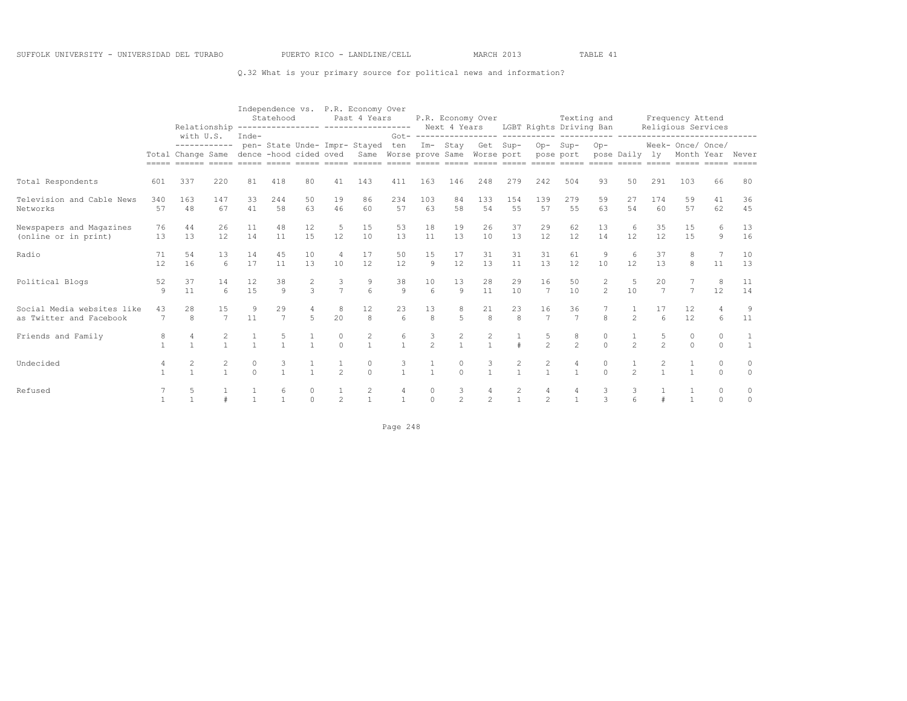Q.32 What is your primary source for political news and information?

| | Total | Relationship with U.S. | | Independence vs. Statehood | | | P.R. Economy Over Past 4 Years | | | P.R. Economy Over Next 4 Years | | | LGBT Rights | | Texting and Driving Ban | | Frequency Attend Religious Services | | | | |
|---|---|---|---|---|---|---|---|---|---|---|---|---|---|---|---|---|---|---|---|---|---|
| | Total | Change | Same | Independence | Statehood | Undecided | Improved | Stayed Same | Gotten Worse | Improve | Stay Same | Get Worse | Support | Oppose | Support | Oppose | Daily | Weekly | Once/ Month | Once/ Year | Never |
| Total Respondents | 601 | 337 | 220 | 81 | 418 | 80 | 41 | 143 | 411 | 163 | 146 | 248 | 279 | 242 | 504 | 93 | 50 | 291 | 103 | 66 | 80 |
| Television and Cable News Networks | 340 | 163 | 147 | 33 | 244 | 50 | 19 | 86 | 234 | 103 | 84 | 133 | 154 | 139 | 279 | 59 | 27 | 174 | 59 | 41 | 36 |
| | 57 | 48 | 67 | 41 | 58 | 63 | 46 | 60 | 57 | 63 | 58 | 54 | 55 | 57 | 55 | 63 | 54 | 60 | 57 | 62 | 45 |
| Newspapers and Magazines (online or in print) | 76 | 44 | 26 | 11 | 48 | 12 | 5 | 15 | 53 | 18 | 19 | 26 | 37 | 29 | 62 | 13 | 6 | 35 | 15 | 6 | 13 |
| | 13 | 13 | 12 | 14 | 11 | 15 | 12 | 10 | 13 | 11 | 13 | 10 | 13 | 12 | 12 | 14 | 12 | 12 | 15 | 9 | 16 |
| Radio | 71 | 54 | 13 | 14 | 45 | 10 | 4 | 17 | 50 | 15 | 17 | 31 | 31 | 31 | 61 | 9 | 6 | 37 | 8 | 7 | 10 |
| | 12 | 16 | 6 | 17 | 11 | 13 | 10 | 12 | 12 | 9 | 12 | 13 | 11 | 13 | 12 | 10 | 12 | 13 | 8 | 11 | 13 |
| Political Blogs | 52 | 37 | 14 | 12 | 38 | 2 | 3 | 9 | 38 | 10 | 13 | 28 | 29 | 16 | 50 | 2 | 5 | 20 | 7 | 8 | 11 |
| | 9 | 11 | 6 | 15 | 9 | 3 | 7 | 6 | 9 | 6 | 9 | 11 | 10 | 7 | 10 | 2 | 10 | 7 | 7 | 12 | 14 |
| Social Media websites like as Twitter and Facebook | 43 | 28 | 15 | 9 | 29 | 4 | 8 | 12 | 23 | 13 | 8 | 21 | 23 | 16 | 36 | 7 | 1 | 17 | 12 | 4 | 9 |
| | 7 | 8 | 7 | 11 | 7 | 5 | 20 | 8 | 6 | 8 | 5 | 8 | 8 | 7 | 7 | 8 | 2 | 6 | 12 | 6 | 11 |
| Friends and Family | 8 | 4 | 2 | 1 | 5 | 1 | 0 | 2 | 6 | 3 | 2 | 2 | 1 | 5 | 8 | 0 | 1 | 5 | 0 | 0 | 1 |
| | 1 | 1 | 1 | 1 | 1 | 1 | 0 | 1 | 1 | 2 | 1 | 1 | # | 2 | 2 | 0 | 2 | 2 | 0 | 0 | 1 |
| Undecided | 4 | 2 | 2 | 0 | 3 | 1 | 1 | 0 | 3 | 1 | 0 | 3 | 2 | 2 | 4 | 0 | 1 | 2 | 1 | 0 | 0 |
| | 1 | 1 | 1 | 0 | 1 | 1 | 2 | 0 | 1 | 1 | 0 | 1 | 1 | 1 | 1 | 0 | 2 | 1 | 1 | 0 | 0 |
| Refused | 7 | 5 | 1 | 1 | 6 | 0 | 1 | 2 | 4 | 0 | 3 | 4 | 2 | 4 | 4 | 3 | 3 | 1 | 1 | 0 | 0 |
| | 1 | 1 | # | 1 | 1 | 0 | 2 | 1 | 1 | 0 | 2 | 2 | 1 | 2 | 1 | 3 | 6 | # | 1 | 0 | 0 |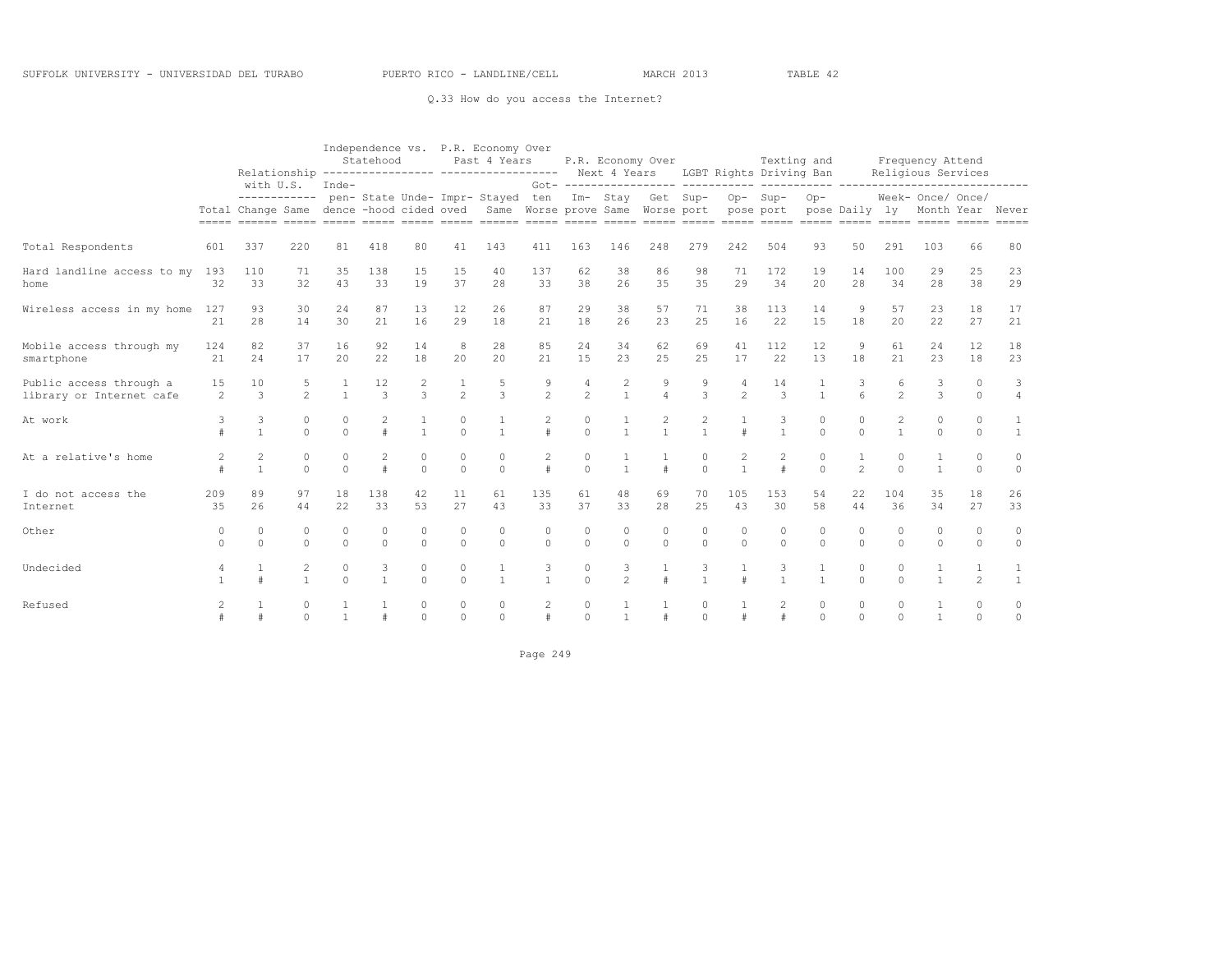SUFFOLK UNIVERSITY - UNIVERSIDAD DEL TURABO PUERTO RICO - LANDLINE/CELL MARCH 2013 TABLE 42

Q.33 How do you access the Internet?

| | | Relationship with U.S. | | Independence vs. Statehood | | | P.R. Economy Over Past 4 Years | | | P.R. Economy Over Next 4 Years | | | LGBT Rights | | Texting and Driving Ban | | Frequency Attend Religious Services | | | | |
|---|---|---|---|---|---|---|---|---|---|---|---|---|---|---|---|---|---|---|---|---|---|
| | Total | Change | Same | Independence | Statehood | Undecided | Improved | Stayed Same | Gotten Worse | Improve | Stay Same | Get Worse | Support | Oppose | Support | Oppose | Daily | Weekly | Once/ Month | Once/ Year | Never |
| Total Respondents | 601 | 337 | 220 | 81 | 418 | 80 | 41 | 143 | 411 | 163 | 146 | 248 | 279 | 242 | 504 | 93 | 50 | 291 | 103 | 66 | 80 |
| Hard landline access to my home | 193 | 110 | 71 | 35 | 138 | 15 | 15 | 40 | 137 | 62 | 38 | 86 | 98 | 71 | 172 | 19 | 14 | 100 | 29 | 25 | 23 |
| | 32 | 33 | 32 | 43 | 33 | 19 | 37 | 28 | 33 | 38 | 26 | 35 | 35 | 29 | 34 | 20 | 28 | 34 | 28 | 38 | 29 |
| Wireless access in my home | 127 | 93 | 30 | 24 | 87 | 13 | 12 | 26 | 87 | 29 | 38 | 57 | 71 | 38 | 113 | 14 | 9 | 57 | 23 | 18 | 17 |
| | 21 | 28 | 14 | 30 | 21 | 16 | 29 | 18 | 21 | 18 | 26 | 23 | 25 | 16 | 22 | 15 | 18 | 20 | 22 | 27 | 21 |
| Mobile access through my smartphone | 124 | 82 | 37 | 16 | 92 | 14 | 8 | 28 | 85 | 24 | 34 | 62 | 69 | 41 | 112 | 12 | 9 | 61 | 24 | 12 | 18 |
| | 21 | 24 | 17 | 20 | 22 | 18 | 20 | 20 | 21 | 15 | 23 | 25 | 25 | 17 | 22 | 13 | 18 | 21 | 23 | 18 | 23 |
| Public access through a library or Internet cafe | 15 | 10 | 5 | 1 | 12 | 2 | 1 | 5 | 9 | 4 | 2 | 9 | 9 | 4 | 14 | 1 | 3 | 6 | 3 | 0 | 3 |
| | 2 | 3 | 2 | 1 | 3 | 3 | 2 | 3 | 2 | 2 | 1 | 4 | 3 | 2 | 3 | 1 | 6 | 2 | 3 | 0 | 4 |
| At work | 3 | 3 | 0 | 0 | 2 | 1 | 0 | 1 | 2 | 0 | 1 | 2 | 2 | 1 | 3 | 0 | 0 | 2 | 0 | 0 | 1 |
| | # | 1 | 0 | 0 | # | 1 | 0 | 1 | # | 0 | 1 | 1 | 1 | # | 1 | 0 | 0 | 1 | 0 | 0 | 1 |
| At a relative's home | 2 | 2 | 0 | 0 | 2 | 0 | 0 | 0 | 2 | 0 | 1 | 1 | 0 | 2 | 2 | 0 | 1 | 0 | 1 | 0 | 0 |
| | # | 1 | 0 | 0 | # | 0 | 0 | 0 | # | 0 | 1 | # | 0 | 1 | # | 0 | 2 | 0 | 1 | 0 | 0 |
| I do not access the Internet | 209 | 89 | 97 | 18 | 138 | 42 | 11 | 61 | 135 | 61 | 48 | 69 | 70 | 105 | 153 | 54 | 22 | 104 | 35 | 18 | 26 |
| | 35 | 26 | 44 | 22 | 33 | 53 | 27 | 43 | 33 | 37 | 33 | 28 | 25 | 43 | 30 | 58 | 44 | 36 | 34 | 27 | 33 |
| Other | 0 | 0 | 0 | 0 | 0 | 0 | 0 | 0 | 0 | 0 | 0 | 0 | 0 | 0 | 0 | 0 | 0 | 0 | 0 | 0 | 0 |
| | 0 | 0 | 0 | 0 | 0 | 0 | 0 | 0 | 0 | 0 | 0 | 0 | 0 | 0 | 0 | 0 | 0 | 0 | 0 | 0 | 0 |
| Undecided | 4 | 1 | 2 | 0 | 3 | 0 | 0 | 1 | 3 | 0 | 3 | 1 | 3 | 1 | 3 | 1 | 0 | 0 | 1 | 1 | 1 |
| | 1 | # | 1 | 0 | 1 | 0 | 0 | 1 | 1 | 0 | 2 | # | 1 | # | 1 | 1 | 0 | 0 | 1 | 2 | 1 |
| Refused | 2 | 1 | 0 | 1 | 1 | 0 | 0 | 0 | 2 | 0 | 1 | 1 | 0 | 1 | 2 | 0 | 0 | 0 | 1 | 0 | 0 |
| | # | # | 0 | 1 | # | 0 | 0 | 0 | # | 0 | 1 | # | 0 | # | # | 0 | 0 | 0 | 1 | 0 | 0 |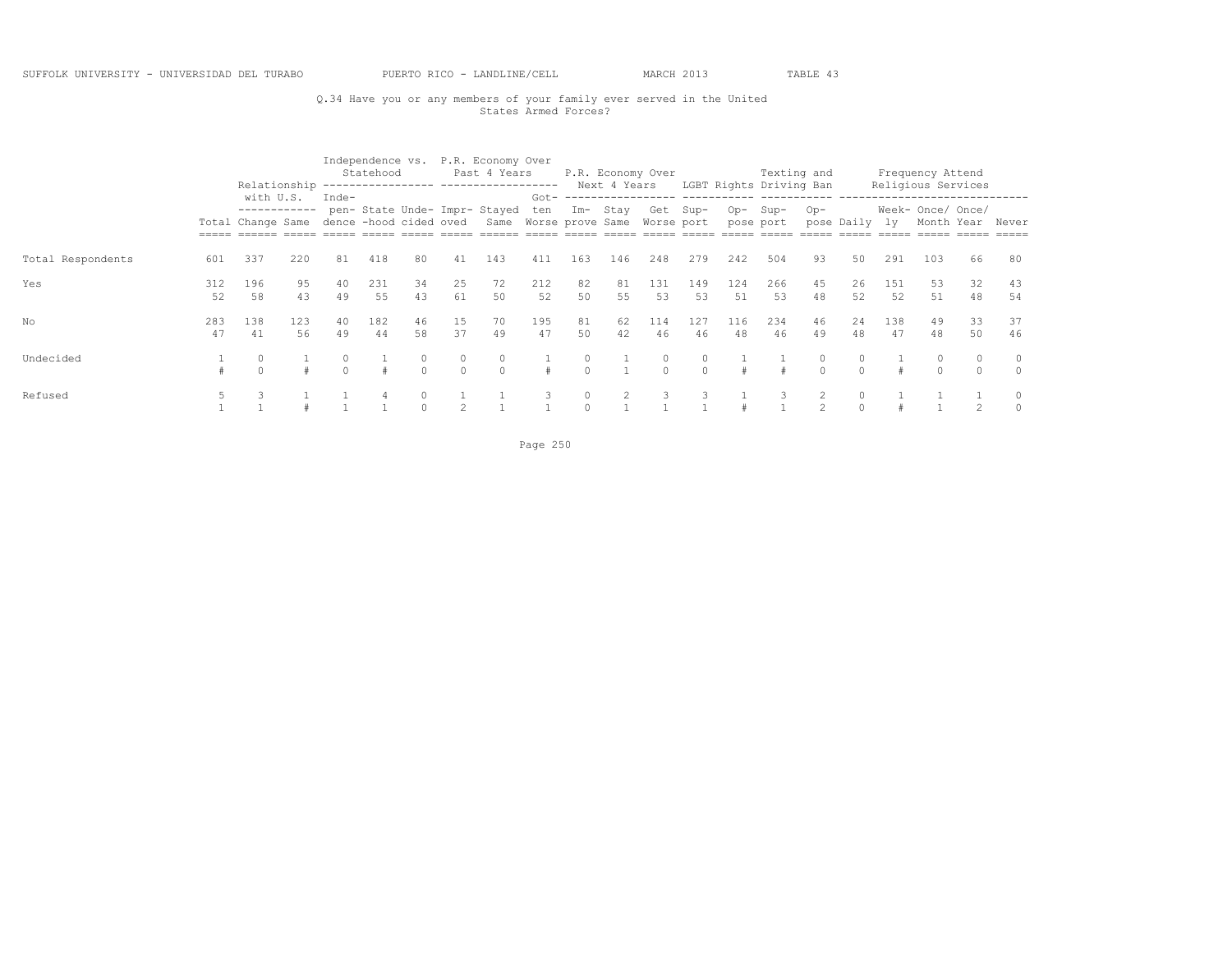SUFFOLK UNIVERSITY - UNIVERSIDAD DEL TURABO PUERTO RICO - LANDLINE/CELL MARCH 2013 TABLE 43

Q.34 Have you or any members of your family ever served in the United States Armed Forces?

| | | Relationship with U.S. | | Independence vs. Statehood | | | P.R. Economy Over Past 4 Years | | | P.R. Economy Over Next 4 Years | | | LGBT Rights | | Texting and Driving Ban | | Frequency Attend Religious Services | | | | |
|---|---|---|---|---|---|---|---|---|---|---|---|---|---|---|---|---|---|---|---|---|---|
| | Total | Change | Same | Independence | Statehood | Undecided | Improved | Stayed Same | Gotten Worse | Improve | Stay Same | Get Worse | Support | Oppose | Support | Oppose | Daily | Weekly | Once/ Month | Once/ Year | Never |
| Total Respondents | 601 | 337 | 220 | 81 | 418 | 80 | 41 | 143 | 411 | 163 | 146 | 248 | 279 | 242 | 504 | 93 | 50 | 291 | 103 | 66 | 80 |
| Yes | 312 | 196 | 95 | 40 | 231 | 34 | 25 | 72 | 212 | 82 | 81 | 131 | 149 | 124 | 266 | 45 | 26 | 151 | 53 | 32 | 43 |
| | 52 | 58 | 43 | 49 | 55 | 43 | 61 | 50 | 52 | 50 | 55 | 53 | 53 | 51 | 53 | 48 | 52 | 52 | 51 | 48 | 54 |
| No | 283 | 138 | 123 | 40 | 182 | 46 | 15 | 70 | 195 | 81 | 62 | 114 | 127 | 116 | 234 | 46 | 24 | 138 | 49 | 33 | 37 |
| | 47 | 41 | 56 | 49 | 44 | 58 | 37 | 49 | 47 | 50 | 42 | 46 | 46 | 48 | 46 | 49 | 48 | 47 | 48 | 50 | 46 |
| Undecided | 1 | 0 | 1 | 0 | 1 | 0 | 0 | 0 | 1 | 0 | 1 | 0 | 0 | 1 | 1 | 0 | 0 | 1 | 0 | 0 | 0 |
| | # | 0 | # | 0 | # | 0 | 0 | 0 | # | 0 | 1 | 0 | 0 | # | # | 0 | 0 | # | 0 | 0 | 0 |
| Refused | 5 | 3 | 1 | 1 | 4 | 0 | 1 | 1 | 3 | 0 | 2 | 3 | 3 | 1 | 3 | 2 | 0 | 1 | 1 | 1 | 0 |
| | 1 | 1 | # | 1 | 1 | 0 | 2 | 1 | 1 | 0 | 1 | 1 | 1 | # | 1 | 2 | 0 | # | 1 | 2 | 0 |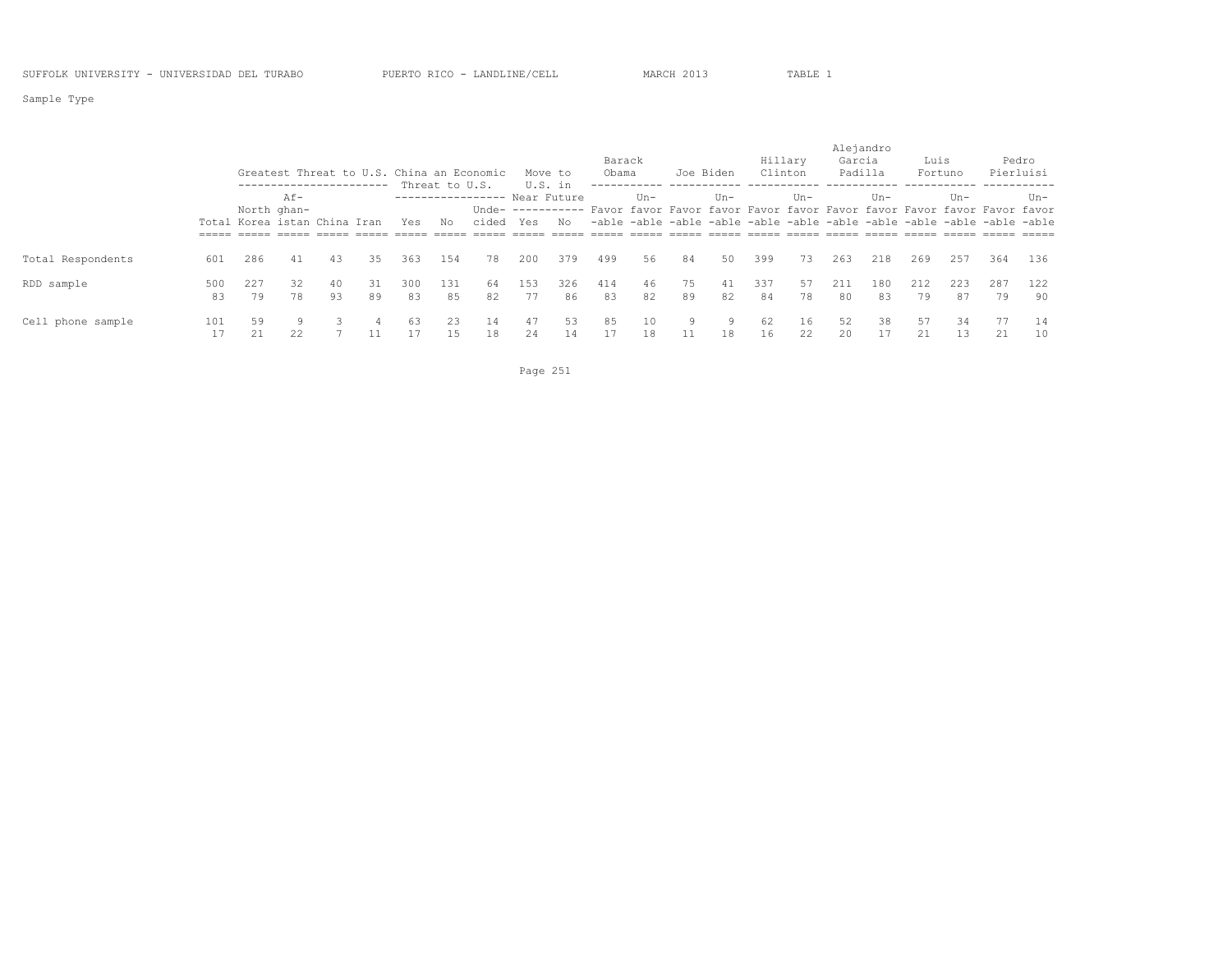SUFFOLK UNIVERSITY - UNIVERSIDAD DEL TURABO PUERTO RICO - LANDLINE/CELL MARCH 2013 TABLE 1

Sample Type

| | | Greatest Threat to U.S. | | | | China an Economic Threat to U.S. | | | Move to U.S. in Near Future | | Barack Obama | | Joe Biden | | Hillary Clinton | | Alejandro Garcia Padilla | | Luis Fortuno | | Pedro Pierluisi | |
|---|---|---|---|---|---|---|---|---|---|---|---|---|---|---|---|---|---|---|---|---|---|---|
| | Total | North Korea | Af-ghan-istan | China | Iran | Yes | No | Unde-cided | Yes | No | Favor-able | Un-favor-able | Favor-able | Un-favor-able | Favor-able | Un-favor-able | Favor-able | Un-favor-able | Favor-able | Un-favor-able | Favor-able | Un-favor-able |
| Total Respondents | 601 | 286 | 41 | 43 | 35 | 363 | 154 | 78 | 200 | 379 | 499 | 56 | 84 | 50 | 399 | 73 | 263 | 218 | 269 | 257 | 364 | 136 |
| RDD sample | 500 | 227 | 32 | 40 | 31 | 300 | 131 | 64 | 153 | 326 | 414 | 46 | 75 | 41 | 337 | 57 | 211 | 180 | 212 | 223 | 287 | 122 |
| | 83 | 79 | 78 | 93 | 89 | 83 | 85 | 82 | 77 | 86 | 83 | 82 | 89 | 82 | 84 | 78 | 80 | 83 | 79 | 87 | 79 | 90 |
| Cell phone sample | 101 | 59 | 9 | 3 | 4 | 63 | 23 | 14 | 47 | 53 | 85 | 10 | 9 | 9 | 62 | 16 | 52 | 38 | 57 | 34 | 77 | 14 |
| | 17 | 21 | 22 | 7 | 11 | 17 | 15 | 18 | 24 | 14 | 17 | 18 | 11 | 18 | 16 | 22 | 20 | 17 | 21 | 13 | 21 | 10 |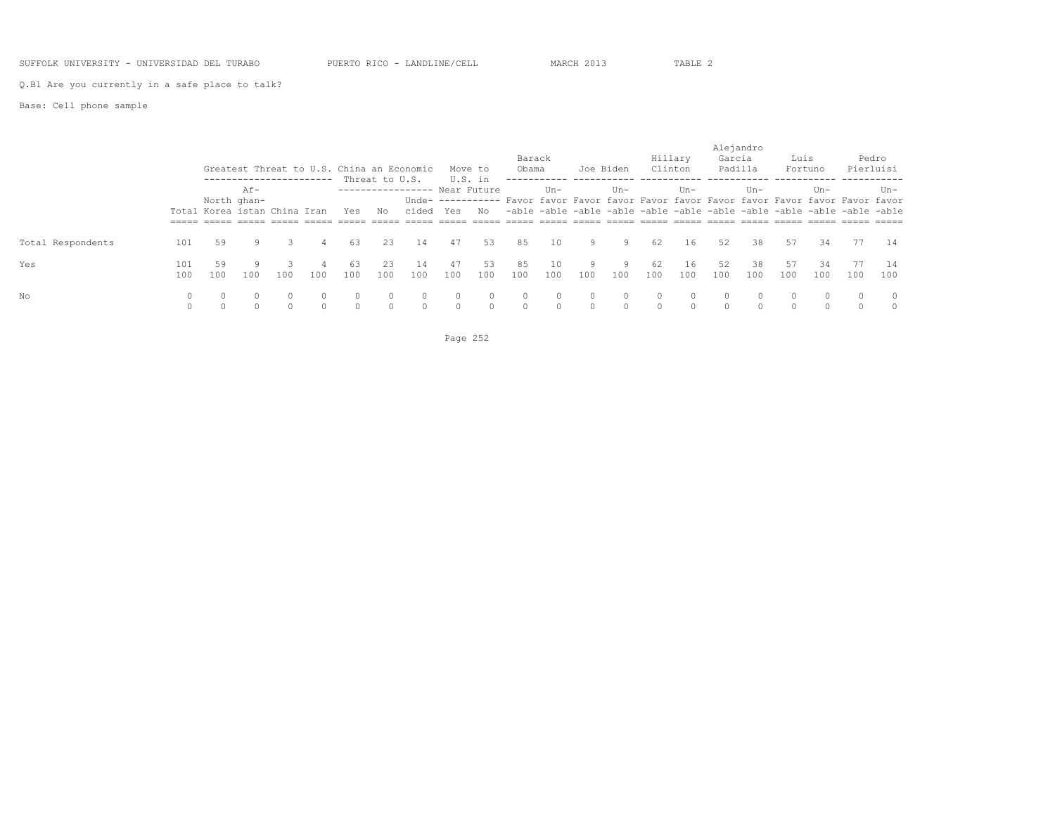SUFFOLK UNIVERSITY - UNIVERSIDAD DEL TURABO PUERTO RICO - LANDLINE/CELL MARCH 2013 TABLE 2

Q.B1 Are you currently in a safe place to talk?

Base: Cell phone sample

| | | Greatest Threat to U.S. | | | | China an Economic Threat to U.S. | | | Move to U.S. in Near Future | | Barack Obama | | Joe Biden | | Hillary Clinton | | Alejandro Garcia Padilla | | Luis Fortuno | | Pedro Pierluisi | |
|---|---|---|---|---|---|---|---|---|---|---|---|---|---|---|---|---|---|---|---|---|---|---|
| | Total | North Korea | Afghanistan | China | Iran | Yes | No | Undecided | Yes | No | Favorable | Unfavorable | Favorable | Unfavorable | Favorable | Unfavorable | Favorable | Unfavorable | Favorable | Unfavorable | Favorable | Unfavorable |
| Total Respondents | 101 | 59 | 9 | 3 | 4 | 63 | 23 | 14 | 47 | 53 | 85 | 10 | 9 | 9 | 62 | 16 | 52 | 38 | 57 | 34 | 77 | 14 |
| Yes | 101 | 59 | 9 | 3 | 4 | 63 | 23 | 14 | 47 | 53 | 85 | 10 | 9 | 9 | 62 | 16 | 52 | 38 | 57 | 34 | 77 | 14 |
| | 100 | 100 | 100 | 100 | 100 | 100 | 100 | 100 | 100 | 100 | 100 | 100 | 100 | 100 | 100 | 100 | 100 | 100 | 100 | 100 | 100 | 100 |
| No | 0 | 0 | 0 | 0 | 0 | 0 | 0 | 0 | 0 | 0 | 0 | 0 | 0 | 0 | 0 | 0 | 0 | 0 | 0 | 0 | 0 | 0 |
| | 0 | 0 | 0 | 0 | 0 | 0 | 0 | 0 | 0 | 0 | 0 | 0 | 0 | 0 | 0 | 0 | 0 | 0 | 0 | 0 | 0 | 0 |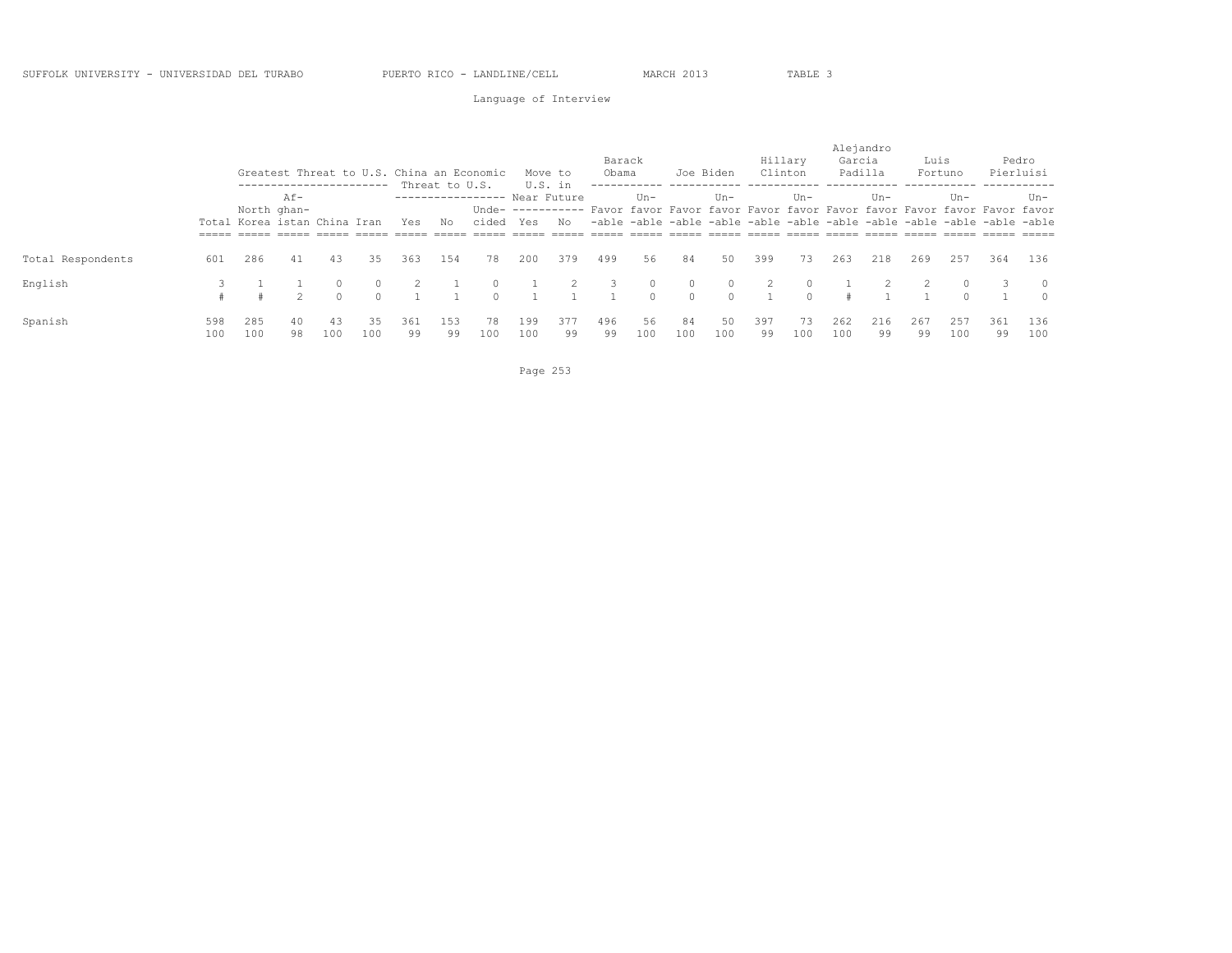SUFFOLK UNIVERSITY - UNIVERSIDAD DEL TURABO PUERTO RICO - LANDLINE/CELL MARCH 2013 TABLE 3

Language of Interview

| | | Greatest Threat to U.S. | | | | China an Economic Threat to U.S. | | | Move to U.S. in Near Future | | Barack Obama | | Joe Biden | | Hillary Clinton | | Alejandro Garcia Padilla | | Luis Fortuno | | Pedro Pierluisi | |
|---|---|---|---|---|---|---|---|---|---|---|---|---|---|---|---|---|---|---|---|---|---|---|
| | Total | North Korea | Af-ghan-istan | China | Iran | Yes | No | Unde-cided | Yes | No | Favor-able | Un-favor-able | Favor-able | Un-favor-able | Favor-able | Un-favor-able | Favor-able | Un-favor-able | Favor-able | Un-favor-able | Favor-able | Un-favor-able |
| Total Respondents | 601 | 286 | 41 | 43 | 35 | 363 | 154 | 78 | 200 | 379 | 499 | 56 | 84 | 50 | 399 | 73 | 263 | 218 | 269 | 257 | 364 | 136 |
| English | 3 | 1 | 1 | 0 | 0 | 2 | 1 | 0 | 1 | 2 | 3 | 0 | 0 | 0 | 2 | 0 | 1 | 2 | 2 | 0 | 3 | 0 |
| | # | # | 2 | 0 | 0 | 1 | 1 | 0 | 1 | 1 | 1 | 0 | 0 | 0 | 1 | 0 | # | 1 | 1 | 0 | 1 | 0 |
| Spanish | 598 | 285 | 40 | 43 | 35 | 361 | 153 | 78 | 199 | 377 | 496 | 56 | 84 | 50 | 397 | 73 | 262 | 216 | 267 | 257 | 361 | 136 |
| | 100 | 100 | 98 | 100 | 100 | 99 | 99 | 100 | 100 | 99 | 99 | 100 | 100 | 100 | 99 | 100 | 100 | 99 | 99 | 100 | 99 | 100 |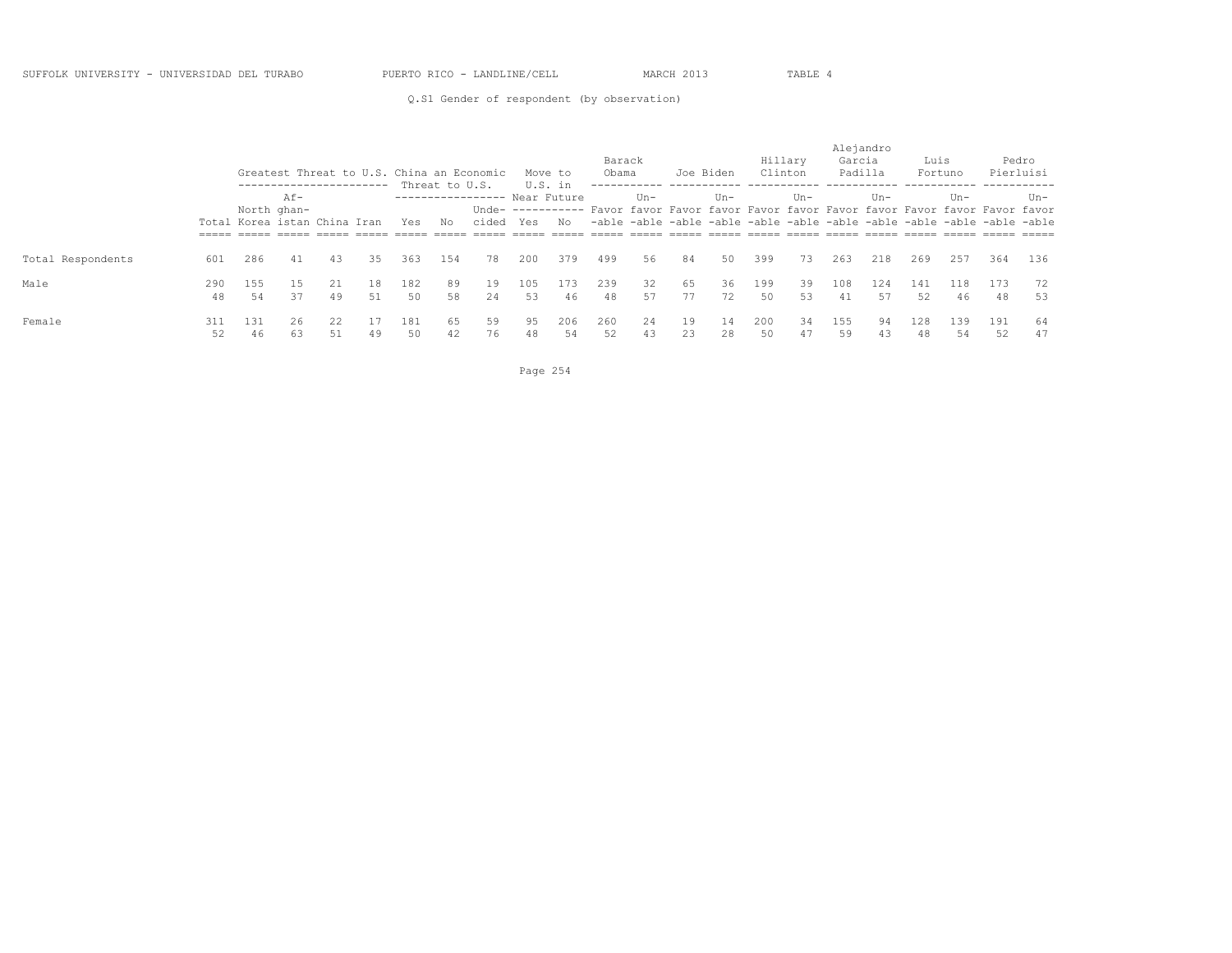SUFFOLK UNIVERSITY - UNIVERSIDAD DEL TURABO PUERTO RICO - LANDLINE/CELL MARCH 2013 TABLE 4

Q.S1 Gender of respondent (by observation)

| | Total | Greatest Threat to U.S. | | | | China an Economic Threat to U.S. | | | Move to U.S. in Near Future | | Barack Obama | | Joe Biden | | Hillary Clinton | | Alejandro Garcia Padilla | | Luis Fortuno | | Pedro Pierluisi | |
|---|---|---|---|---|---|---|---|---|---|---|---|---|---|---|---|---|---|---|---|---|---|---|
| | | North Korea | Afghanistan | China | Iran | Yes | No | Undecided | Yes | No | Favorable | Unfavorable | Favorable | Unfavorable | Favorable | Unfavorable | Favorable | Unfavorable | Favorable | Unfavorable | Favorable | Unfavorable |
| Total Respondents | 601 | 286 | 41 | 43 | 35 | 363 | 154 | 78 | 200 | 379 | 499 | 56 | 84 | 50 | 399 | 73 | 263 | 218 | 269 | 257 | 364 | 136 |
| Male | 290 | 155 | 15 | 21 | 18 | 182 | 89 | 19 | 105 | 173 | 239 | 32 | 65 | 36 | 199 | 39 | 108 | 124 | 141 | 118 | 173 | 72 |
| | 48 | 54 | 37 | 49 | 51 | 50 | 58 | 24 | 53 | 46 | 48 | 57 | 77 | 72 | 50 | 53 | 41 | 57 | 52 | 46 | 48 | 53 |
| Female | 311 | 131 | 26 | 22 | 17 | 181 | 65 | 59 | 95 | 206 | 260 | 24 | 19 | 14 | 200 | 34 | 155 | 94 | 128 | 139 | 191 | 64 |
| | 52 | 46 | 63 | 51 | 49 | 50 | 42 | 76 | 48 | 54 | 52 | 43 | 23 | 28 | 50 | 47 | 59 | 43 | 48 | 54 | 52 | 47 |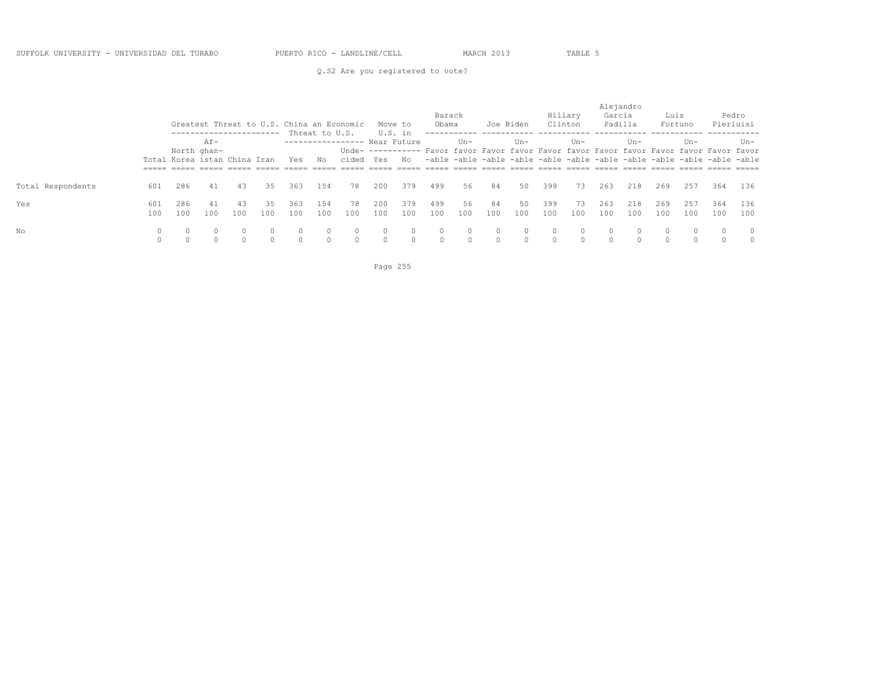SUFFOLK UNIVERSITY - UNIVERSIDAD DEL TURABO    PUERTO RICO - LANDLINE/CELL    MARCH 2013    TABLE 5

Q.S2 Are you registered to vote?

| | | Greatest Threat to U.S. | | | | China an Economic Threat to U.S. | | | Move to U.S. in Near Future | | Barack Obama | | Joe Biden | | Hillary Clinton | | Alejandro Garcia Padilla | | Luis Fortuno | | Pedro Pierluisi | |
|---|---|---|---|---|---|---|---|---|---|---|---|---|---|---|---|---|---|---|---|---|---|---|
| | Total | North Korea | Afghanistan | China | Iran | Yes | No | Undecided | Yes | No | Favorable | Unfavorable | Favorable | Unfavorable | Favorable | Unfavorable | Favorable | Unfavorable | Favorable | Unfavorable | Favorable | Unfavorable |
| Total Respondents | 601 | 286 | 41 | 43 | 35 | 363 | 154 | 78 | 200 | 379 | 499 | 56 | 84 | 50 | 399 | 73 | 263 | 218 | 269 | 257 | 364 | 136 |
| Yes | 601 | 286 | 41 | 43 | 35 | 363 | 154 | 78 | 200 | 379 | 499 | 56 | 84 | 50 | 399 | 73 | 263 | 218 | 269 | 257 | 364 | 136 |
| | 100 | 100 | 100 | 100 | 100 | 100 | 100 | 100 | 100 | 100 | 100 | 100 | 100 | 100 | 100 | 100 | 100 | 100 | 100 | 100 | 100 | 100 |
| No | 0 | 0 | 0 | 0 | 0 | 0 | 0 | 0 | 0 | 0 | 0 | 0 | 0 | 0 | 0 | 0 | 0 | 0 | 0 | 0 | 0 | 0 |
| | 0 | 0 | 0 | 0 | 0 | 0 | 0 | 0 | 0 | 0 | 0 | 0 | 0 | 0 | 0 | 0 | 0 | 0 | 0 | 0 | 0 | 0 |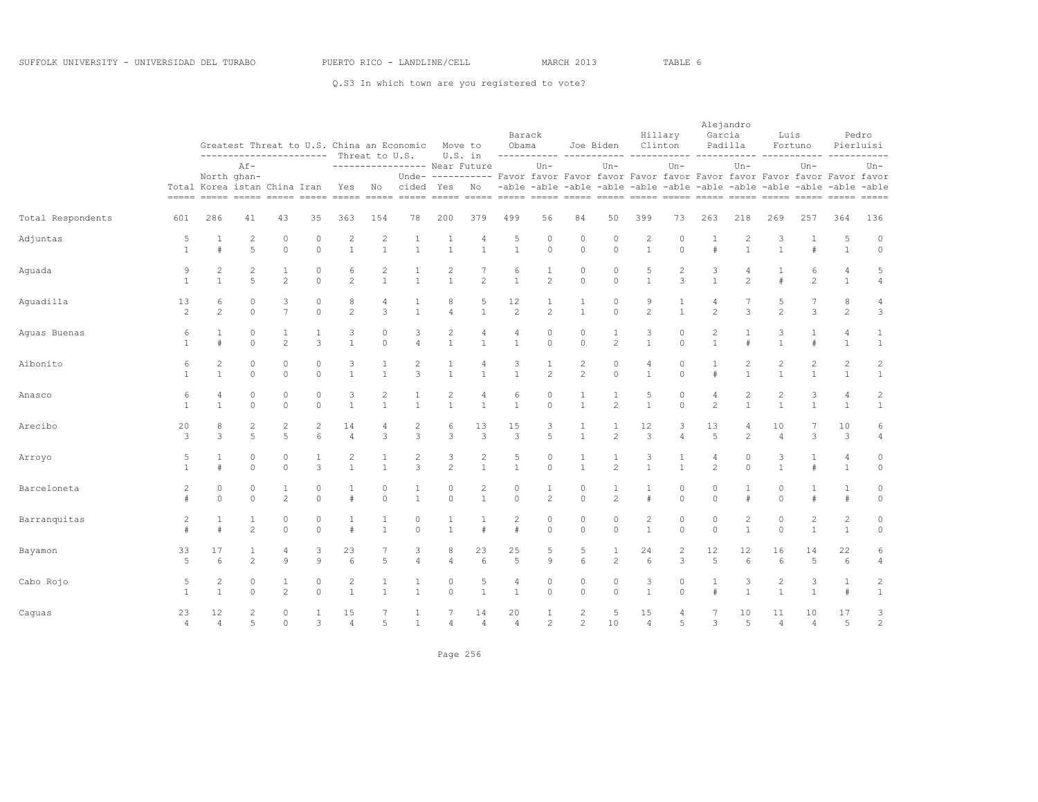SUFFOLK UNIVERSITY - UNIVERSIDAD DEL TURABO PUERTO RICO - LANDLINE/CELL MARCH 2013 TABLE 6

Q.S3 In which town are you registered to vote?

| | Total | Greatest Threat to U.S.: North Korea | Greatest Threat to U.S.: Af-ghan-istan | Greatest Threat to U.S.: China | Greatest Threat to U.S.: Iran | China an Economic Threat to U.S.: Yes | China an Economic Threat to U.S.: No | China an Economic Threat to U.S.: Unde-cided | Move to U.S. in Near Future: Yes | Move to U.S. in Near Future: No | Barack Obama: Favor-able | Barack Obama: Un-favor-able | Joe Biden: Favor-able | Joe Biden: Un-favor-able | Hillary Clinton: Favor-able | Hillary Clinton: Un-favor-able | Alejandro Garcia Padilla: Favor-able | Alejandro Garcia Padilla: Un-favor-able | Luis Fortuno: Favor-able | Luis Fortuno: Un-favor-able | Pedro Pierluisi: Favor-able | Pedro Pierluisi: Un-favor-able |
|---|---|---|---|---|---|---|---|---|---|---|---|---|---|---|---|---|---|---|---|---|---|---|
| Total Respondents | 601 | 286 | 41 | 43 | 35 | 363 | 154 | 78 | 200 | 379 | 499 | 56 | 84 | 50 | 399 | 73 | 263 | 218 | 269 | 257 | 364 | 136 |
| Adjuntas | 5 | 1 | 2 | 0 | 0 | 2 | 2 | 1 | 1 | 4 | 5 | 0 | 0 | 0 | 2 | 0 | 1 | 2 | 3 | 1 | 5 | 0 |
| | 1 | # | 5 | 0 | 0 | 1 | 1 | 1 | 1 | 1 | 1 | 0 | 0 | 0 | 1 | 0 | # | 1 | 1 | # | 1 | 0 |
| Aguada | 9 | 2 | 2 | 1 | 0 | 6 | 2 | 1 | 2 | 7 | 6 | 1 | 0 | 0 | 5 | 2 | 3 | 4 | 1 | 6 | 4 | 5 |
| | 1 | 1 | 5 | 2 | 0 | 2 | 1 | 1 | 1 | 2 | 1 | 2 | 0 | 0 | 1 | 3 | 1 | 2 | # | 2 | 1 | 4 |
| Aguadilla | 13 | 6 | 0 | 3 | 0 | 8 | 4 | 1 | 8 | 5 | 12 | 1 | 1 | 0 | 9 | 1 | 4 | 7 | 5 | 7 | 8 | 4 |
| | 2 | 2 | 0 | 7 | 0 | 2 | 3 | 1 | 4 | 1 | 2 | 2 | 1 | 0 | 2 | 1 | 2 | 3 | 2 | 3 | 2 | 3 |
| Aguas Buenas | 6 | 1 | 0 | 1 | 1 | 3 | 0 | 3 | 2 | 4 | 4 | 0 | 0 | 1 | 3 | 0 | 2 | 1 | 3 | 1 | 4 | 1 |
| | 1 | # | 0 | 2 | 3 | 1 | 0 | 4 | 1 | 1 | 1 | 0 | 0 | 2 | 1 | 0 | 1 | # | 1 | # | 1 | 1 |
| Aibonito | 6 | 2 | 0 | 0 | 0 | 3 | 1 | 2 | 1 | 4 | 3 | 1 | 2 | 0 | 4 | 0 | 1 | 2 | 2 | 2 | 2 | 2 |
| | 1 | 1 | 0 | 0 | 0 | 1 | 1 | 3 | 1 | 1 | 1 | 2 | 2 | 0 | 1 | 0 | # | 1 | 1 | 1 | 1 | 1 |
| Anasco | 6 | 4 | 0 | 0 | 0 | 3 | 2 | 1 | 2 | 4 | 6 | 0 | 1 | 1 | 5 | 0 | 4 | 2 | 2 | 3 | 4 | 2 |
| | 1 | 1 | 0 | 0 | 0 | 1 | 1 | 1 | 1 | 1 | 1 | 0 | 1 | 2 | 1 | 0 | 2 | 1 | 1 | 1 | 1 | 1 |
| Arecibo | 20 | 8 | 2 | 2 | 2 | 14 | 4 | 2 | 6 | 13 | 15 | 3 | 1 | 1 | 12 | 3 | 13 | 4 | 10 | 7 | 10 | 6 |
| | 3 | 3 | 5 | 5 | 6 | 4 | 3 | 3 | 3 | 3 | 3 | 5 | 1 | 2 | 3 | 4 | 5 | 2 | 4 | 3 | 3 | 4 |
| Arroyo | 5 | 1 | 0 | 0 | 1 | 2 | 1 | 2 | 3 | 2 | 5 | 0 | 1 | 1 | 3 | 1 | 4 | 0 | 3 | 1 | 4 | 0 |
| | 1 | # | 0 | 0 | 3 | 1 | 1 | 3 | 2 | 1 | 1 | 0 | 1 | 2 | 1 | 1 | 2 | 0 | 1 | # | 1 | 0 |
| Barceloneta | 2 | 0 | 0 | 1 | 0 | 1 | 0 | 1 | 0 | 2 | 0 | 1 | 0 | 1 | 1 | 0 | 0 | 1 | 0 | 1 | 1 | 0 |
| | # | 0 | 0 | 2 | 0 | # | 0 | 1 | 0 | 1 | 0 | 2 | 0 | 2 | # | 0 | 0 | # | 0 | # | # | 0 |
| Barranquitas | 2 | 1 | 1 | 0 | 0 | 1 | 1 | 0 | 1 | 1 | 2 | 0 | 0 | 0 | 2 | 0 | 0 | 2 | 0 | 2 | 2 | 0 |
| | # | # | 2 | 0 | 0 | # | 1 | 0 | 1 | # | # | 0 | 0 | 0 | 1 | 0 | 0 | 1 | 0 | 1 | 1 | 0 |
| Bayamon | 33 | 17 | 1 | 4 | 3 | 23 | 7 | 3 | 8 | 23 | 25 | 5 | 5 | 1 | 24 | 2 | 12 | 12 | 16 | 14 | 22 | 6 |
| | 5 | 6 | 2 | 9 | 9 | 6 | 5 | 4 | 4 | 6 | 5 | 9 | 6 | 2 | 6 | 3 | 5 | 6 | 6 | 5 | 6 | 4 |
| Cabo Rojo | 5 | 2 | 0 | 1 | 0 | 2 | 1 | 1 | 0 | 5 | 4 | 0 | 0 | 0 | 3 | 0 | 1 | 3 | 2 | 3 | 1 | 2 |
| | 1 | 1 | 0 | 2 | 0 | 1 | 1 | 1 | 0 | 1 | 1 | 0 | 0 | 0 | 1 | 0 | # | 1 | 1 | 1 | # | 1 |
| Caguas | 23 | 12 | 2 | 0 | 1 | 15 | 7 | 1 | 7 | 14 | 20 | 1 | 2 | 5 | 15 | 4 | 7 | 10 | 11 | 10 | 17 | 3 |
| | 4 | 4 | 5 | 0 | 3 | 4 | 5 | 1 | 4 | 4 | 4 | 2 | 2 | 10 | 4 | 5 | 3 | 5 | 4 | 4 | 5 | 2 |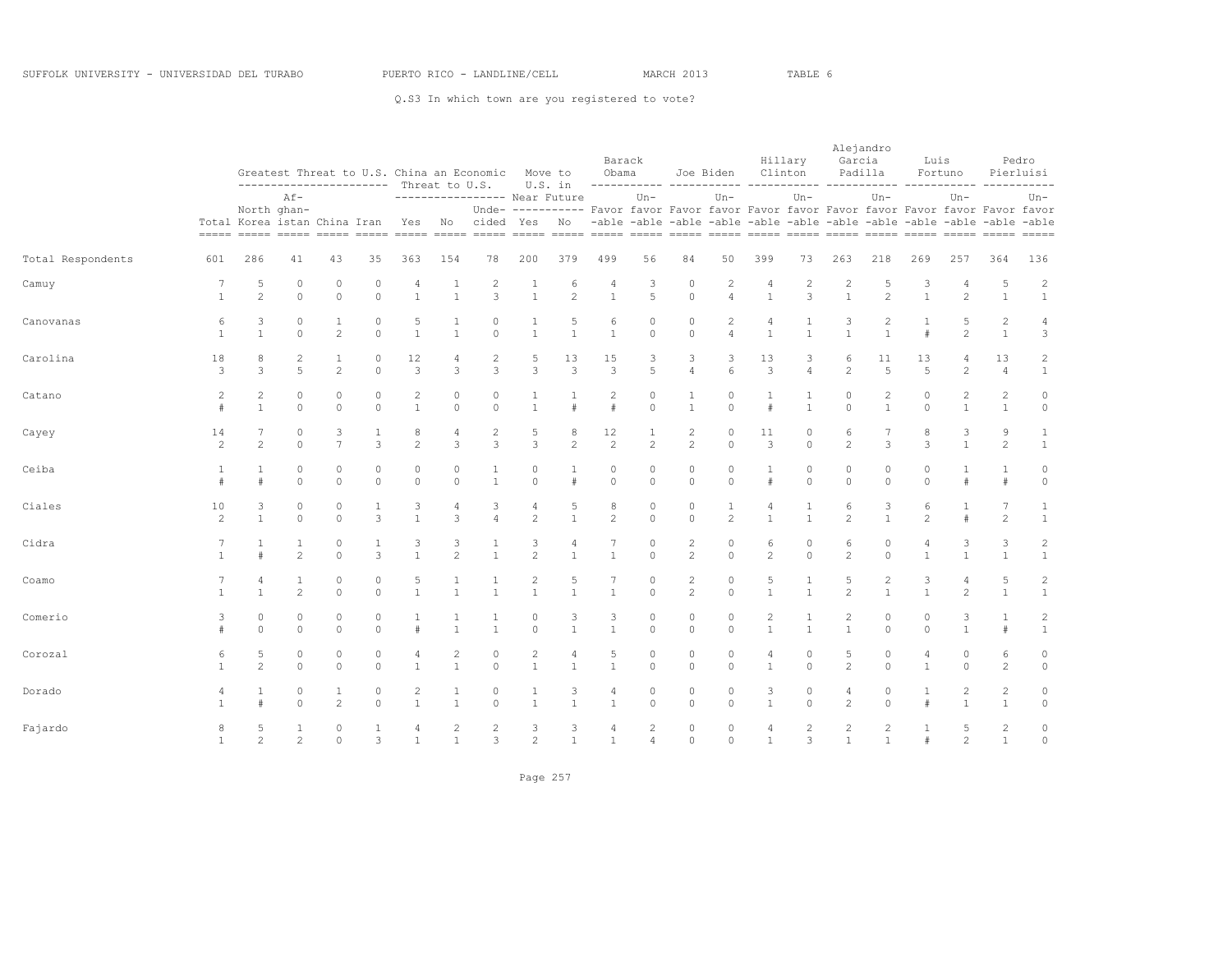SUFFOLK UNIVERSITY - UNIVERSIDAD DEL TURABO PUERTO RICO - LANDLINE/CELL MARCH 2013 TABLE 6

Q.S3 In which town are you registered to vote?

| | Total | Greatest Threat to U.S. | | | | China an Economic Threat to U.S. | | | Move to U.S. in Near Future | | Barack Obama | | Joe Biden | | Hillary Clinton | | Alejandro Garcia Padilla | | Luis Fortuno | | Pedro Pierluisi | |
|---|---|---|---|---|---|---|---|---|---|---|---|---|---|---|---|---|---|---|---|---|---|---|
| | | North Korea | Af-ghan-istan | China | Iran | Yes | No | Unde-cided | Yes | No | Favor-able | Un-favor-able | Favor-able | Un-favor-able | Favor-able | Un-favor-able | Favor-able | Un-favor-able | Favor-able | Un-favor-able | Favor-able | Un-favor-able |
| Total Respondents | 601 | 286 | 41 | 43 | 35 | 363 | 154 | 78 | 200 | 379 | 499 | 56 | 84 | 50 | 399 | 73 | 263 | 218 | 269 | 257 | 364 | 136 |
| Camuy | 7 | 5 | 0 | 0 | 0 | 4 | 1 | 2 | 1 | 6 | 4 | 3 | 0 | 2 | 4 | 2 | 2 | 5 | 3 | 4 | 5 | 2 |
| | 1 | 2 | 0 | 0 | 0 | 1 | 1 | 3 | 1 | 2 | 1 | 5 | 0 | 4 | 1 | 3 | 1 | 2 | 1 | 2 | 1 | 1 |
| Canovanas | 6 | 3 | 0 | 1 | 0 | 5 | 1 | 0 | 1 | 5 | 6 | 0 | 0 | 2 | 4 | 1 | 3 | 2 | 1 | 5 | 2 | 4 |
| | 1 | 1 | 0 | 2 | 0 | 1 | 1 | 0 | 1 | 1 | 1 | 0 | 0 | 4 | 1 | 1 | 1 | 1 | # | 2 | 1 | 3 |
| Carolina | 18 | 8 | 2 | 1 | 0 | 12 | 4 | 2 | 5 | 13 | 15 | 3 | 3 | 3 | 13 | 3 | 6 | 11 | 13 | 4 | 13 | 2 |
| | 3 | 3 | 5 | 2 | 0 | 3 | 3 | 3 | 3 | 3 | 3 | 5 | 4 | 6 | 3 | 4 | 2 | 5 | 5 | 2 | 4 | 1 |
| Catano | 2 | 2 | 0 | 0 | 0 | 2 | 0 | 0 | 1 | 1 | 2 | 0 | 1 | 0 | 1 | 1 | 0 | 2 | 0 | 2 | 2 | 0 |
| | # | 1 | 0 | 0 | 0 | 1 | 0 | 0 | 1 | # | # | 0 | 1 | 0 | # | 1 | 0 | 1 | 0 | 1 | 1 | 0 |
| Cayey | 14 | 7 | 0 | 3 | 1 | 8 | 4 | 2 | 5 | 8 | 12 | 1 | 2 | 0 | 11 | 0 | 6 | 7 | 8 | 3 | 9 | 1 |
| | 2 | 2 | 0 | 7 | 3 | 2 | 3 | 3 | 3 | 2 | 2 | 2 | 2 | 0 | 3 | 0 | 2 | 3 | 3 | 1 | 2 | 1 |
| Ceiba | 1 | 1 | 0 | 0 | 0 | 0 | 0 | 1 | 0 | 1 | 0 | 0 | 0 | 0 | 1 | 0 | 0 | 0 | 0 | 1 | 1 | 0 |
| | # | # | 0 | 0 | 0 | 0 | 0 | 1 | 0 | # | 0 | 0 | 0 | 0 | # | 0 | 0 | 0 | 0 | # | # | 0 |
| Ciales | 10 | 3 | 0 | 0 | 1 | 3 | 4 | 3 | 4 | 5 | 8 | 0 | 0 | 1 | 4 | 1 | 6 | 3 | 6 | 1 | 7 | 1 |
| | 2 | 1 | 0 | 0 | 3 | 1 | 3 | 4 | 2 | 1 | 2 | 0 | 0 | 2 | 1 | 1 | 2 | 1 | 2 | # | 2 | 1 |
| Cidra | 7 | 1 | 1 | 0 | 1 | 3 | 3 | 1 | 3 | 4 | 7 | 0 | 2 | 0 | 6 | 0 | 6 | 0 | 4 | 3 | 3 | 2 |
| | 1 | # | 2 | 0 | 3 | 1 | 2 | 1 | 2 | 1 | 1 | 0 | 2 | 0 | 2 | 0 | 2 | 0 | 1 | 1 | 1 | 1 |
| Coamo | 7 | 4 | 1 | 0 | 0 | 5 | 1 | 1 | 2 | 5 | 7 | 0 | 2 | 0 | 5 | 1 | 5 | 2 | 3 | 4 | 5 | 2 |
| | 1 | 1 | 2 | 0 | 0 | 1 | 1 | 1 | 1 | 1 | 1 | 0 | 2 | 0 | 1 | 1 | 2 | 1 | 1 | 2 | 1 | 1 |
| Comerio | 3 | 0 | 0 | 0 | 0 | 1 | 1 | 1 | 0 | 3 | 3 | 0 | 0 | 0 | 2 | 1 | 2 | 0 | 0 | 3 | 1 | 2 |
| | # | 0 | 0 | 0 | 0 | # | 1 | 1 | 0 | 1 | 1 | 0 | 0 | 0 | 1 | 1 | 1 | 0 | 0 | 1 | # | 1 |
| Corozal | 6 | 5 | 0 | 0 | 0 | 4 | 2 | 0 | 2 | 4 | 5 | 0 | 0 | 0 | 4 | 0 | 5 | 0 | 4 | 0 | 6 | 0 |
| | 1 | 2 | 0 | 0 | 0 | 1 | 1 | 0 | 1 | 1 | 1 | 0 | 0 | 0 | 1 | 0 | 2 | 0 | 1 | 0 | 2 | 0 |
| Dorado | 4 | 1 | 0 | 1 | 0 | 2 | 1 | 0 | 1 | 3 | 4 | 0 | 0 | 0 | 3 | 0 | 4 | 0 | 1 | 2 | 2 | 0 |
| | 1 | # | 0 | 2 | 0 | 1 | 1 | 0 | 1 | 1 | 1 | 0 | 0 | 0 | 1 | 0 | 2 | 0 | # | 1 | 1 | 0 |
| Fajardo | 8 | 5 | 1 | 0 | 1 | 4 | 2 | 2 | 3 | 3 | 4 | 2 | 0 | 0 | 4 | 2 | 2 | 2 | 1 | 5 | 2 | 0 |
| | 1 | 2 | 2 | 0 | 3 | 1 | 1 | 3 | 2 | 1 | 1 | 4 | 0 | 0 | 1 | 3 | 1 | 1 | # | 2 | 1 | 0 |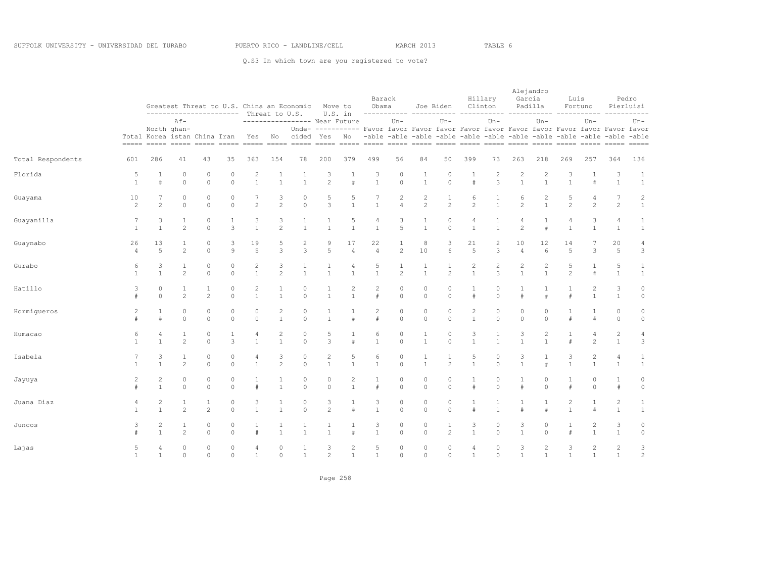SUFFOLK UNIVERSITY - UNIVERSIDAD DEL TURABO PUERTO RICO - LANDLINE/CELL MARCH 2013 TABLE 6

Q.S3 In which town are you registered to vote?

| | Total | Greatest Threat to U.S.: North Korea | Greatest Threat to U.S.: Afghanistan | Greatest Threat to U.S.: China | Greatest Threat to U.S.: Iran | China an Economic Threat to U.S.: Yes | China an Economic Threat to U.S.: No | China an Economic Threat to U.S.: Undecided | Move to U.S. in Near Future: Yes | Move to U.S. in Near Future: No | Barack Obama: Favorable | Barack Obama: Unfavorable | Joe Biden: Favorable | Joe Biden: Unfavorable | Hillary Clinton: Favorable | Hillary Clinton: Unfavorable | Alejandro Garcia Padilla: Favorable | Alejandro Garcia Padilla: Unfavorable | Luis Fortuno: Favorable | Luis Fortuno: Unfavorable | Pedro Pierluisi: Favorable | Pedro Pierluisi: Unfavorable |
|---|---|---|---|---|---|---|---|---|---|---|---|---|---|---|---|---|---|---|---|---|---|---|
| Total Respondents | 601 | 286 | 41 | 43 | 35 | 363 | 154 | 78 | 200 | 379 | 499 | 56 | 84 | 50 | 399 | 73 | 263 | 218 | 269 | 257 | 364 | 136 |
| Florida | 5 | 1 | 0 | 0 | 0 | 2 | 1 | 1 | 3 | 1 | 3 | 0 | 1 | 0 | 1 | 2 | 2 | 2 | 3 | 1 | 3 | 1 |
| | 1 | # | 0 | 0 | 0 | 1 | 1 | 1 | 2 | # | 1 | 0 | 1 | 0 | # | 3 | 1 | 1 | 1 | # | 1 | 1 |
| Guayama | 10 | 7 | 0 | 0 | 0 | 7 | 3 | 0 | 5 | 5 | 7 | 2 | 2 | 1 | 6 | 1 | 6 | 2 | 5 | 4 | 7 | 2 |
| | 2 | 2 | 0 | 0 | 0 | 2 | 2 | 0 | 3 | 1 | 1 | 4 | 2 | 2 | 2 | 1 | 2 | 1 | 2 | 2 | 2 | 1 |
| Guayanilla | 7 | 3 | 1 | 0 | 1 | 3 | 3 | 1 | 1 | 5 | 4 | 3 | 1 | 0 | 4 | 1 | 4 | 1 | 4 | 3 | 4 | 1 |
| | 1 | 1 | 2 | 0 | 3 | 1 | 2 | 1 | 1 | 1 | 1 | 5 | 1 | 0 | 1 | 1 | 2 | # | 1 | 1 | 1 | 1 |
| Guaynabo | 26 | 13 | 1 | 0 | 3 | 19 | 5 | 2 | 9 | 17 | 22 | 1 | 8 | 3 | 21 | 2 | 10 | 12 | 14 | 7 | 20 | 4 |
| | 4 | 5 | 2 | 0 | 9 | 5 | 3 | 3 | 5 | 4 | 4 | 2 | 10 | 6 | 5 | 3 | 4 | 6 | 5 | 3 | 5 | 3 |
| Gurabo | 6 | 3 | 1 | 0 | 0 | 2 | 3 | 1 | 1 | 4 | 5 | 1 | 1 | 1 | 2 | 2 | 2 | 2 | 5 | 1 | 5 | 1 |
| | 1 | 1 | 2 | 0 | 0 | 1 | 2 | 1 | 1 | 1 | 1 | 2 | 1 | 2 | 1 | 3 | 1 | 1 | 2 | # | 1 | 1 |
| Hatillo | 3 | 0 | 1 | 1 | 0 | 2 | 1 | 0 | 1 | 2 | 2 | 0 | 0 | 0 | 1 | 0 | 1 | 1 | 1 | 2 | 3 | 0 |
| | # | 0 | 2 | 2 | 0 | 1 | 1 | 0 | 1 | 1 | # | 0 | 0 | 0 | # | 0 | # | # | # | 1 | 1 | 0 |
| Hormigueros | 2 | 1 | 0 | 0 | 0 | 0 | 2 | 0 | 1 | 1 | 2 | 0 | 0 | 0 | 2 | 0 | 0 | 0 | 1 | 1 | 0 | 0 |
| | # | # | 0 | 0 | 0 | 0 | 1 | 0 | 1 | # | # | 0 | 0 | 0 | 1 | 0 | 0 | 0 | # | # | 0 | 0 |
| Humacao | 6 | 4 | 1 | 0 | 1 | 4 | 2 | 0 | 5 | 1 | 6 | 0 | 1 | 0 | 3 | 1 | 3 | 2 | 1 | 4 | 2 | 4 |
| | 1 | 1 | 2 | 0 | 3 | 1 | 1 | 0 | 3 | # | 1 | 0 | 1 | 0 | 1 | 1 | 1 | 1 | # | 2 | 1 | 3 |
| Isabela | 7 | 3 | 1 | 0 | 0 | 4 | 3 | 0 | 2 | 5 | 6 | 0 | 1 | 1 | 5 | 0 | 3 | 1 | 3 | 2 | 4 | 1 |
| | 1 | 1 | 2 | 0 | 0 | 1 | 2 | 0 | 1 | 1 | 1 | 0 | 1 | 2 | 1 | 0 | 1 | # | 1 | 1 | 1 | 1 |
| Jayuya | 2 | 2 | 0 | 0 | 0 | 1 | 1 | 0 | 0 | 2 | 1 | 0 | 0 | 0 | 1 | 0 | 1 | 0 | 1 | 0 | 1 | 0 |
| | # | 1 | 0 | 0 | 0 | # | 1 | 0 | 0 | 1 | # | 0 | 0 | 0 | # | 0 | # | 0 | # | 0 | # | 0 |
| Juana Diaz | 4 | 2 | 1 | 1 | 0 | 3 | 1 | 0 | 3 | 1 | 3 | 0 | 0 | 0 | 1 | 1 | 1 | 1 | 2 | 1 | 2 | 1 |
| | 1 | 1 | 2 | 2 | 0 | 1 | 1 | 0 | 2 | # | 1 | 0 | 0 | 0 | # | 1 | # | # | 1 | # | 1 | 1 |
| Juncos | 3 | 2 | 1 | 0 | 0 | 1 | 1 | 1 | 1 | 1 | 3 | 0 | 0 | 1 | 3 | 0 | 3 | 0 | 1 | 2 | 3 | 0 |
| | # | 1 | 2 | 0 | 0 | # | 1 | 1 | 1 | # | 1 | 0 | 0 | 2 | 1 | 0 | 1 | 0 | # | 1 | 1 | 0 |
| Lajas | 5 | 4 | 0 | 0 | 0 | 4 | 0 | 1 | 3 | 2 | 5 | 0 | 0 | 0 | 4 | 0 | 3 | 2 | 3 | 2 | 2 | 3 |
| | 1 | 1 | 0 | 0 | 0 | 1 | 0 | 1 | 2 | 1 | 1 | 0 | 0 | 0 | 1 | 0 | 1 | 1 | 1 | 1 | 1 | 2 |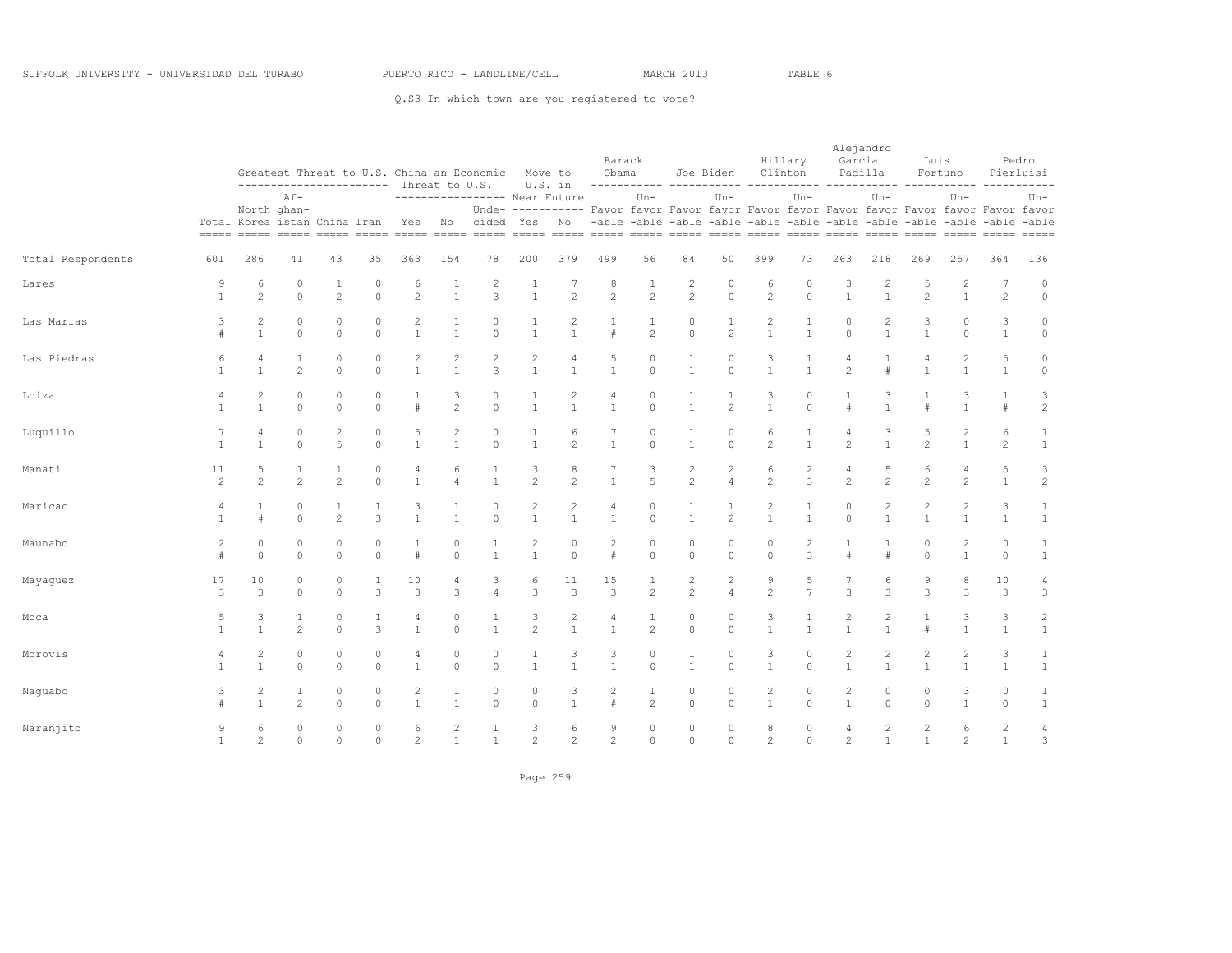SUFFOLK UNIVERSITY - UNIVERSIDAD DEL TURABO PUERTO RICO - LANDLINE/CELL MARCH 2013 TABLE 6

Q.S3 In which town are you registered to vote?

| | Total | Greatest Threat to U.S.: North Korea | Afghanistan | China | Iran | China an Economic Threat to U.S.: Yes | No | Undecided | Move to U.S. in Near Future: Yes | No | Barack Obama: Favorable | Unfavorable | Joe Biden: Favorable | Unfavorable | Hillary Clinton: Favorable | Unfavorable | Alejandro Garcia Padilla: Favorable | Unfavorable | Luis Fortuno: Favorable | Unfavorable | Pedro Pierluisi: Favorable | Unfavorable |
|---|---|---|---|---|---|---|---|---|---|---|---|---|---|---|---|---|---|---|---|---|---|---|
| Total Respondents | 601 | 286 | 41 | 43 | 35 | 363 | 154 | 78 | 200 | 379 | 499 | 56 | 84 | 50 | 399 | 73 | 263 | 218 | 269 | 257 | 364 | 136 |
| Lares | 9 | 6 | 0 | 1 | 0 | 6 | 1 | 2 | 1 | 7 | 8 | 1 | 2 | 0 | 6 | 0 | 3 | 2 | 5 | 2 | 7 | 0 |
| | 1 | 2 | 0 | 2 | 0 | 2 | 1 | 3 | 1 | 2 | 2 | 2 | 2 | 0 | 2 | 0 | 1 | 1 | 2 | 1 | 2 | 0 |
| Las Marias | 3 | 2 | 0 | 0 | 0 | 2 | 1 | 0 | 1 | 2 | 1 | 1 | 0 | 1 | 2 | 1 | 0 | 2 | 3 | 0 | 3 | 0 |
| | # | 1 | 0 | 0 | 0 | 1 | 1 | 0 | 1 | 1 | # | 2 | 0 | 2 | 1 | 1 | 0 | 1 | 1 | 0 | 1 | 0 |
| Las Piedras | 6 | 4 | 1 | 0 | 0 | 2 | 2 | 2 | 2 | 4 | 5 | 0 | 1 | 0 | 3 | 1 | 4 | 1 | 4 | 2 | 5 | 0 |
| | 1 | 1 | 2 | 0 | 0 | 1 | 1 | 3 | 1 | 1 | 1 | 0 | 1 | 0 | 1 | 1 | 2 | # | 1 | 1 | 1 | 0 |
| Loiza | 4 | 2 | 0 | 0 | 0 | 1 | 3 | 0 | 1 | 2 | 4 | 0 | 1 | 1 | 3 | 0 | 1 | 3 | 1 | 3 | 1 | 3 |
| | 1 | 1 | 0 | 0 | 0 | # | 2 | 0 | 1 | 1 | 1 | 0 | 1 | 2 | 1 | 0 | # | 1 | # | 1 | # | 2 |
| Luquillo | 7 | 4 | 0 | 2 | 0 | 5 | 2 | 0 | 1 | 6 | 7 | 0 | 1 | 0 | 6 | 1 | 4 | 3 | 5 | 2 | 6 | 1 |
| | 1 | 1 | 0 | 5 | 0 | 1 | 1 | 0 | 1 | 2 | 1 | 0 | 1 | 0 | 2 | 1 | 2 | 1 | 2 | 1 | 2 | 1 |
| Manati | 11 | 5 | 1 | 1 | 0 | 4 | 6 | 1 | 3 | 8 | 7 | 3 | 2 | 2 | 6 | 2 | 4 | 5 | 6 | 4 | 5 | 3 |
| | 2 | 2 | 2 | 2 | 0 | 1 | 4 | 1 | 2 | 2 | 1 | 5 | 2 | 4 | 2 | 3 | 2 | 2 | 2 | 2 | 1 | 2 |
| Maricao | 4 | 1 | 0 | 1 | 1 | 3 | 1 | 0 | 2 | 2 | 4 | 0 | 1 | 1 | 2 | 1 | 0 | 2 | 2 | 2 | 3 | 1 |
| | 1 | # | 0 | 2 | 3 | 1 | 1 | 0 | 1 | 1 | 1 | 0 | 1 | 2 | 1 | 1 | 0 | 1 | 1 | 1 | 1 | 1 |
| Maunabo | 2 | 0 | 0 | 0 | 0 | 1 | 0 | 1 | 2 | 0 | 2 | 0 | 0 | 0 | 0 | 2 | 1 | 1 | 0 | 2 | 0 | 1 |
| | # | 0 | 0 | 0 | 0 | # | 0 | 1 | 1 | 0 | # | 0 | 0 | 0 | 0 | 3 | # | # | 0 | 1 | 0 | 1 |
| Mayaguez | 17 | 10 | 0 | 0 | 1 | 10 | 4 | 3 | 6 | 11 | 15 | 1 | 2 | 2 | 9 | 5 | 7 | 6 | 9 | 8 | 10 | 4 |
| | 3 | 3 | 0 | 0 | 3 | 3 | 3 | 4 | 3 | 3 | 3 | 2 | 2 | 4 | 2 | 7 | 3 | 3 | 3 | 3 | 3 | 3 |
| Moca | 5 | 3 | 1 | 0 | 1 | 4 | 0 | 1 | 3 | 2 | 4 | 1 | 0 | 0 | 3 | 1 | 2 | 2 | 1 | 3 | 3 | 2 |
| | 1 | 1 | 2 | 0 | 3 | 1 | 0 | 1 | 2 | 1 | 1 | 2 | 0 | 0 | 1 | 1 | 1 | 1 | # | 1 | 1 | 1 |
| Morovis | 4 | 2 | 0 | 0 | 0 | 4 | 0 | 0 | 1 | 3 | 3 | 0 | 1 | 0 | 3 | 0 | 2 | 2 | 2 | 2 | 3 | 1 |
| | 1 | 1 | 0 | 0 | 0 | 1 | 0 | 0 | 1 | 1 | 1 | 0 | 1 | 0 | 1 | 0 | 1 | 1 | 1 | 1 | 1 | 1 |
| Naguabo | 3 | 2 | 1 | 0 | 0 | 2 | 1 | 0 | 0 | 3 | 2 | 1 | 0 | 0 | 2 | 0 | 2 | 0 | 0 | 3 | 0 | 1 |
| | # | 1 | 2 | 0 | 0 | 1 | 1 | 0 | 0 | 1 | # | 2 | 0 | 0 | 1 | 0 | 1 | 0 | 0 | 1 | 0 | 1 |
| Naranjito | 9 | 6 | 0 | 0 | 0 | 6 | 2 | 1 | 3 | 6 | 9 | 0 | 0 | 0 | 8 | 0 | 4 | 2 | 2 | 6 | 2 | 4 |
| | 1 | 2 | 0 | 0 | 0 | 2 | 1 | 1 | 2 | 2 | 2 | 0 | 0 | 0 | 2 | 0 | 2 | 1 | 1 | 2 | 1 | 3 |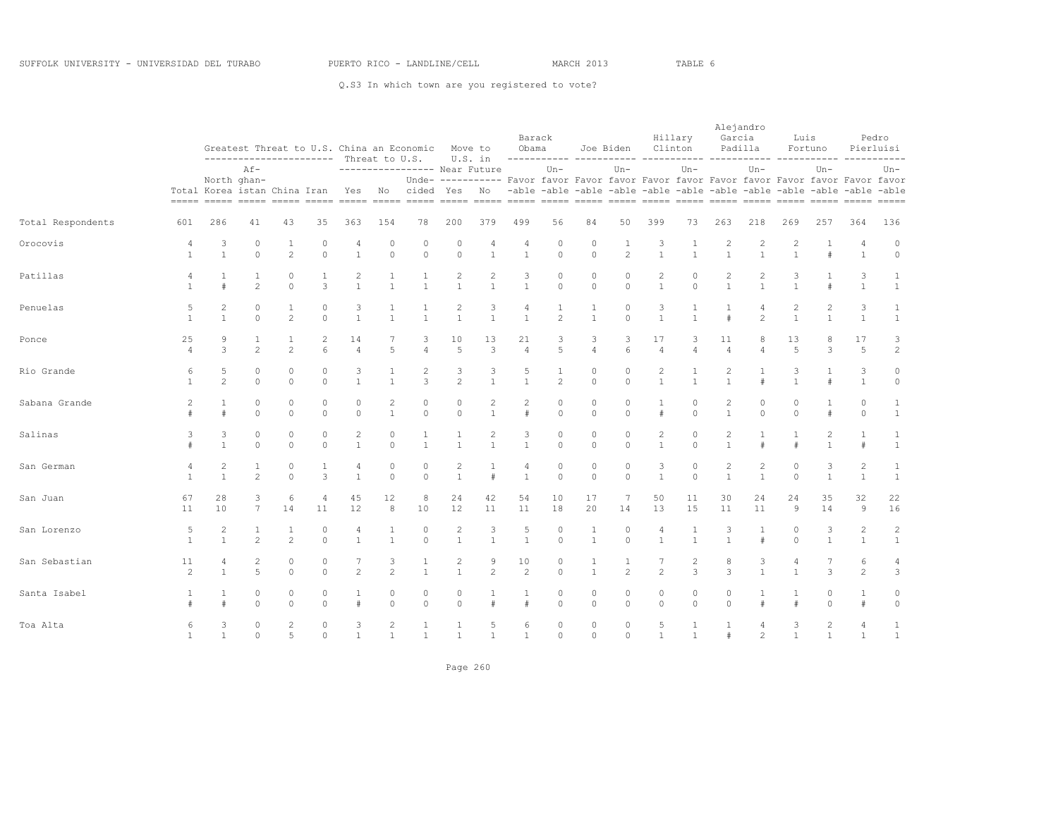SUFFOLK UNIVERSITY - UNIVERSIDAD DEL TURABO PUERTO RICO - LANDLINE/CELL MARCH 2013 TABLE 6

Q.S3 In which town are you registered to vote?

| | Total | Greatest Threat to U.S.: North Korea | Afghanistan | China | Iran | China an Economic Threat to U.S.: Yes | No | Undecided | Move to U.S. in Near Future: Yes | No | Barack Obama: Favorable | Unfavorable | Joe Biden: Favorable | Unfavorable | Hillary Clinton: Favorable | Unfavorable | Alejandro Garcia Padilla: Favorable | Unfavorable | Luis Fortuno: Favorable | Unfavorable | Pedro Pierluisi: Favorable | Unfavorable |
|---|---|---|---|---|---|---|---|---|---|---|---|---|---|---|---|---|---|---|---|---|---|---|
| Total Respondents | 601 | 286 | 41 | 43 | 35 | 363 | 154 | 78 | 200 | 379 | 499 | 56 | 84 | 50 | 399 | 73 | 263 | 218 | 269 | 257 | 364 | 136 |
| Orocovis | 4 | 3 | 0 | 1 | 0 | 4 | 0 | 0 | 0 | 4 | 4 | 0 | 0 | 1 | 3 | 1 | 2 | 2 | 2 | 1 | 4 | 0 |
| | 1 | 1 | 0 | 2 | 0 | 1 | 0 | 0 | 0 | 1 | 1 | 0 | 0 | 2 | 1 | 1 | 1 | 1 | 1 | # | 1 | 0 |
| Patillas | 4 | 1 | 1 | 0 | 1 | 2 | 1 | 1 | 2 | 2 | 3 | 0 | 0 | 0 | 2 | 0 | 2 | 2 | 3 | 1 | 3 | 1 |
| | 1 | # | 2 | 0 | 3 | 1 | 1 | 1 | 1 | 1 | 1 | 0 | 0 | 0 | 1 | 0 | 1 | 1 | 1 | # | 1 | 1 |
| Penuelas | 5 | 2 | 0 | 1 | 0 | 3 | 1 | 1 | 2 | 3 | 4 | 1 | 1 | 0 | 3 | 1 | 1 | 4 | 2 | 2 | 3 | 1 |
| | 1 | 1 | 0 | 2 | 0 | 1 | 1 | 1 | 1 | 1 | 1 | 2 | 1 | 0 | 1 | 1 | # | 2 | 1 | 1 | 1 | 1 |
| Ponce | 25 | 9 | 1 | 1 | 2 | 14 | 7 | 3 | 10 | 13 | 21 | 3 | 3 | 3 | 17 | 3 | 11 | 8 | 13 | 8 | 17 | 3 |
| | 4 | 3 | 2 | 2 | 6 | 4 | 5 | 4 | 5 | 3 | 4 | 5 | 4 | 6 | 4 | 4 | 4 | 4 | 5 | 3 | 5 | 2 |
| Rio Grande | 6 | 5 | 0 | 0 | 0 | 3 | 1 | 2 | 3 | 3 | 5 | 1 | 0 | 0 | 2 | 1 | 2 | 1 | 3 | 1 | 3 | 0 |
| | 1 | 2 | 0 | 0 | 0 | 1 | 1 | 3 | 2 | 1 | 1 | 2 | 0 | 0 | 1 | 1 | 1 | # | 1 | # | 1 | 0 |
| Sabana Grande | 2 | 1 | 0 | 0 | 0 | 0 | 2 | 0 | 0 | 2 | 2 | 0 | 0 | 0 | 1 | 0 | 2 | 0 | 0 | 1 | 0 | 1 |
| | # | # | 0 | 0 | 0 | 0 | 1 | 0 | 0 | 1 | # | 0 | 0 | 0 | # | 0 | 1 | 0 | 0 | # | 0 | 1 |
| Salinas | 3 | 3 | 0 | 0 | 0 | 2 | 0 | 1 | 1 | 2 | 3 | 0 | 0 | 0 | 2 | 0 | 2 | 1 | 1 | 2 | 1 | 1 |
| | # | 1 | 0 | 0 | 0 | 1 | 0 | 1 | 1 | 1 | 1 | 0 | 0 | 0 | 1 | 0 | 1 | # | # | 1 | # | 1 |
| San German | 4 | 2 | 1 | 0 | 1 | 4 | 0 | 0 | 2 | 1 | 4 | 0 | 0 | 0 | 3 | 0 | 2 | 2 | 0 | 3 | 2 | 1 |
| | 1 | 1 | 2 | 0 | 3 | 1 | 0 | 0 | 1 | # | 1 | 0 | 0 | 0 | 1 | 0 | 1 | 1 | 0 | 1 | 1 | 1 |
| San Juan | 67 | 28 | 3 | 6 | 4 | 45 | 12 | 8 | 24 | 42 | 54 | 10 | 17 | 7 | 50 | 11 | 30 | 24 | 24 | 35 | 32 | 22 |
| | 11 | 10 | 7 | 14 | 11 | 12 | 8 | 10 | 12 | 11 | 11 | 18 | 20 | 14 | 13 | 15 | 11 | 11 | 9 | 14 | 9 | 16 |
| San Lorenzo | 5 | 2 | 1 | 1 | 0 | 4 | 1 | 0 | 2 | 3 | 5 | 0 | 1 | 0 | 4 | 1 | 3 | 1 | 0 | 3 | 2 | 2 |
| | 1 | 1 | 2 | 2 | 0 | 1 | 1 | 0 | 1 | 1 | 1 | 0 | 1 | 0 | 1 | 1 | 1 | # | 0 | 1 | 1 | 1 |
| San Sebastian | 11 | 4 | 2 | 0 | 0 | 7 | 3 | 1 | 2 | 9 | 10 | 0 | 1 | 1 | 7 | 2 | 8 | 3 | 4 | 7 | 6 | 4 |
| | 2 | 1 | 5 | 0 | 0 | 2 | 2 | 1 | 1 | 2 | 2 | 0 | 1 | 2 | 2 | 3 | 3 | 1 | 1 | 3 | 2 | 3 |
| Santa Isabel | 1 | 1 | 0 | 0 | 0 | 1 | 0 | 0 | 0 | 1 | 1 | 0 | 0 | 0 | 0 | 0 | 0 | 1 | 1 | 0 | 1 | 0 |
| | # | # | 0 | 0 | 0 | # | 0 | 0 | 0 | # | # | 0 | 0 | 0 | 0 | 0 | 0 | # | # | 0 | # | 0 |
| Toa Alta | 6 | 3 | 0 | 2 | 0 | 3 | 2 | 1 | 1 | 5 | 6 | 0 | 0 | 0 | 5 | 1 | 1 | 4 | 3 | 2 | 4 | 1 |
| | 1 | 1 | 0 | 5 | 0 | 1 | 1 | 1 | 1 | 1 | 1 | 0 | 0 | 0 | 1 | 1 | # | 2 | 1 | 1 | 1 | 1 |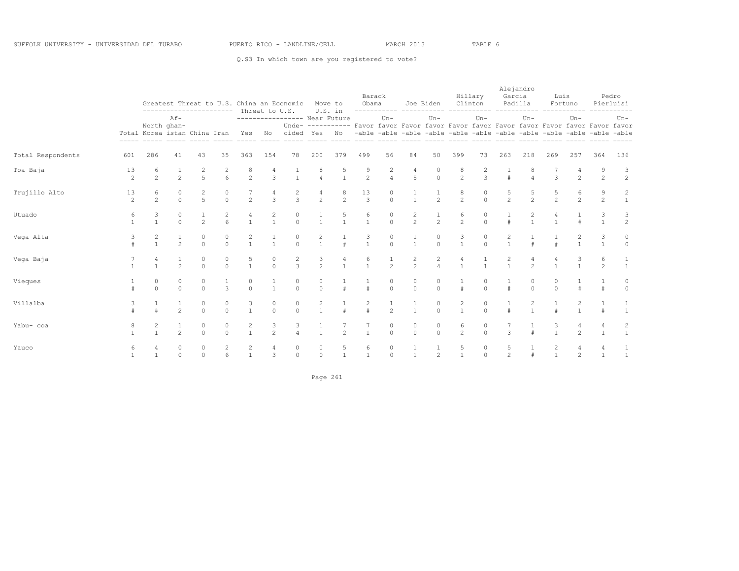SUFFOLK UNIVERSITY - UNIVERSIDAD DEL TURABO PUERTO RICO - LANDLINE/CELL MARCH 2013 TABLE 6

Q.S3 In which town are you registered to vote?

| | Total | Greatest Threat to U.S. | | | | China an Economic Threat to U.S. | | | Move to U.S. in Near Future | | Barack Obama | | Joe Biden | | Hillary Clinton | | Alejandro Garcia Padilla | | Luis Fortuno | | Pedro Pierluisi | |
|---|---|---|---|---|---|---|---|---|---|---|---|---|---|---|---|---|---|---|---|---|---|---|
| | | North Korea | Af-ghan-istan | China | Iran | Yes | No | Unde-cided | Yes | No | Favor-able | Un-favor-able | Favor-able | Un-favor-able | Favor-able | Un-favor-able | Favor-able | Un-favor-able | Favor-able | Un-favor-able | Favor-able | Un-favor-able |
| Total Respondents | 601 | 286 | 41 | 43 | 35 | 363 | 154 | 78 | 200 | 379 | 499 | 56 | 84 | 50 | 399 | 73 | 263 | 218 | 269 | 257 | 364 | 136 |
| Toa Baja | 13 | 6 | 1 | 2 | 2 | 8 | 4 | 1 | 8 | 5 | 9 | 2 | 4 | 0 | 8 | 2 | 1 | 8 | 7 | 4 | 9 | 3 |
| | 2 | 2 | 2 | 5 | 6 | 2 | 3 | 1 | 4 | 1 | 2 | 4 | 5 | 0 | 2 | 3 | # | 4 | 3 | 2 | 2 | 2 |
| Trujillo Alto | 13 | 6 | 0 | 2 | 0 | 7 | 4 | 2 | 4 | 8 | 13 | 0 | 1 | 1 | 8 | 0 | 5 | 5 | 5 | 6 | 9 | 2 |
| | 2 | 2 | 0 | 5 | 0 | 2 | 3 | 3 | 2 | 2 | 3 | 0 | 1 | 2 | 2 | 0 | 2 | 2 | 2 | 2 | 2 | 1 |
| Utuado | 6 | 3 | 0 | 1 | 2 | 4 | 2 | 0 | 1 | 5 | 6 | 0 | 2 | 1 | 6 | 0 | 1 | 2 | 4 | 1 | 3 | 3 |
| | 1 | 1 | 0 | 2 | 6 | 1 | 1 | 0 | 1 | 1 | 1 | 0 | 2 | 2 | 2 | 0 | # | 1 | 1 | # | 1 | 2 |
| Vega Alta | 3 | 2 | 1 | 0 | 0 | 2 | 1 | 0 | 2 | 1 | 3 | 0 | 1 | 0 | 3 | 0 | 2 | 1 | 1 | 2 | 3 | 0 |
| | # | 1 | 2 | 0 | 0 | 1 | 1 | 0 | 1 | # | 1 | 0 | 1 | 0 | 1 | 0 | 1 | # | # | 1 | 1 | 0 |
| Vega Baja | 7 | 4 | 1 | 0 | 0 | 5 | 0 | 2 | 3 | 4 | 6 | 1 | 2 | 2 | 4 | 1 | 2 | 4 | 4 | 3 | 6 | 1 |
| | 1 | 1 | 2 | 0 | 0 | 1 | 0 | 3 | 2 | 1 | 1 | 2 | 2 | 4 | 1 | 1 | 1 | 2 | 1 | 1 | 2 | 1 |
| Vieques | 1 | 0 | 0 | 0 | 1 | 0 | 1 | 0 | 0 | 1 | 1 | 0 | 0 | 0 | 1 | 0 | 1 | 0 | 0 | 1 | 1 | 0 |
| | # | 0 | 0 | 0 | 3 | 0 | 1 | 0 | 0 | # | # | 0 | 0 | 0 | # | 0 | # | 0 | 0 | # | # | 0 |
| Villalba | 3 | 1 | 1 | 0 | 0 | 3 | 0 | 0 | 2 | 1 | 2 | 1 | 1 | 0 | 2 | 0 | 1 | 2 | 1 | 2 | 1 | 1 |
| | # | # | 2 | 0 | 0 | 1 | 0 | 0 | 1 | # | # | 2 | 1 | 0 | 1 | 0 | # | 1 | # | 1 | # | 1 |
| Yabu- coa | 8 | 2 | 1 | 0 | 0 | 2 | 3 | 3 | 1 | 7 | 7 | 0 | 0 | 0 | 6 | 0 | 7 | 1 | 3 | 4 | 4 | 2 |
| | 1 | 1 | 2 | 0 | 0 | 1 | 2 | 4 | 1 | 2 | 1 | 0 | 0 | 0 | 2 | 0 | 3 | # | 1 | 2 | 1 | 1 |
| Yauco | 6 | 4 | 0 | 0 | 2 | 2 | 4 | 0 | 0 | 5 | 6 | 0 | 1 | 1 | 5 | 0 | 5 | 1 | 2 | 4 | 4 | 1 |
| | 1 | 1 | 0 | 0 | 6 | 1 | 3 | 0 | 0 | 1 | 1 | 0 | 1 | 2 | 1 | 0 | 2 | # | 1 | 2 | 1 | 1 |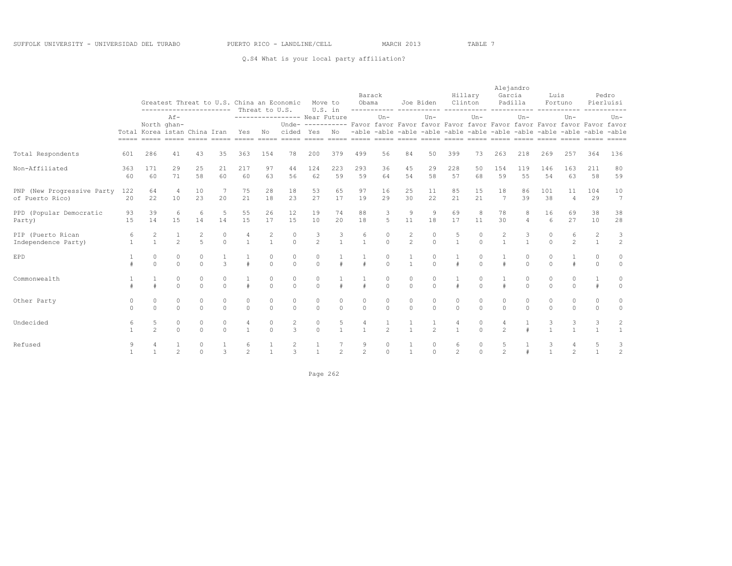SUFFOLK UNIVERSITY - UNIVERSIDAD DEL TURABO PUERTO RICO - LANDLINE/CELL MARCH 2013 TABLE 7

Q.S4 What is your local party affiliation?

| | | Greatest Threat to U.S. | | | | China an Economic Threat to U.S. | | | Move to U.S. in Near Future | | Barack Obama | | Joe Biden | | Hillary Clinton | | Alejandro Garcia Padilla | | Luis Fortuno | | Pedro Pierluisi | |
|---|---|---|---|---|---|---|---|---|---|---|---|---|---|---|---|---|---|---|---|---|---|---|
| | Total | North Korea | Afghanistan | China | Iran | Yes | No | Undecided | Yes | No | Favorable | Unfavorable | Favorable | Unfavorable | Favorable | Unfavorable | Favorable | Unfavorable | Favorable | Unfavorable | Favorable | Unfavorable |
| Total Respondents | 601 | 286 | 41 | 43 | 35 | 363 | 154 | 78 | 200 | 379 | 499 | 56 | 84 | 50 | 399 | 73 | 263 | 218 | 269 | 257 | 364 | 136 |
| Non-Affiliated | 363 | 171 | 29 | 25 | 21 | 217 | 97 | 44 | 124 | 223 | 293 | 36 | 45 | 29 | 228 | 50 | 154 | 119 | 146 | 163 | 211 | 80 |
| | 60 | 60 | 71 | 58 | 60 | 60 | 63 | 56 | 62 | 59 | 59 | 64 | 54 | 58 | 57 | 68 | 59 | 55 | 54 | 63 | 58 | 59 |
| PNP (New Progressive Party of Puerto Rico) | 122 | 64 | 4 | 10 | 7 | 75 | 28 | 18 | 53 | 65 | 97 | 16 | 25 | 11 | 85 | 15 | 18 | 86 | 101 | 11 | 104 | 10 |
| | 20 | 22 | 10 | 23 | 20 | 21 | 18 | 23 | 27 | 17 | 19 | 29 | 30 | 22 | 21 | 21 | 7 | 39 | 38 | 4 | 29 | 7 |
| PPD (Popular Democratic Party) | 93 | 39 | 6 | 6 | 5 | 55 | 26 | 12 | 19 | 74 | 88 | 3 | 9 | 9 | 69 | 8 | 78 | 8 | 16 | 69 | 38 | 38 |
| | 15 | 14 | 15 | 14 | 14 | 15 | 17 | 15 | 10 | 20 | 18 | 5 | 11 | 18 | 17 | 11 | 30 | 4 | 6 | 27 | 10 | 28 |
| PIP (Puerto Rican Independence Party) | 6 | 2 | 1 | 2 | 0 | 4 | 2 | 0 | 3 | 3 | 6 | 0 | 2 | 0 | 5 | 0 | 2 | 3 | 0 | 6 | 2 | 3 |
| | 1 | 1 | 2 | 5 | 0 | 1 | 1 | 0 | 2 | 1 | 1 | 0 | 2 | 0 | 1 | 0 | 1 | 1 | 0 | 2 | 1 | 2 |
| EPD | 1 | 0 | 0 | 0 | 1 | 1 | 0 | 0 | 0 | 1 | 1 | 0 | 1 | 0 | 1 | 0 | 1 | 0 | 0 | 1 | 0 | 0 |
| | # | 0 | 0 | 0 | 3 | # | 0 | 0 | 0 | # | # | 0 | 1 | 0 | # | 0 | # | 0 | 0 | # | 0 | 0 |
| Commonwealth | 1 | 1 | 0 | 0 | 0 | 1 | 0 | 0 | 0 | 1 | 1 | 0 | 0 | 0 | 1 | 0 | 1 | 0 | 0 | 0 | 1 | 0 |
| | # | # | 0 | 0 | 0 | # | 0 | 0 | 0 | # | # | 0 | 0 | 0 | # | 0 | # | 0 | 0 | 0 | # | 0 |
| Other Party | 0 | 0 | 0 | 0 | 0 | 0 | 0 | 0 | 0 | 0 | 0 | 0 | 0 | 0 | 0 | 0 | 0 | 0 | 0 | 0 | 0 | 0 |
| | 0 | 0 | 0 | 0 | 0 | 0 | 0 | 0 | 0 | 0 | 0 | 0 | 0 | 0 | 0 | 0 | 0 | 0 | 0 | 0 | 0 | 0 |
| Undecided | 6 | 5 | 0 | 0 | 0 | 4 | 0 | 2 | 0 | 5 | 4 | 1 | 1 | 1 | 4 | 0 | 4 | 1 | 3 | 3 | 3 | 2 |
| | 1 | 2 | 0 | 0 | 0 | 1 | 0 | 3 | 0 | 1 | 1 | 2 | 1 | 2 | 1 | 0 | 2 | # | 1 | 1 | 1 | 1 |
| Refused | 9 | 4 | 1 | 0 | 1 | 6 | 1 | 2 | 1 | 7 | 9 | 0 | 1 | 0 | 6 | 0 | 5 | 1 | 3 | 4 | 5 | 3 |
| | 1 | 1 | 2 | 0 | 3 | 2 | 1 | 3 | 1 | 2 | 2 | 0 | 1 | 0 | 2 | 0 | 2 | # | 1 | 2 | 1 | 2 |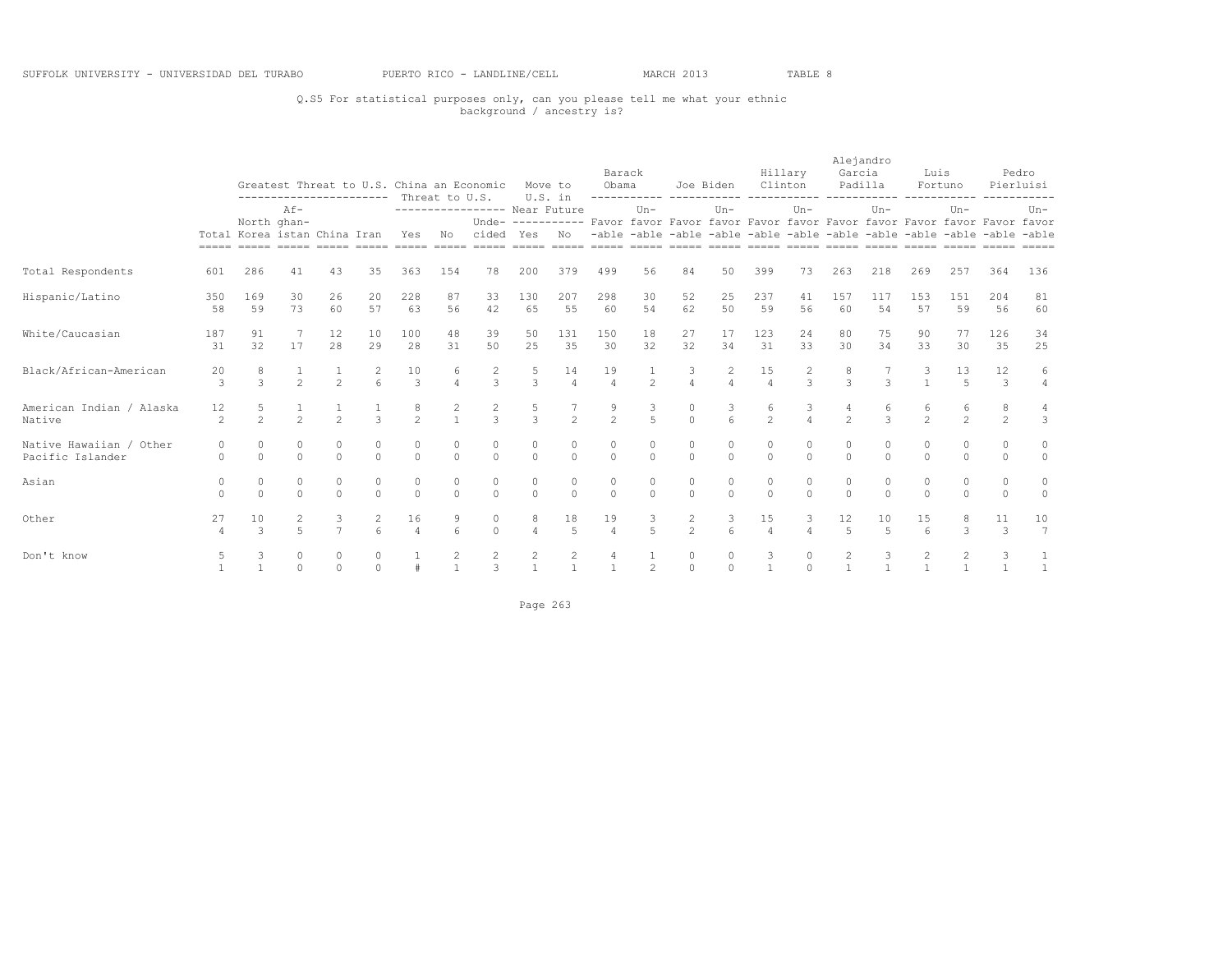SUFFOLK UNIVERSITY - UNIVERSIDAD DEL TURABO PUERTO RICO - LANDLINE/CELL MARCH 2013 TABLE 8

Q.S5 For statistical purposes only, can you please tell me what your ethnic background / ancestry is?

| | | Greatest Threat to U.S. | | | | China an Economic Threat to U.S. | | | Move to U.S. in Near Future | | Barack Obama | | Joe Biden | | Hillary Clinton | | Alejandro Garcia Padilla | | Luis Fortuno | | Pedro Pierluisi | |
|---|---|---|---|---|---|---|---|---|---|---|---|---|---|---|---|---|---|---|---|---|---|---|
| | Total | North Korea | Af-ghan-istan | China | Iran | Yes | No | Unde-cided | Yes | No | Favor-able | Un-favor-able | Favor-able | Un-favor-able | Favor-able | Un-favor-able | Favor-able | Un-favor-able | Favor-able | Un-favor-able | Favor-able | Un-favor-able |
| Total Respondents | 601 | 286 | 41 | 43 | 35 | 363 | 154 | 78 | 200 | 379 | 499 | 56 | 84 | 50 | 399 | 73 | 263 | 218 | 269 | 257 | 364 | 136 |
| Hispanic/Latino | 350 | 169 | 30 | 26 | 20 | 228 | 87 | 33 | 130 | 207 | 298 | 30 | 52 | 25 | 237 | 41 | 157 | 117 | 153 | 151 | 204 | 81 |
| | 58 | 59 | 73 | 60 | 57 | 63 | 56 | 42 | 65 | 55 | 60 | 54 | 62 | 50 | 59 | 56 | 60 | 54 | 57 | 59 | 56 | 60 |
| White/Caucasian | 187 | 91 | 7 | 12 | 10 | 100 | 48 | 39 | 50 | 131 | 150 | 18 | 27 | 17 | 123 | 24 | 80 | 75 | 90 | 77 | 126 | 34 |
| | 31 | 32 | 17 | 28 | 29 | 28 | 31 | 50 | 25 | 35 | 30 | 32 | 32 | 34 | 31 | 33 | 30 | 34 | 33 | 30 | 35 | 25 |
| Black/African-American | 20 | 8 | 1 | 1 | 2 | 10 | 6 | 2 | 5 | 14 | 19 | 1 | 3 | 2 | 15 | 2 | 8 | 7 | 3 | 13 | 12 | 6 |
| | 3 | 3 | 2 | 2 | 6 | 3 | 4 | 3 | 3 | 4 | 4 | 2 | 4 | 4 | 4 | 3 | 3 | 3 | 1 | 5 | 3 | 4 |
| American Indian / Alaska Native | 12 | 5 | 1 | 1 | 1 | 8 | 2 | 2 | 5 | 7 | 9 | 3 | 0 | 3 | 6 | 3 | 4 | 6 | 6 | 6 | 8 | 4 |
| | 2 | 2 | 2 | 2 | 3 | 2 | 1 | 3 | 3 | 2 | 2 | 5 | 0 | 6 | 2 | 4 | 2 | 3 | 2 | 2 | 2 | 3 |
| Native Hawaiian / Other Pacific Islander | 0 | 0 | 0 | 0 | 0 | 0 | 0 | 0 | 0 | 0 | 0 | 0 | 0 | 0 | 0 | 0 | 0 | 0 | 0 | 0 | 0 | 0 |
| | 0 | 0 | 0 | 0 | 0 | 0 | 0 | 0 | 0 | 0 | 0 | 0 | 0 | 0 | 0 | 0 | 0 | 0 | 0 | 0 | 0 | 0 |
| Asian | 0 | 0 | 0 | 0 | 0 | 0 | 0 | 0 | 0 | 0 | 0 | 0 | 0 | 0 | 0 | 0 | 0 | 0 | 0 | 0 | 0 | 0 |
| | 0 | 0 | 0 | 0 | 0 | 0 | 0 | 0 | 0 | 0 | 0 | 0 | 0 | 0 | 0 | 0 | 0 | 0 | 0 | 0 | 0 | 0 |
| Other | 27 | 10 | 2 | 3 | 2 | 16 | 9 | 0 | 8 | 18 | 19 | 3 | 2 | 3 | 15 | 3 | 12 | 10 | 15 | 8 | 11 | 10 |
| | 4 | 3 | 5 | 7 | 6 | 4 | 6 | 0 | 4 | 5 | 4 | 5 | 2 | 6 | 4 | 4 | 5 | 5 | 6 | 3 | 3 | 7 |
| Don't know | 5 | 3 | 0 | 0 | 0 | 1 | 2 | 2 | 2 | 2 | 4 | 1 | 0 | 0 | 3 | 0 | 2 | 3 | 2 | 2 | 3 | 1 |
| | 1 | 1 | 0 | 0 | 0 | # | 1 | 3 | 1 | 1 | 1 | 2 | 0 | 0 | 1 | 0 | 1 | 1 | 1 | 1 | 1 | 1 |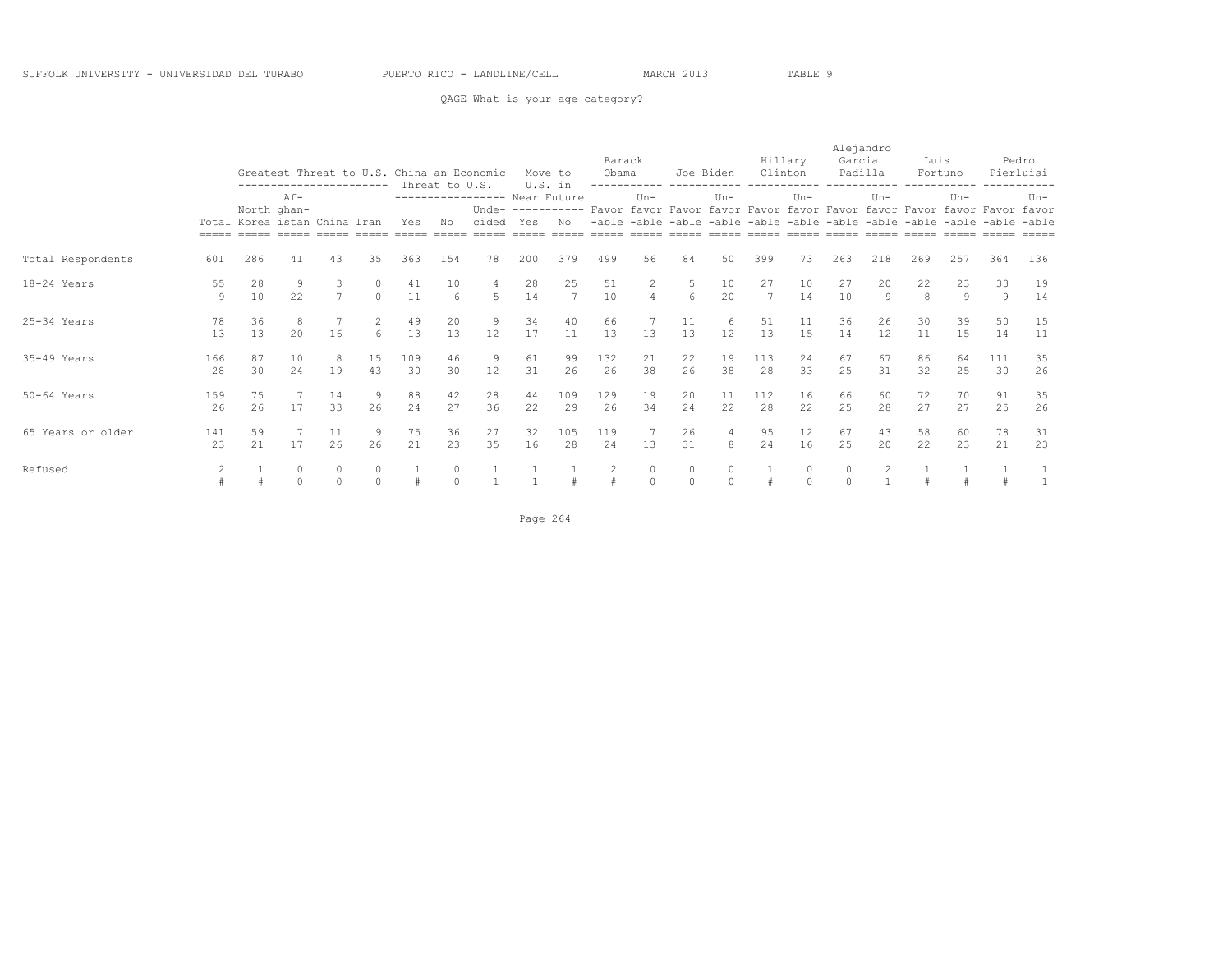SUFFOLK UNIVERSITY - UNIVERSIDAD DEL TURABO PUERTO RICO - LANDLINE/CELL MARCH 2013 TABLE 9

QAGE What is your age category?

| | | Greatest Threat to U.S. | | | | China an Economic Threat to U.S. | | | Move to U.S. in Near Future | | Barack Obama | | Joe Biden | | Hillary Clinton | | Alejandro Garcia Padilla | | Luis Fortuno | | Pedro Pierluisi | |
|---|---|---|---|---|---|---|---|---|---|---|---|---|---|---|---|---|---|---|---|---|---|---|
| | Total | North Korea | Afghanistan | China | Iran | Yes | No | Undecided | Yes | No | Favorable | Unfavorable | Favorable | Unfavorable | Favorable | Unfavorable | Favorable | Unfavorable | Favorable | Unfavorable | Favorable | Unfavorable |
| Total Respondents | 601 | 286 | 41 | 43 | 35 | 363 | 154 | 78 | 200 | 379 | 499 | 56 | 84 | 50 | 399 | 73 | 263 | 218 | 269 | 257 | 364 | 136 |
| 18-24 Years | 55 | 28 | 9 | 3 | 0 | 41 | 10 | 4 | 28 | 25 | 51 | 2 | 5 | 10 | 27 | 10 | 27 | 20 | 22 | 23 | 33 | 19 |
| | 9 | 10 | 22 | 7 | 0 | 11 | 6 | 5 | 14 | 7 | 10 | 4 | 6 | 20 | 7 | 14 | 10 | 9 | 8 | 9 | 9 | 14 |
| 25-34 Years | 78 | 36 | 8 | 7 | 2 | 49 | 20 | 9 | 34 | 40 | 66 | 7 | 11 | 6 | 51 | 11 | 36 | 26 | 30 | 39 | 50 | 15 |
| | 13 | 13 | 20 | 16 | 6 | 13 | 13 | 12 | 17 | 11 | 13 | 13 | 13 | 12 | 13 | 15 | 14 | 12 | 11 | 15 | 14 | 11 |
| 35-49 Years | 166 | 87 | 10 | 8 | 15 | 109 | 46 | 9 | 61 | 99 | 132 | 21 | 22 | 19 | 113 | 24 | 67 | 67 | 86 | 64 | 111 | 35 |
| | 28 | 30 | 24 | 19 | 43 | 30 | 30 | 12 | 31 | 26 | 26 | 38 | 26 | 38 | 28 | 33 | 25 | 31 | 32 | 25 | 30 | 26 |
| 50-64 Years | 159 | 75 | 7 | 14 | 9 | 88 | 42 | 28 | 44 | 109 | 129 | 19 | 20 | 11 | 112 | 16 | 66 | 60 | 72 | 70 | 91 | 35 |
| | 26 | 26 | 17 | 33 | 26 | 24 | 27 | 36 | 22 | 29 | 26 | 34 | 24 | 22 | 28 | 22 | 25 | 28 | 27 | 27 | 25 | 26 |
| 65 Years or older | 141 | 59 | 7 | 11 | 9 | 75 | 36 | 27 | 32 | 105 | 119 | 7 | 26 | 4 | 95 | 12 | 67 | 43 | 58 | 60 | 78 | 31 |
| | 23 | 21 | 17 | 26 | 26 | 21 | 23 | 35 | 16 | 28 | 24 | 13 | 31 | 8 | 24 | 16 | 25 | 20 | 22 | 23 | 21 | 23 |
| Refused | 2 | 1 | 0 | 0 | 0 | 1 | 0 | 1 | 1 | 1 | 2 | 0 | 0 | 0 | 1 | 0 | 0 | 2 | 1 | 1 | 1 | 1 |
| | # | # | 0 | 0 | 0 | # | 0 | 1 | 1 | # | # | 0 | 0 | 0 | # | 0 | 0 | 1 | # | # | # | 1 |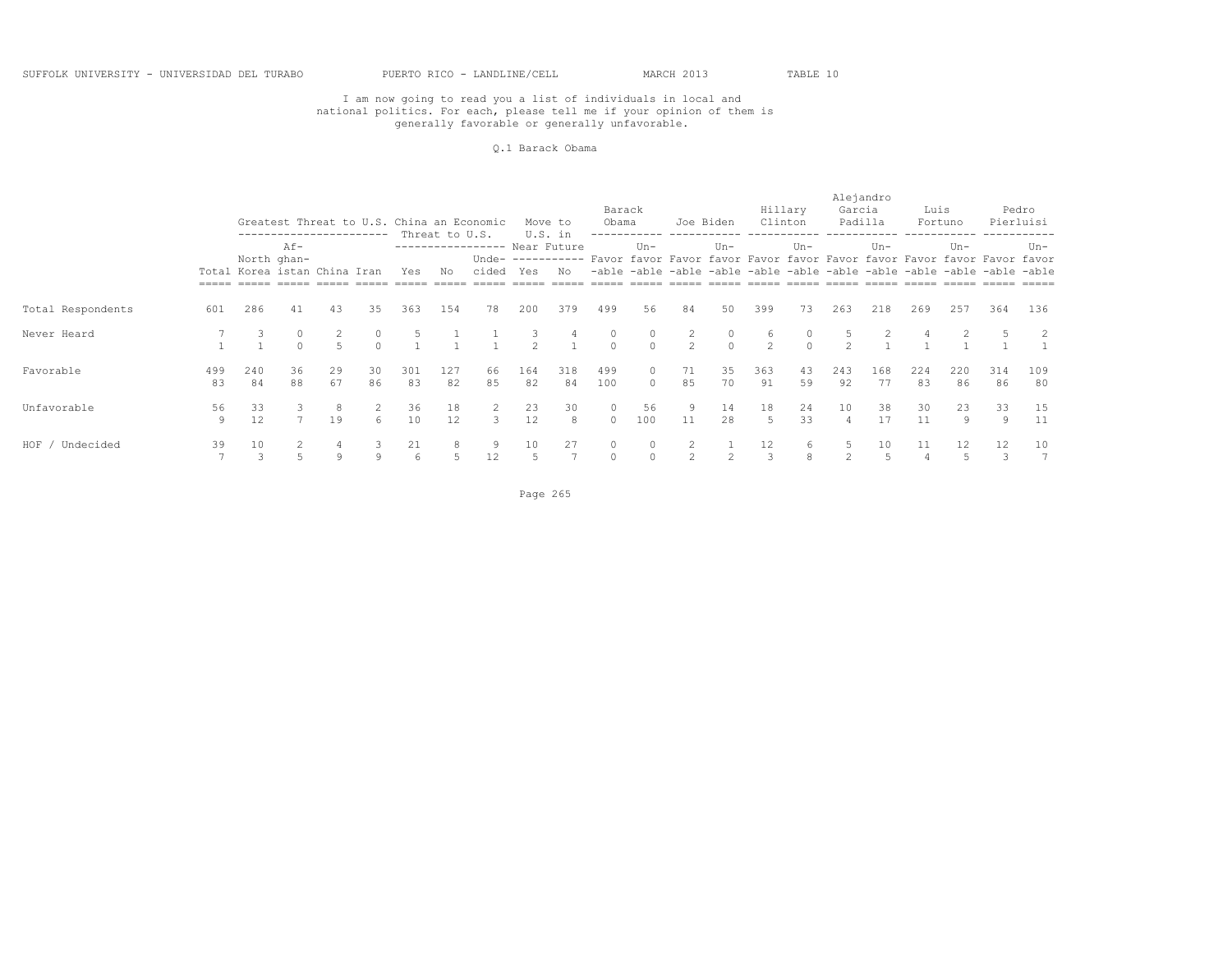SUFFOLK UNIVERSITY - UNIVERSIDAD DEL TURABO PUERTO RICO - LANDLINE/CELL MARCH 2013 TABLE 10

I am now going to read you a list of individuals in local and national politics. For each, please tell me if your opinion of them is generally favorable or generally unfavorable.

Q.1 Barack Obama

| | | Greatest Threat to U.S. | | | | China an Economic Threat to U.S. | | | Move to U.S. in Near Future | | Barack Obama | | Joe Biden | | Hillary Clinton | | Alejandro Garcia Padilla | | Luis Fortuno | | Pedro Pierluisi | |
|---|---|---|---|---|---|---|---|---|---|---|---|---|---|---|---|---|---|---|---|---|---|---|
| | Total | North Korea | Af-ghan-istan | China | Iran | Yes | No | Unde-cided | Yes | No | Favor-able | Un-favor-able | Favor-able | Un-favor-able | Favor-able | Un-favor-able | Favor-able | Un-favor-able | Favor-able | Un-favor-able | Favor-able | Un-favor-able |
| Total Respondents | 601 | 286 | 41 | 43 | 35 | 363 | 154 | 78 | 200 | 379 | 499 | 56 | 84 | 50 | 399 | 73 | 263 | 218 | 269 | 257 | 364 | 136 |
| Never Heard | 7 | 3 | 0 | 2 | 0 | 5 | 1 | 1 | 3 | 4 | 0 | 0 | 2 | 0 | 6 | 0 | 5 | 2 | 4 | 2 | 5 | 2 |
| | 1 | 1 | 0 | 5 | 0 | 1 | 1 | 1 | 2 | 1 | 0 | 0 | 2 | 0 | 2 | 0 | 2 | 1 | 1 | 1 | 1 | 1 |
| Favorable | 499 | 240 | 36 | 29 | 30 | 301 | 127 | 66 | 164 | 318 | 499 | 0 | 71 | 35 | 363 | 43 | 243 | 168 | 224 | 220 | 314 | 109 |
| | 83 | 84 | 88 | 67 | 86 | 83 | 82 | 85 | 82 | 84 | 100 | 0 | 85 | 70 | 91 | 59 | 92 | 77 | 83 | 86 | 86 | 80 |
| Unfavorable | 56 | 33 | 3 | 8 | 2 | 36 | 18 | 2 | 23 | 30 | 0 | 56 | 9 | 14 | 18 | 24 | 10 | 38 | 30 | 23 | 33 | 15 |
| | 9 | 12 | 7 | 19 | 6 | 10 | 12 | 3 | 12 | 8 | 0 | 100 | 11 | 28 | 5 | 33 | 4 | 17 | 11 | 9 | 9 | 11 |
| HOF / Undecided | 39 | 10 | 2 | 4 | 3 | 21 | 8 | 9 | 10 | 27 | 0 | 0 | 2 | 1 | 12 | 6 | 5 | 10 | 11 | 12 | 12 | 10 |
| | 7 | 3 | 5 | 9 | 9 | 6 | 5 | 12 | 5 | 7 | 0 | 0 | 2 | 2 | 3 | 8 | 2 | 5 | 4 | 5 | 3 | 7 |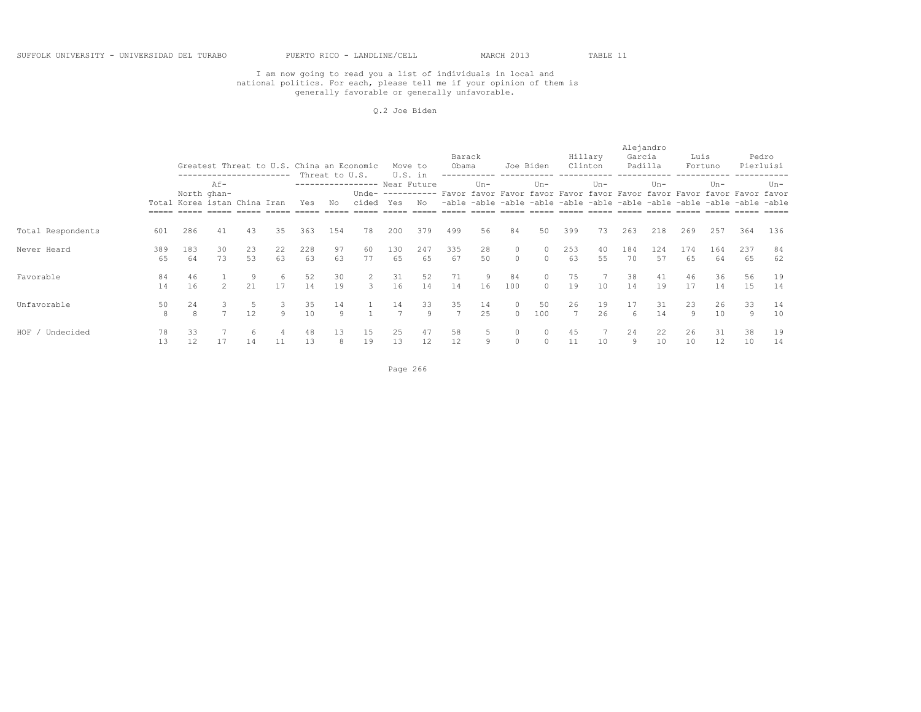SUFFOLK UNIVERSITY - UNIVERSIDAD DEL TURABO PUERTO RICO - LANDLINE/CELL MARCH 2013 TABLE 11

I am now going to read you a list of individuals in local and national politics. For each, please tell me if your opinion of them is generally favorable or generally unfavorable.

Q.2 Joe Biden

| | Total | Greatest Threat to U.S.: North Korea | Greatest Threat to U.S.: Afghanistan | Greatest Threat to U.S.: China | Greatest Threat to U.S.: Iran | China an Economic Threat to U.S.: Yes | China an Economic Threat to U.S.: No | China an Economic Threat to U.S.: Undecided | Move to U.S. in Near Future: Yes | Move to U.S. in Near Future: No | Barack Obama: Favorable | Barack Obama: Unfavorable | Joe Biden: Favorable | Joe Biden: Unfavorable | Hillary Clinton: Favorable | Hillary Clinton: Unfavorable | Alejandro Garcia Padilla: Favorable | Alejandro Garcia Padilla: Unfavorable | Luis Fortuno: Favorable | Luis Fortuno: Unfavorable | Pedro Pierluisi: Favorable | Pedro Pierluisi: Unfavorable |
|---|---|---|---|---|---|---|---|---|---|---|---|---|---|---|---|---|---|---|---|---|---|---|
| Total Respondents | 601 | 286 | 41 | 43 | 35 | 363 | 154 | 78 | 200 | 379 | 499 | 56 | 84 | 50 | 399 | 73 | 263 | 218 | 269 | 257 | 364 | 136 |
| Never Heard | 389 | 183 | 30 | 23 | 22 | 228 | 97 | 60 | 130 | 247 | 335 | 28 | 0 | 0 | 253 | 40 | 184 | 124 | 174 | 164 | 237 | 84 |
| | 65 | 64 | 73 | 53 | 63 | 63 | 63 | 77 | 65 | 65 | 67 | 50 | 0 | 0 | 63 | 55 | 70 | 57 | 65 | 64 | 65 | 62 |
| Favorable | 84 | 46 | 1 | 9 | 6 | 52 | 30 | 2 | 31 | 52 | 71 | 9 | 84 | 0 | 75 | 7 | 38 | 41 | 46 | 36 | 56 | 19 |
| | 14 | 16 | 2 | 21 | 17 | 14 | 19 | 3 | 16 | 14 | 14 | 16 | 100 | 0 | 19 | 10 | 14 | 19 | 17 | 14 | 15 | 14 |
| Unfavorable | 50 | 24 | 3 | 5 | 3 | 35 | 14 | 1 | 14 | 33 | 35 | 14 | 0 | 50 | 26 | 19 | 17 | 31 | 23 | 26 | 33 | 14 |
| | 8 | 8 | 7 | 12 | 9 | 10 | 9 | 1 | 7 | 9 | 7 | 25 | 0 | 100 | 7 | 26 | 6 | 14 | 9 | 10 | 9 | 10 |
| HOF / Undecided | 78 | 33 | 7 | 6 | 4 | 48 | 13 | 15 | 25 | 47 | 58 | 5 | 0 | 0 | 45 | 7 | 24 | 22 | 26 | 31 | 38 | 19 |
| | 13 | 12 | 17 | 14 | 11 | 13 | 8 | 19 | 13 | 12 | 12 | 9 | 0 | 0 | 11 | 10 | 9 | 10 | 10 | 12 | 10 | 14 |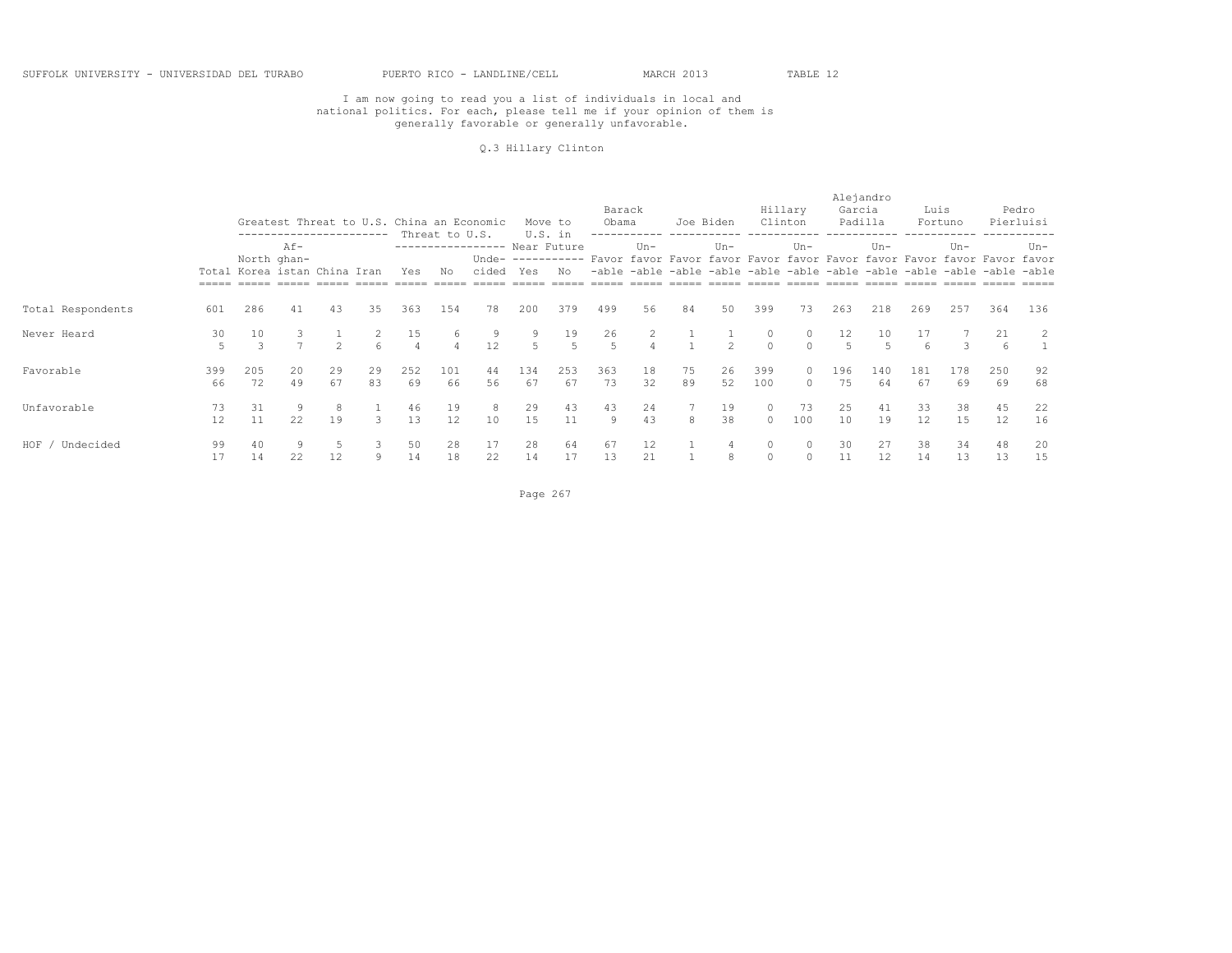SUFFOLK UNIVERSITY - UNIVERSIDAD DEL TURABO PUERTO RICO - LANDLINE/CELL MARCH 2013 TABLE 12

I am now going to read you a list of individuals in local and national politics. For each, please tell me if your opinion of them is generally favorable or generally unfavorable.

Q.3 Hillary Clinton

| | | Greatest Threat to U.S. | | | | China an Economic Threat to U.S. | | | Move to U.S. in Near Future | | Barack Obama | | Joe Biden | | Hillary Clinton | | Alejandro Garcia Padilla | | Luis Fortuno | | Pedro Pierluisi | |
|---|---|---|---|---|---|---|---|---|---|---|---|---|---|---|---|---|---|---|---|---|---|---|
| | Total | North Korea | Af-ghan-istan | China | Iran | Yes | No | Unde-cided | Yes | No | Favor-able | Un-favor-able | Favor-able | Un-favor-able | Favor-able | Un-favor-able | Favor-able | Un-favor-able | Favor-able | Un-favor-able | Favor-able | Un-favor-able |
| Total Respondents | 601 | 286 | 41 | 43 | 35 | 363 | 154 | 78 | 200 | 379 | 499 | 56 | 84 | 50 | 399 | 73 | 263 | 218 | 269 | 257 | 364 | 136 |
| Never Heard | 30 | 10 | 3 | 1 | 2 | 15 | 6 | 9 | 9 | 19 | 26 | 2 | 1 | 1 | 0 | 0 | 12 | 10 | 17 | 7 | 21 | 2 |
| | 5 | 3 | 7 | 2 | 6 | 4 | 4 | 12 | 5 | 5 | 5 | 4 | 1 | 2 | 0 | 0 | 5 | 5 | 6 | 3 | 6 | 1 |
| Favorable | 399 | 205 | 20 | 29 | 29 | 252 | 101 | 44 | 134 | 253 | 363 | 18 | 75 | 26 | 399 | 0 | 196 | 140 | 181 | 178 | 250 | 92 |
| | 66 | 72 | 49 | 67 | 83 | 69 | 66 | 56 | 67 | 67 | 73 | 32 | 89 | 52 | 100 | 0 | 75 | 64 | 67 | 69 | 69 | 68 |
| Unfavorable | 73 | 31 | 9 | 8 | 1 | 46 | 19 | 8 | 29 | 43 | 43 | 24 | 7 | 19 | 0 | 73 | 25 | 41 | 33 | 38 | 45 | 22 |
| | 12 | 11 | 22 | 19 | 3 | 13 | 12 | 10 | 15 | 11 | 9 | 43 | 8 | 38 | 0 | 100 | 10 | 19 | 12 | 15 | 12 | 16 |
| HOF / Undecided | 99 | 40 | 9 | 5 | 3 | 50 | 28 | 17 | 28 | 64 | 67 | 12 | 1 | 4 | 0 | 0 | 30 | 27 | 38 | 34 | 48 | 20 |
| | 17 | 14 | 22 | 12 | 9 | 14 | 18 | 22 | 14 | 17 | 13 | 21 | 1 | 8 | 0 | 0 | 11 | 12 | 14 | 13 | 13 | 15 |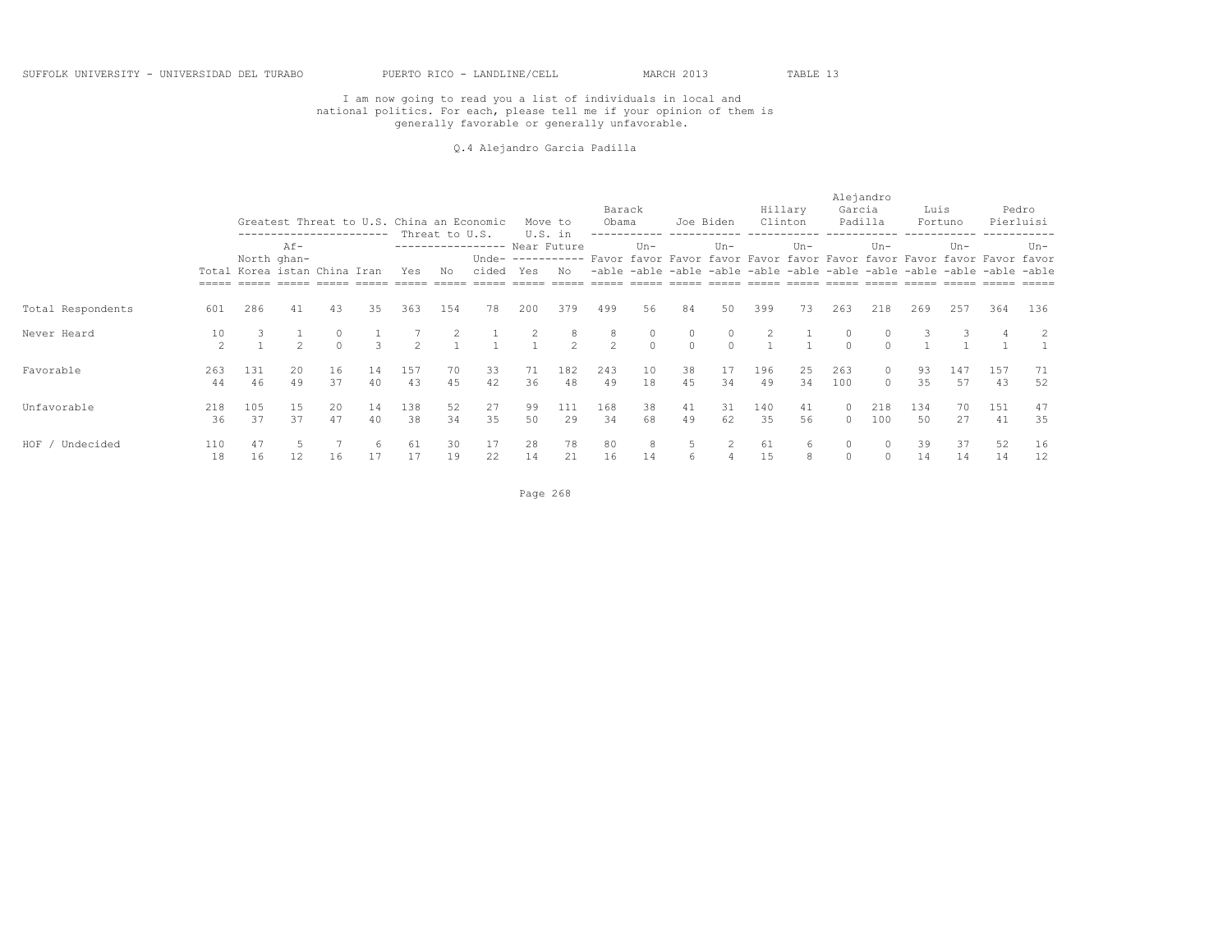I am now going to read you a list of individuals in local and national politics. For each, please tell me if your opinion of them is generally favorable or generally unfavorable.

Q.4 Alejandro Garcia Padilla

| | | Greatest Threat to U.S. | | | | China an Economic Threat to U.S. | | | Move to U.S. in Near Future | | Barack Obama | | Joe Biden | | Hillary Clinton | | Alejandro Garcia Padilla | | Luis Fortuno | | Pedro Pierluisi | |
|---|---|---|---|---|---|---|---|---|---|---|---|---|---|---|---|---|---|---|---|---|---|---|
| | Total | North Korea | Af-ghan-istan | China | Iran | Yes | No | Unde-cided | Yes | No | Favor-able | Un-favor-able | Favor-able | Un-favor-able | Favor-able | Un-favor-able | Favor-able | Un-favor-able | Favor-able | Un-favor-able | Favor-able | Un-favor-able |
| Total Respondents | 601 | 286 | 41 | 43 | 35 | 363 | 154 | 78 | 200 | 379 | 499 | 56 | 84 | 50 | 399 | 73 | 263 | 218 | 269 | 257 | 364 | 136 |
| Never Heard | 10 | 3 | 1 | 0 | 1 | 7 | 2 | 1 | 2 | 8 | 8 | 0 | 0 | 0 | 2 | 1 | 0 | 0 | 3 | 3 | 4 | 2 |
| | 2 | 1 | 2 | 0 | 3 | 2 | 1 | 1 | 1 | 2 | 2 | 0 | 0 | 0 | 1 | 1 | 0 | 0 | 1 | 1 | 1 | 1 |
| Favorable | 263 | 131 | 20 | 16 | 14 | 157 | 70 | 33 | 71 | 182 | 243 | 10 | 38 | 17 | 196 | 25 | 263 | 0 | 93 | 147 | 157 | 71 |
| | 44 | 46 | 49 | 37 | 40 | 43 | 45 | 42 | 36 | 48 | 49 | 18 | 45 | 34 | 49 | 34 | 100 | 0 | 35 | 57 | 43 | 52 |
| Unfavorable | 218 | 105 | 15 | 20 | 14 | 138 | 52 | 27 | 99 | 111 | 168 | 38 | 41 | 31 | 140 | 41 | 0 | 218 | 134 | 70 | 151 | 47 |
| | 36 | 37 | 37 | 47 | 40 | 38 | 34 | 35 | 50 | 29 | 34 | 68 | 49 | 62 | 35 | 56 | 0 | 100 | 50 | 27 | 41 | 35 |
| HOF / Undecided | 110 | 47 | 5 | 7 | 6 | 61 | 30 | 17 | 28 | 78 | 80 | 8 | 5 | 2 | 61 | 6 | 0 | 0 | 39 | 37 | 52 | 16 |
| | 18 | 16 | 12 | 16 | 17 | 17 | 19 | 22 | 14 | 21 | 16 | 14 | 6 | 4 | 15 | 8 | 0 | 0 | 14 | 14 | 14 | 12 |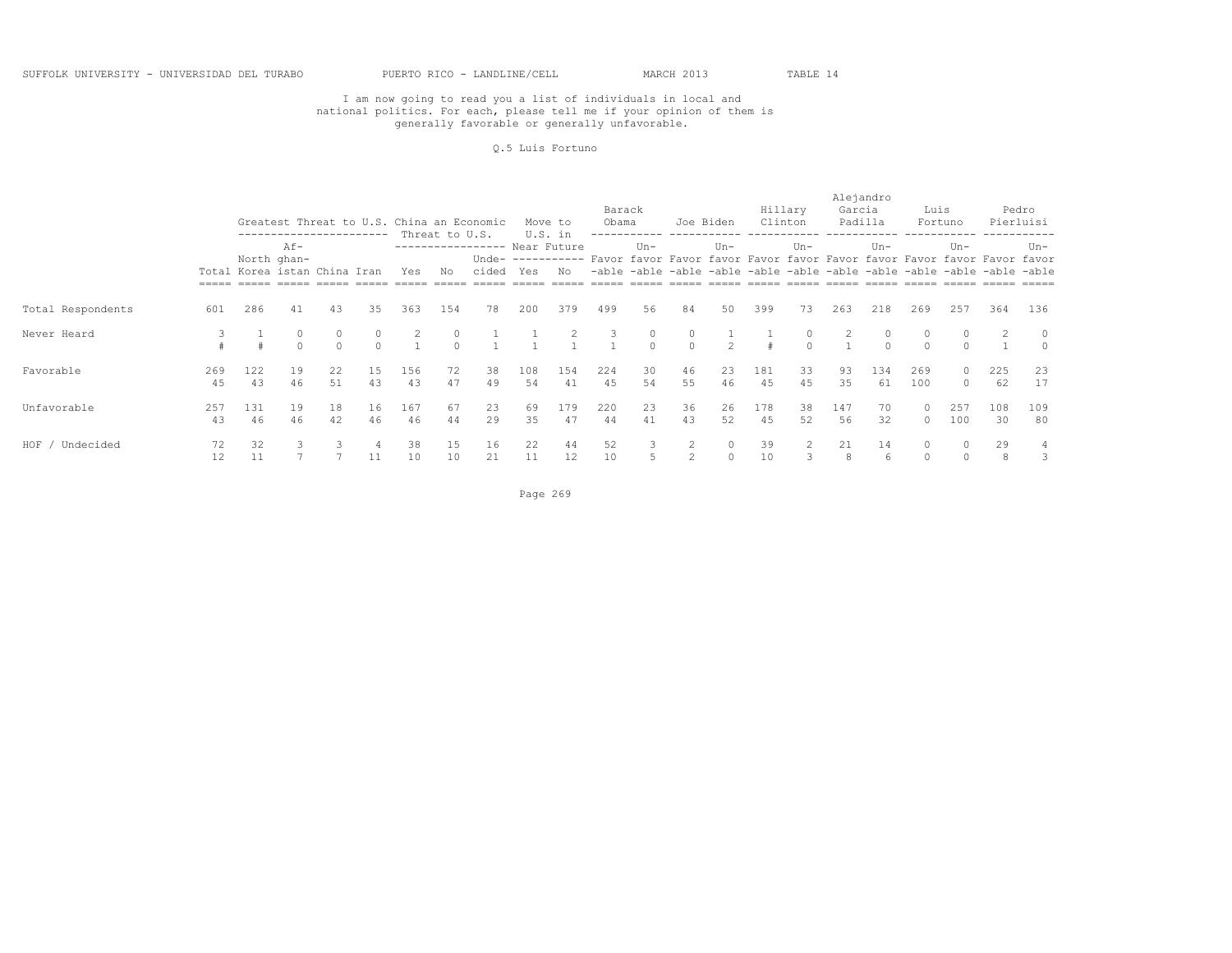SUFFOLK UNIVERSITY - UNIVERSIDAD DEL TURABO PUERTO RICO - LANDLINE/CELL MARCH 2013 TABLE 14

I am now going to read you a list of individuals in local and national politics. For each, please tell me if your opinion of them is generally favorable or generally unfavorable.

Q.5 Luis Fortuno

| | | Greatest Threat to U.S. | | | | China an Economic Threat to U.S. | | | Move to U.S. in Near Future | | Barack Obama | | Joe Biden | | Hillary Clinton | | Alejandro Garcia Padilla | | Luis Fortuno | | Pedro Pierluisi | |
|---|---|---|---|---|---|---|---|---|---|---|---|---|---|---|---|---|---|---|---|---|---|---|
| | Total | North Korea | Af-ghan-istan | China | Iran | Yes | No | Unde-cided | Yes | No | Favor-able | Un-favor-able | Favor-able | Un-favor-able | Favor-able | Un-favor-able | Favor-able | Un-favor-able | Favor-able | Un-favor-able | Favor-able | Un-favor-able |
| Total Respondents | 601 | 286 | 41 | 43 | 35 | 363 | 154 | 78 | 200 | 379 | 499 | 56 | 84 | 50 | 399 | 73 | 263 | 218 | 269 | 257 | 364 | 136 |
| Never Heard | 3 | 1 | 0 | 0 | 0 | 2 | 0 | 1 | 1 | 2 | 3 | 0 | 0 | 1 | 1 | 0 | 2 | 0 | 0 | 0 | 2 | 0 |
| | # | # | 0 | 0 | 0 | 1 | 0 | 1 | 1 | 1 | 1 | 0 | 0 | 2 | # | 0 | 1 | 0 | 0 | 0 | 1 | 0 |
| Favorable | 269 | 122 | 19 | 22 | 15 | 156 | 72 | 38 | 108 | 154 | 224 | 30 | 46 | 23 | 181 | 33 | 93 | 134 | 269 | 0 | 225 | 23 |
| | 45 | 43 | 46 | 51 | 43 | 43 | 47 | 49 | 54 | 41 | 45 | 54 | 55 | 46 | 45 | 45 | 35 | 61 | 100 | 0 | 62 | 17 |
| Unfavorable | 257 | 131 | 19 | 18 | 16 | 167 | 67 | 23 | 69 | 179 | 220 | 23 | 36 | 26 | 178 | 38 | 147 | 70 | 0 | 257 | 108 | 109 |
| | 43 | 46 | 46 | 42 | 46 | 46 | 44 | 29 | 35 | 47 | 44 | 41 | 43 | 52 | 45 | 52 | 56 | 32 | 0 | 100 | 30 | 80 |
| HOF / Undecided | 72 | 32 | 3 | 3 | 4 | 38 | 15 | 16 | 22 | 44 | 52 | 3 | 2 | 0 | 39 | 2 | 21 | 14 | 0 | 0 | 29 | 4 |
| | 12 | 11 | 7 | 7 | 11 | 10 | 10 | 21 | 11 | 12 | 10 | 5 | 2 | 0 | 10 | 3 | 8 | 6 | 0 | 0 | 8 | 3 |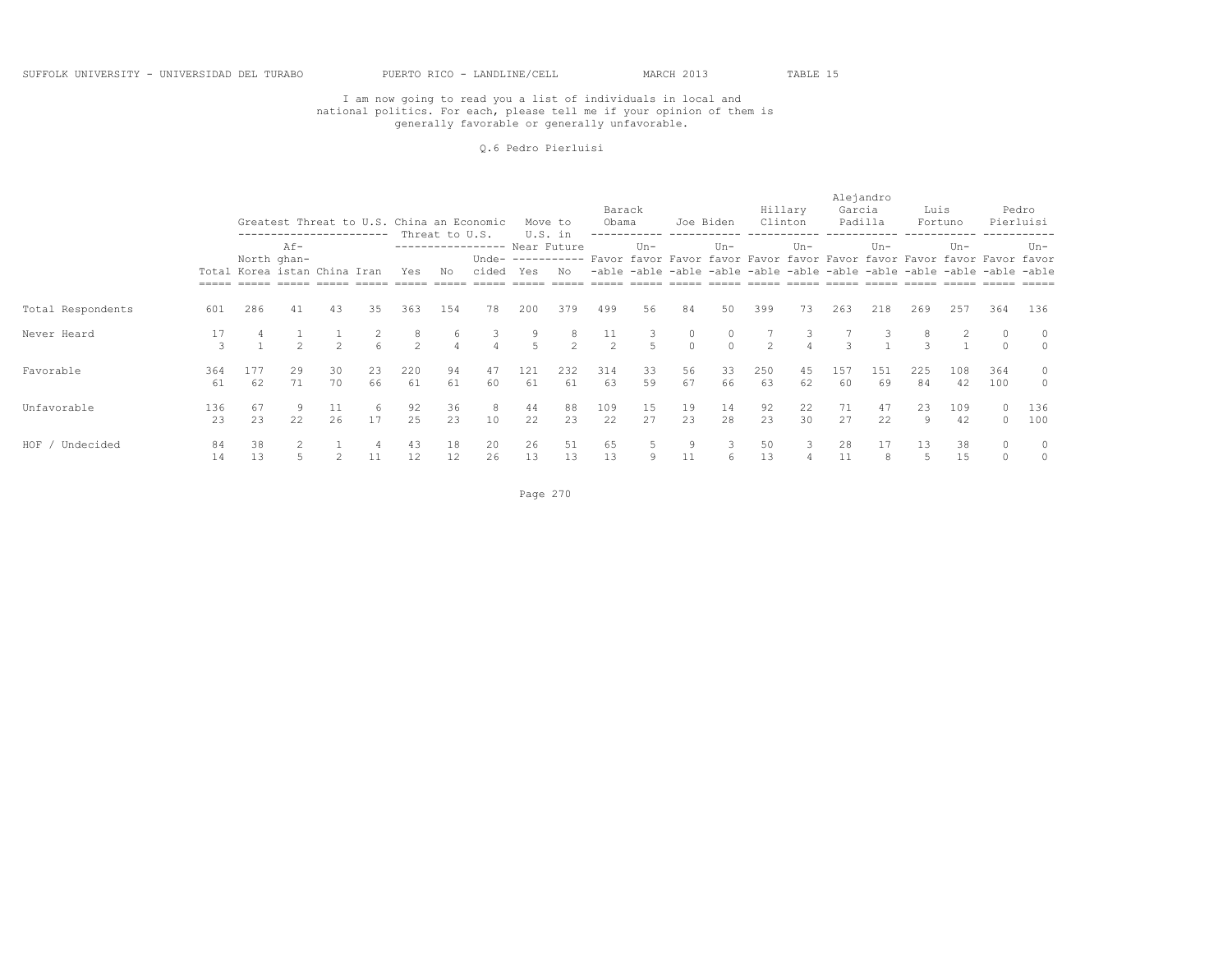SUFFOLK UNIVERSITY - UNIVERSIDAD DEL TURABO PUERTO RICO - LANDLINE/CELL MARCH 2013 TABLE 15

I am now going to read you a list of individuals in local and national politics. For each, please tell me if your opinion of them is generally favorable or generally unfavorable.

Q.6 Pedro Pierluisi

| | Total | Greatest Threat to U.S. | | | | China an Economic Threat to U.S. | | | Move to U.S. in Near Future | | Barack Obama | | Joe Biden | | Hillary Clinton | | Alejandro Garcia Padilla | | Luis Fortuno | | Pedro Pierluisi | |
|---|---|---|---|---|---|---|---|---|---|---|---|---|---|---|---|---|---|---|---|---|---|---|
| | | North Korea | Afghanistan | China | Iran | Yes | No | Undecided | Yes | No | Favorable | Unfavorable | Favorable | Unfavorable | Favorable | Unfavorable | Favorable | Unfavorable | Favorable | Unfavorable | Favorable | Unfavorable |
| Total Respondents | 601 | 286 | 41 | 43 | 35 | 363 | 154 | 78 | 200 | 379 | 499 | 56 | 84 | 50 | 399 | 73 | 263 | 218 | 269 | 257 | 364 | 136 |
| Never Heard | 17 | 4 | 1 | 1 | 2 | 8 | 6 | 3 | 9 | 8 | 11 | 3 | 0 | 0 | 7 | 3 | 7 | 3 | 8 | 2 | 0 | 0 |
| | 3 | 1 | 2 | 2 | 6 | 2 | 4 | 4 | 5 | 2 | 2 | 5 | 0 | 0 | 2 | 4 | 3 | 1 | 3 | 1 | 0 | 0 |
| Favorable | 364 | 177 | 29 | 30 | 23 | 220 | 94 | 47 | 121 | 232 | 314 | 33 | 56 | 33 | 250 | 45 | 157 | 151 | 225 | 108 | 364 | 0 |
| | 61 | 62 | 71 | 70 | 66 | 61 | 61 | 60 | 61 | 61 | 63 | 59 | 67 | 66 | 63 | 62 | 60 | 69 | 84 | 42 | 100 | 0 |
| Unfavorable | 136 | 67 | 9 | 11 | 6 | 92 | 36 | 8 | 44 | 88 | 109 | 15 | 19 | 14 | 92 | 22 | 71 | 47 | 23 | 109 | 0 | 136 |
| | 23 | 23 | 22 | 26 | 17 | 25 | 23 | 10 | 22 | 23 | 22 | 27 | 23 | 28 | 23 | 30 | 27 | 22 | 9 | 42 | 0 | 100 |
| HOF / Undecided | 84 | 38 | 2 | 1 | 4 | 43 | 18 | 20 | 26 | 51 | 65 | 5 | 9 | 3 | 50 | 3 | 28 | 17 | 13 | 38 | 0 | 0 |
| | 14 | 13 | 5 | 2 | 11 | 12 | 12 | 26 | 13 | 13 | 13 | 9 | 11 | 6 | 13 | 4 | 11 | 8 | 5 | 15 | 0 | 0 |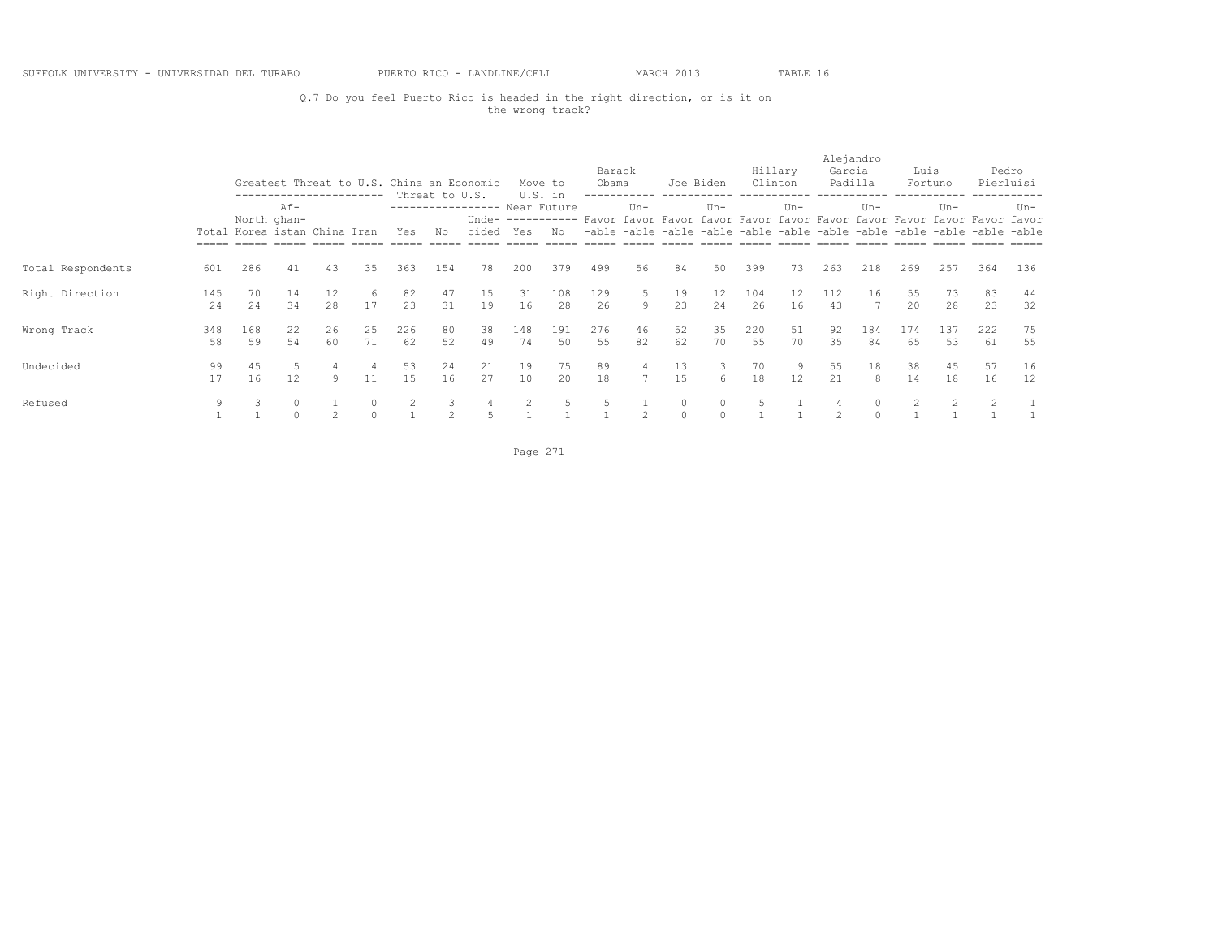SUFFOLK UNIVERSITY - UNIVERSIDAD DEL TURABO PUERTO RICO - LANDLINE/CELL MARCH 2013 TABLE 16

Q.7 Do you feel Puerto Rico is headed in the right direction, or is it on the wrong track?

| | | Greatest Threat to U.S. | | | | China an Economic Threat to U.S. | | | Move to U.S. in Near Future | | Barack Obama | | Joe Biden | | Hillary Clinton | | Alejandro Garcia Padilla | | Luis Fortuno | | Pedro Pierluisi | |
|---|---|---|---|---|---|---|---|---|---|---|---|---|---|---|---|---|---|---|---|---|---|---|
| | Total | North Korea | Af-ghan-istan | China | Iran | Yes | No | Unde-cided | Yes | No | Favor-able | Un-favor-able | Favor-able | Un-favor-able | Favor-able | Un-favor-able | Favor-able | Un-favor-able | Favor-able | Un-favor-able | Favor-able | Un-favor-able |
| Total Respondents | 601 | 286 | 41 | 43 | 35 | 363 | 154 | 78 | 200 | 379 | 499 | 56 | 84 | 50 | 399 | 73 | 263 | 218 | 269 | 257 | 364 | 136 |
| Right Direction | 145 | 70 | 14 | 12 | 6 | 82 | 47 | 15 | 31 | 108 | 129 | 5 | 19 | 12 | 104 | 12 | 112 | 16 | 55 | 73 | 83 | 44 |
| | 24 | 24 | 34 | 28 | 17 | 23 | 31 | 19 | 16 | 28 | 26 | 9 | 23 | 24 | 26 | 16 | 43 | 7 | 20 | 28 | 23 | 32 |
| Wrong Track | 348 | 168 | 22 | 26 | 25 | 226 | 80 | 38 | 148 | 191 | 276 | 46 | 52 | 35 | 220 | 51 | 92 | 184 | 174 | 137 | 222 | 75 |
| | 58 | 59 | 54 | 60 | 71 | 62 | 52 | 49 | 74 | 50 | 55 | 82 | 62 | 70 | 55 | 70 | 35 | 84 | 65 | 53 | 61 | 55 |
| Undecided | 99 | 45 | 5 | 4 | 4 | 53 | 24 | 21 | 19 | 75 | 89 | 4 | 13 | 3 | 70 | 9 | 55 | 18 | 38 | 45 | 57 | 16 |
| | 17 | 16 | 12 | 9 | 11 | 15 | 16 | 27 | 10 | 20 | 18 | 7 | 15 | 6 | 18 | 12 | 21 | 8 | 14 | 18 | 16 | 12 |
| Refused | 9 | 3 | 0 | 1 | 0 | 2 | 3 | 4 | 2 | 5 | 5 | 1 | 0 | 0 | 5 | 1 | 4 | 0 | 2 | 2 | 2 | 1 |
| | 1 | 1 | 0 | 2 | 0 | 1 | 2 | 5 | 1 | 1 | 1 | 2 | 0 | 0 | 1 | 1 | 2 | 0 | 1 | 1 | 1 | 1 |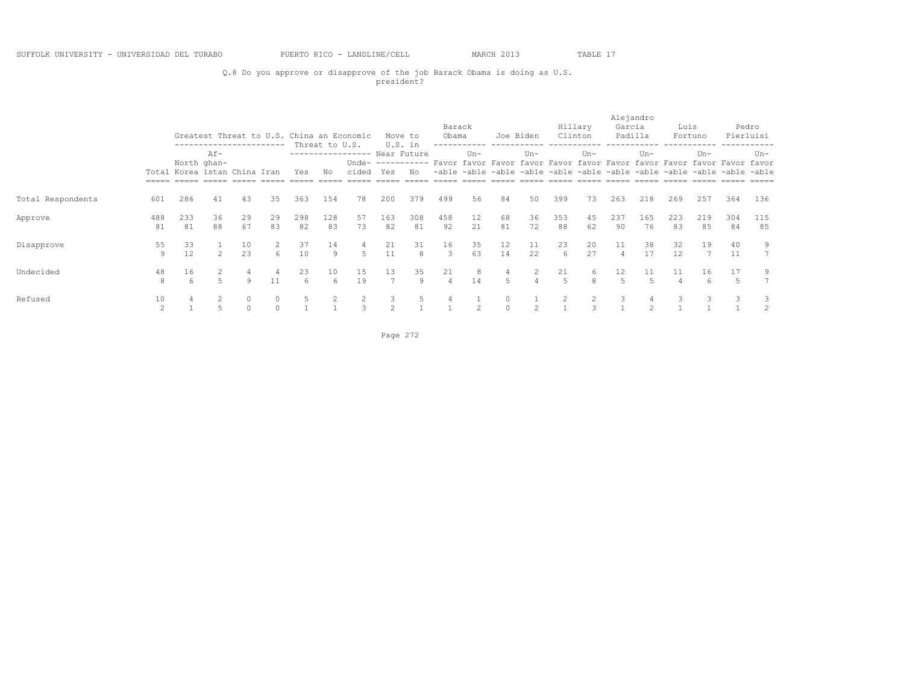Q.8 Do you approve or disapprove of the job Barack Obama is doing as U.S. president?

| | | Greatest Threat to U.S. | | | | China an Economic Threat to U.S. | | | Move to U.S. in Near Future | | Barack Obama | | Joe Biden | | Hillary Clinton | | Alejandro Garcia Padilla | | Luis Fortuno | | Pedro Pierluisi | |
|---|---|---|---|---|---|---|---|---|---|---|---|---|---|---|---|---|---|---|---|---|---|---|
| | Total | North Korea | Af-ghan-istan | China | Iran | Yes | No | Unde-cided | Yes | No | Favor-able | Un-favor-able | Favor-able | Un-favor-able | Favor-able | Un-favor-able | Favor-able | Un-favor-able | Favor-able | Un-favor-able | Favor-able | Un-favor-able |
| Total Respondents | 601 | 286 | 41 | 43 | 35 | 363 | 154 | 78 | 200 | 379 | 499 | 56 | 84 | 50 | 399 | 73 | 263 | 218 | 269 | 257 | 364 | 136 |
| Approve | 488 | 233 | 36 | 29 | 29 | 298 | 128 | 57 | 163 | 308 | 458 | 12 | 68 | 36 | 353 | 45 | 237 | 165 | 223 | 219 | 304 | 115 |
| | 81 | 81 | 88 | 67 | 83 | 82 | 83 | 73 | 82 | 81 | 92 | 21 | 81 | 72 | 88 | 62 | 90 | 76 | 83 | 85 | 84 | 85 |
| Disapprove | 55 | 33 | 1 | 10 | 2 | 37 | 14 | 4 | 21 | 31 | 16 | 35 | 12 | 11 | 23 | 20 | 11 | 38 | 32 | 19 | 40 | 9 |
| | 9 | 12 | 2 | 23 | 6 | 10 | 9 | 5 | 11 | 8 | 3 | 63 | 14 | 22 | 6 | 27 | 4 | 17 | 12 | 7 | 11 | 7 |
| Undecided | 48 | 16 | 2 | 4 | 4 | 23 | 10 | 15 | 13 | 35 | 21 | 8 | 4 | 2 | 21 | 6 | 12 | 11 | 11 | 16 | 17 | 9 |
| | 8 | 6 | 5 | 9 | 11 | 6 | 6 | 19 | 7 | 9 | 4 | 14 | 5 | 4 | 5 | 8 | 5 | 5 | 4 | 6 | 5 | 7 |
| Refused | 10 | 4 | 2 | 0 | 0 | 5 | 2 | 2 | 3 | 5 | 4 | 1 | 0 | 1 | 2 | 2 | 3 | 4 | 3 | 3 | 3 | 3 |
| | 2 | 1 | 5 | 0 | 0 | 1 | 1 | 3 | 2 | 1 | 1 | 2 | 0 | 2 | 1 | 3 | 1 | 2 | 1 | 1 | 1 | 2 |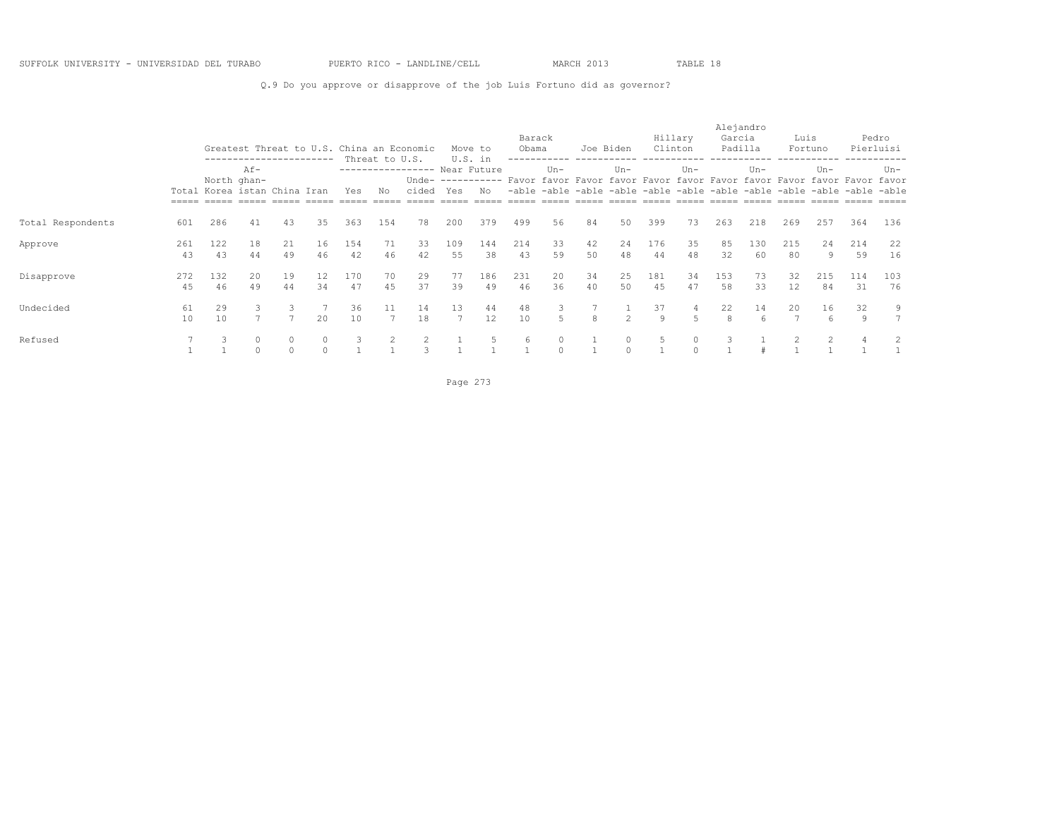SUFFOLK UNIVERSITY - UNIVERSIDAD DEL TURABO PUERTO RICO - LANDLINE/CELL MARCH 2013 TABLE 18

Q.9 Do you approve or disapprove of the job Luis Fortuno did as governor?

| | | Greatest Threat to U.S. | | | | China an Economic Threat to U.S. | | | Move to U.S. in Near Future | | Barack Obama | | Joe Biden | | Hillary Clinton | | Alejandro Garcia Padilla | | Luis Fortuno | | Pedro Pierluisi | |
|---|---|---|---|---|---|---|---|---|---|---|---|---|---|---|---|---|---|---|---|---|---|---|
| | Total | North Korea | Af-ghan-istan | China | Iran | Yes | No | Unde-cided | Yes | No | Favor-able | Un-favor-able | Favor-able | Un-favor-able | Favor-able | Un-favor-able | Favor-able | Un-favor-able | Favor-able | Un-favor-able | Favor-able | Un-favor-able |
| Total Respondents | 601 | 286 | 41 | 43 | 35 | 363 | 154 | 78 | 200 | 379 | 499 | 56 | 84 | 50 | 399 | 73 | 263 | 218 | 269 | 257 | 364 | 136 |
| Approve | 261 | 122 | 18 | 21 | 16 | 154 | 71 | 33 | 109 | 144 | 214 | 33 | 42 | 24 | 176 | 35 | 85 | 130 | 215 | 24 | 214 | 22 |
| | 43 | 43 | 44 | 49 | 46 | 42 | 46 | 42 | 55 | 38 | 43 | 59 | 50 | 48 | 44 | 48 | 32 | 60 | 80 | 9 | 59 | 16 |
| Disapprove | 272 | 132 | 20 | 19 | 12 | 170 | 70 | 29 | 77 | 186 | 231 | 20 | 34 | 25 | 181 | 34 | 153 | 73 | 32 | 215 | 114 | 103 |
| | 45 | 46 | 49 | 44 | 34 | 47 | 45 | 37 | 39 | 49 | 46 | 36 | 40 | 50 | 45 | 47 | 58 | 33 | 12 | 84 | 31 | 76 |
| Undecided | 61 | 29 | 3 | 3 | 7 | 36 | 11 | 14 | 13 | 44 | 48 | 3 | 7 | 1 | 37 | 4 | 22 | 14 | 20 | 16 | 32 | 9 |
| | 10 | 10 | 7 | 7 | 20 | 10 | 7 | 18 | 7 | 12 | 10 | 5 | 8 | 2 | 9 | 5 | 8 | 6 | 7 | 6 | 9 | 7 |
| Refused | 7 | 3 | 0 | 0 | 0 | 3 | 2 | 2 | 1 | 5 | 6 | 0 | 1 | 0 | 5 | 0 | 3 | 1 | 2 | 2 | 4 | 2 |
| | 1 | 1 | 0 | 0 | 0 | 1 | 1 | 3 | 1 | 1 | 1 | 0 | 1 | 0 | 1 | 0 | 1 | # | 1 | 1 | 1 | 1 |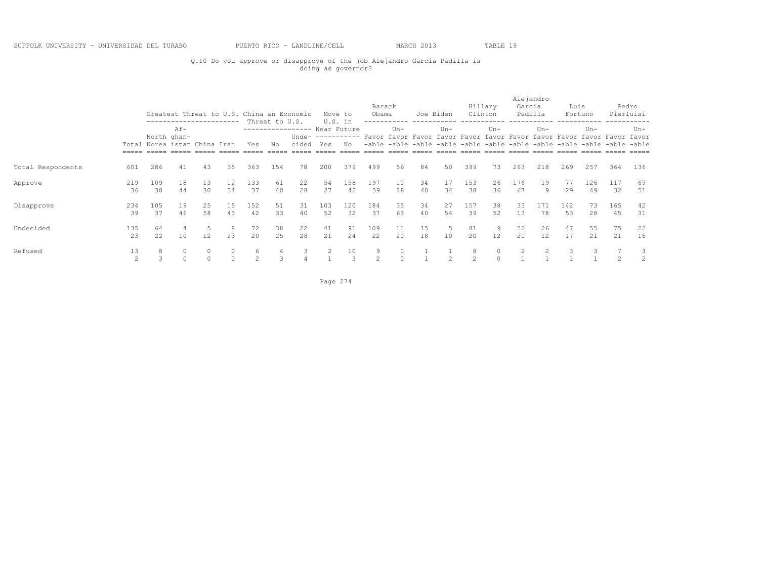SUFFOLK UNIVERSITY - UNIVERSIDAD DEL TURABO PUERTO RICO - LANDLINE/CELL MARCH 2013 TABLE 19

Q.10 Do you approve or disapprove of the job Alejandro Garcia Padilla is doing as governor?

| | | Greatest Threat to U.S. | | | | China an Economic Threat to U.S. | | | Move to U.S. in Near Future | | Barack Obama | | Joe Biden | | Hillary Clinton | | Alejandro Garcia Padilla | | Luis Fortuno | | Pedro Pierluisi | |
|---|---|---|---|---|---|---|---|---|---|---|---|---|---|---|---|---|---|---|---|---|---|---|
| | Total | North Korea | Af-ghan-istan | China | Iran | Yes | No | Unde-cided | Yes | No | Favor-able | Un-favor-able | Favor-able | Un-favor-able | Favor-able | Un-favor-able | Favor-able | Un-favor-able | Favor-able | Un-favor-able | Favor-able | Un-favor-able |
| Total Respondents | 601 | 286 | 41 | 43 | 35 | 363 | 154 | 78 | 200 | 379 | 499 | 56 | 84 | 50 | 399 | 73 | 263 | 218 | 269 | 257 | 364 | 136 |
| Approve | 219 | 109 | 18 | 13 | 12 | 133 | 61 | 22 | 54 | 158 | 197 | 10 | 34 | 17 | 153 | 26 | 176 | 19 | 77 | 126 | 117 | 69 |
| | 36 | 38 | 44 | 30 | 34 | 37 | 40 | 28 | 27 | 42 | 39 | 18 | 40 | 34 | 38 | 36 | 67 | 9 | 29 | 49 | 32 | 51 |
| Disapprove | 234 | 105 | 19 | 25 | 15 | 152 | 51 | 31 | 103 | 120 | 184 | 35 | 34 | 27 | 157 | 38 | 33 | 171 | 142 | 73 | 165 | 42 |
| | 39 | 37 | 46 | 58 | 43 | 42 | 33 | 40 | 52 | 32 | 37 | 63 | 40 | 54 | 39 | 52 | 13 | 78 | 53 | 28 | 45 | 31 |
| Undecided | 135 | 64 | 4 | 5 | 8 | 72 | 38 | 22 | 41 | 91 | 109 | 11 | 15 | 5 | 81 | 9 | 52 | 26 | 47 | 55 | 75 | 22 |
| | 23 | 22 | 10 | 12 | 23 | 20 | 25 | 28 | 21 | 24 | 22 | 20 | 18 | 10 | 20 | 12 | 20 | 12 | 17 | 21 | 21 | 16 |
| Refused | 13 | 8 | 0 | 0 | 0 | 6 | 4 | 3 | 2 | 10 | 9 | 0 | 1 | 1 | 8 | 0 | 2 | 2 | 3 | 3 | 7 | 3 |
| | 2 | 3 | 0 | 0 | 0 | 2 | 3 | 4 | 1 | 3 | 2 | 0 | 1 | 2 | 2 | 0 | 1 | 1 | 1 | 1 | 2 | 2 |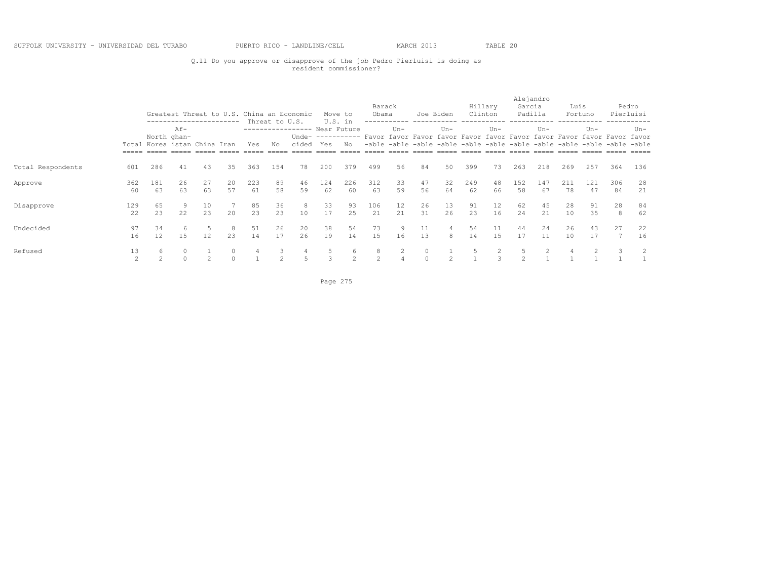SUFFOLK UNIVERSITY - UNIVERSIDAD DEL TURABO PUERTO RICO - LANDLINE/CELL MARCH 2013 TABLE 20

Q.11 Do you approve or disapprove of the job Pedro Pierluisi is doing as resident commissioner?

| | | Greatest Threat to U.S. | | | | China an Economic Threat to U.S. | | | Move to U.S. in Near Future | | Barack Obama | | Joe Biden | | Hillary Clinton | | Alejandro Garcia Padilla | | Luis Fortuno | | Pedro Pierluisi | |
|---|---|---|---|---|---|---|---|---|---|---|---|---|---|---|---|---|---|---|---|---|---|---|
| | Total | North Korea | Af-ghan-istan | China | Iran | Yes | No | Unde-cided | Yes | No | Favor-able | Un-favor-able | Favor-able | Un-favor-able | Favor-able | Un-favor-able | Favor-able | Un-favor-able | Favor-able | Un-favor-able | Favor-able | Un-favor-able |
| Total Respondents | 601 | 286 | 41 | 43 | 35 | 363 | 154 | 78 | 200 | 379 | 499 | 56 | 84 | 50 | 399 | 73 | 263 | 218 | 269 | 257 | 364 | 136 |
| Approve | 362 | 181 | 26 | 27 | 20 | 223 | 89 | 46 | 124 | 226 | 312 | 33 | 47 | 32 | 249 | 48 | 152 | 147 | 211 | 121 | 306 | 28 |
| | 60 | 63 | 63 | 63 | 57 | 61 | 58 | 59 | 62 | 60 | 63 | 59 | 56 | 64 | 62 | 66 | 58 | 67 | 78 | 47 | 84 | 21 |
| Disapprove | 129 | 65 | 9 | 10 | 7 | 85 | 36 | 8 | 33 | 93 | 106 | 12 | 26 | 13 | 91 | 12 | 62 | 45 | 28 | 91 | 28 | 84 |
| | 22 | 23 | 22 | 23 | 20 | 23 | 23 | 10 | 17 | 25 | 21 | 21 | 31 | 26 | 23 | 16 | 24 | 21 | 10 | 35 | 8 | 62 |
| Undecided | 97 | 34 | 6 | 5 | 8 | 51 | 26 | 20 | 38 | 54 | 73 | 9 | 11 | 4 | 54 | 11 | 44 | 24 | 26 | 43 | 27 | 22 |
| | 16 | 12 | 15 | 12 | 23 | 14 | 17 | 26 | 19 | 14 | 15 | 16 | 13 | 8 | 14 | 15 | 17 | 11 | 10 | 17 | 7 | 16 |
| Refused | 13 | 6 | 0 | 1 | 0 | 4 | 3 | 4 | 5 | 6 | 8 | 2 | 0 | 1 | 5 | 2 | 5 | 2 | 4 | 2 | 3 | 2 |
| | 2 | 2 | 0 | 2 | 0 | 1 | 2 | 5 | 3 | 2 | 2 | 4 | 0 | 2 | 1 | 3 | 2 | 1 | 1 | 1 | 1 | 1 |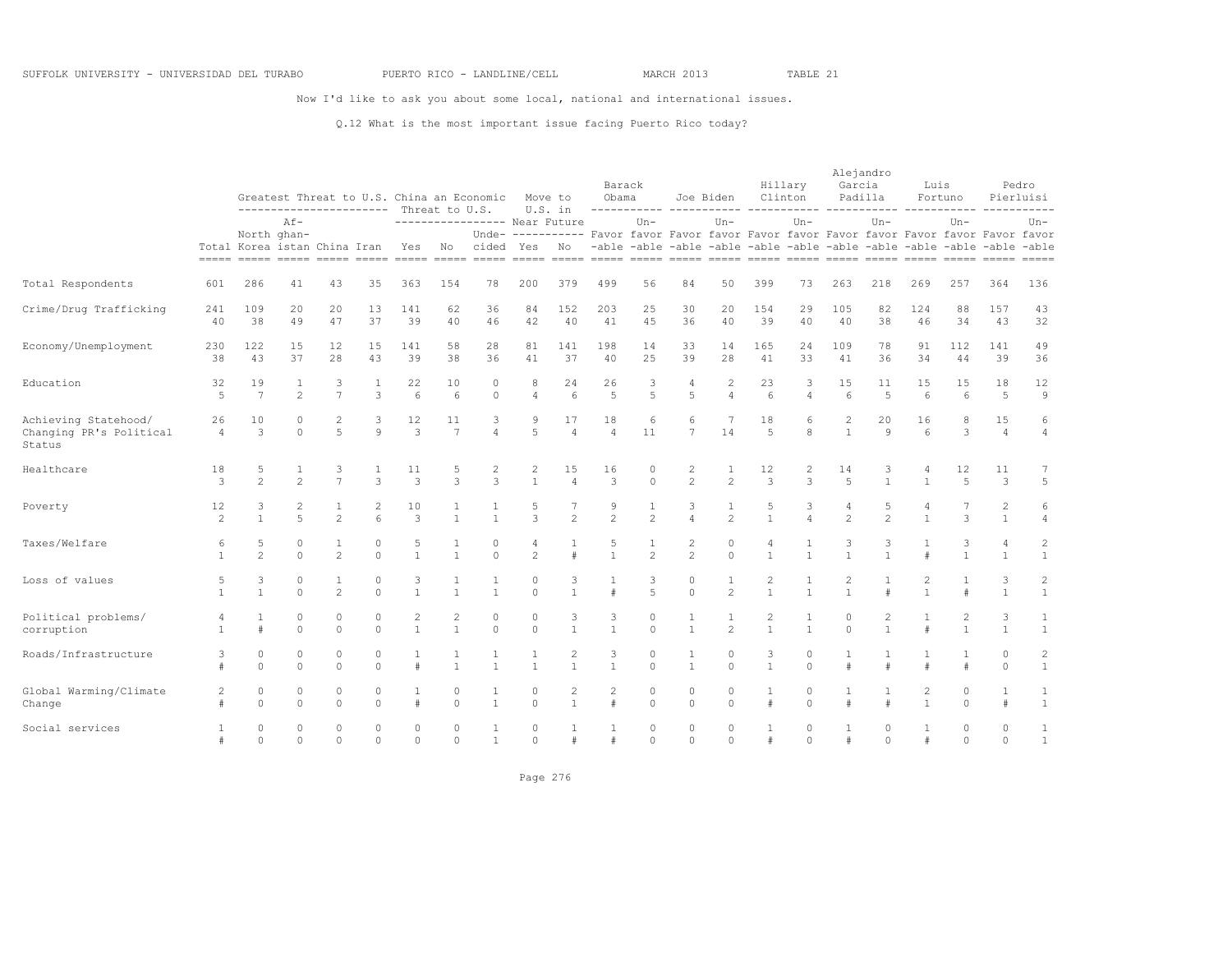SUFFOLK UNIVERSITY - UNIVERSIDAD DEL TURABO PUERTO RICO - LANDLINE/CELL MARCH 2013 TABLE 21

Now I'd like to ask you about some local, national and international issues.

Q.12 What is the most important issue facing Puerto Rico today?

| | Total | Greatest Threat to U.S. | | | | China an Economic Threat to U.S. | | | Move to U.S. in Near Future | | Barack Obama | | Joe Biden | | Hillary Clinton | | Alejandro Garcia Padilla | | Luis Fortuno | | Pedro Pierluisi | |
|---|---|---|---|---|---|---|---|---|---|---|---|---|---|---|---|---|---|---|---|---|---|---|
| | | North Korea | Afghanistan | China | Iran | Yes | No | Undecided | Yes | No | Favorable | Unfavorable | Favorable | Unfavorable | Favorable | Unfavorable | Favorable | Unfavorable | Favorable | Unfavorable | Favorable | Unfavorable |
| Total Respondents | 601 | 286 | 41 | 43 | 35 | 363 | 154 | 78 | 200 | 379 | 499 | 56 | 84 | 50 | 399 | 73 | 263 | 218 | 269 | 257 | 364 | 136 |
| Crime/Drug Trafficking | 241 | 109 | 20 | 20 | 13 | 141 | 62 | 36 | 84 | 152 | 203 | 25 | 30 | 20 | 154 | 29 | 105 | 82 | 124 | 88 | 157 | 43 |
| | 40 | 38 | 49 | 47 | 37 | 39 | 40 | 46 | 42 | 40 | 41 | 45 | 36 | 40 | 39 | 40 | 40 | 38 | 46 | 34 | 43 | 32 |
| Economy/Unemployment | 230 | 122 | 15 | 12 | 15 | 141 | 58 | 28 | 81 | 141 | 198 | 14 | 33 | 14 | 165 | 24 | 109 | 78 | 91 | 112 | 141 | 49 |
| | 38 | 43 | 37 | 28 | 43 | 39 | 38 | 36 | 41 | 37 | 40 | 25 | 39 | 28 | 41 | 33 | 41 | 36 | 34 | 44 | 39 | 36 |
| Education | 32 | 19 | 1 | 3 | 1 | 22 | 10 | 0 | 8 | 24 | 26 | 3 | 4 | 2 | 23 | 3 | 15 | 11 | 15 | 15 | 18 | 12 |
| | 5 | 7 | 2 | 7 | 3 | 6 | 6 | 0 | 4 | 6 | 5 | 5 | 5 | 4 | 6 | 4 | 6 | 5 | 6 | 6 | 5 | 9 |
| Achieving Statehood/ Changing PR's Political Status | 26 | 10 | 0 | 2 | 3 | 12 | 11 | 3 | 9 | 17 | 18 | 6 | 6 | 7 | 18 | 6 | 2 | 20 | 16 | 8 | 15 | 6 |
| | 4 | 3 | 0 | 5 | 9 | 3 | 7 | 4 | 5 | 4 | 4 | 11 | 7 | 14 | 5 | 8 | 1 | 9 | 6 | 3 | 4 | 4 |
| Healthcare | 18 | 5 | 1 | 3 | 1 | 11 | 5 | 2 | 2 | 15 | 16 | 0 | 2 | 1 | 12 | 2 | 14 | 3 | 4 | 12 | 11 | 7 |
| | 3 | 2 | 2 | 7 | 3 | 3 | 3 | 3 | 1 | 4 | 3 | 0 | 2 | 2 | 3 | 3 | 5 | 1 | 1 | 5 | 3 | 5 |
| Poverty | 12 | 3 | 2 | 1 | 2 | 10 | 1 | 1 | 5 | 7 | 9 | 1 | 3 | 1 | 5 | 3 | 4 | 5 | 4 | 7 | 2 | 6 |
| | 2 | 1 | 5 | 2 | 6 | 3 | 1 | 1 | 3 | 2 | 2 | 2 | 4 | 2 | 1 | 4 | 2 | 2 | 1 | 3 | 1 | 4 |
| Taxes/Welfare | 6 | 5 | 0 | 1 | 0 | 5 | 1 | 0 | 4 | 1 | 5 | 1 | 2 | 0 | 4 | 1 | 3 | 3 | 1 | 3 | 4 | 2 |
| | 1 | 2 | 0 | 2 | 0 | 1 | 1 | 0 | 2 | # | 1 | 2 | 2 | 0 | 1 | 1 | 1 | 1 | # | 1 | 1 | 1 |
| Loss of values | 5 | 3 | 0 | 1 | 0 | 3 | 1 | 1 | 0 | 3 | 1 | 3 | 0 | 1 | 2 | 1 | 2 | 1 | 2 | 1 | 3 | 2 |
| | 1 | 1 | 0 | 2 | 0 | 1 | 1 | 1 | 0 | 1 | # | 5 | 0 | 2 | 1 | 1 | 1 | # | 1 | # | 1 | 1 |
| Political problems/ corruption | 4 | 1 | 0 | 0 | 0 | 2 | 2 | 0 | 0 | 3 | 3 | 0 | 1 | 1 | 2 | 1 | 0 | 2 | 1 | 2 | 3 | 1 |
| | 1 | # | 0 | 0 | 0 | 1 | 1 | 0 | 0 | 1 | 1 | 0 | 1 | 2 | 1 | 1 | 0 | 1 | # | 1 | 1 | 1 |
| Roads/Infrastructure | 3 | 0 | 0 | 0 | 0 | 1 | 1 | 1 | 1 | 2 | 3 | 0 | 1 | 0 | 3 | 0 | 1 | 1 | 1 | 1 | 0 | 2 |
| | # | 0 | 0 | 0 | 0 | # | 1 | 1 | 1 | 1 | 1 | 0 | 1 | 0 | 1 | 0 | # | # | # | # | 0 | 1 |
| Global Warming/Climate Change | 2 | 0 | 0 | 0 | 0 | 1 | 0 | 1 | 0 | 2 | 2 | 0 | 0 | 0 | 1 | 0 | 1 | 1 | 2 | 0 | 1 | 1 |
| | # | 0 | 0 | 0 | 0 | # | 0 | 1 | 0 | 1 | # | 0 | 0 | 0 | # | 0 | # | # | 1 | 0 | # | 1 |
| Social services | 1 | 0 | 0 | 0 | 0 | 0 | 0 | 1 | 0 | 1 | 1 | 0 | 0 | 0 | 1 | 0 | 1 | 0 | 1 | 0 | 0 | 1 |
| | # | 0 | 0 | 0 | 0 | 0 | 0 | 1 | 0 | # | # | 0 | 0 | 0 | # | 0 | # | 0 | # | 0 | 0 | 1 |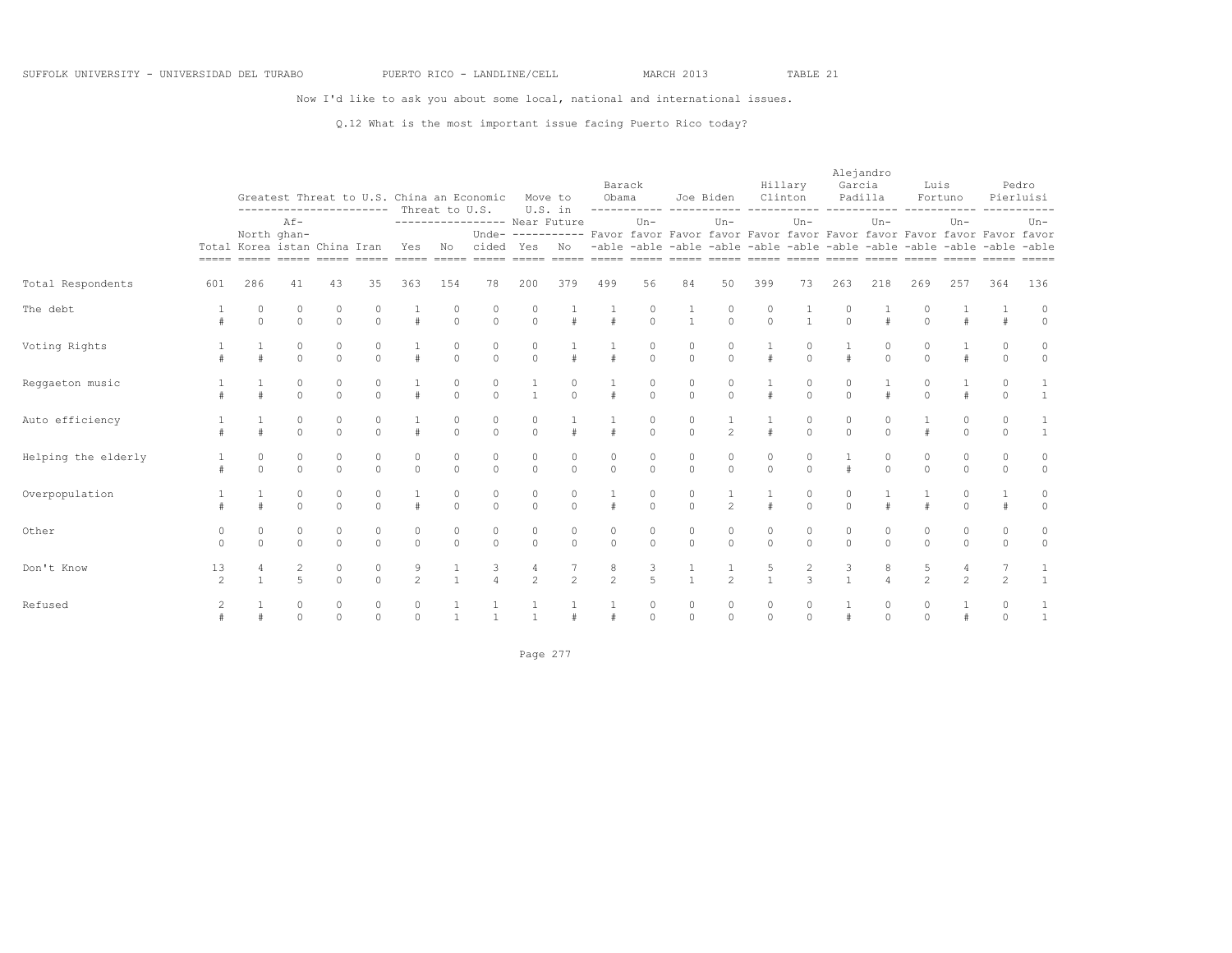SUFFOLK UNIVERSITY - UNIVERSIDAD DEL TURABO PUERTO RICO - LANDLINE/CELL MARCH 2013 TABLE 21

Now I'd like to ask you about some local, national and international issues.

Q.12 What is the most important issue facing Puerto Rico today?

| | | Greatest Threat to U.S. | | | | China an Economic Threat to U.S. | | | Move to U.S. in Near Future | | Barack Obama | | Joe Biden | | Hillary Clinton | | Alejandro Garcia Padilla | | Luis Fortuno | | Pedro Pierluisi | |
|---|---|---|---|---|---|---|---|---|---|---|---|---|---|---|---|---|---|---|---|---|---|---|
| | Total | North Korea | Af-ghan-istan | China | Iran | Yes | No | Unde-cided | Yes | No | Favor-able | Un-favor-able | Favor-able | Un-favor-able | Favor-able | Un-favor-able | Favor-able | Un-favor-able | Favor-able | Un-favor-able | Favor-able | Un-favor-able |
| Total Respondents | 601 | 286 | 41 | 43 | 35 | 363 | 154 | 78 | 200 | 379 | 499 | 56 | 84 | 50 | 399 | 73 | 263 | 218 | 269 | 257 | 364 | 136 |
| The debt | 1 | 0 | 0 | 0 | 0 | 1 | 0 | 0 | 0 | 1 | 1 | 0 | 1 | 0 | 0 | 1 | 0 | 1 | 0 | 1 | 1 | 0 |
| | # | 0 | 0 | 0 | 0 | # | 0 | 0 | 0 | # | # | 0 | 1 | 0 | 0 | 1 | 0 | # | 0 | # | # | 0 |
| Voting Rights | 1 | 1 | 0 | 0 | 0 | 1 | 0 | 0 | 0 | 1 | 1 | 0 | 0 | 0 | 1 | 0 | 1 | 0 | 0 | 1 | 0 | 0 |
| | # | # | 0 | 0 | 0 | # | 0 | 0 | 0 | # | # | 0 | 0 | 0 | # | 0 | # | 0 | 0 | # | 0 | 0 |
| Reggaeton music | 1 | 1 | 0 | 0 | 0 | 1 | 0 | 0 | 1 | 0 | 1 | 0 | 0 | 0 | 1 | 0 | 0 | 1 | 0 | 1 | 0 | 1 |
| | # | # | 0 | 0 | 0 | # | 0 | 0 | 1 | 0 | # | 0 | 0 | 0 | # | 0 | 0 | # | 0 | # | 0 | 1 |
| Auto efficiency | 1 | 1 | 0 | 0 | 0 | 1 | 0 | 0 | 0 | 1 | 1 | 0 | 0 | 1 | 1 | 0 | 0 | 0 | 1 | 0 | 0 | 1 |
| | # | # | 0 | 0 | 0 | # | 0 | 0 | 0 | # | # | 0 | 0 | 2 | # | 0 | 0 | 0 | # | 0 | 0 | 1 |
| Helping the elderly | 1 | 0 | 0 | 0 | 0 | 0 | 0 | 0 | 0 | 0 | 0 | 0 | 0 | 0 | 0 | 0 | 1 | 0 | 0 | 0 | 0 | 0 |
| | # | 0 | 0 | 0 | 0 | 0 | 0 | 0 | 0 | 0 | 0 | 0 | 0 | 0 | 0 | 0 | # | 0 | 0 | 0 | 0 | 0 |
| Overpopulation | 1 | 1 | 0 | 0 | 0 | 1 | 0 | 0 | 0 | 0 | 1 | 0 | 0 | 1 | 1 | 0 | 0 | 1 | 1 | 0 | 1 | 0 |
| | # | # | 0 | 0 | 0 | # | 0 | 0 | 0 | 0 | # | 0 | 0 | 2 | # | 0 | 0 | # | # | 0 | # | 0 |
| Other | 0 | 0 | 0 | 0 | 0 | 0 | 0 | 0 | 0 | 0 | 0 | 0 | 0 | 0 | 0 | 0 | 0 | 0 | 0 | 0 | 0 | 0 |
| | 0 | 0 | 0 | 0 | 0 | 0 | 0 | 0 | 0 | 0 | 0 | 0 | 0 | 0 | 0 | 0 | 0 | 0 | 0 | 0 | 0 | 0 |
| Don't Know | 13 | 4 | 2 | 0 | 0 | 9 | 1 | 3 | 4 | 7 | 8 | 3 | 1 | 1 | 5 | 2 | 3 | 8 | 5 | 4 | 7 | 1 |
| | 2 | 1 | 5 | 0 | 0 | 2 | 1 | 4 | 2 | 2 | 2 | 5 | 1 | 2 | 1 | 3 | 1 | 4 | 2 | 2 | 2 | 1 |
| Refused | 2 | 1 | 0 | 0 | 0 | 0 | 1 | 1 | 1 | 1 | 1 | 0 | 0 | 0 | 0 | 0 | 1 | 0 | 0 | 1 | 0 | 1 |
| | # | # | 0 | 0 | 0 | 0 | 1 | 1 | 1 | # | # | 0 | 0 | 0 | 0 | 0 | # | 0 | 0 | # | 0 | 1 |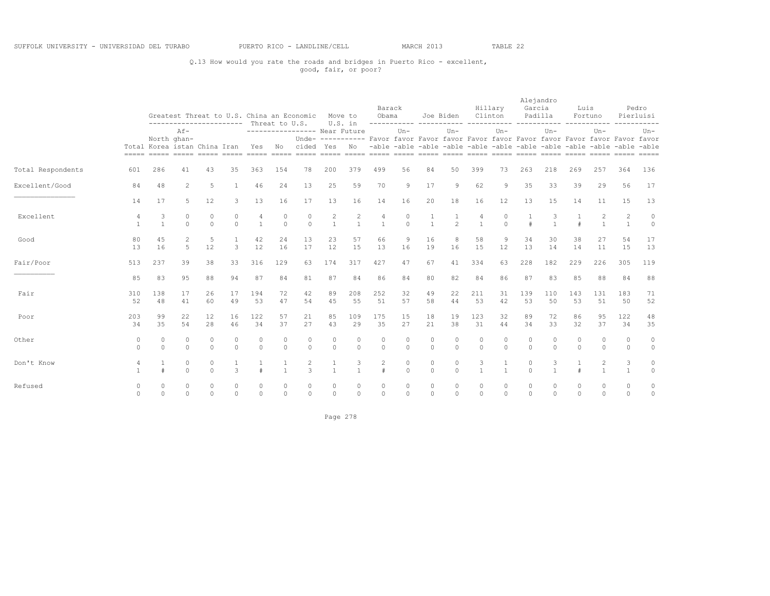SUFFOLK UNIVERSITY - UNIVERSIDAD DEL TURABO PUERTO RICO - LANDLINE/CELL MARCH 2013 TABLE 22

Q.13 How would you rate the roads and bridges in Puerto Rico - excellent, good, fair, or poor?

| | | Greatest Threat to U.S. | | | | China an Economic Threat to U.S. | | | Move to U.S. in Near Future | | Barack Obama | | Joe Biden | | Hillary Clinton | | Alejandro Garcia Padilla | | Luis Fortuno | | Pedro Pierluisi | |
|---|---|---|---|---|---|---|---|---|---|---|---|---|---|---|---|---|---|---|---|---|---|---|
| | Total | North Korea | Af-ghan-istan | China | Iran | Yes | No | Unde-cided | Yes | No | Favor-able | Un-favor-able | Favor-able | Un-favor-able | Favor-able | Un-favor-able | Favor-able | Un-favor-able | Favor-able | Un-favor-able | Favor-able | Un-favor-able |
| Total Respondents | 601 | 286 | 41 | 43 | 35 | 363 | 154 | 78 | 200 | 379 | 499 | 56 | 84 | 50 | 399 | 73 | 263 | 218 | 269 | 257 | 364 | 136 |
| Excellent/Good | 84 | 48 | 2 | 5 | 1 | 46 | 24 | 13 | 25 | 59 | 70 | 9 | 17 | 9 | 62 | 9 | 35 | 33 | 39 | 29 | 56 | 17 |
| | 14 | 17 | 5 | 12 | 3 | 13 | 16 | 17 | 13 | 16 | 14 | 16 | 20 | 18 | 16 | 12 | 13 | 15 | 14 | 11 | 15 | 13 |
| Excellent | 4 | 3 | 0 | 0 | 0 | 4 | 0 | 0 | 2 | 2 | 4 | 0 | 1 | 1 | 4 | 0 | 1 | 3 | 1 | 2 | 2 | 0 |
| | 1 | 1 | 0 | 0 | 0 | 1 | 0 | 0 | 1 | 1 | 1 | 0 | 1 | 2 | 1 | 0 | # | 1 | # | 1 | 1 | 0 |
| Good | 80 | 45 | 2 | 5 | 1 | 42 | 24 | 13 | 23 | 57 | 66 | 9 | 16 | 8 | 58 | 9 | 34 | 30 | 38 | 27 | 54 | 17 |
| | 13 | 16 | 5 | 12 | 3 | 12 | 16 | 17 | 12 | 15 | 13 | 16 | 19 | 16 | 15 | 12 | 13 | 14 | 14 | 11 | 15 | 13 |
| Fair/Poor | 513 | 237 | 39 | 38 | 33 | 316 | 129 | 63 | 174 | 317 | 427 | 47 | 67 | 41 | 334 | 63 | 228 | 182 | 229 | 226 | 305 | 119 |
| | 85 | 83 | 95 | 88 | 94 | 87 | 84 | 81 | 87 | 84 | 86 | 84 | 80 | 82 | 84 | 86 | 87 | 83 | 85 | 88 | 84 | 88 |
| Fair | 310 | 138 | 17 | 26 | 17 | 194 | 72 | 42 | 89 | 208 | 252 | 32 | 49 | 22 | 211 | 31 | 139 | 110 | 143 | 131 | 183 | 71 |
| | 52 | 48 | 41 | 60 | 49 | 53 | 47 | 54 | 45 | 55 | 51 | 57 | 58 | 44 | 53 | 42 | 53 | 50 | 53 | 51 | 50 | 52 |
| Poor | 203 | 99 | 22 | 12 | 16 | 122 | 57 | 21 | 85 | 109 | 175 | 15 | 18 | 19 | 123 | 32 | 89 | 72 | 86 | 95 | 122 | 48 |
| | 34 | 35 | 54 | 28 | 46 | 34 | 37 | 27 | 43 | 29 | 35 | 27 | 21 | 38 | 31 | 44 | 34 | 33 | 32 | 37 | 34 | 35 |
| Other | 0 | 0 | 0 | 0 | 0 | 0 | 0 | 0 | 0 | 0 | 0 | 0 | 0 | 0 | 0 | 0 | 0 | 0 | 0 | 0 | 0 | 0 |
| | 0 | 0 | 0 | 0 | 0 | 0 | 0 | 0 | 0 | 0 | 0 | 0 | 0 | 0 | 0 | 0 | 0 | 0 | 0 | 0 | 0 | 0 |
| Don't Know | 4 | 1 | 0 | 0 | 1 | 1 | 1 | 2 | 1 | 3 | 2 | 0 | 0 | 0 | 3 | 1 | 0 | 3 | 1 | 2 | 3 | 0 |
| | 1 | # | 0 | 0 | 3 | # | 1 | 3 | 1 | 1 | # | 0 | 0 | 0 | 1 | 1 | 0 | 1 | # | 1 | 1 | 0 |
| Refused | 0 | 0 | 0 | 0 | 0 | 0 | 0 | 0 | 0 | 0 | 0 | 0 | 0 | 0 | 0 | 0 | 0 | 0 | 0 | 0 | 0 | 0 |
| | 0 | 0 | 0 | 0 | 0 | 0 | 0 | 0 | 0 | 0 | 0 | 0 | 0 | 0 | 0 | 0 | 0 | 0 | 0 | 0 | 0 | 0 |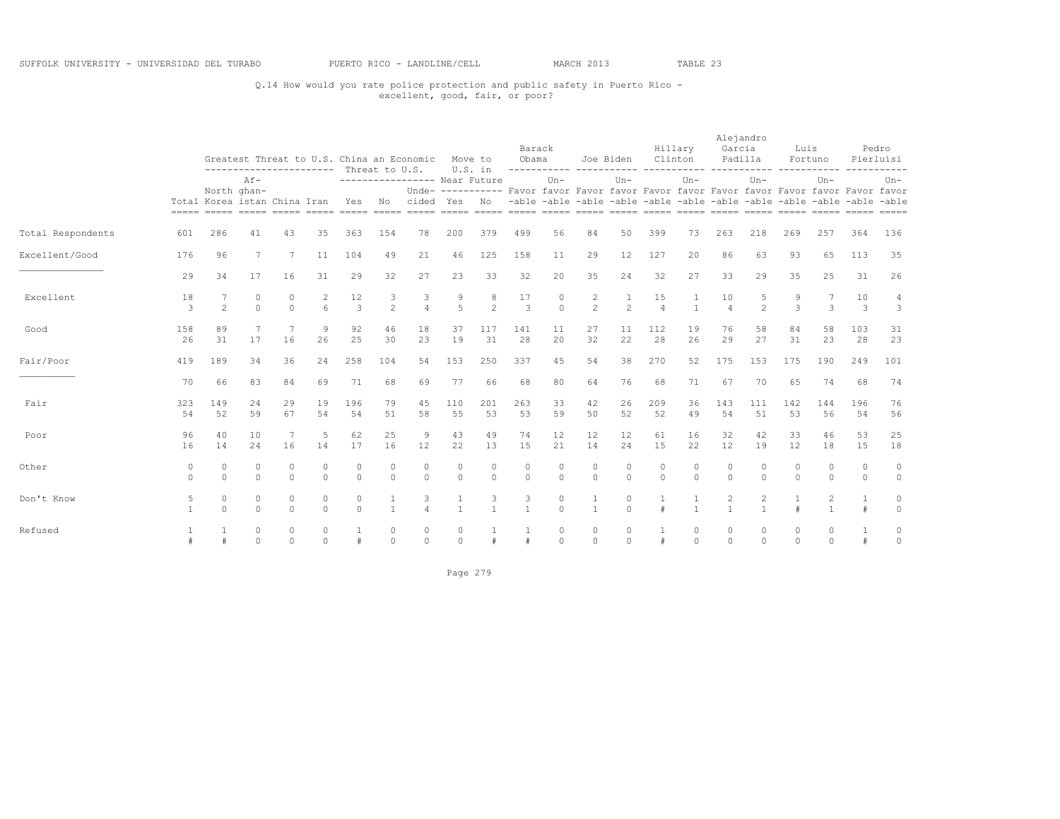Q.14 How would you rate police protection and public safety in Puerto Rico - excellent, good, fair, or poor?

| | Total | Greatest Threat to U.S. | | | | China an Economic Threat to U.S. | | | Move to U.S. in Near Future | | Barack Obama | | Joe Biden | | Hillary Clinton | | Alejandro Garcia Padilla | | Luis Fortuno | | Pedro Pierluisi | |
|---|---|---|---|---|---|---|---|---|---|---|---|---|---|---|---|---|---|---|---|---|---|---|
| | | North Korea | Afghanistan | China | Iran | Yes | No | Undecided | Yes | No | Favorable | Unfavorable | Favorable | Unfavorable | Favorable | Unfavorable | Favorable | Unfavorable | Favorable | Unfavorable | Favorable | Unfavorable |
| Total Respondents | 601 | 286 | 41 | 43 | 35 | 363 | 154 | 78 | 200 | 379 | 499 | 56 | 84 | 50 | 399 | 73 | 263 | 218 | 269 | 257 | 364 | 136 |
| Excellent/Good | 176 | 96 | 7 | 7 | 11 | 104 | 49 | 21 | 46 | 125 | 158 | 11 | 29 | 12 | 127 | 20 | 86 | 63 | 93 | 65 | 113 | 35 |
| | 29 | 34 | 17 | 16 | 31 | 29 | 32 | 27 | 23 | 33 | 32 | 20 | 35 | 24 | 32 | 27 | 33 | 29 | 35 | 25 | 31 | 26 |
| Excellent | 18 | 7 | 0 | 0 | 2 | 12 | 3 | 3 | 9 | 8 | 17 | 0 | 2 | 1 | 15 | 1 | 10 | 5 | 9 | 7 | 10 | 4 |
| | 3 | 2 | 0 | 0 | 6 | 3 | 2 | 4 | 5 | 2 | 3 | 0 | 2 | 2 | 4 | 1 | 4 | 2 | 3 | 3 | 3 | 3 |
| Good | 158 | 89 | 7 | 7 | 9 | 92 | 46 | 18 | 37 | 117 | 141 | 11 | 27 | 11 | 112 | 19 | 76 | 58 | 84 | 58 | 103 | 31 |
| | 26 | 31 | 17 | 16 | 26 | 25 | 30 | 23 | 19 | 31 | 28 | 20 | 32 | 22 | 28 | 26 | 29 | 27 | 31 | 23 | 28 | 23 |
| Fair/Poor | 419 | 189 | 34 | 36 | 24 | 258 | 104 | 54 | 153 | 250 | 337 | 45 | 54 | 38 | 270 | 52 | 175 | 153 | 175 | 190 | 249 | 101 |
| | 70 | 66 | 83 | 84 | 69 | 71 | 68 | 69 | 77 | 66 | 68 | 80 | 64 | 76 | 68 | 71 | 67 | 70 | 65 | 74 | 68 | 74 |
| Fair | 323 | 149 | 24 | 29 | 19 | 196 | 79 | 45 | 110 | 201 | 263 | 33 | 42 | 26 | 209 | 36 | 143 | 111 | 142 | 144 | 196 | 76 |
| | 54 | 52 | 59 | 67 | 54 | 54 | 51 | 58 | 55 | 53 | 53 | 59 | 50 | 52 | 52 | 49 | 54 | 51 | 53 | 56 | 54 | 56 |
| Poor | 96 | 40 | 10 | 7 | 5 | 62 | 25 | 9 | 43 | 49 | 74 | 12 | 12 | 12 | 61 | 16 | 32 | 42 | 33 | 46 | 53 | 25 |
| | 16 | 14 | 24 | 16 | 14 | 17 | 16 | 12 | 22 | 13 | 15 | 21 | 14 | 24 | 15 | 22 | 12 | 19 | 12 | 18 | 15 | 18 |
| Other | 0 | 0 | 0 | 0 | 0 | 0 | 0 | 0 | 0 | 0 | 0 | 0 | 0 | 0 | 0 | 0 | 0 | 0 | 0 | 0 | 0 | 0 |
| | 0 | 0 | 0 | 0 | 0 | 0 | 0 | 0 | 0 | 0 | 0 | 0 | 0 | 0 | 0 | 0 | 0 | 0 | 0 | 0 | 0 | 0 |
| Don't Know | 5 | 0 | 0 | 0 | 0 | 0 | 1 | 3 | 1 | 3 | 3 | 0 | 1 | 0 | 1 | 1 | 2 | 2 | 1 | 2 | 1 | 0 |
| | 1 | 0 | 0 | 0 | 0 | 0 | 1 | 4 | 1 | 1 | 1 | 0 | 1 | 0 | # | 1 | 1 | 1 | # | 1 | # | 0 |
| Refused | 1 | 1 | 0 | 0 | 0 | 1 | 0 | 0 | 0 | 1 | 1 | 0 | 0 | 0 | 1 | 0 | 0 | 0 | 0 | 0 | 1 | 0 |
| | # | # | 0 | 0 | 0 | # | 0 | 0 | 0 | # | # | 0 | 0 | 0 | # | 0 | 0 | 0 | 0 | 0 | # | 0 |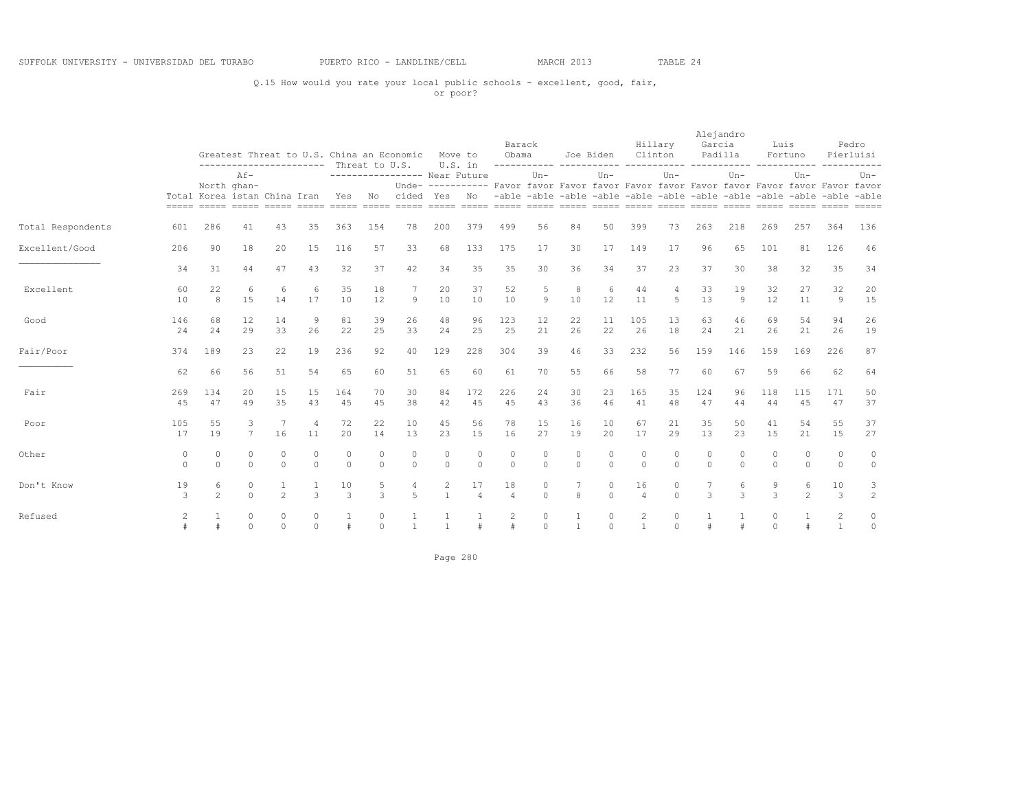SUFFOLK UNIVERSITY - UNIVERSIDAD DEL TURABO PUERTO RICO - LANDLINE/CELL MARCH 2013 TABLE 24

Q.15 How would you rate your local public schools - excellent, good, fair, or poor?

| | | Greatest Threat to U.S. | | | | China an Economic Threat to U.S. | | | Move to U.S. in Near Future | | Barack Obama | | Joe Biden | | Hillary Clinton | | Alejandro Garcia Padilla | | Luis Fortuno | | Pedro Pierluisi | |
|---|---|---|---|---|---|---|---|---|---|---|---|---|---|---|---|---|---|---|---|---|---|---|
| | Total | North Korea | Af-ghan-istan | China | Iran | Yes | No | Unde-cided | Yes | No | Favor-able | Un-favor-able | Favor-able | Un-favor-able | Favor-able | Un-favor-able | Favor-able | Un-favor-able | Favor-able | Un-favor-able | Favor-able | Un-favor-able |
| Total Respondents | 601 | 286 | 41 | 43 | 35 | 363 | 154 | 78 | 200 | 379 | 499 | 56 | 84 | 50 | 399 | 73 | 263 | 218 | 269 | 257 | 364 | 136 |
| Excellent/Good | 206 | 90 | 18 | 20 | 15 | 116 | 57 | 33 | 68 | 133 | 175 | 17 | 30 | 17 | 149 | 17 | 96 | 65 | 101 | 81 | 126 | 46 |
| | 34 | 31 | 44 | 47 | 43 | 32 | 37 | 42 | 34 | 35 | 35 | 30 | 36 | 34 | 37 | 23 | 37 | 30 | 38 | 32 | 35 | 34 |
| Excellent | 60 | 22 | 6 | 6 | 6 | 35 | 18 | 7 | 20 | 37 | 52 | 5 | 8 | 6 | 44 | 4 | 33 | 19 | 32 | 27 | 32 | 20 |
| | 10 | 8 | 15 | 14 | 17 | 10 | 12 | 9 | 10 | 10 | 10 | 9 | 10 | 12 | 11 | 5 | 13 | 9 | 12 | 11 | 9 | 15 |
| Good | 146 | 68 | 12 | 14 | 9 | 81 | 39 | 26 | 48 | 96 | 123 | 12 | 22 | 11 | 105 | 13 | 63 | 46 | 69 | 54 | 94 | 26 |
| | 24 | 24 | 29 | 33 | 26 | 22 | 25 | 33 | 24 | 25 | 25 | 21 | 26 | 22 | 26 | 18 | 24 | 21 | 26 | 21 | 26 | 19 |
| Fair/Poor | 374 | 189 | 23 | 22 | 19 | 236 | 92 | 40 | 129 | 228 | 304 | 39 | 46 | 33 | 232 | 56 | 159 | 146 | 159 | 169 | 226 | 87 |
| | 62 | 66 | 56 | 51 | 54 | 65 | 60 | 51 | 65 | 60 | 61 | 70 | 55 | 66 | 58 | 77 | 60 | 67 | 59 | 66 | 62 | 64 |
| Fair | 269 | 134 | 20 | 15 | 15 | 164 | 70 | 30 | 84 | 172 | 226 | 24 | 30 | 23 | 165 | 35 | 124 | 96 | 118 | 115 | 171 | 50 |
| | 45 | 47 | 49 | 35 | 43 | 45 | 45 | 38 | 42 | 45 | 45 | 43 | 36 | 46 | 41 | 48 | 47 | 44 | 44 | 45 | 47 | 37 |
| Poor | 105 | 55 | 3 | 7 | 4 | 72 | 22 | 10 | 45 | 56 | 78 | 15 | 16 | 10 | 67 | 21 | 35 | 50 | 41 | 54 | 55 | 37 |
| | 17 | 19 | 7 | 16 | 11 | 20 | 14 | 13 | 23 | 15 | 16 | 27 | 19 | 20 | 17 | 29 | 13 | 23 | 15 | 21 | 15 | 27 |
| Other | 0 | 0 | 0 | 0 | 0 | 0 | 0 | 0 | 0 | 0 | 0 | 0 | 0 | 0 | 0 | 0 | 0 | 0 | 0 | 0 | 0 | 0 |
| | 0 | 0 | 0 | 0 | 0 | 0 | 0 | 0 | 0 | 0 | 0 | 0 | 0 | 0 | 0 | 0 | 0 | 0 | 0 | 0 | 0 | 0 |
| Don't Know | 19 | 6 | 0 | 1 | 1 | 10 | 5 | 4 | 2 | 17 | 18 | 0 | 7 | 0 | 16 | 0 | 7 | 6 | 9 | 6 | 10 | 3 |
| | 3 | 2 | 0 | 2 | 3 | 3 | 3 | 5 | 1 | 4 | 4 | 0 | 8 | 0 | 4 | 0 | 3 | 3 | 3 | 2 | 3 | 2 |
| Refused | 2 | 1 | 0 | 0 | 0 | 1 | 0 | 1 | 1 | 1 | 2 | 0 | 1 | 0 | 2 | 0 | 1 | 1 | 0 | 1 | 2 | 0 |
| | # | # | 0 | 0 | 0 | # | 0 | 1 | 1 | # | # | 0 | 1 | 0 | 1 | 0 | # | # | 0 | # | 1 | 0 |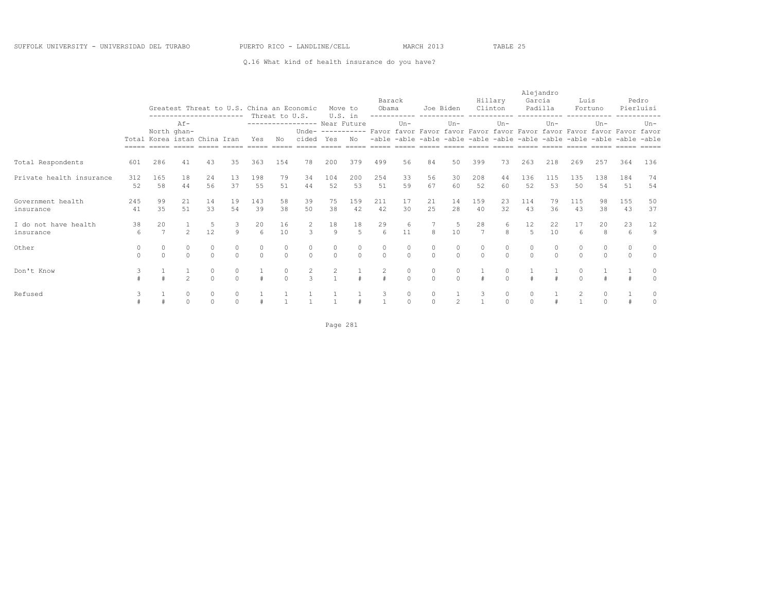SUFFOLK UNIVERSITY - UNIVERSIDAD DEL TURABO PUERTO RICO - LANDLINE/CELL MARCH 2013 TABLE 25

Q.16 What kind of health insurance do you have?

| | Total | Greatest Threat to U.S. | | | | China an Economic Threat to U.S. | | | Move to U.S. in Near Future | | Barack Obama | | Joe Biden | | Hillary Clinton | | Alejandro Garcia Padilla | | Luis Fortuno | | Pedro Pierluisi | |
|---|---|---|---|---|---|---|---|---|---|---|---|---|---|---|---|---|---|---|---|---|---|---|
| | | North Korea | Afghanistan | China | Iran | Yes | No | Undecided | Yes | No | Favorable | Unfavorable | Favorable | Unfavorable | Favorable | Unfavorable | Favorable | Unfavorable | Favorable | Unfavorable | Favorable | Unfavorable |
| Total Respondents | 601 | 286 | 41 | 43 | 35 | 363 | 154 | 78 | 200 | 379 | 499 | 56 | 84 | 50 | 399 | 73 | 263 | 218 | 269 | 257 | 364 | 136 |
| Private health insurance | 312 | 165 | 18 | 24 | 13 | 198 | 79 | 34 | 104 | 200 | 254 | 33 | 56 | 30 | 208 | 44 | 136 | 115 | 135 | 138 | 184 | 74 |
| | 52 | 58 | 44 | 56 | 37 | 55 | 51 | 44 | 52 | 53 | 51 | 59 | 67 | 60 | 52 | 60 | 52 | 53 | 50 | 54 | 51 | 54 |
| Government health insurance | 245 | 99 | 21 | 14 | 19 | 143 | 58 | 39 | 75 | 159 | 211 | 17 | 21 | 14 | 159 | 23 | 114 | 79 | 115 | 98 | 155 | 50 |
| | 41 | 35 | 51 | 33 | 54 | 39 | 38 | 50 | 38 | 42 | 42 | 30 | 25 | 28 | 40 | 32 | 43 | 36 | 43 | 38 | 43 | 37 |
| I do not have health insurance | 38 | 20 | 1 | 5 | 3 | 20 | 16 | 2 | 18 | 18 | 29 | 6 | 7 | 5 | 28 | 6 | 12 | 22 | 17 | 20 | 23 | 12 |
| | 6 | 7 | 2 | 12 | 9 | 6 | 10 | 3 | 9 | 5 | 6 | 11 | 8 | 10 | 7 | 8 | 5 | 10 | 6 | 8 | 6 | 9 |
| Other | 0 | 0 | 0 | 0 | 0 | 0 | 0 | 0 | 0 | 0 | 0 | 0 | 0 | 0 | 0 | 0 | 0 | 0 | 0 | 0 | 0 | 0 |
| | 0 | 0 | 0 | 0 | 0 | 0 | 0 | 0 | 0 | 0 | 0 | 0 | 0 | 0 | 0 | 0 | 0 | 0 | 0 | 0 | 0 | 0 |
| Don't Know | 3 | 1 | 1 | 0 | 0 | 1 | 0 | 2 | 2 | 1 | 2 | 0 | 0 | 0 | 1 | 0 | 1 | 1 | 0 | 1 | 1 | 0 |
| | # | # | 2 | 0 | 0 | # | 0 | 3 | 1 | # | # | 0 | 0 | 0 | # | 0 | # | # | 0 | # | # | 0 |
| Refused | 3 | 1 | 0 | 0 | 0 | 1 | 1 | 1 | 1 | 1 | 3 | 0 | 0 | 1 | 3 | 0 | 0 | 1 | 2 | 0 | 1 | 0 |
| | # | # | 0 | 0 | 0 | # | 1 | 1 | 1 | # | 1 | 0 | 0 | 2 | 1 | 0 | 0 | # | 1 | 0 | # | 0 |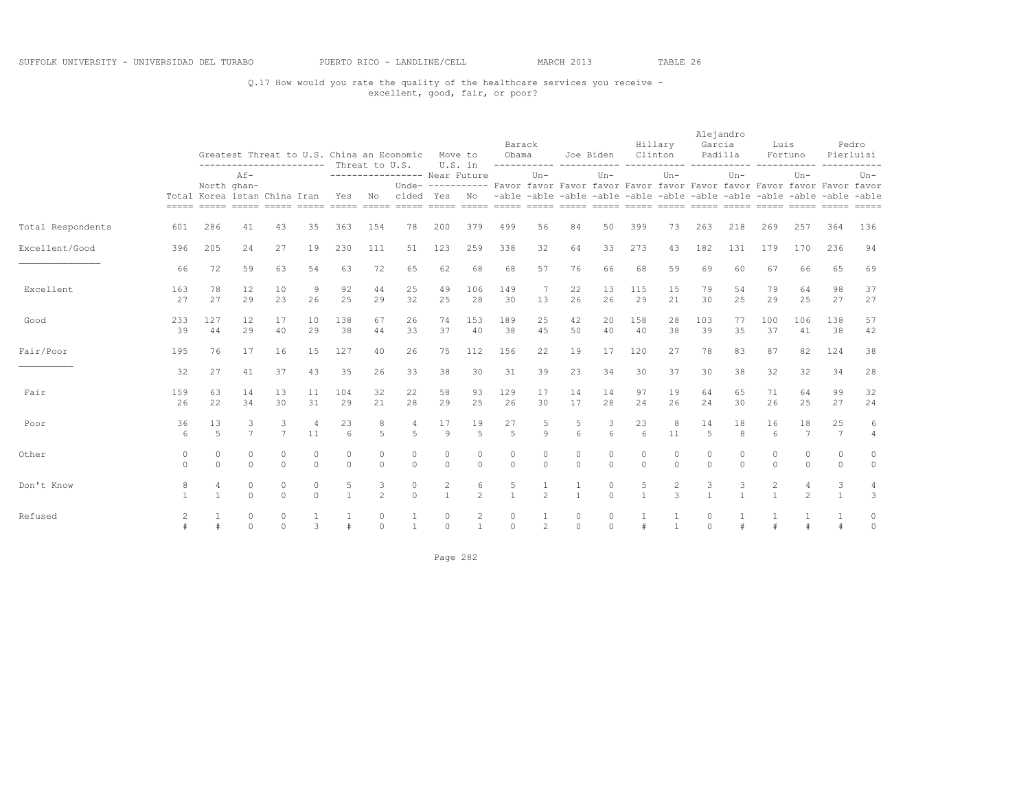Q.17 How would you rate the quality of the healthcare services you receive - excellent, good, fair, or poor?

| | Total | Greatest Threat to U.S. | | | | China an Economic Threat to U.S. | | | Move to U.S. in Near Future | | Barack Obama | | Joe Biden | | Hillary Clinton | | Alejandro Garcia Padilla | | Luis Fortuno | | Pedro Pierluisi | |
|---|---|---|---|---|---|---|---|---|---|---|---|---|---|---|---|---|---|---|---|---|---|---|
| | | North Korea | Afghanistan | China | Iran | Yes | No | Undecided | Yes | No | Favorable | Unfavorable | Favorable | Unfavorable | Favorable | Unfavorable | Favorable | Unfavorable | Favorable | Unfavorable | Favorable | Unfavorable |
| Total Respondents | 601 | 286 | 41 | 43 | 35 | 363 | 154 | 78 | 200 | 379 | 499 | 56 | 84 | 50 | 399 | 73 | 263 | 218 | 269 | 257 | 364 | 136 |
| Excellent/Good | 396 | 205 | 24 | 27 | 19 | 230 | 111 | 51 | 123 | 259 | 338 | 32 | 64 | 33 | 273 | 43 | 182 | 131 | 179 | 170 | 236 | 94 |
| | 66 | 72 | 59 | 63 | 54 | 63 | 72 | 65 | 62 | 68 | 68 | 57 | 76 | 66 | 68 | 59 | 69 | 60 | 67 | 66 | 65 | 69 |
| Excellent | 163 | 78 | 12 | 10 | 9 | 92 | 44 | 25 | 49 | 106 | 149 | 7 | 22 | 13 | 115 | 15 | 79 | 54 | 79 | 64 | 98 | 37 |
| | 27 | 27 | 29 | 23 | 26 | 25 | 29 | 32 | 25 | 28 | 30 | 13 | 26 | 26 | 29 | 21 | 30 | 25 | 29 | 25 | 27 | 27 |
| Good | 233 | 127 | 12 | 17 | 10 | 138 | 67 | 26 | 74 | 153 | 189 | 25 | 42 | 20 | 158 | 28 | 103 | 77 | 100 | 106 | 138 | 57 |
| | 39 | 44 | 29 | 40 | 29 | 38 | 44 | 33 | 37 | 40 | 38 | 45 | 50 | 40 | 40 | 38 | 39 | 35 | 37 | 41 | 38 | 42 |
| Fair/Poor | 195 | 76 | 17 | 16 | 15 | 127 | 40 | 26 | 75 | 112 | 156 | 22 | 19 | 17 | 120 | 27 | 78 | 83 | 87 | 82 | 124 | 38 |
| | 32 | 27 | 41 | 37 | 43 | 35 | 26 | 33 | 38 | 30 | 31 | 39 | 23 | 34 | 30 | 37 | 30 | 38 | 32 | 32 | 34 | 28 |
| Fair | 159 | 63 | 14 | 13 | 11 | 104 | 32 | 22 | 58 | 93 | 129 | 17 | 14 | 14 | 97 | 19 | 64 | 65 | 71 | 64 | 99 | 32 |
| | 26 | 22 | 34 | 30 | 31 | 29 | 21 | 28 | 29 | 25 | 26 | 30 | 17 | 28 | 24 | 26 | 24 | 30 | 26 | 25 | 27 | 24 |
| Poor | 36 | 13 | 3 | 3 | 4 | 23 | 8 | 4 | 17 | 19 | 27 | 5 | 5 | 3 | 23 | 8 | 14 | 18 | 16 | 18 | 25 | 6 |
| | 6 | 5 | 7 | 7 | 11 | 6 | 5 | 5 | 9 | 5 | 5 | 9 | 6 | 6 | 6 | 11 | 5 | 8 | 6 | 7 | 7 | 4 |
| Other | 0 | 0 | 0 | 0 | 0 | 0 | 0 | 0 | 0 | 0 | 0 | 0 | 0 | 0 | 0 | 0 | 0 | 0 | 0 | 0 | 0 | 0 |
| | 0 | 0 | 0 | 0 | 0 | 0 | 0 | 0 | 0 | 0 | 0 | 0 | 0 | 0 | 0 | 0 | 0 | 0 | 0 | 0 | 0 | 0 |
| Don't Know | 8 | 4 | 0 | 0 | 0 | 5 | 3 | 0 | 2 | 6 | 5 | 1 | 1 | 0 | 5 | 2 | 3 | 3 | 2 | 4 | 3 | 4 |
| | 1 | 1 | 0 | 0 | 0 | 1 | 2 | 0 | 1 | 2 | 1 | 2 | 1 | 0 | 1 | 3 | 1 | 1 | 1 | 2 | 1 | 3 |
| Refused | 2 | 1 | 0 | 0 | 1 | 1 | 0 | 1 | 0 | 2 | 0 | 1 | 0 | 0 | 1 | 1 | 0 | 1 | 1 | 1 | 1 | 0 |
| | # | # | 0 | 0 | 3 | # | 0 | 1 | 0 | 1 | 0 | 2 | 0 | 0 | # | 1 | 0 | # | # | # | # | 0 |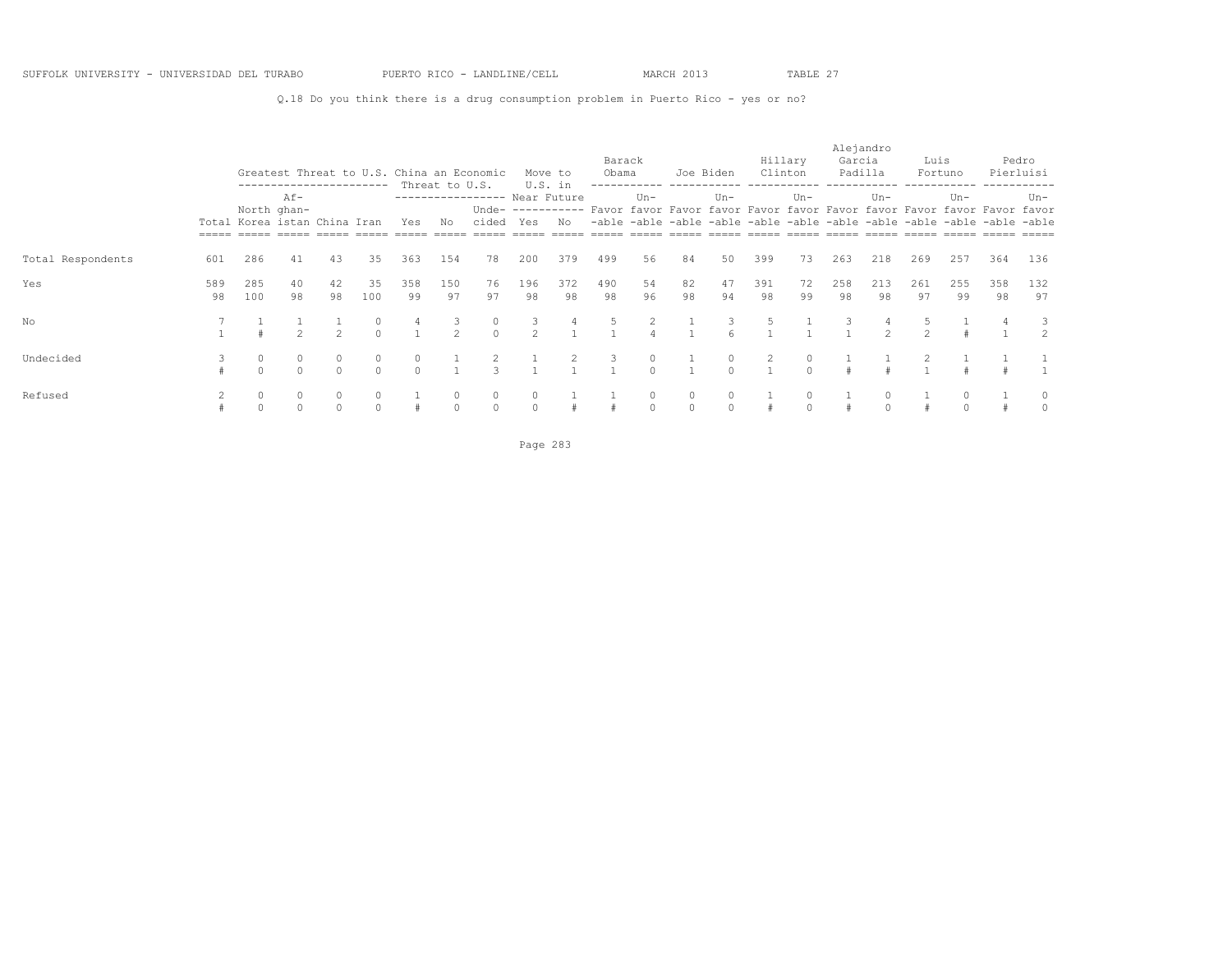SUFFOLK UNIVERSITY - UNIVERSIDAD DEL TURABO    PUERTO RICO - LANDLINE/CELL    MARCH 2013    TABLE 27

Q.18 Do you think there is a drug consumption problem in Puerto Rico - yes or no?

| | | Greatest Threat to U.S. | | | | China an Economic Threat to U.S. | | | Move to U.S. in Near Future | | Barack Obama | | Joe Biden | | Hillary Clinton | | Alejandro Garcia Padilla | | Luis Fortuno | | Pedro Pierluisi | |
|---|---|---|---|---|---|---|---|---|---|---|---|---|---|---|---|---|---|---|---|---|---|---|
| | Total | North Korea | Afghanistan | China | Iran | Yes | No | Undecided | Yes | No | Favorable | Unfavorable | Favorable | Unfavorable | Favorable | Unfavorable | Favorable | Unfavorable | Favorable | Unfavorable | Favorable | Unfavorable |
| Total Respondents | 601 | 286 | 41 | 43 | 35 | 363 | 154 | 78 | 200 | 379 | 499 | 56 | 84 | 50 | 399 | 73 | 263 | 218 | 269 | 257 | 364 | 136 |
| Yes | 589 | 285 | 40 | 42 | 35 | 358 | 150 | 76 | 196 | 372 | 490 | 54 | 82 | 47 | 391 | 72 | 258 | 213 | 261 | 255 | 358 | 132 |
| | 98 | 100 | 98 | 98 | 100 | 99 | 97 | 97 | 98 | 98 | 98 | 96 | 98 | 94 | 98 | 99 | 98 | 98 | 97 | 99 | 98 | 97 |
| No | 7 | 1 | 1 | 1 | 0 | 4 | 3 | 0 | 3 | 4 | 5 | 2 | 1 | 3 | 5 | 1 | 3 | 4 | 5 | 1 | 4 | 3 |
| | 1 | # | 2 | 2 | 0 | 1 | 2 | 0 | 2 | 1 | 1 | 4 | 1 | 6 | 1 | 1 | 1 | 2 | 2 | # | 1 | 2 |
| Undecided | 3 | 0 | 0 | 0 | 0 | 0 | 1 | 2 | 1 | 2 | 3 | 0 | 1 | 0 | 2 | 0 | 1 | 1 | 2 | 1 | 1 | 1 |
| | # | 0 | 0 | 0 | 0 | 0 | 1 | 3 | 1 | 1 | 1 | 0 | 1 | 0 | 1 | 0 | # | # | 1 | # | # | 1 |
| Refused | 2 | 0 | 0 | 0 | 0 | 1 | 0 | 0 | 0 | 1 | 1 | 0 | 0 | 0 | 1 | 0 | 1 | 0 | 1 | 0 | 1 | 0 |
| | # | 0 | 0 | 0 | 0 | # | 0 | 0 | 0 | # | # | 0 | 0 | 0 | # | 0 | # | 0 | # | 0 | # | 0 |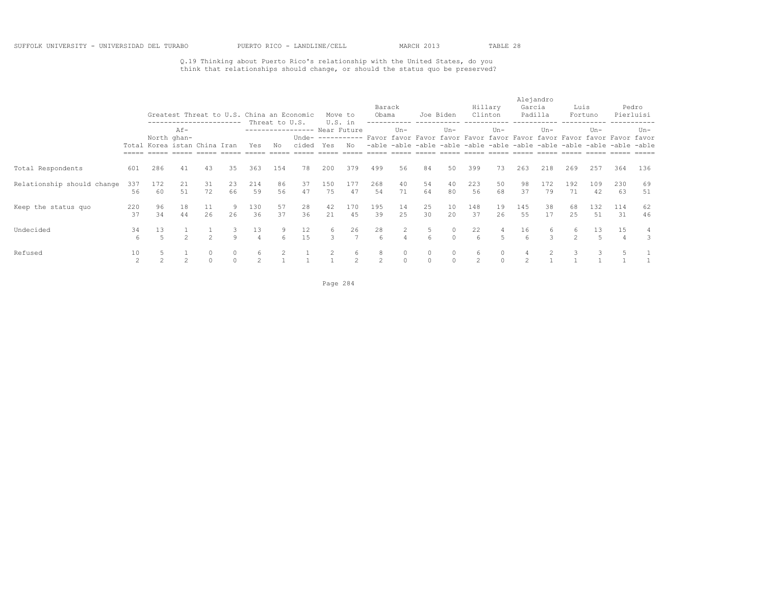SUFFOLK UNIVERSITY - UNIVERSIDAD DEL TURABO PUERTO RICO - LANDLINE/CELL MARCH 2013 TABLE 28

Q.19 Thinking about Puerto Rico's relationship with the United States, do you think that relationships should change, or should the status quo be preserved?

| | Total | Greatest Threat to U.S. | | | | China an Economic Threat to U.S. | | | Move to U.S. in Near Future | | Barack Obama | | Joe Biden | | Hillary Clinton | | Alejandro Garcia Padilla | | Luis Fortuno | | Pedro Pierluisi | |
|---|---|---|---|---|---|---|---|---|---|---|---|---|---|---|---|---|---|---|---|---|---|---|
| | | North Korea | Afghanistan | China | Iran | Yes | No | Undecided | Yes | No | Favorable | Unfavorable | Favorable | Unfavorable | Favorable | Unfavorable | Favorable | Unfavorable | Favorable | Unfavorable | Favorable | Unfavorable |
| Total Respondents | 601 | 286 | 41 | 43 | 35 | 363 | 154 | 78 | 200 | 379 | 499 | 56 | 84 | 50 | 399 | 73 | 263 | 218 | 269 | 257 | 364 | 136 |
| Relationship should change | 337 | 172 | 21 | 31 | 23 | 214 | 86 | 37 | 150 | 177 | 268 | 40 | 54 | 40 | 223 | 50 | 98 | 172 | 192 | 109 | 230 | 69 |
| | 56 | 60 | 51 | 72 | 66 | 59 | 56 | 47 | 75 | 47 | 54 | 71 | 64 | 80 | 56 | 68 | 37 | 79 | 71 | 42 | 63 | 51 |
| Keep the status quo | 220 | 96 | 18 | 11 | 9 | 130 | 57 | 28 | 42 | 170 | 195 | 14 | 25 | 10 | 148 | 19 | 145 | 38 | 68 | 132 | 114 | 62 |
| | 37 | 34 | 44 | 26 | 26 | 36 | 37 | 36 | 21 | 45 | 39 | 25 | 30 | 20 | 37 | 26 | 55 | 17 | 25 | 51 | 31 | 46 |
| Undecided | 34 | 13 | 1 | 1 | 3 | 13 | 9 | 12 | 6 | 26 | 28 | 2 | 5 | 0 | 22 | 4 | 16 | 6 | 6 | 13 | 15 | 4 |
| | 6 | 5 | 2 | 2 | 9 | 4 | 6 | 15 | 3 | 7 | 6 | 4 | 6 | 0 | 6 | 5 | 6 | 3 | 2 | 5 | 4 | 3 |
| Refused | 10 | 5 | 1 | 0 | 0 | 6 | 2 | 1 | 2 | 6 | 8 | 0 | 0 | 0 | 6 | 0 | 4 | 2 | 3 | 3 | 5 | 1 |
| | 2 | 2 | 2 | 0 | 0 | 2 | 1 | 1 | 1 | 2 | 2 | 0 | 0 | 0 | 2 | 0 | 2 | 1 | 1 | 1 | 1 | 1 |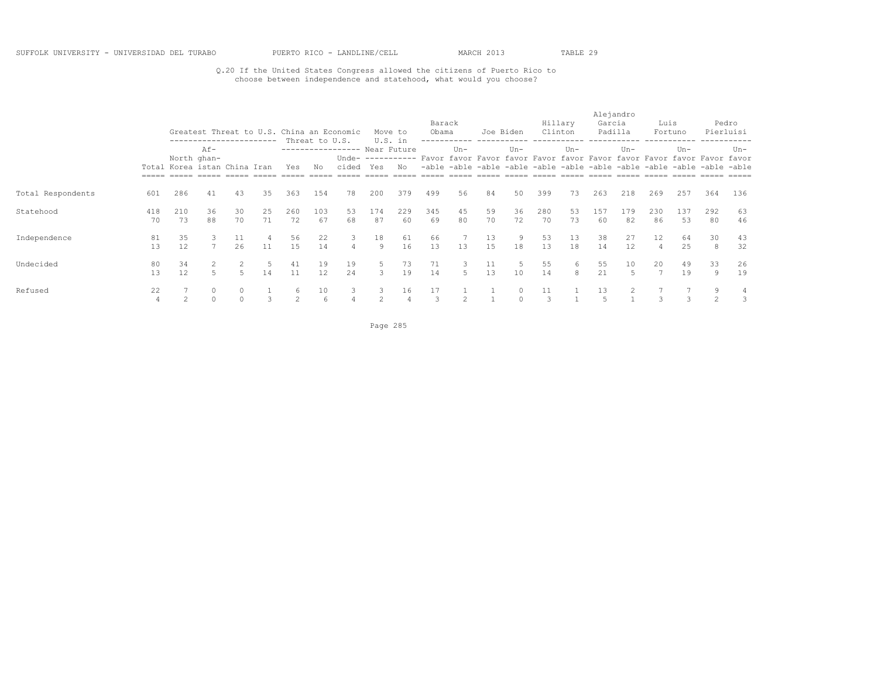SUFFOLK UNIVERSITY - UNIVERSIDAD DEL TURABO PUERTO RICO - LANDLINE/CELL MARCH 2013 TABLE 29

Q.20 If the United States Congress allowed the citizens of Puerto Rico to choose between independence and statehood, what would you choose?

| | | Greatest Threat to U.S. | | | | China an Economic Threat to U.S. | | | Move to U.S. in Near Future | | Barack Obama | | Joe Biden | | Hillary Clinton | | Alejandro Garcia Padilla | | Luis Fortuno | | Pedro Pierluisi | |
|---|---|---|---|---|---|---|---|---|---|---|---|---|---|---|---|---|---|---|---|---|---|---|
| | Total | North Korea | Af-ghan-istan | China | Iran | Yes | No | Unde-cided | Yes | No | Favor-able | Un-favor-able | Favor-able | Un-favor-able | Favor-able | Un-favor-able | Favor-able | Un-favor-able | Favor-able | Un-favor-able | Favor-able | Un-favor-able |
| Total Respondents | 601 | 286 | 41 | 43 | 35 | 363 | 154 | 78 | 200 | 379 | 499 | 56 | 84 | 50 | 399 | 73 | 263 | 218 | 269 | 257 | 364 | 136 |
| Statehood | 418 | 210 | 36 | 30 | 25 | 260 | 103 | 53 | 174 | 229 | 345 | 45 | 59 | 36 | 280 | 53 | 157 | 179 | 230 | 137 | 292 | 63 |
| | 70 | 73 | 88 | 70 | 71 | 72 | 67 | 68 | 87 | 60 | 69 | 80 | 70 | 72 | 70 | 73 | 60 | 82 | 86 | 53 | 80 | 46 |
| Independence | 81 | 35 | 3 | 11 | 4 | 56 | 22 | 3 | 18 | 61 | 66 | 7 | 13 | 9 | 53 | 13 | 38 | 27 | 12 | 64 | 30 | 43 |
| | 13 | 12 | 7 | 26 | 11 | 15 | 14 | 4 | 9 | 16 | 13 | 13 | 15 | 18 | 13 | 18 | 14 | 12 | 4 | 25 | 8 | 32 |
| Undecided | 80 | 34 | 2 | 2 | 5 | 41 | 19 | 19 | 5 | 73 | 71 | 3 | 11 | 5 | 55 | 6 | 55 | 10 | 20 | 49 | 33 | 26 |
| | 13 | 12 | 5 | 5 | 14 | 11 | 12 | 24 | 3 | 19 | 14 | 5 | 13 | 10 | 14 | 8 | 21 | 5 | 7 | 19 | 9 | 19 |
| Refused | 22 | 7 | 0 | 0 | 1 | 6 | 10 | 3 | 3 | 16 | 17 | 1 | 1 | 0 | 11 | 1 | 13 | 2 | 7 | 7 | 9 | 4 |
| | 4 | 2 | 0 | 0 | 3 | 2 | 6 | 4 | 2 | 4 | 3 | 2 | 1 | 0 | 3 | 1 | 5 | 1 | 3 | 3 | 2 | 3 |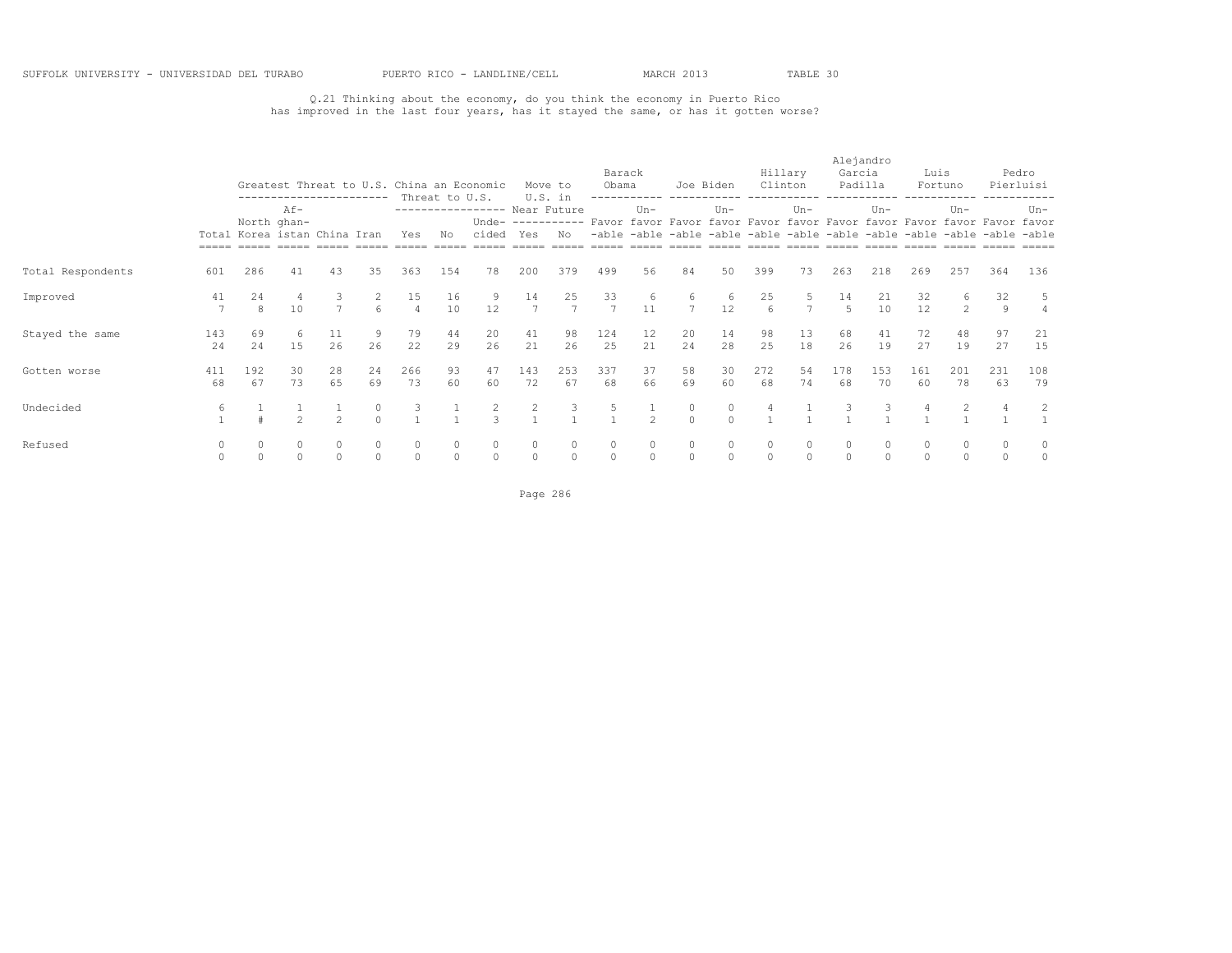SUFFOLK UNIVERSITY - UNIVERSIDAD DEL TURABO PUERTO RICO - LANDLINE/CELL MARCH 2013 TABLE 30

Q.21 Thinking about the economy, do you think the economy in Puerto Rico has improved in the last four years, has it stayed the same, or has it gotten worse?

| | | Greatest Threat to U.S. | | | | China an Economic Threat to U.S. | | | Move to U.S. in Near Future | | Barack Obama | | Joe Biden | | Hillary Clinton | | Alejandro Garcia Padilla | | Luis Fortuno | | Pedro Pierluisi | |
|---|---|---|---|---|---|---|---|---|---|---|---|---|---|---|---|---|---|---|---|---|---|---|
| | Total | North Korea | Af-ghan-istan | China | Iran | Yes | No | Unde-cided | Yes | No | Favor-able | Un-favor-able | Favor-able | Un-favor-able | Favor-able | Un-favor-able | Favor-able | Un-favor-able | Favor-able | Un-favor-able | Favor-able | Un-favor-able |
| Total Respondents | 601 | 286 | 41 | 43 | 35 | 363 | 154 | 78 | 200 | 379 | 499 | 56 | 84 | 50 | 399 | 73 | 263 | 218 | 269 | 257 | 364 | 136 |
| Improved | 41 | 24 | 4 | 3 | 2 | 15 | 16 | 9 | 14 | 25 | 33 | 6 | 6 | 6 | 25 | 5 | 14 | 21 | 32 | 6 | 32 | 5 |
| | 7 | 8 | 10 | 7 | 6 | 4 | 10 | 12 | 7 | 7 | 7 | 11 | 7 | 12 | 6 | 7 | 5 | 10 | 12 | 2 | 9 | 4 |
| Stayed the same | 143 | 69 | 6 | 11 | 9 | 79 | 44 | 20 | 41 | 98 | 124 | 12 | 20 | 14 | 98 | 13 | 68 | 41 | 72 | 48 | 97 | 21 |
| | 24 | 24 | 15 | 26 | 26 | 22 | 29 | 26 | 21 | 26 | 25 | 21 | 24 | 28 | 25 | 18 | 26 | 19 | 27 | 19 | 27 | 15 |
| Gotten worse | 411 | 192 | 30 | 28 | 24 | 266 | 93 | 47 | 143 | 253 | 337 | 37 | 58 | 30 | 272 | 54 | 178 | 153 | 161 | 201 | 231 | 108 |
| | 68 | 67 | 73 | 65 | 69 | 73 | 60 | 60 | 72 | 67 | 68 | 66 | 69 | 60 | 68 | 74 | 68 | 70 | 60 | 78 | 63 | 79 |
| Undecided | 6 | 1 | 1 | 1 | 0 | 3 | 1 | 2 | 2 | 3 | 5 | 1 | 0 | 0 | 4 | 1 | 3 | 3 | 4 | 2 | 4 | 2 |
| | 1 | # | 2 | 2 | 0 | 1 | 1 | 3 | 1 | 1 | 1 | 2 | 0 | 0 | 1 | 1 | 1 | 1 | 1 | 1 | 1 | 1 |
| Refused | 0 | 0 | 0 | 0 | 0 | 0 | 0 | 0 | 0 | 0 | 0 | 0 | 0 | 0 | 0 | 0 | 0 | 0 | 0 | 0 | 0 | 0 |
| | 0 | 0 | 0 | 0 | 0 | 0 | 0 | 0 | 0 | 0 | 0 | 0 | 0 | 0 | 0 | 0 | 0 | 0 | 0 | 0 | 0 | 0 |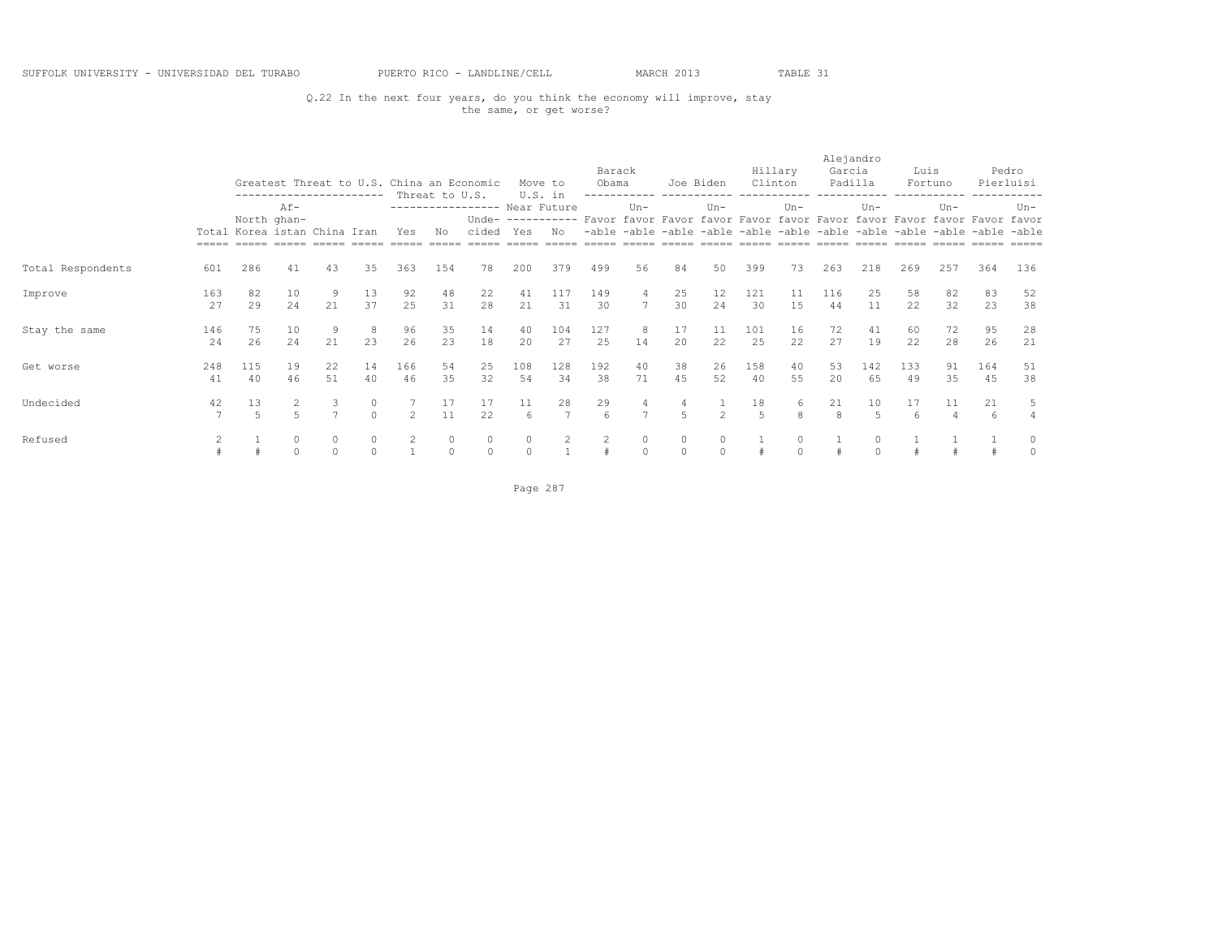SUFFOLK UNIVERSITY - UNIVERSIDAD DEL TURABO    PUERTO RICO - LANDLINE/CELL    MARCH 2013    TABLE 31

Q.22 In the next four years, do you think the economy will improve, stay the same, or get worse?

| | | Greatest Threat to U.S. | | | | China an Economic Threat to U.S. | | | Move to U.S. in Near Future | | Barack Obama | | Joe Biden | | Hillary Clinton | | Alejandro Garcia Padilla | | Luis Fortuno | | Pedro Pierluisi | |
|---|---|---|---|---|---|---|---|---|---|---|---|---|---|---|---|---|---|---|---|---|---|---|
| | Total | North Korea | Af-ghan-istan | China | Iran | Yes | No | Unde-cided | Yes | No | Favor-able | Un-favor-able | Favor-able | Un-favor-able | Favor-able | Un-favor-able | Favor-able | Un-favor-able | Favor-able | Un-favor-able | Favor-able | Un-favor-able |
| Total Respondents | 601 | 286 | 41 | 43 | 35 | 363 | 154 | 78 | 200 | 379 | 499 | 56 | 84 | 50 | 399 | 73 | 263 | 218 | 269 | 257 | 364 | 136 |
| Improve | 163 | 82 | 10 | 9 | 13 | 92 | 48 | 22 | 41 | 117 | 149 | 4 | 25 | 12 | 121 | 11 | 116 | 25 | 58 | 82 | 83 | 52 |
| | 27 | 29 | 24 | 21 | 37 | 25 | 31 | 28 | 21 | 31 | 30 | 7 | 30 | 24 | 30 | 15 | 44 | 11 | 22 | 32 | 23 | 38 |
| Stay the same | 146 | 75 | 10 | 9 | 8 | 96 | 35 | 14 | 40 | 104 | 127 | 8 | 17 | 11 | 101 | 16 | 72 | 41 | 60 | 72 | 95 | 28 |
| | 24 | 26 | 24 | 21 | 23 | 26 | 23 | 18 | 20 | 27 | 25 | 14 | 20 | 22 | 25 | 22 | 27 | 19 | 22 | 28 | 26 | 21 |
| Get worse | 248 | 115 | 19 | 22 | 14 | 166 | 54 | 25 | 108 | 128 | 192 | 40 | 38 | 26 | 158 | 40 | 53 | 142 | 133 | 91 | 164 | 51 |
| | 41 | 40 | 46 | 51 | 40 | 46 | 35 | 32 | 54 | 34 | 38 | 71 | 45 | 52 | 40 | 55 | 20 | 65 | 49 | 35 | 45 | 38 |
| Undecided | 42 | 13 | 2 | 3 | 0 | 7 | 17 | 17 | 11 | 28 | 29 | 4 | 4 | 1 | 18 | 6 | 21 | 10 | 17 | 11 | 21 | 5 |
| | 7 | 5 | 5 | 7 | 0 | 2 | 11 | 22 | 6 | 7 | 6 | 7 | 5 | 2 | 5 | 8 | 8 | 5 | 6 | 4 | 6 | 4 |
| Refused | 2 | 1 | 0 | 0 | 0 | 2 | 0 | 0 | 0 | 2 | 2 | 0 | 0 | 0 | 1 | 0 | 1 | 0 | 1 | 1 | 1 | 0 |
| | # | # | 0 | 0 | 0 | 1 | 0 | 0 | 0 | 1 | # | 0 | 0 | 0 | # | 0 | # | 0 | # | # | # | 0 |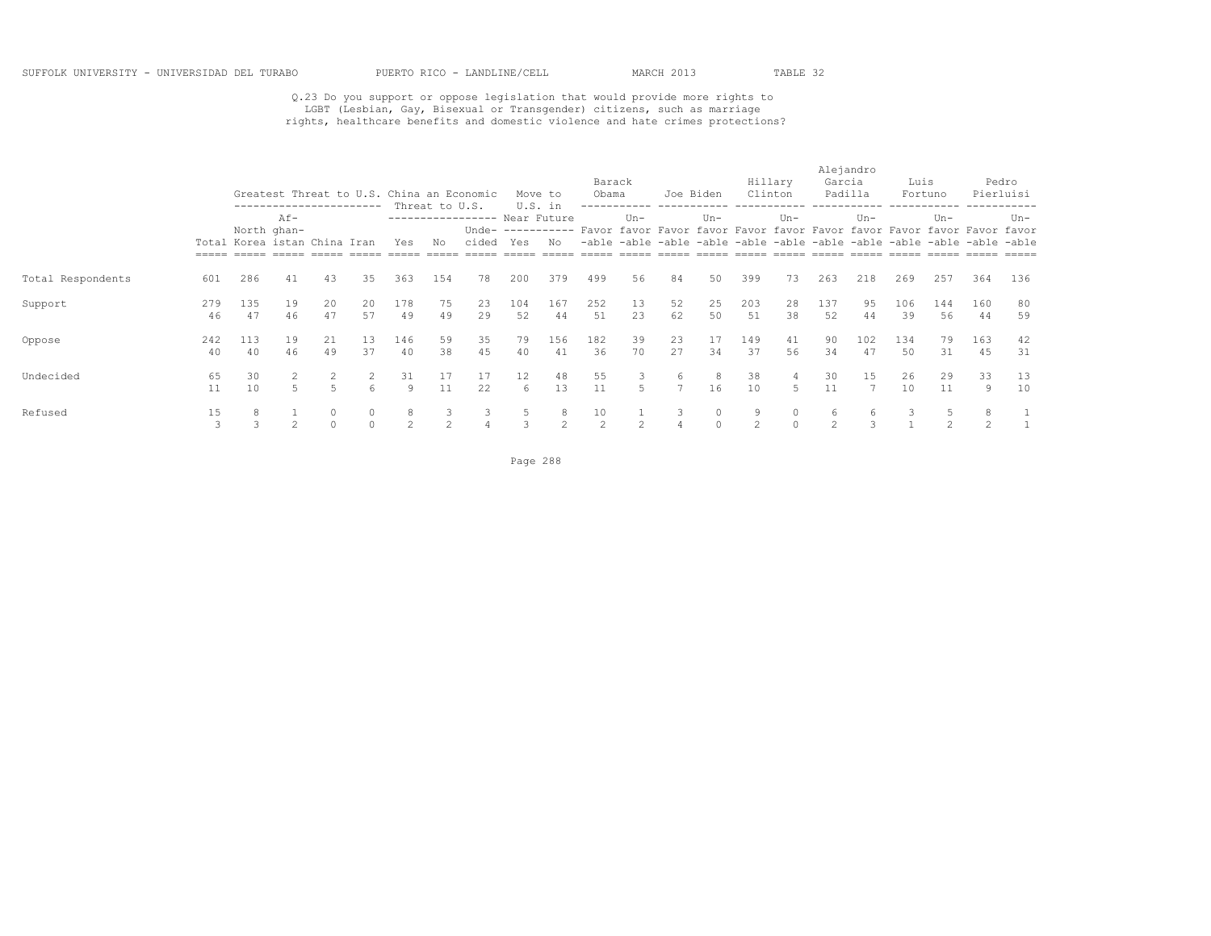SUFFOLK UNIVERSITY - UNIVERSIDAD DEL TURABO PUERTO RICO - LANDLINE/CELL MARCH 2013 TABLE 32

Q.23 Do you support or oppose legislation that would provide more rights to LGBT (Lesbian, Gay, Bisexual or Transgender) citizens, such as marriage rights, healthcare benefits and domestic violence and hate crimes protections?

| | | Greatest Threat to U.S. | | | | China an Economic Threat to U.S. | | | Move to U.S. in Near Future | | Barack Obama | | Joe Biden | | Hillary Clinton | | Alejandro Garcia Padilla | | Luis Fortuno | | Pedro Pierluisi | |
|---|---|---|---|---|---|---|---|---|---|---|---|---|---|---|---|---|---|---|---|---|---|---|
| | Total | North Korea | Af-ghan-istan | China | Iran | Yes | No | Unde-cided | Yes | No | Favor-able | Un-favor-able | Favor-able | Un-favor-able | Favor-able | Un-favor-able | Favor-able | Un-favor-able | Favor-able | Un-favor-able | Favor-able | Un-favor-able |
| Total Respondents | 601 | 286 | 41 | 43 | 35 | 363 | 154 | 78 | 200 | 379 | 499 | 56 | 84 | 50 | 399 | 73 | 263 | 218 | 269 | 257 | 364 | 136 |
| Support | 279 | 135 | 19 | 20 | 20 | 178 | 75 | 23 | 104 | 167 | 252 | 13 | 52 | 25 | 203 | 28 | 137 | 95 | 106 | 144 | 160 | 80 |
| | 46 | 47 | 46 | 47 | 57 | 49 | 49 | 29 | 52 | 44 | 51 | 23 | 62 | 50 | 51 | 38 | 52 | 44 | 39 | 56 | 44 | 59 |
| Oppose | 242 | 113 | 19 | 21 | 13 | 146 | 59 | 35 | 79 | 156 | 182 | 39 | 23 | 17 | 149 | 41 | 90 | 102 | 134 | 79 | 163 | 42 |
| | 40 | 40 | 46 | 49 | 37 | 40 | 38 | 45 | 40 | 41 | 36 | 70 | 27 | 34 | 37 | 56 | 34 | 47 | 50 | 31 | 45 | 31 |
| Undecided | 65 | 30 | 2 | 2 | 2 | 31 | 17 | 17 | 12 | 48 | 55 | 3 | 6 | 8 | 38 | 4 | 30 | 15 | 26 | 29 | 33 | 13 |
| | 11 | 10 | 5 | 5 | 6 | 9 | 11 | 22 | 6 | 13 | 11 | 5 | 7 | 16 | 10 | 5 | 11 | 7 | 10 | 11 | 9 | 10 |
| Refused | 15 | 8 | 1 | 0 | 0 | 8 | 3 | 3 | 5 | 8 | 10 | 1 | 3 | 0 | 9 | 0 | 6 | 6 | 3 | 5 | 8 | 1 |
| | 3 | 3 | 2 | 0 | 0 | 2 | 2 | 4 | 3 | 2 | 2 | 2 | 4 | 0 | 2 | 0 | 2 | 3 | 1 | 2 | 2 | 1 |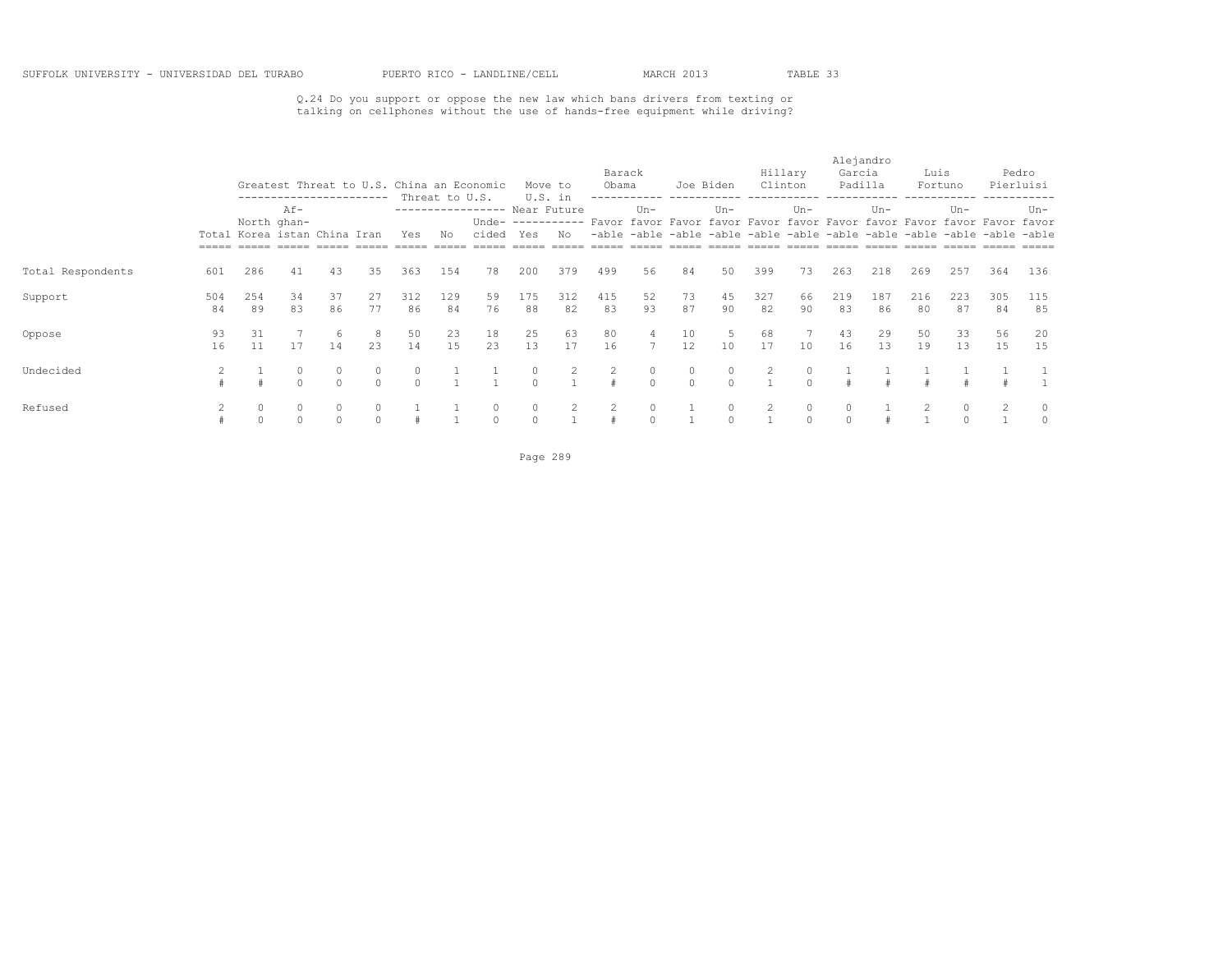SUFFOLK UNIVERSITY - UNIVERSIDAD DEL TURABO PUERTO RICO - LANDLINE/CELL MARCH 2013 TABLE 33

Q.24 Do you support or oppose the new law which bans drivers from texting or talking on cellphones without the use of hands-free equipment while driving?

| | | Greatest Threat to U.S. | | | | China an Economic Threat to U.S. | | | Move to U.S. in Near Future | | Barack Obama | | Joe Biden | | Hillary Clinton | | Alejandro Garcia Padilla | | Luis Fortuno | | Pedro Pierluisi | |
|---|---|---|---|---|---|---|---|---|---|---|---|---|---|---|---|---|---|---|---|---|---|---|
| | Total | North Korea | Af-ghan-istan | China | Iran | Yes | No | Unde-cided | Yes | No | Favor-able | Un-favor-able | Favor-able | Un-favor-able | Favor-able | Un-favor-able | Favor-able | Un-favor-able | Favor-able | Un-favor-able | Favor-able | Un-favor-able |
| Total Respondents | 601 | 286 | 41 | 43 | 35 | 363 | 154 | 78 | 200 | 379 | 499 | 56 | 84 | 50 | 399 | 73 | 263 | 218 | 269 | 257 | 364 | 136 |
| Support | 504 | 254 | 34 | 37 | 27 | 312 | 129 | 59 | 175 | 312 | 415 | 52 | 73 | 45 | 327 | 66 | 219 | 187 | 216 | 223 | 305 | 115 |
| | 84 | 89 | 83 | 86 | 77 | 86 | 84 | 76 | 88 | 82 | 83 | 93 | 87 | 90 | 82 | 90 | 83 | 86 | 80 | 87 | 84 | 85 |
| Oppose | 93 | 31 | 7 | 6 | 8 | 50 | 23 | 18 | 25 | 63 | 80 | 4 | 10 | 5 | 68 | 7 | 43 | 29 | 50 | 33 | 56 | 20 |
| | 16 | 11 | 17 | 14 | 23 | 14 | 15 | 23 | 13 | 17 | 16 | 7 | 12 | 10 | 17 | 10 | 16 | 13 | 19 | 13 | 15 | 15 |
| Undecided | 2 | 1 | 0 | 0 | 0 | 0 | 1 | 1 | 0 | 2 | 2 | 0 | 0 | 0 | 2 | 0 | 1 | 1 | 1 | 1 | 1 | 1 |
| | # | # | 0 | 0 | 0 | 0 | 1 | 1 | 0 | 1 | # | 0 | 0 | 0 | 1 | 0 | # | # | # | # | # | 1 |
| Refused | 2 | 0 | 0 | 0 | 0 | 1 | 1 | 0 | 0 | 2 | 2 | 0 | 1 | 0 | 2 | 0 | 0 | 1 | 2 | 0 | 2 | 0 |
| | # | 0 | 0 | 0 | 0 | # | 1 | 0 | 0 | 1 | # | 0 | 1 | 0 | 1 | 0 | 0 | # | 1 | 0 | 1 | 0 |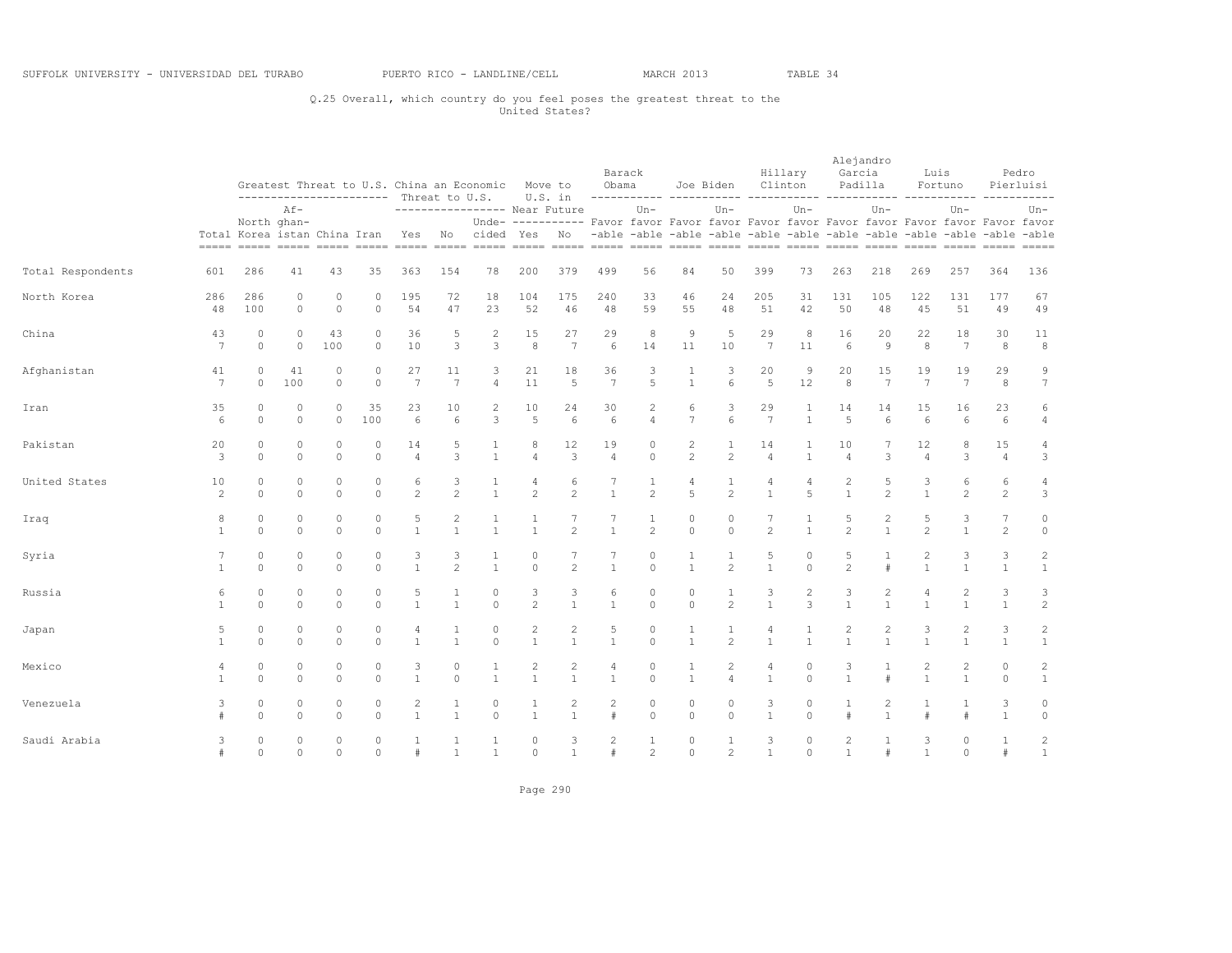SUFFOLK UNIVERSITY - UNIVERSIDAD DEL TURABO PUERTO RICO - LANDLINE/CELL MARCH 2013 TABLE 34

Q.25 Overall, which country do you feel poses the greatest threat to the United States?

| | Total | Greatest Threat to U.S. | | | | China an Economic Threat to U.S. | | | Move to U.S. in Near Future | | Barack Obama | | Joe Biden | | Hillary Clinton | | Alejandro Garcia Padilla | | Luis Fortuno | | Pedro Pierluisi | |
|---|---|---|---|---|---|---|---|---|---|---|---|---|---|---|---|---|---|---|---|---|---|---|
| | | North Korea | Afghanistan | China | Iran | Yes | No | Undecided | Yes | No | Favorable | Unfavorable | Favorable | Unfavorable | Favorable | Unfavorable | Favorable | Unfavorable | Favorable | Unfavorable | Favorable | Unfavorable |
| Total Respondents | 601 | 286 | 41 | 43 | 35 | 363 | 154 | 78 | 200 | 379 | 499 | 56 | 84 | 50 | 399 | 73 | 263 | 218 | 269 | 257 | 364 | 136 |
| North Korea | 286 | 286 | 0 | 0 | 0 | 195 | 72 | 18 | 104 | 175 | 240 | 33 | 46 | 24 | 205 | 31 | 131 | 105 | 122 | 131 | 177 | 67 |
| | 48 | 100 | 0 | 0 | 0 | 54 | 47 | 23 | 52 | 46 | 48 | 59 | 55 | 48 | 51 | 42 | 50 | 48 | 45 | 51 | 49 | 49 |
| China | 43 | 0 | 0 | 43 | 0 | 36 | 5 | 2 | 15 | 27 | 29 | 8 | 9 | 5 | 29 | 8 | 16 | 20 | 22 | 18 | 30 | 11 |
| | 7 | 0 | 0 | 100 | 0 | 10 | 3 | 3 | 8 | 7 | 6 | 14 | 11 | 10 | 7 | 11 | 6 | 9 | 8 | 7 | 8 | 8 |
| Afghanistan | 41 | 0 | 41 | 0 | 0 | 27 | 11 | 3 | 21 | 18 | 36 | 3 | 1 | 3 | 20 | 9 | 20 | 15 | 19 | 19 | 29 | 9 |
| | 7 | 0 | 100 | 0 | 0 | 7 | 7 | 4 | 11 | 5 | 7 | 5 | 1 | 6 | 5 | 12 | 8 | 7 | 7 | 7 | 8 | 7 |
| Iran | 35 | 0 | 0 | 0 | 35 | 23 | 10 | 2 | 10 | 24 | 30 | 2 | 6 | 3 | 29 | 1 | 14 | 14 | 15 | 16 | 23 | 6 |
| | 6 | 0 | 0 | 0 | 100 | 6 | 6 | 3 | 5 | 6 | 6 | 4 | 7 | 6 | 7 | 1 | 5 | 6 | 6 | 6 | 6 | 4 |
| Pakistan | 20 | 0 | 0 | 0 | 0 | 14 | 5 | 1 | 8 | 12 | 19 | 0 | 2 | 1 | 14 | 1 | 10 | 7 | 12 | 8 | 15 | 4 |
| | 3 | 0 | 0 | 0 | 0 | 4 | 3 | 1 | 4 | 3 | 4 | 0 | 2 | 2 | 4 | 1 | 4 | 3 | 4 | 3 | 4 | 3 |
| United States | 10 | 0 | 0 | 0 | 0 | 6 | 3 | 1 | 4 | 6 | 7 | 1 | 4 | 1 | 4 | 4 | 2 | 5 | 3 | 6 | 6 | 4 |
| | 2 | 0 | 0 | 0 | 0 | 2 | 2 | 1 | 2 | 2 | 1 | 2 | 5 | 2 | 1 | 5 | 1 | 2 | 1 | 2 | 2 | 3 |
| Iraq | 8 | 0 | 0 | 0 | 0 | 5 | 2 | 1 | 1 | 7 | 7 | 1 | 0 | 0 | 7 | 1 | 5 | 2 | 5 | 3 | 7 | 0 |
| | 1 | 0 | 0 | 0 | 0 | 1 | 1 | 1 | 1 | 2 | 1 | 2 | 0 | 0 | 2 | 1 | 2 | 1 | 2 | 1 | 2 | 0 |
| Syria | 7 | 0 | 0 | 0 | 0 | 3 | 3 | 1 | 0 | 7 | 7 | 0 | 1 | 1 | 5 | 0 | 5 | 1 | 2 | 3 | 3 | 2 |
| | 1 | 0 | 0 | 0 | 0 | 1 | 2 | 1 | 0 | 2 | 1 | 0 | 1 | 2 | 1 | 0 | 2 | # | 1 | 1 | 1 | 1 |
| Russia | 6 | 0 | 0 | 0 | 0 | 5 | 1 | 0 | 3 | 3 | 6 | 0 | 0 | 1 | 3 | 2 | 3 | 2 | 4 | 2 | 3 | 3 |
| | 1 | 0 | 0 | 0 | 0 | 1 | 1 | 0 | 2 | 1 | 1 | 0 | 0 | 2 | 1 | 3 | 1 | 1 | 1 | 1 | 1 | 2 |
| Japan | 5 | 0 | 0 | 0 | 0 | 4 | 1 | 0 | 2 | 2 | 5 | 0 | 1 | 1 | 4 | 1 | 2 | 2 | 3 | 2 | 3 | 2 |
| | 1 | 0 | 0 | 0 | 0 | 1 | 1 | 0 | 1 | 1 | 1 | 0 | 1 | 2 | 1 | 1 | 1 | 1 | 1 | 1 | 1 | 1 |
| Mexico | 4 | 0 | 0 | 0 | 0 | 3 | 0 | 1 | 2 | 2 | 4 | 0 | 1 | 2 | 4 | 0 | 3 | 1 | 2 | 2 | 0 | 2 |
| | 1 | 0 | 0 | 0 | 0 | 1 | 0 | 1 | 1 | 1 | 1 | 0 | 1 | 4 | 1 | 0 | 1 | # | 1 | 1 | 0 | 1 |
| Venezuela | 3 | 0 | 0 | 0 | 0 | 2 | 1 | 0 | 1 | 2 | 2 | 0 | 0 | 0 | 3 | 0 | 1 | 2 | 1 | 1 | 3 | 0 |
| | # | 0 | 0 | 0 | 0 | 1 | 1 | 0 | 1 | 1 | # | 0 | 0 | 0 | 1 | 0 | # | 1 | # | # | 1 | 0 |
| Saudi Arabia | 3 | 0 | 0 | 0 | 0 | 1 | 1 | 1 | 0 | 3 | 2 | 1 | 0 | 1 | 3 | 0 | 2 | 1 | 3 | 0 | 1 | 2 |
| | # | 0 | 0 | 0 | 0 | # | 1 | 1 | 0 | 1 | # | 2 | 0 | 2 | 1 | 0 | 1 | # | 1 | 0 | # | 1 |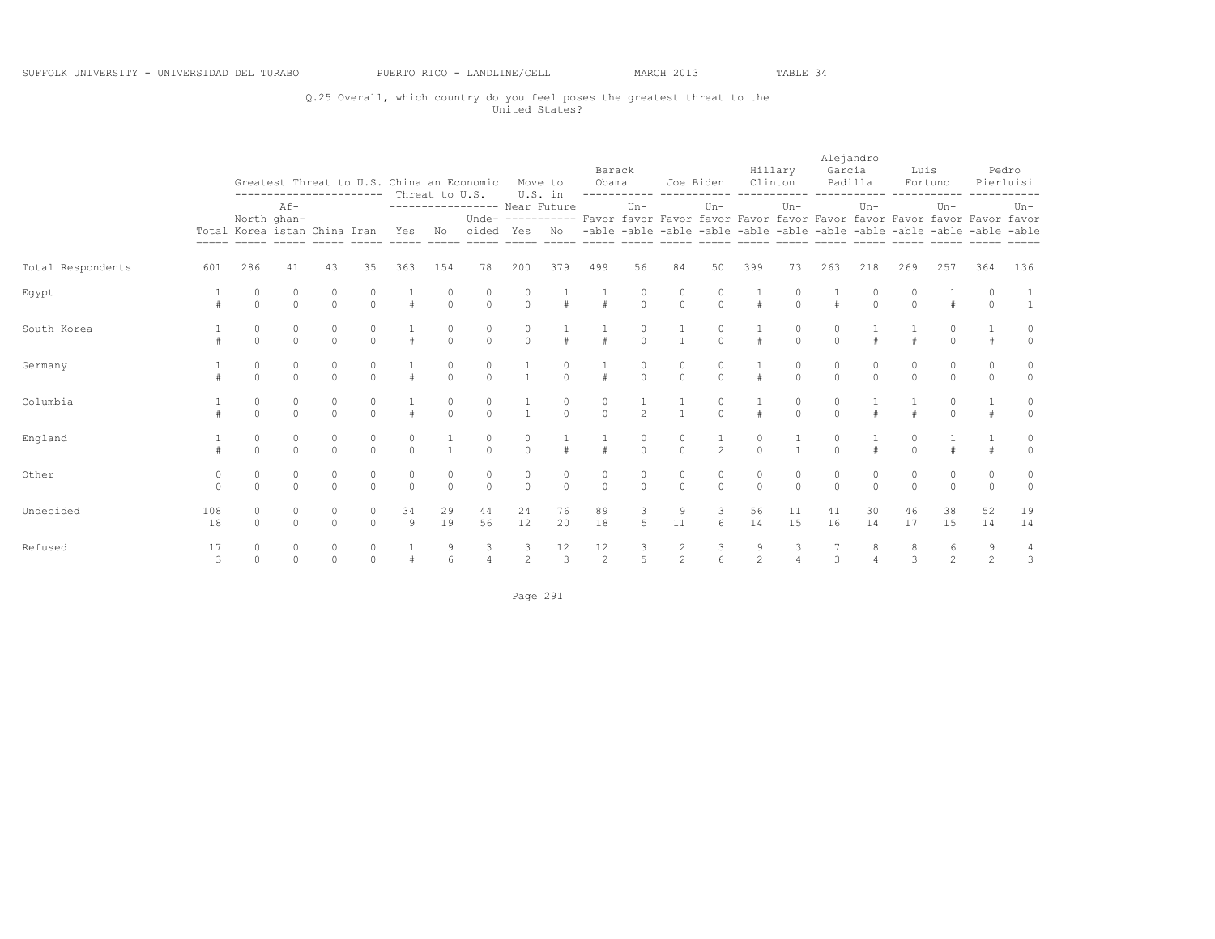SUFFOLK UNIVERSITY - UNIVERSIDAD DEL TURABO PUERTO RICO - LANDLINE/CELL MARCH 2013 TABLE 34

Q.25 Overall, which country do you feel poses the greatest threat to the United States?

| | Total | Greatest Threat to U.S. | | | | China an Economic Threat to U.S. | | | Move to U.S. in Near Future | | Barack Obama | | Joe Biden | | Hillary Clinton | | Alejandro Garcia Padilla | | Luis Fortuno | | Pedro Pierluisi | |
|---|---|---|---|---|---|---|---|---|---|---|---|---|---|---|---|---|---|---|---|---|---|---|
| | | North Korea | Af-ghan-istan | China | Iran | Yes | No | Unde-cided | Yes | No | Favor-able | Un-favor-able | Favor-able | Un-favor-able | Favor-able | Un-favor-able | Favor-able | Un-favor-able | Favor-able | Un-favor-able | Favor-able | Un-favor-able |
| Total Respondents | 601 | 286 | 41 | 43 | 35 | 363 | 154 | 78 | 200 | 379 | 499 | 56 | 84 | 50 | 399 | 73 | 263 | 218 | 269 | 257 | 364 | 136 |
| Egypt | 1 | 0 | 0 | 0 | 0 | 1 | 0 | 0 | 0 | 1 | 1 | 0 | 0 | 0 | 1 | 0 | 1 | 0 | 0 | 1 | 0 | 1 |
| | # | 0 | 0 | 0 | 0 | # | 0 | 0 | 0 | # | # | 0 | 0 | 0 | # | 0 | # | 0 | 0 | # | 0 | 1 |
| South Korea | 1 | 0 | 0 | 0 | 0 | 1 | 0 | 0 | 0 | 1 | 1 | 0 | 1 | 0 | 1 | 0 | 0 | 1 | 1 | 0 | 1 | 0 |
| | # | 0 | 0 | 0 | 0 | # | 0 | 0 | 0 | # | # | 0 | 1 | 0 | # | 0 | 0 | # | # | 0 | # | 0 |
| Germany | 1 | 0 | 0 | 0 | 0 | 1 | 0 | 0 | 1 | 0 | 1 | 0 | 0 | 0 | 1 | 0 | 0 | 0 | 0 | 0 | 0 | 0 |
| | # | 0 | 0 | 0 | 0 | # | 0 | 0 | 1 | 0 | # | 0 | 0 | 0 | # | 0 | 0 | 0 | 0 | 0 | 0 | 0 |
| Columbia | 1 | 0 | 0 | 0 | 0 | 1 | 0 | 0 | 1 | 0 | 0 | 1 | 1 | 0 | 1 | 0 | 0 | 1 | 1 | 0 | 1 | 0 |
| | # | 0 | 0 | 0 | 0 | # | 0 | 0 | 1 | 0 | 0 | 2 | 1 | 0 | # | 0 | 0 | # | # | 0 | # | 0 |
| England | 1 | 0 | 0 | 0 | 0 | 0 | 1 | 0 | 0 | 1 | 1 | 0 | 0 | 1 | 0 | 1 | 0 | 1 | 0 | 1 | 1 | 0 |
| | # | 0 | 0 | 0 | 0 | 0 | 1 | 0 | 0 | # | # | 0 | 0 | 2 | 0 | 1 | 0 | # | 0 | # | # | 0 |
| Other | 0 | 0 | 0 | 0 | 0 | 0 | 0 | 0 | 0 | 0 | 0 | 0 | 0 | 0 | 0 | 0 | 0 | 0 | 0 | 0 | 0 | 0 |
| | 0 | 0 | 0 | 0 | 0 | 0 | 0 | 0 | 0 | 0 | 0 | 0 | 0 | 0 | 0 | 0 | 0 | 0 | 0 | 0 | 0 | 0 |
| Undecided | 108 | 0 | 0 | 0 | 0 | 34 | 29 | 44 | 24 | 76 | 89 | 3 | 9 | 3 | 56 | 11 | 41 | 30 | 46 | 38 | 52 | 19 |
| | 18 | 0 | 0 | 0 | 0 | 9 | 19 | 56 | 12 | 20 | 18 | 5 | 11 | 6 | 14 | 15 | 16 | 14 | 17 | 15 | 14 | 14 |
| Refused | 17 | 0 | 0 | 0 | 0 | 1 | 9 | 3 | 3 | 12 | 12 | 3 | 2 | 3 | 9 | 3 | 7 | 8 | 8 | 6 | 9 | 4 |
| | 3 | 0 | 0 | 0 | 0 | # | 6 | 4 | 2 | 3 | 2 | 5 | 2 | 6 | 2 | 4 | 3 | 4 | 3 | 2 | 2 | 3 |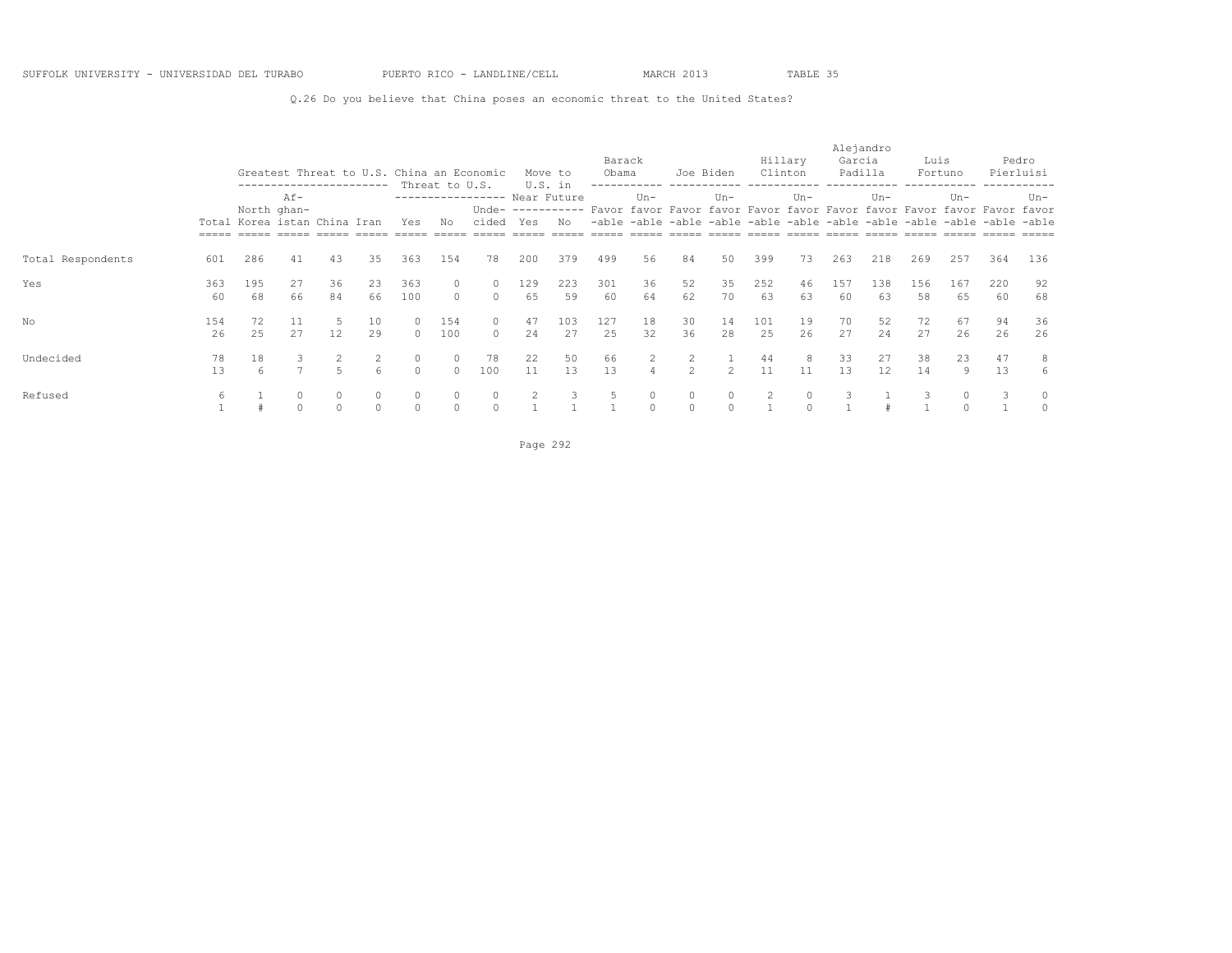SUFFOLK UNIVERSITY - UNIVERSIDAD DEL TURABO PUERTO RICO - LANDLINE/CELL MARCH 2013 TABLE 35

Q.26 Do you believe that China poses an economic threat to the United States?

| | Total | Greatest Threat to U.S. | | | | China an Economic Threat to U.S. | | | Move to U.S. in Near Future | | Barack Obama | | Joe Biden | | Hillary Clinton | | Alejandro Garcia Padilla | | Luis Fortuno | | Pedro Pierluisi | |
|---|---|---|---|---|---|---|---|---|---|---|---|---|---|---|---|---|---|---|---|---|---|---|
| | | North Korea | Af-ghan-istan | China | Iran | Yes | No | Unde-cided | Yes | No | Favor-able | Un-favor-able | Favor-able | Un-favor-able | Favor-able | Un-favor-able | Favor-able | Un-favor-able | Favor-able | Un-favor-able | Favor-able | Un-favor-able |
| Total Respondents | 601 | 286 | 41 | 43 | 35 | 363 | 154 | 78 | 200 | 379 | 499 | 56 | 84 | 50 | 399 | 73 | 263 | 218 | 269 | 257 | 364 | 136 |
| Yes | 363 | 195 | 27 | 36 | 23 | 363 | 0 | 0 | 129 | 223 | 301 | 36 | 52 | 35 | 252 | 46 | 157 | 138 | 156 | 167 | 220 | 92 |
| | 60 | 68 | 66 | 84 | 66 | 100 | 0 | 0 | 65 | 59 | 60 | 64 | 62 | 70 | 63 | 63 | 60 | 63 | 58 | 65 | 60 | 68 |
| No | 154 | 72 | 11 | 5 | 10 | 0 | 154 | 0 | 47 | 103 | 127 | 18 | 30 | 14 | 101 | 19 | 70 | 52 | 72 | 67 | 94 | 36 |
| | 26 | 25 | 27 | 12 | 29 | 0 | 100 | 0 | 24 | 27 | 25 | 32 | 36 | 28 | 25 | 26 | 27 | 24 | 27 | 26 | 26 | 26 |
| Undecided | 78 | 18 | 3 | 2 | 2 | 0 | 0 | 78 | 22 | 50 | 66 | 2 | 2 | 1 | 44 | 8 | 33 | 27 | 38 | 23 | 47 | 8 |
| | 13 | 6 | 7 | 5 | 6 | 0 | 0 | 100 | 11 | 13 | 13 | 4 | 2 | 2 | 11 | 11 | 13 | 12 | 14 | 9 | 13 | 6 |
| Refused | 6 | 1 | 0 | 0 | 0 | 0 | 0 | 0 | 2 | 3 | 5 | 0 | 0 | 0 | 2 | 0 | 3 | 1 | 3 | 0 | 3 | 0 |
| | 1 | # | 0 | 0 | 0 | 0 | 0 | 0 | 1 | 1 | 1 | 0 | 0 | 0 | 1 | 0 | 1 | # | 1 | 0 | 1 | 0 |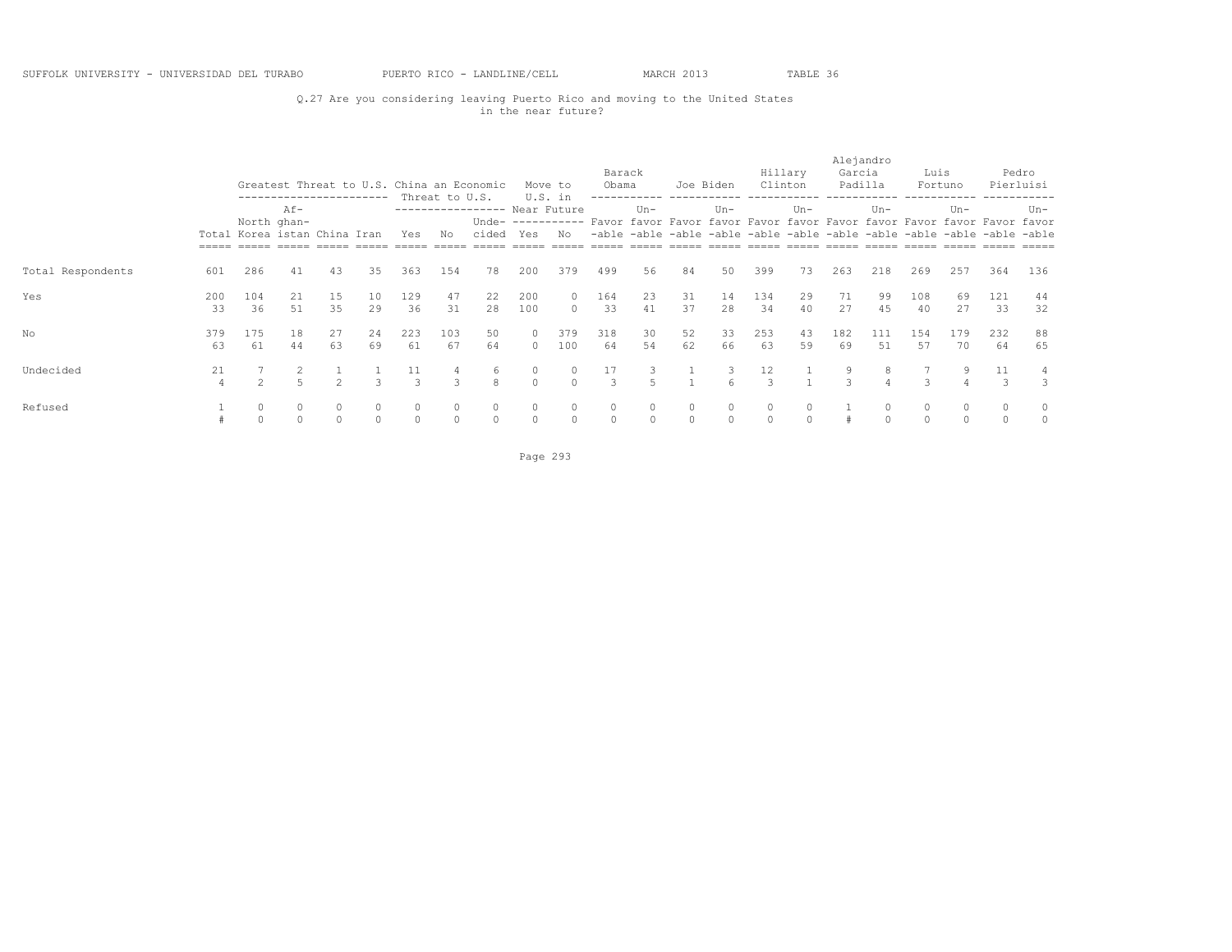SUFFOLK UNIVERSITY - UNIVERSIDAD DEL TURABO PUERTO RICO - LANDLINE/CELL MARCH 2013 TABLE 36

Q.27 Are you considering leaving Puerto Rico and moving to the United States in the near future?

| | Total | Greatest Threat to U.S. | | | | China an Economic Threat to U.S. | | | Move to U.S. in Near Future | | Barack Obama | | Joe Biden | | Hillary Clinton | | Alejandro Garcia Padilla | | Luis Fortuno | | Pedro Pierluisi | |
|---|---|---|---|---|---|---|---|---|---|---|---|---|---|---|---|---|---|---|---|---|---|---|
| | | North Korea | Af-ghan-istan | China | Iran | Yes | No | Unde-cided | Yes | No | Favor-able | Un-favor-able | Favor-able | Un-favor-able | Favor-able | Un-favor-able | Favor-able | Un-favor-able | Favor-able | Un-favor-able | Favor-able | Un-favor-able |
| Total Respondents | 601 | 286 | 41 | 43 | 35 | 363 | 154 | 78 | 200 | 379 | 499 | 56 | 84 | 50 | 399 | 73 | 263 | 218 | 269 | 257 | 364 | 136 |
| Yes | 200 | 104 | 21 | 15 | 10 | 129 | 47 | 22 | 200 | 0 | 164 | 23 | 31 | 14 | 134 | 29 | 71 | 99 | 108 | 69 | 121 | 44 |
| | 33 | 36 | 51 | 35 | 29 | 36 | 31 | 28 | 100 | 0 | 33 | 41 | 37 | 28 | 34 | 40 | 27 | 45 | 40 | 27 | 33 | 32 |
| No | 379 | 175 | 18 | 27 | 24 | 223 | 103 | 50 | 0 | 379 | 318 | 30 | 52 | 33 | 253 | 43 | 182 | 111 | 154 | 179 | 232 | 88 |
| | 63 | 61 | 44 | 63 | 69 | 61 | 67 | 64 | 0 | 100 | 64 | 54 | 62 | 66 | 63 | 59 | 69 | 51 | 57 | 70 | 64 | 65 |
| Undecided | 21 | 7 | 2 | 1 | 1 | 11 | 4 | 6 | 0 | 0 | 17 | 3 | 1 | 3 | 12 | 1 | 9 | 8 | 7 | 9 | 11 | 4 |
| | 4 | 2 | 5 | 2 | 3 | 3 | 3 | 8 | 0 | 0 | 3 | 5 | 1 | 6 | 3 | 1 | 3 | 4 | 3 | 4 | 3 | 3 |
| Refused | 1 | 0 | 0 | 0 | 0 | 0 | 0 | 0 | 0 | 0 | 0 | 0 | 0 | 0 | 0 | 0 | 1 | 0 | 0 | 0 | 0 | 0 |
| | # | 0 | 0 | 0 | 0 | 0 | 0 | 0 | 0 | 0 | 0 | 0 | 0 | 0 | 0 | 0 | # | 0 | 0 | 0 | 0 | 0 |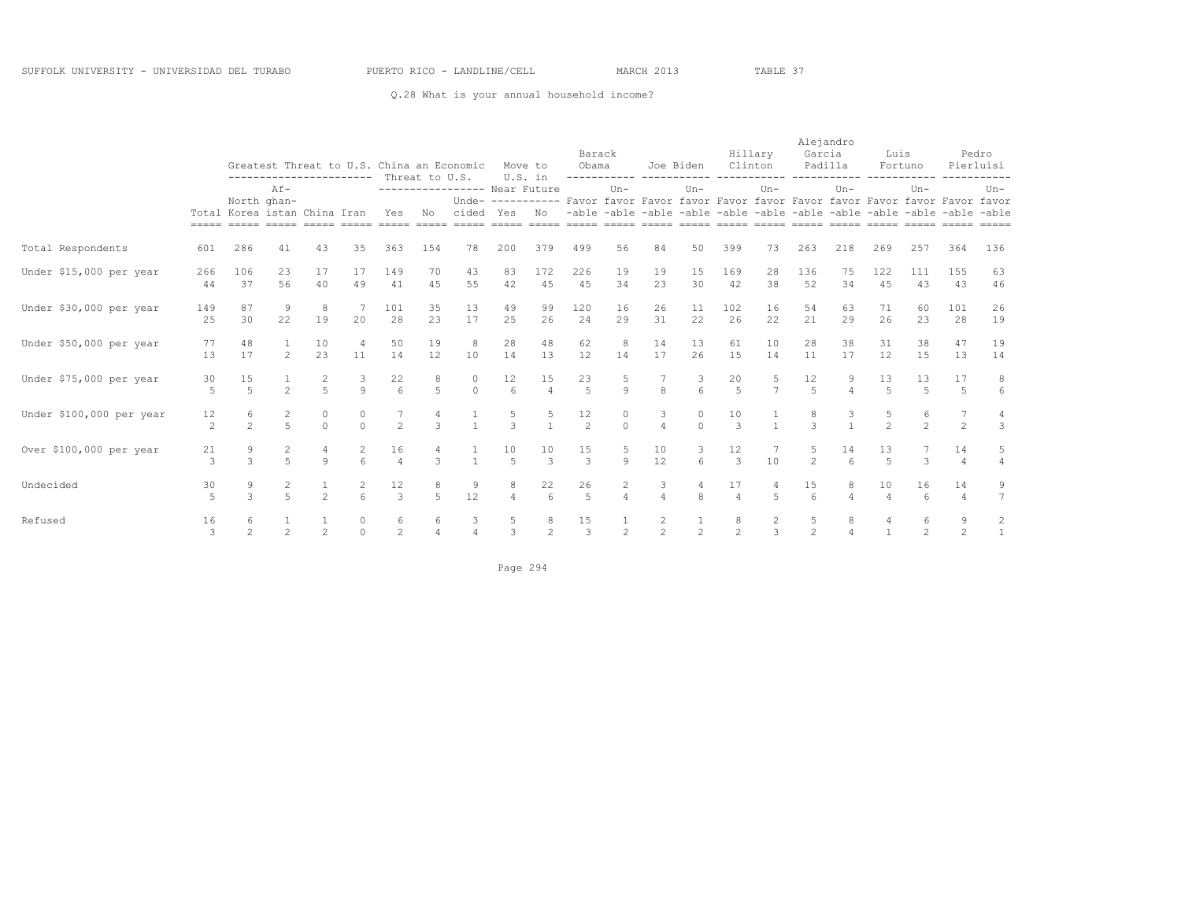SUFFOLK UNIVERSITY - UNIVERSIDAD DEL TURABO PUERTO RICO - LANDLINE/CELL MARCH 2013 TABLE 37

Q.28 What is your annual household income?

| | | Greatest Threat to U.S. | | | | China an Economic Threat to U.S. | | | Move to U.S. in Near Future | | Barack Obama | | Joe Biden | | Hillary Clinton | | Alejandro Garcia Padilla | | Luis Fortuno | | Pedro Pierluisi | |
|---|---|---|---|---|---|---|---|---|---|---|---|---|---|---|---|---|---|---|---|---|---|---|
| | Total | North Korea | Afghanistan | China | Iran | Yes | No | Undecided | Yes | No | Favorable | Unfavorable | Favorable | Unfavorable | Favorable | Unfavorable | Favorable | Unfavorable | Favorable | Unfavorable | Favorable | Unfavorable |
| Total Respondents | 601 | 286 | 41 | 43 | 35 | 363 | 154 | 78 | 200 | 379 | 499 | 56 | 84 | 50 | 399 | 73 | 263 | 218 | 269 | 257 | 364 | 136 |
| Under $15,000 per year | 266 | 106 | 23 | 17 | 17 | 149 | 70 | 43 | 83 | 172 | 226 | 19 | 19 | 15 | 169 | 28 | 136 | 75 | 122 | 111 | 155 | 63 |
| | 44 | 37 | 56 | 40 | 49 | 41 | 45 | 55 | 42 | 45 | 45 | 34 | 23 | 30 | 42 | 38 | 52 | 34 | 45 | 43 | 43 | 46 |
| Under $30,000 per year | 149 | 87 | 9 | 8 | 7 | 101 | 35 | 13 | 49 | 99 | 120 | 16 | 26 | 11 | 102 | 16 | 54 | 63 | 71 | 60 | 101 | 26 |
| | 25 | 30 | 22 | 19 | 20 | 28 | 23 | 17 | 25 | 26 | 24 | 29 | 31 | 22 | 26 | 22 | 21 | 29 | 26 | 23 | 28 | 19 |
| Under $50,000 per year | 77 | 48 | 1 | 10 | 4 | 50 | 19 | 8 | 28 | 48 | 62 | 8 | 14 | 13 | 61 | 10 | 28 | 38 | 31 | 38 | 47 | 19 |
| | 13 | 17 | 2 | 23 | 11 | 14 | 12 | 10 | 14 | 13 | 12 | 14 | 17 | 26 | 15 | 14 | 11 | 17 | 12 | 15 | 13 | 14 |
| Under $75,000 per year | 30 | 15 | 1 | 2 | 3 | 22 | 8 | 0 | 12 | 15 | 23 | 5 | 7 | 3 | 20 | 5 | 12 | 9 | 13 | 13 | 17 | 8 |
| | 5 | 5 | 2 | 5 | 9 | 6 | 5 | 0 | 6 | 4 | 5 | 9 | 8 | 6 | 5 | 7 | 5 | 4 | 5 | 5 | 5 | 6 |
| Under $100,000 per year | 12 | 6 | 2 | 0 | 0 | 7 | 4 | 1 | 5 | 5 | 12 | 0 | 3 | 0 | 10 | 1 | 8 | 3 | 5 | 6 | 7 | 4 |
| | 2 | 2 | 5 | 0 | 0 | 2 | 3 | 1 | 3 | 1 | 2 | 0 | 4 | 0 | 3 | 1 | 3 | 1 | 2 | 2 | 2 | 3 |
| Over $100,000 per year | 21 | 9 | 2 | 4 | 2 | 16 | 4 | 1 | 10 | 10 | 15 | 5 | 10 | 3 | 12 | 7 | 5 | 14 | 13 | 7 | 14 | 5 |
| | 3 | 3 | 5 | 9 | 6 | 4 | 3 | 1 | 5 | 3 | 3 | 9 | 12 | 6 | 3 | 10 | 2 | 6 | 5 | 3 | 4 | 4 |
| Undecided | 30 | 9 | 2 | 1 | 2 | 12 | 8 | 9 | 8 | 22 | 26 | 2 | 3 | 4 | 17 | 4 | 15 | 8 | 10 | 16 | 14 | 9 |
| | 5 | 3 | 5 | 2 | 6 | 3 | 5 | 12 | 4 | 6 | 5 | 4 | 4 | 8 | 4 | 5 | 6 | 4 | 4 | 6 | 4 | 7 |
| Refused | 16 | 6 | 1 | 1 | 0 | 6 | 6 | 3 | 5 | 8 | 15 | 1 | 2 | 1 | 8 | 2 | 5 | 8 | 4 | 6 | 9 | 2 |
| | 3 | 2 | 2 | 2 | 0 | 2 | 4 | 4 | 3 | 2 | 3 | 2 | 2 | 2 | 2 | 3 | 2 | 4 | 1 | 2 | 2 | 1 |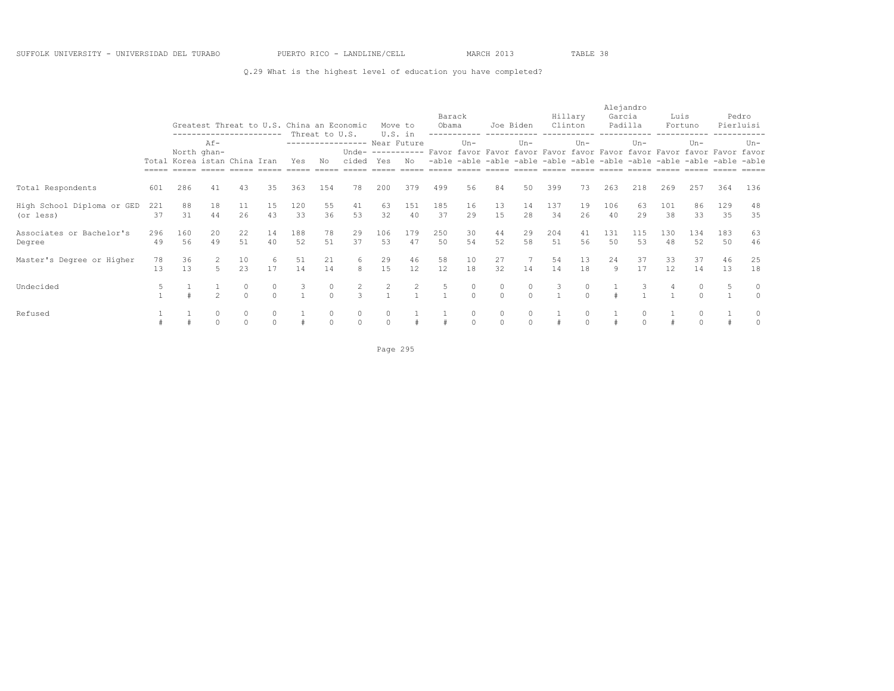SUFFOLK UNIVERSITY - UNIVERSIDAD DEL TURABO PUERTO RICO - LANDLINE/CELL MARCH 2013 TABLE 38

Q.29 What is the highest level of education you have completed?

| | | Greatest Threat to U.S. | | | | China an Economic Threat to U.S. | | | Move to U.S. in Near Future | | Barack Obama | | Joe Biden | | Hillary Clinton | | Alejandro Garcia Padilla | | Luis Fortuno | | Pedro Pierluisi | |
|---|---|---|---|---|---|---|---|---|---|---|---|---|---|---|---|---|---|---|---|---|---|---|
| | Total | North Korea | Af-ghan-istan | China | Iran | Yes | No | Unde-cided | Yes | No | Favor-able | Un-favor-able | Favor-able | Un-favor-able | Favor-able | Un-favor-able | Favor-able | Un-favor-able | Favor-able | Un-favor-able | Favor-able | Un-favor-able |
| Total Respondents | 601 | 286 | 41 | 43 | 35 | 363 | 154 | 78 | 200 | 379 | 499 | 56 | 84 | 50 | 399 | 73 | 263 | 218 | 269 | 257 | 364 | 136 |
| High School Diploma or GED (or less) | 221 | 88 | 18 | 11 | 15 | 120 | 55 | 41 | 63 | 151 | 185 | 16 | 13 | 14 | 137 | 19 | 106 | 63 | 101 | 86 | 129 | 48 |
| | 37 | 31 | 44 | 26 | 43 | 33 | 36 | 53 | 32 | 40 | 37 | 29 | 15 | 28 | 34 | 26 | 40 | 29 | 38 | 33 | 35 | 35 |
| Associates or Bachelor's Degree | 296 | 160 | 20 | 22 | 14 | 188 | 78 | 29 | 106 | 179 | 250 | 30 | 44 | 29 | 204 | 41 | 131 | 115 | 130 | 134 | 183 | 63 |
| | 49 | 56 | 49 | 51 | 40 | 52 | 51 | 37 | 53 | 47 | 50 | 54 | 52 | 58 | 51 | 56 | 50 | 53 | 48 | 52 | 50 | 46 |
| Master's Degree or Higher | 78 | 36 | 2 | 10 | 6 | 51 | 21 | 6 | 29 | 46 | 58 | 10 | 27 | 7 | 54 | 13 | 24 | 37 | 33 | 37 | 46 | 25 |
| | 13 | 13 | 5 | 23 | 17 | 14 | 14 | 8 | 15 | 12 | 12 | 18 | 32 | 14 | 14 | 18 | 9 | 17 | 12 | 14 | 13 | 18 |
| Undecided | 5 | 1 | 1 | 0 | 0 | 3 | 0 | 2 | 2 | 2 | 5 | 0 | 0 | 0 | 3 | 0 | 1 | 3 | 4 | 0 | 5 | 0 |
| | 1 | # | 2 | 0 | 0 | 1 | 0 | 3 | 1 | 1 | 1 | 0 | 0 | 0 | 1 | 0 | # | 1 | 1 | 0 | 1 | 0 |
| Refused | 1 | 1 | 0 | 0 | 0 | 1 | 0 | 0 | 0 | 1 | 1 | 0 | 0 | 0 | 1 | 0 | 1 | 0 | 1 | 0 | 1 | 0 |
| | # | # | 0 | 0 | 0 | # | 0 | 0 | 0 | # | # | 0 | 0 | 0 | # | 0 | # | 0 | # | 0 | # | 0 |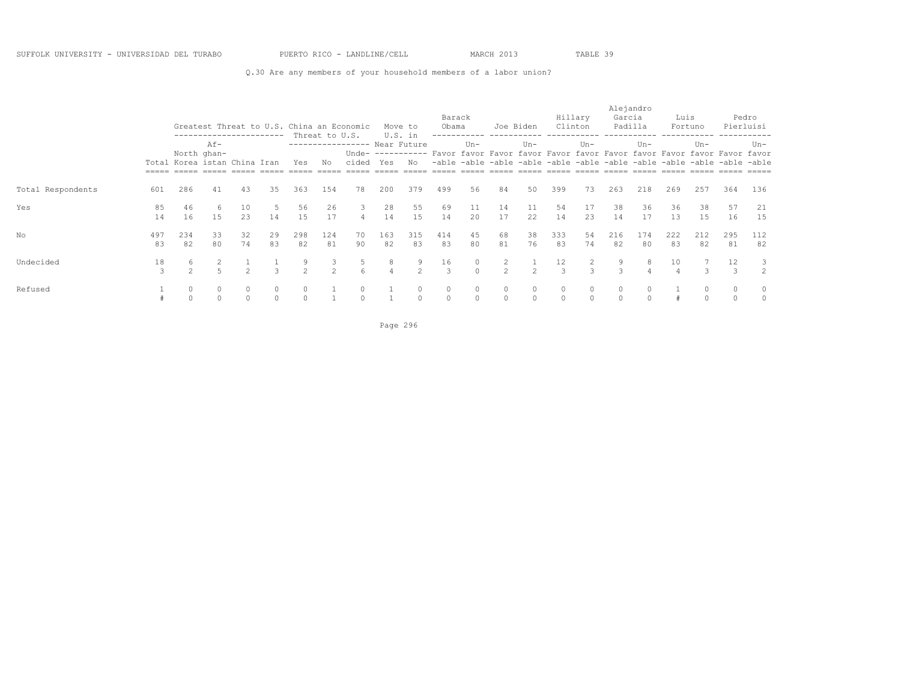SUFFOLK UNIVERSITY - UNIVERSIDAD DEL TURABO PUERTO RICO - LANDLINE/CELL MARCH 2013 TABLE 39

Q.30 Are any members of your household members of a labor union?

| | | Greatest Threat to U.S. | | | | China an Economic Threat to U.S. | | | Move to U.S. in Near Future | | Barack Obama | | Joe Biden | | Hillary Clinton | | Alejandro Garcia Padilla | | Luis Fortuno | | Pedro Pierluisi | |
|---|---|---|---|---|---|---|---|---|---|---|---|---|---|---|---|---|---|---|---|---|---|---|
| | Total | North Korea | Af-ghan-istan | China | Iran | Yes | No | Unde-cided | Yes | No | Favor-able | Un-favor-able | Favor-able | Un-favor-able | Favor-able | Un-favor-able | Favor-able | Un-favor-able | Favor-able | Un-favor-able | Favor-able | Un-favor-able |
| Total Respondents | 601 | 286 | 41 | 43 | 35 | 363 | 154 | 78 | 200 | 379 | 499 | 56 | 84 | 50 | 399 | 73 | 263 | 218 | 269 | 257 | 364 | 136 |
| Yes | 85 | 46 | 6 | 10 | 5 | 56 | 26 | 3 | 28 | 55 | 69 | 11 | 14 | 11 | 54 | 17 | 38 | 36 | 36 | 38 | 57 | 21 |
| | 14 | 16 | 15 | 23 | 14 | 15 | 17 | 4 | 14 | 15 | 14 | 20 | 17 | 22 | 14 | 23 | 14 | 17 | 13 | 15 | 16 | 15 |
| No | 497 | 234 | 33 | 32 | 29 | 298 | 124 | 70 | 163 | 315 | 414 | 45 | 68 | 38 | 333 | 54 | 216 | 174 | 222 | 212 | 295 | 112 |
| | 83 | 82 | 80 | 74 | 83 | 82 | 81 | 90 | 82 | 83 | 83 | 80 | 81 | 76 | 83 | 74 | 82 | 80 | 83 | 82 | 81 | 82 |
| Undecided | 18 | 6 | 2 | 1 | 1 | 9 | 3 | 5 | 8 | 9 | 16 | 0 | 2 | 1 | 12 | 2 | 9 | 8 | 10 | 7 | 12 | 3 |
| | 3 | 2 | 5 | 2 | 3 | 2 | 2 | 6 | 4 | 2 | 3 | 0 | 2 | 2 | 3 | 3 | 3 | 4 | 4 | 3 | 3 | 2 |
| Refused | 1 | 0 | 0 | 0 | 0 | 0 | 1 | 0 | 1 | 0 | 0 | 0 | 0 | 0 | 0 | 0 | 0 | 0 | 1 | 0 | 0 | 0 |
| | # | 0 | 0 | 0 | 0 | 0 | 1 | 0 | 1 | 0 | 0 | 0 | 0 | 0 | 0 | 0 | 0 | 0 | # | 0 | 0 | 0 |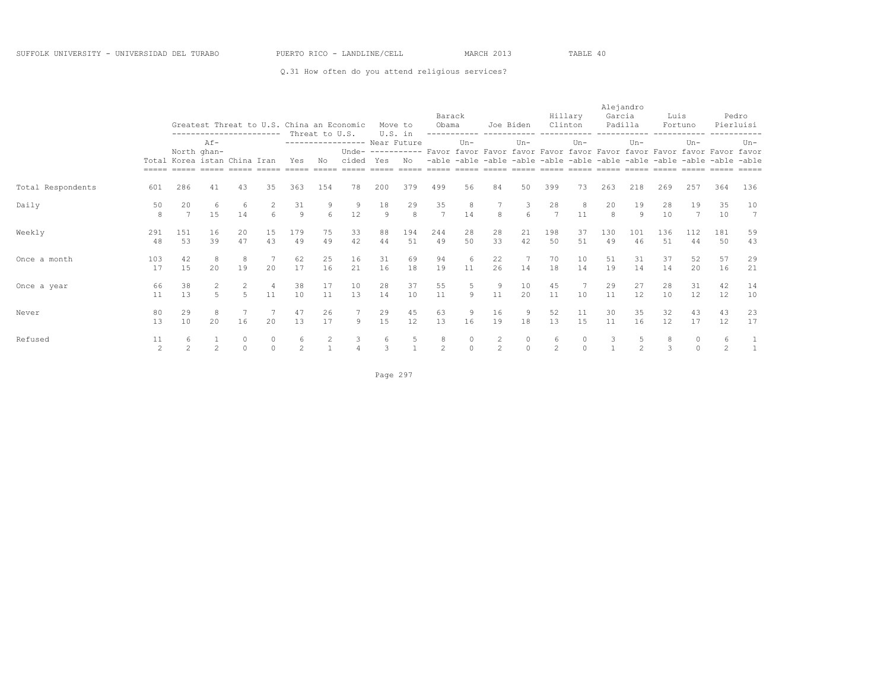SUFFOLK UNIVERSITY - UNIVERSIDAD DEL TURABO PUERTO RICO - LANDLINE/CELL MARCH 2013 TABLE 40

Q.31 How often do you attend religious services?

| | | Greatest Threat to U.S. | | | | China an Economic Threat to U.S. | | | Move to U.S. in Near Future | | Barack Obama | | Joe Biden | | Hillary Clinton | | Alejandro Garcia Padilla | | Luis Fortuno | | Pedro Pierluisi | |
|---|---|---|---|---|---|---|---|---|---|---|---|---|---|---|---|---|---|---|---|---|---|---|
| | Total | North Korea | Afghanistan | China | Iran | Yes | No | Undecided | Yes | No | Favorable | Unfavorable | Favorable | Unfavorable | Favorable | Unfavorable | Favorable | Unfavorable | Favorable | Unfavorable | Favorable | Unfavorable |
| Total Respondents | 601 | 286 | 41 | 43 | 35 | 363 | 154 | 78 | 200 | 379 | 499 | 56 | 84 | 50 | 399 | 73 | 263 | 218 | 269 | 257 | 364 | 136 |
| Daily | 50 | 20 | 6 | 6 | 2 | 31 | 9 | 9 | 18 | 29 | 35 | 8 | 7 | 3 | 28 | 8 | 20 | 19 | 28 | 19 | 35 | 10 |
| | 8 | 7 | 15 | 14 | 6 | 9 | 6 | 12 | 9 | 8 | 7 | 14 | 8 | 6 | 7 | 11 | 8 | 9 | 10 | 7 | 10 | 7 |
| Weekly | 291 | 151 | 16 | 20 | 15 | 179 | 75 | 33 | 88 | 194 | 244 | 28 | 28 | 21 | 198 | 37 | 130 | 101 | 136 | 112 | 181 | 59 |
| | 48 | 53 | 39 | 47 | 43 | 49 | 49 | 42 | 44 | 51 | 49 | 50 | 33 | 42 | 50 | 51 | 49 | 46 | 51 | 44 | 50 | 43 |
| Once a month | 103 | 42 | 8 | 8 | 7 | 62 | 25 | 16 | 31 | 69 | 94 | 6 | 22 | 7 | 70 | 10 | 51 | 31 | 37 | 52 | 57 | 29 |
| | 17 | 15 | 20 | 19 | 20 | 17 | 16 | 21 | 16 | 18 | 19 | 11 | 26 | 14 | 18 | 14 | 19 | 14 | 14 | 20 | 16 | 21 |
| Once a year | 66 | 38 | 2 | 2 | 4 | 38 | 17 | 10 | 28 | 37 | 55 | 5 | 9 | 10 | 45 | 7 | 29 | 27 | 28 | 31 | 42 | 14 |
| | 11 | 13 | 5 | 5 | 11 | 10 | 11 | 13 | 14 | 10 | 11 | 9 | 11 | 20 | 11 | 10 | 11 | 12 | 10 | 12 | 12 | 10 |
| Never | 80 | 29 | 8 | 7 | 7 | 47 | 26 | 7 | 29 | 45 | 63 | 9 | 16 | 9 | 52 | 11 | 30 | 35 | 32 | 43 | 43 | 23 |
| | 13 | 10 | 20 | 16 | 20 | 13 | 17 | 9 | 15 | 12 | 13 | 16 | 19 | 18 | 13 | 15 | 11 | 16 | 12 | 17 | 12 | 17 |
| Refused | 11 | 6 | 1 | 0 | 0 | 6 | 2 | 3 | 6 | 5 | 8 | 0 | 2 | 0 | 6 | 0 | 3 | 5 | 8 | 0 | 6 | 1 |
| | 2 | 2 | 2 | 0 | 0 | 2 | 1 | 4 | 3 | 1 | 2 | 0 | 2 | 0 | 2 | 0 | 1 | 2 | 3 | 0 | 2 | 1 |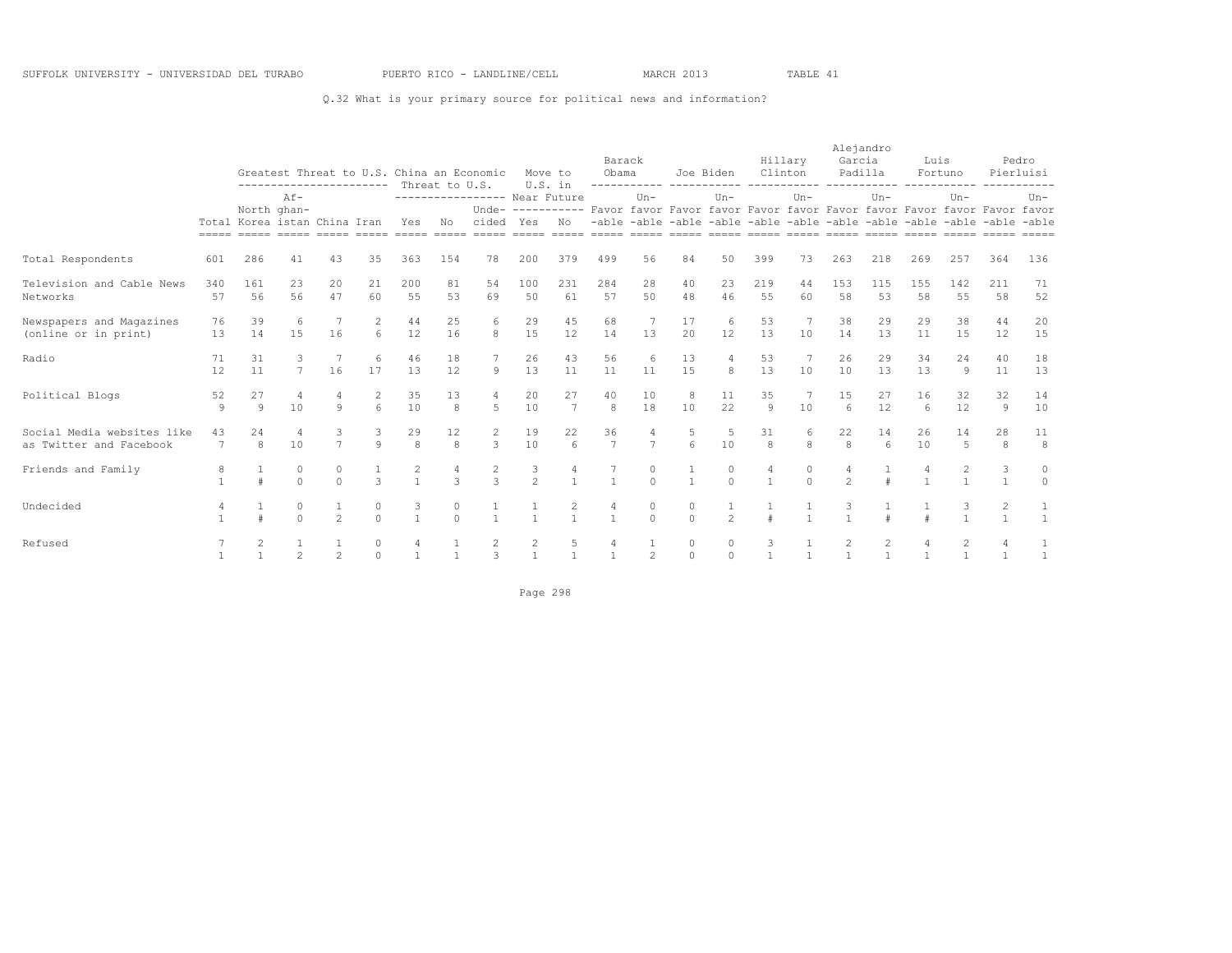SUFFOLK UNIVERSITY - UNIVERSIDAD DEL TURABO    PUERTO RICO - LANDLINE/CELL    MARCH 2013    TABLE 41

Q.32 What is your primary source for political news and information?

| | Total | Greatest Threat to U.S. | | | | China an Economic Threat to U.S. | | | Move to U.S. in Near Future | | Barack Obama | | Joe Biden | | Hillary Clinton | | Alejandro Garcia Padilla | | Luis Fortuno | | Pedro Pierluisi | |
|---|---|---|---|---|---|---|---|---|---|---|---|---|---|---|---|---|---|---|---|---|---|---|
| | | North Korea | Afghanistan | China | Iran | Yes | No | Undecided | Yes | No | Favorable | Unfavorable | Favorable | Unfavorable | Favorable | Unfavorable | Favorable | Unfavorable | Favorable | Unfavorable | Favorable | Unfavorable |
| Total Respondents | 601 | 286 | 41 | 43 | 35 | 363 | 154 | 78 | 200 | 379 | 499 | 56 | 84 | 50 | 399 | 73 | 263 | 218 | 269 | 257 | 364 | 136 |
| Television and Cable News Networks | 340 | 161 | 23 | 20 | 21 | 200 | 81 | 54 | 100 | 231 | 284 | 28 | 40 | 23 | 219 | 44 | 153 | 115 | 155 | 142 | 211 | 71 |
| | 57 | 56 | 56 | 47 | 60 | 55 | 53 | 69 | 50 | 61 | 57 | 50 | 48 | 46 | 55 | 60 | 58 | 53 | 58 | 55 | 58 | 52 |
| Newspapers and Magazines (online or in print) | 76 | 39 | 6 | 7 | 2 | 44 | 25 | 6 | 29 | 45 | 68 | 7 | 17 | 6 | 53 | 7 | 38 | 29 | 29 | 38 | 44 | 20 |
| | 13 | 14 | 15 | 16 | 6 | 12 | 16 | 8 | 15 | 12 | 14 | 13 | 20 | 12 | 13 | 10 | 14 | 13 | 11 | 15 | 12 | 15 |
| Radio | 71 | 31 | 3 | 7 | 6 | 46 | 18 | 7 | 26 | 43 | 56 | 6 | 13 | 4 | 53 | 7 | 26 | 29 | 34 | 24 | 40 | 18 |
| | 12 | 11 | 7 | 16 | 17 | 13 | 12 | 9 | 13 | 11 | 11 | 11 | 15 | 8 | 13 | 10 | 10 | 13 | 13 | 9 | 11 | 13 |
| Political Blogs | 52 | 27 | 4 | 4 | 2 | 35 | 13 | 4 | 20 | 27 | 40 | 10 | 8 | 11 | 35 | 7 | 15 | 27 | 16 | 32 | 32 | 14 |
| | 9 | 9 | 10 | 9 | 6 | 10 | 8 | 5 | 10 | 7 | 8 | 18 | 10 | 22 | 9 | 10 | 6 | 12 | 6 | 12 | 9 | 10 |
| Social Media websites like as Twitter and Facebook | 43 | 24 | 4 | 3 | 3 | 29 | 12 | 2 | 19 | 22 | 36 | 4 | 5 | 5 | 31 | 6 | 22 | 14 | 26 | 14 | 28 | 11 |
| | 7 | 8 | 10 | 7 | 9 | 8 | 8 | 3 | 10 | 6 | 7 | 7 | 6 | 10 | 8 | 8 | 8 | 6 | 10 | 5 | 8 | 8 |
| Friends and Family | 8 | 1 | 0 | 0 | 1 | 2 | 4 | 2 | 3 | 4 | 7 | 0 | 1 | 0 | 4 | 0 | 4 | 1 | 4 | 2 | 3 | 0 |
| | 1 | # | 0 | 0 | 3 | 1 | 3 | 3 | 2 | 1 | 1 | 0 | 1 | 0 | 1 | 0 | 2 | # | 1 | 1 | 1 | 0 |
| Undecided | 4 | 1 | 0 | 1 | 0 | 3 | 0 | 1 | 1 | 2 | 4 | 0 | 0 | 1 | 1 | 1 | 3 | 1 | 1 | 3 | 2 | 1 |
| | 1 | # | 0 | 2 | 0 | 1 | 0 | 1 | 1 | 1 | 1 | 0 | 0 | 2 | # | 1 | 1 | # | # | 1 | 1 | 1 |
| Refused | 7 | 2 | 1 | 1 | 0 | 4 | 1 | 2 | 2 | 5 | 4 | 1 | 0 | 0 | 3 | 1 | 2 | 2 | 4 | 2 | 4 | 1 |
| | 1 | 1 | 2 | 2 | 0 | 1 | 1 | 3 | 1 | 1 | 1 | 2 | 0 | 0 | 1 | 1 | 1 | 1 | 1 | 1 | 1 | 1 |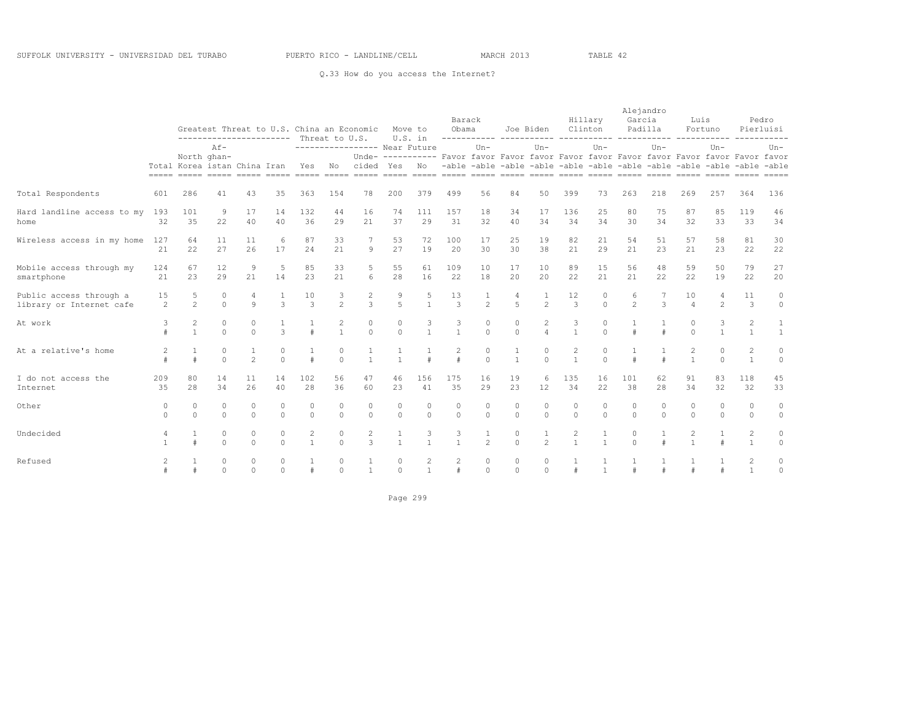SUFFOLK UNIVERSITY - UNIVERSIDAD DEL TURABO PUERTO RICO - LANDLINE/CELL MARCH 2013 TABLE 42

Q.33 How do you access the Internet?

| | Total | Greatest Threat to U.S. | | | | China an Economic Threat to U.S. | | | Move to U.S. in Near Future | | Barack Obama | | Joe Biden | | Hillary Clinton | | Alejandro Garcia Padilla | | Luis Fortuno | | Pedro Pierluisi | |
|---|---|---|---|---|---|---|---|---|---|---|---|---|---|---|---|---|---|---|---|---|---|---|
| | | North Korea | Afghanistan | China | Iran | Yes | No | Undecided | Yes | No | Favorable | Unfavorable | Favorable | Unfavorable | Favorable | Unfavorable | Favorable | Unfavorable | Favorable | Unfavorable | Favorable | Unfavorable |
| Total Respondents | 601 | 286 | 41 | 43 | 35 | 363 | 154 | 78 | 200 | 379 | 499 | 56 | 84 | 50 | 399 | 73 | 263 | 218 | 269 | 257 | 364 | 136 |
| Hard landline access to my home | 193 | 101 | 9 | 17 | 14 | 132 | 44 | 16 | 74 | 111 | 157 | 18 | 34 | 17 | 136 | 25 | 80 | 75 | 87 | 85 | 119 | 46 |
| | 32 | 35 | 22 | 40 | 40 | 36 | 29 | 21 | 37 | 29 | 31 | 32 | 40 | 34 | 34 | 34 | 30 | 34 | 32 | 33 | 33 | 34 |
| Wireless access in my home | 127 | 64 | 11 | 11 | 6 | 87 | 33 | 7 | 53 | 72 | 100 | 17 | 25 | 19 | 82 | 21 | 54 | 51 | 57 | 58 | 81 | 30 |
| | 21 | 22 | 27 | 26 | 17 | 24 | 21 | 9 | 27 | 19 | 20 | 30 | 30 | 38 | 21 | 29 | 21 | 23 | 21 | 23 | 22 | 22 |
| Mobile access through my smartphone | 124 | 67 | 12 | 9 | 5 | 85 | 33 | 5 | 55 | 61 | 109 | 10 | 17 | 10 | 89 | 15 | 56 | 48 | 59 | 50 | 79 | 27 |
| | 21 | 23 | 29 | 21 | 14 | 23 | 21 | 6 | 28 | 16 | 22 | 18 | 20 | 20 | 22 | 21 | 21 | 22 | 22 | 19 | 22 | 20 |
| Public access through a library or Internet cafe | 15 | 5 | 0 | 4 | 1 | 10 | 3 | 2 | 9 | 5 | 13 | 1 | 4 | 1 | 12 | 0 | 6 | 7 | 10 | 4 | 11 | 0 |
| | 2 | 2 | 0 | 9 | 3 | 3 | 2 | 3 | 5 | 1 | 3 | 2 | 5 | 2 | 3 | 0 | 2 | 3 | 4 | 2 | 3 | 0 |
| At work | 3 | 2 | 0 | 0 | 1 | 1 | 2 | 0 | 0 | 3 | 3 | 0 | 0 | 2 | 3 | 0 | 1 | 1 | 0 | 3 | 2 | 1 |
| | # | 1 | 0 | 0 | 3 | # | 1 | 0 | 0 | 1 | 1 | 0 | 0 | 4 | 1 | 0 | # | # | 0 | 1 | 1 | 1 |
| At a relative's home | 2 | 1 | 0 | 1 | 0 | 1 | 0 | 1 | 1 | 1 | 2 | 0 | 1 | 0 | 2 | 0 | 1 | 1 | 2 | 0 | 2 | 0 |
| | # | # | 0 | 2 | 0 | # | 0 | 1 | 1 | # | # | 0 | 1 | 0 | 1 | 0 | # | # | 1 | 0 | 1 | 0 |
| I do not access the Internet | 209 | 80 | 14 | 11 | 14 | 102 | 56 | 47 | 46 | 156 | 175 | 16 | 19 | 6 | 135 | 16 | 101 | 62 | 91 | 83 | 118 | 45 |
| | 35 | 28 | 34 | 26 | 40 | 28 | 36 | 60 | 23 | 41 | 35 | 29 | 23 | 12 | 34 | 22 | 38 | 28 | 34 | 32 | 32 | 33 |
| Other | 0 | 0 | 0 | 0 | 0 | 0 | 0 | 0 | 0 | 0 | 0 | 0 | 0 | 0 | 0 | 0 | 0 | 0 | 0 | 0 | 0 | 0 |
| | 0 | 0 | 0 | 0 | 0 | 0 | 0 | 0 | 0 | 0 | 0 | 0 | 0 | 0 | 0 | 0 | 0 | 0 | 0 | 0 | 0 | 0 |
| Undecided | 4 | 1 | 0 | 0 | 0 | 2 | 0 | 2 | 1 | 3 | 3 | 1 | 0 | 1 | 2 | 1 | 0 | 1 | 2 | 1 | 2 | 0 |
| | 1 | # | 0 | 0 | 0 | 1 | 0 | 3 | 1 | 1 | 1 | 2 | 0 | 2 | 1 | 1 | 0 | # | 1 | # | 1 | 0 |
| Refused | 2 | 1 | 0 | 0 | 0 | 1 | 0 | 1 | 0 | 2 | 2 | 0 | 0 | 0 | 1 | 1 | 1 | 1 | 1 | 1 | 2 | 0 |
| | # | # | 0 | 0 | 0 | # | 0 | 1 | 0 | 1 | # | 0 | 0 | 0 | # | 1 | # | # | # | # | 1 | 0 |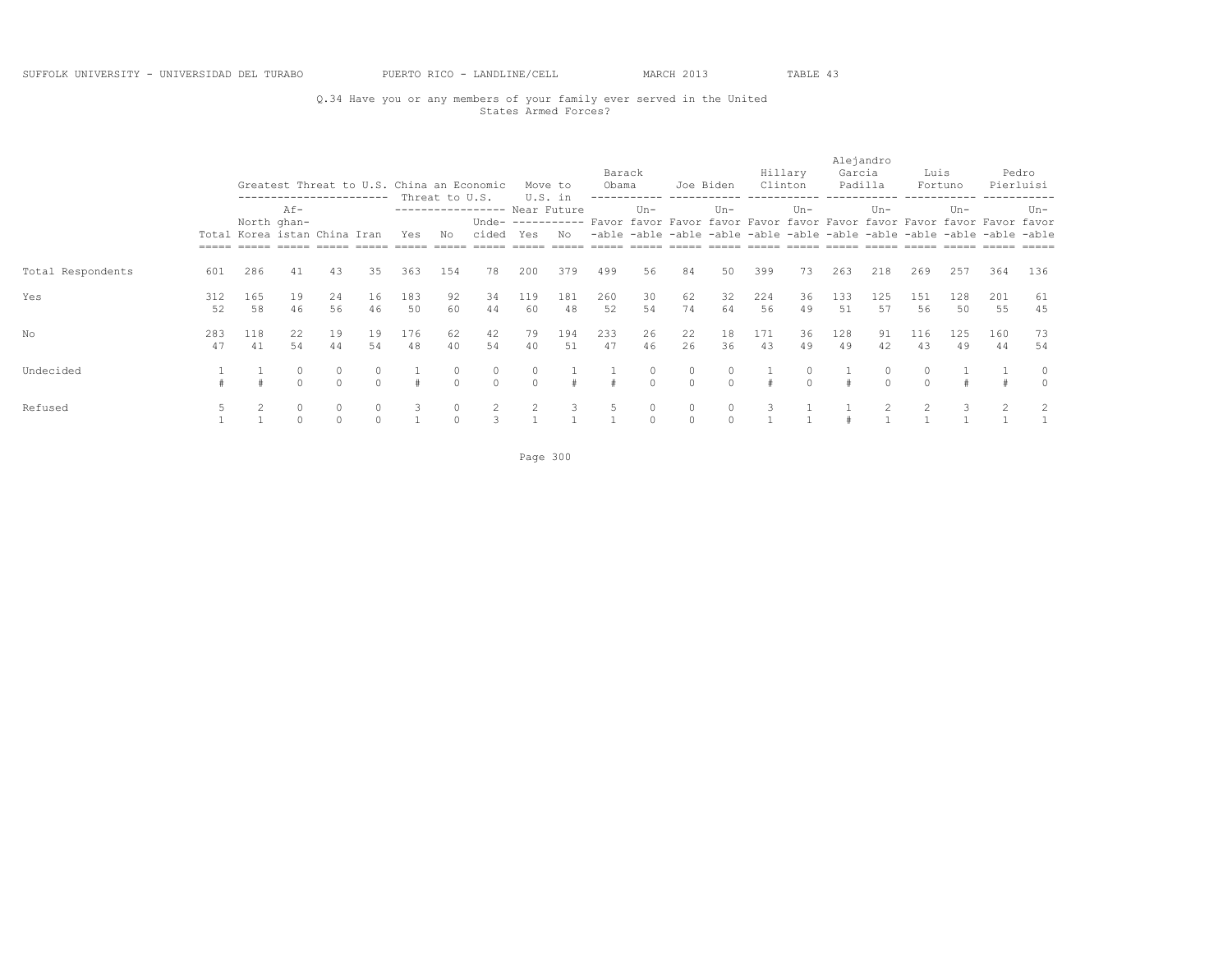SUFFOLK UNIVERSITY - UNIVERSIDAD DEL TURABO PUERTO RICO - LANDLINE/CELL MARCH 2013 TABLE 43

Q.34 Have you or any members of your family ever served in the United States Armed Forces?

| | | Greatest Threat to U.S. | | | | China an Economic Threat to U.S. | | | Move to U.S. in Near Future | | Barack Obama | | Joe Biden | | Hillary Clinton | | Alejandro Garcia Padilla | | Luis Fortuno | | Pedro Pierluisi | |
|---|---|---|---|---|---|---|---|---|---|---|---|---|---|---|---|---|---|---|---|---|---|---|
| | Total | North Korea | Af-ghan-istan | China | Iran | Yes | No | Unde-cided | Yes | No | Favor-able | Un-favor-able | Favor-able | Un-favor-able | Favor-able | Un-favor-able | Favor-able | Un-favor-able | Favor-able | Un-favor-able | Favor-able | Un-favor-able |
| Total Respondents | 601 | 286 | 41 | 43 | 35 | 363 | 154 | 78 | 200 | 379 | 499 | 56 | 84 | 50 | 399 | 73 | 263 | 218 | 269 | 257 | 364 | 136 |
| Yes | 312 | 165 | 19 | 24 | 16 | 183 | 92 | 34 | 119 | 181 | 260 | 30 | 62 | 32 | 224 | 36 | 133 | 125 | 151 | 128 | 201 | 61 |
| | 52 | 58 | 46 | 56 | 46 | 50 | 60 | 44 | 60 | 48 | 52 | 54 | 74 | 64 | 56 | 49 | 51 | 57 | 56 | 50 | 55 | 45 |
| No | 283 | 118 | 22 | 19 | 19 | 176 | 62 | 42 | 79 | 194 | 233 | 26 | 22 | 18 | 171 | 36 | 128 | 91 | 116 | 125 | 160 | 73 |
| | 47 | 41 | 54 | 44 | 54 | 48 | 40 | 54 | 40 | 51 | 47 | 46 | 26 | 36 | 43 | 49 | 49 | 42 | 43 | 49 | 44 | 54 |
| Undecided | 1 | 1 | 0 | 0 | 0 | 1 | 0 | 0 | 0 | 1 | 1 | 0 | 0 | 0 | 1 | 0 | 1 | 0 | 0 | 1 | 1 | 0 |
| | # | # | 0 | 0 | 0 | # | 0 | 0 | 0 | # | # | 0 | 0 | 0 | # | 0 | # | 0 | 0 | # | # | 0 |
| Refused | 5 | 2 | 0 | 0 | 0 | 3 | 0 | 2 | 2 | 3 | 5 | 0 | 0 | 0 | 3 | 1 | 1 | 2 | 2 | 3 | 2 | 2 |
| | 1 | 1 | 0 | 0 | 0 | 1 | 0 | 3 | 1 | 1 | 1 | 0 | 0 | 0 | 1 | 1 | # | 1 | 1 | 1 | 1 | 1 |